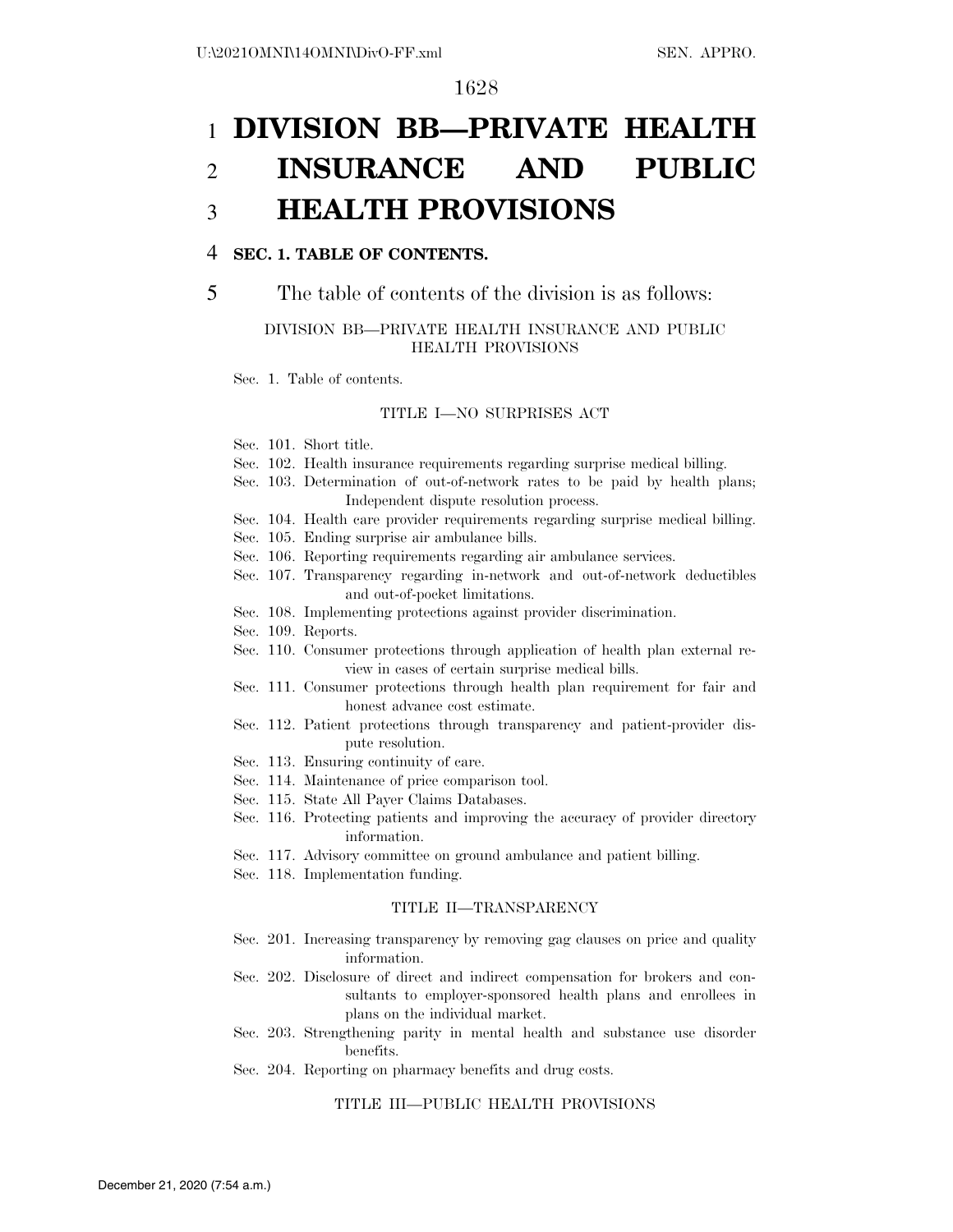# DIVISION BB—PRIVATE HEALTH INSURANCE AND PUBLIC HEALTH PROVISIONS

**SEC. 1. TABLE OF CONTENTS.**

The table of contents of the division is as follows:

DIVISION BB—PRIVATE HEALTH INSURANCE AND PUBLIC HEALTH PROVISIONS

Sec. 1. Table of contents.

TITLE I—NO SURPRISES ACT

Sec. 101. Short title.
Sec. 102. Health insurance requirements regarding surprise medical billing.
Sec. 103. Determination of out-of-network rates to be paid by health plans; Independent dispute resolution process.
Sec. 104. Health care provider requirements regarding surprise medical billing.
Sec. 105. Ending surprise air ambulance bills.
Sec. 106. Reporting requirements regarding air ambulance services.
Sec. 107. Transparency regarding in-network and out-of-network deductibles and out-of-pocket limitations.
Sec. 108. Implementing protections against provider discrimination.
Sec. 109. Reports.
Sec. 110. Consumer protections through application of health plan external review in cases of certain surprise medical bills.
Sec. 111. Consumer protections through health plan requirement for fair and honest advance cost estimate.
Sec. 112. Patient protections through transparency and patient-provider dispute resolution.
Sec. 113. Ensuring continuity of care.
Sec. 114. Maintenance of price comparison tool.
Sec. 115. State All Payer Claims Databases.
Sec. 116. Protecting patients and improving the accuracy of provider directory information.
Sec. 117. Advisory committee on ground ambulance and patient billing.
Sec. 118. Implementation funding.

TITLE II—TRANSPARENCY

Sec. 201. Increasing transparency by removing gag clauses on price and quality information.
Sec. 202. Disclosure of direct and indirect compensation for brokers and consultants to employer-sponsored health plans and enrollees in plans on the individual market.
Sec. 203. Strengthening parity in mental health and substance use disorder benefits.
Sec. 204. Reporting on pharmacy benefits and drug costs.

TITLE III—PUBLIC HEALTH PROVISIONS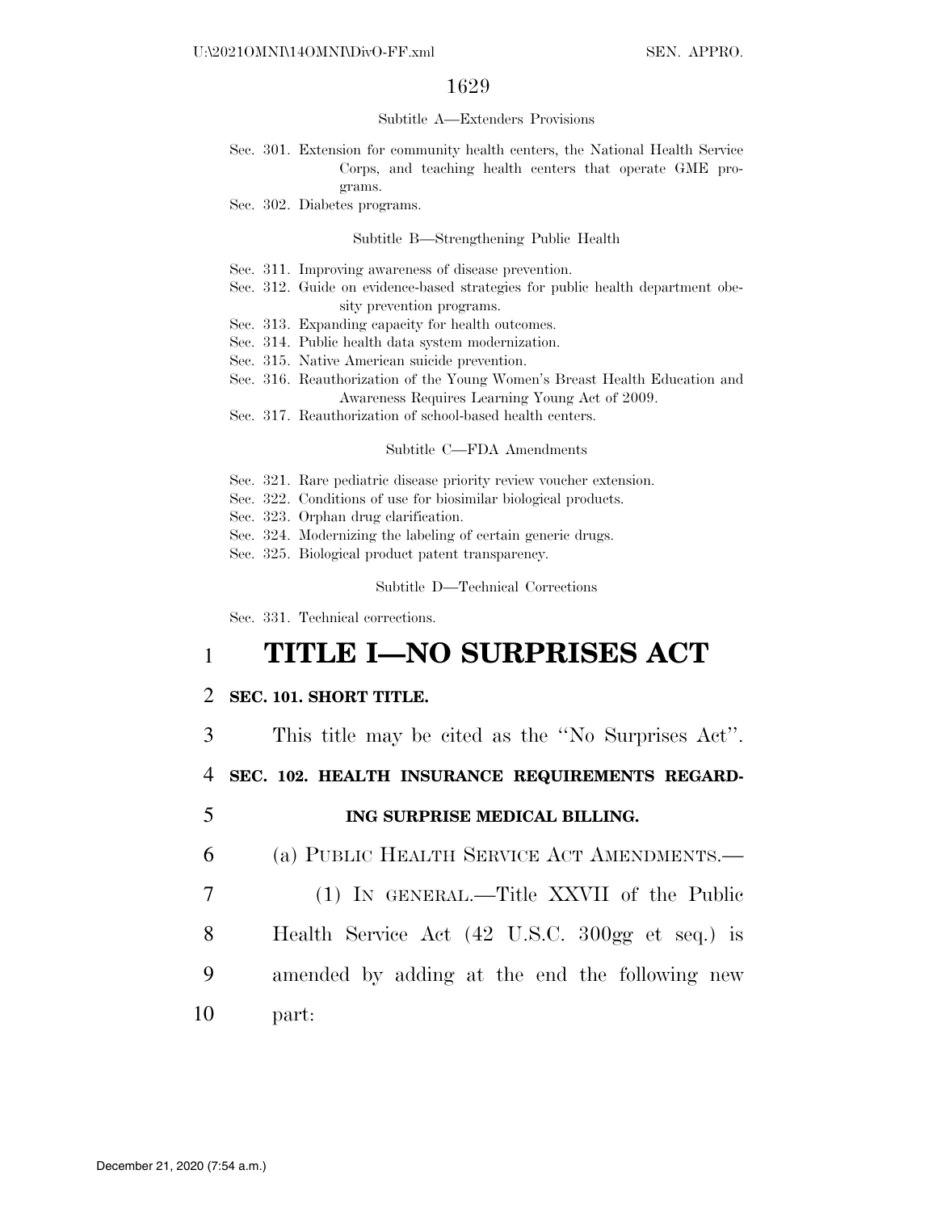Subtitle A—Extenders Provisions

Sec. 301. Extension for community health centers, the National Health Service Corps, and teaching health centers that operate GME programs.
Sec. 302. Diabetes programs.

Subtitle B—Strengthening Public Health

Sec. 311. Improving awareness of disease prevention.
Sec. 312. Guide on evidence-based strategies for public health department obesity prevention programs.
Sec. 313. Expanding capacity for health outcomes.
Sec. 314. Public health data system modernization.
Sec. 315. Native American suicide prevention.
Sec. 316. Reauthorization of the Young Women's Breast Health Education and Awareness Requires Learning Young Act of 2009.
Sec. 317. Reauthorization of school-based health centers.

Subtitle C—FDA Amendments

Sec. 321. Rare pediatric disease priority review voucher extension.
Sec. 322. Conditions of use for biosimilar biological products.
Sec. 323. Orphan drug clarification.
Sec. 324. Modernizing the labeling of certain generic drugs.
Sec. 325. Biological product patent transparency.

Subtitle D—Technical Corrections

Sec. 331. Technical corrections.

# TITLE I—NO SURPRISES ACT

**SEC. 101. SHORT TITLE.**

This title may be cited as the ''No Surprises Act''.

**SEC. 102. HEALTH INSURANCE REQUIREMENTS REGARDING SURPRISE MEDICAL BILLING.**

(a) PUBLIC HEALTH SERVICE ACT AMENDMENTS.—

(1) IN GENERAL.—Title XXVII of the Public Health Service Act (42 U.S.C. 300gg et seq.) is amended by adding at the end the following new part: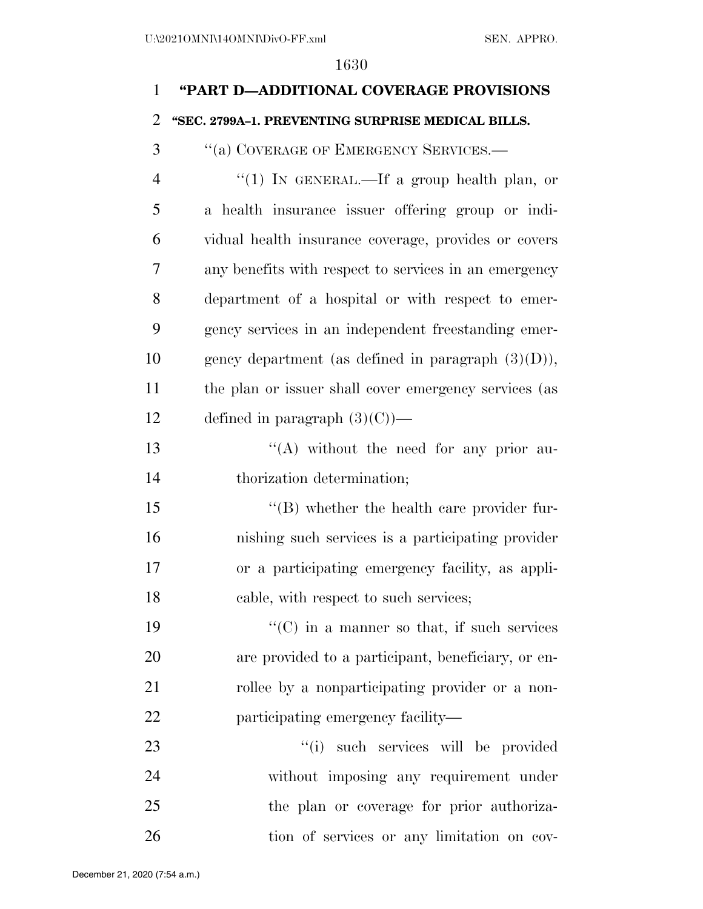"PART D—ADDITIONAL COVERAGE PROVISIONS

"SEC. 2799A–1. PREVENTING SURPRISE MEDICAL BILLS.

"(a) COVERAGE OF EMERGENCY SERVICES.—

"(1) IN GENERAL.—If a group health plan, or a health insurance issuer offering group or individual health insurance coverage, provides or covers any benefits with respect to services in an emergency department of a hospital or with respect to emergency services in an independent freestanding emergency department (as defined in paragraph (3)(D)), the plan or issuer shall cover emergency services (as defined in paragraph (3)(C))—

"(A) without the need for any prior authorization determination;

"(B) whether the health care provider furnishing such services is a participating provider or a participating emergency facility, as applicable, with respect to such services;

"(C) in a manner so that, if such services are provided to a participant, beneficiary, or enrollee by a nonparticipating provider or a nonparticipating emergency facility—

"(i) such services will be provided without imposing any requirement under the plan or coverage for prior authorization of services or any limitation on cov-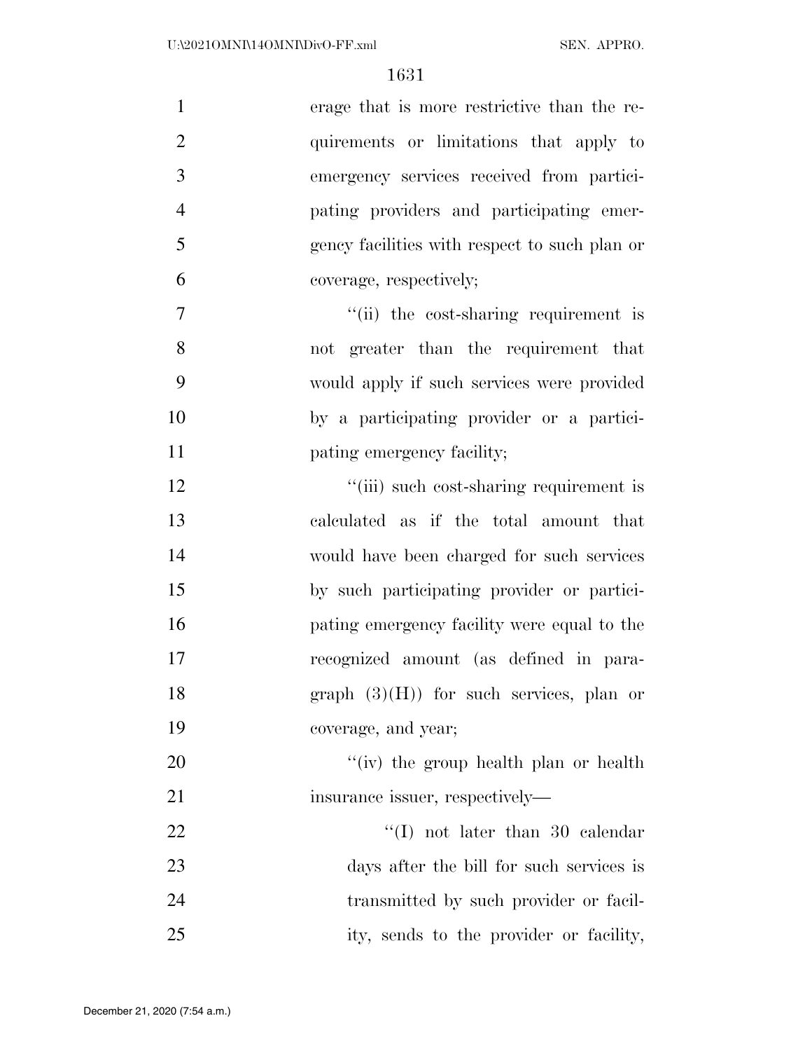erage that is more restrictive than the requirements or limitations that apply to emergency services received from participating providers and participating emergency facilities with respect to such plan or coverage, respectively;

"(ii) the cost-sharing requirement is not greater than the requirement that would apply if such services were provided by a participating provider or a participating emergency facility;

"(iii) such cost-sharing requirement is calculated as if the total amount that would have been charged for such services by such participating provider or participating emergency facility were equal to the recognized amount (as defined in paragraph (3)(H)) for such services, plan or coverage, and year;

"(iv) the group health plan or health insurance issuer, respectively—

"(I) not later than 30 calendar days after the bill for such services is transmitted by such provider or facility, sends to the provider or facility,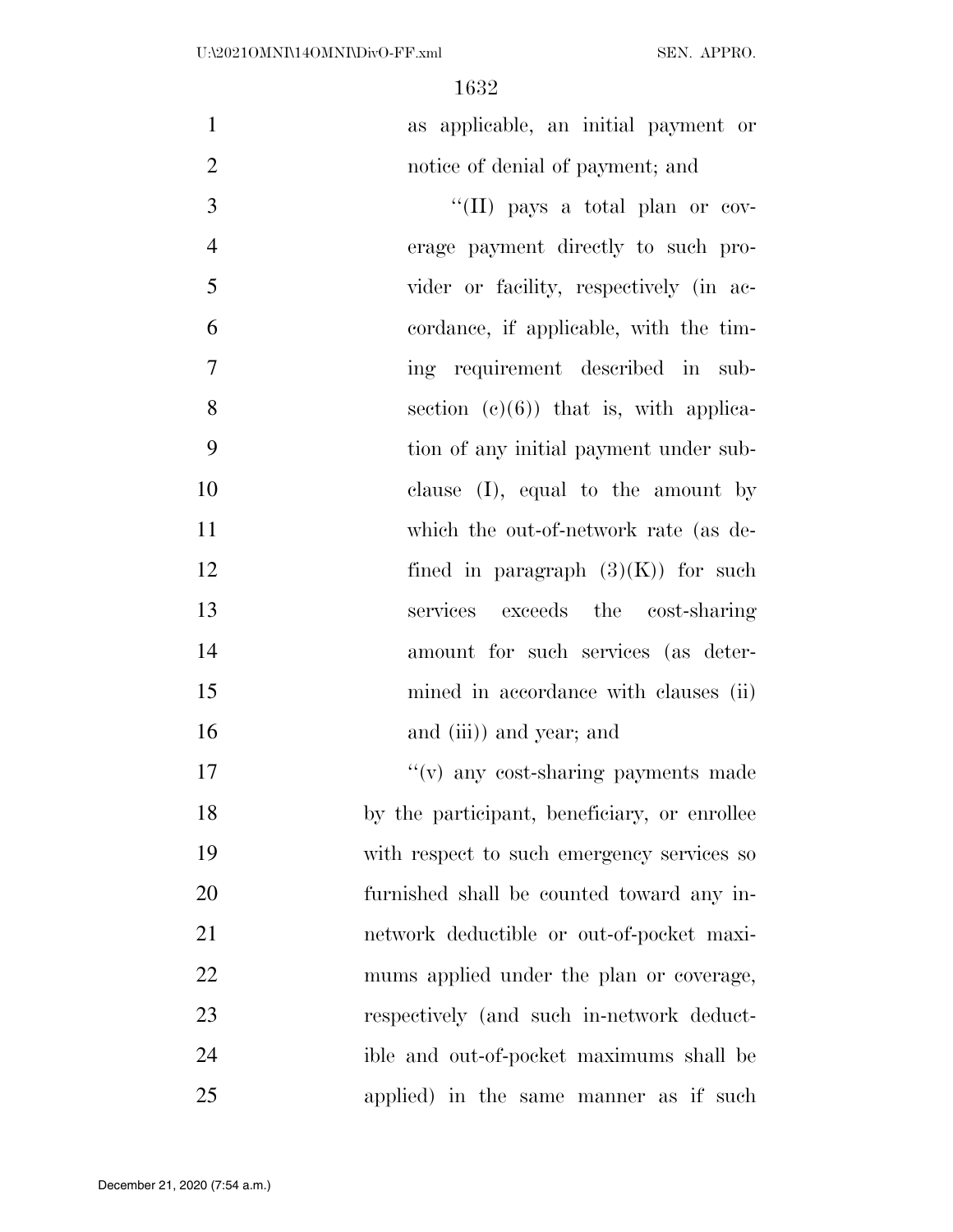as applicable, an initial payment or notice of denial of payment; and

''(II) pays a total plan or coverage payment directly to such provider or facility, respectively (in accordance, if applicable, with the timing requirement described in subsection (c)(6)) that is, with application of any initial payment under subclause (I), equal to the amount by which the out-of-network rate (as defined in paragraph (3)(K)) for such services exceeds the cost-sharing amount for such services (as determined in accordance with clauses (ii) and (iii)) and year; and

''(v) any cost-sharing payments made by the participant, beneficiary, or enrollee with respect to such emergency services so furnished shall be counted toward any in-network deductible or out-of-pocket maximums applied under the plan or coverage, respectively (and such in-network deductible and out-of-pocket maximums shall be applied) in the same manner as if such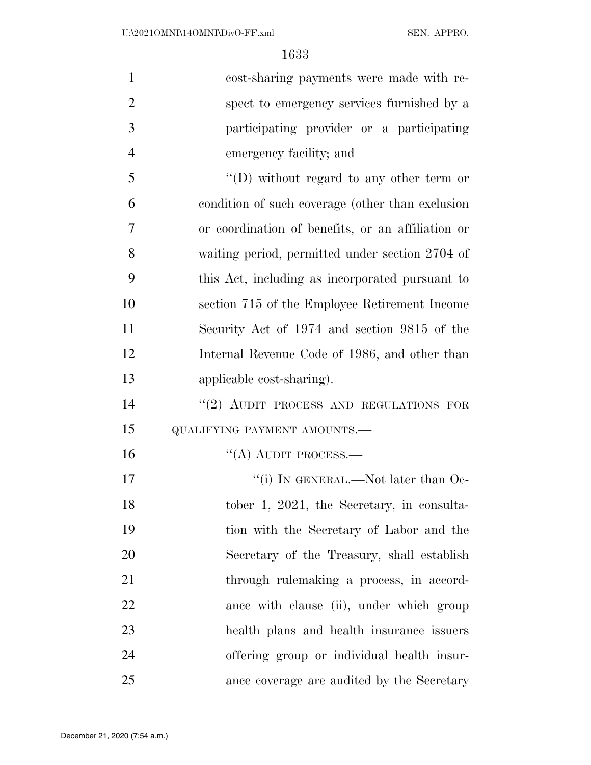cost-sharing payments were made with respect to emergency services furnished by a participating provider or a participating emergency facility; and

''(D) without regard to any other term or condition of such coverage (other than exclusion or coordination of benefits, or an affiliation or waiting period, permitted under section 2704 of this Act, including as incorporated pursuant to section 715 of the Employee Retirement Income Security Act of 1974 and section 9815 of the Internal Revenue Code of 1986, and other than applicable cost-sharing).

''(2) AUDIT PROCESS AND REGULATIONS FOR QUALIFYING PAYMENT AMOUNTS.—

''(A) AUDIT PROCESS.—

''(i) IN GENERAL.—Not later than October 1, 2021, the Secretary, in consultation with the Secretary of Labor and the Secretary of the Treasury, shall establish through rulemaking a process, in accordance with clause (ii), under which group health plans and health insurance issuers offering group or individual health insurance coverage are audited by the Secretary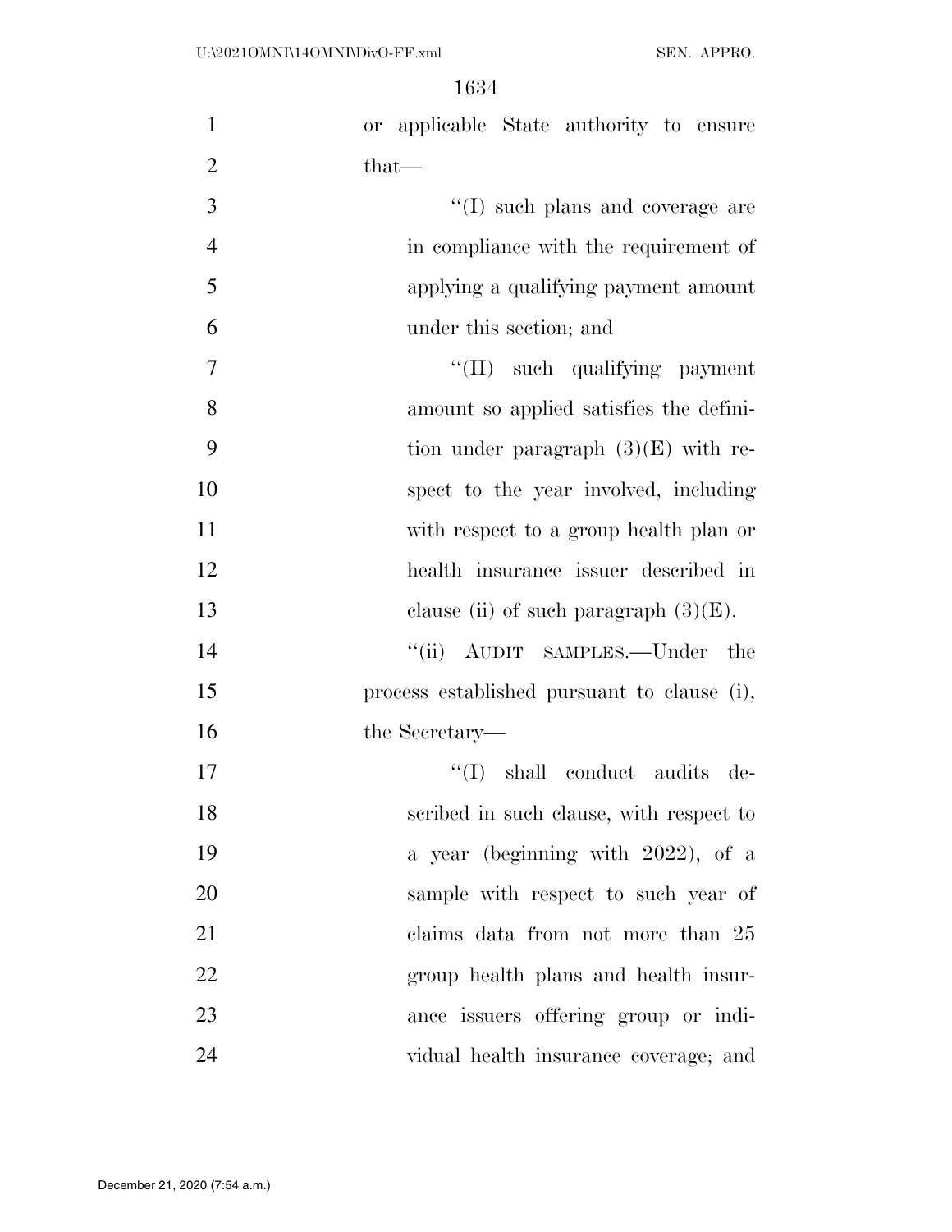or applicable State authority to ensure that—

''(I) such plans and coverage are in compliance with the requirement of applying a qualifying payment amount under this section; and

''(II) such qualifying payment amount so applied satisfies the definition under paragraph (3)(E) with respect to the year involved, including with respect to a group health plan or health insurance issuer described in clause (ii) of such paragraph (3)(E).

''(ii) AUDIT SAMPLES.—Under the process established pursuant to clause (i), the Secretary—

''(I) shall conduct audits described in such clause, with respect to a year (beginning with 2022), of a sample with respect to such year of claims data from not more than 25 group health plans and health insurance issuers offering group or individual health insurance coverage; and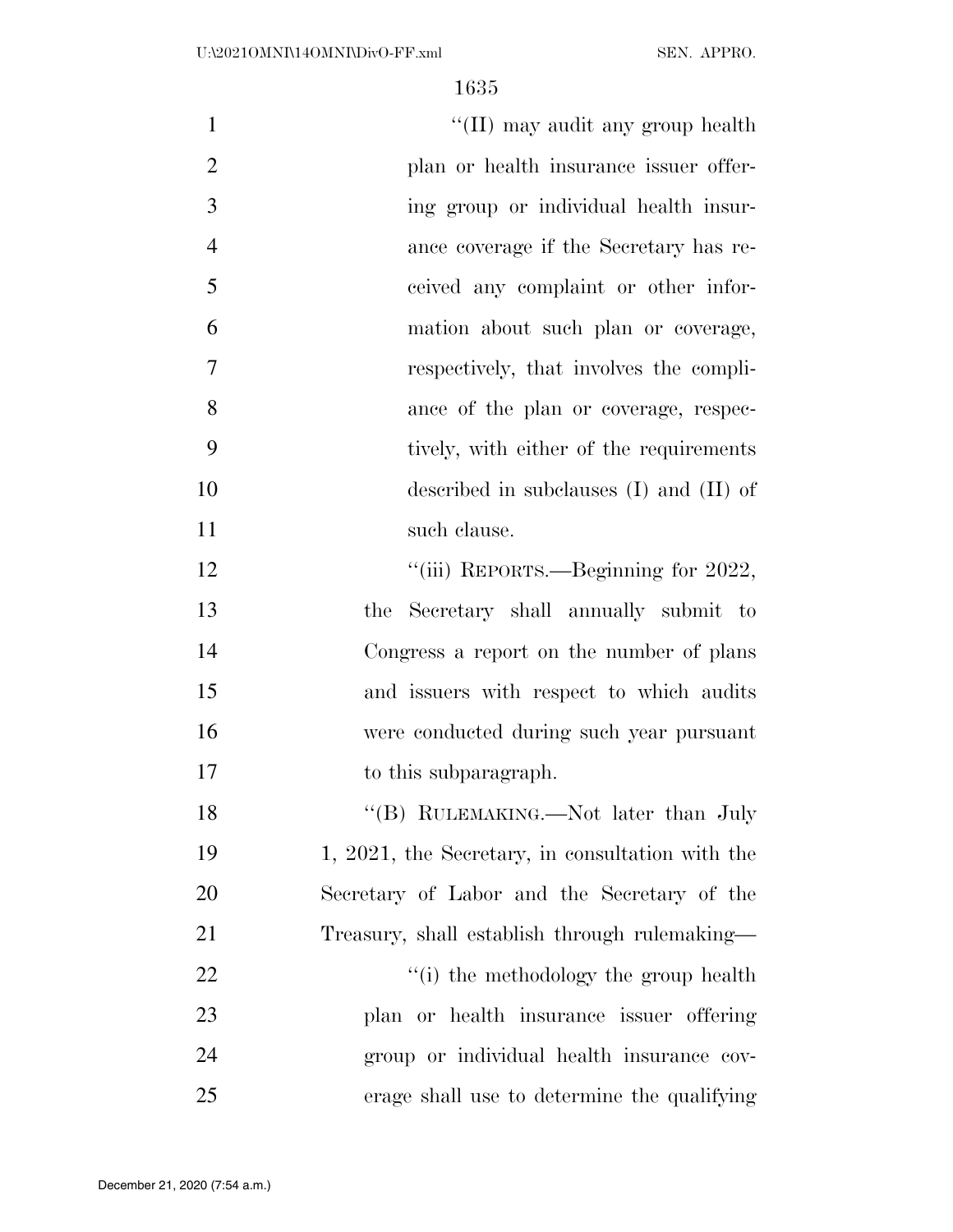"(II) may audit any group health plan or health insurance issuer offering group or individual health insurance coverage if the Secretary has received any complaint or other information about such plan or coverage, respectively, that involves the compliance of the plan or coverage, respectively, with either of the requirements described in subclauses (I) and (II) of such clause.

"(iii) REPORTS.—Beginning for 2022, the Secretary shall annually submit to Congress a report on the number of plans and issuers with respect to which audits were conducted during such year pursuant to this subparagraph.

"(B) RULEMAKING.—Not later than July 1, 2021, the Secretary, in consultation with the Secretary of Labor and the Secretary of the Treasury, shall establish through rulemaking—

"(i) the methodology the group health plan or health insurance issuer offering group or individual health insurance coverage shall use to determine the qualifying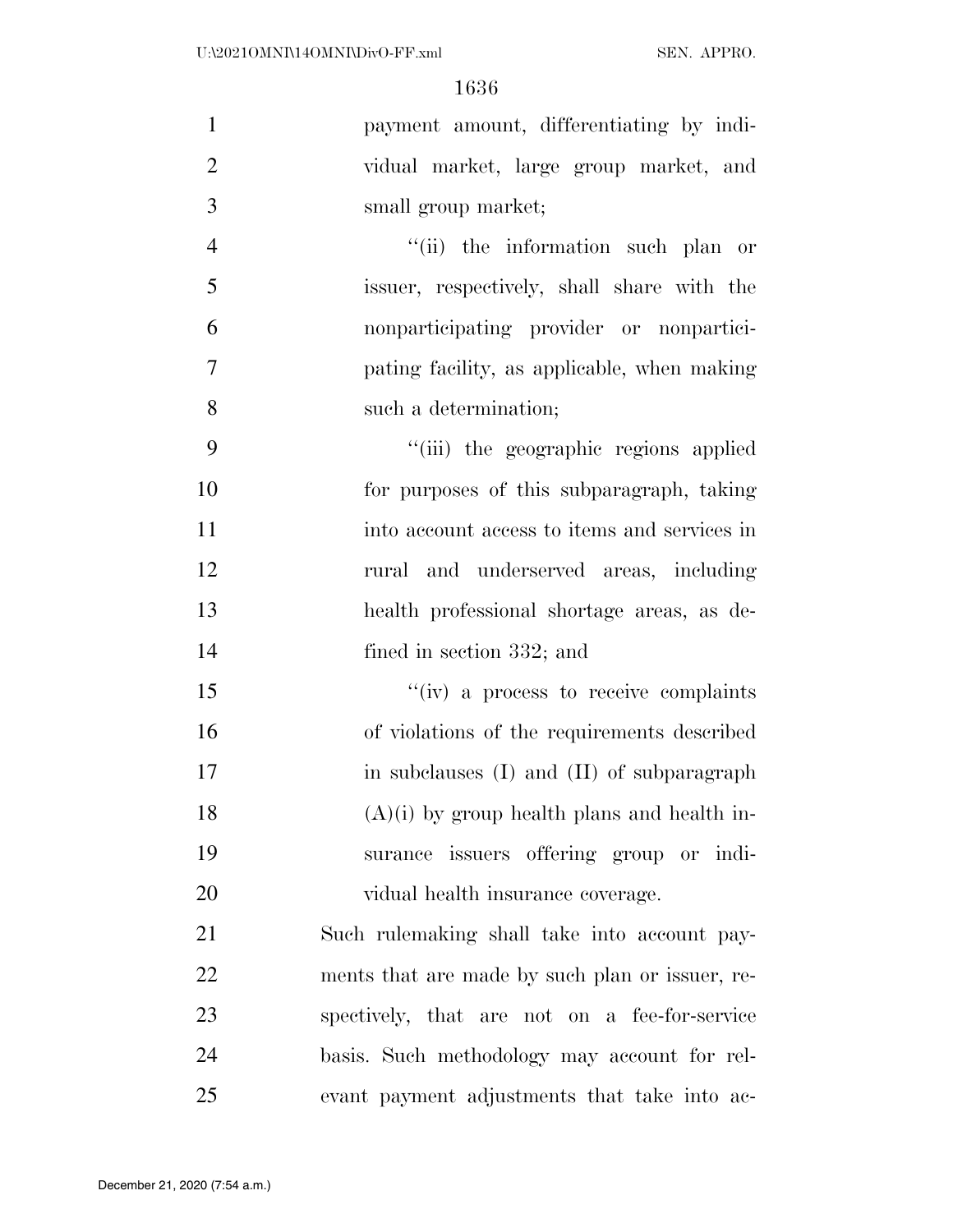payment amount, differentiating by individual market, large group market, and small group market;

"(ii) the information such plan or issuer, respectively, shall share with the nonparticipating provider or nonparticipating facility, as applicable, when making such a determination;

"(iii) the geographic regions applied for purposes of this subparagraph, taking into account access to items and services in rural and underserved areas, including health professional shortage areas, as defined in section 332; and

"(iv) a process to receive complaints of violations of the requirements described in subclauses (I) and (II) of subparagraph (A)(i) by group health plans and health insurance issuers offering group or individual health insurance coverage.

Such rulemaking shall take into account payments that are made by such plan or issuer, respectively, that are not on a fee-for-service basis. Such methodology may account for relevant payment adjustments that take into ac-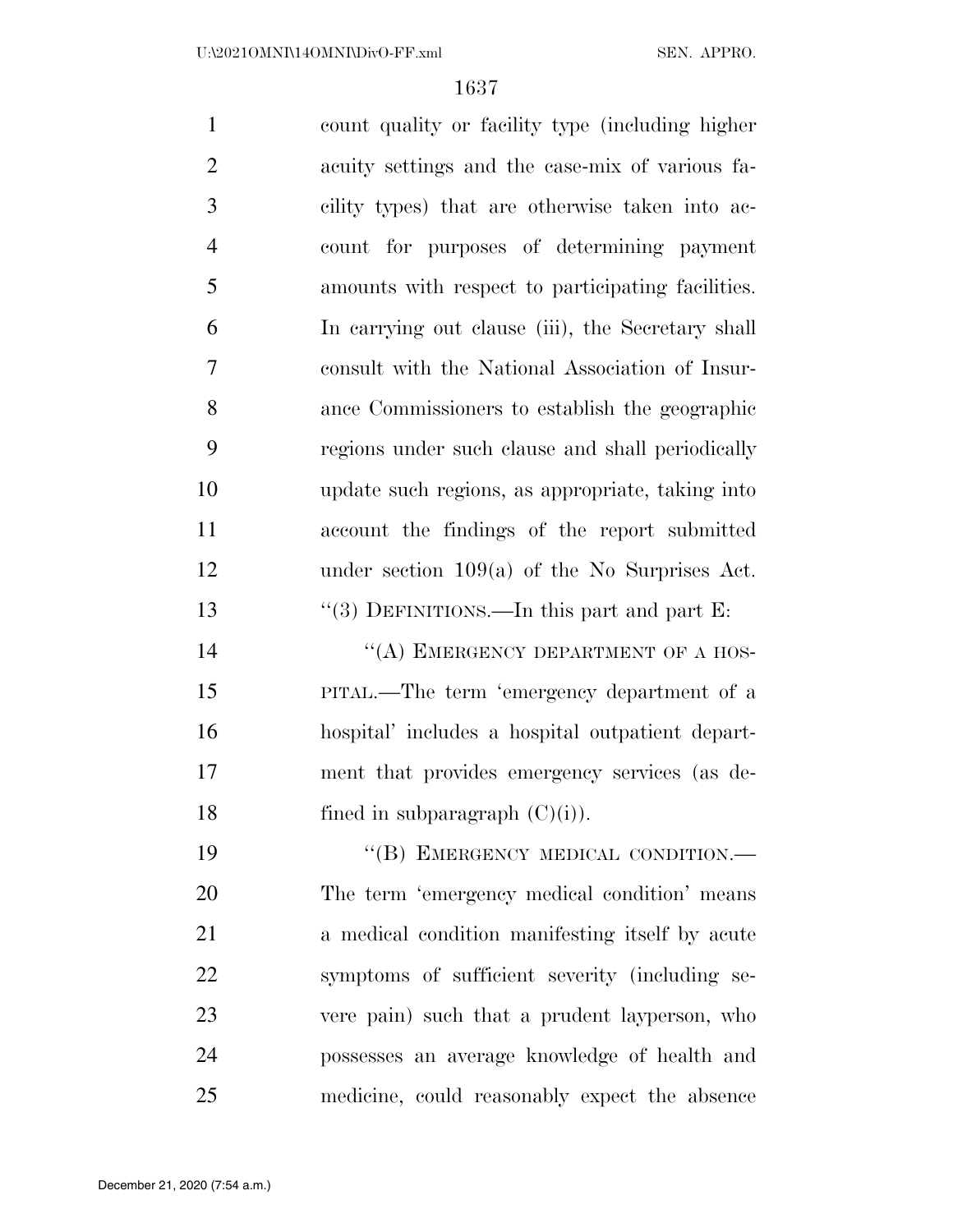count quality or facility type (including higher acuity settings and the case-mix of various facility types) that are otherwise taken into account for purposes of determining payment amounts with respect to participating facilities. In carrying out clause (iii), the Secretary shall consult with the National Association of Insurance Commissioners to establish the geographic regions under such clause and shall periodically update such regions, as appropriate, taking into account the findings of the report submitted under section 109(a) of the No Surprises Act.

''(3) DEFINITIONS.—In this part and part E:

''(A) EMERGENCY DEPARTMENT OF A HOSPITAL.—The term 'emergency department of a hospital' includes a hospital outpatient department that provides emergency services (as defined in subparagraph (C)(i)).

''(B) EMERGENCY MEDICAL CONDITION.—The term 'emergency medical condition' means a medical condition manifesting itself by acute symptoms of sufficient severity (including severe pain) such that a prudent layperson, who possesses an average knowledge of health and medicine, could reasonably expect the absence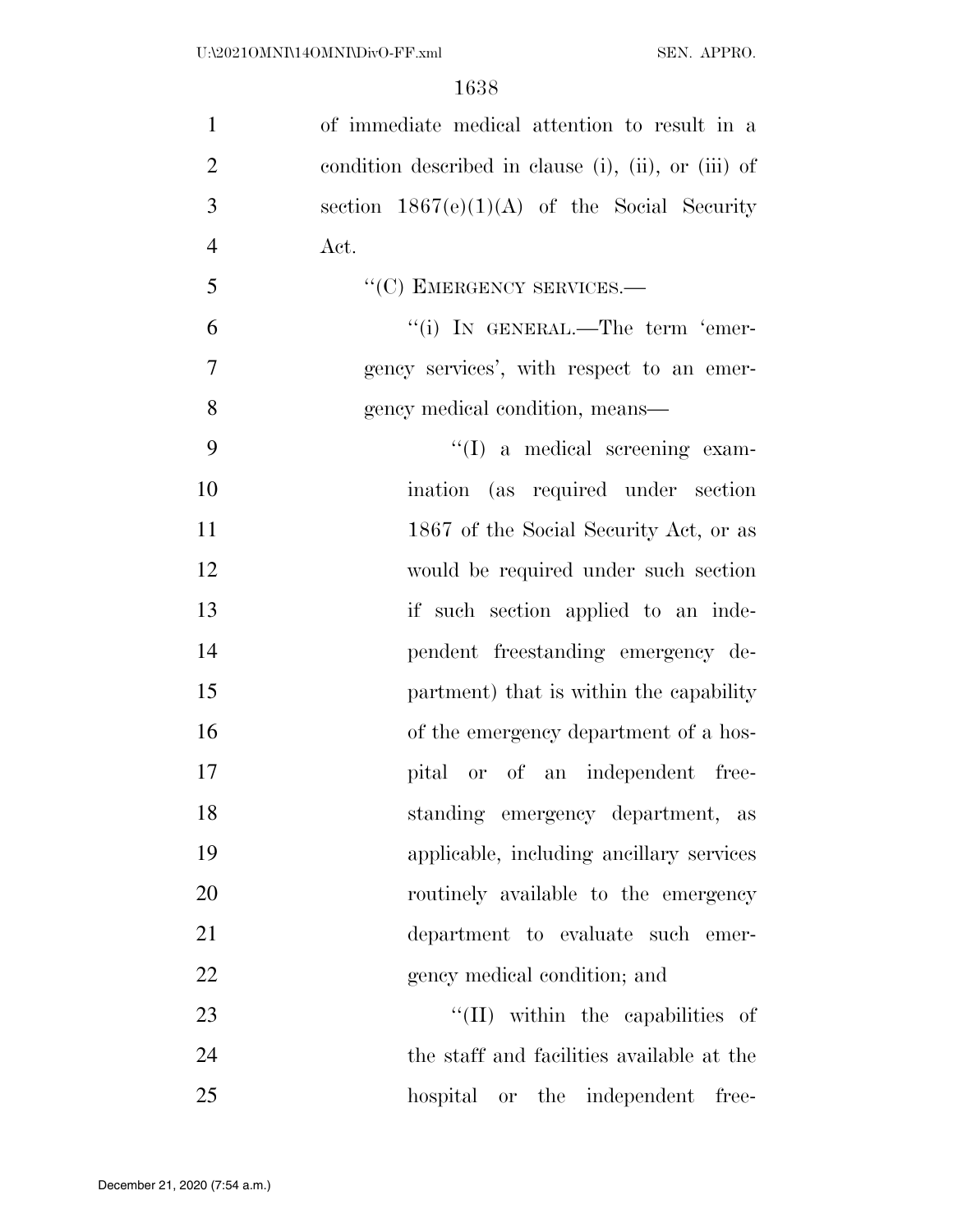of immediate medical attention to result in a condition described in clause (i), (ii), or (iii) of section 1867(e)(1)(A) of the Social Security Act.

"(C) EMERGENCY SERVICES.—

"(i) IN GENERAL.—The term 'emergency services', with respect to an emergency medical condition, means—

"(I) a medical screening examination (as required under section 1867 of the Social Security Act, or as would be required under such section if such section applied to an independent freestanding emergency department) that is within the capability of the emergency department of a hospital or of an independent freestanding emergency department, as applicable, including ancillary services routinely available to the emergency department to evaluate such emergency medical condition; and

"(II) within the capabilities of the staff and facilities available at the hospital or the independent free-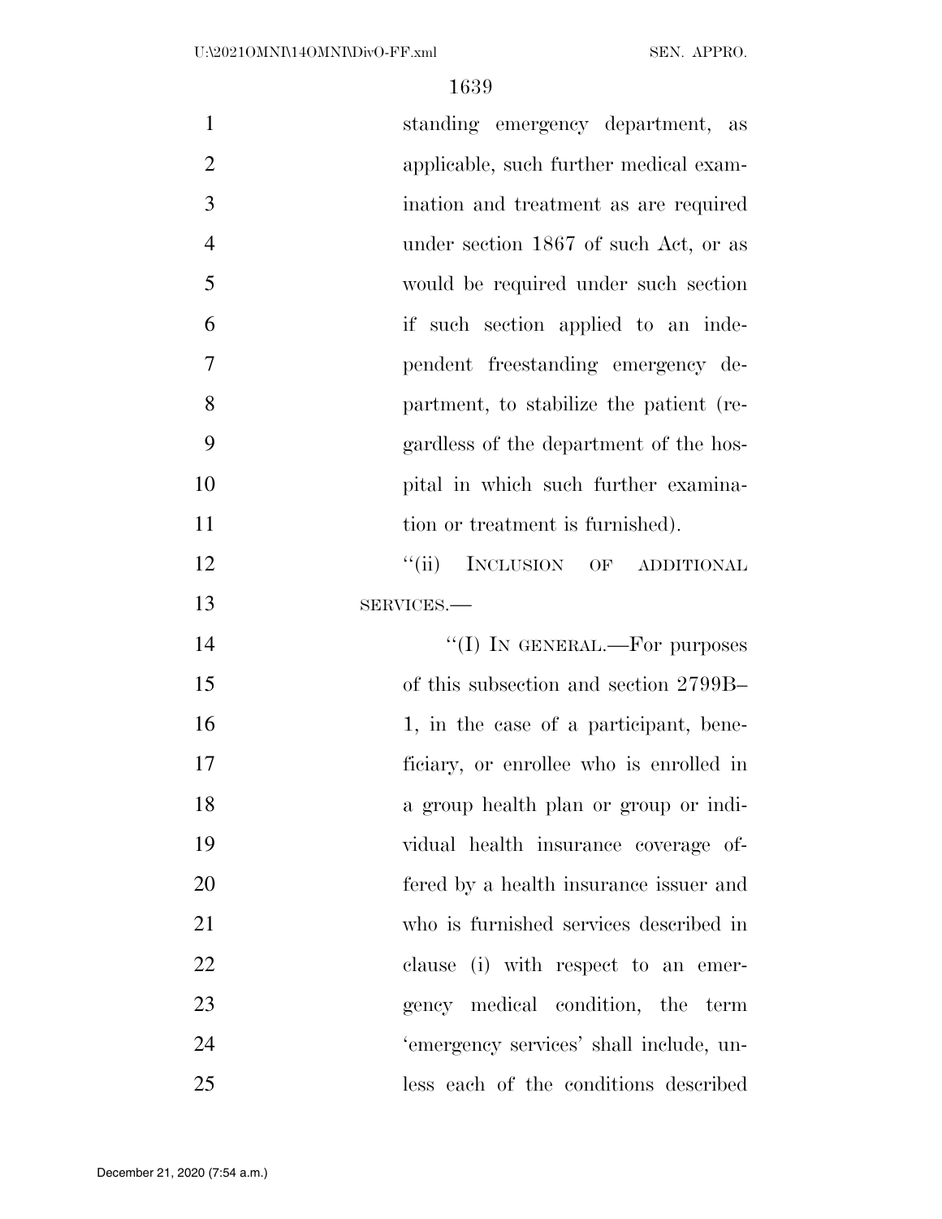standing emergency department, as applicable, such further medical examination and treatment as are required under section 1867 of such Act, or as would be required under such section if such section applied to an independent freestanding emergency department, to stabilize the patient (regardless of the department of the hospital in which such further examination or treatment is furnished).

''(ii) INCLUSION OF ADDITIONAL SERVICES.—

''(I) IN GENERAL.—For purposes of this subsection and section 2799B–1, in the case of a participant, beneficiary, or enrollee who is enrolled in a group health plan or group or individual health insurance coverage offered by a health insurance issuer and who is furnished services described in clause (i) with respect to an emergency medical condition, the term 'emergency services' shall include, unless each of the conditions described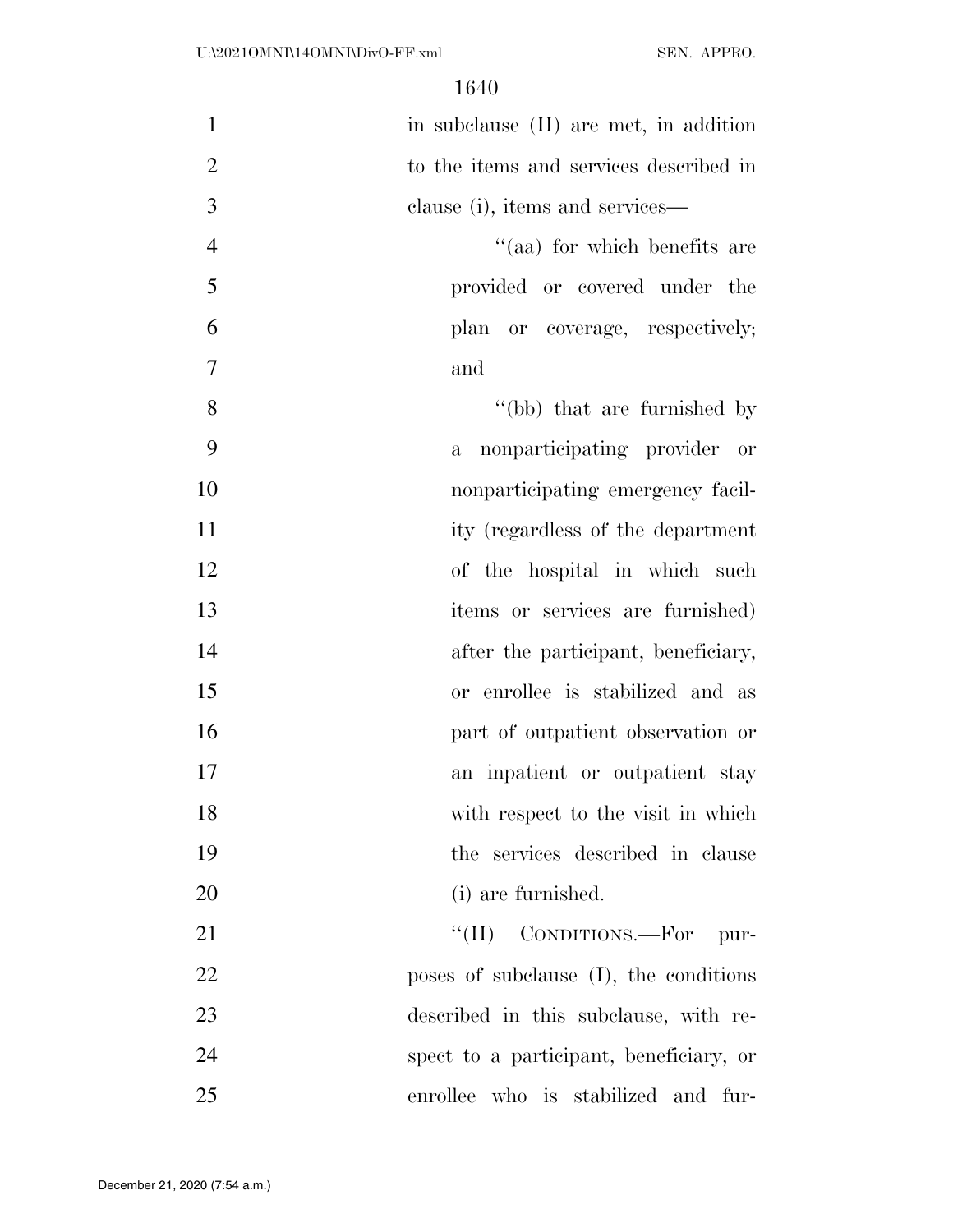in subclause (II) are met, in addition to the items and services described in clause (i), items and services—

''(aa) for which benefits are provided or covered under the plan or coverage, respectively; and

''(bb) that are furnished by a nonparticipating provider or nonparticipating emergency facility (regardless of the department of the hospital in which such items or services are furnished) after the participant, beneficiary, or enrollee is stabilized and as part of outpatient observation or an inpatient or outpatient stay with respect to the visit in which the services described in clause (i) are furnished.

''(II) CONDITIONS.—For purposes of subclause (I), the conditions described in this subclause, with respect to a participant, beneficiary, or enrollee who is stabilized and fur-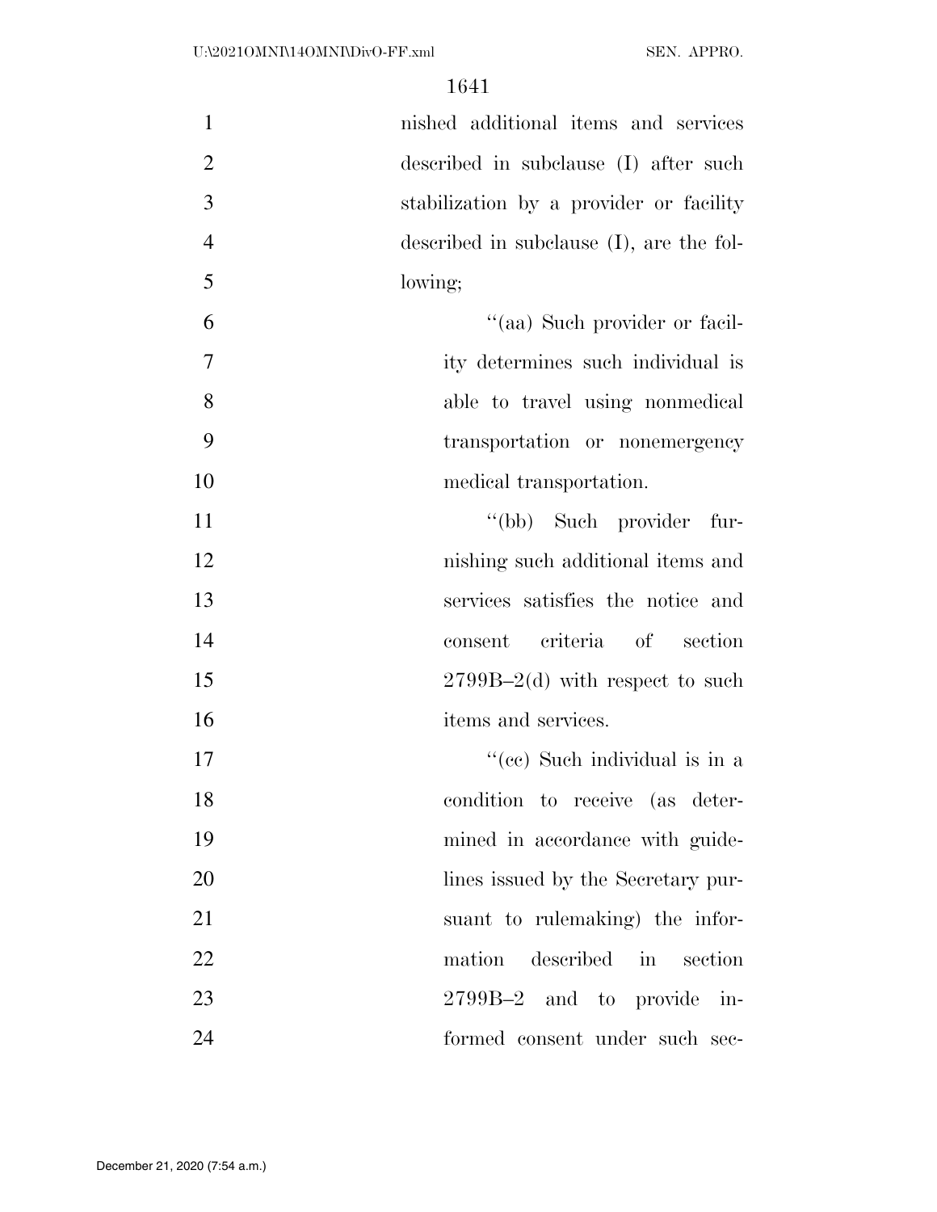nished additional items and services described in subclause (I) after such stabilization by a provider or facility described in subclause (I), are the following;

"(aa) Such provider or facility determines such individual is able to travel using nonmedical transportation or nonemergency medical transportation.

"(bb) Such provider furnishing such additional items and services satisfies the notice and consent criteria of section 2799B–2(d) with respect to such items and services.

"(cc) Such individual is in a condition to receive (as determined in accordance with guidelines issued by the Secretary pursuant to rulemaking) the information described in section 2799B–2 and to provide informed consent under such sec-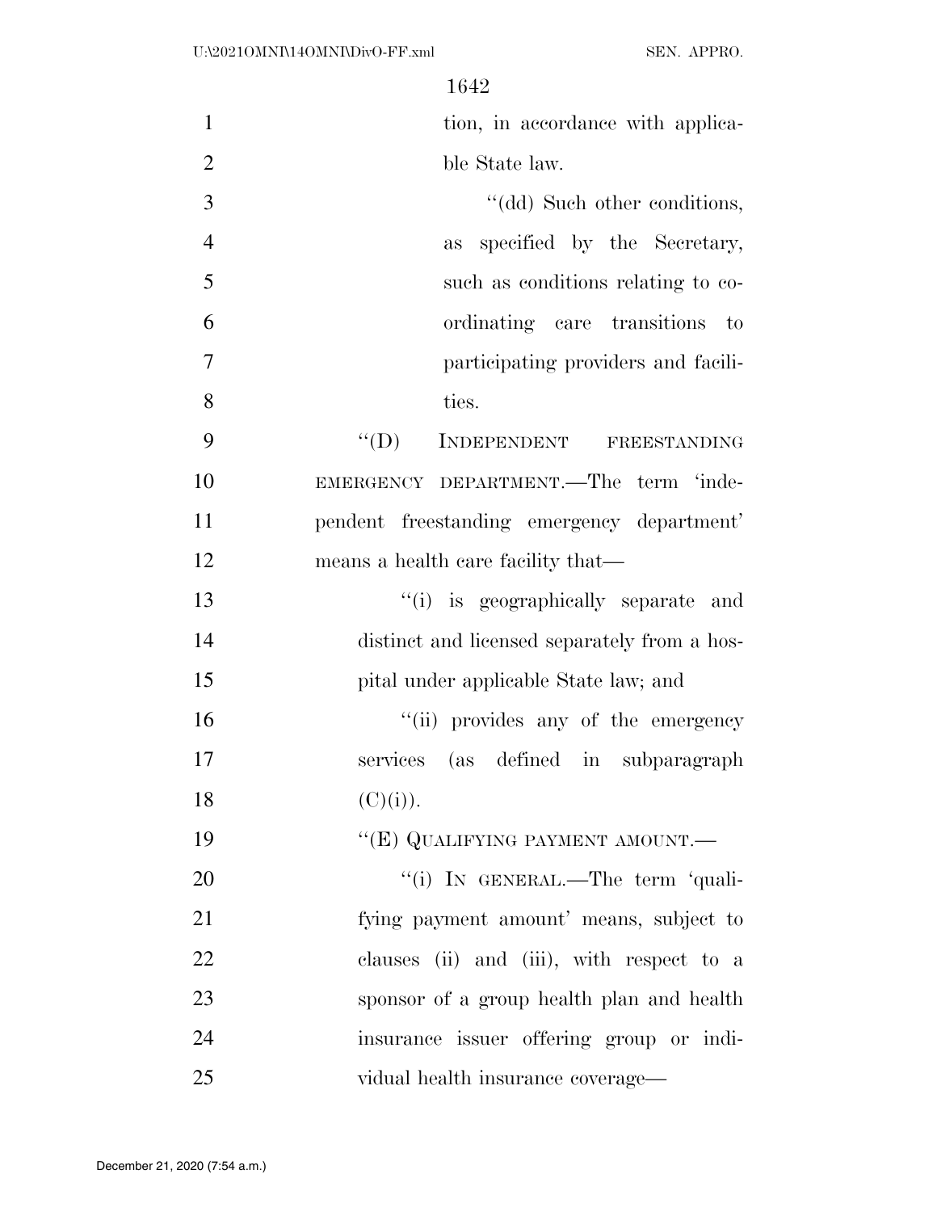tion, in accordance with applicable State law.

"(dd) Such other conditions, as specified by the Secretary, such as conditions relating to coordinating care transitions to participating providers and facilities.

"(D) INDEPENDENT FREESTANDING EMERGENCY DEPARTMENT.—The term 'independent freestanding emergency department' means a health care facility that—

"(i) is geographically separate and distinct and licensed separately from a hospital under applicable State law; and

"(ii) provides any of the emergency services (as defined in subparagraph (C)(i)).

"(E) QUALIFYING PAYMENT AMOUNT.—

"(i) IN GENERAL.—The term 'qualifying payment amount' means, subject to clauses (ii) and (iii), with respect to a sponsor of a group health plan and health insurance issuer offering group or individual health insurance coverage—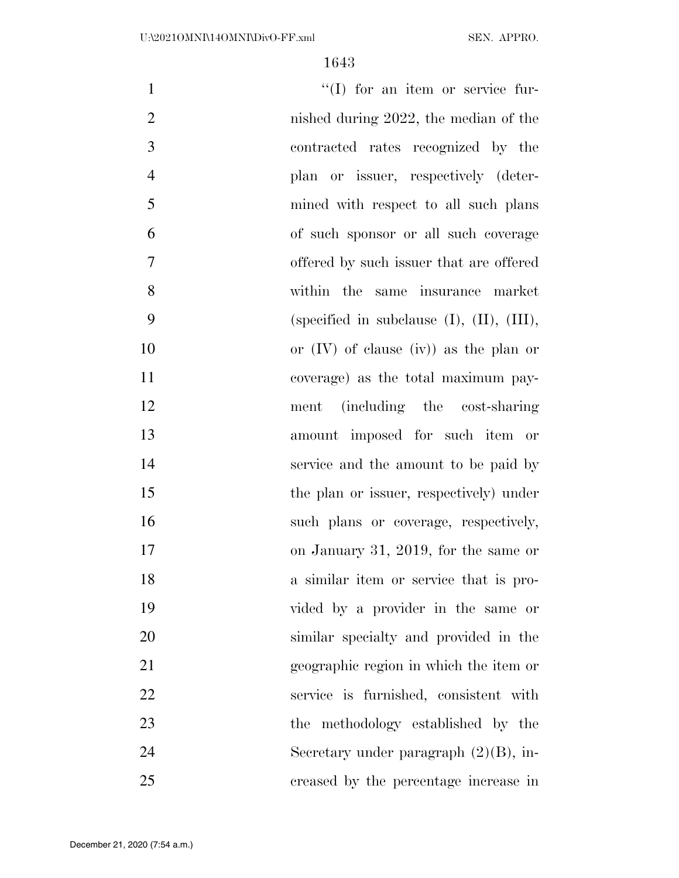''(I) for an item or service furnished during 2022, the median of the contracted rates recognized by the plan or issuer, respectively (determined with respect to all such plans of such sponsor or all such coverage offered by such issuer that are offered within the same insurance market (specified in subclause (I), (II), (III), or (IV) of clause (iv)) as the plan or coverage) as the total maximum payment (including the cost-sharing amount imposed for such item or service and the amount to be paid by the plan or issuer, respectively) under such plans or coverage, respectively, on January 31, 2019, for the same or a similar item or service that is provided by a provider in the same or similar specialty and provided in the geographic region in which the item or service is furnished, consistent with the methodology established by the Secretary under paragraph (2)(B), increased by the percentage increase in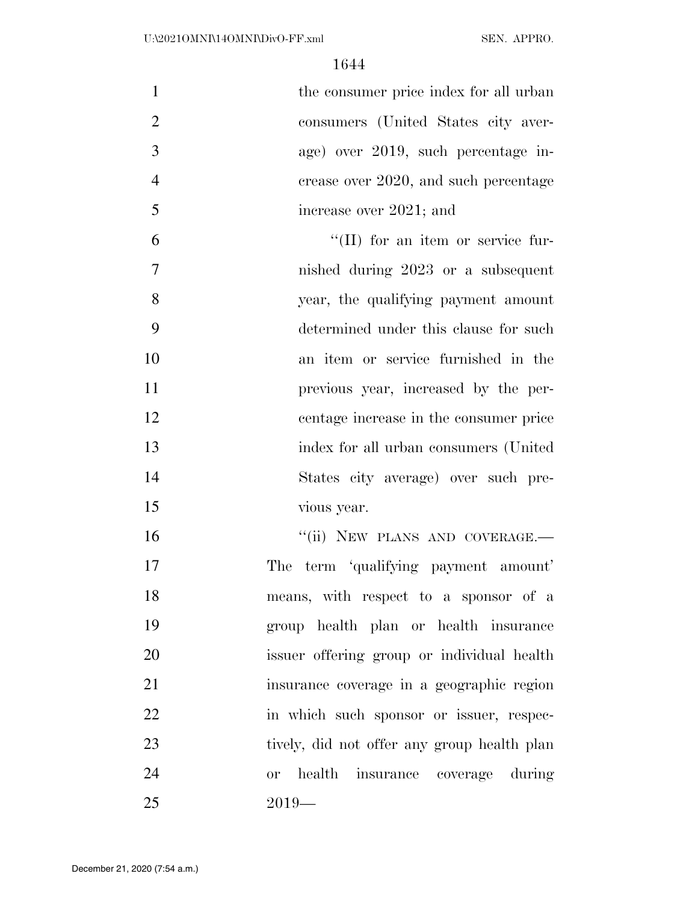the consumer price index for all urban consumers (United States city average) over 2019, such percentage increase over 2020, and such percentage increase over 2021; and

''(II) for an item or service furnished during 2023 or a subsequent year, the qualifying payment amount determined under this clause for such an item or service furnished in the previous year, increased by the percentage increase in the consumer price index for all urban consumers (United States city average) over such previous year.

''(ii) NEW PLANS AND COVERAGE.—The term 'qualifying payment amount' means, with respect to a sponsor of a group health plan or health insurance issuer offering group or individual health insurance coverage in a geographic region in which such sponsor or issuer, respectively, did not offer any group health plan or health insurance coverage during 2019—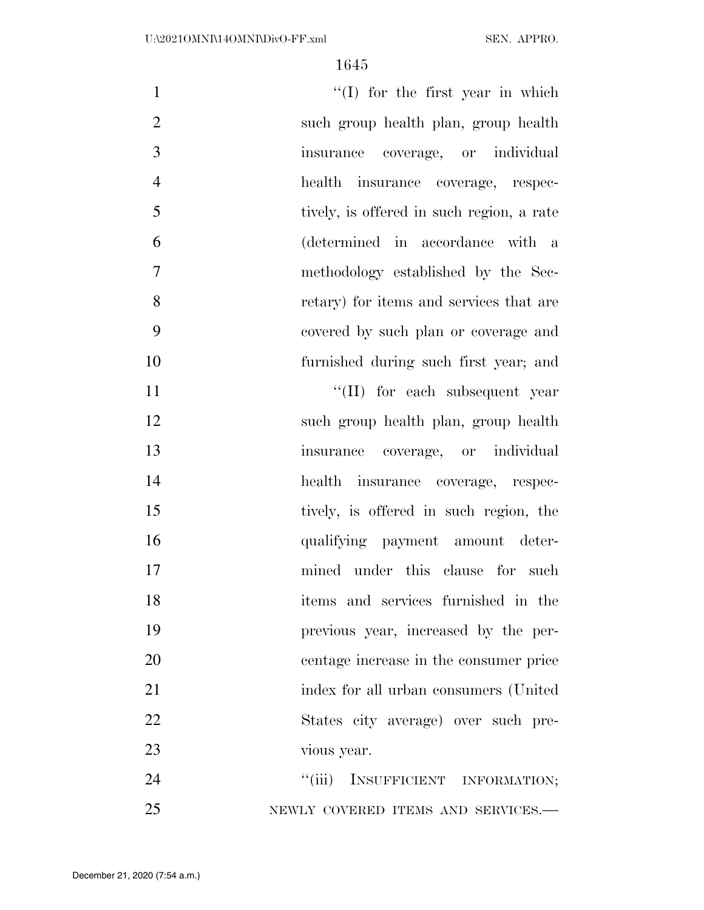''(I) for the first year in which such group health plan, group health insurance coverage, or individual health insurance coverage, respectively, is offered in such region, a rate (determined in accordance with a methodology established by the Secretary) for items and services that are covered by such plan or coverage and furnished during such first year; and

''(II) for each subsequent year such group health plan, group health insurance coverage, or individual health insurance coverage, respectively, is offered in such region, the qualifying payment amount determined under this clause for such items and services furnished in the previous year, increased by the percentage increase in the consumer price index for all urban consumers (United States city average) over such previous year.

''(iii) INSUFFICIENT INFORMATION; NEWLY COVERED ITEMS AND SERVICES.—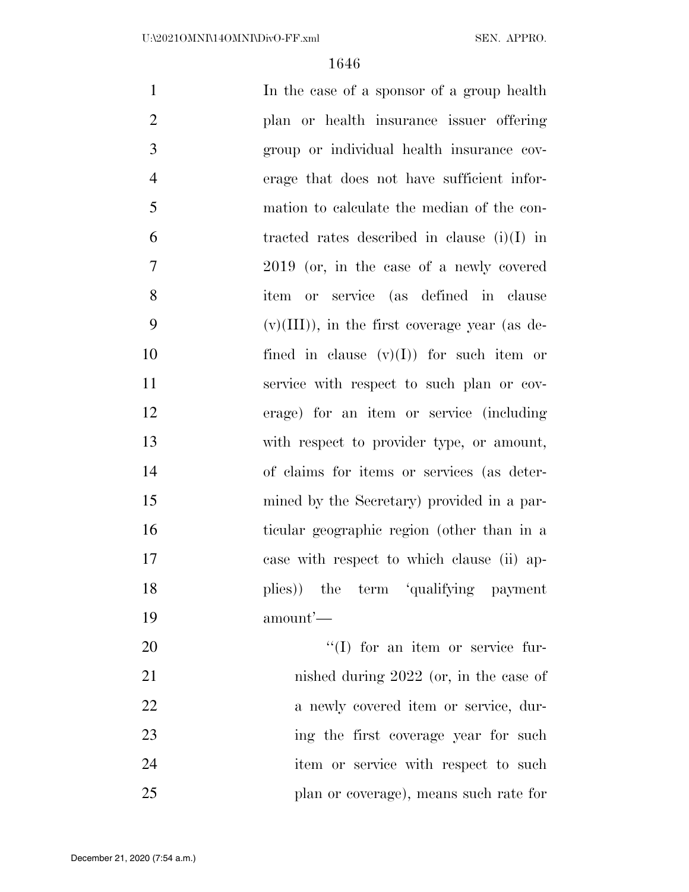In the case of a sponsor of a group health plan or health insurance issuer offering group or individual health insurance coverage that does not have sufficient information to calculate the median of the contracted rates described in clause (i)(I) in 2019 (or, in the case of a newly covered item or service (as defined in clause (v)(III)), in the first coverage year (as defined in clause (v)(I)) for such item or service with respect to such plan or coverage) for an item or service (including with respect to provider type, or amount, of claims for items or services (as determined by the Secretary) provided in a particular geographic region (other than in a case with respect to which clause (ii) applies)) the term 'qualifying payment amount'—

''(I) for an item or service furnished during 2022 (or, in the case of a newly covered item or service, during the first coverage year for such item or service with respect to such plan or coverage), means such rate for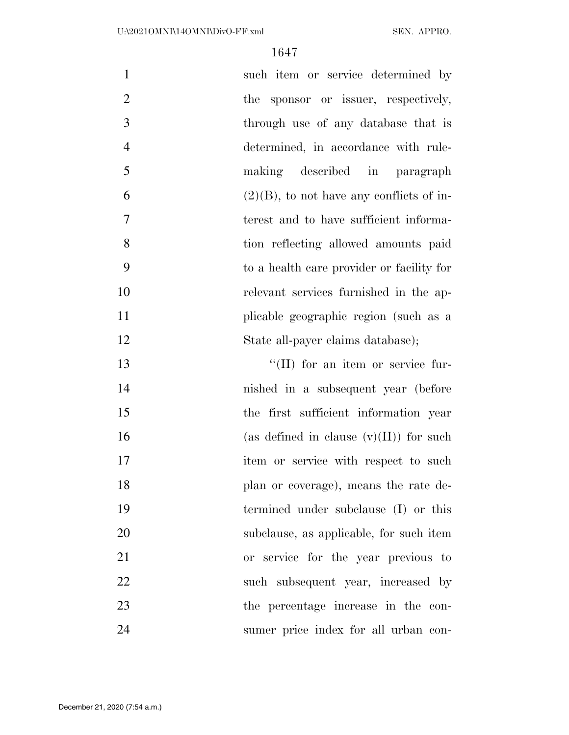such item or service determined by the sponsor or issuer, respectively, through use of any database that is determined, in accordance with rulemaking described in paragraph (2)(B), to not have any conflicts of interest and to have sufficient information reflecting allowed amounts paid to a health care provider or facility for relevant services furnished in the applicable geographic region (such as a State all-payer claims database);

''(II) for an item or service furnished in a subsequent year (before the first sufficient information year (as defined in clause (v)(II)) for such item or service with respect to such plan or coverage), means the rate determined under subclause (I) or this subclause, as applicable, for such item or service for the year previous to such subsequent year, increased by the percentage increase in the consumer price index for all urban con-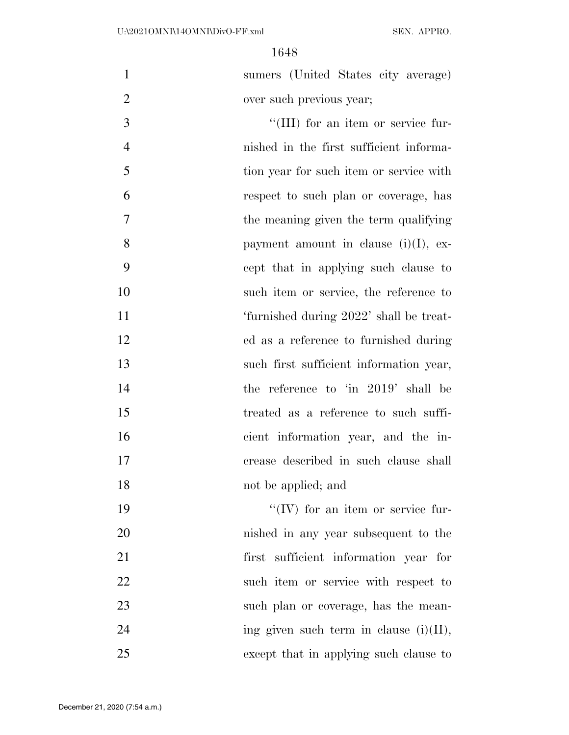sumers (United States city average) over such previous year;

''(III) for an item or service furnished in the first sufficient information year for such item or service with respect to such plan or coverage, has the meaning given the term qualifying payment amount in clause (i)(I), except that in applying such clause to such item or service, the reference to 'furnished during 2022' shall be treated as a reference to furnished during such first sufficient information year, the reference to 'in 2019' shall be treated as a reference to such sufficient information year, and the increase described in such clause shall not be applied; and

''(IV) for an item or service furnished in any year subsequent to the first sufficient information year for such item or service with respect to such plan or coverage, has the meaning given such term in clause (i)(II), except that in applying such clause to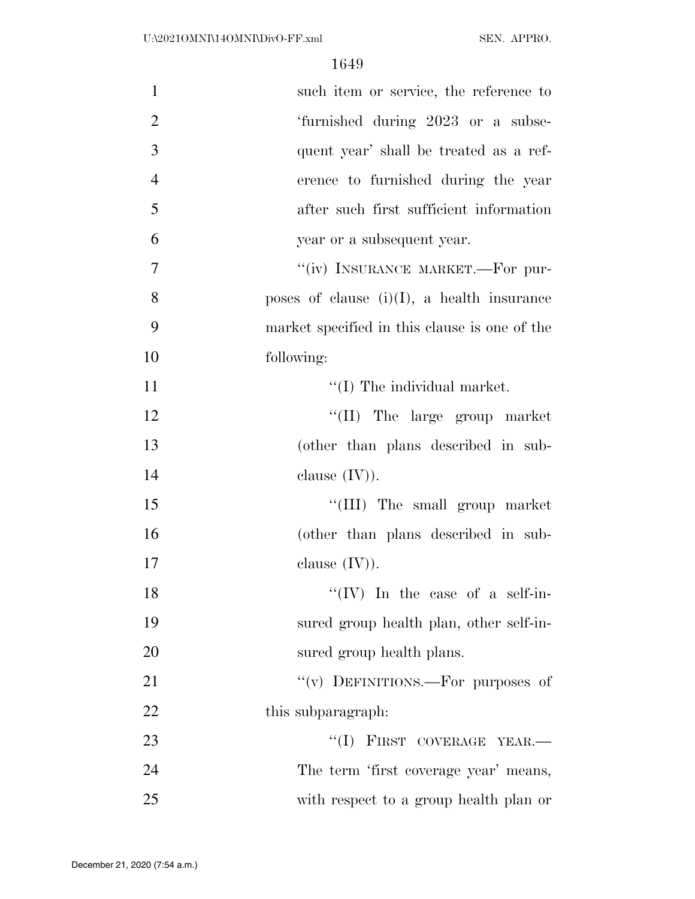such item or service, the reference to 'furnished during 2023 or a subsequent year' shall be treated as a reference to furnished during the year after such first sufficient information year or a subsequent year.

"(iv) INSURANCE MARKET.—For purposes of clause (i)(I), a health insurance market specified in this clause is one of the following:

"(I) The individual market.

"(II) The large group market (other than plans described in subclause (IV)).

"(III) The small group market (other than plans described in subclause (IV)).

"(IV) In the case of a self-insured group health plan, other self-insured group health plans.

"(v) DEFINITIONS.—For purposes of this subparagraph:

"(I) FIRST COVERAGE YEAR.—The term 'first coverage year' means, with respect to a group health plan or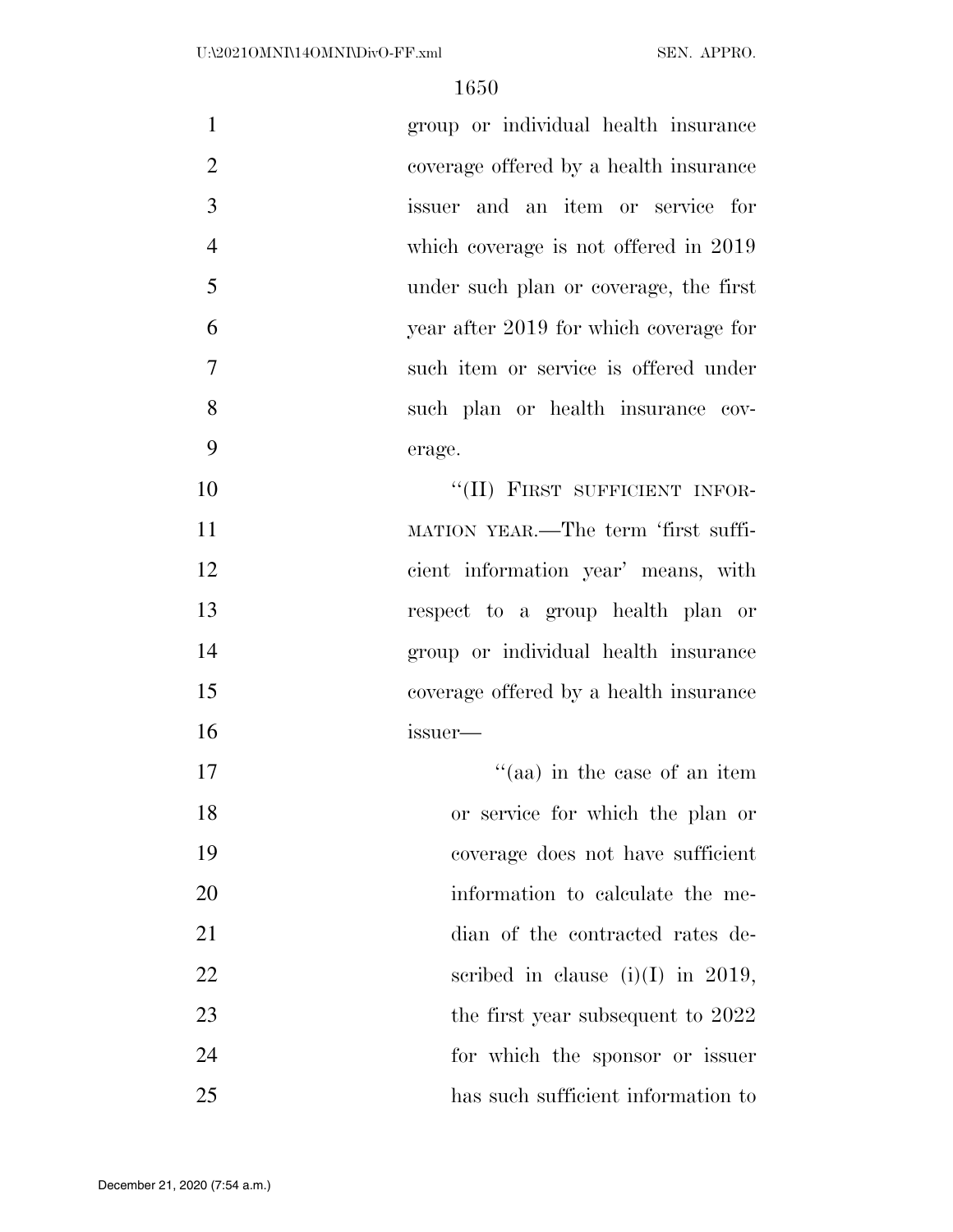group or individual health insurance coverage offered by a health insurance issuer and an item or service for which coverage is not offered in 2019 under such plan or coverage, the first year after 2019 for which coverage for such item or service is offered under such plan or health insurance coverage.

"(II) FIRST SUFFICIENT INFORMATION YEAR.—The term 'first sufficient information year' means, with respect to a group health plan or group or individual health insurance coverage offered by a health insurance issuer—

"(aa) in the case of an item or service for which the plan or coverage does not have sufficient information to calculate the median of the contracted rates described in clause (i)(I) in 2019, the first year subsequent to 2022 for which the sponsor or issuer has such sufficient information to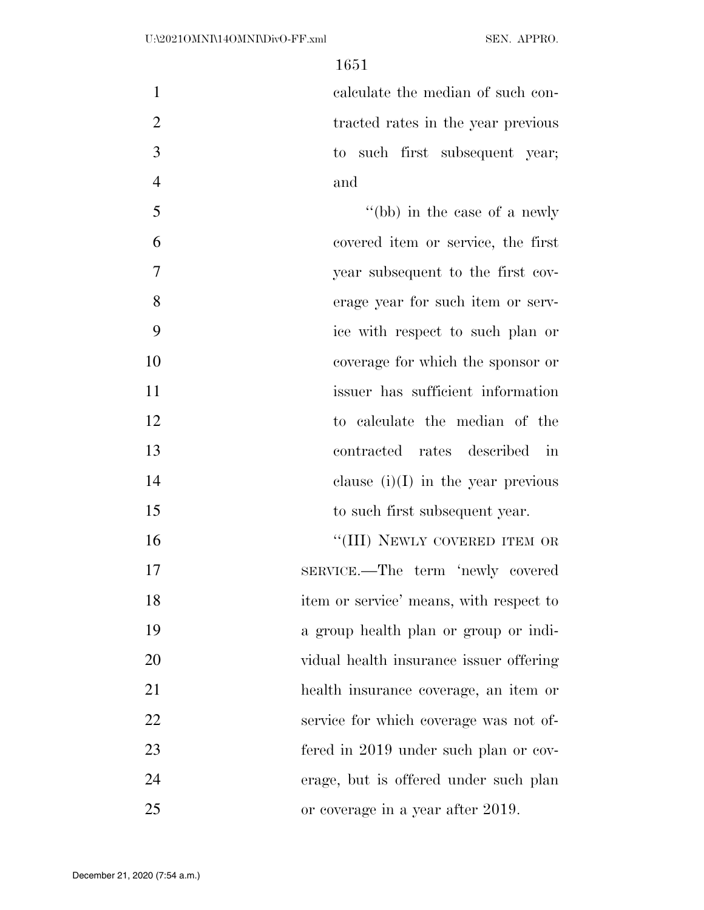calculate the median of such contracted rates in the year previous to such first subsequent year; and

''(bb) in the case of a newly covered item or service, the first year subsequent to the first coverage year for such item or service with respect to such plan or coverage for which the sponsor or issuer has sufficient information to calculate the median of the contracted rates described in clause (i)(I) in the year previous to such first subsequent year.

''(III) NEWLY COVERED ITEM OR SERVICE.—The term 'newly covered item or service' means, with respect to a group health plan or group or individual health insurance issuer offering health insurance coverage, an item or service for which coverage was not offered in 2019 under such plan or coverage, but is offered under such plan or coverage in a year after 2019.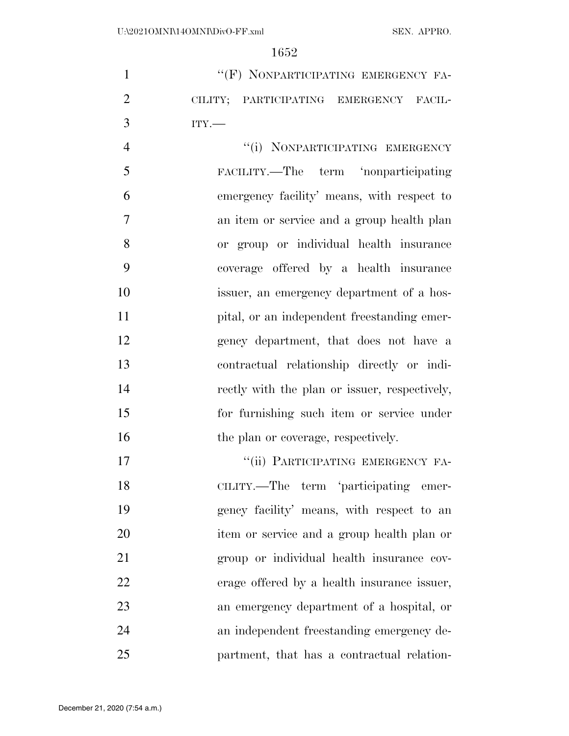"(F) NONPARTICIPATING EMERGENCY FACILITY; PARTICIPATING EMERGENCY FACILITY.—

"(i) NONPARTICIPATING EMERGENCY FACILITY.—The term 'nonparticipating emergency facility' means, with respect to an item or service and a group health plan or group or individual health insurance coverage offered by a health insurance issuer, an emergency department of a hospital, or an independent freestanding emergency department, that does not have a contractual relationship directly or indirectly with the plan or issuer, respectively, for furnishing such item or service under the plan or coverage, respectively.

"(ii) PARTICIPATING EMERGENCY FACILITY.—The term 'participating emergency facility' means, with respect to an item or service and a group health plan or group or individual health insurance coverage offered by a health insurance issuer, an emergency department of a hospital, or an independent freestanding emergency department, that has a contractual relation-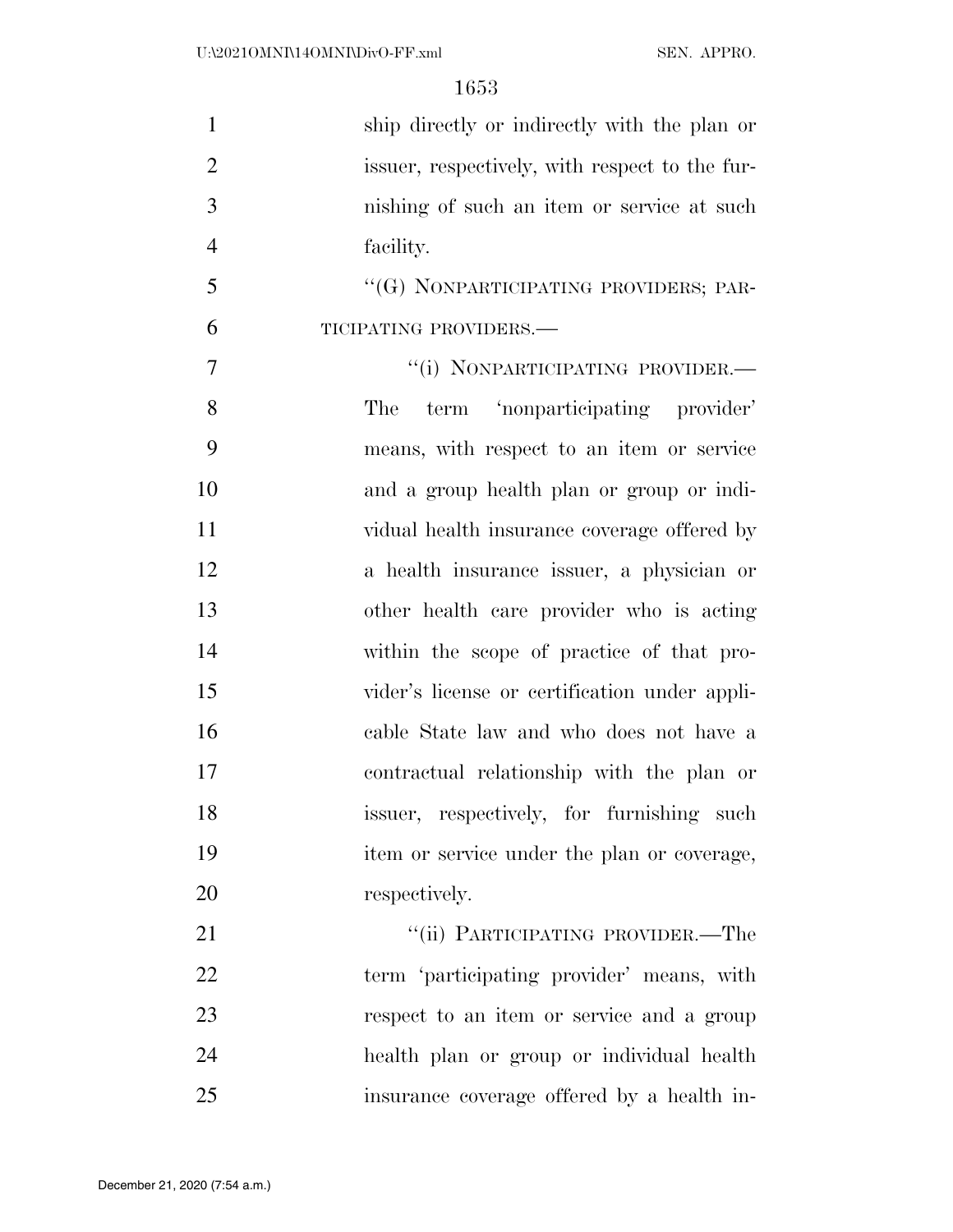ship directly or indirectly with the plan or issuer, respectively, with respect to the furnishing of such an item or service at such facility.

"(G) NONPARTICIPATING PROVIDERS; PARTICIPATING PROVIDERS.—

"(i) NONPARTICIPATING PROVIDER.— The term 'nonparticipating provider' means, with respect to an item or service and a group health plan or group or individual health insurance coverage offered by a health insurance issuer, a physician or other health care provider who is acting within the scope of practice of that provider's license or certification under applicable State law and who does not have a contractual relationship with the plan or issuer, respectively, for furnishing such item or service under the plan or coverage, respectively.

"(ii) PARTICIPATING PROVIDER.—The term 'participating provider' means, with respect to an item or service and a group health plan or group or individual health insurance coverage offered by a health in-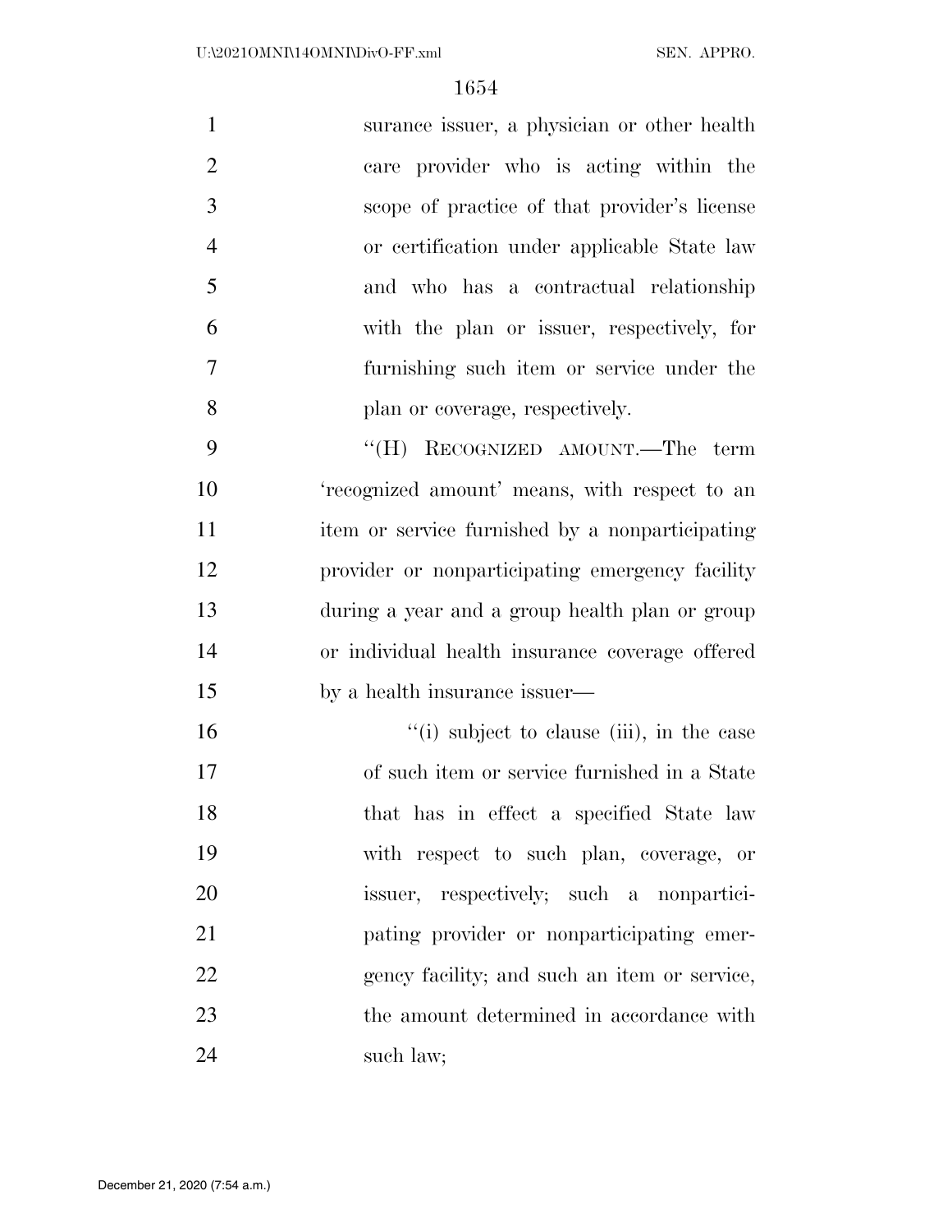surance issuer, a physician or other health care provider who is acting within the scope of practice of that provider's license or certification under applicable State law and who has a contractual relationship with the plan or issuer, respectively, for furnishing such item or service under the plan or coverage, respectively.

"(H) RECOGNIZED AMOUNT.—The term 'recognized amount' means, with respect to an item or service furnished by a nonparticipating provider or nonparticipating emergency facility during a year and a group health plan or group or individual health insurance coverage offered by a health insurance issuer—

"(i) subject to clause (iii), in the case of such item or service furnished in a State that has in effect a specified State law with respect to such plan, coverage, or issuer, respectively; such a nonparticipating provider or nonparticipating emergency facility; and such an item or service, the amount determined in accordance with such law;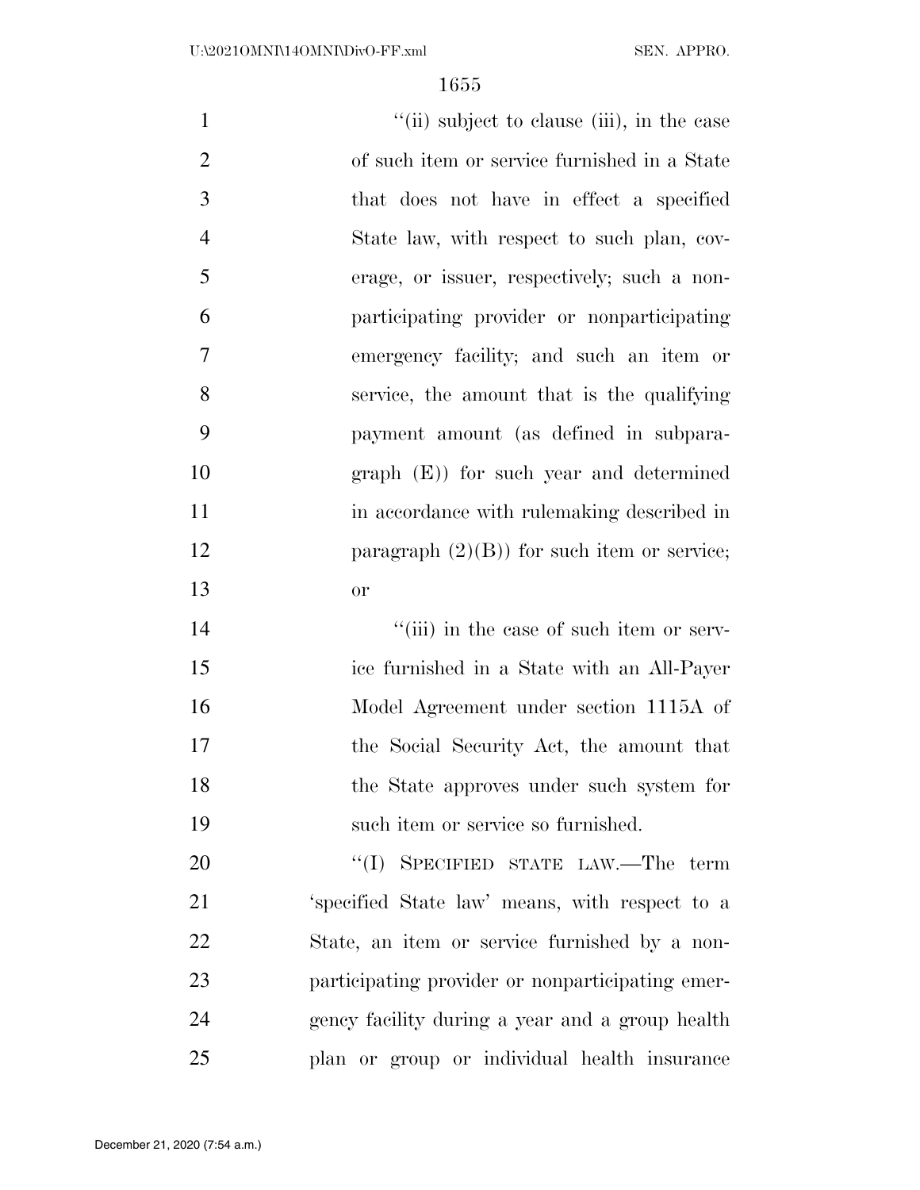"(ii) subject to clause (iii), in the case of such item or service furnished in a State that does not have in effect a specified State law, with respect to such plan, coverage, or issuer, respectively; such a nonparticipating provider or nonparticipating emergency facility; and such an item or service, the amount that is the qualifying payment amount (as defined in subparagraph (E)) for such year and determined in accordance with rulemaking described in paragraph (2)(B)) for such item or service; or

"(iii) in the case of such item or service furnished in a State with an All-Payer Model Agreement under section 1115A of the Social Security Act, the amount that the State approves under such system for such item or service so furnished.

"(I) SPECIFIED STATE LAW.—The term 'specified State law' means, with respect to a State, an item or service furnished by a nonparticipating provider or nonparticipating emergency facility during a year and a group health plan or group or individual health insurance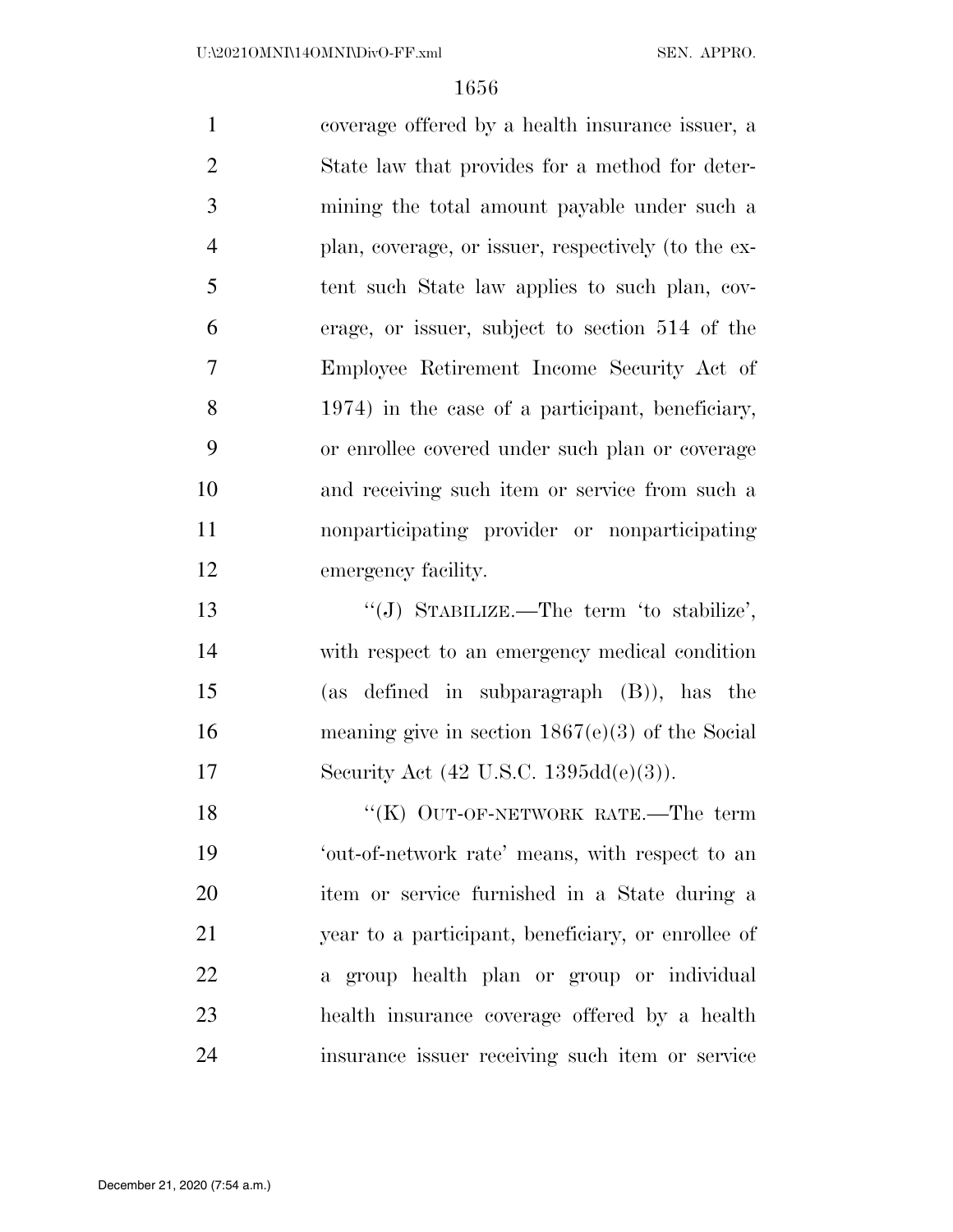coverage offered by a health insurance issuer, a State law that provides for a method for determining the total amount payable under such a plan, coverage, or issuer, respectively (to the extent such State law applies to such plan, coverage, or issuer, subject to section 514 of the Employee Retirement Income Security Act of 1974) in the case of a participant, beneficiary, or enrollee covered under such plan or coverage and receiving such item or service from such a nonparticipating provider or nonparticipating emergency facility.

''(J) STABILIZE.—The term 'to stabilize', with respect to an emergency medical condition (as defined in subparagraph (B)), has the meaning give in section 1867(e)(3) of the Social Security Act (42 U.S.C. 1395dd(e)(3)).

''(K) OUT-OF-NETWORK RATE.—The term 'out-of-network rate' means, with respect to an item or service furnished in a State during a year to a participant, beneficiary, or enrollee of a group health plan or group or individual health insurance coverage offered by a health insurance issuer receiving such item or service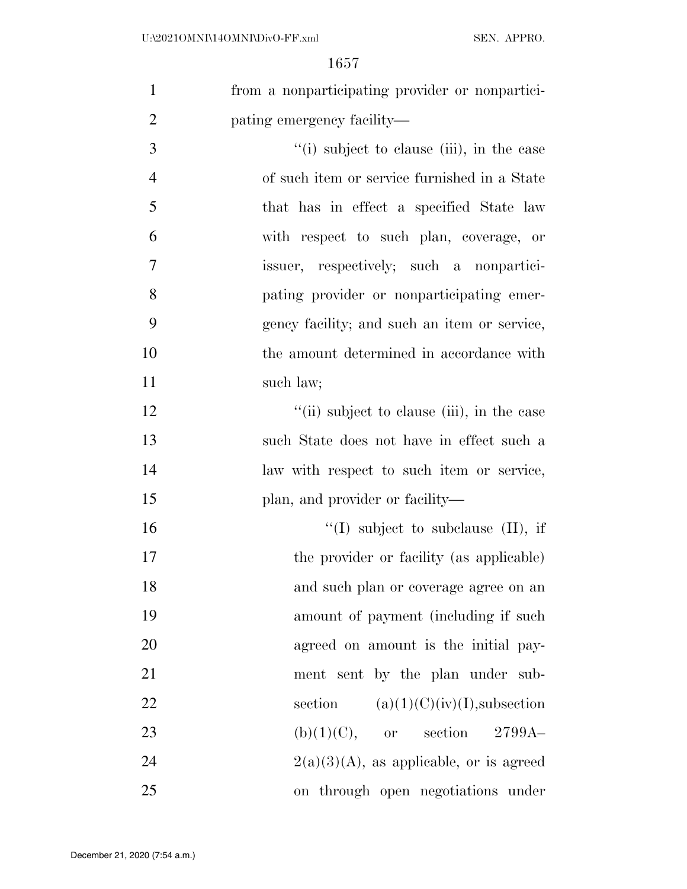from a nonparticipating provider or nonparticipating emergency facility—

"(i) subject to clause (iii), in the case of such item or service furnished in a State that has in effect a specified State law with respect to such plan, coverage, or issuer, respectively; such a nonparticipating provider or nonparticipating emergency facility; and such an item or service, the amount determined in accordance with such law;

"(ii) subject to clause (iii), in the case such State does not have in effect such a law with respect to such item or service, plan, and provider or facility—

"(I) subject to subclause (II), if the provider or facility (as applicable) and such plan or coverage agree on an amount of payment (including if such agreed on amount is the initial payment sent by the plan under subsection (a)(1)(C)(iv)(I),subsection (b)(1)(C), or section 2799A–2(a)(3)(A), as applicable, or is agreed on through open negotiations under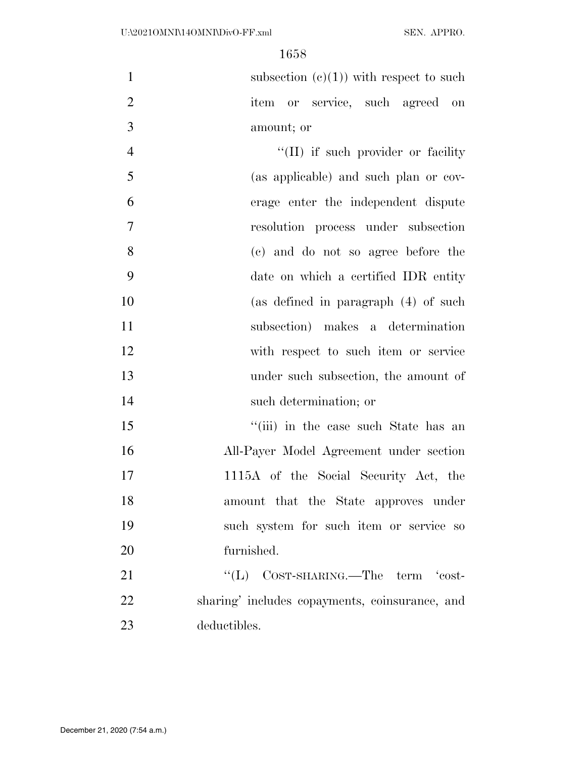subsection (c)(1)) with respect to such item or service, such agreed on amount; or

''(II) if such provider or facility (as applicable) and such plan or coverage enter the independent dispute resolution process under subsection (c) and do not so agree before the date on which a certified IDR entity (as defined in paragraph (4) of such subsection) makes a determination with respect to such item or service under such subsection, the amount of such determination; or

''(iii) in the case such State has an All-Payer Model Agreement under section 1115A of the Social Security Act, the amount that the State approves under such system for such item or service so furnished.

''(L) COST-SHARING.—The term 'cost-sharing' includes copayments, coinsurance, and deductibles.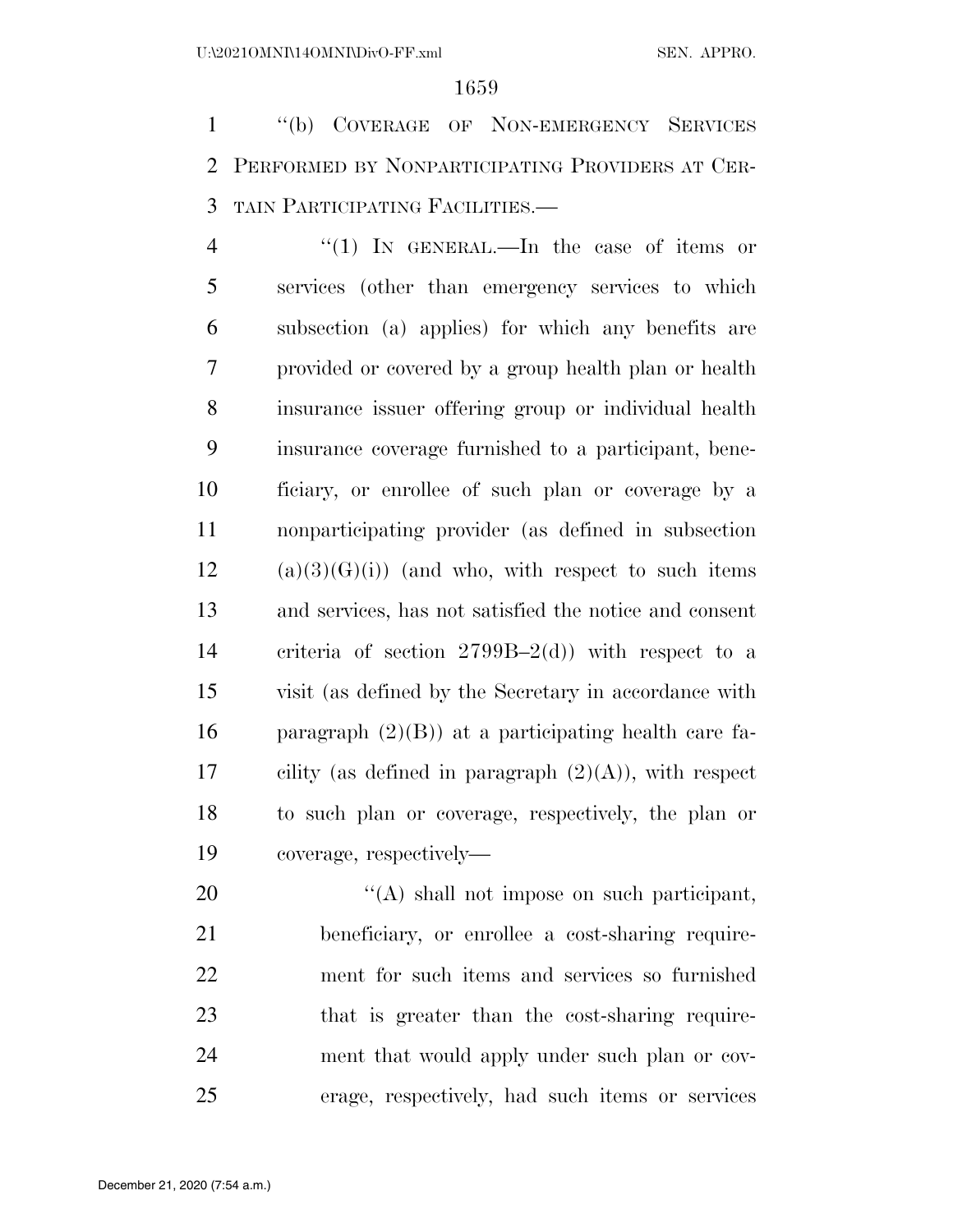"(b) COVERAGE OF NON-EMERGENCY SERVICES PERFORMED BY NONPARTICIPATING PROVIDERS AT CERTAIN PARTICIPATING FACILITIES.—

"(1) IN GENERAL.—In the case of items or services (other than emergency services to which subsection (a) applies) for which any benefits are provided or covered by a group health plan or health insurance issuer offering group or individual health insurance coverage furnished to a participant, beneficiary, or enrollee of such plan or coverage by a nonparticipating provider (as defined in subsection (a)(3)(G)(i)) (and who, with respect to such items and services, has not satisfied the notice and consent criteria of section 2799B–2(d)) with respect to a visit (as defined by the Secretary in accordance with paragraph (2)(B)) at a participating health care facility (as defined in paragraph (2)(A)), with respect to such plan or coverage, respectively, the plan or coverage, respectively—

"(A) shall not impose on such participant, beneficiary, or enrollee a cost-sharing requirement for such items and services so furnished that is greater than the cost-sharing requirement that would apply under such plan or coverage, respectively, had such items or services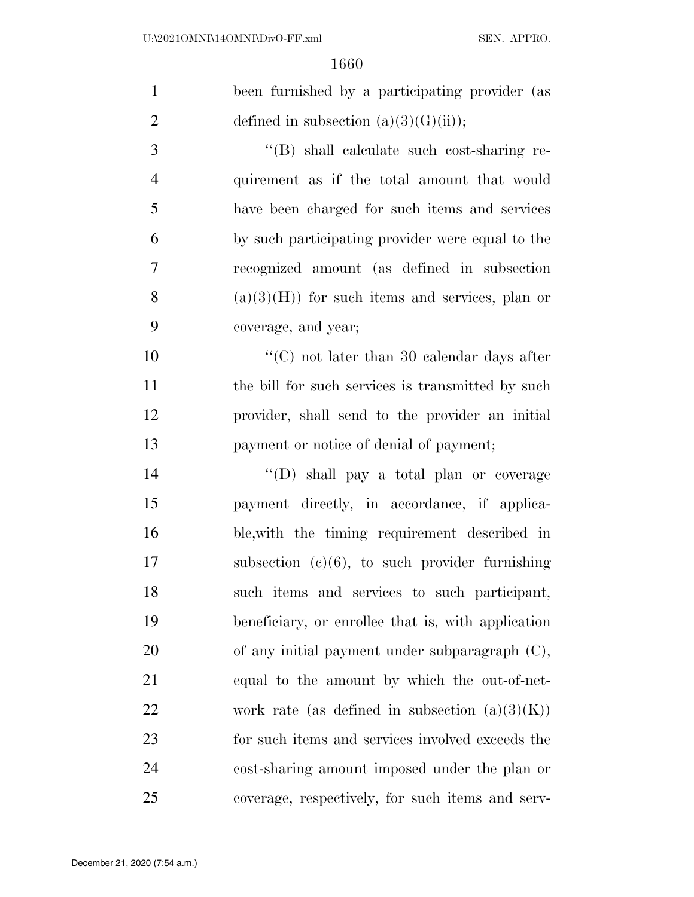been furnished by a participating provider (as defined in subsection (a)(3)(G)(ii));

''(B) shall calculate such cost-sharing requirement as if the total amount that would have been charged for such items and services by such participating provider were equal to the recognized amount (as defined in subsection (a)(3)(H)) for such items and services, plan or coverage, and year;

''(C) not later than 30 calendar days after the bill for such services is transmitted by such provider, shall send to the provider an initial payment or notice of denial of payment;

''(D) shall pay a total plan or coverage payment directly, in accordance, if applicable,with the timing requirement described in subsection (c)(6), to such provider furnishing such items and services to such participant, beneficiary, or enrollee that is, with application of any initial payment under subparagraph (C), equal to the amount by which the out-of-network rate (as defined in subsection (a)(3)(K)) for such items and services involved exceeds the cost-sharing amount imposed under the plan or coverage, respectively, for such items and serv-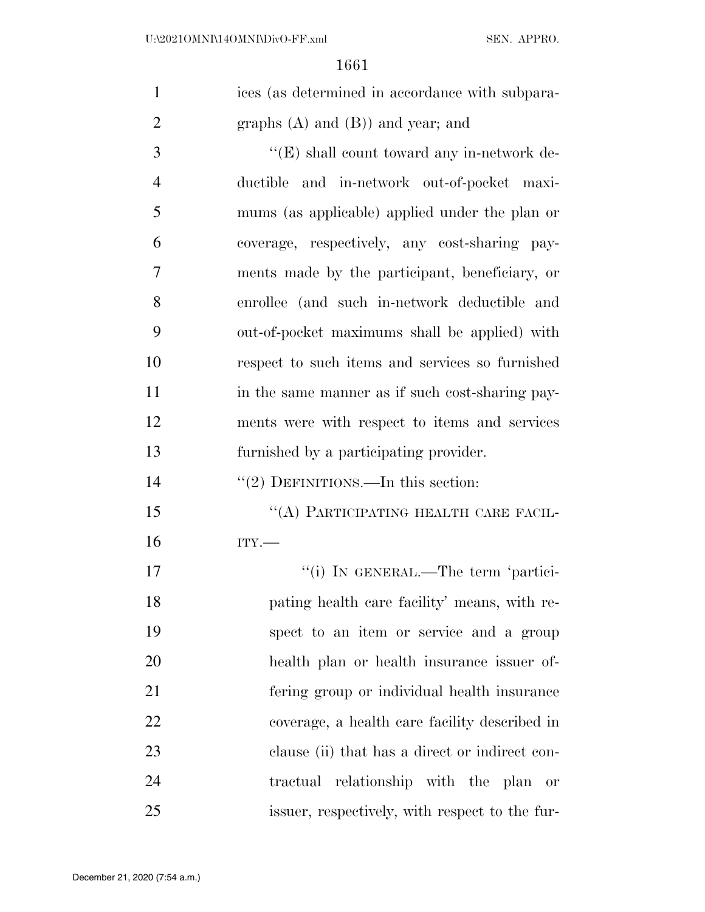ices (as determined in accordance with subparagraphs (A) and (B)) and year; and

"(E) shall count toward any in-network deductible and in-network out-of-pocket maximums (as applicable) applied under the plan or coverage, respectively, any cost-sharing payments made by the participant, beneficiary, or enrollee (and such in-network deductible and out-of-pocket maximums shall be applied) with respect to such items and services so furnished in the same manner as if such cost-sharing payments were with respect to items and services furnished by a participating provider.

"(2) DEFINITIONS.—In this section:

"(A) PARTICIPATING HEALTH CARE FACILITY.—

"(i) IN GENERAL.—The term 'participating health care facility' means, with respect to an item or service and a group health plan or health insurance issuer offering group or individual health insurance coverage, a health care facility described in clause (ii) that has a direct or indirect contractual relationship with the plan or issuer, respectively, with respect to the fur-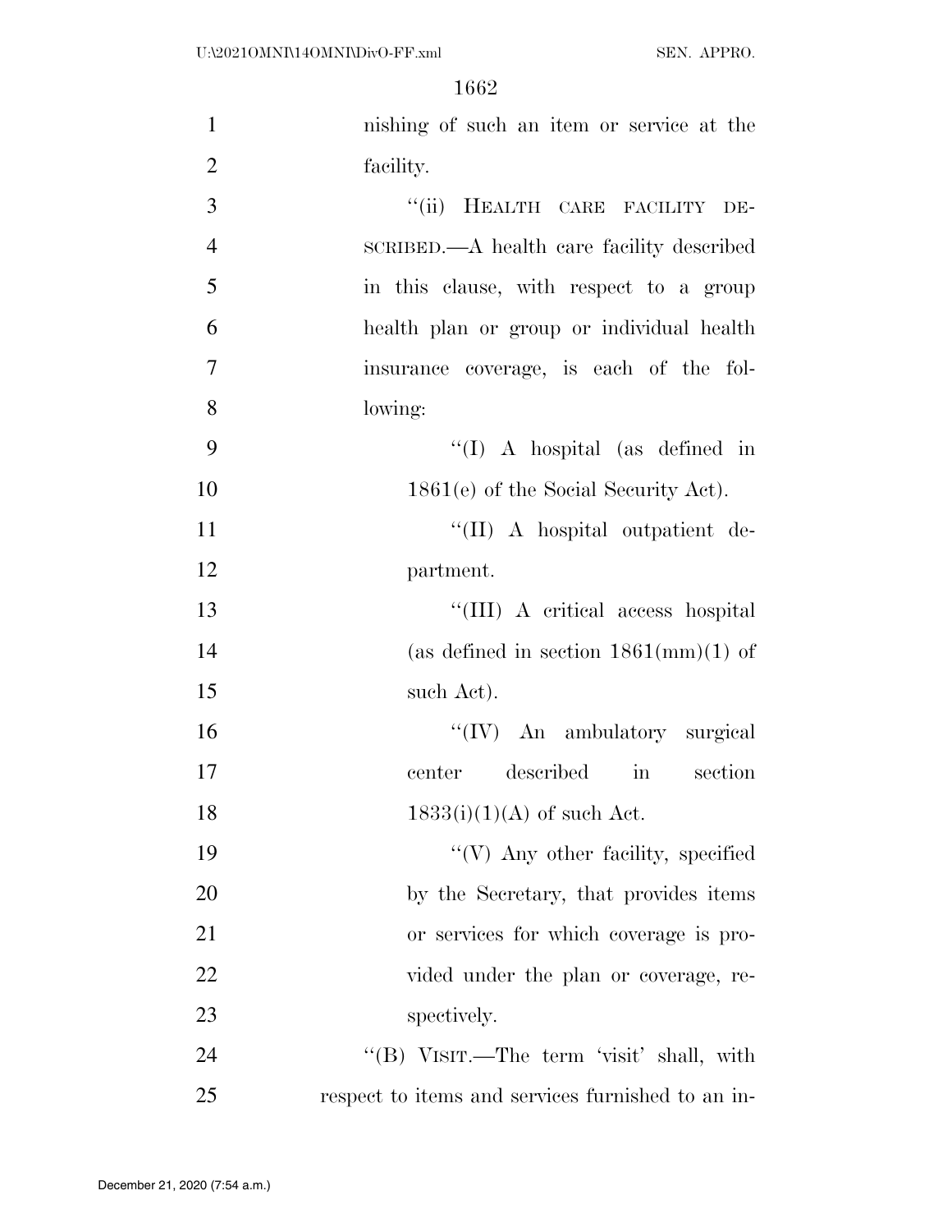nishing of such an item or service at the facility.

"(ii) HEALTH CARE FACILITY DESCRIBED.—A health care facility described in this clause, with respect to a group health plan or group or individual health insurance coverage, is each of the following:

"(I) A hospital (as defined in 1861(e) of the Social Security Act).

"(II) A hospital outpatient department.

"(III) A critical access hospital (as defined in section 1861(mm)(1) of such Act).

"(IV) An ambulatory surgical center described in section 1833(i)(1)(A) of such Act.

"(V) Any other facility, specified by the Secretary, that provides items or services for which coverage is provided under the plan or coverage, respectively.

"(B) VISIT.—The term 'visit' shall, with respect to items and services furnished to an in-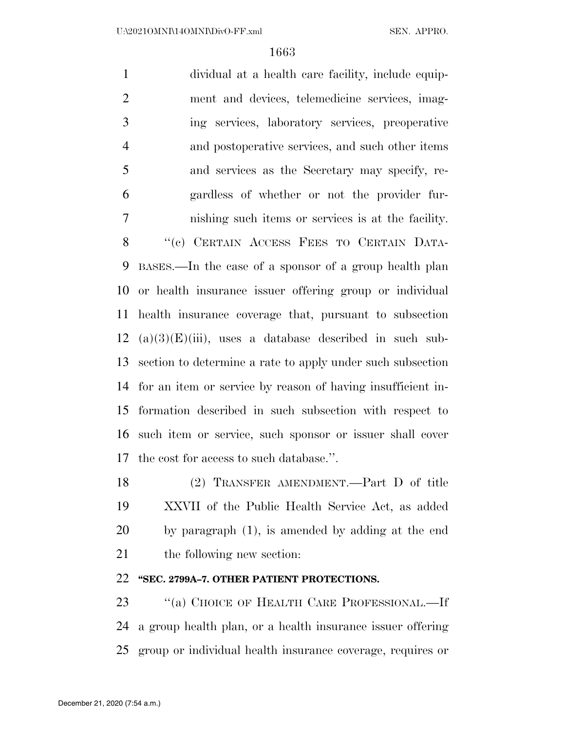dividual at a health care facility, include equipment and devices, telemedicine services, imaging services, laboratory services, preoperative and postoperative services, and such other items and services as the Secretary may specify, regardless of whether or not the provider furnishing such items or services is at the facility.

"(c) CERTAIN ACCESS FEES TO CERTAIN DATABASES.—In the case of a sponsor of a group health plan or health insurance issuer offering group or individual health insurance coverage that, pursuant to subsection (a)(3)(E)(iii), uses a database described in such subsection to determine a rate to apply under such subsection for an item or service by reason of having insufficient information described in such subsection with respect to such item or service, such sponsor or issuer shall cover the cost for access to such database.".

(2) TRANSFER AMENDMENT.—Part D of title XXVII of the Public Health Service Act, as added by paragraph (1), is amended by adding at the end the following new section:

**"SEC. 2799A–7. OTHER PATIENT PROTECTIONS.**

"(a) CHOICE OF HEALTH CARE PROFESSIONAL.—If a group health plan, or a health insurance issuer offering group or individual health insurance coverage, requires or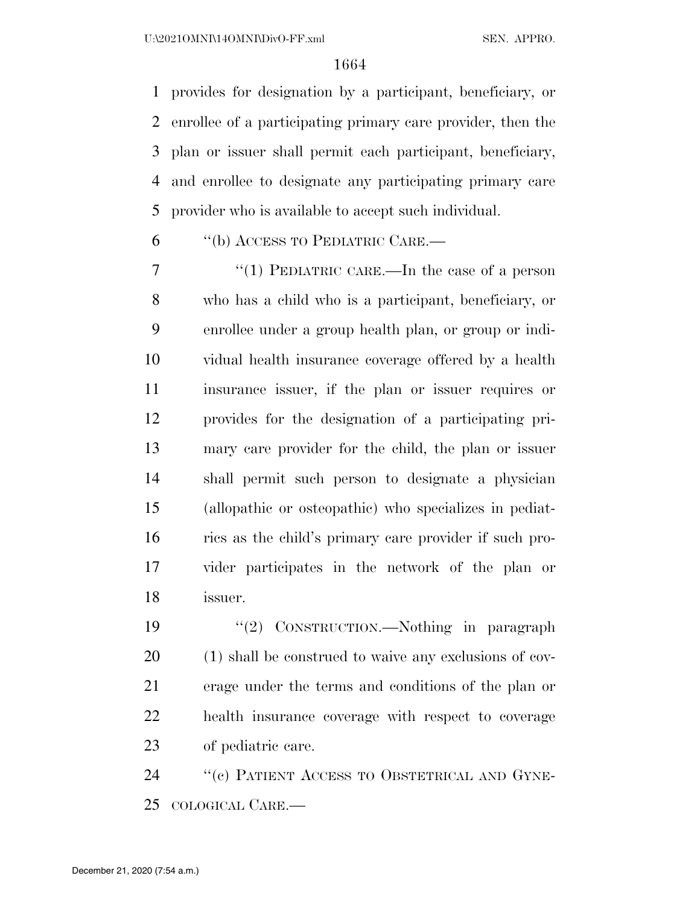provides for designation by a participant, beneficiary, or enrollee of a participating primary care provider, then the plan or issuer shall permit each participant, beneficiary, and enrollee to designate any participating primary care provider who is available to accept such individual.

"(b) ACCESS TO PEDIATRIC CARE.—

"(1) PEDIATRIC CARE.—In the case of a person who has a child who is a participant, beneficiary, or enrollee under a group health plan, or group or individual health insurance coverage offered by a health insurance issuer, if the plan or issuer requires or provides for the designation of a participating primary care provider for the child, the plan or issuer shall permit such person to designate a physician (allopathic or osteopathic) who specializes in pediatrics as the child's primary care provider if such provider participates in the network of the plan or issuer.

"(2) CONSTRUCTION.—Nothing in paragraph (1) shall be construed to waive any exclusions of coverage under the terms and conditions of the plan or health insurance coverage with respect to coverage of pediatric care.

"(c) PATIENT ACCESS TO OBSTETRICAL AND GYNECOLOGICAL CARE.—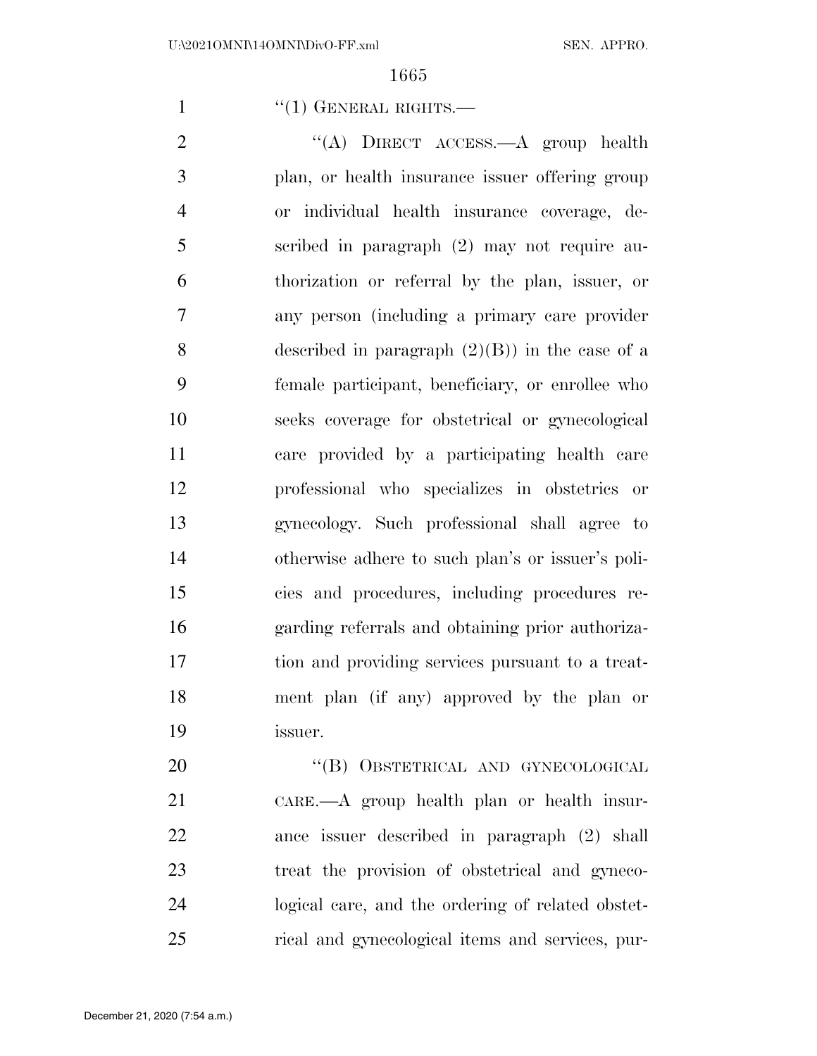"(1) GENERAL RIGHTS.—

"(A) DIRECT ACCESS.—A group health plan, or health insurance issuer offering group or individual health insurance coverage, described in paragraph (2) may not require authorization or referral by the plan, issuer, or any person (including a primary care provider described in paragraph (2)(B)) in the case of a female participant, beneficiary, or enrollee who seeks coverage for obstetrical or gynecological care provided by a participating health care professional who specializes in obstetrics or gynecology. Such professional shall agree to otherwise adhere to such plan's or issuer's policies and procedures, including procedures regarding referrals and obtaining prior authorization and providing services pursuant to a treatment plan (if any) approved by the plan or issuer.

"(B) OBSTETRICAL AND GYNECOLOGICAL CARE.—A group health plan or health insurance issuer described in paragraph (2) shall treat the provision of obstetrical and gynecological care, and the ordering of related obstetrical and gynecological items and services, pur-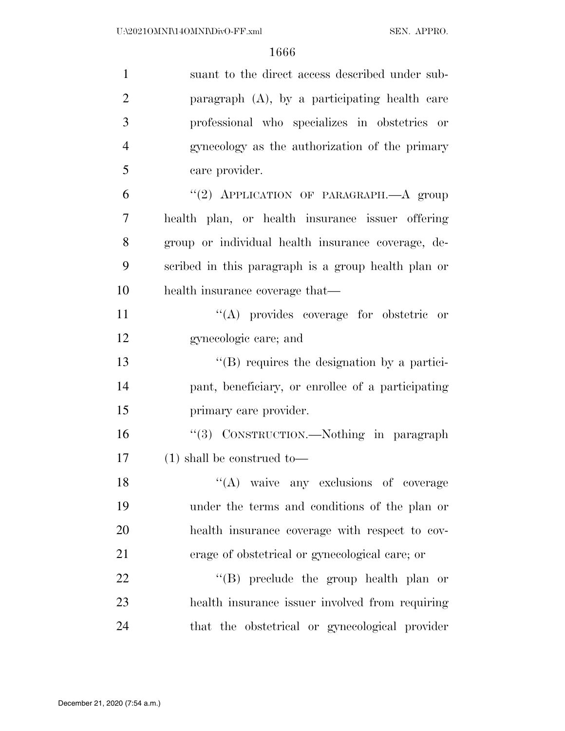suant to the direct access described under subparagraph (A), by a participating health care professional who specializes in obstetrics or gynecology as the authorization of the primary care provider.

''(2) APPLICATION OF PARAGRAPH.—A group health plan, or health insurance issuer offering group or individual health insurance coverage, described in this paragraph is a group health plan or health insurance coverage that—

''(A) provides coverage for obstetric or gynecologic care; and

''(B) requires the designation by a participant, beneficiary, or enrollee of a participating primary care provider.

''(3) CONSTRUCTION.—Nothing in paragraph (1) shall be construed to—

''(A) waive any exclusions of coverage under the terms and conditions of the plan or health insurance coverage with respect to coverage of obstetrical or gynecological care; or

''(B) preclude the group health plan or health insurance issuer involved from requiring that the obstetrical or gynecological provider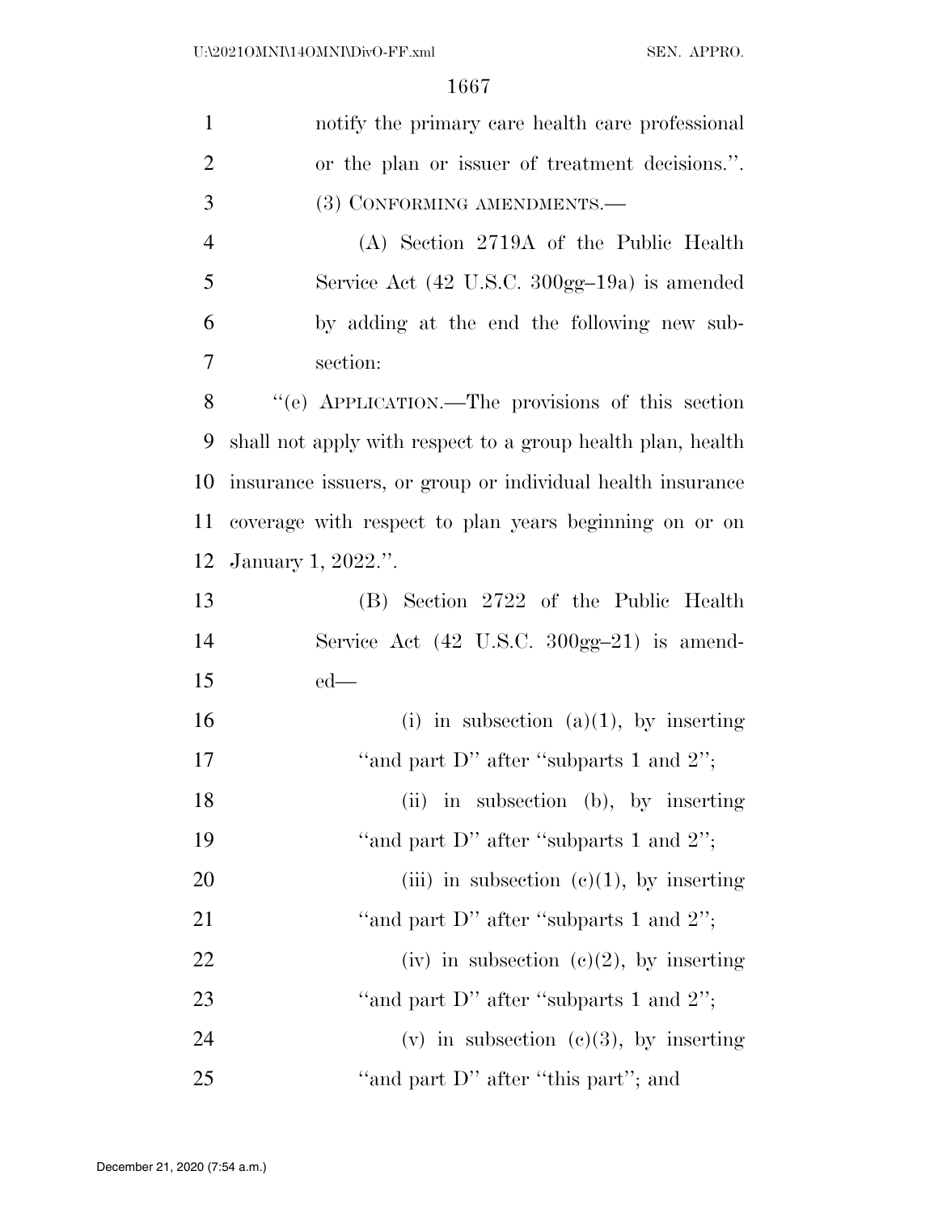notify the primary care health care professional or the plan or issuer of treatment decisions.''.

(3) CONFORMING AMENDMENTS.—

(A) Section 2719A of the Public Health Service Act (42 U.S.C. 300gg–19a) is amended by adding at the end the following new subsection:

''(e) APPLICATION.—The provisions of this section shall not apply with respect to a group health plan, health insurance issuers, or group or individual health insurance coverage with respect to plan years beginning on or on January 1, 2022.''.

(B) Section 2722 of the Public Health Service Act (42 U.S.C. 300gg–21) is amended—

(i) in subsection (a)(1), by inserting ''and part D'' after ''subparts 1 and 2'';

(ii) in subsection (b), by inserting ''and part D'' after ''subparts 1 and 2'';

(iii) in subsection (c)(1), by inserting ''and part D'' after ''subparts 1 and 2'';

(iv) in subsection (c)(2), by inserting ''and part D'' after ''subparts 1 and 2'';

(v) in subsection (c)(3), by inserting ''and part D'' after ''this part''; and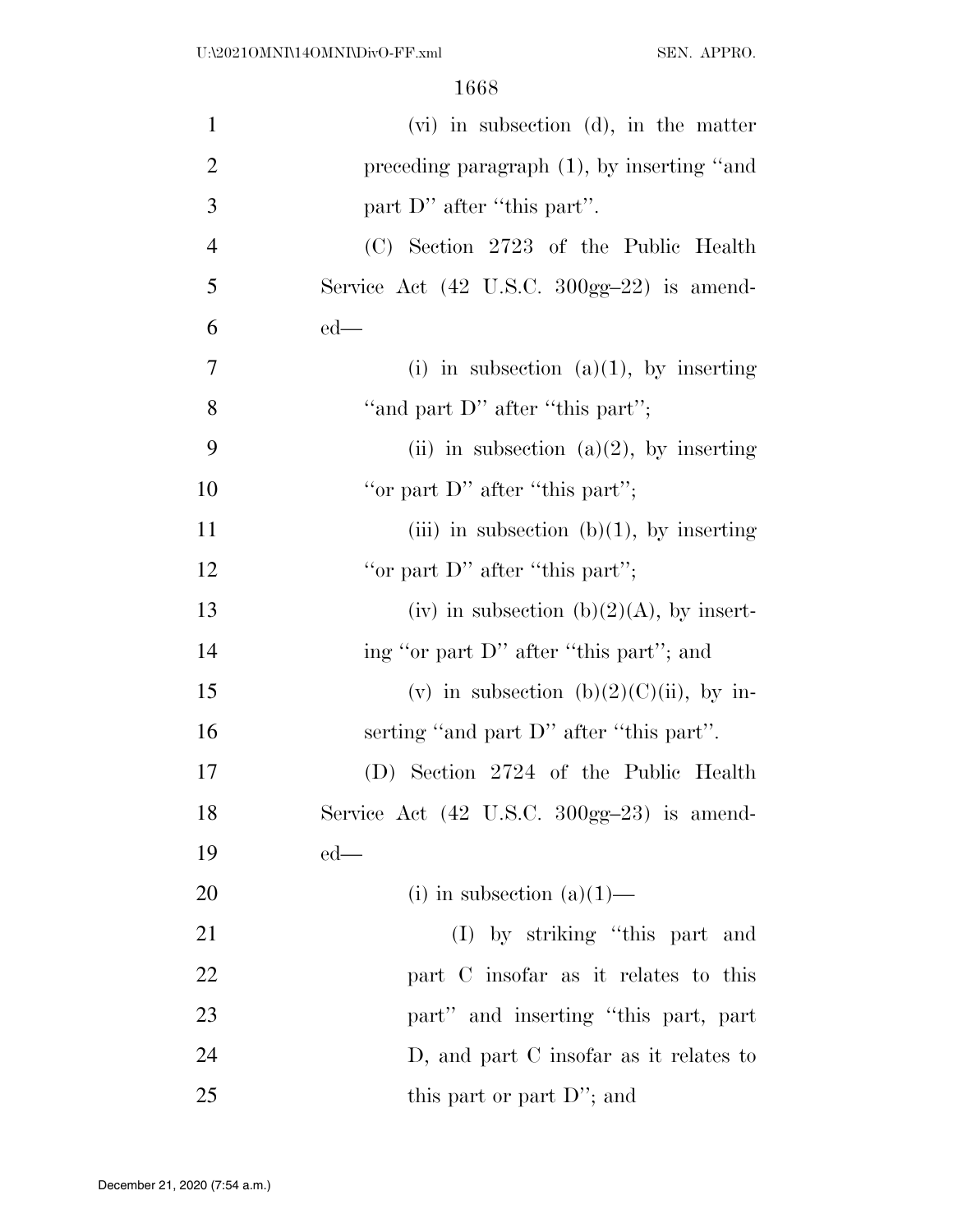(vi) in subsection (d), in the matter preceding paragraph (1), by inserting ''and part D'' after ''this part''.

(C) Section 2723 of the Public Health Service Act (42 U.S.C. 300gg–22) is amended—

(i) in subsection (a)(1), by inserting ''and part D'' after ''this part'';

(ii) in subsection (a)(2), by inserting ''or part D'' after ''this part'';

(iii) in subsection (b)(1), by inserting ''or part D'' after ''this part'';

(iv) in subsection (b)(2)(A), by inserting ''or part D'' after ''this part''; and

(v) in subsection (b)(2)(C)(ii), by inserting ''and part D'' after ''this part''.

(D) Section 2724 of the Public Health Service Act (42 U.S.C. 300gg–23) is amended—

(i) in subsection (a)(1)—

(I) by striking ''this part and part C insofar as it relates to this part'' and inserting ''this part, part D, and part C insofar as it relates to this part or part D''; and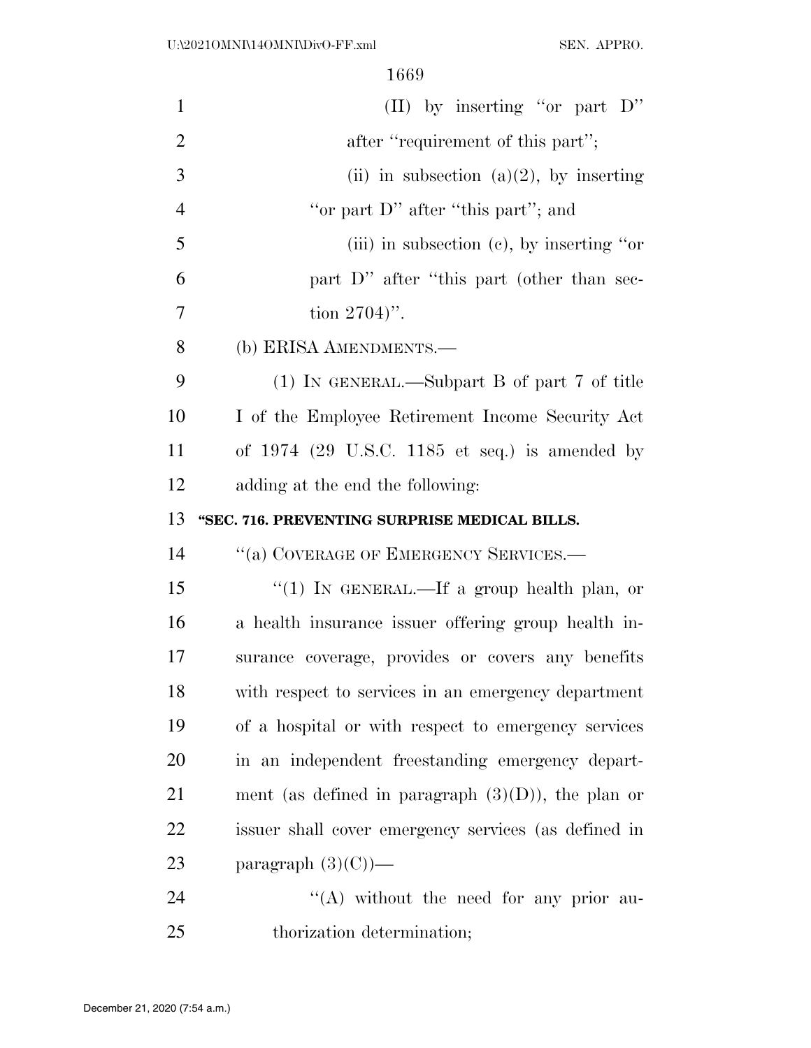(II) by inserting ''or part D'' after ''requirement of this part'';

(ii) in subsection (a)(2), by inserting ''or part D'' after ''this part''; and

(iii) in subsection (c), by inserting ''or part D'' after ''this part (other than section 2704)''.

(b) ERISA AMENDMENTS.—

(1) IN GENERAL.—Subpart B of part 7 of title I of the Employee Retirement Income Security Act of 1974 (29 U.S.C. 1185 et seq.) is amended by adding at the end the following:

**''SEC. 716. PREVENTING SURPRISE MEDICAL BILLS.**

''(a) COVERAGE OF EMERGENCY SERVICES.—

''(1) IN GENERAL.—If a group health plan, or a health insurance issuer offering group health insurance coverage, provides or covers any benefits with respect to services in an emergency department of a hospital or with respect to emergency services in an independent freestanding emergency department (as defined in paragraph (3)(D)), the plan or issuer shall cover emergency services (as defined in paragraph (3)(C))—

''(A) without the need for any prior authorization determination;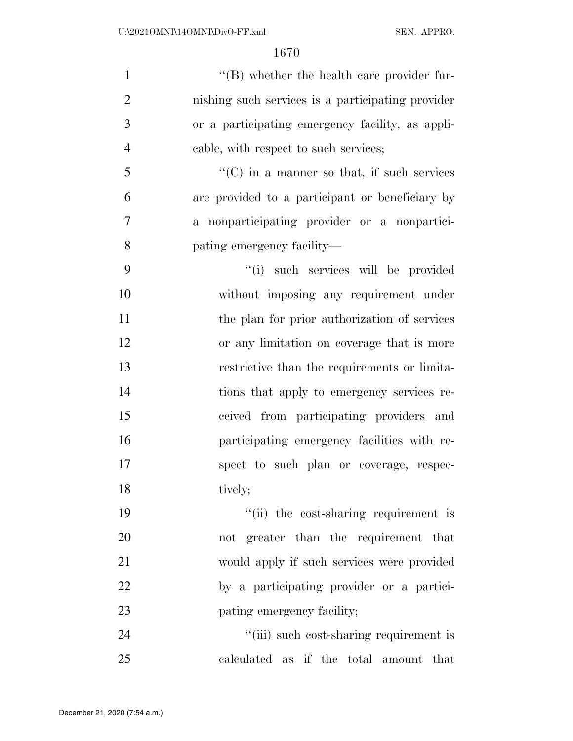''(B) whether the health care provider furnishing such services is a participating provider or a participating emergency facility, as applicable, with respect to such services;

''(C) in a manner so that, if such services are provided to a participant or beneficiary by a nonparticipating provider or a nonparticipating emergency facility—

''(i) such services will be provided without imposing any requirement under the plan for prior authorization of services or any limitation on coverage that is more restrictive than the requirements or limitations that apply to emergency services received from participating providers and participating emergency facilities with respect to such plan or coverage, respectively;

''(ii) the cost-sharing requirement is not greater than the requirement that would apply if such services were provided by a participating provider or a participating emergency facility;

''(iii) such cost-sharing requirement is calculated as if the total amount that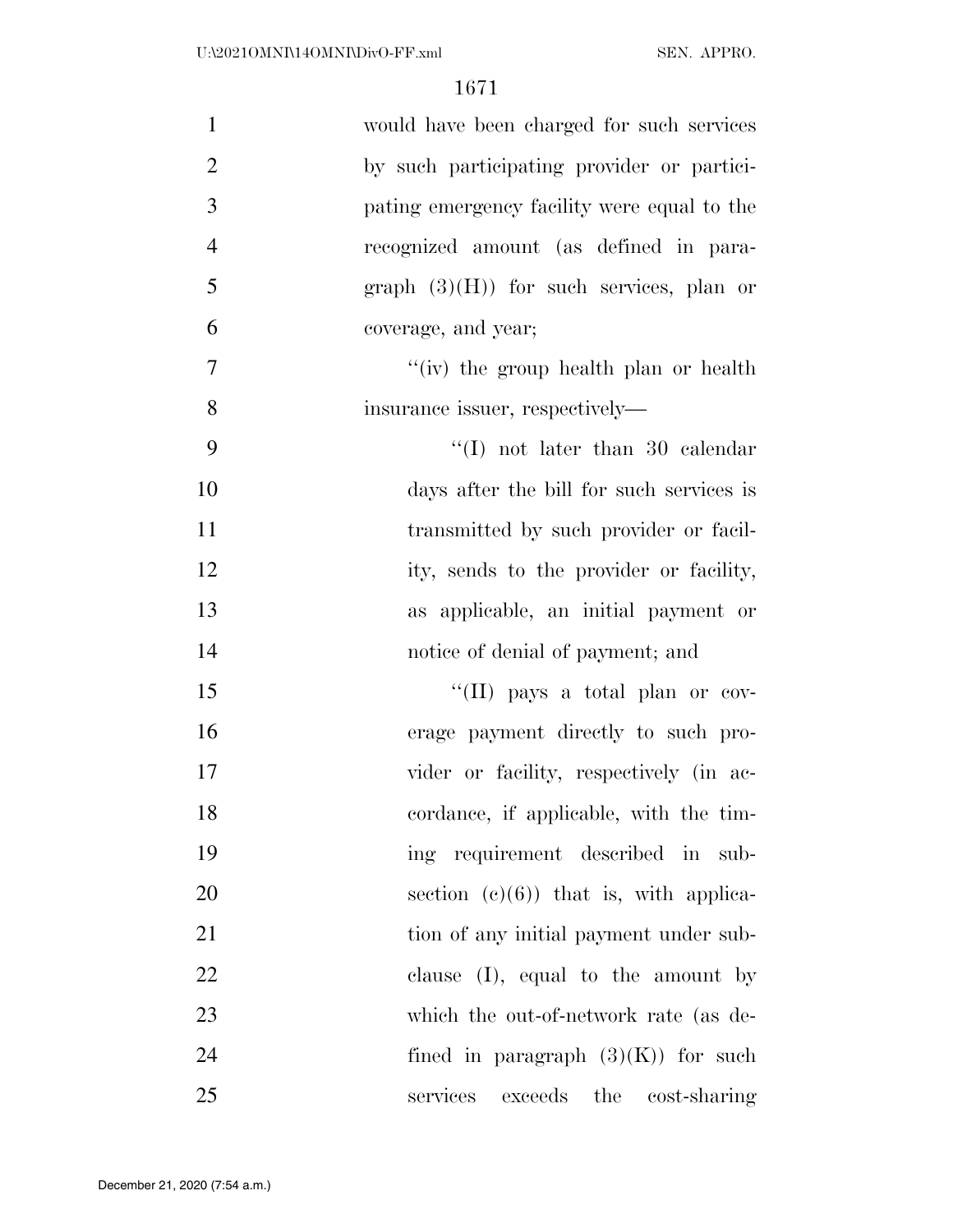would have been charged for such services by such participating provider or participating emergency facility were equal to the recognized amount (as defined in paragraph (3)(H)) for such services, plan or coverage, and year;

''(iv) the group health plan or health insurance issuer, respectively—

''(I) not later than 30 calendar days after the bill for such services is transmitted by such provider or facility, sends to the provider or facility, as applicable, an initial payment or notice of denial of payment; and

''(II) pays a total plan or coverage payment directly to such provider or facility, respectively (in accordance, if applicable, with the timing requirement described in subsection (c)(6)) that is, with application of any initial payment under subclause (I), equal to the amount by which the out-of-network rate (as defined in paragraph (3)(K)) for such services exceeds the cost-sharing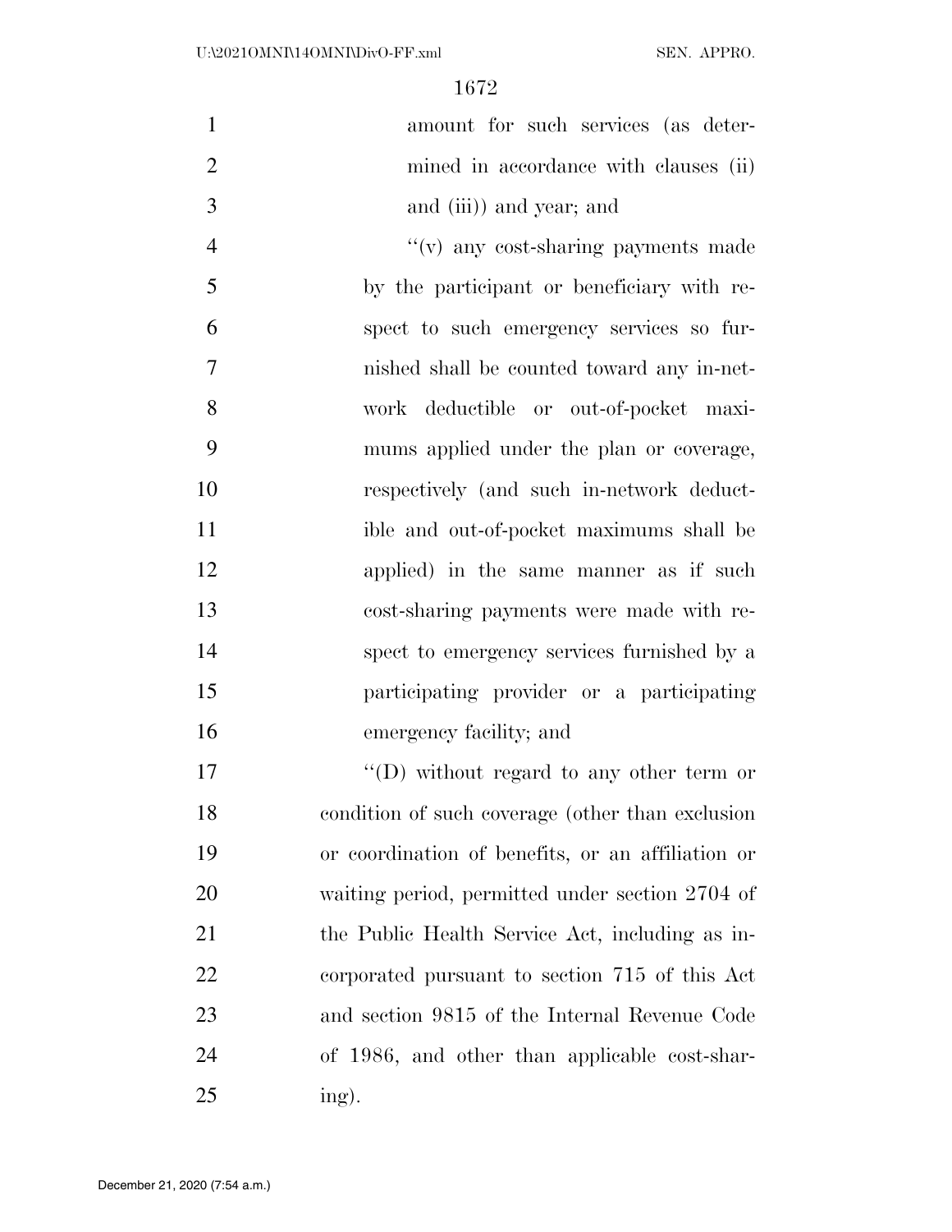amount for such services (as determined in accordance with clauses (ii) and (iii)) and year; and

''(v) any cost-sharing payments made by the participant or beneficiary with respect to such emergency services so furnished shall be counted toward any in-network deductible or out-of-pocket maximums applied under the plan or coverage, respectively (and such in-network deductible and out-of-pocket maximums shall be applied) in the same manner as if such cost-sharing payments were made with respect to emergency services furnished by a participating provider or a participating emergency facility; and

''(D) without regard to any other term or condition of such coverage (other than exclusion or coordination of benefits, or an affiliation or waiting period, permitted under section 2704 of the Public Health Service Act, including as incorporated pursuant to section 715 of this Act and section 9815 of the Internal Revenue Code of 1986, and other than applicable cost-sharing).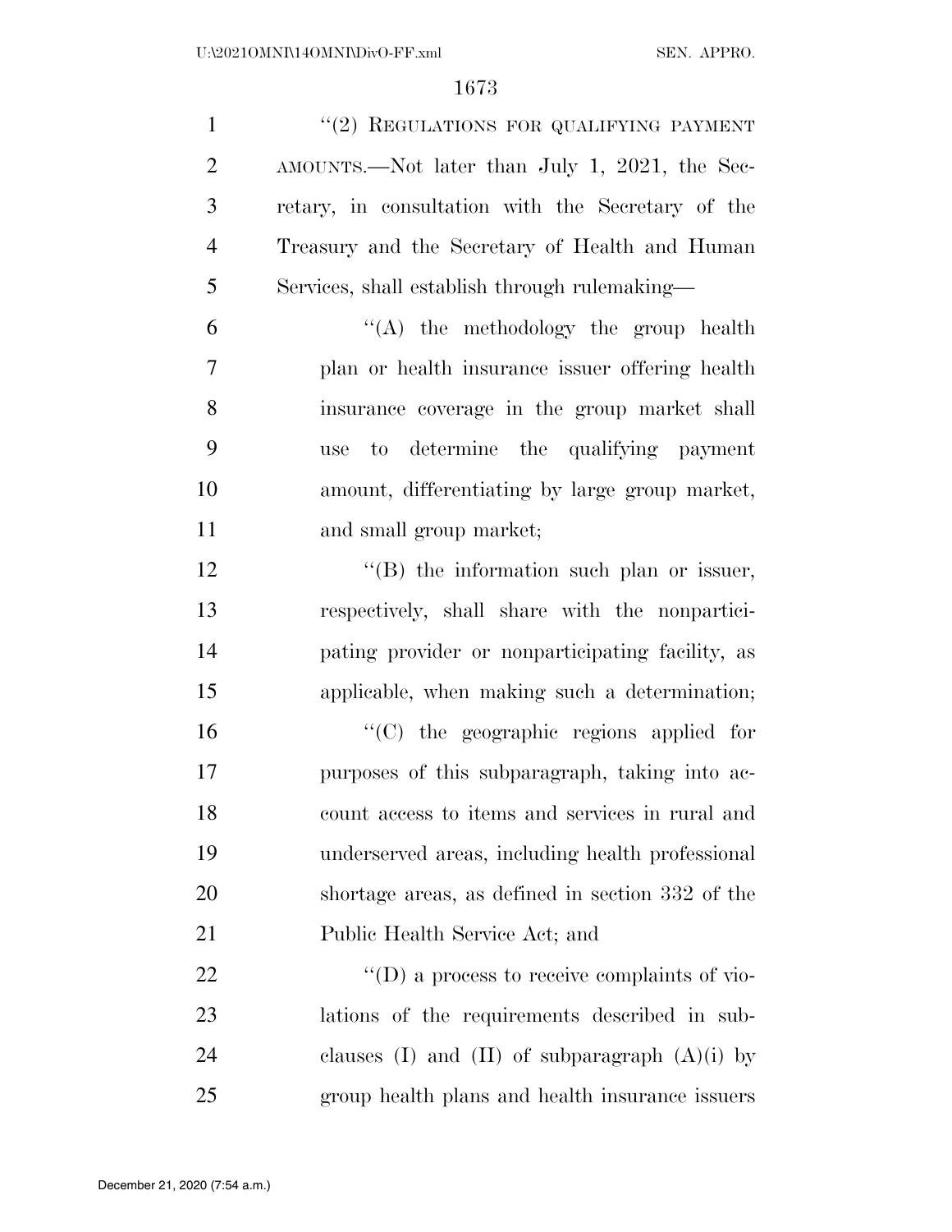"(2) REGULATIONS FOR QUALIFYING PAYMENT AMOUNTS.—Not later than July 1, 2021, the Secretary, in consultation with the Secretary of the Treasury and the Secretary of Health and Human Services, shall establish through rulemaking—

"(A) the methodology the group health plan or health insurance issuer offering health insurance coverage in the group market shall use to determine the qualifying payment amount, differentiating by large group market, and small group market;

"(B) the information such plan or issuer, respectively, shall share with the nonparticipating provider or nonparticipating facility, as applicable, when making such a determination;

"(C) the geographic regions applied for purposes of this subparagraph, taking into account access to items and services in rural and underserved areas, including health professional shortage areas, as defined in section 332 of the Public Health Service Act; and

"(D) a process to receive complaints of violations of the requirements described in subclauses (I) and (II) of subparagraph (A)(i) by group health plans and health insurance issuers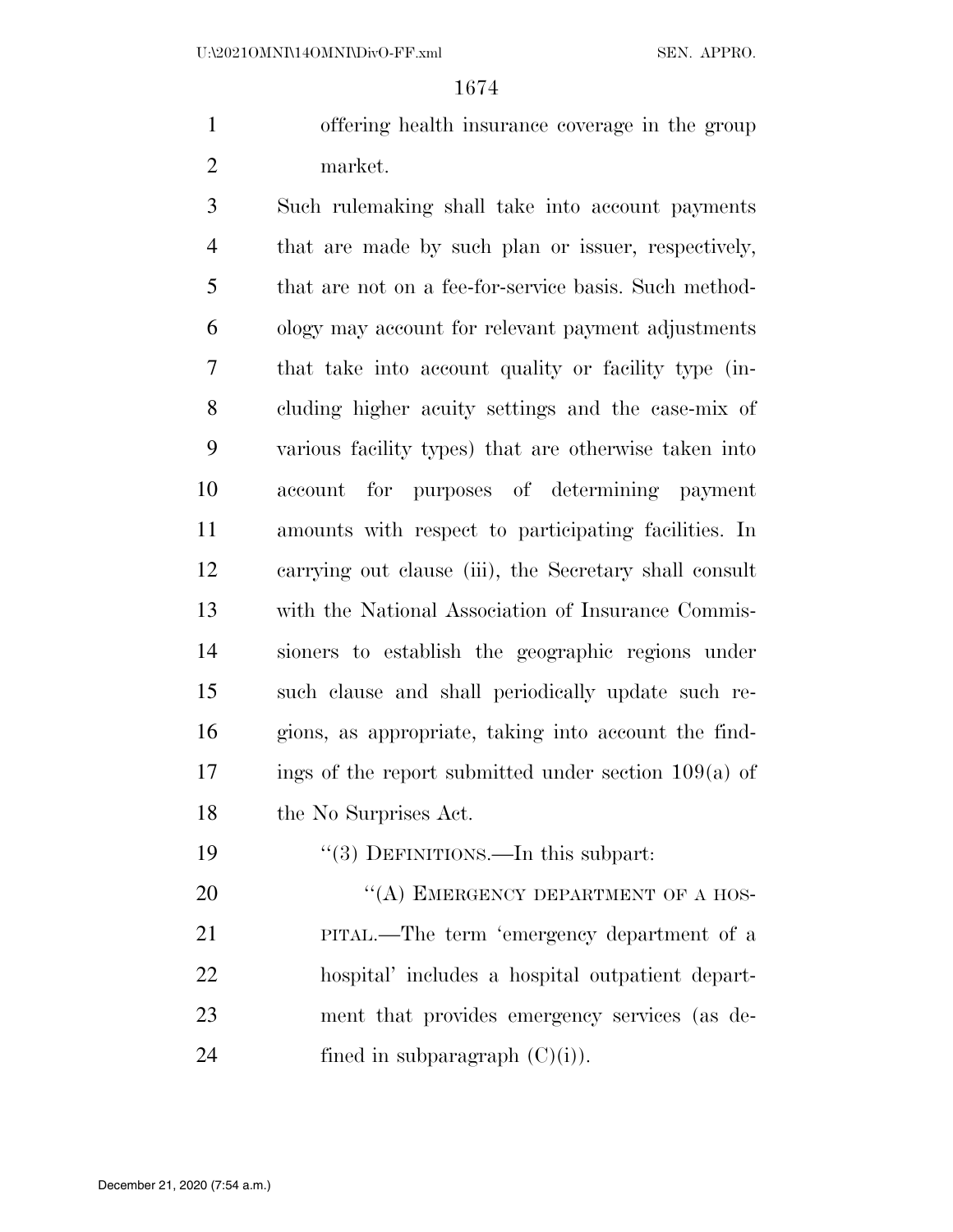offering health insurance coverage in the group market.

Such rulemaking shall take into account payments that are made by such plan or issuer, respectively, that are not on a fee-for-service basis. Such methodology may account for relevant payment adjustments that take into account quality or facility type (including higher acuity settings and the case-mix of various facility types) that are otherwise taken into account for purposes of determining payment amounts with respect to participating facilities. In carrying out clause (iii), the Secretary shall consult with the National Association of Insurance Commissioners to establish the geographic regions under such clause and shall periodically update such regions, as appropriate, taking into account the findings of the report submitted under section 109(a) of the No Surprises Act.

"(3) DEFINITIONS.—In this subpart:

"(A) EMERGENCY DEPARTMENT OF A HOSPITAL.—The term 'emergency department of a hospital' includes a hospital outpatient department that provides emergency services (as defined in subparagraph (C)(i)).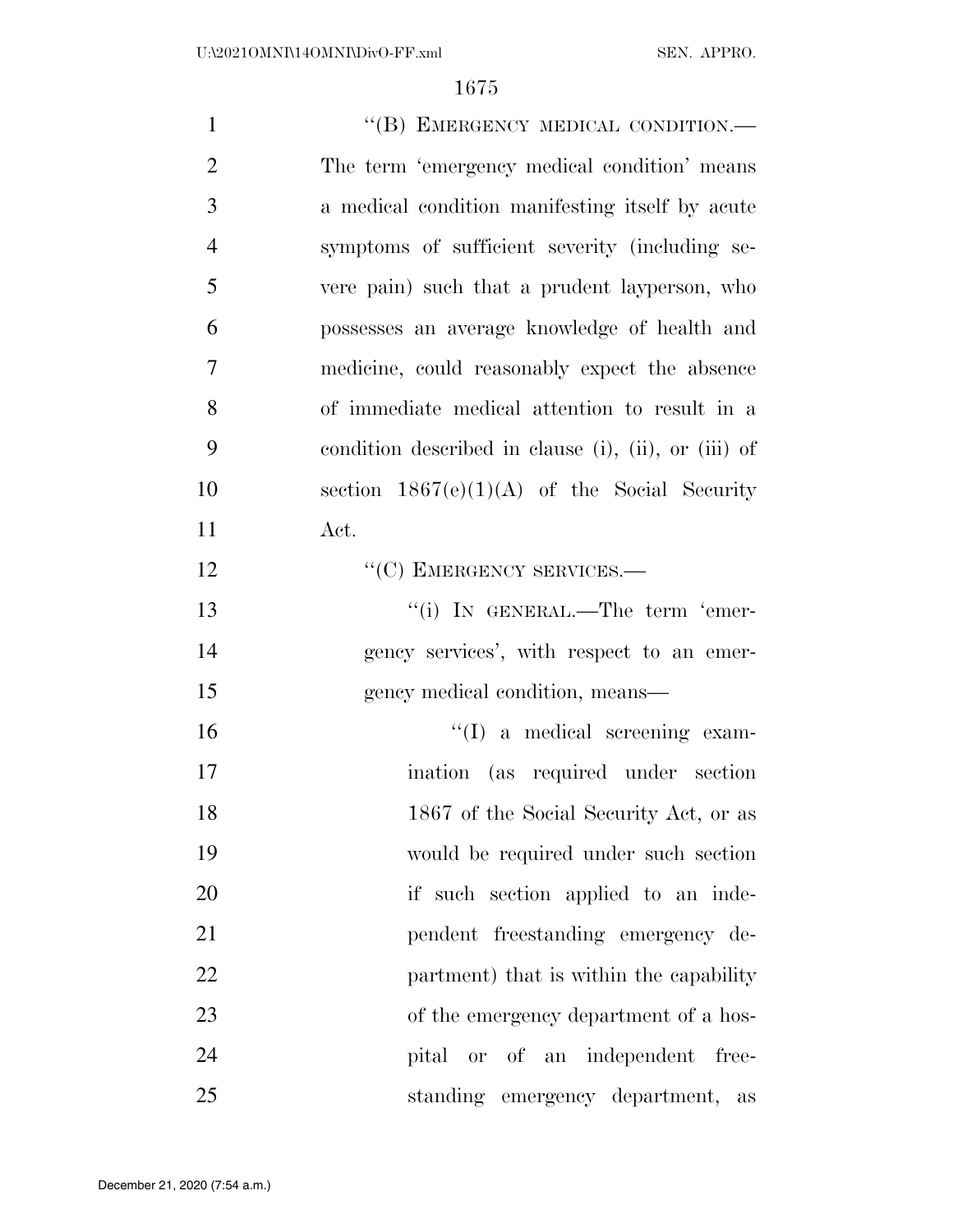"(B) EMERGENCY MEDICAL CONDITION.— The term 'emergency medical condition' means a medical condition manifesting itself by acute symptoms of sufficient severity (including severe pain) such that a prudent layperson, who possesses an average knowledge of health and medicine, could reasonably expect the absence of immediate medical attention to result in a condition described in clause (i), (ii), or (iii) of section 1867(e)(1)(A) of the Social Security Act.

"(C) EMERGENCY SERVICES.—

"(i) IN GENERAL.—The term 'emergency services', with respect to an emergency medical condition, means—

"(I) a medical screening examination (as required under section 1867 of the Social Security Act, or as would be required under such section if such section applied to an independent freestanding emergency department) that is within the capability of the emergency department of a hospital or of an independent freestanding emergency department, as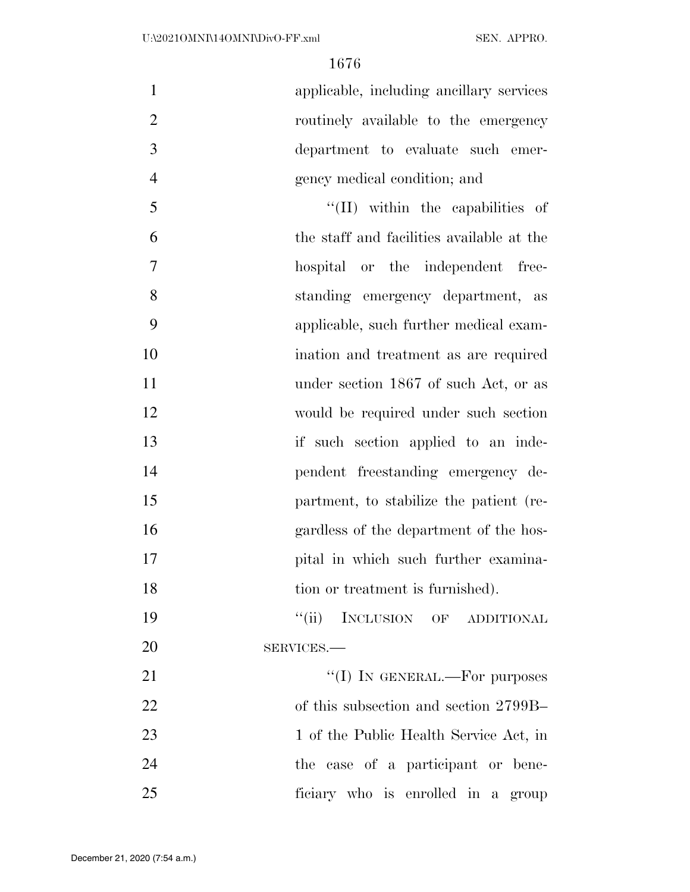applicable, including ancillary services routinely available to the emergency department to evaluate such emergency medical condition; and

''(II) within the capabilities of the staff and facilities available at the hospital or the independent freestanding emergency department, as applicable, such further medical examination and treatment as are required under section 1867 of such Act, or as would be required under such section if such section applied to an independent freestanding emergency department, to stabilize the patient (regardless of the department of the hospital in which such further examination or treatment is furnished).

''(ii) INCLUSION OF ADDITIONAL SERVICES.—

''(I) IN GENERAL.—For purposes of this subsection and section 2799B–1 of the Public Health Service Act, in the case of a participant or beneficiary who is enrolled in a group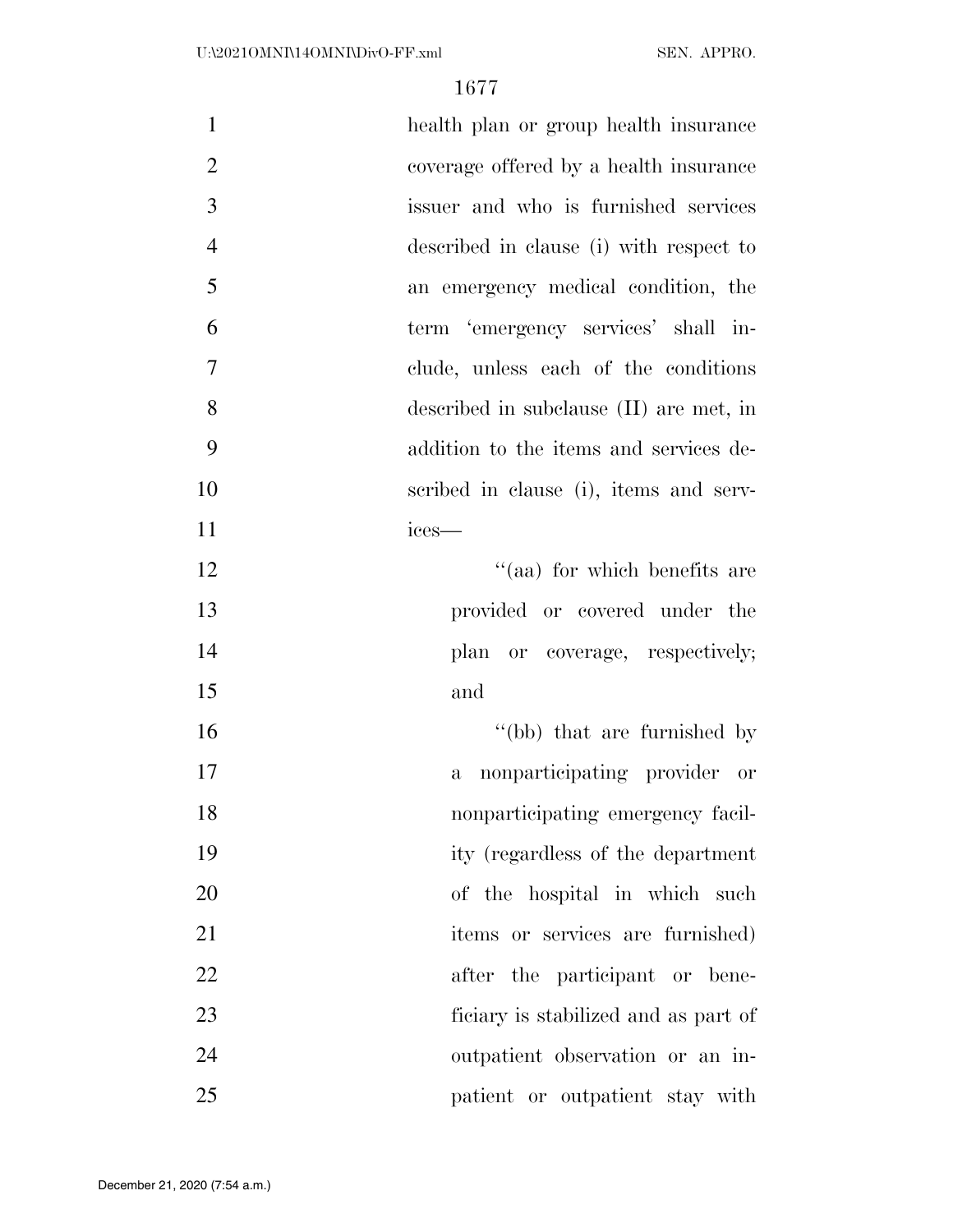health plan or group health insurance coverage offered by a health insurance issuer and who is furnished services described in clause (i) with respect to an emergency medical condition, the term 'emergency services' shall include, unless each of the conditions described in subclause (II) are met, in addition to the items and services described in clause (i), items and services—

"(aa) for which benefits are provided or covered under the plan or coverage, respectively; and

"(bb) that are furnished by a nonparticipating provider or nonparticipating emergency facility (regardless of the department of the hospital in which such items or services are furnished) after the participant or beneficiary is stabilized and as part of outpatient observation or an inpatient or outpatient stay with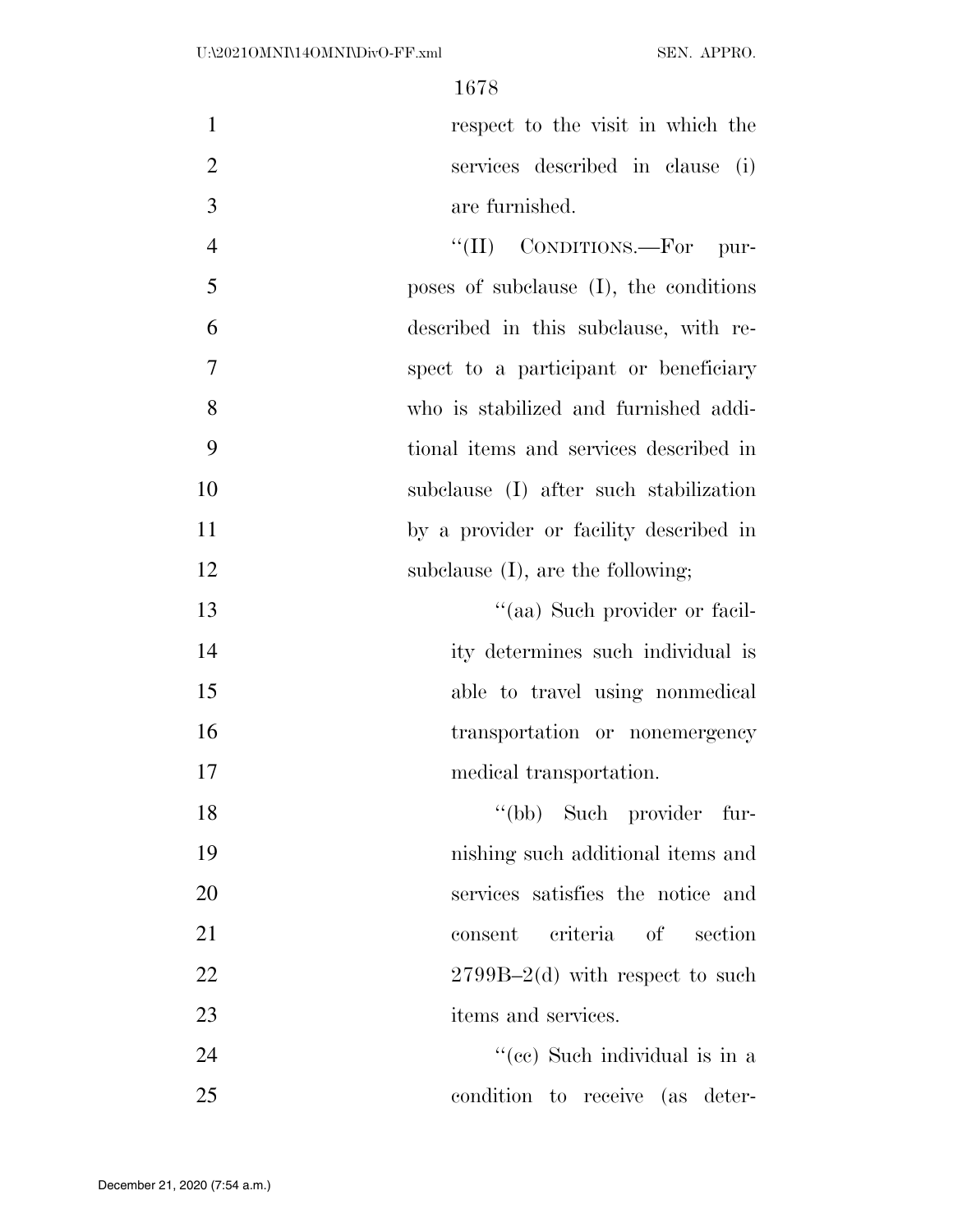respect to the visit in which the services described in clause (i) are furnished.

"(II) CONDITIONS.—For purposes of subclause (I), the conditions described in this subclause, with respect to a participant or beneficiary who is stabilized and furnished additional items and services described in subclause (I) after such stabilization by a provider or facility described in subclause (I), are the following;

"(aa) Such provider or facility determines such individual is able to travel using nonmedical transportation or nonemergency medical transportation.

"(bb) Such provider furnishing such additional items and services satisfies the notice and consent criteria of section 2799B–2(d) with respect to such items and services.

"(cc) Such individual is in a condition to receive (as deter-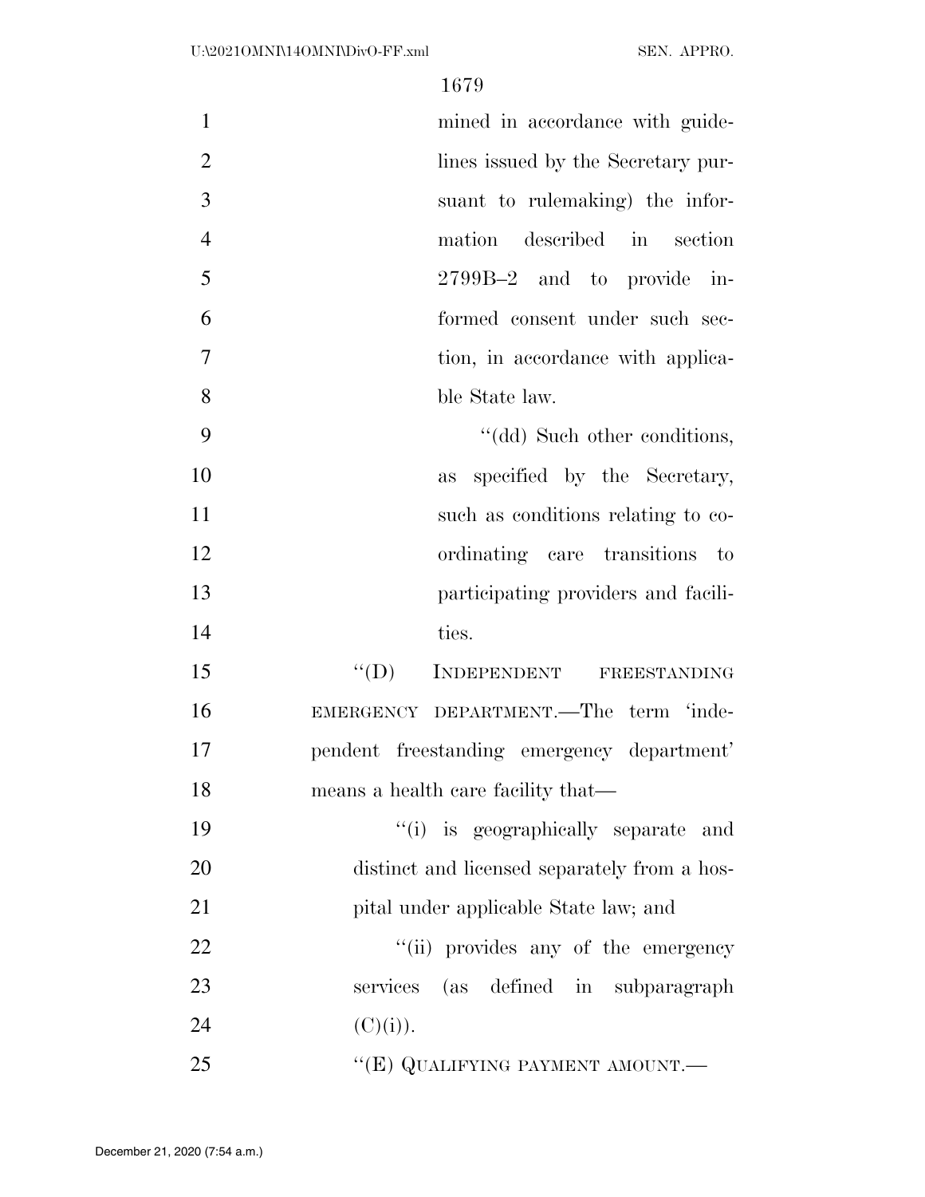mined in accordance with guidelines issued by the Secretary pursuant to rulemaking) the information described in section 2799B–2 and to provide informed consent under such section, in accordance with applicable State law.

''(dd) Such other conditions, as specified by the Secretary, such as conditions relating to coordinating care transitions to participating providers and facilities.

''(D) INDEPENDENT FREESTANDING EMERGENCY DEPARTMENT.—The term 'independent freestanding emergency department' means a health care facility that—

''(i) is geographically separate and distinct and licensed separately from a hospital under applicable State law; and

''(ii) provides any of the emergency services (as defined in subparagraph (C)(i)).

''(E) QUALIFYING PAYMENT AMOUNT.—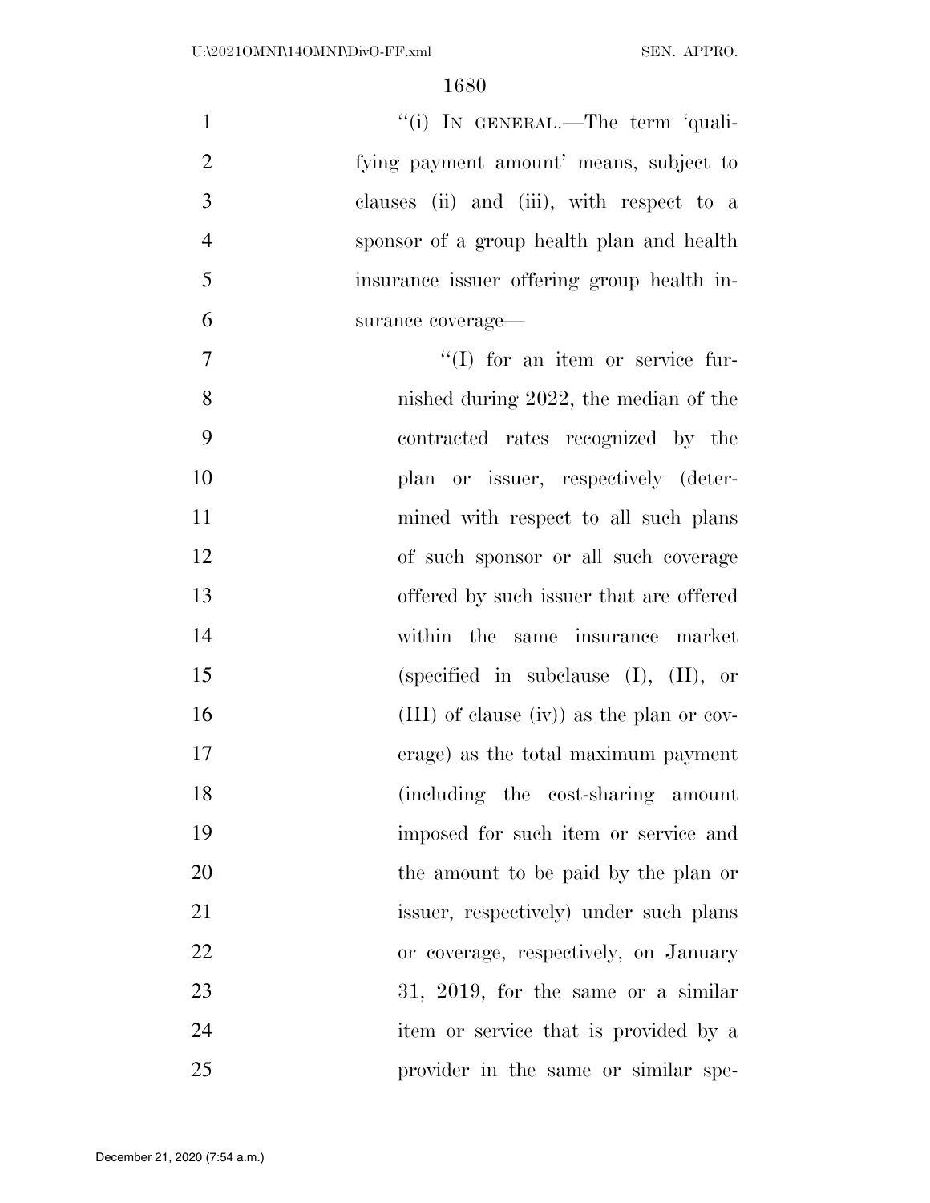"(i) IN GENERAL.—The term 'qualifying payment amount' means, subject to clauses (ii) and (iii), with respect to a sponsor of a group health plan and health insurance issuer offering group health insurance coverage—

"(I) for an item or service furnished during 2022, the median of the contracted rates recognized by the plan or issuer, respectively (determined with respect to all such plans of such sponsor or all such coverage offered by such issuer that are offered within the same insurance market (specified in subclause (I), (II), or (III) of clause (iv)) as the plan or coverage) as the total maximum payment (including the cost-sharing amount imposed for such item or service and the amount to be paid by the plan or issuer, respectively) under such plans or coverage, respectively, on January 31, 2019, for the same or a similar item or service that is provided by a provider in the same or similar spe-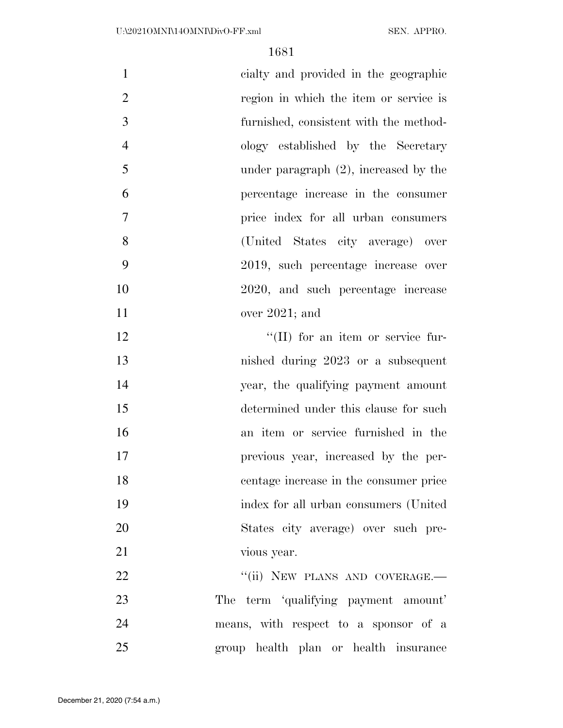cialty and provided in the geographic region in which the item or service is furnished, consistent with the methodology established by the Secretary under paragraph (2), increased by the percentage increase in the consumer price index for all urban consumers (United States city average) over 2019, such percentage increase over 2020, and such percentage increase over 2021; and

"(II) for an item or service furnished during 2023 or a subsequent year, the qualifying payment amount determined under this clause for such an item or service furnished in the previous year, increased by the percentage increase in the consumer price index for all urban consumers (United States city average) over such previous year.

"(ii) NEW PLANS AND COVERAGE.—The term 'qualifying payment amount' means, with respect to a sponsor of a group health plan or health insurance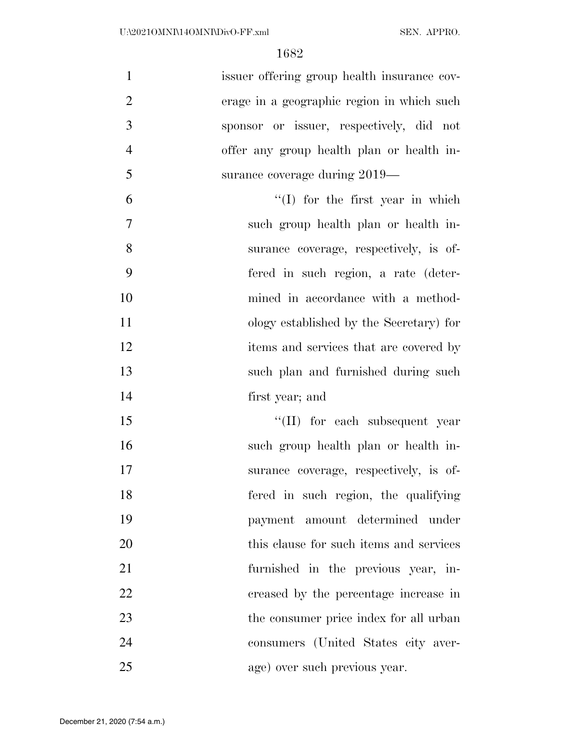issuer offering group health insurance coverage in a geographic region in which such sponsor or issuer, respectively, did not offer any group health plan or health insurance coverage during 2019—

"(I) for the first year in which such group health plan or health insurance coverage, respectively, is offered in such region, a rate (determined in accordance with a methodology established by the Secretary) for items and services that are covered by such plan and furnished during such first year; and

"(II) for each subsequent year such group health plan or health insurance coverage, respectively, is offered in such region, the qualifying payment amount determined under this clause for such items and services furnished in the previous year, increased by the percentage increase in the consumer price index for all urban consumers (United States city average) over such previous year.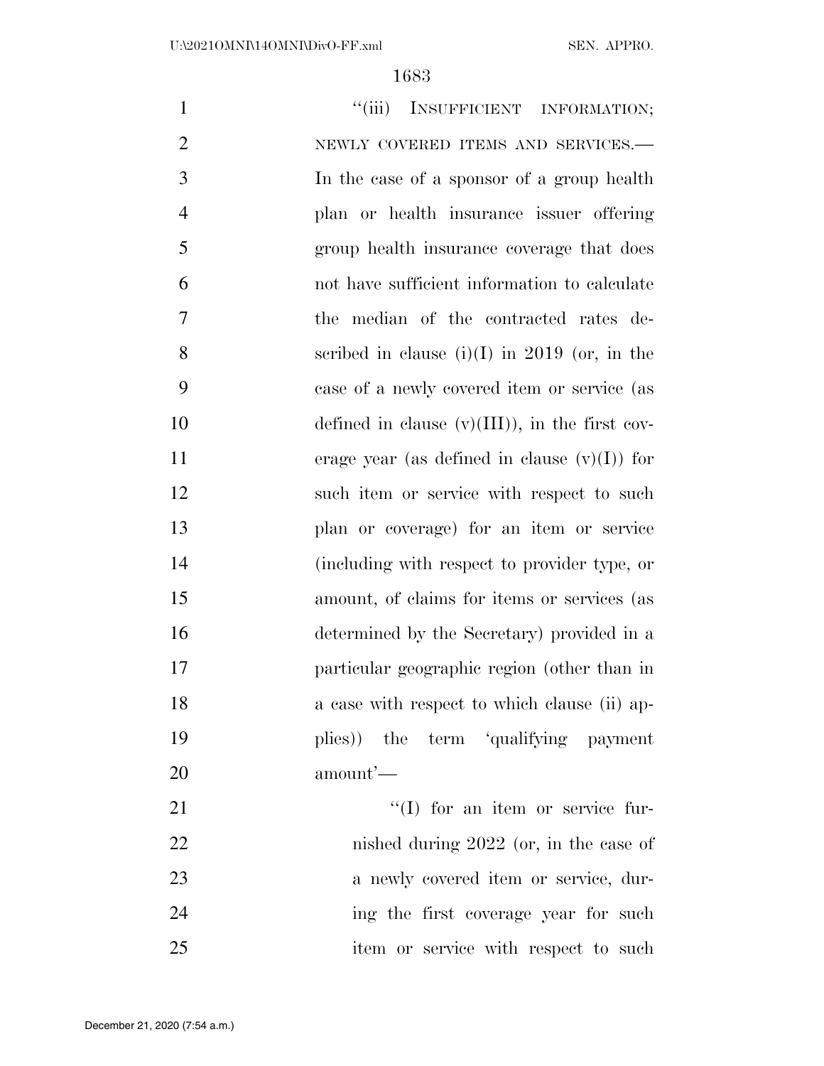"(iii) INSUFFICIENT INFORMATION; NEWLY COVERED ITEMS AND SERVICES.— In the case of a sponsor of a group health plan or health insurance issuer offering group health insurance coverage that does not have sufficient information to calculate the median of the contracted rates described in clause (i)(I) in 2019 (or, in the case of a newly covered item or service (as defined in clause (v)(III)), in the first coverage year (as defined in clause (v)(I)) for such item or service with respect to such plan or coverage) for an item or service (including with respect to provider type, or amount, of claims for items or services (as determined by the Secretary) provided in a particular geographic region (other than in a case with respect to which clause (ii) applies)) the term 'qualifying payment amount'—

"(I) for an item or service furnished during 2022 (or, in the case of a newly covered item or service, during the first coverage year for such item or service with respect to such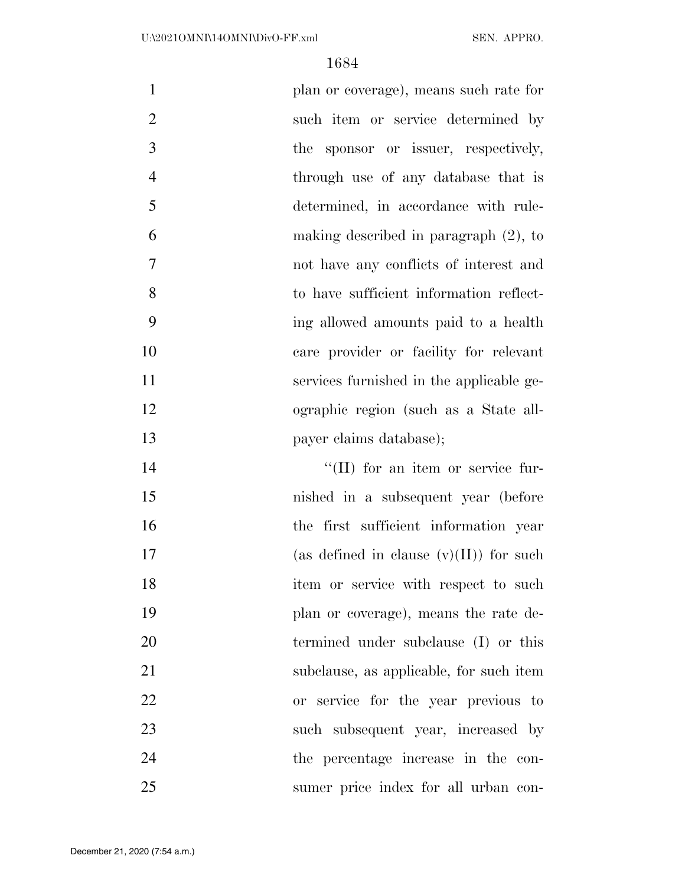plan or coverage), means such rate for such item or service determined by the sponsor or issuer, respectively, through use of any database that is determined, in accordance with rulemaking described in paragraph (2), to not have any conflicts of interest and to have sufficient information reflecting allowed amounts paid to a health care provider or facility for relevant services furnished in the applicable geographic region (such as a State all-payer claims database);

''(II) for an item or service furnished in a subsequent year (before the first sufficient information year (as defined in clause (v)(II)) for such item or service with respect to such plan or coverage), means the rate determined under subclause (I) or this subclause, as applicable, for such item or service for the year previous to such subsequent year, increased by the percentage increase in the consumer price index for all urban con-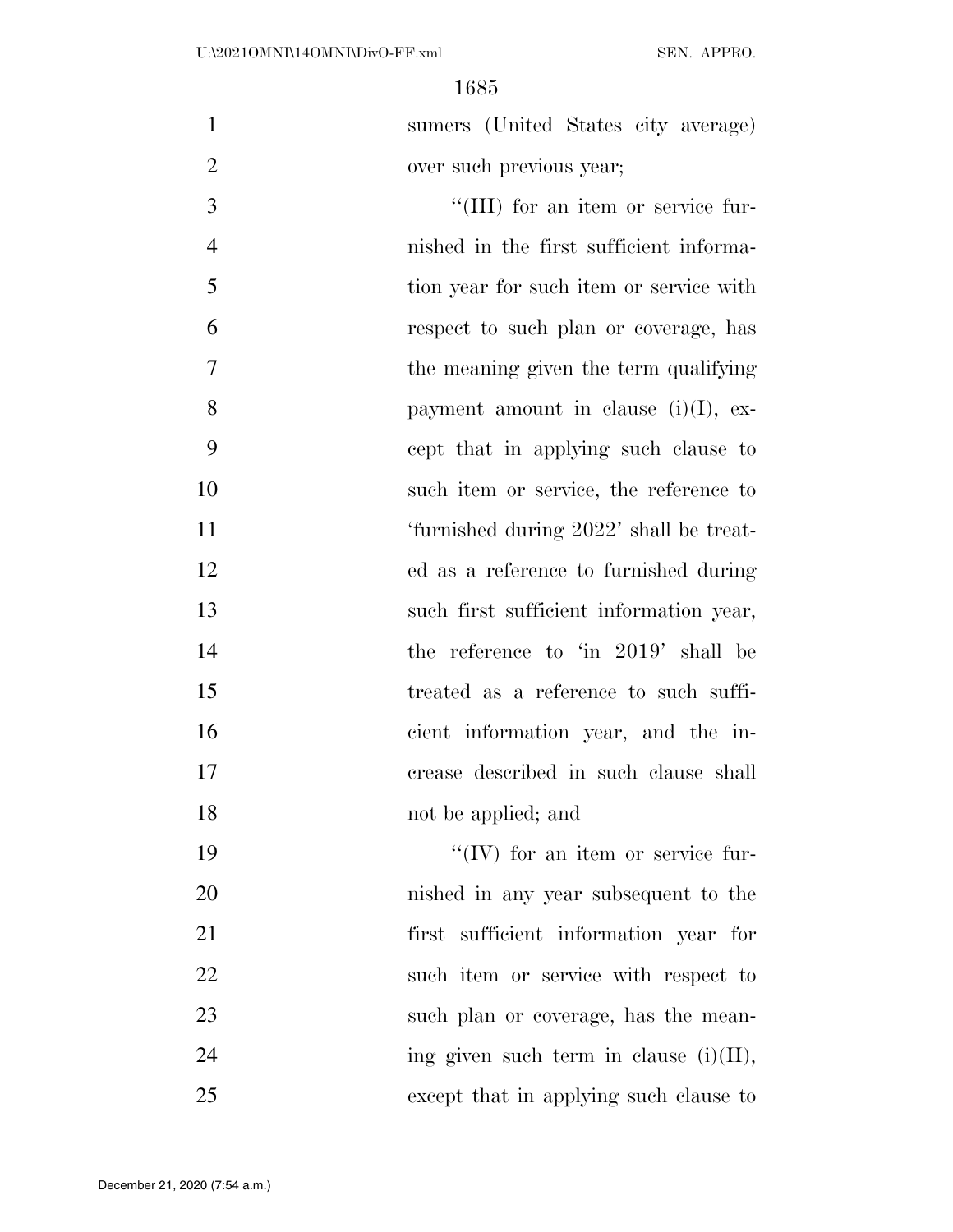sumers (United States city average) over such previous year;

''(III) for an item or service furnished in the first sufficient information year for such item or service with respect to such plan or coverage, has the meaning given the term qualifying payment amount in clause (i)(I), except that in applying such clause to such item or service, the reference to 'furnished during 2022' shall be treated as a reference to furnished during such first sufficient information year, the reference to 'in 2019' shall be treated as a reference to such sufficient information year, and the increase described in such clause shall not be applied; and

''(IV) for an item or service furnished in any year subsequent to the first sufficient information year for such item or service with respect to such plan or coverage, has the meaning given such term in clause (i)(II), except that in applying such clause to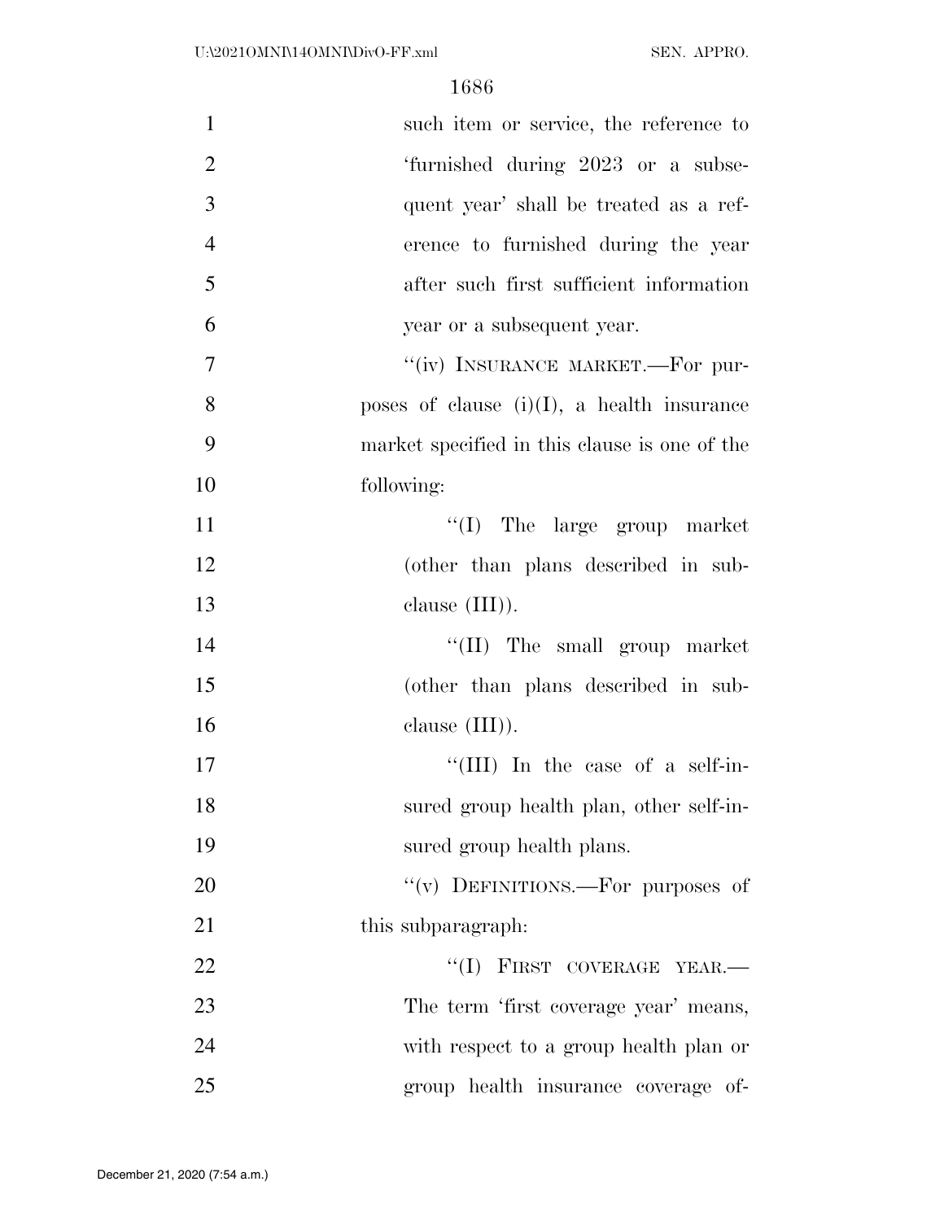such item or service, the reference to 'furnished during 2023 or a subsequent year' shall be treated as a reference to furnished during the year after such first sufficient information year or a subsequent year.

"(iv) INSURANCE MARKET.—For purposes of clause (i)(I), a health insurance market specified in this clause is one of the following:

"(I) The large group market (other than plans described in subclause (III)).

"(II) The small group market (other than plans described in subclause (III)).

"(III) In the case of a self-insured group health plan, other self-insured group health plans.

"(v) DEFINITIONS.—For purposes of this subparagraph:

"(I) FIRST COVERAGE YEAR.— The term 'first coverage year' means, with respect to a group health plan or group health insurance coverage of-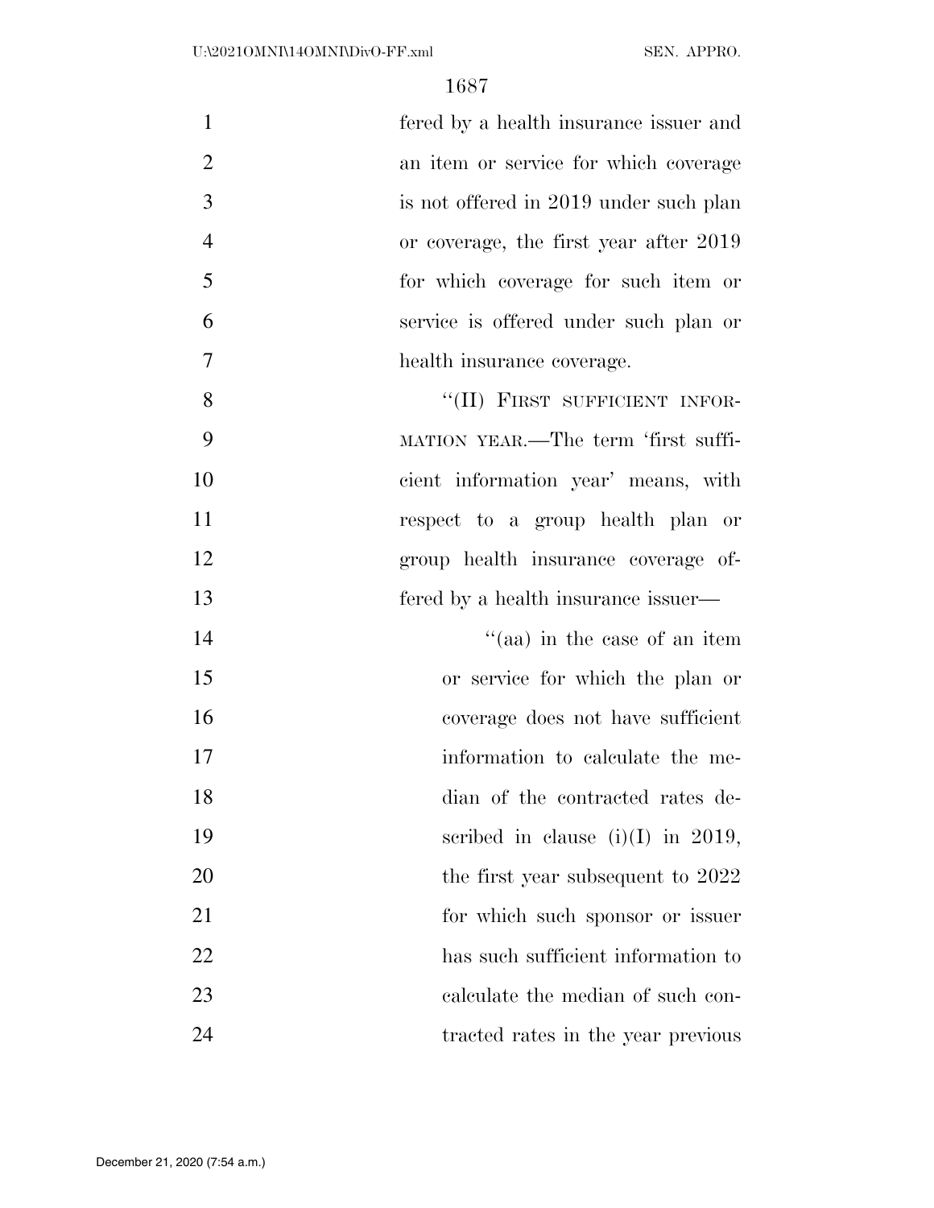fered by a health insurance issuer and an item or service for which coverage is not offered in 2019 under such plan or coverage, the first year after 2019 for which coverage for such item or service is offered under such plan or health insurance coverage.

"(II) FIRST SUFFICIENT INFORMATION YEAR.—The term 'first sufficient information year' means, with respect to a group health plan or group health insurance coverage offered by a health insurance issuer—

"(aa) in the case of an item or service for which the plan or coverage does not have sufficient information to calculate the median of the contracted rates described in clause (i)(I) in 2019, the first year subsequent to 2022 for which such sponsor or issuer has such sufficient information to calculate the median of such contracted rates in the year previous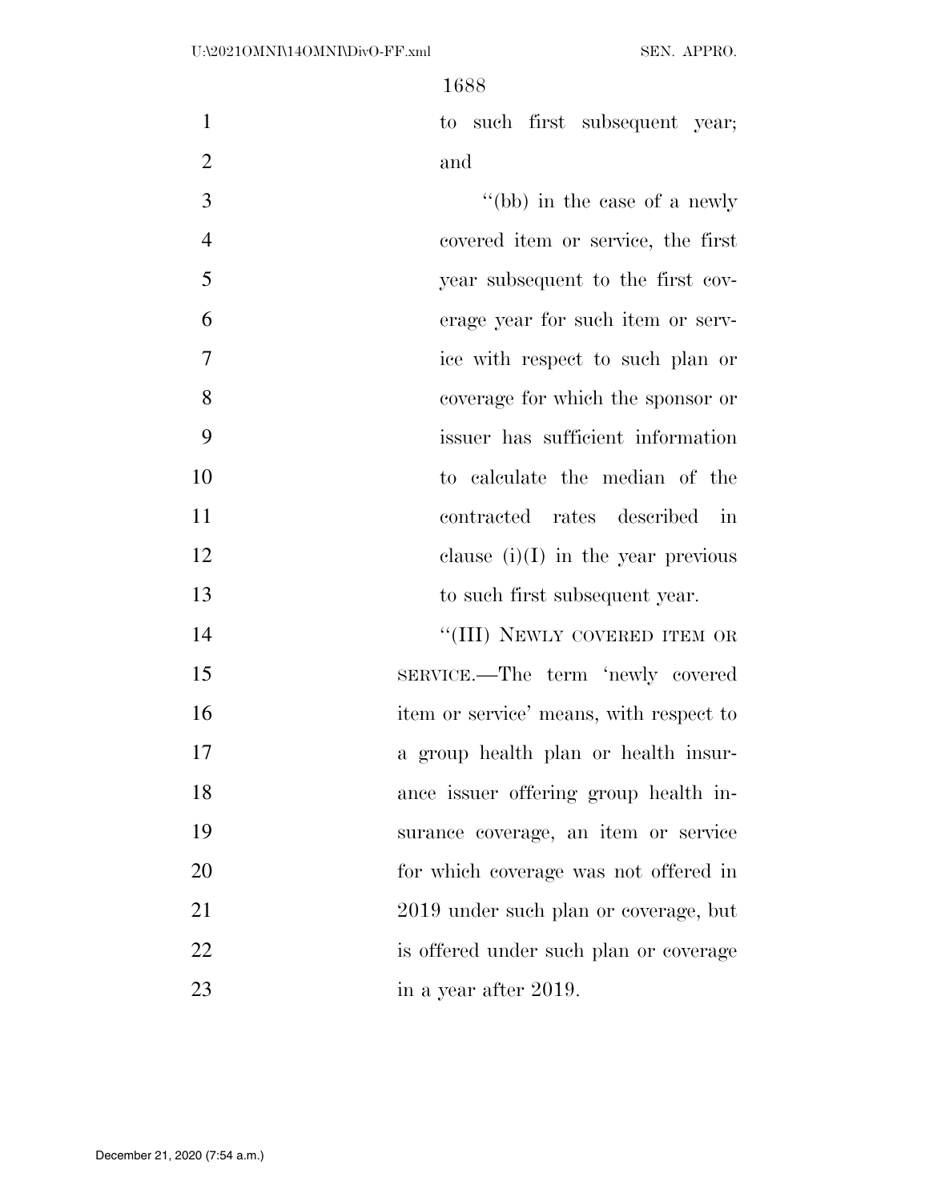to such first subsequent year; and

''(bb) in the case of a newly covered item or service, the first year subsequent to the first coverage year for such item or service with respect to such plan or coverage for which the sponsor or issuer has sufficient information to calculate the median of the contracted rates described in clause (i)(I) in the year previous to such first subsequent year.

''(III) NEWLY COVERED ITEM OR SERVICE.—The term 'newly covered item or service' means, with respect to a group health plan or health insurance issuer offering group health insurance coverage, an item or service for which coverage was not offered in 2019 under such plan or coverage, but is offered under such plan or coverage in a year after 2019.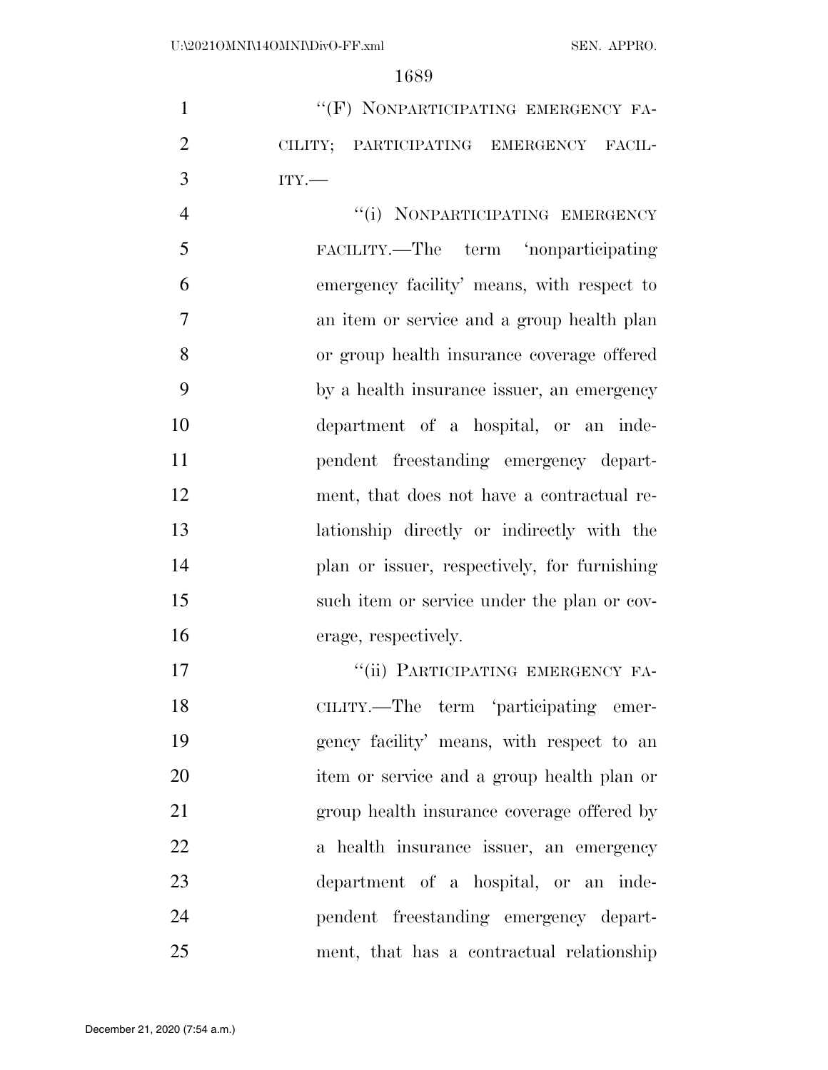"(F) NONPARTICIPATING EMERGENCY FACILITY; PARTICIPATING EMERGENCY FACILITY.—

"(i) NONPARTICIPATING EMERGENCY FACILITY.—The term 'nonparticipating emergency facility' means, with respect to an item or service and a group health plan or group health insurance coverage offered by a health insurance issuer, an emergency department of a hospital, or an independent freestanding emergency department, that does not have a contractual relationship directly or indirectly with the plan or issuer, respectively, for furnishing such item or service under the plan or coverage, respectively.

"(ii) PARTICIPATING EMERGENCY FACILITY.—The term 'participating emergency facility' means, with respect to an item or service and a group health plan or group health insurance coverage offered by a health insurance issuer, an emergency department of a hospital, or an independent freestanding emergency department, that has a contractual relationship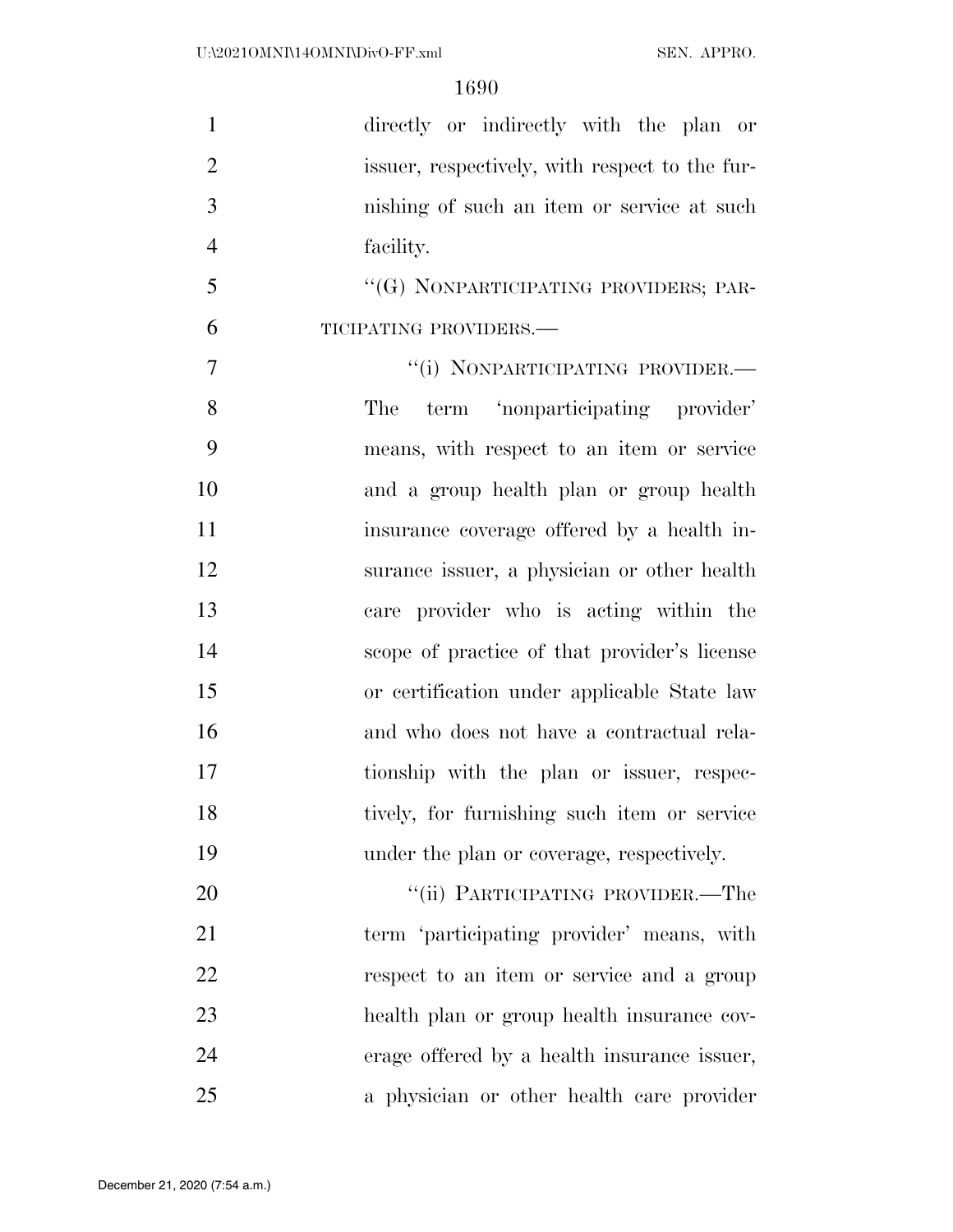directly or indirectly with the plan or issuer, respectively, with respect to the furnishing of such an item or service at such facility.

"(G) NONPARTICIPATING PROVIDERS; PARTICIPATING PROVIDERS.—

"(i) NONPARTICIPATING PROVIDER.— The term 'nonparticipating provider' means, with respect to an item or service and a group health plan or group health insurance coverage offered by a health insurance issuer, a physician or other health care provider who is acting within the scope of practice of that provider's license or certification under applicable State law and who does not have a contractual relationship with the plan or issuer, respectively, for furnishing such item or service under the plan or coverage, respectively.

"(ii) PARTICIPATING PROVIDER.—The term 'participating provider' means, with respect to an item or service and a group health plan or group health insurance coverage offered by a health insurance issuer, a physician or other health care provider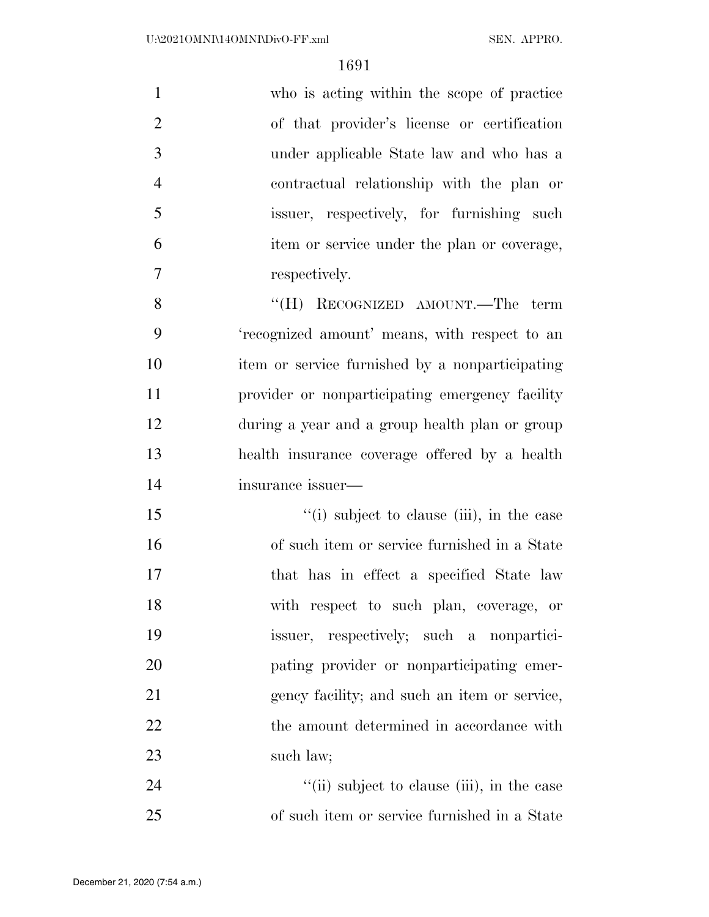who is acting within the scope of practice of that provider's license or certification under applicable State law and who has a contractual relationship with the plan or issuer, respectively, for furnishing such item or service under the plan or coverage, respectively.

"(H) RECOGNIZED AMOUNT.—The term 'recognized amount' means, with respect to an item or service furnished by a nonparticipating provider or nonparticipating emergency facility during a year and a group health plan or group health insurance coverage offered by a health insurance issuer—

"(i) subject to clause (iii), in the case of such item or service furnished in a State that has in effect a specified State law with respect to such plan, coverage, or issuer, respectively; such a nonparticipating provider or nonparticipating emergency facility; and such an item or service, the amount determined in accordance with such law;

"(ii) subject to clause (iii), in the case of such item or service furnished in a State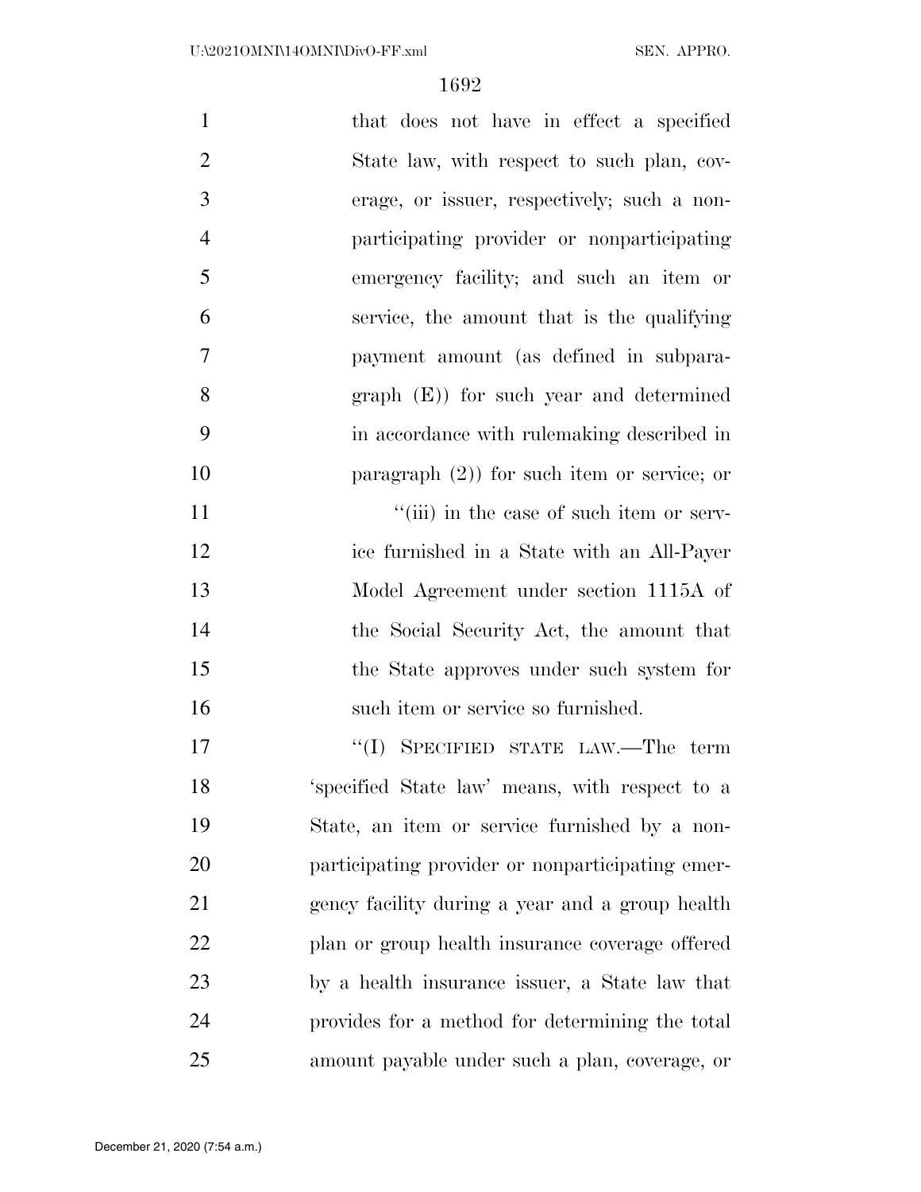that does not have in effect a specified State law, with respect to such plan, coverage, or issuer, respectively; such a nonparticipating provider or nonparticipating emergency facility; and such an item or service, the amount that is the qualifying payment amount (as defined in subparagraph (E)) for such year and determined in accordance with rulemaking described in paragraph (2)) for such item or service; or

"(iii) in the case of such item or service furnished in a State with an All-Payer Model Agreement under section 1115A of the Social Security Act, the amount that the State approves under such system for such item or service so furnished.

"(I) SPECIFIED STATE LAW.—The term 'specified State law' means, with respect to a State, an item or service furnished by a nonparticipating provider or nonparticipating emergency facility during a year and a group health plan or group health insurance coverage offered by a health insurance issuer, a State law that provides for a method for determining the total amount payable under such a plan, coverage, or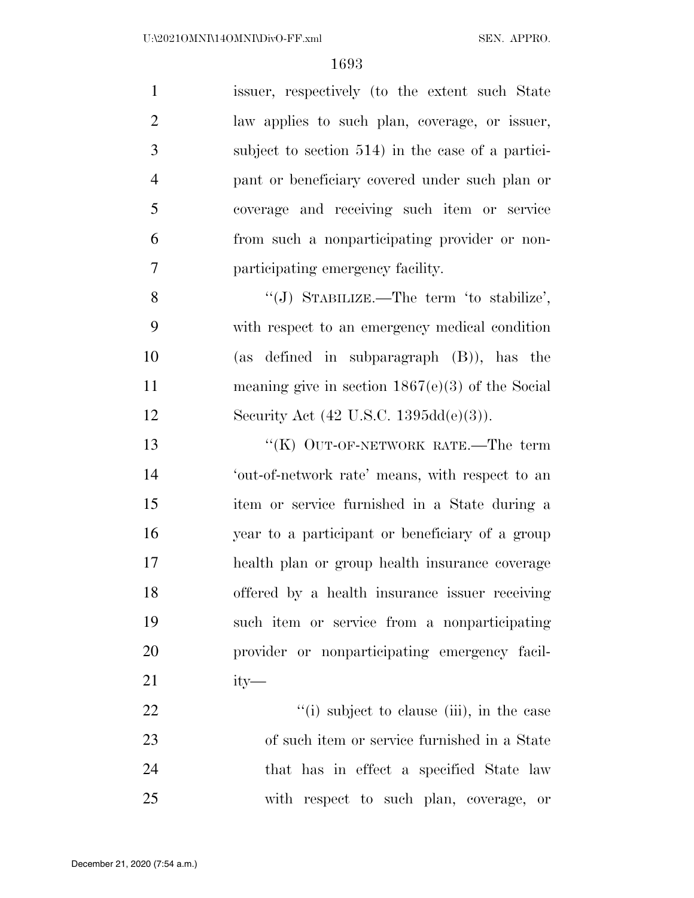issuer, respectively (to the extent such State law applies to such plan, coverage, or issuer, subject to section 514) in the case of a participant or beneficiary covered under such plan or coverage and receiving such item or service from such a nonparticipating provider or nonparticipating emergency facility.

"(J) STABILIZE.—The term 'to stabilize', with respect to an emergency medical condition (as defined in subparagraph (B)), has the meaning give in section 1867(e)(3) of the Social Security Act (42 U.S.C. 1395dd(e)(3)).

"(K) OUT-OF-NETWORK RATE.—The term 'out-of-network rate' means, with respect to an item or service furnished in a State during a year to a participant or beneficiary of a group health plan or group health insurance coverage offered by a health insurance issuer receiving such item or service from a nonparticipating provider or nonparticipating emergency facility—

"(i) subject to clause (iii), in the case of such item or service furnished in a State that has in effect a specified State law with respect to such plan, coverage, or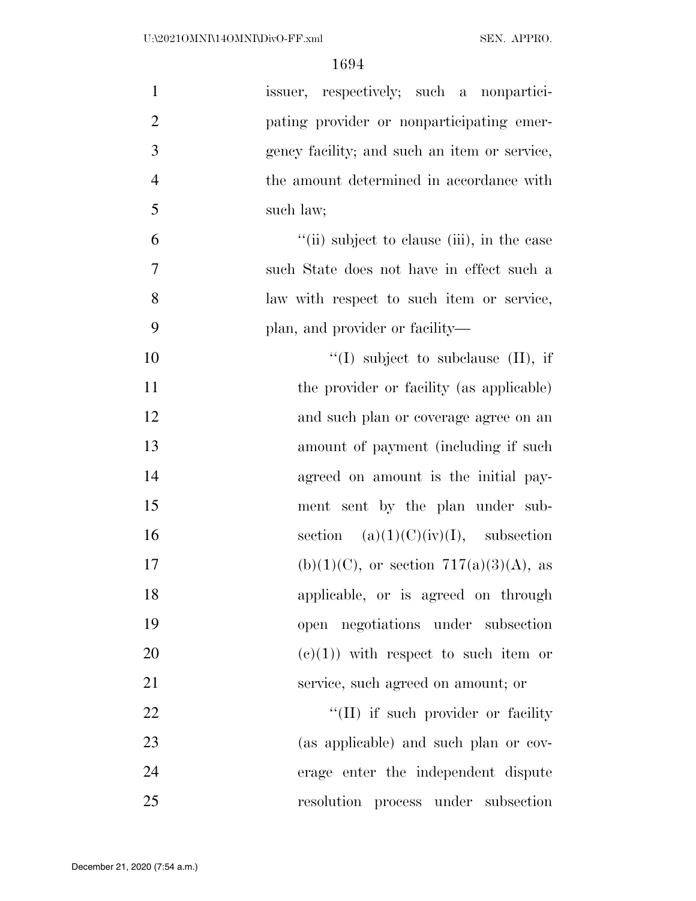issuer, respectively; such a nonparticipating provider or nonparticipating emergency facility; and such an item or service, the amount determined in accordance with such law;

''(ii) subject to clause (iii), in the case such State does not have in effect such a law with respect to such item or service, plan, and provider or facility—

''(I) subject to subclause (II), if the provider or facility (as applicable) and such plan or coverage agree on an amount of payment (including if such agreed on amount is the initial payment sent by the plan under subsection (a)(1)(C)(iv)(I), subsection (b)(1)(C), or section 717(a)(3)(A), as applicable, or is agreed on through open negotiations under subsection (c)(1)) with respect to such item or service, such agreed on amount; or

''(II) if such provider or facility (as applicable) and such plan or coverage enter the independent dispute resolution process under subsection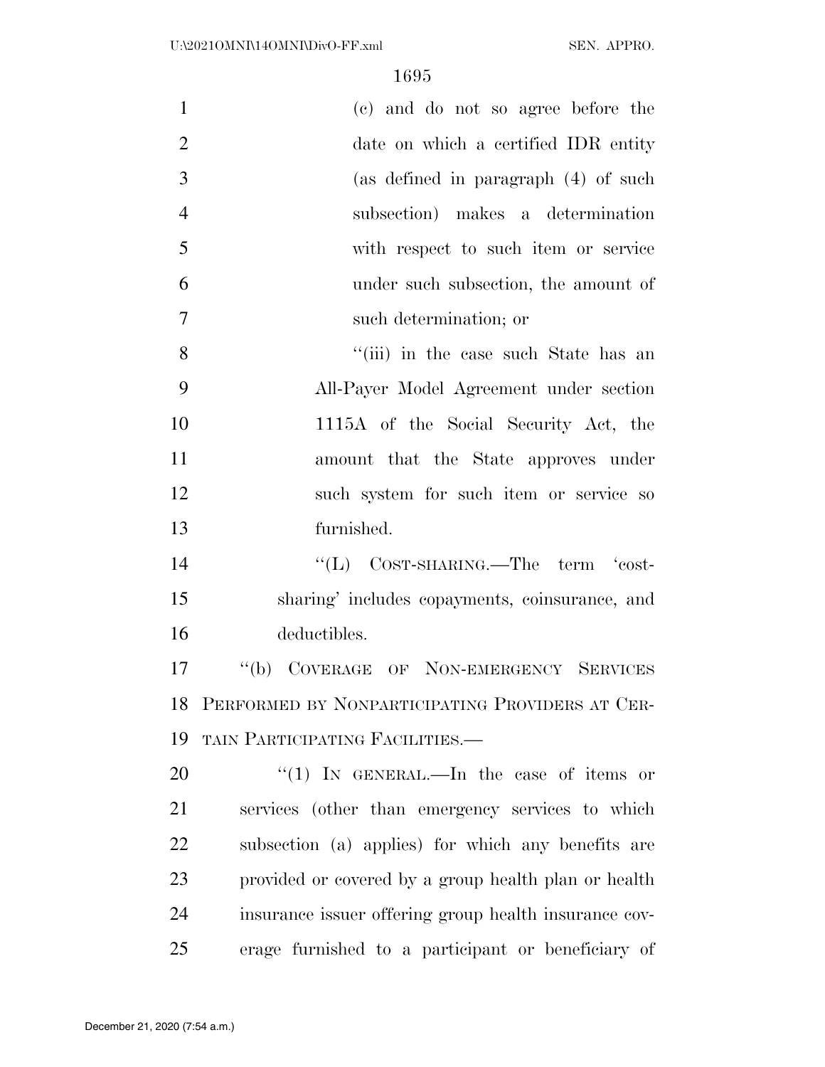(c) and do not so agree before the date on which a certified IDR entity (as defined in paragraph (4) of such subsection) makes a determination with respect to such item or service under such subsection, the amount of such determination; or

''(iii) in the case such State has an All-Payer Model Agreement under section 1115A of the Social Security Act, the amount that the State approves under such system for such item or service so furnished.

''(L) COST-SHARING.—The term 'cost-sharing' includes copayments, coinsurance, and deductibles.

''(b) COVERAGE OF NON-EMERGENCY SERVICES PERFORMED BY NONPARTICIPATING PROVIDERS AT CERTAIN PARTICIPATING FACILITIES.—

''(1) IN GENERAL.—In the case of items or services (other than emergency services to which subsection (a) applies) for which any benefits are provided or covered by a group health plan or health insurance issuer offering group health insurance coverage furnished to a participant or beneficiary of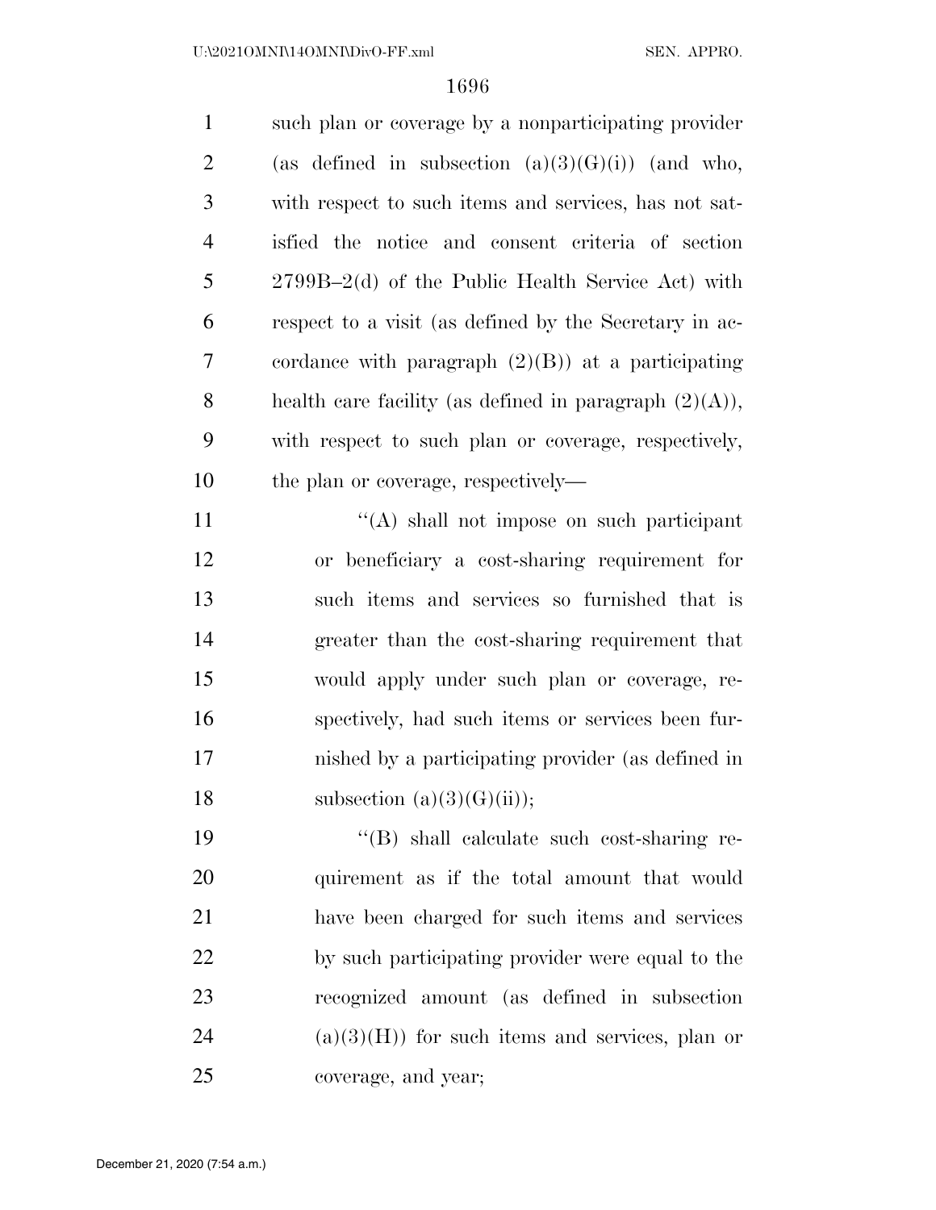such plan or coverage by a nonparticipating provider (as defined in subsection (a)(3)(G)(i)) (and who, with respect to such items and services, has not satisfied the notice and consent criteria of section 2799B–2(d) of the Public Health Service Act) with respect to a visit (as defined by the Secretary in accordance with paragraph (2)(B)) at a participating health care facility (as defined in paragraph (2)(A)), with respect to such plan or coverage, respectively, the plan or coverage, respectively—

"(A) shall not impose on such participant or beneficiary a cost-sharing requirement for such items and services so furnished that is greater than the cost-sharing requirement that would apply under such plan or coverage, respectively, had such items or services been furnished by a participating provider (as defined in subsection (a)(3)(G)(ii));

"(B) shall calculate such cost-sharing requirement as if the total amount that would have been charged for such items and services by such participating provider were equal to the recognized amount (as defined in subsection (a)(3)(H)) for such items and services, plan or coverage, and year;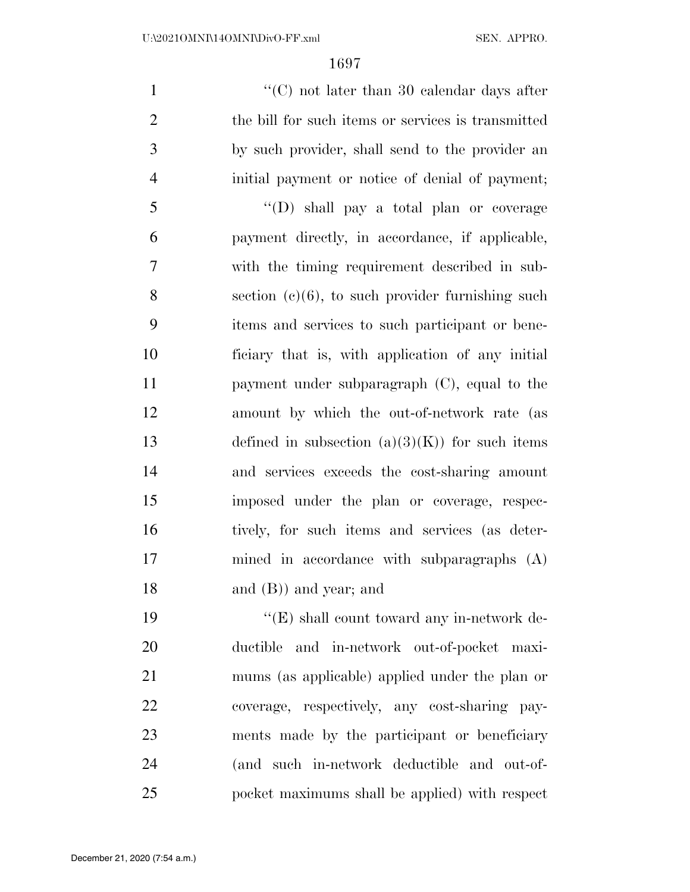''(C) not later than 30 calendar days after the bill for such items or services is transmitted by such provider, shall send to the provider an initial payment or notice of denial of payment;

''(D) shall pay a total plan or coverage payment directly, in accordance, if applicable, with the timing requirement described in subsection (c)(6), to such provider furnishing such items and services to such participant or beneficiary that is, with application of any initial payment under subparagraph (C), equal to the amount by which the out-of-network rate (as defined in subsection (a)(3)(K)) for such items and services exceeds the cost-sharing amount imposed under the plan or coverage, respectively, for such items and services (as determined in accordance with subparagraphs (A) and (B)) and year; and

''(E) shall count toward any in-network deductible and in-network out-of-pocket maximums (as applicable) applied under the plan or coverage, respectively, any cost-sharing payments made by the participant or beneficiary (and such in-network deductible and out-of-pocket maximums shall be applied) with respect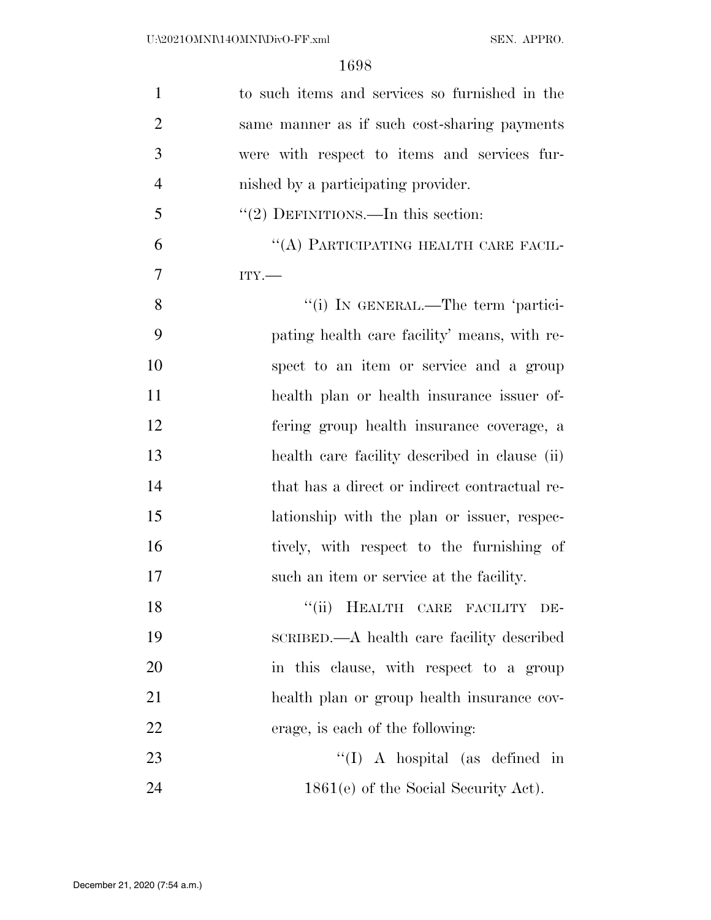to such items and services so furnished in the same manner as if such cost-sharing payments were with respect to items and services furnished by a participating provider.

"(2) DEFINITIONS.—In this section:

"(A) PARTICIPATING HEALTH CARE FACILITY.—

"(i) IN GENERAL.—The term 'participating health care facility' means, with respect to an item or service and a group health plan or health insurance issuer offering group health insurance coverage, a health care facility described in clause (ii) that has a direct or indirect contractual relationship with the plan or issuer, respectively, with respect to the furnishing of such an item or service at the facility.

"(ii) HEALTH CARE FACILITY DESCRIBED.—A health care facility described in this clause, with respect to a group health plan or group health insurance coverage, is each of the following:

"(I) A hospital (as defined in 1861(e) of the Social Security Act).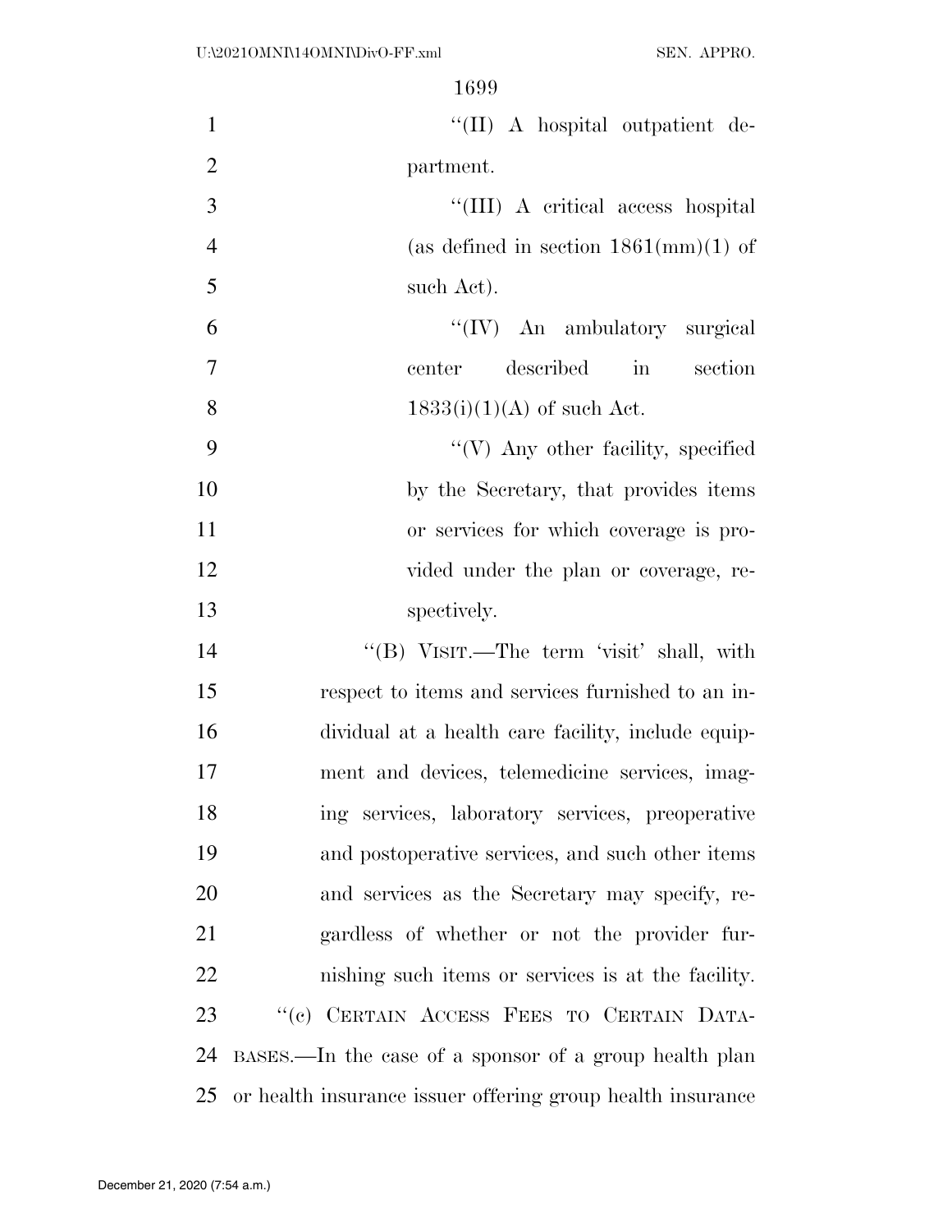"(II) A hospital outpatient department.

"(III) A critical access hospital (as defined in section 1861(mm)(1) of such Act).

"(IV) An ambulatory surgical center described in section 1833(i)(1)(A) of such Act.

"(V) Any other facility, specified by the Secretary, that provides items or services for which coverage is provided under the plan or coverage, respectively.

"(B) VISIT.—The term 'visit' shall, with respect to items and services furnished to an individual at a health care facility, include equipment and devices, telemedicine services, imaging services, laboratory services, preoperative and postoperative services, and such other items and services as the Secretary may specify, regardless of whether or not the provider furnishing such items or services is at the facility.

"(c) CERTAIN ACCESS FEES TO CERTAIN DATABASES.—In the case of a sponsor of a group health plan or health insurance issuer offering group health insurance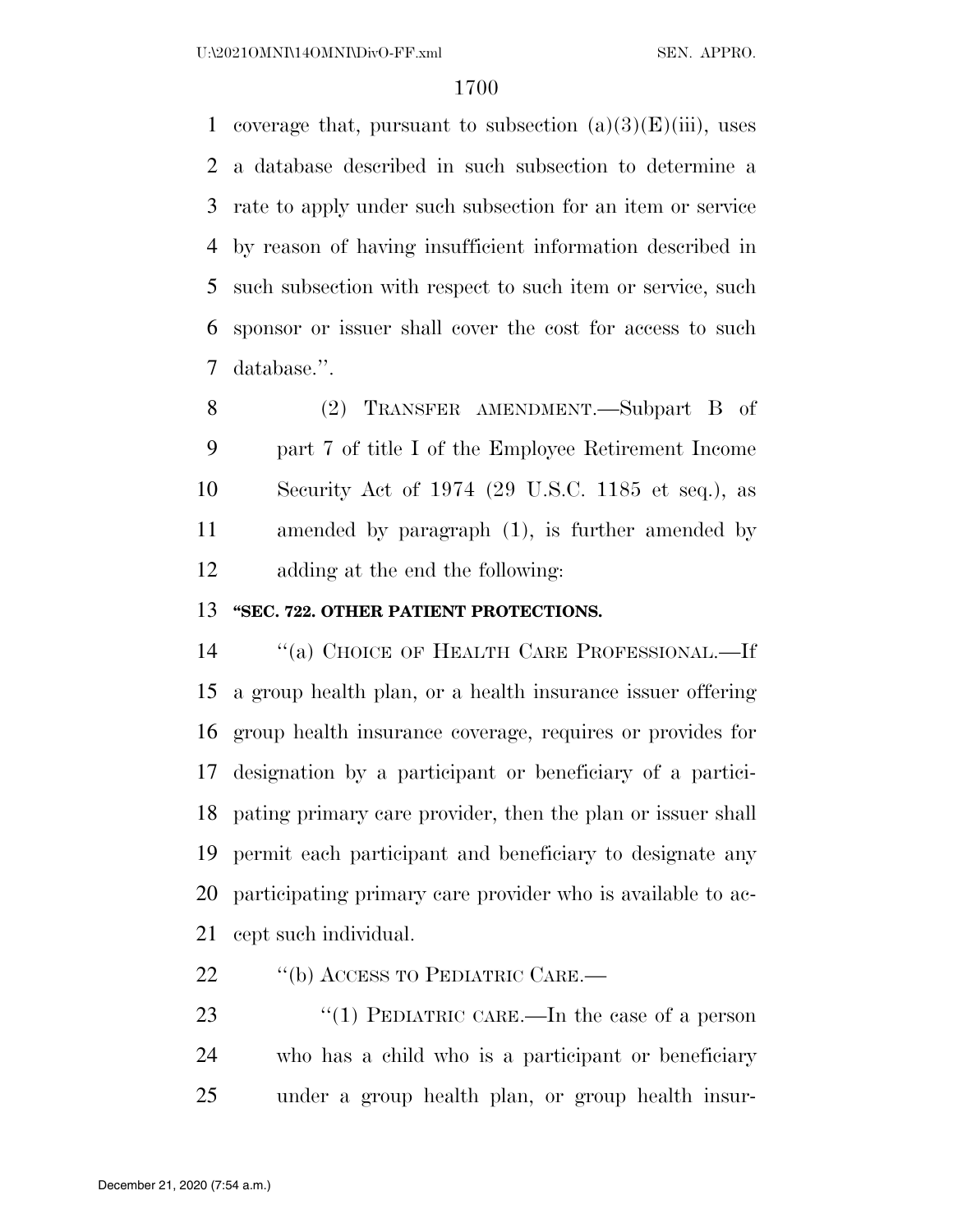coverage that, pursuant to subsection (a)(3)(E)(iii), uses a database described in such subsection to determine a rate to apply under such subsection for an item or service by reason of having insufficient information described in such subsection with respect to such item or service, such sponsor or issuer shall cover the cost for access to such database.''.

(2) TRANSFER AMENDMENT.—Subpart B of part 7 of title I of the Employee Retirement Income Security Act of 1974 (29 U.S.C. 1185 et seq.), as amended by paragraph (1), is further amended by adding at the end the following:

**''SEC. 722. OTHER PATIENT PROTECTIONS.**

''(a) CHOICE OF HEALTH CARE PROFESSIONAL.—If a group health plan, or a health insurance issuer offering group health insurance coverage, requires or provides for designation by a participant or beneficiary of a participating primary care provider, then the plan or issuer shall permit each participant and beneficiary to designate any participating primary care provider who is available to accept such individual.

''(b) ACCESS TO PEDIATRIC CARE.—

''(1) PEDIATRIC CARE.—In the case of a person who has a child who is a participant or beneficiary under a group health plan, or group health insur-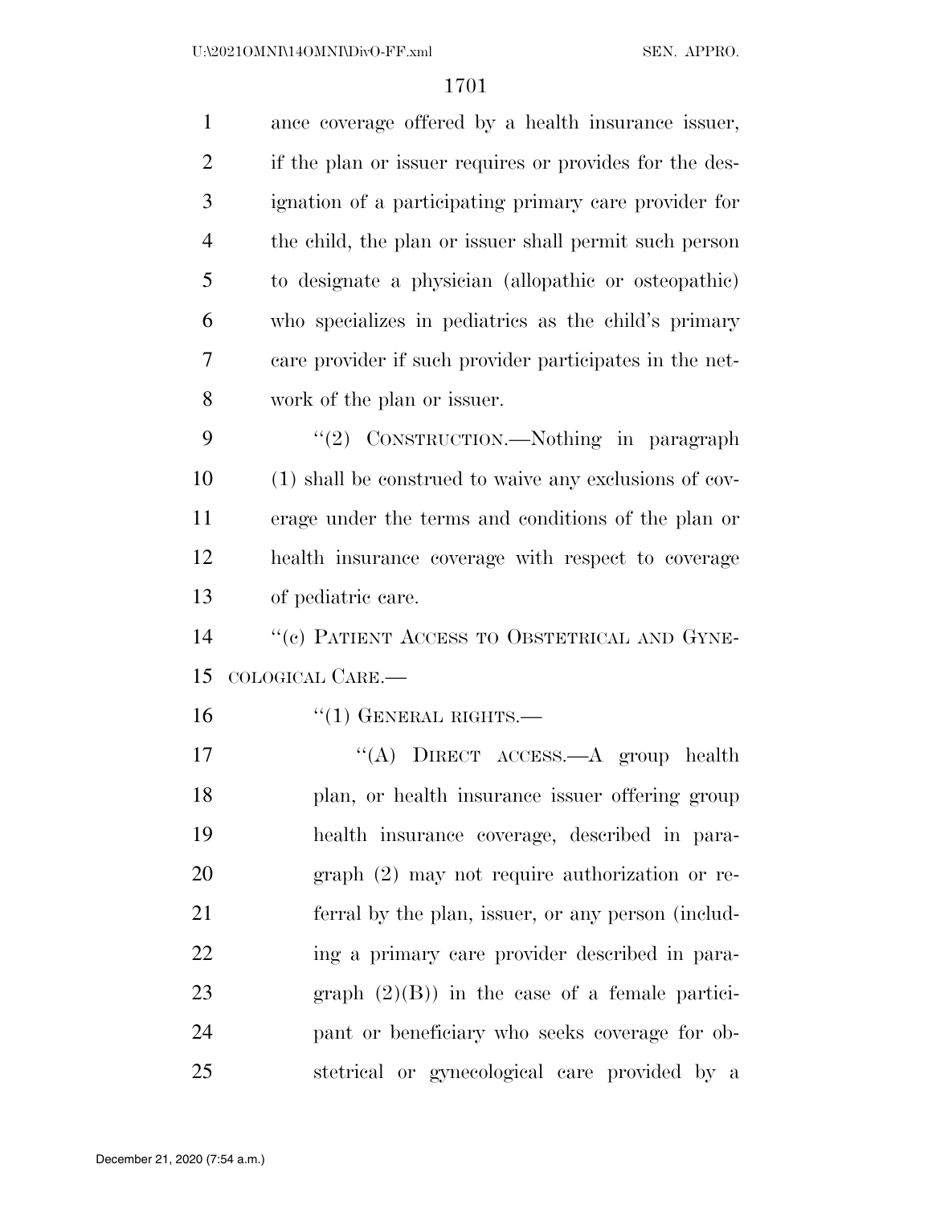ance coverage offered by a health insurance issuer, if the plan or issuer requires or provides for the designation of a participating primary care provider for the child, the plan or issuer shall permit such person to designate a physician (allopathic or osteopathic) who specializes in pediatrics as the child's primary care provider if such provider participates in the network of the plan or issuer.

"(2) CONSTRUCTION.—Nothing in paragraph (1) shall be construed to waive any exclusions of coverage under the terms and conditions of the plan or health insurance coverage with respect to coverage of pediatric care.

"(c) PATIENT ACCESS TO OBSTETRICAL AND GYNECOLOGICAL CARE.—

"(1) GENERAL RIGHTS.—

"(A) DIRECT ACCESS.—A group health plan, or health insurance issuer offering group health insurance coverage, described in paragraph (2) may not require authorization or referral by the plan, issuer, or any person (including a primary care provider described in paragraph (2)(B)) in the case of a female participant or beneficiary who seeks coverage for obstetrical or gynecological care provided by a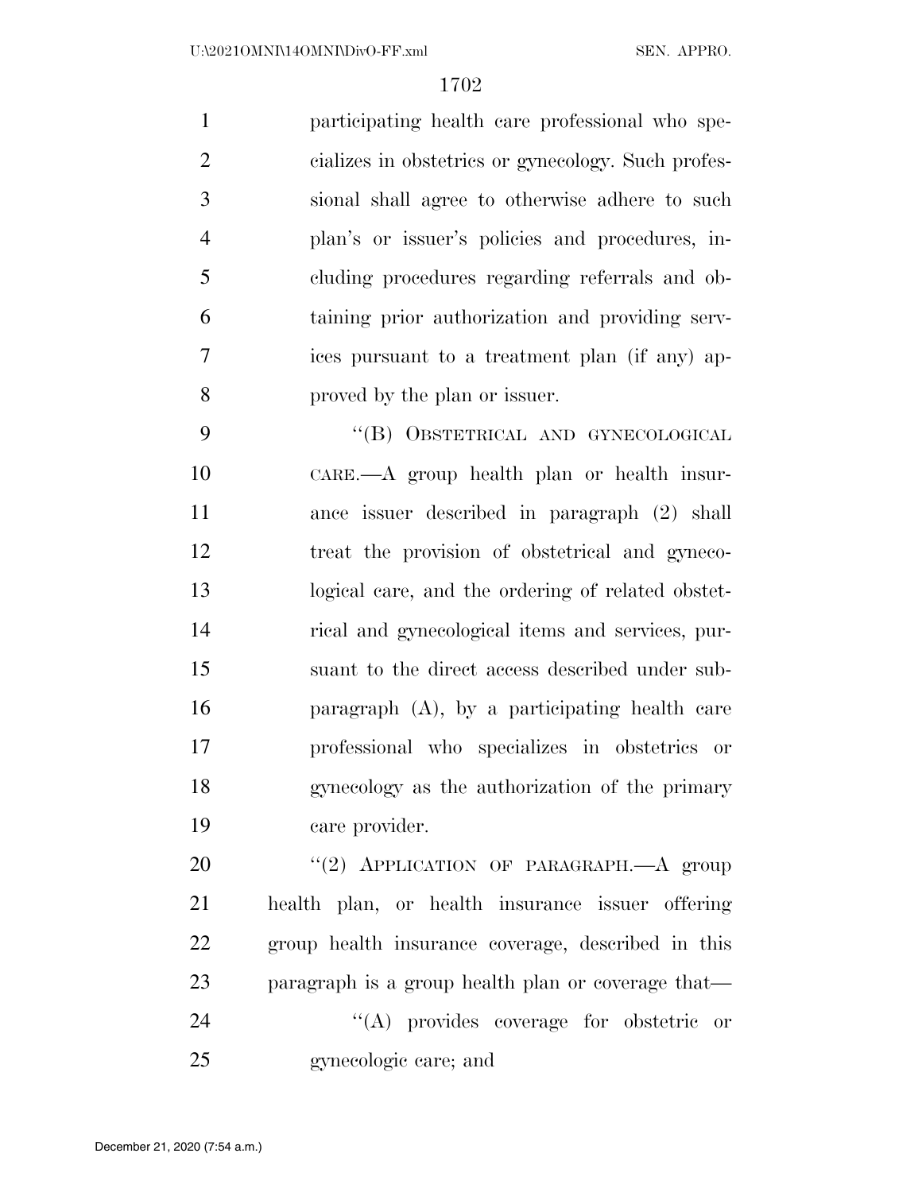participating health care professional who specializes in obstetrics or gynecology. Such professional shall agree to otherwise adhere to such plan's or issuer's policies and procedures, including procedures regarding referrals and obtaining prior authorization and providing services pursuant to a treatment plan (if any) approved by the plan or issuer.

"(B) OBSTETRICAL AND GYNECOLOGICAL CARE.—A group health plan or health insurance issuer described in paragraph (2) shall treat the provision of obstetrical and gynecological care, and the ordering of related obstetrical and gynecological items and services, pursuant to the direct access described under subparagraph (A), by a participating health care professional who specializes in obstetrics or gynecology as the authorization of the primary care provider.

"(2) APPLICATION OF PARAGRAPH.—A group health plan, or health insurance issuer offering group health insurance coverage, described in this paragraph is a group health plan or coverage that—

"(A) provides coverage for obstetric or gynecologic care; and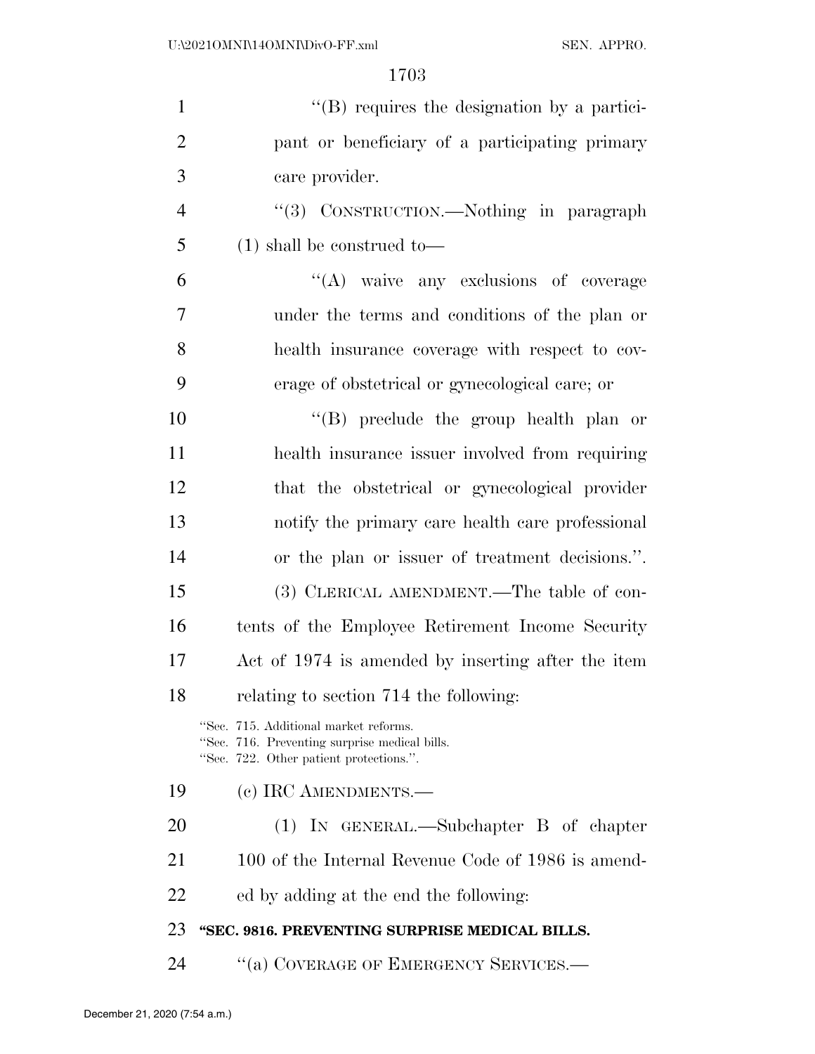''(B) requires the designation by a participant or beneficiary of a participating primary care provider.

''(3) CONSTRUCTION.—Nothing in paragraph (1) shall be construed to—

''(A) waive any exclusions of coverage under the terms and conditions of the plan or health insurance coverage with respect to coverage of obstetrical or gynecological care; or

''(B) preclude the group health plan or health insurance issuer involved from requiring that the obstetrical or gynecological provider notify the primary care health care professional or the plan or issuer of treatment decisions.''.

(3) CLERICAL AMENDMENT.—The table of contents of the Employee Retirement Income Security Act of 1974 is amended by inserting after the item relating to section 714 the following:

''Sec. 715. Additional market reforms.
''Sec. 716. Preventing surprise medical bills.
''Sec. 722. Other patient protections.''.

(c) IRC AMENDMENTS.—

(1) IN GENERAL.—Subchapter B of chapter 100 of the Internal Revenue Code of 1986 is amended by adding at the end the following:

**''SEC. 9816. PREVENTING SURPRISE MEDICAL BILLS.**

''(a) COVERAGE OF EMERGENCY SERVICES.—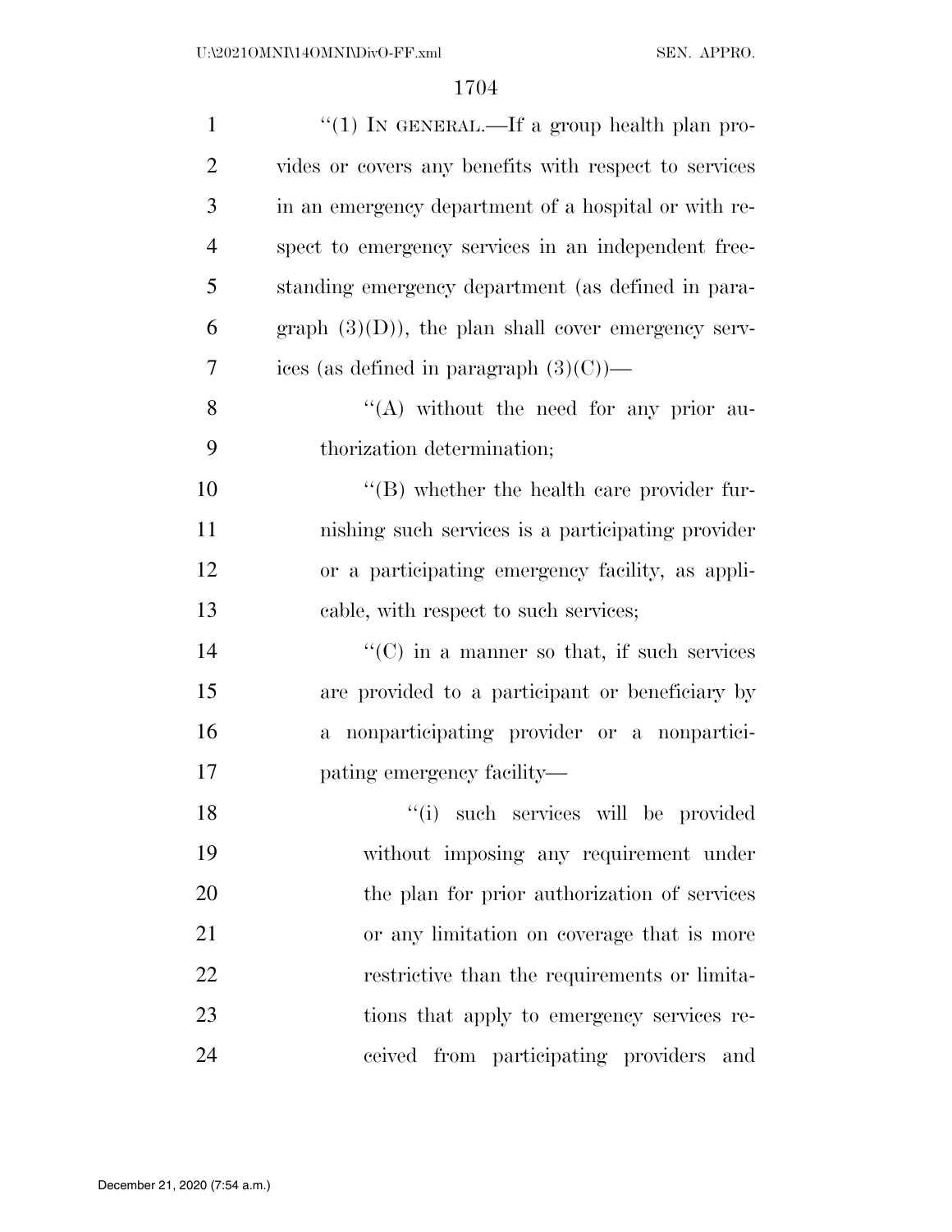"(1) IN GENERAL.—If a group health plan provides or covers any benefits with respect to services in an emergency department of a hospital or with respect to emergency services in an independent freestanding emergency department (as defined in paragraph (3)(D)), the plan shall cover emergency services (as defined in paragraph (3)(C))—

"(A) without the need for any prior authorization determination;

"(B) whether the health care provider furnishing such services is a participating provider or a participating emergency facility, as applicable, with respect to such services;

"(C) in a manner so that, if such services are provided to a participant or beneficiary by a nonparticipating provider or a nonparticipating emergency facility—

"(i) such services will be provided without imposing any requirement under the plan for prior authorization of services or any limitation on coverage that is more restrictive than the requirements or limitations that apply to emergency services received from participating providers and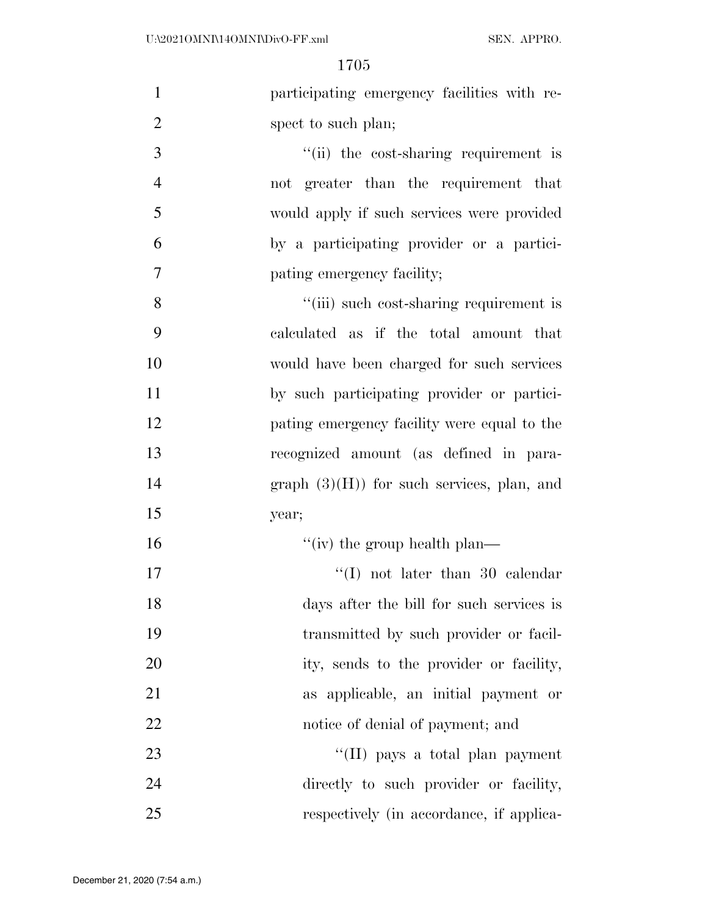participating emergency facilities with respect to such plan;

''(ii) the cost-sharing requirement is not greater than the requirement that would apply if such services were provided by a participating provider or a participating emergency facility;

''(iii) such cost-sharing requirement is calculated as if the total amount that would have been charged for such services by such participating provider or participating emergency facility were equal to the recognized amount (as defined in paragraph (3)(H)) for such services, plan, and year;

''(iv) the group health plan—

''(I) not later than 30 calendar days after the bill for such services is transmitted by such provider or facility, sends to the provider or facility, as applicable, an initial payment or notice of denial of payment; and

''(II) pays a total plan payment directly to such provider or facility, respectively (in accordance, if applica-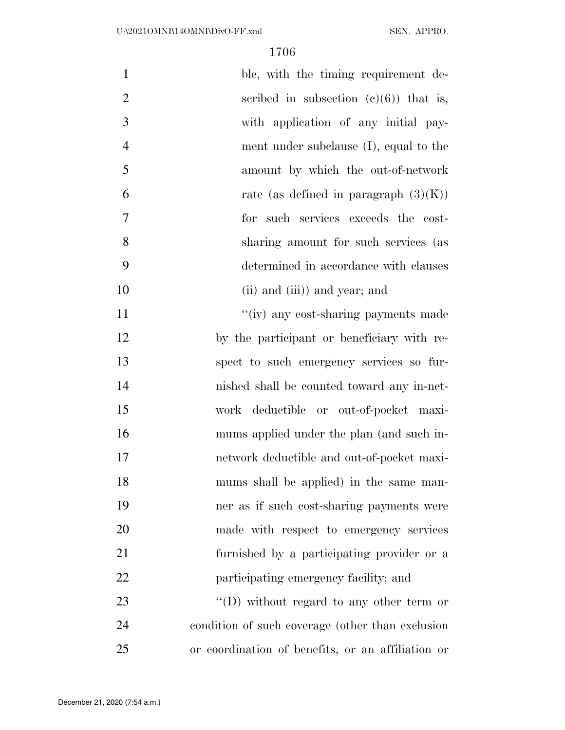ble, with the timing requirement described in subsection (c)(6)) that is, with application of any initial payment under subclause (I), equal to the amount by which the out-of-network rate (as defined in paragraph (3)(K)) for such services exceeds the cost-sharing amount for such services (as determined in accordance with clauses (ii) and (iii)) and year; and

''(iv) any cost-sharing payments made by the participant or beneficiary with respect to such emergency services so furnished shall be counted toward any in-network deductible or out-of-pocket maximums applied under the plan (and such in-network deductible and out-of-pocket maximums shall be applied) in the same manner as if such cost-sharing payments were made with respect to emergency services furnished by a participating provider or a participating emergency facility; and

''(D) without regard to any other term or condition of such coverage (other than exclusion or coordination of benefits, or an affiliation or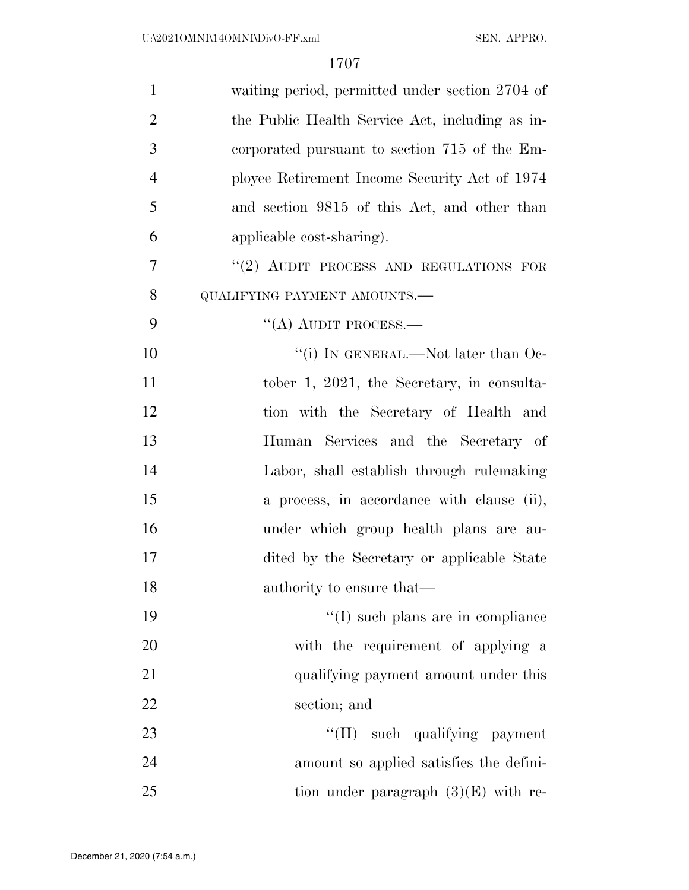waiting period, permitted under section 2704 of the Public Health Service Act, including as incorporated pursuant to section 715 of the Employee Retirement Income Security Act of 1974 and section 9815 of this Act, and other than applicable cost-sharing).

"(2) AUDIT PROCESS AND REGULATIONS FOR QUALIFYING PAYMENT AMOUNTS.—

"(A) AUDIT PROCESS.—

"(i) IN GENERAL.—Not later than October 1, 2021, the Secretary, in consultation with the Secretary of Health and Human Services and the Secretary of Labor, shall establish through rulemaking a process, in accordance with clause (ii), under which group health plans are audited by the Secretary or applicable State authority to ensure that—

"(I) such plans are in compliance with the requirement of applying a qualifying payment amount under this section; and

"(II) such qualifying payment amount so applied satisfies the definition under paragraph (3)(E) with re-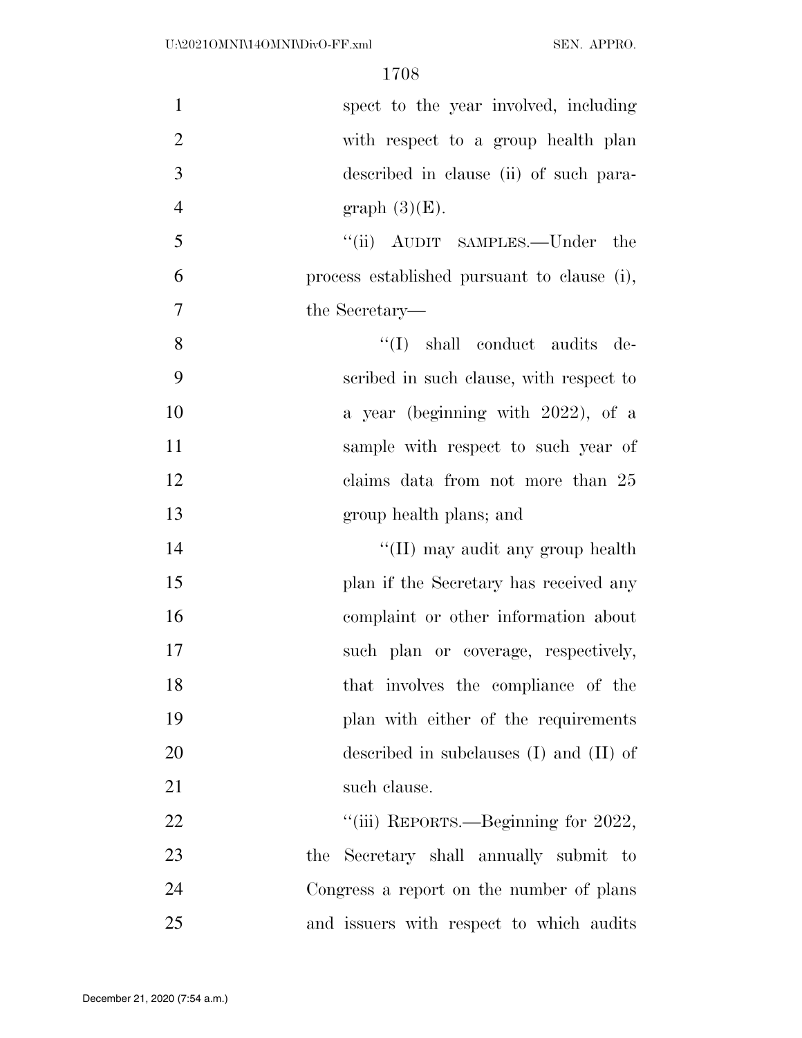spect to the year involved, including with respect to a group health plan described in clause (ii) of such paragraph (3)(E).

''(ii) AUDIT SAMPLES.—Under the process established pursuant to clause (i), the Secretary—

''(I) shall conduct audits described in such clause, with respect to a year (beginning with 2022), of a sample with respect to such year of claims data from not more than 25 group health plans; and

''(II) may audit any group health plan if the Secretary has received any complaint or other information about such plan or coverage, respectively, that involves the compliance of the plan with either of the requirements described in subclauses (I) and (II) of such clause.

''(iii) REPORTS.—Beginning for 2022, the Secretary shall annually submit to Congress a report on the number of plans and issuers with respect to which audits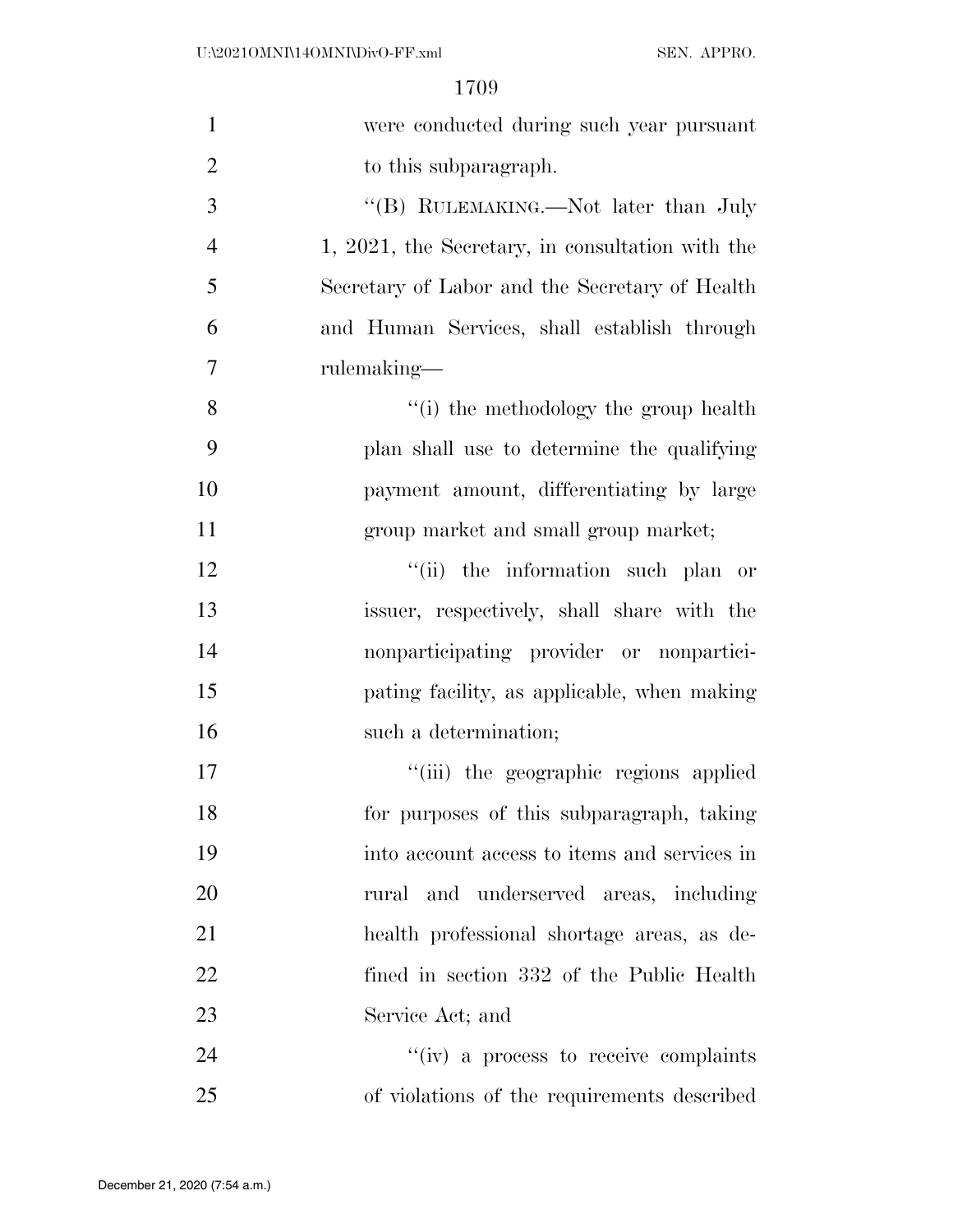were conducted during such year pursuant to this subparagraph.

''(B) RULEMAKING.—Not later than July 1, 2021, the Secretary, in consultation with the Secretary of Labor and the Secretary of Health and Human Services, shall establish through rulemaking—

''(i) the methodology the group health plan shall use to determine the qualifying payment amount, differentiating by large group market and small group market;

''(ii) the information such plan or issuer, respectively, shall share with the nonparticipating provider or nonparticipating facility, as applicable, when making such a determination;

''(iii) the geographic regions applied for purposes of this subparagraph, taking into account access to items and services in rural and underserved areas, including health professional shortage areas, as defined in section 332 of the Public Health Service Act; and

''(iv) a process to receive complaints of violations of the requirements described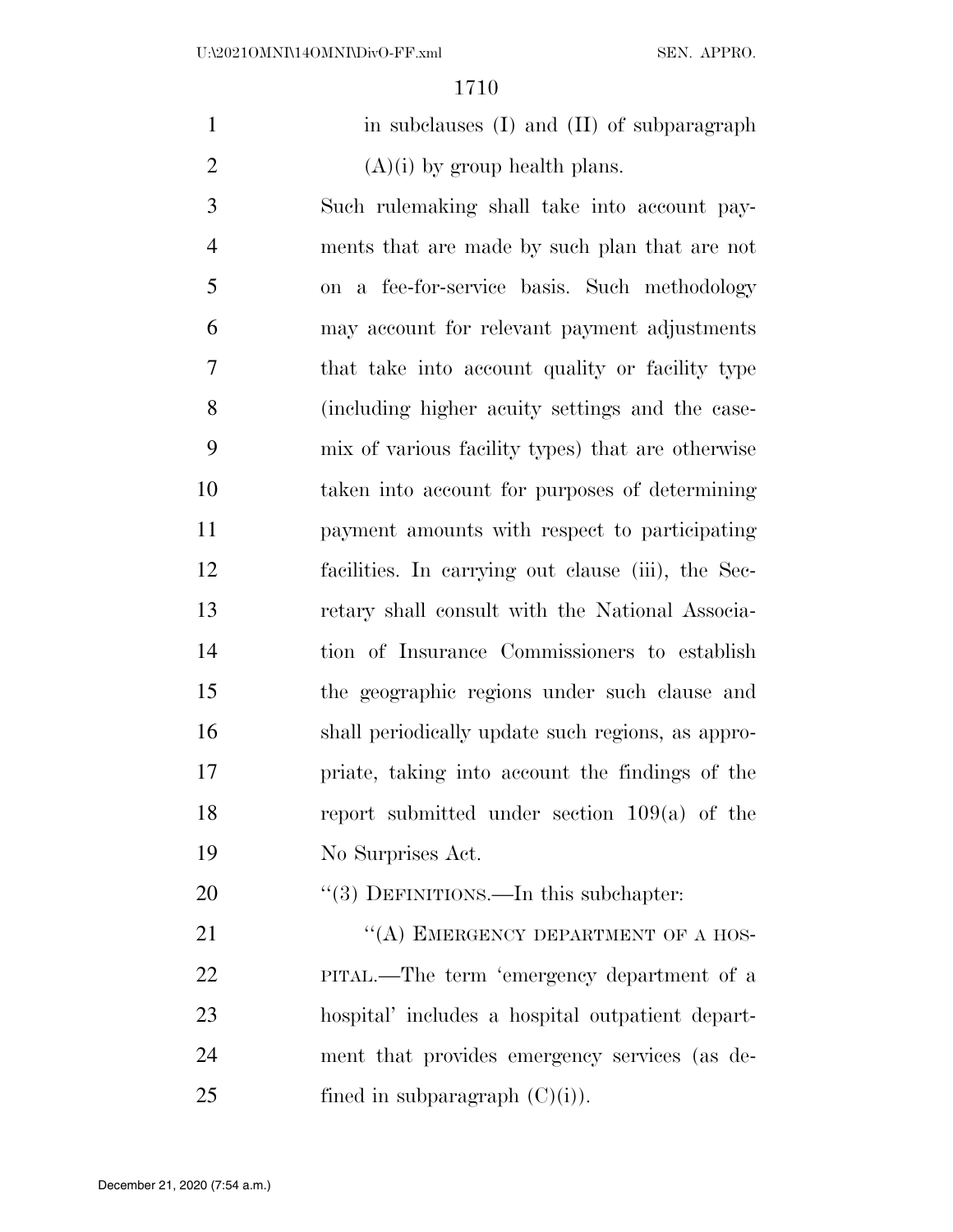in subclauses (I) and (II) of subparagraph (A)(i) by group health plans.

Such rulemaking shall take into account payments that are made by such plan that are not on a fee-for-service basis. Such methodology may account for relevant payment adjustments that take into account quality or facility type (including higher acuity settings and the case-mix of various facility types) that are otherwise taken into account for purposes of determining payment amounts with respect to participating facilities. In carrying out clause (iii), the Secretary shall consult with the National Association of Insurance Commissioners to establish the geographic regions under such clause and shall periodically update such regions, as appropriate, taking into account the findings of the report submitted under section 109(a) of the No Surprises Act.

''(3) DEFINITIONS.—In this subchapter:

''(A) EMERGENCY DEPARTMENT OF A HOSPITAL.—The term 'emergency department of a hospital' includes a hospital outpatient department that provides emergency services (as defined in subparagraph (C)(i)).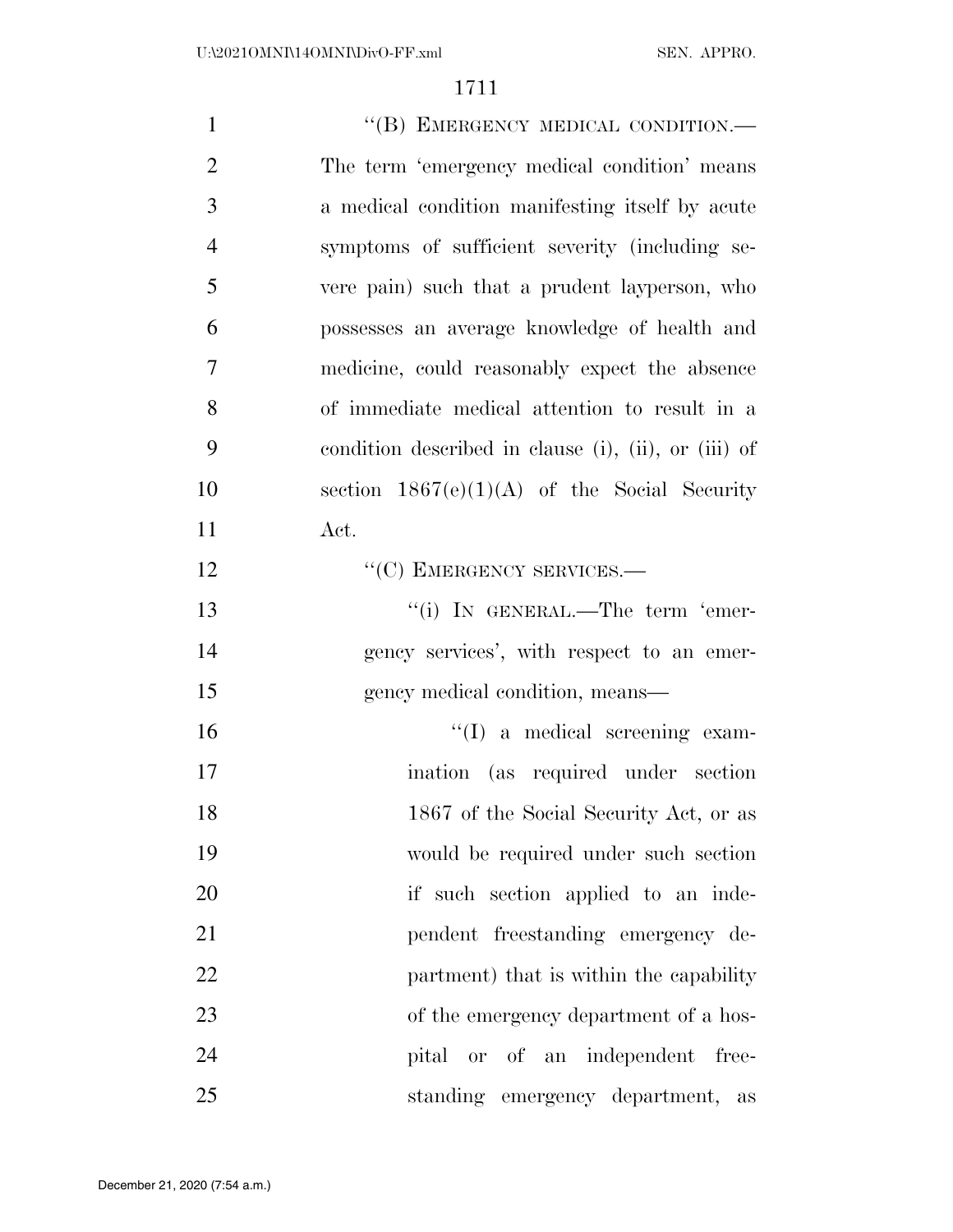"(B) EMERGENCY MEDICAL CONDITION.—The term 'emergency medical condition' means a medical condition manifesting itself by acute symptoms of sufficient severity (including severe pain) such that a prudent layperson, who possesses an average knowledge of health and medicine, could reasonably expect the absence of immediate medical attention to result in a condition described in clause (i), (ii), or (iii) of section 1867(e)(1)(A) of the Social Security Act.

"(C) EMERGENCY SERVICES.—

"(i) IN GENERAL.—The term 'emergency services', with respect to an emergency medical condition, means—

"(I) a medical screening examination (as required under section 1867 of the Social Security Act, or as would be required under such section if such section applied to an independent freestanding emergency department) that is within the capability of the emergency department of a hospital or of an independent freestanding emergency department, as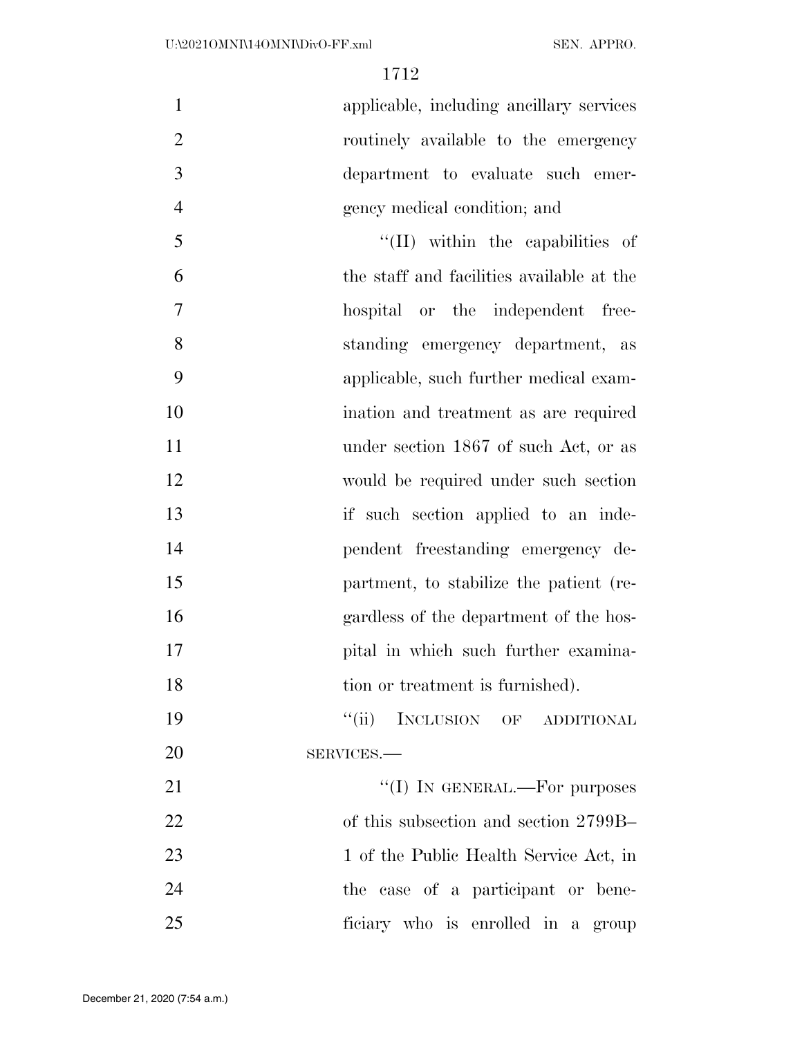applicable, including ancillary services routinely available to the emergency department to evaluate such emergency medical condition; and

"(II) within the capabilities of the staff and facilities available at the hospital or the independent freestanding emergency department, as applicable, such further medical examination and treatment as are required under section 1867 of such Act, or as would be required under such section if such section applied to an independent freestanding emergency department, to stabilize the patient (regardless of the department of the hospital in which such further examination or treatment is furnished).

"(ii) INCLUSION OF ADDITIONAL SERVICES.—

"(I) IN GENERAL.—For purposes of this subsection and section 2799B–1 of the Public Health Service Act, in the case of a participant or beneficiary who is enrolled in a group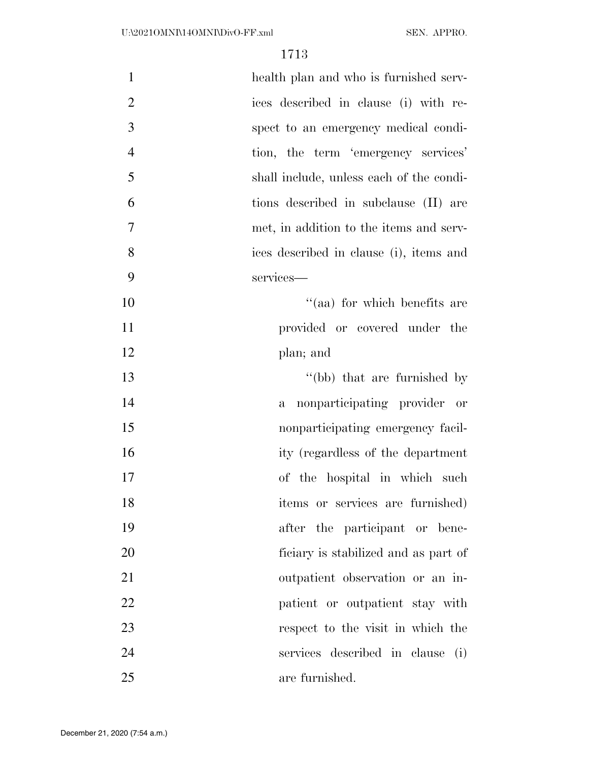health plan and who is furnished services described in clause (i) with respect to an emergency medical condition, the term 'emergency services' shall include, unless each of the conditions described in subclause (II) are met, in addition to the items and services described in clause (i), items and services—

"(aa) for which benefits are provided or covered under the plan; and

"(bb) that are furnished by a nonparticipating provider or nonparticipating emergency facility (regardless of the department of the hospital in which such items or services are furnished) after the participant or beneficiary is stabilized and as part of outpatient observation or an inpatient or outpatient stay with respect to the visit in which the services described in clause (i) are furnished.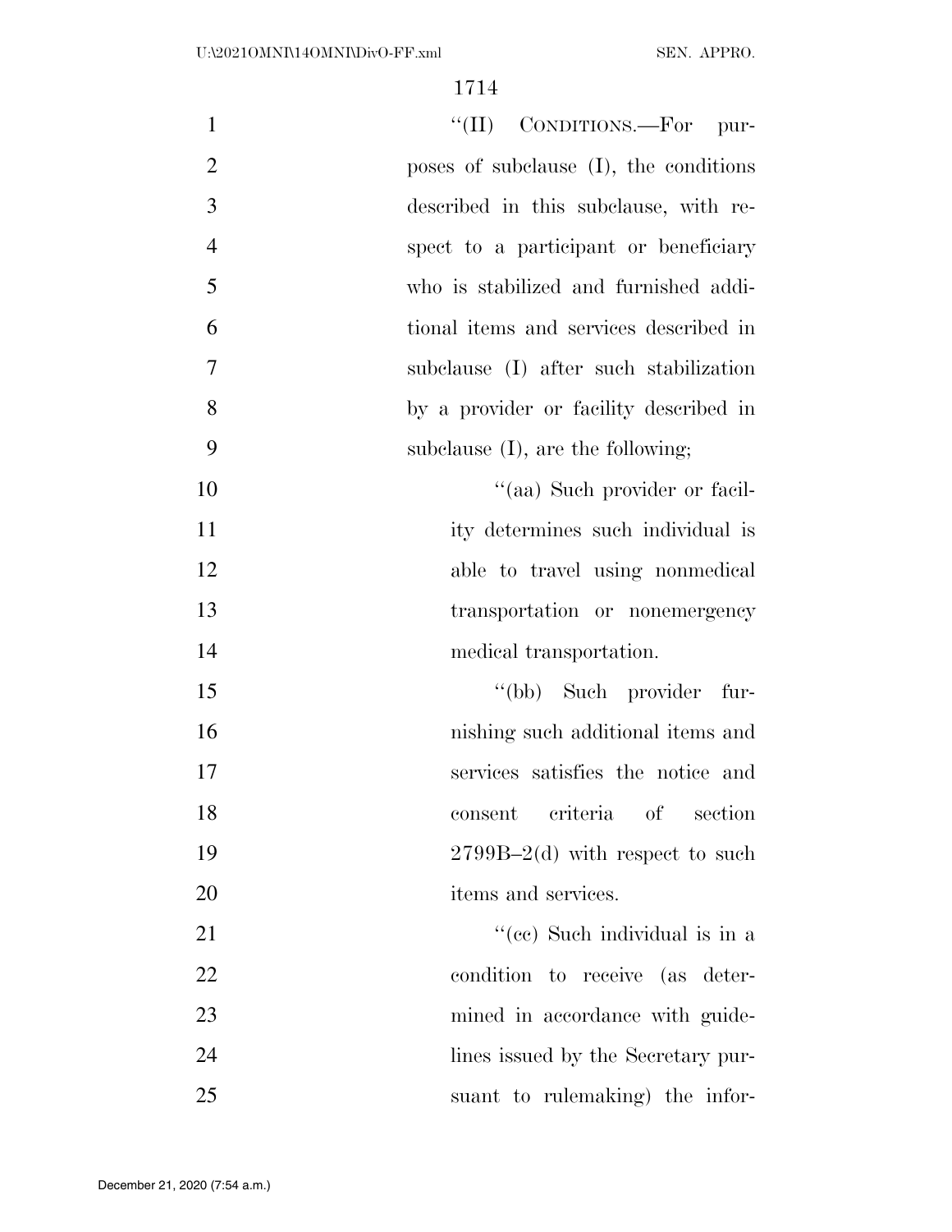"(II) CONDITIONS.—For purposes of subclause (I), the conditions described in this subclause, with respect to a participant or beneficiary who is stabilized and furnished additional items and services described in subclause (I) after such stabilization by a provider or facility described in subclause (I), are the following;

"(aa) Such provider or facility determines such individual is able to travel using nonmedical transportation or nonemergency medical transportation.

"(bb) Such provider furnishing such additional items and services satisfies the notice and consent criteria of section 2799B–2(d) with respect to such items and services.

"(cc) Such individual is in a condition to receive (as determined in accordance with guidelines issued by the Secretary pursuant to rulemaking) the infor-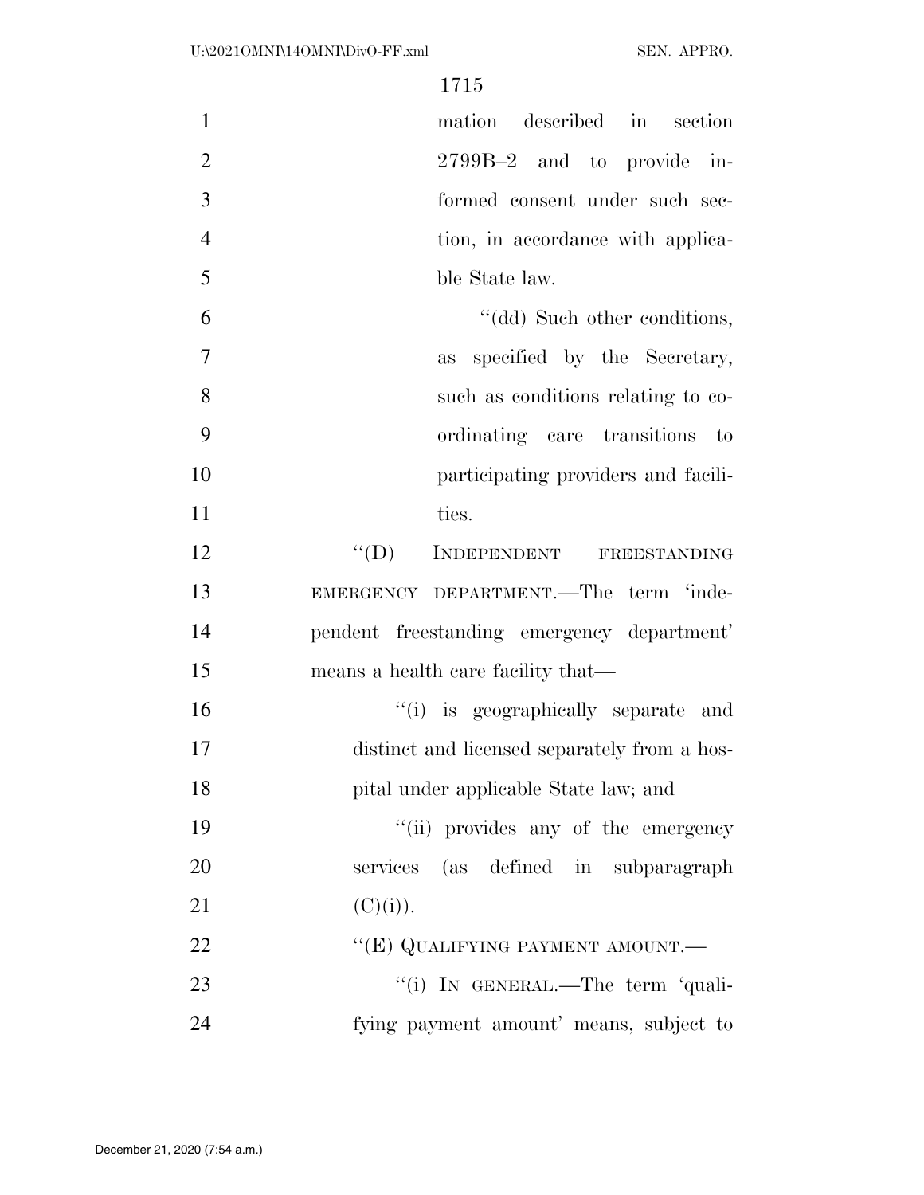mation described in section 2799B–2 and to provide informed consent under such section, in accordance with applicable State law.

“(dd) Such other conditions, as specified by the Secretary, such as conditions relating to coordinating care transitions to participating providers and facilities.

“(D) INDEPENDENT FREESTANDING EMERGENCY DEPARTMENT.—The term ‘independent freestanding emergency department’ means a health care facility that—

“(i) is geographically separate and distinct and licensed separately from a hospital under applicable State law; and

“(ii) provides any of the emergency services (as defined in subparagraph (C)(i)).

“(E) QUALIFYING PAYMENT AMOUNT.—

“(i) IN GENERAL.—The term ‘qualifying payment amount’ means, subject to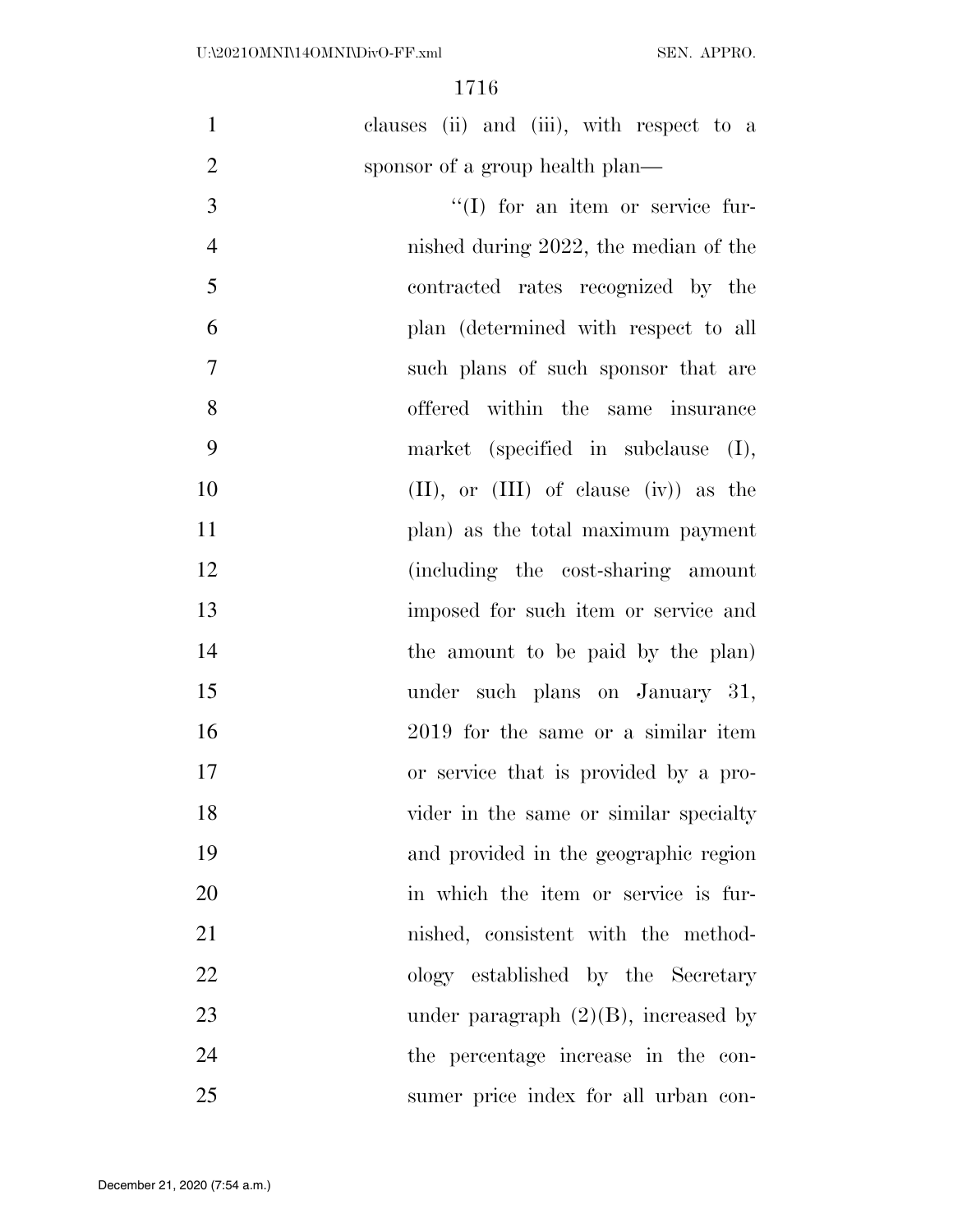clauses (ii) and (iii), with respect to a sponsor of a group health plan—

"(I) for an item or service furnished during 2022, the median of the contracted rates recognized by the plan (determined with respect to all such plans of such sponsor that are offered within the same insurance market (specified in subclause (I), (II), or (III) of clause (iv)) as the plan) as the total maximum payment (including the cost-sharing amount imposed for such item or service and the amount to be paid by the plan) under such plans on January 31, 2019 for the same or a similar item or service that is provided by a provider in the same or similar specialty and provided in the geographic region in which the item or service is furnished, consistent with the methodology established by the Secretary under paragraph (2)(B), increased by the percentage increase in the consumer price index for all urban con-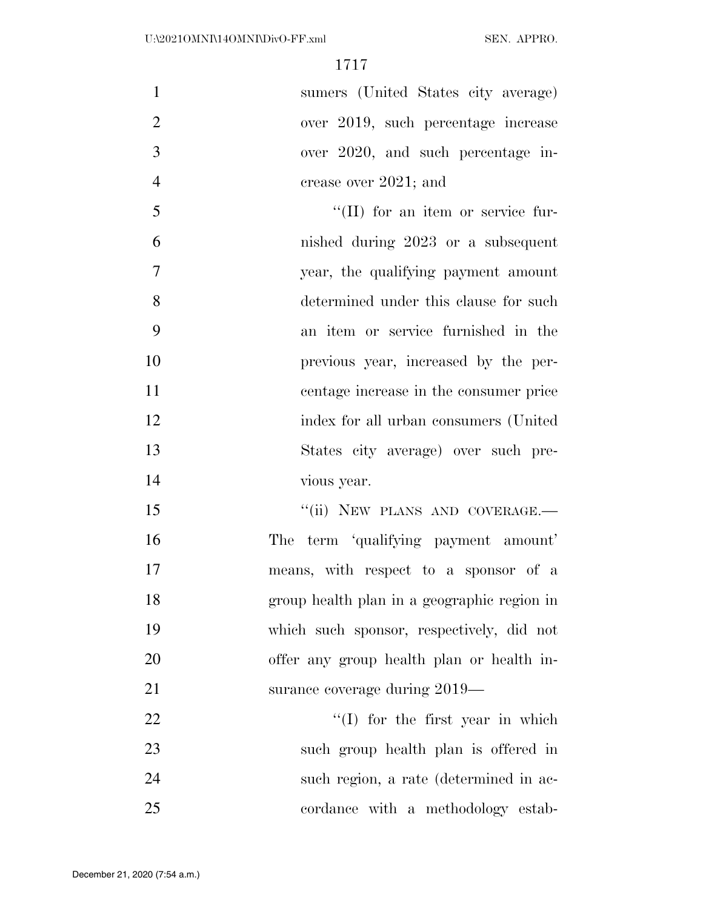sumers (United States city average) over 2019, such percentage increase over 2020, and such percentage increase over 2021; and

"(II) for an item or service furnished during 2023 or a subsequent year, the qualifying payment amount determined under this clause for such an item or service furnished in the previous year, increased by the percentage increase in the consumer price index for all urban consumers (United States city average) over such previous year.

"(ii) NEW PLANS AND COVERAGE.— The term 'qualifying payment amount' means, with respect to a sponsor of a group health plan in a geographic region in which such sponsor, respectively, did not offer any group health plan or health insurance coverage during 2019—

"(I) for the first year in which such group health plan is offered in such region, a rate (determined in accordance with a methodology estab-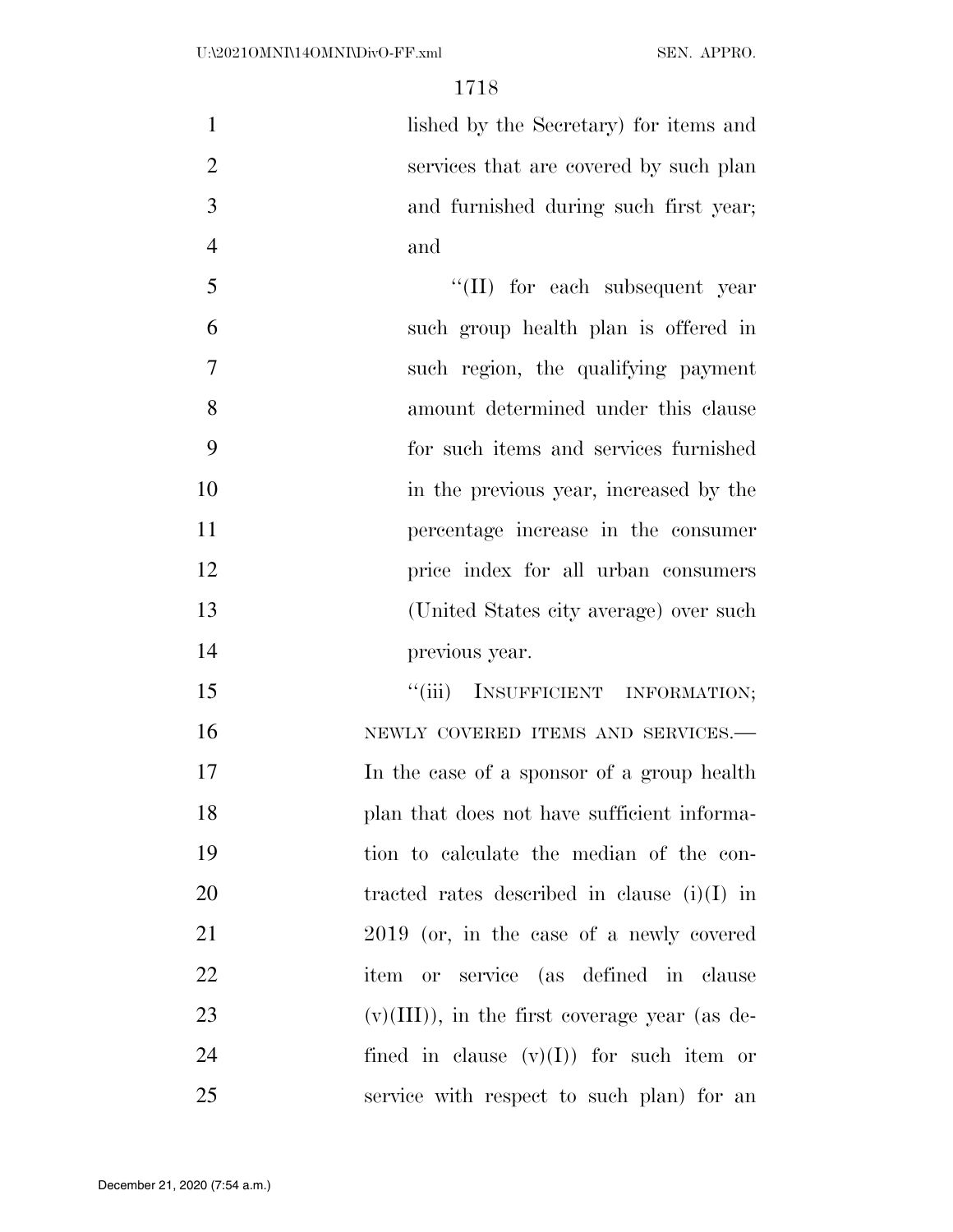lished by the Secretary) for items and services that are covered by such plan and furnished during such first year; and

"(II) for each subsequent year such group health plan is offered in such region, the qualifying payment amount determined under this clause for such items and services furnished in the previous year, increased by the percentage increase in the consumer price index for all urban consumers (United States city average) over such previous year.

"(iii) INSUFFICIENT INFORMATION; NEWLY COVERED ITEMS AND SERVICES.— In the case of a sponsor of a group health plan that does not have sufficient information to calculate the median of the contracted rates described in clause (i)(I) in 2019 (or, in the case of a newly covered item or service (as defined in clause (v)(III)), in the first coverage year (as defined in clause (v)(I)) for such item or service with respect to such plan) for an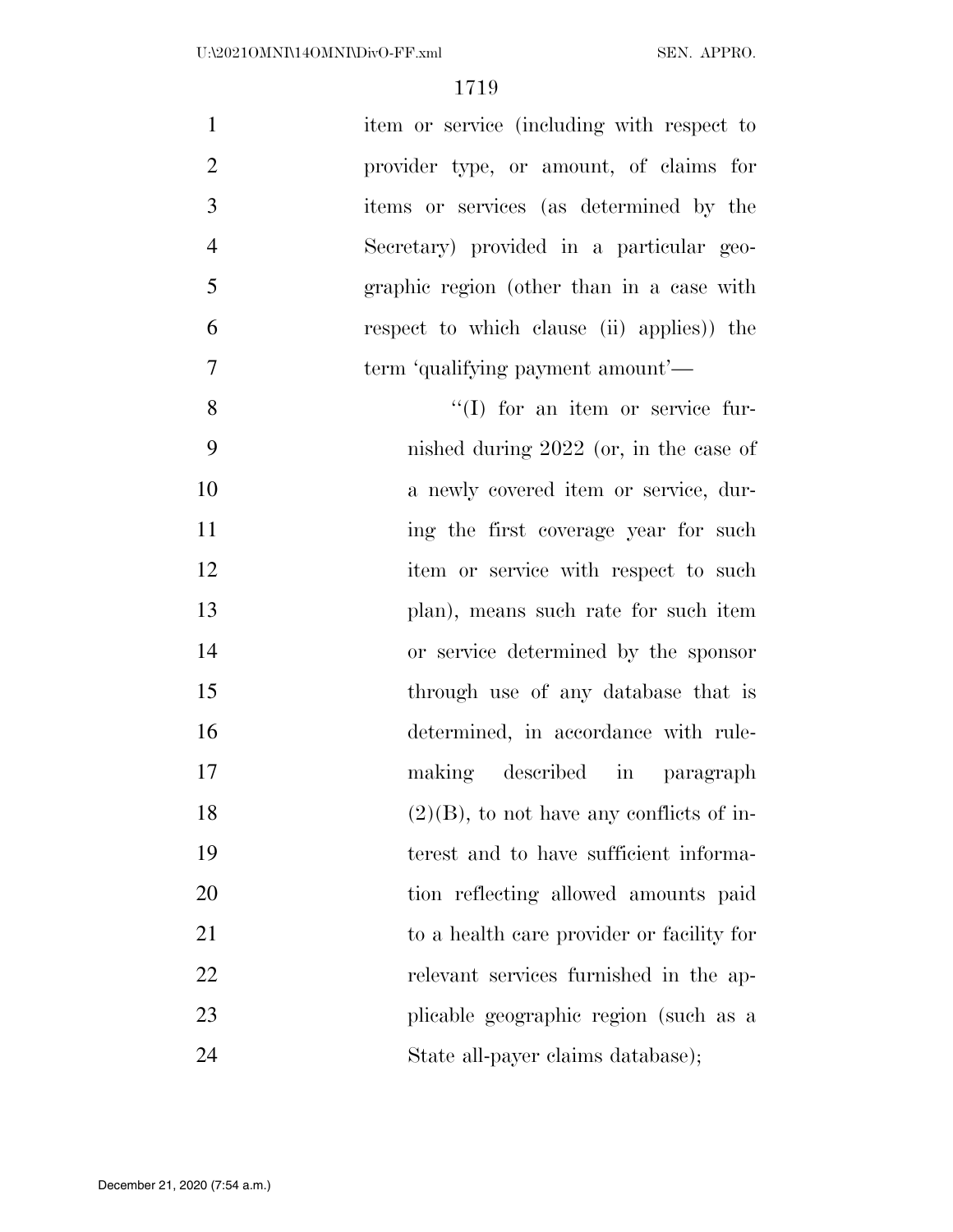item or service (including with respect to provider type, or amount, of claims for items or services (as determined by the Secretary) provided in a particular geographic region (other than in a case with respect to which clause (ii) applies)) the term 'qualifying payment amount'—

"(I) for an item or service furnished during 2022 (or, in the case of a newly covered item or service, during the first coverage year for such item or service with respect to such plan), means such rate for such item or service determined by the sponsor through use of any database that is determined, in accordance with rulemaking described in paragraph (2)(B), to not have any conflicts of interest and to have sufficient information reflecting allowed amounts paid to a health care provider or facility for relevant services furnished in the applicable geographic region (such as a State all-payer claims database);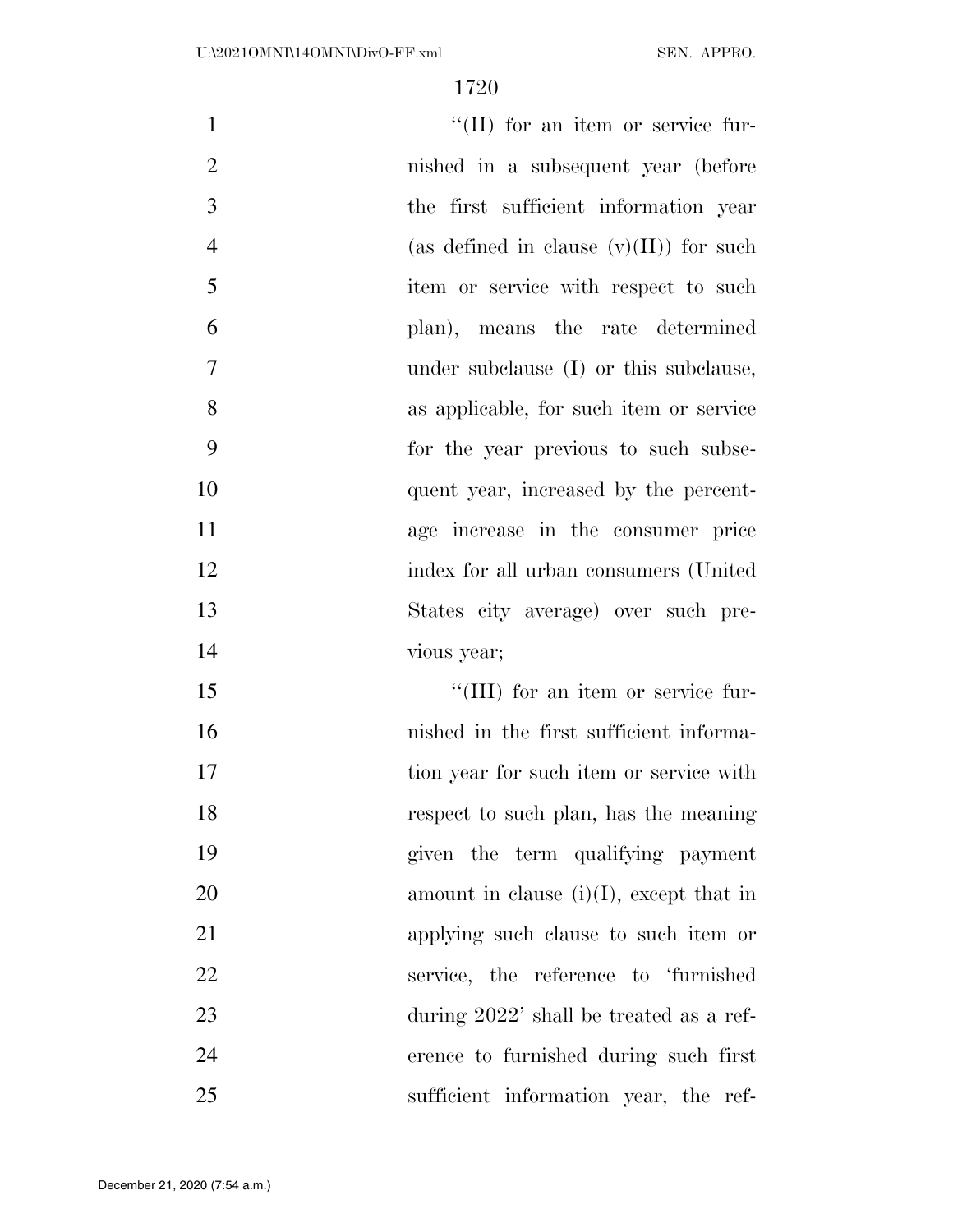"(II) for an item or service furnished in a subsequent year (before the first sufficient information year (as defined in clause (v)(II)) for such item or service with respect to such plan), means the rate determined under subclause (I) or this subclause, as applicable, for such item or service for the year previous to such subsequent year, increased by the percentage increase in the consumer price index for all urban consumers (United States city average) over such previous year;

"(III) for an item or service furnished in the first sufficient information year for such item or service with respect to such plan, has the meaning given the term qualifying payment amount in clause (i)(I), except that in applying such clause to such item or service, the reference to 'furnished during 2022' shall be treated as a reference to furnished during such first sufficient information year, the ref-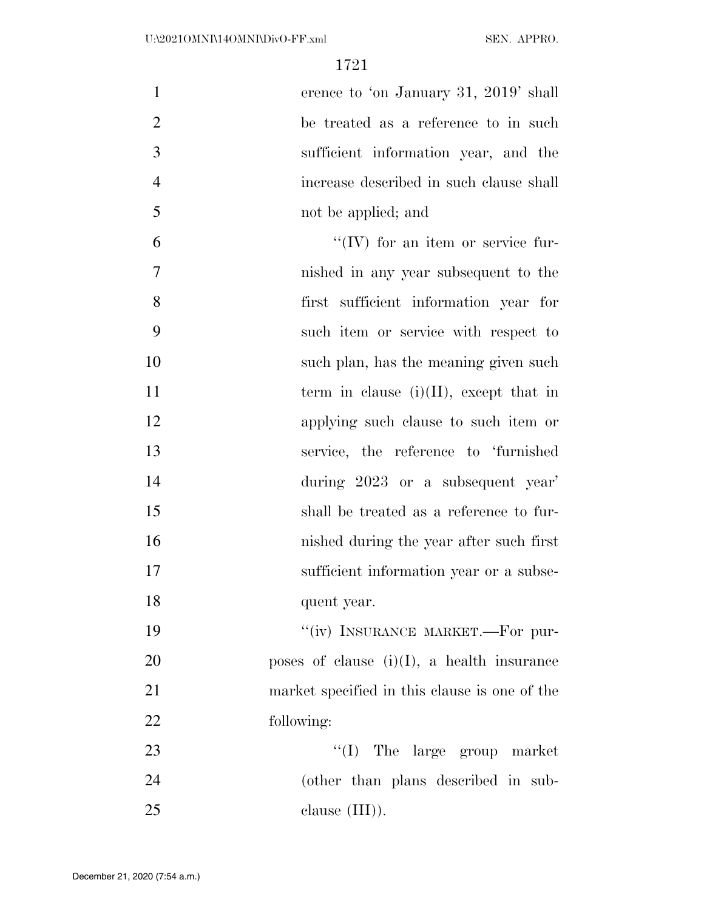erence to 'on January 31, 2019' shall be treated as a reference to in such sufficient information year, and the increase described in such clause shall not be applied; and

"(IV) for an item or service furnished in any year subsequent to the first sufficient information year for such item or service with respect to such plan, has the meaning given such term in clause (i)(II), except that in applying such clause to such item or service, the reference to 'furnished during 2023 or a subsequent year' shall be treated as a reference to furnished during the year after such first sufficient information year or a subsequent year.

"(iv) INSURANCE MARKET.—For purposes of clause (i)(I), a health insurance market specified in this clause is one of the following:

"(I) The large group market (other than plans described in subclause (III)).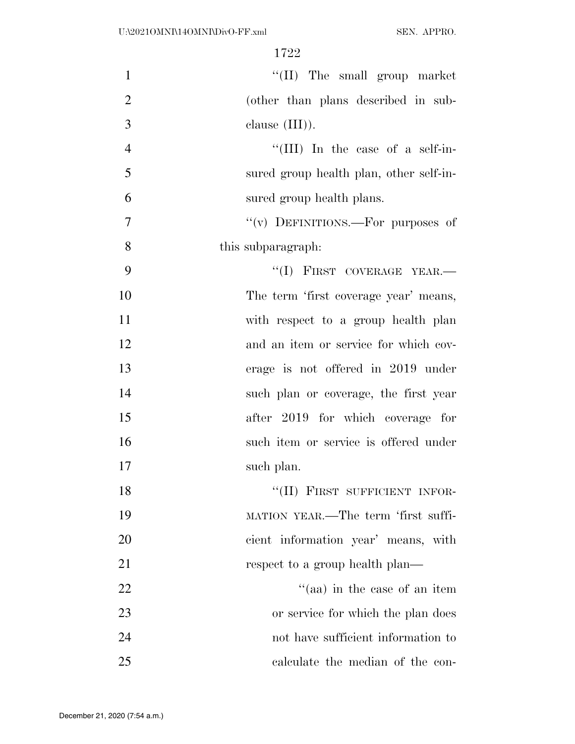"(II) The small group market (other than plans described in subclause (III)).

"(III) In the case of a self-insured group health plan, other self-insured group health plans.

"(v) DEFINITIONS.—For purposes of this subparagraph:

"(I) FIRST COVERAGE YEAR.— The term 'first coverage year' means, with respect to a group health plan and an item or service for which coverage is not offered in 2019 under such plan or coverage, the first year after 2019 for which coverage for such item or service is offered under such plan.

"(II) FIRST SUFFICIENT INFORMATION YEAR.—The term 'first sufficient information year' means, with respect to a group health plan—

"(aa) in the case of an item or service for which the plan does not have sufficient information to calculate the median of the con-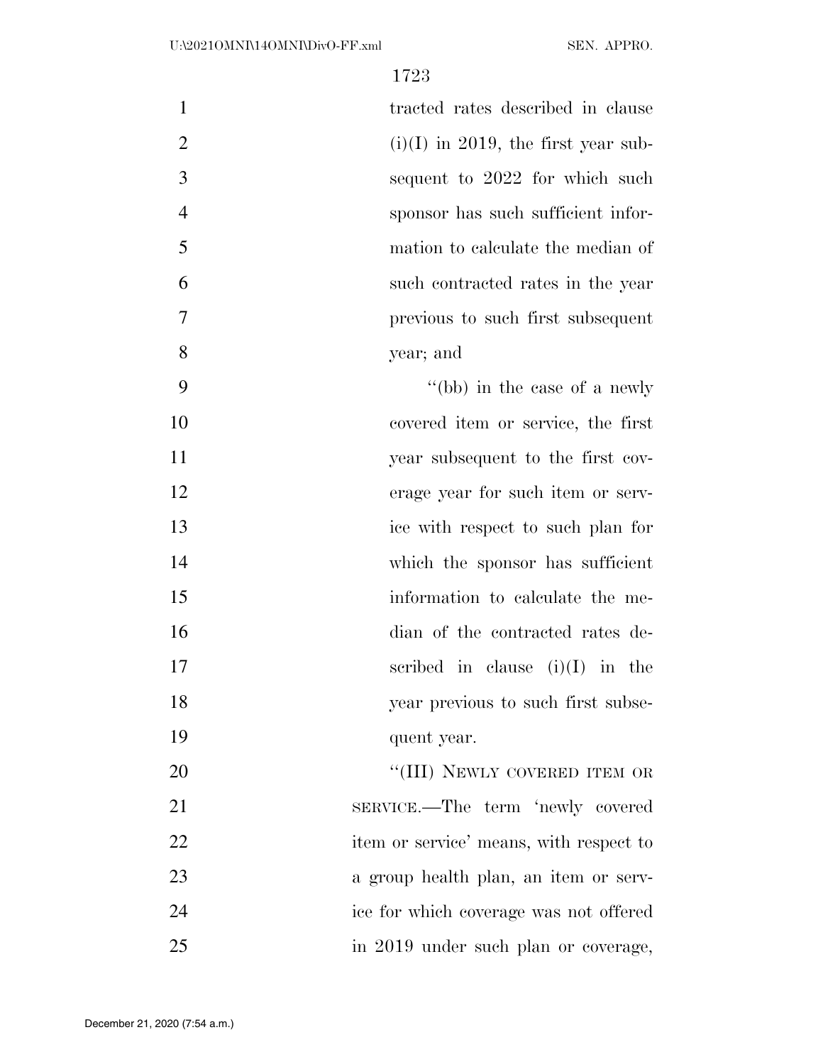tracted rates described in clause (i)(I) in 2019, the first year subsequent to 2022 for which such sponsor has such sufficient information to calculate the median of such contracted rates in the year previous to such first subsequent year; and

"(bb) in the case of a newly covered item or service, the first year subsequent to the first coverage year for such item or service with respect to such plan for which the sponsor has sufficient information to calculate the median of the contracted rates described in clause (i)(I) in the year previous to such first subsequent year.

"(III) NEWLY COVERED ITEM OR SERVICE.—The term 'newly covered item or service' means, with respect to a group health plan, an item or service for which coverage was not offered in 2019 under such plan or coverage,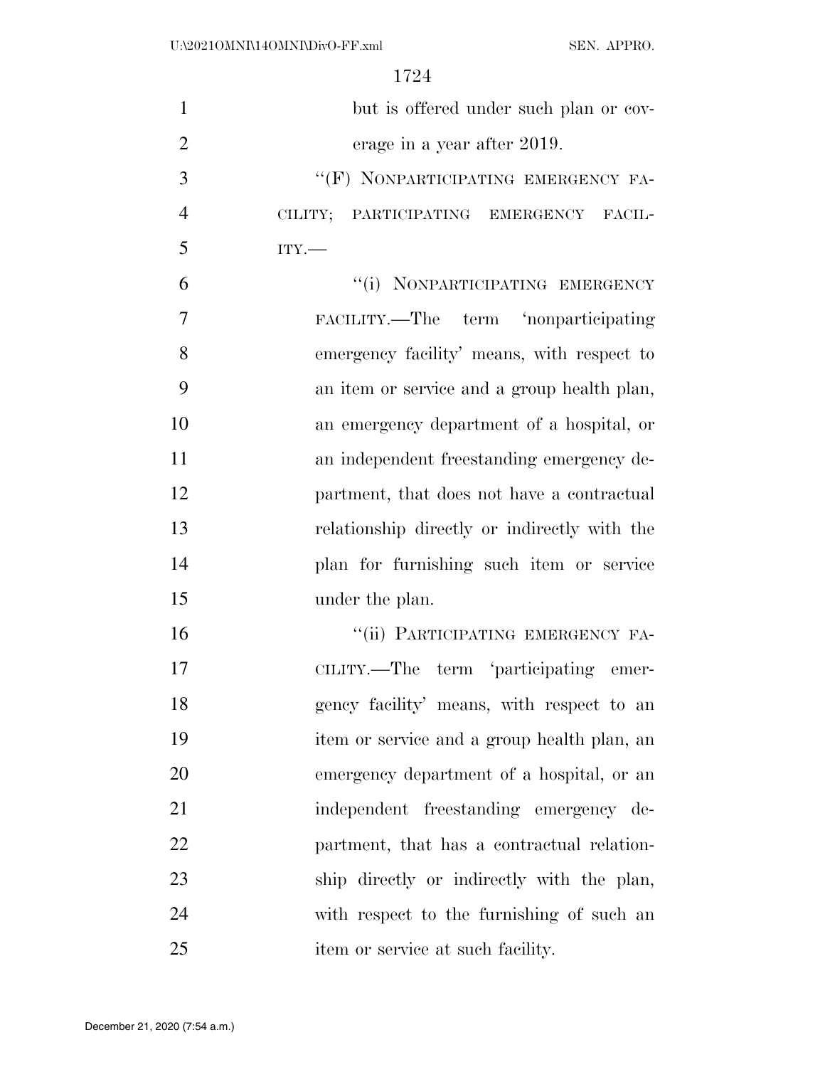but is offered under such plan or coverage in a year after 2019.

"(F) NONPARTICIPATING EMERGENCY FACILITY; PARTICIPATING EMERGENCY FACILITY.—

"(i) NONPARTICIPATING EMERGENCY FACILITY.—The term 'nonparticipating emergency facility' means, with respect to an item or service and a group health plan, an emergency department of a hospital, or an independent freestanding emergency department, that does not have a contractual relationship directly or indirectly with the plan for furnishing such item or service under the plan.

"(ii) PARTICIPATING EMERGENCY FACILITY.—The term 'participating emergency facility' means, with respect to an item or service and a group health plan, an emergency department of a hospital, or an independent freestanding emergency department, that has a contractual relationship directly or indirectly with the plan, with respect to the furnishing of such an item or service at such facility.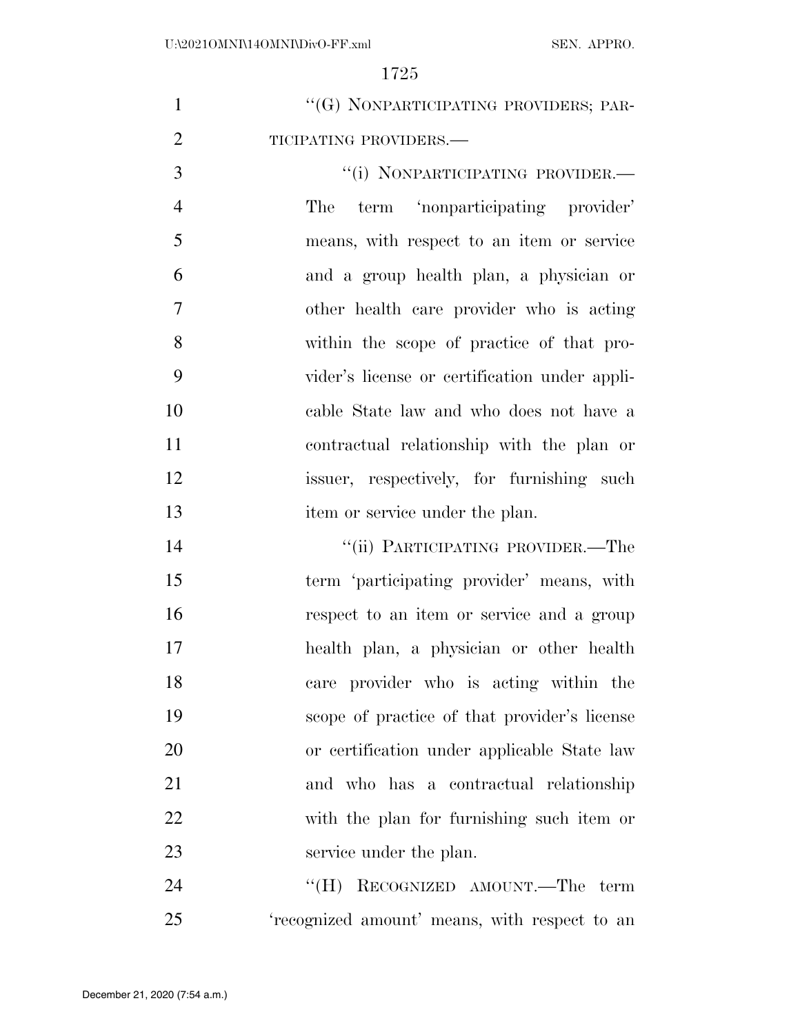"(G) NONPARTICIPATING PROVIDERS; PARTICIPATING PROVIDERS.—

"(i) NONPARTICIPATING PROVIDER.— The term 'nonparticipating provider' means, with respect to an item or service and a group health plan, a physician or other health care provider who is acting within the scope of practice of that provider's license or certification under applicable State law and who does not have a contractual relationship with the plan or issuer, respectively, for furnishing such item or service under the plan.

"(ii) PARTICIPATING PROVIDER.—The term 'participating provider' means, with respect to an item or service and a group health plan, a physician or other health care provider who is acting within the scope of practice of that provider's license or certification under applicable State law and who has a contractual relationship with the plan for furnishing such item or service under the plan.

"(H) RECOGNIZED AMOUNT.—The term 'recognized amount' means, with respect to an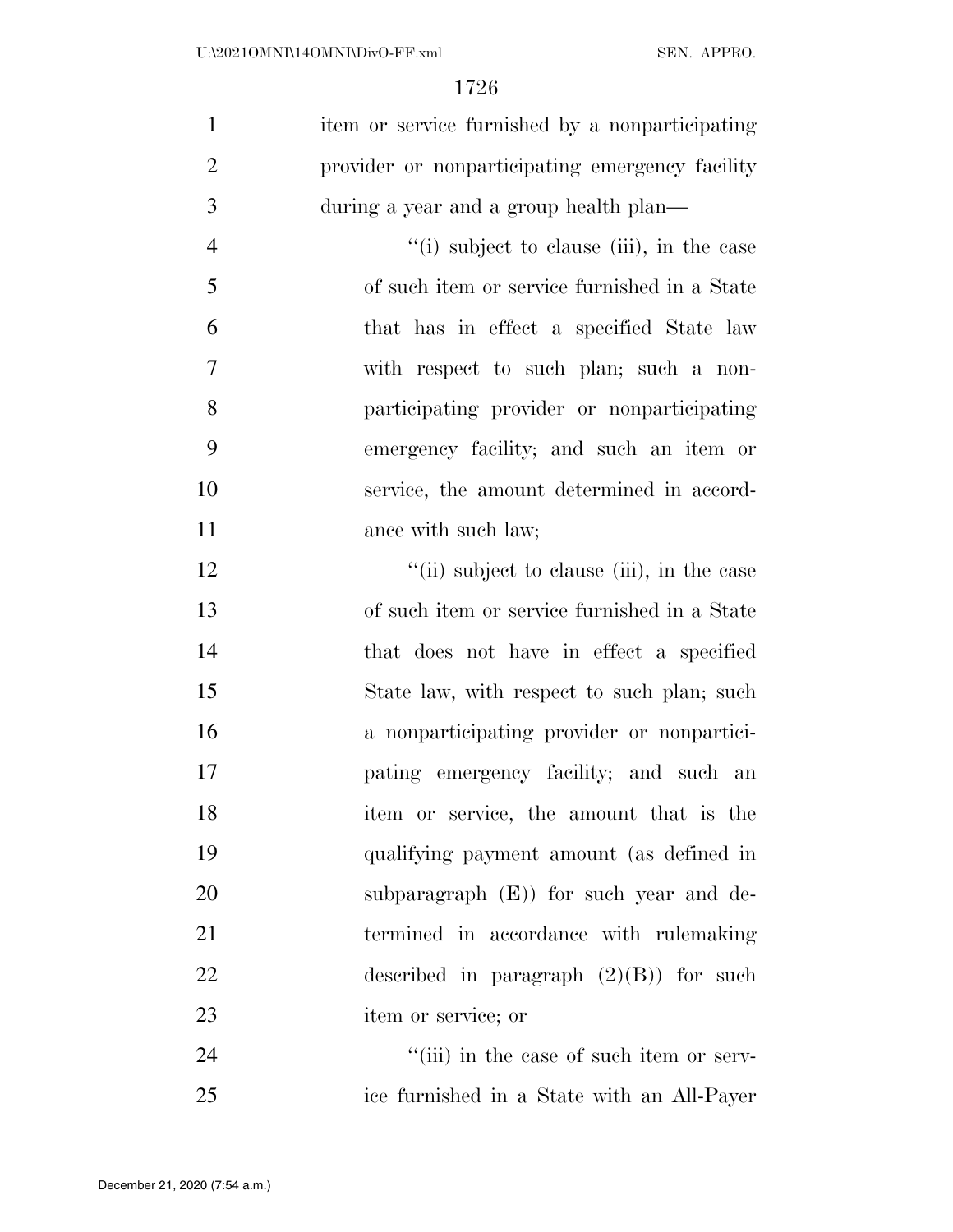item or service furnished by a nonparticipating provider or nonparticipating emergency facility during a year and a group health plan—

“(i) subject to clause (iii), in the case of such item or service furnished in a State that has in effect a specified State law with respect to such plan; such a nonparticipating provider or nonparticipating emergency facility; and such an item or service, the amount determined in accordance with such law;

“(ii) subject to clause (iii), in the case of such item or service furnished in a State that does not have in effect a specified State law, with respect to such plan; such a nonparticipating provider or nonparticipating emergency facility; and such an item or service, the amount that is the qualifying payment amount (as defined in subparagraph (E)) for such year and determined in accordance with rulemaking described in paragraph (2)(B)) for such item or service; or

“(iii) in the case of such item or service furnished in a State with an All-Payer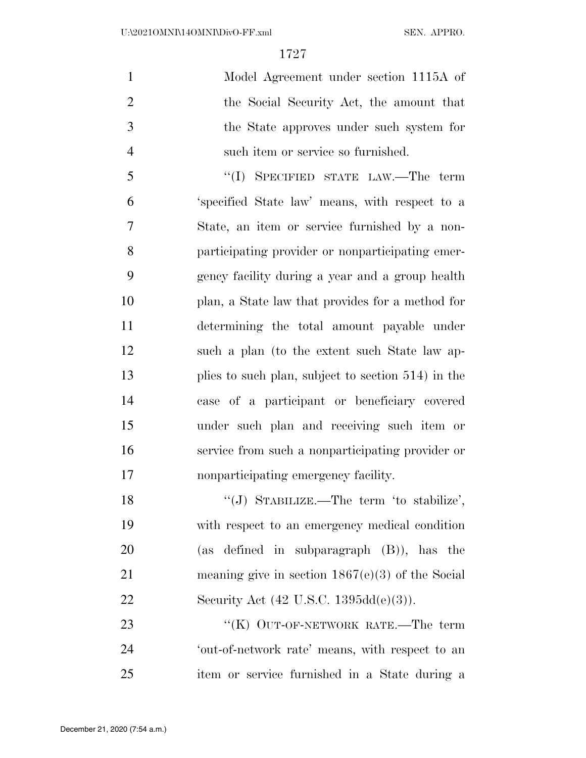Model Agreement under section 1115A of the Social Security Act, the amount that the State approves under such system for such item or service so furnished.

"(I) SPECIFIED STATE LAW.—The term 'specified State law' means, with respect to a State, an item or service furnished by a nonparticipating provider or nonparticipating emergency facility during a year and a group health plan, a State law that provides for a method for determining the total amount payable under such a plan (to the extent such State law applies to such plan, subject to section 514) in the case of a participant or beneficiary covered under such plan and receiving such item or service from such a nonparticipating provider or nonparticipating emergency facility.

"(J) STABILIZE.—The term 'to stabilize', with respect to an emergency medical condition (as defined in subparagraph (B)), has the meaning give in section 1867(e)(3) of the Social Security Act (42 U.S.C. 1395dd(e)(3)).

"(K) OUT-OF-NETWORK RATE.—The term 'out-of-network rate' means, with respect to an item or service furnished in a State during a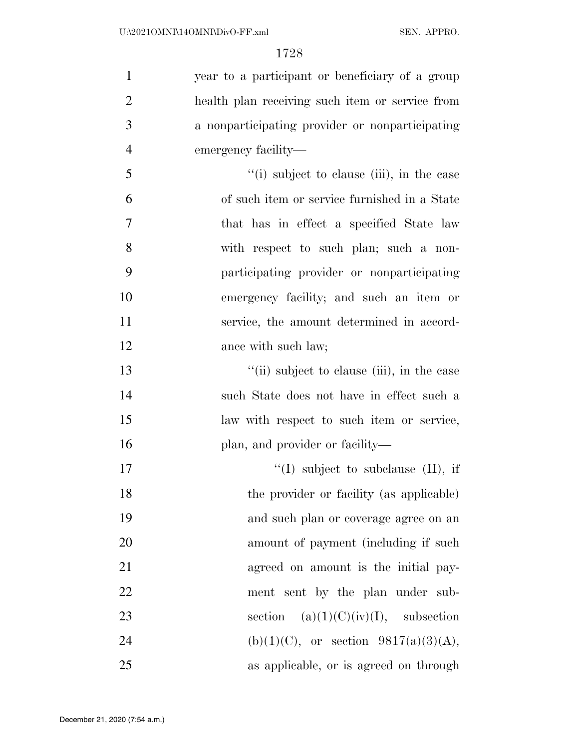year to a participant or beneficiary of a group health plan receiving such item or service from a nonparticipating provider or nonparticipating emergency facility—

> ''(i) subject to clause (iii), in the case of such item or service furnished in a State that has in effect a specified State law with respect to such plan; such a nonparticipating provider or nonparticipating emergency facility; and such an item or service, the amount determined in accordance with such law;

> ''(ii) subject to clause (iii), in the case such State does not have in effect such a law with respect to such item or service, plan, and provider or facility—

>> ''(I) subject to subclause (II), if the provider or facility (as applicable) and such plan or coverage agree on an amount of payment (including if such agreed on amount is the initial payment sent by the plan under subsection (a)(1)(C)(iv)(I), subsection (b)(1)(C), or section 9817(a)(3)(A), as applicable, or is agreed on through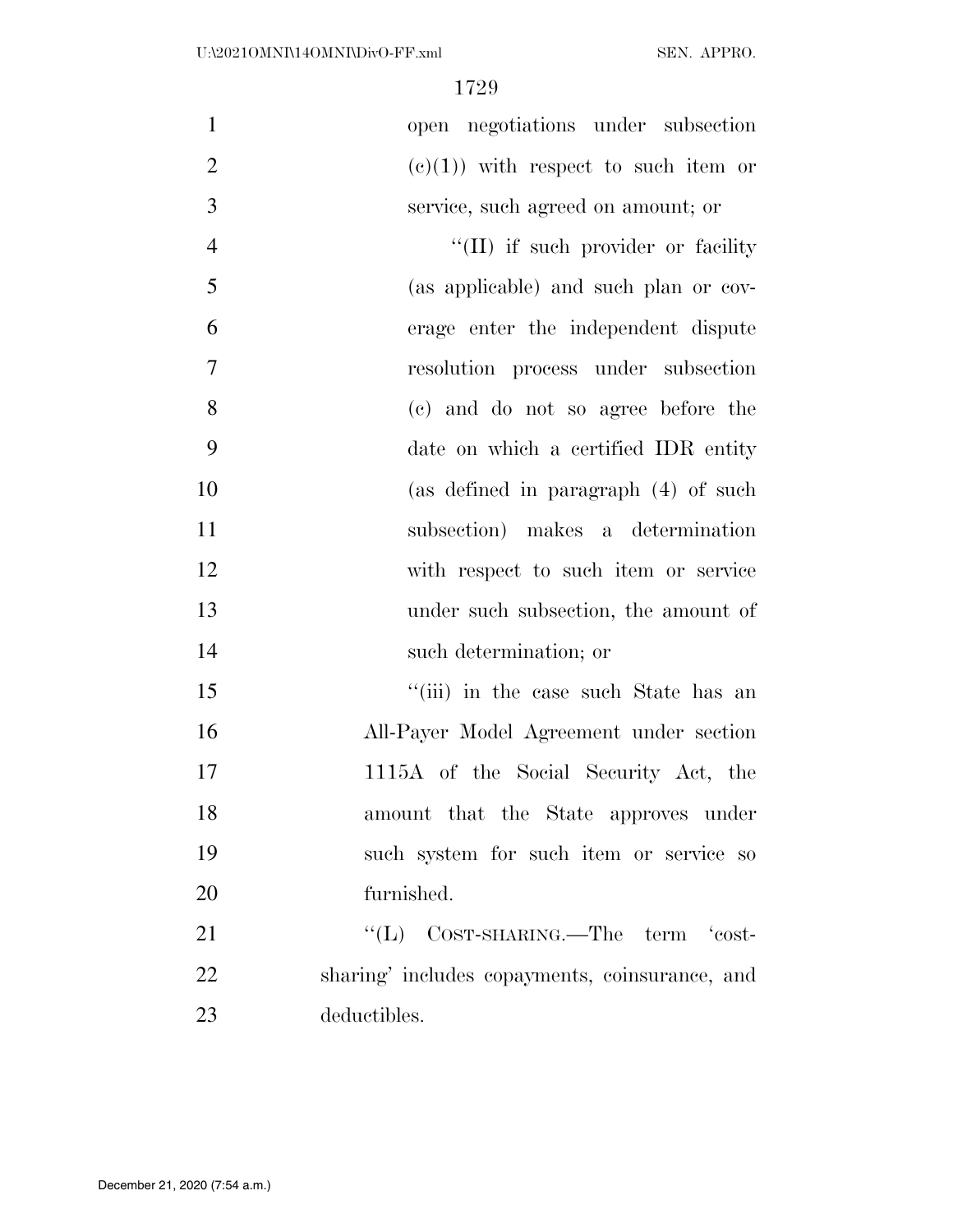open negotiations under subsection (c)(1)) with respect to such item or service, such agreed on amount; or

''(II) if such provider or facility (as applicable) and such plan or coverage enter the independent dispute resolution process under subsection (c) and do not so agree before the date on which a certified IDR entity (as defined in paragraph (4) of such subsection) makes a determination with respect to such item or service under such subsection, the amount of such determination; or

''(iii) in the case such State has an All-Payer Model Agreement under section 1115A of the Social Security Act, the amount that the State approves under such system for such item or service so furnished.

''(L) COST-SHARING.—The term 'cost-sharing' includes copayments, coinsurance, and deductibles.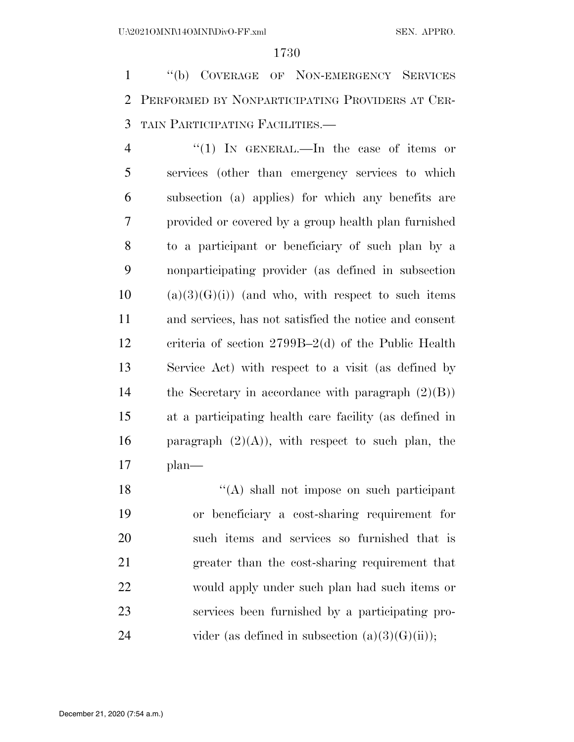"(b) COVERAGE OF NON-EMERGENCY SERVICES PERFORMED BY NONPARTICIPATING PROVIDERS AT CERTAIN PARTICIPATING FACILITIES.—

"(1) IN GENERAL.—In the case of items or services (other than emergency services to which subsection (a) applies) for which any benefits are provided or covered by a group health plan furnished to a participant or beneficiary of such plan by a nonparticipating provider (as defined in subsection (a)(3)(G)(i)) (and who, with respect to such items and services, has not satisfied the notice and consent criteria of section 2799B–2(d) of the Public Health Service Act) with respect to a visit (as defined by the Secretary in accordance with paragraph (2)(B)) at a participating health care facility (as defined in paragraph (2)(A)), with respect to such plan, the plan—

"(A) shall not impose on such participant or beneficiary a cost-sharing requirement for such items and services so furnished that is greater than the cost-sharing requirement that would apply under such plan had such items or services been furnished by a participating provider (as defined in subsection (a)(3)(G)(ii));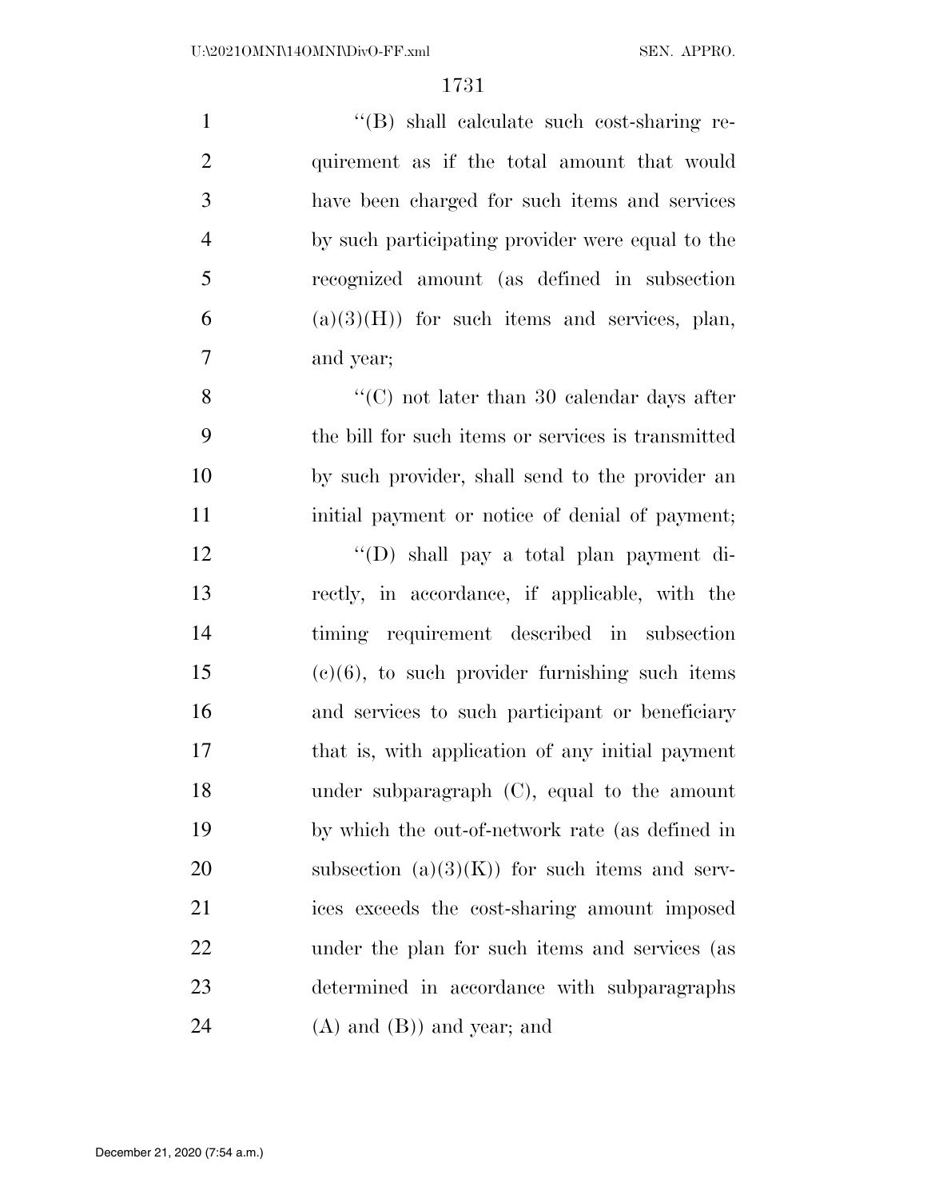''(B) shall calculate such cost-sharing requirement as if the total amount that would have been charged for such items and services by such participating provider were equal to the recognized amount (as defined in subsection (a)(3)(H)) for such items and services, plan, and year;

''(C) not later than 30 calendar days after the bill for such items or services is transmitted by such provider, shall send to the provider an initial payment or notice of denial of payment;

''(D) shall pay a total plan payment directly, in accordance, if applicable, with the timing requirement described in subsection (c)(6), to such provider furnishing such items and services to such participant or beneficiary that is, with application of any initial payment under subparagraph (C), equal to the amount by which the out-of-network rate (as defined in subsection (a)(3)(K)) for such items and services exceeds the cost-sharing amount imposed under the plan for such items and services (as determined in accordance with subparagraphs (A) and (B)) and year; and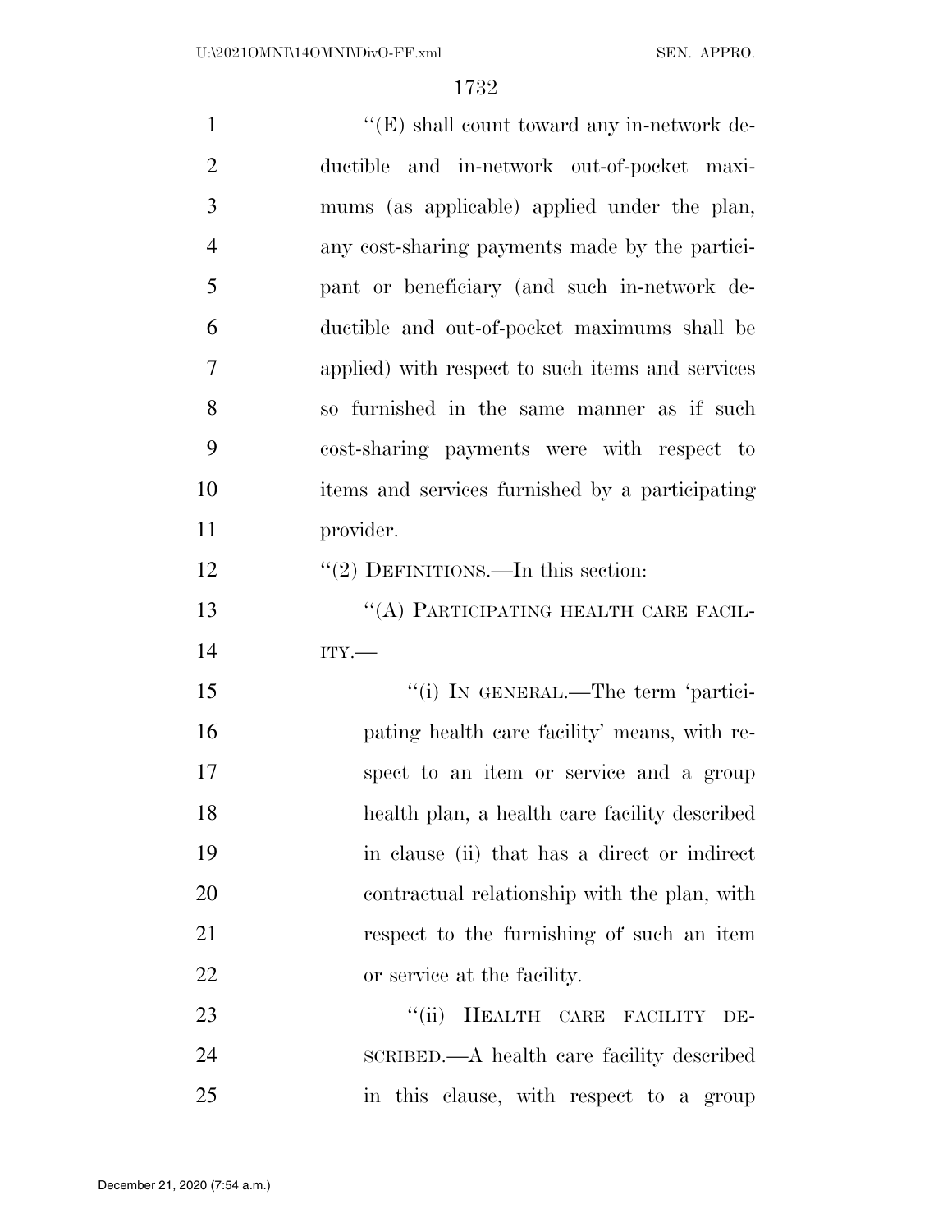"(E) shall count toward any in-network deductible and in-network out-of-pocket maximums (as applicable) applied under the plan, any cost-sharing payments made by the participant or beneficiary (and such in-network deductible and out-of-pocket maximums shall be applied) with respect to such items and services so furnished in the same manner as if such cost-sharing payments were with respect to items and services furnished by a participating provider.

"(2) DEFINITIONS.—In this section:

"(A) PARTICIPATING HEALTH CARE FACILITY.—

"(i) IN GENERAL.—The term 'participating health care facility' means, with respect to an item or service and a group health plan, a health care facility described in clause (ii) that has a direct or indirect contractual relationship with the plan, with respect to the furnishing of such an item or service at the facility.

"(ii) HEALTH CARE FACILITY DESCRIBED.—A health care facility described in this clause, with respect to a group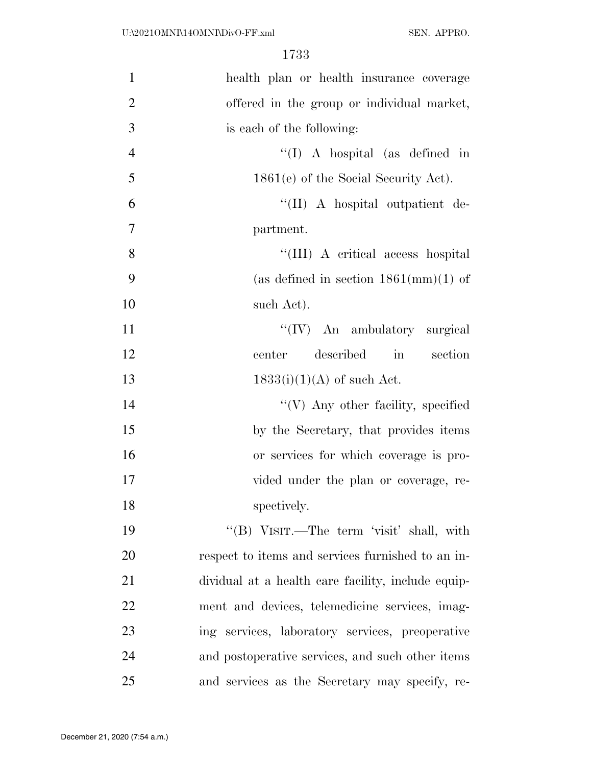health plan or health insurance coverage offered in the group or individual market, is each of the following:

''(I) A hospital (as defined in 1861(e) of the Social Security Act).

''(II) A hospital outpatient department.

''(III) A critical access hospital (as defined in section 1861(mm)(1) of such Act).

''(IV) An ambulatory surgical center described in section 1833(i)(1)(A) of such Act.

''(V) Any other facility, specified by the Secretary, that provides items or services for which coverage is provided under the plan or coverage, respectively.

''(B) VISIT.—The term 'visit' shall, with respect to items and services furnished to an individual at a health care facility, include equipment and devices, telemedicine services, imaging services, laboratory services, preoperative and postoperative services, and such other items and services as the Secretary may specify, re-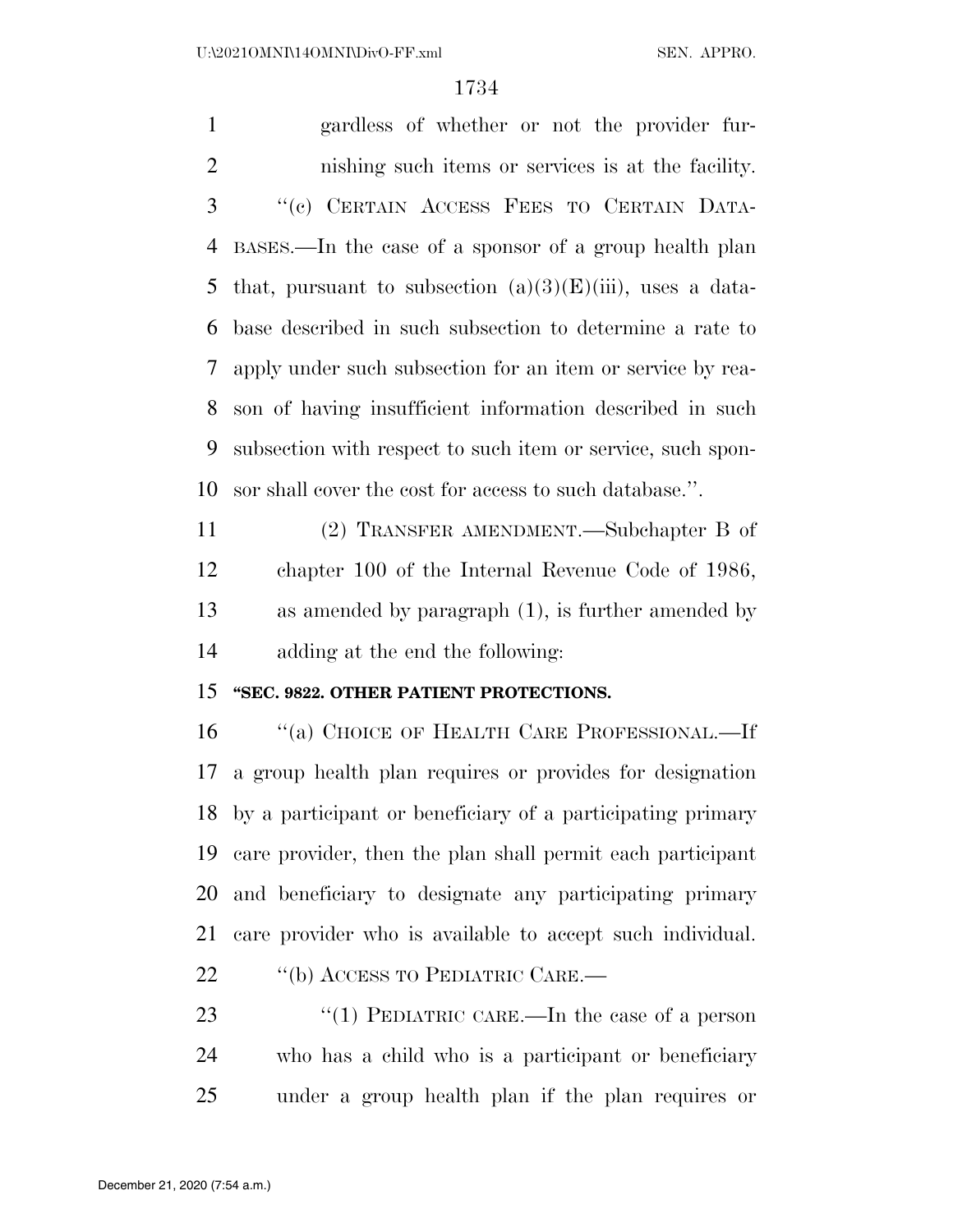gardless of whether or not the provider furnishing such items or services is at the facility.

"(c) CERTAIN ACCESS FEES TO CERTAIN DATABASES.—In the case of a sponsor of a group health plan that, pursuant to subsection (a)(3)(E)(iii), uses a database described in such subsection to determine a rate to apply under such subsection for an item or service by reason of having insufficient information described in such subsection with respect to such item or service, such sponsor shall cover the cost for access to such database.".

(2) TRANSFER AMENDMENT.—Subchapter B of chapter 100 of the Internal Revenue Code of 1986, as amended by paragraph (1), is further amended by adding at the end the following:

**"SEC. 9822. OTHER PATIENT PROTECTIONS.**

"(a) CHOICE OF HEALTH CARE PROFESSIONAL.—If a group health plan requires or provides for designation by a participant or beneficiary of a participating primary care provider, then the plan shall permit each participant and beneficiary to designate any participating primary care provider who is available to accept such individual.

"(b) ACCESS TO PEDIATRIC CARE.—

"(1) PEDIATRIC CARE.—In the case of a person who has a child who is a participant or beneficiary under a group health plan if the plan requires or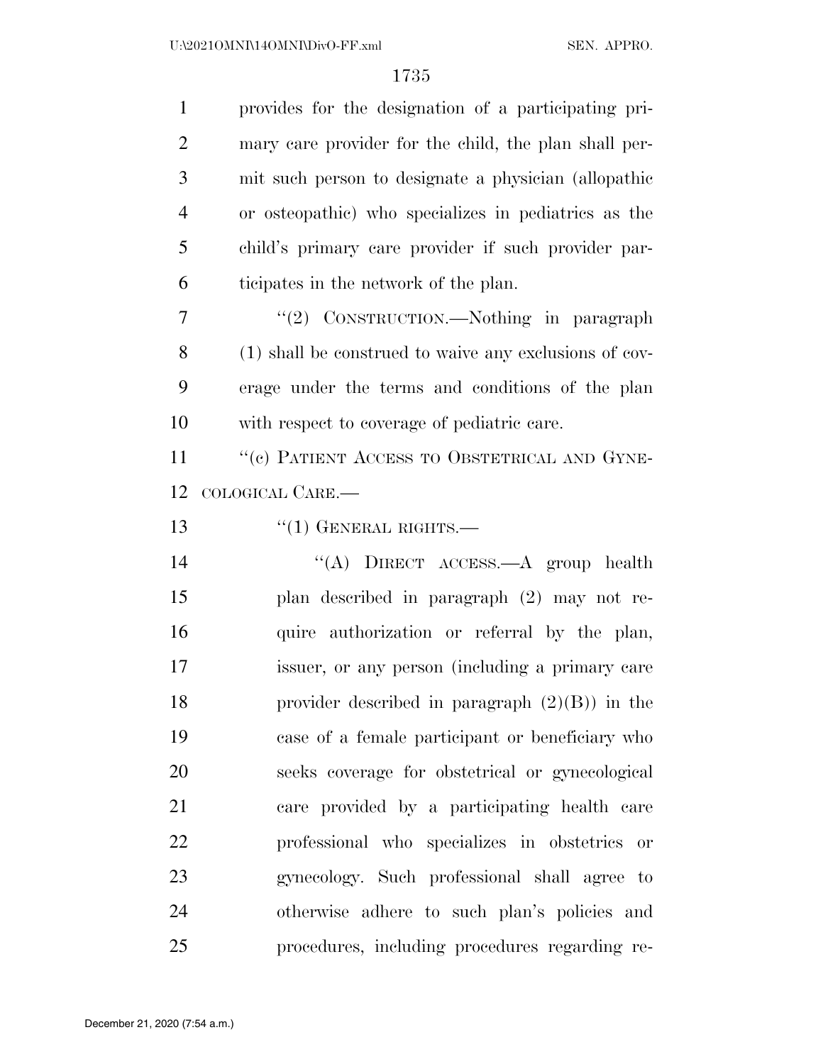provides for the designation of a participating primary care provider for the child, the plan shall permit such person to designate a physician (allopathic or osteopathic) who specializes in pediatrics as the child's primary care provider if such provider participates in the network of the plan.

"(2) CONSTRUCTION.—Nothing in paragraph (1) shall be construed to waive any exclusions of coverage under the terms and conditions of the plan with respect to coverage of pediatric care.

"(c) PATIENT ACCESS TO OBSTETRICAL AND GYNECOLOGICAL CARE.—

"(1) GENERAL RIGHTS.—

"(A) DIRECT ACCESS.—A group health plan described in paragraph (2) may not require authorization or referral by the plan, issuer, or any person (including a primary care provider described in paragraph (2)(B)) in the case of a female participant or beneficiary who seeks coverage for obstetrical or gynecological care provided by a participating health care professional who specializes in obstetrics or gynecology. Such professional shall agree to otherwise adhere to such plan's policies and procedures, including procedures regarding re-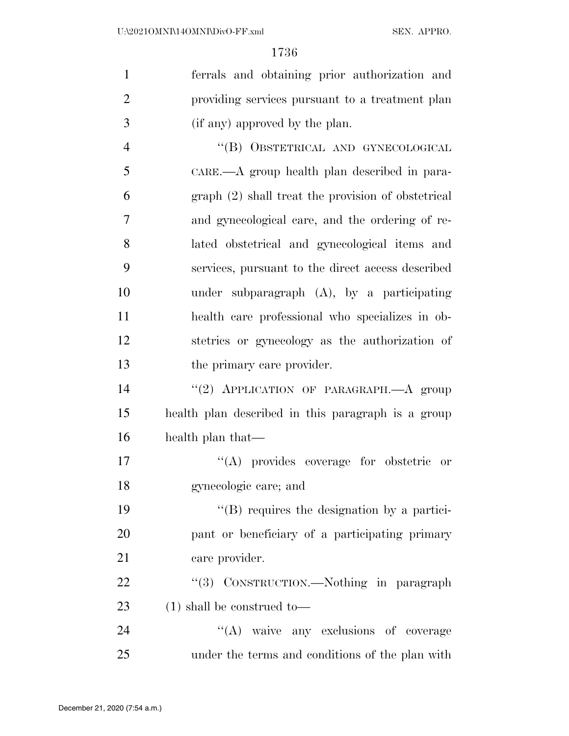ferrals and obtaining prior authorization and providing services pursuant to a treatment plan (if any) approved by the plan.

"(B) OBSTETRICAL AND GYNECOLOGICAL CARE.—A group health plan described in paragraph (2) shall treat the provision of obstetrical and gynecological care, and the ordering of related obstetrical and gynecological items and services, pursuant to the direct access described under subparagraph (A), by a participating health care professional who specializes in obstetrics or gynecology as the authorization of the primary care provider.

"(2) APPLICATION OF PARAGRAPH.—A group health plan described in this paragraph is a group health plan that—

"(A) provides coverage for obstetric or gynecologic care; and

"(B) requires the designation by a participant or beneficiary of a participating primary care provider.

"(3) CONSTRUCTION.—Nothing in paragraph (1) shall be construed to—

"(A) waive any exclusions of coverage under the terms and conditions of the plan with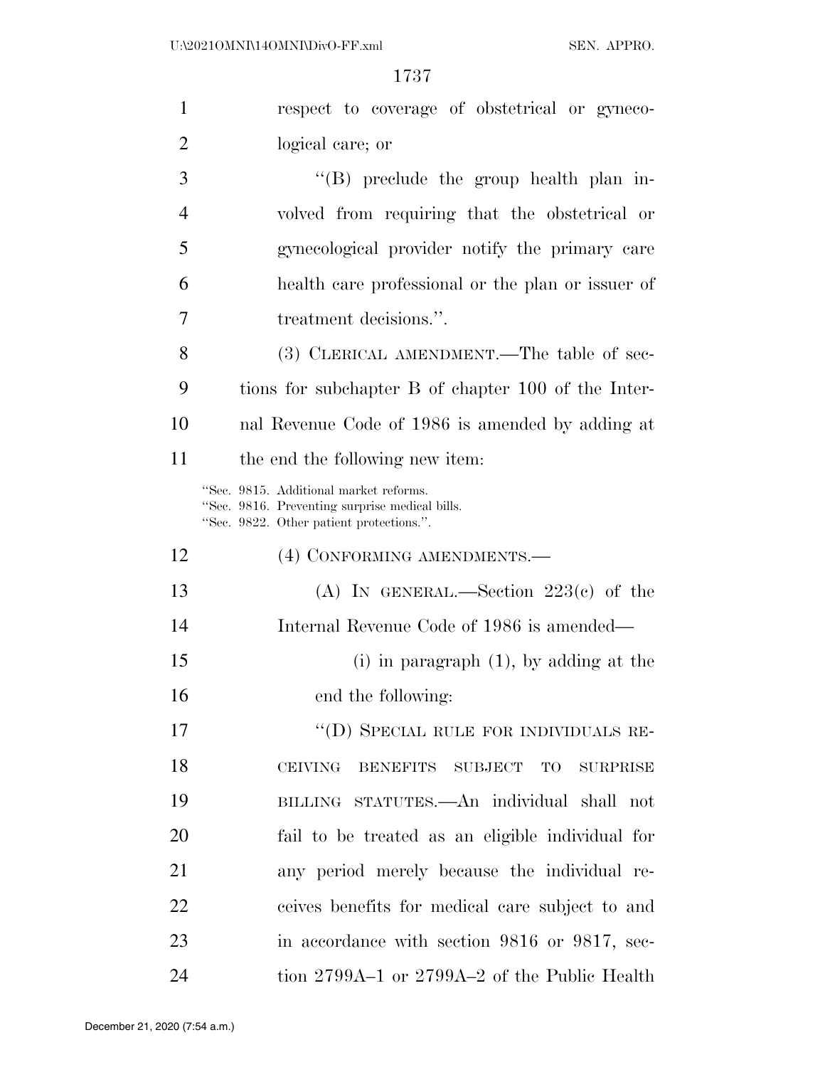respect to coverage of obstetrical or gynecological care; or

"(B) preclude the group health plan involved from requiring that the obstetrical or gynecological provider notify the primary care health care professional or the plan or issuer of treatment decisions.".

(3) CLERICAL AMENDMENT.—The table of sections for subchapter B of chapter 100 of the Internal Revenue Code of 1986 is amended by adding at the end the following new item:

"Sec. 9815. Additional market reforms.
"Sec. 9816. Preventing surprise medical bills.
"Sec. 9822. Other patient protections.".

(4) CONFORMING AMENDMENTS.—

(A) IN GENERAL.—Section 223(c) of the Internal Revenue Code of 1986 is amended—

(i) in paragraph (1), by adding at the end the following:

"(D) SPECIAL RULE FOR INDIVIDUALS RECEIVING BENEFITS SUBJECT TO SURPRISE BILLING STATUTES.—An individual shall not fail to be treated as an eligible individual for any period merely because the individual receives benefits for medical care subject to and in accordance with section 9816 or 9817, section 2799A–1 or 2799A–2 of the Public Health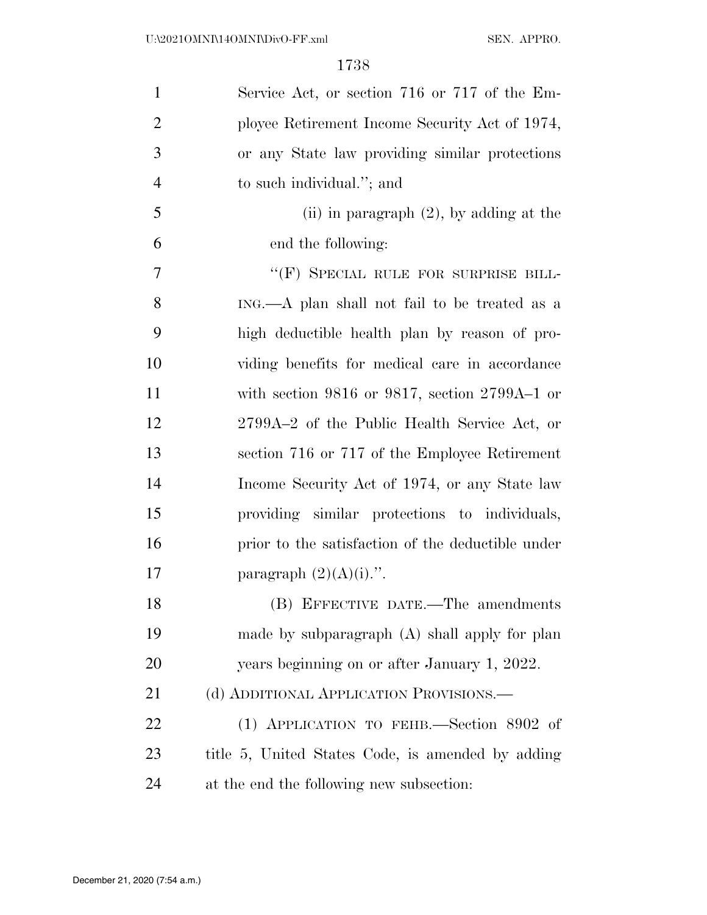Service Act, or section 716 or 717 of the Employee Retirement Income Security Act of 1974, or any State law providing similar protections to such individual.''; and

(ii) in paragraph (2), by adding at the end the following:

''(F) SPECIAL RULE FOR SURPRISE BILLING.—A plan shall not fail to be treated as a high deductible health plan by reason of providing benefits for medical care in accordance with section 9816 or 9817, section 2799A–1 or 2799A–2 of the Public Health Service Act, or section 716 or 717 of the Employee Retirement Income Security Act of 1974, or any State law providing similar protections to individuals, prior to the satisfaction of the deductible under paragraph (2)(A)(i).''.

(B) EFFECTIVE DATE.—The amendments made by subparagraph (A) shall apply for plan years beginning on or after January 1, 2022.

(d) ADDITIONAL APPLICATION PROVISIONS.—

(1) APPLICATION TO FEHB.—Section 8902 of title 5, United States Code, is amended by adding at the end the following new subsection: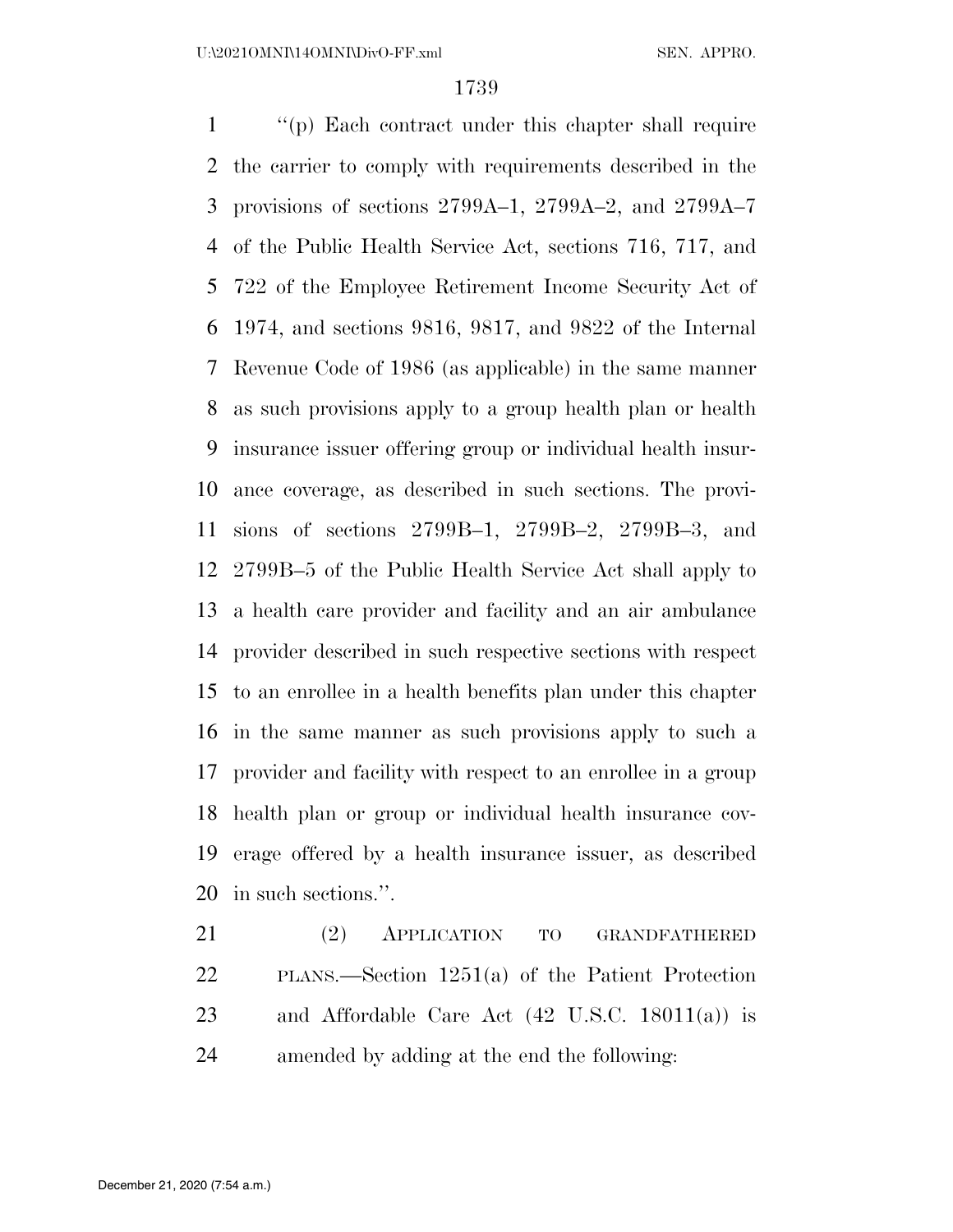"(p) Each contract under this chapter shall require the carrier to comply with requirements described in the provisions of sections 2799A–1, 2799A–2, and 2799A–7 of the Public Health Service Act, sections 716, 717, and 722 of the Employee Retirement Income Security Act of 1974, and sections 9816, 9817, and 9822 of the Internal Revenue Code of 1986 (as applicable) in the same manner as such provisions apply to a group health plan or health insurance issuer offering group or individual health insurance coverage, as described in such sections. The provisions of sections 2799B–1, 2799B–2, 2799B–3, and 2799B–5 of the Public Health Service Act shall apply to a health care provider and facility and an air ambulance provider described in such respective sections with respect to an enrollee in a health benefits plan under this chapter in the same manner as such provisions apply to such a provider and facility with respect to an enrollee in a group health plan or group or individual health insurance coverage offered by a health insurance issuer, as described in such sections.".

(2) APPLICATION TO GRANDFATHERED PLANS.—Section 1251(a) of the Patient Protection and Affordable Care Act (42 U.S.C. 18011(a)) is amended by adding at the end the following: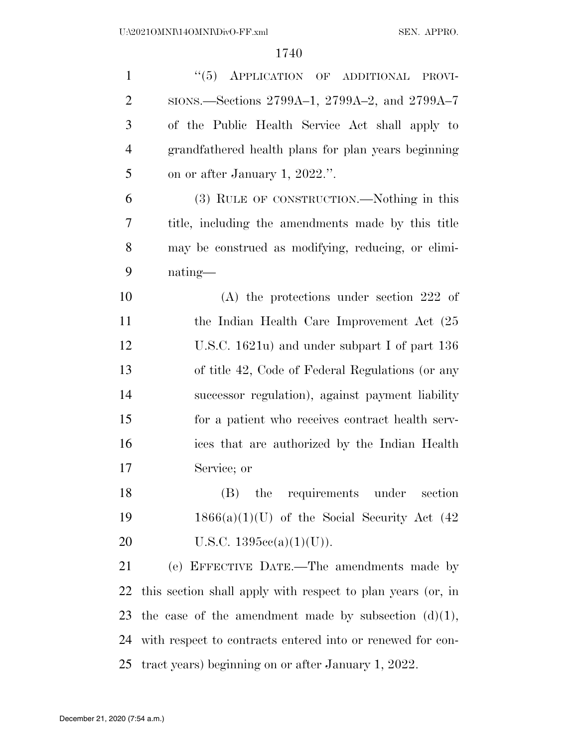"(5) APPLICATION OF ADDITIONAL PROVISIONS.—Sections 2799A–1, 2799A–2, and 2799A–7 of the Public Health Service Act shall apply to grandfathered health plans for plan years beginning on or after January 1, 2022.".

(3) RULE OF CONSTRUCTION.—Nothing in this title, including the amendments made by this title may be construed as modifying, reducing, or eliminating—

(A) the protections under section 222 of the Indian Health Care Improvement Act (25 U.S.C. 1621u) and under subpart I of part 136 of title 42, Code of Federal Regulations (or any successor regulation), against payment liability for a patient who receives contract health services that are authorized by the Indian Health Service; or

(B) the requirements under section 1866(a)(1)(U) of the Social Security Act (42 U.S.C. 1395cc(a)(1)(U)).

(e) EFFECTIVE DATE.—The amendments made by this section shall apply with respect to plan years (or, in the case of the amendment made by subsection (d)(1), with respect to contracts entered into or renewed for contract years) beginning on or after January 1, 2022.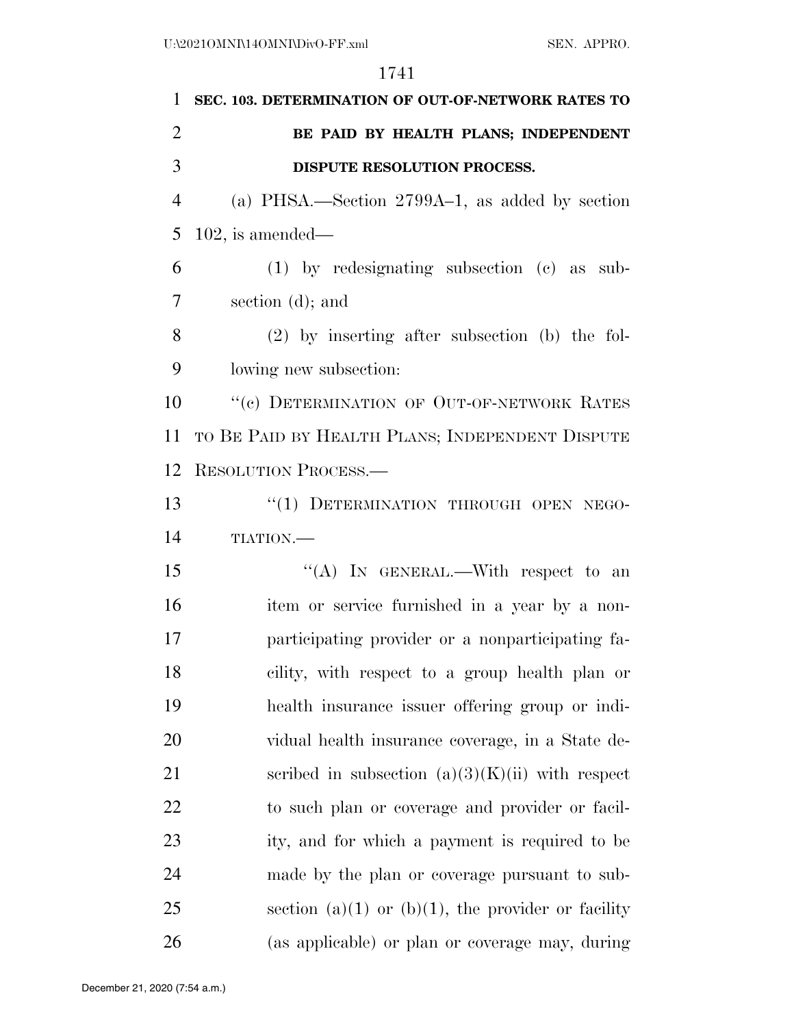**SEC. 103. DETERMINATION OF OUT-OF-NETWORK RATES TO BE PAID BY HEALTH PLANS; INDEPENDENT DISPUTE RESOLUTION PROCESS.**

(a) PHSA.—Section 2799A–1, as added by section 102, is amended—

(1) by redesignating subsection (c) as subsection (d); and

(2) by inserting after subsection (b) the following new subsection:

"(c) DETERMINATION OF OUT-OF-NETWORK RATES TO BE PAID BY HEALTH PLANS; INDEPENDENT DISPUTE RESOLUTION PROCESS.—

"(1) DETERMINATION THROUGH OPEN NEGOTIATION.—

"(A) IN GENERAL.—With respect to an item or service furnished in a year by a nonparticipating provider or a nonparticipating facility, with respect to a group health plan or health insurance issuer offering group or individual health insurance coverage, in a State described in subsection (a)(3)(K)(ii) with respect to such plan or coverage and provider or facility, and for which a payment is required to be made by the plan or coverage pursuant to subsection (a)(1) or (b)(1), the provider or facility (as applicable) or plan or coverage may, during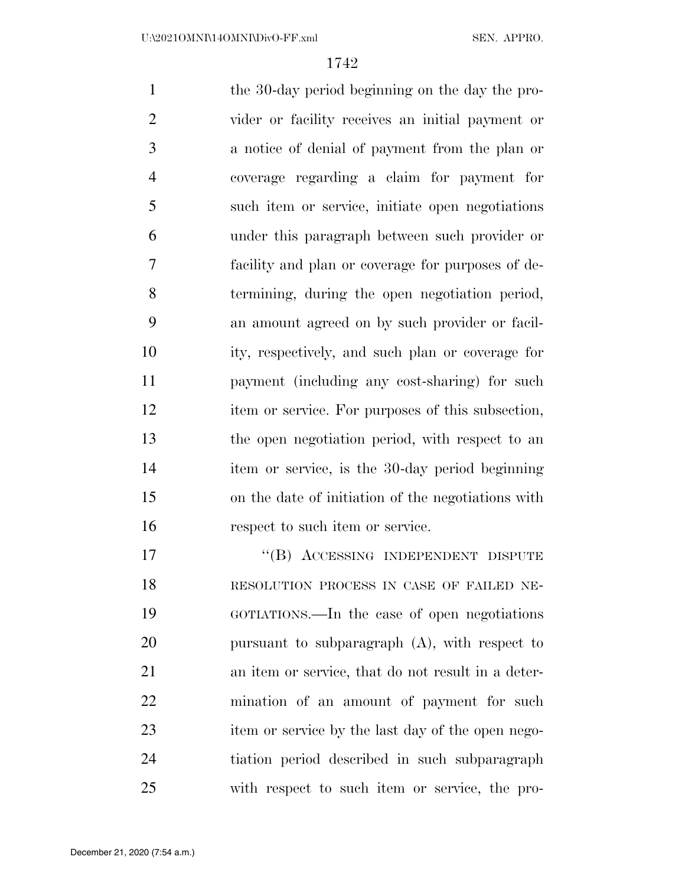the 30-day period beginning on the day the provider or facility receives an initial payment or a notice of denial of payment from the plan or coverage regarding a claim for payment for such item or service, initiate open negotiations under this paragraph between such provider or facility and plan or coverage for purposes of determining, during the open negotiation period, an amount agreed on by such provider or facility, respectively, and such plan or coverage for payment (including any cost-sharing) for such item or service. For purposes of this subsection, the open negotiation period, with respect to an item or service, is the 30-day period beginning on the date of initiation of the negotiations with respect to such item or service.

"(B) ACCESSING INDEPENDENT DISPUTE RESOLUTION PROCESS IN CASE OF FAILED NEGOTIATIONS.—In the case of open negotiations pursuant to subparagraph (A), with respect to an item or service, that do not result in a determination of an amount of payment for such item or service by the last day of the open negotiation period described in such subparagraph with respect to such item or service, the pro-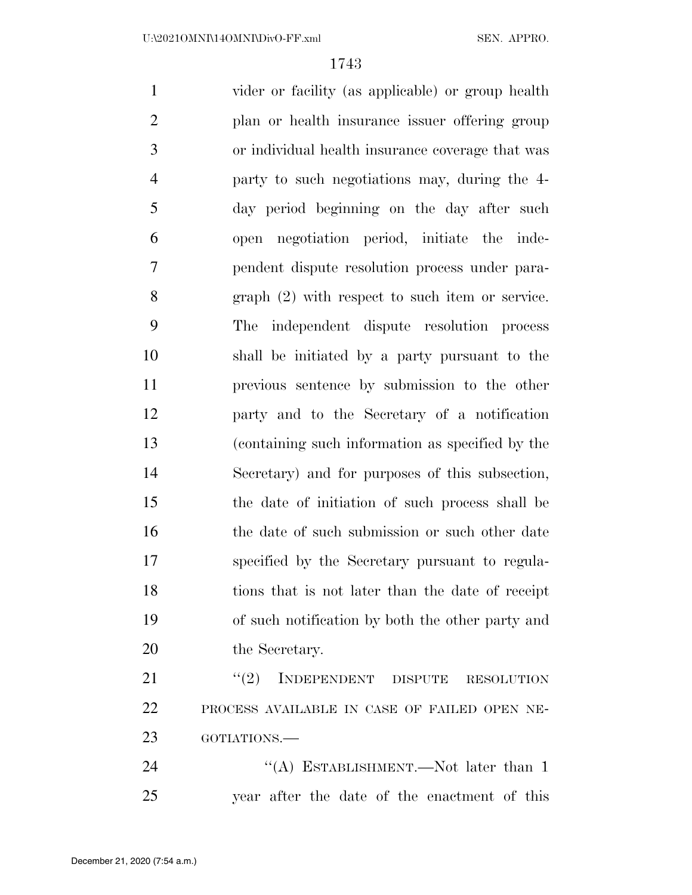vider or facility (as applicable) or group health plan or health insurance issuer offering group or individual health insurance coverage that was party to such negotiations may, during the 4-day period beginning on the day after such open negotiation period, initiate the independent dispute resolution process under paragraph (2) with respect to such item or service. The independent dispute resolution process shall be initiated by a party pursuant to the previous sentence by submission to the other party and to the Secretary of a notification (containing such information as specified by the Secretary) and for purposes of this subsection, the date of initiation of such process shall be the date of such submission or such other date specified by the Secretary pursuant to regulations that is not later than the date of receipt of such notification by both the other party and the Secretary.

"(2) INDEPENDENT DISPUTE RESOLUTION PROCESS AVAILABLE IN CASE OF FAILED OPEN NEGOTIATIONS.—

"(A) ESTABLISHMENT.—Not later than 1 year after the date of the enactment of this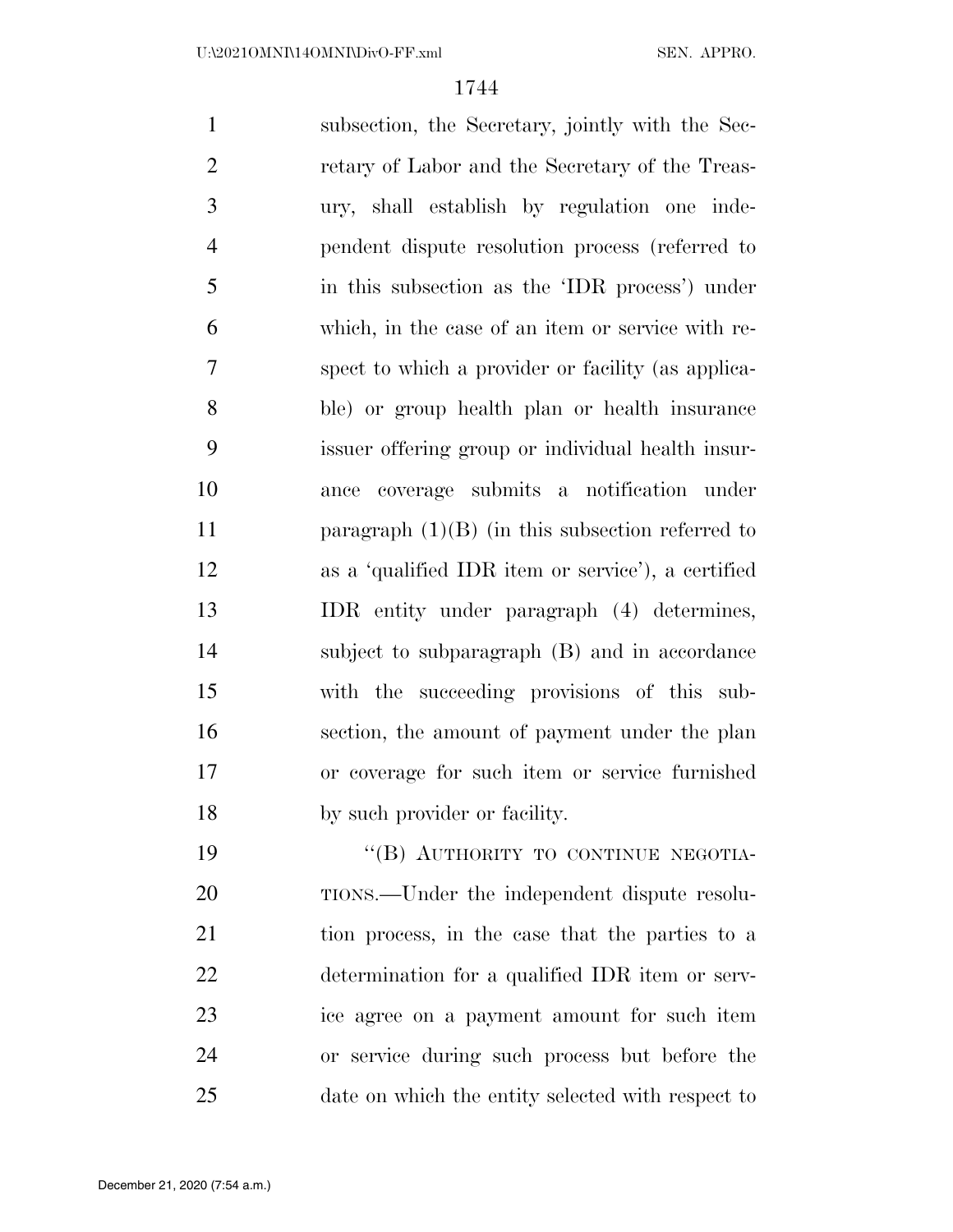subsection, the Secretary, jointly with the Secretary of Labor and the Secretary of the Treasury, shall establish by regulation one independent dispute resolution process (referred to in this subsection as the 'IDR process') under which, in the case of an item or service with respect to which a provider or facility (as applicable) or group health plan or health insurance issuer offering group or individual health insurance coverage submits a notification under paragraph (1)(B) (in this subsection referred to as a 'qualified IDR item or service'), a certified IDR entity under paragraph (4) determines, subject to subparagraph (B) and in accordance with the succeeding provisions of this subsection, the amount of payment under the plan or coverage for such item or service furnished by such provider or facility.

"(B) AUTHORITY TO CONTINUE NEGOTIATIONS.—Under the independent dispute resolution process, in the case that the parties to a determination for a qualified IDR item or service agree on a payment amount for such item or service during such process but before the date on which the entity selected with respect to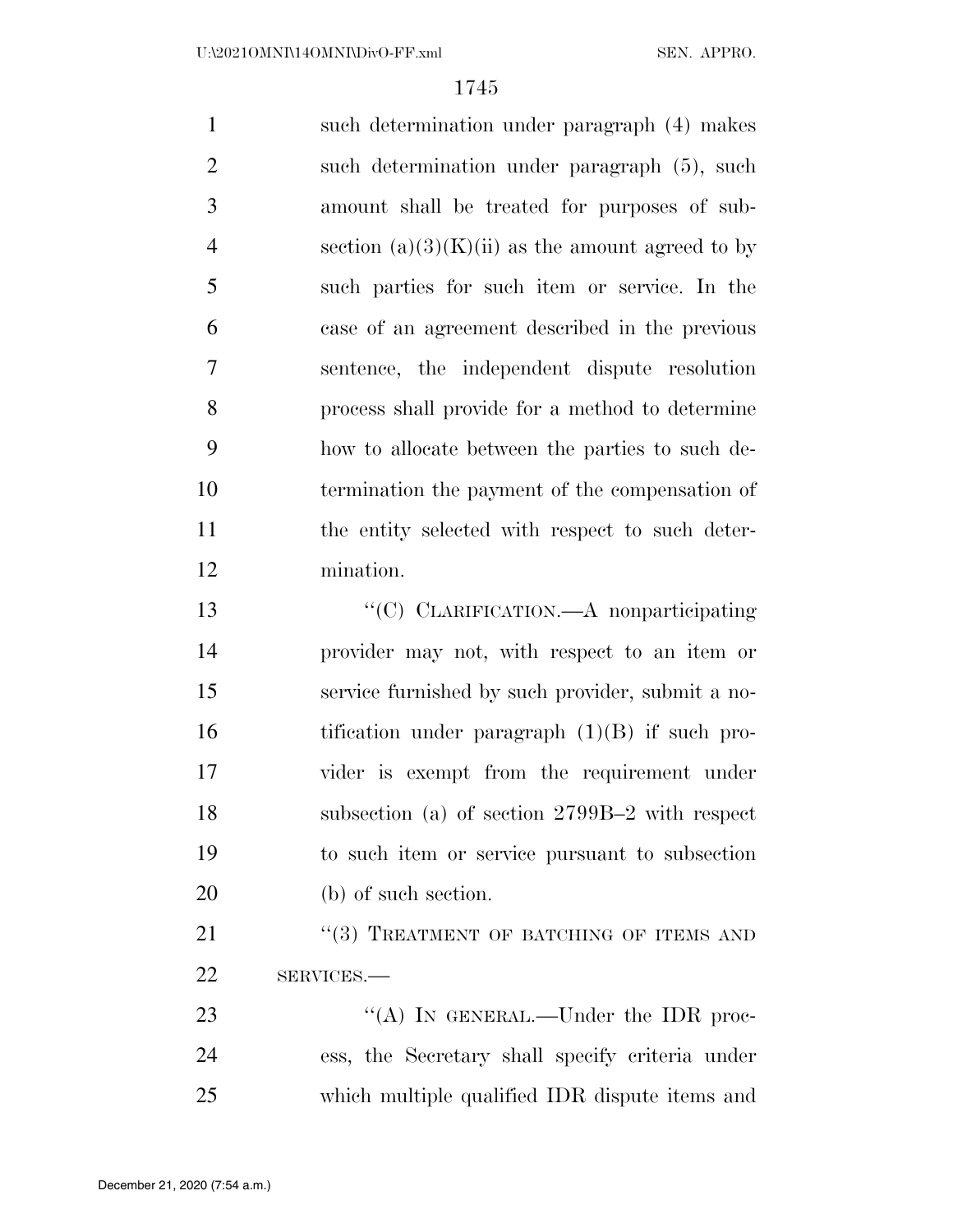such determination under paragraph (4) makes such determination under paragraph (5), such amount shall be treated for purposes of subsection (a)(3)(K)(ii) as the amount agreed to by such parties for such item or service. In the case of an agreement described in the previous sentence, the independent dispute resolution process shall provide for a method to determine how to allocate between the parties to such determination the payment of the compensation of the entity selected with respect to such determination.

''(C) CLARIFICATION.—A nonparticipating provider may not, with respect to an item or service furnished by such provider, submit a notification under paragraph (1)(B) if such provider is exempt from the requirement under subsection (a) of section 2799B–2 with respect to such item or service pursuant to subsection (b) of such section.

''(3) TREATMENT OF BATCHING OF ITEMS AND SERVICES.—

''(A) IN GENERAL.—Under the IDR process, the Secretary shall specify criteria under which multiple qualified IDR dispute items and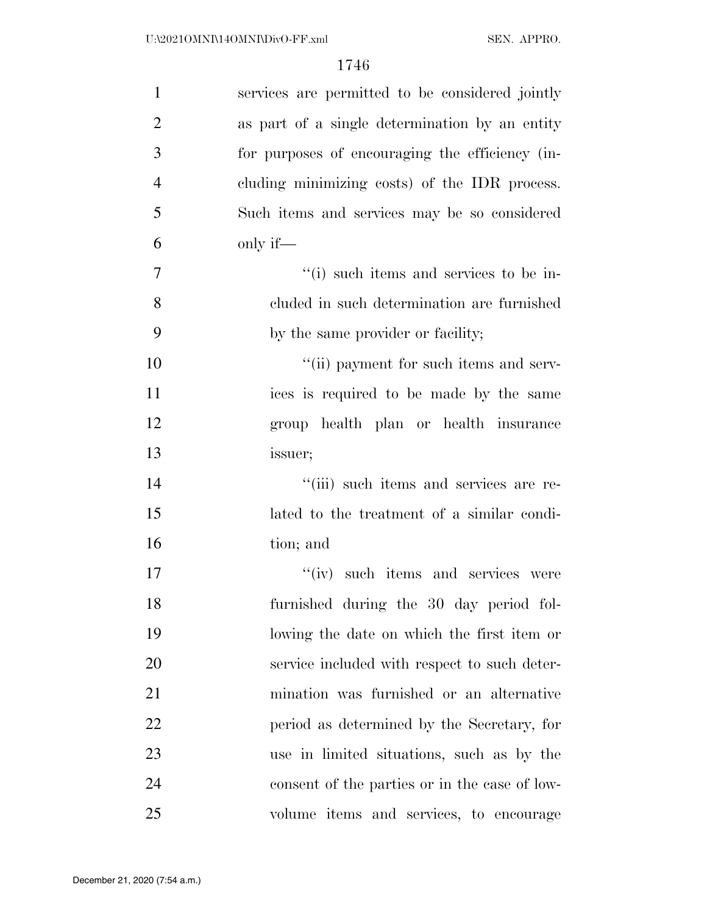services are permitted to be considered jointly as part of a single determination by an entity for purposes of encouraging the efficiency (including minimizing costs) of the IDR process. Such items and services may be so considered only if—

''(i) such items and services to be included in such determination are furnished by the same provider or facility;

''(ii) payment for such items and services is required to be made by the same group health plan or health insurance issuer;

''(iii) such items and services are related to the treatment of a similar condition; and

''(iv) such items and services were furnished during the 30 day period following the date on which the first item or service included with respect to such determination was furnished or an alternative period as determined by the Secretary, for use in limited situations, such as by the consent of the parties or in the case of low-volume items and services, to encourage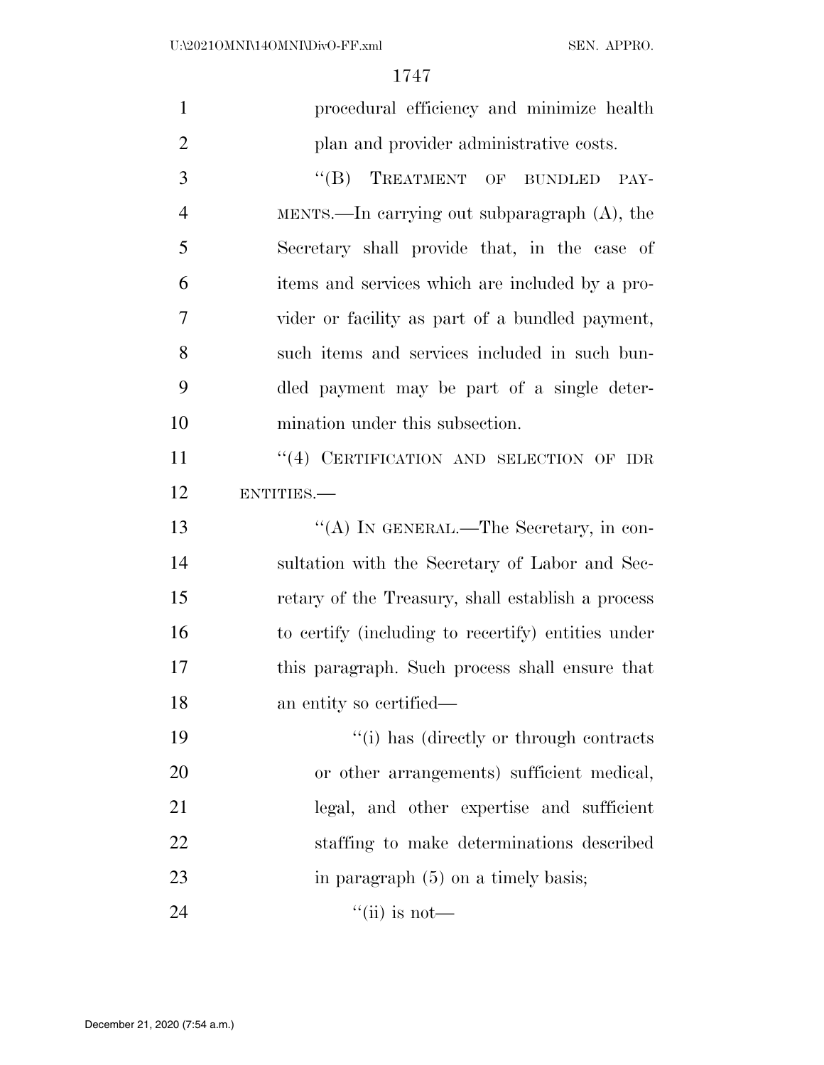procedural efficiency and minimize health plan and provider administrative costs.

"(B) TREATMENT OF BUNDLED PAYMENTS.—In carrying out subparagraph (A), the Secretary shall provide that, in the case of items and services which are included by a provider or facility as part of a bundled payment, such items and services included in such bundled payment may be part of a single determination under this subsection.

"(4) CERTIFICATION AND SELECTION OF IDR ENTITIES.—

"(A) IN GENERAL.—The Secretary, in consultation with the Secretary of Labor and Secretary of the Treasury, shall establish a process to certify (including to recertify) entities under this paragraph. Such process shall ensure that an entity so certified—

"(i) has (directly or through contracts or other arrangements) sufficient medical, legal, and other expertise and sufficient staffing to make determinations described in paragraph (5) on a timely basis;

"(ii) is not—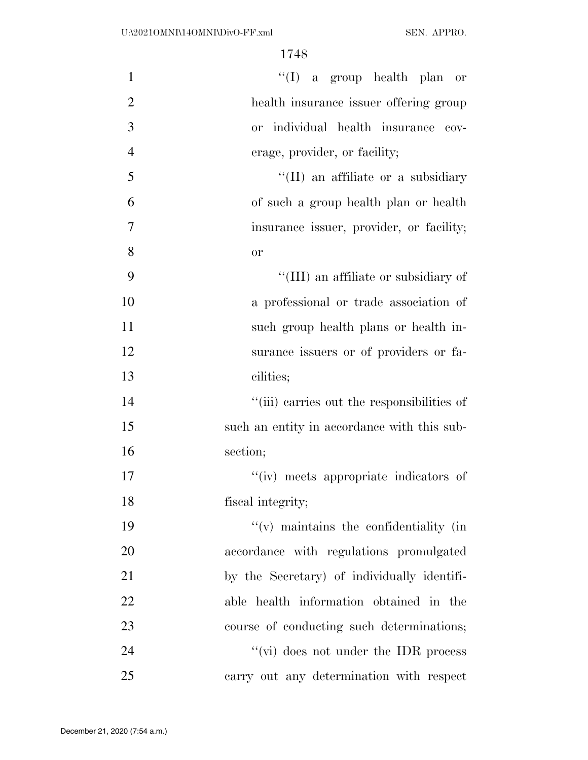"(I) a group health plan or health insurance issuer offering group or individual health insurance coverage, provider, or facility;

"(II) an affiliate or a subsidiary of such a group health plan or health insurance issuer, provider, or facility; or

"(III) an affiliate or subsidiary of a professional or trade association of such group health plans or health insurance issuers or of providers or facilities;

"(iii) carries out the responsibilities of such an entity in accordance with this subsection;

"(iv) meets appropriate indicators of fiscal integrity;

"(v) maintains the confidentiality (in accordance with regulations promulgated by the Secretary) of individually identifiable health information obtained in the course of conducting such determinations;

"(vi) does not under the IDR process carry out any determination with respect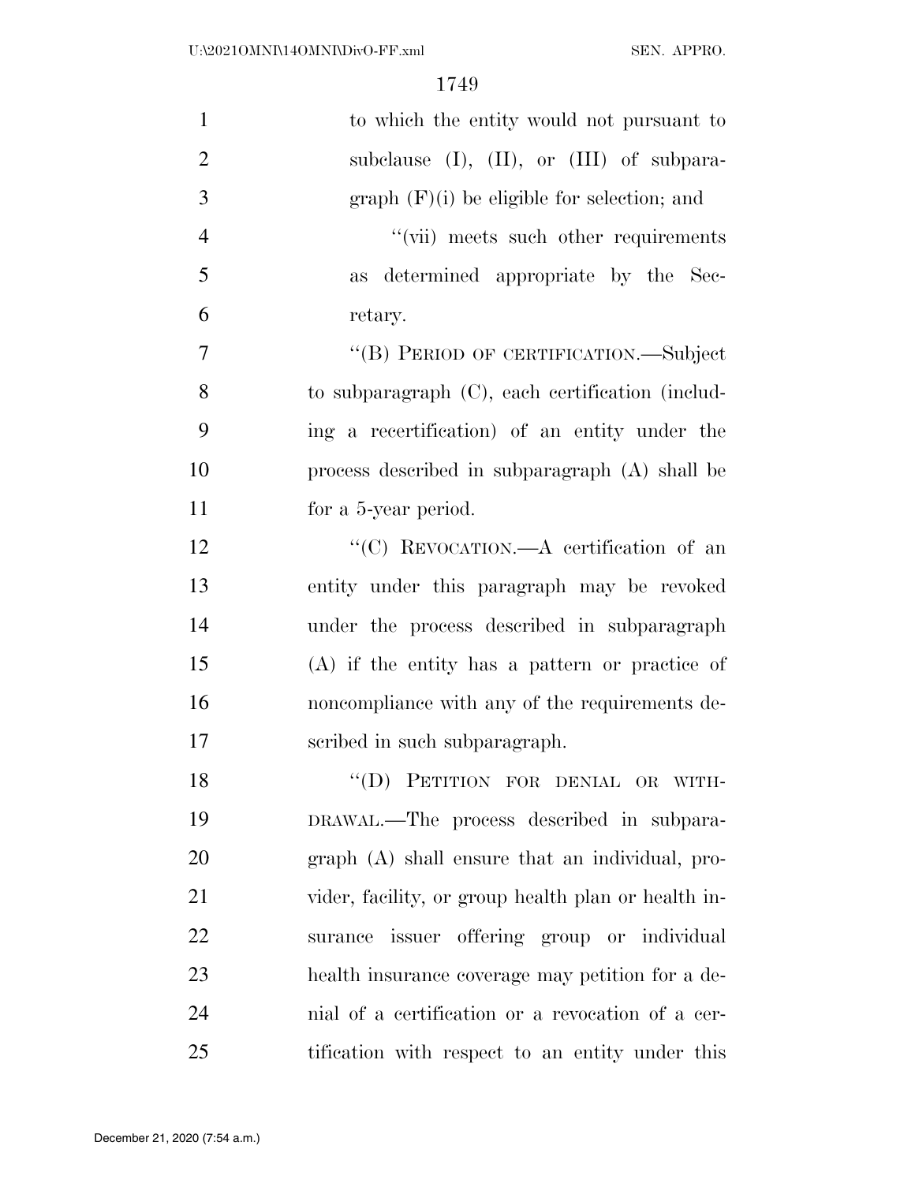to which the entity would not pursuant to subclause (I), (II), or (III) of subparagraph (F)(i) be eligible for selection; and

"(vii) meets such other requirements as determined appropriate by the Secretary.

"(B) PERIOD OF CERTIFICATION.—Subject to subparagraph (C), each certification (including a recertification) of an entity under the process described in subparagraph (A) shall be for a 5-year period.

"(C) REVOCATION.—A certification of an entity under this paragraph may be revoked under the process described in subparagraph (A) if the entity has a pattern or practice of noncompliance with any of the requirements described in such subparagraph.

"(D) PETITION FOR DENIAL OR WITHDRAWAL.—The process described in subparagraph (A) shall ensure that an individual, provider, facility, or group health plan or health insurance issuer offering group or individual health insurance coverage may petition for a denial of a certification or a revocation of a certification with respect to an entity under this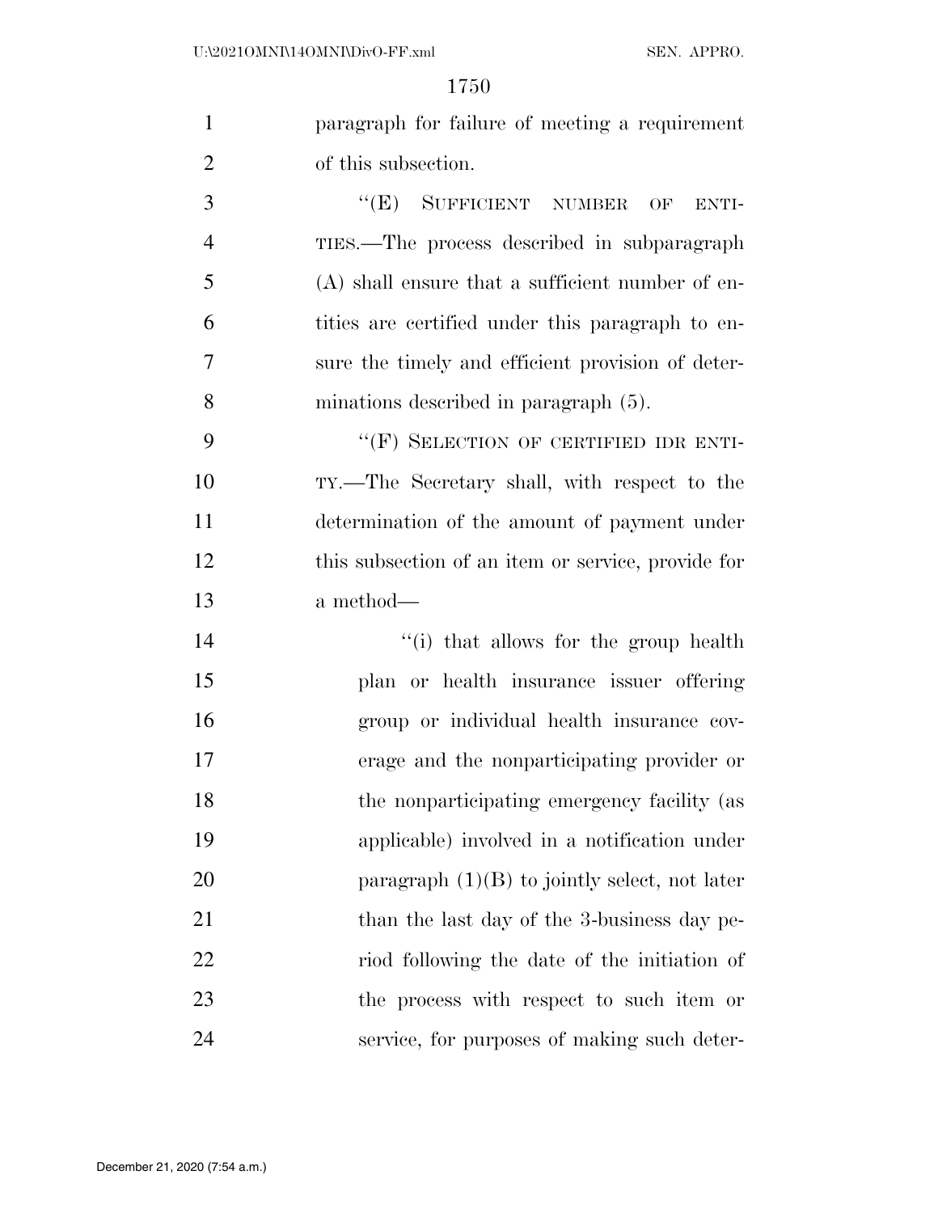paragraph for failure of meeting a requirement of this subsection.

"(E) SUFFICIENT NUMBER OF ENTITIES.—The process described in subparagraph (A) shall ensure that a sufficient number of entities are certified under this paragraph to ensure the timely and efficient provision of determinations described in paragraph (5).

"(F) SELECTION OF CERTIFIED IDR ENTITY.—The Secretary shall, with respect to the determination of the amount of payment under this subsection of an item or service, provide for a method—

"(i) that allows for the group health plan or health insurance issuer offering group or individual health insurance coverage and the nonparticipating provider or the nonparticipating emergency facility (as applicable) involved in a notification under paragraph (1)(B) to jointly select, not later than the last day of the 3-business day period following the date of the initiation of the process with respect to such item or service, for purposes of making such deter-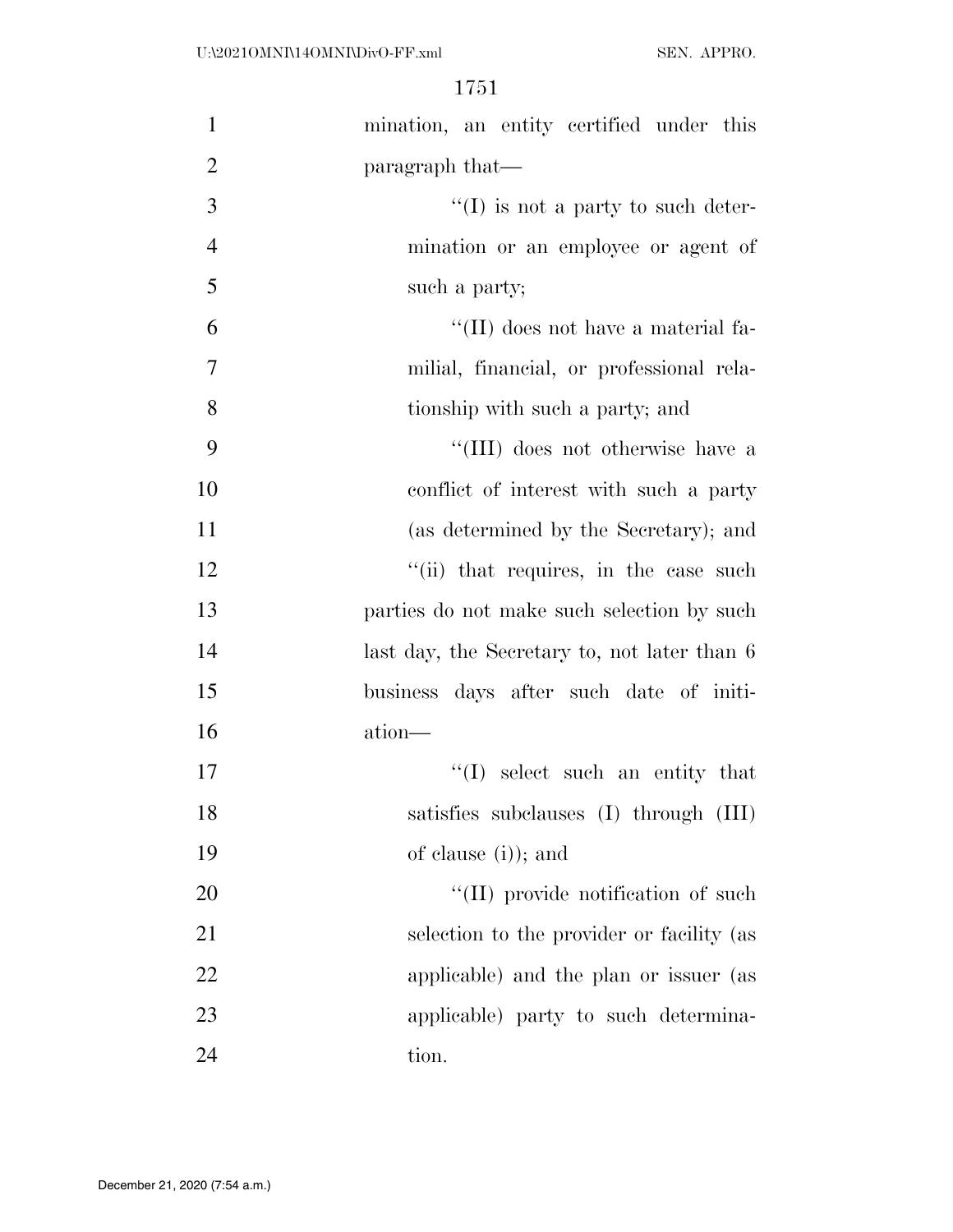mination, an entity certified under this paragraph that—

''(I) is not a party to such determination or an employee or agent of such a party;

''(II) does not have a material familial, financial, or professional relationship with such a party; and

''(III) does not otherwise have a conflict of interest with such a party (as determined by the Secretary); and

''(ii) that requires, in the case such parties do not make such selection by such last day, the Secretary to, not later than 6 business days after such date of initiation—

''(I) select such an entity that satisfies subclauses (I) through (III) of clause (i)); and

''(II) provide notification of such selection to the provider or facility (as applicable) and the plan or issuer (as applicable) party to such determination.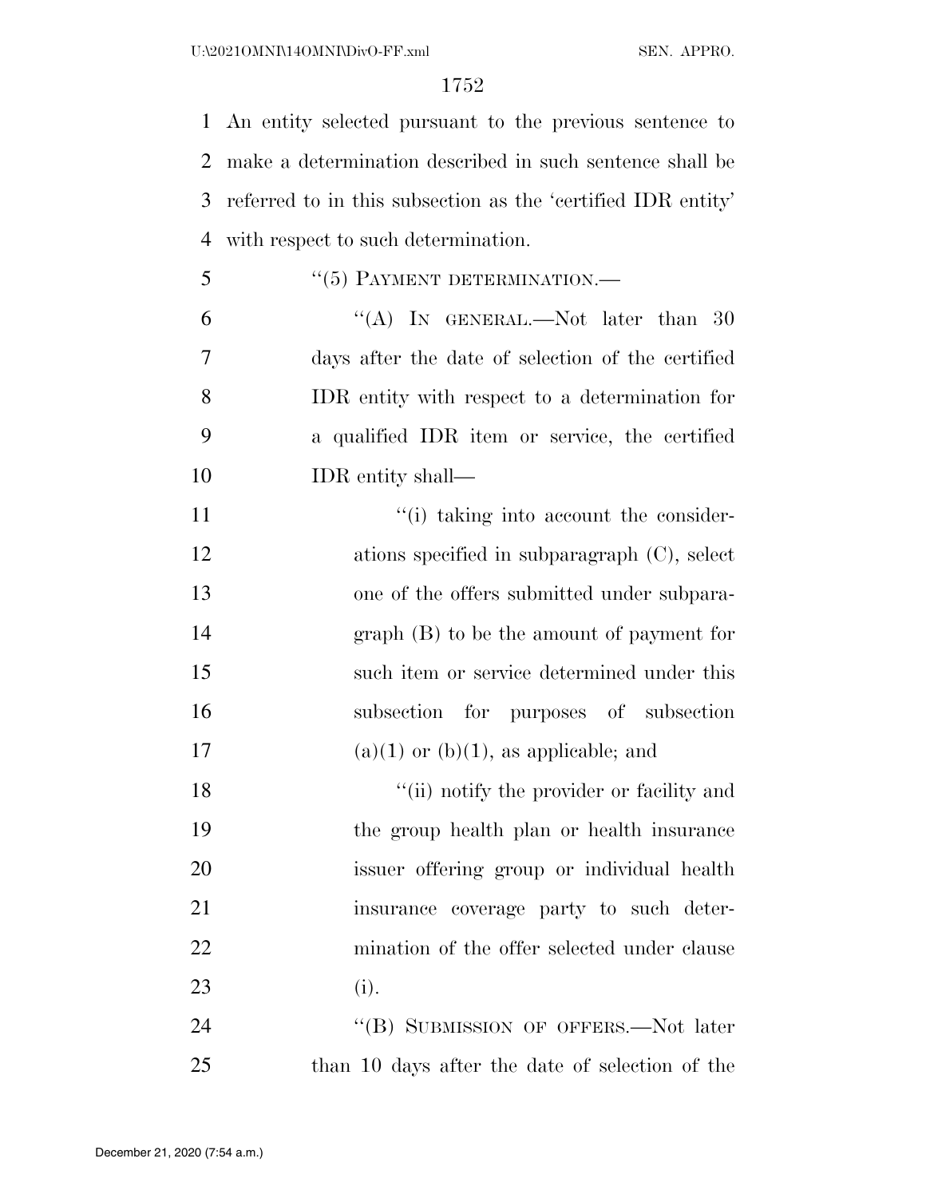An entity selected pursuant to the previous sentence to make a determination described in such sentence shall be referred to in this subsection as the 'certified IDR entity' with respect to such determination.

"(5) PAYMENT DETERMINATION.—

"(A) IN GENERAL.—Not later than 30 days after the date of selection of the certified IDR entity with respect to a determination for a qualified IDR item or service, the certified IDR entity shall—

"(i) taking into account the considerations specified in subparagraph (C), select one of the offers submitted under subparagraph (B) to be the amount of payment for such item or service determined under this subsection for purposes of subsection (a)(1) or (b)(1), as applicable; and

"(ii) notify the provider or facility and the group health plan or health insurance issuer offering group or individual health insurance coverage party to such determination of the offer selected under clause (i).

"(B) SUBMISSION OF OFFERS.—Not later than 10 days after the date of selection of the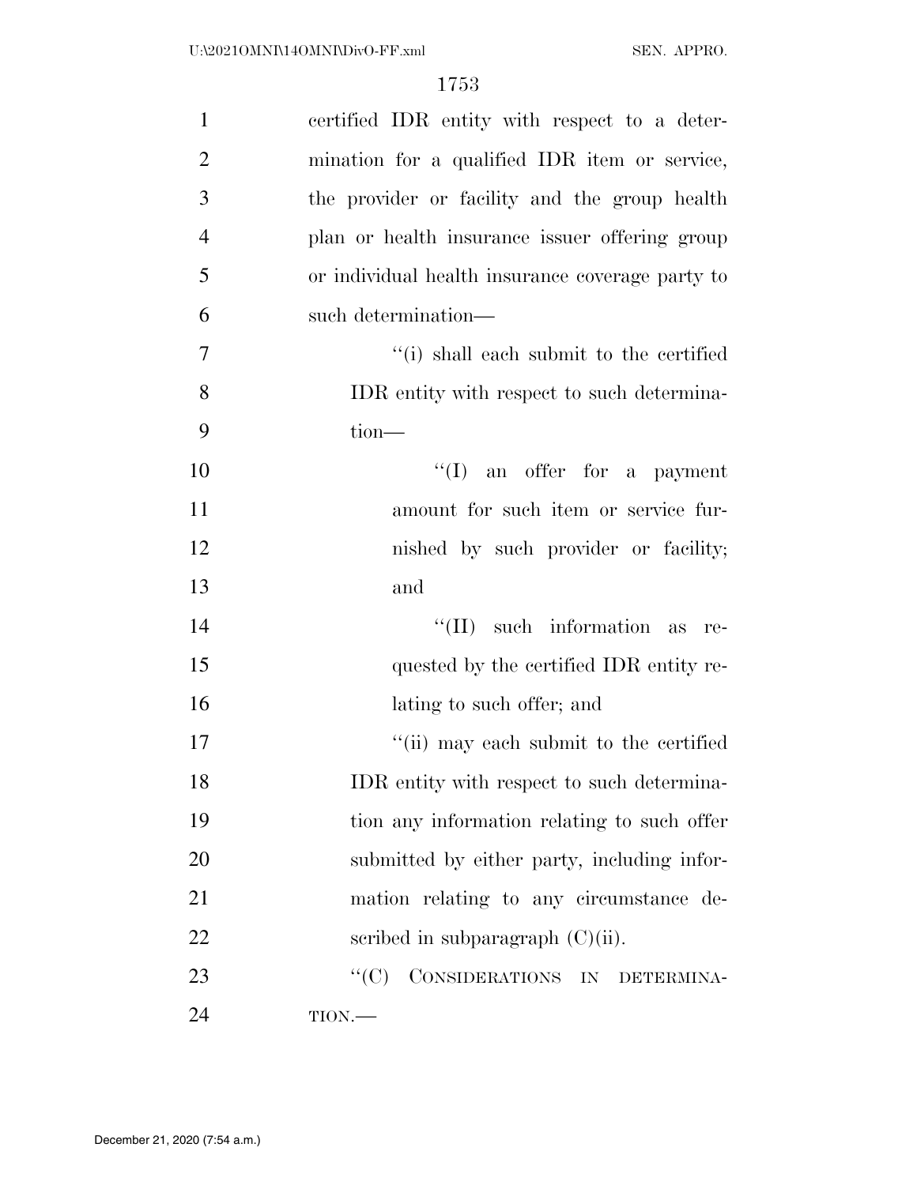certified IDR entity with respect to a determination for a qualified IDR item or service, the provider or facility and the group health plan or health insurance issuer offering group or individual health insurance coverage party to such determination—

''(i) shall each submit to the certified IDR entity with respect to such determination—

''(I) an offer for a payment amount for such item or service furnished by such provider or facility; and

''(II) such information as requested by the certified IDR entity relating to such offer; and

''(ii) may each submit to the certified IDR entity with respect to such determination any information relating to such offer submitted by either party, including information relating to any circumstance described in subparagraph (C)(ii).

''(C) CONSIDERATIONS IN DETERMINATION.—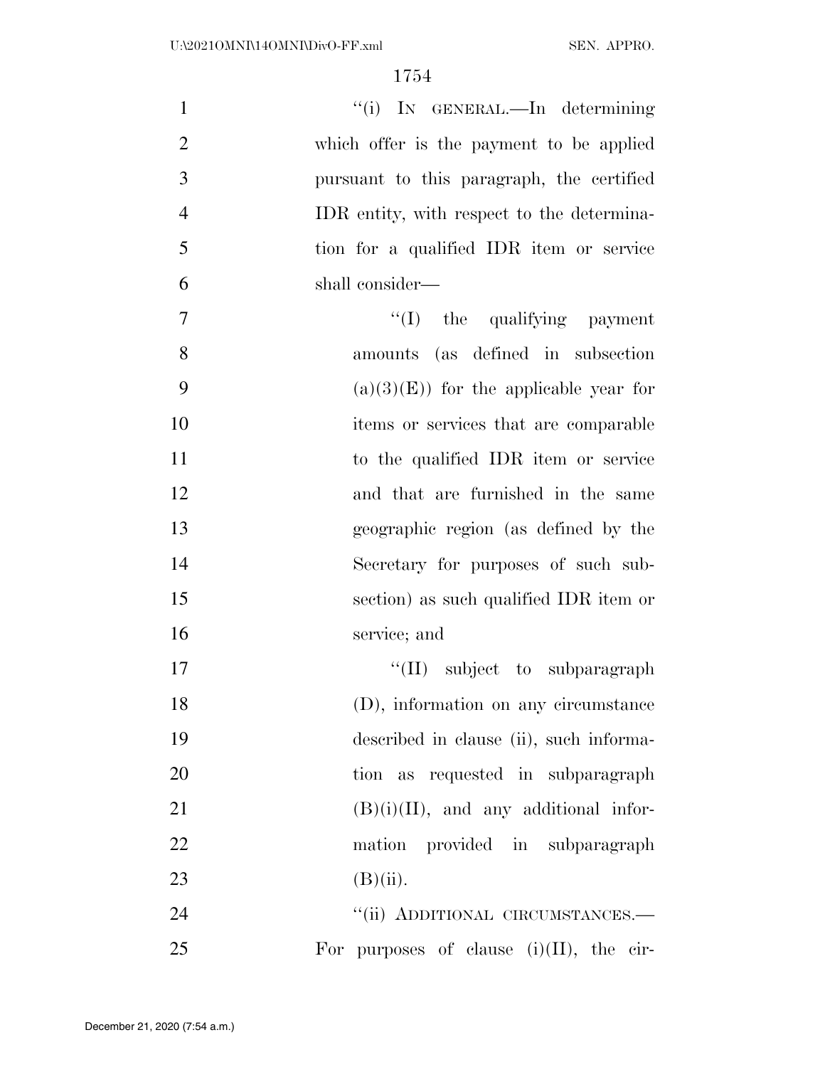"(i) IN GENERAL.—In determining which offer is the payment to be applied pursuant to this paragraph, the certified IDR entity, with respect to the determination for a qualified IDR item or service shall consider—

"(I) the qualifying payment amounts (as defined in subsection (a)(3)(E)) for the applicable year for items or services that are comparable to the qualified IDR item or service and that are furnished in the same geographic region (as defined by the Secretary for purposes of such subsection) as such qualified IDR item or service; and

"(II) subject to subparagraph (D), information on any circumstance described in clause (ii), such information as requested in subparagraph (B)(i)(II), and any additional information provided in subparagraph (B)(ii).

"(ii) ADDITIONAL CIRCUMSTANCES.—For purposes of clause (i)(II), the cir-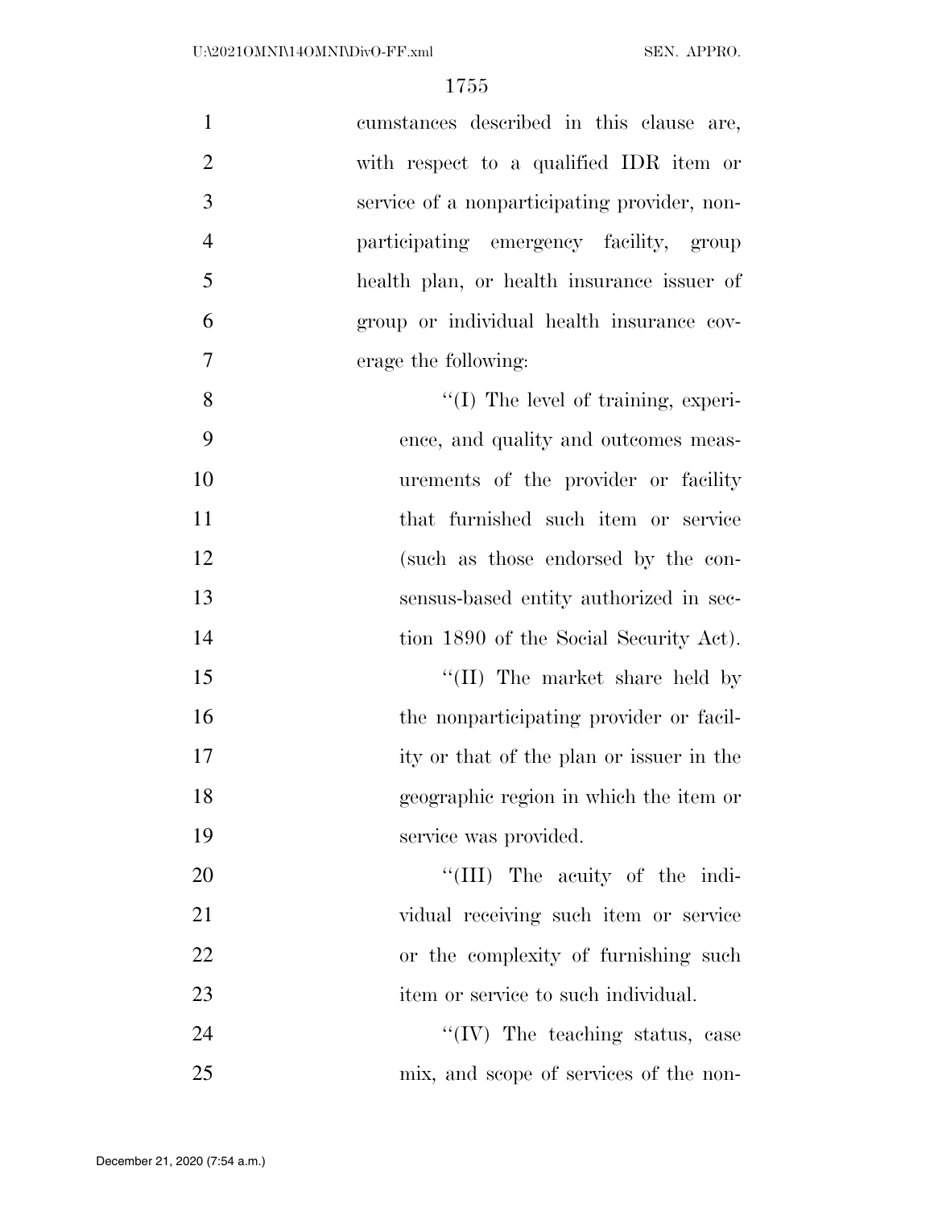cumstances described in this clause are, with respect to a qualified IDR item or service of a nonparticipating provider, nonparticipating emergency facility, group health plan, or health insurance issuer of group or individual health insurance coverage the following:

''(I) The level of training, experience, and quality and outcomes measurements of the provider or facility that furnished such item or service (such as those endorsed by the consensus-based entity authorized in section 1890 of the Social Security Act).

''(II) The market share held by the nonparticipating provider or facility or that of the plan or issuer in the geographic region in which the item or service was provided.

''(III) The acuity of the individual receiving such item or service or the complexity of furnishing such item or service to such individual.

''(IV) The teaching status, case mix, and scope of services of the non-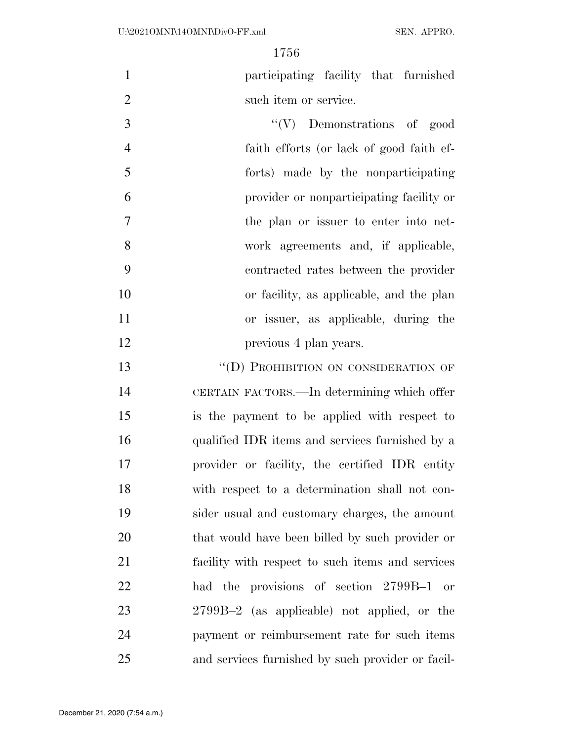participating facility that furnished such item or service.

"(V) Demonstrations of good faith efforts (or lack of good faith efforts) made by the nonparticipating provider or nonparticipating facility or the plan or issuer to enter into network agreements and, if applicable, contracted rates between the provider or facility, as applicable, and the plan or issuer, as applicable, during the previous 4 plan years.

"(D) PROHIBITION ON CONSIDERATION OF CERTAIN FACTORS.—In determining which offer is the payment to be applied with respect to qualified IDR items and services furnished by a provider or facility, the certified IDR entity with respect to a determination shall not consider usual and customary charges, the amount that would have been billed by such provider or facility with respect to such items and services had the provisions of section 2799B–1 or 2799B–2 (as applicable) not applied, or the payment or reimbursement rate for such items and services furnished by such provider or facil-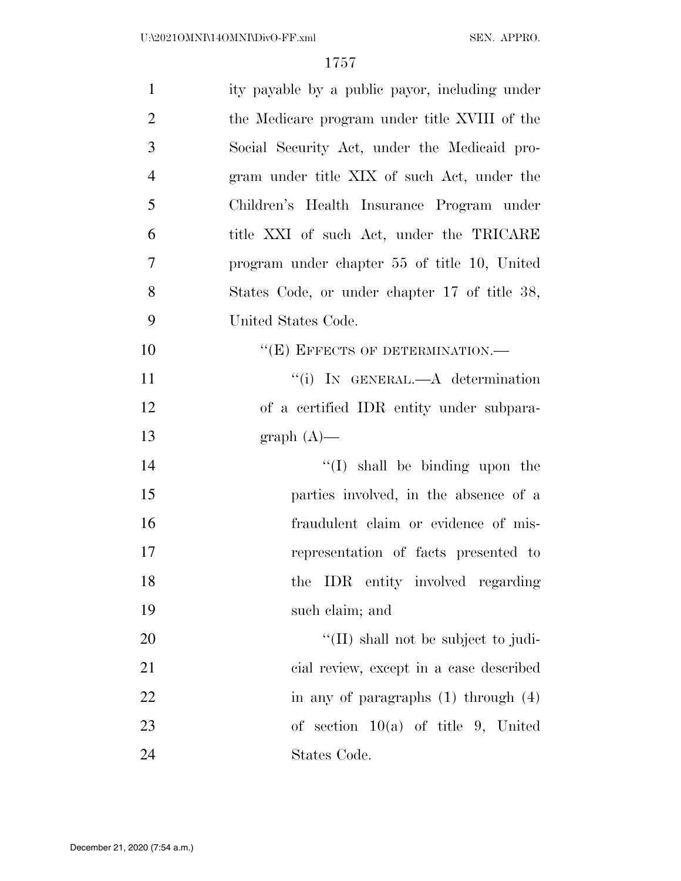ity payable by a public payor, including under the Medicare program under title XVIII of the Social Security Act, under the Medicaid program under title XIX of such Act, under the Children's Health Insurance Program under title XXI of such Act, under the TRICARE program under chapter 55 of title 10, United States Code, or under chapter 17 of title 38, United States Code.

"(E) EFFECTS OF DETERMINATION.—

"(i) IN GENERAL.—A determination of a certified IDR entity under subparagraph (A)—

"(I) shall be binding upon the parties involved, in the absence of a fraudulent claim or evidence of misrepresentation of facts presented to the IDR entity involved regarding such claim; and

"(II) shall not be subject to judicial review, except in a case described in any of paragraphs (1) through (4) of section 10(a) of title 9, United States Code.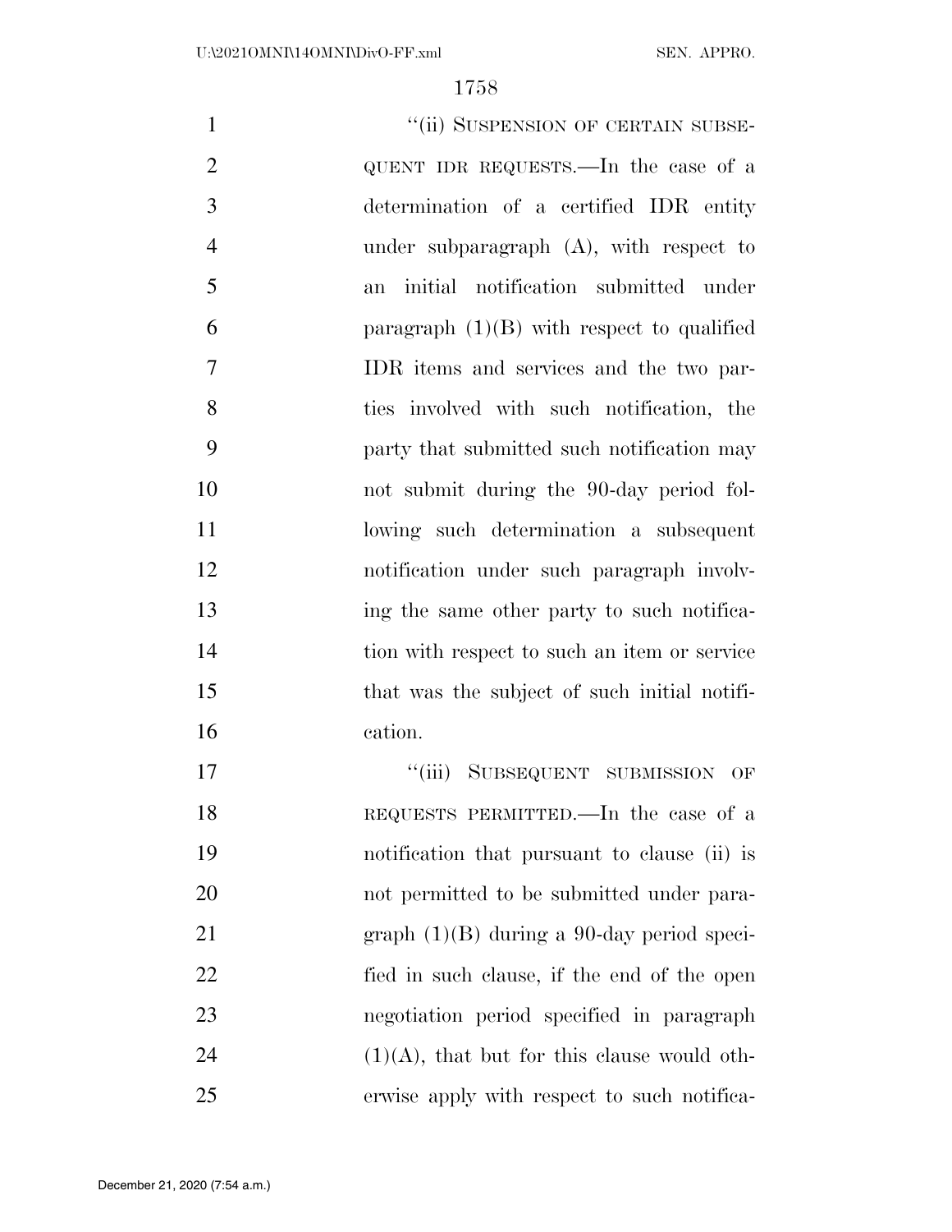"(ii) SUSPENSION OF CERTAIN SUBSEQUENT IDR REQUESTS.—In the case of a determination of a certified IDR entity under subparagraph (A), with respect to an initial notification submitted under paragraph (1)(B) with respect to qualified IDR items and services and the two parties involved with such notification, the party that submitted such notification may not submit during the 90-day period following such determination a subsequent notification under such paragraph involving the same other party to such notification with respect to such an item or service that was the subject of such initial notification.

"(iii) SUBSEQUENT SUBMISSION OF REQUESTS PERMITTED.—In the case of a notification that pursuant to clause (ii) is not permitted to be submitted under paragraph (1)(B) during a 90-day period specified in such clause, if the end of the open negotiation period specified in paragraph (1)(A), that but for this clause would otherwise apply with respect to such notifica-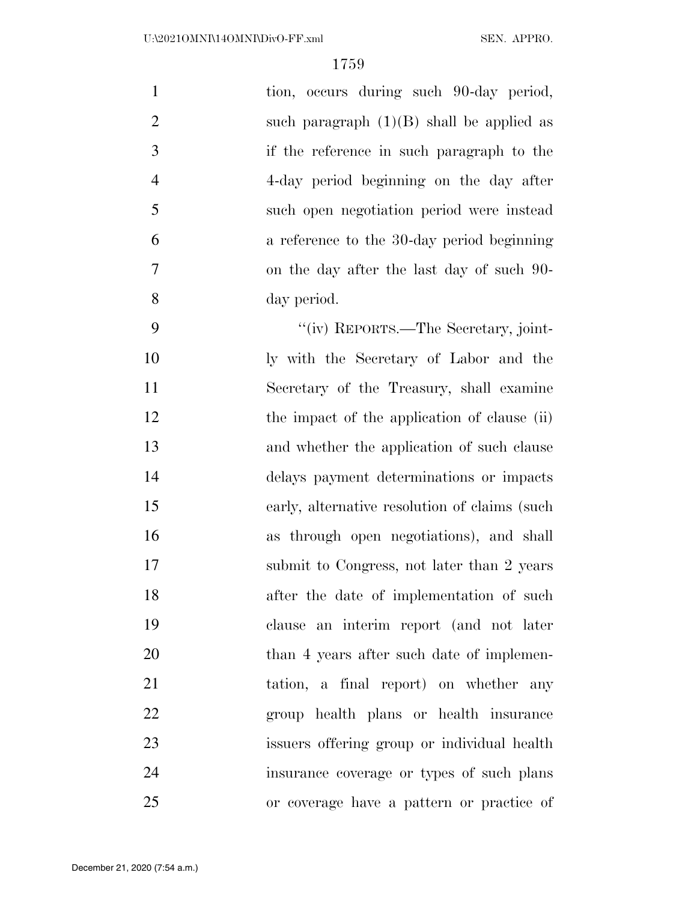tion, occurs during such 90-day period, such paragraph (1)(B) shall be applied as if the reference in such paragraph to the 4-day period beginning on the day after such open negotiation period were instead a reference to the 30-day period beginning on the day after the last day of such 90-day period.

"(iv) REPORTS.—The Secretary, jointly with the Secretary of Labor and the Secretary of the Treasury, shall examine the impact of the application of clause (ii) and whether the application of such clause delays payment determinations or impacts early, alternative resolution of claims (such as through open negotiations), and shall submit to Congress, not later than 2 years after the date of implementation of such clause an interim report (and not later than 4 years after such date of implementation, a final report) on whether any group health plans or health insurance issuers offering group or individual health insurance coverage or types of such plans or coverage have a pattern or practice of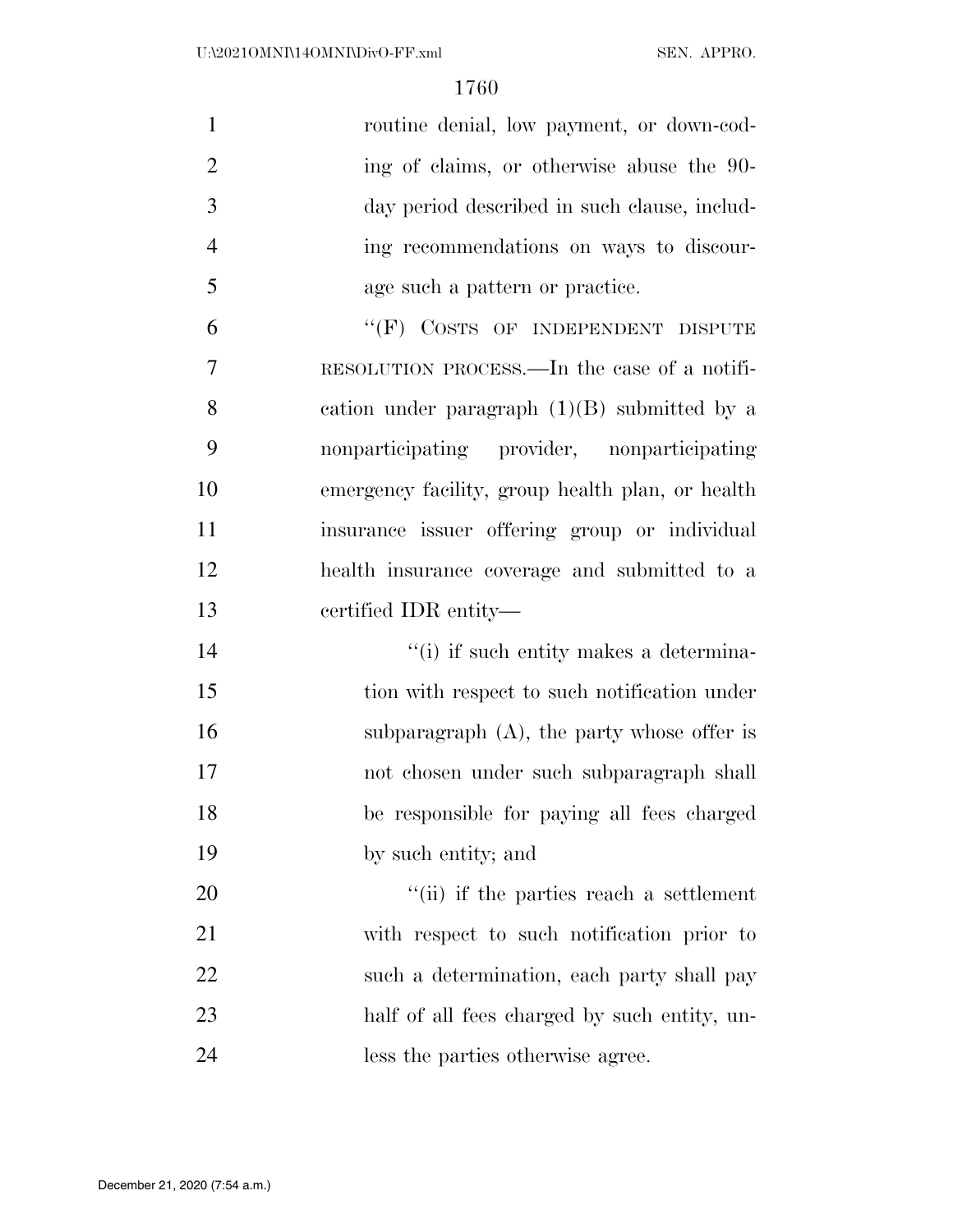routine denial, low payment, or down-coding of claims, or otherwise abuse the 90-day period described in such clause, including recommendations on ways to discourage such a pattern or practice.

"(F) COSTS OF INDEPENDENT DISPUTE RESOLUTION PROCESS.—In the case of a notification under paragraph (1)(B) submitted by a nonparticipating provider, nonparticipating emergency facility, group health plan, or health insurance issuer offering group or individual health insurance coverage and submitted to a certified IDR entity—

"(i) if such entity makes a determination with respect to such notification under subparagraph (A), the party whose offer is not chosen under such subparagraph shall be responsible for paying all fees charged by such entity; and

"(ii) if the parties reach a settlement with respect to such notification prior to such a determination, each party shall pay half of all fees charged by such entity, unless the parties otherwise agree.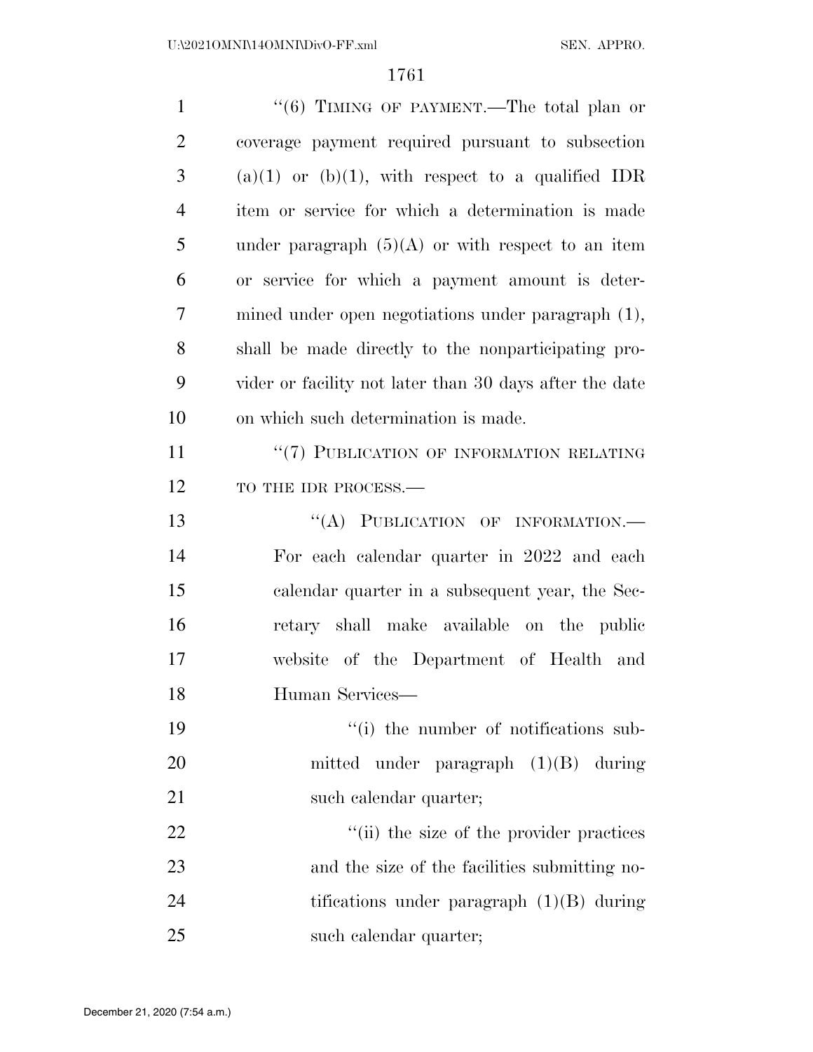"(6) TIMING OF PAYMENT.—The total plan or coverage payment required pursuant to subsection (a)(1) or (b)(1), with respect to a qualified IDR item or service for which a determination is made under paragraph (5)(A) or with respect to an item or service for which a payment amount is determined under open negotiations under paragraph (1), shall be made directly to the nonparticipating provider or facility not later than 30 days after the date on which such determination is made.

"(7) PUBLICATION OF INFORMATION RELATING TO THE IDR PROCESS.—

"(A) PUBLICATION OF INFORMATION.— For each calendar quarter in 2022 and each calendar quarter in a subsequent year, the Secretary shall make available on the public website of the Department of Health and Human Services—

"(i) the number of notifications submitted under paragraph (1)(B) during such calendar quarter;

"(ii) the size of the provider practices and the size of the facilities submitting notifications under paragraph (1)(B) during such calendar quarter;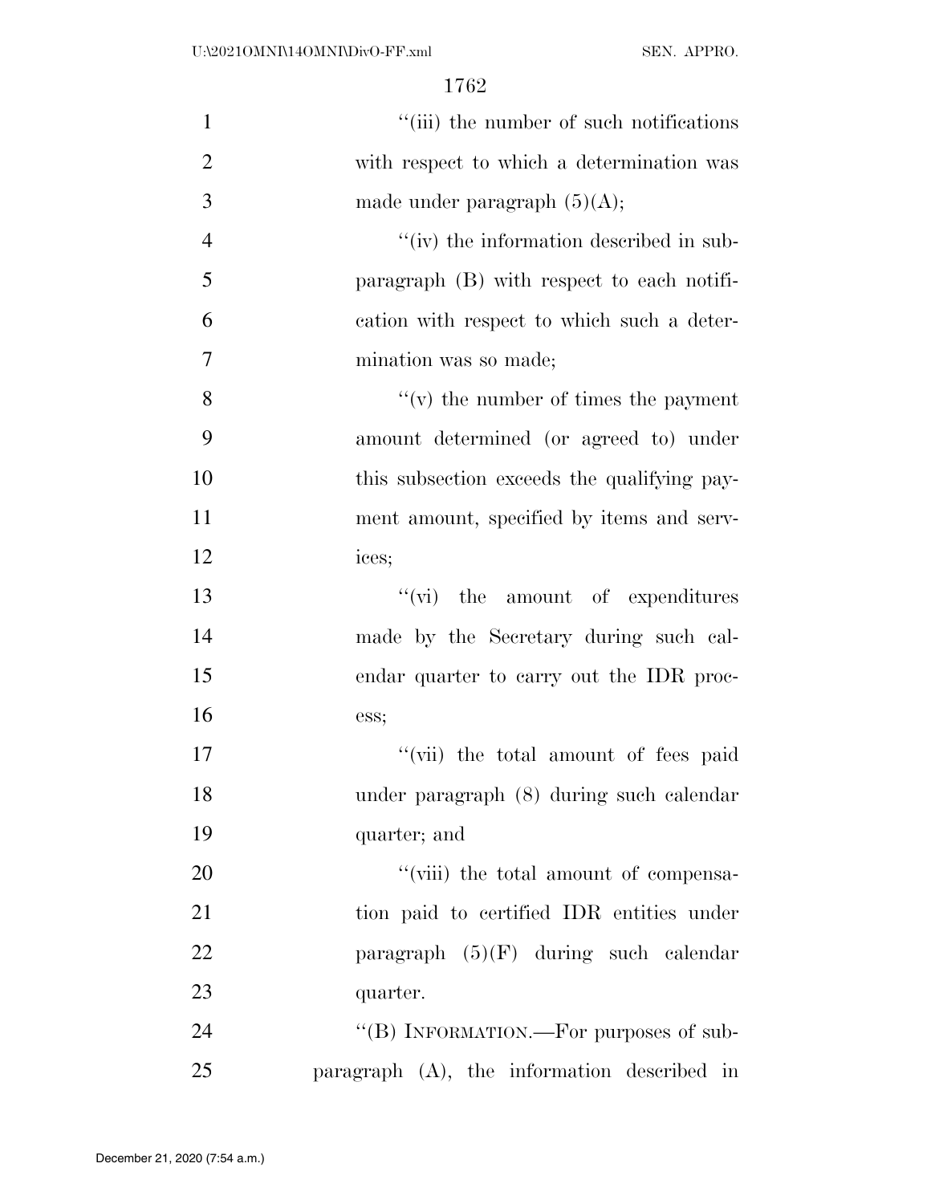''(iii) the number of such notifications with respect to which a determination was made under paragraph (5)(A);

''(iv) the information described in subparagraph (B) with respect to each notification with respect to which such a determination was so made;

''(v) the number of times the payment amount determined (or agreed to) under this subsection exceeds the qualifying payment amount, specified by items and services;

''(vi) the amount of expenditures made by the Secretary during such calendar quarter to carry out the IDR process;

''(vii) the total amount of fees paid under paragraph (8) during such calendar quarter; and

''(viii) the total amount of compensation paid to certified IDR entities under paragraph (5)(F) during such calendar quarter.

''(B) INFORMATION.—For purposes of subparagraph (A), the information described in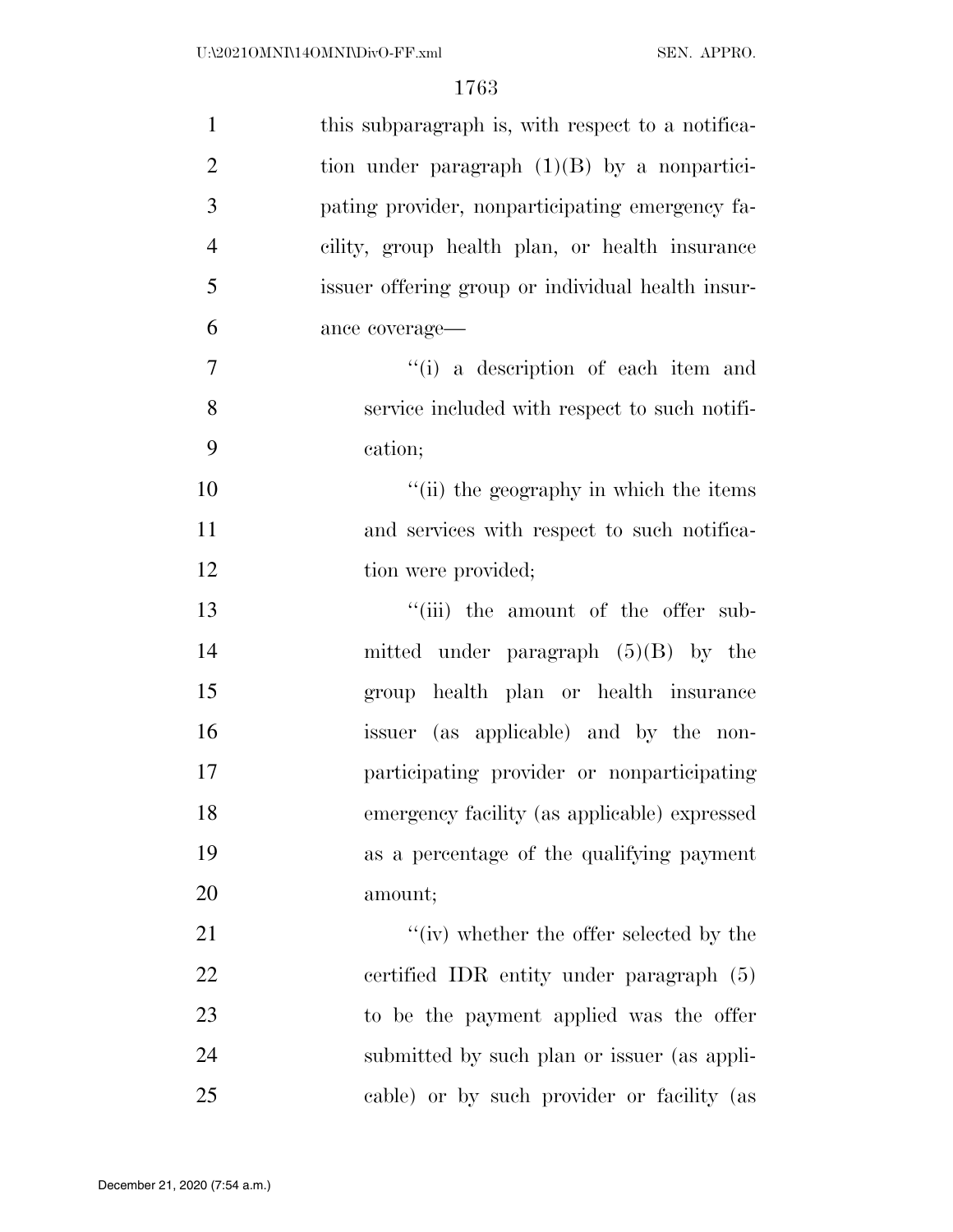this subparagraph is, with respect to a notification under paragraph (1)(B) by a nonparticipating provider, nonparticipating emergency facility, group health plan, or health insurance issuer offering group or individual health insurance coverage—

''(i) a description of each item and service included with respect to such notification;

''(ii) the geography in which the items and services with respect to such notification were provided;

''(iii) the amount of the offer submitted under paragraph (5)(B) by the group health plan or health insurance issuer (as applicable) and by the nonparticipating provider or nonparticipating emergency facility (as applicable) expressed as a percentage of the qualifying payment amount;

''(iv) whether the offer selected by the certified IDR entity under paragraph (5) to be the payment applied was the offer submitted by such plan or issuer (as applicable) or by such provider or facility (as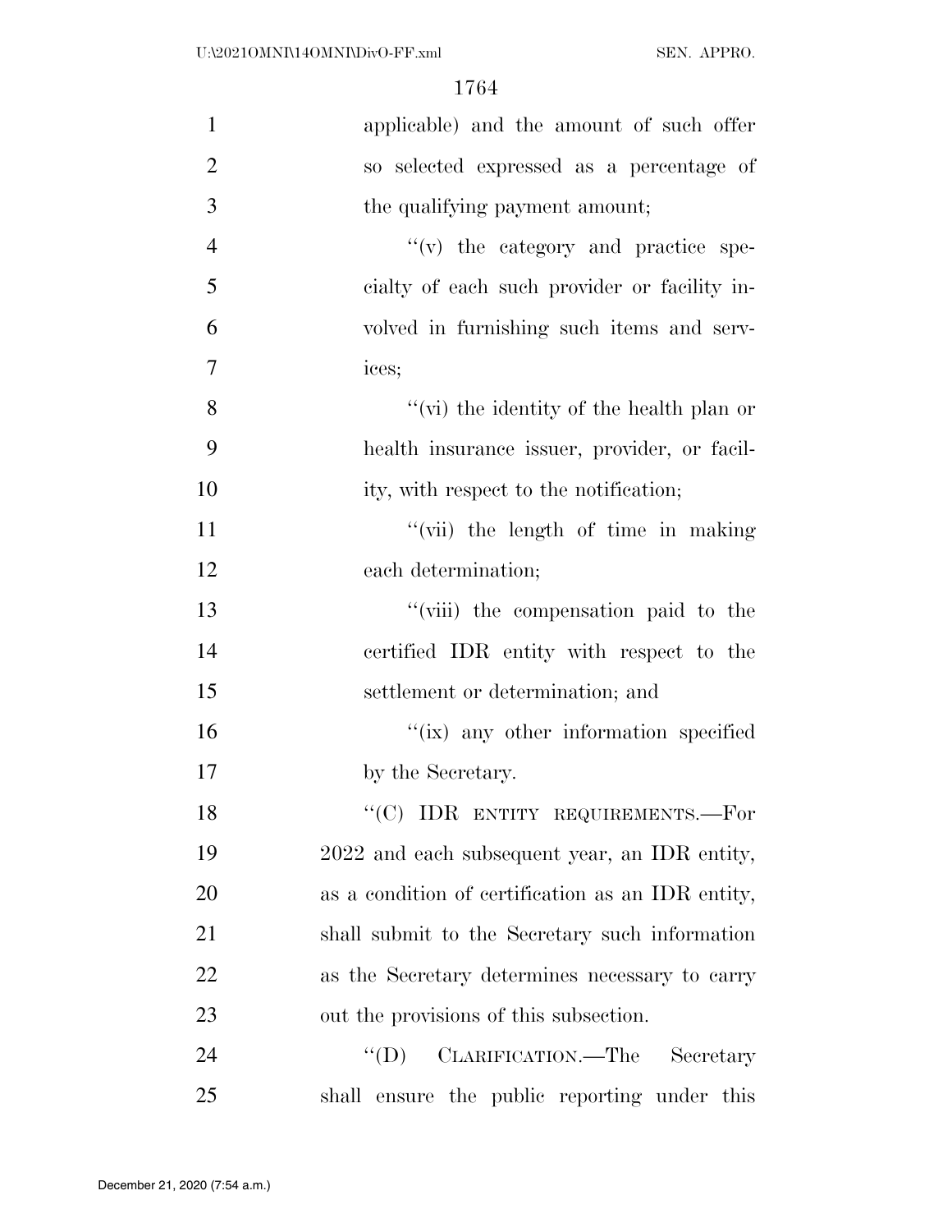applicable) and the amount of such offer so selected expressed as a percentage of the qualifying payment amount;

"(v) the category and practice specialty of each such provider or facility involved in furnishing such items and services;

"(vi) the identity of the health plan or health insurance issuer, provider, or facility, with respect to the notification;

"(vii) the length of time in making each determination;

"(viii) the compensation paid to the certified IDR entity with respect to the settlement or determination; and

"(ix) any other information specified by the Secretary.

"(C) IDR ENTITY REQUIREMENTS.—For 2022 and each subsequent year, an IDR entity, as a condition of certification as an IDR entity, shall submit to the Secretary such information as the Secretary determines necessary to carry out the provisions of this subsection.

"(D) CLARIFICATION.—The Secretary shall ensure the public reporting under this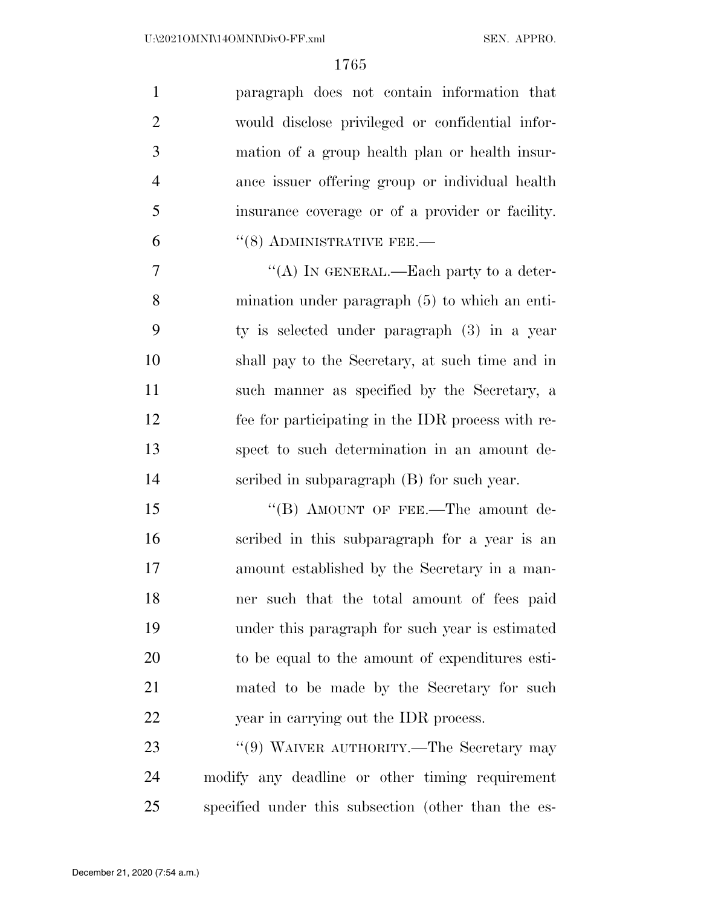paragraph does not contain information that would disclose privileged or confidential information of a group health plan or health insurance issuer offering group or individual health insurance coverage or of a provider or facility.

"(8) ADMINISTRATIVE FEE.—

"(A) IN GENERAL.—Each party to a determination under paragraph (5) to which an entity is selected under paragraph (3) in a year shall pay to the Secretary, at such time and in such manner as specified by the Secretary, a fee for participating in the IDR process with respect to such determination in an amount described in subparagraph (B) for such year.

"(B) AMOUNT OF FEE.—The amount described in this subparagraph for a year is an amount established by the Secretary in a manner such that the total amount of fees paid under this paragraph for such year is estimated to be equal to the amount of expenditures estimated to be made by the Secretary for such year in carrying out the IDR process.

"(9) WAIVER AUTHORITY.—The Secretary may modify any deadline or other timing requirement specified under this subsection (other than the es-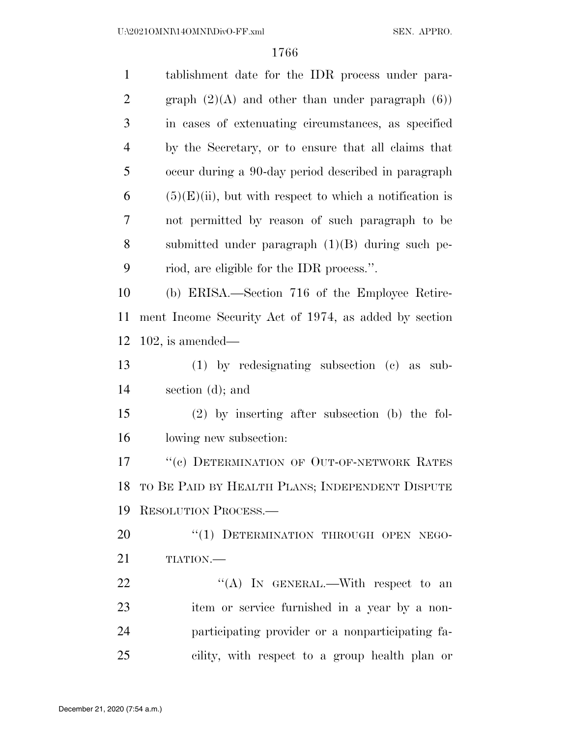tablishment date for the IDR process under paragraph (2)(A) and other than under paragraph (6)) in cases of extenuating circumstances, as specified by the Secretary, or to ensure that all claims that occur during a 90-day period described in paragraph (5)(E)(ii), but with respect to which a notification is not permitted by reason of such paragraph to be submitted under paragraph (1)(B) during such period, are eligible for the IDR process.''.

(b) ERISA.—Section 716 of the Employee Retirement Income Security Act of 1974, as added by section 102, is amended—

(1) by redesignating subsection (c) as subsection (d); and

(2) by inserting after subsection (b) the following new subsection:

''(c) DETERMINATION OF OUT-OF-NETWORK RATES TO BE PAID BY HEALTH PLANS; INDEPENDENT DISPUTE RESOLUTION PROCESS.—

''(1) DETERMINATION THROUGH OPEN NEGOTIATION.—

''(A) IN GENERAL.—With respect to an item or service furnished in a year by a nonparticipating provider or a nonparticipating facility, with respect to a group health plan or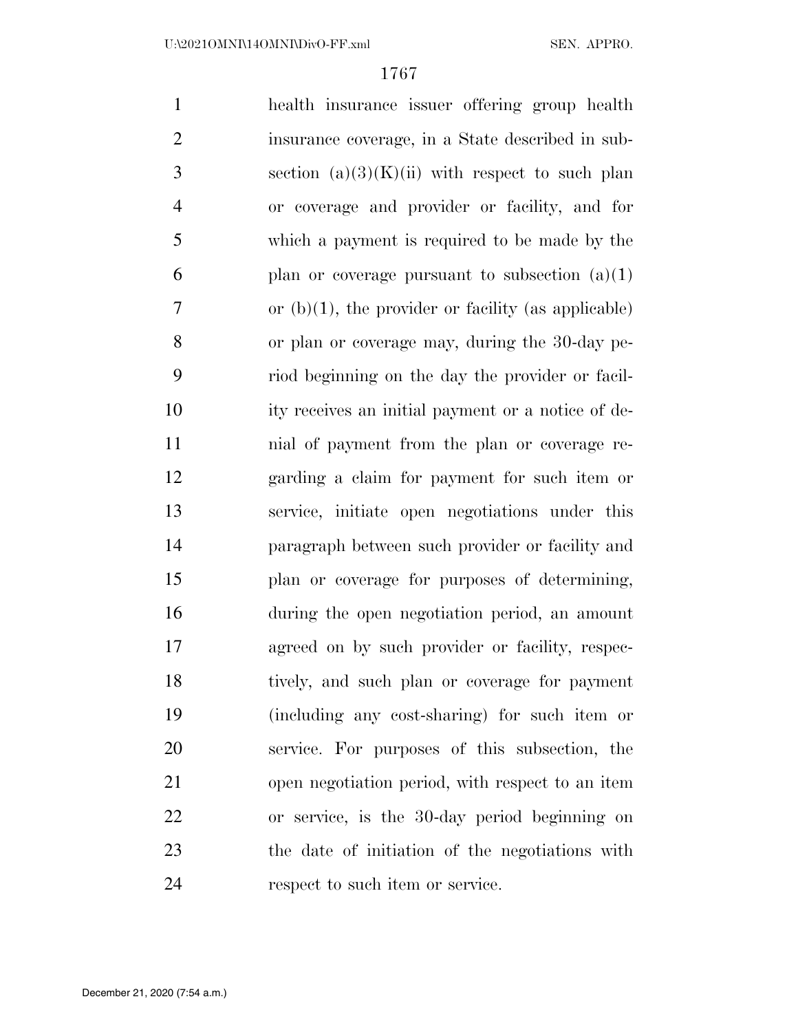health insurance issuer offering group health insurance coverage, in a State described in subsection (a)(3)(K)(ii) with respect to such plan or coverage and provider or facility, and for which a payment is required to be made by the plan or coverage pursuant to subsection (a)(1) or (b)(1), the provider or facility (as applicable) or plan or coverage may, during the 30-day period beginning on the day the provider or facility receives an initial payment or a notice of denial of payment from the plan or coverage regarding a claim for payment for such item or service, initiate open negotiations under this paragraph between such provider or facility and plan or coverage for purposes of determining, during the open negotiation period, an amount agreed on by such provider or facility, respectively, and such plan or coverage for payment (including any cost-sharing) for such item or service. For purposes of this subsection, the open negotiation period, with respect to an item or service, is the 30-day period beginning on the date of initiation of the negotiations with respect to such item or service.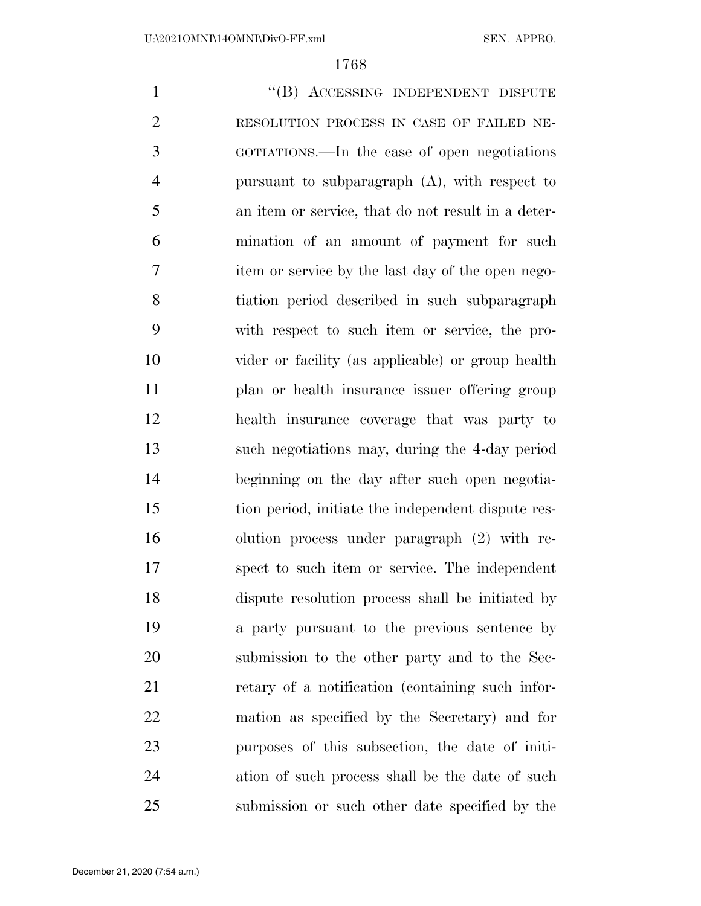"(B) ACCESSING INDEPENDENT DISPUTE RESOLUTION PROCESS IN CASE OF FAILED NEGOTIATIONS.—In the case of open negotiations pursuant to subparagraph (A), with respect to an item or service, that do not result in a determination of an amount of payment for such item or service by the last day of the open negotiation period described in such subparagraph with respect to such item or service, the provider or facility (as applicable) or group health plan or health insurance issuer offering group health insurance coverage that was party to such negotiations may, during the 4-day period beginning on the day after such open negotiation period, initiate the independent dispute resolution process under paragraph (2) with respect to such item or service. The independent dispute resolution process shall be initiated by a party pursuant to the previous sentence by submission to the other party and to the Secretary of a notification (containing such information as specified by the Secretary) and for purposes of this subsection, the date of initiation of such process shall be the date of such submission or such other date specified by the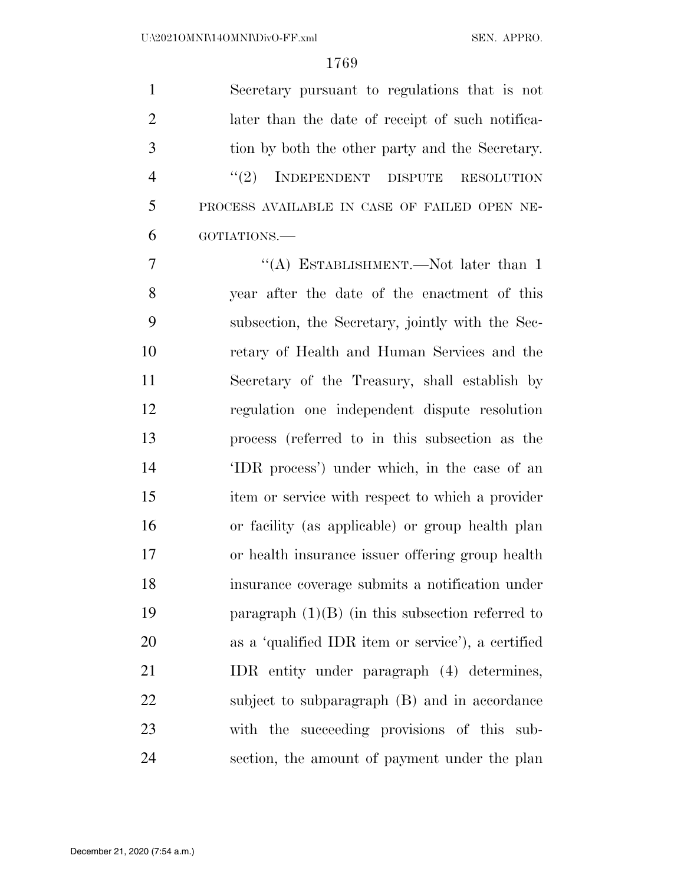Secretary pursuant to regulations that is not later than the date of receipt of such notification by both the other party and the Secretary.

"(2) INDEPENDENT DISPUTE RESOLUTION PROCESS AVAILABLE IN CASE OF FAILED OPEN NEGOTIATIONS.—

"(A) ESTABLISHMENT.—Not later than 1 year after the date of the enactment of this subsection, the Secretary, jointly with the Secretary of Health and Human Services and the Secretary of the Treasury, shall establish by regulation one independent dispute resolution process (referred to in this subsection as the 'IDR process') under which, in the case of an item or service with respect to which a provider or facility (as applicable) or group health plan or health insurance issuer offering group health insurance coverage submits a notification under paragraph (1)(B) (in this subsection referred to as a 'qualified IDR item or service'), a certified IDR entity under paragraph (4) determines, subject to subparagraph (B) and in accordance with the succeeding provisions of this subsection, the amount of payment under the plan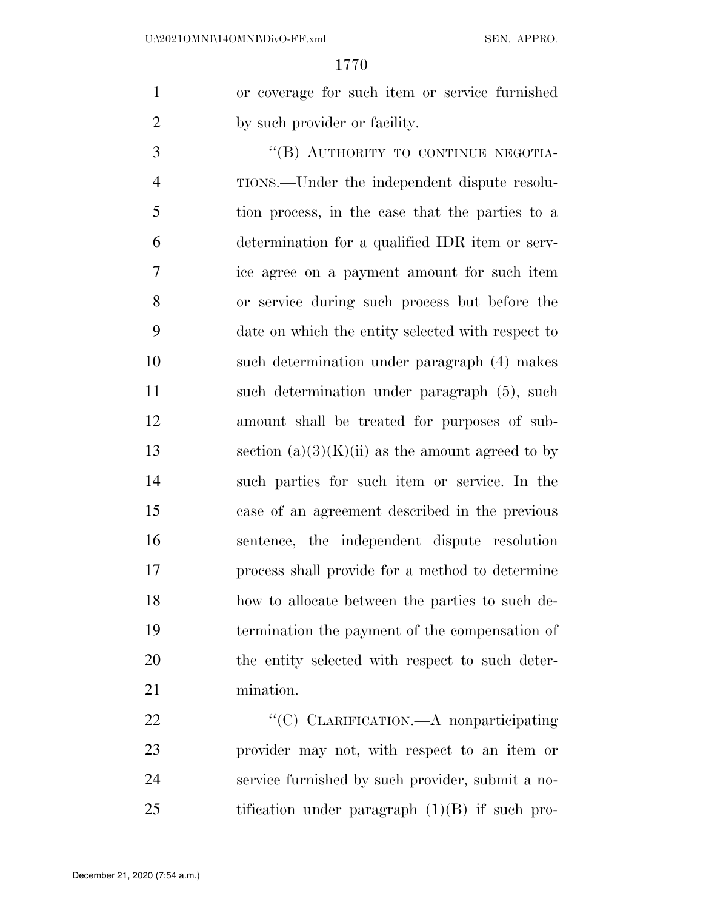or coverage for such item or service furnished by such provider or facility.

"(B) AUTHORITY TO CONTINUE NEGOTIATIONS.—Under the independent dispute resolution process, in the case that the parties to a determination for a qualified IDR item or service agree on a payment amount for such item or service during such process but before the date on which the entity selected with respect to such determination under paragraph (4) makes such determination under paragraph (5), such amount shall be treated for purposes of subsection (a)(3)(K)(ii) as the amount agreed to by such parties for such item or service. In the case of an agreement described in the previous sentence, the independent dispute resolution process shall provide for a method to determine how to allocate between the parties to such determination the payment of the compensation of the entity selected with respect to such determination.

"(C) CLARIFICATION.—A nonparticipating provider may not, with respect to an item or service furnished by such provider, submit a notification under paragraph (1)(B) if such pro-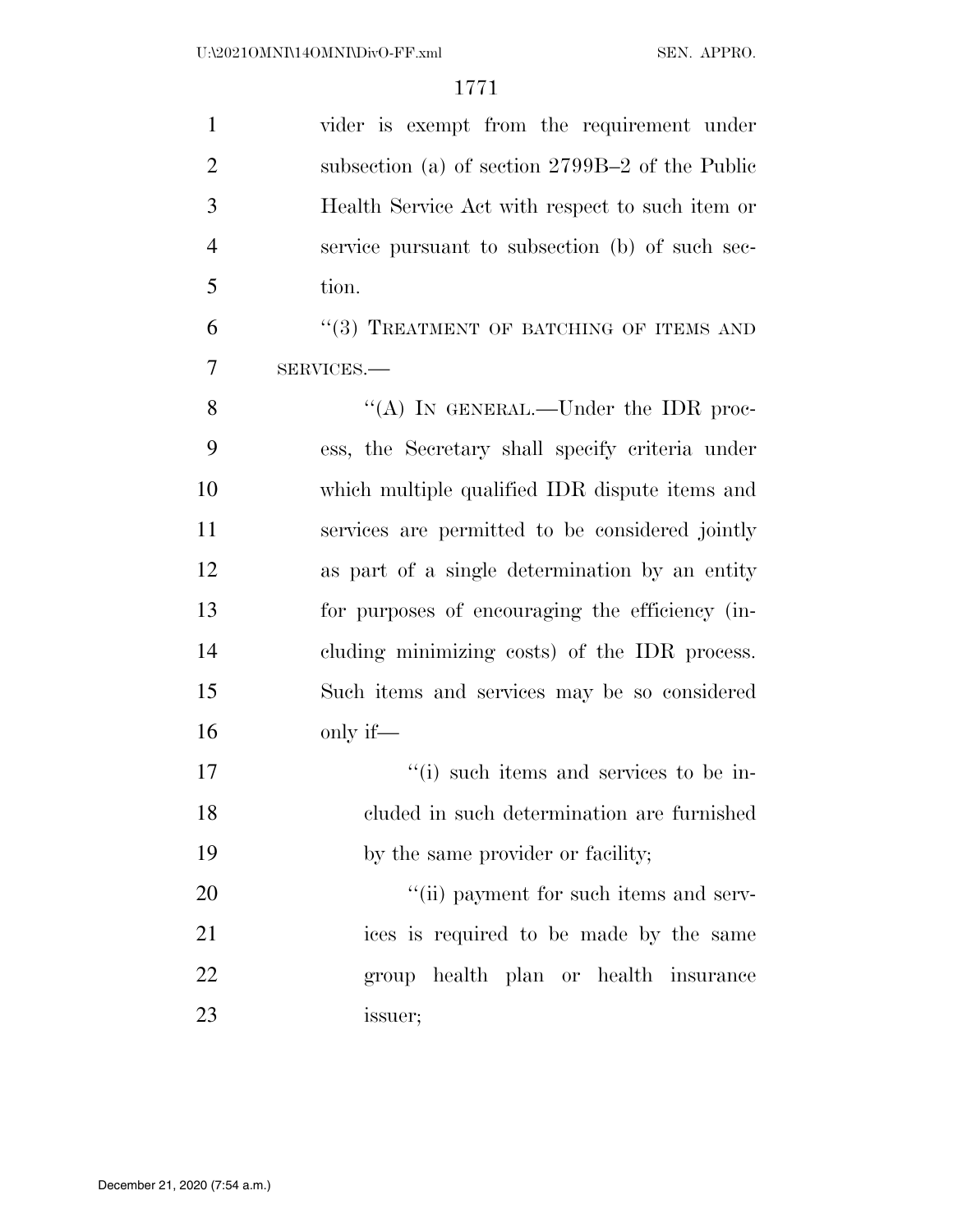vider is exempt from the requirement under subsection (a) of section 2799B–2 of the Public Health Service Act with respect to such item or service pursuant to subsection (b) of such section.

"(3) TREATMENT OF BATCHING OF ITEMS AND SERVICES.—

"(A) IN GENERAL.—Under the IDR process, the Secretary shall specify criteria under which multiple qualified IDR dispute items and services are permitted to be considered jointly as part of a single determination by an entity for purposes of encouraging the efficiency (including minimizing costs) of the IDR process. Such items and services may be so considered only if—

"(i) such items and services to be included in such determination are furnished by the same provider or facility;

"(ii) payment for such items and services is required to be made by the same group health plan or health insurance issuer;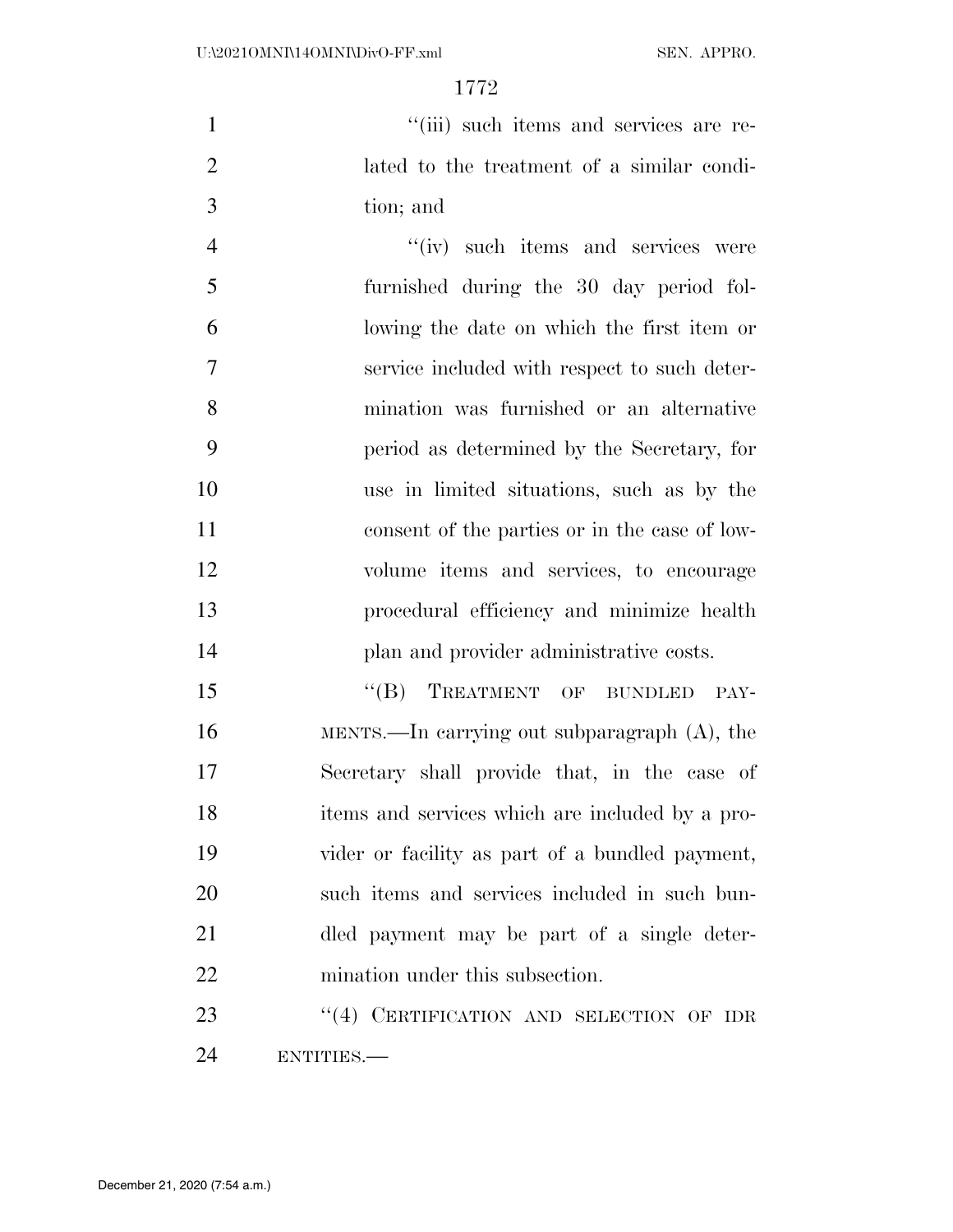"(iii) such items and services are related to the treatment of a similar condition; and

"(iv) such items and services were furnished during the 30 day period following the date on which the first item or service included with respect to such determination was furnished or an alternative period as determined by the Secretary, for use in limited situations, such as by the consent of the parties or in the case of low-volume items and services, to encourage procedural efficiency and minimize health plan and provider administrative costs.

"(B) TREATMENT OF BUNDLED PAYMENTS.—In carrying out subparagraph (A), the Secretary shall provide that, in the case of items and services which are included by a provider or facility as part of a bundled payment, such items and services included in such bundled payment may be part of a single determination under this subsection.

"(4) CERTIFICATION AND SELECTION OF IDR ENTITIES.—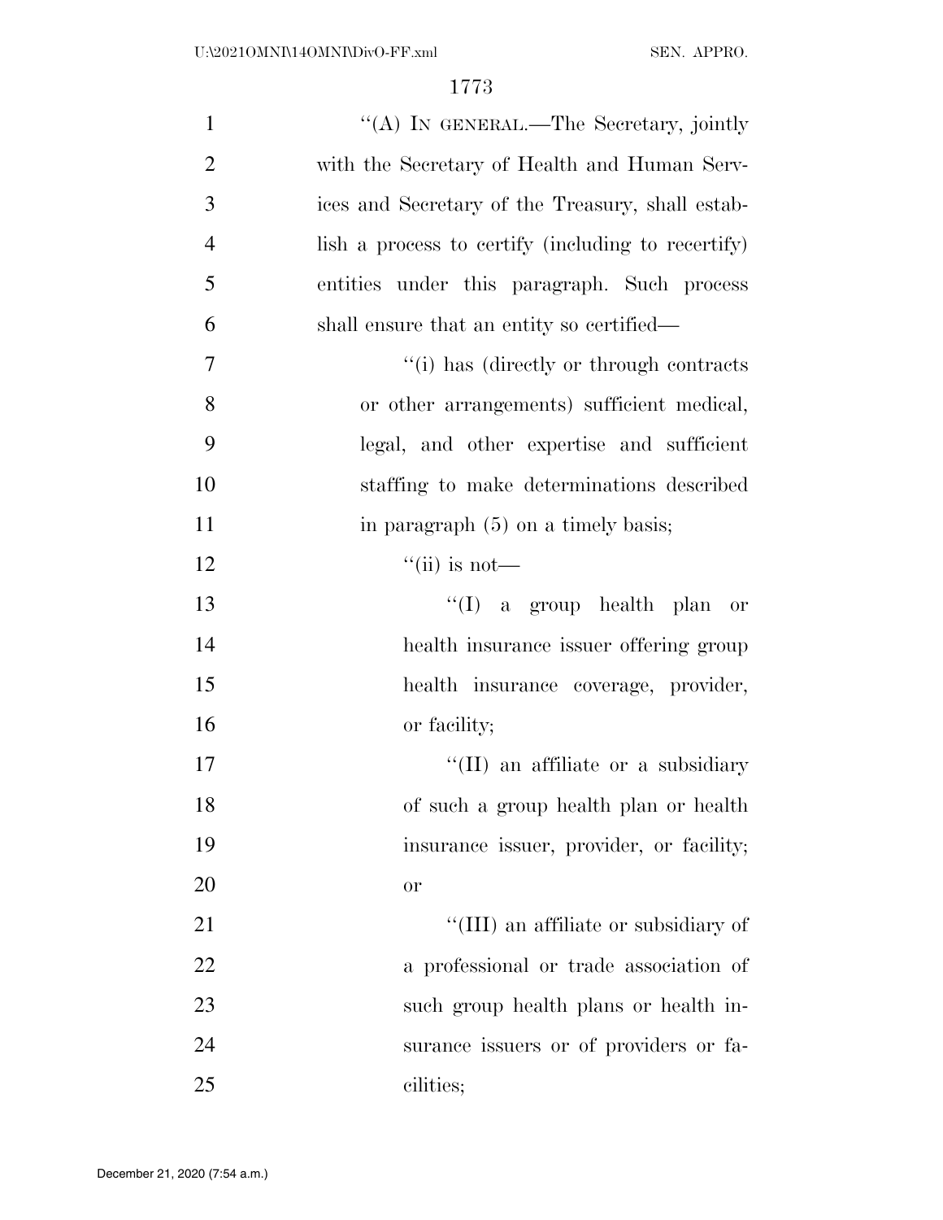"(A) IN GENERAL.—The Secretary, jointly with the Secretary of Health and Human Services and Secretary of the Treasury, shall establish a process to certify (including to recertify) entities under this paragraph. Such process shall ensure that an entity so certified—

"(i) has (directly or through contracts or other arrangements) sufficient medical, legal, and other expertise and sufficient staffing to make determinations described in paragraph (5) on a timely basis;

"(ii) is not—

"(I) a group health plan or health insurance issuer offering group health insurance coverage, provider, or facility;

"(II) an affiliate or a subsidiary of such a group health plan or health insurance issuer, provider, or facility; or

"(III) an affiliate or subsidiary of a professional or trade association of such group health plans or health insurance issuers or of providers or facilities;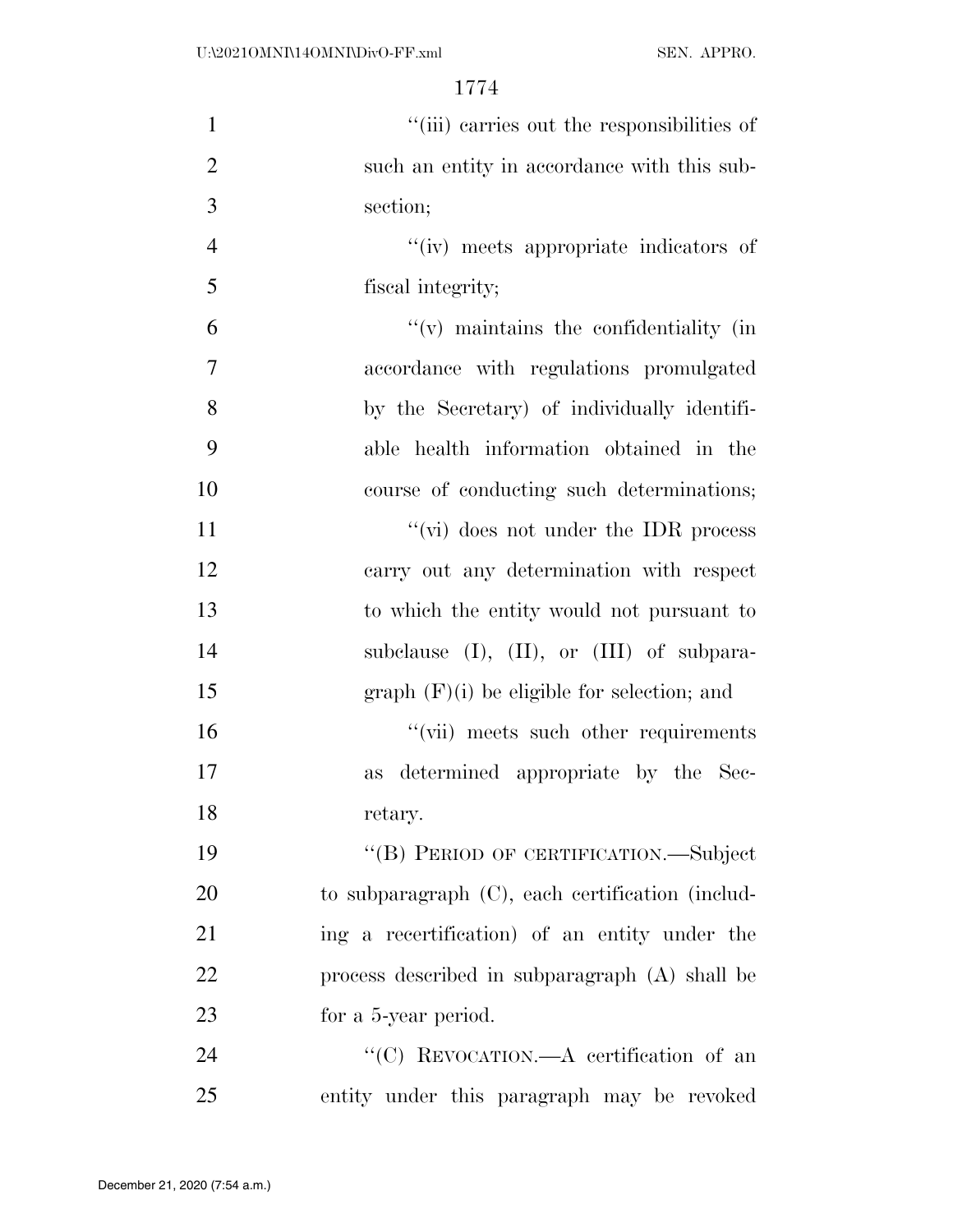"(iii) carries out the responsibilities of such an entity in accordance with this subsection;

"(iv) meets appropriate indicators of fiscal integrity;

"(v) maintains the confidentiality (in accordance with regulations promulgated by the Secretary) of individually identifiable health information obtained in the course of conducting such determinations;

"(vi) does not under the IDR process carry out any determination with respect to which the entity would not pursuant to subclause (I), (II), or (III) of subparagraph (F)(i) be eligible for selection; and

"(vii) meets such other requirements as determined appropriate by the Secretary.

"(B) PERIOD OF CERTIFICATION.—Subject to subparagraph (C), each certification (including a recertification) of an entity under the process described in subparagraph (A) shall be for a 5-year period.

"(C) REVOCATION.—A certification of an entity under this paragraph may be revoked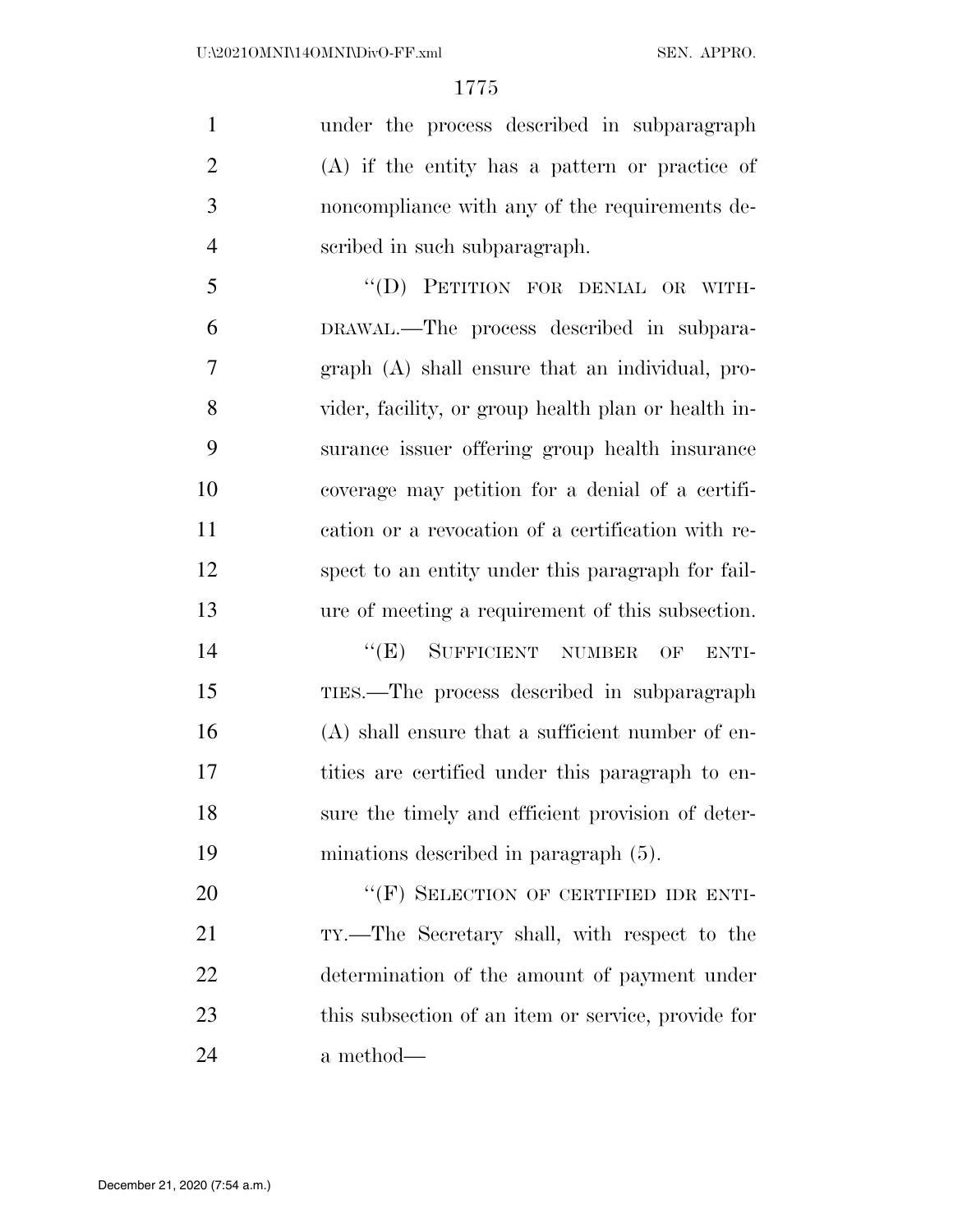under the process described in subparagraph (A) if the entity has a pattern or practice of noncompliance with any of the requirements described in such subparagraph.

"(D) PETITION FOR DENIAL OR WITHDRAWAL.—The process described in subparagraph (A) shall ensure that an individual, provider, facility, or group health plan or health insurance issuer offering group health insurance coverage may petition for a denial of a certification or a revocation of a certification with respect to an entity under this paragraph for failure of meeting a requirement of this subsection.

"(E) SUFFICIENT NUMBER OF ENTITIES.—The process described in subparagraph (A) shall ensure that a sufficient number of entities are certified under this paragraph to ensure the timely and efficient provision of determinations described in paragraph (5).

"(F) SELECTION OF CERTIFIED IDR ENTITY.—The Secretary shall, with respect to the determination of the amount of payment under this subsection of an item or service, provide for a method—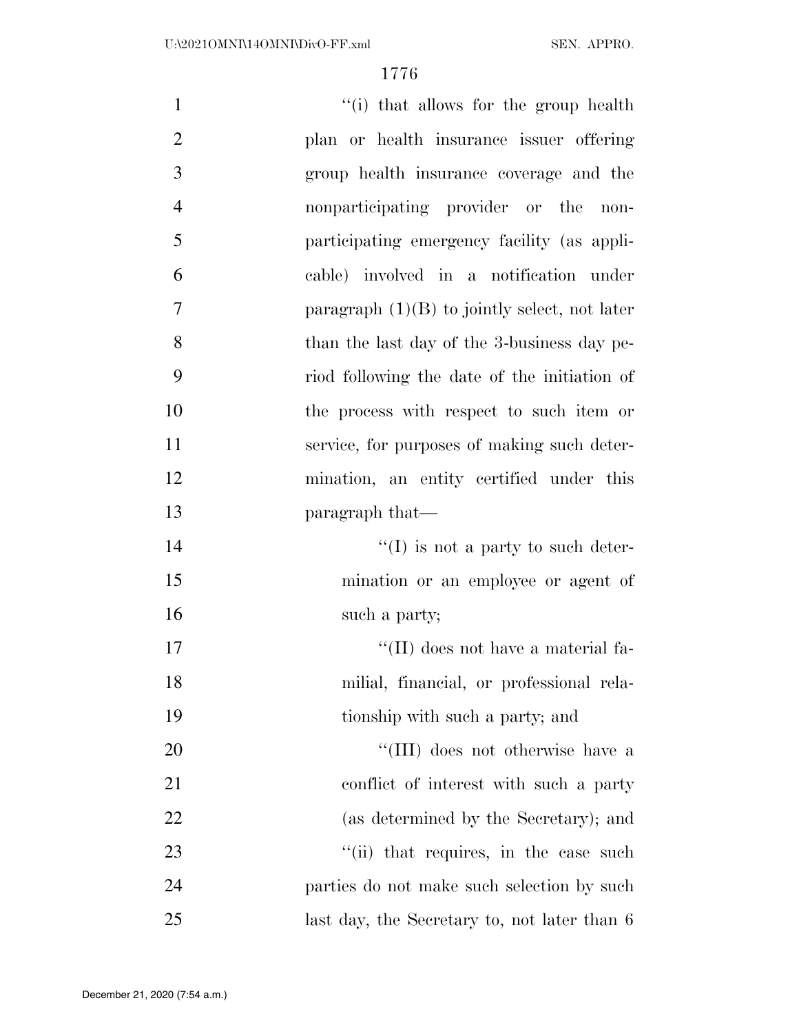''(i) that allows for the group health plan or health insurance issuer offering group health insurance coverage and the nonparticipating provider or the nonparticipating emergency facility (as applicable) involved in a notification under paragraph (1)(B) to jointly select, not later than the last day of the 3-business day period following the date of the initiation of the process with respect to such item or service, for purposes of making such determination, an entity certified under this paragraph that—

''(I) is not a party to such determination or an employee or agent of such a party;

''(II) does not have a material familial, financial, or professional relationship with such a party; and

''(III) does not otherwise have a conflict of interest with such a party (as determined by the Secretary); and

''(ii) that requires, in the case such parties do not make such selection by such last day, the Secretary to, not later than 6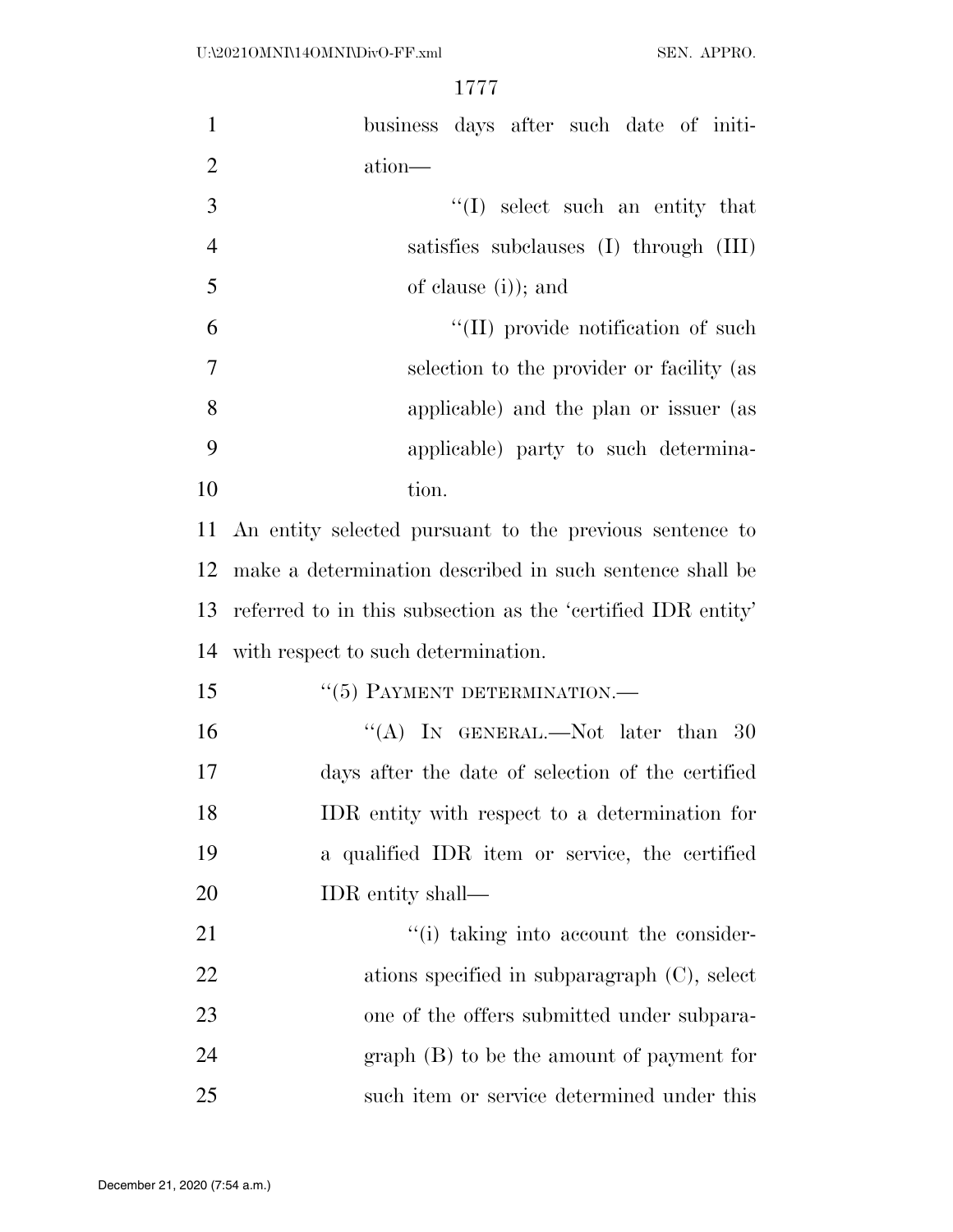business days after such date of initiation—

''(I) select such an entity that satisfies subclauses (I) through (III) of clause (i)); and

''(II) provide notification of such selection to the provider or facility (as applicable) and the plan or issuer (as applicable) party to such determination.

An entity selected pursuant to the previous sentence to make a determination described in such sentence shall be referred to in this subsection as the 'certified IDR entity' with respect to such determination.

''(5) PAYMENT DETERMINATION.—

''(A) IN GENERAL.—Not later than 30 days after the date of selection of the certified IDR entity with respect to a determination for a qualified IDR item or service, the certified IDR entity shall—

''(i) taking into account the considerations specified in subparagraph (C), select one of the offers submitted under subparagraph (B) to be the amount of payment for such item or service determined under this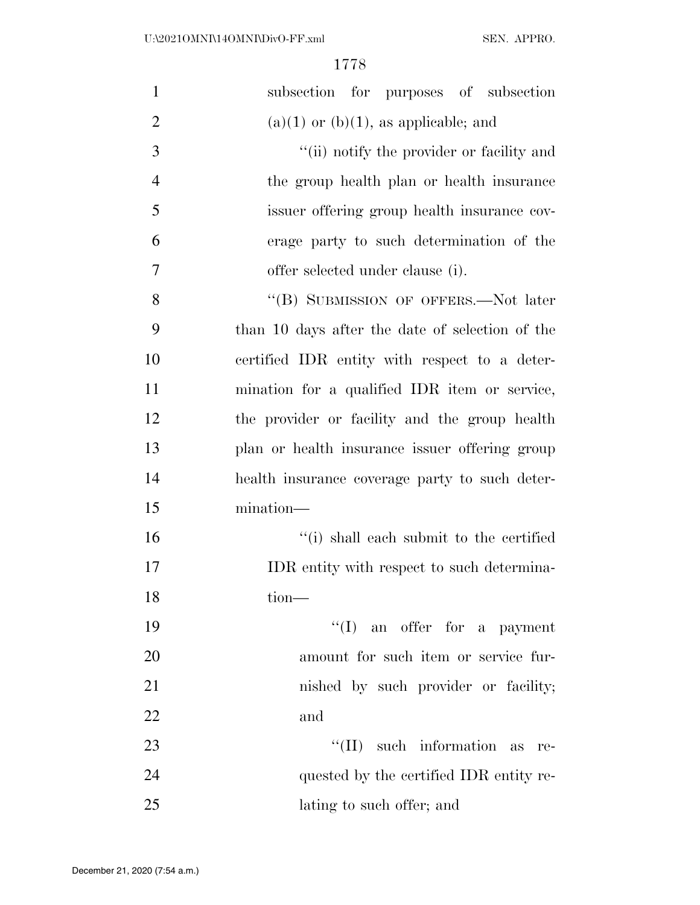subsection for purposes of subsection (a)(1) or (b)(1), as applicable; and

''(ii) notify the provider or facility and the group health plan or health insurance issuer offering group health insurance coverage party to such determination of the offer selected under clause (i).

''(B) SUBMISSION OF OFFERS.—Not later than 10 days after the date of selection of the certified IDR entity with respect to a determination for a qualified IDR item or service, the provider or facility and the group health plan or health insurance issuer offering group health insurance coverage party to such determination—

''(i) shall each submit to the certified IDR entity with respect to such determination—

''(I) an offer for a payment amount for such item or service furnished by such provider or facility; and

''(II) such information as requested by the certified IDR entity relating to such offer; and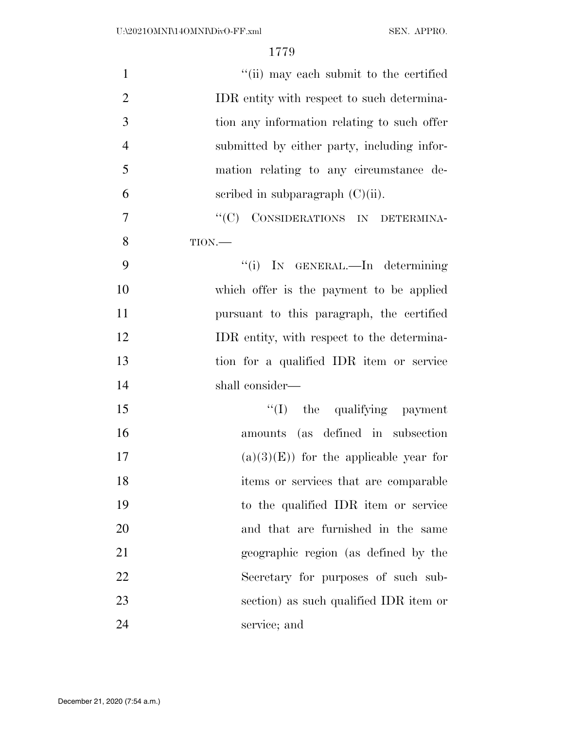"(ii) may each submit to the certified IDR entity with respect to such determination any information relating to such offer submitted by either party, including information relating to any circumstance described in subparagraph (C)(ii).

"(C) CONSIDERATIONS IN DETERMINATION.—

"(i) IN GENERAL.—In determining which offer is the payment to be applied pursuant to this paragraph, the certified IDR entity, with respect to the determination for a qualified IDR item or service shall consider—

"(I) the qualifying payment amounts (as defined in subsection (a)(3)(E)) for the applicable year for items or services that are comparable to the qualified IDR item or service and that are furnished in the same geographic region (as defined by the Secretary for purposes of such subsection) as such qualified IDR item or service; and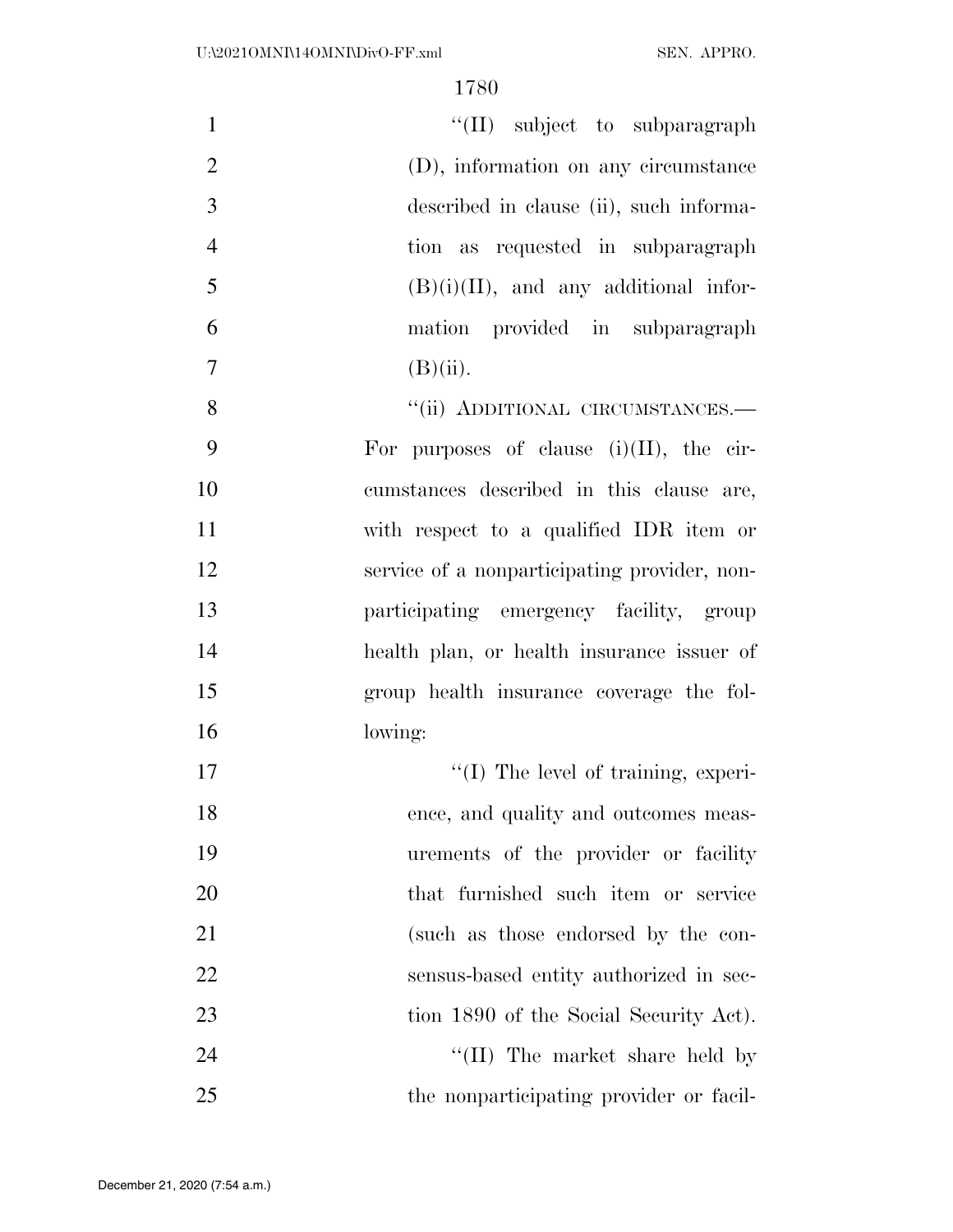"(II) subject to subparagraph (D), information on any circumstance described in clause (ii), such information as requested in subparagraph (B)(i)(II), and any additional information provided in subparagraph (B)(ii).

"(ii) ADDITIONAL CIRCUMSTANCES.—For purposes of clause (i)(II), the circumstances described in this clause are, with respect to a qualified IDR item or service of a nonparticipating provider, nonparticipating emergency facility, group health plan, or health insurance issuer of group health insurance coverage the following:

"(I) The level of training, experience, and quality and outcomes measurements of the provider or facility that furnished such item or service (such as those endorsed by the consensus-based entity authorized in section 1890 of the Social Security Act).

"(II) The market share held by the nonparticipating provider or facil-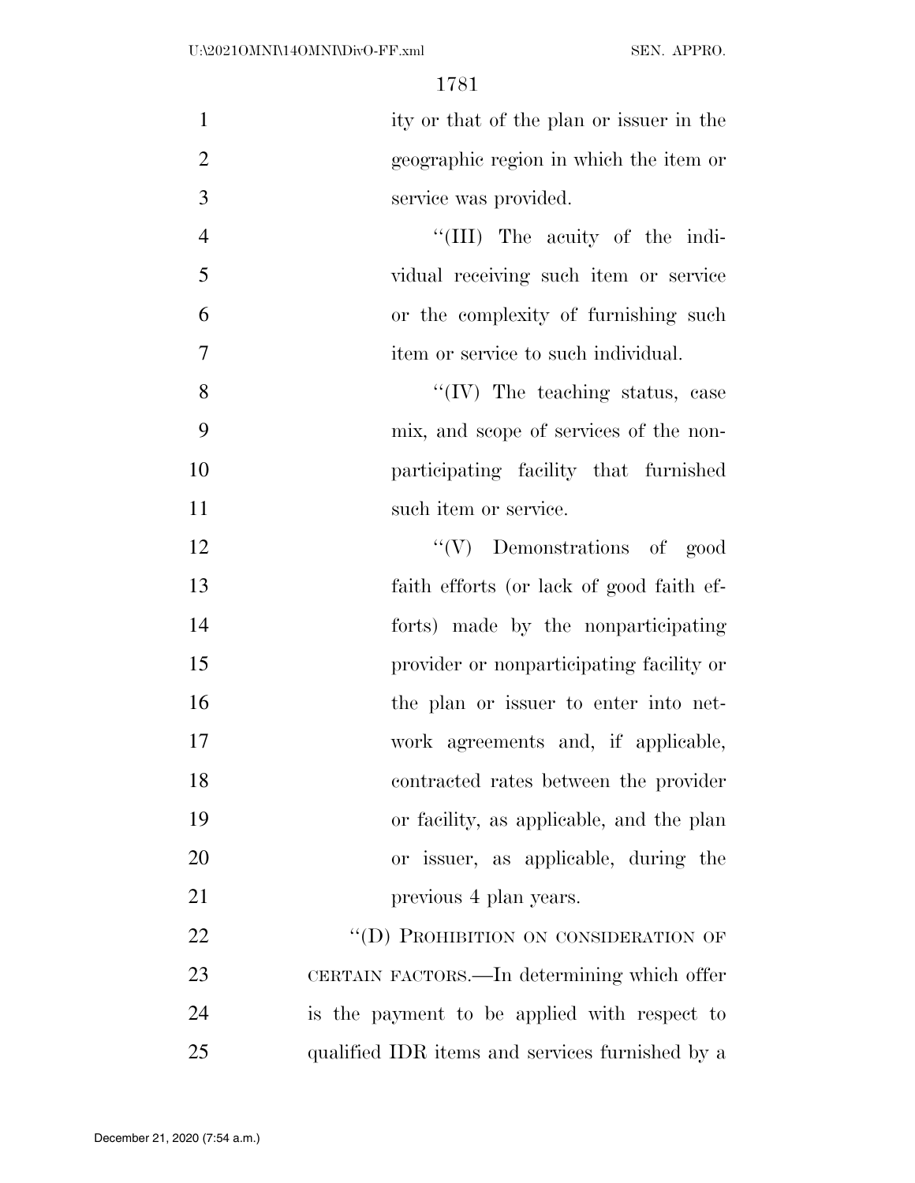ity or that of the plan or issuer in the geographic region in which the item or service was provided.

''(III) The acuity of the individual receiving such item or service or the complexity of furnishing such item or service to such individual.

''(IV) The teaching status, case mix, and scope of services of the nonparticipating facility that furnished such item or service.

''(V) Demonstrations of good faith efforts (or lack of good faith efforts) made by the nonparticipating provider or nonparticipating facility or the plan or issuer to enter into network agreements and, if applicable, contracted rates between the provider or facility, as applicable, and the plan or issuer, as applicable, during the previous 4 plan years.

''(D) PROHIBITION ON CONSIDERATION OF CERTAIN FACTORS.—In determining which offer is the payment to be applied with respect to qualified IDR items and services furnished by a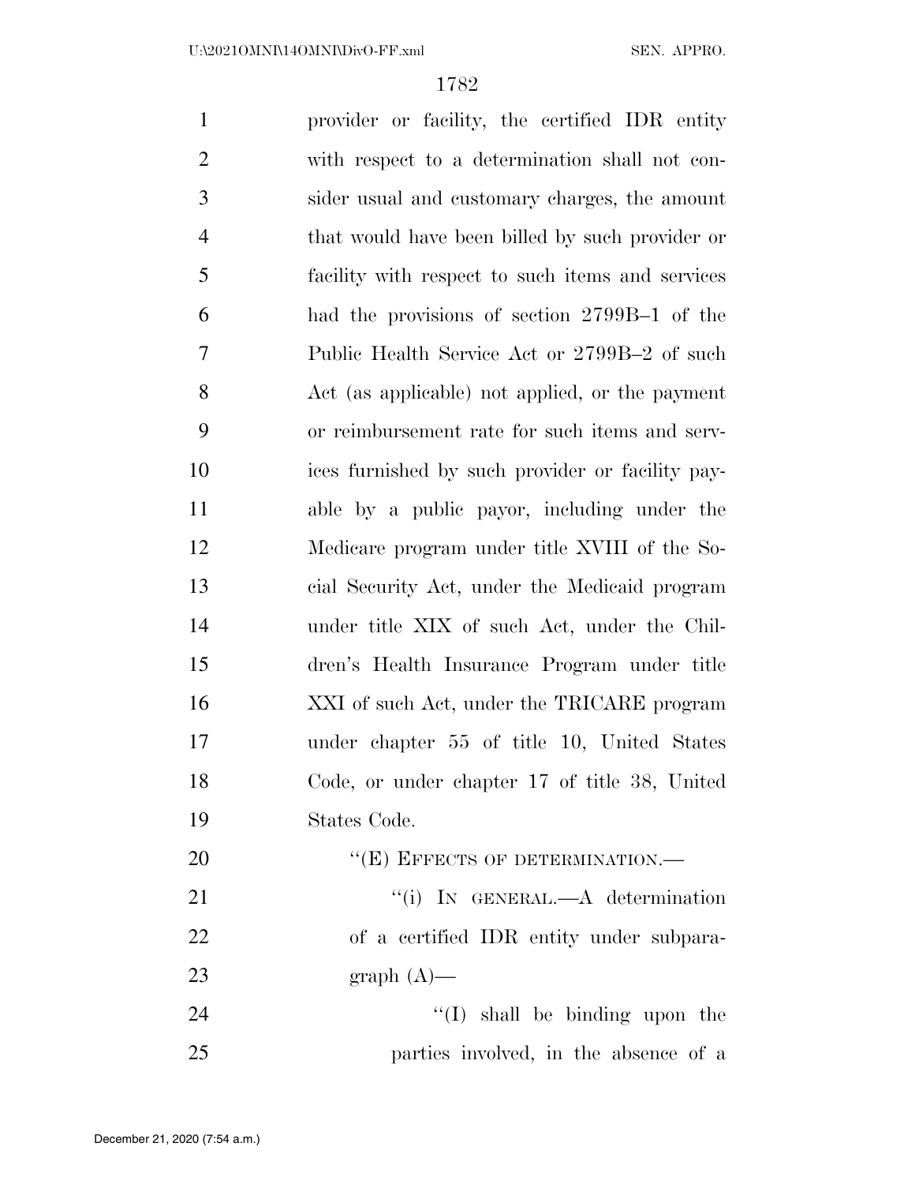provider or facility, the certified IDR entity with respect to a determination shall not consider usual and customary charges, the amount that would have been billed by such provider or facility with respect to such items and services had the provisions of section 2799B–1 of the Public Health Service Act or 2799B–2 of such Act (as applicable) not applied, or the payment or reimbursement rate for such items and services furnished by such provider or facility payable by a public payor, including under the Medicare program under title XVIII of the Social Security Act, under the Medicaid program under title XIX of such Act, under the Children's Health Insurance Program under title XXI of such Act, under the TRICARE program under chapter 55 of title 10, United States Code, or under chapter 17 of title 38, United States Code.

"(E) EFFECTS OF DETERMINATION.—

"(i) IN GENERAL.—A determination of a certified IDR entity under subparagraph (A)—

"(I) shall be binding upon the parties involved, in the absence of a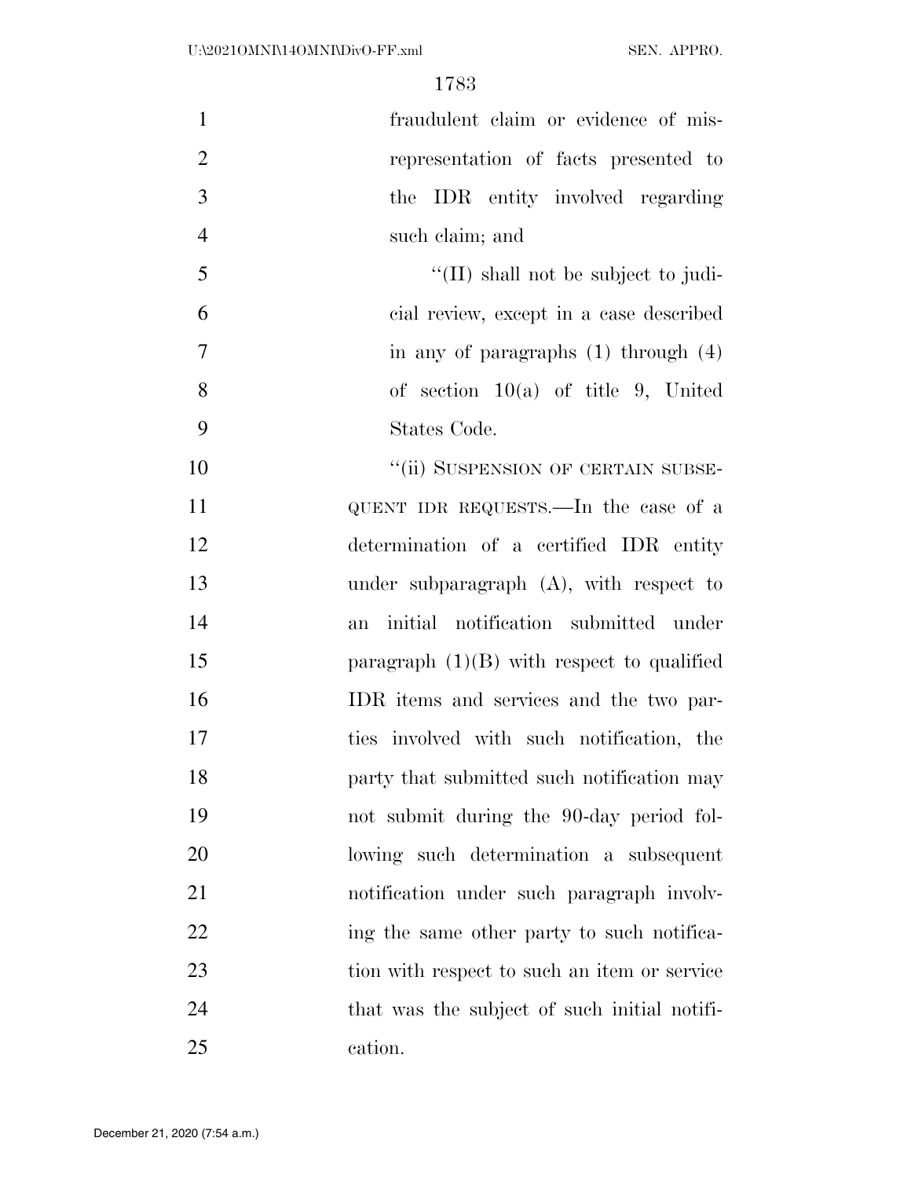fraudulent claim or evidence of misrepresentation of facts presented to the IDR entity involved regarding such claim; and

''(II) shall not be subject to judicial review, except in a case described in any of paragraphs (1) through (4) of section 10(a) of title 9, United States Code.

''(ii) SUSPENSION OF CERTAIN SUBSEQUENT IDR REQUESTS.—In the case of a determination of a certified IDR entity under subparagraph (A), with respect to an initial notification submitted under paragraph (1)(B) with respect to qualified IDR items and services and the two parties involved with such notification, the party that submitted such notification may not submit during the 90-day period following such determination a subsequent notification under such paragraph involving the same other party to such notification with respect to such an item or service that was the subject of such initial notification.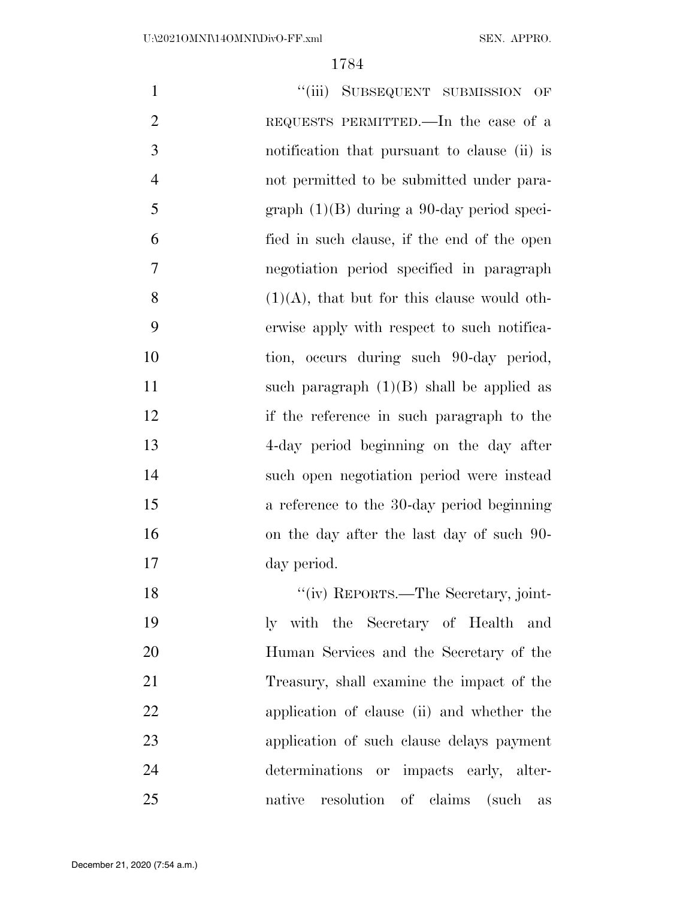"(iii) SUBSEQUENT SUBMISSION OF REQUESTS PERMITTED.—In the case of a notification that pursuant to clause (ii) is not permitted to be submitted under paragraph (1)(B) during a 90-day period specified in such clause, if the end of the open negotiation period specified in paragraph (1)(A), that but for this clause would otherwise apply with respect to such notification, occurs during such 90-day period, such paragraph (1)(B) shall be applied as if the reference in such paragraph to the 4-day period beginning on the day after such open negotiation period were instead a reference to the 30-day period beginning on the day after the last day of such 90-day period.

"(iv) REPORTS.—The Secretary, jointly with the Secretary of Health and Human Services and the Secretary of the Treasury, shall examine the impact of the application of clause (ii) and whether the application of such clause delays payment determinations or impacts early, alternative resolution of claims (such as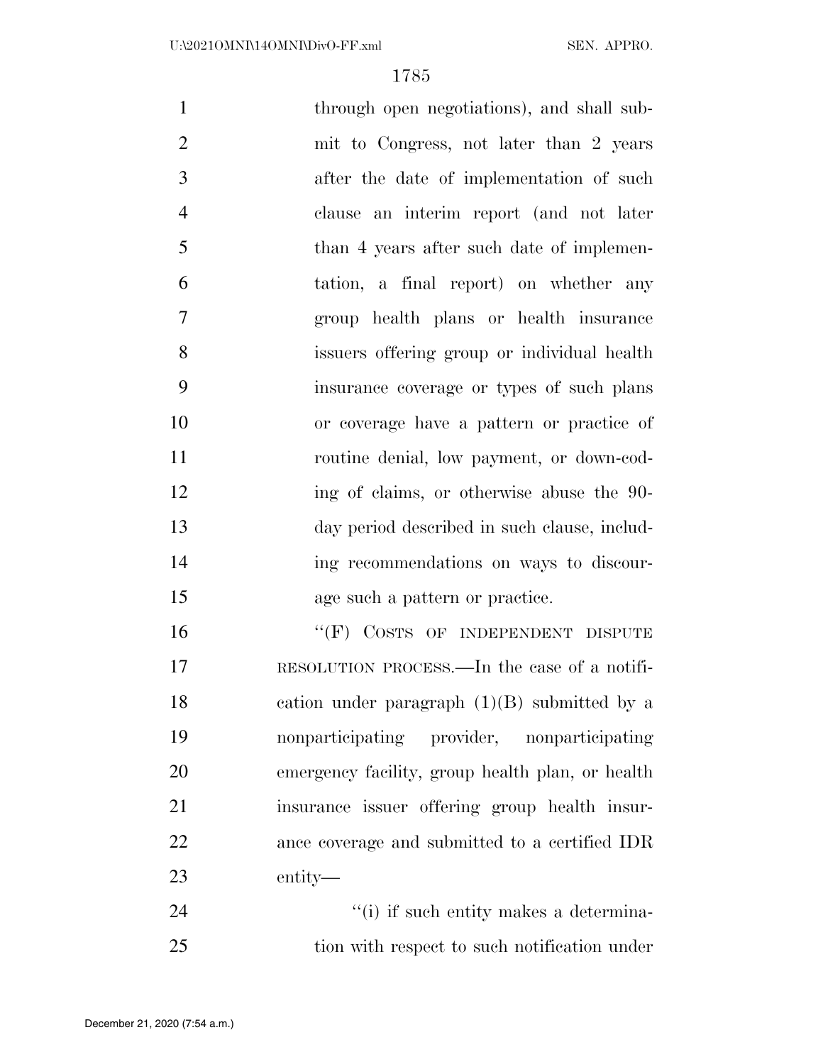through open negotiations), and shall submit to Congress, not later than 2 years after the date of implementation of such clause an interim report (and not later than 4 years after such date of implementation, a final report) on whether any group health plans or health insurance issuers offering group or individual health insurance coverage or types of such plans or coverage have a pattern or practice of routine denial, low payment, or down-coding of claims, or otherwise abuse the 90-day period described in such clause, including recommendations on ways to discourage such a pattern or practice.

"(F) COSTS OF INDEPENDENT DISPUTE RESOLUTION PROCESS.—In the case of a notification under paragraph (1)(B) submitted by a nonparticipating provider, nonparticipating emergency facility, group health plan, or health insurance issuer offering group health insurance coverage and submitted to a certified IDR entity—

"(i) if such entity makes a determination with respect to such notification under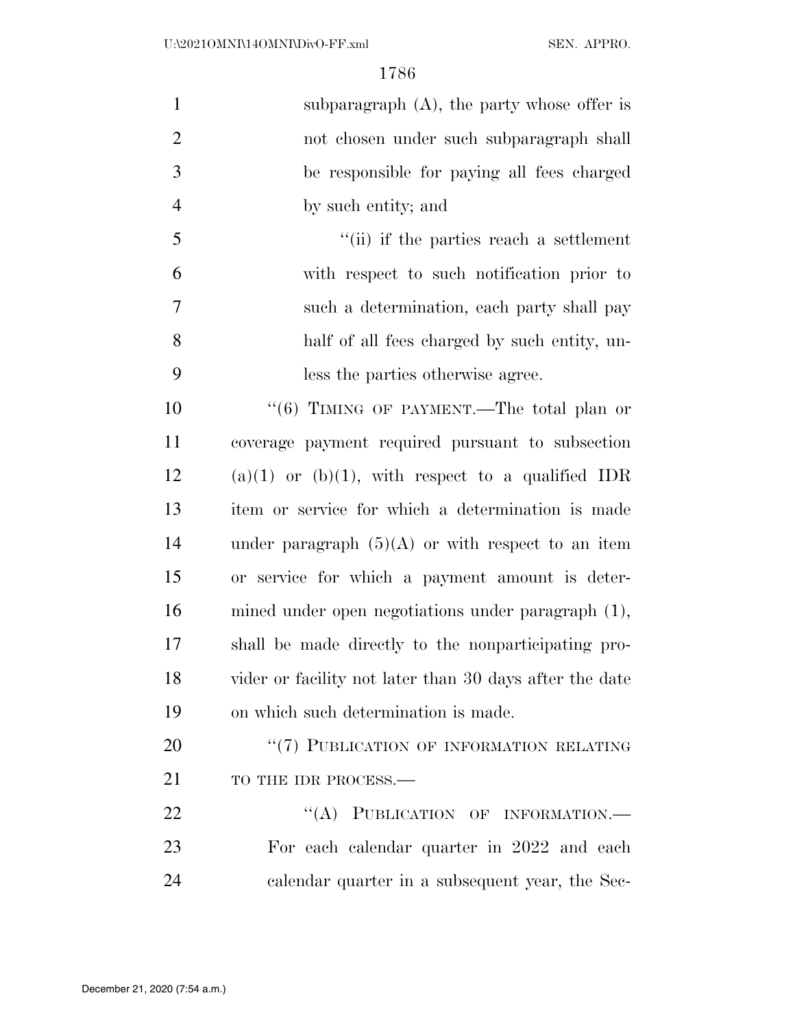subparagraph (A), the party whose offer is not chosen under such subparagraph shall be responsible for paying all fees charged by such entity; and

"(ii) if the parties reach a settlement with respect to such notification prior to such a determination, each party shall pay half of all fees charged by such entity, unless the parties otherwise agree.

"(6) TIMING OF PAYMENT.—The total plan or coverage payment required pursuant to subsection (a)(1) or (b)(1), with respect to a qualified IDR item or service for which a determination is made under paragraph (5)(A) or with respect to an item or service for which a payment amount is determined under open negotiations under paragraph (1), shall be made directly to the nonparticipating provider or facility not later than 30 days after the date on which such determination is made.

"(7) PUBLICATION OF INFORMATION RELATING TO THE IDR PROCESS.—

"(A) PUBLICATION OF INFORMATION.—For each calendar quarter in 2022 and each calendar quarter in a subsequent year, the Sec-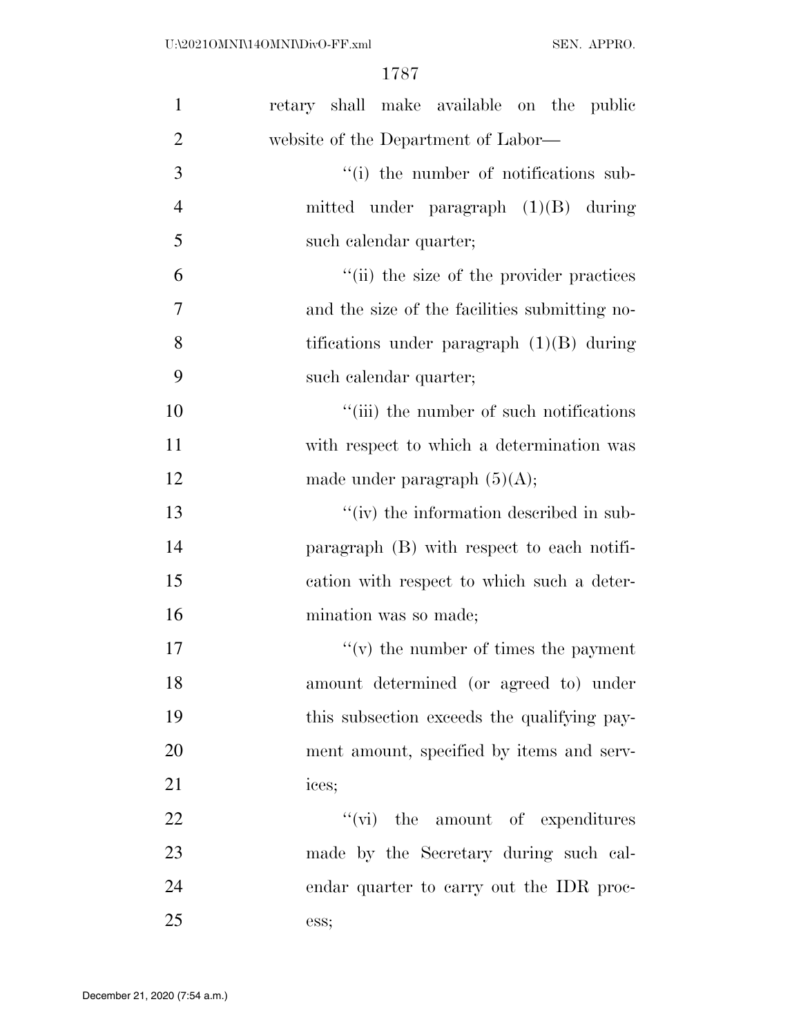retary shall make available on the public website of the Department of Labor—

"(i) the number of notifications submitted under paragraph (1)(B) during such calendar quarter;

"(ii) the size of the provider practices and the size of the facilities submitting notifications under paragraph (1)(B) during such calendar quarter;

"(iii) the number of such notifications with respect to which a determination was made under paragraph (5)(A);

"(iv) the information described in subparagraph (B) with respect to each notification with respect to which such a determination was so made;

"(v) the number of times the payment amount determined (or agreed to) under this subsection exceeds the qualifying payment amount, specified by items and services;

"(vi) the amount of expenditures made by the Secretary during such calendar quarter to carry out the IDR process;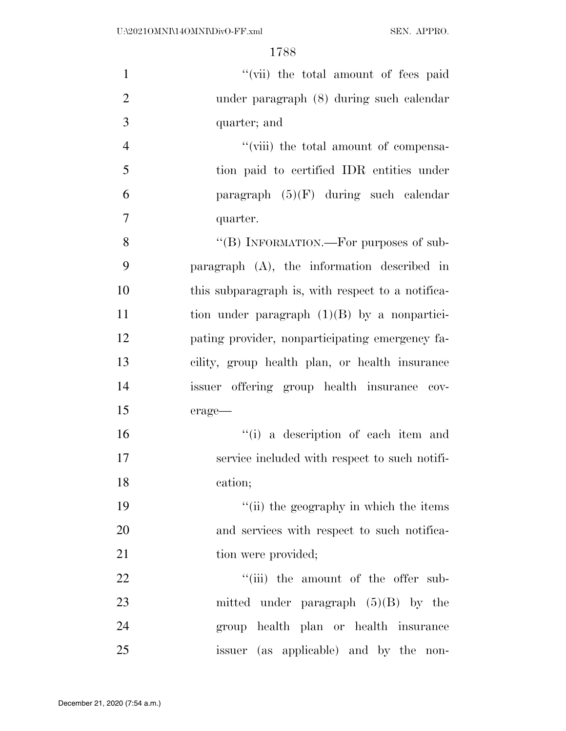"(vii) the total amount of fees paid under paragraph (8) during such calendar quarter; and

"(viii) the total amount of compensation paid to certified IDR entities under paragraph (5)(F) during such calendar quarter.

"(B) INFORMATION.—For purposes of subparagraph (A), the information described in this subparagraph is, with respect to a notification under paragraph (1)(B) by a nonparticipating provider, nonparticipating emergency facility, group health plan, or health insurance issuer offering group health insurance coverage—

"(i) a description of each item and service included with respect to such notification;

"(ii) the geography in which the items and services with respect to such notification were provided;

"(iii) the amount of the offer submitted under paragraph (5)(B) by the group health plan or health insurance issuer (as applicable) and by the non-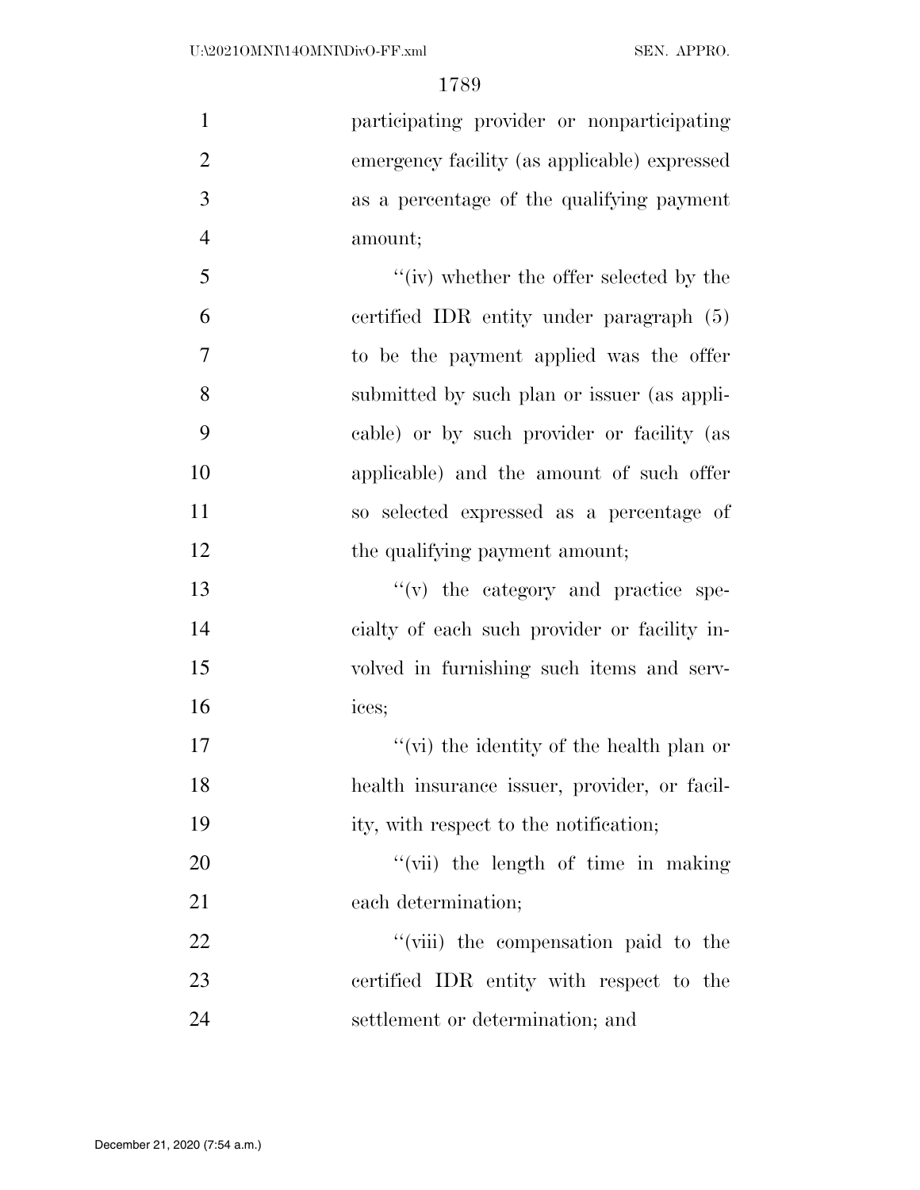participating provider or nonparticipating emergency facility (as applicable) expressed as a percentage of the qualifying payment amount;

''(iv) whether the offer selected by the certified IDR entity under paragraph (5) to be the payment applied was the offer submitted by such plan or issuer (as applicable) or by such provider or facility (as applicable) and the amount of such offer so selected expressed as a percentage of the qualifying payment amount;

''(v) the category and practice specialty of each such provider or facility involved in furnishing such items and services;

''(vi) the identity of the health plan or health insurance issuer, provider, or facility, with respect to the notification;

''(vii) the length of time in making each determination;

''(viii) the compensation paid to the certified IDR entity with respect to the settlement or determination; and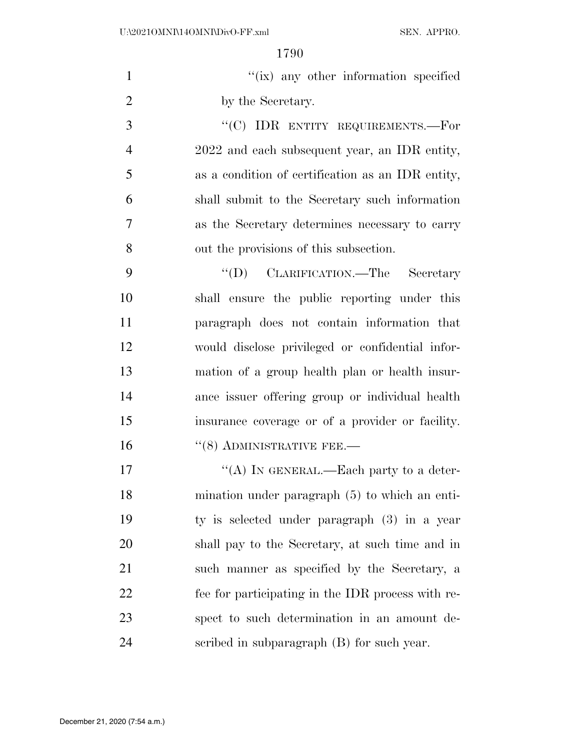''(ix) any other information specified by the Secretary.

''(C) IDR ENTITY REQUIREMENTS.—For 2022 and each subsequent year, an IDR entity, as a condition of certification as an IDR entity, shall submit to the Secretary such information as the Secretary determines necessary to carry out the provisions of this subsection.

''(D) CLARIFICATION.—The Secretary shall ensure the public reporting under this paragraph does not contain information that would disclose privileged or confidential information of a group health plan or health insurance issuer offering group or individual health insurance coverage or of a provider or facility.

''(8) ADMINISTRATIVE FEE.—

''(A) IN GENERAL.—Each party to a determination under paragraph (5) to which an entity is selected under paragraph (3) in a year shall pay to the Secretary, at such time and in such manner as specified by the Secretary, a fee for participating in the IDR process with respect to such determination in an amount described in subparagraph (B) for such year.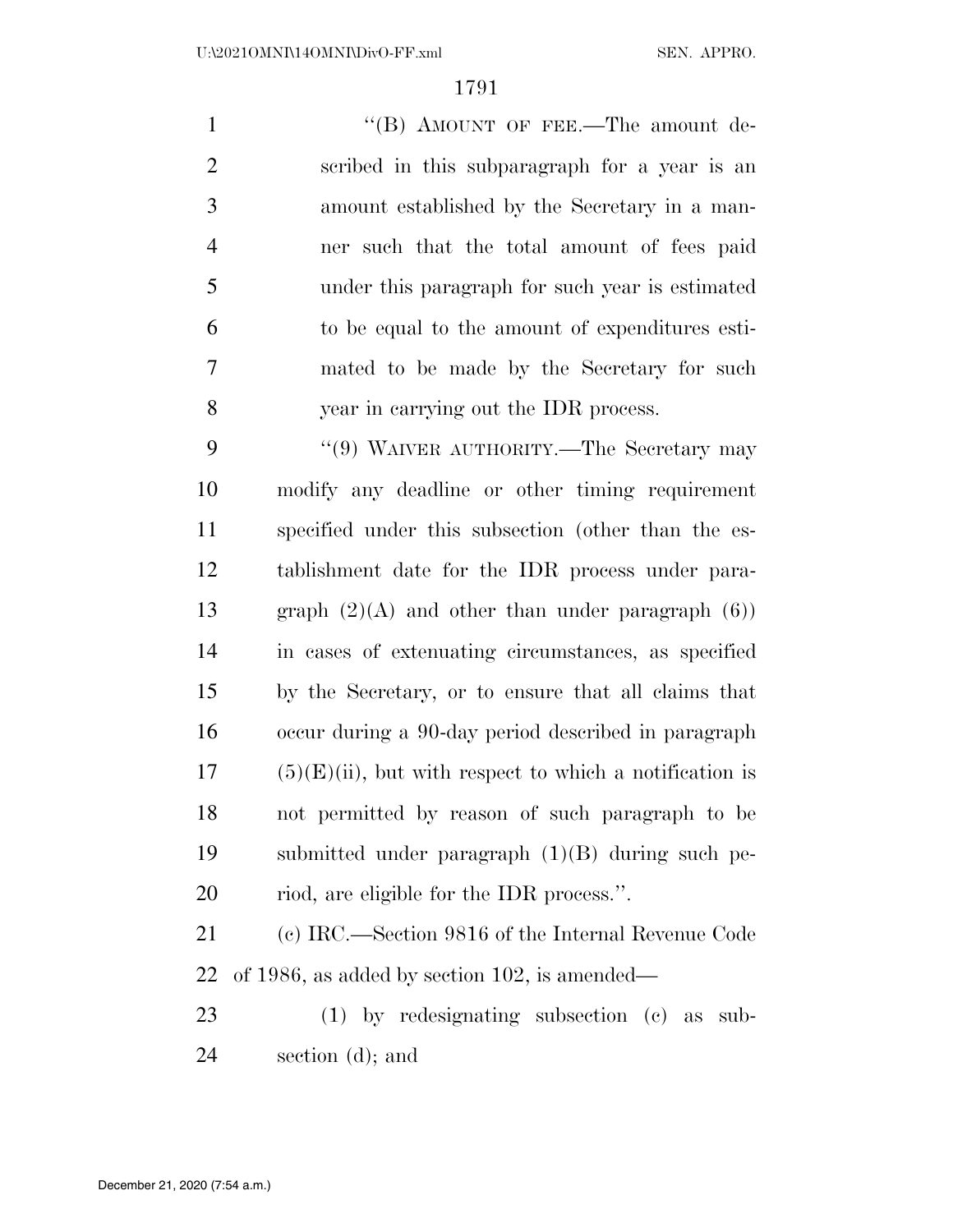"(B) AMOUNT OF FEE.—The amount described in this subparagraph for a year is an amount established by the Secretary in a manner such that the total amount of fees paid under this paragraph for such year is estimated to be equal to the amount of expenditures estimated to be made by the Secretary for such year in carrying out the IDR process.

"(9) WAIVER AUTHORITY.—The Secretary may modify any deadline or other timing requirement specified under this subsection (other than the establishment date for the IDR process under paragraph (2)(A) and other than under paragraph (6)) in cases of extenuating circumstances, as specified by the Secretary, or to ensure that all claims that occur during a 90-day period described in paragraph (5)(E)(ii), but with respect to which a notification is not permitted by reason of such paragraph to be submitted under paragraph (1)(B) during such period, are eligible for the IDR process.".

(c) IRC.—Section 9816 of the Internal Revenue Code of 1986, as added by section 102, is amended—

(1) by redesignating subsection (c) as subsection (d); and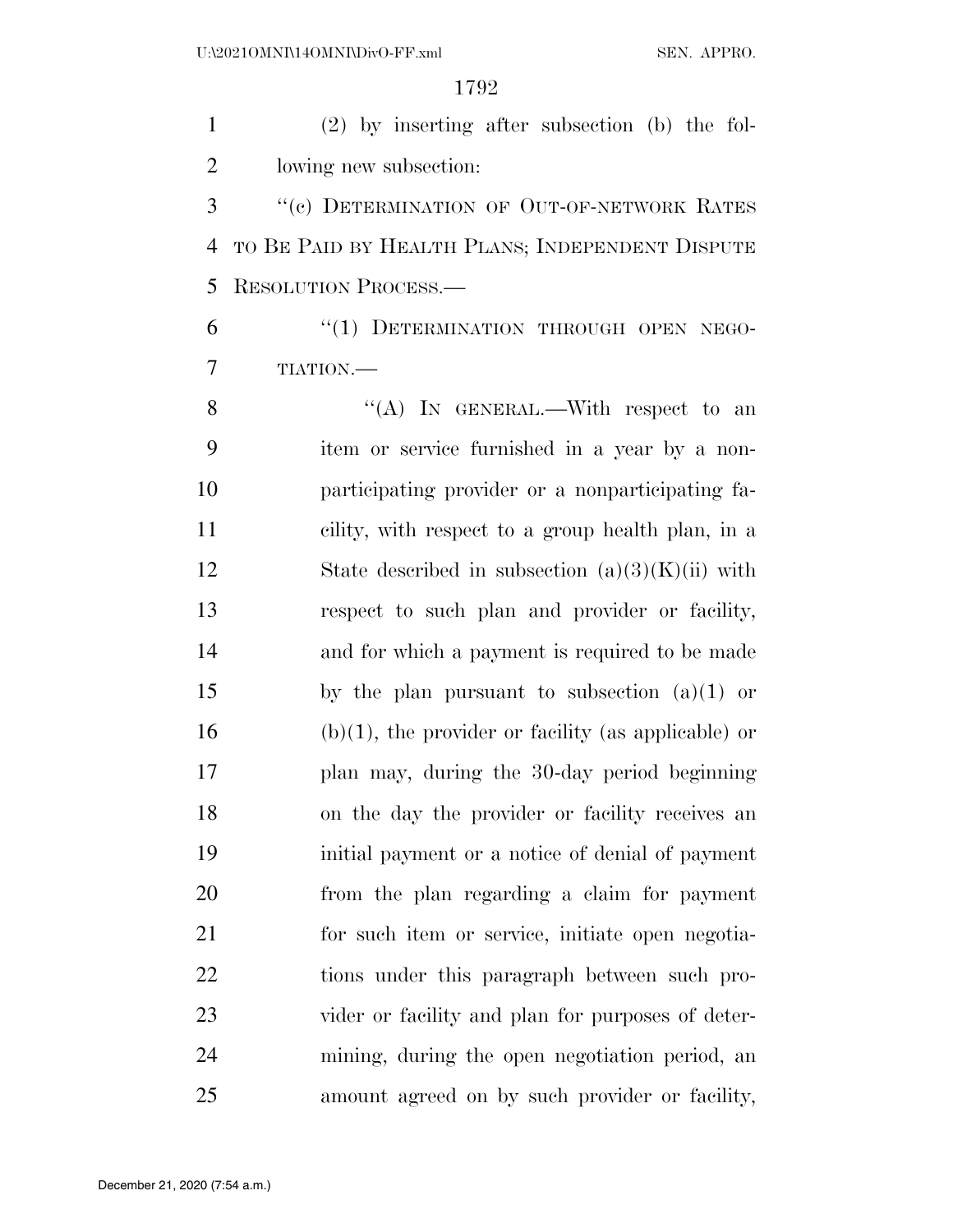(2) by inserting after subsection (b) the following new subsection:

"(c) DETERMINATION OF OUT-OF-NETWORK RATES TO BE PAID BY HEALTH PLANS; INDEPENDENT DISPUTE RESOLUTION PROCESS.—

"(1) DETERMINATION THROUGH OPEN NEGOTIATION.—

"(A) IN GENERAL.—With respect to an item or service furnished in a year by a nonparticipating provider or a nonparticipating facility, with respect to a group health plan, in a State described in subsection (a)(3)(K)(ii) with respect to such plan and provider or facility, and for which a payment is required to be made by the plan pursuant to subsection (a)(1) or (b)(1), the provider or facility (as applicable) or plan may, during the 30-day period beginning on the day the provider or facility receives an initial payment or a notice of denial of payment from the plan regarding a claim for payment for such item or service, initiate open negotiations under this paragraph between such provider or facility and plan for purposes of determining, during the open negotiation period, an amount agreed on by such provider or facility,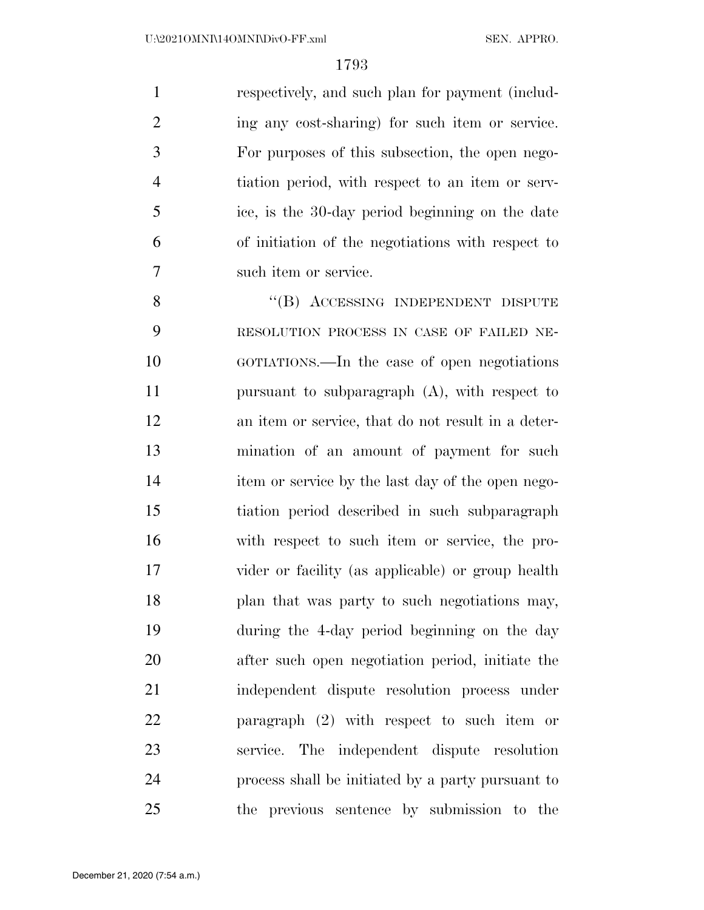respectively, and such plan for payment (including any cost-sharing) for such item or service. For purposes of this subsection, the open negotiation period, with respect to an item or service, is the 30-day period beginning on the date of initiation of the negotiations with respect to such item or service.

"(B) ACCESSING INDEPENDENT DISPUTE RESOLUTION PROCESS IN CASE OF FAILED NEGOTIATIONS.—In the case of open negotiations pursuant to subparagraph (A), with respect to an item or service, that do not result in a determination of an amount of payment for such item or service by the last day of the open negotiation period described in such subparagraph with respect to such item or service, the provider or facility (as applicable) or group health plan that was party to such negotiations may, during the 4-day period beginning on the day after such open negotiation period, initiate the independent dispute resolution process under paragraph (2) with respect to such item or service. The independent dispute resolution process shall be initiated by a party pursuant to the previous sentence by submission to the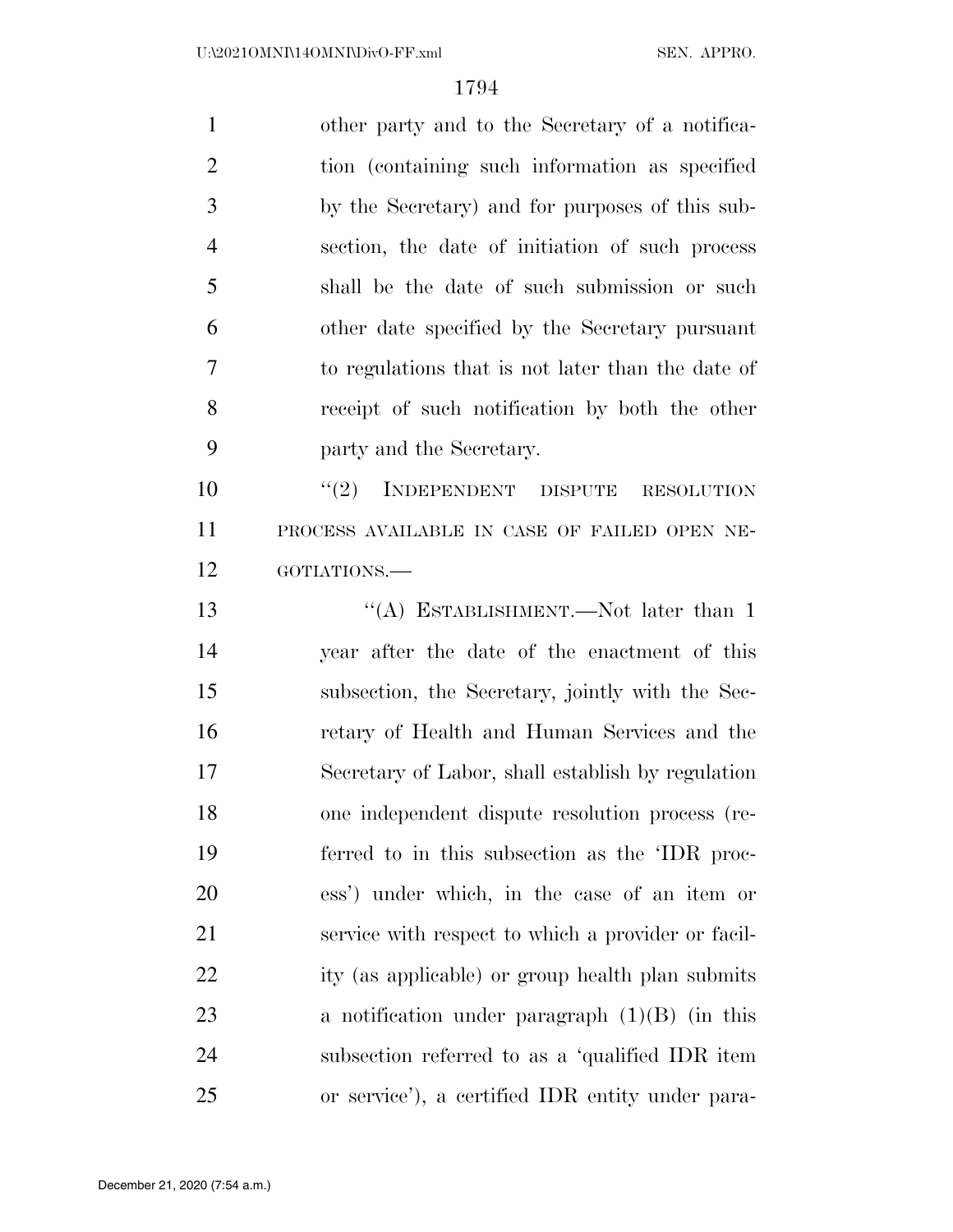other party and to the Secretary of a notification (containing such information as specified by the Secretary) and for purposes of this subsection, the date of initiation of such process shall be the date of such submission or such other date specified by the Secretary pursuant to regulations that is not later than the date of receipt of such notification by both the other party and the Secretary.

''(2) INDEPENDENT DISPUTE RESOLUTION PROCESS AVAILABLE IN CASE OF FAILED OPEN NEGOTIATIONS.—

''(A) ESTABLISHMENT.—Not later than 1 year after the date of the enactment of this subsection, the Secretary, jointly with the Secretary of Health and Human Services and the Secretary of Labor, shall establish by regulation one independent dispute resolution process (referred to in this subsection as the 'IDR process') under which, in the case of an item or service with respect to which a provider or facility (as applicable) or group health plan submits a notification under paragraph (1)(B) (in this subsection referred to as a 'qualified IDR item or service'), a certified IDR entity under para-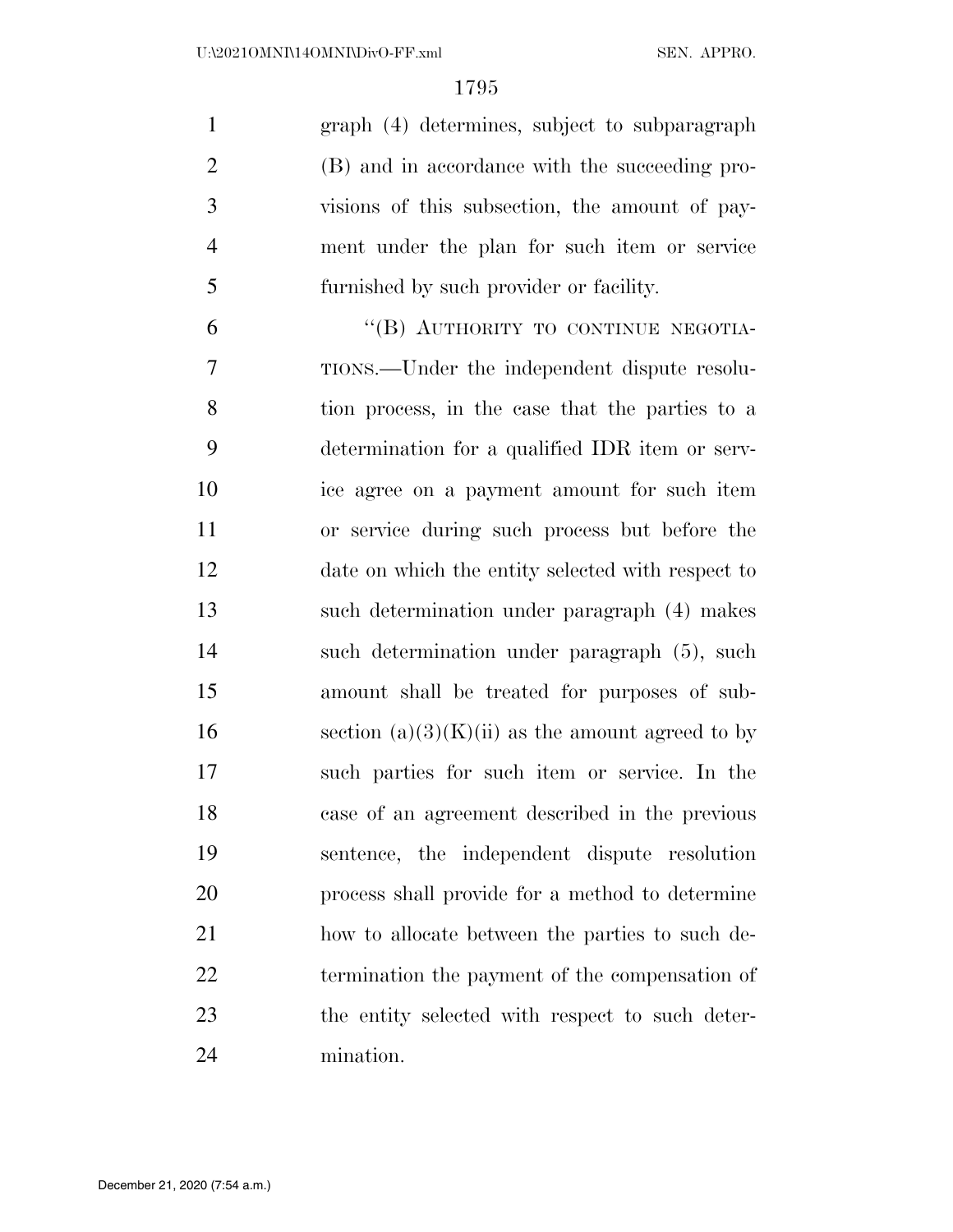graph (4) determines, subject to subparagraph (B) and in accordance with the succeeding provisions of this subsection, the amount of payment under the plan for such item or service furnished by such provider or facility.

"(B) AUTHORITY TO CONTINUE NEGOTIATIONS.—Under the independent dispute resolution process, in the case that the parties to a determination for a qualified IDR item or service agree on a payment amount for such item or service during such process but before the date on which the entity selected with respect to such determination under paragraph (4) makes such determination under paragraph (5), such amount shall be treated for purposes of subsection (a)(3)(K)(ii) as the amount agreed to by such parties for such item or service. In the case of an agreement described in the previous sentence, the independent dispute resolution process shall provide for a method to determine how to allocate between the parties to such determination the payment of the compensation of the entity selected with respect to such determination.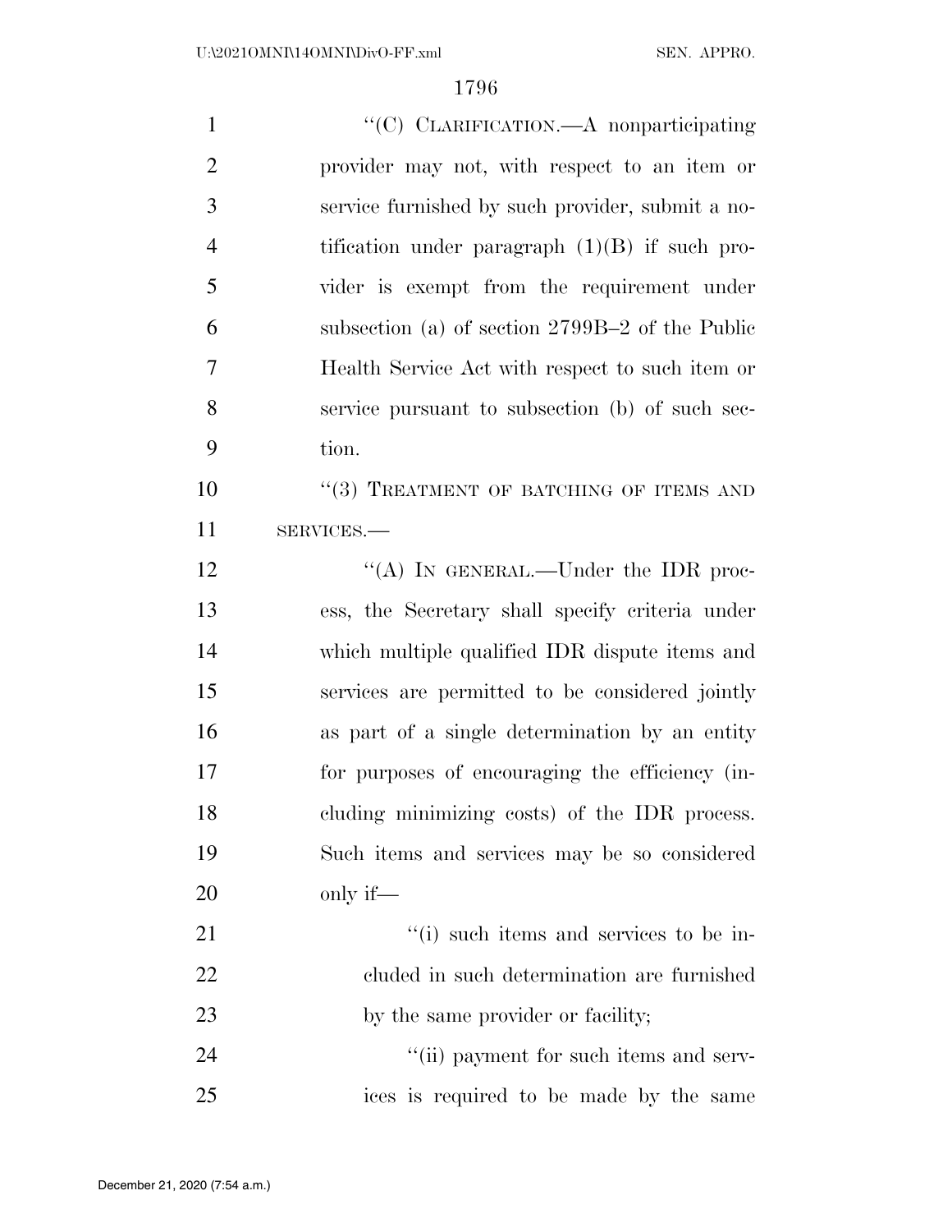"(C) CLARIFICATION.—A nonparticipating provider may not, with respect to an item or service furnished by such provider, submit a notification under paragraph (1)(B) if such provider is exempt from the requirement under subsection (a) of section 2799B–2 of the Public Health Service Act with respect to such item or service pursuant to subsection (b) of such section.

"(3) TREATMENT OF BATCHING OF ITEMS AND SERVICES.—

"(A) IN GENERAL.—Under the IDR process, the Secretary shall specify criteria under which multiple qualified IDR dispute items and services are permitted to be considered jointly as part of a single determination by an entity for purposes of encouraging the efficiency (including minimizing costs) of the IDR process. Such items and services may be so considered only if—

"(i) such items and services to be included in such determination are furnished by the same provider or facility;

"(ii) payment for such items and services is required to be made by the same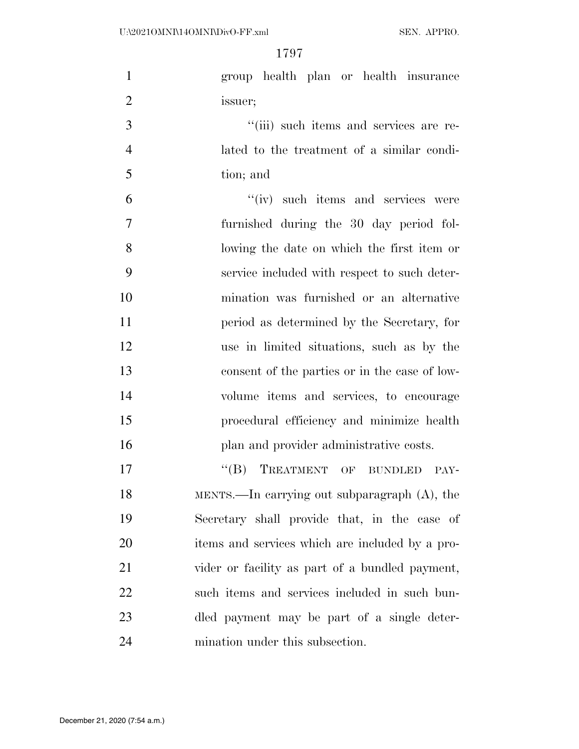group health plan or health insurance issuer;

''(iii) such items and services are related to the treatment of a similar condition; and

''(iv) such items and services were furnished during the 30 day period following the date on which the first item or service included with respect to such determination was furnished or an alternative period as determined by the Secretary, for use in limited situations, such as by the consent of the parties or in the case of low-volume items and services, to encourage procedural efficiency and minimize health plan and provider administrative costs.

''(B) TREATMENT OF BUNDLED PAYMENTS.—In carrying out subparagraph (A), the Secretary shall provide that, in the case of items and services which are included by a provider or facility as part of a bundled payment, such items and services included in such bundled payment may be part of a single determination under this subsection.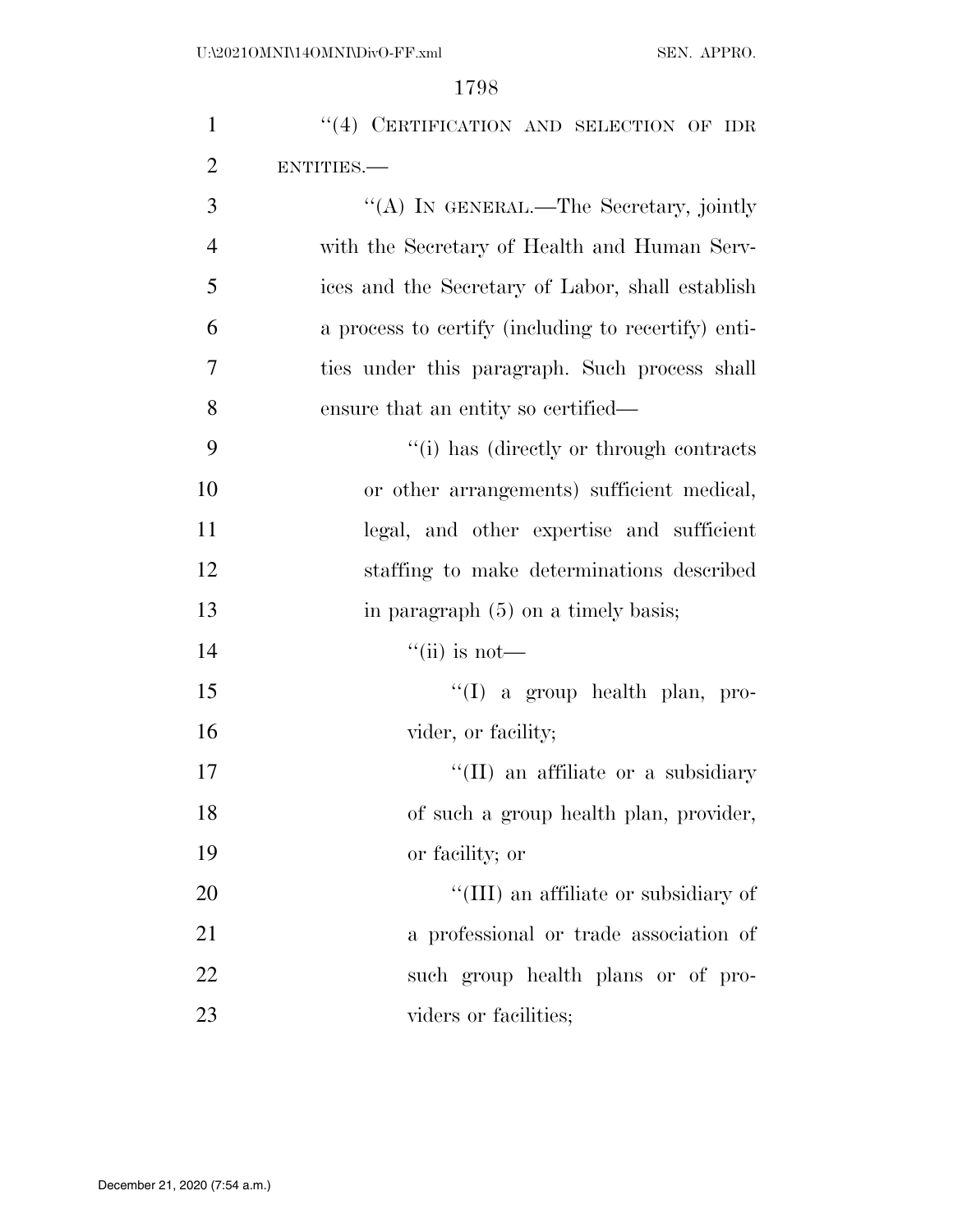"(4) CERTIFICATION AND SELECTION OF IDR ENTITIES.—

"(A) IN GENERAL.—The Secretary, jointly with the Secretary of Health and Human Services and the Secretary of Labor, shall establish a process to certify (including to recertify) entities under this paragraph. Such process shall ensure that an entity so certified—

"(i) has (directly or through contracts or other arrangements) sufficient medical, legal, and other expertise and sufficient staffing to make determinations described in paragraph (5) on a timely basis;

"(ii) is not—

"(I) a group health plan, provider, or facility;

"(II) an affiliate or a subsidiary of such a group health plan, provider, or facility; or

"(III) an affiliate or subsidiary of a professional or trade association of such group health plans or of providers or facilities;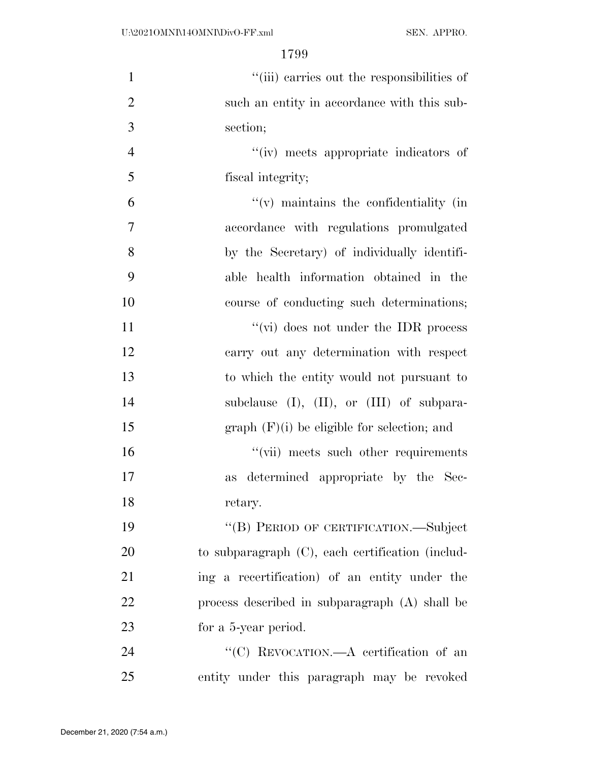''(iii) carries out the responsibilities of such an entity in accordance with this subsection;

''(iv) meets appropriate indicators of fiscal integrity;

''(v) maintains the confidentiality (in accordance with regulations promulgated by the Secretary) of individually identifiable health information obtained in the course of conducting such determinations;

''(vi) does not under the IDR process carry out any determination with respect to which the entity would not pursuant to subclause (I), (II), or (III) of subparagraph (F)(i) be eligible for selection; and

''(vii) meets such other requirements as determined appropriate by the Secretary.

''(B) PERIOD OF CERTIFICATION.—Subject to subparagraph (C), each certification (including a recertification) of an entity under the process described in subparagraph (A) shall be for a 5-year period.

''(C) REVOCATION.—A certification of an entity under this paragraph may be revoked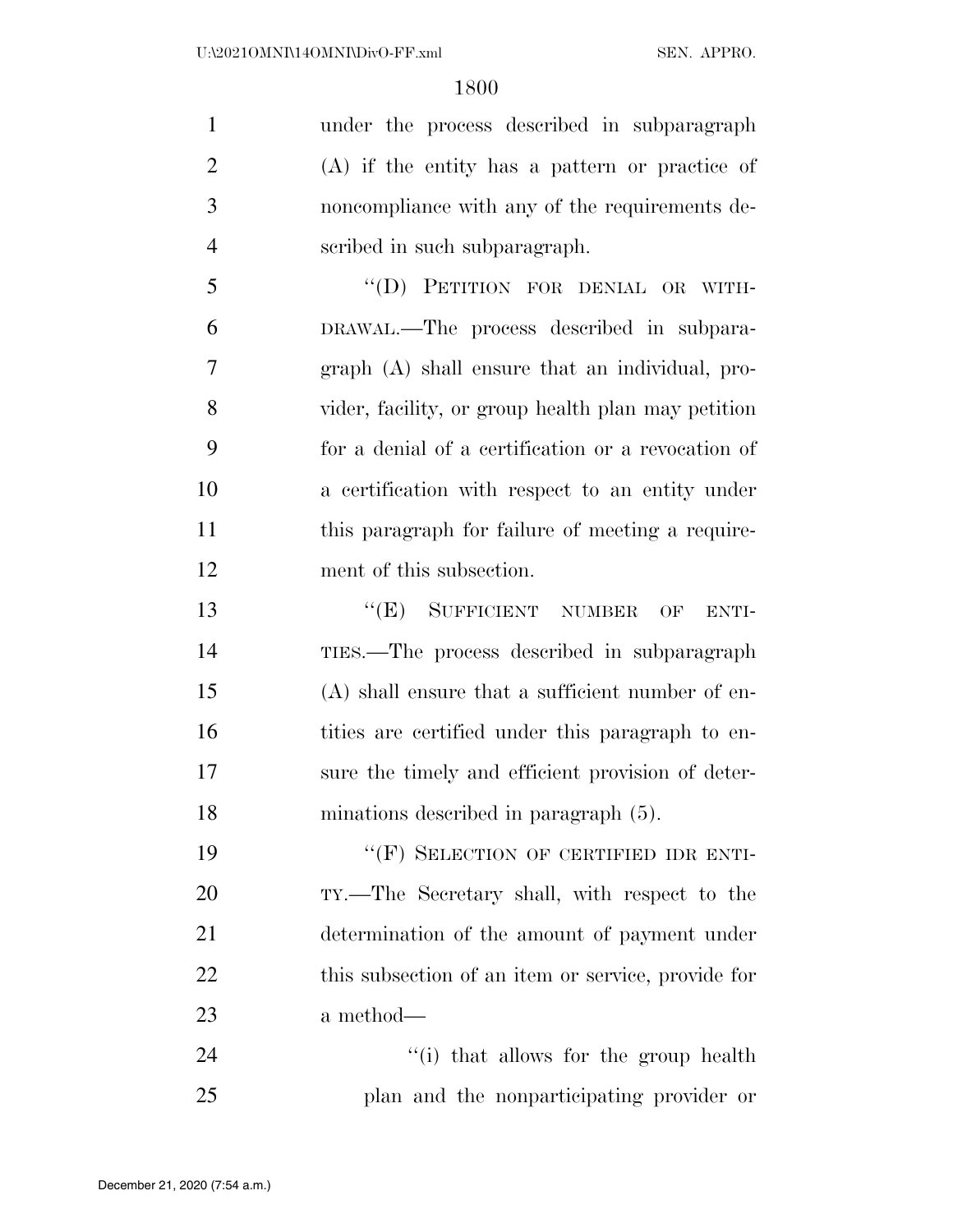under the process described in subparagraph (A) if the entity has a pattern or practice of noncompliance with any of the requirements described in such subparagraph.

"(D) PETITION FOR DENIAL OR WITHDRAWAL.—The process described in subparagraph (A) shall ensure that an individual, provider, facility, or group health plan may petition for a denial of a certification or a revocation of a certification with respect to an entity under this paragraph for failure of meeting a requirement of this subsection.

"(E) SUFFICIENT NUMBER OF ENTITIES.—The process described in subparagraph (A) shall ensure that a sufficient number of entities are certified under this paragraph to ensure the timely and efficient provision of determinations described in paragraph (5).

"(F) SELECTION OF CERTIFIED IDR ENTITY.—The Secretary shall, with respect to the determination of the amount of payment under this subsection of an item or service, provide for a method—

"(i) that allows for the group health plan and the nonparticipating provider or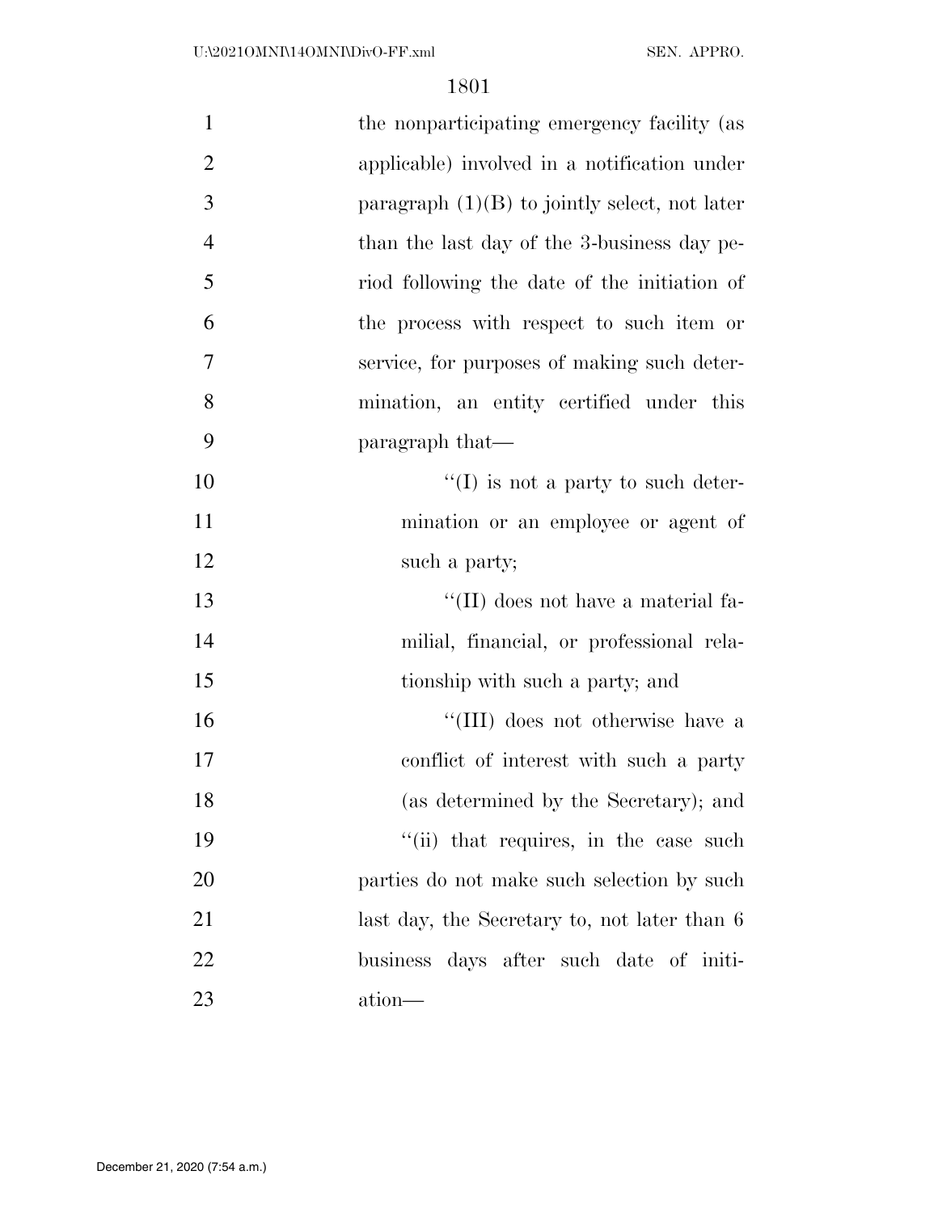the nonparticipating emergency facility (as applicable) involved in a notification under paragraph (1)(B) to jointly select, not later than the last day of the 3-business day period following the date of the initiation of the process with respect to such item or service, for purposes of making such determination, an entity certified under this paragraph that—

''(I) is not a party to such determination or an employee or agent of such a party;

''(II) does not have a material familial, financial, or professional relationship with such a party; and

''(III) does not otherwise have a conflict of interest with such a party (as determined by the Secretary); and

''(ii) that requires, in the case such parties do not make such selection by such last day, the Secretary to, not later than 6 business days after such date of initiation—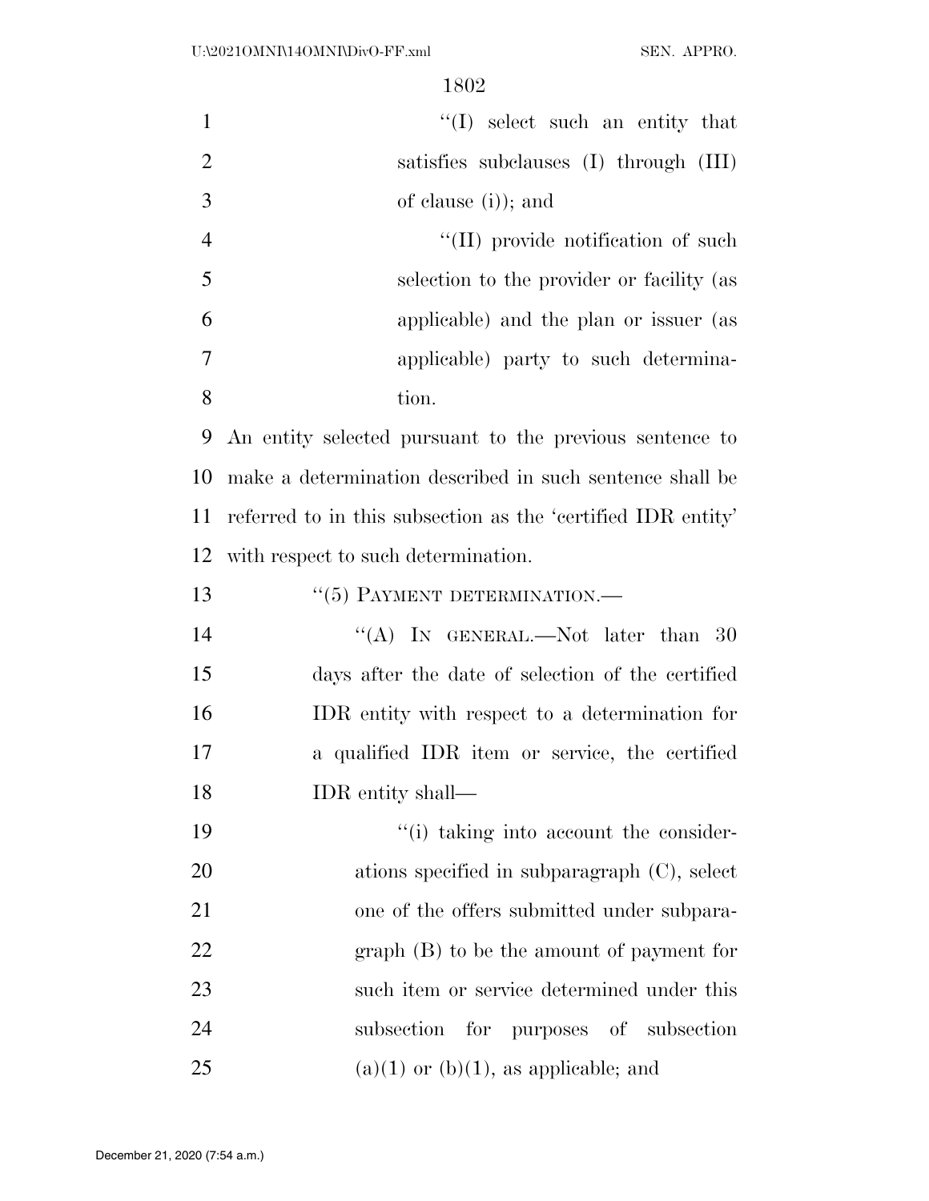"(I) select such an entity that satisfies subclauses (I) through (III) of clause (i)); and

"(II) provide notification of such selection to the provider or facility (as applicable) and the plan or issuer (as applicable) party to such determination.

An entity selected pursuant to the previous sentence to make a determination described in such sentence shall be referred to in this subsection as the 'certified IDR entity' with respect to such determination.

"(5) PAYMENT DETERMINATION.—

"(A) IN GENERAL.—Not later than 30 days after the date of selection of the certified IDR entity with respect to a determination for a qualified IDR item or service, the certified IDR entity shall—

"(i) taking into account the considerations specified in subparagraph (C), select one of the offers submitted under subparagraph (B) to be the amount of payment for such item or service determined under this subsection for purposes of subsection (a)(1) or (b)(1), as applicable; and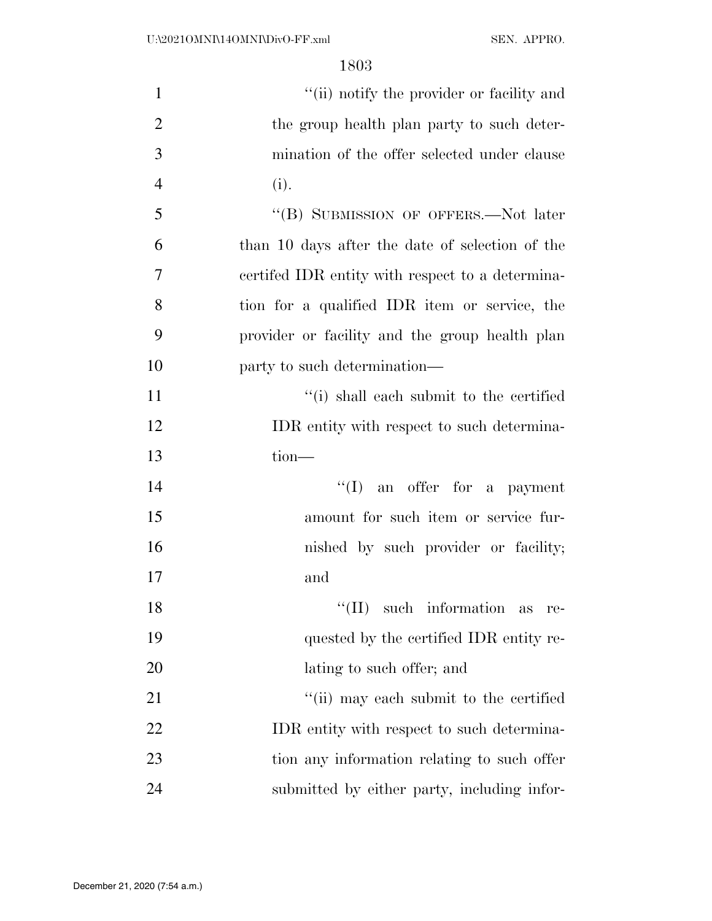"(ii) notify the provider or facility and the group health plan party to such determination of the offer selected under clause (i).

"(B) SUBMISSION OF OFFERS.—Not later than 10 days after the date of selection of the certifed IDR entity with respect to a determination for a qualified IDR item or service, the provider or facility and the group health plan party to such determination—

"(i) shall each submit to the certified IDR entity with respect to such determination—

"(I) an offer for a payment amount for such item or service furnished by such provider or facility; and

"(II) such information as requested by the certified IDR entity relating to such offer; and

"(ii) may each submit to the certified IDR entity with respect to such determination any information relating to such offer submitted by either party, including infor-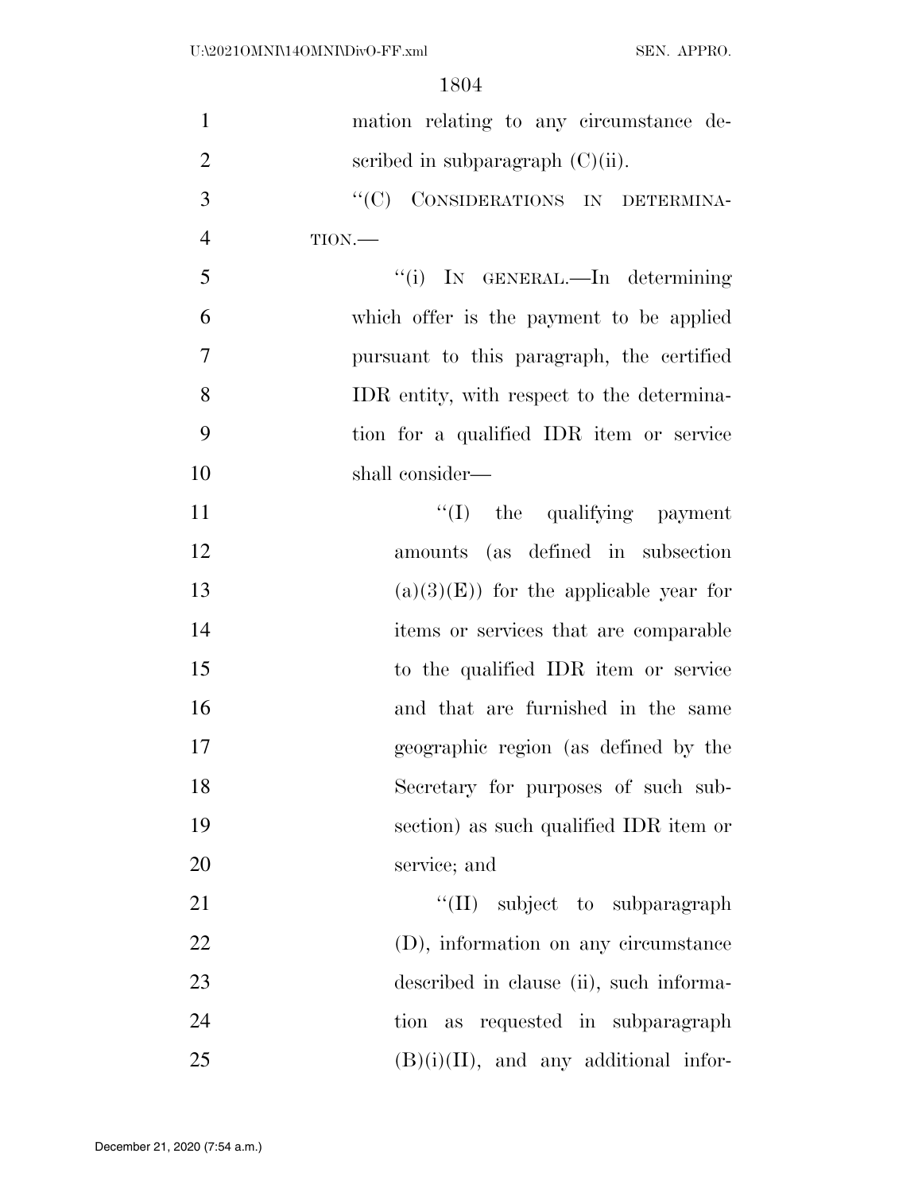mation relating to any circumstance described in subparagraph (C)(ii).

“(C) CONSIDERATIONS IN DETERMINATION.—

“(i) IN GENERAL.—In determining which offer is the payment to be applied pursuant to this paragraph, the certified IDR entity, with respect to the determination for a qualified IDR item or service shall consider—

“(I) the qualifying payment amounts (as defined in subsection (a)(3)(E)) for the applicable year for items or services that are comparable to the qualified IDR item or service and that are furnished in the same geographic region (as defined by the Secretary for purposes of such subsection) as such qualified IDR item or service; and

“(II) subject to subparagraph (D), information on any circumstance described in clause (ii), such information as requested in subparagraph (B)(i)(II), and any additional infor-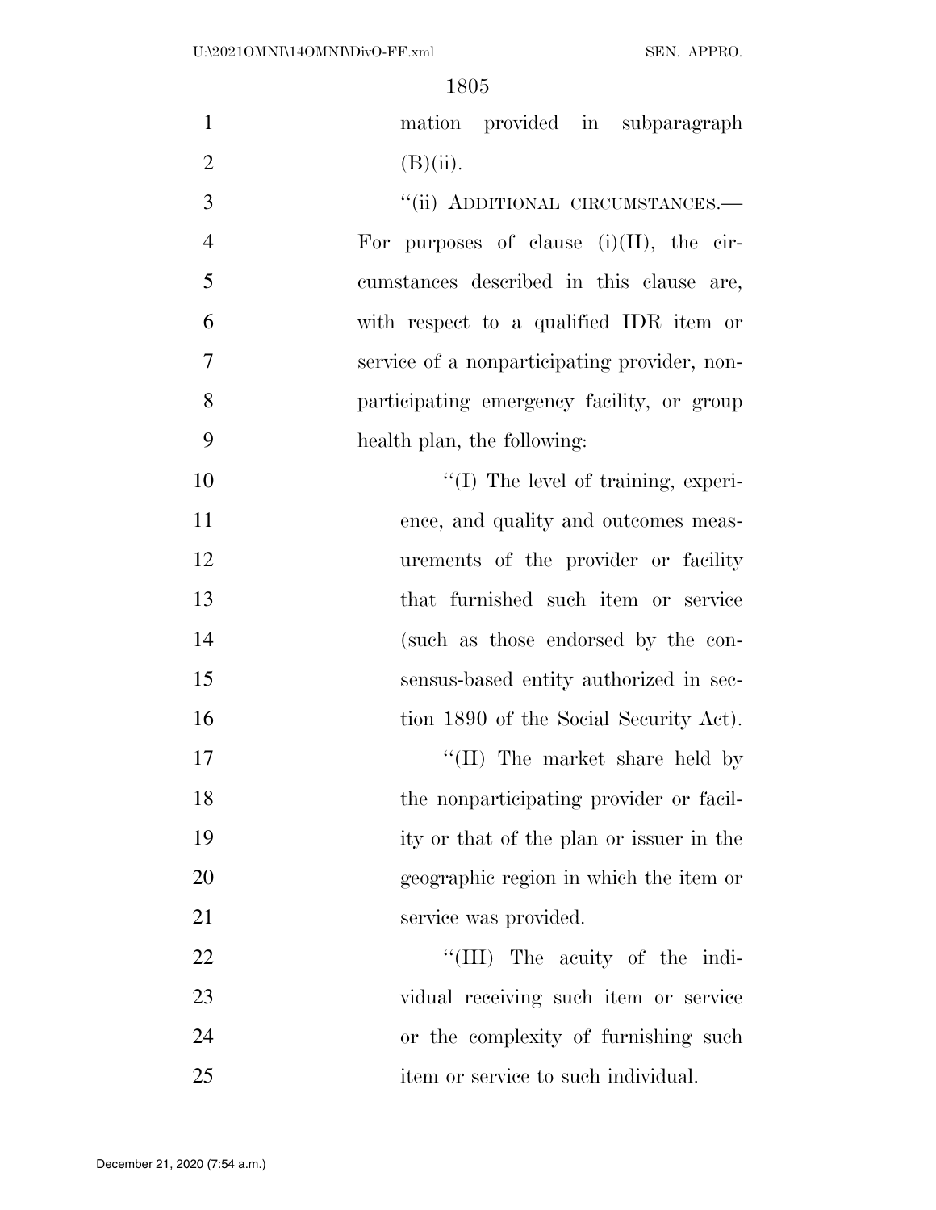mation provided in subparagraph (B)(ii).

"(ii) ADDITIONAL CIRCUMSTANCES.—For purposes of clause (i)(II), the circumstances described in this clause are, with respect to a qualified IDR item or service of a nonparticipating provider, nonparticipating emergency facility, or group health plan, the following:

"(I) The level of training, experience, and quality and outcomes measurements of the provider or facility that furnished such item or service (such as those endorsed by the consensus-based entity authorized in section 1890 of the Social Security Act).

"(II) The market share held by the nonparticipating provider or facility or that of the plan or issuer in the geographic region in which the item or service was provided.

"(III) The acuity of the individual receiving such item or service or the complexity of furnishing such item or service to such individual.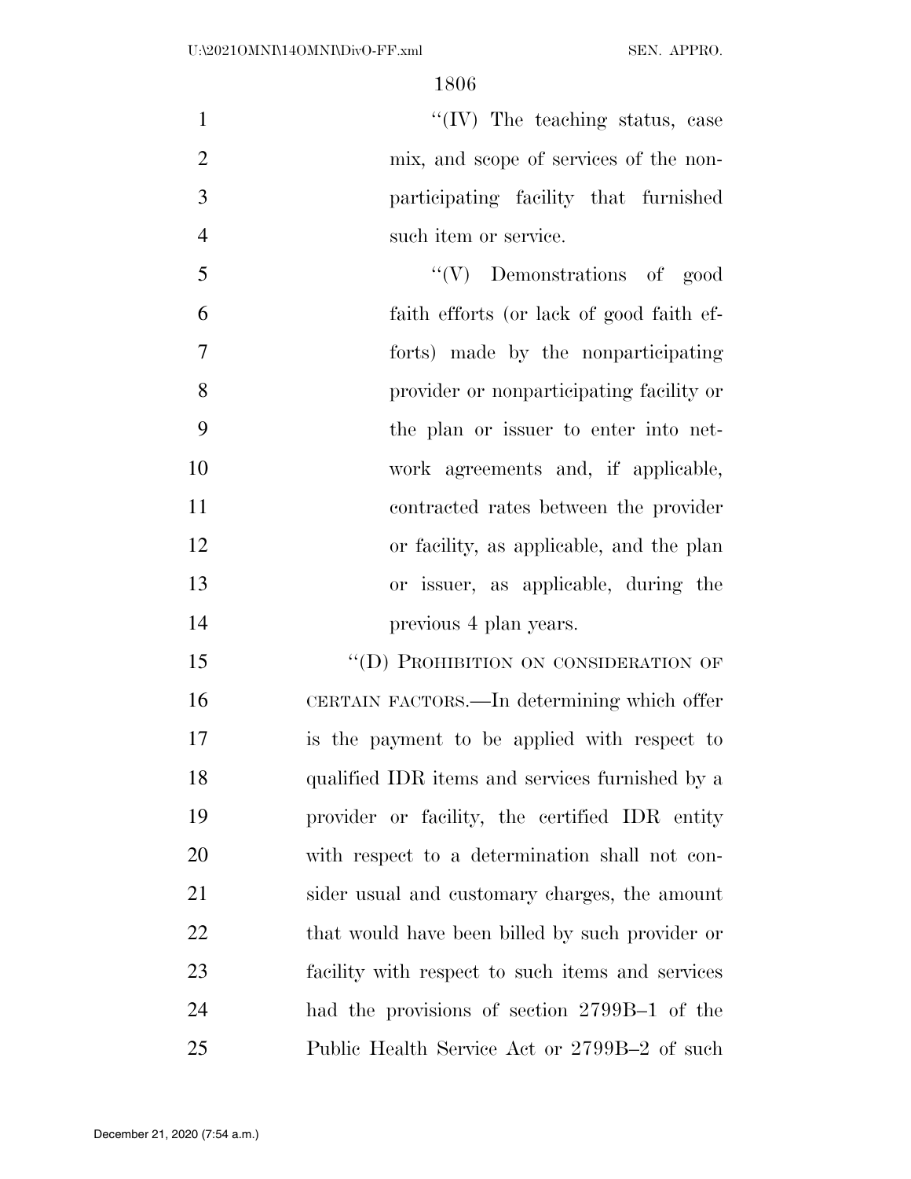"(IV) The teaching status, case mix, and scope of services of the nonparticipating facility that furnished such item or service.

"(V) Demonstrations of good faith efforts (or lack of good faith efforts) made by the nonparticipating provider or nonparticipating facility or the plan or issuer to enter into network agreements and, if applicable, contracted rates between the provider or facility, as applicable, and the plan or issuer, as applicable, during the previous 4 plan years.

"(D) PROHIBITION ON CONSIDERATION OF CERTAIN FACTORS.—In determining which offer is the payment to be applied with respect to qualified IDR items and services furnished by a provider or facility, the certified IDR entity with respect to a determination shall not consider usual and customary charges, the amount that would have been billed by such provider or facility with respect to such items and services had the provisions of section 2799B–1 of the Public Health Service Act or 2799B–2 of such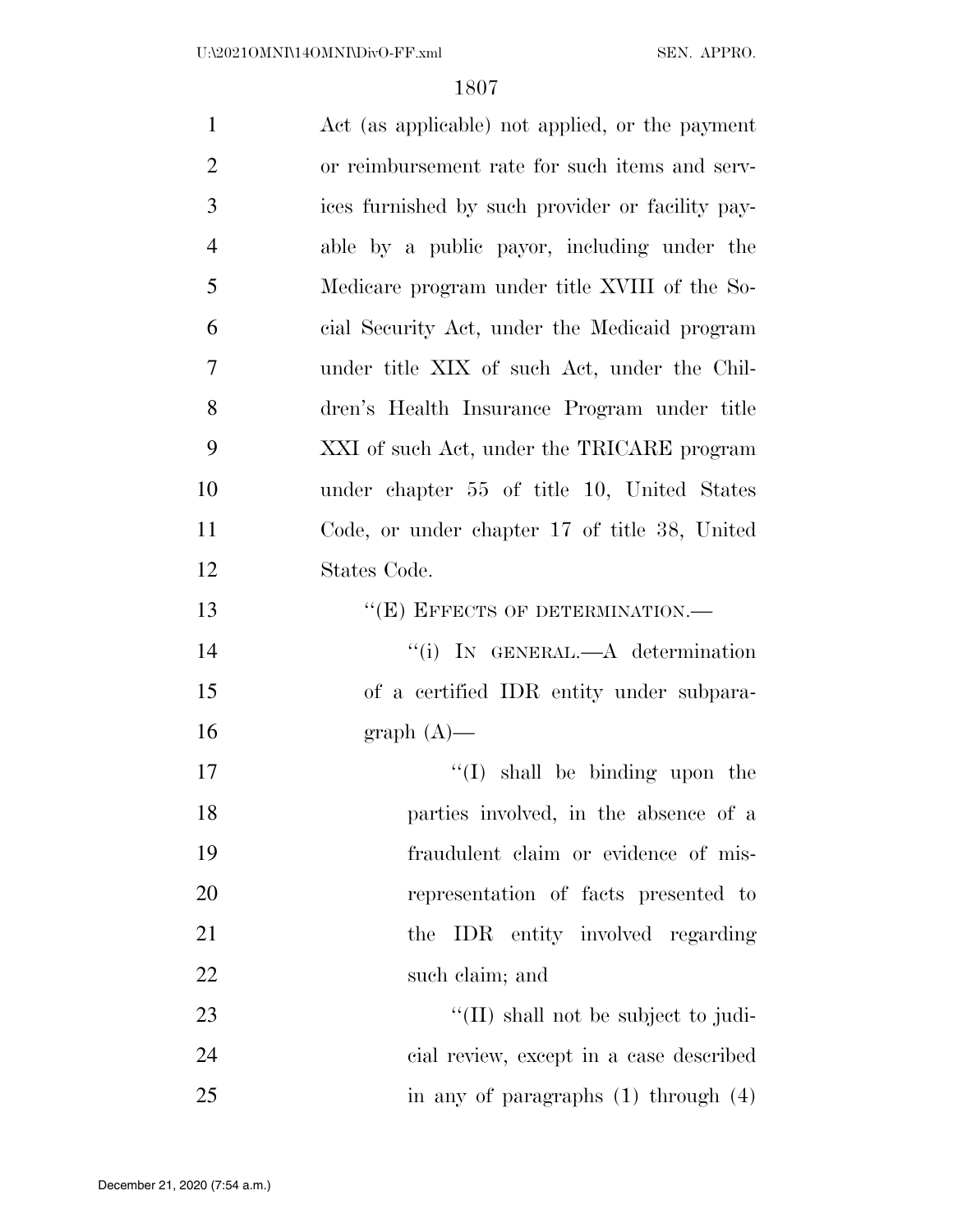Act (as applicable) not applied, or the payment or reimbursement rate for such items and services furnished by such provider or facility payable by a public payor, including under the Medicare program under title XVIII of the Social Security Act, under the Medicaid program under title XIX of such Act, under the Children's Health Insurance Program under title XXI of such Act, under the TRICARE program under chapter 55 of title 10, United States Code, or under chapter 17 of title 38, United States Code.

''(E) EFFECTS OF DETERMINATION.—

''(i) IN GENERAL.—A determination of a certified IDR entity under subparagraph (A)—

''(I) shall be binding upon the parties involved, in the absence of a fraudulent claim or evidence of misrepresentation of facts presented to the IDR entity involved regarding such claim; and

''(II) shall not be subject to judicial review, except in a case described in any of paragraphs (1) through (4)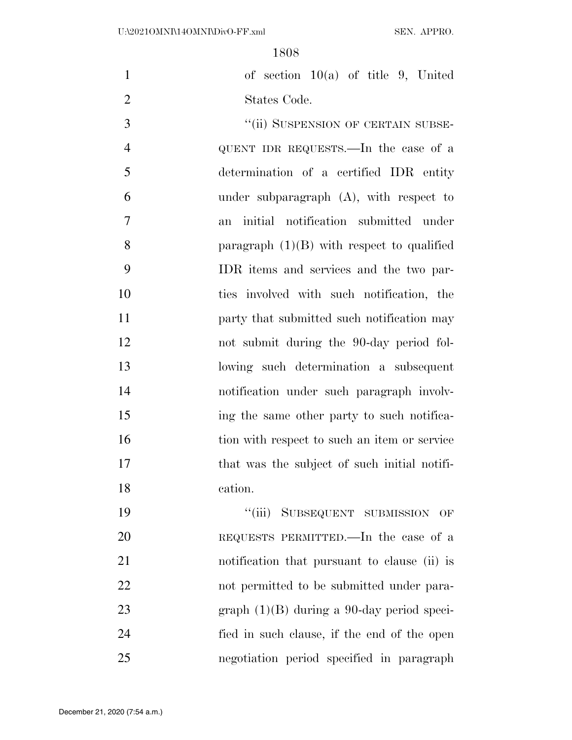of section 10(a) of title 9, United States Code.

"(ii) SUSPENSION OF CERTAIN SUBSEQUENT IDR REQUESTS.—In the case of a determination of a certified IDR entity under subparagraph (A), with respect to an initial notification submitted under paragraph (1)(B) with respect to qualified IDR items and services and the two parties involved with such notification, the party that submitted such notification may not submit during the 90-day period following such determination a subsequent notification under such paragraph involving the same other party to such notification with respect to such an item or service that was the subject of such initial notification.

"(iii) SUBSEQUENT SUBMISSION OF REQUESTS PERMITTED.—In the case of a notification that pursuant to clause (ii) is not permitted to be submitted under paragraph (1)(B) during a 90-day period specified in such clause, if the end of the open negotiation period specified in paragraph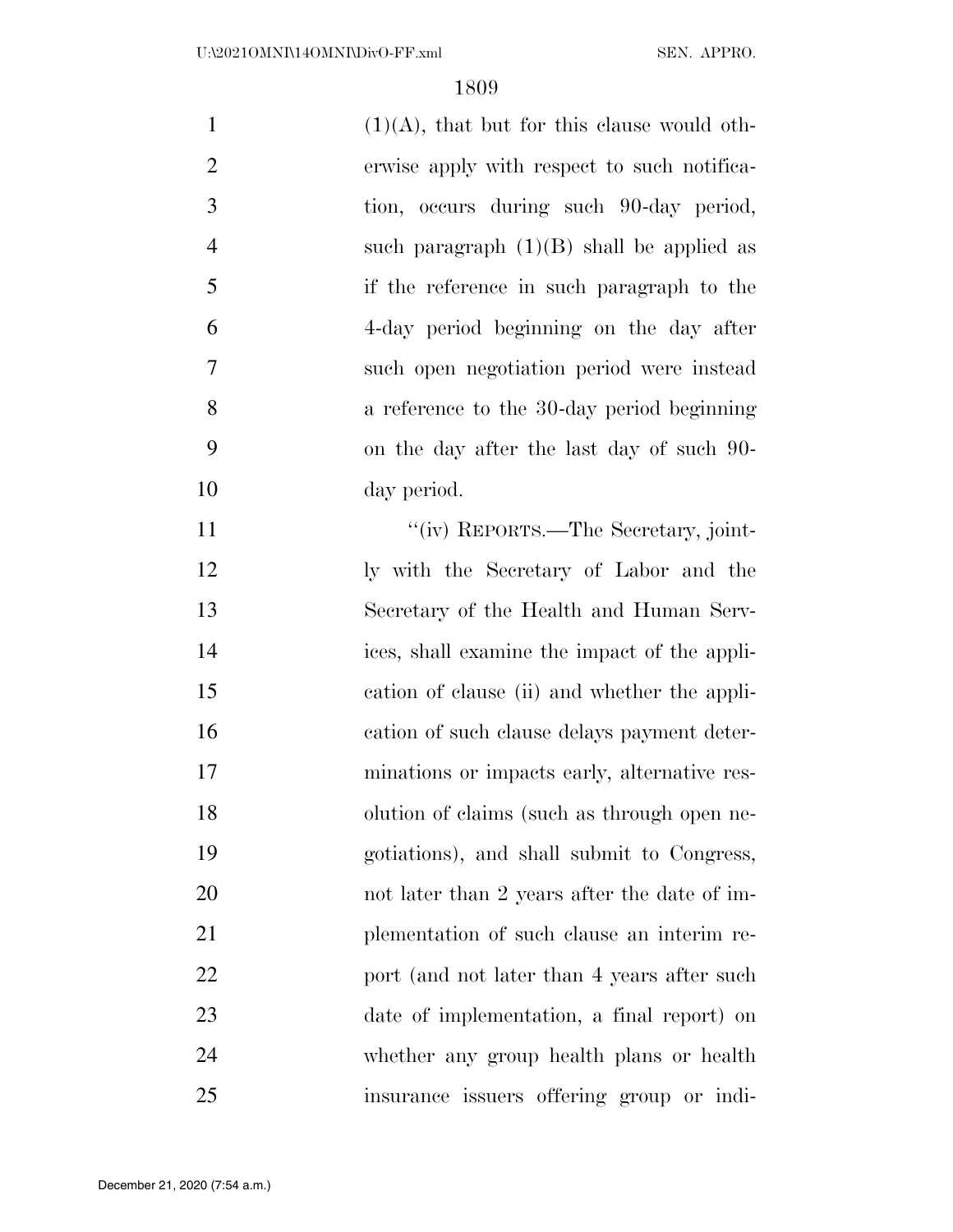(1)(A), that but for this clause would otherwise apply with respect to such notification, occurs during such 90-day period, such paragraph (1)(B) shall be applied as if the reference in such paragraph to the 4-day period beginning on the day after such open negotiation period were instead a reference to the 30-day period beginning on the day after the last day of such 90-day period.

"(iv) REPORTS.—The Secretary, jointly with the Secretary of Labor and the Secretary of the Health and Human Services, shall examine the impact of the application of clause (ii) and whether the application of such clause delays payment determinations or impacts early, alternative resolution of claims (such as through open negotiations), and shall submit to Congress, not later than 2 years after the date of implementation of such clause an interim report (and not later than 4 years after such date of implementation, a final report) on whether any group health plans or health insurance issuers offering group or indi-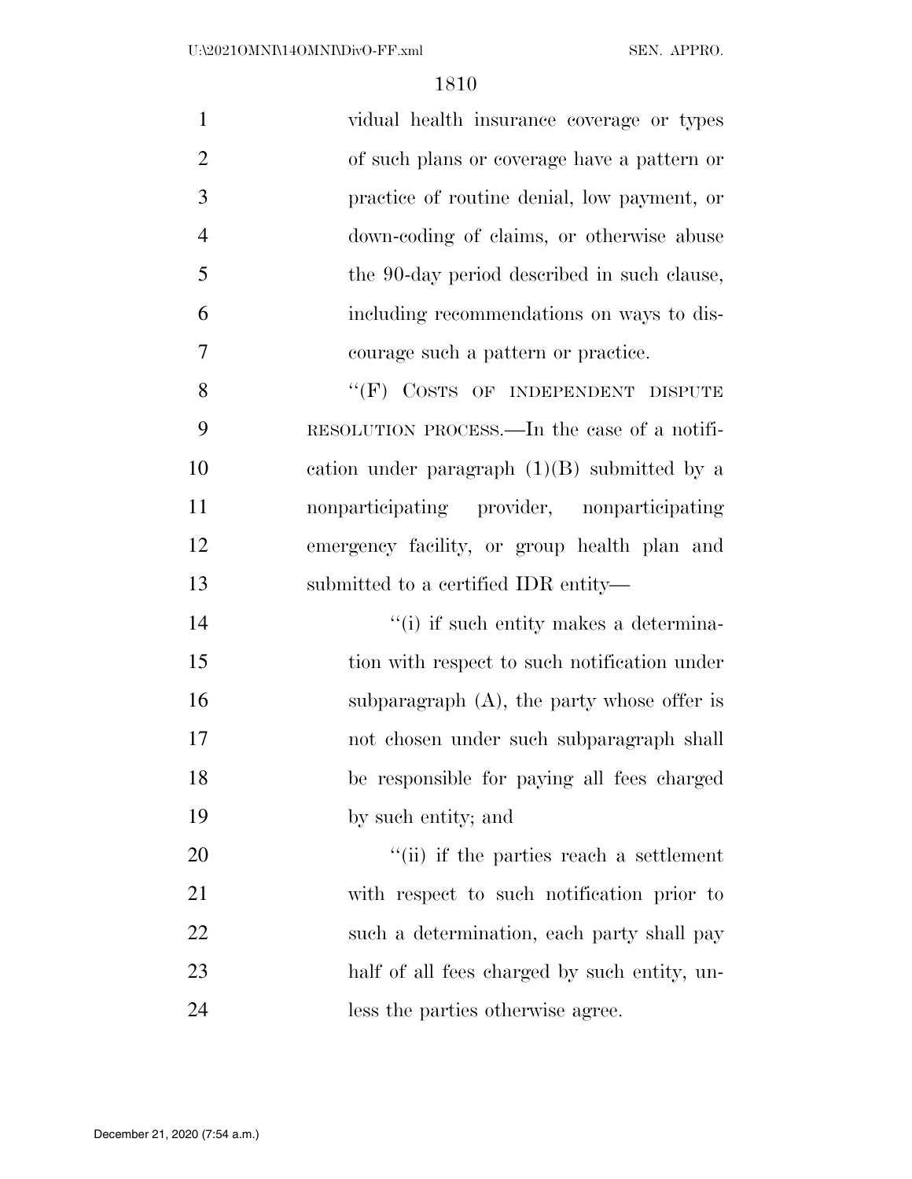vidual health insurance coverage or types of such plans or coverage have a pattern or practice of routine denial, low payment, or down-coding of claims, or otherwise abuse the 90-day period described in such clause, including recommendations on ways to discourage such a pattern or practice.

"(F) COSTS OF INDEPENDENT DISPUTE RESOLUTION PROCESS.—In the case of a notification under paragraph (1)(B) submitted by a nonparticipating provider, nonparticipating emergency facility, or group health plan and submitted to a certified IDR entity—

"(i) if such entity makes a determination with respect to such notification under subparagraph (A), the party whose offer is not chosen under such subparagraph shall be responsible for paying all fees charged by such entity; and

"(ii) if the parties reach a settlement with respect to such notification prior to such a determination, each party shall pay half of all fees charged by such entity, unless the parties otherwise agree.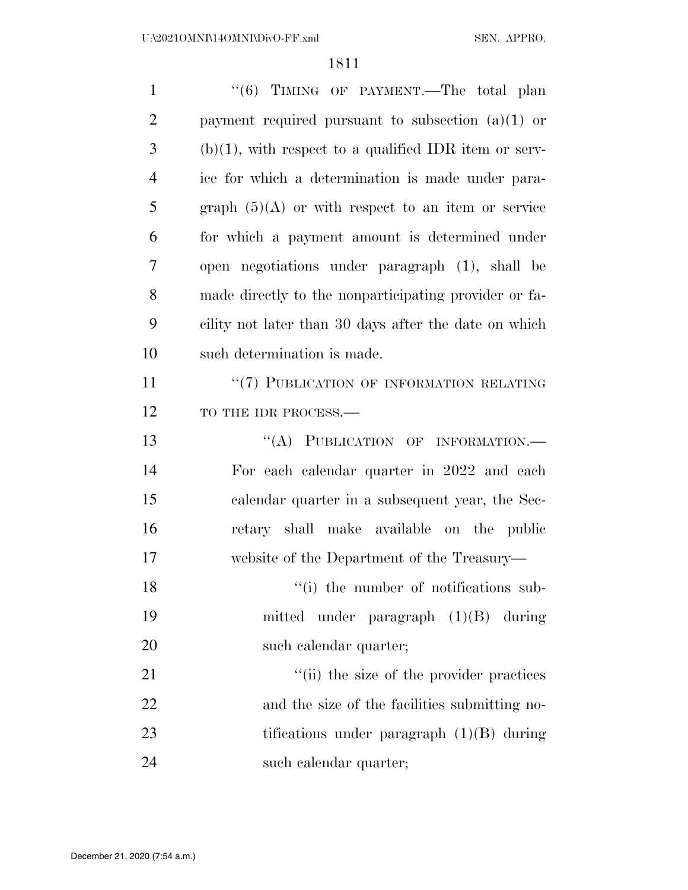"(6) TIMING OF PAYMENT.—The total plan payment required pursuant to subsection (a)(1) or (b)(1), with respect to a qualified IDR item or service for which a determination is made under paragraph (5)(A) or with respect to an item or service for which a payment amount is determined under open negotiations under paragraph (1), shall be made directly to the nonparticipating provider or facility not later than 30 days after the date on which such determination is made.

"(7) PUBLICATION OF INFORMATION RELATING TO THE IDR PROCESS.—

"(A) PUBLICATION OF INFORMATION.— For each calendar quarter in 2022 and each calendar quarter in a subsequent year, the Secretary shall make available on the public website of the Department of the Treasury—

"(i) the number of notifications submitted under paragraph (1)(B) during such calendar quarter;

"(ii) the size of the provider practices and the size of the facilities submitting notifications under paragraph (1)(B) during such calendar quarter;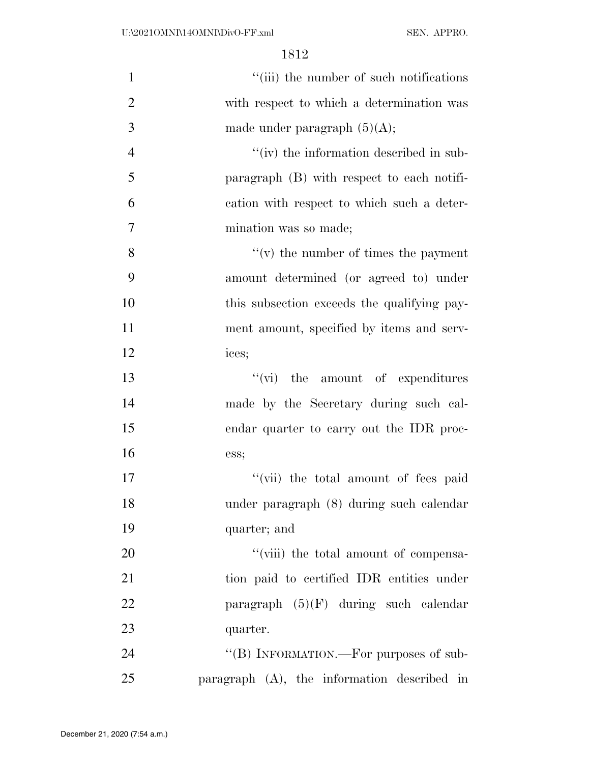''(iii) the number of such notifications with respect to which a determination was made under paragraph (5)(A);

''(iv) the information described in subparagraph (B) with respect to each notification with respect to which such a determination was so made;

''(v) the number of times the payment amount determined (or agreed to) under this subsection exceeds the qualifying payment amount, specified by items and services;

''(vi) the amount of expenditures made by the Secretary during such calendar quarter to carry out the IDR process;

''(vii) the total amount of fees paid under paragraph (8) during such calendar quarter; and

''(viii) the total amount of compensation paid to certified IDR entities under paragraph (5)(F) during such calendar quarter.

''(B) INFORMATION.—For purposes of subparagraph (A), the information described in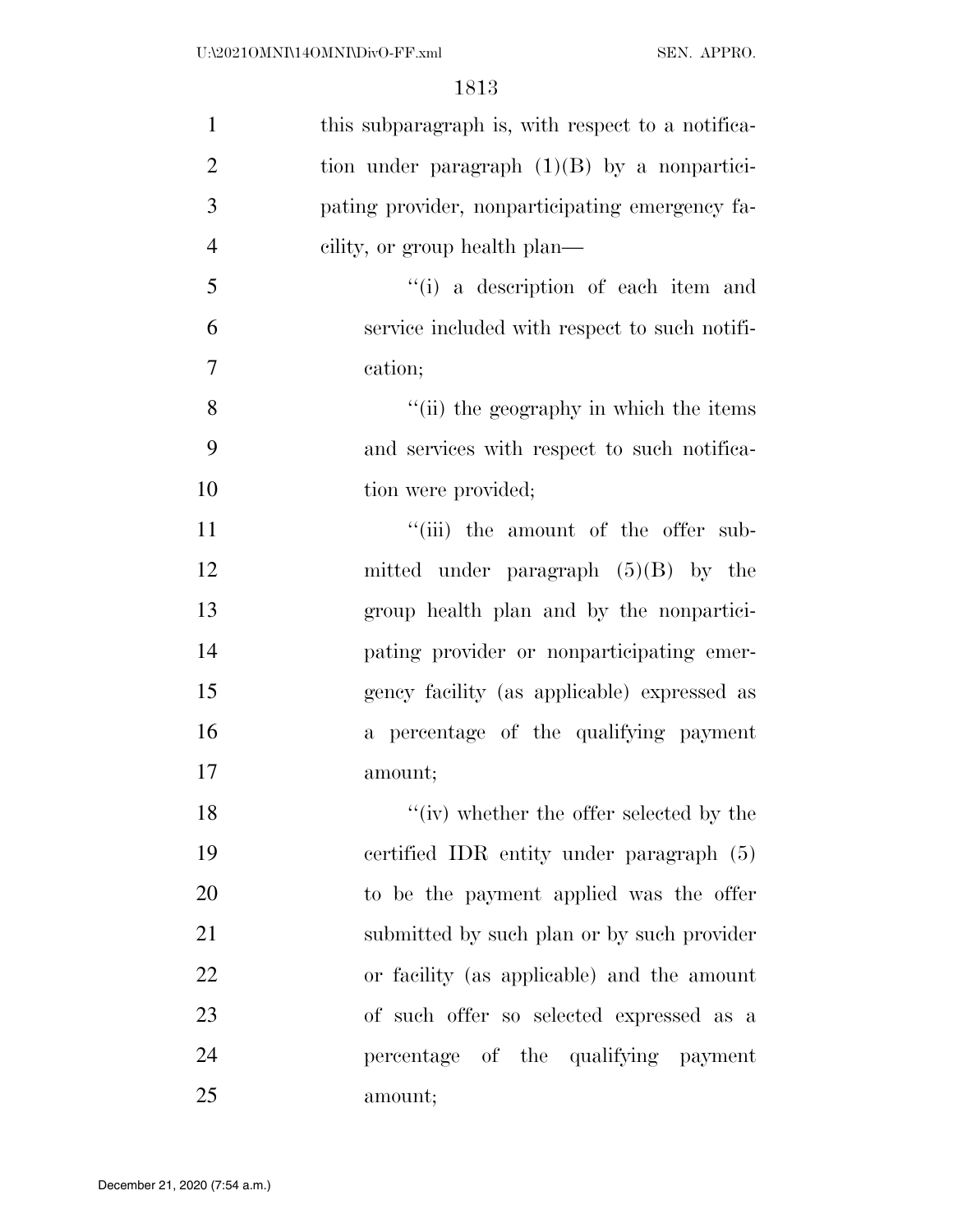this subparagraph is, with respect to a notification under paragraph (1)(B) by a nonparticipating provider, nonparticipating emergency facility, or group health plan—

''(i) a description of each item and service included with respect to such notification;

''(ii) the geography in which the items and services with respect to such notification were provided;

''(iii) the amount of the offer submitted under paragraph (5)(B) by the group health plan and by the nonparticipating provider or nonparticipating emergency facility (as applicable) expressed as a percentage of the qualifying payment amount;

''(iv) whether the offer selected by the certified IDR entity under paragraph (5) to be the payment applied was the offer submitted by such plan or by such provider or facility (as applicable) and the amount of such offer so selected expressed as a percentage of the qualifying payment amount;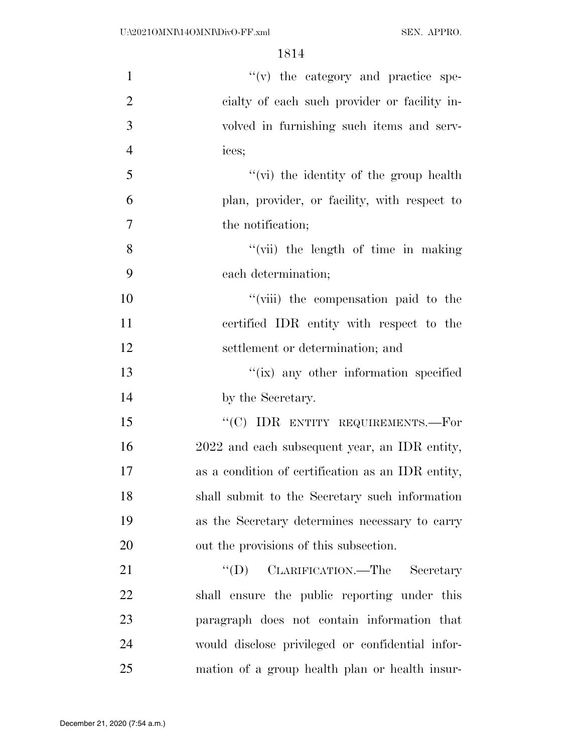''(v) the category and practice specialty of each such provider or facility involved in furnishing such items and services;

''(vi) the identity of the group health plan, provider, or facility, with respect to the notification;

''(vii) the length of time in making each determination;

''(viii) the compensation paid to the certified IDR entity with respect to the settlement or determination; and

''(ix) any other information specified by the Secretary.

''(C) IDR ENTITY REQUIREMENTS.—For 2022 and each subsequent year, an IDR entity, as a condition of certification as an IDR entity, shall submit to the Secretary such information as the Secretary determines necessary to carry out the provisions of this subsection.

''(D) CLARIFICATION.—The Secretary shall ensure the public reporting under this paragraph does not contain information that would disclose privileged or confidential information of a group health plan or health insur-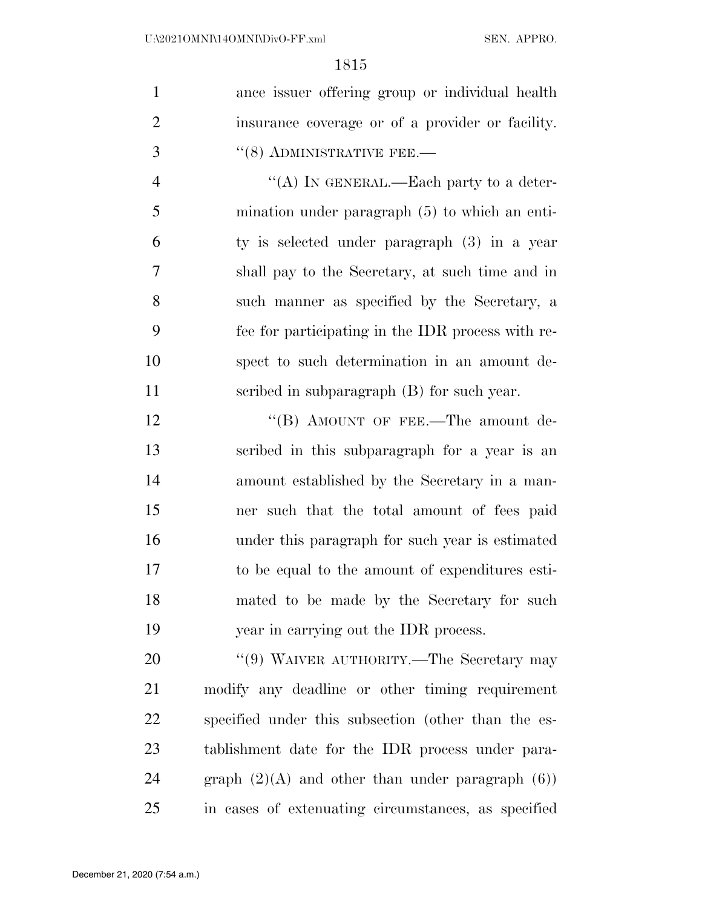ance issuer offering group or individual health insurance coverage or of a provider or facility.

"(8) ADMINISTRATIVE FEE.—

"(A) IN GENERAL.—Each party to a determination under paragraph (5) to which an entity is selected under paragraph (3) in a year shall pay to the Secretary, at such time and in such manner as specified by the Secretary, a fee for participating in the IDR process with respect to such determination in an amount described in subparagraph (B) for such year.

"(B) AMOUNT OF FEE.—The amount described in this subparagraph for a year is an amount established by the Secretary in a manner such that the total amount of fees paid under this paragraph for such year is estimated to be equal to the amount of expenditures estimated to be made by the Secretary for such year in carrying out the IDR process.

"(9) WAIVER AUTHORITY.—The Secretary may modify any deadline or other timing requirement specified under this subsection (other than the establishment date for the IDR process under paragraph (2)(A) and other than under paragraph (6)) in cases of extenuating circumstances, as specified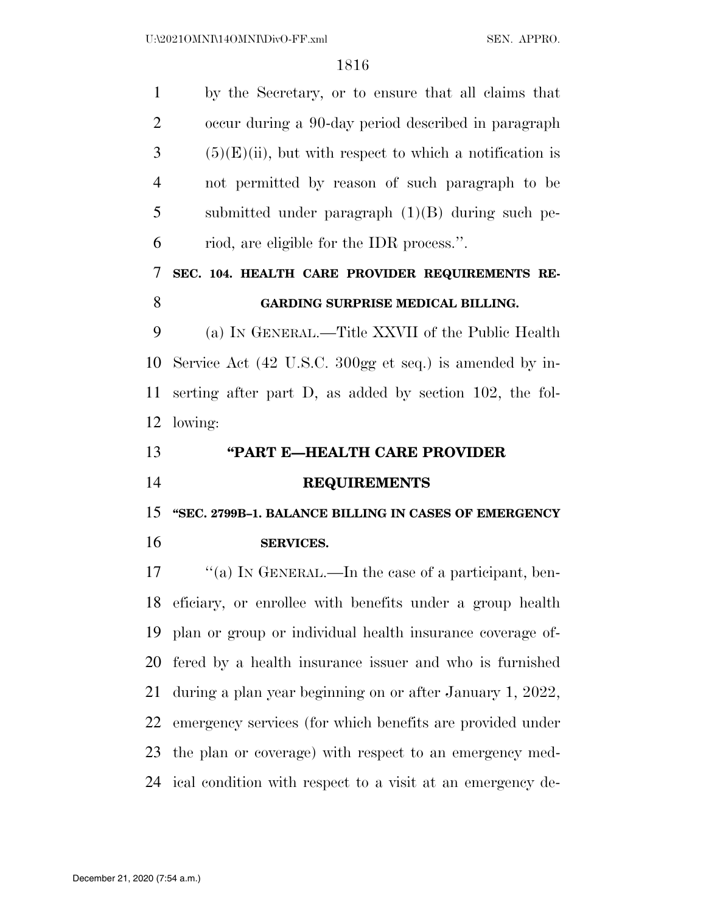by the Secretary, or to ensure that all claims that occur during a 90-day period described in paragraph (5)(E)(ii), but with respect to which a notification is not permitted by reason of such paragraph to be submitted under paragraph (1)(B) during such period, are eligible for the IDR process.''.

### SEC. 104. HEALTH CARE PROVIDER REQUIREMENTS REGARDING SURPRISE MEDICAL BILLING.

(a) IN GENERAL.—Title XXVII of the Public Health Service Act (42 U.S.C. 300gg et seq.) is amended by inserting after part D, as added by section 102, the following:

### ''PART E—HEALTH CARE PROVIDER REQUIREMENTS

### ''SEC. 2799B–1. BALANCE BILLING IN CASES OF EMERGENCY SERVICES.

''(a) IN GENERAL.—In the case of a participant, beneficiary, or enrollee with benefits under a group health plan or group or individual health insurance coverage offered by a health insurance issuer and who is furnished during a plan year beginning on or after January 1, 2022, emergency services (for which benefits are provided under the plan or coverage) with respect to an emergency medical condition with respect to a visit at an emergency de-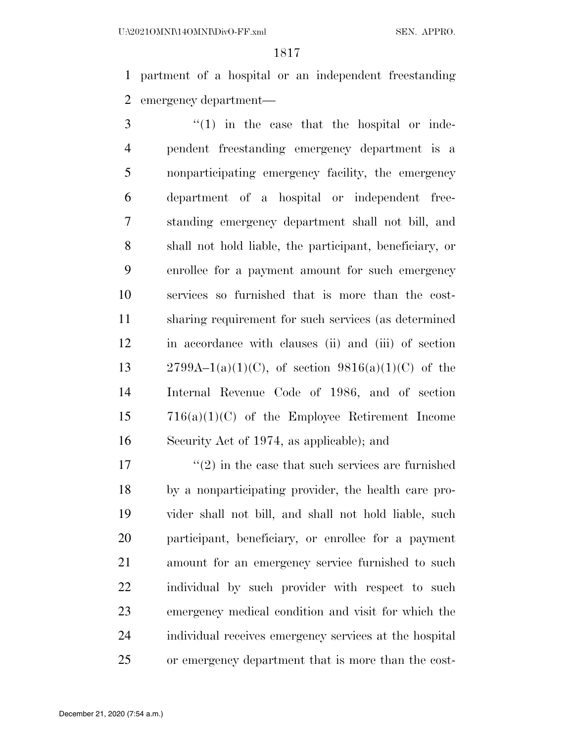partment of a hospital or an independent freestanding emergency department—

"(1) in the case that the hospital or independent freestanding emergency department is a nonparticipating emergency facility, the emergency department of a hospital or independent freestanding emergency department shall not bill, and shall not hold liable, the participant, beneficiary, or enrollee for a payment amount for such emergency services so furnished that is more than the cost-sharing requirement for such services (as determined in accordance with clauses (ii) and (iii) of section 2799A–1(a)(1)(C), of section 9816(a)(1)(C) of the Internal Revenue Code of 1986, and of section 716(a)(1)(C) of the Employee Retirement Income Security Act of 1974, as applicable); and

"(2) in the case that such services are furnished by a nonparticipating provider, the health care provider shall not bill, and shall not hold liable, such participant, beneficiary, or enrollee for a payment amount for an emergency service furnished to such individual by such provider with respect to such emergency medical condition and visit for which the individual receives emergency services at the hospital or emergency department that is more than the cost-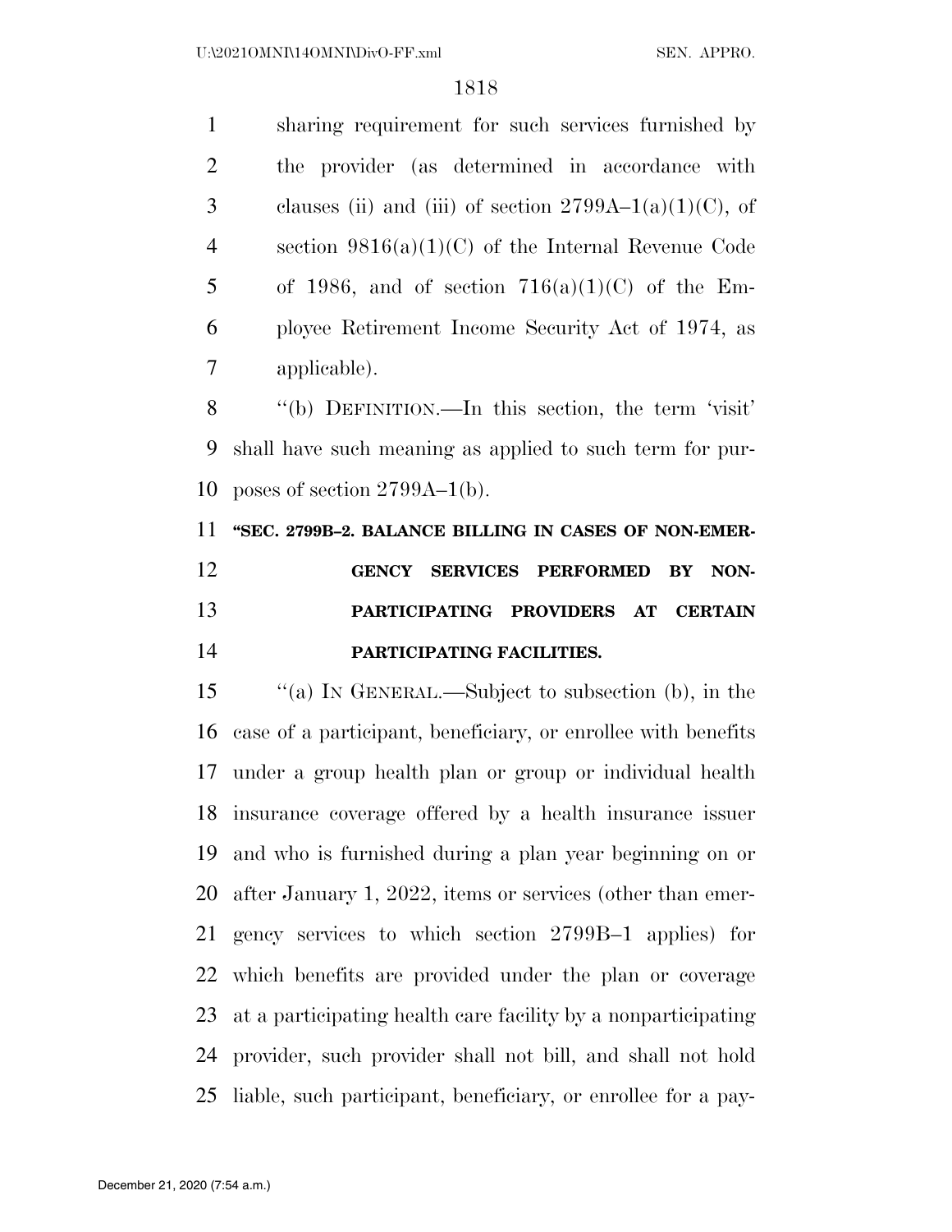sharing requirement for such services furnished by the provider (as determined in accordance with clauses (ii) and (iii) of section 2799A–1(a)(1)(C), of section 9816(a)(1)(C) of the Internal Revenue Code of 1986, and of section 716(a)(1)(C) of the Employee Retirement Income Security Act of 1974, as applicable).

''(b) DEFINITION.—In this section, the term 'visit' shall have such meaning as applied to such term for purposes of section 2799A–1(b).

**''SEC. 2799B–2. BALANCE BILLING IN CASES OF NON-EMERGENCY SERVICES PERFORMED BY NONPARTICIPATING PROVIDERS AT CERTAIN PARTICIPATING FACILITIES.**

''(a) IN GENERAL.—Subject to subsection (b), in the case of a participant, beneficiary, or enrollee with benefits under a group health plan or group or individual health insurance coverage offered by a health insurance issuer and who is furnished during a plan year beginning on or after January 1, 2022, items or services (other than emergency services to which section 2799B–1 applies) for which benefits are provided under the plan or coverage at a participating health care facility by a nonparticipating provider, such provider shall not bill, and shall not hold liable, such participant, beneficiary, or enrollee for a pay-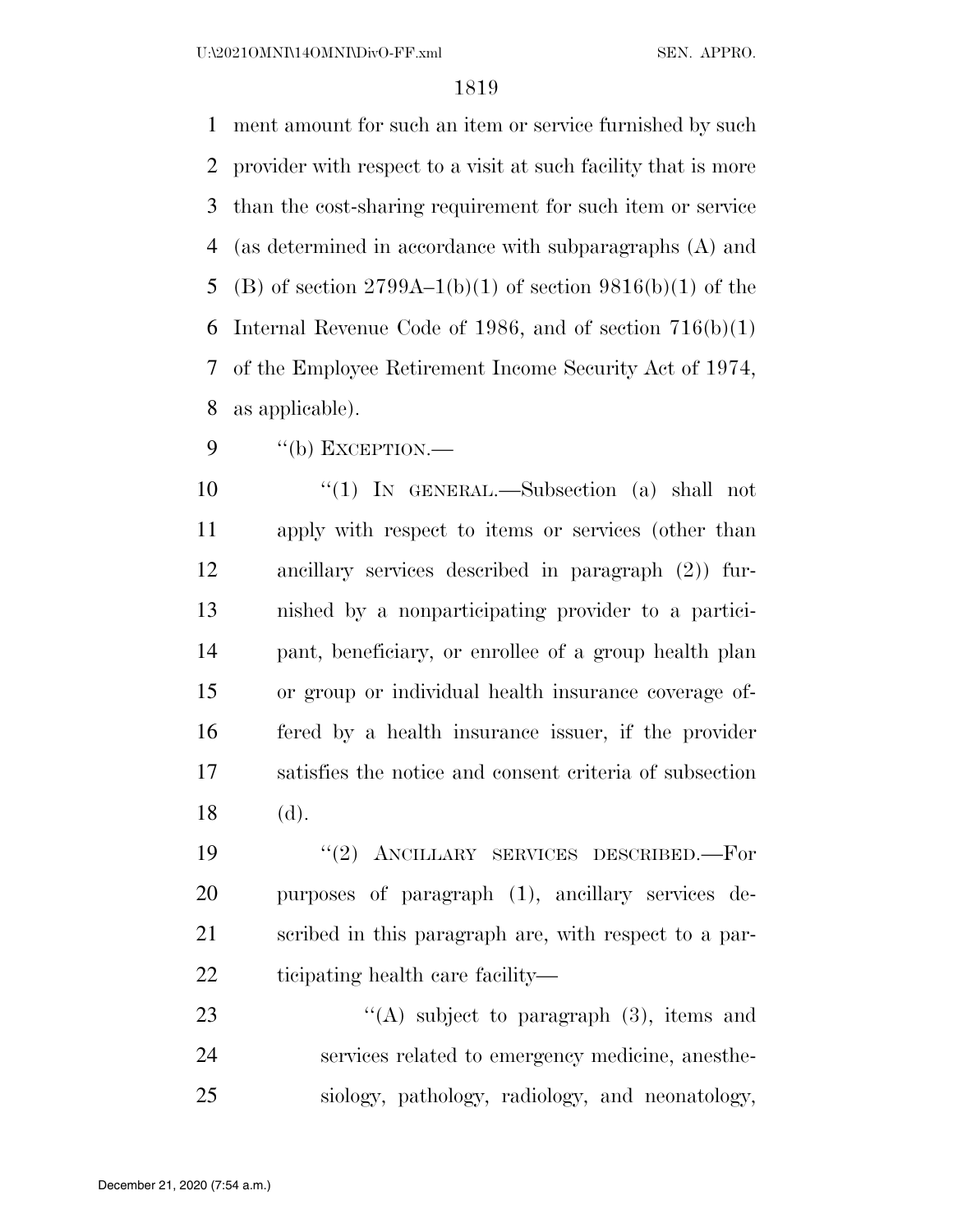ment amount for such an item or service furnished by such provider with respect to a visit at such facility that is more than the cost-sharing requirement for such item or service (as determined in accordance with subparagraphs (A) and (B) of section 2799A–1(b)(1) of section 9816(b)(1) of the Internal Revenue Code of 1986, and of section 716(b)(1) of the Employee Retirement Income Security Act of 1974, as applicable).

''(b) EXCEPTION.—

''(1) IN GENERAL.—Subsection (a) shall not apply with respect to items or services (other than ancillary services described in paragraph (2)) furnished by a nonparticipating provider to a participant, beneficiary, or enrollee of a group health plan or group or individual health insurance coverage offered by a health insurance issuer, if the provider satisfies the notice and consent criteria of subsection (d).

''(2) ANCILLARY SERVICES DESCRIBED.—For purposes of paragraph (1), ancillary services described in this paragraph are, with respect to a participating health care facility—

''(A) subject to paragraph (3), items and services related to emergency medicine, anesthesiology, pathology, radiology, and neonatology,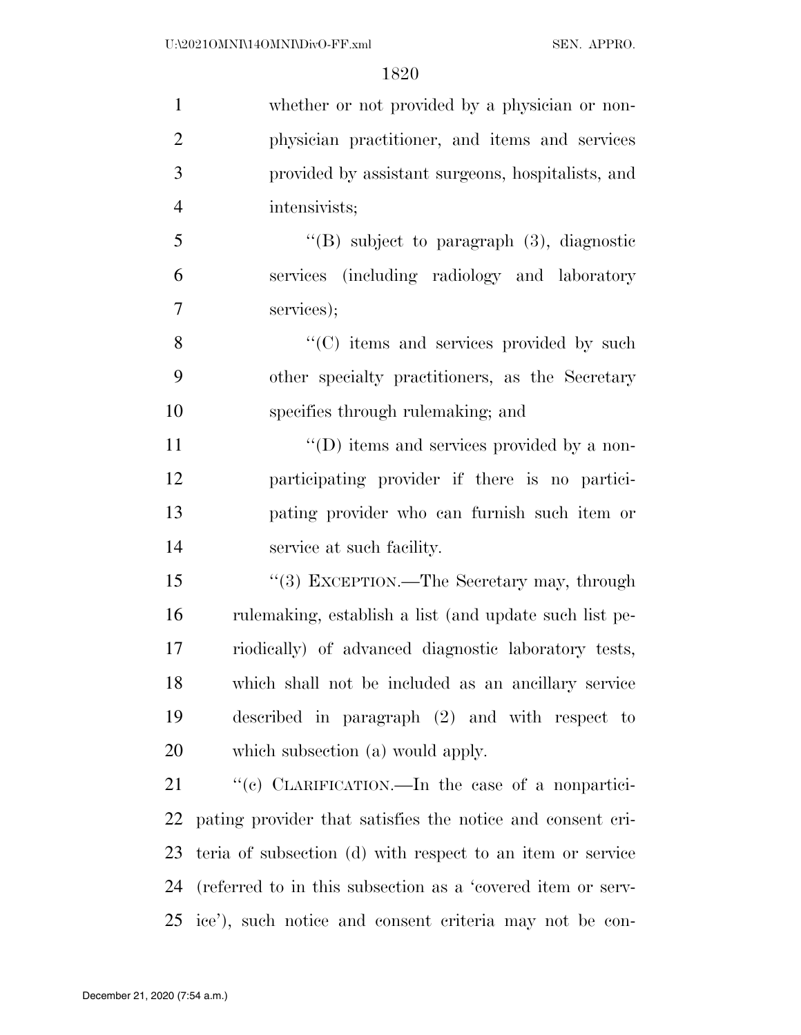whether or not provided by a physician or non-physician practitioner, and items and services provided by assistant surgeons, hospitalists, and intensivists;

"(B) subject to paragraph (3), diagnostic services (including radiology and laboratory services);

"(C) items and services provided by such other specialty practitioners, as the Secretary specifies through rulemaking; and

"(D) items and services provided by a nonparticipating provider if there is no participating provider who can furnish such item or service at such facility.

"(3) EXCEPTION.—The Secretary may, through rulemaking, establish a list (and update such list periodically) of advanced diagnostic laboratory tests, which shall not be included as an ancillary service described in paragraph (2) and with respect to which subsection (a) would apply.

"(c) CLARIFICATION.—In the case of a nonparticipating provider that satisfies the notice and consent criteria of subsection (d) with respect to an item or service (referred to in this subsection as a 'covered item or service'), such notice and consent criteria may not be con-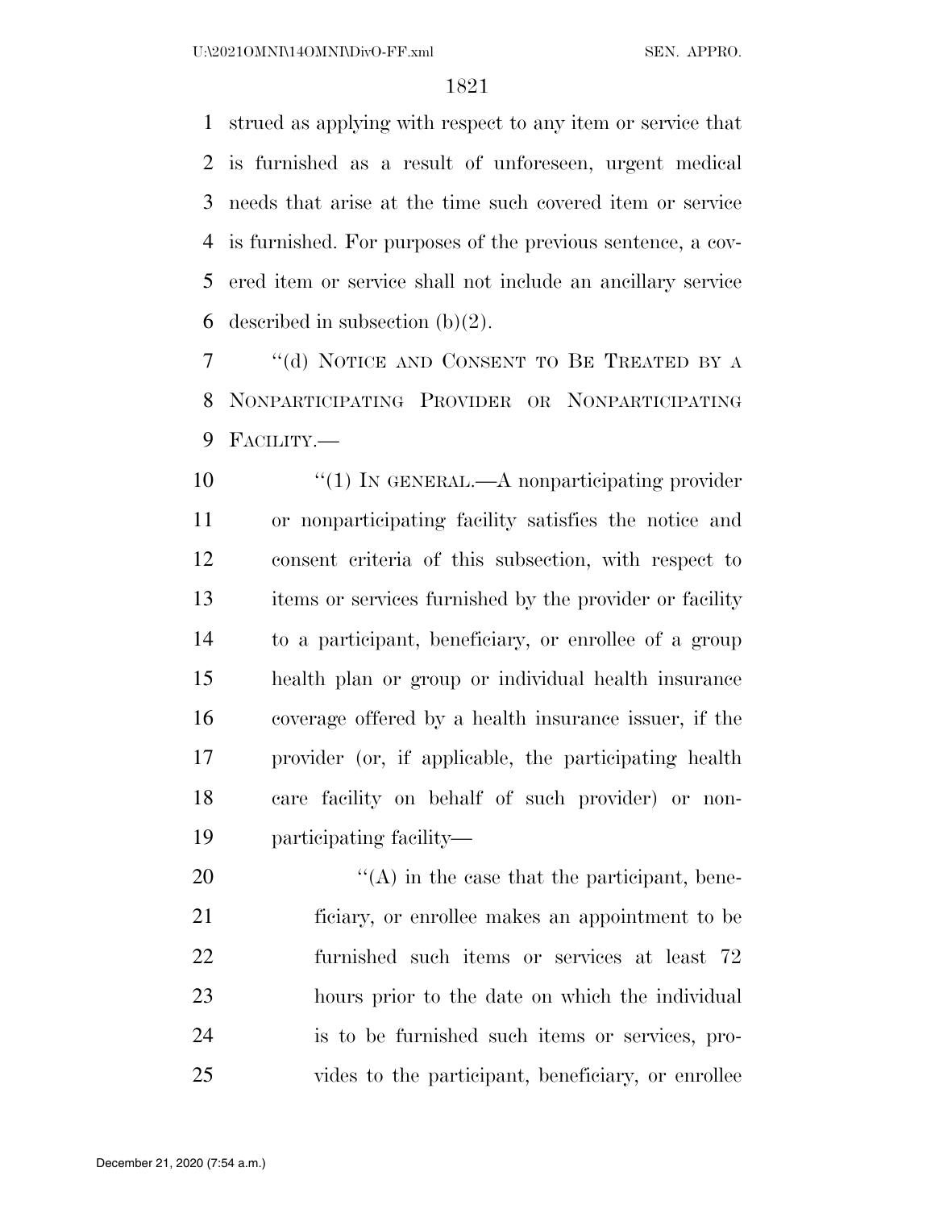strued as applying with respect to any item or service that is furnished as a result of unforeseen, urgent medical needs that arise at the time such covered item or service is furnished. For purposes of the previous sentence, a covered item or service shall not include an ancillary service described in subsection (b)(2).

"(d) NOTICE AND CONSENT TO BE TREATED BY A NONPARTICIPATING PROVIDER OR NONPARTICIPATING FACILITY.—

"(1) IN GENERAL.—A nonparticipating provider or nonparticipating facility satisfies the notice and consent criteria of this subsection, with respect to items or services furnished by the provider or facility to a participant, beneficiary, or enrollee of a group health plan or group or individual health insurance coverage offered by a health insurance issuer, if the provider (or, if applicable, the participating health care facility on behalf of such provider) or nonparticipating facility—

"(A) in the case that the participant, beneficiary, or enrollee makes an appointment to be furnished such items or services at least 72 hours prior to the date on which the individual is to be furnished such items or services, provides to the participant, beneficiary, or enrollee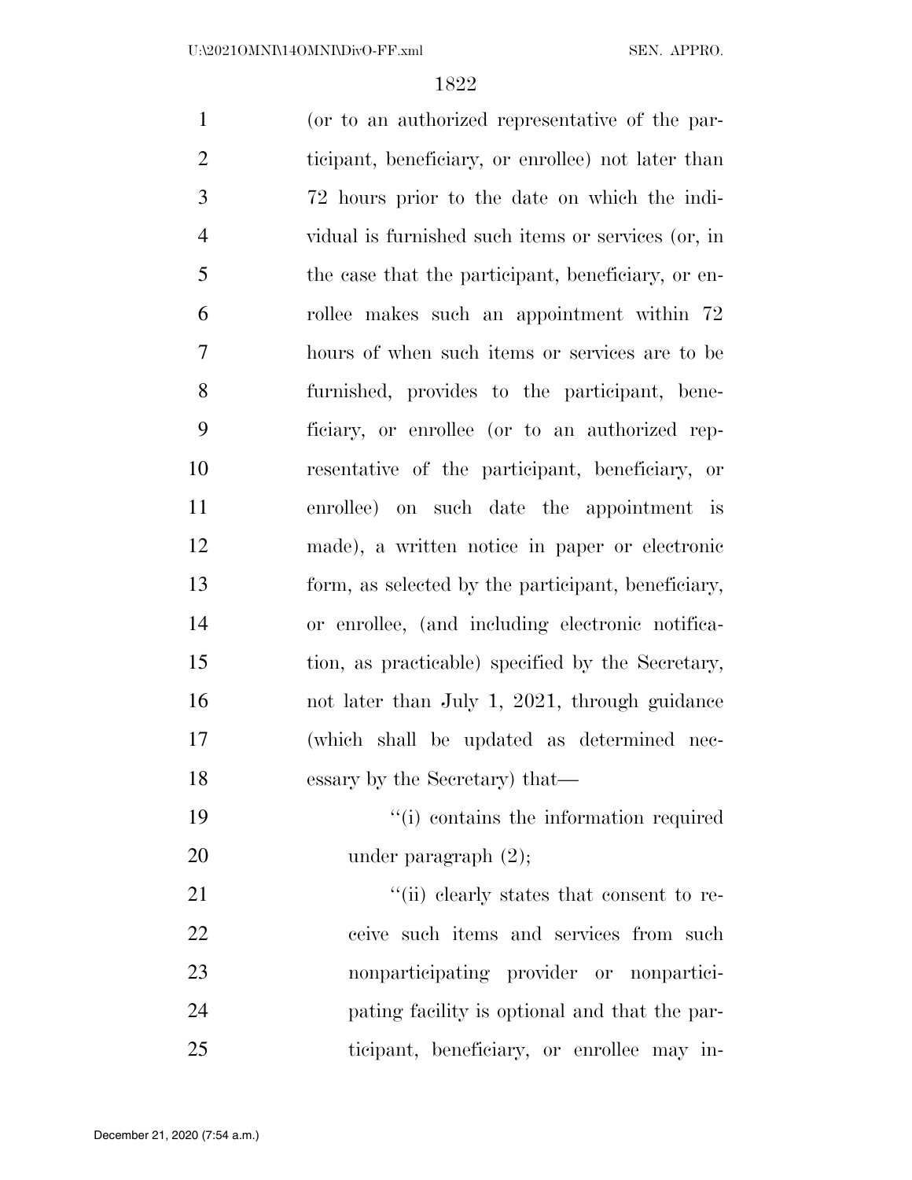(or to an authorized representative of the participant, beneficiary, or enrollee) not later than 72 hours prior to the date on which the individual is furnished such items or services (or, in the case that the participant, beneficiary, or enrollee makes such an appointment within 72 hours of when such items or services are to be furnished, provides to the participant, beneficiary, or enrollee (or to an authorized representative of the participant, beneficiary, or enrollee) on such date the appointment is made), a written notice in paper or electronic form, as selected by the participant, beneficiary, or enrollee, (and including electronic notification, as practicable) specified by the Secretary, not later than July 1, 2021, through guidance (which shall be updated as determined necessary by the Secretary) that—

"(i) contains the information required under paragraph (2);

"(ii) clearly states that consent to receive such items and services from such nonparticipating provider or nonparticipating facility is optional and that the participant, beneficiary, or enrollee may in-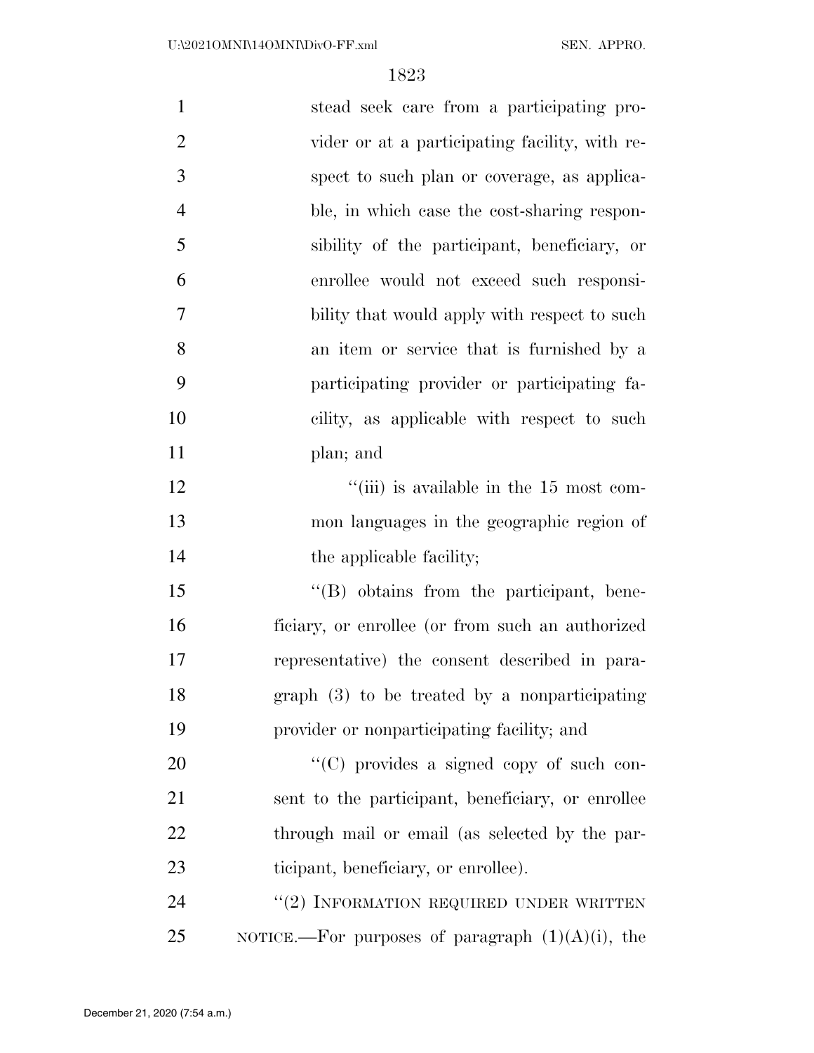stead seek care from a participating provider or at a participating facility, with respect to such plan or coverage, as applicable, in which case the cost-sharing responsibility of the participant, beneficiary, or enrollee would not exceed such responsibility that would apply with respect to such an item or service that is furnished by a participating provider or participating facility, as applicable with respect to such plan; and

''(iii) is available in the 15 most common languages in the geographic region of the applicable facility;

''(B) obtains from the participant, beneficiary, or enrollee (or from such an authorized representative) the consent described in paragraph (3) to be treated by a nonparticipating provider or nonparticipating facility; and

''(C) provides a signed copy of such consent to the participant, beneficiary, or enrollee through mail or email (as selected by the participant, beneficiary, or enrollee).

''(2) INFORMATION REQUIRED UNDER WRITTEN NOTICE.—For purposes of paragraph (1)(A)(i), the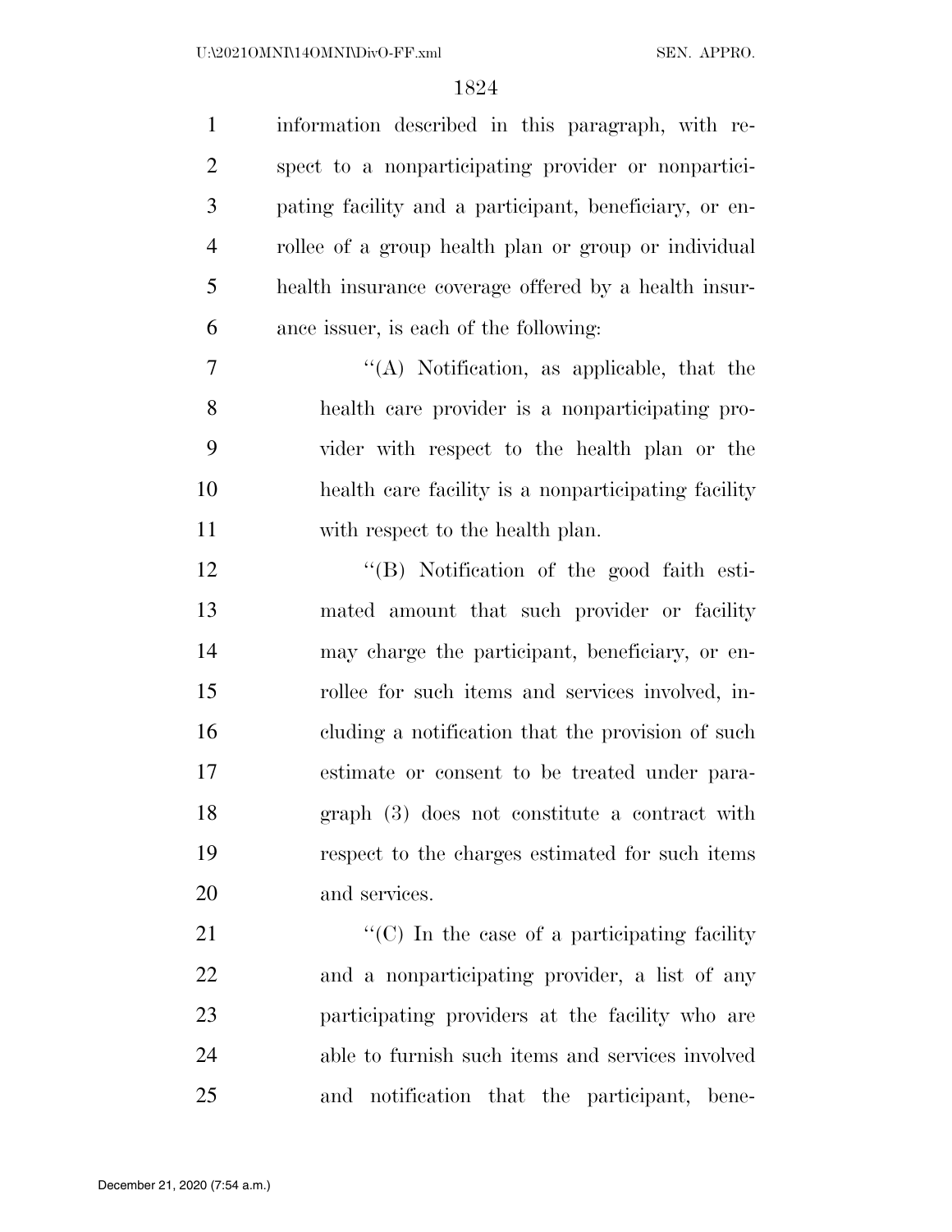information described in this paragraph, with respect to a nonparticipating provider or nonparticipating facility and a participant, beneficiary, or enrollee of a group health plan or group or individual health insurance coverage offered by a health insurance issuer, is each of the following:

''(A) Notification, as applicable, that the health care provider is a nonparticipating provider with respect to the health plan or the health care facility is a nonparticipating facility with respect to the health plan.

''(B) Notification of the good faith estimated amount that such provider or facility may charge the participant, beneficiary, or enrollee for such items and services involved, including a notification that the provision of such estimate or consent to be treated under paragraph (3) does not constitute a contract with respect to the charges estimated for such items and services.

''(C) In the case of a participating facility and a nonparticipating provider, a list of any participating providers at the facility who are able to furnish such items and services involved and notification that the participant, bene-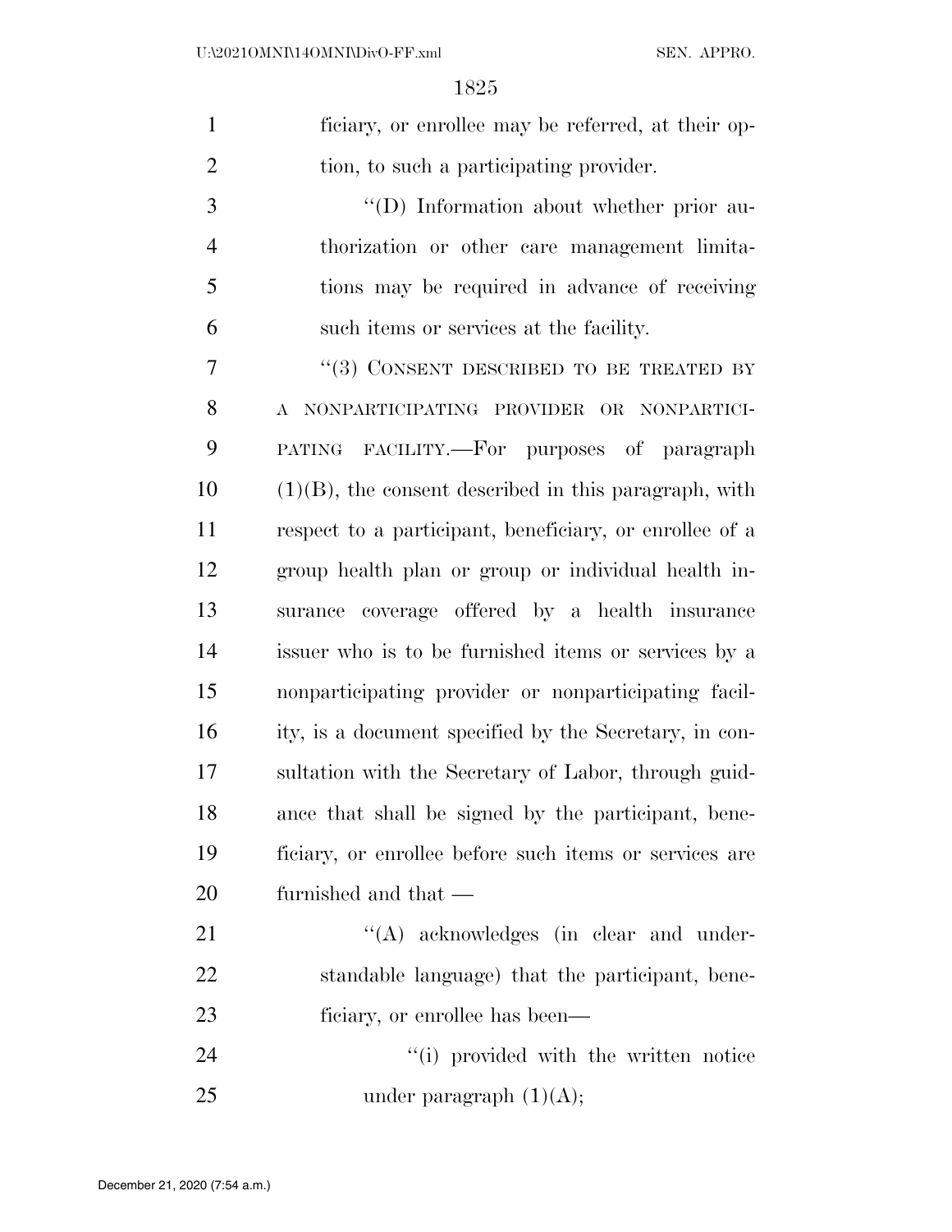ficiary, or enrollee may be referred, at their option, to such a participating provider.

"(D) Information about whether prior authorization or other care management limitations may be required in advance of receiving such items or services at the facility.

"(3) CONSENT DESCRIBED TO BE TREATED BY A NONPARTICIPATING PROVIDER OR NONPARTICIPATING FACILITY.—For purposes of paragraph (1)(B), the consent described in this paragraph, with respect to a participant, beneficiary, or enrollee of a group health plan or group or individual health insurance coverage offered by a health insurance issuer who is to be furnished items or services by a nonparticipating provider or nonparticipating facility, is a document specified by the Secretary, in consultation with the Secretary of Labor, through guidance that shall be signed by the participant, beneficiary, or enrollee before such items or services are furnished and that —

"(A) acknowledges (in clear and understandable language) that the participant, beneficiary, or enrollee has been—

"(i) provided with the written notice under paragraph (1)(A);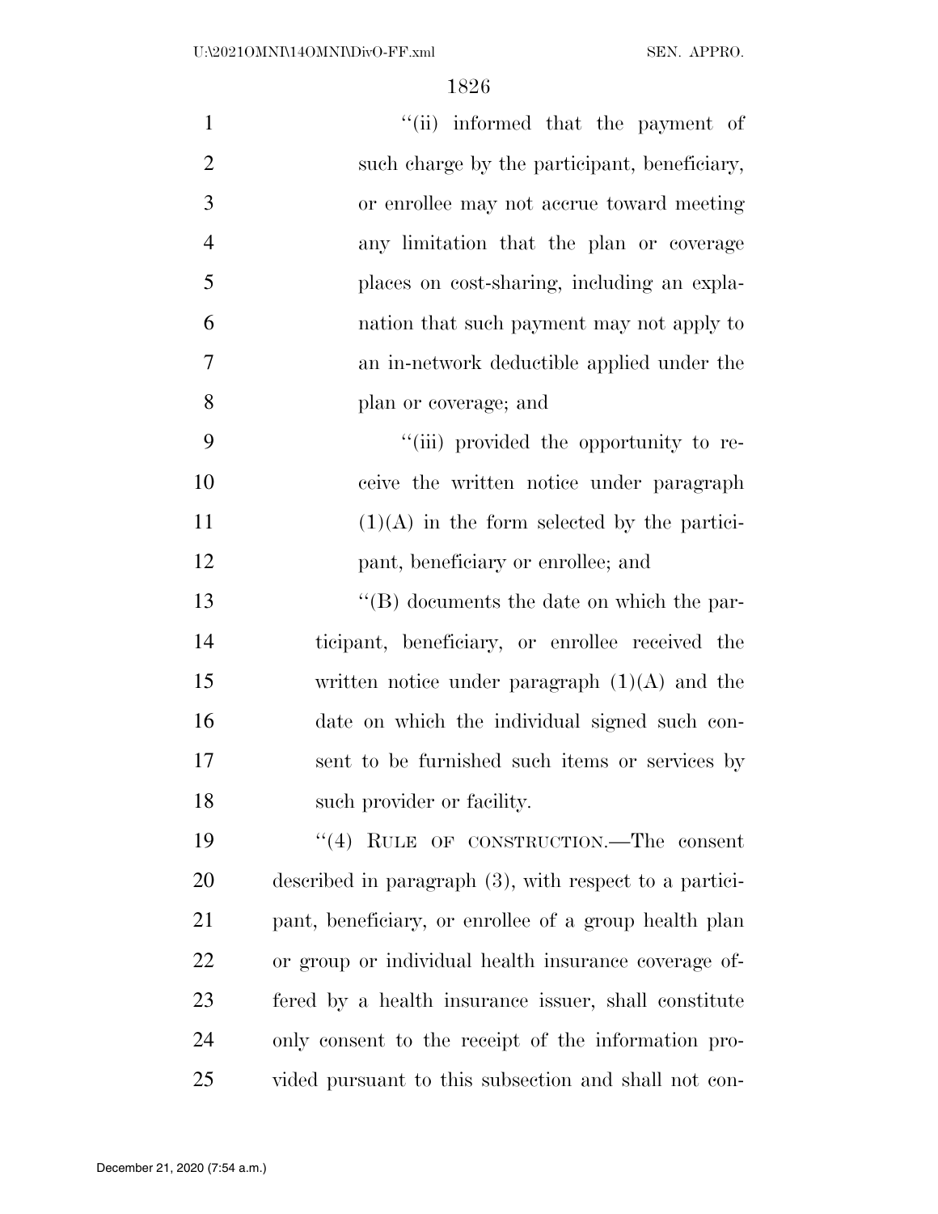''(ii) informed that the payment of such charge by the participant, beneficiary, or enrollee may not accrue toward meeting any limitation that the plan or coverage places on cost-sharing, including an explanation that such payment may not apply to an in-network deductible applied under the plan or coverage; and

''(iii) provided the opportunity to receive the written notice under paragraph (1)(A) in the form selected by the participant, beneficiary or enrollee; and

''(B) documents the date on which the participant, beneficiary, or enrollee received the written notice under paragraph (1)(A) and the date on which the individual signed such consent to be furnished such items or services by such provider or facility.

''(4) RULE OF CONSTRUCTION.—The consent described in paragraph (3), with respect to a participant, beneficiary, or enrollee of a group health plan or group or individual health insurance coverage offered by a health insurance issuer, shall constitute only consent to the receipt of the information provided pursuant to this subsection and shall not con-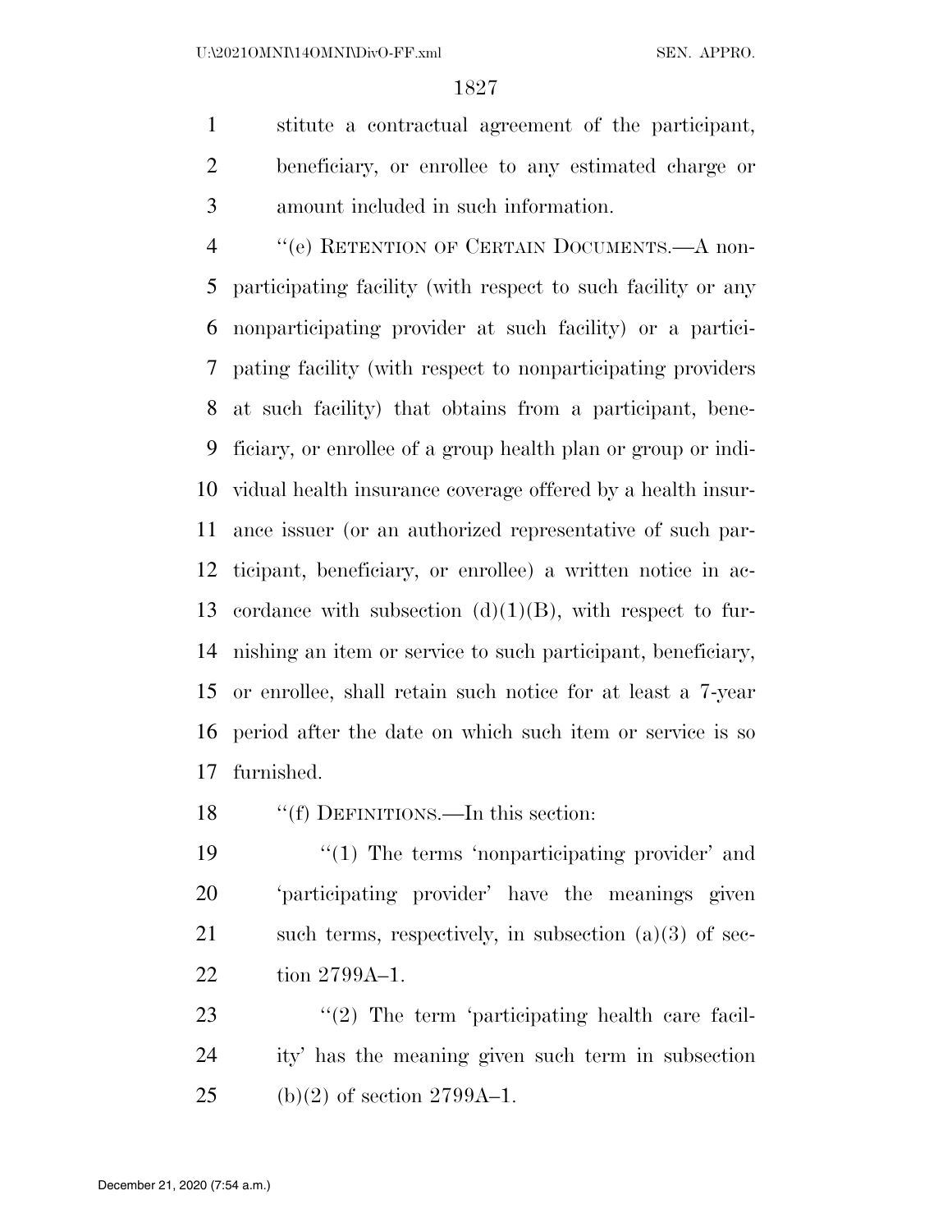stitute a contractual agreement of the participant, beneficiary, or enrollee to any estimated charge or amount included in such information.

"(e) RETENTION OF CERTAIN DOCUMENTS.—A nonparticipating facility (with respect to such facility or any nonparticipating provider at such facility) or a participating facility (with respect to nonparticipating providers at such facility) that obtains from a participant, beneficiary, or enrollee of a group health plan or group or individual health insurance coverage offered by a health insurance issuer (or an authorized representative of such participant, beneficiary, or enrollee) a written notice in accordance with subsection (d)(1)(B), with respect to furnishing an item or service to such participant, beneficiary, or enrollee, shall retain such notice for at least a 7-year period after the date on which such item or service is so furnished.

"(f) DEFINITIONS.—In this section:

"(1) The terms 'nonparticipating provider' and 'participating provider' have the meanings given such terms, respectively, in subsection (a)(3) of section 2799A–1.

"(2) The term 'participating health care facility' has the meaning given such term in subsection (b)(2) of section 2799A–1.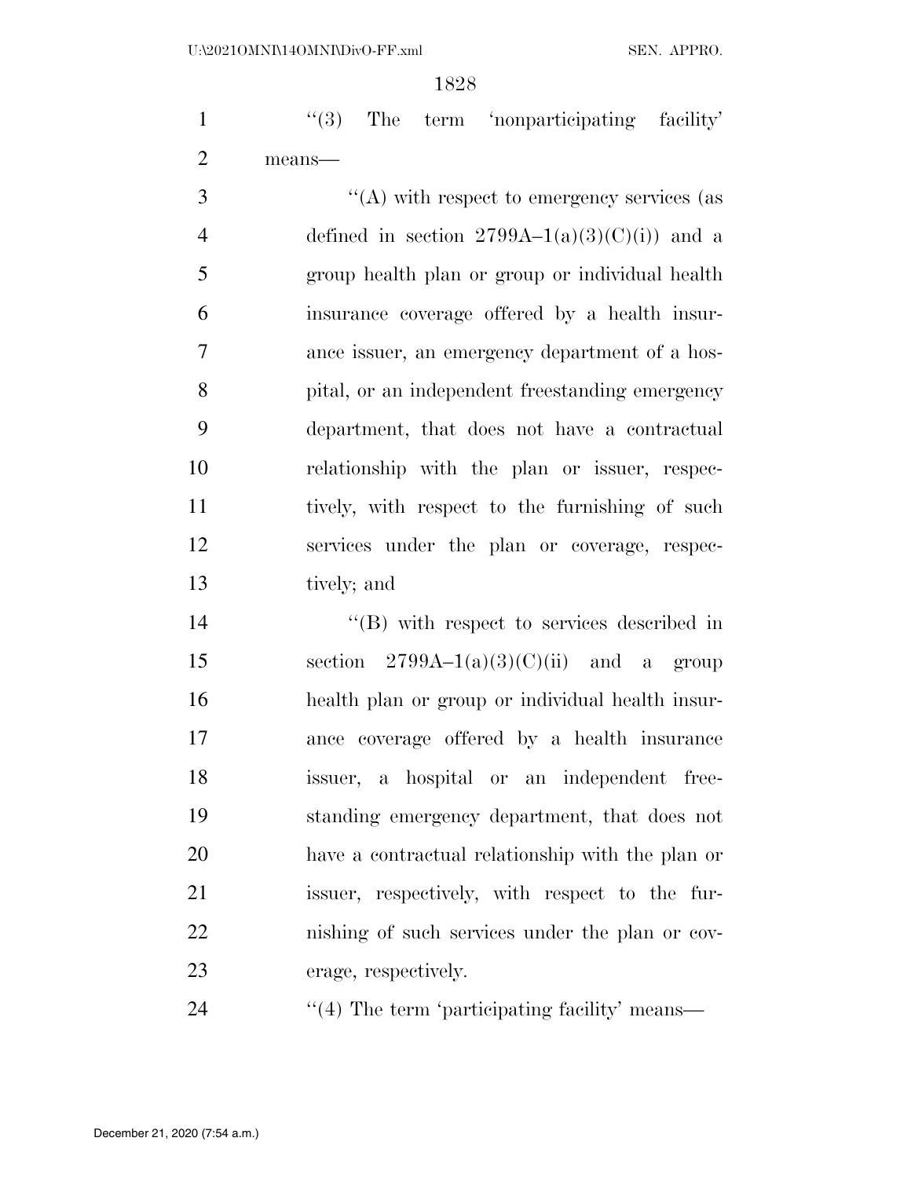''(3) The term 'nonparticipating facility' means—

''(A) with respect to emergency services (as defined in section 2799A–1(a)(3)(C)(i)) and a group health plan or group or individual health insurance coverage offered by a health insurance issuer, an emergency department of a hospital, or an independent freestanding emergency department, that does not have a contractual relationship with the plan or issuer, respectively, with respect to the furnishing of such services under the plan or coverage, respectively; and

''(B) with respect to services described in section 2799A–1(a)(3)(C)(ii) and a group health plan or group or individual health insurance coverage offered by a health insurance issuer, a hospital or an independent freestanding emergency department, that does not have a contractual relationship with the plan or issuer, respectively, with respect to the furnishing of such services under the plan or coverage, respectively.

''(4) The term 'participating facility' means—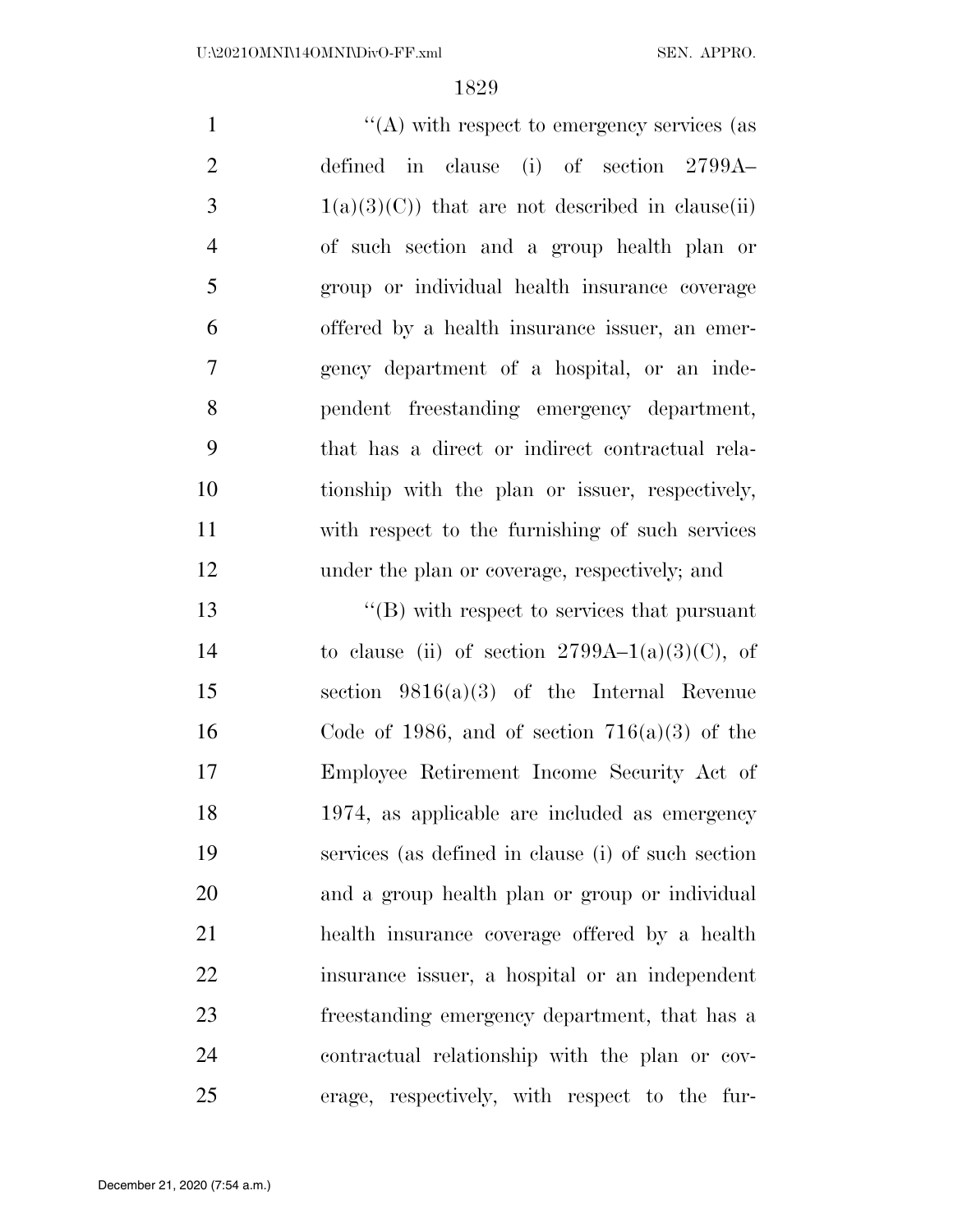''(A) with respect to emergency services (as defined in clause (i) of section 2799A–1(a)(3)(C)) that are not described in clause(ii) of such section and a group health plan or group or individual health insurance coverage offered by a health insurance issuer, an emergency department of a hospital, or an independent freestanding emergency department, that has a direct or indirect contractual relationship with the plan or issuer, respectively, with respect to the furnishing of such services under the plan or coverage, respectively; and

''(B) with respect to services that pursuant to clause (ii) of section 2799A–1(a)(3)(C), of section 9816(a)(3) of the Internal Revenue Code of 1986, and of section 716(a)(3) of the Employee Retirement Income Security Act of 1974, as applicable are included as emergency services (as defined in clause (i) of such section and a group health plan or group or individual health insurance coverage offered by a health insurance issuer, a hospital or an independent freestanding emergency department, that has a contractual relationship with the plan or coverage, respectively, with respect to the fur-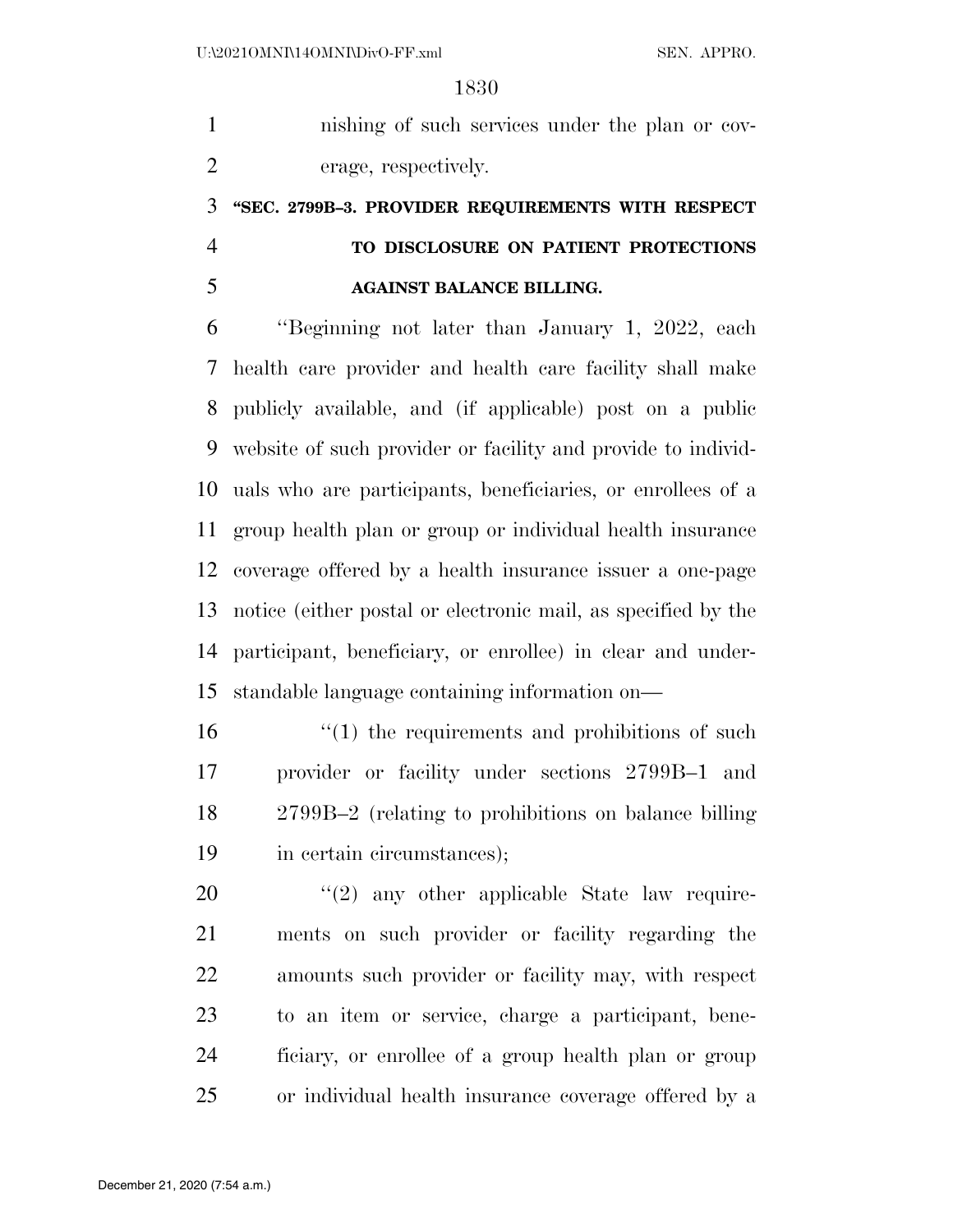nishing of such services under the plan or coverage, respectively.

### "SEC. 2799B–3. PROVIDER REQUIREMENTS WITH RESPECT TO DISCLOSURE ON PATIENT PROTECTIONS AGAINST BALANCE BILLING.

"Beginning not later than January 1, 2022, each health care provider and health care facility shall make publicly available, and (if applicable) post on a public website of such provider or facility and provide to individuals who are participants, beneficiaries, or enrollees of a group health plan or group or individual health insurance coverage offered by a health insurance issuer a one-page notice (either postal or electronic mail, as specified by the participant, beneficiary, or enrollee) in clear and understandable language containing information on—

"(1) the requirements and prohibitions of such provider or facility under sections 2799B–1 and 2799B–2 (relating to prohibitions on balance billing in certain circumstances);

"(2) any other applicable State law requirements on such provider or facility regarding the amounts such provider or facility may, with respect to an item or service, charge a participant, beneficiary, or enrollee of a group health plan or group or individual health insurance coverage offered by a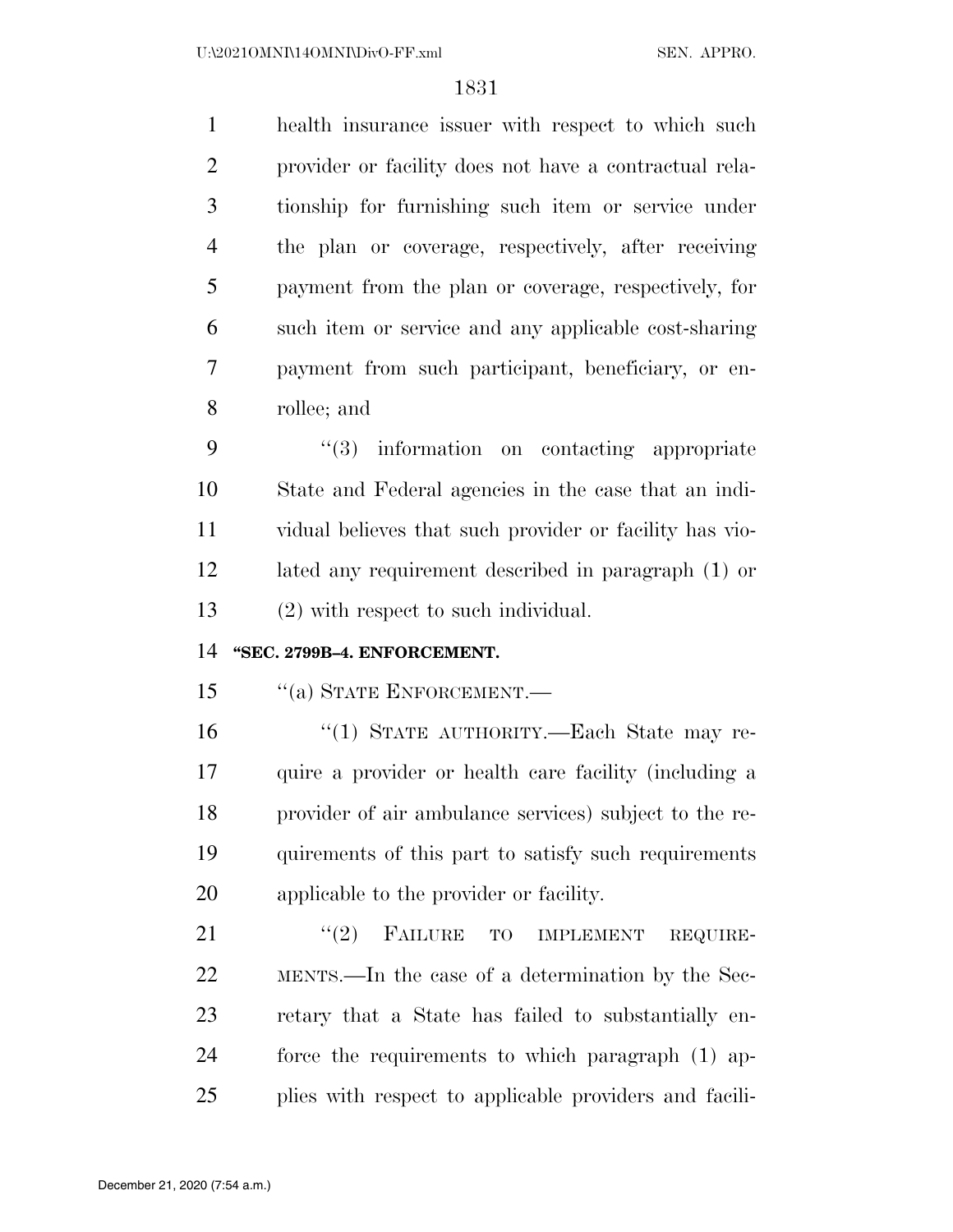health insurance issuer with respect to which such provider or facility does not have a contractual relationship for furnishing such item or service under the plan or coverage, respectively, after receiving payment from the plan or coverage, respectively, for such item or service and any applicable cost-sharing payment from such participant, beneficiary, or enrollee; and

"(3) information on contacting appropriate State and Federal agencies in the case that an individual believes that such provider or facility has violated any requirement described in paragraph (1) or (2) with respect to such individual.

**"SEC. 2799B–4. ENFORCEMENT.**

"(a) STATE ENFORCEMENT.—

"(1) STATE AUTHORITY.—Each State may require a provider or health care facility (including a provider of air ambulance services) subject to the requirements of this part to satisfy such requirements applicable to the provider or facility.

"(2) FAILURE TO IMPLEMENT REQUIREMENTS.—In the case of a determination by the Secretary that a State has failed to substantially enforce the requirements to which paragraph (1) applies with respect to applicable providers and facili-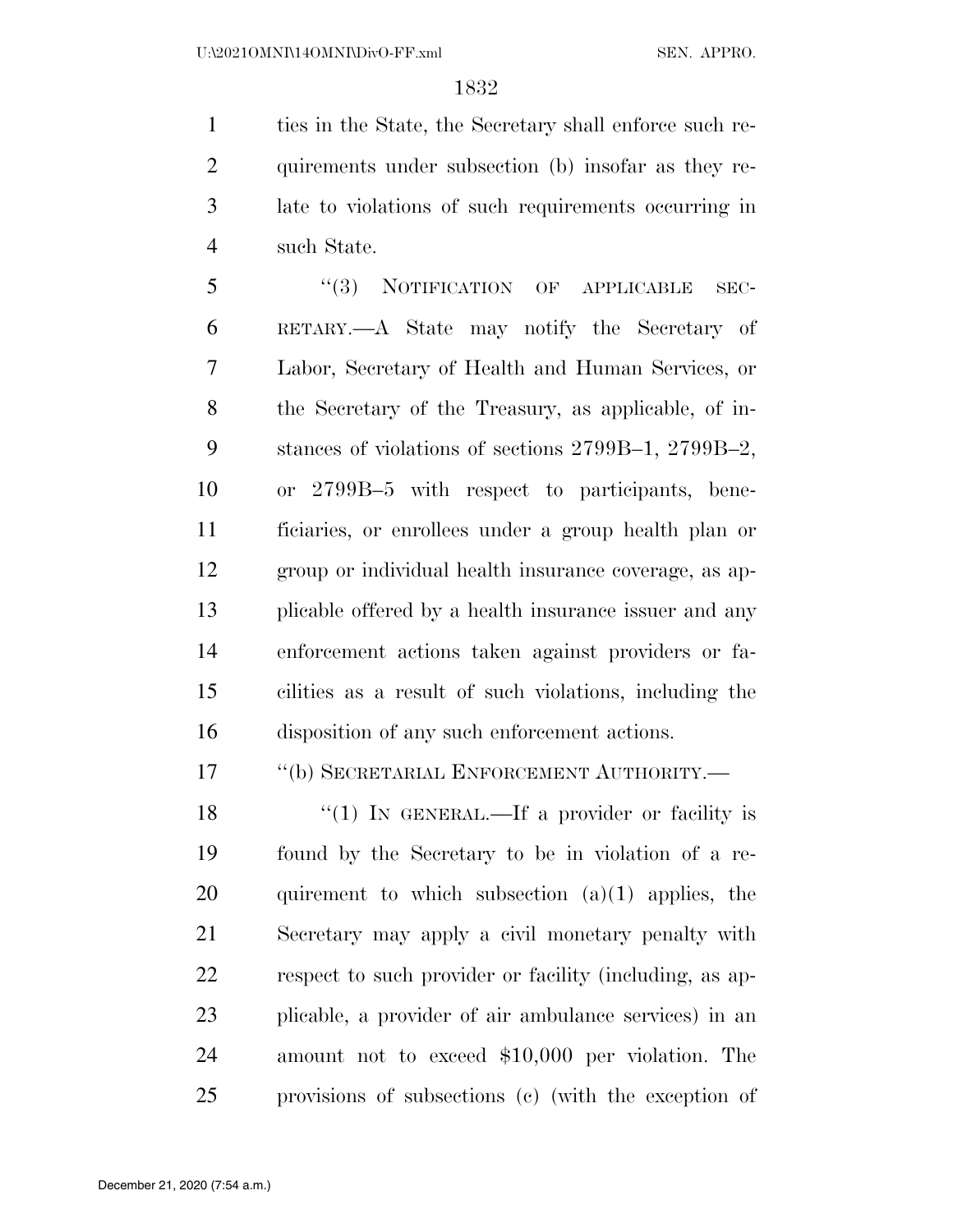ties in the State, the Secretary shall enforce such requirements under subsection (b) insofar as they relate to violations of such requirements occurring in such State.

"(3) NOTIFICATION OF APPLICABLE SECRETARY.—A State may notify the Secretary of Labor, Secretary of Health and Human Services, or the Secretary of the Treasury, as applicable, of instances of violations of sections 2799B–1, 2799B–2, or 2799B–5 with respect to participants, beneficiaries, or enrollees under a group health plan or group or individual health insurance coverage, as applicable offered by a health insurance issuer and any enforcement actions taken against providers or facilities as a result of such violations, including the disposition of any such enforcement actions.

"(b) SECRETARIAL ENFORCEMENT AUTHORITY.—

"(1) IN GENERAL.—If a provider or facility is found by the Secretary to be in violation of a requirement to which subsection (a)(1) applies, the Secretary may apply a civil monetary penalty with respect to such provider or facility (including, as applicable, a provider of air ambulance services) in an amount not to exceed $10,000 per violation. The provisions of subsections (c) (with the exception of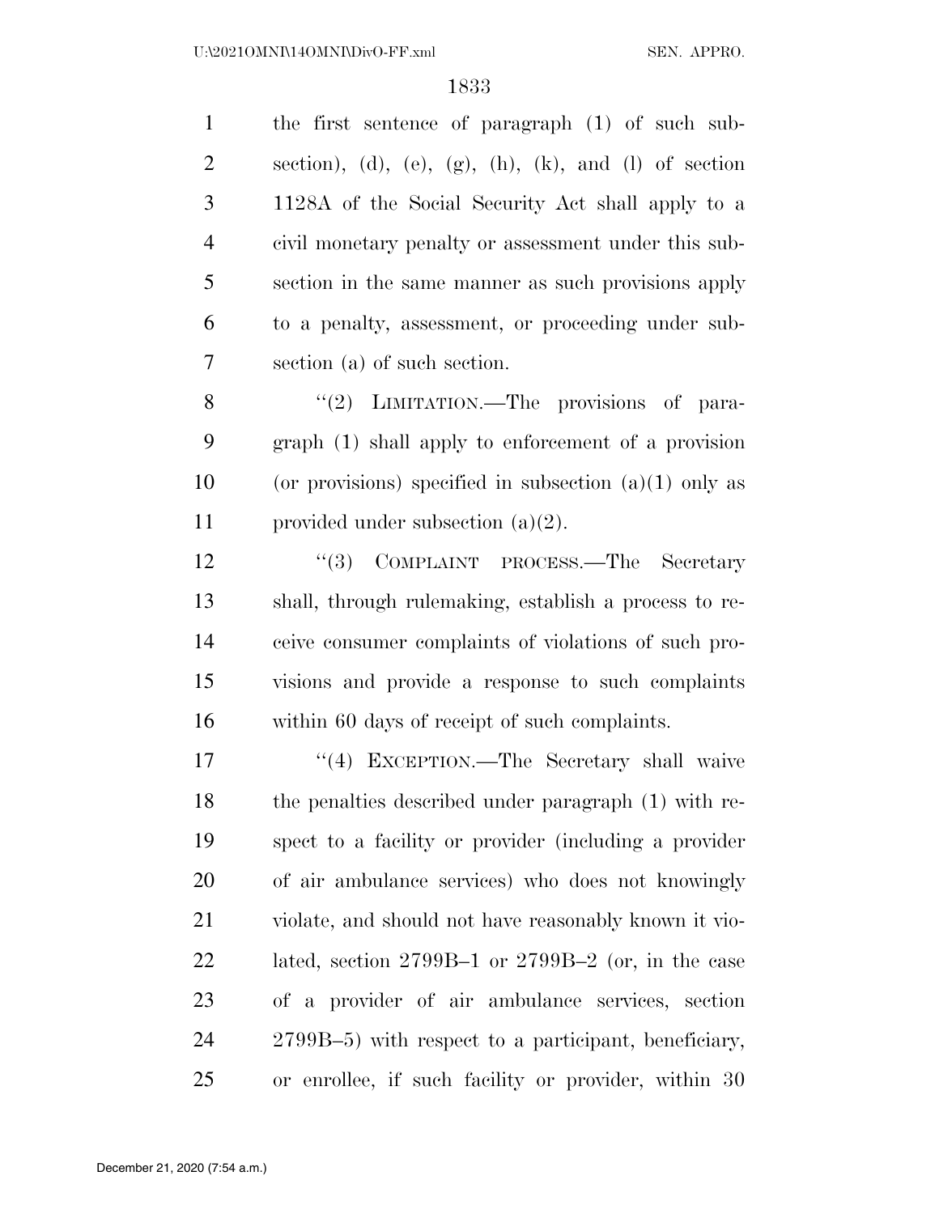the first sentence of paragraph (1) of such subsection), (d), (e), (g), (h), (k), and (l) of section 1128A of the Social Security Act shall apply to a civil monetary penalty or assessment under this subsection in the same manner as such provisions apply to a penalty, assessment, or proceeding under subsection (a) of such section.

''(2) LIMITATION.—The provisions of paragraph (1) shall apply to enforcement of a provision (or provisions) specified in subsection (a)(1) only as provided under subsection (a)(2).

''(3) COMPLAINT PROCESS.—The Secretary shall, through rulemaking, establish a process to receive consumer complaints of violations of such provisions and provide a response to such complaints within 60 days of receipt of such complaints.

''(4) EXCEPTION.—The Secretary shall waive the penalties described under paragraph (1) with respect to a facility or provider (including a provider of air ambulance services) who does not knowingly violate, and should not have reasonably known it violated, section 2799B–1 or 2799B–2 (or, in the case of a provider of air ambulance services, section 2799B–5) with respect to a participant, beneficiary, or enrollee, if such facility or provider, within 30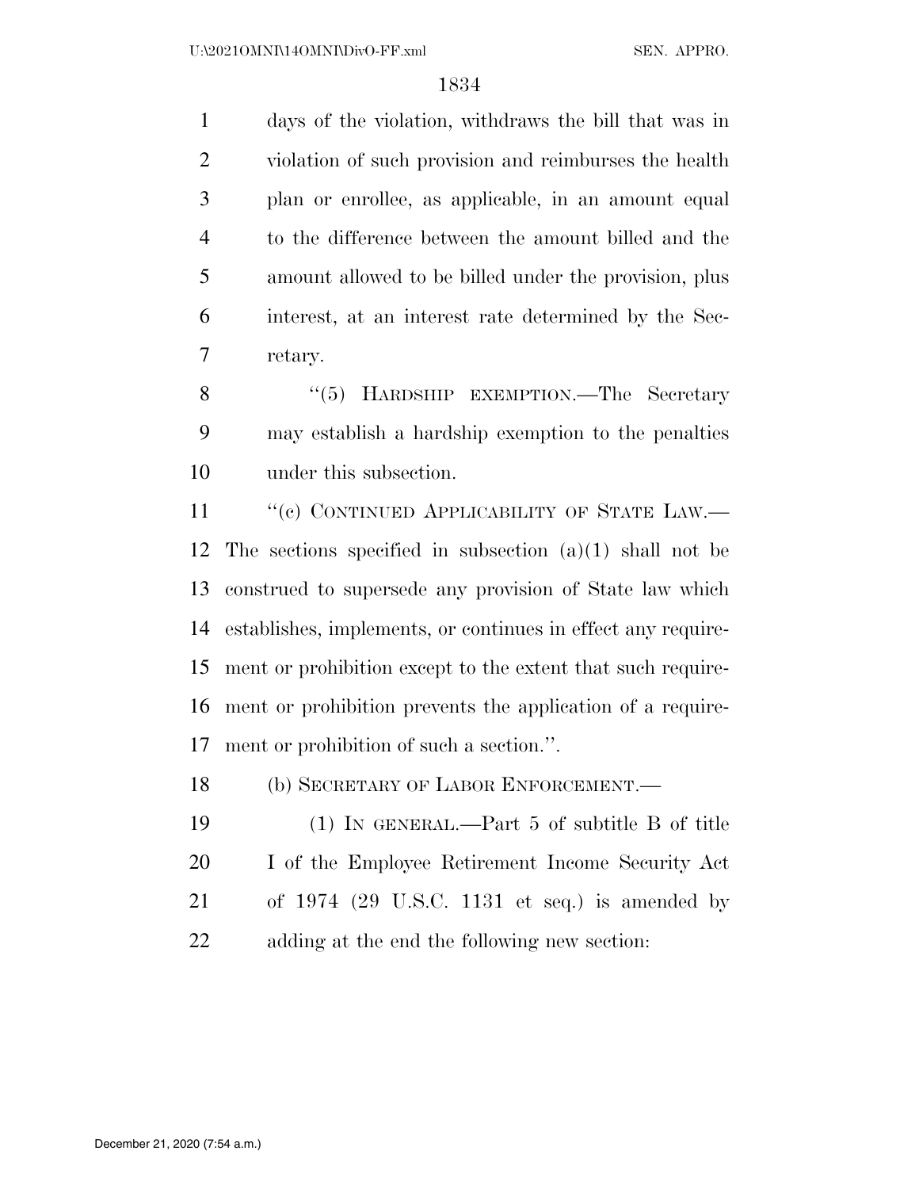days of the violation, withdraws the bill that was in violation of such provision and reimburses the health plan or enrollee, as applicable, in an amount equal to the difference between the amount billed and the amount allowed to be billed under the provision, plus interest, at an interest rate determined by the Secretary.

"(5) HARDSHIP EXEMPTION.—The Secretary may establish a hardship exemption to the penalties under this subsection.

"(c) CONTINUED APPLICABILITY OF STATE LAW.—The sections specified in subsection (a)(1) shall not be construed to supersede any provision of State law which establishes, implements, or continues in effect any requirement or prohibition except to the extent that such requirement or prohibition prevents the application of a requirement or prohibition of such a section.".

(b) SECRETARY OF LABOR ENFORCEMENT.—

(1) IN GENERAL.—Part 5 of subtitle B of title I of the Employee Retirement Income Security Act of 1974 (29 U.S.C. 1131 et seq.) is amended by adding at the end the following new section: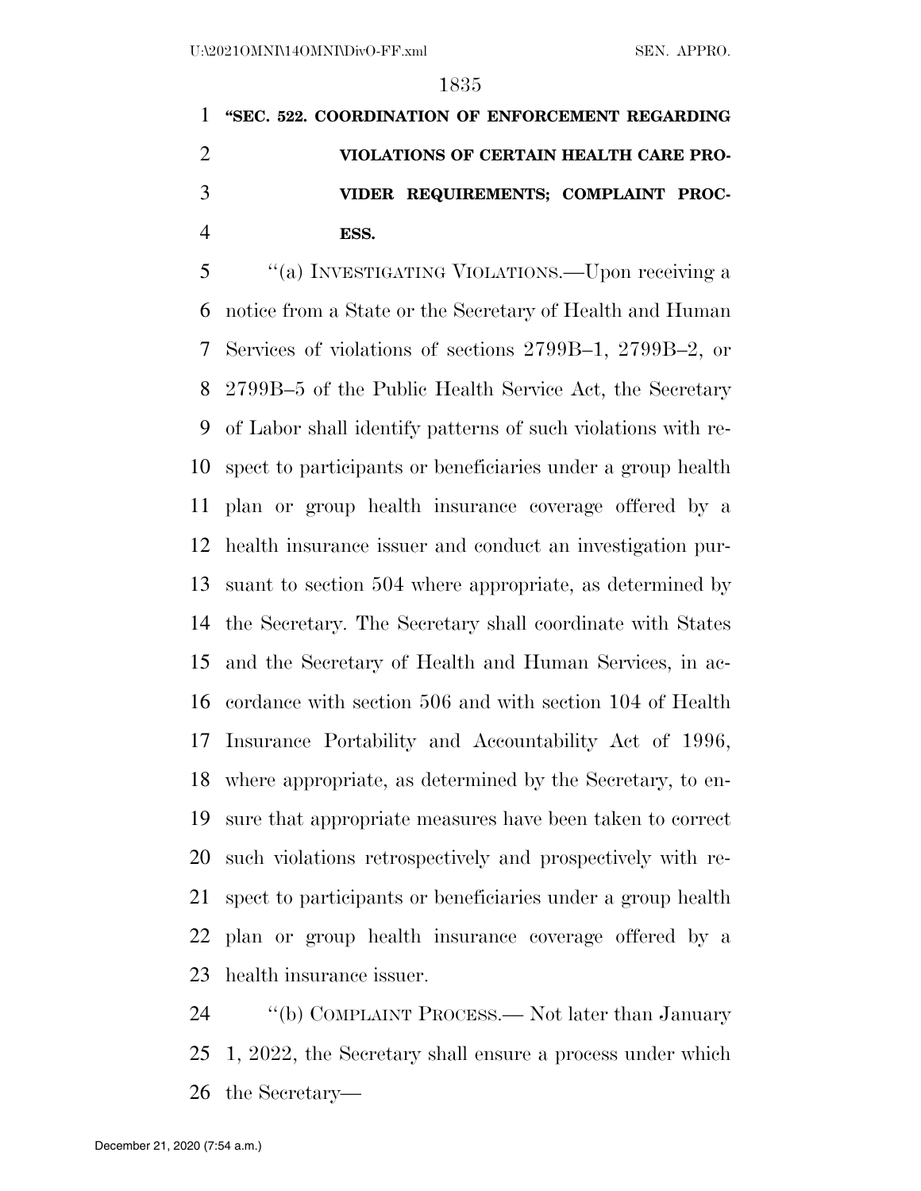**"SEC. 522. COORDINATION OF ENFORCEMENT REGARDING VIOLATIONS OF CERTAIN HEALTH CARE PROVIDER REQUIREMENTS; COMPLAINT PROCESS.**

"(a) INVESTIGATING VIOLATIONS.—Upon receiving a notice from a State or the Secretary of Health and Human Services of violations of sections 2799B–1, 2799B–2, or 2799B–5 of the Public Health Service Act, the Secretary of Labor shall identify patterns of such violations with respect to participants or beneficiaries under a group health plan or group health insurance coverage offered by a health insurance issuer and conduct an investigation pursuant to section 504 where appropriate, as determined by the Secretary. The Secretary shall coordinate with States and the Secretary of Health and Human Services, in accordance with section 506 and with section 104 of Health Insurance Portability and Accountability Act of 1996, where appropriate, as determined by the Secretary, to ensure that appropriate measures have been taken to correct such violations retrospectively and prospectively with respect to participants or beneficiaries under a group health plan or group health insurance coverage offered by a health insurance issuer.

"(b) COMPLAINT PROCESS.— Not later than January 1, 2022, the Secretary shall ensure a process under which the Secretary—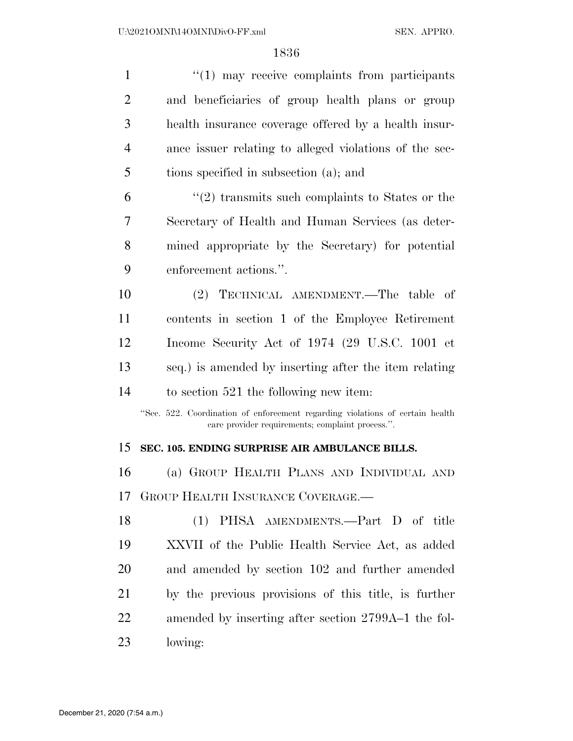"(1) may receive complaints from participants and beneficiaries of group health plans or group health insurance coverage offered by a health insurance issuer relating to alleged violations of the sections specified in subsection (a); and

"(2) transmits such complaints to States or the Secretary of Health and Human Services (as determined appropriate by the Secretary) for potential enforcement actions.".

(2) TECHNICAL AMENDMENT.—The table of contents in section 1 of the Employee Retirement Income Security Act of 1974 (29 U.S.C. 1001 et seq.) is amended by inserting after the item relating to section 521 the following new item:

"Sec. 522. Coordination of enforcement regarding violations of certain health care provider requirements; complaint process.".

**SEC. 105. ENDING SURPRISE AIR AMBULANCE BILLS.**

(a) GROUP HEALTH PLANS AND INDIVIDUAL AND GROUP HEALTH INSURANCE COVERAGE.—

(1) PHSA AMENDMENTS.—Part D of title XXVII of the Public Health Service Act, as added and amended by section 102 and further amended by the previous provisions of this title, is further amended by inserting after section 2799A–1 the following: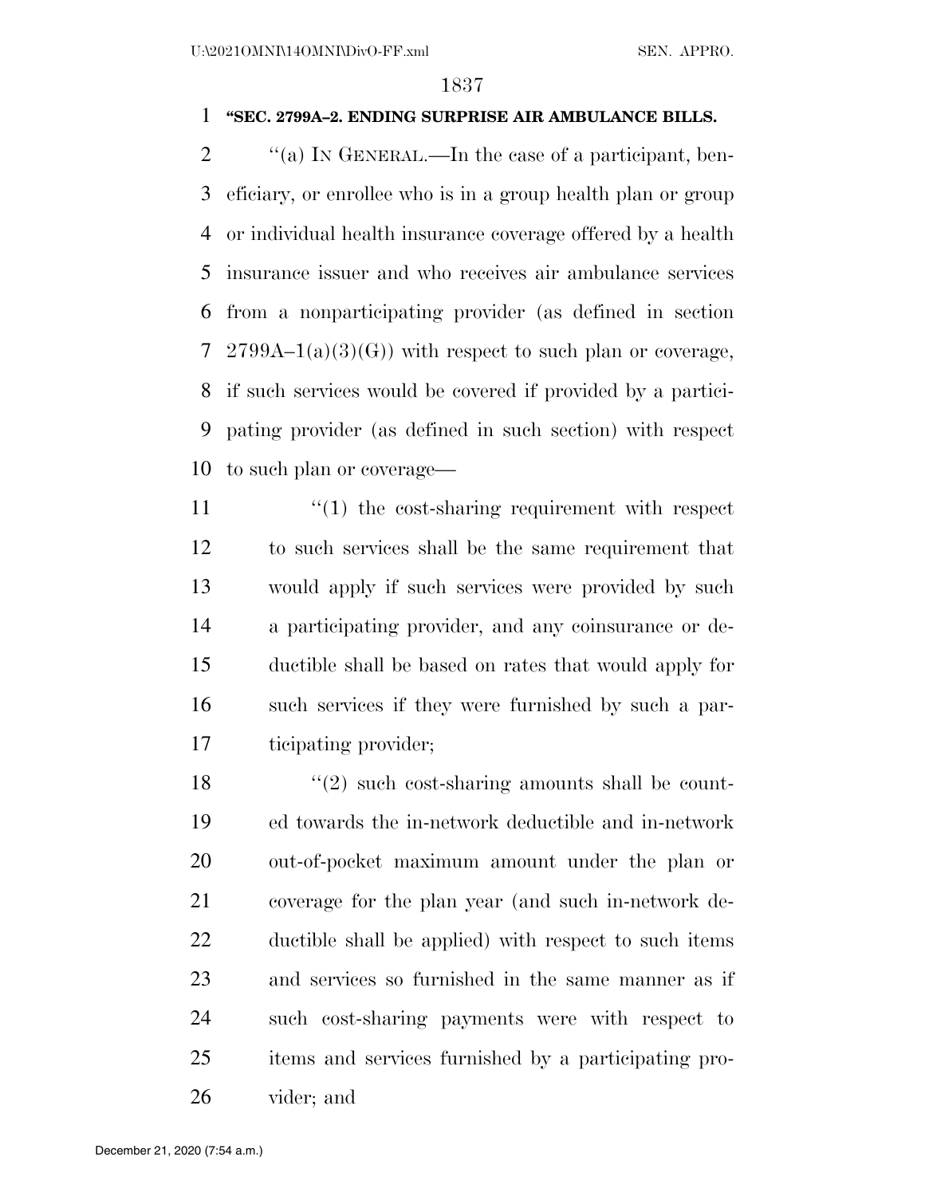**"SEC. 2799A–2. ENDING SURPRISE AIR AMBULANCE BILLS.**

''(a) IN GENERAL.—In the case of a participant, beneficiary, or enrollee who is in a group health plan or group or individual health insurance coverage offered by a health insurance issuer and who receives air ambulance services from a nonparticipating provider (as defined in section 2799A–1(a)(3)(G)) with respect to such plan or coverage, if such services would be covered if provided by a participating provider (as defined in such section) with respect to such plan or coverage—

''(1) the cost-sharing requirement with respect to such services shall be the same requirement that would apply if such services were provided by such a participating provider, and any coinsurance or deductible shall be based on rates that would apply for such services if they were furnished by such a participating provider;

''(2) such cost-sharing amounts shall be counted towards the in-network deductible and in-network out-of-pocket maximum amount under the plan or coverage for the plan year (and such in-network deductible shall be applied) with respect to such items and services so furnished in the same manner as if such cost-sharing payments were with respect to items and services furnished by a participating provider; and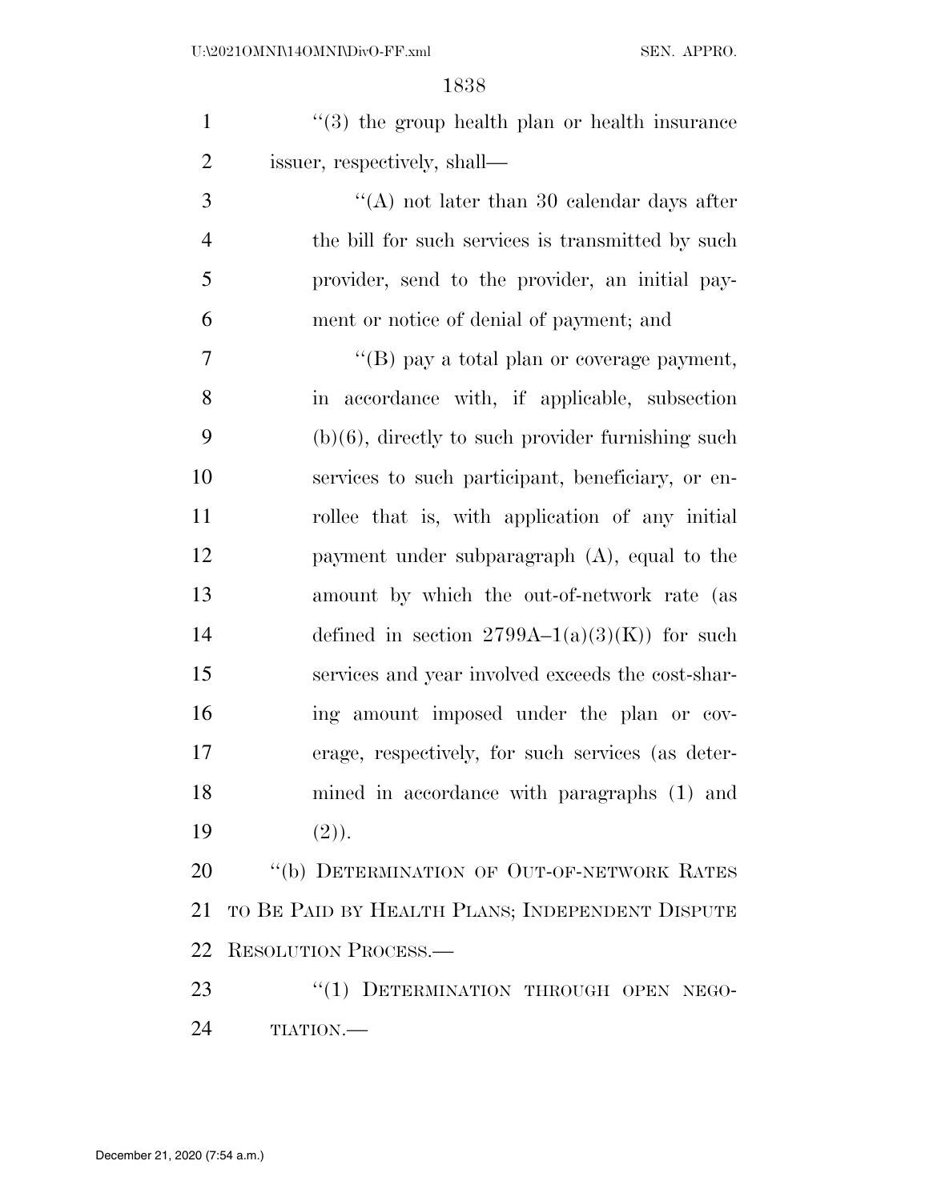"(3) the group health plan or health insurance issuer, respectively, shall—

"(A) not later than 30 calendar days after the bill for such services is transmitted by such provider, send to the provider, an initial payment or notice of denial of payment; and

"(B) pay a total plan or coverage payment, in accordance with, if applicable, subsection (b)(6), directly to such provider furnishing such services to such participant, beneficiary, or enrollee that is, with application of any initial payment under subparagraph (A), equal to the amount by which the out-of-network rate (as defined in section 2799A–1(a)(3)(K)) for such services and year involved exceeds the cost-sharing amount imposed under the plan or coverage, respectively, for such services (as determined in accordance with paragraphs (1) and (2)).

"(b) DETERMINATION OF OUT-OF-NETWORK RATES TO BE PAID BY HEALTH PLANS; INDEPENDENT DISPUTE RESOLUTION PROCESS.—

"(1) DETERMINATION THROUGH OPEN NEGOTIATION.—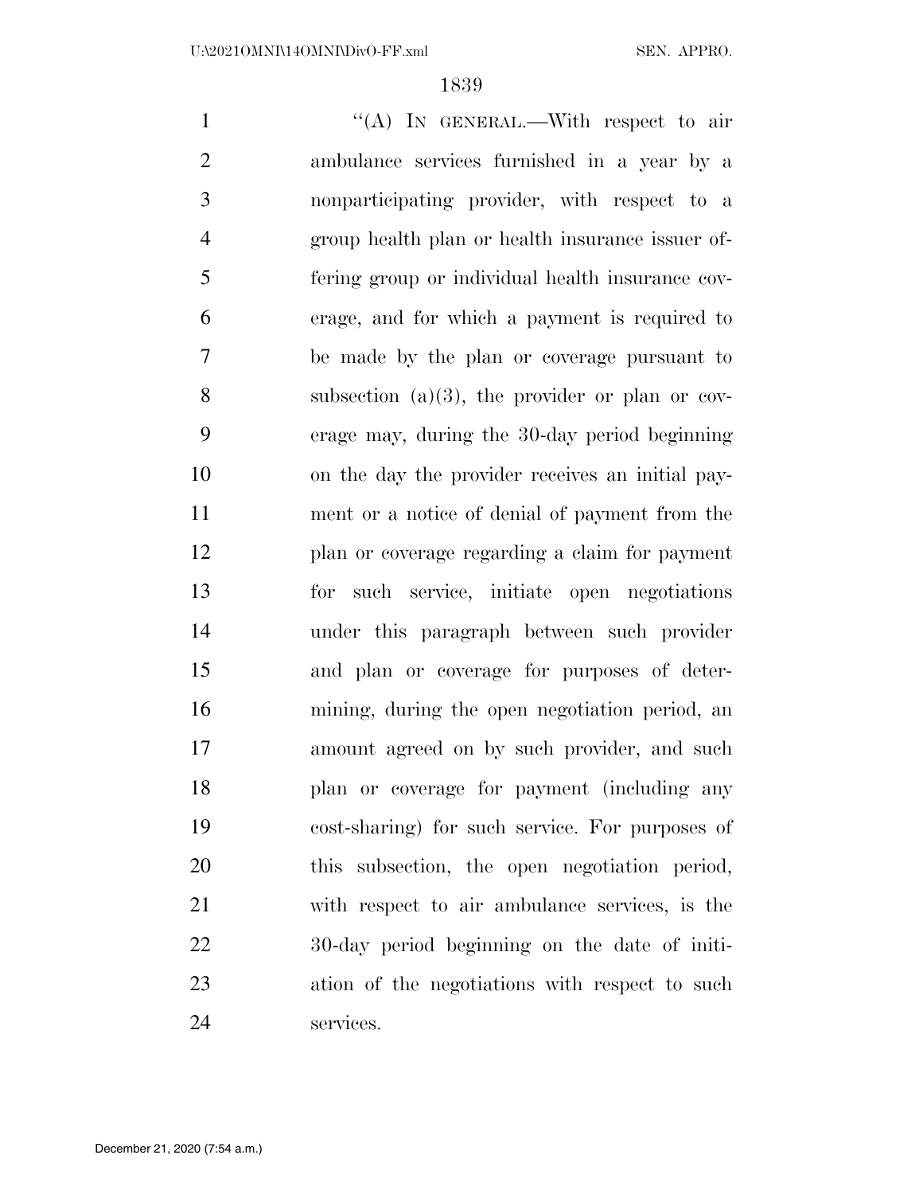"(A) IN GENERAL.—With respect to air ambulance services furnished in a year by a nonparticipating provider, with respect to a group health plan or health insurance issuer offering group or individual health insurance coverage, and for which a payment is required to be made by the plan or coverage pursuant to subsection (a)(3), the provider or plan or coverage may, during the 30-day period beginning on the day the provider receives an initial payment or a notice of denial of payment from the plan or coverage regarding a claim for payment for such service, initiate open negotiations under this paragraph between such provider and plan or coverage for purposes of determining, during the open negotiation period, an amount agreed on by such provider, and such plan or coverage for payment (including any cost-sharing) for such service. For purposes of this subsection, the open negotiation period, with respect to air ambulance services, is the 30-day period beginning on the date of initiation of the negotiations with respect to such services.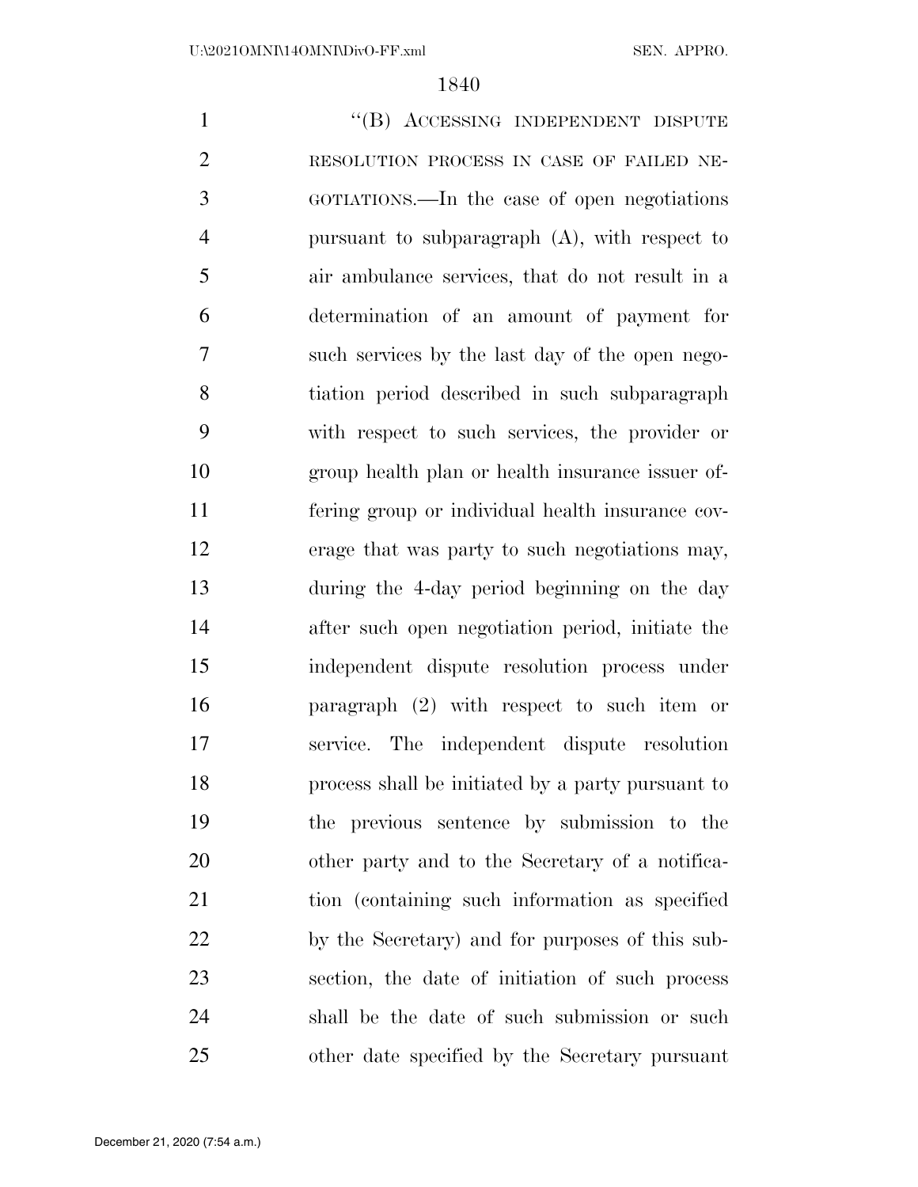"(B) ACCESSING INDEPENDENT DISPUTE RESOLUTION PROCESS IN CASE OF FAILED NEGOTIATIONS.—In the case of open negotiations pursuant to subparagraph (A), with respect to air ambulance services, that do not result in a determination of an amount of payment for such services by the last day of the open negotiation period described in such subparagraph with respect to such services, the provider or group health plan or health insurance issuer offering group or individual health insurance coverage that was party to such negotiations may, during the 4-day period beginning on the day after such open negotiation period, initiate the independent dispute resolution process under paragraph (2) with respect to such item or service. The independent dispute resolution process shall be initiated by a party pursuant to the previous sentence by submission to the other party and to the Secretary of a notification (containing such information as specified by the Secretary) and for purposes of this subsection, the date of initiation of such process shall be the date of such submission or such other date specified by the Secretary pursuant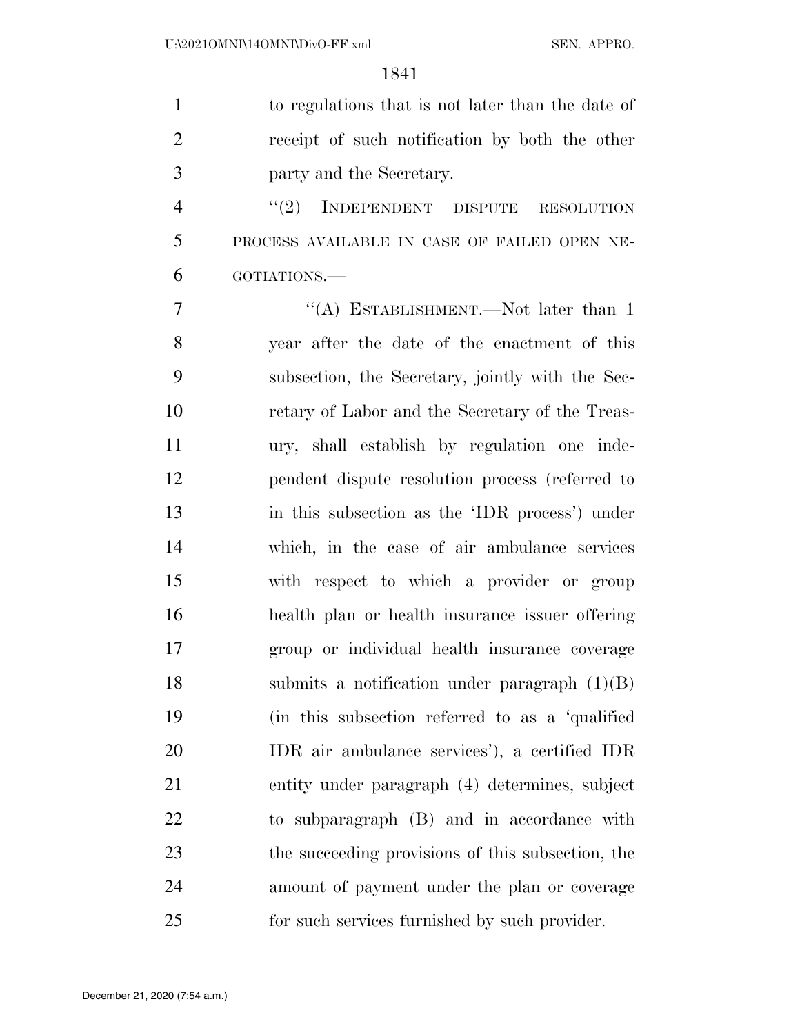to regulations that is not later than the date of receipt of such notification by both the other party and the Secretary.

"(2) INDEPENDENT DISPUTE RESOLUTION PROCESS AVAILABLE IN CASE OF FAILED OPEN NEGOTIATIONS.—

"(A) ESTABLISHMENT.—Not later than 1 year after the date of the enactment of this subsection, the Secretary, jointly with the Secretary of Labor and the Secretary of the Treasury, shall establish by regulation one independent dispute resolution process (referred to in this subsection as the 'IDR process') under which, in the case of air ambulance services with respect to which a provider or group health plan or health insurance issuer offering group or individual health insurance coverage submits a notification under paragraph (1)(B) (in this subsection referred to as a 'qualified IDR air ambulance services'), a certified IDR entity under paragraph (4) determines, subject to subparagraph (B) and in accordance with the succeeding provisions of this subsection, the amount of payment under the plan or coverage for such services furnished by such provider.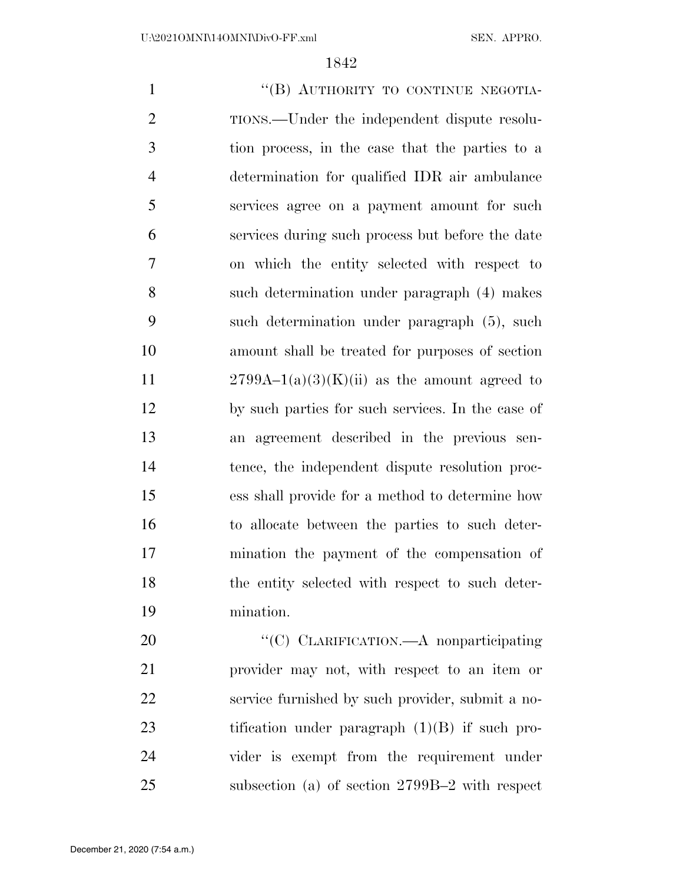"(B) AUTHORITY TO CONTINUE NEGOTIATIONS.—Under the independent dispute resolution process, in the case that the parties to a determination for qualified IDR air ambulance services agree on a payment amount for such services during such process but before the date on which the entity selected with respect to such determination under paragraph (4) makes such determination under paragraph (5), such amount shall be treated for purposes of section 2799A–1(a)(3)(K)(ii) as the amount agreed to by such parties for such services. In the case of an agreement described in the previous sentence, the independent dispute resolution process shall provide for a method to determine how to allocate between the parties to such determination the payment of the compensation of the entity selected with respect to such determination.

"(C) CLARIFICATION.—A nonparticipating provider may not, with respect to an item or service furnished by such provider, submit a notification under paragraph (1)(B) if such provider is exempt from the requirement under subsection (a) of section 2799B–2 with respect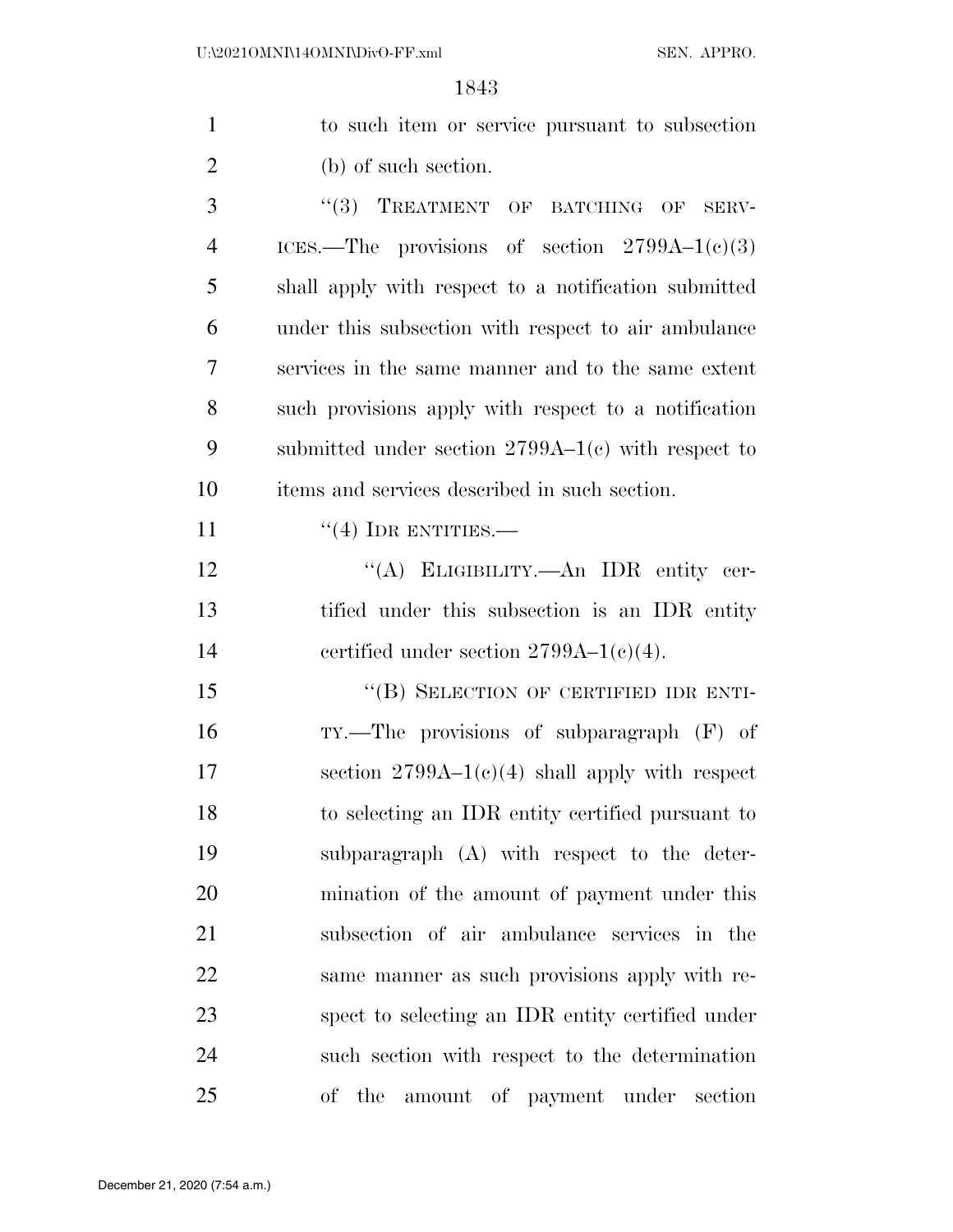to such item or service pursuant to subsection (b) of such section.

"(3) TREATMENT OF BATCHING OF SERVICES.—The provisions of section 2799A–1(c)(3) shall apply with respect to a notification submitted under this subsection with respect to air ambulance services in the same manner and to the same extent such provisions apply with respect to a notification submitted under section 2799A–1(c) with respect to items and services described in such section.

"(4) IDR ENTITIES.—

"(A) ELIGIBILITY.—An IDR entity certified under this subsection is an IDR entity certified under section 2799A–1(c)(4).

"(B) SELECTION OF CERTIFIED IDR ENTITY.—The provisions of subparagraph (F) of section 2799A–1(c)(4) shall apply with respect to selecting an IDR entity certified pursuant to subparagraph (A) with respect to the determination of the amount of payment under this subsection of air ambulance services in the same manner as such provisions apply with respect to selecting an IDR entity certified under such section with respect to the determination of the amount of payment under section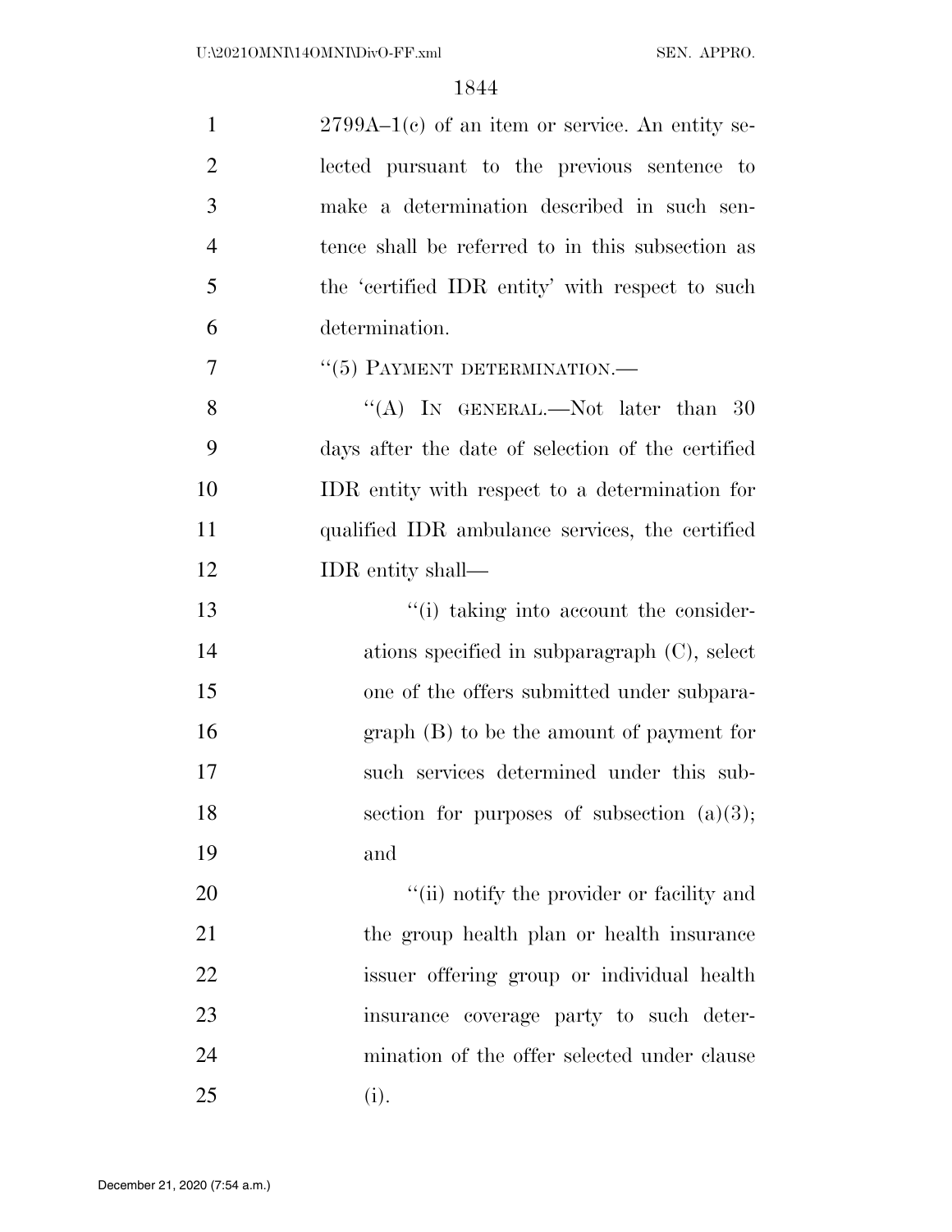2799A–1(c) of an item or service. An entity selected pursuant to the previous sentence to make a determination described in such sentence shall be referred to in this subsection as the 'certified IDR entity' with respect to such determination.

"(5) PAYMENT DETERMINATION.—

"(A) IN GENERAL.—Not later than 30 days after the date of selection of the certified IDR entity with respect to a determination for qualified IDR ambulance services, the certified IDR entity shall—

"(i) taking into account the considerations specified in subparagraph (C), select one of the offers submitted under subparagraph (B) to be the amount of payment for such services determined under this subsection for purposes of subsection (a)(3); and

"(ii) notify the provider or facility and the group health plan or health insurance issuer offering group or individual health insurance coverage party to such determination of the offer selected under clause (i).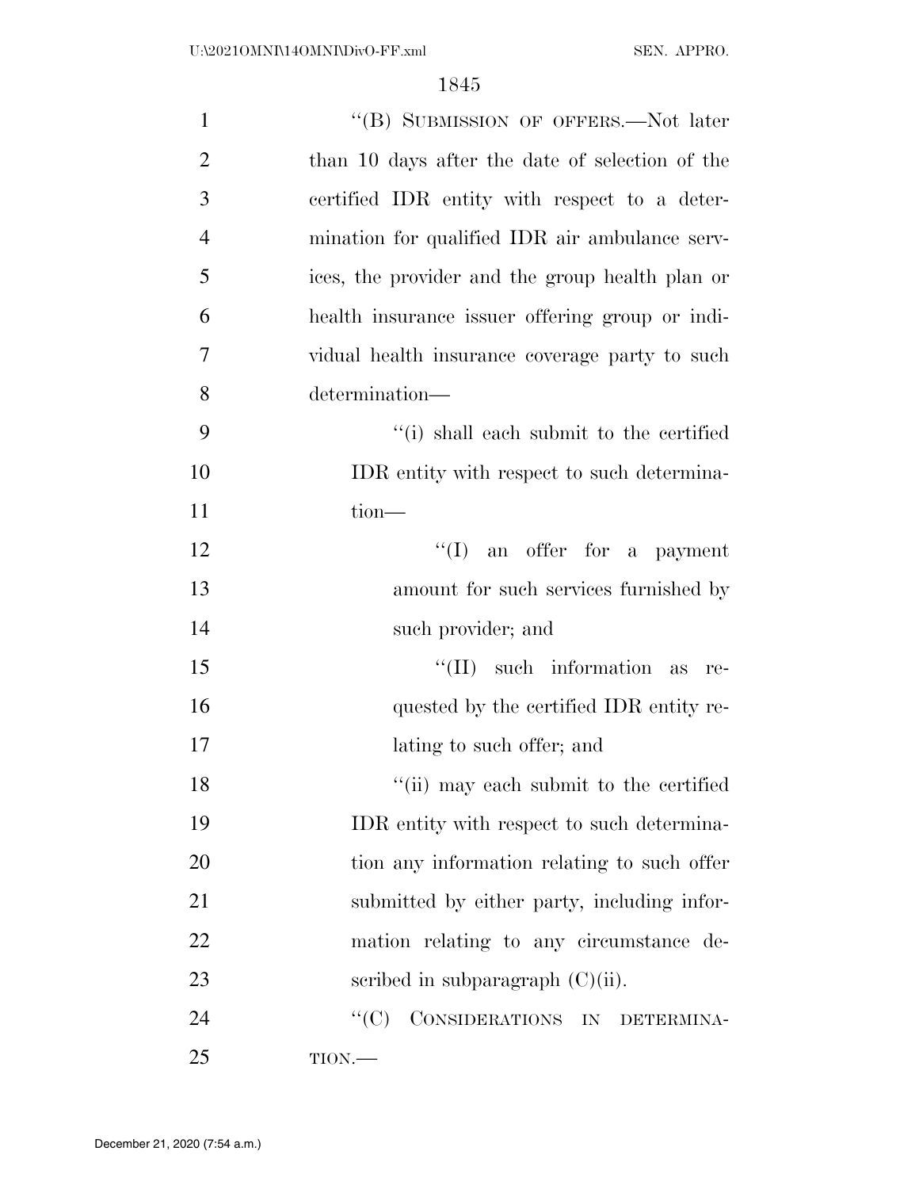"(B) SUBMISSION OF OFFERS.—Not later than 10 days after the date of selection of the certified IDR entity with respect to a determination for qualified IDR air ambulance services, the provider and the group health plan or health insurance issuer offering group or individual health insurance coverage party to such determination—

"(i) shall each submit to the certified IDR entity with respect to such determination—

"(I) an offer for a payment amount for such services furnished by such provider; and

"(II) such information as requested by the certified IDR entity relating to such offer; and

"(ii) may each submit to the certified IDR entity with respect to such determination any information relating to such offer submitted by either party, including information relating to any circumstance described in subparagraph (C)(ii).

"(C) CONSIDERATIONS IN DETERMINATION.—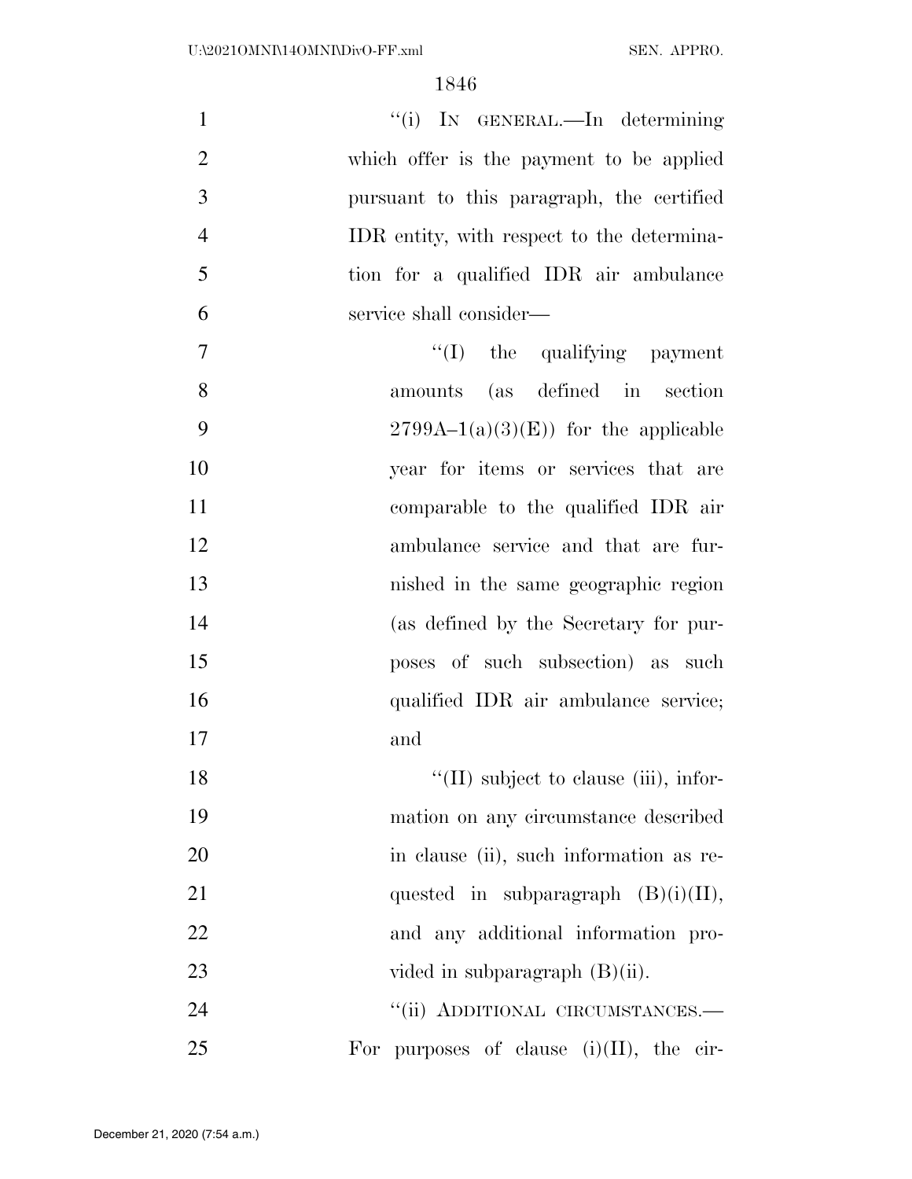"(i) IN GENERAL.—In determining which offer is the payment to be applied pursuant to this paragraph, the certified IDR entity, with respect to the determination for a qualified IDR air ambulance service shall consider—

"(I) the qualifying payment amounts (as defined in section 2799A–1(a)(3)(E)) for the applicable year for items or services that are comparable to the qualified IDR air ambulance service and that are furnished in the same geographic region (as defined by the Secretary for purposes of such subsection) as such qualified IDR air ambulance service; and

"(II) subject to clause (iii), information on any circumstance described in clause (ii), such information as requested in subparagraph (B)(i)(II), and any additional information provided in subparagraph (B)(ii).

"(ii) ADDITIONAL CIRCUMSTANCES.— For purposes of clause (i)(II), the cir-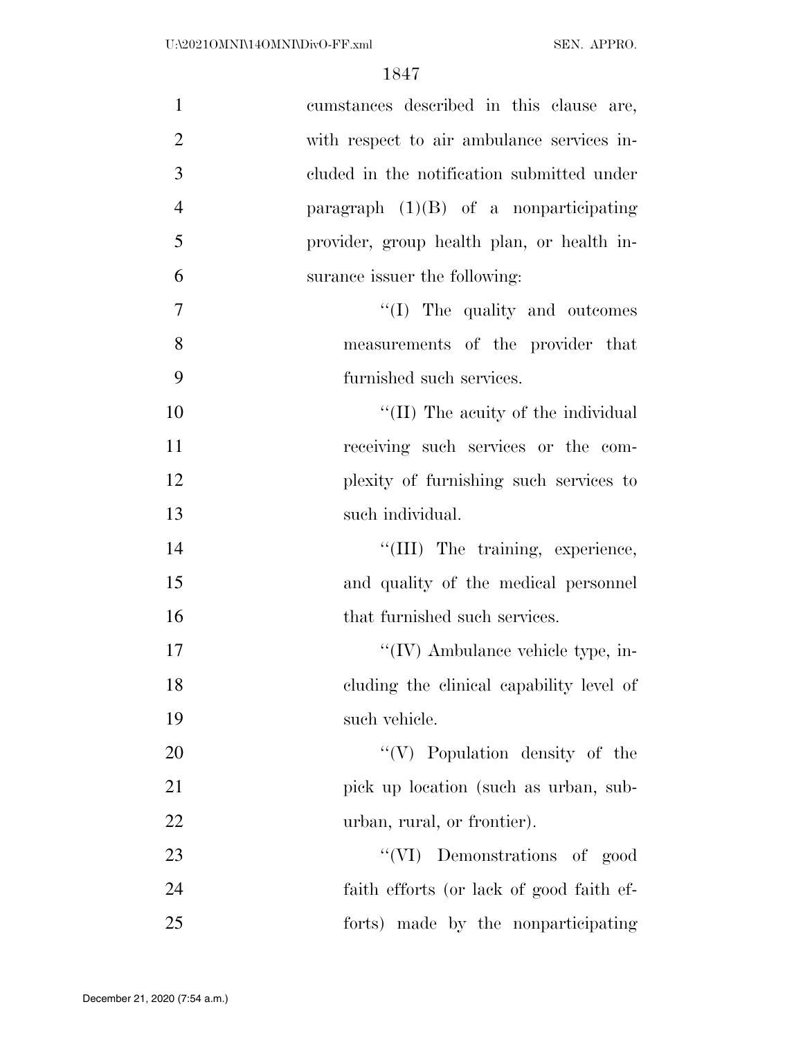cumstances described in this clause are, with respect to air ambulance services included in the notification submitted under paragraph (1)(B) of a nonparticipating provider, group health plan, or health insurance issuer the following:

''(I) The quality and outcomes measurements of the provider that furnished such services.

''(II) The acuity of the individual receiving such services or the complexity of furnishing such services to such individual.

''(III) The training, experience, and quality of the medical personnel that furnished such services.

''(IV) Ambulance vehicle type, including the clinical capability level of such vehicle.

''(V) Population density of the pick up location (such as urban, suburban, rural, or frontier).

''(VI) Demonstrations of good faith efforts (or lack of good faith efforts) made by the nonparticipating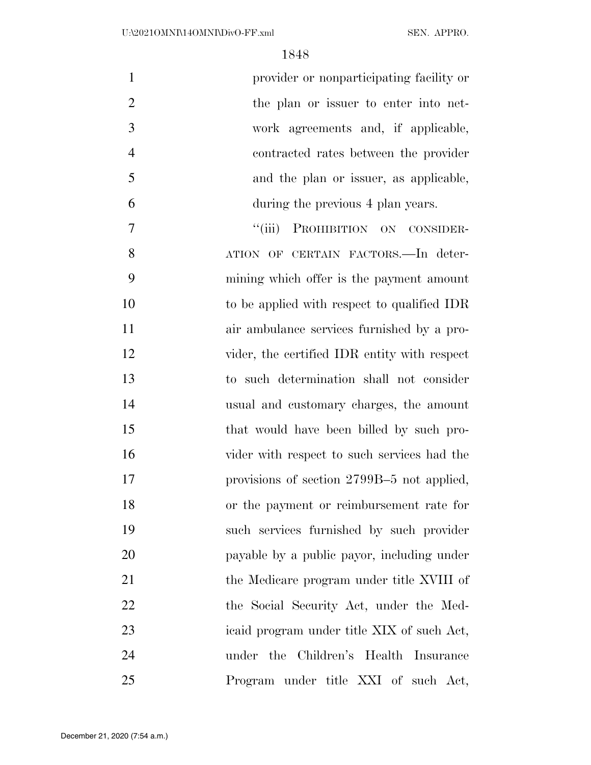provider or nonparticipating facility or the plan or issuer to enter into network agreements and, if applicable, contracted rates between the provider and the plan or issuer, as applicable, during the previous 4 plan years.

"(iii) PROHIBITION ON CONSIDERATION OF CERTAIN FACTORS.—In determining which offer is the payment amount to be applied with respect to qualified IDR air ambulance services furnished by a provider, the certified IDR entity with respect to such determination shall not consider usual and customary charges, the amount that would have been billed by such provider with respect to such services had the provisions of section 2799B–5 not applied, or the payment or reimbursement rate for such services furnished by such provider payable by a public payor, including under the Medicare program under title XVIII of the Social Security Act, under the Medicaid program under title XIX of such Act, under the Children's Health Insurance Program under title XXI of such Act,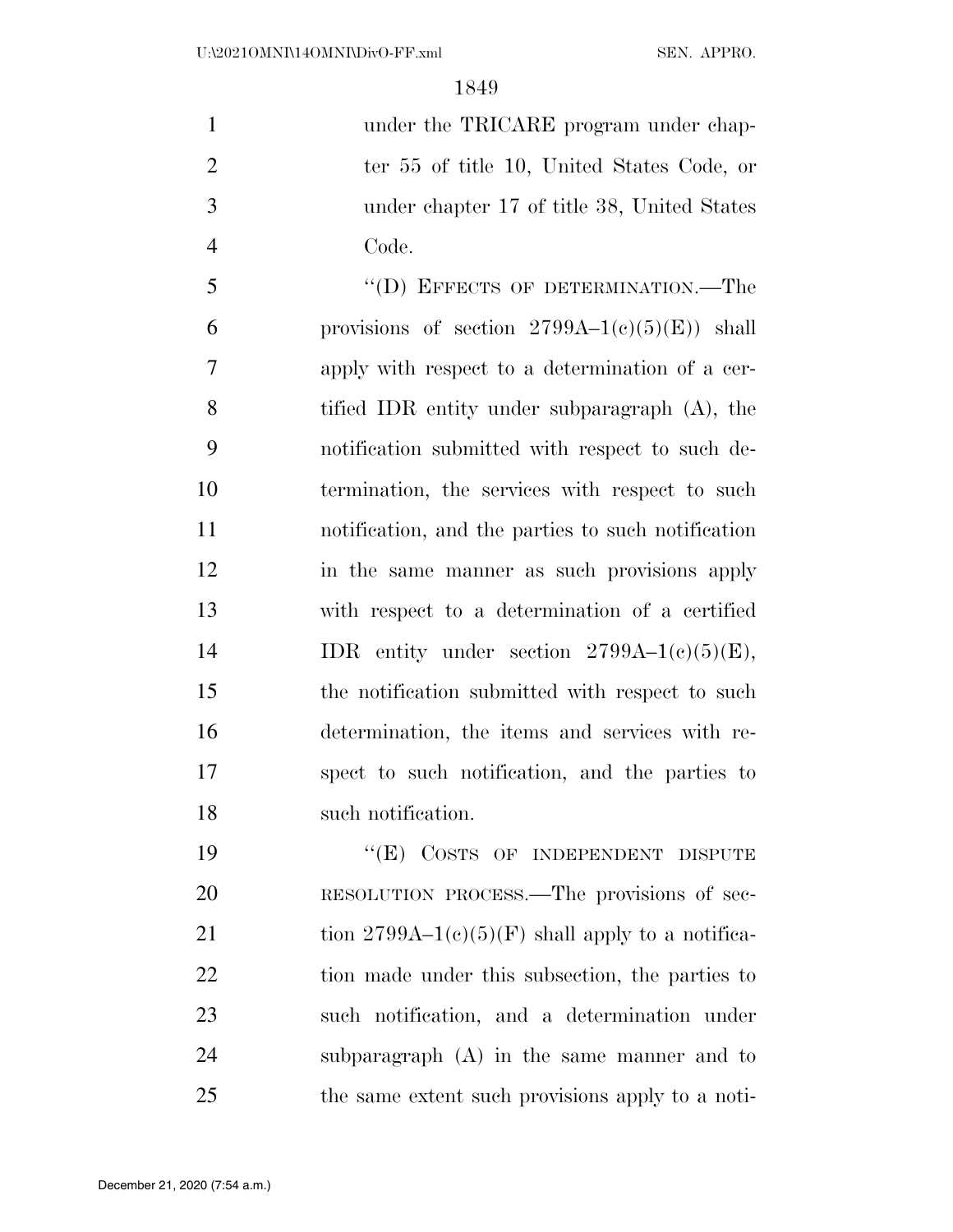under the TRICARE program under chapter 55 of title 10, United States Code, or under chapter 17 of title 38, United States Code.

"(D) EFFECTS OF DETERMINATION.—The provisions of section 2799A–1(c)(5)(E)) shall apply with respect to a determination of a certified IDR entity under subparagraph (A), the notification submitted with respect to such determination, the services with respect to such notification, and the parties to such notification in the same manner as such provisions apply with respect to a determination of a certified IDR entity under section 2799A–1(c)(5)(E), the notification submitted with respect to such determination, the items and services with respect to such notification, and the parties to such notification.

"(E) COSTS OF INDEPENDENT DISPUTE RESOLUTION PROCESS.—The provisions of section 2799A–1(c)(5)(F) shall apply to a notification made under this subsection, the parties to such notification, and a determination under subparagraph (A) in the same manner and to the same extent such provisions apply to a noti-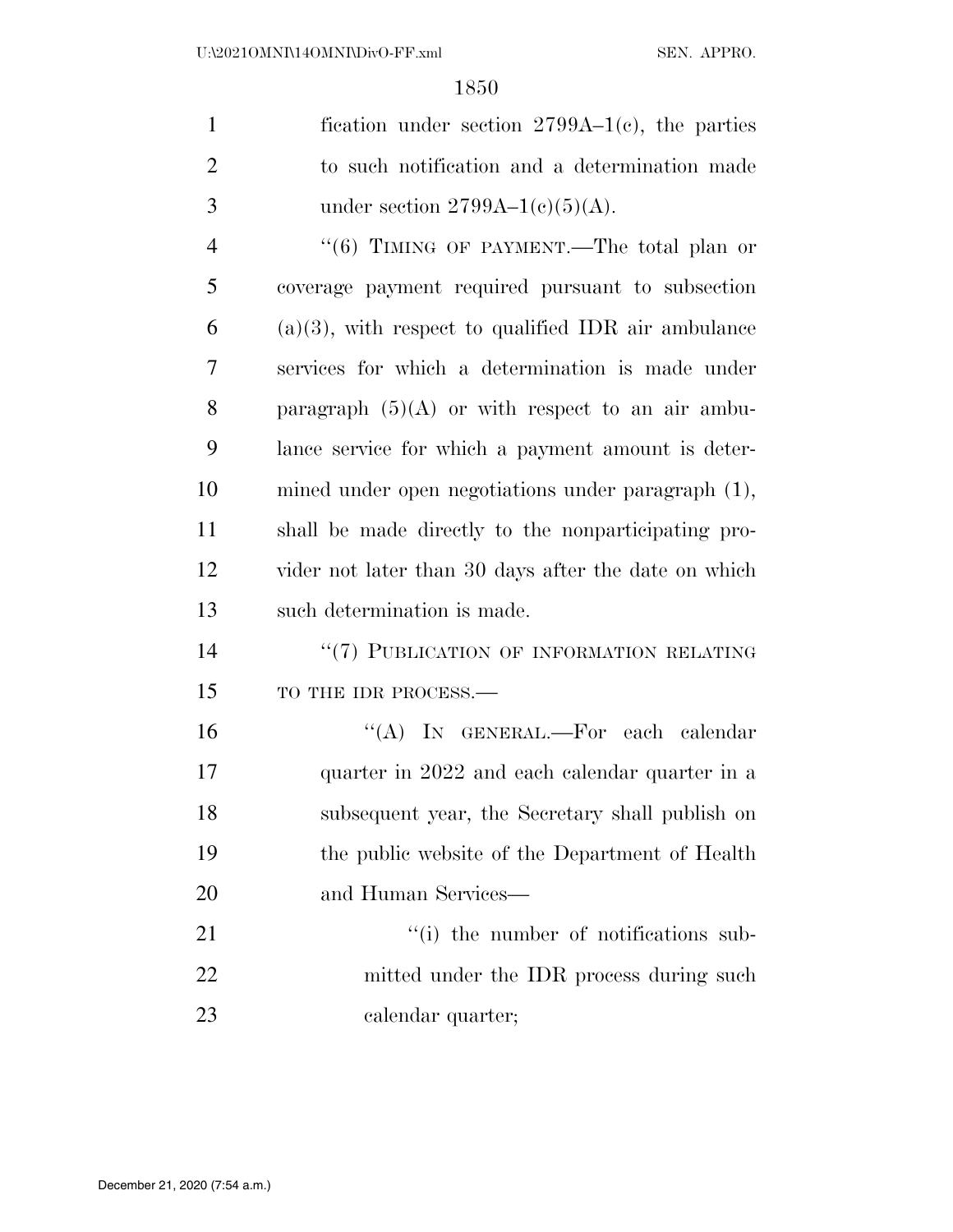fication under section 2799A–1(c), the parties to such notification and a determination made under section 2799A–1(c)(5)(A).

''(6) TIMING OF PAYMENT.—The total plan or coverage payment required pursuant to subsection (a)(3), with respect to qualified IDR air ambulance services for which a determination is made under paragraph (5)(A) or with respect to an air ambulance service for which a payment amount is determined under open negotiations under paragraph (1), shall be made directly to the nonparticipating provider not later than 30 days after the date on which such determination is made.

''(7) PUBLICATION OF INFORMATION RELATING TO THE IDR PROCESS.—

''(A) IN GENERAL.—For each calendar quarter in 2022 and each calendar quarter in a subsequent year, the Secretary shall publish on the public website of the Department of Health and Human Services—

''(i) the number of notifications submitted under the IDR process during such calendar quarter;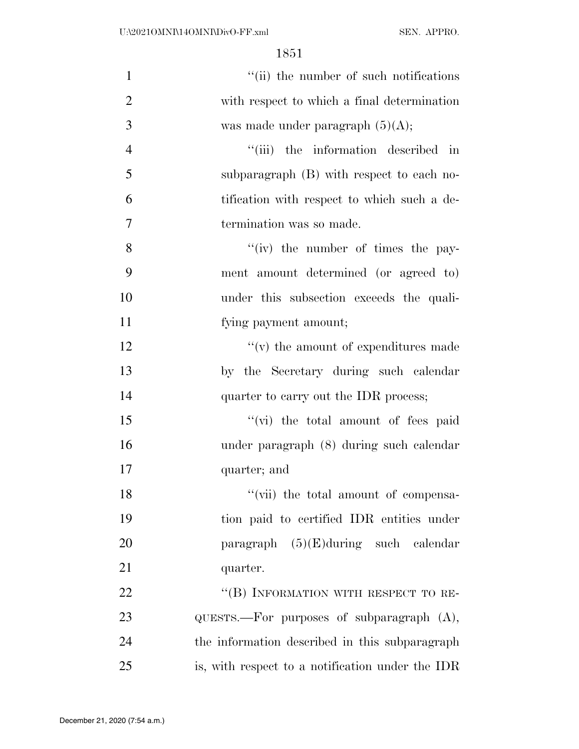''(ii) the number of such notifications with respect to which a final determination was made under paragraph (5)(A);

''(iii) the information described in subparagraph (B) with respect to each notification with respect to which such a determination was so made.

''(iv) the number of times the payment amount determined (or agreed to) under this subsection exceeds the qualifying payment amount;

''(v) the amount of expenditures made by the Secretary during such calendar quarter to carry out the IDR process;

''(vi) the total amount of fees paid under paragraph (8) during such calendar quarter; and

''(vii) the total amount of compensation paid to certified IDR entities under paragraph (5)(E)during such calendar quarter.

''(B) INFORMATION WITH RESPECT TO REQUESTS.—For purposes of subparagraph (A), the information described in this subparagraph is, with respect to a notification under the IDR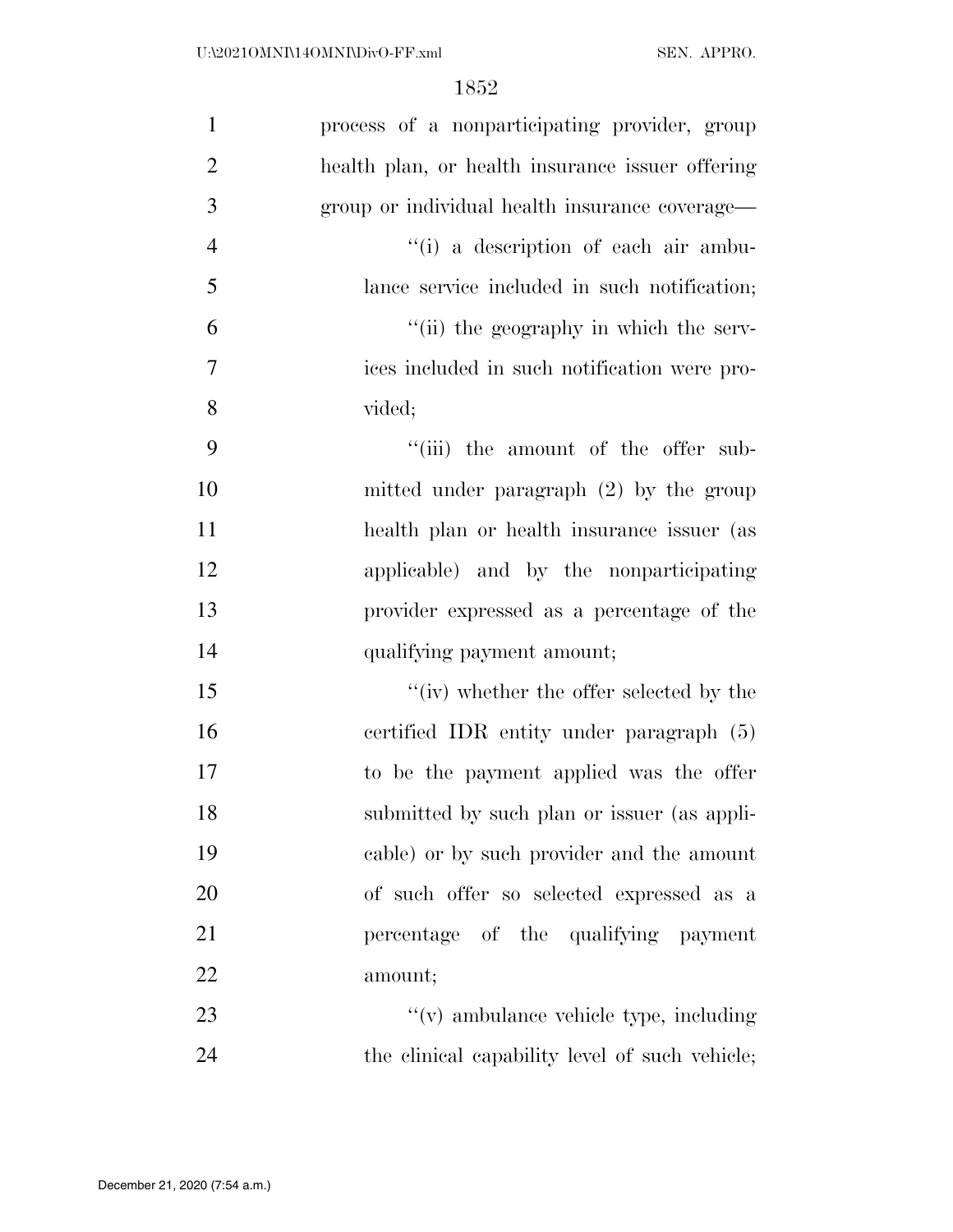process of a nonparticipating provider, group health plan, or health insurance issuer offering group or individual health insurance coverage—

“(i) a description of each air ambulance service included in such notification;

“(ii) the geography in which the services included in such notification were provided;

“(iii) the amount of the offer submitted under paragraph (2) by the group health plan or health insurance issuer (as applicable) and by the nonparticipating provider expressed as a percentage of the qualifying payment amount;

“(iv) whether the offer selected by the certified IDR entity under paragraph (5) to be the payment applied was the offer submitted by such plan or issuer (as applicable) or by such provider and the amount of such offer so selected expressed as a percentage of the qualifying payment amount;

“(v) ambulance vehicle type, including the clinical capability level of such vehicle;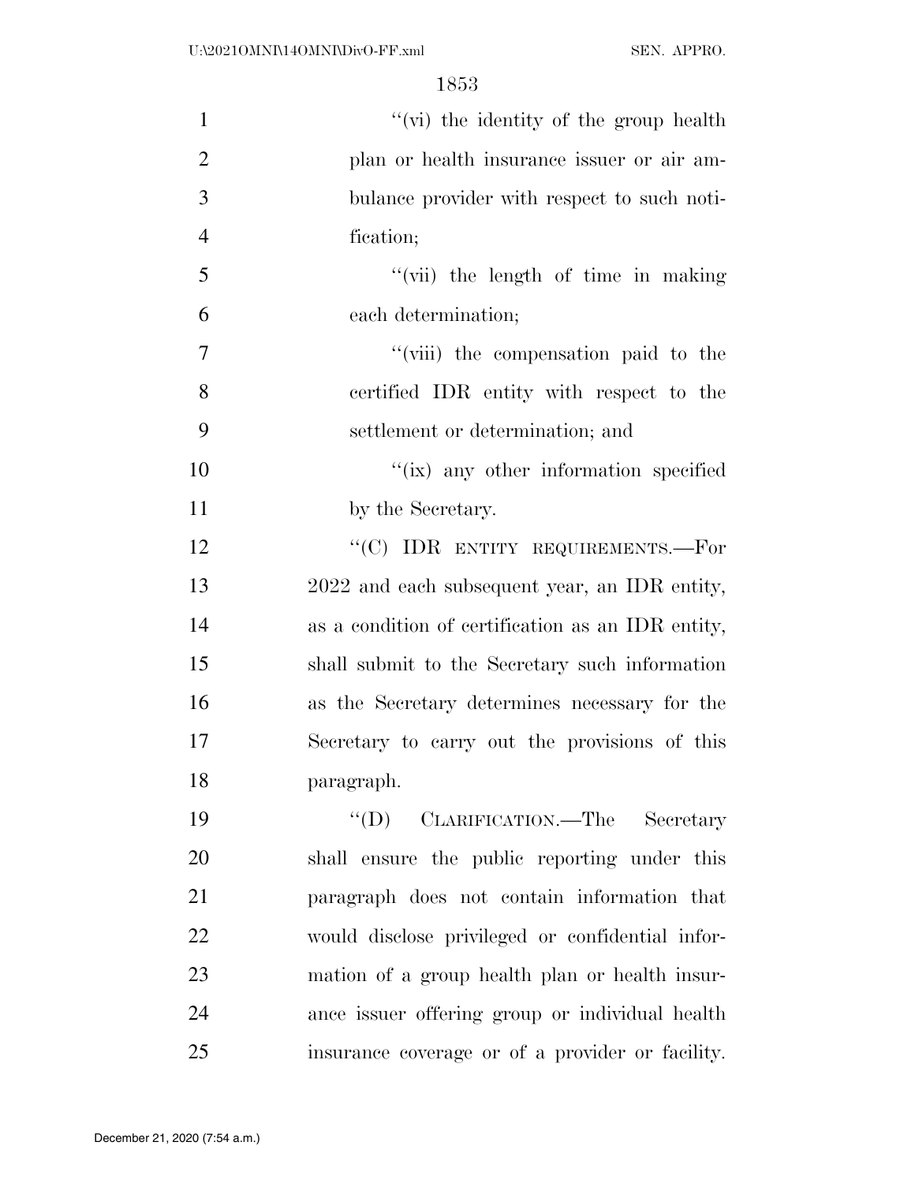"(vi) the identity of the group health plan or health insurance issuer or air ambulance provider with respect to such notification;

"(vii) the length of time in making each determination;

"(viii) the compensation paid to the certified IDR entity with respect to the settlement or determination; and

"(ix) any other information specified by the Secretary.

"(C) IDR ENTITY REQUIREMENTS.—For 2022 and each subsequent year, an IDR entity, as a condition of certification as an IDR entity, shall submit to the Secretary such information as the Secretary determines necessary for the Secretary to carry out the provisions of this paragraph.

"(D) CLARIFICATION.—The Secretary shall ensure the public reporting under this paragraph does not contain information that would disclose privileged or confidential information of a group health plan or health insurance issuer offering group or individual health insurance coverage or of a provider or facility.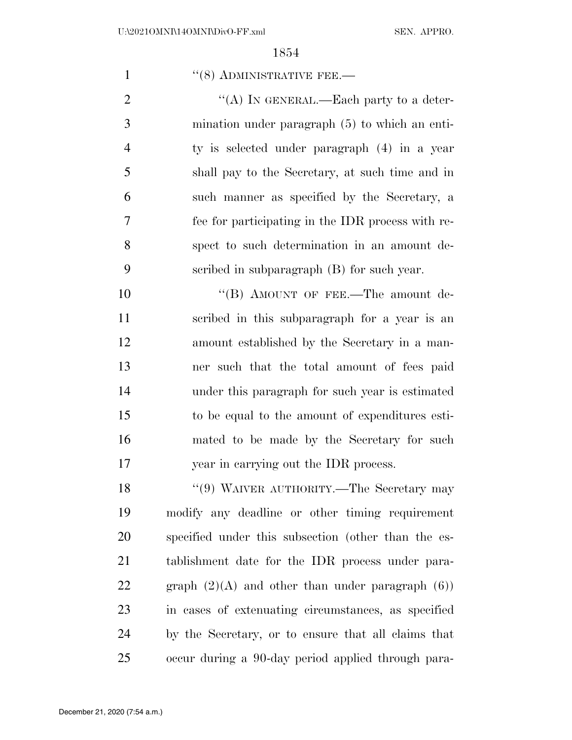"(8) ADMINISTRATIVE FEE.—

"(A) IN GENERAL.—Each party to a determination under paragraph (5) to which an entity is selected under paragraph (4) in a year shall pay to the Secretary, at such time and in such manner as specified by the Secretary, a fee for participating in the IDR process with respect to such determination in an amount described in subparagraph (B) for such year.

"(B) AMOUNT OF FEE.—The amount described in this subparagraph for a year is an amount established by the Secretary in a manner such that the total amount of fees paid under this paragraph for such year is estimated to be equal to the amount of expenditures estimated to be made by the Secretary for such year in carrying out the IDR process.

"(9) WAIVER AUTHORITY.—The Secretary may modify any deadline or other timing requirement specified under this subsection (other than the establishment date for the IDR process under paragraph (2)(A) and other than under paragraph (6)) in cases of extenuating circumstances, as specified by the Secretary, or to ensure that all claims that occur during a 90-day period applied through para-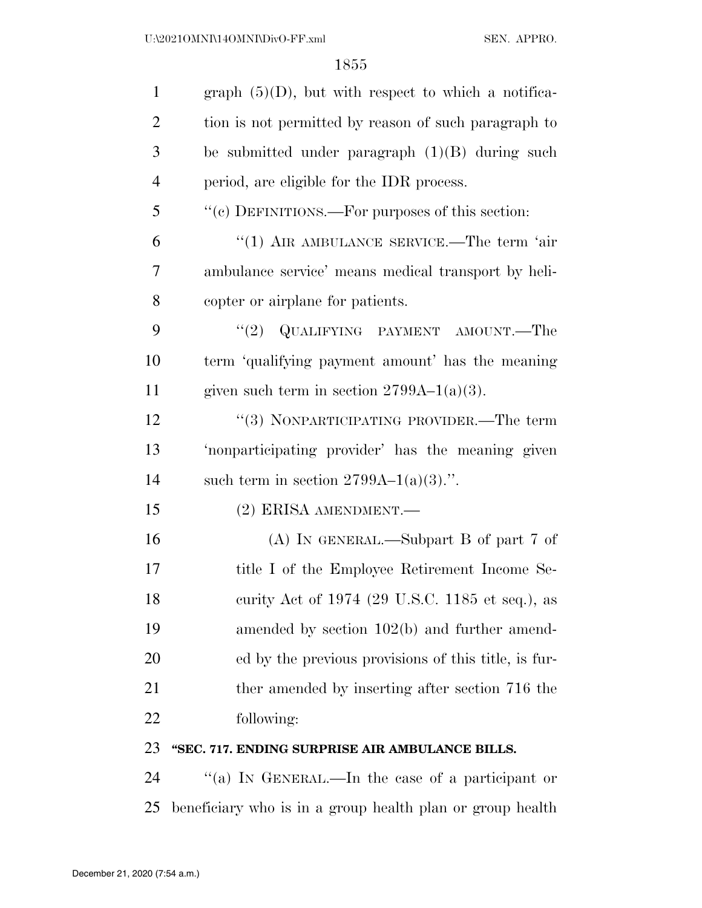graph (5)(D), but with respect to which a notification is not permitted by reason of such paragraph to be submitted under paragraph (1)(B) during such period, are eligible for the IDR process.

"(c) DEFINITIONS.—For purposes of this section:

"(1) AIR AMBULANCE SERVICE.—The term 'air ambulance service' means medical transport by helicopter or airplane for patients.

"(2) QUALIFYING PAYMENT AMOUNT.—The term 'qualifying payment amount' has the meaning given such term in section 2799A–1(a)(3).

"(3) NONPARTICIPATING PROVIDER.—The term 'nonparticipating provider' has the meaning given such term in section 2799A–1(a)(3).".

(2) ERISA AMENDMENT.—

(A) IN GENERAL.—Subpart B of part 7 of title I of the Employee Retirement Income Security Act of 1974 (29 U.S.C. 1185 et seq.), as amended by section 102(b) and further amended by the previous provisions of this title, is further amended by inserting after section 716 the following:

**"SEC. 717. ENDING SURPRISE AIR AMBULANCE BILLS.**

"(a) IN GENERAL.—In the case of a participant or beneficiary who is in a group health plan or group health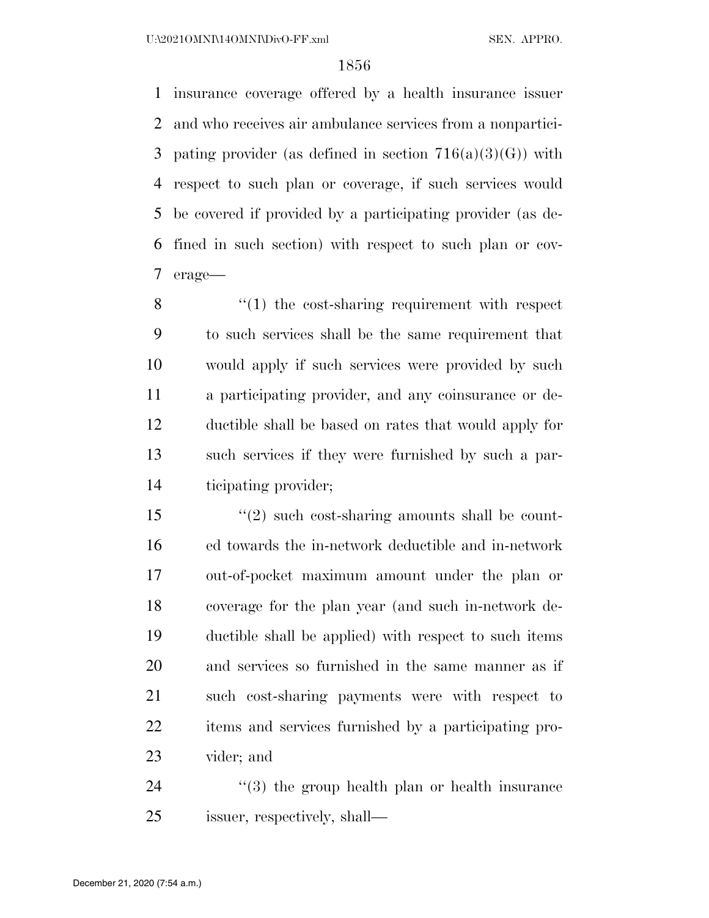insurance coverage offered by a health insurance issuer and who receives air ambulance services from a nonparticipating provider (as defined in section 716(a)(3)(G)) with respect to such plan or coverage, if such services would be covered if provided by a participating provider (as defined in such section) with respect to such plan or coverage—

"(1) the cost-sharing requirement with respect to such services shall be the same requirement that would apply if such services were provided by such a participating provider, and any coinsurance or deductible shall be based on rates that would apply for such services if they were furnished by such a participating provider;

"(2) such cost-sharing amounts shall be counted towards the in-network deductible and in-network out-of-pocket maximum amount under the plan or coverage for the plan year (and such in-network deductible shall be applied) with respect to such items and services so furnished in the same manner as if such cost-sharing payments were with respect to items and services furnished by a participating provider; and

"(3) the group health plan or health insurance issuer, respectively, shall—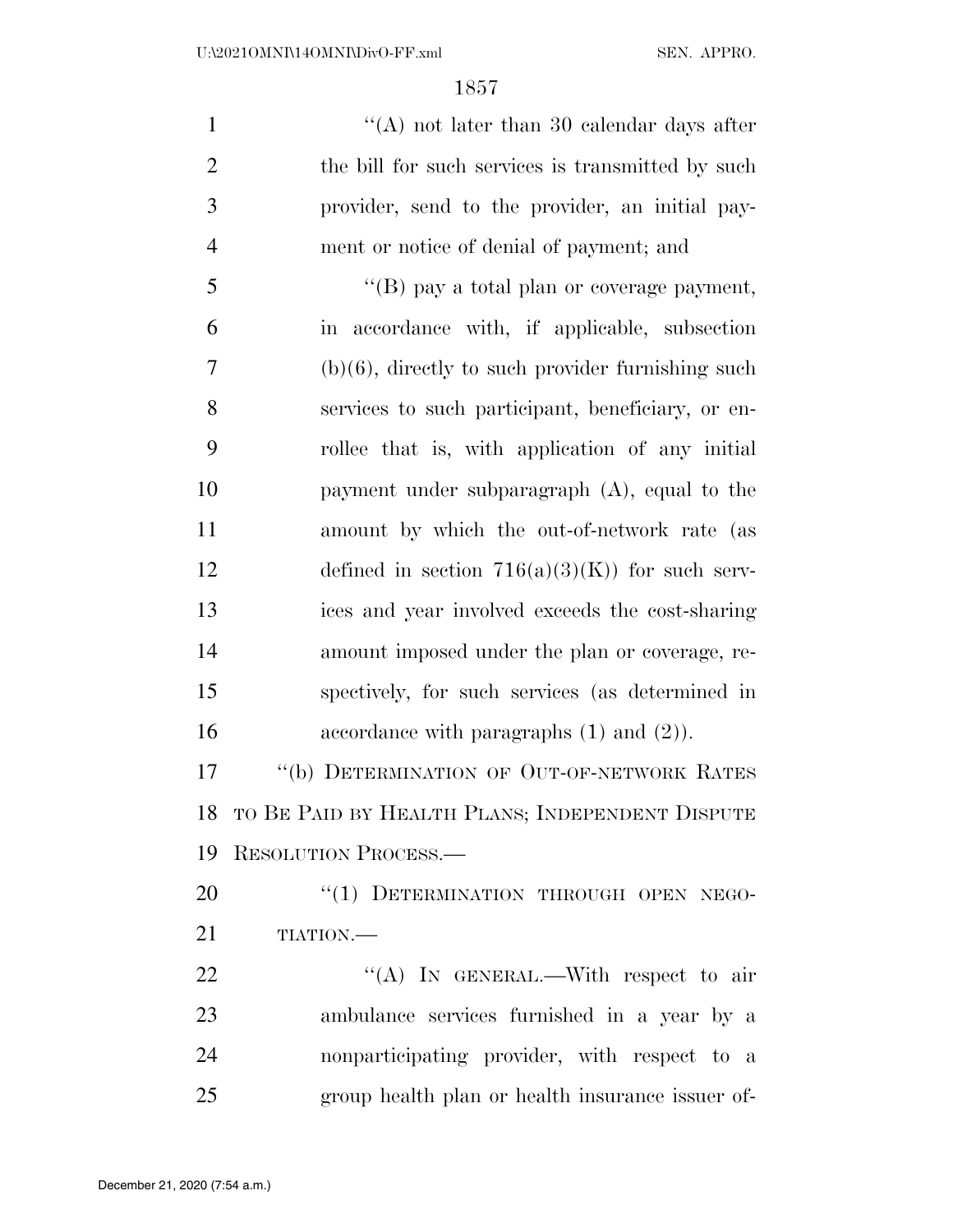"(A) not later than 30 calendar days after the bill for such services is transmitted by such provider, send to the provider, an initial payment or notice of denial of payment; and

"(B) pay a total plan or coverage payment, in accordance with, if applicable, subsection (b)(6), directly to such provider furnishing such services to such participant, beneficiary, or enrollee that is, with application of any initial payment under subparagraph (A), equal to the amount by which the out-of-network rate (as defined in section 716(a)(3)(K)) for such services and year involved exceeds the cost-sharing amount imposed under the plan or coverage, respectively, for such services (as determined in accordance with paragraphs (1) and (2)).

"(b) DETERMINATION OF OUT-OF-NETWORK RATES TO BE PAID BY HEALTH PLANS; INDEPENDENT DISPUTE RESOLUTION PROCESS.—

"(1) DETERMINATION THROUGH OPEN NEGOTIATION.—

"(A) IN GENERAL.—With respect to air ambulance services furnished in a year by a nonparticipating provider, with respect to a group health plan or health insurance issuer of-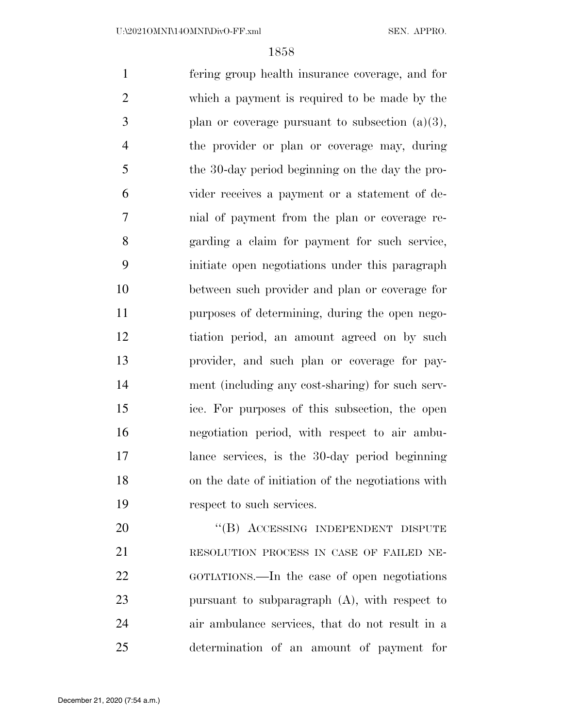fering group health insurance coverage, and for which a payment is required to be made by the plan or coverage pursuant to subsection (a)(3), the provider or plan or coverage may, during the 30-day period beginning on the day the provider receives a payment or a statement of denial of payment from the plan or coverage regarding a claim for payment for such service, initiate open negotiations under this paragraph between such provider and plan or coverage for purposes of determining, during the open negotiation period, an amount agreed on by such provider, and such plan or coverage for payment (including any cost-sharing) for such service. For purposes of this subsection, the open negotiation period, with respect to air ambulance services, is the 30-day period beginning on the date of initiation of the negotiations with respect to such services.

"(B) ACCESSING INDEPENDENT DISPUTE RESOLUTION PROCESS IN CASE OF FAILED NEGOTIATIONS.—In the case of open negotiations pursuant to subparagraph (A), with respect to air ambulance services, that do not result in a determination of an amount of payment for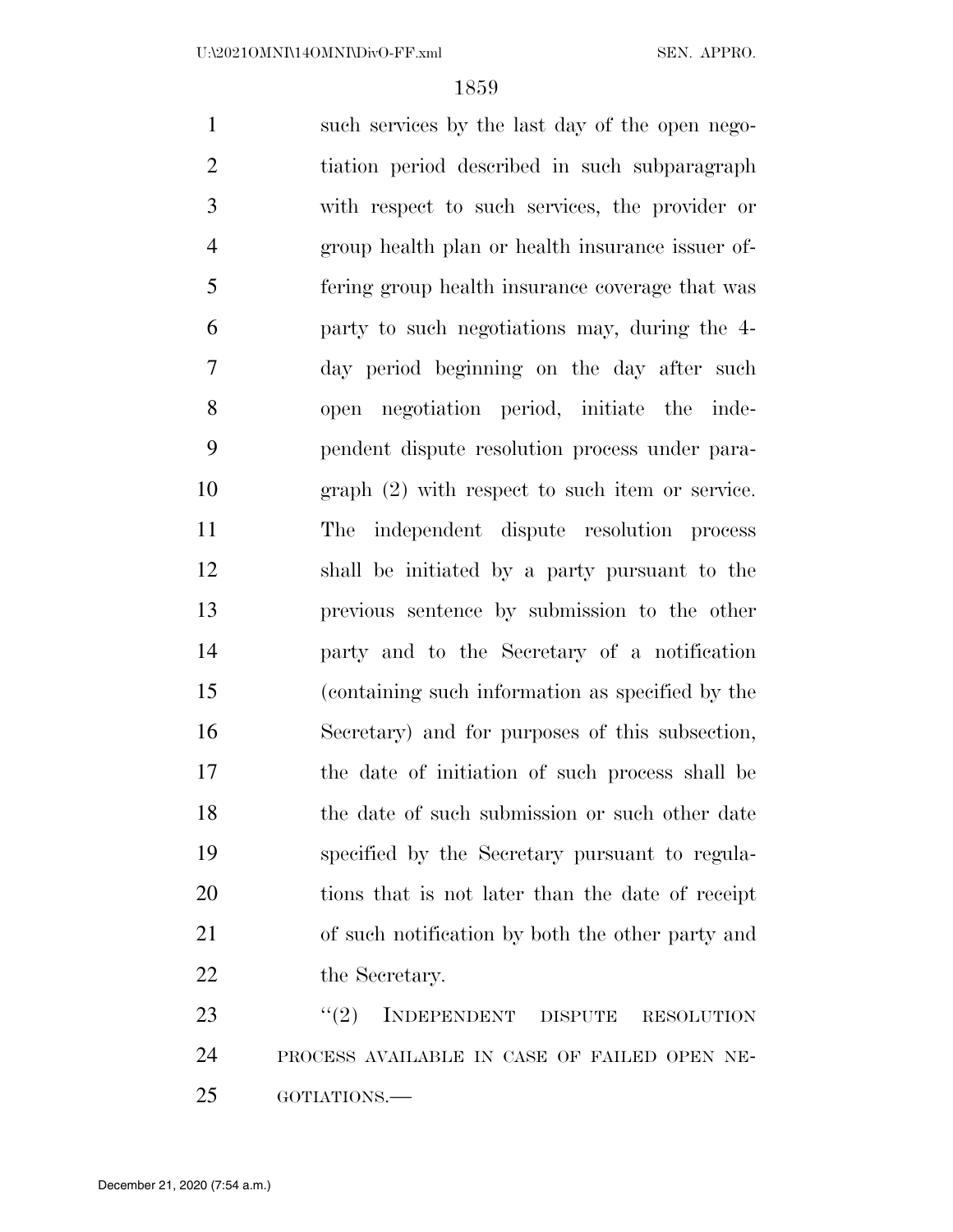such services by the last day of the open negotiation period described in such subparagraph with respect to such services, the provider or group health plan or health insurance issuer offering group health insurance coverage that was party to such negotiations may, during the 4-day period beginning on the day after such open negotiation period, initiate the independent dispute resolution process under paragraph (2) with respect to such item or service. The independent dispute resolution process shall be initiated by a party pursuant to the previous sentence by submission to the other party and to the Secretary of a notification (containing such information as specified by the Secretary) and for purposes of this subsection, the date of initiation of such process shall be the date of such submission or such other date specified by the Secretary pursuant to regulations that is not later than the date of receipt of such notification by both the other party and the Secretary.

"(2) INDEPENDENT DISPUTE RESOLUTION PROCESS AVAILABLE IN CASE OF FAILED OPEN NEGOTIATIONS.—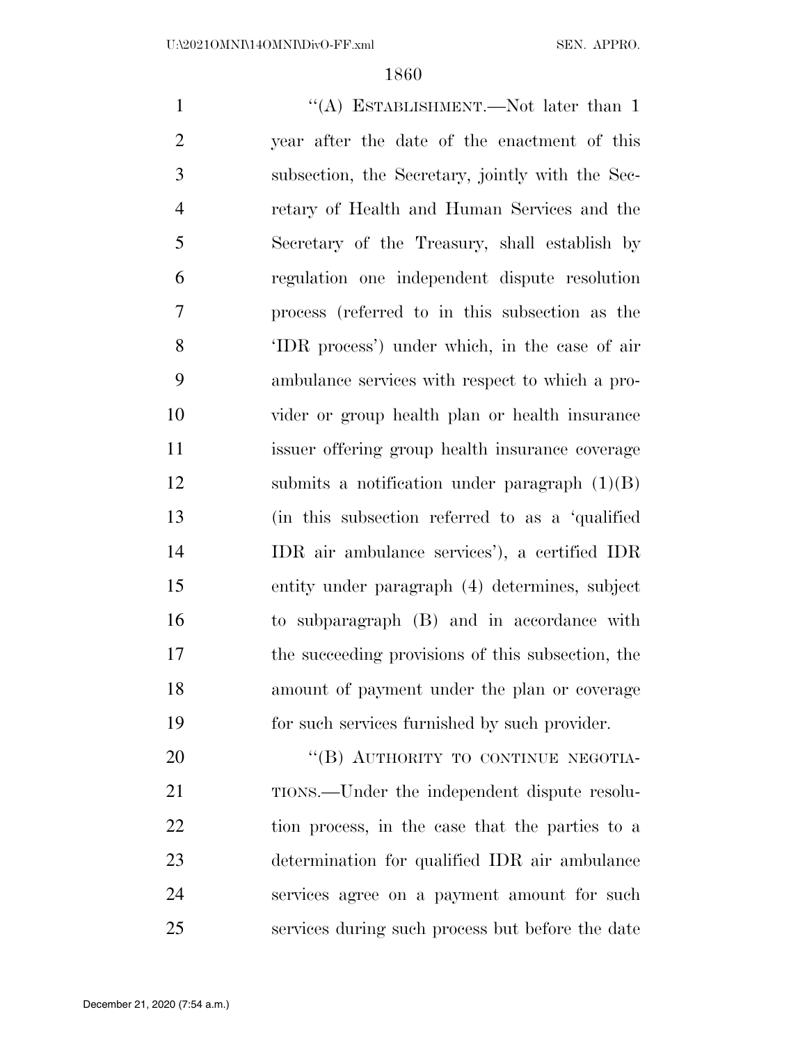"(A) ESTABLISHMENT.—Not later than 1 year after the date of the enactment of this subsection, the Secretary, jointly with the Secretary of Health and Human Services and the Secretary of the Treasury, shall establish by regulation one independent dispute resolution process (referred to in this subsection as the 'IDR process') under which, in the case of air ambulance services with respect to which a provider or group health plan or health insurance issuer offering group health insurance coverage submits a notification under paragraph (1)(B) (in this subsection referred to as a 'qualified IDR air ambulance services'), a certified IDR entity under paragraph (4) determines, subject to subparagraph (B) and in accordance with the succeeding provisions of this subsection, the amount of payment under the plan or coverage for such services furnished by such provider.

"(B) AUTHORITY TO CONTINUE NEGOTIATIONS.—Under the independent dispute resolution process, in the case that the parties to a determination for qualified IDR air ambulance services agree on a payment amount for such services during such process but before the date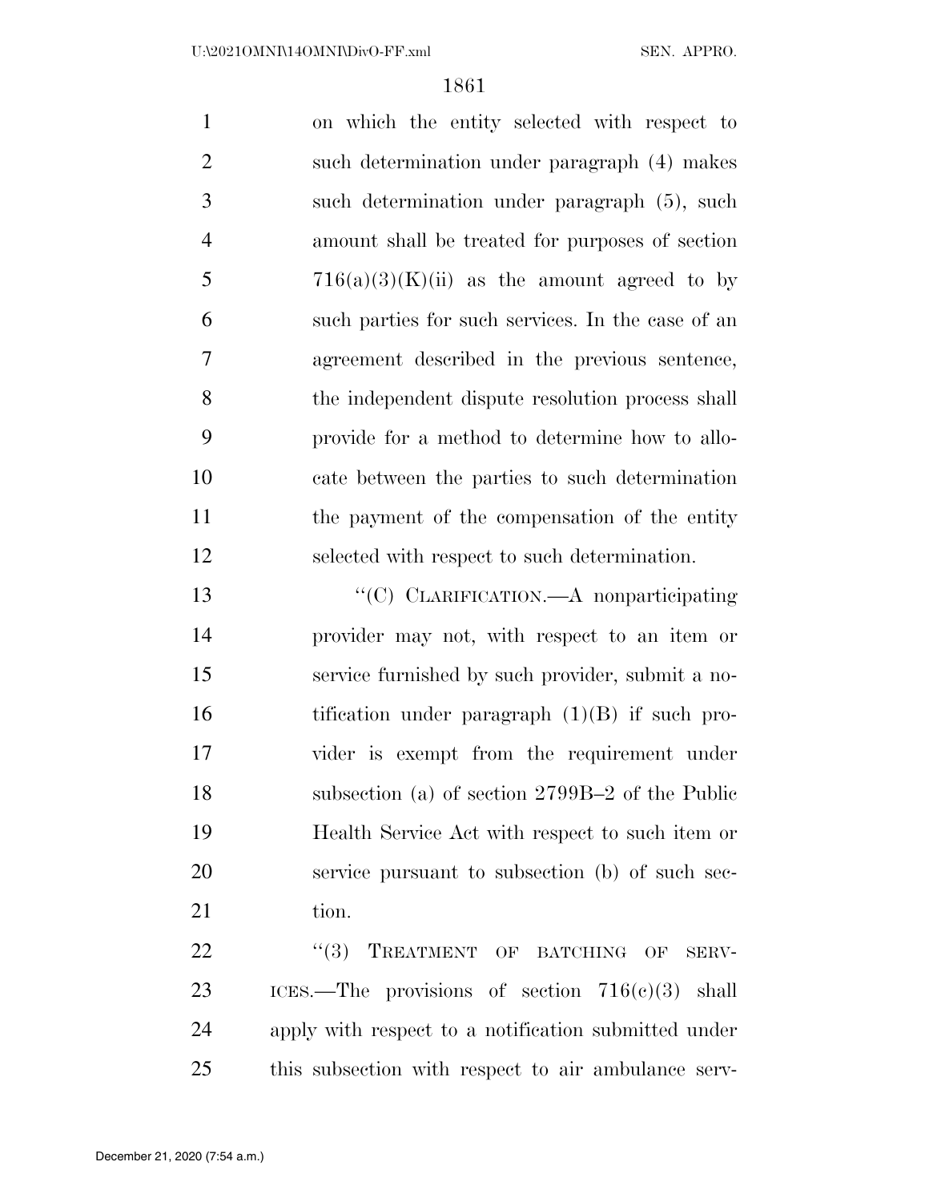on which the entity selected with respect to such determination under paragraph (4) makes such determination under paragraph (5), such amount shall be treated for purposes of section 716(a)(3)(K)(ii) as the amount agreed to by such parties for such services. In the case of an agreement described in the previous sentence, the independent dispute resolution process shall provide for a method to determine how to allocate between the parties to such determination the payment of the compensation of the entity selected with respect to such determination.

"(C) CLARIFICATION.—A nonparticipating provider may not, with respect to an item or service furnished by such provider, submit a notification under paragraph (1)(B) if such provider is exempt from the requirement under subsection (a) of section 2799B–2 of the Public Health Service Act with respect to such item or service pursuant to subsection (b) of such section.

"(3) TREATMENT OF BATCHING OF SERVICES.—The provisions of section 716(c)(3) shall apply with respect to a notification submitted under this subsection with respect to air ambulance serv-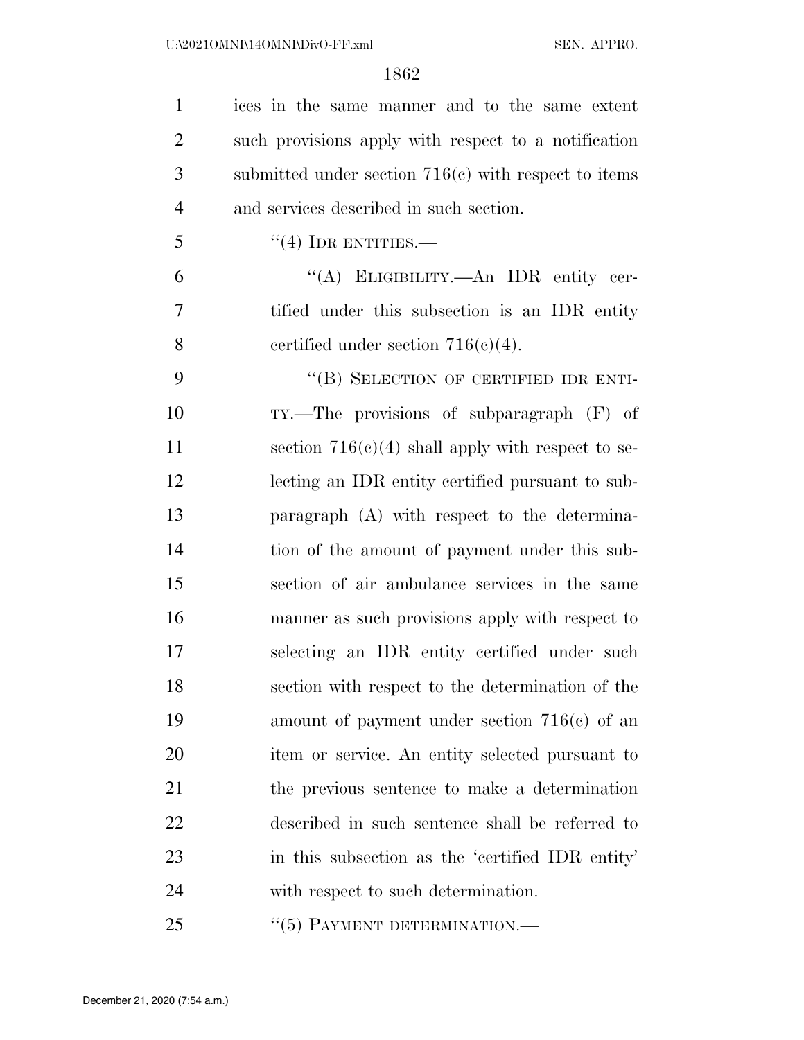ices in the same manner and to the same extent such provisions apply with respect to a notification submitted under section 716(c) with respect to items and services described in such section.

"(4) IDR ENTITIES.—

"(A) ELIGIBILITY.—An IDR entity certified under this subsection is an IDR entity certified under section 716(c)(4).

"(B) SELECTION OF CERTIFIED IDR ENTITY.—The provisions of subparagraph (F) of section 716(c)(4) shall apply with respect to selecting an IDR entity certified pursuant to subparagraph (A) with respect to the determination of the amount of payment under this subsection of air ambulance services in the same manner as such provisions apply with respect to selecting an IDR entity certified under such section with respect to the determination of the amount of payment under section 716(c) of an item or service. An entity selected pursuant to the previous sentence to make a determination described in such sentence shall be referred to in this subsection as the 'certified IDR entity' with respect to such determination.

"(5) PAYMENT DETERMINATION.—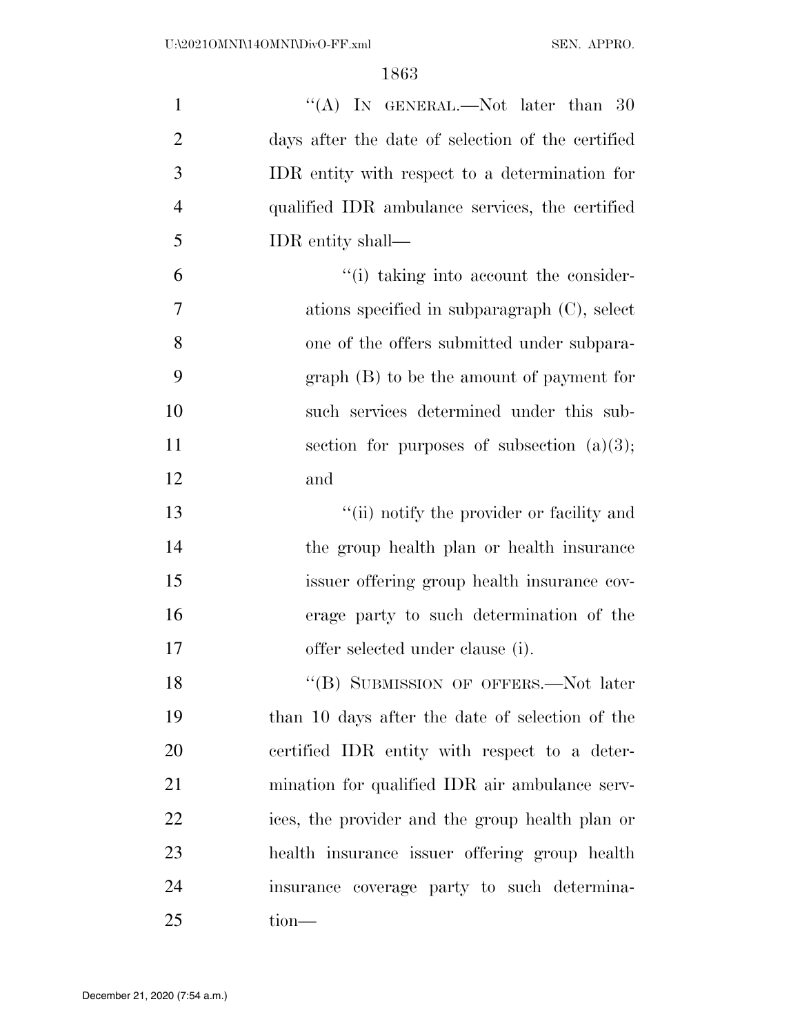"(A) In general.—Not later than 30 days after the date of selection of the certified IDR entity with respect to a determination for qualified IDR ambulance services, the certified IDR entity shall—

"(i) taking into account the considerations specified in subparagraph (C), select one of the offers submitted under subparagraph (B) to be the amount of payment for such services determined under this subsection for purposes of subsection (a)(3); and

"(ii) notify the provider or facility and the group health plan or health insurance issuer offering group health insurance coverage party to such determination of the offer selected under clause (i).

"(B) Submission of offers.—Not later than 10 days after the date of selection of the certified IDR entity with respect to a determination for qualified IDR air ambulance services, the provider and the group health plan or health insurance issuer offering group health insurance coverage party to such determination—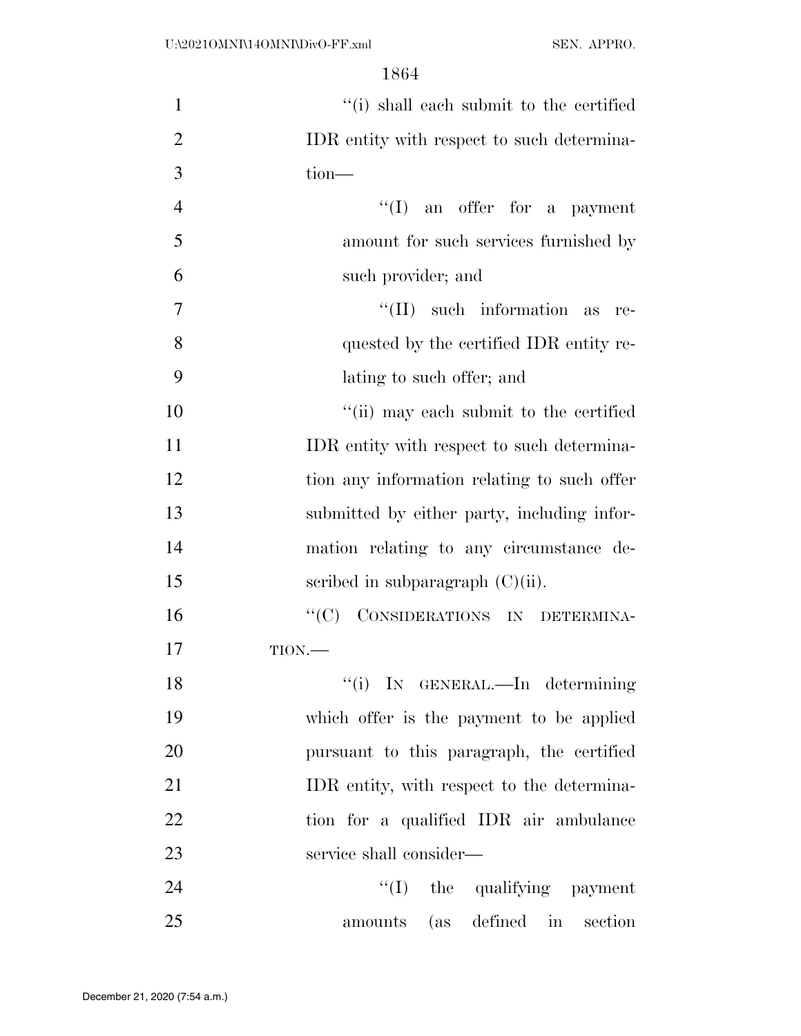"(i) shall each submit to the certified IDR entity with respect to such determination—

"(I) an offer for a payment amount for such services furnished by such provider; and

"(II) such information as requested by the certified IDR entity relating to such offer; and

"(ii) may each submit to the certified IDR entity with respect to such determination any information relating to such offer submitted by either party, including information relating to any circumstance described in subparagraph (C)(ii).

"(C) CONSIDERATIONS IN DETERMINATION.—

"(i) IN GENERAL.—In determining which offer is the payment to be applied pursuant to this paragraph, the certified IDR entity, with respect to the determination for a qualified IDR air ambulance service shall consider—

"(I) the qualifying payment amounts (as defined in section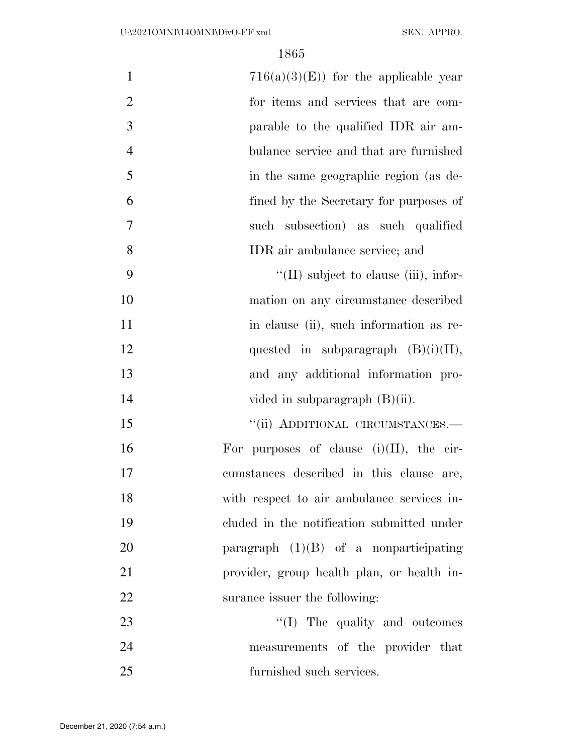716(a)(3)(E)) for the applicable year for items and services that are comparable to the qualified IDR air ambulance service and that are furnished in the same geographic region (as defined by the Secretary for purposes of such subsection) as such qualified IDR air ambulance service; and

"(II) subject to clause (iii), information on any circumstance described in clause (ii), such information as requested in subparagraph (B)(i)(II), and any additional information provided in subparagraph (B)(ii).

"(ii) ADDITIONAL CIRCUMSTANCES.—For purposes of clause (i)(II), the circumstances described in this clause are, with respect to air ambulance services included in the notification submitted under paragraph (1)(B) of a nonparticipating provider, group health plan, or health insurance issuer the following:

"(I) The quality and outcomes measurements of the provider that furnished such services.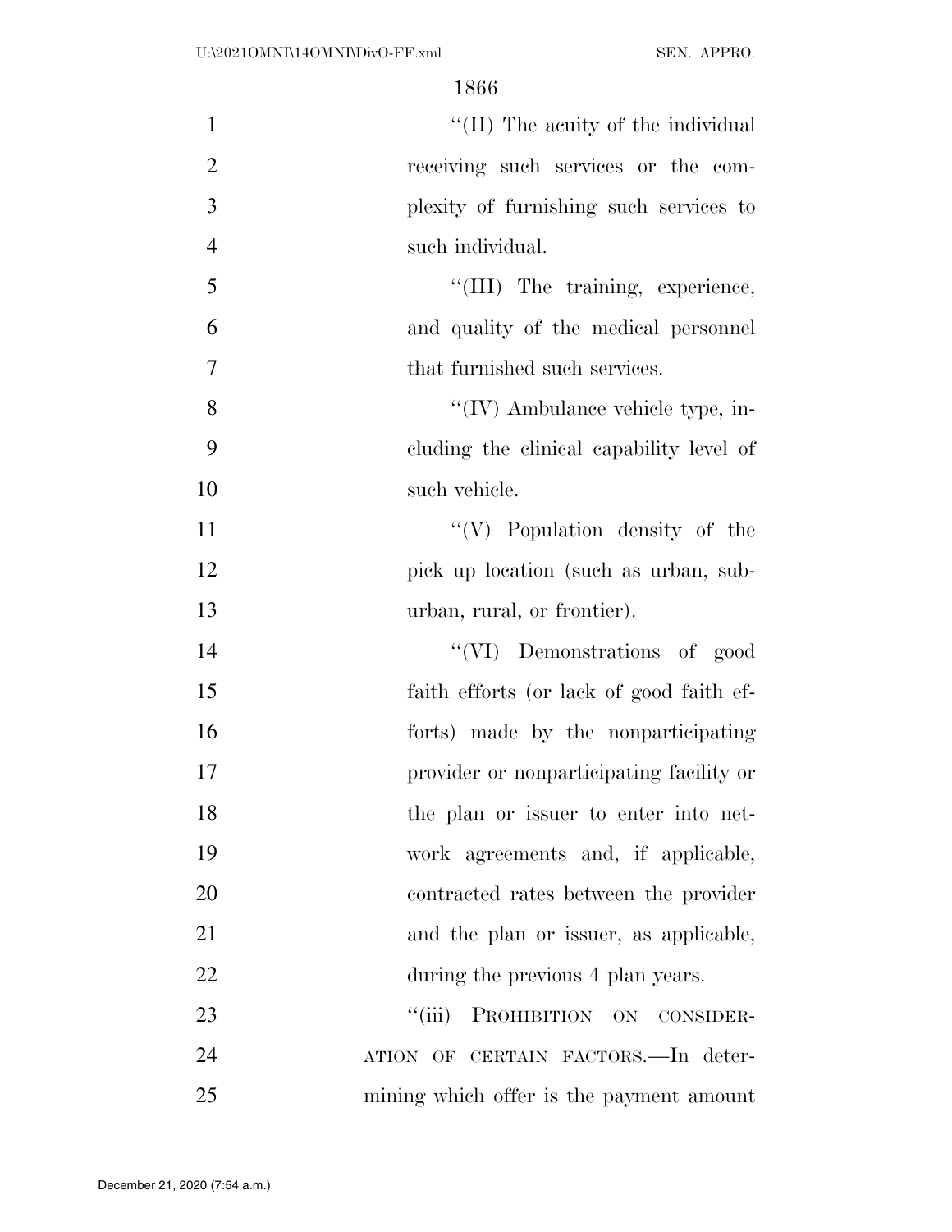"(II) The acuity of the individual receiving such services or the complexity of furnishing such services to such individual.

"(III) The training, experience, and quality of the medical personnel that furnished such services.

"(IV) Ambulance vehicle type, including the clinical capability level of such vehicle.

"(V) Population density of the pick up location (such as urban, suburban, rural, or frontier).

"(VI) Demonstrations of good faith efforts (or lack of good faith efforts) made by the nonparticipating provider or nonparticipating facility or the plan or issuer to enter into network agreements and, if applicable, contracted rates between the provider and the plan or issuer, as applicable, during the previous 4 plan years.

"(iii) PROHIBITION ON CONSIDERATION OF CERTAIN FACTORS.—In determining which offer is the payment amount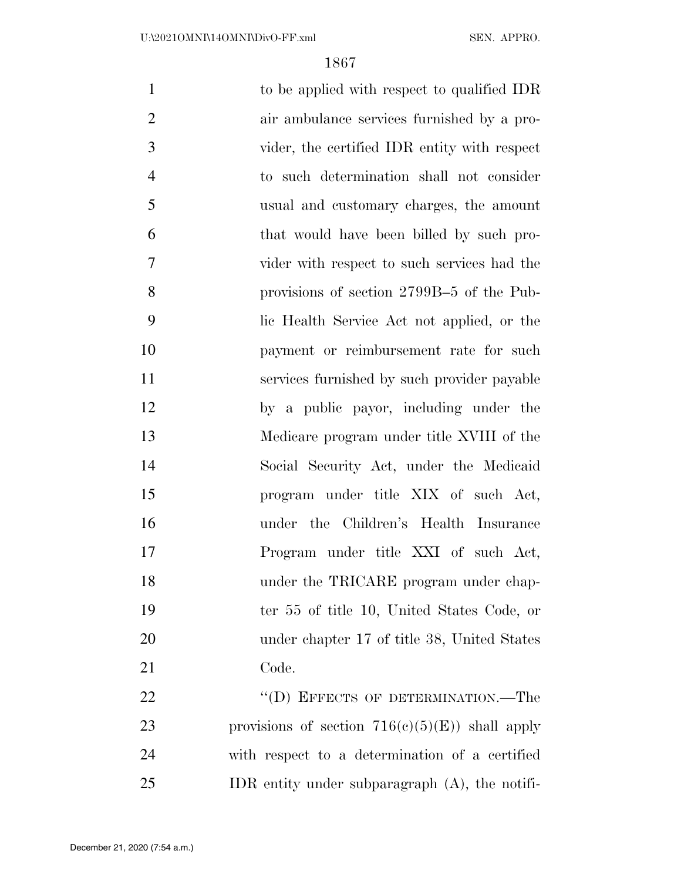to be applied with respect to qualified IDR air ambulance services furnished by a provider, the certified IDR entity with respect to such determination shall not consider usual and customary charges, the amount that would have been billed by such provider with respect to such services had the provisions of section 2799B–5 of the Public Health Service Act not applied, or the payment or reimbursement rate for such services furnished by such provider payable by a public payor, including under the Medicare program under title XVIII of the Social Security Act, under the Medicaid program under title XIX of such Act, under the Children's Health Insurance Program under title XXI of such Act, under the TRICARE program under chapter 55 of title 10, United States Code, or under chapter 17 of title 38, United States Code.

"(D) EFFECTS OF DETERMINATION.—The provisions of section 716(c)(5)(E)) shall apply with respect to a determination of a certified IDR entity under subparagraph (A), the notifi-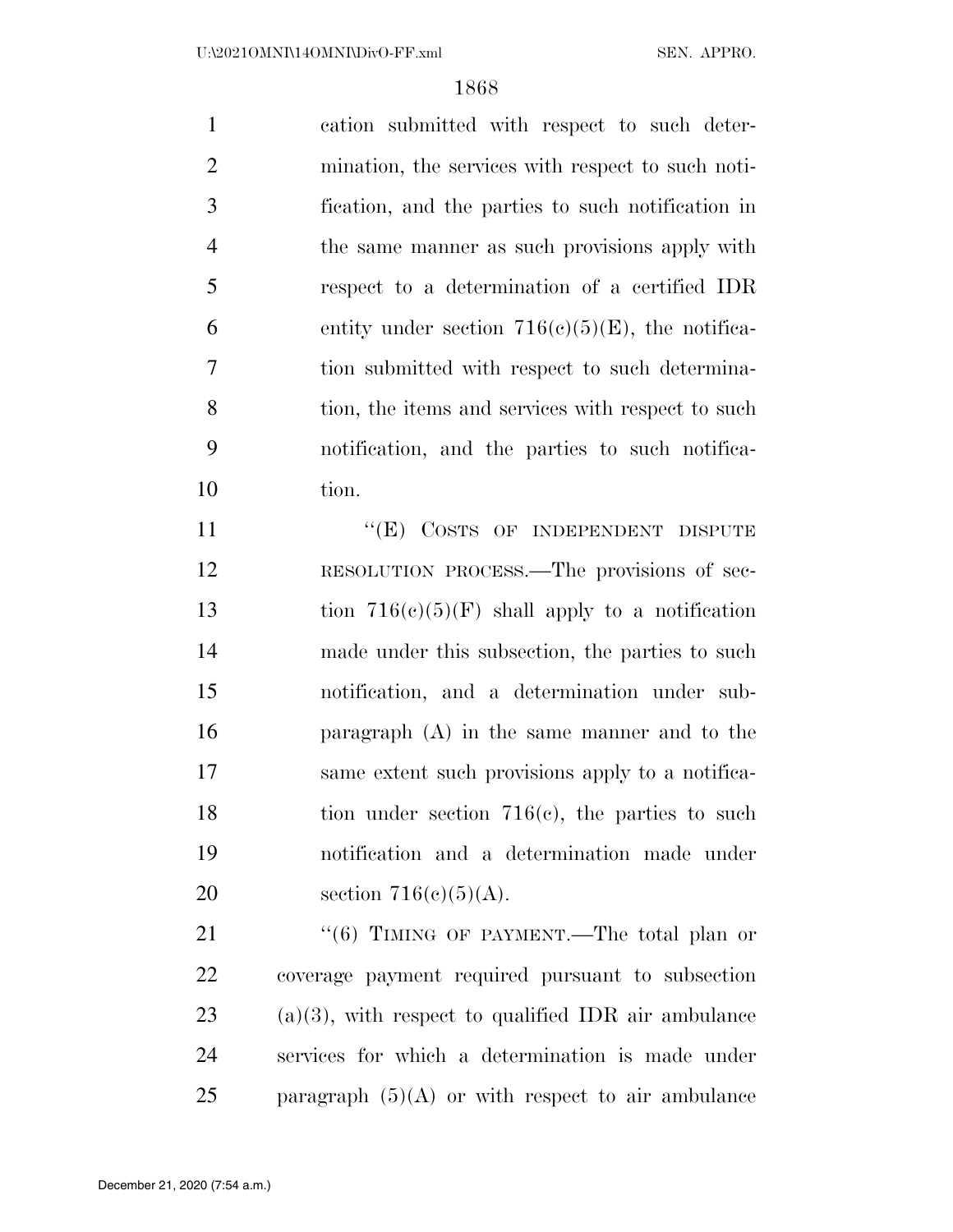cation submitted with respect to such determination, the services with respect to such notification, and the parties to such notification in the same manner as such provisions apply with respect to a determination of a certified IDR entity under section 716(c)(5)(E), the notification submitted with respect to such determination, the items and services with respect to such notification, and the parties to such notification.

"(E) COSTS OF INDEPENDENT DISPUTE RESOLUTION PROCESS.—The provisions of section 716(c)(5)(F) shall apply to a notification made under this subsection, the parties to such notification, and a determination under subparagraph (A) in the same manner and to the same extent such provisions apply to a notification under section 716(c), the parties to such notification and a determination made under section 716(c)(5)(A).

"(6) TIMING OF PAYMENT.—The total plan or coverage payment required pursuant to subsection (a)(3), with respect to qualified IDR air ambulance services for which a determination is made under paragraph (5)(A) or with respect to air ambulance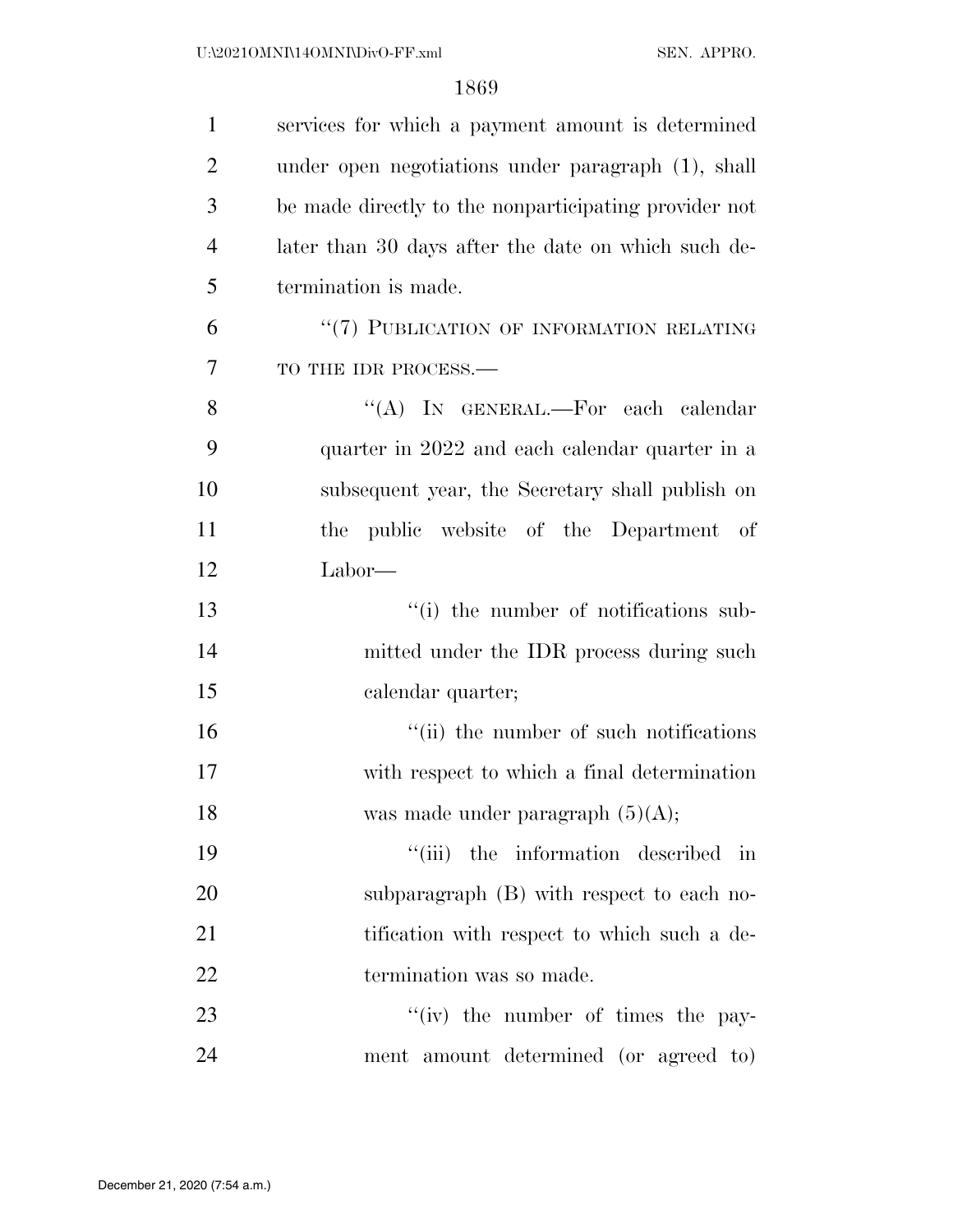services for which a payment amount is determined under open negotiations under paragraph (1), shall be made directly to the nonparticipating provider not later than 30 days after the date on which such determination is made.

"(7) PUBLICATION OF INFORMATION RELATING TO THE IDR PROCESS.—

"(A) IN GENERAL.—For each calendar quarter in 2022 and each calendar quarter in a subsequent year, the Secretary shall publish on the public website of the Department of Labor—

"(i) the number of notifications submitted under the IDR process during such calendar quarter;

"(ii) the number of such notifications with respect to which a final determination was made under paragraph (5)(A);

"(iii) the information described in subparagraph (B) with respect to each notification with respect to which such a determination was so made.

"(iv) the number of times the payment amount determined (or agreed to)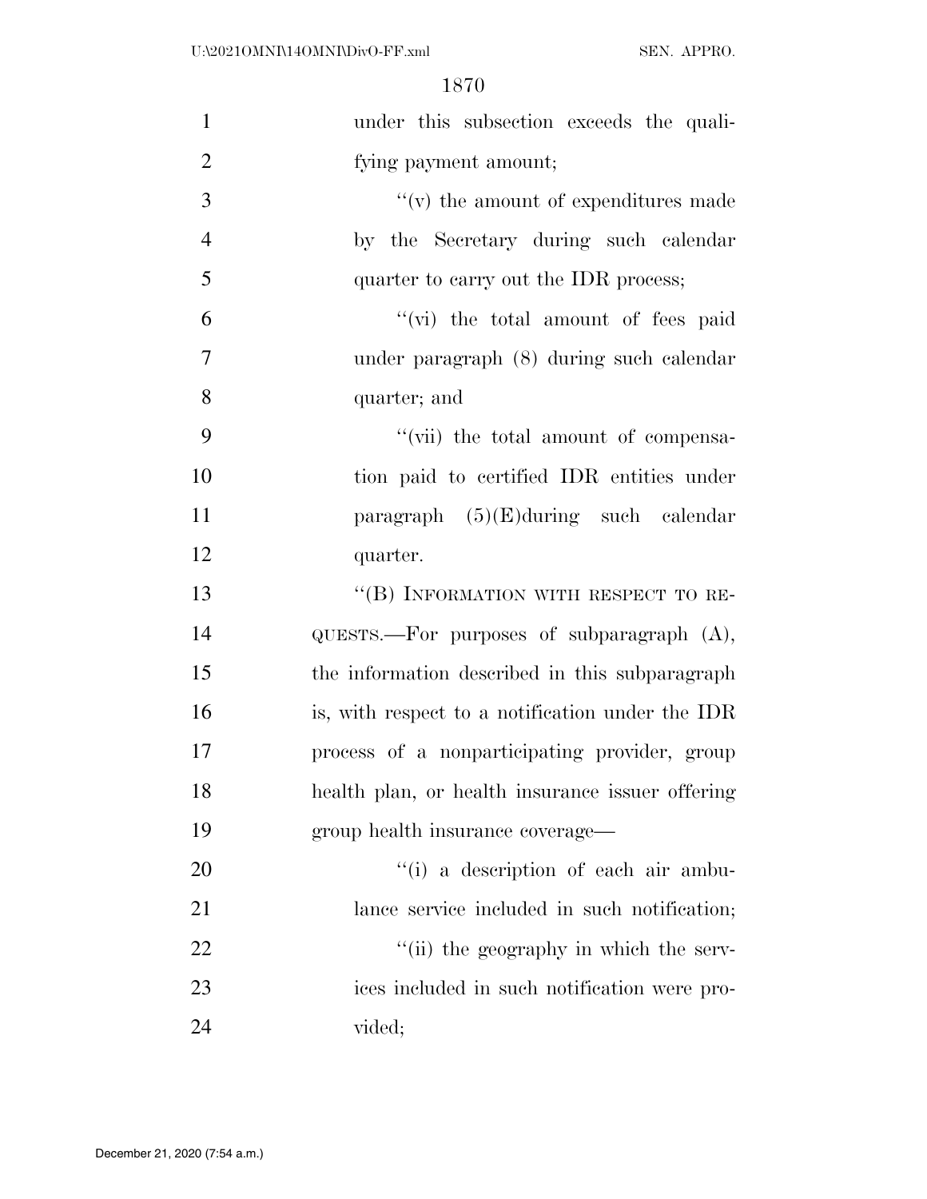under this subsection exceeds the qualifying payment amount;

"(v) the amount of expenditures made by the Secretary during such calendar quarter to carry out the IDR process;

"(vi) the total amount of fees paid under paragraph (8) during such calendar quarter; and

"(vii) the total amount of compensation paid to certified IDR entities under paragraph (5)(E)during such calendar quarter.

"(B) INFORMATION WITH RESPECT TO REQUESTS.—For purposes of subparagraph (A), the information described in this subparagraph is, with respect to a notification under the IDR process of a nonparticipating provider, group health plan, or health insurance issuer offering group health insurance coverage—

"(i) a description of each air ambulance service included in such notification;

"(ii) the geography in which the services included in such notification were provided;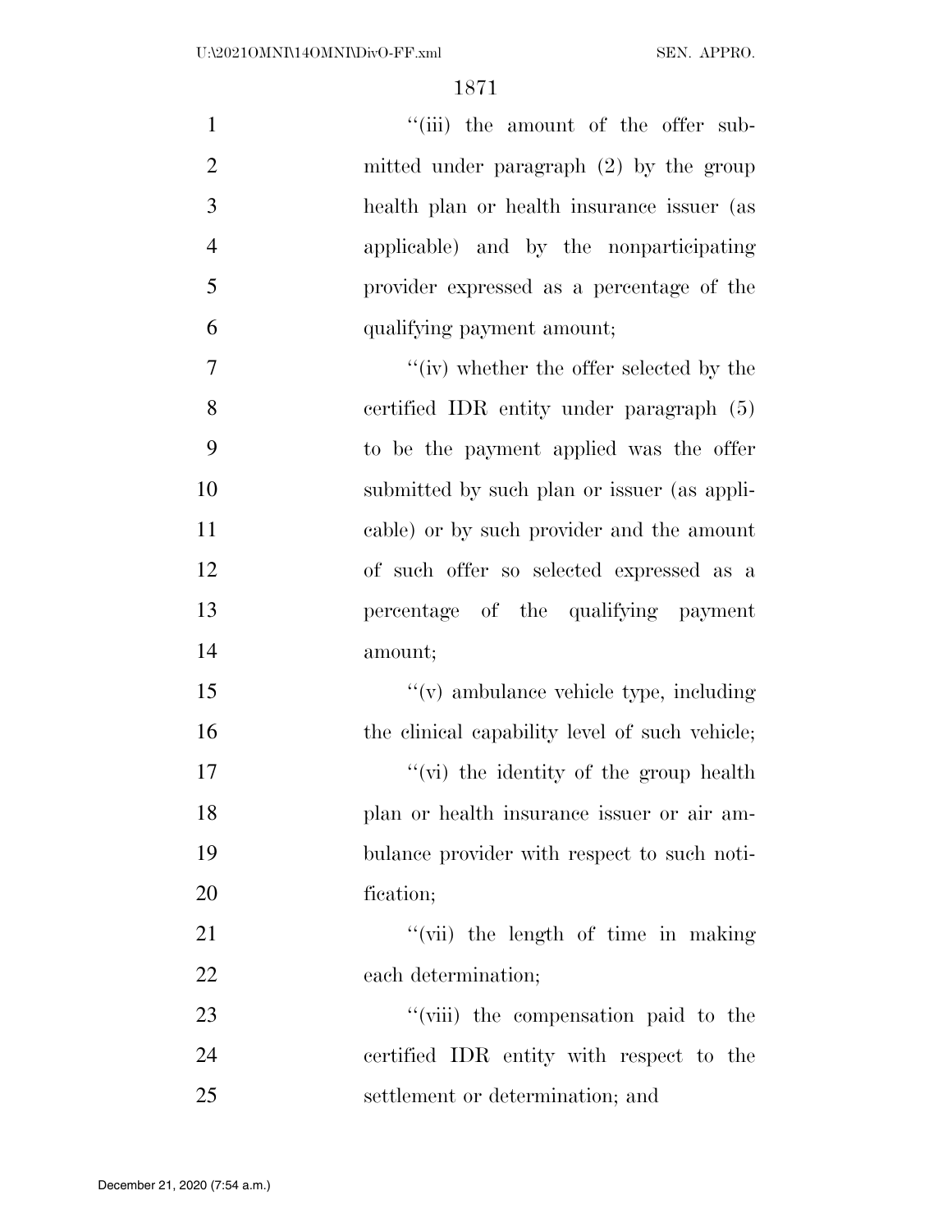"(iii) the amount of the offer submitted under paragraph (2) by the group health plan or health insurance issuer (as applicable) and by the nonparticipating provider expressed as a percentage of the qualifying payment amount;

"(iv) whether the offer selected by the certified IDR entity under paragraph (5) to be the payment applied was the offer submitted by such plan or issuer (as applicable) or by such provider and the amount of such offer so selected expressed as a percentage of the qualifying payment amount;

"(v) ambulance vehicle type, including the clinical capability level of such vehicle;

"(vi) the identity of the group health plan or health insurance issuer or air ambulance provider with respect to such notification;

"(vii) the length of time in making each determination;

"(viii) the compensation paid to the certified IDR entity with respect to the settlement or determination; and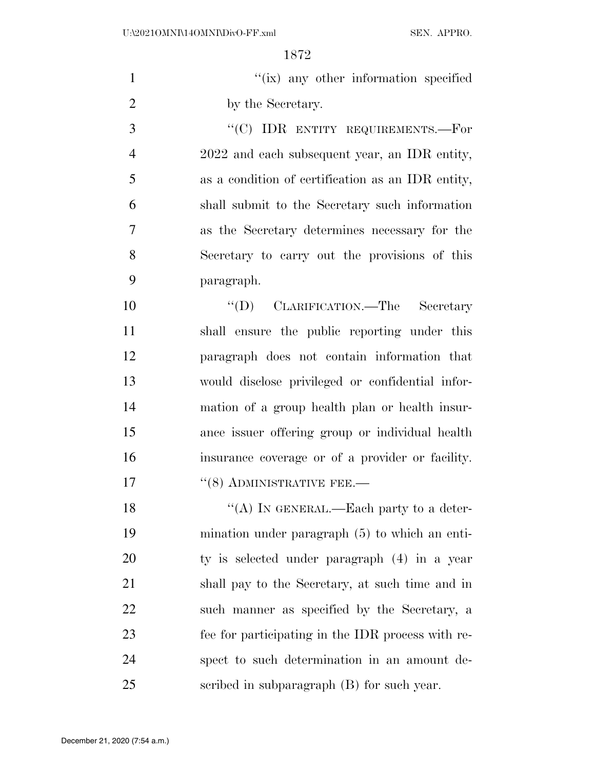"(ix) any other information specified by the Secretary.

"(C) IDR ENTITY REQUIREMENTS.—For 2022 and each subsequent year, an IDR entity, as a condition of certification as an IDR entity, shall submit to the Secretary such information as the Secretary determines necessary for the Secretary to carry out the provisions of this paragraph.

"(D) CLARIFICATION.—The Secretary shall ensure the public reporting under this paragraph does not contain information that would disclose privileged or confidential information of a group health plan or health insurance issuer offering group or individual health insurance coverage or of a provider or facility.

"(8) ADMINISTRATIVE FEE.—

"(A) IN GENERAL.—Each party to a determination under paragraph (5) to which an entity is selected under paragraph (4) in a year shall pay to the Secretary, at such time and in such manner as specified by the Secretary, a fee for participating in the IDR process with respect to such determination in an amount described in subparagraph (B) for such year.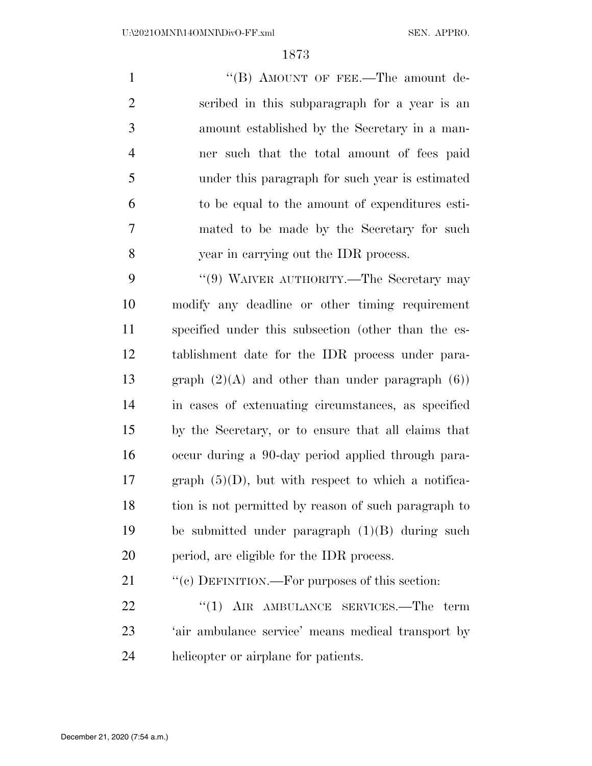"(B) AMOUNT OF FEE.—The amount described in this subparagraph for a year is an amount established by the Secretary in a manner such that the total amount of fees paid under this paragraph for such year is estimated to be equal to the amount of expenditures estimated to be made by the Secretary for such year in carrying out the IDR process.

"(9) WAIVER AUTHORITY.—The Secretary may modify any deadline or other timing requirement specified under this subsection (other than the establishment date for the IDR process under paragraph (2)(A) and other than under paragraph (6)) in cases of extenuating circumstances, as specified by the Secretary, or to ensure that all claims that occur during a 90-day period applied through paragraph (5)(D), but with respect to which a notification is not permitted by reason of such paragraph to be submitted under paragraph (1)(B) during such period, are eligible for the IDR process.

"(c) DEFINITION.—For purposes of this section:

"(1) AIR AMBULANCE SERVICES.—The term 'air ambulance service' means medical transport by helicopter or airplane for patients.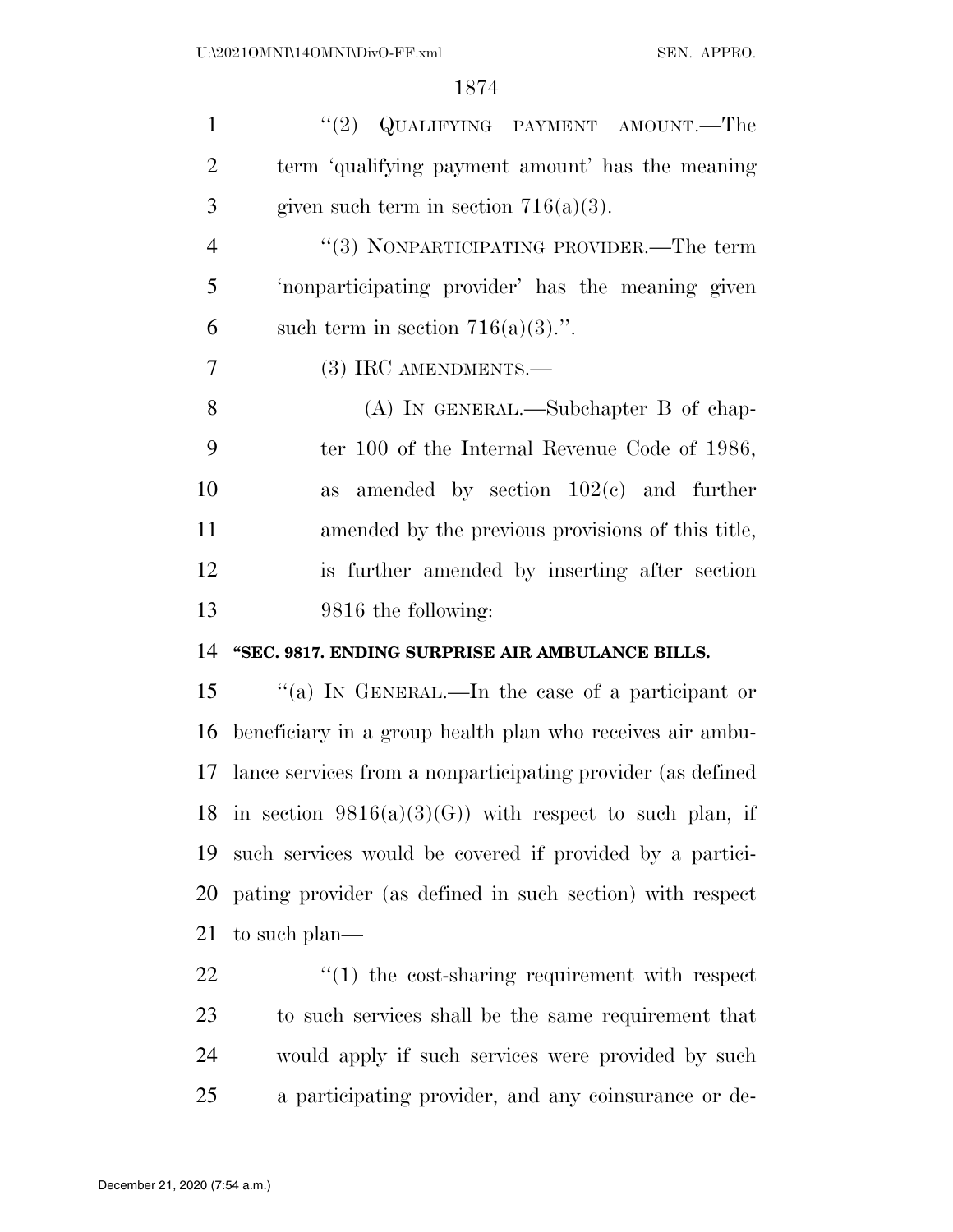"(2) QUALIFYING PAYMENT AMOUNT.—The term 'qualifying payment amount' has the meaning given such term in section 716(a)(3).

"(3) NONPARTICIPATING PROVIDER.—The term 'nonparticipating provider' has the meaning given such term in section 716(a)(3).".

(3) IRC AMENDMENTS.—

(A) IN GENERAL.—Subchapter B of chapter 100 of the Internal Revenue Code of 1986, as amended by section 102(c) and further amended by the previous provisions of this title, is further amended by inserting after section 9816 the following:

**"SEC. 9817. ENDING SURPRISE AIR AMBULANCE BILLS.**

"(a) IN GENERAL.—In the case of a participant or beneficiary in a group health plan who receives air ambulance services from a nonparticipating provider (as defined in section 9816(a)(3)(G)) with respect to such plan, if such services would be covered if provided by a participating provider (as defined in such section) with respect to such plan—

"(1) the cost-sharing requirement with respect to such services shall be the same requirement that would apply if such services were provided by such a participating provider, and any coinsurance or de-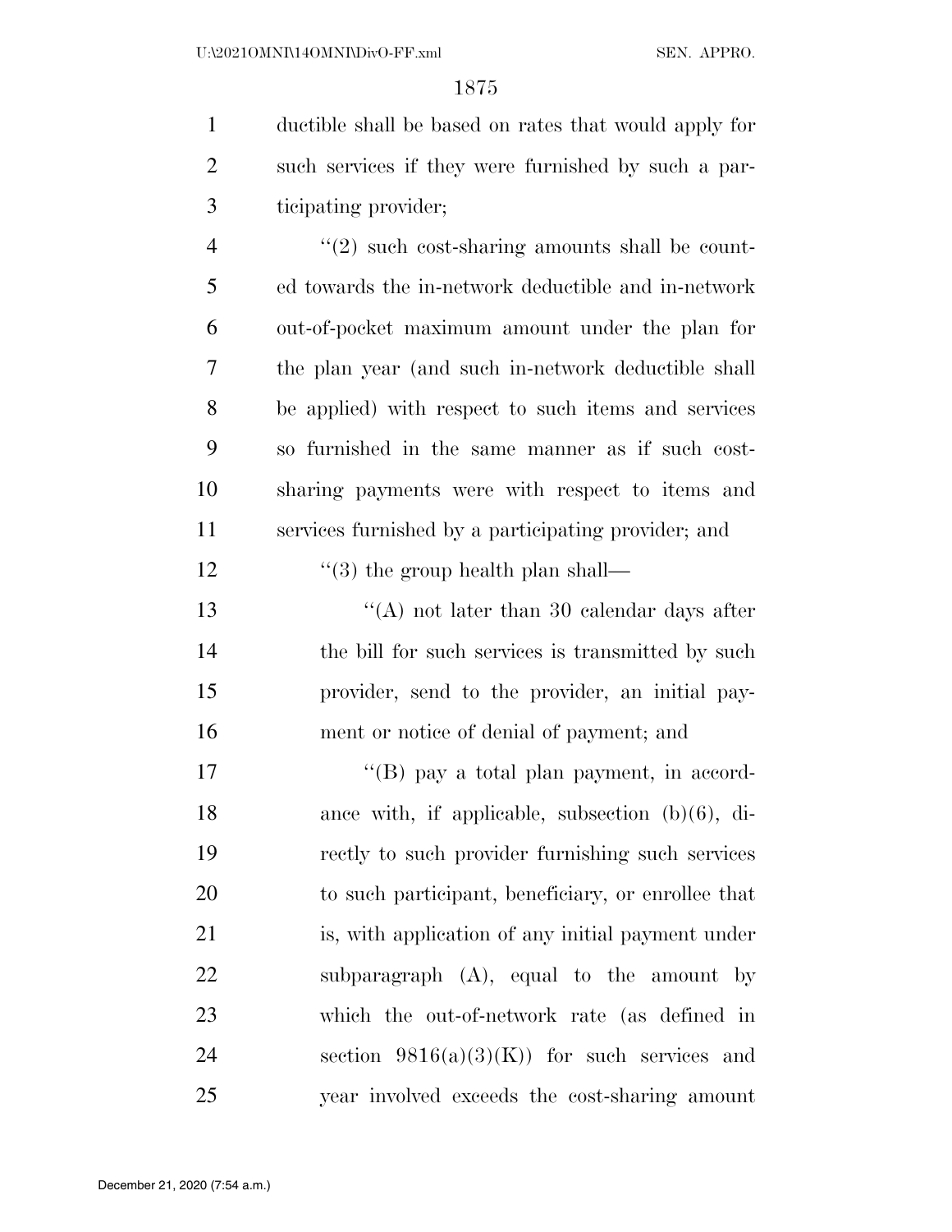ductible shall be based on rates that would apply for such services if they were furnished by such a participating provider;

"(2) such cost-sharing amounts shall be counted towards the in-network deductible and in-network out-of-pocket maximum amount under the plan for the plan year (and such in-network deductible shall be applied) with respect to such items and services so furnished in the same manner as if such cost-sharing payments were with respect to items and services furnished by a participating provider; and

"(3) the group health plan shall—

"(A) not later than 30 calendar days after the bill for such services is transmitted by such provider, send to the provider, an initial payment or notice of denial of payment; and

"(B) pay a total plan payment, in accordance with, if applicable, subsection (b)(6), directly to such provider furnishing such services to such participant, beneficiary, or enrollee that is, with application of any initial payment under subparagraph (A), equal to the amount by which the out-of-network rate (as defined in section 9816(a)(3)(K)) for such services and year involved exceeds the cost-sharing amount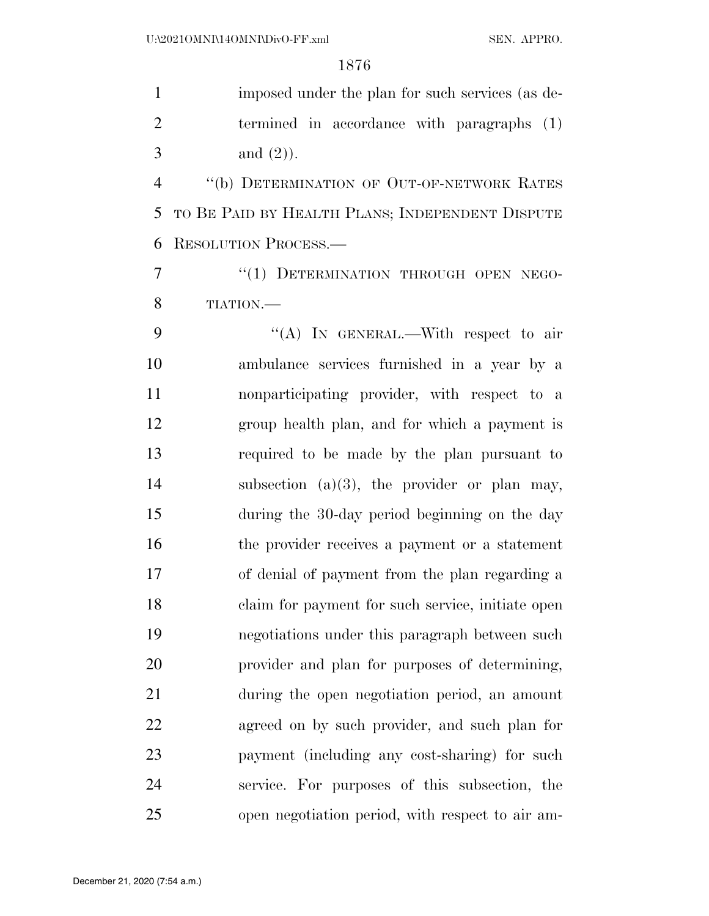imposed under the plan for such services (as determined in accordance with paragraphs (1) and (2)).

"(b) DETERMINATION OF OUT-OF-NETWORK RATES TO BE PAID BY HEALTH PLANS; INDEPENDENT DISPUTE RESOLUTION PROCESS.—

"(1) DETERMINATION THROUGH OPEN NEGOTIATION.—

"(A) IN GENERAL.—With respect to air ambulance services furnished in a year by a nonparticipating provider, with respect to a group health plan, and for which a payment is required to be made by the plan pursuant to subsection (a)(3), the provider or plan may, during the 30-day period beginning on the day the provider receives a payment or a statement of denial of payment from the plan regarding a claim for payment for such service, initiate open negotiations under this paragraph between such provider and plan for purposes of determining, during the open negotiation period, an amount agreed on by such provider, and such plan for payment (including any cost-sharing) for such service. For purposes of this subsection, the open negotiation period, with respect to air am-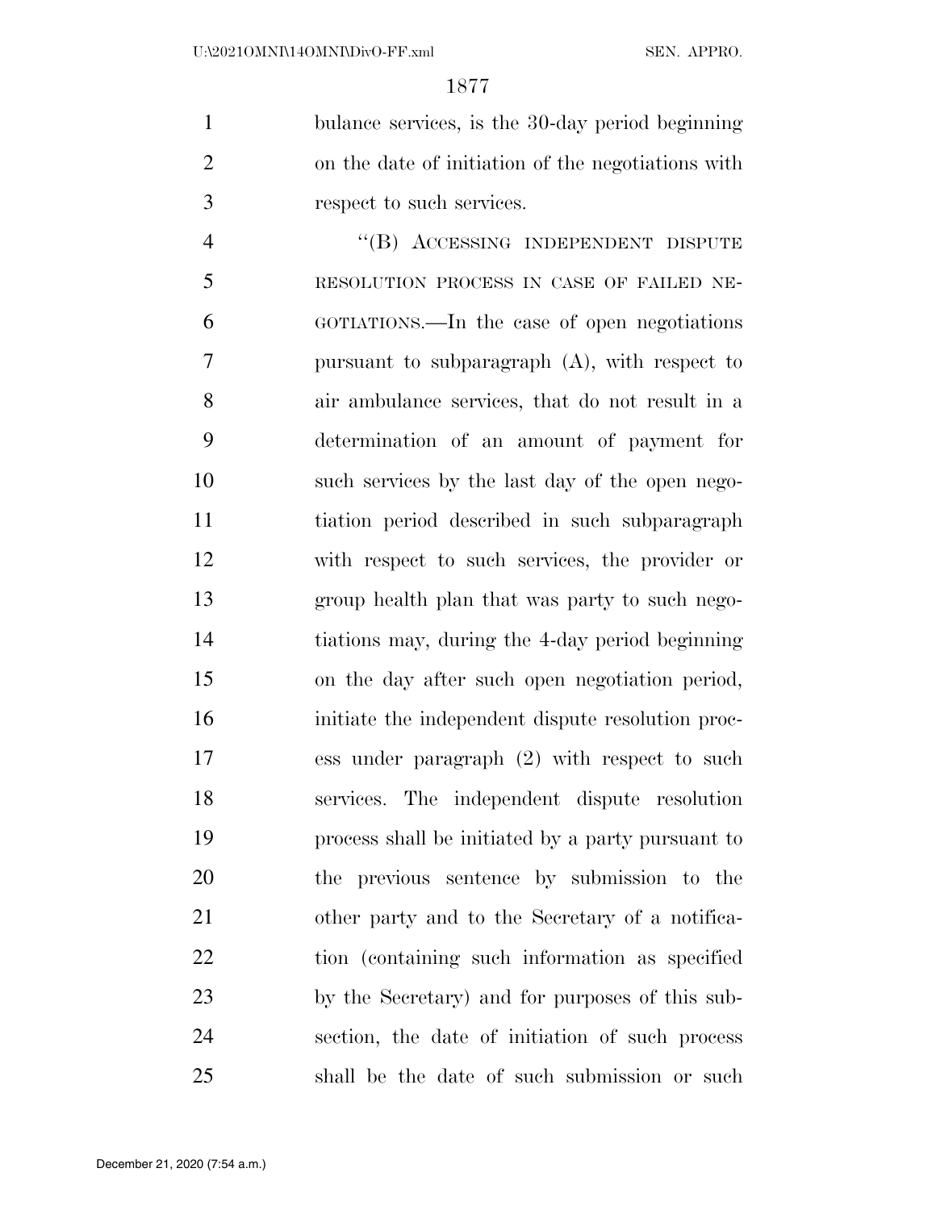bulance services, is the 30-day period beginning on the date of initiation of the negotiations with respect to such services.

"(B) ACCESSING INDEPENDENT DISPUTE RESOLUTION PROCESS IN CASE OF FAILED NEGOTIATIONS.—In the case of open negotiations pursuant to subparagraph (A), with respect to air ambulance services, that do not result in a determination of an amount of payment for such services by the last day of the open negotiation period described in such subparagraph with respect to such services, the provider or group health plan that was party to such negotiations may, during the 4-day period beginning on the day after such open negotiation period, initiate the independent dispute resolution process under paragraph (2) with respect to such services. The independent dispute resolution process shall be initiated by a party pursuant to the previous sentence by submission to the other party and to the Secretary of a notification (containing such information as specified by the Secretary) and for purposes of this subsection, the date of initiation of such process shall be the date of such submission or such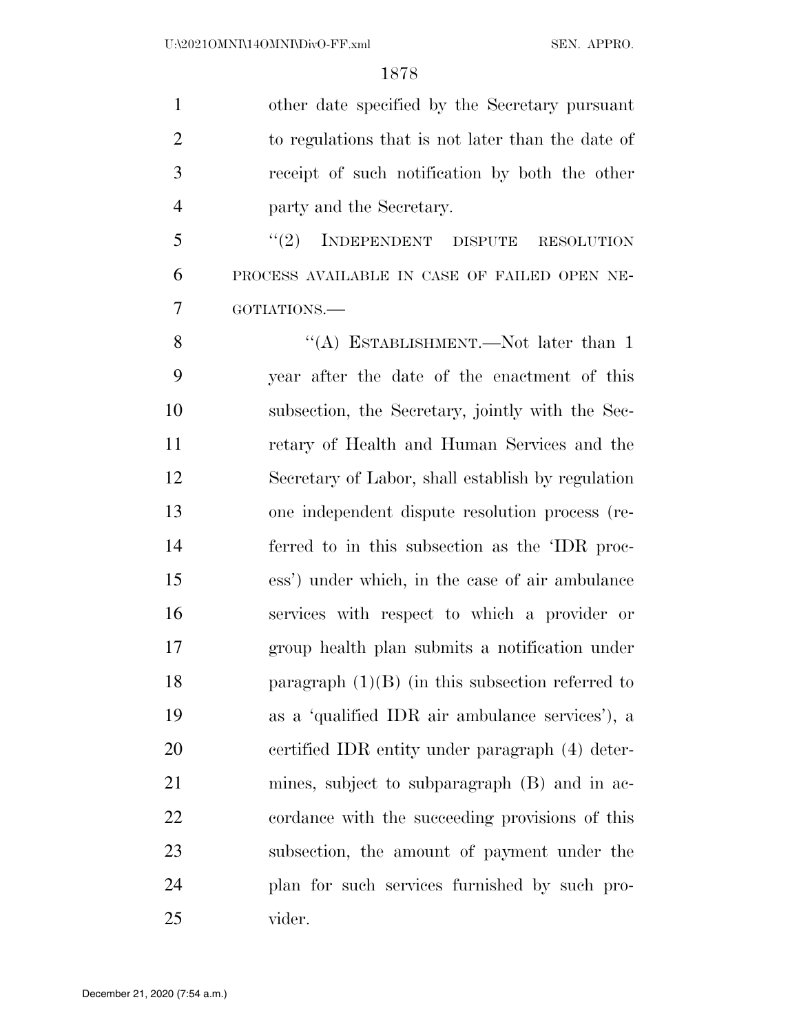other date specified by the Secretary pursuant to regulations that is not later than the date of receipt of such notification by both the other party and the Secretary.

"(2) INDEPENDENT DISPUTE RESOLUTION PROCESS AVAILABLE IN CASE OF FAILED OPEN NEGOTIATIONS.—

"(A) ESTABLISHMENT.—Not later than 1 year after the date of the enactment of this subsection, the Secretary, jointly with the Secretary of Health and Human Services and the Secretary of Labor, shall establish by regulation one independent dispute resolution process (referred to in this subsection as the 'IDR process') under which, in the case of air ambulance services with respect to which a provider or group health plan submits a notification under paragraph (1)(B) (in this subsection referred to as a 'qualified IDR air ambulance services'), a certified IDR entity under paragraph (4) determines, subject to subparagraph (B) and in accordance with the succeeding provisions of this subsection, the amount of payment under the plan for such services furnished by such provider.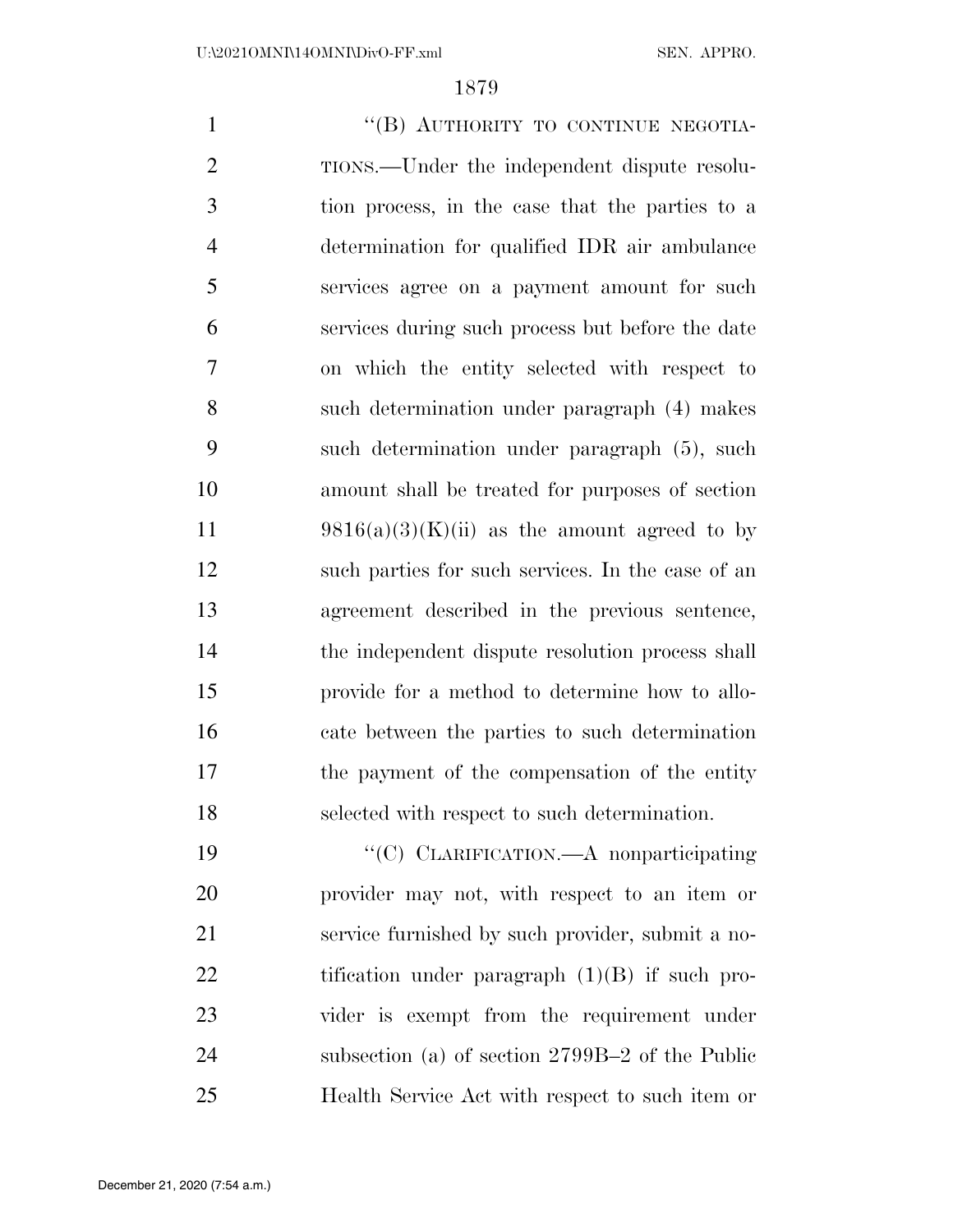"(B) AUTHORITY TO CONTINUE NEGOTIATIONS.—Under the independent dispute resolution process, in the case that the parties to a determination for qualified IDR air ambulance services agree on a payment amount for such services during such process but before the date on which the entity selected with respect to such determination under paragraph (4) makes such determination under paragraph (5), such amount shall be treated for purposes of section 9816(a)(3)(K)(ii) as the amount agreed to by such parties for such services. In the case of an agreement described in the previous sentence, the independent dispute resolution process shall provide for a method to determine how to allocate between the parties to such determination the payment of the compensation of the entity selected with respect to such determination.

"(C) CLARIFICATION.—A nonparticipating provider may not, with respect to an item or service furnished by such provider, submit a notification under paragraph (1)(B) if such provider is exempt from the requirement under subsection (a) of section 2799B–2 of the Public Health Service Act with respect to such item or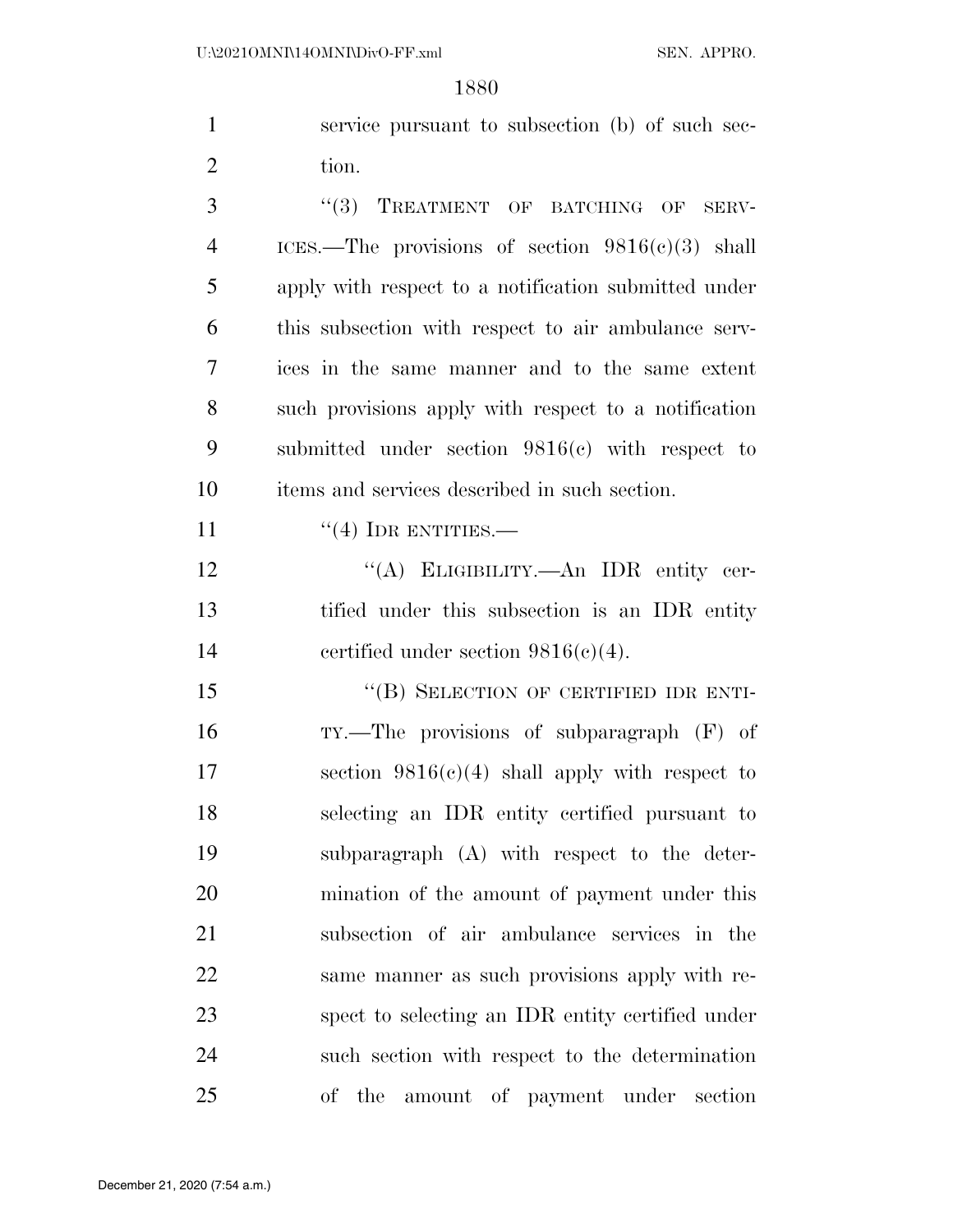service pursuant to subsection (b) of such section.

"(3) TREATMENT OF BATCHING OF SERVICES.—The provisions of section 9816(c)(3) shall apply with respect to a notification submitted under this subsection with respect to air ambulance services in the same manner and to the same extent such provisions apply with respect to a notification submitted under section 9816(c) with respect to items and services described in such section.

"(4) IDR ENTITIES.—

"(A) ELIGIBILITY.—An IDR entity certified under this subsection is an IDR entity certified under section 9816(c)(4).

"(B) SELECTION OF CERTIFIED IDR ENTITY.—The provisions of subparagraph (F) of section 9816(c)(4) shall apply with respect to selecting an IDR entity certified pursuant to subparagraph (A) with respect to the determination of the amount of payment under this subsection of air ambulance services in the same manner as such provisions apply with respect to selecting an IDR entity certified under such section with respect to the determination of the amount of payment under section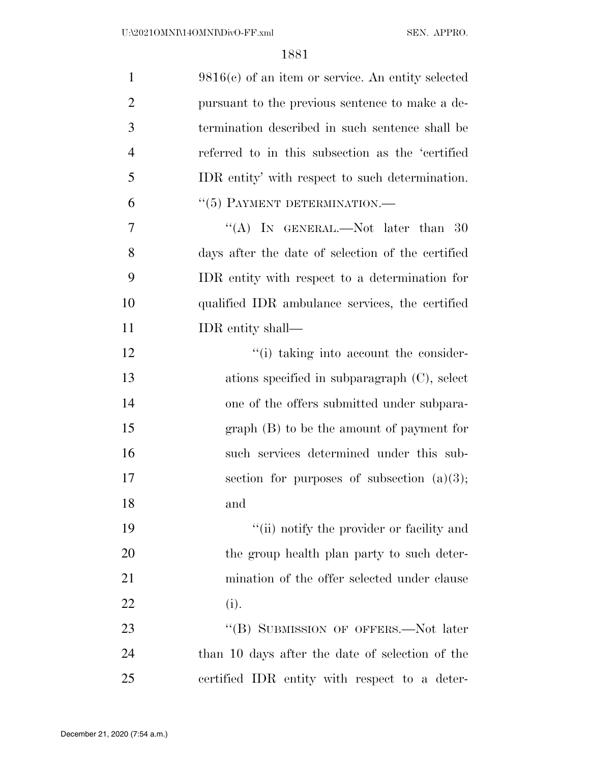9816(c) of an item or service. An entity selected pursuant to the previous sentence to make a determination described in such sentence shall be referred to in this subsection as the 'certified IDR entity' with respect to such determination.

"(5) PAYMENT DETERMINATION.—

"(A) IN GENERAL.—Not later than 30 days after the date of selection of the certified IDR entity with respect to a determination for qualified IDR ambulance services, the certified IDR entity shall—

"(i) taking into account the considerations specified in subparagraph (C), select one of the offers submitted under subparagraph (B) to be the amount of payment for such services determined under this subsection for purposes of subsection (a)(3); and

"(ii) notify the provider or facility and the group health plan party to such determination of the offer selected under clause (i).

"(B) SUBMISSION OF OFFERS.—Not later than 10 days after the date of selection of the certified IDR entity with respect to a deter-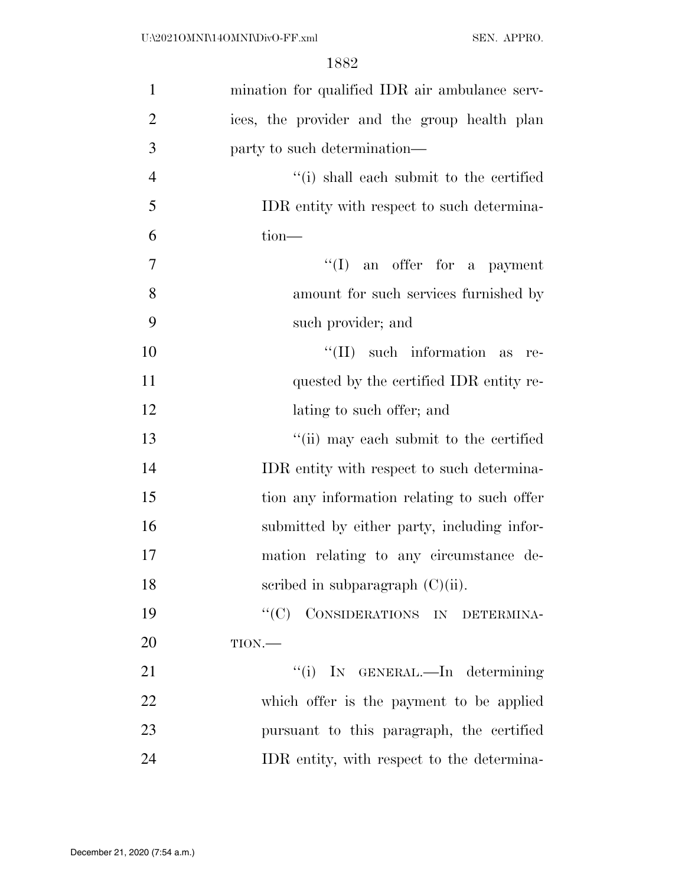mination for qualified IDR air ambulance services, the provider and the group health plan party to such determination—

''(i) shall each submit to the certified IDR entity with respect to such determination—

''(I) an offer for a payment amount for such services furnished by such provider; and

''(II) such information as requested by the certified IDR entity relating to such offer; and

''(ii) may each submit to the certified IDR entity with respect to such determination any information relating to such offer submitted by either party, including information relating to any circumstance described in subparagraph (C)(ii).

''(C) CONSIDERATIONS IN DETERMINATION.—

''(i) IN GENERAL.—In determining which offer is the payment to be applied pursuant to this paragraph, the certified IDR entity, with respect to the determina-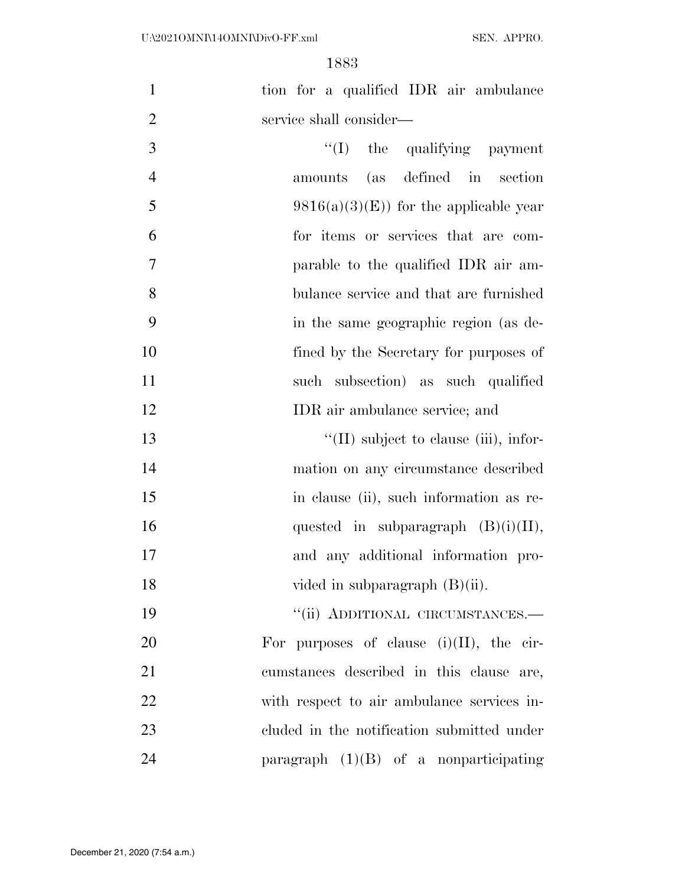tion for a qualified IDR air ambulance service shall consider—

> "(I) the qualifying payment amounts (as defined in section 9816(a)(3)(E)) for the applicable year for items or services that are comparable to the qualified IDR air ambulance service and that are furnished in the same geographic region (as defined by the Secretary for purposes of such subsection) as such qualified IDR air ambulance service; and
>
> "(II) subject to clause (iii), information on any circumstance described in clause (ii), such information as requested in subparagraph (B)(i)(II), and any additional information provided in subparagraph (B)(ii).

"(ii) ADDITIONAL CIRCUMSTANCES.—For purposes of clause (i)(II), the circumstances described in this clause are, with respect to air ambulance services included in the notification submitted under paragraph (1)(B) of a nonparticipating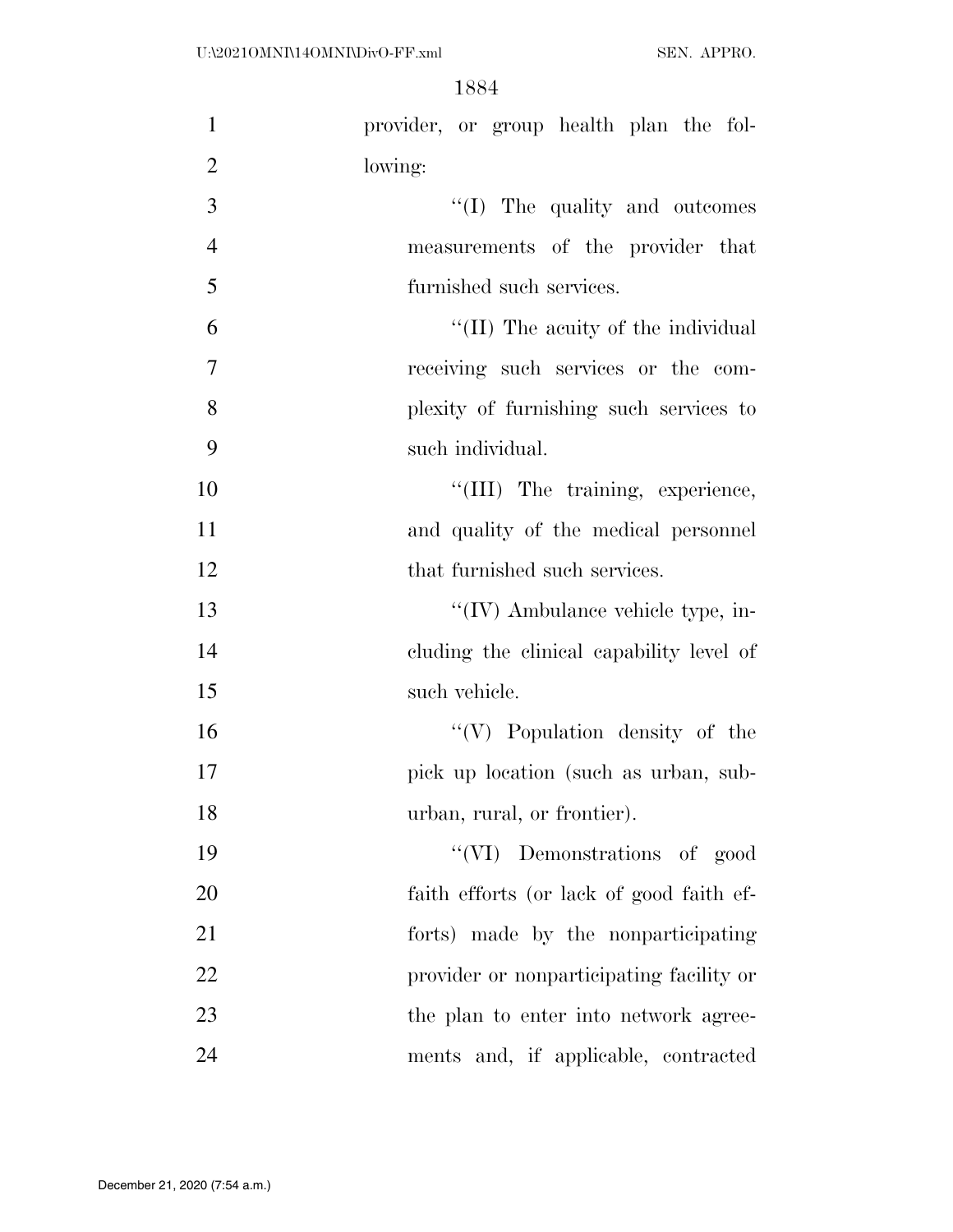provider, or group health plan the following:

"(I) The quality and outcomes measurements of the provider that furnished such services.

"(II) The acuity of the individual receiving such services or the complexity of furnishing such services to such individual.

"(III) The training, experience, and quality of the medical personnel that furnished such services.

"(IV) Ambulance vehicle type, including the clinical capability level of such vehicle.

"(V) Population density of the pick up location (such as urban, suburban, rural, or frontier).

"(VI) Demonstrations of good faith efforts (or lack of good faith efforts) made by the nonparticipating provider or nonparticipating facility or the plan to enter into network agreements and, if applicable, contracted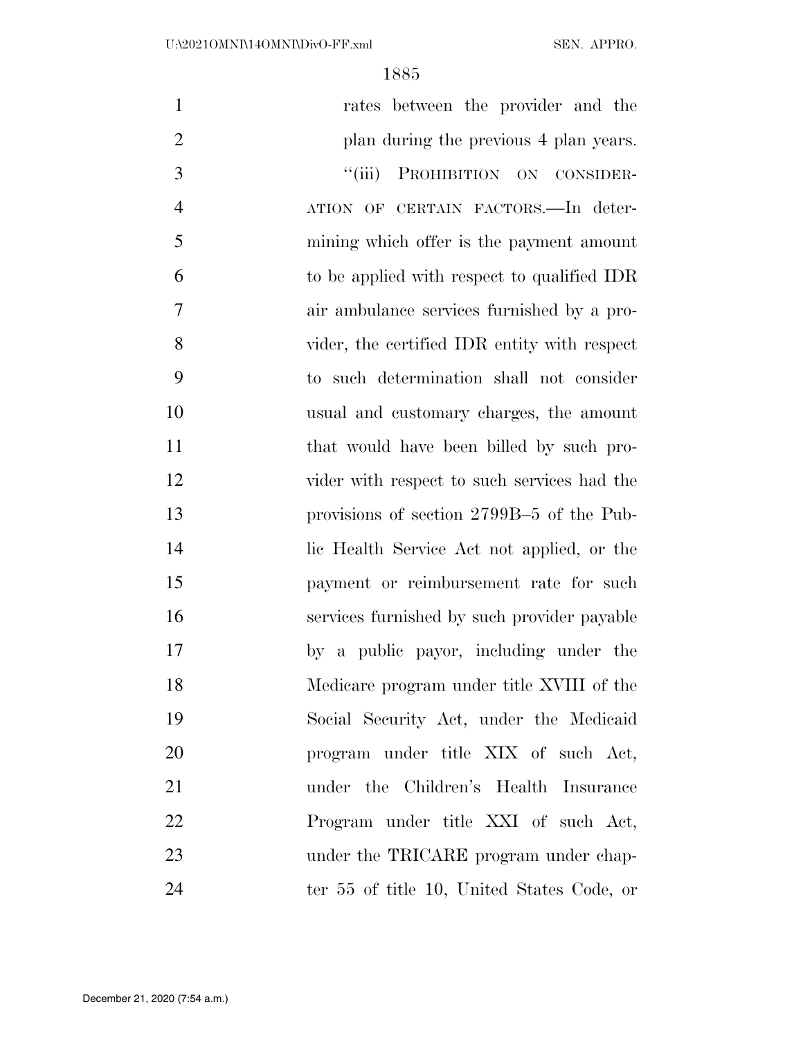rates between the provider and the plan during the previous 4 plan years.

"(iii) PROHIBITION ON CONSIDERATION OF CERTAIN FACTORS.—In determining which offer is the payment amount to be applied with respect to qualified IDR air ambulance services furnished by a provider, the certified IDR entity with respect to such determination shall not consider usual and customary charges, the amount that would have been billed by such provider with respect to such services had the provisions of section 2799B–5 of the Public Health Service Act not applied, or the payment or reimbursement rate for such services furnished by such provider payable by a public payor, including under the Medicare program under title XVIII of the Social Security Act, under the Medicaid program under title XIX of such Act, under the Children's Health Insurance Program under title XXI of such Act, under the TRICARE program under chapter 55 of title 10, United States Code, or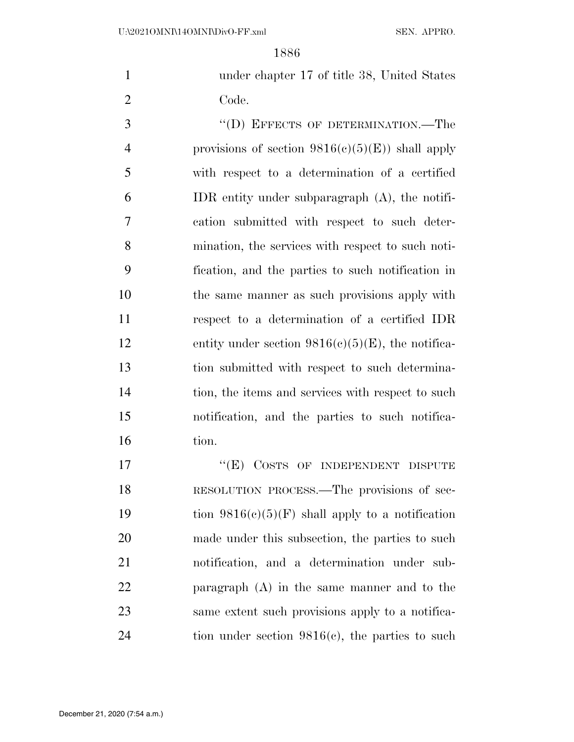under chapter 17 of title 38, United States Code.

"(D) EFFECTS OF DETERMINATION.—The provisions of section 9816(c)(5)(E)) shall apply with respect to a determination of a certified IDR entity under subparagraph (A), the notification submitted with respect to such determination, the services with respect to such notification, and the parties to such notification in the same manner as such provisions apply with respect to a determination of a certified IDR entity under section 9816(c)(5)(E), the notification submitted with respect to such determination, the items and services with respect to such notification, and the parties to such notification.

"(E) COSTS OF INDEPENDENT DISPUTE RESOLUTION PROCESS.—The provisions of section 9816(c)(5)(F) shall apply to a notification made under this subsection, the parties to such notification, and a determination under subparagraph (A) in the same manner and to the same extent such provisions apply to a notification under section 9816(c), the parties to such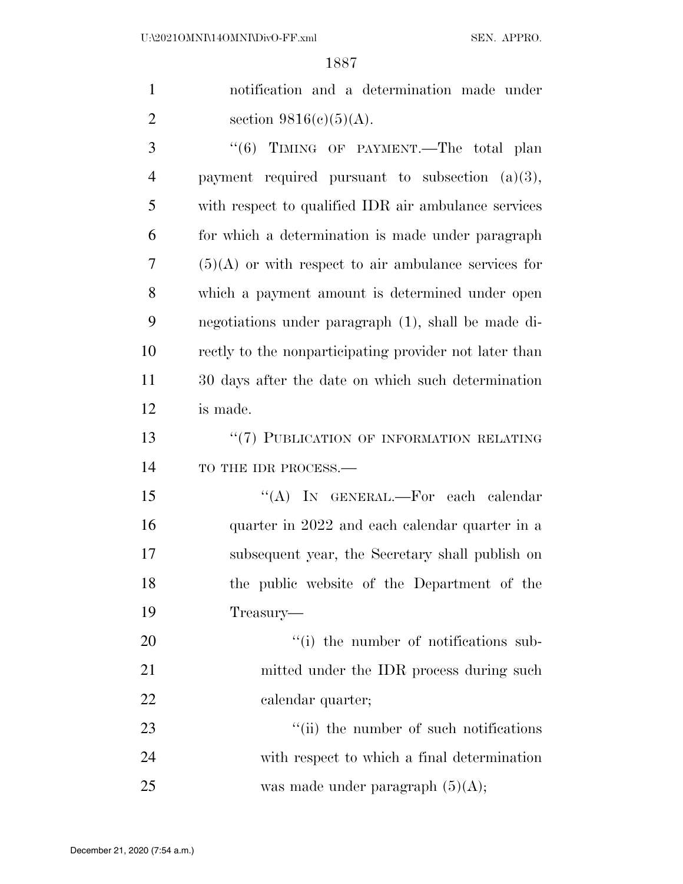notification and a determination made under section 9816(c)(5)(A).

"(6) TIMING OF PAYMENT.—The total plan payment required pursuant to subsection (a)(3), with respect to qualified IDR air ambulance services for which a determination is made under paragraph (5)(A) or with respect to air ambulance services for which a payment amount is determined under open negotiations under paragraph (1), shall be made directly to the nonparticipating provider not later than 30 days after the date on which such determination is made.

"(7) PUBLICATION OF INFORMATION RELATING TO THE IDR PROCESS.—

"(A) IN GENERAL.—For each calendar quarter in 2022 and each calendar quarter in a subsequent year, the Secretary shall publish on the public website of the Department of the Treasury—

"(i) the number of notifications submitted under the IDR process during such calendar quarter;

"(ii) the number of such notifications with respect to which a final determination was made under paragraph (5)(A);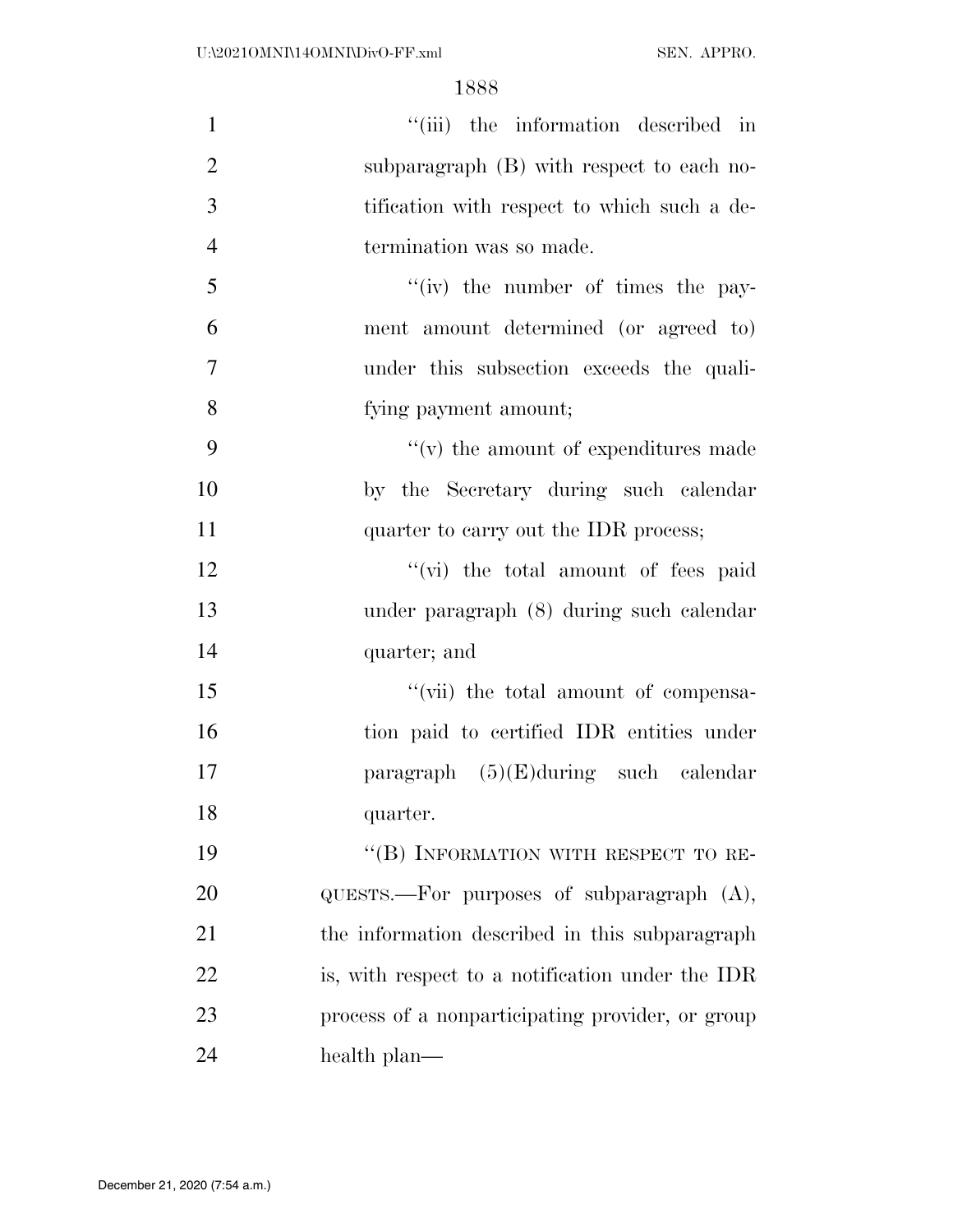"(iii) the information described in subparagraph (B) with respect to each notification with respect to which such a determination was so made.

"(iv) the number of times the payment amount determined (or agreed to) under this subsection exceeds the qualifying payment amount;

"(v) the amount of expenditures made by the Secretary during such calendar quarter to carry out the IDR process;

"(vi) the total amount of fees paid under paragraph (8) during such calendar quarter; and

"(vii) the total amount of compensation paid to certified IDR entities under paragraph (5)(E)during such calendar quarter.

"(B) INFORMATION WITH RESPECT TO REQUESTS.—For purposes of subparagraph (A), the information described in this subparagraph is, with respect to a notification under the IDR process of a nonparticipating provider, or group health plan—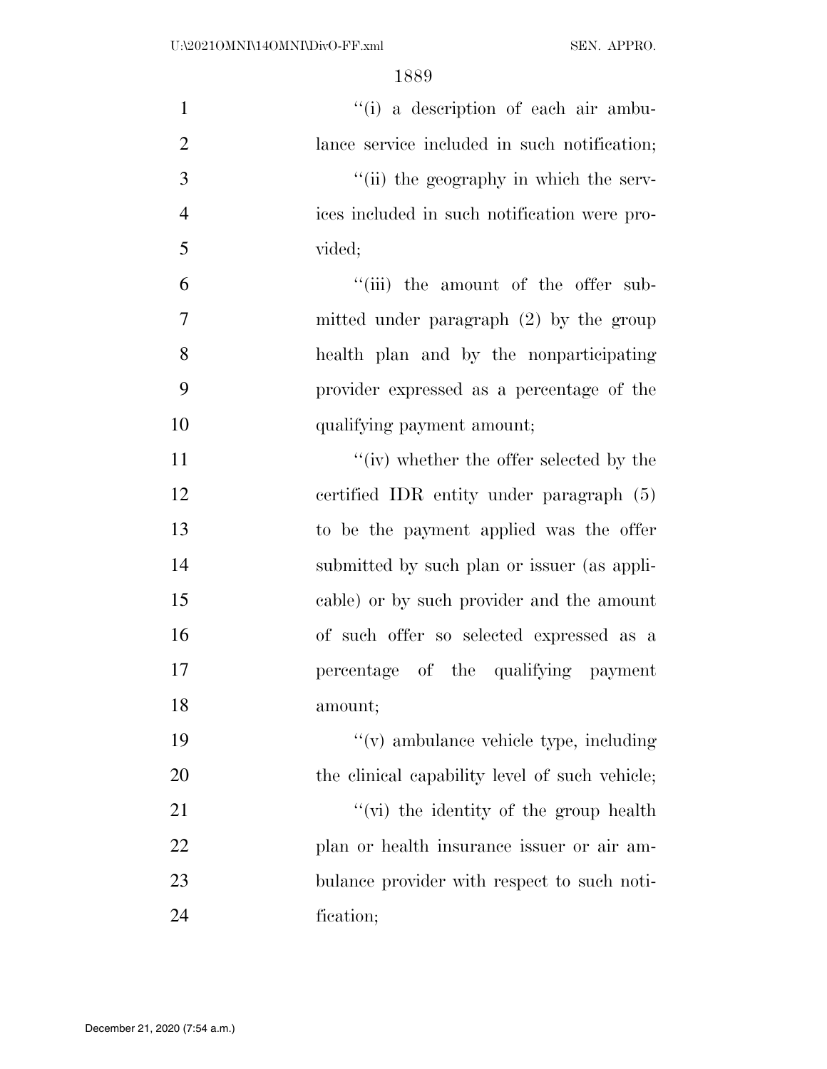''(i) a description of each air ambulance service included in such notification;

''(ii) the geography in which the services included in such notification were provided;

''(iii) the amount of the offer submitted under paragraph (2) by the group health plan and by the nonparticipating provider expressed as a percentage of the qualifying payment amount;

''(iv) whether the offer selected by the certified IDR entity under paragraph (5) to be the payment applied was the offer submitted by such plan or issuer (as applicable) or by such provider and the amount of such offer so selected expressed as a percentage of the qualifying payment amount;

''(v) ambulance vehicle type, including the clinical capability level of such vehicle;

''(vi) the identity of the group health plan or health insurance issuer or air ambulance provider with respect to such notification;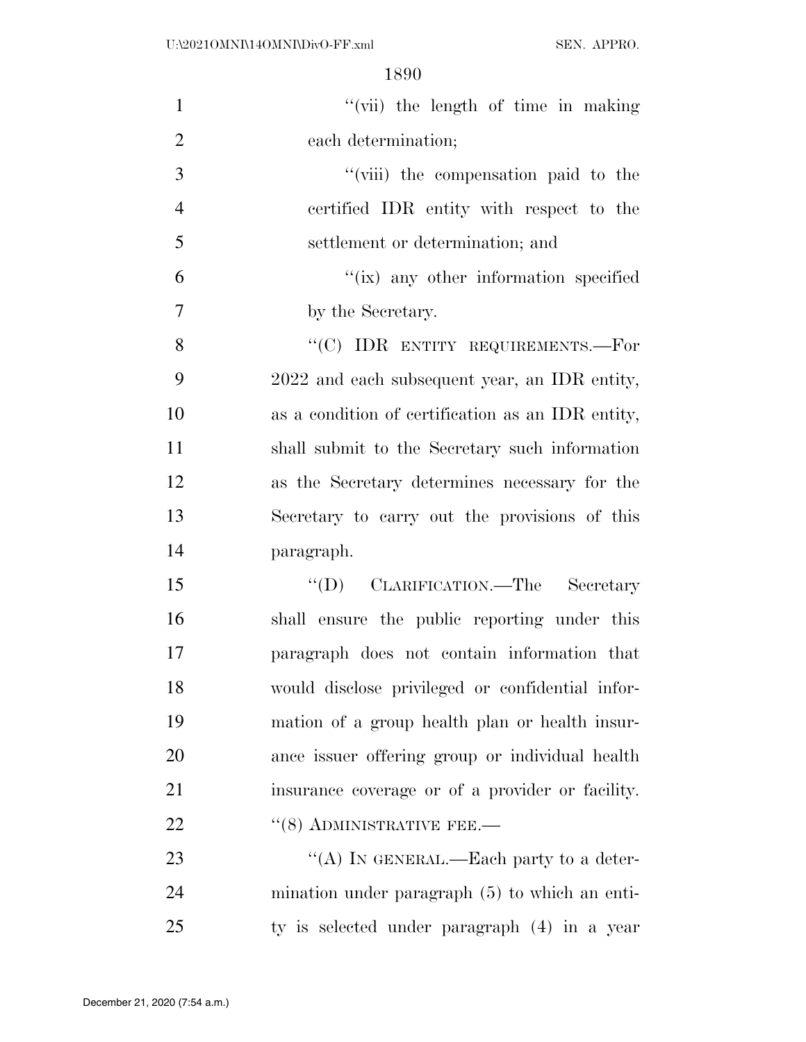"(vii) the length of time in making each determination;

"(viii) the compensation paid to the certified IDR entity with respect to the settlement or determination; and

"(ix) any other information specified by the Secretary.

"(C) IDR ENTITY REQUIREMENTS.—For 2022 and each subsequent year, an IDR entity, as a condition of certification as an IDR entity, shall submit to the Secretary such information as the Secretary determines necessary for the Secretary to carry out the provisions of this paragraph.

"(D) CLARIFICATION.—The Secretary shall ensure the public reporting under this paragraph does not contain information that would disclose privileged or confidential information of a group health plan or health insurance issuer offering group or individual health insurance coverage or of a provider or facility.

"(8) ADMINISTRATIVE FEE.—

"(A) IN GENERAL.—Each party to a determination under paragraph (5) to which an entity is selected under paragraph (4) in a year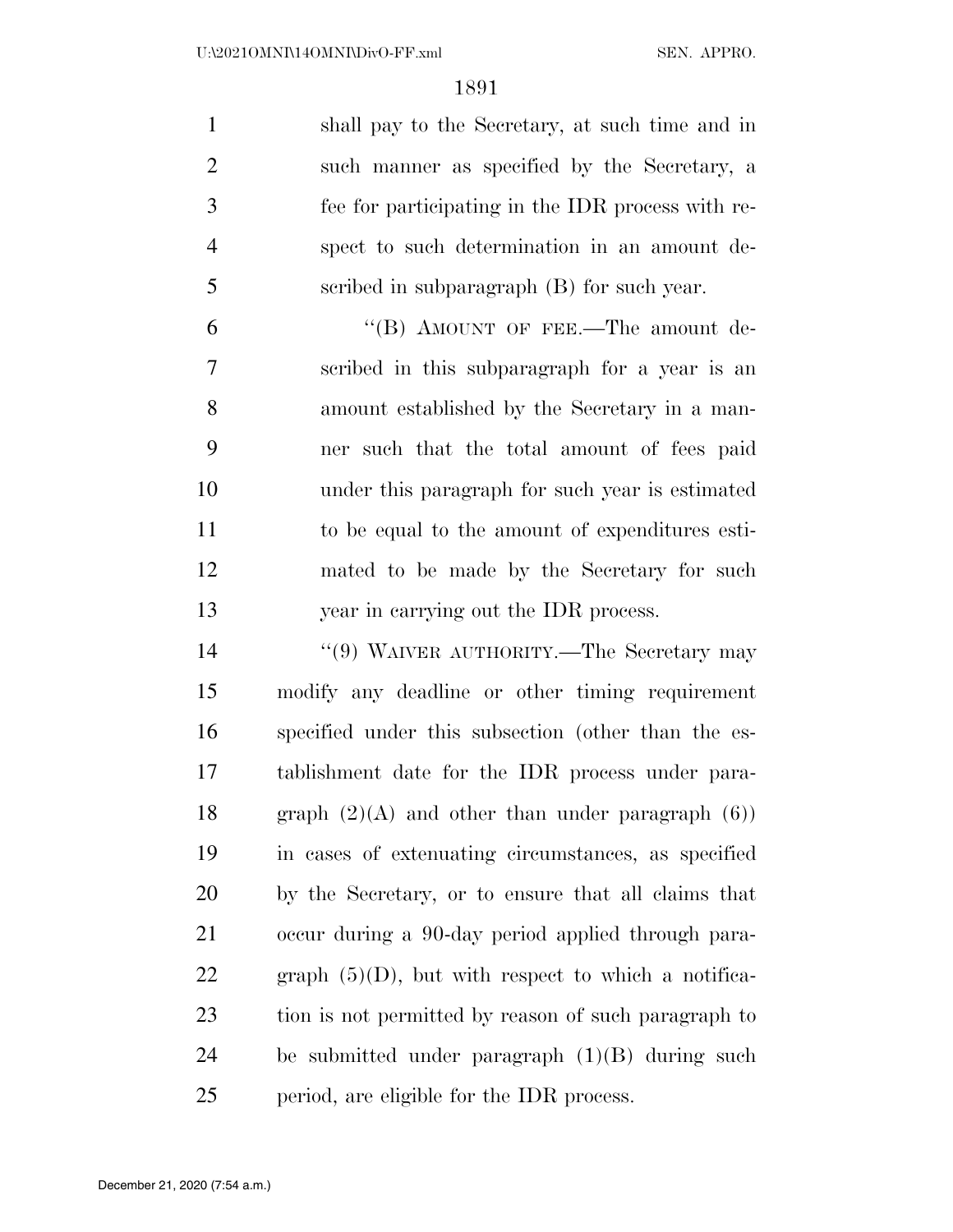shall pay to the Secretary, at such time and in such manner as specified by the Secretary, a fee for participating in the IDR process with respect to such determination in an amount described in subparagraph (B) for such year.

"(B) AMOUNT OF FEE.—The amount described in this subparagraph for a year is an amount established by the Secretary in a manner such that the total amount of fees paid under this paragraph for such year is estimated to be equal to the amount of expenditures estimated to be made by the Secretary for such year in carrying out the IDR process.

"(9) WAIVER AUTHORITY.—The Secretary may modify any deadline or other timing requirement specified under this subsection (other than the establishment date for the IDR process under paragraph (2)(A) and other than under paragraph (6)) in cases of extenuating circumstances, as specified by the Secretary, or to ensure that all claims that occur during a 90-day period applied through paragraph (5)(D), but with respect to which a notification is not permitted by reason of such paragraph to be submitted under paragraph (1)(B) during such period, are eligible for the IDR process.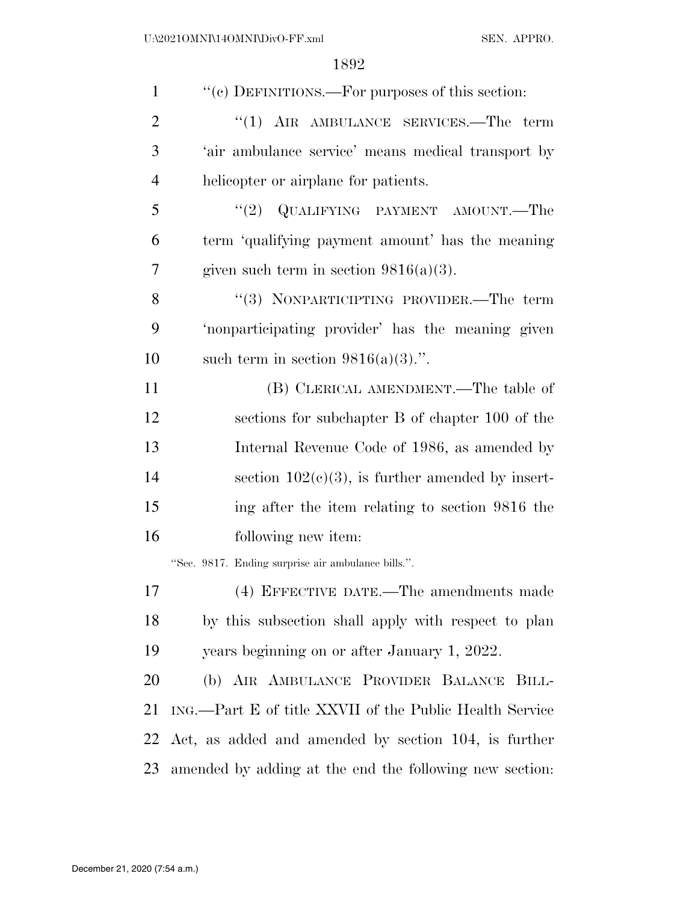"(c) DEFINITIONS.—For purposes of this section:

"(1) AIR AMBULANCE SERVICES.—The term 'air ambulance service' means medical transport by helicopter or airplane for patients.

"(2) QUALIFYING PAYMENT AMOUNT.—The term 'qualifying payment amount' has the meaning given such term in section 9816(a)(3).

"(3) NONPARTICIPTING PROVIDER.—The term 'nonparticipating provider' has the meaning given such term in section 9816(a)(3).".

(B) CLERICAL AMENDMENT.—The table of sections for subchapter B of chapter 100 of the Internal Revenue Code of 1986, as amended by section 102(c)(3), is further amended by inserting after the item relating to section 9816 the following new item:

"Sec. 9817. Ending surprise air ambulance bills.".

(4) EFFECTIVE DATE.—The amendments made by this subsection shall apply with respect to plan years beginning on or after January 1, 2022.

(b) AIR AMBULANCE PROVIDER BALANCE BILLING.—Part E of title XXVII of the Public Health Service Act, as added and amended by section 104, is further amended by adding at the end the following new section: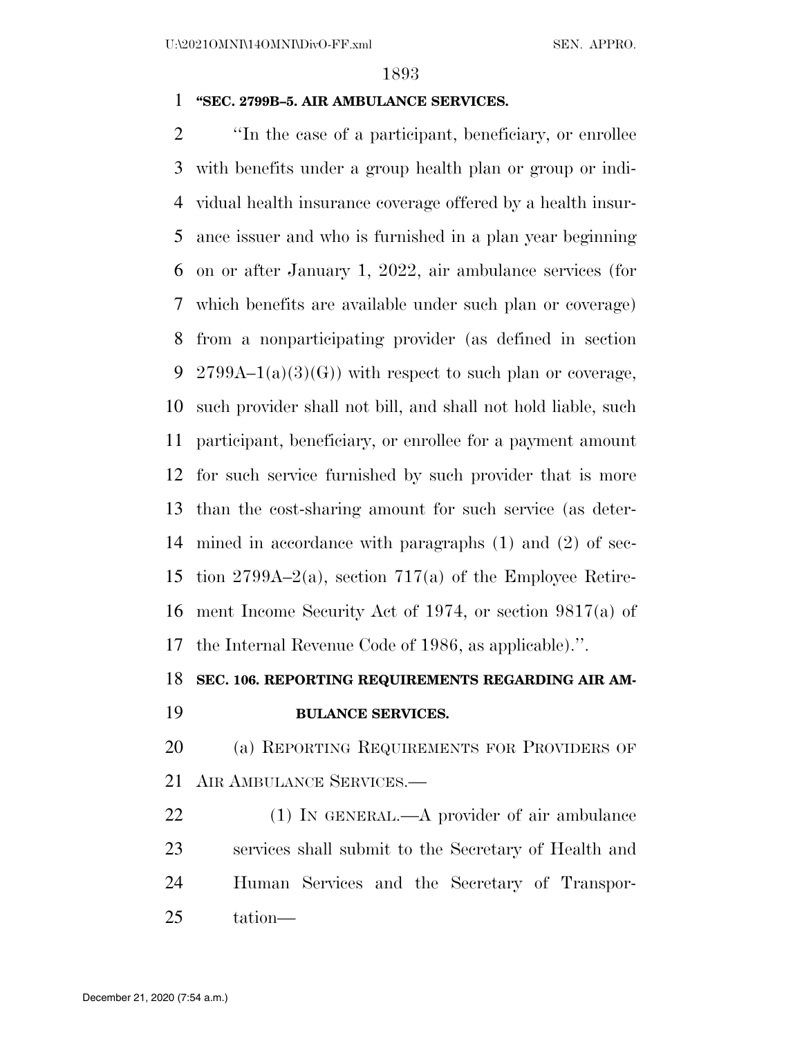**"SEC. 2799B–5. AIR AMBULANCE SERVICES.**

''In the case of a participant, beneficiary, or enrollee with benefits under a group health plan or group or individual health insurance coverage offered by a health insurance issuer and who is furnished in a plan year beginning on or after January 1, 2022, air ambulance services (for which benefits are available under such plan or coverage) from a nonparticipating provider (as defined in section 2799A–1(a)(3)(G)) with respect to such plan or coverage, such provider shall not bill, and shall not hold liable, such participant, beneficiary, or enrollee for a payment amount for such service furnished by such provider that is more than the cost-sharing amount for such service (as determined in accordance with paragraphs (1) and (2) of section 2799A–2(a), section 717(a) of the Employee Retirement Income Security Act of 1974, or section 9817(a) of the Internal Revenue Code of 1986, as applicable).''.

**SEC. 106. REPORTING REQUIREMENTS REGARDING AIR AMBULANCE SERVICES.**

(a) REPORTING REQUIREMENTS FOR PROVIDERS OF AIR AMBULANCE SERVICES.—

(1) IN GENERAL.—A provider of air ambulance services shall submit to the Secretary of Health and Human Services and the Secretary of Transportation—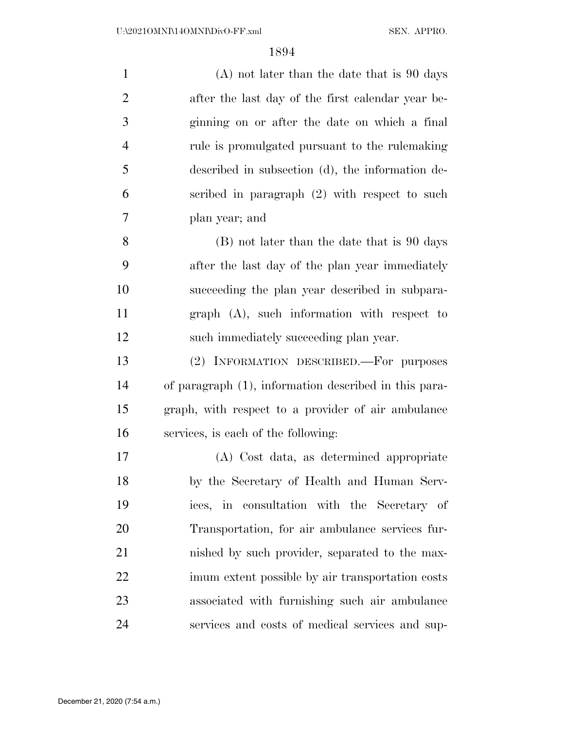(A) not later than the date that is 90 days after the last day of the first calendar year beginning on or after the date on which a final rule is promulgated pursuant to the rulemaking described in subsection (d), the information described in paragraph (2) with respect to such plan year; and

(B) not later than the date that is 90 days after the last day of the plan year immediately succeeding the plan year described in subparagraph (A), such information with respect to such immediately succeeding plan year.

(2) INFORMATION DESCRIBED.—For purposes of paragraph (1), information described in this paragraph, with respect to a provider of air ambulance services, is each of the following:

(A) Cost data, as determined appropriate by the Secretary of Health and Human Services, in consultation with the Secretary of Transportation, for air ambulance services furnished by such provider, separated to the maximum extent possible by air transportation costs associated with furnishing such air ambulance services and costs of medical services and sup-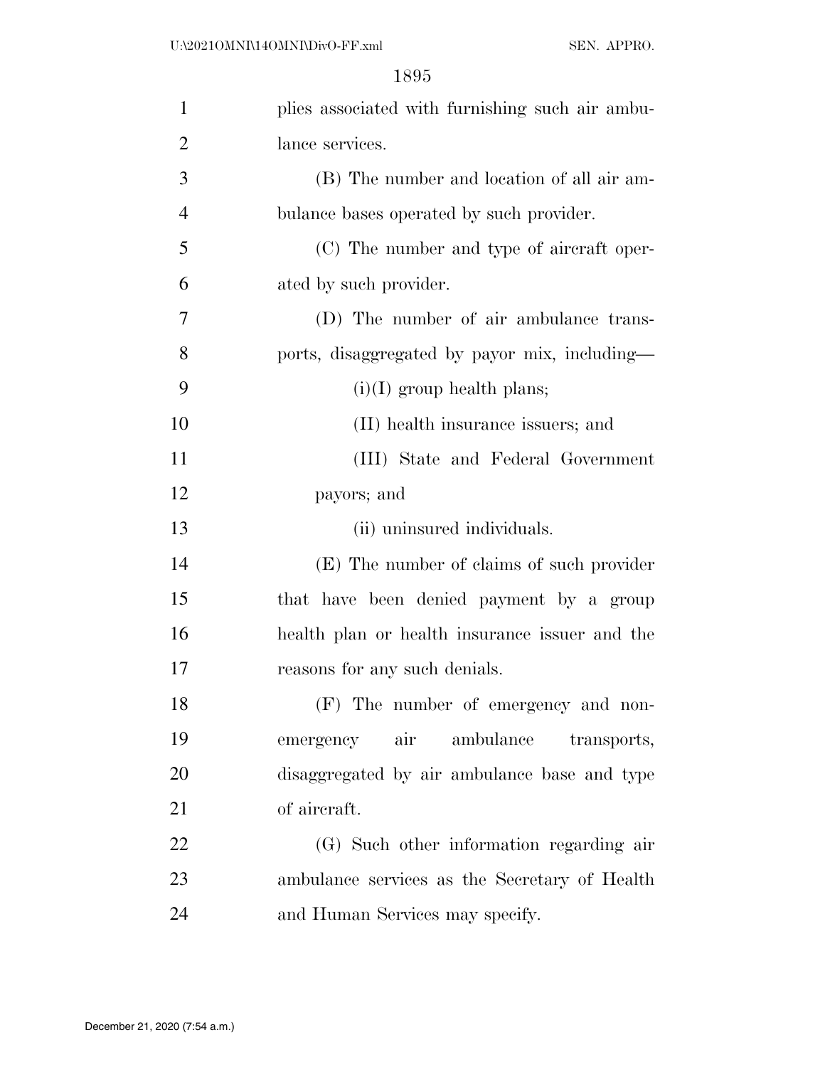plies associated with furnishing such air ambulance services.

(B) The number and location of all air ambulance bases operated by such provider.

(C) The number and type of aircraft operated by such provider.

(D) The number of air ambulance transports, disaggregated by payor mix, including—

(i)(I) group health plans;

(II) health insurance issuers; and

(III) State and Federal Government payors; and

(ii) uninsured individuals.

(E) The number of claims of such provider that have been denied payment by a group health plan or health insurance issuer and the reasons for any such denials.

(F) The number of emergency and non-emergency air ambulance transports, disaggregated by air ambulance base and type of aircraft.

(G) Such other information regarding air ambulance services as the Secretary of Health and Human Services may specify.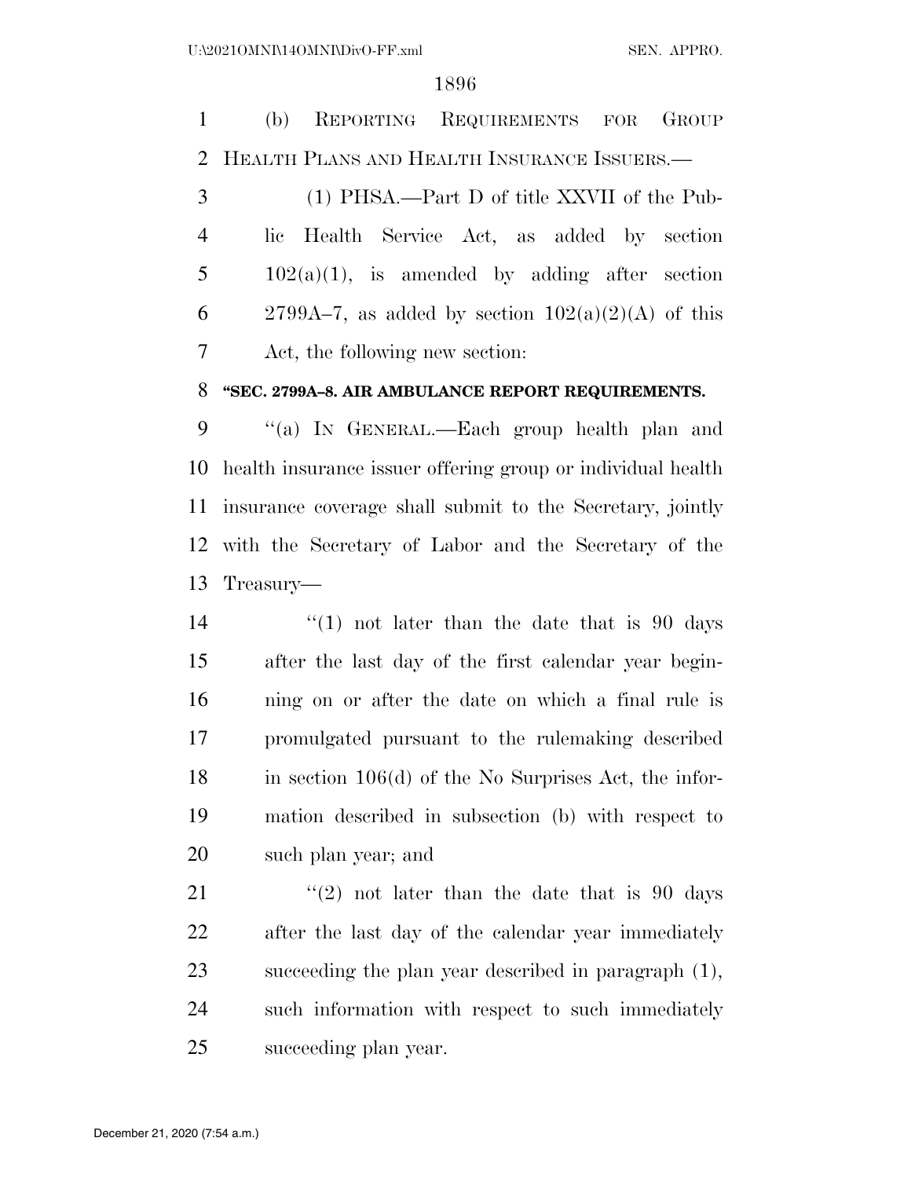(b) Reporting Requirements for Group Health Plans and Health Insurance Issuers.—

(1) PHSA.—Part D of title XXVII of the Public Health Service Act, as added by section 102(a)(1), is amended by adding after section 2799A–7, as added by section 102(a)(2)(A) of this Act, the following new section:

**"SEC. 2799A–8. AIR AMBULANCE REPORT REQUIREMENTS.**

"(a) In General.—Each group health plan and health insurance issuer offering group or individual health insurance coverage shall submit to the Secretary, jointly with the Secretary of Labor and the Secretary of the Treasury—

"(1) not later than the date that is 90 days after the last day of the first calendar year beginning on or after the date on which a final rule is promulgated pursuant to the rulemaking described in section 106(d) of the No Surprises Act, the information described in subsection (b) with respect to such plan year; and

"(2) not later than the date that is 90 days after the last day of the calendar year immediately succeeding the plan year described in paragraph (1), such information with respect to such immediately succeeding plan year.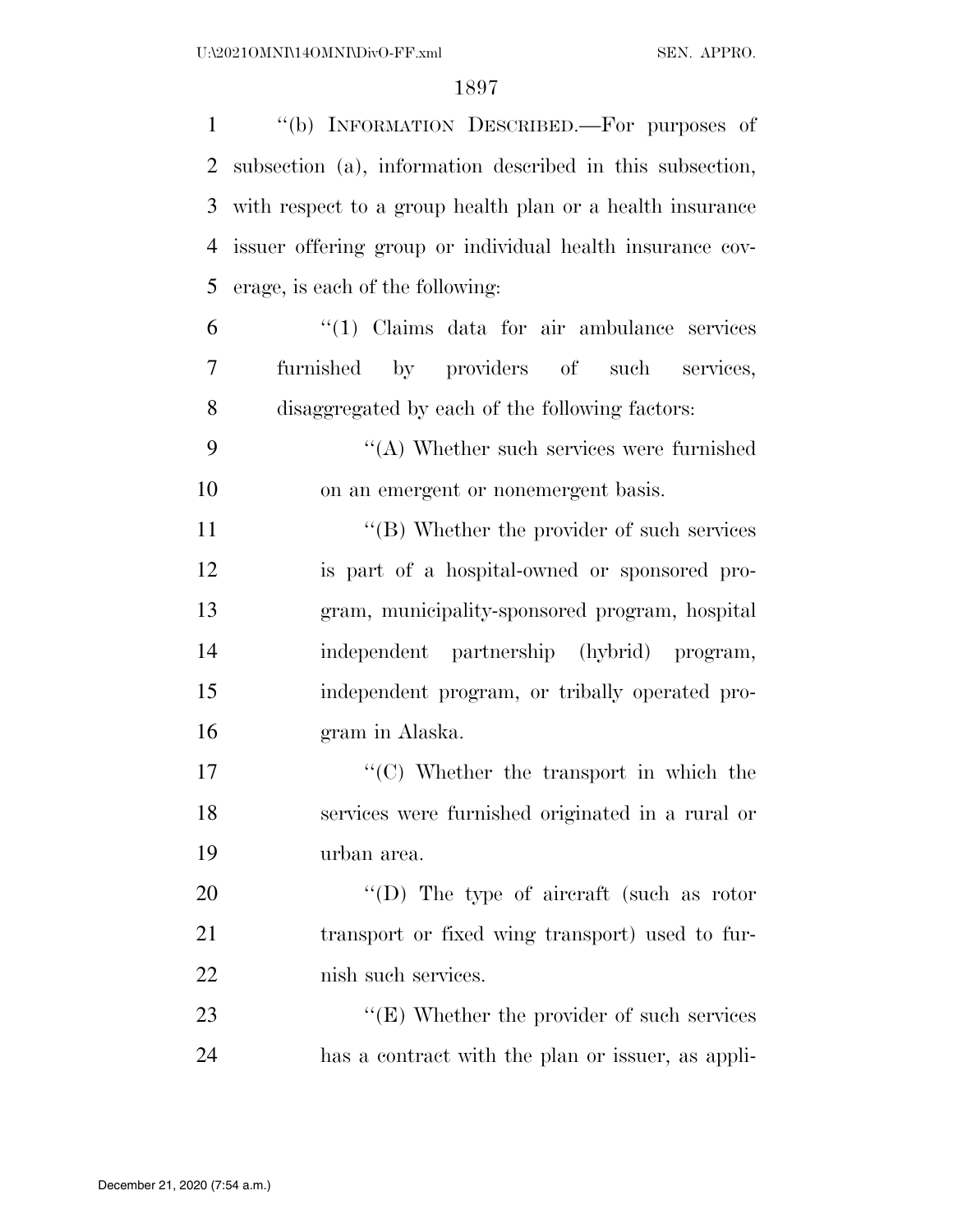"(b) INFORMATION DESCRIBED.—For purposes of subsection (a), information described in this subsection, with respect to a group health plan or a health insurance issuer offering group or individual health insurance coverage, is each of the following:

"(1) Claims data for air ambulance services furnished by providers of such services, disaggregated by each of the following factors:

"(A) Whether such services were furnished on an emergent or nonemergent basis.

"(B) Whether the provider of such services is part of a hospital-owned or sponsored program, municipality-sponsored program, hospital independent partnership (hybrid) program, independent program, or tribally operated program in Alaska.

"(C) Whether the transport in which the services were furnished originated in a rural or urban area.

"(D) The type of aircraft (such as rotor transport or fixed wing transport) used to furnish such services.

"(E) Whether the provider of such services has a contract with the plan or issuer, as appli-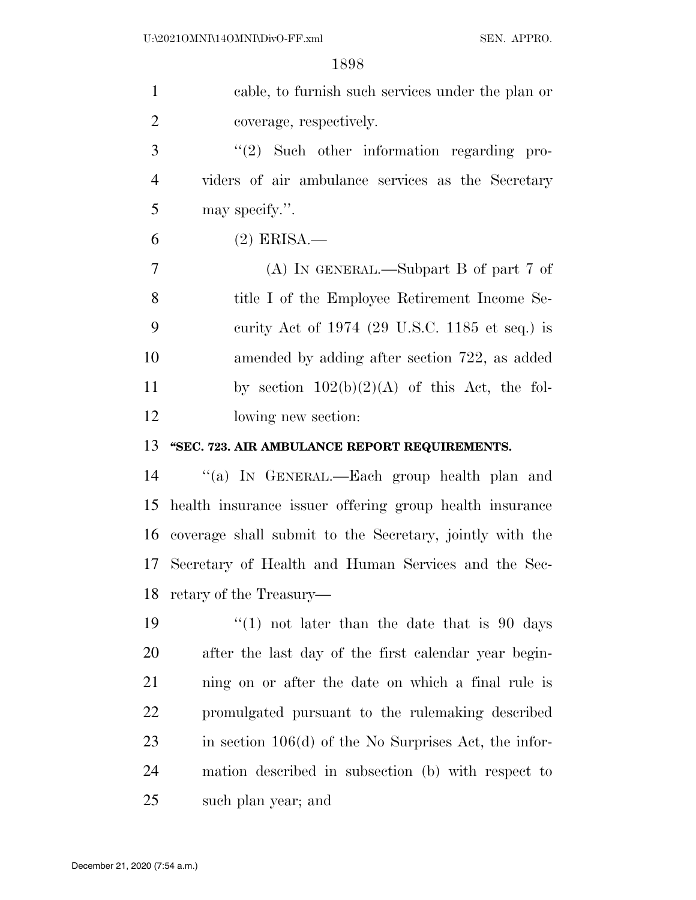cable, to furnish such services under the plan or coverage, respectively.

''(2) Such other information regarding providers of air ambulance services as the Secretary may specify.''.

(2) ERISA.—

(A) IN GENERAL.—Subpart B of part 7 of title I of the Employee Retirement Income Security Act of 1974 (29 U.S.C. 1185 et seq.) is amended by adding after section 722, as added by section 102(b)(2)(A) of this Act, the following new section:

**''SEC. 723. AIR AMBULANCE REPORT REQUIREMENTS.**

''(a) IN GENERAL.—Each group health plan and health insurance issuer offering group health insurance coverage shall submit to the Secretary, jointly with the Secretary of Health and Human Services and the Secretary of the Treasury—

''(1) not later than the date that is 90 days after the last day of the first calendar year beginning on or after the date on which a final rule is promulgated pursuant to the rulemaking described in section 106(d) of the No Surprises Act, the information described in subsection (b) with respect to such plan year; and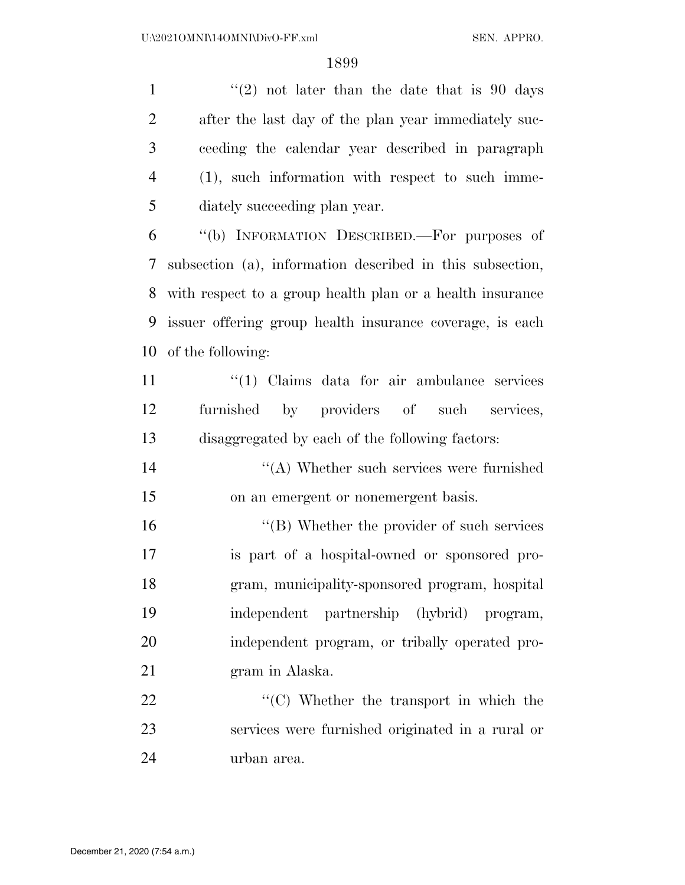"(2) not later than the date that is 90 days after the last day of the plan year immediately succeeding the calendar year described in paragraph (1), such information with respect to such immediately succeeding plan year.

"(b) INFORMATION DESCRIBED.—For purposes of subsection (a), information described in this subsection, with respect to a group health plan or a health insurance issuer offering group health insurance coverage, is each of the following:

"(1) Claims data for air ambulance services furnished by providers of such services, disaggregated by each of the following factors:

"(A) Whether such services were furnished on an emergent or nonemergent basis.

"(B) Whether the provider of such services is part of a hospital-owned or sponsored program, municipality-sponsored program, hospital independent partnership (hybrid) program, independent program, or tribally operated program in Alaska.

"(C) Whether the transport in which the services were furnished originated in a rural or urban area.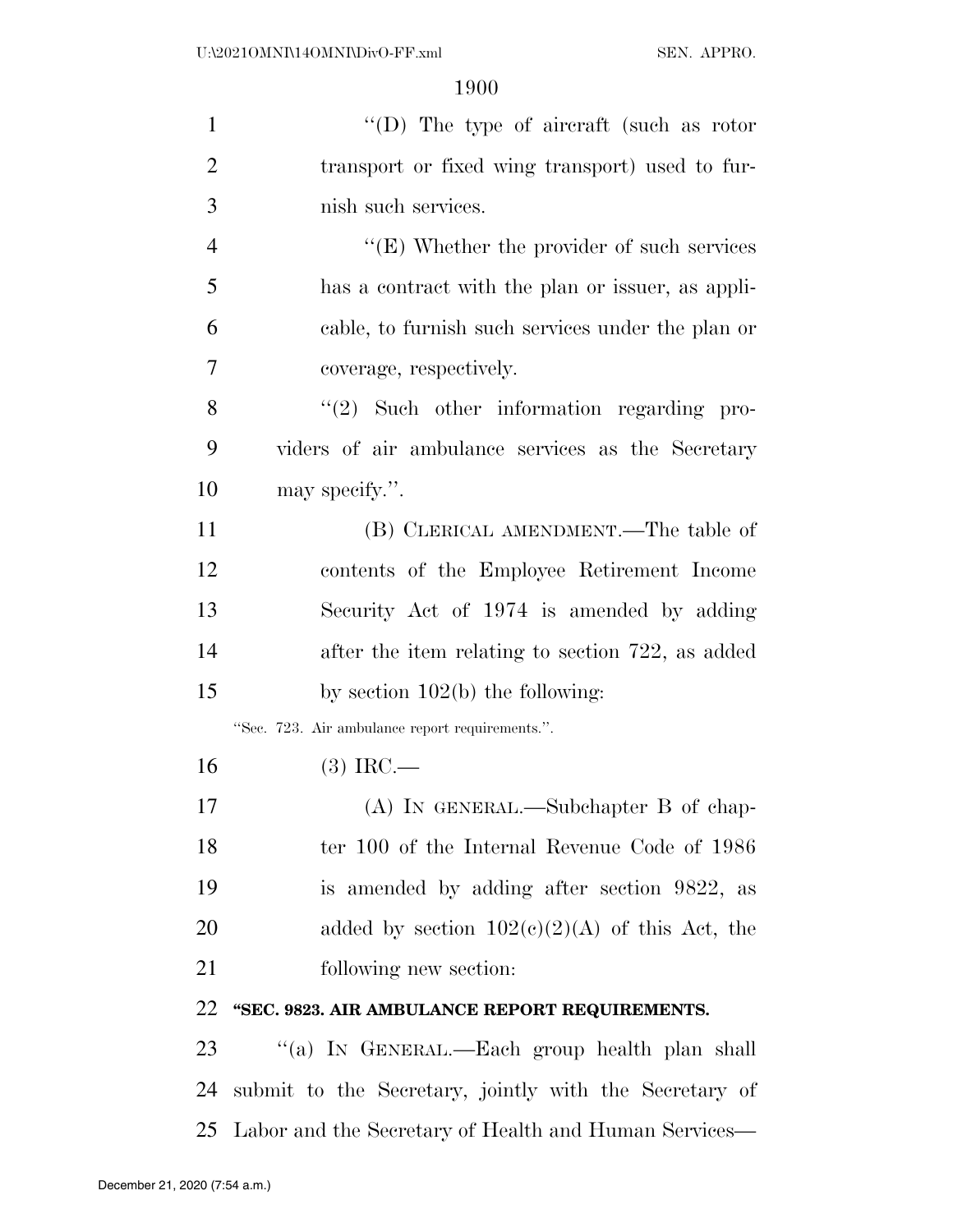"(D) The type of aircraft (such as rotor transport or fixed wing transport) used to furnish such services.

"(E) Whether the provider of such services has a contract with the plan or issuer, as applicable, to furnish such services under the plan or coverage, respectively.

"(2) Such other information regarding providers of air ambulance services as the Secretary may specify.".

(B) CLERICAL AMENDMENT.—The table of contents of the Employee Retirement Income Security Act of 1974 is amended by adding after the item relating to section 722, as added by section 102(b) the following:

"Sec. 723. Air ambulance report requirements.".

(3) IRC.—

(A) IN GENERAL.—Subchapter B of chapter 100 of the Internal Revenue Code of 1986 is amended by adding after section 9822, as added by section 102(c)(2)(A) of this Act, the following new section:

**"SEC. 9823. AIR AMBULANCE REPORT REQUIREMENTS.**

"(a) IN GENERAL.—Each group health plan shall submit to the Secretary, jointly with the Secretary of Labor and the Secretary of Health and Human Services—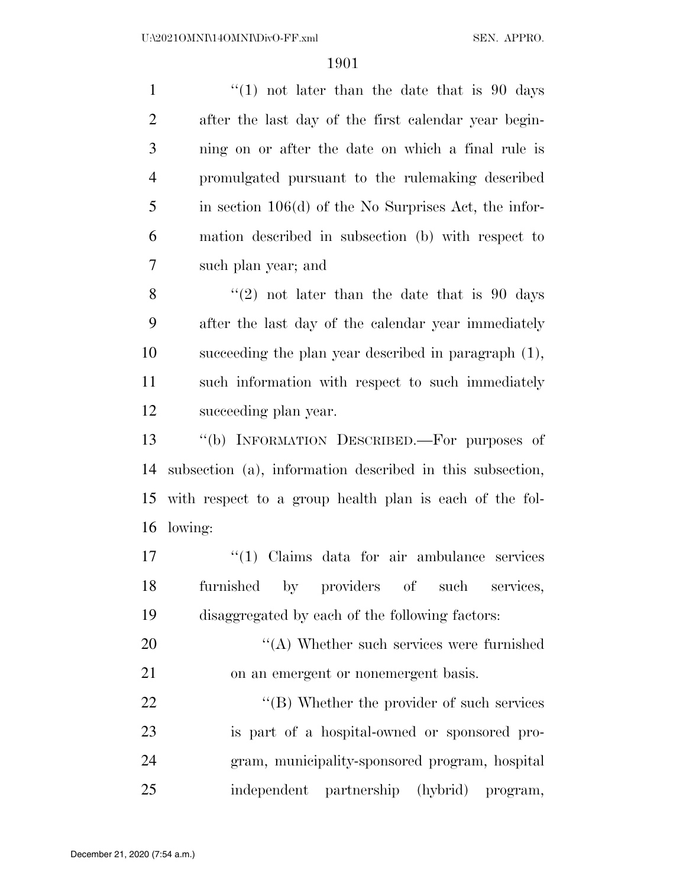"(1) not later than the date that is 90 days after the last day of the first calendar year beginning on or after the date on which a final rule is promulgated pursuant to the rulemaking described in section 106(d) of the No Surprises Act, the information described in subsection (b) with respect to such plan year; and

"(2) not later than the date that is 90 days after the last day of the calendar year immediately succeeding the plan year described in paragraph (1), such information with respect to such immediately succeeding plan year.

"(b) INFORMATION DESCRIBED.—For purposes of subsection (a), information described in this subsection, with respect to a group health plan is each of the following:

"(1) Claims data for air ambulance services furnished by providers of such services, disaggregated by each of the following factors:

"(A) Whether such services were furnished on an emergent or nonemergent basis.

"(B) Whether the provider of such services is part of a hospital-owned or sponsored program, municipality-sponsored program, hospital independent partnership (hybrid) program,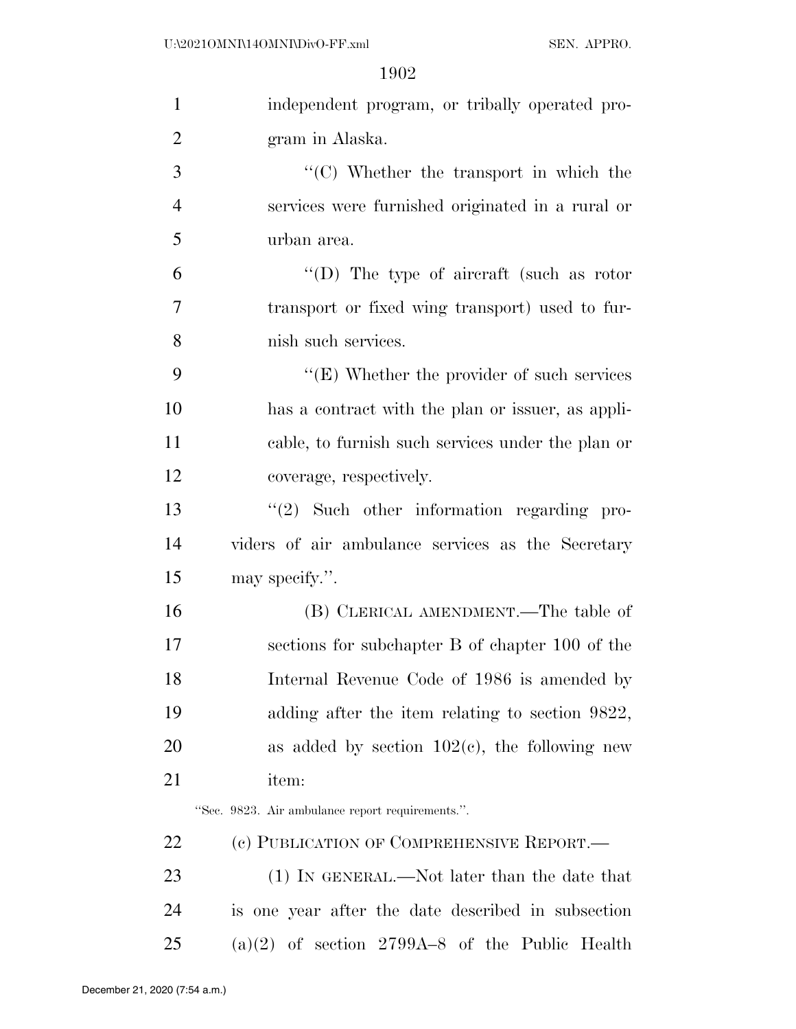independent program, or tribally operated program in Alaska.

"(C) Whether the transport in which the services were furnished originated in a rural or urban area.

"(D) The type of aircraft (such as rotor transport or fixed wing transport) used to furnish such services.

"(E) Whether the provider of such services has a contract with the plan or issuer, as applicable, to furnish such services under the plan or coverage, respectively.

"(2) Such other information regarding providers of air ambulance services as the Secretary may specify.".

(B) CLERICAL AMENDMENT.—The table of sections for subchapter B of chapter 100 of the Internal Revenue Code of 1986 is amended by adding after the item relating to section 9822, as added by section 102(c), the following new item:

"Sec. 9823. Air ambulance report requirements.".

(c) PUBLICATION OF COMPREHENSIVE REPORT.—

(1) IN GENERAL.—Not later than the date that is one year after the date described in subsection (a)(2) of section 2799A–8 of the Public Health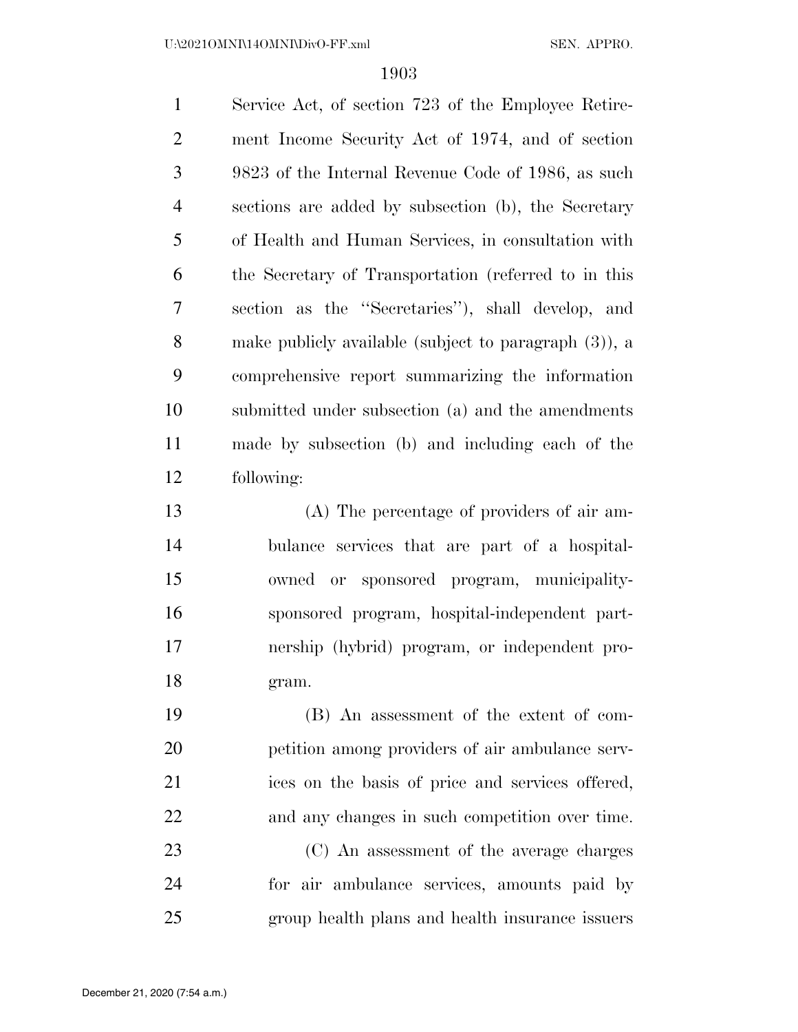Service Act, of section 723 of the Employee Retirement Income Security Act of 1974, and of section 9823 of the Internal Revenue Code of 1986, as such sections are added by subsection (b), the Secretary of Health and Human Services, in consultation with the Secretary of Transportation (referred to in this section as the ''Secretaries''), shall develop, and make publicly available (subject to paragraph (3)), a comprehensive report summarizing the information submitted under subsection (a) and the amendments made by subsection (b) and including each of the following:

(A) The percentage of providers of air ambulance services that are part of a hospital-owned or sponsored program, municipality-sponsored program, hospital-independent partnership (hybrid) program, or independent program.

(B) An assessment of the extent of competition among providers of air ambulance services on the basis of price and services offered, and any changes in such competition over time.

(C) An assessment of the average charges for air ambulance services, amounts paid by group health plans and health insurance issuers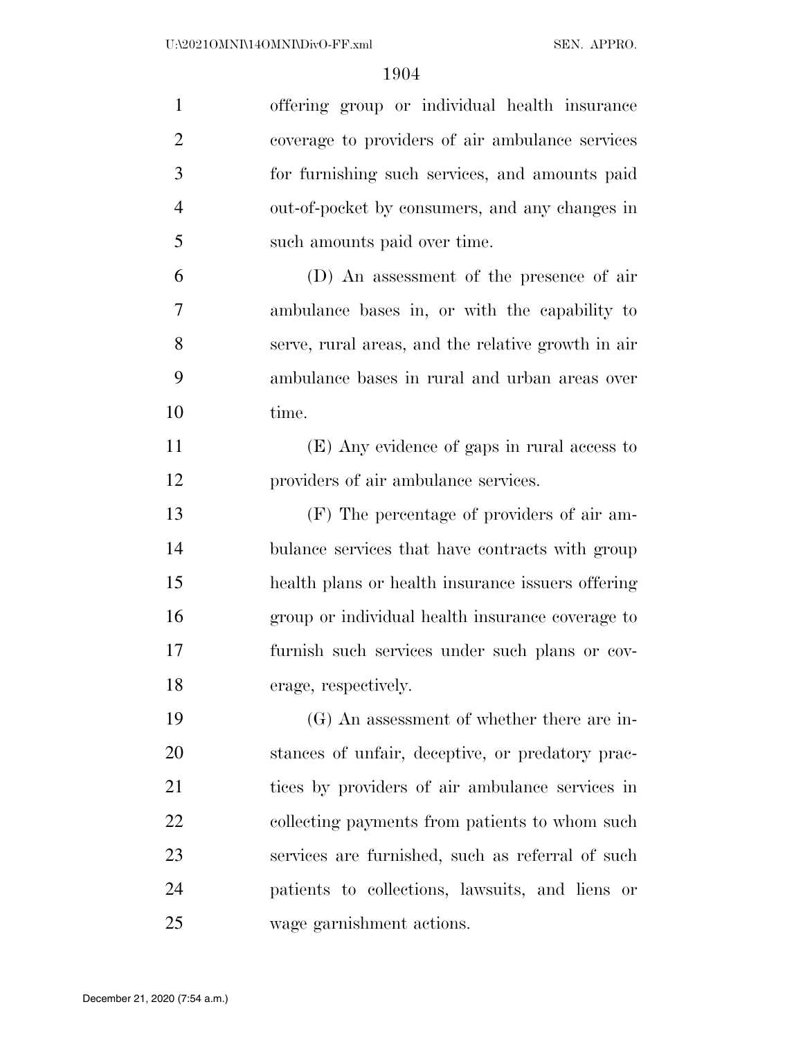offering group or individual health insurance coverage to providers of air ambulance services for furnishing such services, and amounts paid out-of-pocket by consumers, and any changes in such amounts paid over time.

(D) An assessment of the presence of air ambulance bases in, or with the capability to serve, rural areas, and the relative growth in air ambulance bases in rural and urban areas over time.

(E) Any evidence of gaps in rural access to providers of air ambulance services.

(F) The percentage of providers of air ambulance services that have contracts with group health plans or health insurance issuers offering group or individual health insurance coverage to furnish such services under such plans or coverage, respectively.

(G) An assessment of whether there are instances of unfair, deceptive, or predatory practices by providers of air ambulance services in collecting payments from patients to whom such services are furnished, such as referral of such patients to collections, lawsuits, and liens or wage garnishment actions.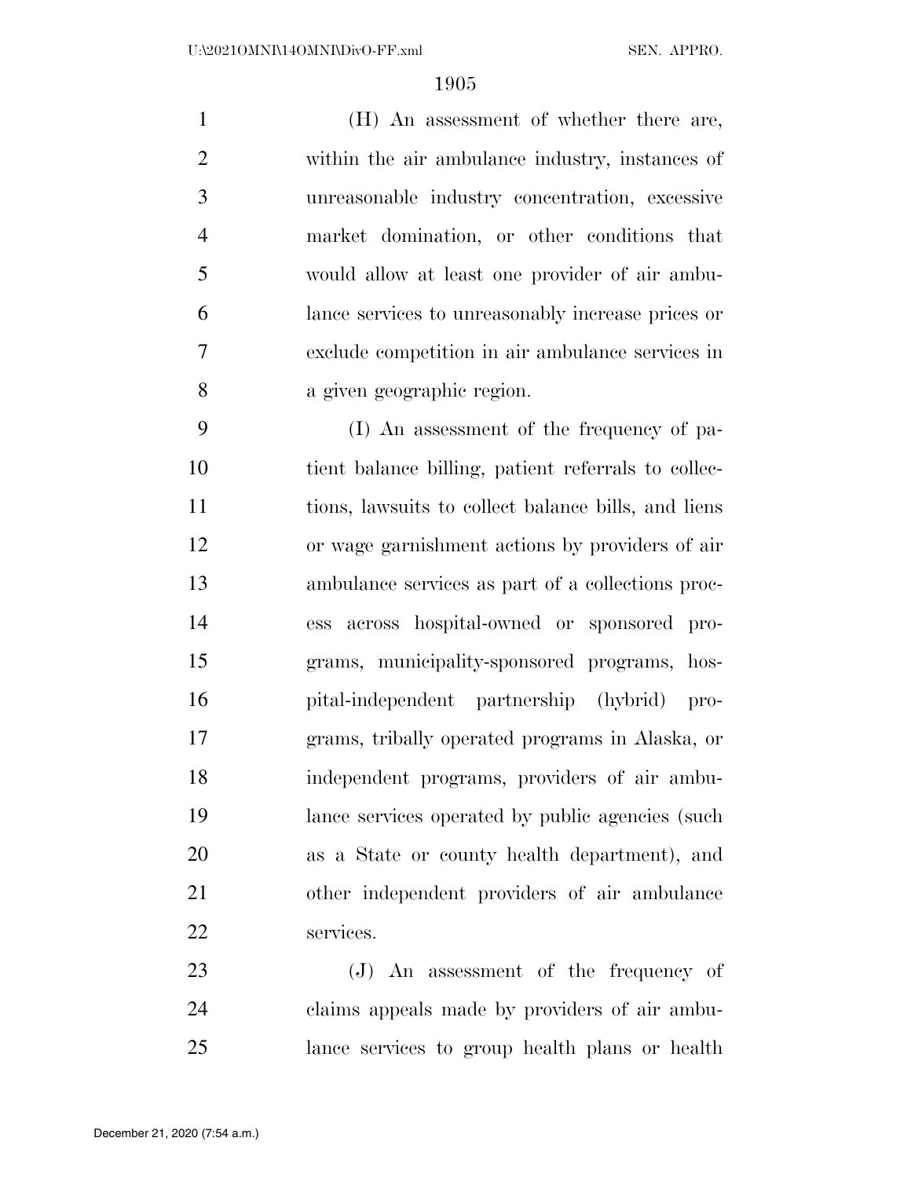(H) An assessment of whether there are, within the air ambulance industry, instances of unreasonable industry concentration, excessive market domination, or other conditions that would allow at least one provider of air ambulance services to unreasonably increase prices or exclude competition in air ambulance services in a given geographic region.

(I) An assessment of the frequency of patient balance billing, patient referrals to collections, lawsuits to collect balance bills, and liens or wage garnishment actions by providers of air ambulance services as part of a collections process across hospital-owned or sponsored programs, municipality-sponsored programs, hospital-independent partnership (hybrid) programs, tribally operated programs in Alaska, or independent programs, providers of air ambulance services operated by public agencies (such as a State or county health department), and other independent providers of air ambulance services.

(J) An assessment of the frequency of claims appeals made by providers of air ambulance services to group health plans or health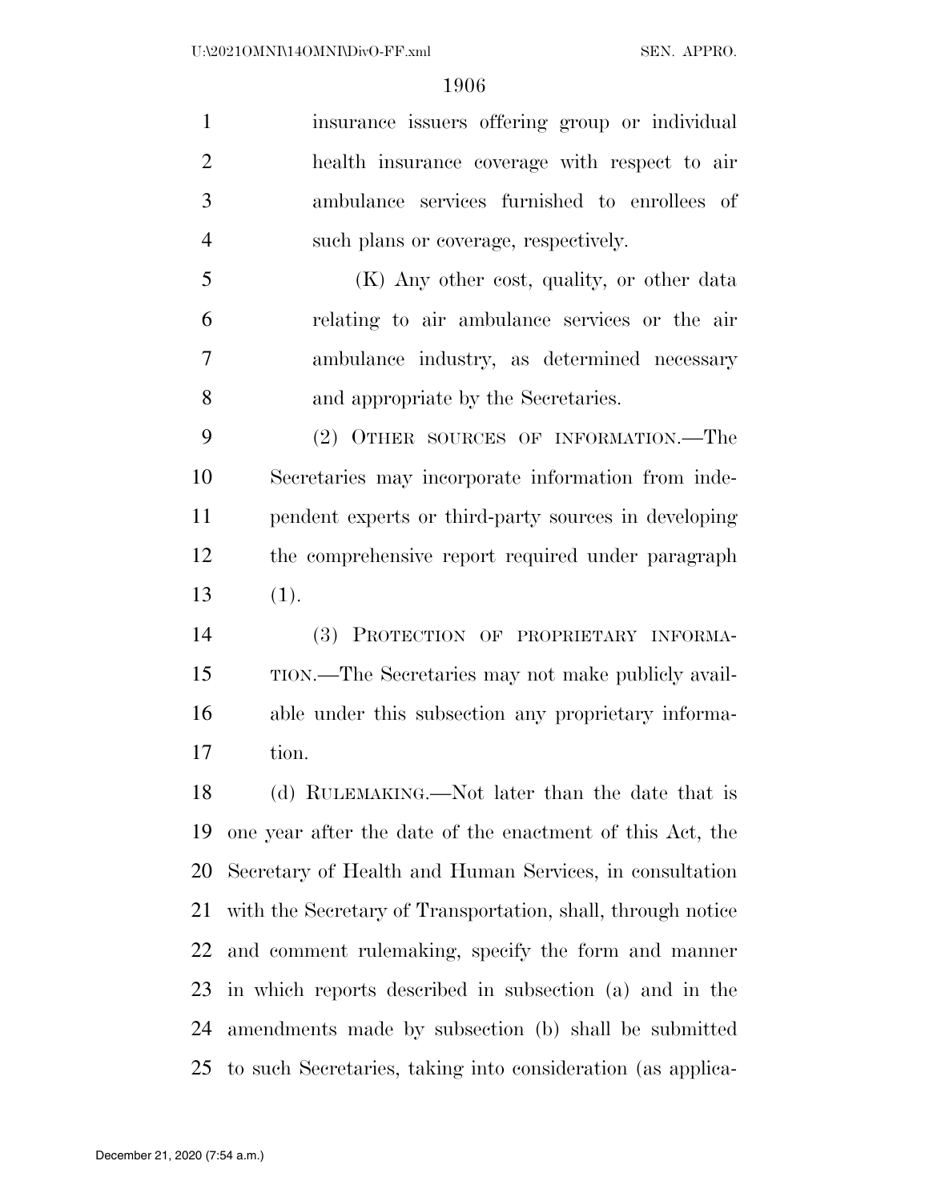insurance issuers offering group or individual health insurance coverage with respect to air ambulance services furnished to enrollees of such plans or coverage, respectively.

(K) Any other cost, quality, or other data relating to air ambulance services or the air ambulance industry, as determined necessary and appropriate by the Secretaries.

(2) OTHER SOURCES OF INFORMATION.—The Secretaries may incorporate information from independent experts or third-party sources in developing the comprehensive report required under paragraph (1).

(3) PROTECTION OF PROPRIETARY INFORMATION.—The Secretaries may not make publicly available under this subsection any proprietary information.

(d) RULEMAKING.—Not later than the date that is one year after the date of the enactment of this Act, the Secretary of Health and Human Services, in consultation with the Secretary of Transportation, shall, through notice and comment rulemaking, specify the form and manner in which reports described in subsection (a) and in the amendments made by subsection (b) shall be submitted to such Secretaries, taking into consideration (as applica-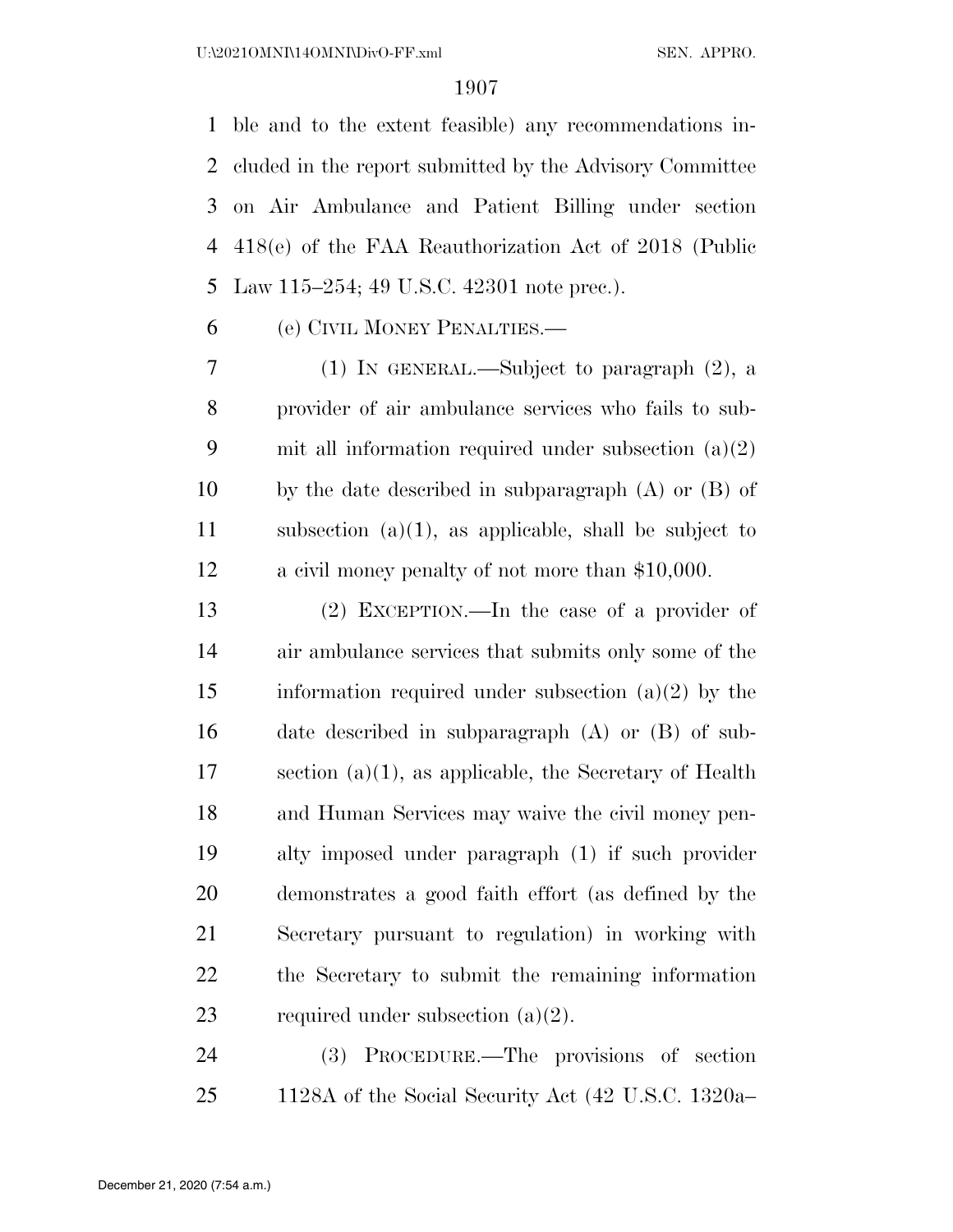ble and to the extent feasible) any recommendations included in the report submitted by the Advisory Committee on Air Ambulance and Patient Billing under section 418(e) of the FAA Reauthorization Act of 2018 (Public Law 115–254; 49 U.S.C. 42301 note prec.).

(e) CIVIL MONEY PENALTIES.—

(1) IN GENERAL.—Subject to paragraph (2), a provider of air ambulance services who fails to submit all information required under subsection (a)(2) by the date described in subparagraph (A) or (B) of subsection (a)(1), as applicable, shall be subject to a civil money penalty of not more than $10,000.

(2) EXCEPTION.—In the case of a provider of air ambulance services that submits only some of the information required under subsection (a)(2) by the date described in subparagraph (A) or (B) of subsection (a)(1), as applicable, the Secretary of Health and Human Services may waive the civil money penalty imposed under paragraph (1) if such provider demonstrates a good faith effort (as defined by the Secretary pursuant to regulation) in working with the Secretary to submit the remaining information required under subsection (a)(2).

(3) PROCEDURE.—The provisions of section 1128A of the Social Security Act (42 U.S.C. 1320a–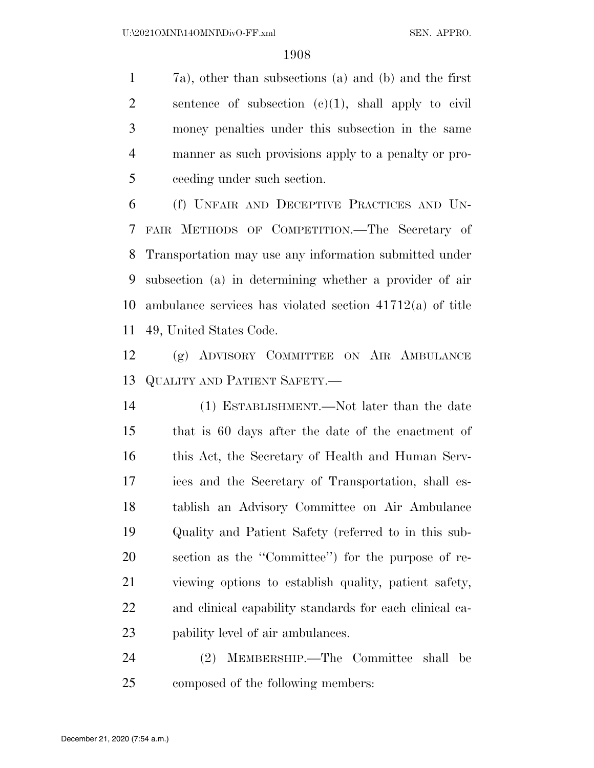7a), other than subsections (a) and (b) and the first sentence of subsection (c)(1), shall apply to civil money penalties under this subsection in the same manner as such provisions apply to a penalty or proceeding under such section.

(f) UNFAIR AND DECEPTIVE PRACTICES AND UNFAIR METHODS OF COMPETITION.—The Secretary of Transportation may use any information submitted under subsection (a) in determining whether a provider of air ambulance services has violated section 41712(a) of title 49, United States Code.

(g) ADVISORY COMMITTEE ON AIR AMBULANCE QUALITY AND PATIENT SAFETY.—

(1) ESTABLISHMENT.—Not later than the date that is 60 days after the date of the enactment of this Act, the Secretary of Health and Human Services and the Secretary of Transportation, shall establish an Advisory Committee on Air Ambulance Quality and Patient Safety (referred to in this subsection as the ''Committee'') for the purpose of reviewing options to establish quality, patient safety, and clinical capability standards for each clinical capability level of air ambulances.

(2) MEMBERSHIP.—The Committee shall be composed of the following members: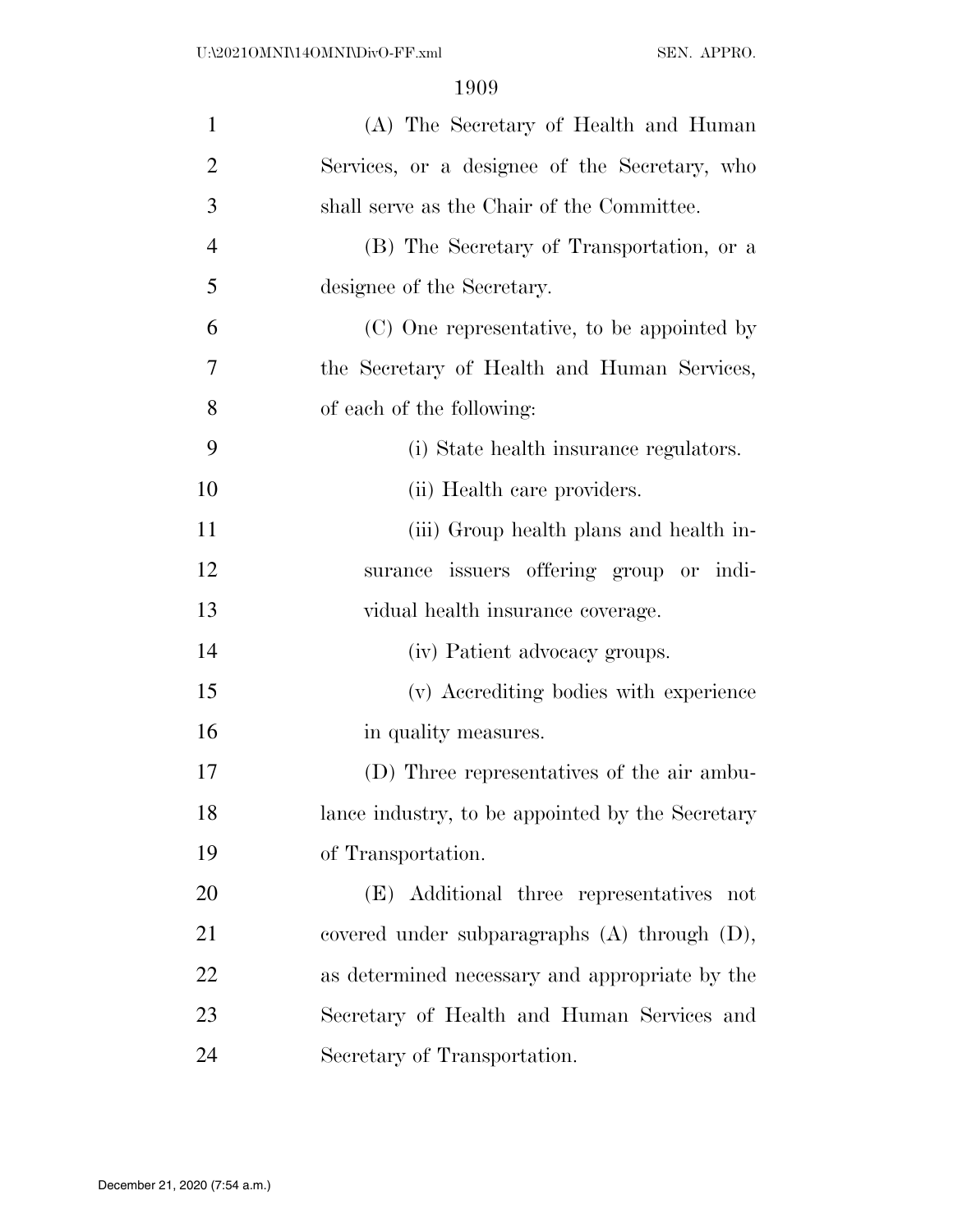(A) The Secretary of Health and Human Services, or a designee of the Secretary, who shall serve as the Chair of the Committee.

(B) The Secretary of Transportation, or a designee of the Secretary.

(C) One representative, to be appointed by the Secretary of Health and Human Services, of each of the following:

(i) State health insurance regulators.

(ii) Health care providers.

(iii) Group health plans and health insurance issuers offering group or individual health insurance coverage.

(iv) Patient advocacy groups.

(v) Accrediting bodies with experience in quality measures.

(D) Three representatives of the air ambulance industry, to be appointed by the Secretary of Transportation.

(E) Additional three representatives not covered under subparagraphs (A) through (D), as determined necessary and appropriate by the Secretary of Health and Human Services and Secretary of Transportation.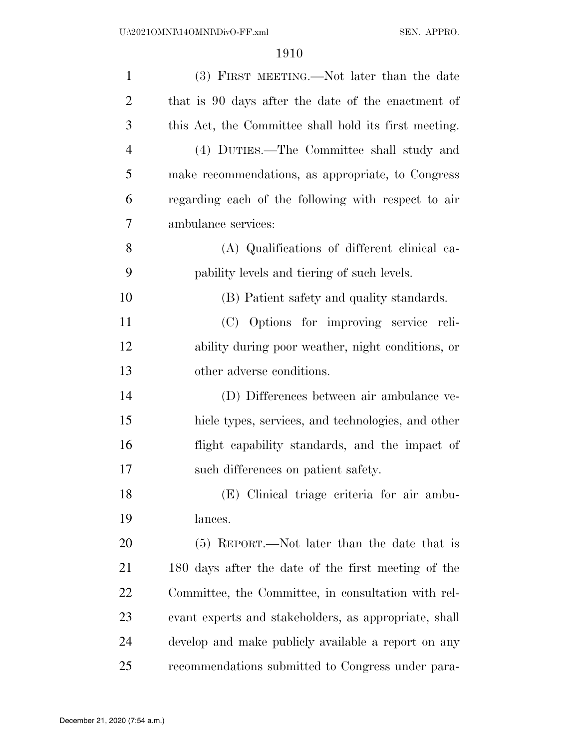(3) FIRST MEETING.—Not later than the date that is 90 days after the date of the enactment of this Act, the Committee shall hold its first meeting.

(4) DUTIES.—The Committee shall study and make recommendations, as appropriate, to Congress regarding each of the following with respect to air ambulance services:

(A) Qualifications of different clinical capability levels and tiering of such levels.

(B) Patient safety and quality standards.

(C) Options for improving service reliability during poor weather, night conditions, or other adverse conditions.

(D) Differences between air ambulance vehicle types, services, and technologies, and other flight capability standards, and the impact of such differences on patient safety.

(E) Clinical triage criteria for air ambulances.

(5) REPORT.—Not later than the date that is 180 days after the date of the first meeting of the Committee, the Committee, in consultation with relevant experts and stakeholders, as appropriate, shall develop and make publicly available a report on any recommendations submitted to Congress under para-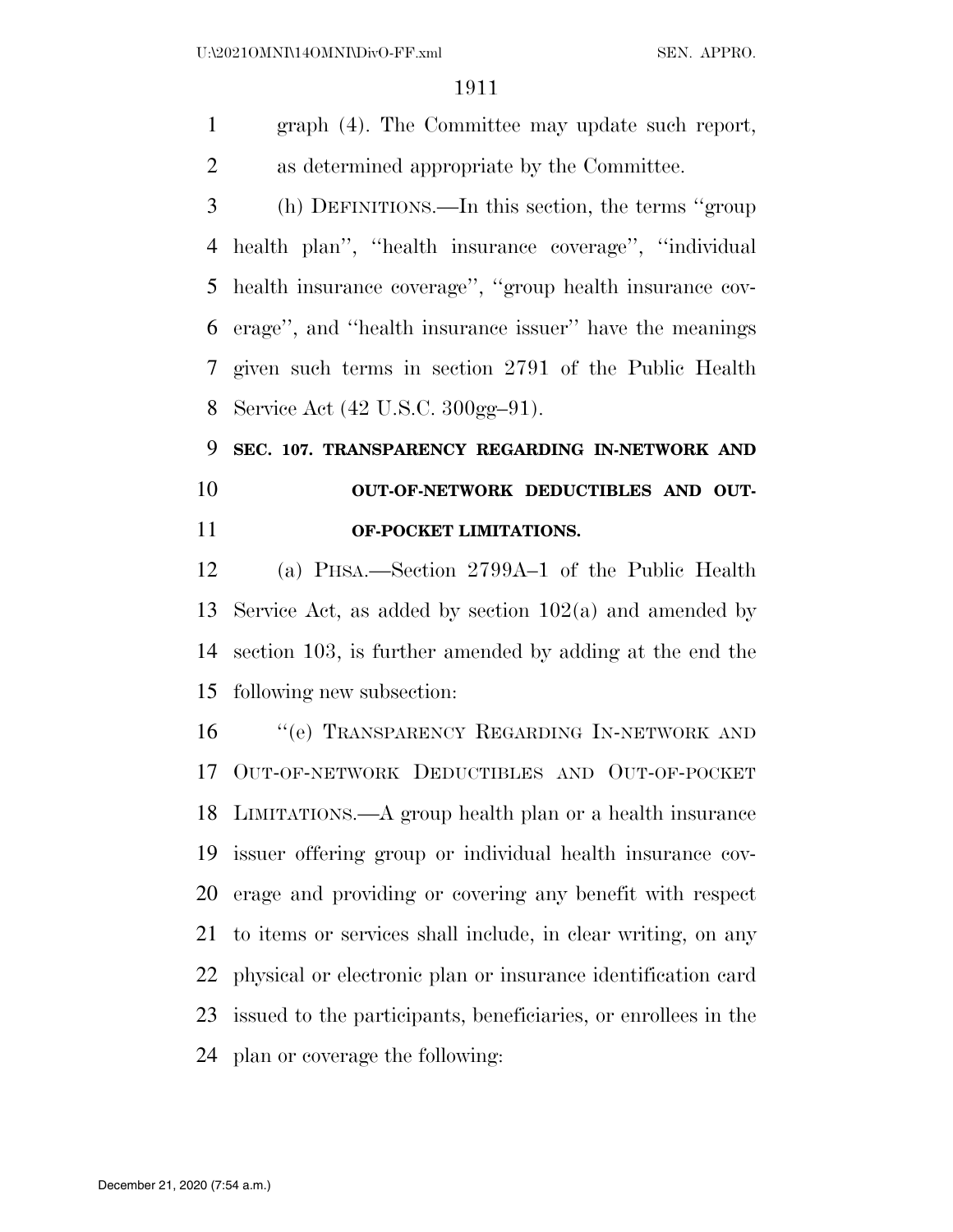graph (4). The Committee may update such report, as determined appropriate by the Committee.

(h) DEFINITIONS.—In this section, the terms ''group health plan'', ''health insurance coverage'', ''individual health insurance coverage'', ''group health insurance coverage'', and ''health insurance issuer'' have the meanings given such terms in section 2791 of the Public Health Service Act (42 U.S.C. 300gg–91).

## SEC. 107. TRANSPARENCY REGARDING IN-NETWORK AND OUT-OF-NETWORK DEDUCTIBLES AND OUT-OF-POCKET LIMITATIONS.

(a) PHSA.—Section 2799A–1 of the Public Health Service Act, as added by section 102(a) and amended by section 103, is further amended by adding at the end the following new subsection:

''(e) TRANSPARENCY REGARDING IN-NETWORK AND OUT-OF-NETWORK DEDUCTIBLES AND OUT-OF-POCKET LIMITATIONS.—A group health plan or a health insurance issuer offering group or individual health insurance coverage and providing or covering any benefit with respect to items or services shall include, in clear writing, on any physical or electronic plan or insurance identification card issued to the participants, beneficiaries, or enrollees in the plan or coverage the following: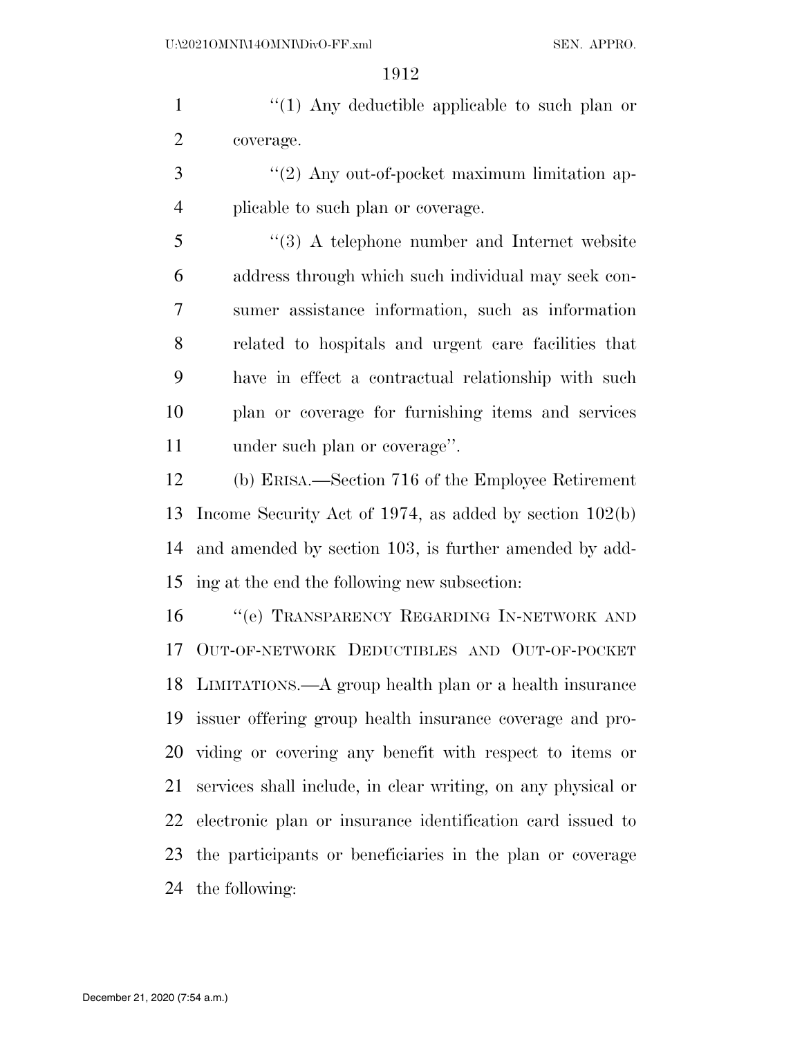"(1) Any deductible applicable to such plan or coverage.

"(2) Any out-of-pocket maximum limitation applicable to such plan or coverage.

"(3) A telephone number and Internet website address through which such individual may seek consumer assistance information, such as information related to hospitals and urgent care facilities that have in effect a contractual relationship with such plan or coverage for furnishing items and services under such plan or coverage".

(b) ERISA.—Section 716 of the Employee Retirement Income Security Act of 1974, as added by section 102(b) and amended by section 103, is further amended by adding at the end the following new subsection:

"(e) TRANSPARENCY REGARDING IN-NETWORK AND OUT-OF-NETWORK DEDUCTIBLES AND OUT-OF-POCKET LIMITATIONS.—A group health plan or a health insurance issuer offering group health insurance coverage and providing or covering any benefit with respect to items or services shall include, in clear writing, on any physical or electronic plan or insurance identification card issued to the participants or beneficiaries in the plan or coverage the following: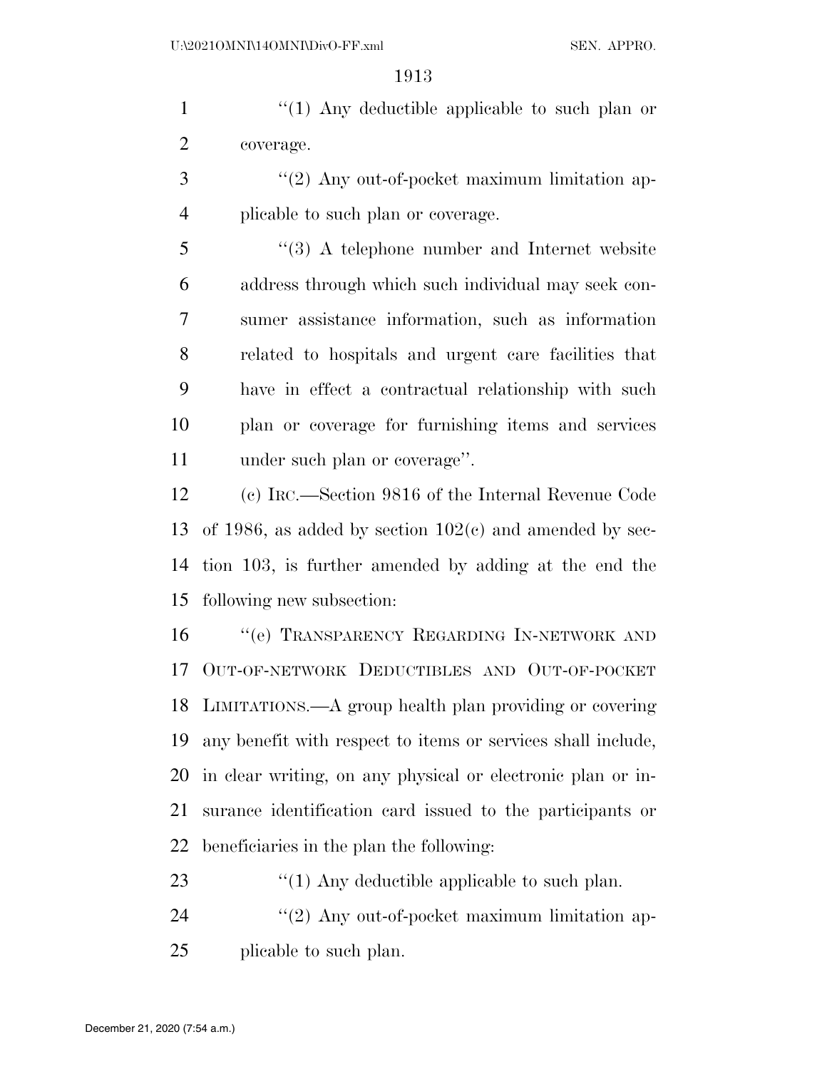"(1) Any deductible applicable to such plan or coverage.

"(2) Any out-of-pocket maximum limitation applicable to such plan or coverage.

"(3) A telephone number and Internet website address through which such individual may seek consumer assistance information, such as information related to hospitals and urgent care facilities that have in effect a contractual relationship with such plan or coverage for furnishing items and services under such plan or coverage".

(c) IRC.—Section 9816 of the Internal Revenue Code of 1986, as added by section 102(c) and amended by section 103, is further amended by adding at the end the following new subsection:

"(e) TRANSPARENCY REGARDING IN-NETWORK AND OUT-OF-NETWORK DEDUCTIBLES AND OUT-OF-POCKET LIMITATIONS.—A group health plan providing or covering any benefit with respect to items or services shall include, in clear writing, on any physical or electronic plan or insurance identification card issued to the participants or beneficiaries in the plan the following:

"(1) Any deductible applicable to such plan.

"(2) Any out-of-pocket maximum limitation applicable to such plan.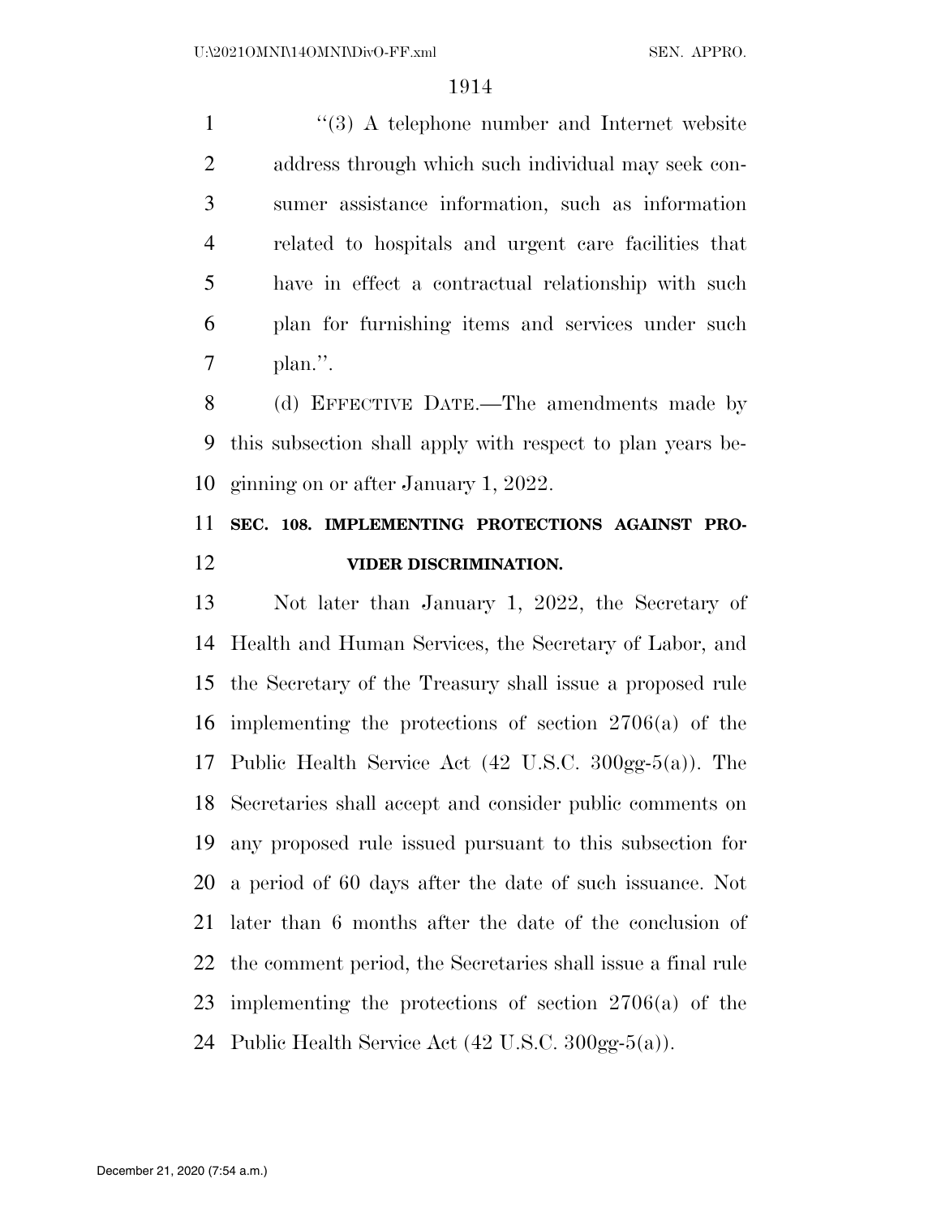"(3) A telephone number and Internet website address through which such individual may seek consumer assistance information, such as information related to hospitals and urgent care facilities that have in effect a contractual relationship with such plan for furnishing items and services under such plan.".

(d) EFFECTIVE DATE.—The amendments made by this subsection shall apply with respect to plan years beginning on or after January 1, 2022.

**SEC. 108. IMPLEMENTING PROTECTIONS AGAINST PROVIDER DISCRIMINATION.**

Not later than January 1, 2022, the Secretary of Health and Human Services, the Secretary of Labor, and the Secretary of the Treasury shall issue a proposed rule implementing the protections of section 2706(a) of the Public Health Service Act (42 U.S.C. 300gg-5(a)). The Secretaries shall accept and consider public comments on any proposed rule issued pursuant to this subsection for a period of 60 days after the date of such issuance. Not later than 6 months after the date of the conclusion of the comment period, the Secretaries shall issue a final rule implementing the protections of section 2706(a) of the Public Health Service Act (42 U.S.C. 300gg-5(a)).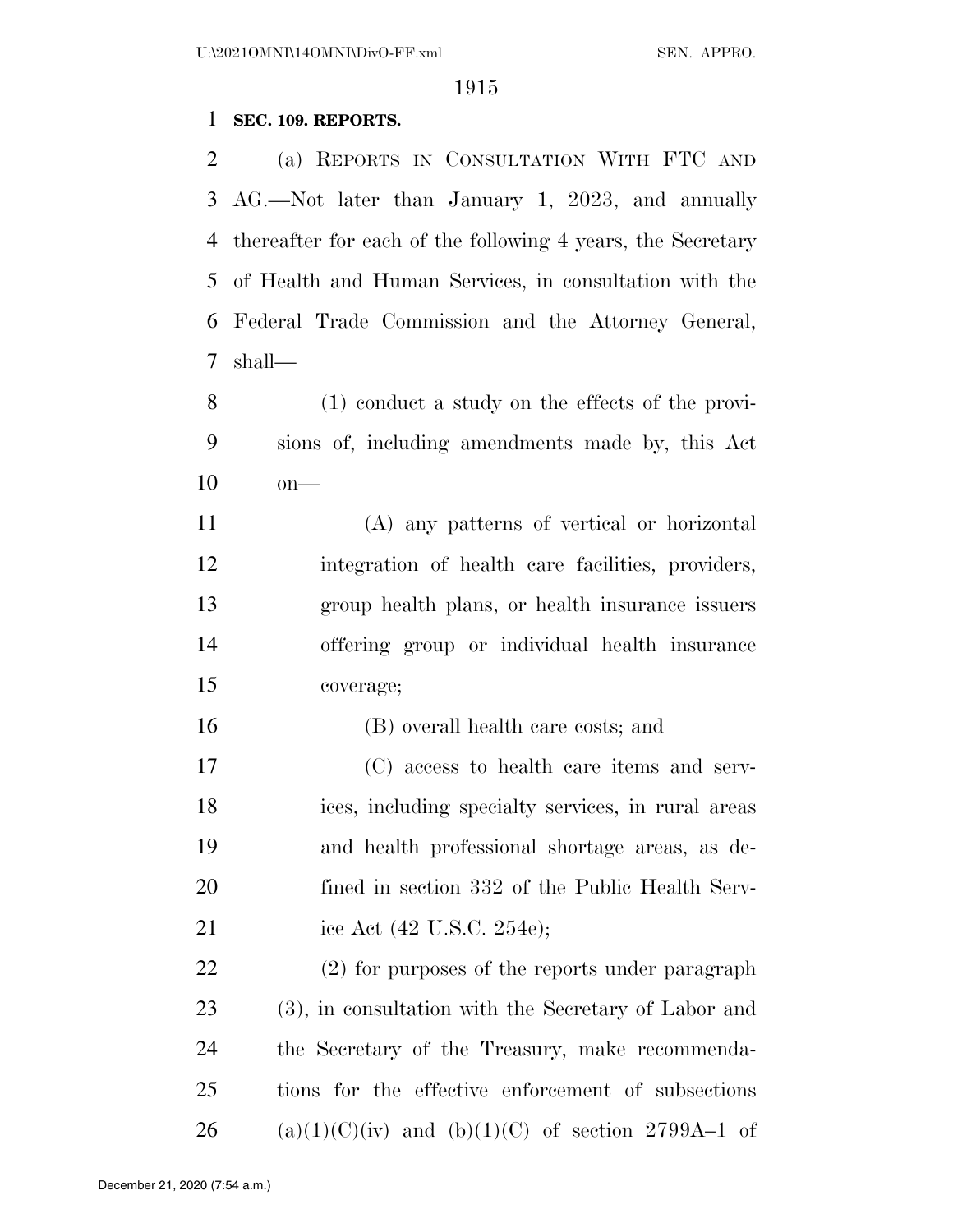**SEC. 109. REPORTS.**

(a) REPORTS IN CONSULTATION WITH FTC AND AG.—Not later than January 1, 2023, and annually thereafter for each of the following 4 years, the Secretary of Health and Human Services, in consultation with the Federal Trade Commission and the Attorney General, shall—

(1) conduct a study on the effects of the provisions of, including amendments made by, this Act on—

(A) any patterns of vertical or horizontal integration of health care facilities, providers, group health plans, or health insurance issuers offering group or individual health insurance coverage;

(B) overall health care costs; and

(C) access to health care items and services, including specialty services, in rural areas and health professional shortage areas, as defined in section 332 of the Public Health Service Act (42 U.S.C. 254e);

(2) for purposes of the reports under paragraph (3), in consultation with the Secretary of Labor and the Secretary of the Treasury, make recommendations for the effective enforcement of subsections (a)(1)(C)(iv) and (b)(1)(C) of section 2799A–1 of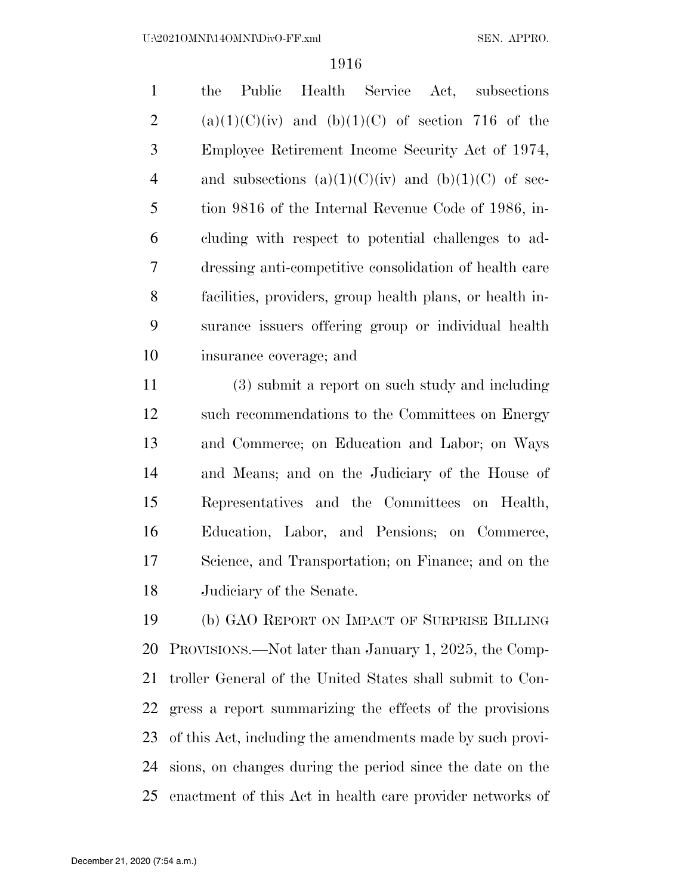the Public Health Service Act, subsections (a)(1)(C)(iv) and (b)(1)(C) of section 716 of the Employee Retirement Income Security Act of 1974, and subsections (a)(1)(C)(iv) and (b)(1)(C) of section 9816 of the Internal Revenue Code of 1986, including with respect to potential challenges to addressing anti-competitive consolidation of health care facilities, providers, group health plans, or health insurance issuers offering group or individual health insurance coverage; and

(3) submit a report on such study and including such recommendations to the Committees on Energy and Commerce; on Education and Labor; on Ways and Means; and on the Judiciary of the House of Representatives and the Committees on Health, Education, Labor, and Pensions; on Commerce, Science, and Transportation; on Finance; and on the Judiciary of the Senate.

(b) GAO REPORT ON IMPACT OF SURPRISE BILLING PROVISIONS.—Not later than January 1, 2025, the Comptroller General of the United States shall submit to Congress a report summarizing the effects of the provisions of this Act, including the amendments made by such provisions, on changes during the period since the date on the enactment of this Act in health care provider networks of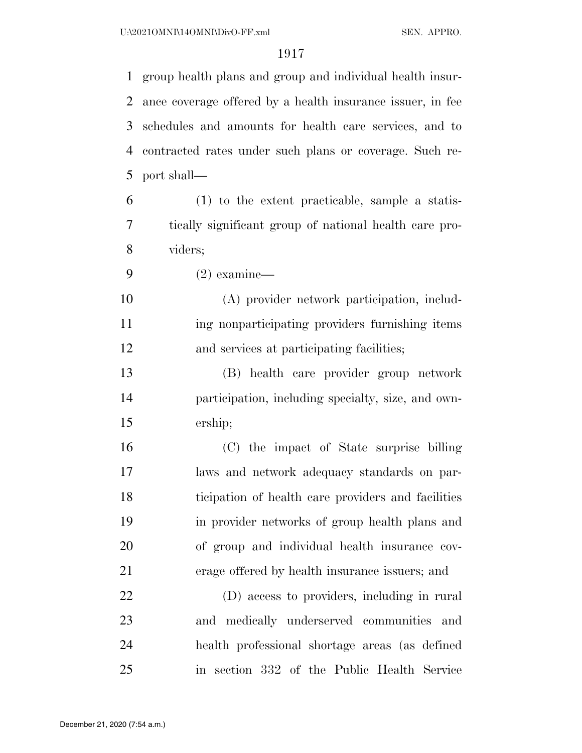group health plans and group and individual health insurance coverage offered by a health insurance issuer, in fee schedules and amounts for health care services, and to contracted rates under such plans or coverage. Such report shall—

(1) to the extent practicable, sample a statistically significant group of national health care providers;

(2) examine—

(A) provider network participation, including nonparticipating providers furnishing items and services at participating facilities;

(B) health care provider group network participation, including specialty, size, and ownership;

(C) the impact of State surprise billing laws and network adequacy standards on participation of health care providers and facilities in provider networks of group health plans and of group and individual health insurance coverage offered by health insurance issuers; and

(D) access to providers, including in rural and medically underserved communities and health professional shortage areas (as defined in section 332 of the Public Health Service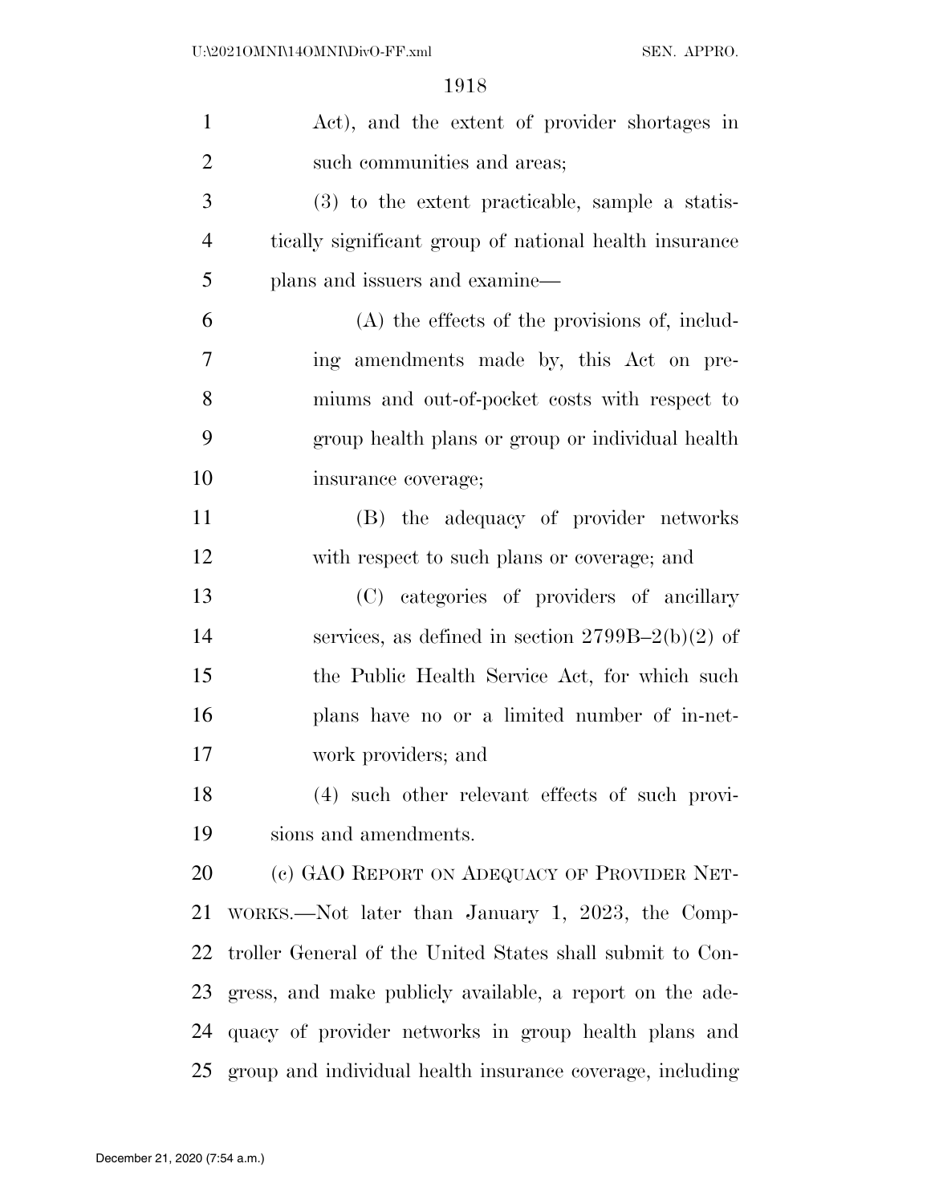Act), and the extent of provider shortages in such communities and areas;

(3) to the extent practicable, sample a statistically significant group of national health insurance plans and issuers and examine—

(A) the effects of the provisions of, including amendments made by, this Act on premiums and out-of-pocket costs with respect to group health plans or group or individual health insurance coverage;

(B) the adequacy of provider networks with respect to such plans or coverage; and

(C) categories of providers of ancillary services, as defined in section 2799B–2(b)(2) of the Public Health Service Act, for which such plans have no or a limited number of in-network providers; and

(4) such other relevant effects of such provisions and amendments.

(c) GAO REPORT ON ADEQUACY OF PROVIDER NETWORKS.—Not later than January 1, 2023, the Comptroller General of the United States shall submit to Congress, and make publicly available, a report on the adequacy of provider networks in group health plans and group and individual health insurance coverage, including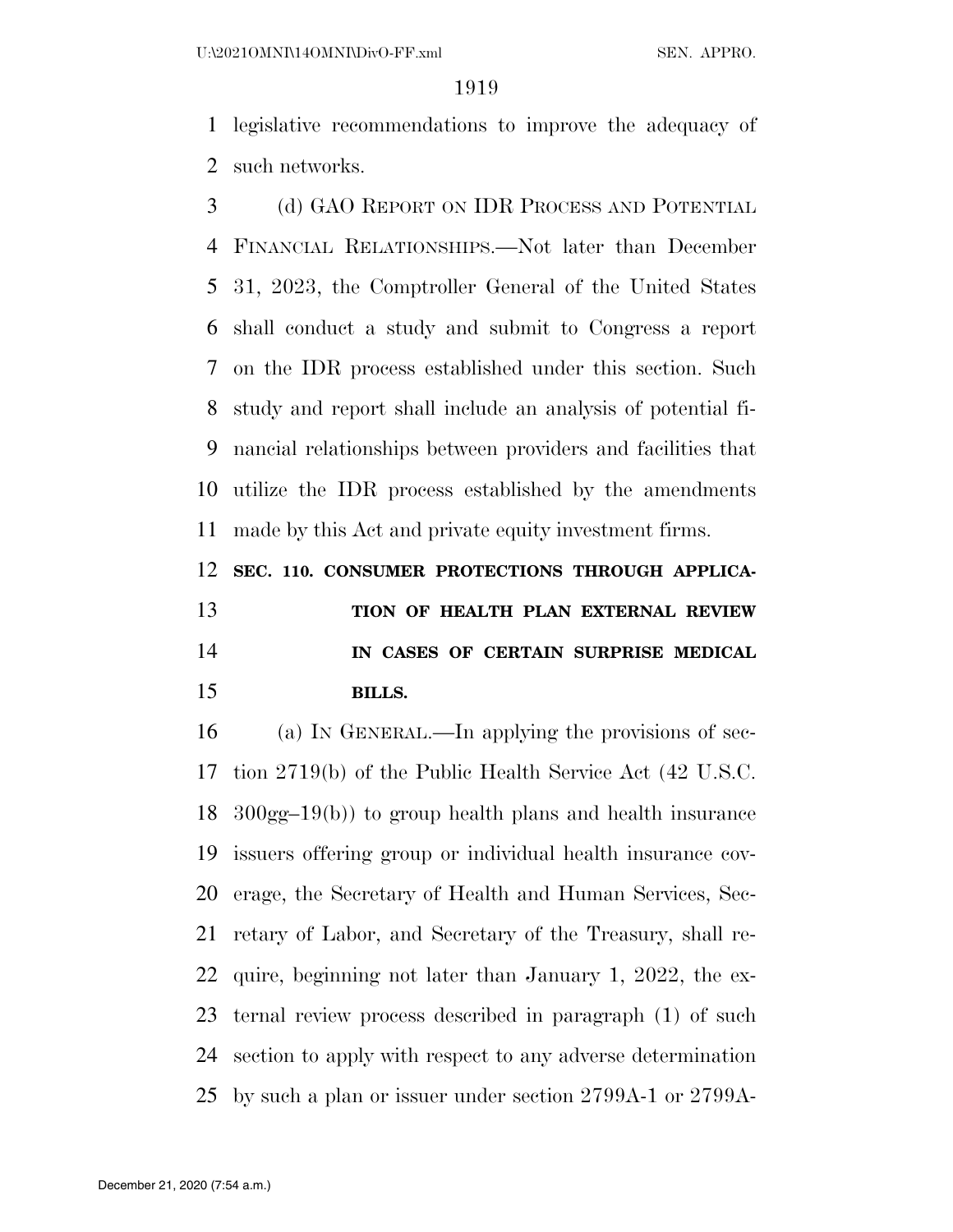legislative recommendations to improve the adequacy of such networks.

(d) GAO REPORT ON IDR PROCESS AND POTENTIAL FINANCIAL RELATIONSHIPS.—Not later than December 31, 2023, the Comptroller General of the United States shall conduct a study and submit to Congress a report on the IDR process established under this section. Such study and report shall include an analysis of potential financial relationships between providers and facilities that utilize the IDR process established by the amendments made by this Act and private equity investment firms.

**SEC. 110. CONSUMER PROTECTIONS THROUGH APPLICATION OF HEALTH PLAN EXTERNAL REVIEW IN CASES OF CERTAIN SURPRISE MEDICAL BILLS.**

(a) IN GENERAL.—In applying the provisions of section 2719(b) of the Public Health Service Act (42 U.S.C. 300gg–19(b)) to group health plans and health insurance issuers offering group or individual health insurance coverage, the Secretary of Health and Human Services, Secretary of Labor, and Secretary of the Treasury, shall require, beginning not later than January 1, 2022, the external review process described in paragraph (1) of such section to apply with respect to any adverse determination by such a plan or issuer under section 2799A-1 or 2799A-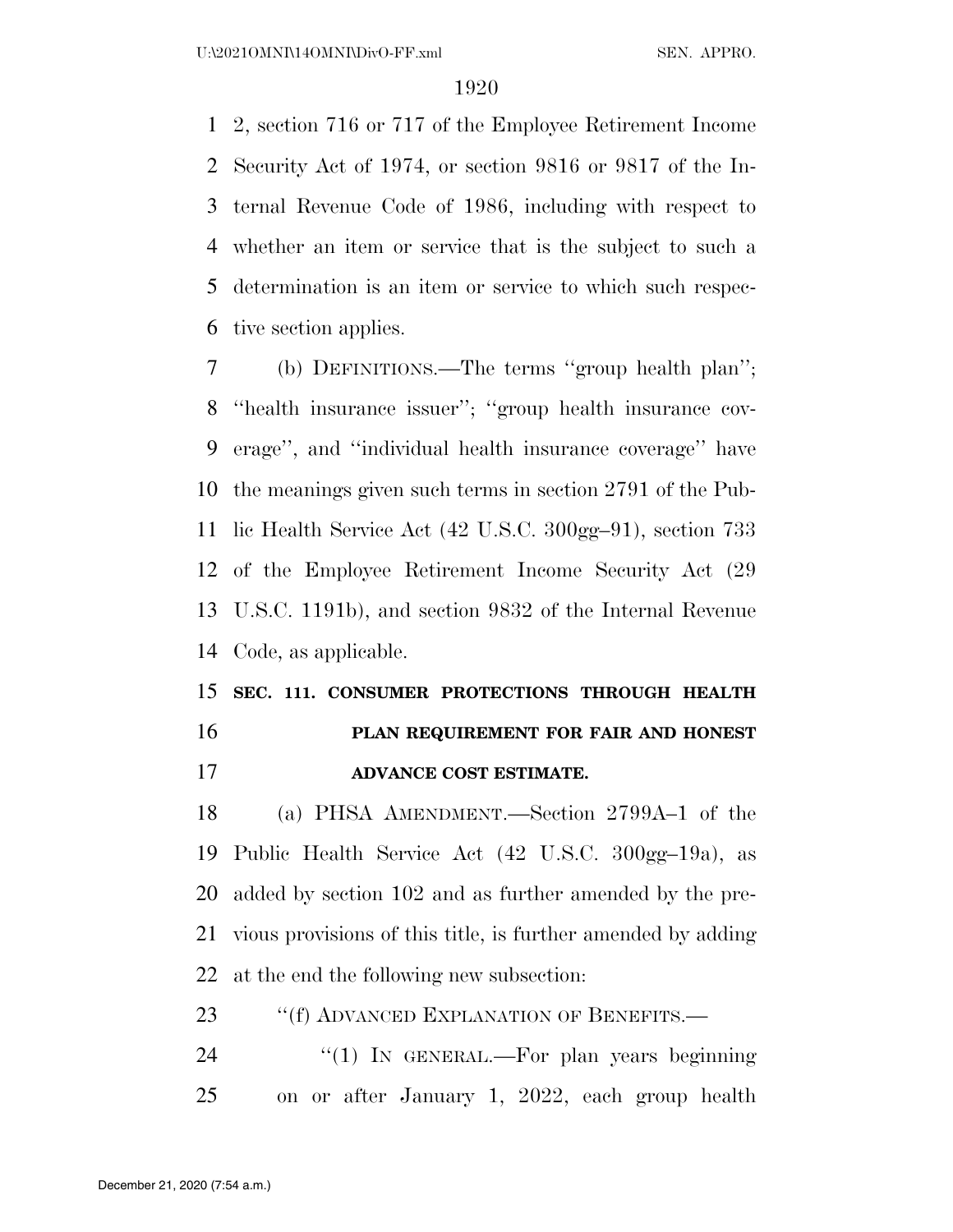2, section 716 or 717 of the Employee Retirement Income Security Act of 1974, or section 9816 or 9817 of the Internal Revenue Code of 1986, including with respect to whether an item or service that is the subject to such a determination is an item or service to which such respective section applies.

(b) DEFINITIONS.—The terms ''group health plan''; ''health insurance issuer''; ''group health insurance coverage'', and ''individual health insurance coverage'' have the meanings given such terms in section 2791 of the Public Health Service Act (42 U.S.C. 300gg–91), section 733 of the Employee Retirement Income Security Act (29 U.S.C. 1191b), and section 9832 of the Internal Revenue Code, as applicable.

**SEC. 111. CONSUMER PROTECTIONS THROUGH HEALTH PLAN REQUIREMENT FOR FAIR AND HONEST ADVANCE COST ESTIMATE.**

(a) PHSA AMENDMENT.—Section 2799A–1 of the Public Health Service Act (42 U.S.C. 300gg–19a), as added by section 102 and as further amended by the previous provisions of this title, is further amended by adding at the end the following new subsection:

''(f) ADVANCED EXPLANATION OF BENEFITS.—

''(1) IN GENERAL.—For plan years beginning on or after January 1, 2022, each group health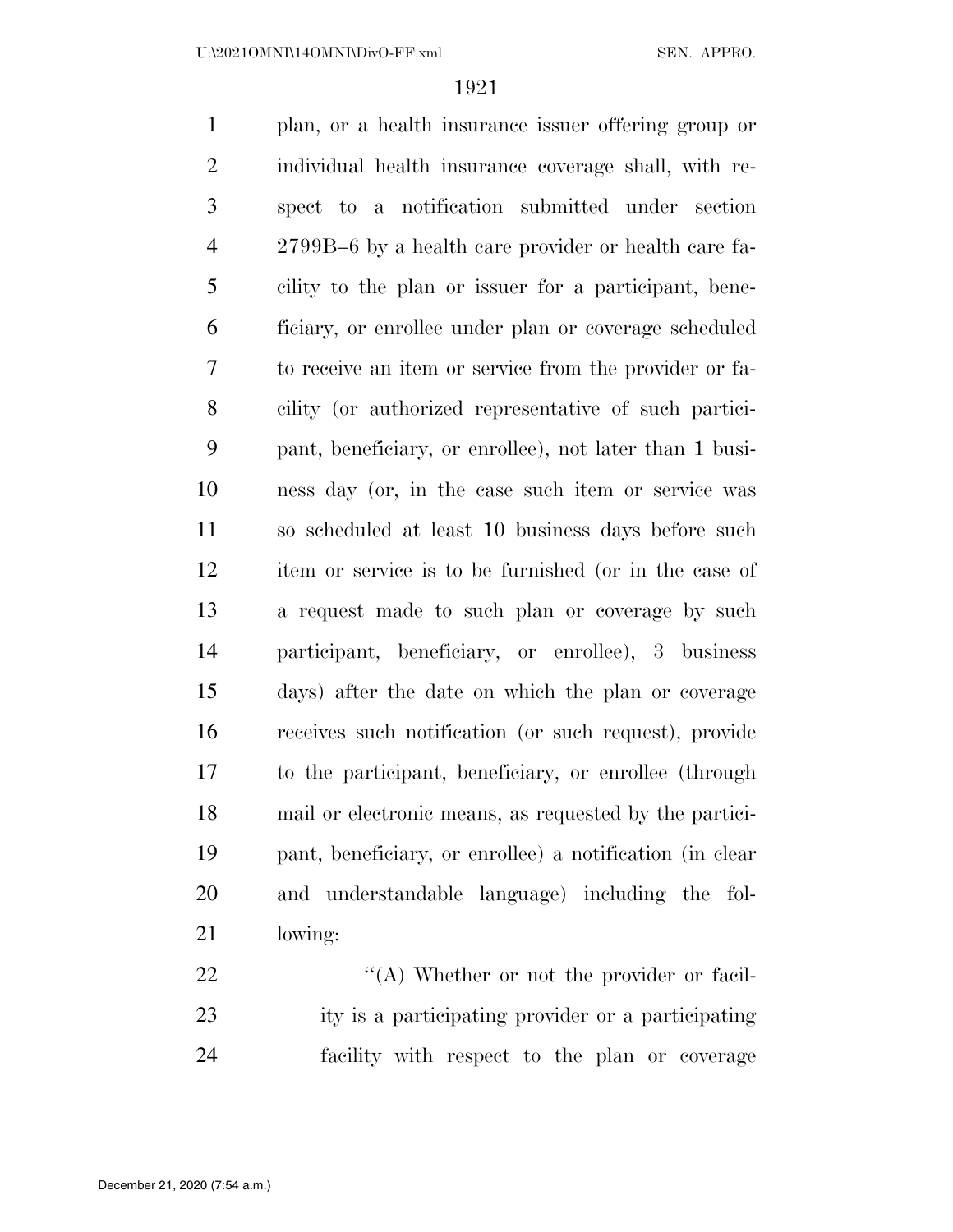plan, or a health insurance issuer offering group or individual health insurance coverage shall, with respect to a notification submitted under section 2799B–6 by a health care provider or health care facility to the plan or issuer for a participant, beneficiary, or enrollee under plan or coverage scheduled to receive an item or service from the provider or facility (or authorized representative of such participant, beneficiary, or enrollee), not later than 1 business day (or, in the case such item or service was so scheduled at least 10 business days before such item or service is to be furnished (or in the case of a request made to such plan or coverage by such participant, beneficiary, or enrollee), 3 business days) after the date on which the plan or coverage receives such notification (or such request), provide to the participant, beneficiary, or enrollee (through mail or electronic means, as requested by the participant, beneficiary, or enrollee) a notification (in clear and understandable language) including the following:

''(A) Whether or not the provider or facility is a participating provider or a participating facility with respect to the plan or coverage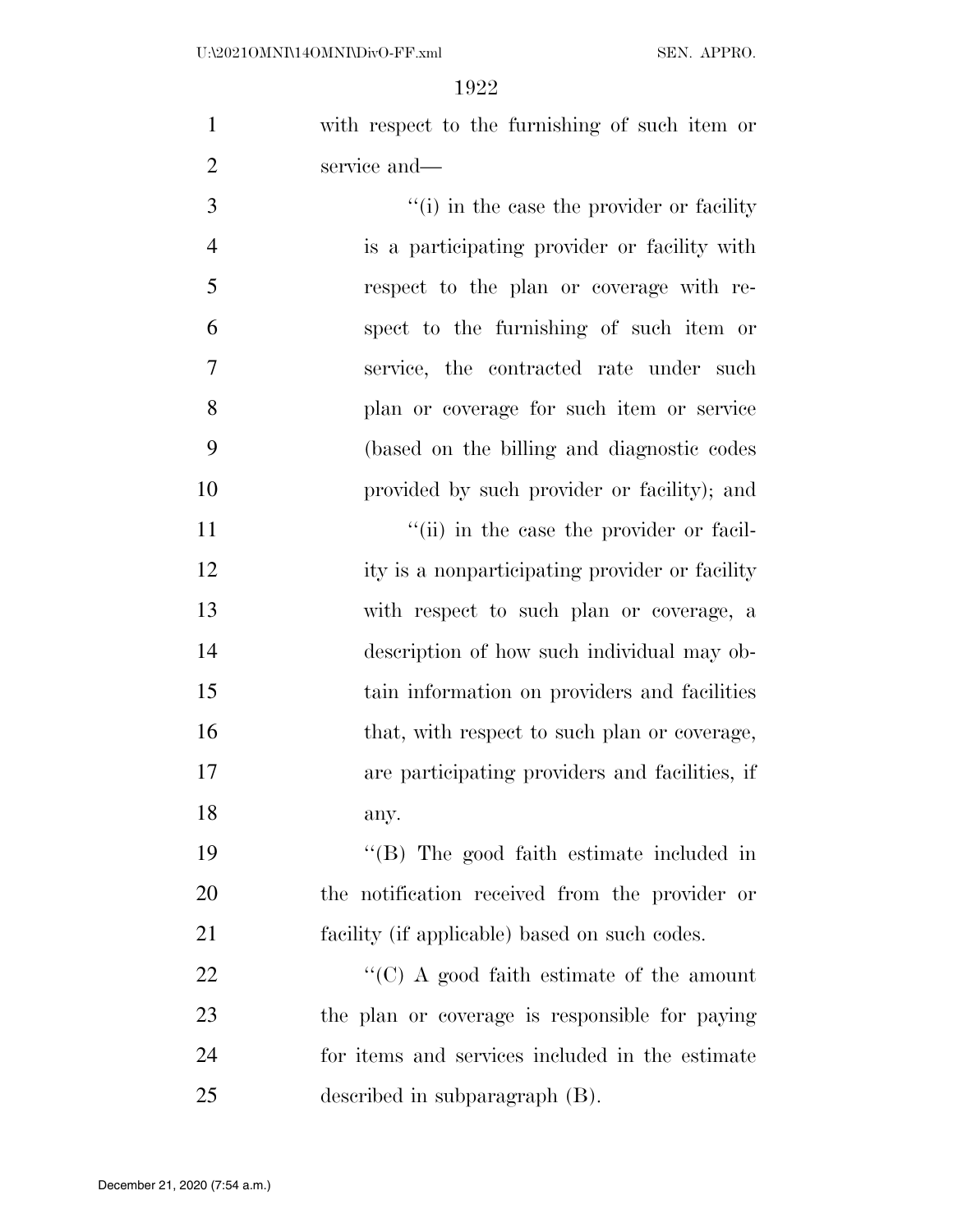with respect to the furnishing of such item or service and—

"(i) in the case the provider or facility is a participating provider or facility with respect to the plan or coverage with respect to the furnishing of such item or service, the contracted rate under such plan or coverage for such item or service (based on the billing and diagnostic codes provided by such provider or facility); and

"(ii) in the case the provider or facility is a nonparticipating provider or facility with respect to such plan or coverage, a description of how such individual may obtain information on providers and facilities that, with respect to such plan or coverage, are participating providers and facilities, if any.

"(B) The good faith estimate included in the notification received from the provider or facility (if applicable) based on such codes.

"(C) A good faith estimate of the amount the plan or coverage is responsible for paying for items and services included in the estimate described in subparagraph (B).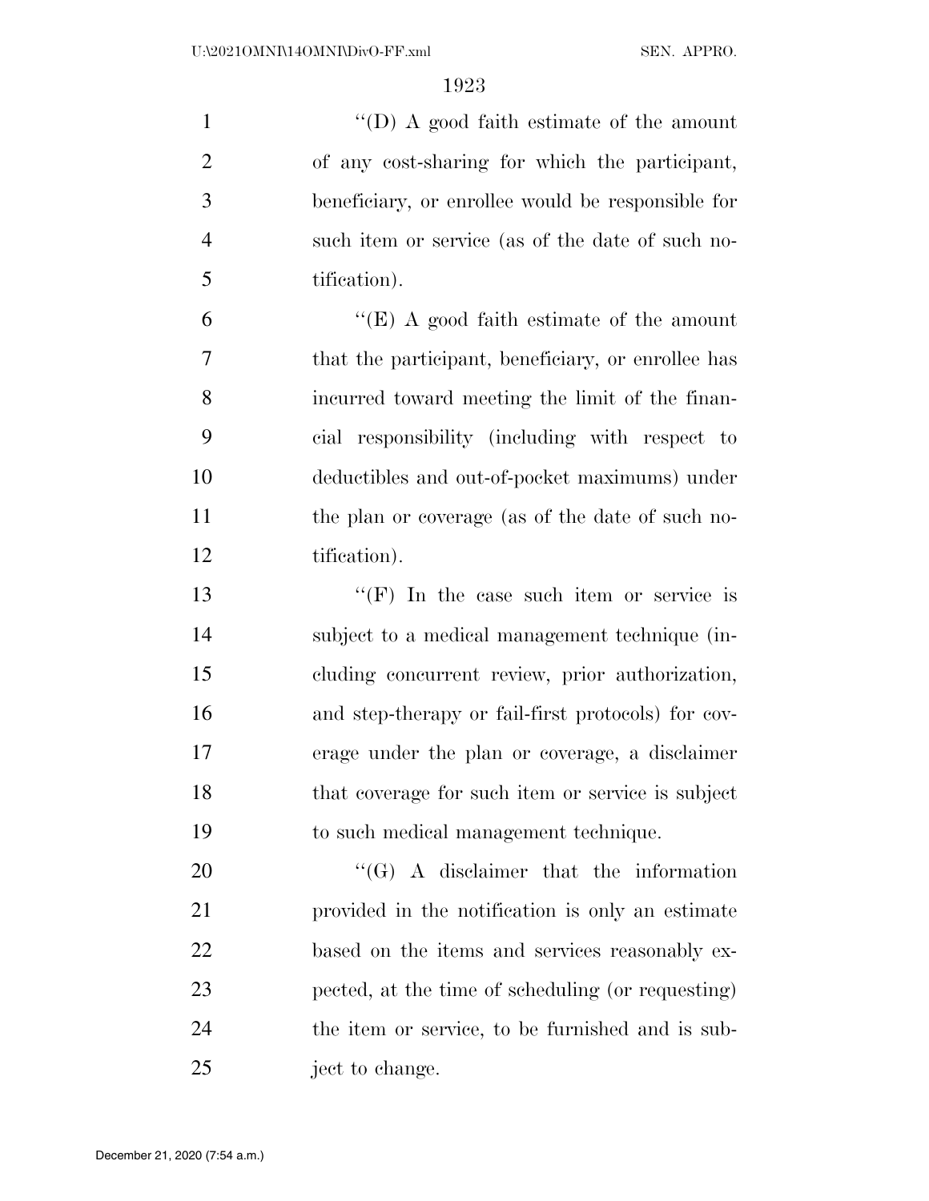''(D) A good faith estimate of the amount of any cost-sharing for which the participant, beneficiary, or enrollee would be responsible for such item or service (as of the date of such notification).

''(E) A good faith estimate of the amount that the participant, beneficiary, or enrollee has incurred toward meeting the limit of the financial responsibility (including with respect to deductibles and out-of-pocket maximums) under the plan or coverage (as of the date of such notification).

''(F) In the case such item or service is subject to a medical management technique (including concurrent review, prior authorization, and step-therapy or fail-first protocols) for coverage under the plan or coverage, a disclaimer that coverage for such item or service is subject to such medical management technique.

''(G) A disclaimer that the information provided in the notification is only an estimate based on the items and services reasonably expected, at the time of scheduling (or requesting) the item or service, to be furnished and is subject to change.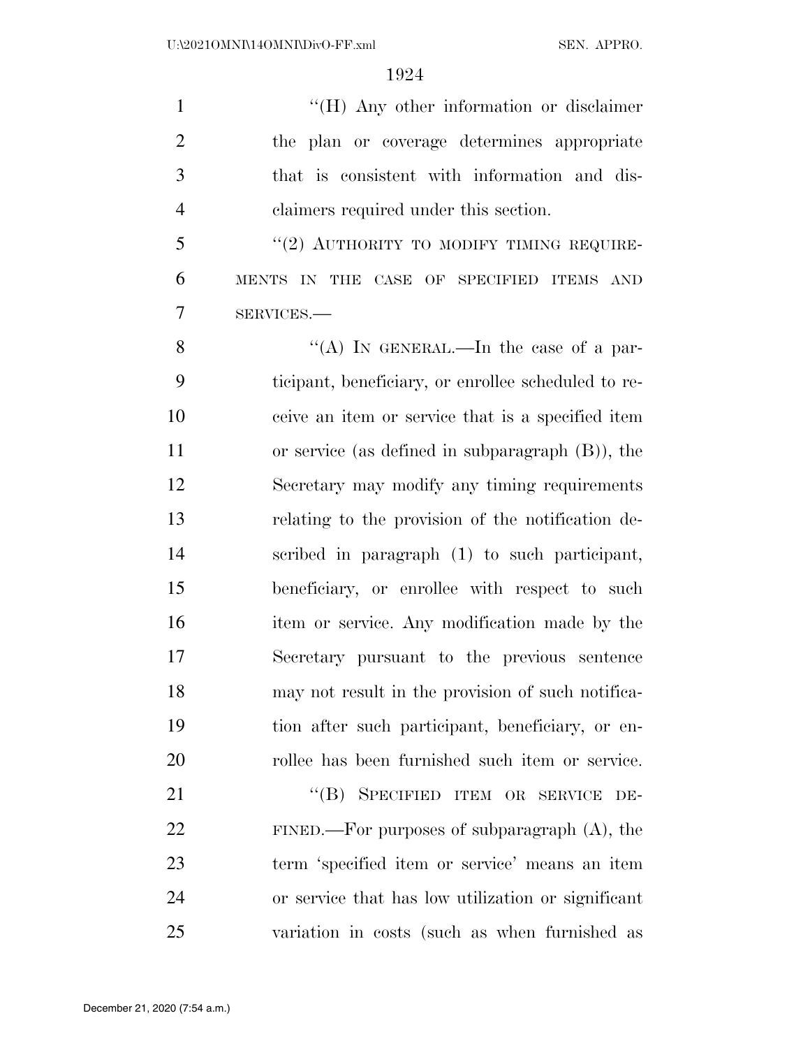"(H) Any other information or disclaimer the plan or coverage determines appropriate that is consistent with information and disclaimers required under this section.

"(2) AUTHORITY TO MODIFY TIMING REQUIREMENTS IN THE CASE OF SPECIFIED ITEMS AND SERVICES.—

"(A) IN GENERAL.—In the case of a participant, beneficiary, or enrollee scheduled to receive an item or service that is a specified item or service (as defined in subparagraph (B)), the Secretary may modify any timing requirements relating to the provision of the notification described in paragraph (1) to such participant, beneficiary, or enrollee with respect to such item or service. Any modification made by the Secretary pursuant to the previous sentence may not result in the provision of such notification after such participant, beneficiary, or enrollee has been furnished such item or service.

"(B) SPECIFIED ITEM OR SERVICE DEFINED.—For purposes of subparagraph (A), the term 'specified item or service' means an item or service that has low utilization or significant variation in costs (such as when furnished as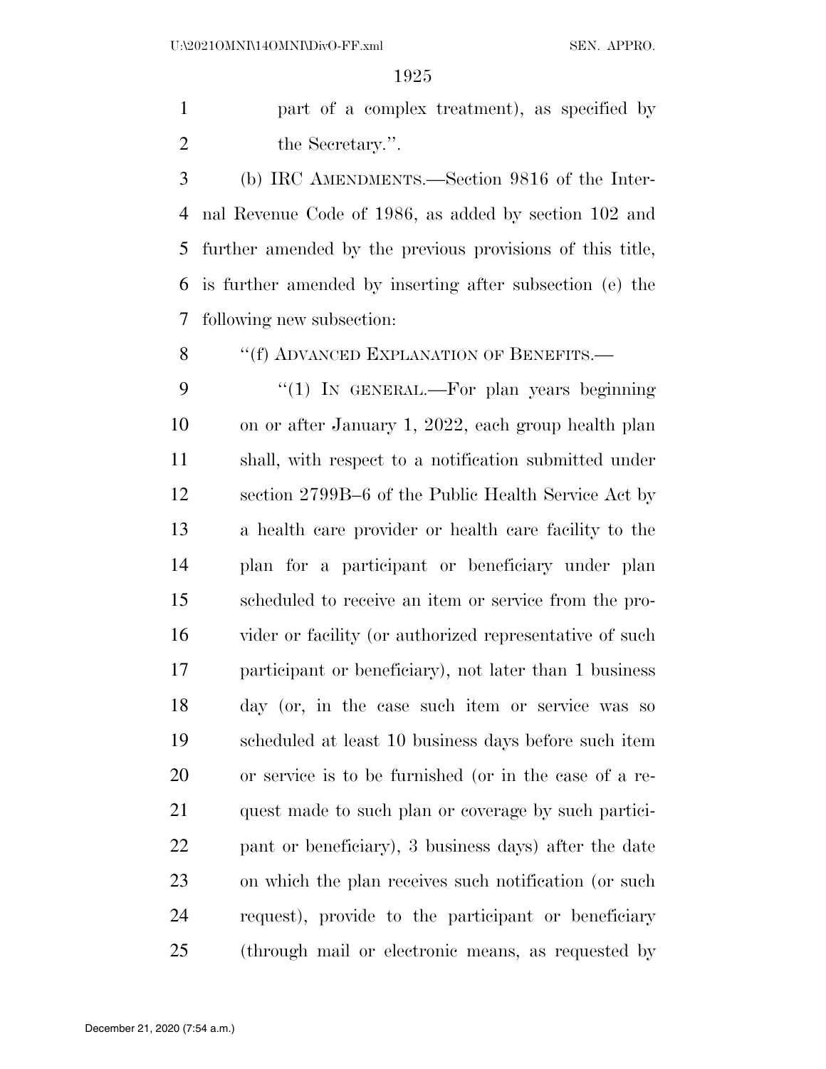part of a complex treatment), as specified by the Secretary.''.

(b) IRC AMENDMENTS.—Section 9816 of the Internal Revenue Code of 1986, as added by section 102 and further amended by the previous provisions of this title, is further amended by inserting after subsection (e) the following new subsection:

''(f) ADVANCED EXPLANATION OF BENEFITS.—

''(1) IN GENERAL.—For plan years beginning on or after January 1, 2022, each group health plan shall, with respect to a notification submitted under section 2799B–6 of the Public Health Service Act by a health care provider or health care facility to the plan for a participant or beneficiary under plan scheduled to receive an item or service from the provider or facility (or authorized representative of such participant or beneficiary), not later than 1 business day (or, in the case such item or service was so scheduled at least 10 business days before such item or service is to be furnished (or in the case of a request made to such plan or coverage by such participant or beneficiary), 3 business days) after the date on which the plan receives such notification (or such request), provide to the participant or beneficiary (through mail or electronic means, as requested by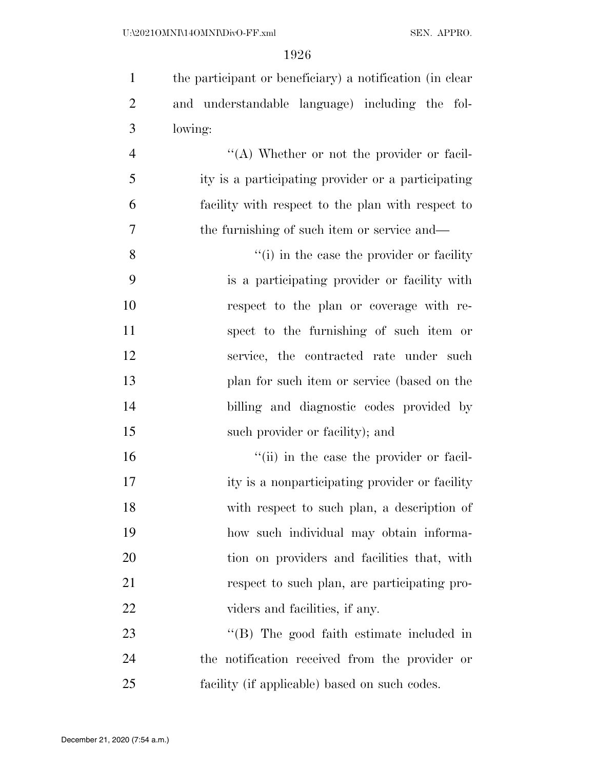the participant or beneficiary) a notification (in clear and understandable language) including the following:

"(A) Whether or not the provider or facility is a participating provider or a participating facility with respect to the plan with respect to the furnishing of such item or service and—

"(i) in the case the provider or facility is a participating provider or facility with respect to the plan or coverage with respect to the furnishing of such item or service, the contracted rate under such plan for such item or service (based on the billing and diagnostic codes provided by such provider or facility); and

"(ii) in the case the provider or facility is a nonparticipating provider or facility with respect to such plan, a description of how such individual may obtain information on providers and facilities that, with respect to such plan, are participating providers and facilities, if any.

"(B) The good faith estimate included in the notification received from the provider or facility (if applicable) based on such codes.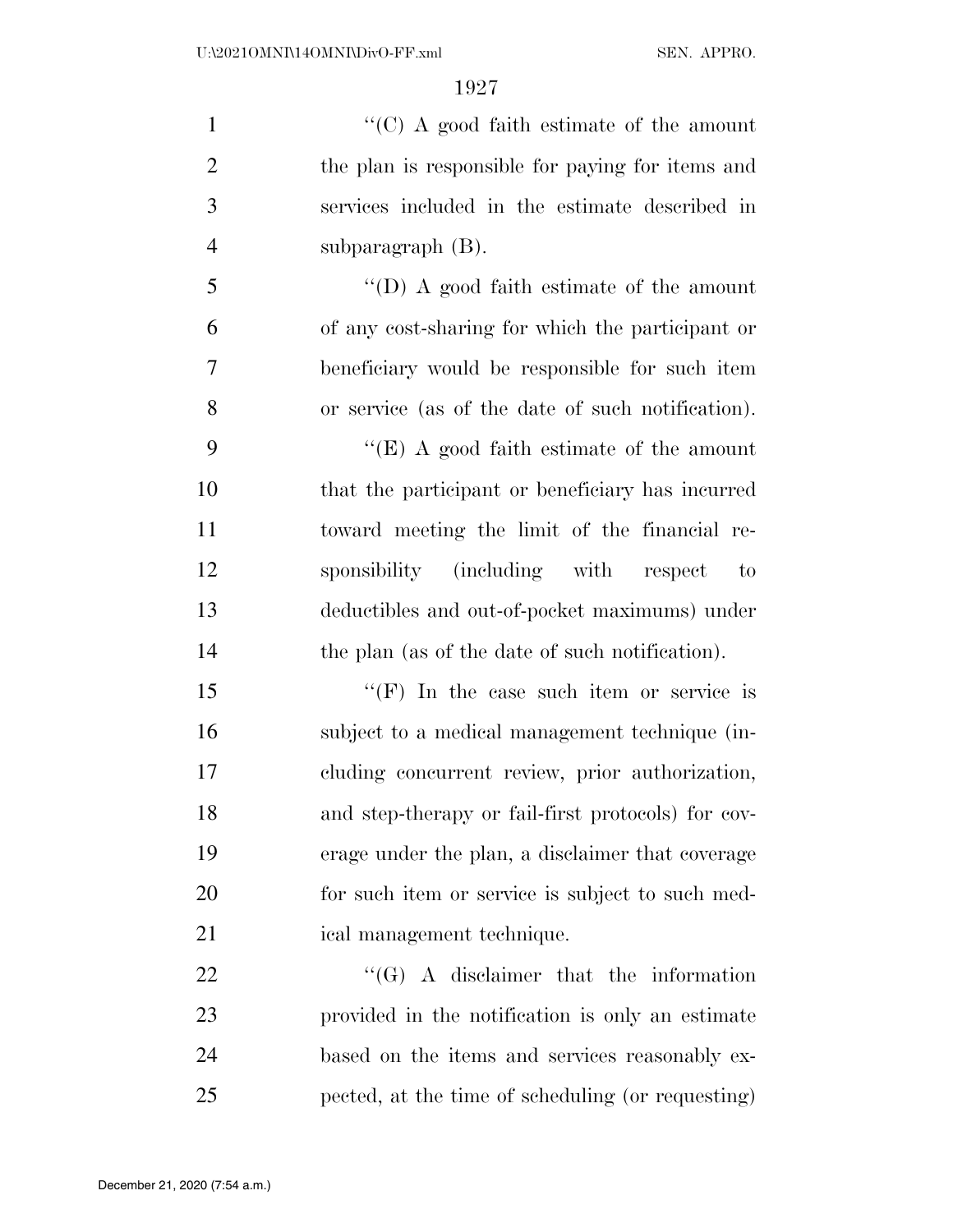"(C) A good faith estimate of the amount the plan is responsible for paying for items and services included in the estimate described in subparagraph (B).

"(D) A good faith estimate of the amount of any cost-sharing for which the participant or beneficiary would be responsible for such item or service (as of the date of such notification).

"(E) A good faith estimate of the amount that the participant or beneficiary has incurred toward meeting the limit of the financial responsibility (including with respect to deductibles and out-of-pocket maximums) under the plan (as of the date of such notification).

"(F) In the case such item or service is subject to a medical management technique (including concurrent review, prior authorization, and step-therapy or fail-first protocols) for coverage under the plan, a disclaimer that coverage for such item or service is subject to such medical management technique.

"(G) A disclaimer that the information provided in the notification is only an estimate based on the items and services reasonably expected, at the time of scheduling (or requesting)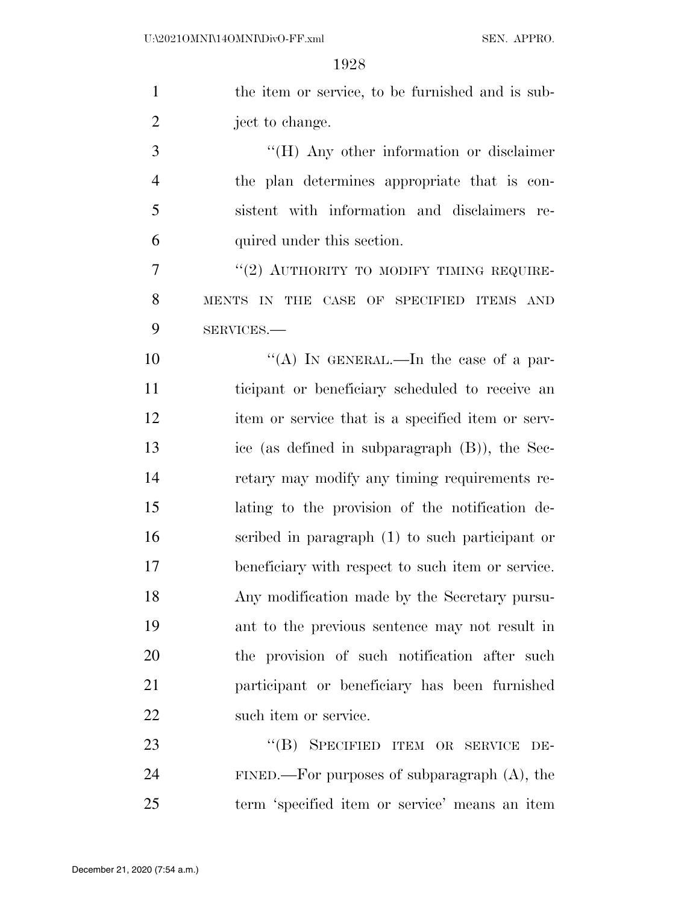the item or service, to be furnished and is subject to change.

"(H) Any other information or disclaimer the plan determines appropriate that is consistent with information and disclaimers required under this section.

"(2) AUTHORITY TO MODIFY TIMING REQUIREMENTS IN THE CASE OF SPECIFIED ITEMS AND SERVICES.—

"(A) IN GENERAL.—In the case of a participant or beneficiary scheduled to receive an item or service that is a specified item or service (as defined in subparagraph (B)), the Secretary may modify any timing requirements relating to the provision of the notification described in paragraph (1) to such participant or beneficiary with respect to such item or service. Any modification made by the Secretary pursuant to the previous sentence may not result in the provision of such notification after such participant or beneficiary has been furnished such item or service.

"(B) SPECIFIED ITEM OR SERVICE DEFINED.—For purposes of subparagraph (A), the term 'specified item or service' means an item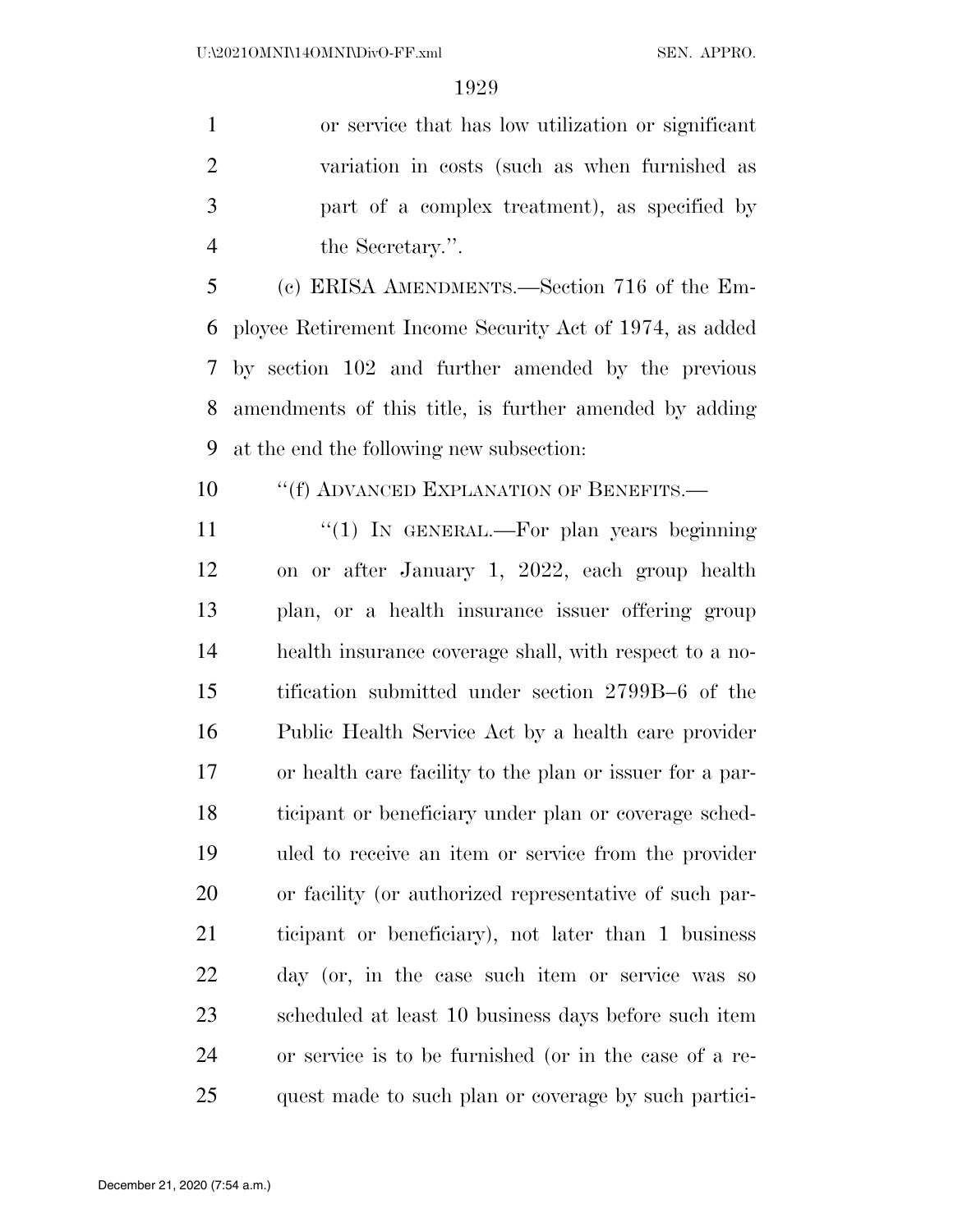or service that has low utilization or significant variation in costs (such as when furnished as part of a complex treatment), as specified by the Secretary.''.

(c) ERISA AMENDMENTS.—Section 716 of the Employee Retirement Income Security Act of 1974, as added by section 102 and further amended by the previous amendments of this title, is further amended by adding at the end the following new subsection:

''(f) ADVANCED EXPLANATION OF BENEFITS.—

''(1) IN GENERAL.—For plan years beginning on or after January 1, 2022, each group health plan, or a health insurance issuer offering group health insurance coverage shall, with respect to a notification submitted under section 2799B–6 of the Public Health Service Act by a health care provider or health care facility to the plan or issuer for a participant or beneficiary under plan or coverage scheduled to receive an item or service from the provider or facility (or authorized representative of such participant or beneficiary), not later than 1 business day (or, in the case such item or service was so scheduled at least 10 business days before such item or service is to be furnished (or in the case of a request made to such plan or coverage by such partici-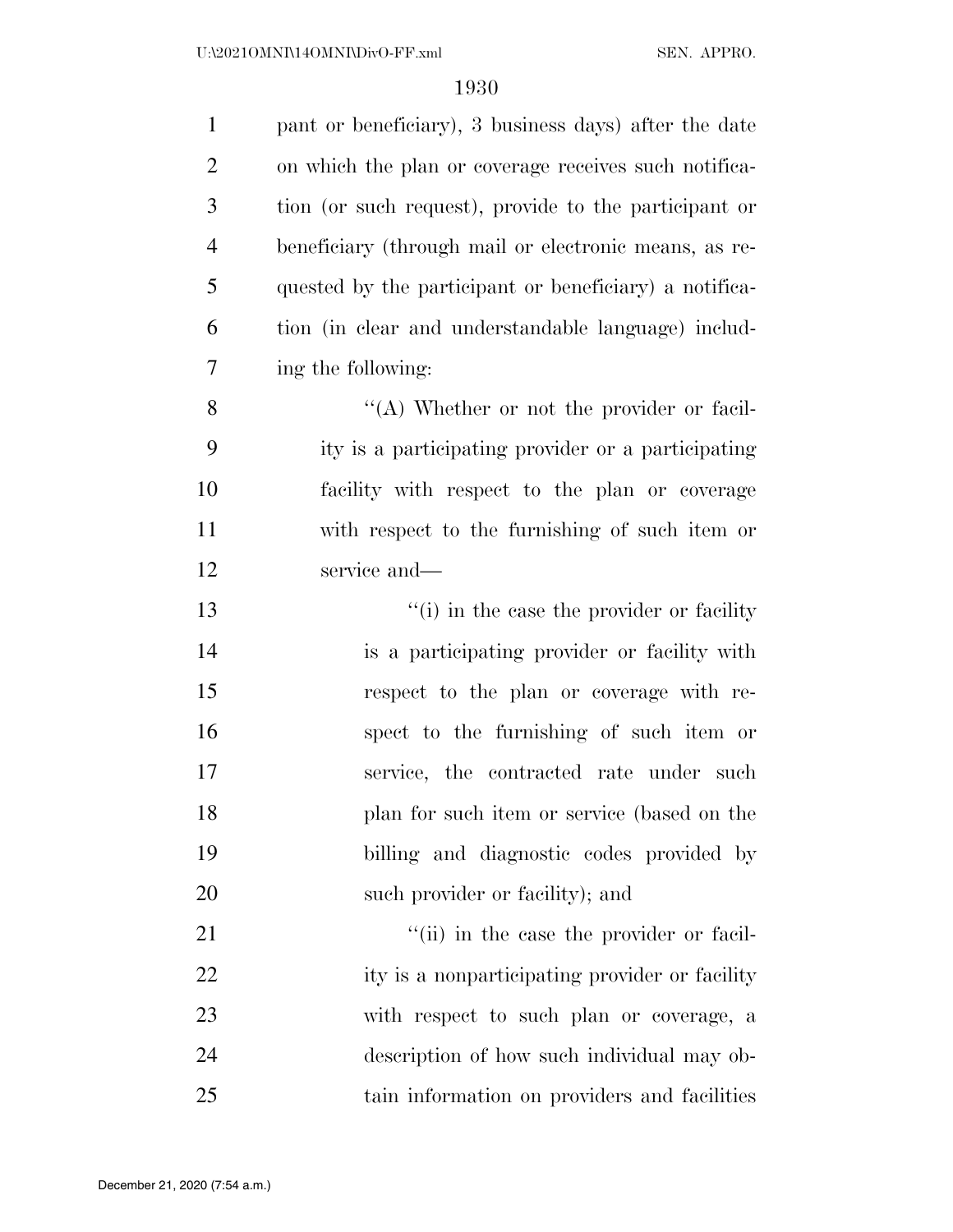pant or beneficiary), 3 business days) after the date on which the plan or coverage receives such notification (or such request), provide to the participant or beneficiary (through mail or electronic means, as requested by the participant or beneficiary) a notification (in clear and understandable language) including the following:

''(A) Whether or not the provider or facility is a participating provider or a participating facility with respect to the plan or coverage with respect to the furnishing of such item or service and—

''(i) in the case the provider or facility is a participating provider or facility with respect to the plan or coverage with respect to the furnishing of such item or service, the contracted rate under such plan for such item or service (based on the billing and diagnostic codes provided by such provider or facility); and

''(ii) in the case the provider or facility is a nonparticipating provider or facility with respect to such plan or coverage, a description of how such individual may obtain information on providers and facilities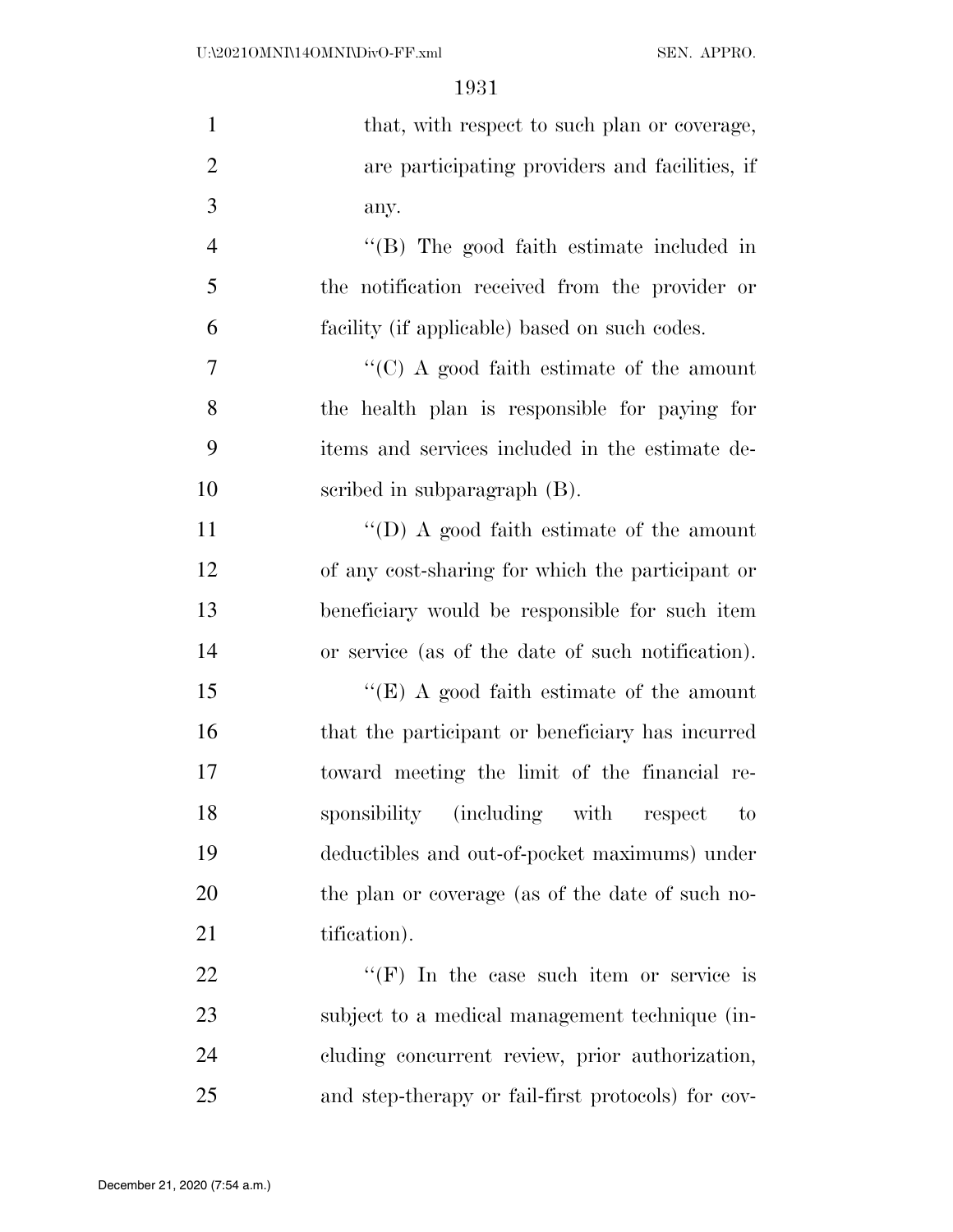that, with respect to such plan or coverage, are participating providers and facilities, if any.

"(B) The good faith estimate included in the notification received from the provider or facility (if applicable) based on such codes.

"(C) A good faith estimate of the amount the health plan is responsible for paying for items and services included in the estimate described in subparagraph (B).

"(D) A good faith estimate of the amount of any cost-sharing for which the participant or beneficiary would be responsible for such item or service (as of the date of such notification).

"(E) A good faith estimate of the amount that the participant or beneficiary has incurred toward meeting the limit of the financial responsibility (including with respect to deductibles and out-of-pocket maximums) under the plan or coverage (as of the date of such notification).

"(F) In the case such item or service is subject to a medical management technique (including concurrent review, prior authorization, and step-therapy or fail-first protocols) for cov-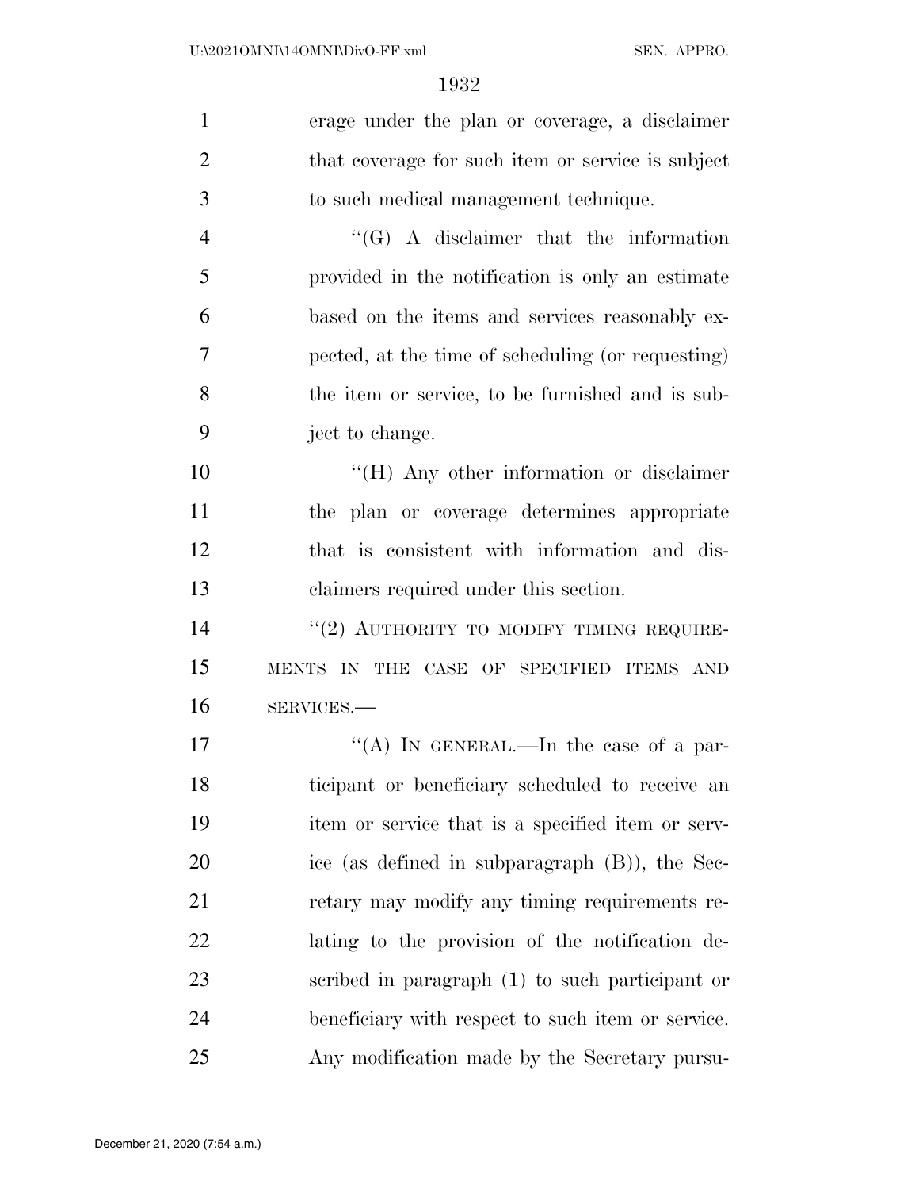erage under the plan or coverage, a disclaimer that coverage for such item or service is subject to such medical management technique.

"(G) A disclaimer that the information provided in the notification is only an estimate based on the items and services reasonably expected, at the time of scheduling (or requesting) the item or service, to be furnished and is subject to change.

"(H) Any other information or disclaimer the plan or coverage determines appropriate that is consistent with information and disclaimers required under this section.

"(2) AUTHORITY TO MODIFY TIMING REQUIREMENTS IN THE CASE OF SPECIFIED ITEMS AND SERVICES.—

"(A) IN GENERAL.—In the case of a participant or beneficiary scheduled to receive an item or service that is a specified item or service (as defined in subparagraph (B)), the Secretary may modify any timing requirements relating to the provision of the notification described in paragraph (1) to such participant or beneficiary with respect to such item or service. Any modification made by the Secretary pursu-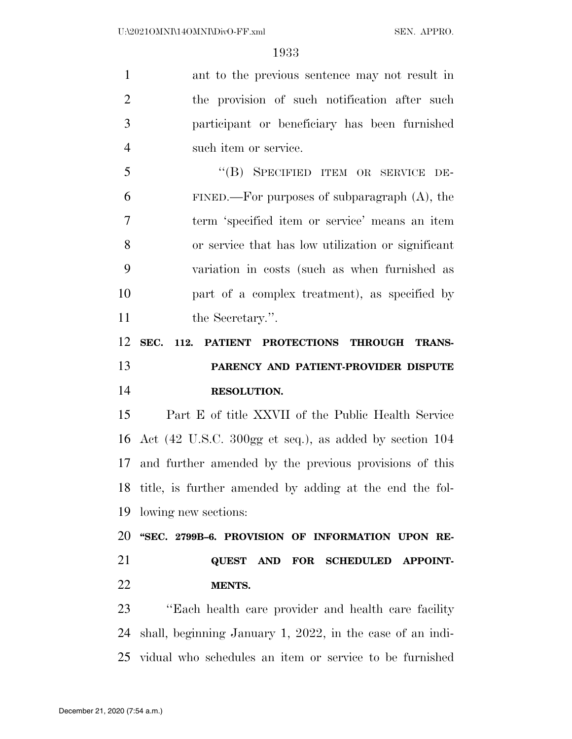ant to the previous sentence may not result in the provision of such notification after such participant or beneficiary has been furnished such item or service.

"(B) SPECIFIED ITEM OR SERVICE DEFINED.—For purposes of subparagraph (A), the term 'specified item or service' means an item or service that has low utilization or significant variation in costs (such as when furnished as part of a complex treatment), as specified by the Secretary.".

**SEC. 112. PATIENT PROTECTIONS THROUGH TRANSPARENCY AND PATIENT-PROVIDER DISPUTE RESOLUTION.**

Part E of title XXVII of the Public Health Service Act (42 U.S.C. 300gg et seq.), as added by section 104 and further amended by the previous provisions of this title, is further amended by adding at the end the following new sections:

**"SEC. 2799B–6. PROVISION OF INFORMATION UPON REQUEST AND FOR SCHEDULED APPOINTMENTS.**

"Each health care provider and health care facility shall, beginning January 1, 2022, in the case of an individual who schedules an item or service to be furnished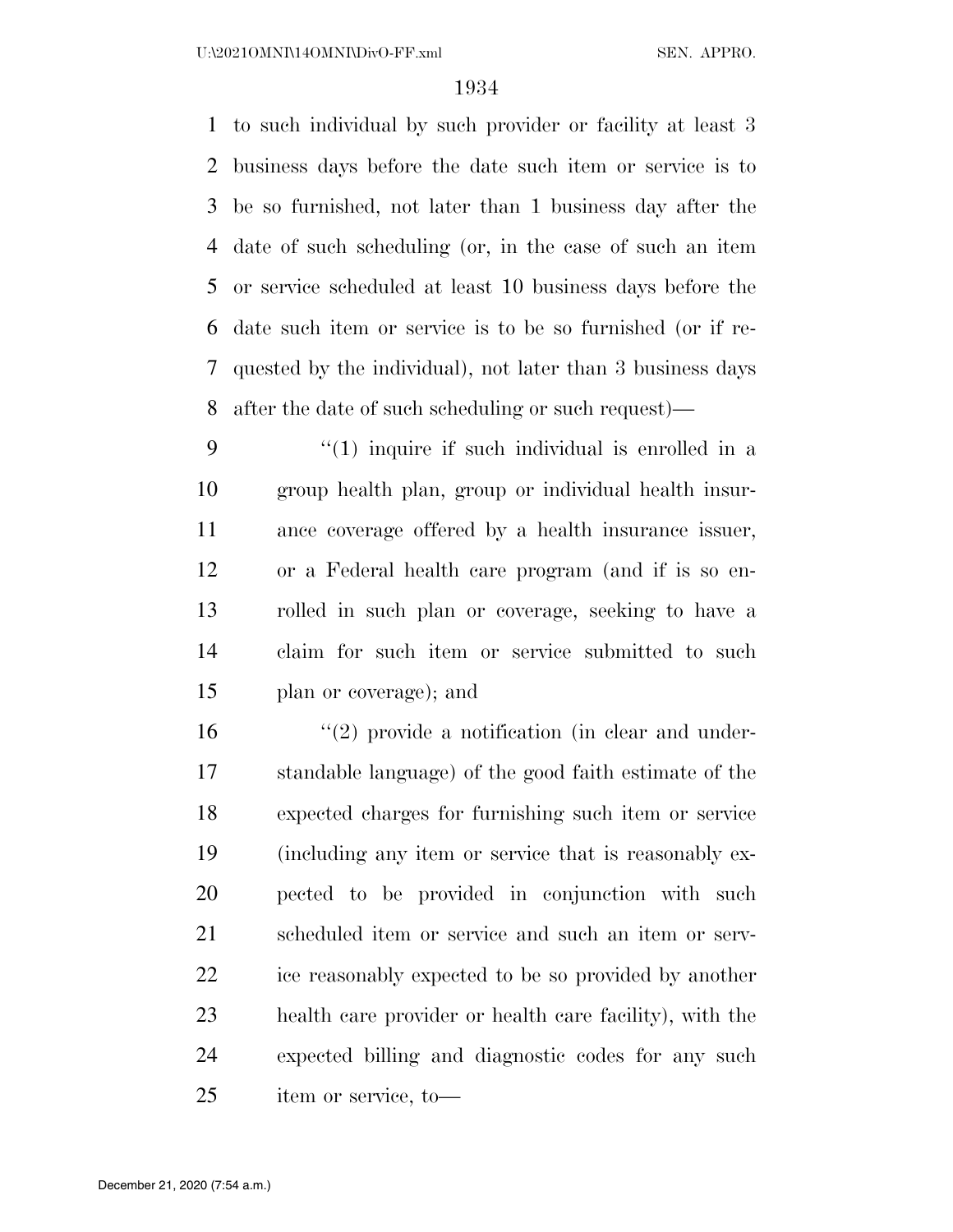to such individual by such provider or facility at least 3 business days before the date such item or service is to be so furnished, not later than 1 business day after the date of such scheduling (or, in the case of such an item or service scheduled at least 10 business days before the date such item or service is to be so furnished (or if requested by the individual), not later than 3 business days after the date of such scheduling or such request)—

"(1) inquire if such individual is enrolled in a group health plan, group or individual health insurance coverage offered by a health insurance issuer, or a Federal health care program (and if is so enrolled in such plan or coverage, seeking to have a claim for such item or service submitted to such plan or coverage); and

"(2) provide a notification (in clear and understandable language) of the good faith estimate of the expected charges for furnishing such item or service (including any item or service that is reasonably expected to be provided in conjunction with such scheduled item or service and such an item or service reasonably expected to be so provided by another health care provider or health care facility), with the expected billing and diagnostic codes for any such item or service, to—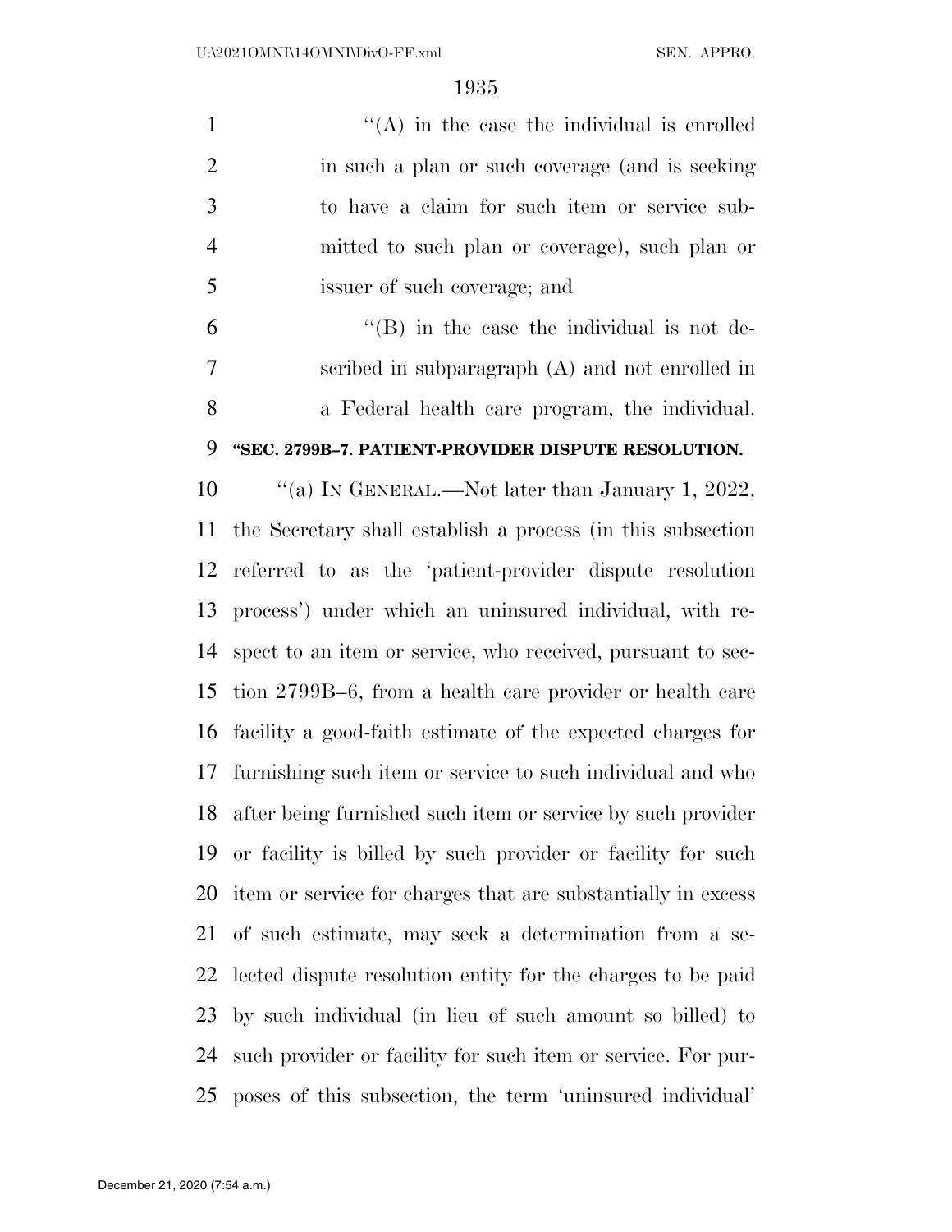"(A) in the case the individual is enrolled in such a plan or such coverage (and is seeking to have a claim for such item or service submitted to such plan or coverage), such plan or issuer of such coverage; and

"(B) in the case the individual is not described in subparagraph (A) and not enrolled in a Federal health care program, the individual.

**"SEC. 2799B–7. PATIENT-PROVIDER DISPUTE RESOLUTION.**

"(a) IN GENERAL.—Not later than January 1, 2022, the Secretary shall establish a process (in this subsection referred to as the 'patient-provider dispute resolution process') under which an uninsured individual, with respect to an item or service, who received, pursuant to section 2799B–6, from a health care provider or health care facility a good-faith estimate of the expected charges for furnishing such item or service to such individual and who after being furnished such item or service by such provider or facility is billed by such provider or facility for such item or service for charges that are substantially in excess of such estimate, may seek a determination from a selected dispute resolution entity for the charges to be paid by such individual (in lieu of such amount so billed) to such provider or facility for such item or service. For purposes of this subsection, the term 'uninsured individual'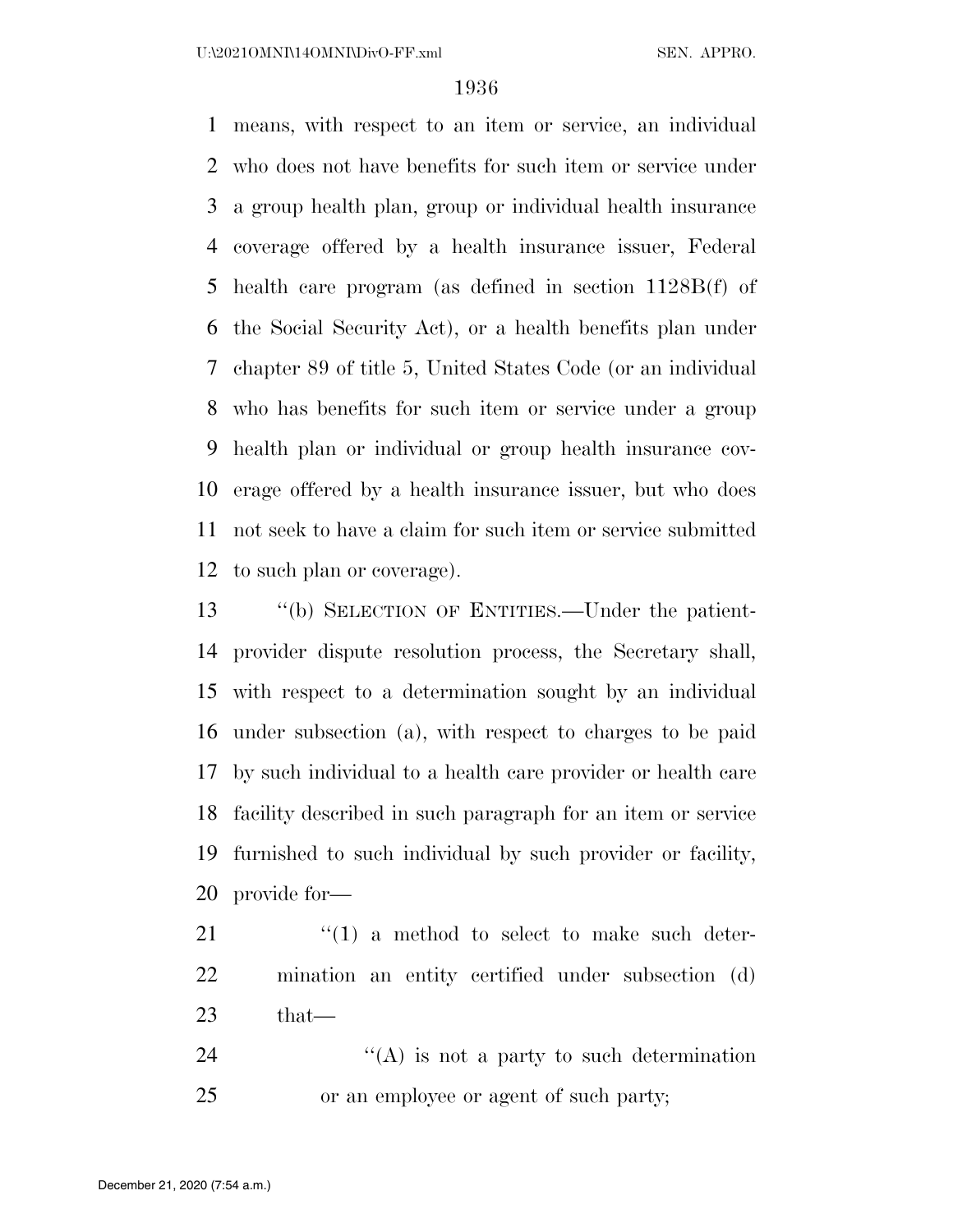means, with respect to an item or service, an individual who does not have benefits for such item or service under a group health plan, group or individual health insurance coverage offered by a health insurance issuer, Federal health care program (as defined in section 1128B(f) of the Social Security Act), or a health benefits plan under chapter 89 of title 5, United States Code (or an individual who has benefits for such item or service under a group health plan or individual or group health insurance coverage offered by a health insurance issuer, but who does not seek to have a claim for such item or service submitted to such plan or coverage).

''(b) SELECTION OF ENTITIES.—Under the patient-provider dispute resolution process, the Secretary shall, with respect to a determination sought by an individual under subsection (a), with respect to charges to be paid by such individual to a health care provider or health care facility described in such paragraph for an item or service furnished to such individual by such provider or facility, provide for—

''(1) a method to select to make such determination an entity certified under subsection (d) that—

''(A) is not a party to such determination or an employee or agent of such party;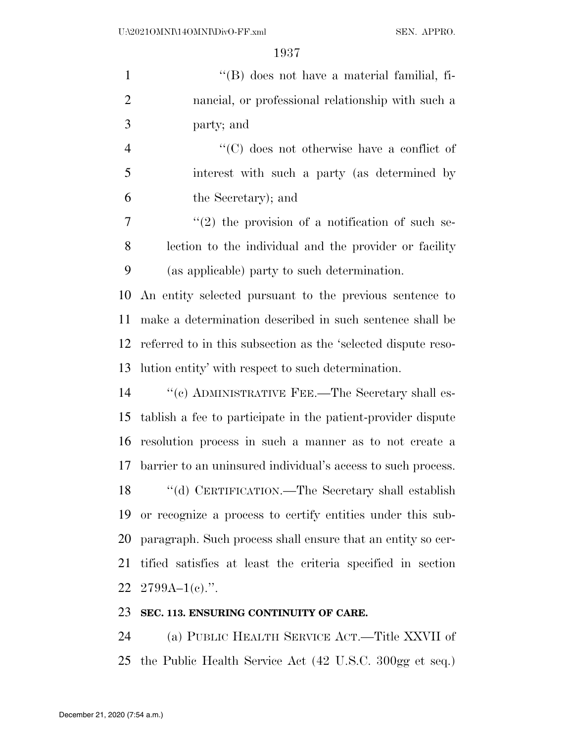''(B) does not have a material familial, financial, or professional relationship with such a party; and

''(C) does not otherwise have a conflict of interest with such a party (as determined by the Secretary); and

''(2) the provision of a notification of such selection to the individual and the provider or facility (as applicable) party to such determination.

An entity selected pursuant to the previous sentence to make a determination described in such sentence shall be referred to in this subsection as the 'selected dispute resolution entity' with respect to such determination.

''(c) ADMINISTRATIVE FEE.—The Secretary shall establish a fee to participate in the patient-provider dispute resolution process in such a manner as to not create a barrier to an uninsured individual's access to such process.

''(d) CERTIFICATION.—The Secretary shall establish or recognize a process to certify entities under this subparagraph. Such process shall ensure that an entity so certified satisfies at least the criteria specified in section 2799A–1(c).''.

**SEC. 113. ENSURING CONTINUITY OF CARE.**

(a) PUBLIC HEALTH SERVICE ACT.—Title XXVII of the Public Health Service Act (42 U.S.C. 300gg et seq.)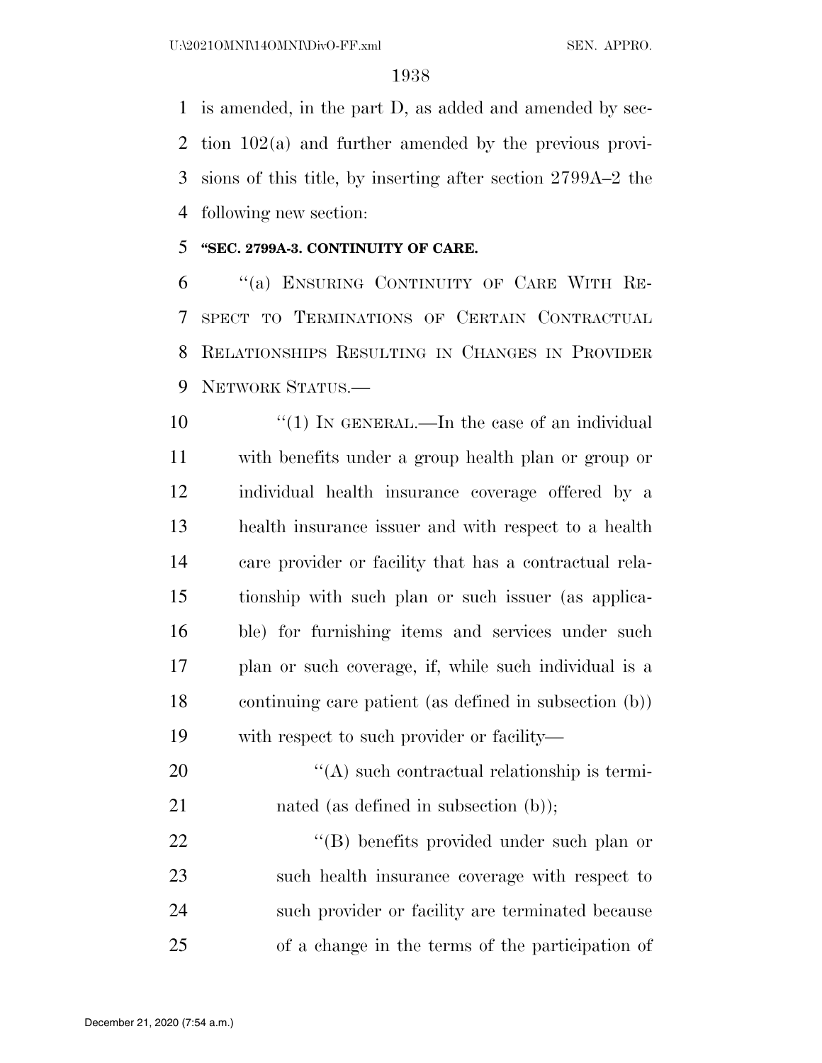is amended, in the part D, as added and amended by section 102(a) and further amended by the previous provisions of this title, by inserting after section 2799A–2 the following new section:

**"SEC. 2799A-3. CONTINUITY OF CARE.**

"(a) ENSURING CONTINUITY OF CARE WITH RESPECT TO TERMINATIONS OF CERTAIN CONTRACTUAL RELATIONSHIPS RESULTING IN CHANGES IN PROVIDER NETWORK STATUS.—

"(1) IN GENERAL.—In the case of an individual with benefits under a group health plan or group or individual health insurance coverage offered by a health insurance issuer and with respect to a health care provider or facility that has a contractual relationship with such plan or such issuer (as applicable) for furnishing items and services under such plan or such coverage, if, while such individual is a continuing care patient (as defined in subsection (b)) with respect to such provider or facility—

"(A) such contractual relationship is terminated (as defined in subsection (b));

"(B) benefits provided under such plan or such health insurance coverage with respect to such provider or facility are terminated because of a change in the terms of the participation of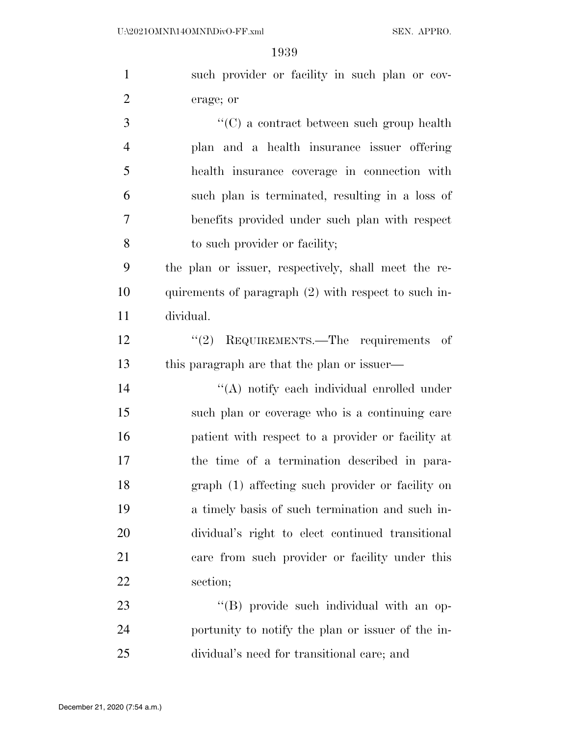such provider or facility in such plan or coverage; or

"(C) a contract between such group health plan and a health insurance issuer offering health insurance coverage in connection with such plan is terminated, resulting in a loss of benefits provided under such plan with respect to such provider or facility;

the plan or issuer, respectively, shall meet the requirements of paragraph (2) with respect to such individual.

"(2) REQUIREMENTS.—The requirements of this paragraph are that the plan or issuer—

"(A) notify each individual enrolled under such plan or coverage who is a continuing care patient with respect to a provider or facility at the time of a termination described in paragraph (1) affecting such provider or facility on a timely basis of such termination and such individual's right to elect continued transitional care from such provider or facility under this section;

"(B) provide such individual with an opportunity to notify the plan or issuer of the individual's need for transitional care; and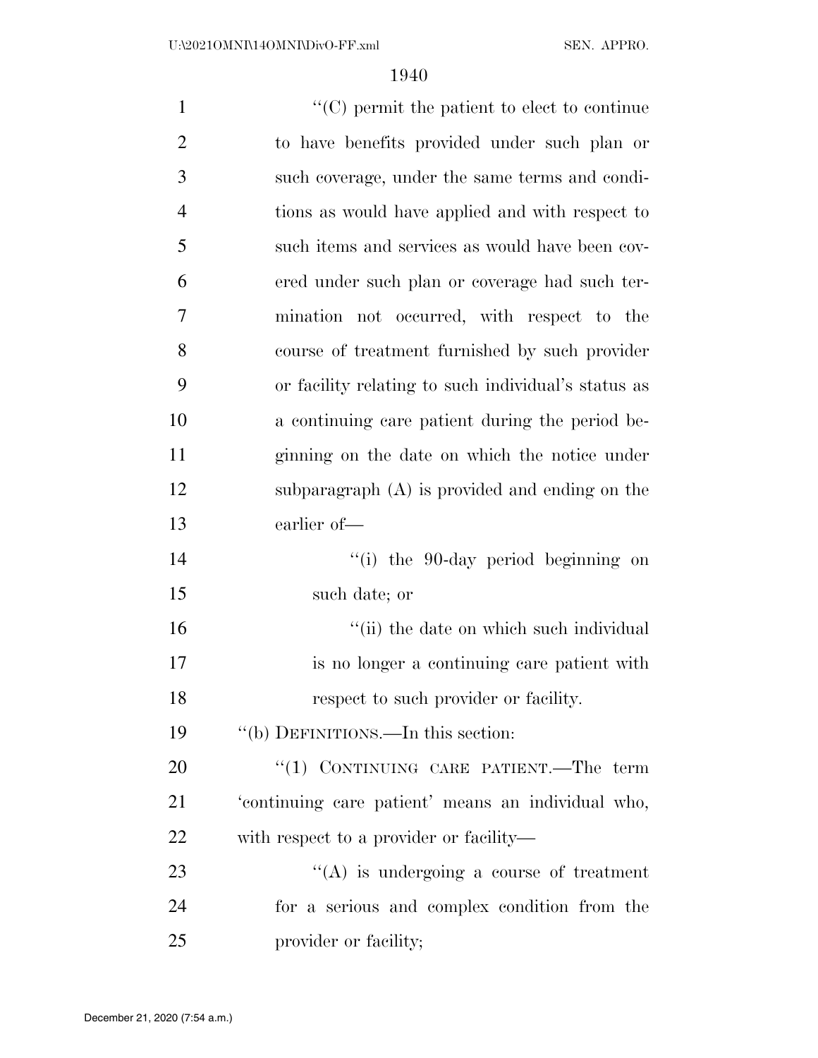"(C) permit the patient to elect to continue to have benefits provided under such plan or such coverage, under the same terms and conditions as would have applied and with respect to such items and services as would have been covered under such plan or coverage had such termination not occurred, with respect to the course of treatment furnished by such provider or facility relating to such individual's status as a continuing care patient during the period beginning on the date on which the notice under subparagraph (A) is provided and ending on the earlier of—

"(i) the 90-day period beginning on such date; or

"(ii) the date on which such individual is no longer a continuing care patient with respect to such provider or facility.

"(b) DEFINITIONS.—In this section:

"(1) CONTINUING CARE PATIENT.—The term 'continuing care patient' means an individual who, with respect to a provider or facility—

"(A) is undergoing a course of treatment for a serious and complex condition from the provider or facility;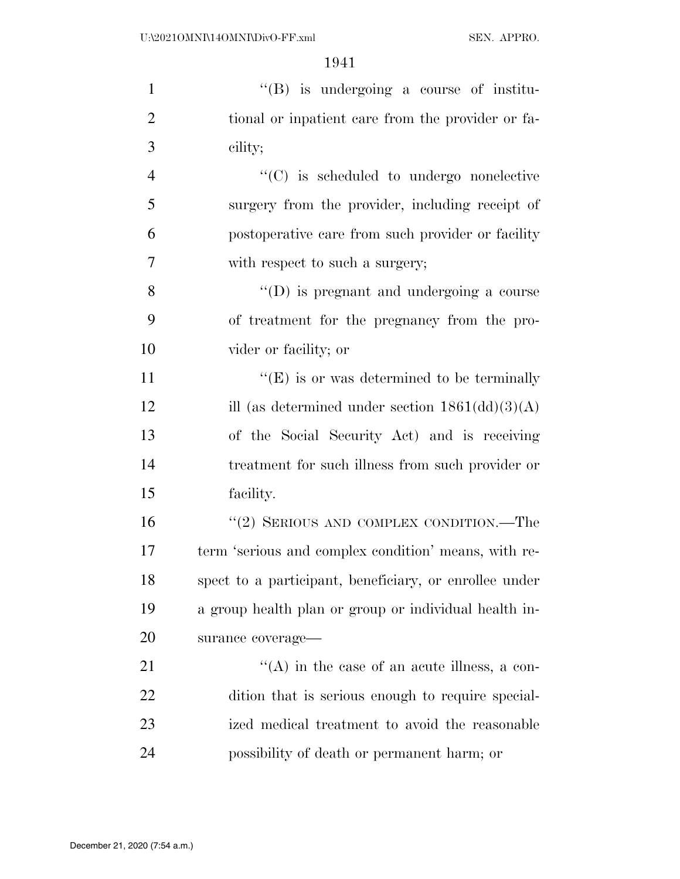"(B) is undergoing a course of institutional or inpatient care from the provider or facility;

"(C) is scheduled to undergo nonelective surgery from the provider, including receipt of postoperative care from such provider or facility with respect to such a surgery;

"(D) is pregnant and undergoing a course of treatment for the pregnancy from the provider or facility; or

"(E) is or was determined to be terminally ill (as determined under section 1861(dd)(3)(A) of the Social Security Act) and is receiving treatment for such illness from such provider or facility.

"(2) SERIOUS AND COMPLEX CONDITION.—The term 'serious and complex condition' means, with respect to a participant, beneficiary, or enrollee under a group health plan or group or individual health insurance coverage—

"(A) in the case of an acute illness, a condition that is serious enough to require specialized medical treatment to avoid the reasonable possibility of death or permanent harm; or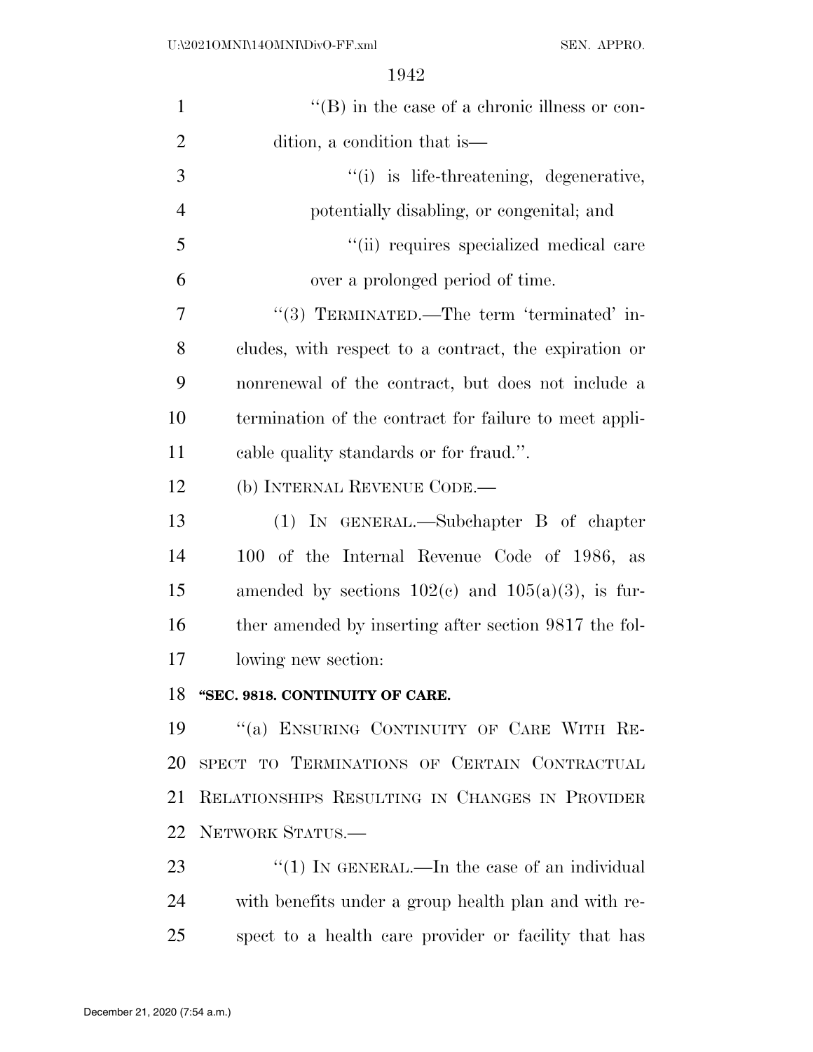"(B) in the case of a chronic illness or condition, a condition that is—

"(i) is life-threatening, degenerative, potentially disabling, or congenital; and

"(ii) requires specialized medical care over a prolonged period of time.

"(3) TERMINATED.—The term 'terminated' includes, with respect to a contract, the expiration or nonrenewal of the contract, but does not include a termination of the contract for failure to meet applicable quality standards or for fraud.".

(b) INTERNAL REVENUE CODE.—

(1) IN GENERAL.—Subchapter B of chapter 100 of the Internal Revenue Code of 1986, as amended by sections 102(c) and 105(a)(3), is further amended by inserting after section 9817 the following new section:

**"SEC. 9818. CONTINUITY OF CARE.**

"(a) ENSURING CONTINUITY OF CARE WITH RESPECT TO TERMINATIONS OF CERTAIN CONTRACTUAL RELATIONSHIPS RESULTING IN CHANGES IN PROVIDER NETWORK STATUS.—

"(1) IN GENERAL.—In the case of an individual with benefits under a group health plan and with respect to a health care provider or facility that has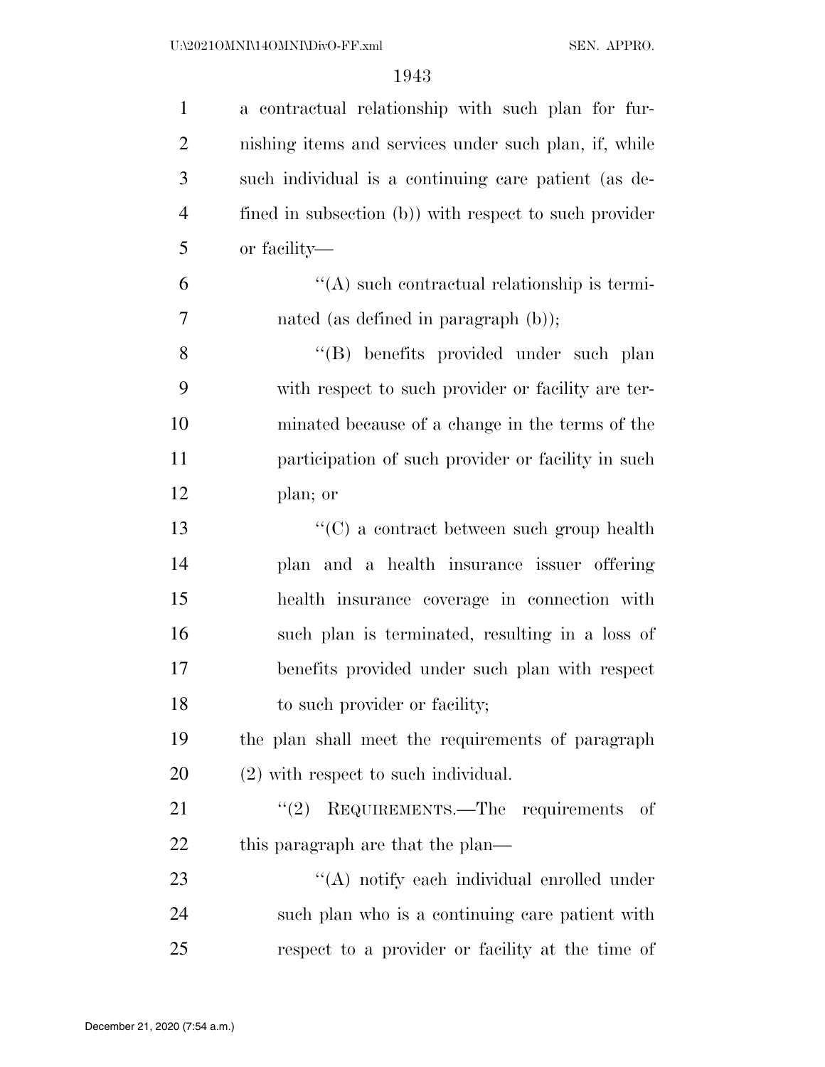a contractual relationship with such plan for furnishing items and services under such plan, if, while such individual is a continuing care patient (as defined in subsection (b)) with respect to such provider or facility—

"(A) such contractual relationship is terminated (as defined in paragraph (b));

"(B) benefits provided under such plan with respect to such provider or facility are terminated because of a change in the terms of the participation of such provider or facility in such plan; or

"(C) a contract between such group health plan and a health insurance issuer offering health insurance coverage in connection with such plan is terminated, resulting in a loss of benefits provided under such plan with respect to such provider or facility;

the plan shall meet the requirements of paragraph (2) with respect to such individual.

"(2) REQUIREMENTS.—The requirements of this paragraph are that the plan—

"(A) notify each individual enrolled under such plan who is a continuing care patient with respect to a provider or facility at the time of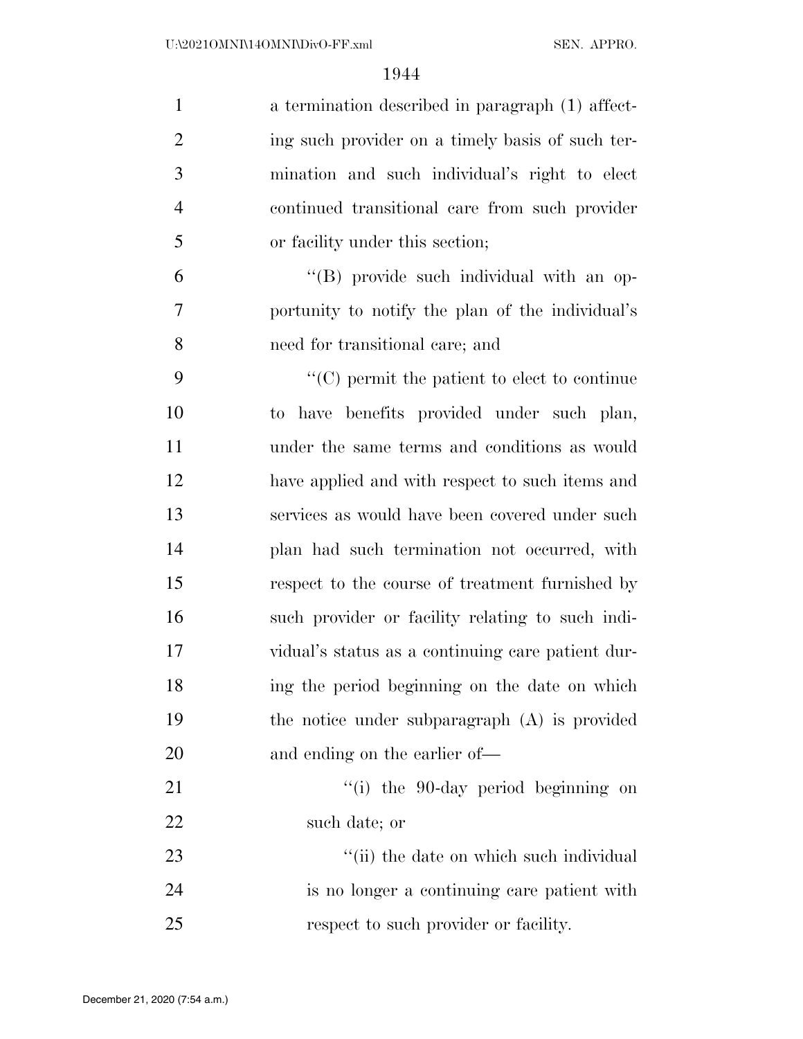a termination described in paragraph (1) affecting such provider on a timely basis of such termination and such individual's right to elect continued transitional care from such provider or facility under this section;

"(B) provide such individual with an opportunity to notify the plan of the individual's need for transitional care; and

"(C) permit the patient to elect to continue to have benefits provided under such plan, under the same terms and conditions as would have applied and with respect to such items and services as would have been covered under such plan had such termination not occurred, with respect to the course of treatment furnished by such provider or facility relating to such individual's status as a continuing care patient during the period beginning on the date on which the notice under subparagraph (A) is provided and ending on the earlier of—

"(i) the 90-day period beginning on such date; or

"(ii) the date on which such individual is no longer a continuing care patient with respect to such provider or facility.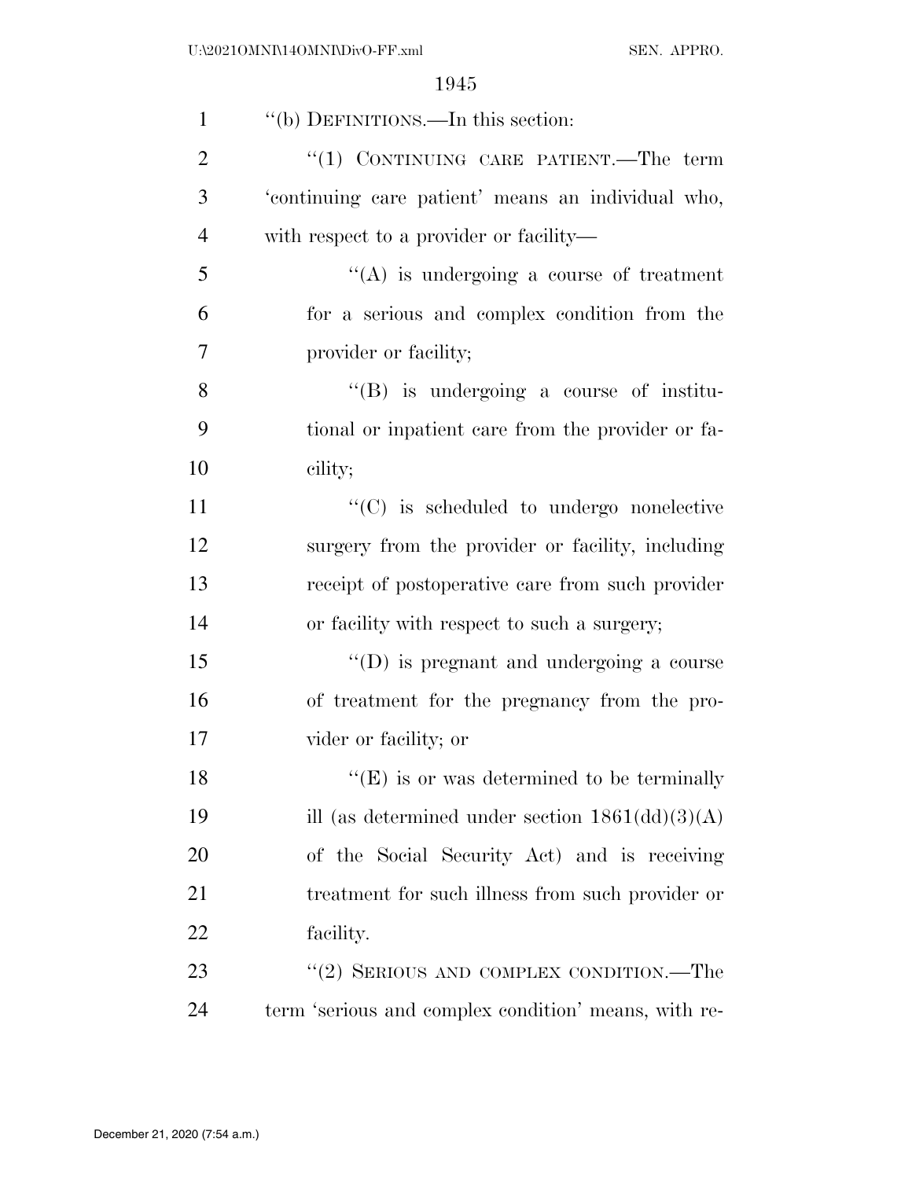"(b) DEFINITIONS.—In this section:

"(1) CONTINUING CARE PATIENT.—The term 'continuing care patient' means an individual who, with respect to a provider or facility—

"(A) is undergoing a course of treatment for a serious and complex condition from the provider or facility;

"(B) is undergoing a course of institutional or inpatient care from the provider or facility;

"(C) is scheduled to undergo nonelective surgery from the provider or facility, including receipt of postoperative care from such provider or facility with respect to such a surgery;

"(D) is pregnant and undergoing a course of treatment for the pregnancy from the provider or facility; or

"(E) is or was determined to be terminally ill (as determined under section 1861(dd)(3)(A) of the Social Security Act) and is receiving treatment for such illness from such provider or facility.

"(2) SERIOUS AND COMPLEX CONDITION.—The term 'serious and complex condition' means, with re-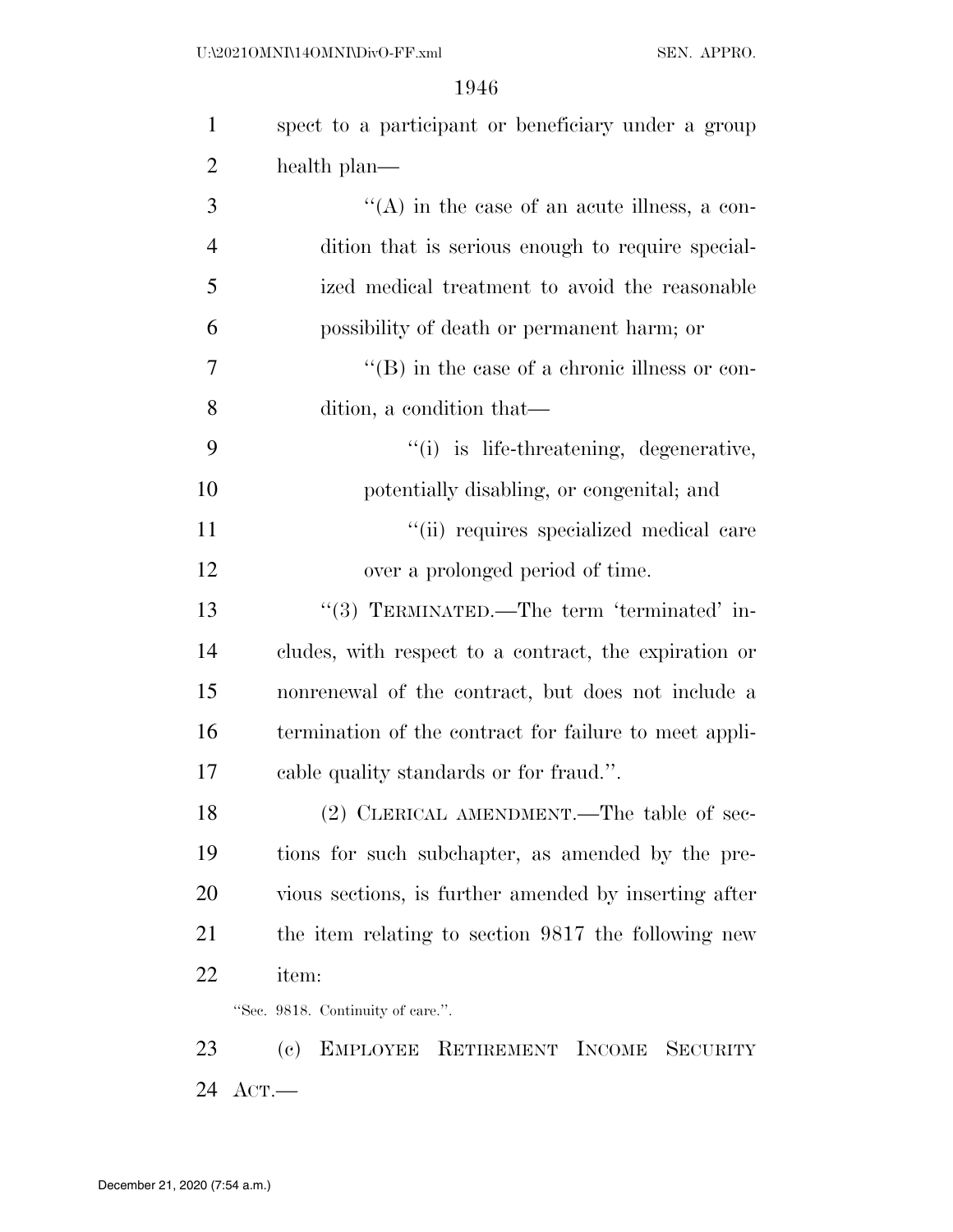spect to a participant or beneficiary under a group health plan—

"(A) in the case of an acute illness, a condition that is serious enough to require specialized medical treatment to avoid the reasonable possibility of death or permanent harm; or

"(B) in the case of a chronic illness or condition, a condition that—

"(i) is life-threatening, degenerative, potentially disabling, or congenital; and

"(ii) requires specialized medical care over a prolonged period of time.

"(3) TERMINATED.—The term 'terminated' includes, with respect to a contract, the expiration or nonrenewal of the contract, but does not include a termination of the contract for failure to meet applicable quality standards or for fraud.".

(2) CLERICAL AMENDMENT.—The table of sections for such subchapter, as amended by the previous sections, is further amended by inserting after the item relating to section 9817 the following new item:

"Sec. 9818. Continuity of care.".

(c) EMPLOYEE RETIREMENT INCOME SECURITY ACT.—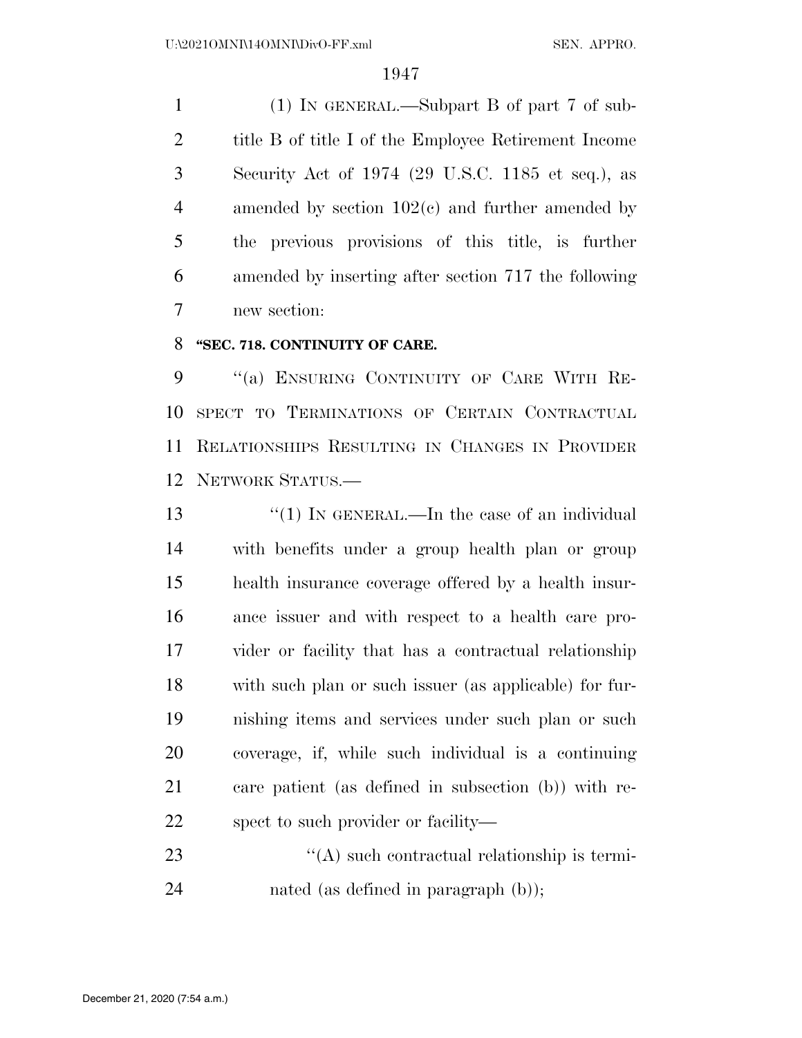(1) IN GENERAL.—Subpart B of part 7 of subtitle B of title I of the Employee Retirement Income Security Act of 1974 (29 U.S.C. 1185 et seq.), as amended by section 102(c) and further amended by the previous provisions of this title, is further amended by inserting after section 717 the following new section:

**"SEC. 718. CONTINUITY OF CARE.**

"(a) ENSURING CONTINUITY OF CARE WITH RESPECT TO TERMINATIONS OF CERTAIN CONTRACTUAL RELATIONSHIPS RESULTING IN CHANGES IN PROVIDER NETWORK STATUS.—

"(1) IN GENERAL.—In the case of an individual with benefits under a group health plan or group health insurance coverage offered by a health insurance issuer and with respect to a health care provider or facility that has a contractual relationship with such plan or such issuer (as applicable) for furnishing items and services under such plan or such coverage, if, while such individual is a continuing care patient (as defined in subsection (b)) with respect to such provider or facility—

"(A) such contractual relationship is terminated (as defined in paragraph (b));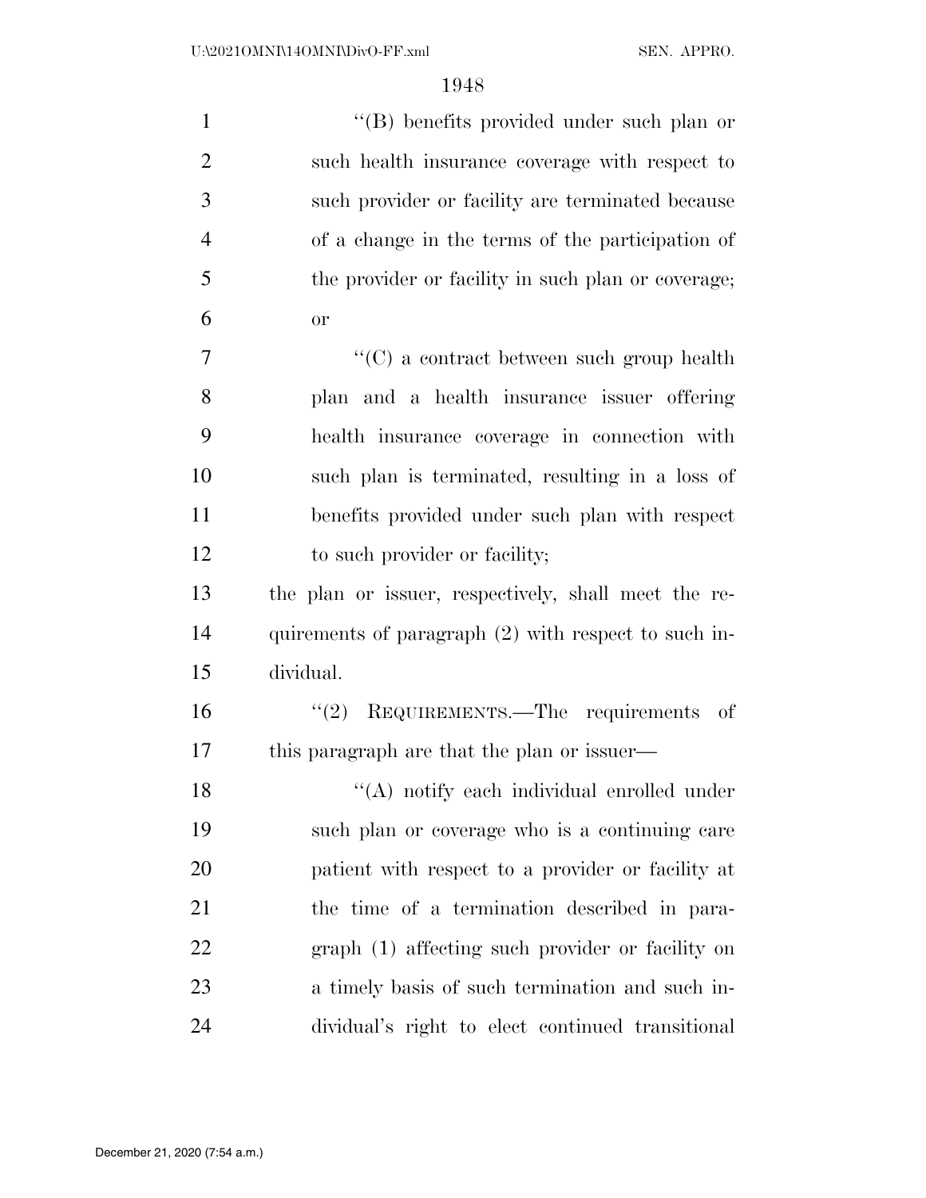''(B) benefits provided under such plan or such health insurance coverage with respect to such provider or facility are terminated because of a change in the terms of the participation of the provider or facility in such plan or coverage; or

''(C) a contract between such group health plan and a health insurance issuer offering health insurance coverage in connection with such plan is terminated, resulting in a loss of benefits provided under such plan with respect to such provider or facility;

the plan or issuer, respectively, shall meet the requirements of paragraph (2) with respect to such individual.

''(2) REQUIREMENTS.—The requirements of this paragraph are that the plan or issuer—

''(A) notify each individual enrolled under such plan or coverage who is a continuing care patient with respect to a provider or facility at the time of a termination described in paragraph (1) affecting such provider or facility on a timely basis of such termination and such individual's right to elect continued transitional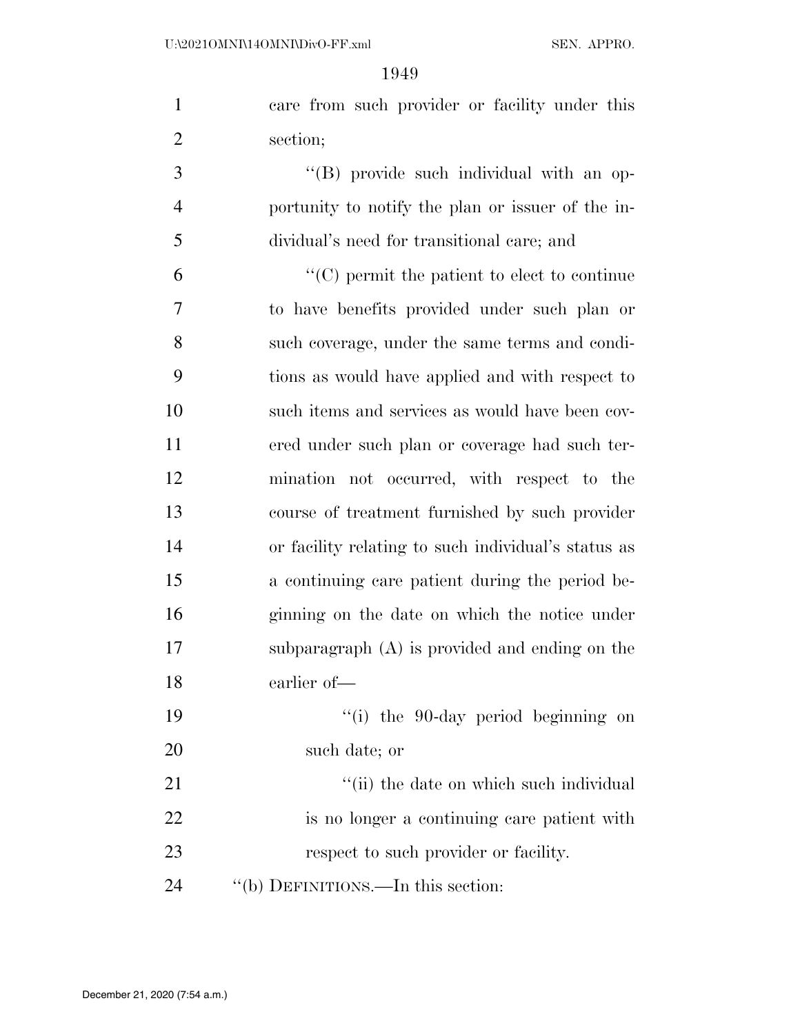care from such provider or facility under this section;

"(B) provide such individual with an opportunity to notify the plan or issuer of the individual's need for transitional care; and

"(C) permit the patient to elect to continue to have benefits provided under such plan or such coverage, under the same terms and conditions as would have applied and with respect to such items and services as would have been covered under such plan or coverage had such termination not occurred, with respect to the course of treatment furnished by such provider or facility relating to such individual's status as a continuing care patient during the period beginning on the date on which the notice under subparagraph (A) is provided and ending on the earlier of—

"(i) the 90-day period beginning on such date; or

"(ii) the date on which such individual is no longer a continuing care patient with respect to such provider or facility.

"(b) DEFINITIONS.—In this section: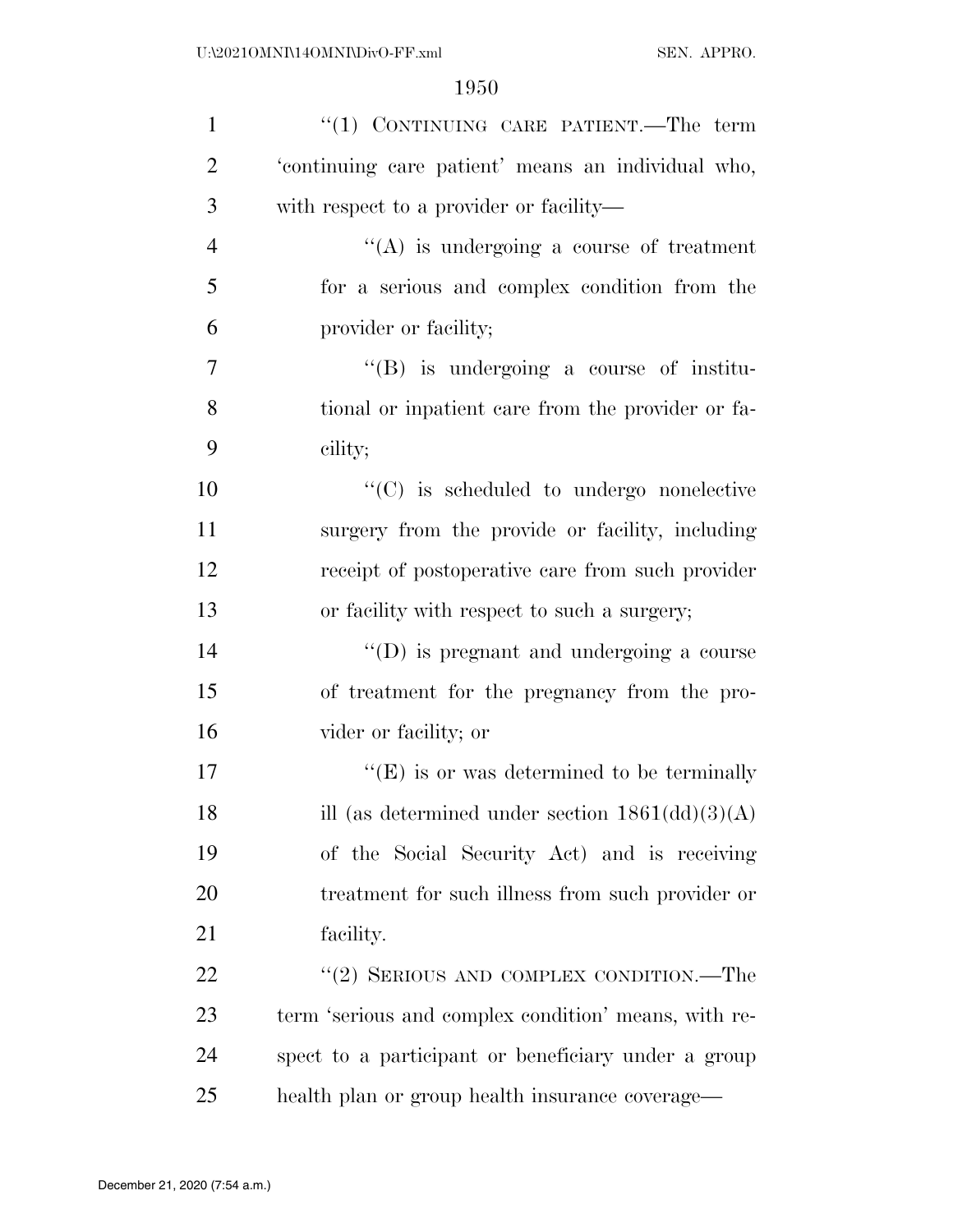''(1) CONTINUING CARE PATIENT.—The term 'continuing care patient' means an individual who, with respect to a provider or facility—

''(A) is undergoing a course of treatment for a serious and complex condition from the provider or facility;

''(B) is undergoing a course of institutional or inpatient care from the provider or facility;

''(C) is scheduled to undergo nonelective surgery from the provide or facility, including receipt of postoperative care from such provider or facility with respect to such a surgery;

''(D) is pregnant and undergoing a course of treatment for the pregnancy from the provider or facility; or

''(E) is or was determined to be terminally ill (as determined under section 1861(dd)(3)(A) of the Social Security Act) and is receiving treatment for such illness from such provider or facility.

''(2) SERIOUS AND COMPLEX CONDITION.—The term 'serious and complex condition' means, with respect to a participant or beneficiary under a group health plan or group health insurance coverage—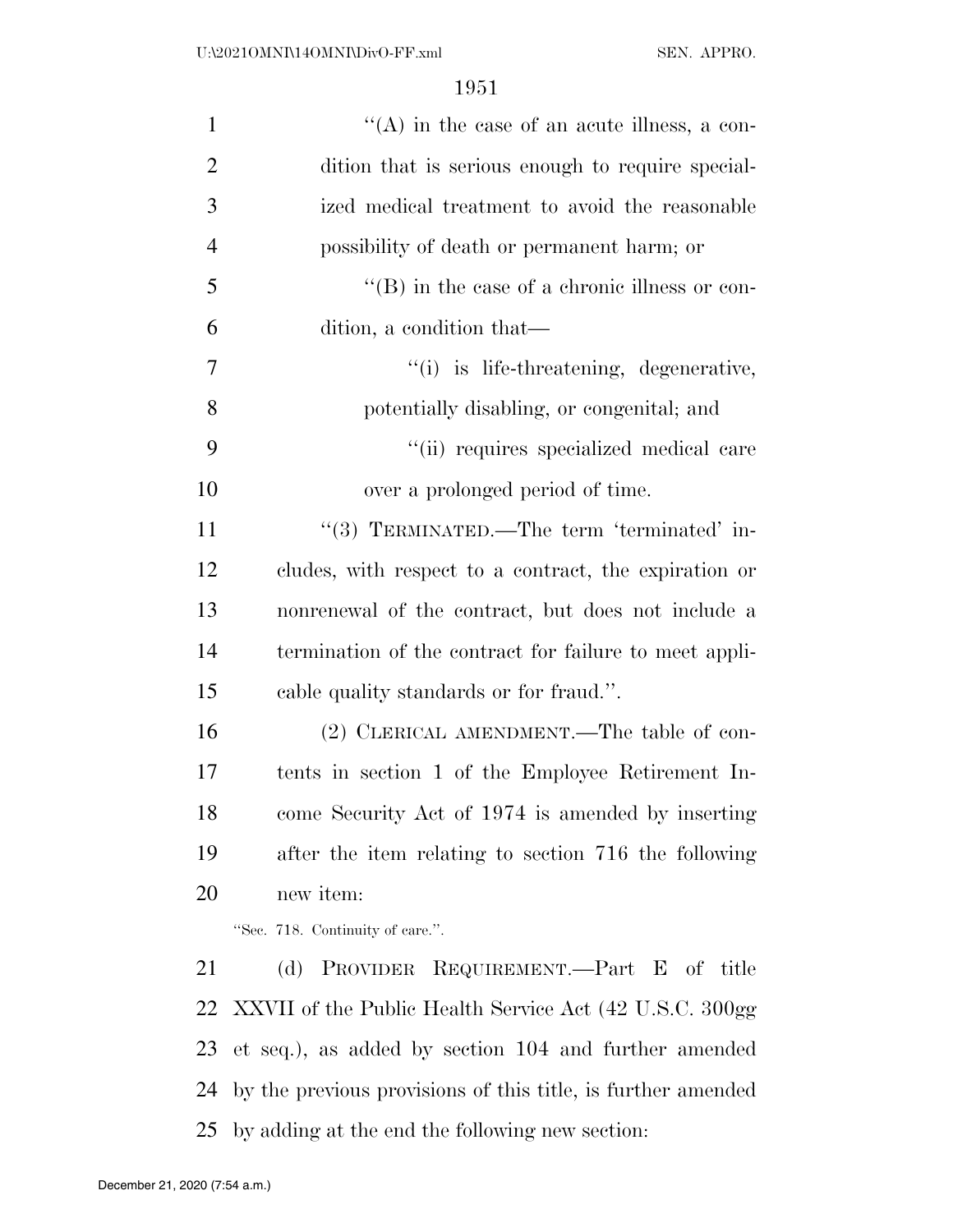"(A) in the case of an acute illness, a condition that is serious enough to require specialized medical treatment to avoid the reasonable possibility of death or permanent harm; or

"(B) in the case of a chronic illness or condition, a condition that—

"(i) is life-threatening, degenerative, potentially disabling, or congenital; and

"(ii) requires specialized medical care over a prolonged period of time.

"(3) TERMINATED.—The term 'terminated' includes, with respect to a contract, the expiration or nonrenewal of the contract, but does not include a termination of the contract for failure to meet applicable quality standards or for fraud.".

(2) CLERICAL AMENDMENT.—The table of contents in section 1 of the Employee Retirement Income Security Act of 1974 is amended by inserting after the item relating to section 716 the following new item:

"Sec. 718. Continuity of care.".

(d) PROVIDER REQUIREMENT.—Part E of title XXVII of the Public Health Service Act (42 U.S.C. 300gg et seq.), as added by section 104 and further amended by the previous provisions of this title, is further amended by adding at the end the following new section: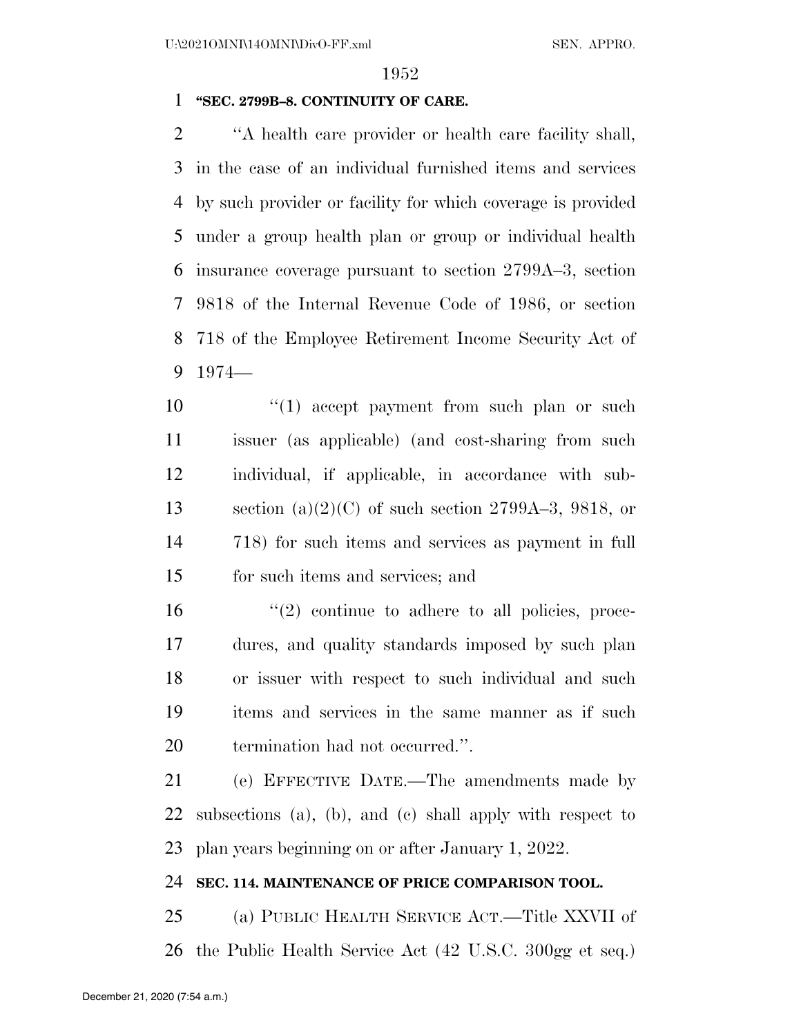**"SEC. 2799B–8. CONTINUITY OF CARE.**

"A health care provider or health care facility shall, in the case of an individual furnished items and services by such provider or facility for which coverage is provided under a group health plan or group or individual health insurance coverage pursuant to section 2799A–3, section 9818 of the Internal Revenue Code of 1986, or section 718 of the Employee Retirement Income Security Act of 1974—

"(1) accept payment from such plan or such issuer (as applicable) (and cost-sharing from such individual, if applicable, in accordance with subsection (a)(2)(C) of such section 2799A–3, 9818, or 718) for such items and services as payment in full for such items and services; and

"(2) continue to adhere to all policies, procedures, and quality standards imposed by such plan or issuer with respect to such individual and such items and services in the same manner as if such termination had not occurred.".

(e) EFFECTIVE DATE.—The amendments made by subsections (a), (b), and (c) shall apply with respect to plan years beginning on or after January 1, 2022.

**SEC. 114. MAINTENANCE OF PRICE COMPARISON TOOL.**

(a) PUBLIC HEALTH SERVICE ACT.—Title XXVII of the Public Health Service Act (42 U.S.C. 300gg et seq.)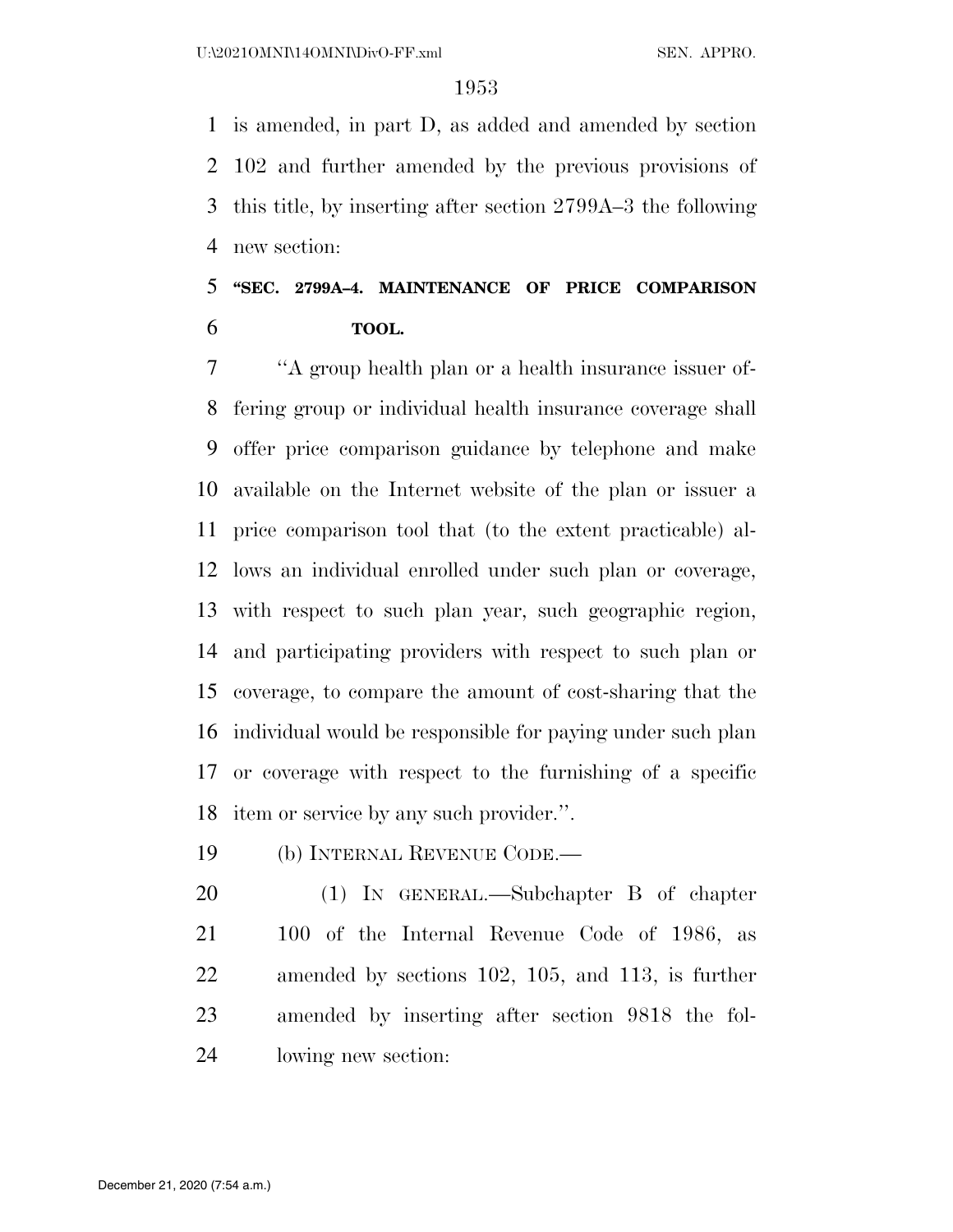is amended, in part D, as added and amended by section 102 and further amended by the previous provisions of this title, by inserting after section 2799A–3 the following new section:

**"SEC. 2799A–4. MAINTENANCE OF PRICE COMPARISON TOOL.**

"A group health plan or a health insurance issuer offering group or individual health insurance coverage shall offer price comparison guidance by telephone and make available on the Internet website of the plan or issuer a price comparison tool that (to the extent practicable) allows an individual enrolled under such plan or coverage, with respect to such plan year, such geographic region, and participating providers with respect to such plan or coverage, to compare the amount of cost-sharing that the individual would be responsible for paying under such plan or coverage with respect to the furnishing of a specific item or service by any such provider.".

(b) INTERNAL REVENUE CODE.—

(1) IN GENERAL.—Subchapter B of chapter 100 of the Internal Revenue Code of 1986, as amended by sections 102, 105, and 113, is further amended by inserting after section 9818 the following new section: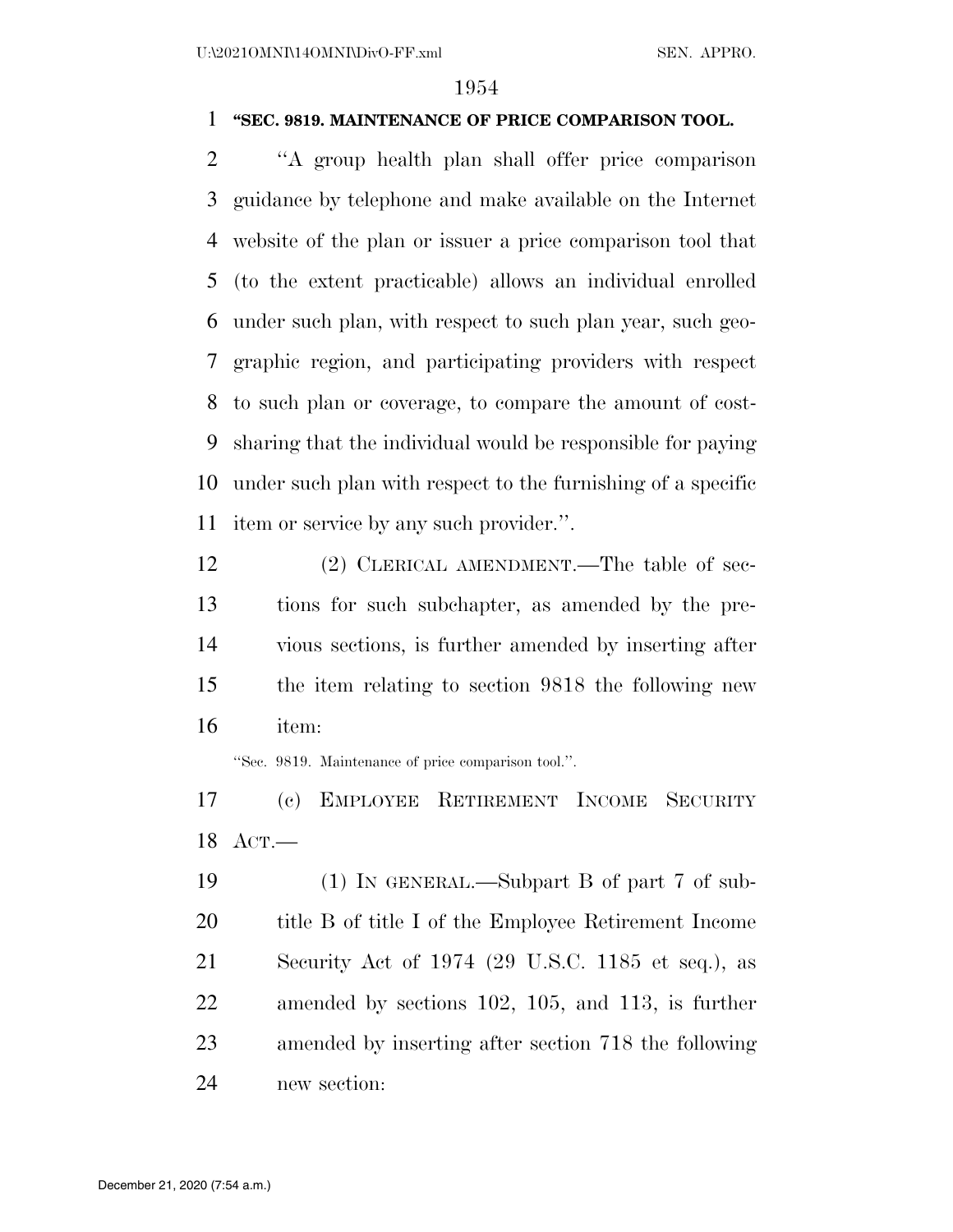**"SEC. 9819. MAINTENANCE OF PRICE COMPARISON TOOL.**

"A group health plan shall offer price comparison guidance by telephone and make available on the Internet website of the plan or issuer a price comparison tool that (to the extent practicable) allows an individual enrolled under such plan, with respect to such plan year, such geographic region, and participating providers with respect to such plan or coverage, to compare the amount of cost-sharing that the individual would be responsible for paying under such plan with respect to the furnishing of a specific item or service by any such provider.".

(2) CLERICAL AMENDMENT.—The table of sections for such subchapter, as amended by the previous sections, is further amended by inserting after the item relating to section 9818 the following new item:

"Sec. 9819. Maintenance of price comparison tool.".

(c) EMPLOYEE RETIREMENT INCOME SECURITY ACT.—

(1) IN GENERAL.—Subpart B of part 7 of subtitle B of title I of the Employee Retirement Income Security Act of 1974 (29 U.S.C. 1185 et seq.), as amended by sections 102, 105, and 113, is further amended by inserting after section 718 the following new section: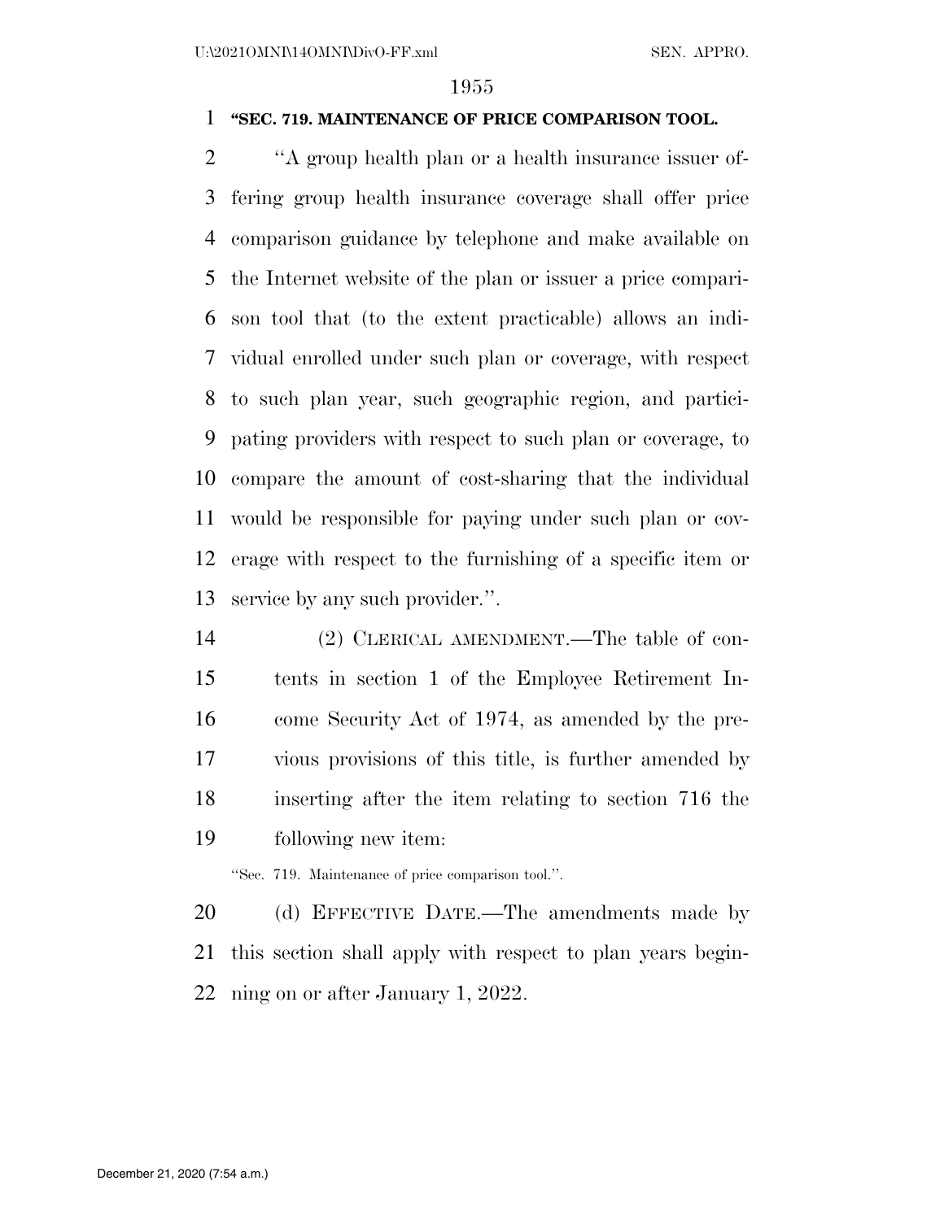**"SEC. 719. MAINTENANCE OF PRICE COMPARISON TOOL.**

"A group health plan or a health insurance issuer offering group health insurance coverage shall offer price comparison guidance by telephone and make available on the Internet website of the plan or issuer a price comparison tool that (to the extent practicable) allows an individual enrolled under such plan or coverage, with respect to such plan year, such geographic region, and participating providers with respect to such plan or coverage, to compare the amount of cost-sharing that the individual would be responsible for paying under such plan or coverage with respect to the furnishing of a specific item or service by any such provider.".

(2) CLERICAL AMENDMENT.—The table of contents in section 1 of the Employee Retirement Income Security Act of 1974, as amended by the previous provisions of this title, is further amended by inserting after the item relating to section 716 the following new item:

"Sec. 719. Maintenance of price comparison tool.".

(d) EFFECTIVE DATE.—The amendments made by this section shall apply with respect to plan years beginning on or after January 1, 2022.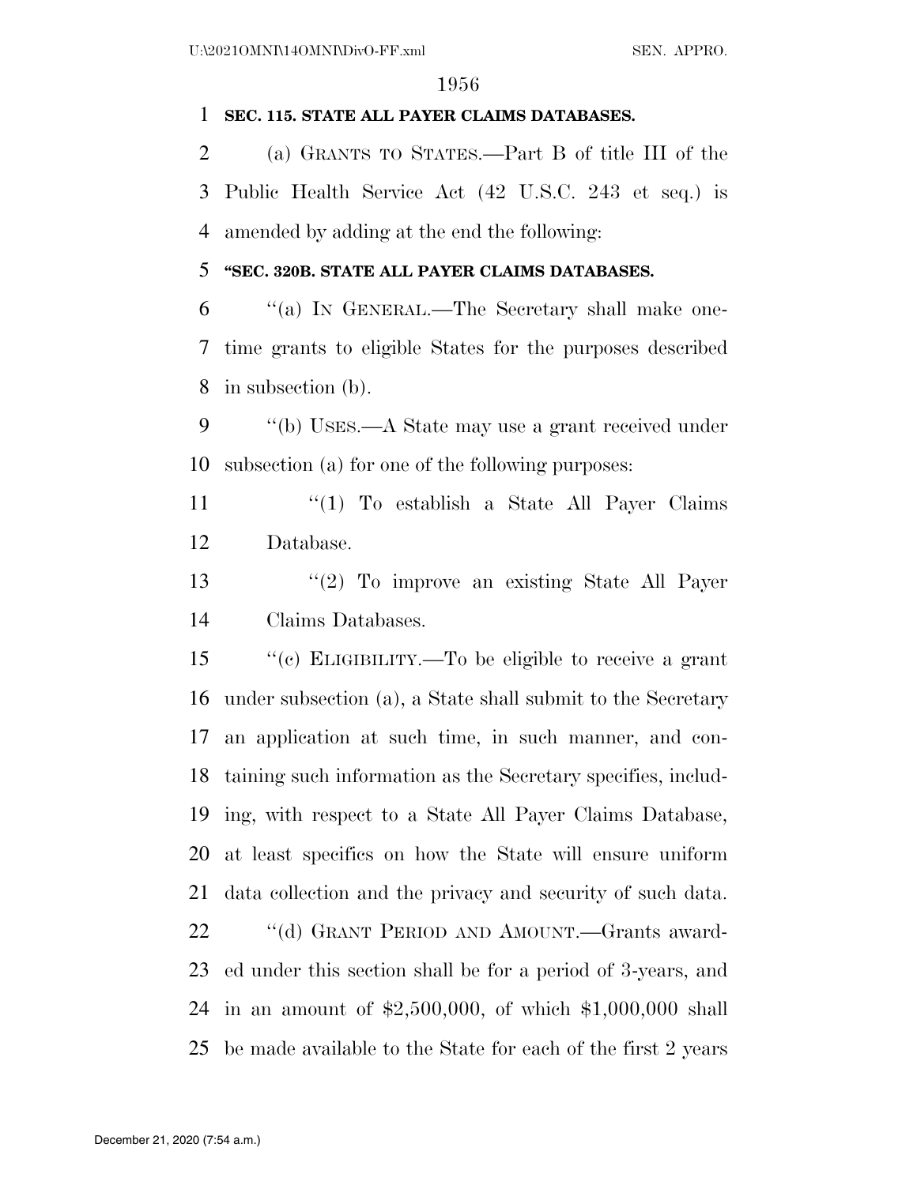**SEC. 115. STATE ALL PAYER CLAIMS DATABASES.**

(a) GRANTS TO STATES.—Part B of title III of the Public Health Service Act (42 U.S.C. 243 et seq.) is amended by adding at the end the following:

**"SEC. 320B. STATE ALL PAYER CLAIMS DATABASES.**

"(a) IN GENERAL.—The Secretary shall make one-time grants to eligible States for the purposes described in subsection (b).

"(b) USES.—A State may use a grant received under subsection (a) for one of the following purposes:

"(1) To establish a State All Payer Claims Database.

"(2) To improve an existing State All Payer Claims Databases.

"(c) ELIGIBILITY.—To be eligible to receive a grant under subsection (a), a State shall submit to the Secretary an application at such time, in such manner, and containing such information as the Secretary specifies, including, with respect to a State All Payer Claims Database, at least specifics on how the State will ensure uniform data collection and the privacy and security of such data.

"(d) GRANT PERIOD AND AMOUNT.—Grants awarded under this section shall be for a period of 3-years, and in an amount of $2,500,000, of which $1,000,000 shall be made available to the State for each of the first 2 years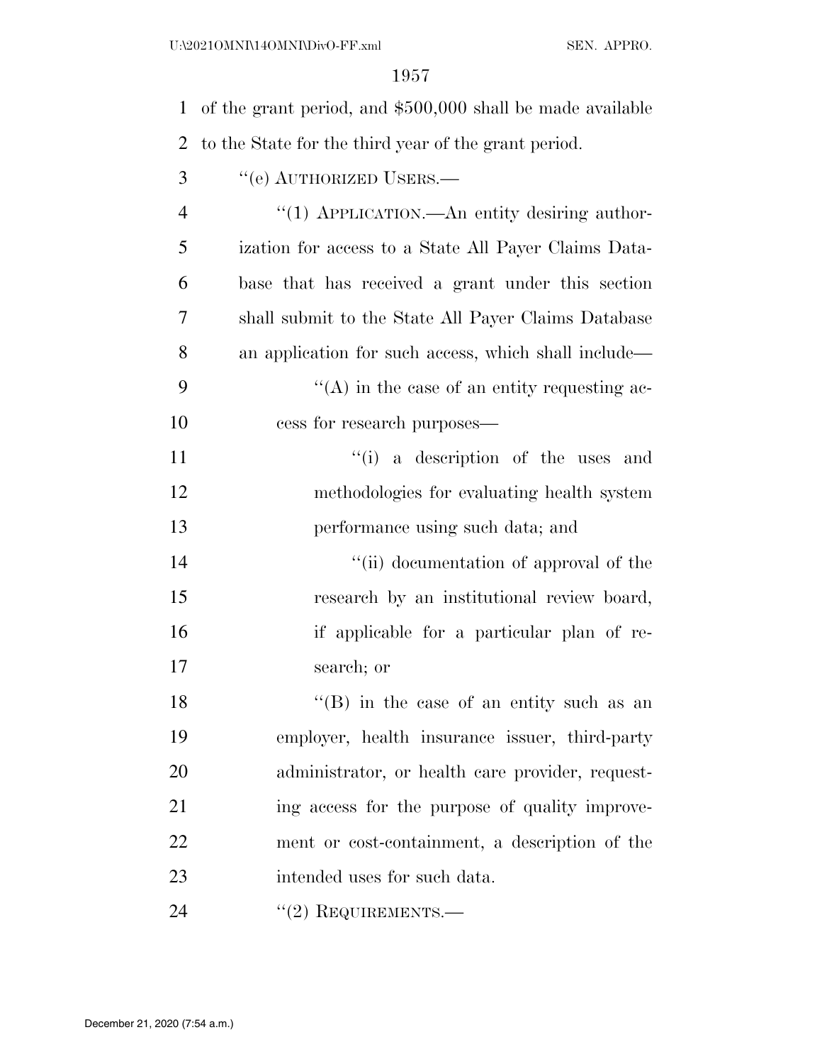of the grant period, and $500,000 shall be made available to the State for the third year of the grant period.

"(e) AUTHORIZED USERS.—

"(1) APPLICATION.—An entity desiring authorization for access to a State All Payer Claims Database that has received a grant under this section shall submit to the State All Payer Claims Database an application for such access, which shall include—

"(A) in the case of an entity requesting access for research purposes—

"(i) a description of the uses and methodologies for evaluating health system performance using such data; and

"(ii) documentation of approval of the research by an institutional review board, if applicable for a particular plan of research; or

"(B) in the case of an entity such as an employer, health insurance issuer, third-party administrator, or health care provider, requesting access for the purpose of quality improvement or cost-containment, a description of the intended uses for such data.

"(2) REQUIREMENTS.—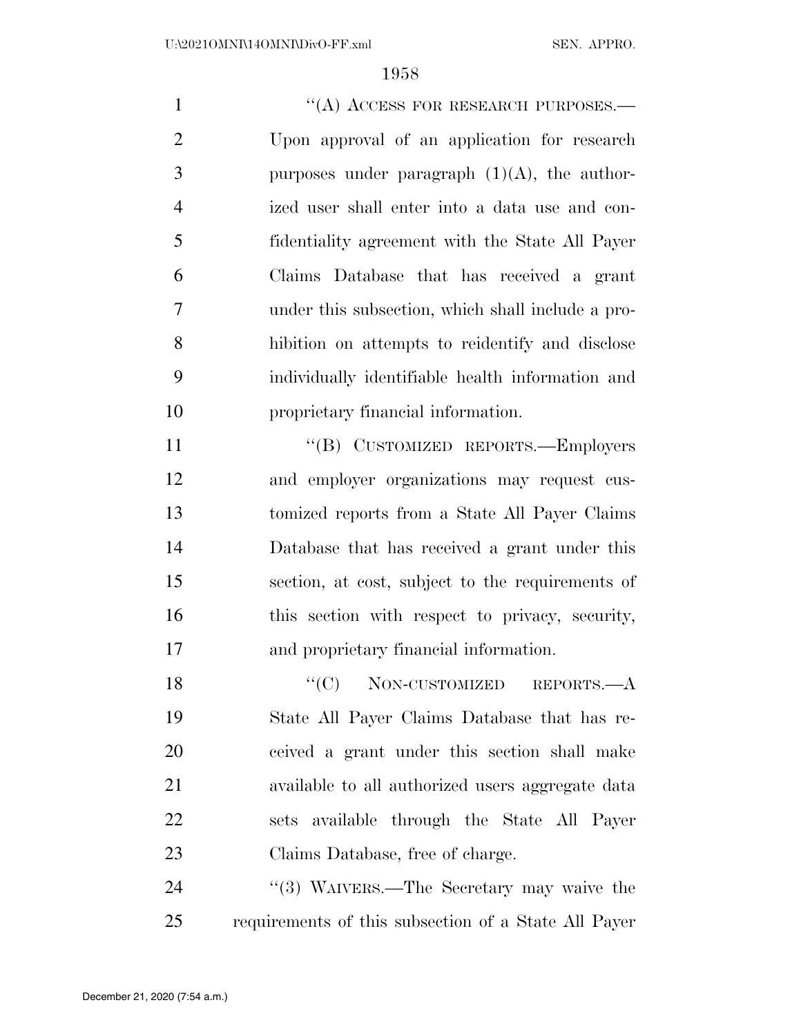"(A) ACCESS FOR RESEARCH PURPOSES.—Upon approval of an application for research purposes under paragraph (1)(A), the authorized user shall enter into a data use and confidentiality agreement with the State All Payer Claims Database that has received a grant under this subsection, which shall include a prohibition on attempts to reidentify and disclose individually identifiable health information and proprietary financial information.

"(B) CUSTOMIZED REPORTS.—Employers and employer organizations may request customized reports from a State All Payer Claims Database that has received a grant under this section, at cost, subject to the requirements of this section with respect to privacy, security, and proprietary financial information.

"(C) NON-CUSTOMIZED REPORTS.—A State All Payer Claims Database that has received a grant under this section shall make available to all authorized users aggregate data sets available through the State All Payer Claims Database, free of charge.

"(3) WAIVERS.—The Secretary may waive the requirements of this subsection of a State All Payer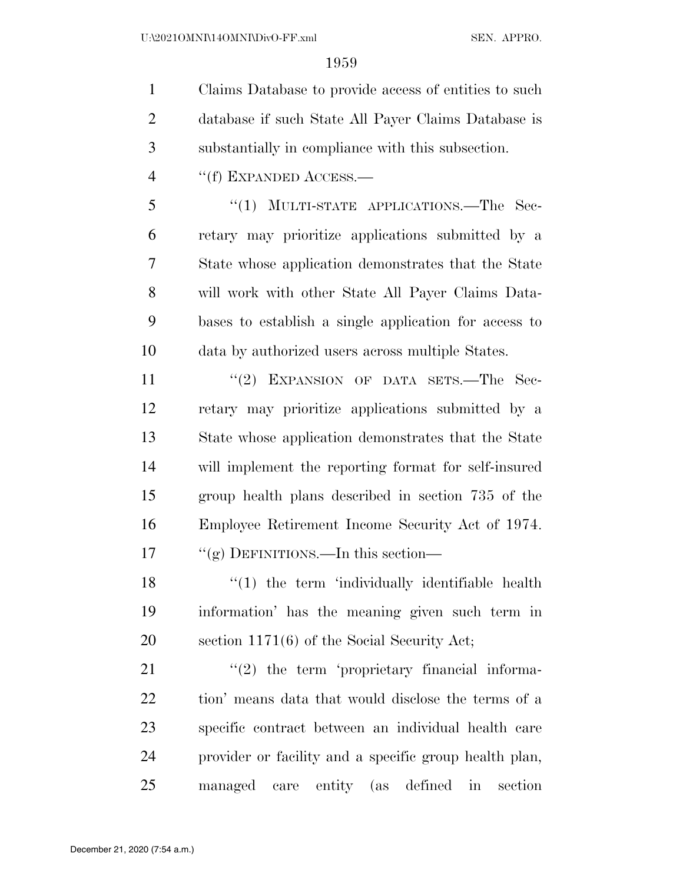Claims Database to provide access of entities to such database if such State All Payer Claims Database is substantially in compliance with this subsection.

''(f) EXPANDED ACCESS.—

''(1) MULTI-STATE APPLICATIONS.—The Secretary may prioritize applications submitted by a State whose application demonstrates that the State will work with other State All Payer Claims Databases to establish a single application for access to data by authorized users across multiple States.

''(2) EXPANSION OF DATA SETS.—The Secretary may prioritize applications submitted by a State whose application demonstrates that the State will implement the reporting format for self-insured group health plans described in section 735 of the Employee Retirement Income Security Act of 1974.

''(g) DEFINITIONS.—In this section—

''(1) the term 'individually identifiable health information' has the meaning given such term in section 1171(6) of the Social Security Act;

''(2) the term 'proprietary financial information' means data that would disclose the terms of a specific contract between an individual health care provider or facility and a specific group health plan, managed care entity (as defined in section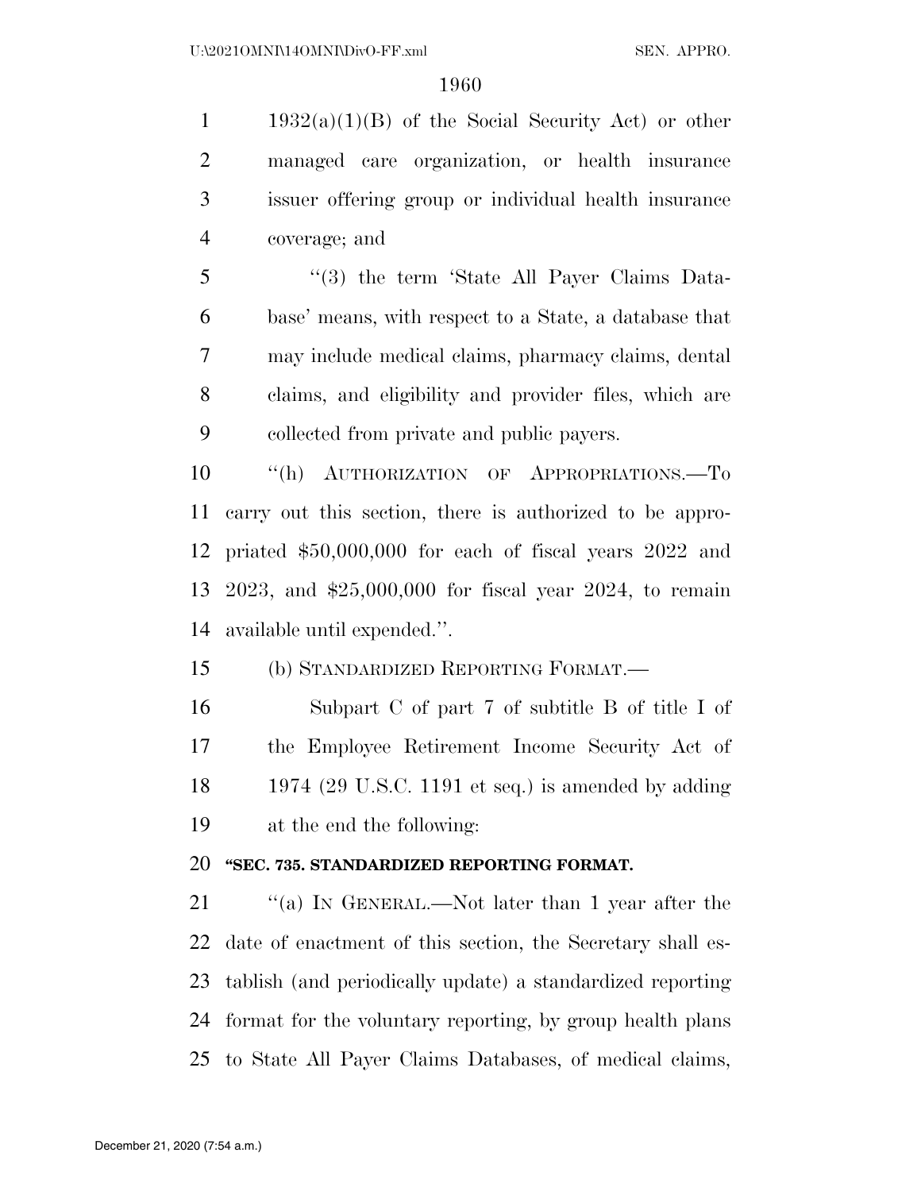1932(a)(1)(B) of the Social Security Act) or other managed care organization, or health insurance issuer offering group or individual health insurance coverage; and

"(3) the term 'State All Payer Claims Database' means, with respect to a State, a database that may include medical claims, pharmacy claims, dental claims, and eligibility and provider files, which are collected from private and public payers.

"(h) AUTHORIZATION OF APPROPRIATIONS.—To carry out this section, there is authorized to be appropriated $50,000,000 for each of fiscal years 2022 and 2023, and $25,000,000 for fiscal year 2024, to remain available until expended.".

(b) STANDARDIZED REPORTING FORMAT.—

Subpart C of part 7 of subtitle B of title I of the Employee Retirement Income Security Act of 1974 (29 U.S.C. 1191 et seq.) is amended by adding at the end the following:

**"SEC. 735. STANDARDIZED REPORTING FORMAT.**

"(a) IN GENERAL.—Not later than 1 year after the date of enactment of this section, the Secretary shall establish (and periodically update) a standardized reporting format for the voluntary reporting, by group health plans to State All Payer Claims Databases, of medical claims,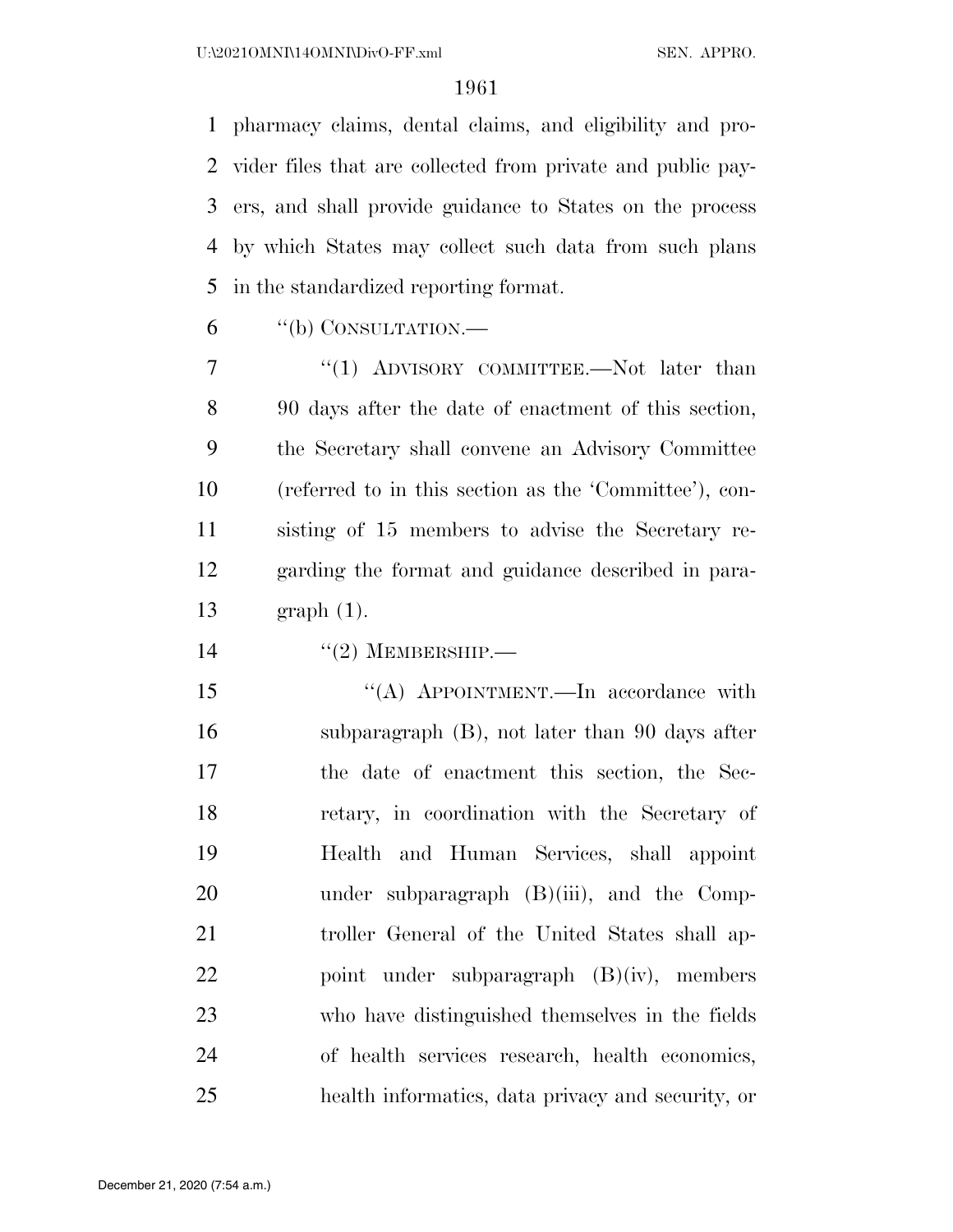pharmacy claims, dental claims, and eligibility and provider files that are collected from private and public payers, and shall provide guidance to States on the process by which States may collect such data from such plans in the standardized reporting format.

"(b) CONSULTATION.—

"(1) ADVISORY COMMITTEE.—Not later than 90 days after the date of enactment of this section, the Secretary shall convene an Advisory Committee (referred to in this section as the 'Committee'), consisting of 15 members to advise the Secretary regarding the format and guidance described in paragraph (1).

"(2) MEMBERSHIP.—

"(A) APPOINTMENT.—In accordance with subparagraph (B), not later than 90 days after the date of enactment this section, the Secretary, in coordination with the Secretary of Health and Human Services, shall appoint under subparagraph (B)(iii), and the Comptroller General of the United States shall appoint under subparagraph (B)(iv), members who have distinguished themselves in the fields of health services research, health economics, health informatics, data privacy and security, or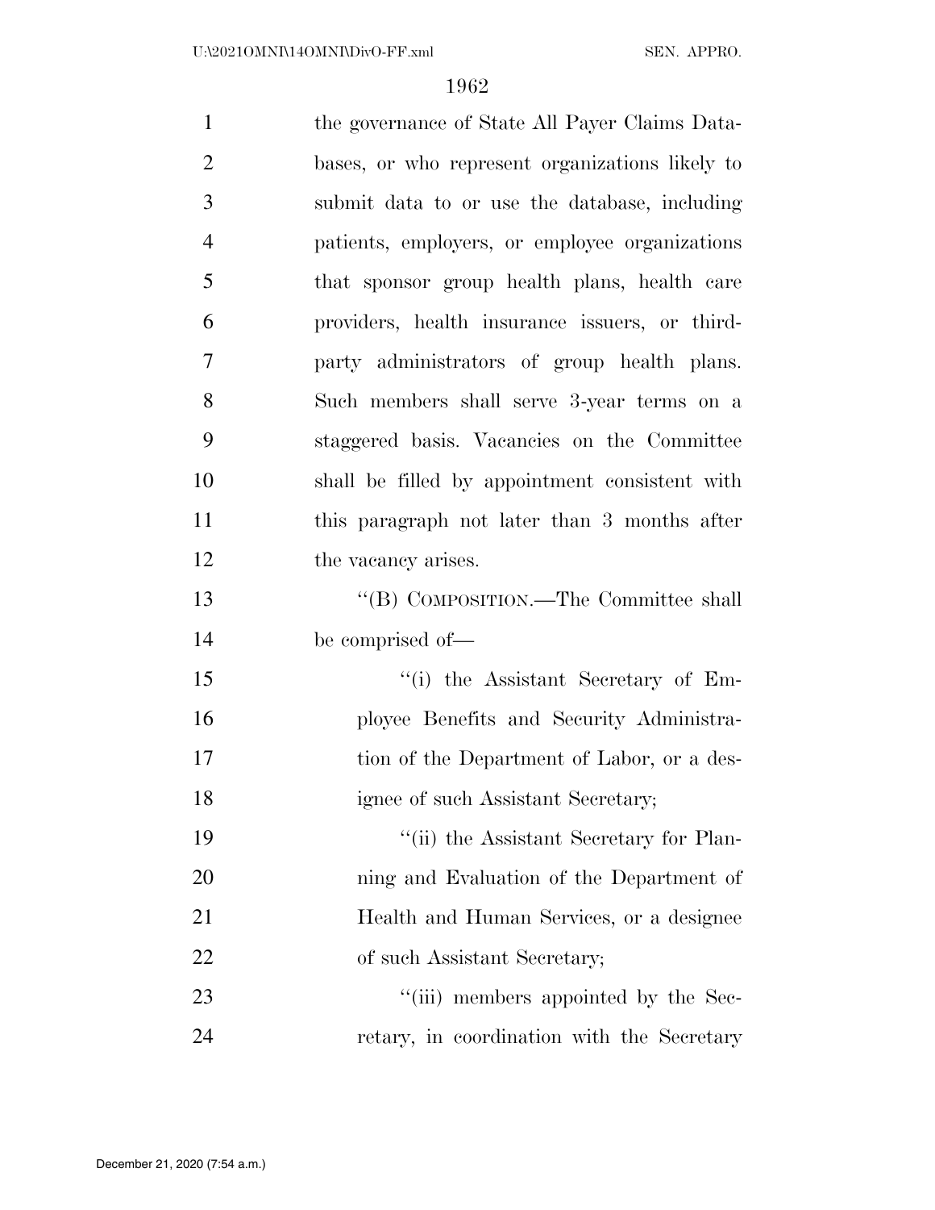the governance of State All Payer Claims Databases, or who represent organizations likely to submit data to or use the database, including patients, employers, or employee organizations that sponsor group health plans, health care providers, health insurance issuers, or third-party administrators of group health plans. Such members shall serve 3-year terms on a staggered basis. Vacancies on the Committee shall be filled by appointment consistent with this paragraph not later than 3 months after the vacancy arises.

''(B) COMPOSITION.—The Committee shall be comprised of—

''(i) the Assistant Secretary of Employee Benefits and Security Administration of the Department of Labor, or a designee of such Assistant Secretary;

''(ii) the Assistant Secretary for Planning and Evaluation of the Department of Health and Human Services, or a designee of such Assistant Secretary;

''(iii) members appointed by the Secretary, in coordination with the Secretary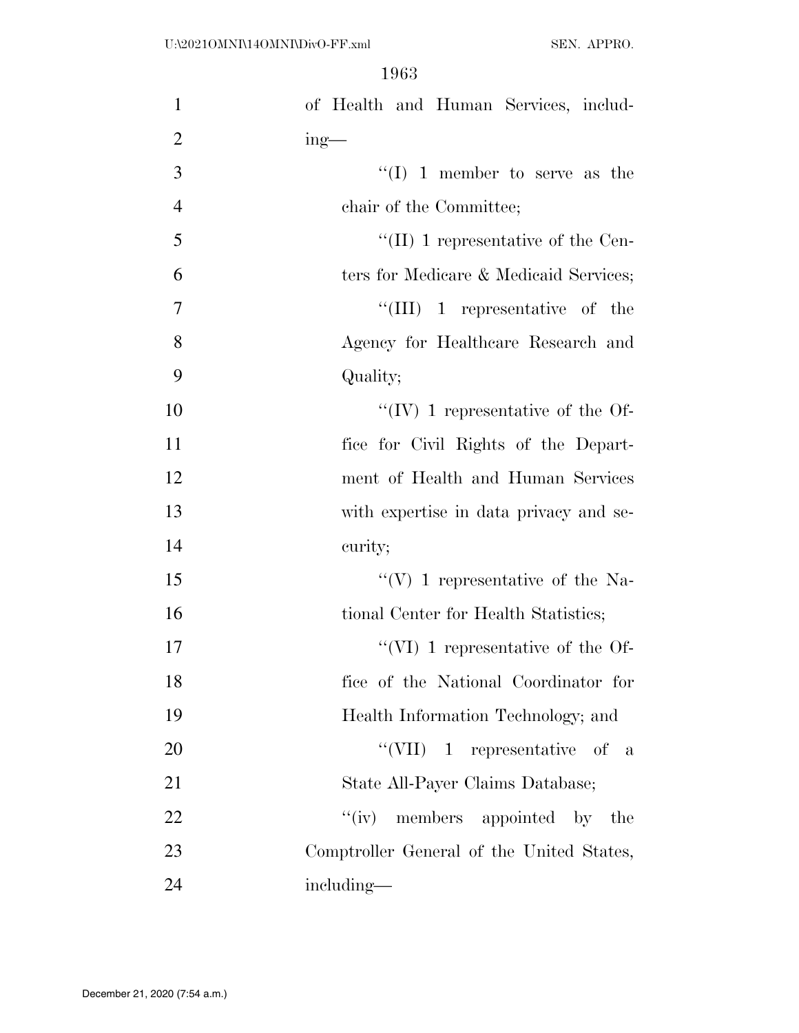of Health and Human Services, including—

''(I) 1 member to serve as the chair of the Committee;

''(II) 1 representative of the Centers for Medicare & Medicaid Services;

''(III) 1 representative of the Agency for Healthcare Research and Quality;

''(IV) 1 representative of the Office for Civil Rights of the Department of Health and Human Services with expertise in data privacy and security;

''(V) 1 representative of the National Center for Health Statistics;

''(VI) 1 representative of the Office of the National Coordinator for Health Information Technology; and

''(VII) 1 representative of a State All-Payer Claims Database;

''(iv) members appointed by the Comptroller General of the United States, including—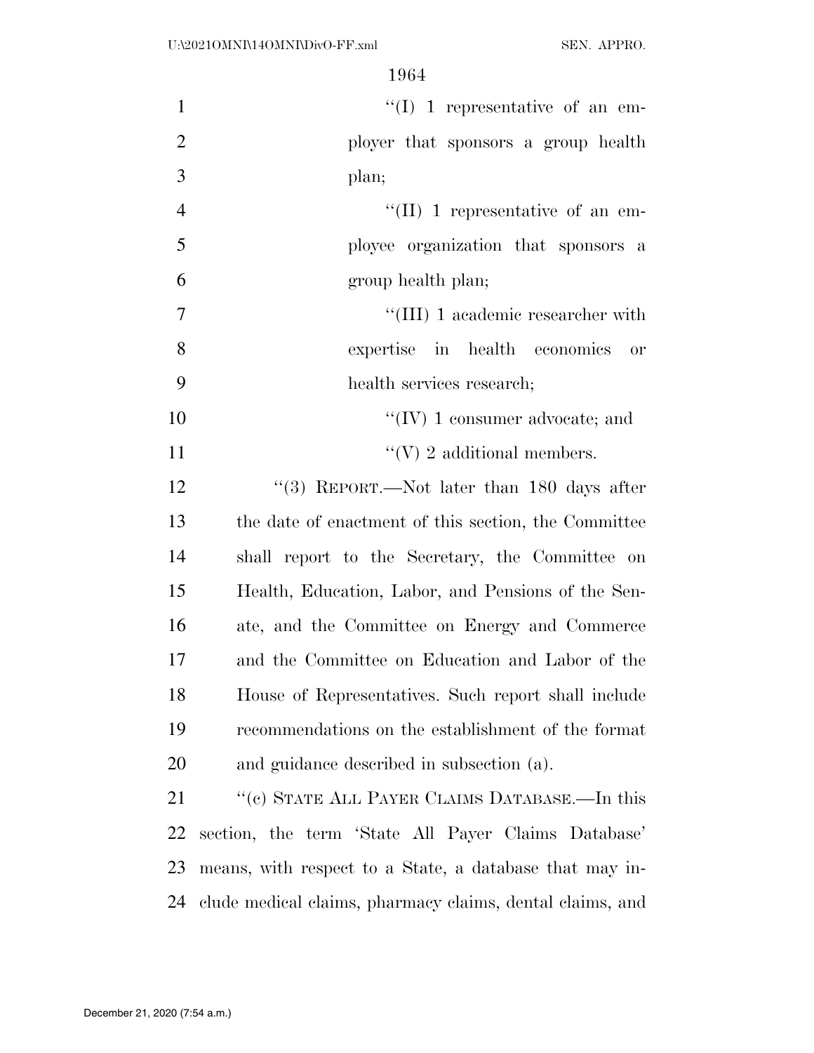"(I) 1 representative of an employer that sponsors a group health plan;

"(II) 1 representative of an employee organization that sponsors a group health plan;

"(III) 1 academic researcher with expertise in health economics or health services research;

"(IV) 1 consumer advocate; and

"(V) 2 additional members.

"(3) REPORT.—Not later than 180 days after the date of enactment of this section, the Committee shall report to the Secretary, the Committee on Health, Education, Labor, and Pensions of the Senate, and the Committee on Energy and Commerce and the Committee on Education and Labor of the House of Representatives. Such report shall include recommendations on the establishment of the format and guidance described in subsection (a).

"(c) STATE ALL PAYER CLAIMS DATABASE.—In this section, the term 'State All Payer Claims Database' means, with respect to a State, a database that may include medical claims, pharmacy claims, dental claims, and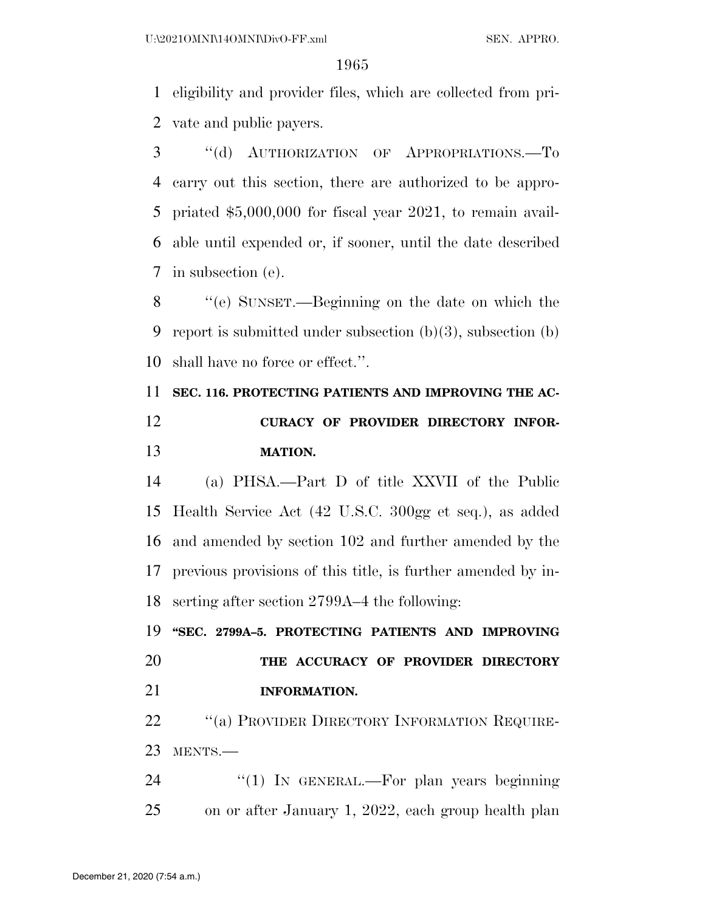eligibility and provider files, which are collected from private and public payers.

"(d) AUTHORIZATION OF APPROPRIATIONS.—To carry out this section, there are authorized to be appropriated $5,000,000 for fiscal year 2021, to remain available until expended or, if sooner, until the date described in subsection (e).

"(e) SUNSET.—Beginning on the date on which the report is submitted under subsection (b)(3), subsection (b) shall have no force or effect.".

**SEC. 116. PROTECTING PATIENTS AND IMPROVING THE ACCURACY OF PROVIDER DIRECTORY INFORMATION.**

(a) PHSA.—Part D of title XXVII of the Public Health Service Act (42 U.S.C. 300gg et seq.), as added and amended by section 102 and further amended by the previous provisions of this title, is further amended by inserting after section 2799A–4 the following:

**"SEC. 2799A–5. PROTECTING PATIENTS AND IMPROVING THE ACCURACY OF PROVIDER DIRECTORY INFORMATION.**

"(a) PROVIDER DIRECTORY INFORMATION REQUIREMENTS.—

"(1) IN GENERAL.—For plan years beginning on or after January 1, 2022, each group health plan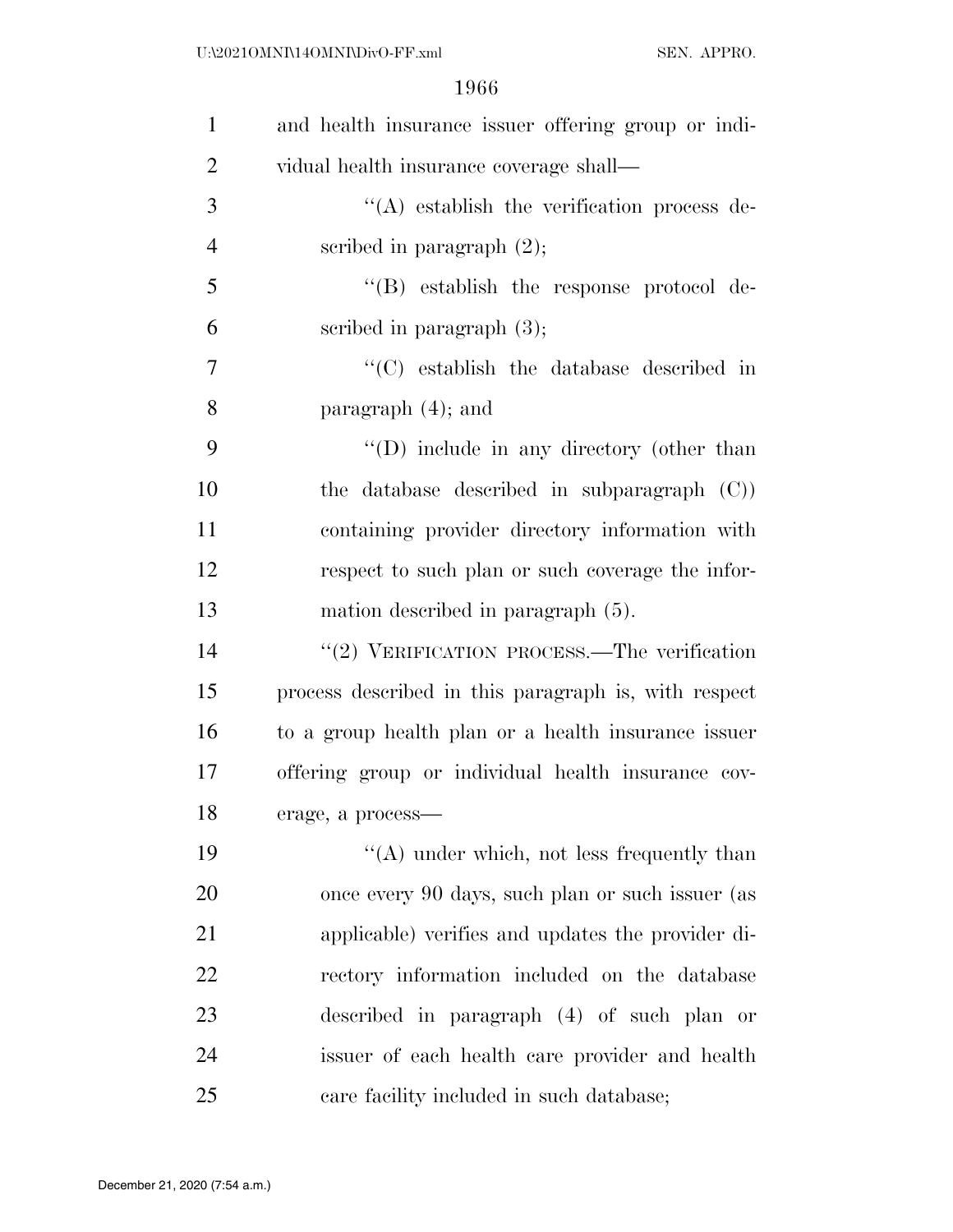and health insurance issuer offering group or individual health insurance coverage shall—

"(A) establish the verification process described in paragraph (2);

"(B) establish the response protocol described in paragraph (3);

"(C) establish the database described in paragraph (4); and

"(D) include in any directory (other than the database described in subparagraph (C)) containing provider directory information with respect to such plan or such coverage the information described in paragraph (5).

"(2) VERIFICATION PROCESS.—The verification process described in this paragraph is, with respect to a group health plan or a health insurance issuer offering group or individual health insurance coverage, a process—

"(A) under which, not less frequently than once every 90 days, such plan or such issuer (as applicable) verifies and updates the provider directory information included on the database described in paragraph (4) of such plan or issuer of each health care provider and health care facility included in such database;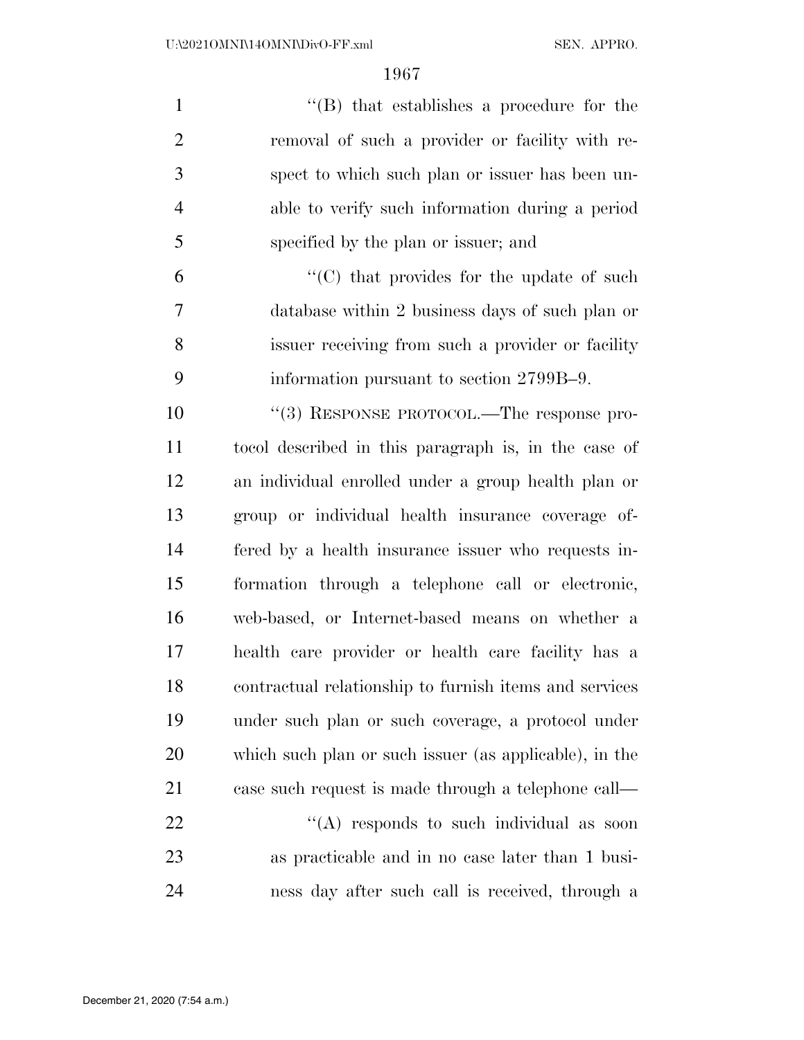"(B) that establishes a procedure for the removal of such a provider or facility with respect to which such plan or issuer has been unable to verify such information during a period specified by the plan or issuer; and

"(C) that provides for the update of such database within 2 business days of such plan or issuer receiving from such a provider or facility information pursuant to section 2799B–9.

"(3) RESPONSE PROTOCOL.—The response protocol described in this paragraph is, in the case of an individual enrolled under a group health plan or group or individual health insurance coverage offered by a health insurance issuer who requests information through a telephone call or electronic, web-based, or Internet-based means on whether a health care provider or health care facility has a contractual relationship to furnish items and services under such plan or such coverage, a protocol under which such plan or such issuer (as applicable), in the case such request is made through a telephone call—

"(A) responds to such individual as soon as practicable and in no case later than 1 business day after such call is received, through a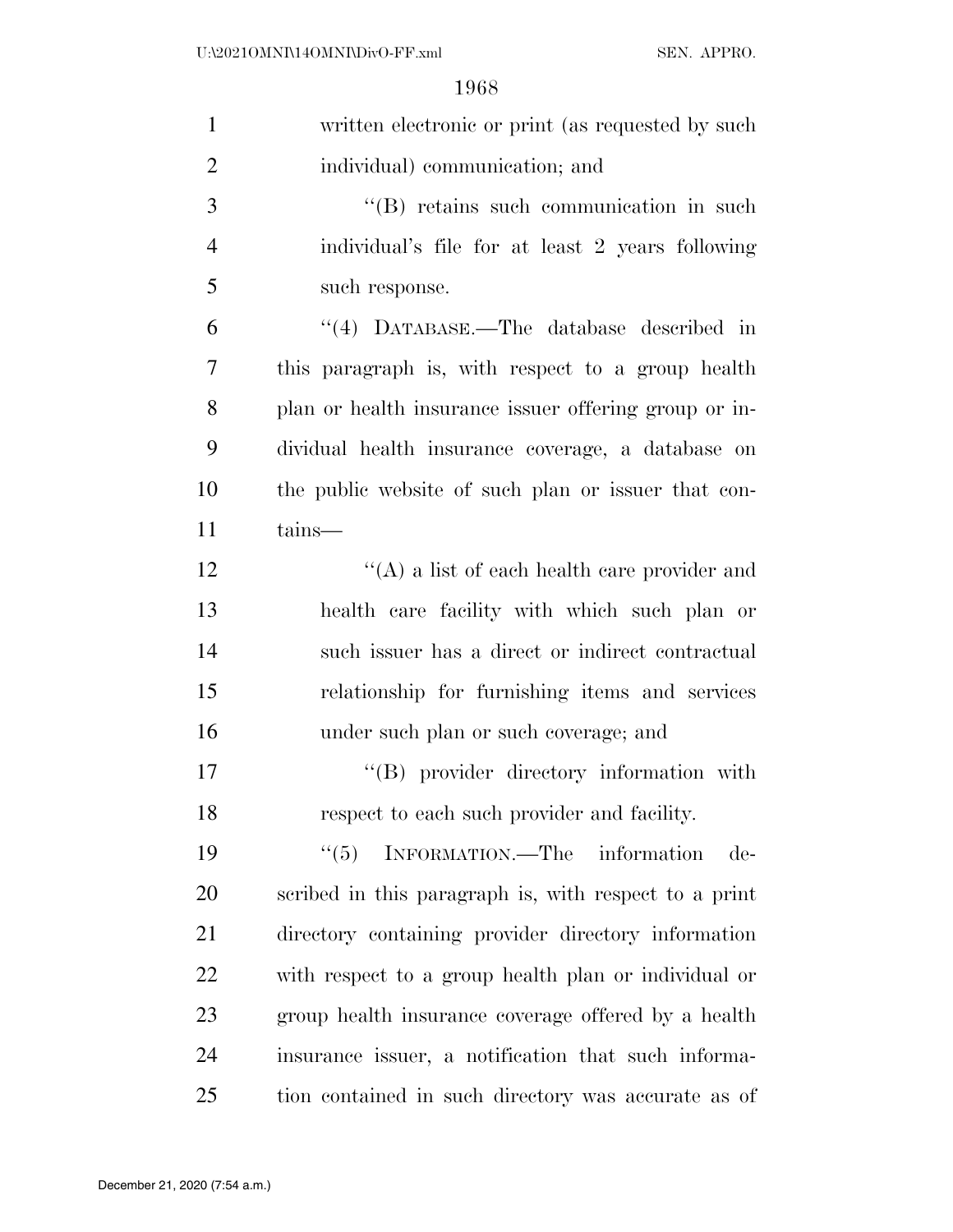written electronic or print (as requested by such individual) communication; and

"(B) retains such communication in such individual's file for at least 2 years following such response.

"(4) DATABASE.—The database described in this paragraph is, with respect to a group health plan or health insurance issuer offering group or individual health insurance coverage, a database on the public website of such plan or issuer that contains—

"(A) a list of each health care provider and health care facility with which such plan or such issuer has a direct or indirect contractual relationship for furnishing items and services under such plan or such coverage; and

"(B) provider directory information with respect to each such provider and facility.

"(5) INFORMATION.—The information described in this paragraph is, with respect to a print directory containing provider directory information with respect to a group health plan or individual or group health insurance coverage offered by a health insurance issuer, a notification that such information contained in such directory was accurate as of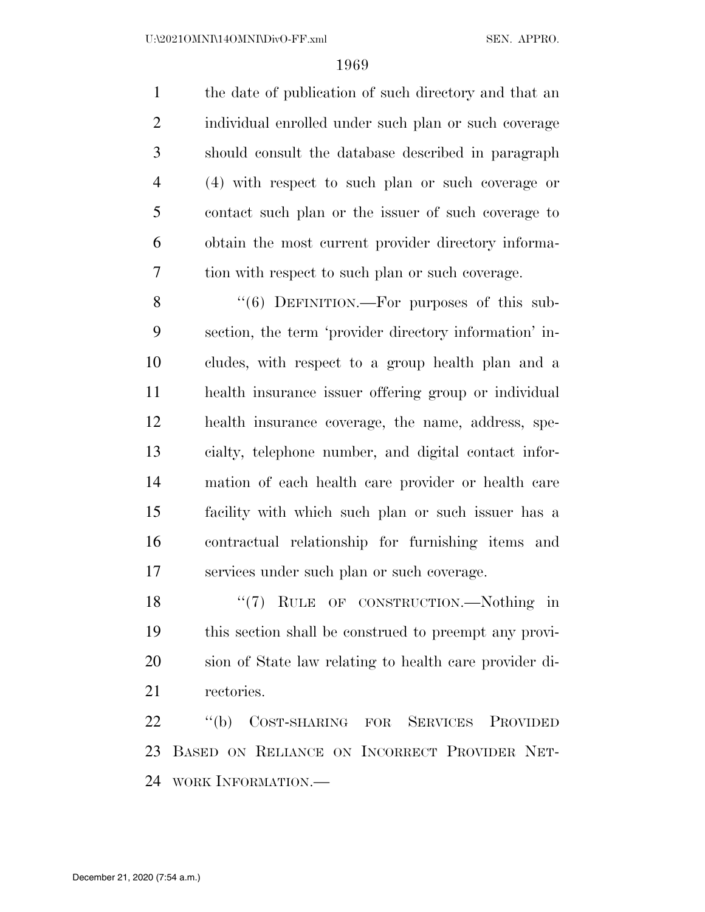the date of publication of such directory and that an individual enrolled under such plan or such coverage should consult the database described in paragraph (4) with respect to such plan or such coverage or contact such plan or the issuer of such coverage to obtain the most current provider directory information with respect to such plan or such coverage.

"(6) DEFINITION.—For purposes of this subsection, the term 'provider directory information' includes, with respect to a group health plan and a health insurance issuer offering group or individual health insurance coverage, the name, address, specialty, telephone number, and digital contact information of each health care provider or health care facility with which such plan or such issuer has a contractual relationship for furnishing items and services under such plan or such coverage.

"(7) RULE OF CONSTRUCTION.—Nothing in this section shall be construed to preempt any provision of State law relating to health care provider directories.

"(b) COST-SHARING FOR SERVICES PROVIDED BASED ON RELIANCE ON INCORRECT PROVIDER NETWORK INFORMATION.—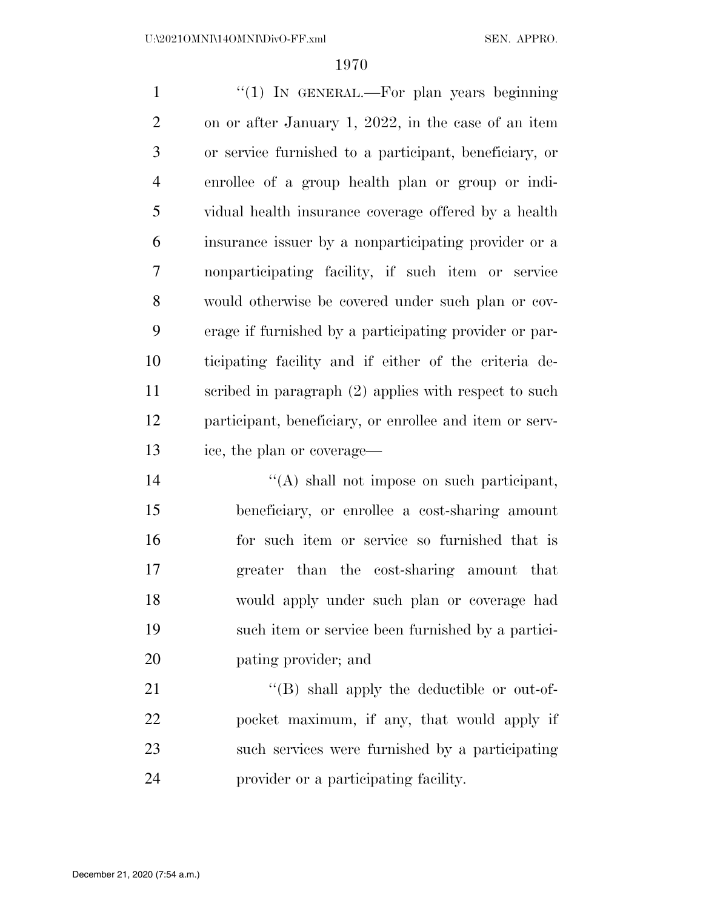"(1) IN GENERAL.—For plan years beginning on or after January 1, 2022, in the case of an item or service furnished to a participant, beneficiary, or enrollee of a group health plan or group or individual health insurance coverage offered by a health insurance issuer by a nonparticipating provider or a nonparticipating facility, if such item or service would otherwise be covered under such plan or coverage if furnished by a participating provider or participating facility and if either of the criteria described in paragraph (2) applies with respect to such participant, beneficiary, or enrollee and item or service, the plan or coverage—

"(A) shall not impose on such participant, beneficiary, or enrollee a cost-sharing amount for such item or service so furnished that is greater than the cost-sharing amount that would apply under such plan or coverage had such item or service been furnished by a participating provider; and

"(B) shall apply the deductible or out-of-pocket maximum, if any, that would apply if such services were furnished by a participating provider or a participating facility.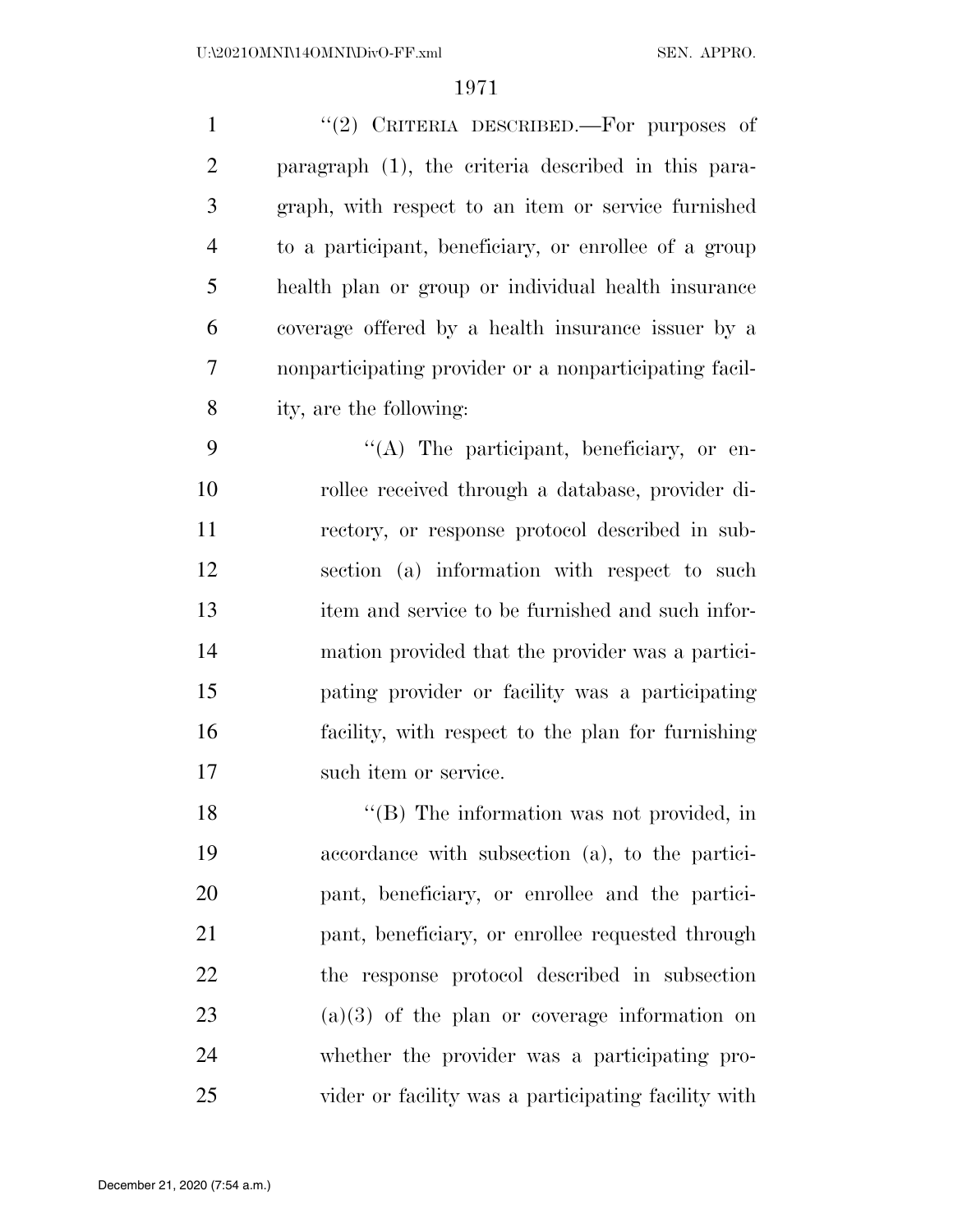''(2) CRITERIA DESCRIBED.—For purposes of paragraph (1), the criteria described in this paragraph, with respect to an item or service furnished to a participant, beneficiary, or enrollee of a group health plan or group or individual health insurance coverage offered by a health insurance issuer by a nonparticipating provider or a nonparticipating facility, are the following:

''(A) The participant, beneficiary, or enrollee received through a database, provider directory, or response protocol described in subsection (a) information with respect to such item and service to be furnished and such information provided that the provider was a participating provider or facility was a participating facility, with respect to the plan for furnishing such item or service.

''(B) The information was not provided, in accordance with subsection (a), to the participant, beneficiary, or enrollee and the participant, beneficiary, or enrollee requested through the response protocol described in subsection (a)(3) of the plan or coverage information on whether the provider was a participating provider or facility was a participating facility with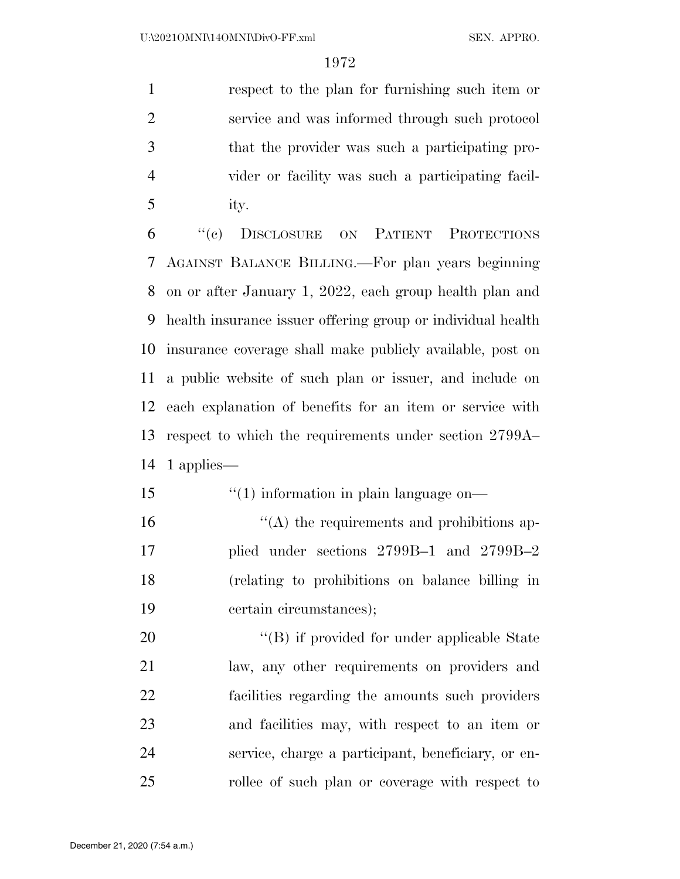respect to the plan for furnishing such item or service and was informed through such protocol that the provider was such a participating provider or facility was such a participating facility.

"(c) DISCLOSURE ON PATIENT PROTECTIONS AGAINST BALANCE BILLING.—For plan years beginning on or after January 1, 2022, each group health plan and health insurance issuer offering group or individual health insurance coverage shall make publicly available, post on a public website of such plan or issuer, and include on each explanation of benefits for an item or service with respect to which the requirements under section 2799A–1 applies—

"(1) information in plain language on—

"(A) the requirements and prohibitions applied under sections 2799B–1 and 2799B–2 (relating to prohibitions on balance billing in certain circumstances);

"(B) if provided for under applicable State law, any other requirements on providers and facilities regarding the amounts such providers and facilities may, with respect to an item or service, charge a participant, beneficiary, or enrollee of such plan or coverage with respect to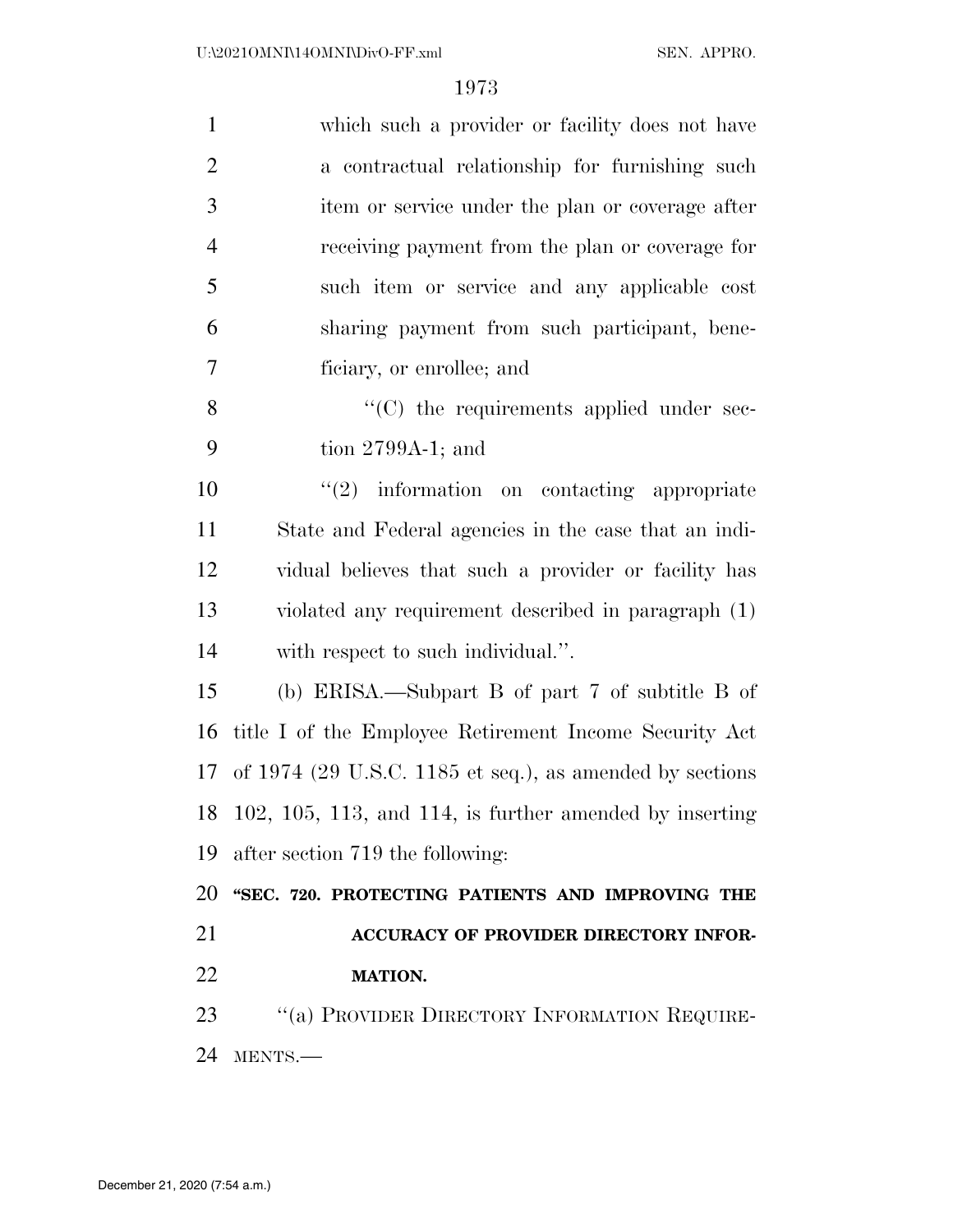which such a provider or facility does not have a contractual relationship for furnishing such item or service under the plan or coverage after receiving payment from the plan or coverage for such item or service and any applicable cost sharing payment from such participant, beneficiary, or enrollee; and

"(C) the requirements applied under section 2799A-1; and

"(2) information on contacting appropriate State and Federal agencies in the case that an individual believes that such a provider or facility has violated any requirement described in paragraph (1) with respect to such individual.".

(b) ERISA.—Subpart B of part 7 of subtitle B of title I of the Employee Retirement Income Security Act of 1974 (29 U.S.C. 1185 et seq.), as amended by sections 102, 105, 113, and 114, is further amended by inserting after section 719 the following:

**"SEC. 720. PROTECTING PATIENTS AND IMPROVING THE ACCURACY OF PROVIDER DIRECTORY INFORMATION.**

"(a) PROVIDER DIRECTORY INFORMATION REQUIREMENTS.—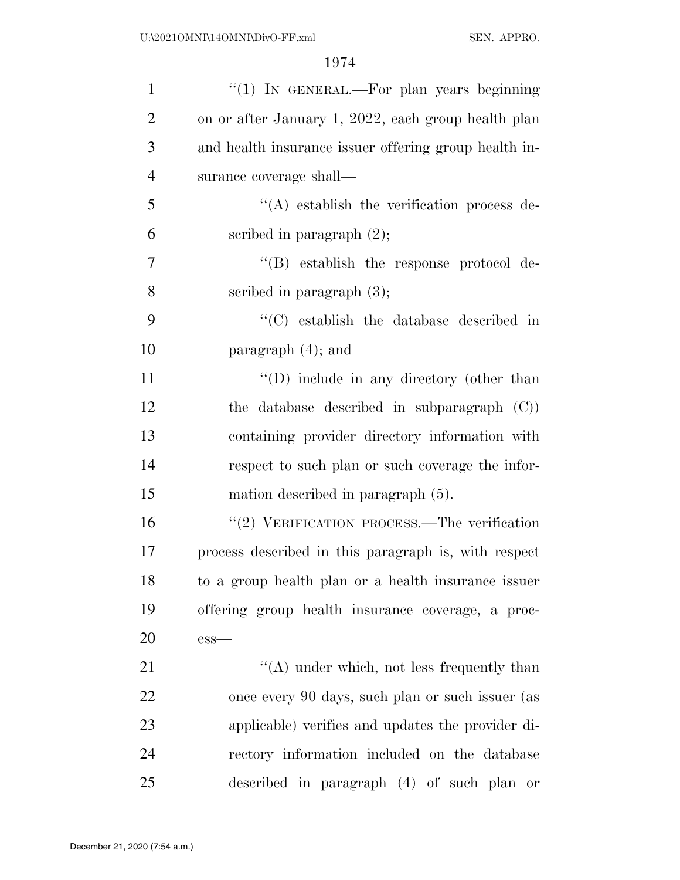"(1) IN GENERAL.—For plan years beginning on or after January 1, 2022, each group health plan and health insurance issuer offering group health insurance coverage shall—

"(A) establish the verification process described in paragraph (2);

"(B) establish the response protocol described in paragraph (3);

"(C) establish the database described in paragraph (4); and

"(D) include in any directory (other than the database described in subparagraph (C)) containing provider directory information with respect to such plan or such coverage the information described in paragraph (5).

"(2) VERIFICATION PROCESS.—The verification process described in this paragraph is, with respect to a group health plan or a health insurance issuer offering group health insurance coverage, a process—

"(A) under which, not less frequently than once every 90 days, such plan or such issuer (as applicable) verifies and updates the provider directory information included on the database described in paragraph (4) of such plan or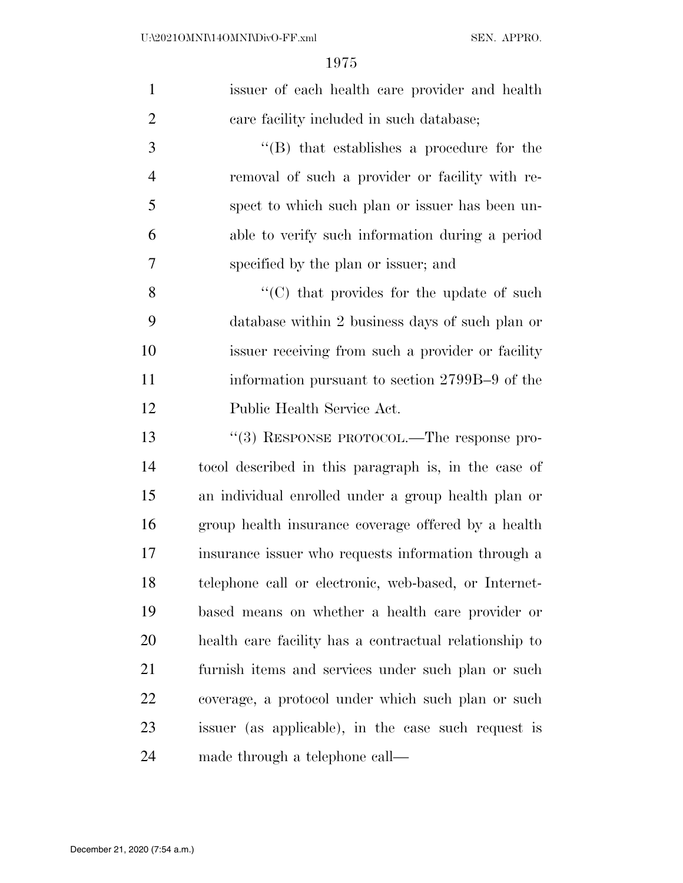issuer of each health care provider and health care facility included in such database;

"(B) that establishes a procedure for the removal of such a provider or facility with respect to which such plan or issuer has been unable to verify such information during a period specified by the plan or issuer; and

"(C) that provides for the update of such database within 2 business days of such plan or issuer receiving from such a provider or facility information pursuant to section 2799B–9 of the Public Health Service Act.

"(3) RESPONSE PROTOCOL.—The response protocol described in this paragraph is, in the case of an individual enrolled under a group health plan or group health insurance coverage offered by a health insurance issuer who requests information through a telephone call or electronic, web-based, or Internet-based means on whether a health care provider or health care facility has a contractual relationship to furnish items and services under such plan or such coverage, a protocol under which such plan or such issuer (as applicable), in the case such request is made through a telephone call—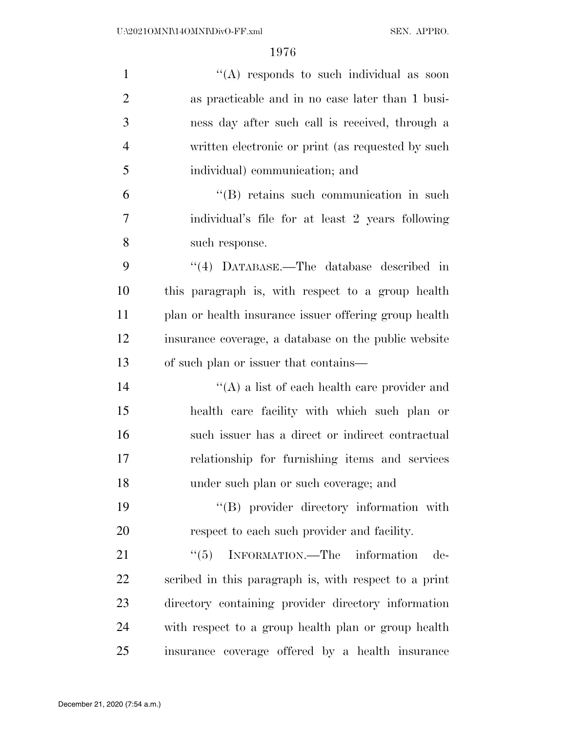"(A) responds to such individual as soon as practicable and in no case later than 1 business day after such call is received, through a written electronic or print (as requested by such individual) communication; and

"(B) retains such communication in such individual's file for at least 2 years following such response.

"(4) DATABASE.—The database described in this paragraph is, with respect to a group health plan or health insurance issuer offering group health insurance coverage, a database on the public website of such plan or issuer that contains—

"(A) a list of each health care provider and health care facility with which such plan or such issuer has a direct or indirect contractual relationship for furnishing items and services under such plan or such coverage; and

"(B) provider directory information with respect to each such provider and facility.

"(5) INFORMATION.—The information described in this paragraph is, with respect to a print directory containing provider directory information with respect to a group health plan or group health insurance coverage offered by a health insurance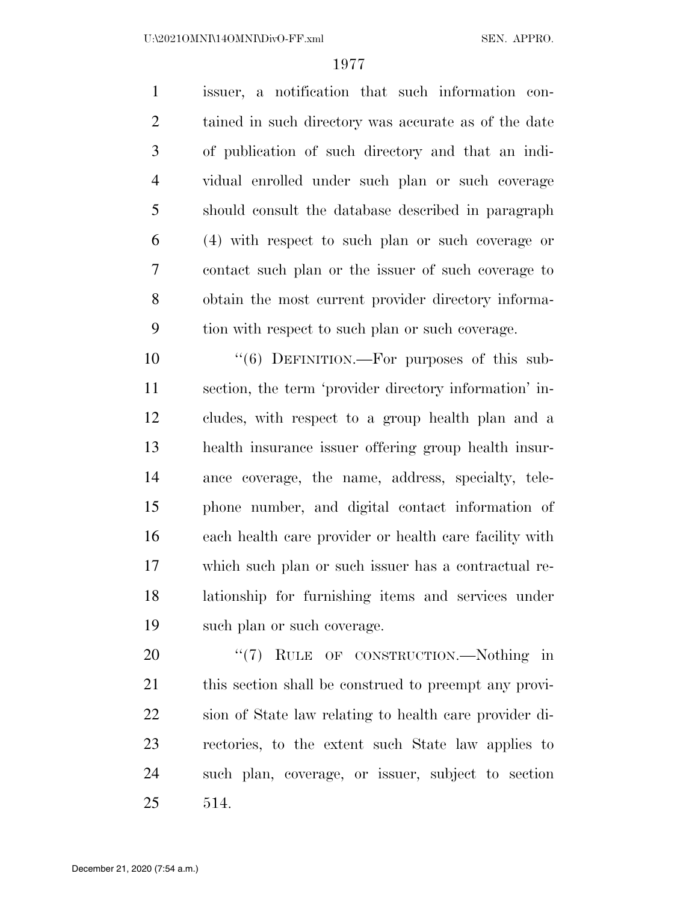issuer, a notification that such information contained in such directory was accurate as of the date of publication of such directory and that an individual enrolled under such plan or such coverage should consult the database described in paragraph (4) with respect to such plan or such coverage or contact such plan or the issuer of such coverage to obtain the most current provider directory information with respect to such plan or such coverage.

"(6) DEFINITION.—For purposes of this subsection, the term 'provider directory information' includes, with respect to a group health plan and a health insurance issuer offering group health insurance coverage, the name, address, specialty, telephone number, and digital contact information of each health care provider or health care facility with which such plan or such issuer has a contractual relationship for furnishing items and services under such plan or such coverage.

"(7) RULE OF CONSTRUCTION.—Nothing in this section shall be construed to preempt any provision of State law relating to health care provider directories, to the extent such State law applies to such plan, coverage, or issuer, subject to section 514.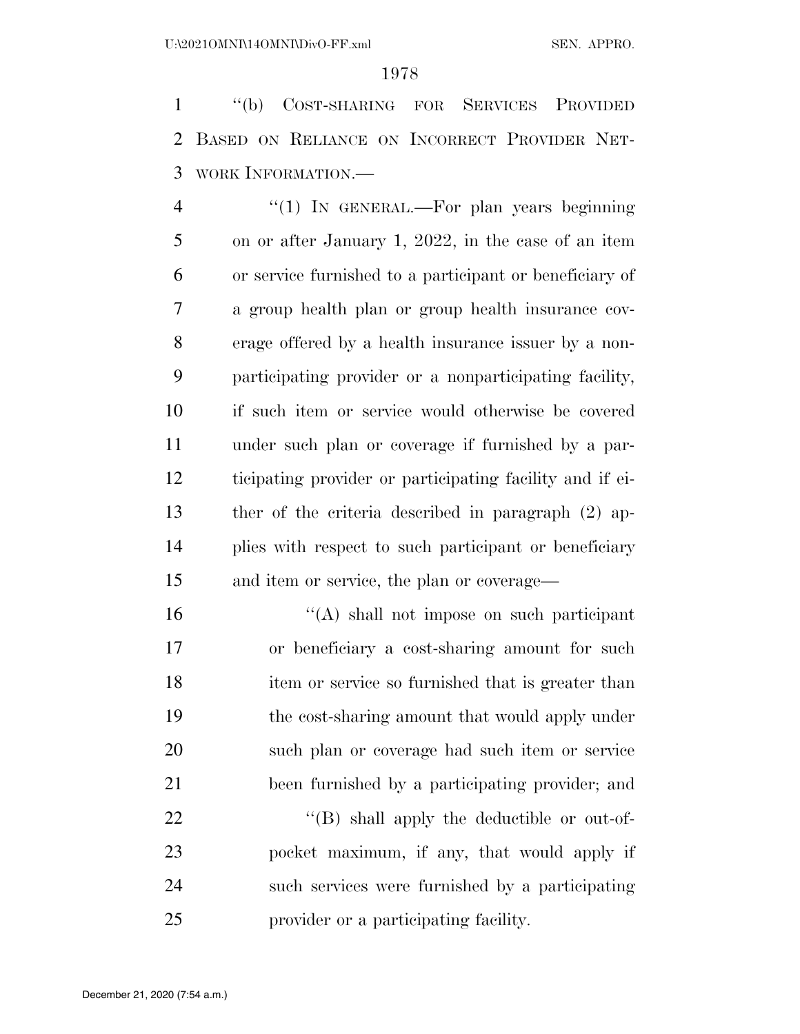"(b) COST-SHARING FOR SERVICES PROVIDED BASED ON RELIANCE ON INCORRECT PROVIDER NETWORK INFORMATION.—

"(1) IN GENERAL.—For plan years beginning on or after January 1, 2022, in the case of an item or service furnished to a participant or beneficiary of a group health plan or group health insurance coverage offered by a health insurance issuer by a nonparticipating provider or a nonparticipating facility, if such item or service would otherwise be covered under such plan or coverage if furnished by a participating provider or participating facility and if either of the criteria described in paragraph (2) applies with respect to such participant or beneficiary and item or service, the plan or coverage—

"(A) shall not impose on such participant or beneficiary a cost-sharing amount for such item or service so furnished that is greater than the cost-sharing amount that would apply under such plan or coverage had such item or service been furnished by a participating provider; and

"(B) shall apply the deductible or out-of-pocket maximum, if any, that would apply if such services were furnished by a participating provider or a participating facility.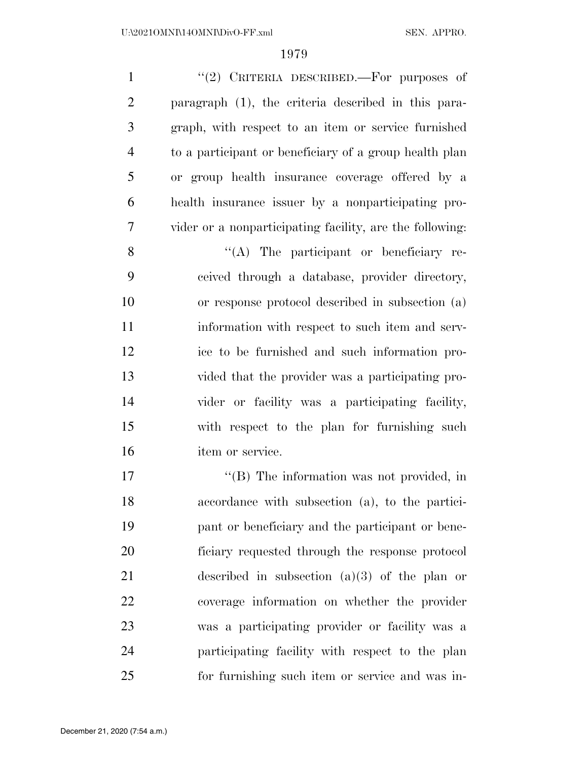"(2) CRITERIA DESCRIBED.—For purposes of paragraph (1), the criteria described in this paragraph, with respect to an item or service furnished to a participant or beneficiary of a group health plan or group health insurance coverage offered by a health insurance issuer by a nonparticipating provider or a nonparticipating facility, are the following:

"(A) The participant or beneficiary received through a database, provider directory, or response protocol described in subsection (a) information with respect to such item and service to be furnished and such information provided that the provider was a participating provider or facility was a participating facility, with respect to the plan for furnishing such item or service.

"(B) The information was not provided, in accordance with subsection (a), to the participant or beneficiary and the participant or beneficiary requested through the response protocol described in subsection (a)(3) of the plan or coverage information on whether the provider was a participating provider or facility was a participating facility with respect to the plan for furnishing such item or service and was in-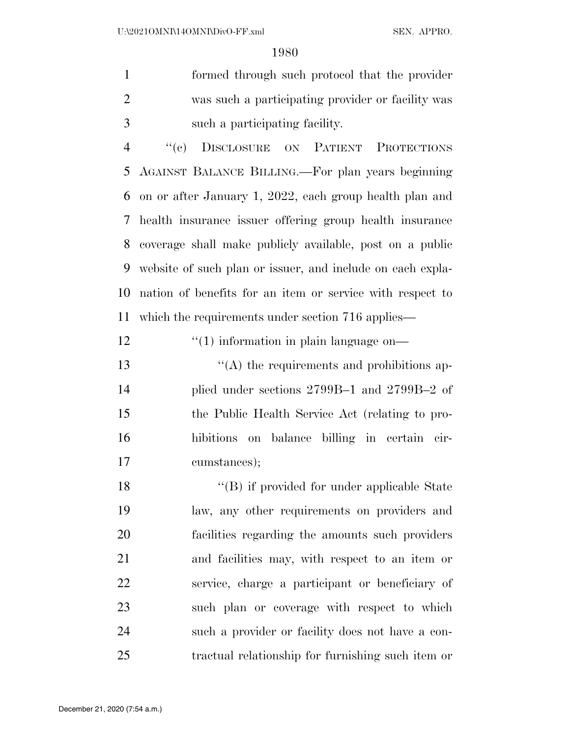formed through such protocol that the provider was such a participating provider or facility was such a participating facility.

"(c) DISCLOSURE ON PATIENT PROTECTIONS AGAINST BALANCE BILLING.—For plan years beginning on or after January 1, 2022, each group health plan and health insurance issuer offering group health insurance coverage shall make publicly available, post on a public website of such plan or issuer, and include on each explanation of benefits for an item or service with respect to which the requirements under section 716 applies—

"(1) information in plain language on—

"(A) the requirements and prohibitions applied under sections 2799B–1 and 2799B–2 of the Public Health Service Act (relating to prohibitions on balance billing in certain circumstances);

"(B) if provided for under applicable State law, any other requirements on providers and facilities regarding the amounts such providers and facilities may, with respect to an item or service, charge a participant or beneficiary of such plan or coverage with respect to which such a provider or facility does not have a contractual relationship for furnishing such item or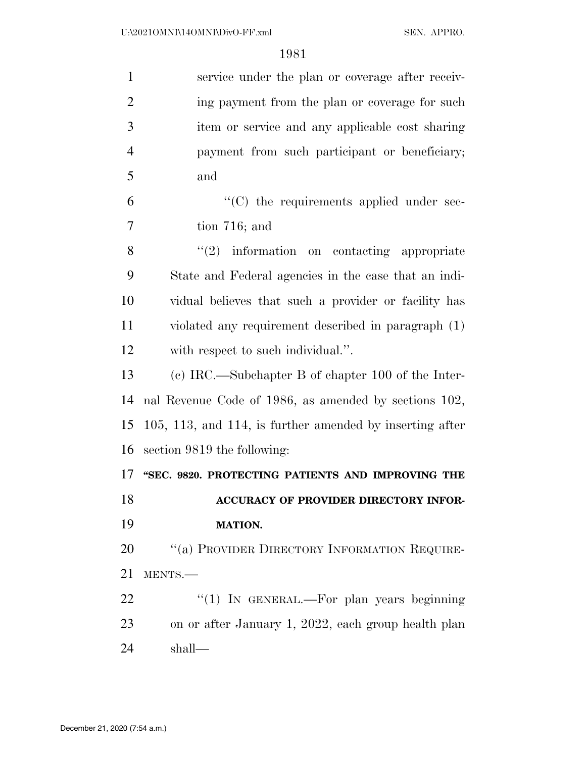service under the plan or coverage after receiving payment from the plan or coverage for such item or service and any applicable cost sharing payment from such participant or beneficiary; and

"(C) the requirements applied under section 716; and

"(2) information on contacting appropriate State and Federal agencies in the case that an individual believes that such a provider or facility has violated any requirement described in paragraph (1) with respect to such individual.".

(c) IRC.—Subchapter B of chapter 100 of the Internal Revenue Code of 1986, as amended by sections 102, 105, 113, and 114, is further amended by inserting after section 9819 the following:

**"SEC. 9820. PROTECTING PATIENTS AND IMPROVING THE ACCURACY OF PROVIDER DIRECTORY INFORMATION.**

"(a) PROVIDER DIRECTORY INFORMATION REQUIREMENTS.—

"(1) IN GENERAL.—For plan years beginning on or after January 1, 2022, each group health plan shall—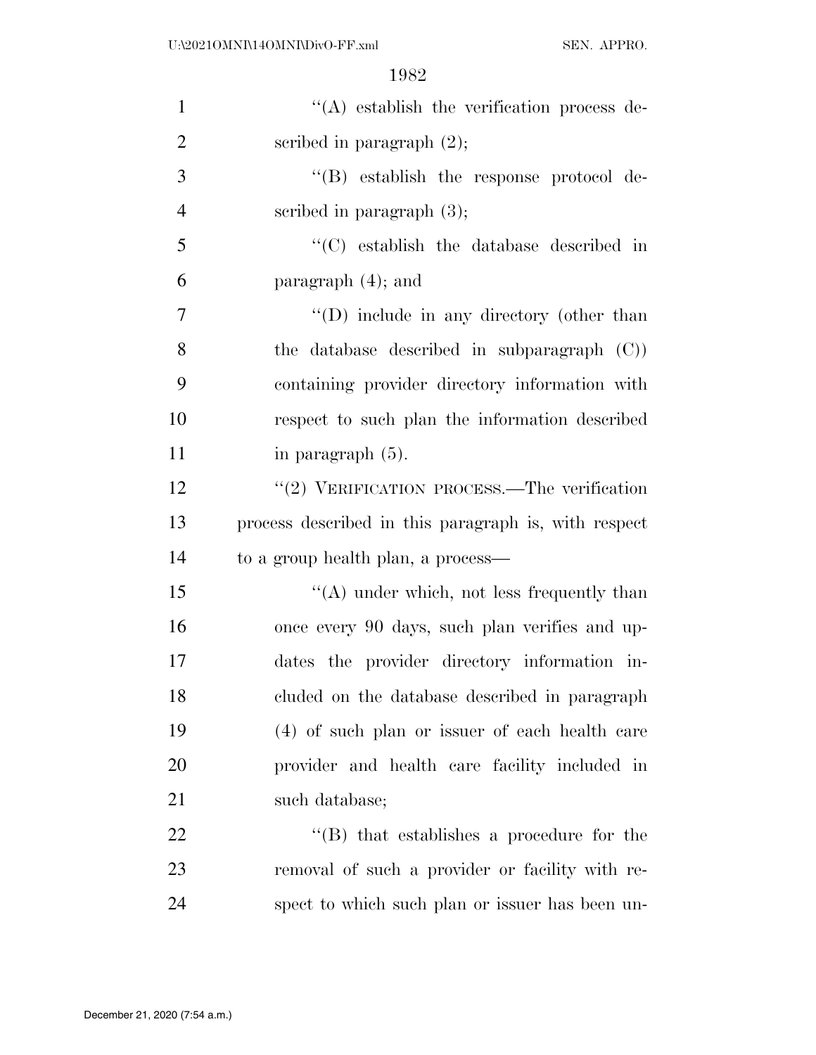"(A) establish the verification process described in paragraph (2);

"(B) establish the response protocol described in paragraph (3);

"(C) establish the database described in paragraph (4); and

"(D) include in any directory (other than the database described in subparagraph (C)) containing provider directory information with respect to such plan the information described in paragraph (5).

"(2) VERIFICATION PROCESS.—The verification process described in this paragraph is, with respect to a group health plan, a process—

"(A) under which, not less frequently than once every 90 days, such plan verifies and updates the provider directory information included on the database described in paragraph (4) of such plan or issuer of each health care provider and health care facility included in such database;

"(B) that establishes a procedure for the removal of such a provider or facility with respect to which such plan or issuer has been un-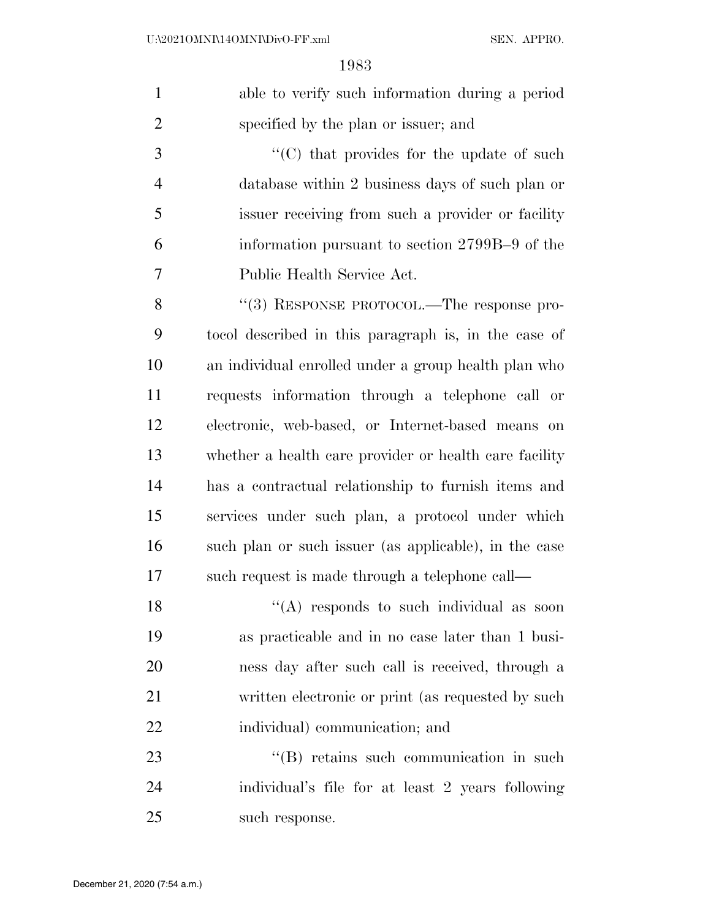able to verify such information during a period specified by the plan or issuer; and

"(C) that provides for the update of such database within 2 business days of such plan or issuer receiving from such a provider or facility information pursuant to section 2799B–9 of the Public Health Service Act.

"(3) RESPONSE PROTOCOL.—The response protocol described in this paragraph is, in the case of an individual enrolled under a group health plan who requests information through a telephone call or electronic, web-based, or Internet-based means on whether a health care provider or health care facility has a contractual relationship to furnish items and services under such plan, a protocol under which such plan or such issuer (as applicable), in the case such request is made through a telephone call—

"(A) responds to such individual as soon as practicable and in no case later than 1 business day after such call is received, through a written electronic or print (as requested by such individual) communication; and

"(B) retains such communication in such individual's file for at least 2 years following such response.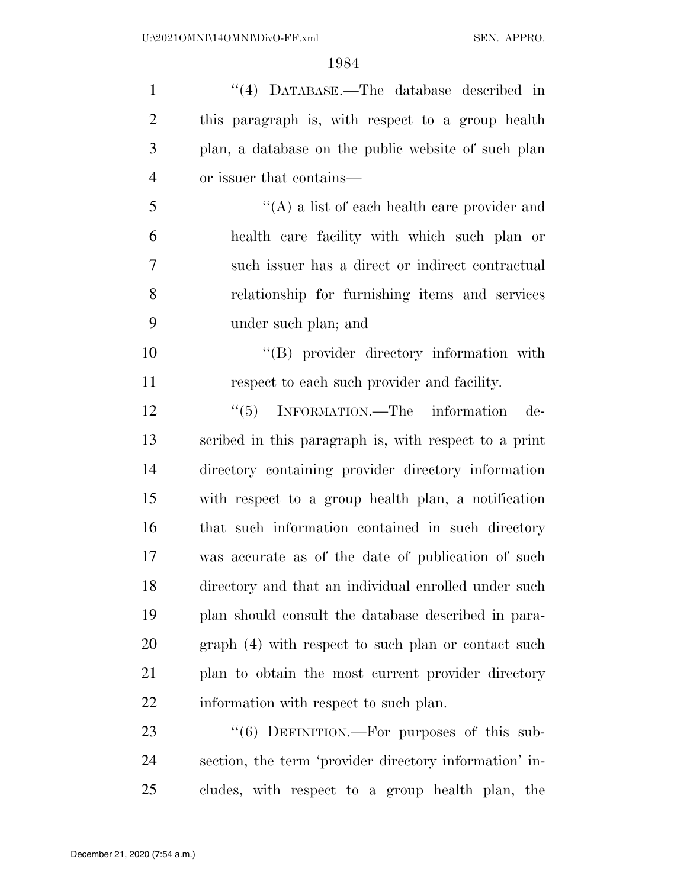"(4) DATABASE.—The database described in this paragraph is, with respect to a group health plan, a database on the public website of such plan or issuer that contains—

"(A) a list of each health care provider and health care facility with which such plan or such issuer has a direct or indirect contractual relationship for furnishing items and services under such plan; and

"(B) provider directory information with respect to each such provider and facility.

"(5) INFORMATION.—The information described in this paragraph is, with respect to a print directory containing provider directory information with respect to a group health plan, a notification that such information contained in such directory was accurate as of the date of publication of such directory and that an individual enrolled under such plan should consult the database described in paragraph (4) with respect to such plan or contact such plan to obtain the most current provider directory information with respect to such plan.

"(6) DEFINITION.—For purposes of this subsection, the term 'provider directory information' includes, with respect to a group health plan, the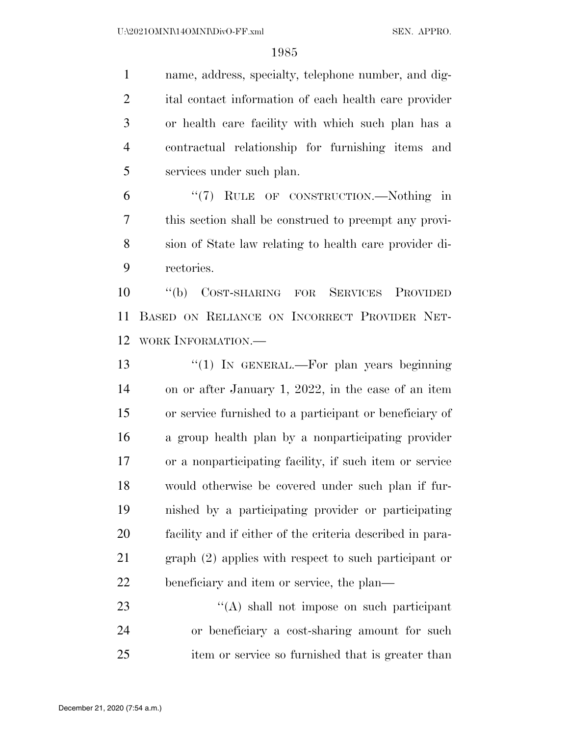name, address, specialty, telephone number, and digital contact information of each health care provider or health care facility with which such plan has a contractual relationship for furnishing items and services under such plan.

"(7) RULE OF CONSTRUCTION.—Nothing in this section shall be construed to preempt any provision of State law relating to health care provider directories.

"(b) COST-SHARING FOR SERVICES PROVIDED BASED ON RELIANCE ON INCORRECT PROVIDER NETWORK INFORMATION.—

"(1) IN GENERAL.—For plan years beginning on or after January 1, 2022, in the case of an item or service furnished to a participant or beneficiary of a group health plan by a nonparticipating provider or a nonparticipating facility, if such item or service would otherwise be covered under such plan if furnished by a participating provider or participating facility and if either of the criteria described in paragraph (2) applies with respect to such participant or beneficiary and item or service, the plan—

"(A) shall not impose on such participant or beneficiary a cost-sharing amount for such item or service so furnished that is greater than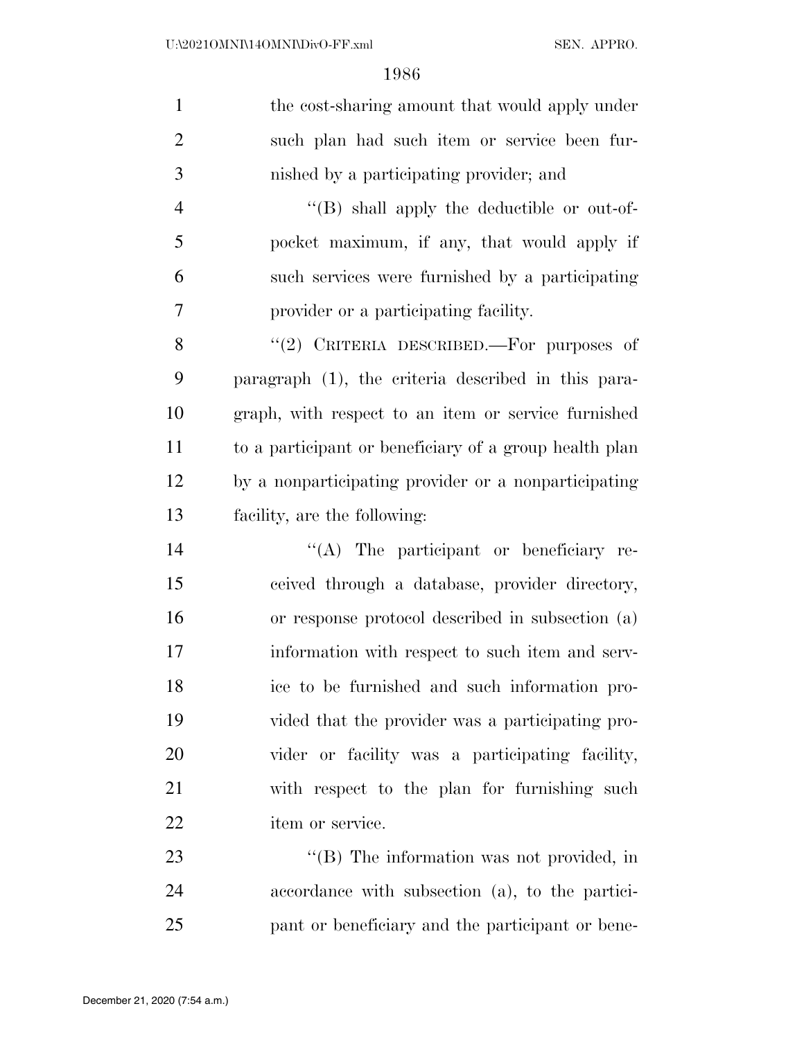the cost-sharing amount that would apply under such plan had such item or service been furnished by a participating provider; and

"(B) shall apply the deductible or out-of-pocket maximum, if any, that would apply if such services were furnished by a participating provider or a participating facility.

"(2) CRITERIA DESCRIBED.—For purposes of paragraph (1), the criteria described in this paragraph, with respect to an item or service furnished to a participant or beneficiary of a group health plan by a nonparticipating provider or a nonparticipating facility, are the following:

"(A) The participant or beneficiary received through a database, provider directory, or response protocol described in subsection (a) information with respect to such item and service to be furnished and such information provided that the provider was a participating provider or facility was a participating facility, with respect to the plan for furnishing such item or service.

"(B) The information was not provided, in accordance with subsection (a), to the participant or beneficiary and the participant or bene-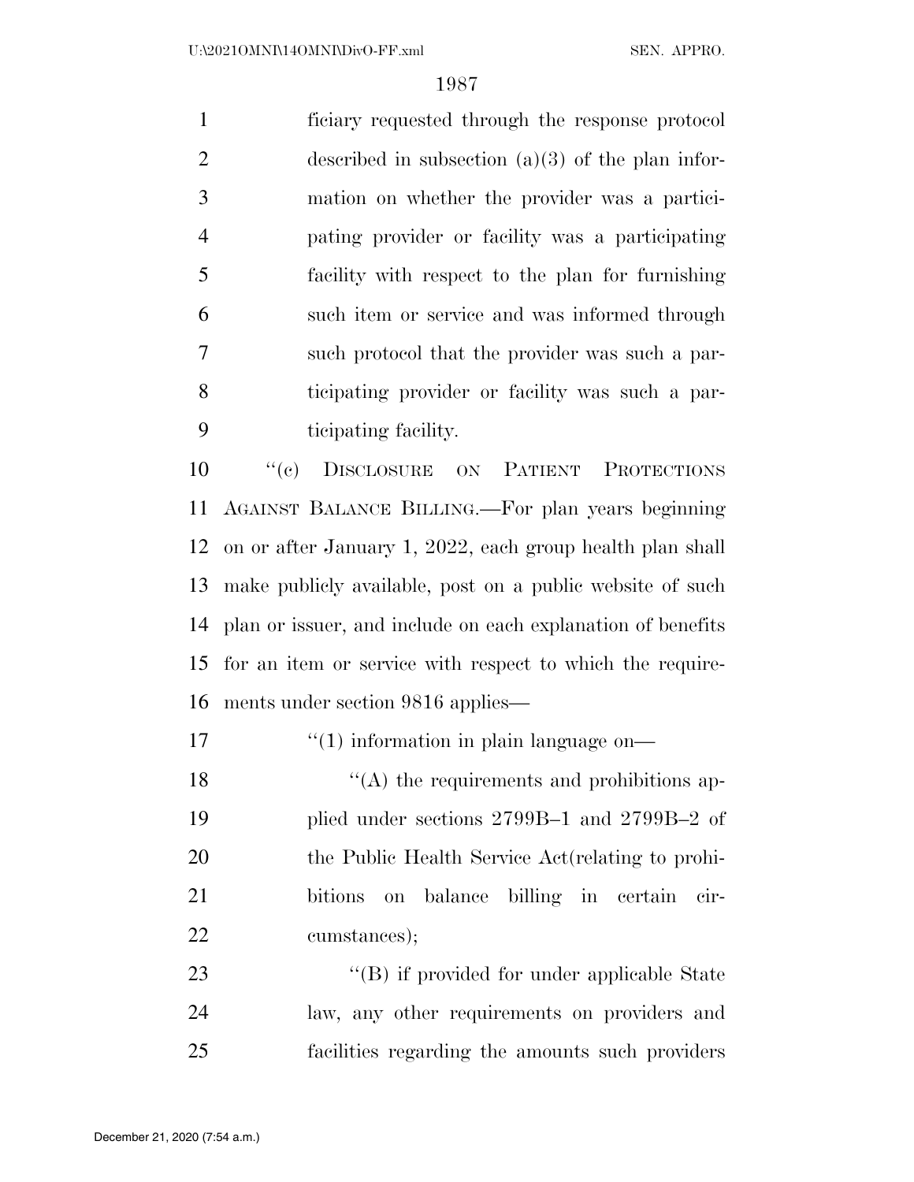ficiary requested through the response protocol described in subsection (a)(3) of the plan information on whether the provider was a participating provider or facility was a participating facility with respect to the plan for furnishing such item or service and was informed through such protocol that the provider was such a participating provider or facility was such a participating facility.

"(c) DISCLOSURE ON PATIENT PROTECTIONS AGAINST BALANCE BILLING.—For plan years beginning on or after January 1, 2022, each group health plan shall make publicly available, post on a public website of such plan or issuer, and include on each explanation of benefits for an item or service with respect to which the requirements under section 9816 applies—

"(1) information in plain language on—

"(A) the requirements and prohibitions applied under sections 2799B–1 and 2799B–2 of the Public Health Service Act(relating to prohibitions on balance billing in certain circumstances);

"(B) if provided for under applicable State law, any other requirements on providers and facilities regarding the amounts such providers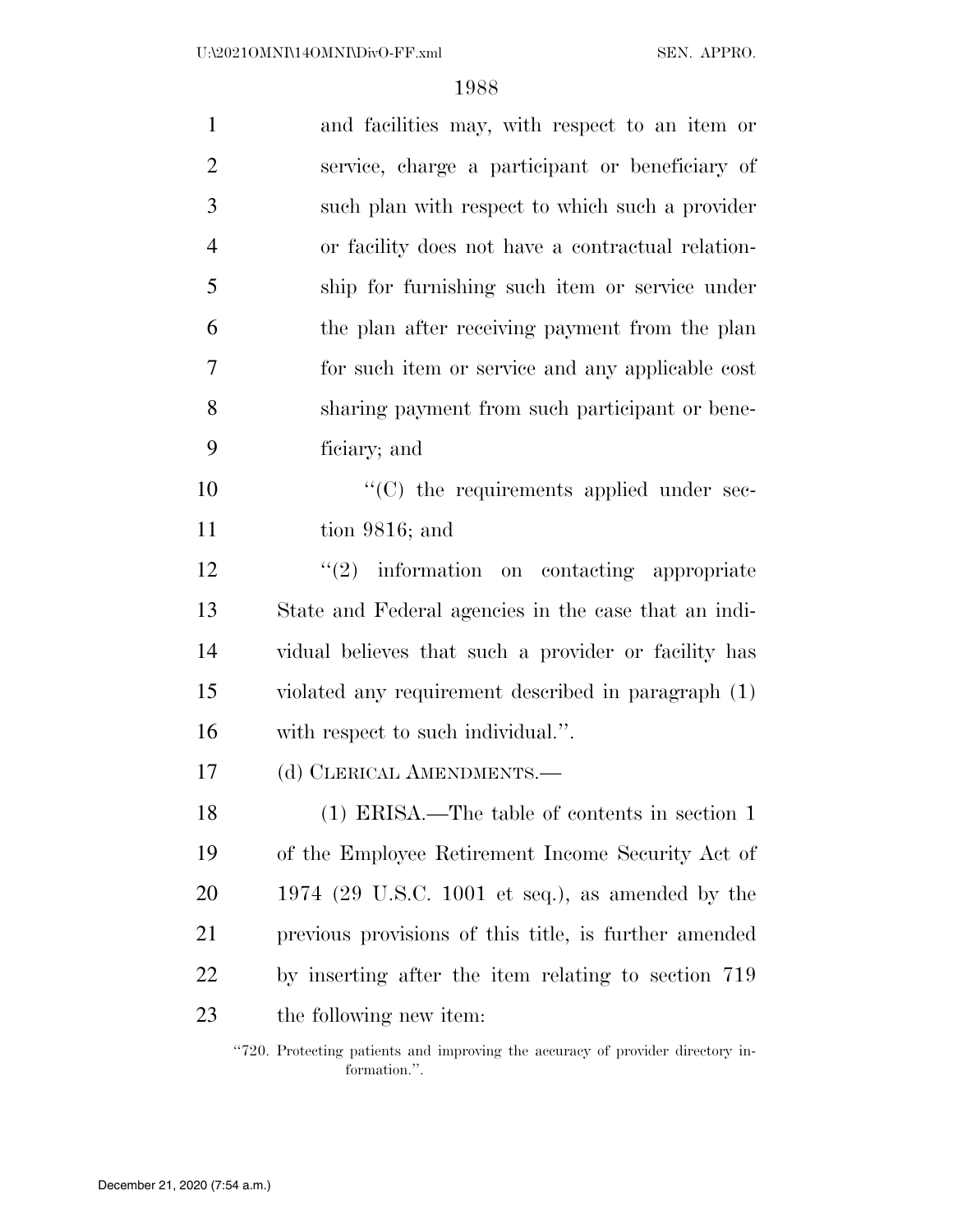and facilities may, with respect to an item or service, charge a participant or beneficiary of such plan with respect to which such a provider or facility does not have a contractual relationship for furnishing such item or service under the plan after receiving payment from the plan for such item or service and any applicable cost sharing payment from such participant or beneficiary; and

"(C) the requirements applied under section 9816; and

"(2) information on contacting appropriate State and Federal agencies in the case that an individual believes that such a provider or facility has violated any requirement described in paragraph (1) with respect to such individual.".

(d) CLERICAL AMENDMENTS.—

(1) ERISA.—The table of contents in section 1 of the Employee Retirement Income Security Act of 1974 (29 U.S.C. 1001 et seq.), as amended by the previous provisions of this title, is further amended by inserting after the item relating to section 719 the following new item:

"720. Protecting patients and improving the accuracy of provider directory information.".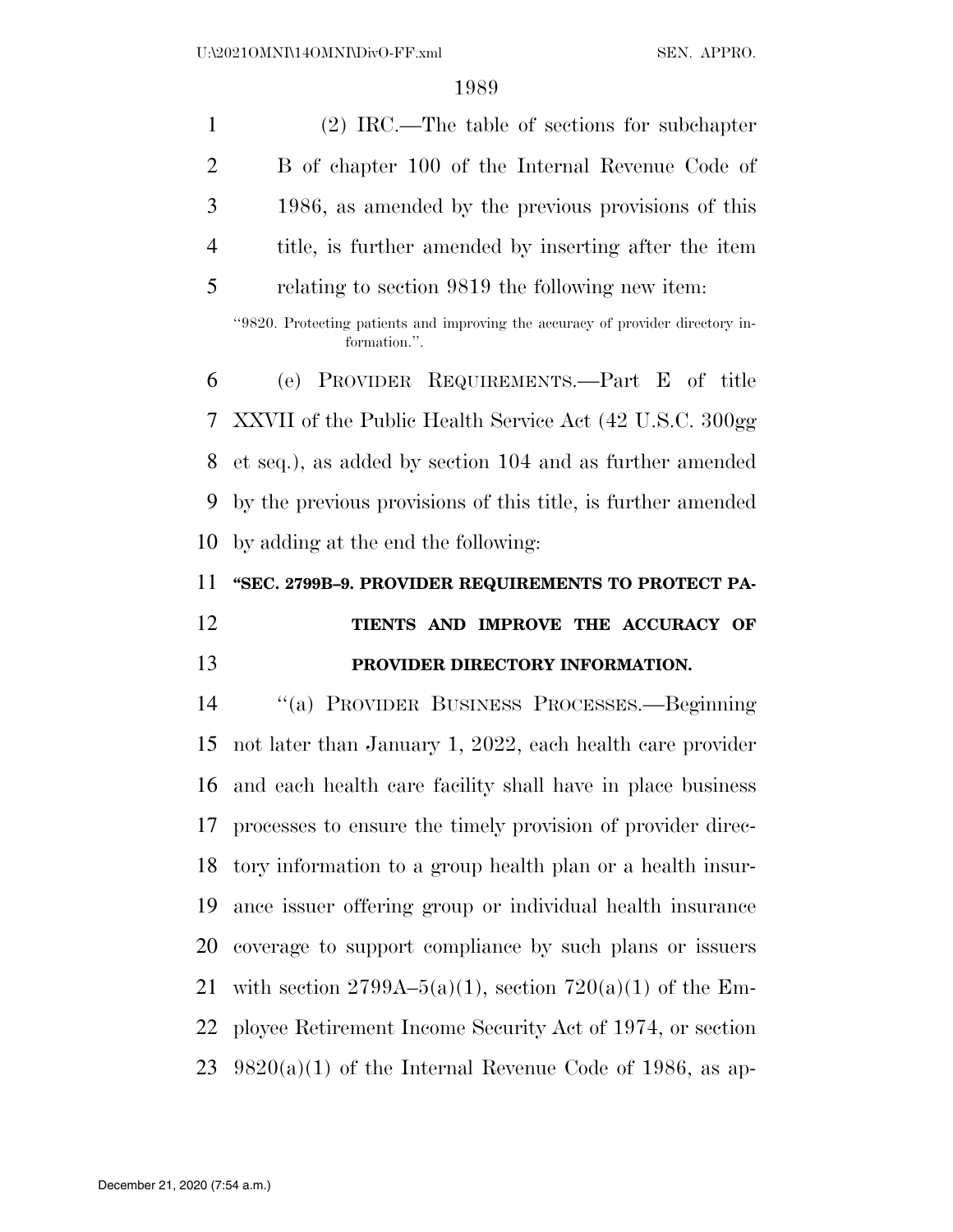(2) IRC.—The table of sections for subchapter B of chapter 100 of the Internal Revenue Code of 1986, as amended by the previous provisions of this title, is further amended by inserting after the item relating to section 9819 the following new item:

"9820. Protecting patients and improving the accuracy of provider directory information.".

(e) PROVIDER REQUIREMENTS.—Part E of title XXVII of the Public Health Service Act (42 U.S.C. 300gg et seq.), as added by section 104 and as further amended by the previous provisions of this title, is further amended by adding at the end the following:

**"SEC. 2799B–9. PROVIDER REQUIREMENTS TO PROTECT PATIENTS AND IMPROVE THE ACCURACY OF PROVIDER DIRECTORY INFORMATION.**

"(a) PROVIDER BUSINESS PROCESSES.—Beginning not later than January 1, 2022, each health care provider and each health care facility shall have in place business processes to ensure the timely provision of provider directory information to a group health plan or a health insurance issuer offering group or individual health insurance coverage to support compliance by such plans or issuers with section 2799A–5(a)(1), section 720(a)(1) of the Employee Retirement Income Security Act of 1974, or section 9820(a)(1) of the Internal Revenue Code of 1986, as ap-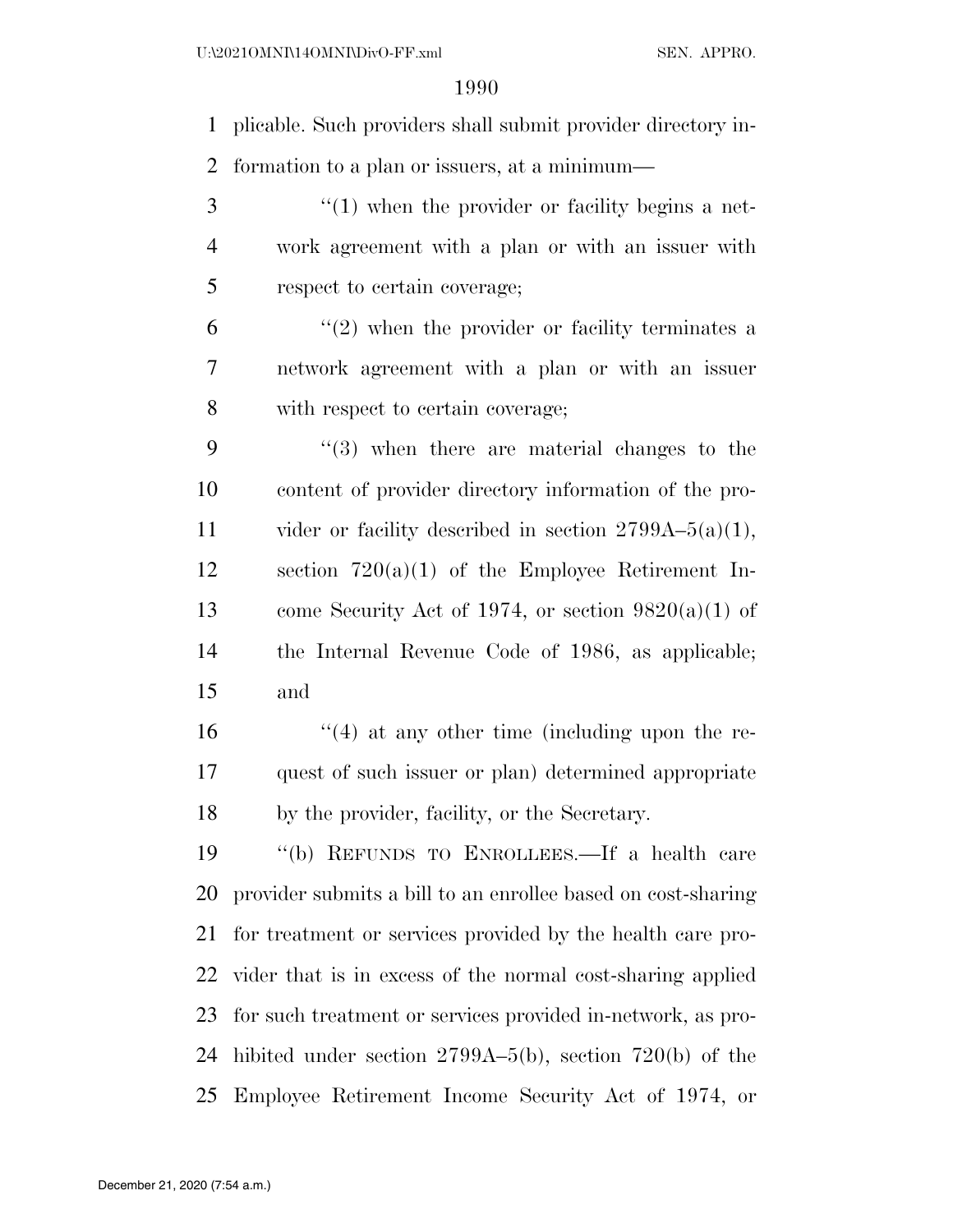plicable. Such providers shall submit provider directory information to a plan or issuers, at a minimum—

"(1) when the provider or facility begins a network agreement with a plan or with an issuer with respect to certain coverage;

"(2) when the provider or facility terminates a network agreement with a plan or with an issuer with respect to certain coverage;

"(3) when there are material changes to the content of provider directory information of the provider or facility described in section 2799A–5(a)(1), section 720(a)(1) of the Employee Retirement Income Security Act of 1974, or section 9820(a)(1) of the Internal Revenue Code of 1986, as applicable; and

"(4) at any other time (including upon the request of such issuer or plan) determined appropriate by the provider, facility, or the Secretary.

"(b) REFUNDS TO ENROLLEES.—If a health care provider submits a bill to an enrollee based on cost-sharing for treatment or services provided by the health care provider that is in excess of the normal cost-sharing applied for such treatment or services provided in-network, as prohibited under section 2799A–5(b), section 720(b) of the Employee Retirement Income Security Act of 1974, or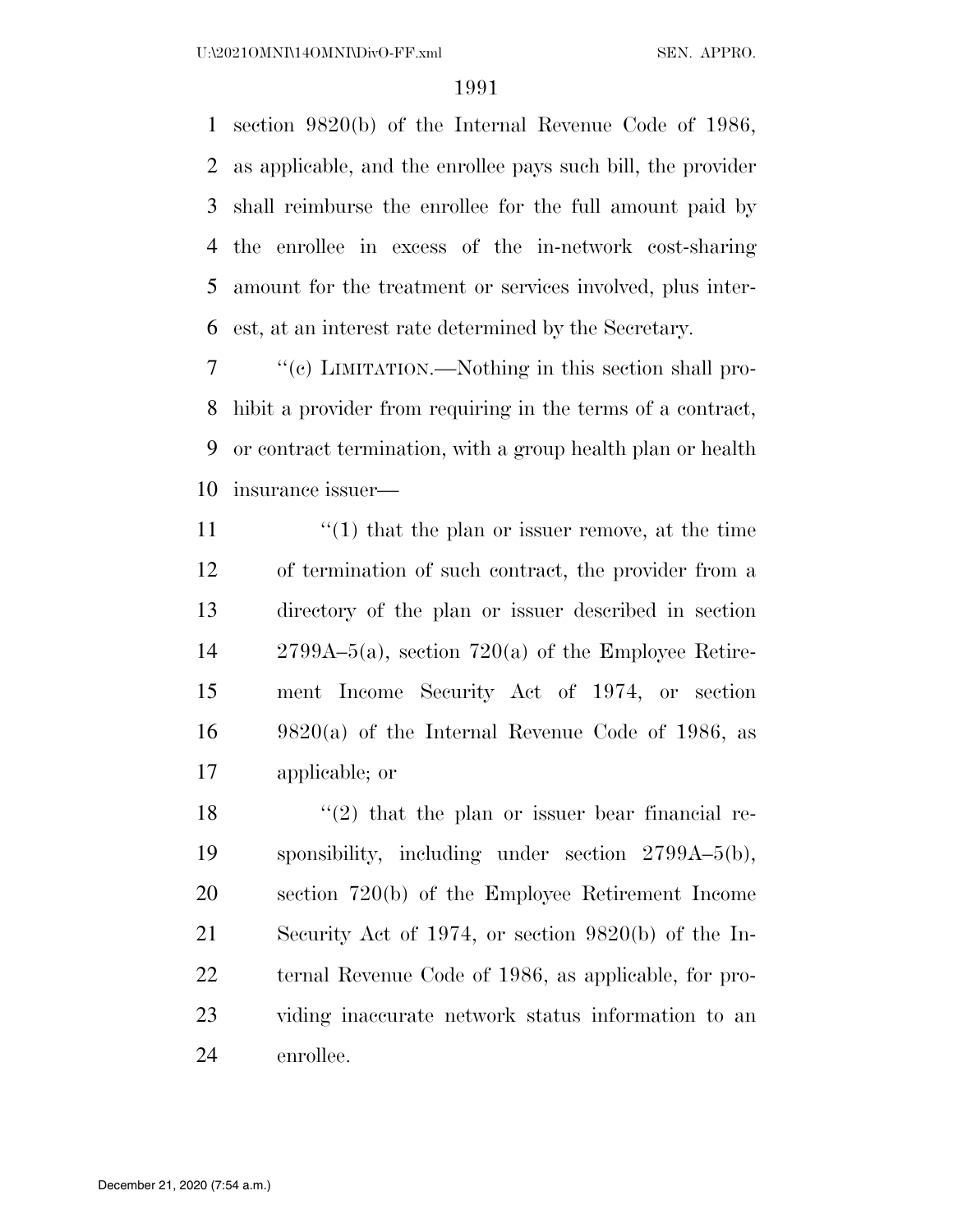section 9820(b) of the Internal Revenue Code of 1986, as applicable, and the enrollee pays such bill, the provider shall reimburse the enrollee for the full amount paid by the enrollee in excess of the in-network cost-sharing amount for the treatment or services involved, plus interest, at an interest rate determined by the Secretary.

''(c) LIMITATION.—Nothing in this section shall prohibit a provider from requiring in the terms of a contract, or contract termination, with a group health plan or health insurance issuer—

''(1) that the plan or issuer remove, at the time of termination of such contract, the provider from a directory of the plan or issuer described in section 2799A–5(a), section 720(a) of the Employee Retirement Income Security Act of 1974, or section 9820(a) of the Internal Revenue Code of 1986, as applicable; or

''(2) that the plan or issuer bear financial responsibility, including under section 2799A–5(b), section 720(b) of the Employee Retirement Income Security Act of 1974, or section 9820(b) of the Internal Revenue Code of 1986, as applicable, for providing inaccurate network status information to an enrollee.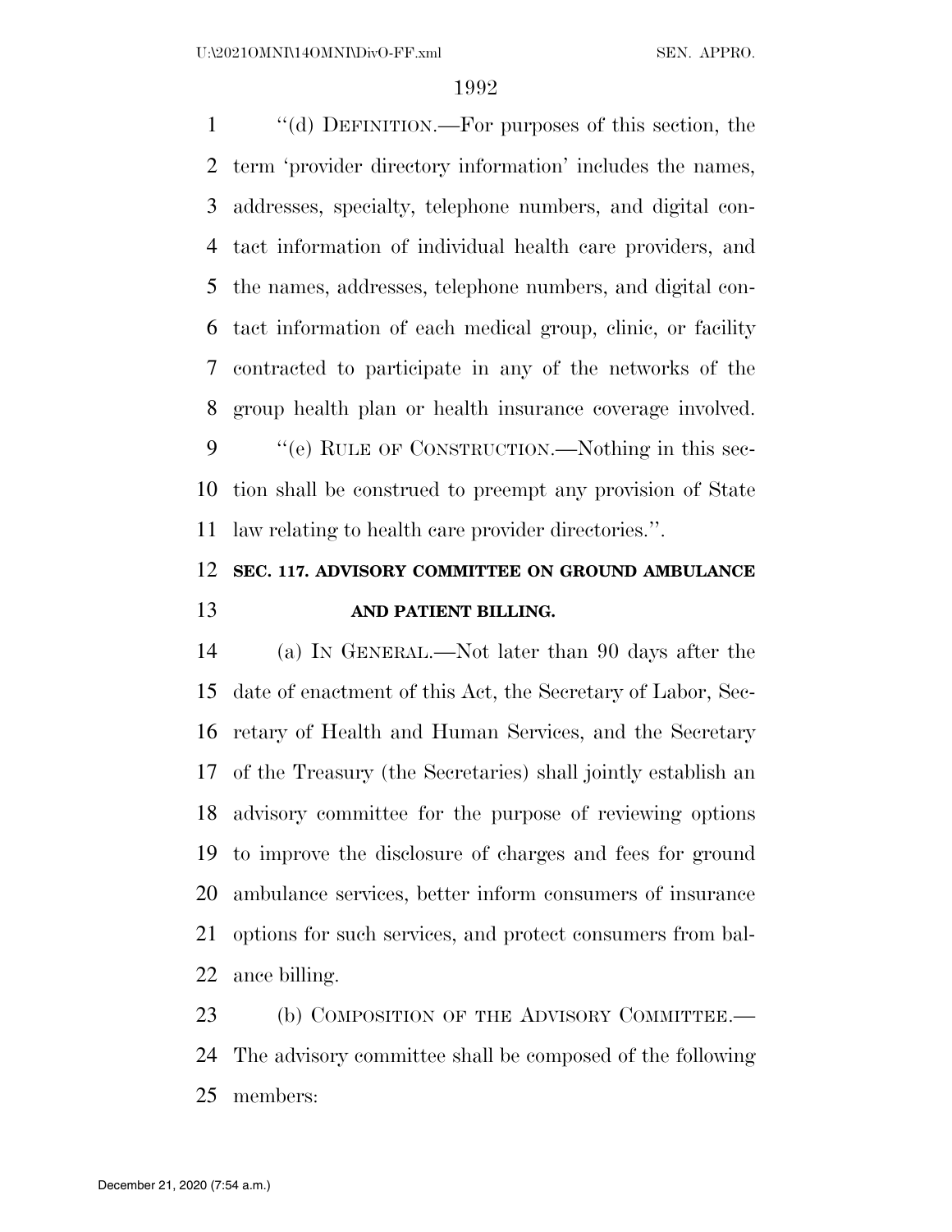"(d) DEFINITION.—For purposes of this section, the term 'provider directory information' includes the names, addresses, specialty, telephone numbers, and digital contact information of individual health care providers, and the names, addresses, telephone numbers, and digital contact information of each medical group, clinic, or facility contracted to participate in any of the networks of the group health plan or health insurance coverage involved.

"(e) RULE OF CONSTRUCTION.—Nothing in this section shall be construed to preempt any provision of State law relating to health care provider directories.".

**SEC. 117. ADVISORY COMMITTEE ON GROUND AMBULANCE AND PATIENT BILLING.**

(a) IN GENERAL.—Not later than 90 days after the date of enactment of this Act, the Secretary of Labor, Secretary of Health and Human Services, and the Secretary of the Treasury (the Secretaries) shall jointly establish an advisory committee for the purpose of reviewing options to improve the disclosure of charges and fees for ground ambulance services, better inform consumers of insurance options for such services, and protect consumers from balance billing.

(b) COMPOSITION OF THE ADVISORY COMMITTEE.—The advisory committee shall be composed of the following members: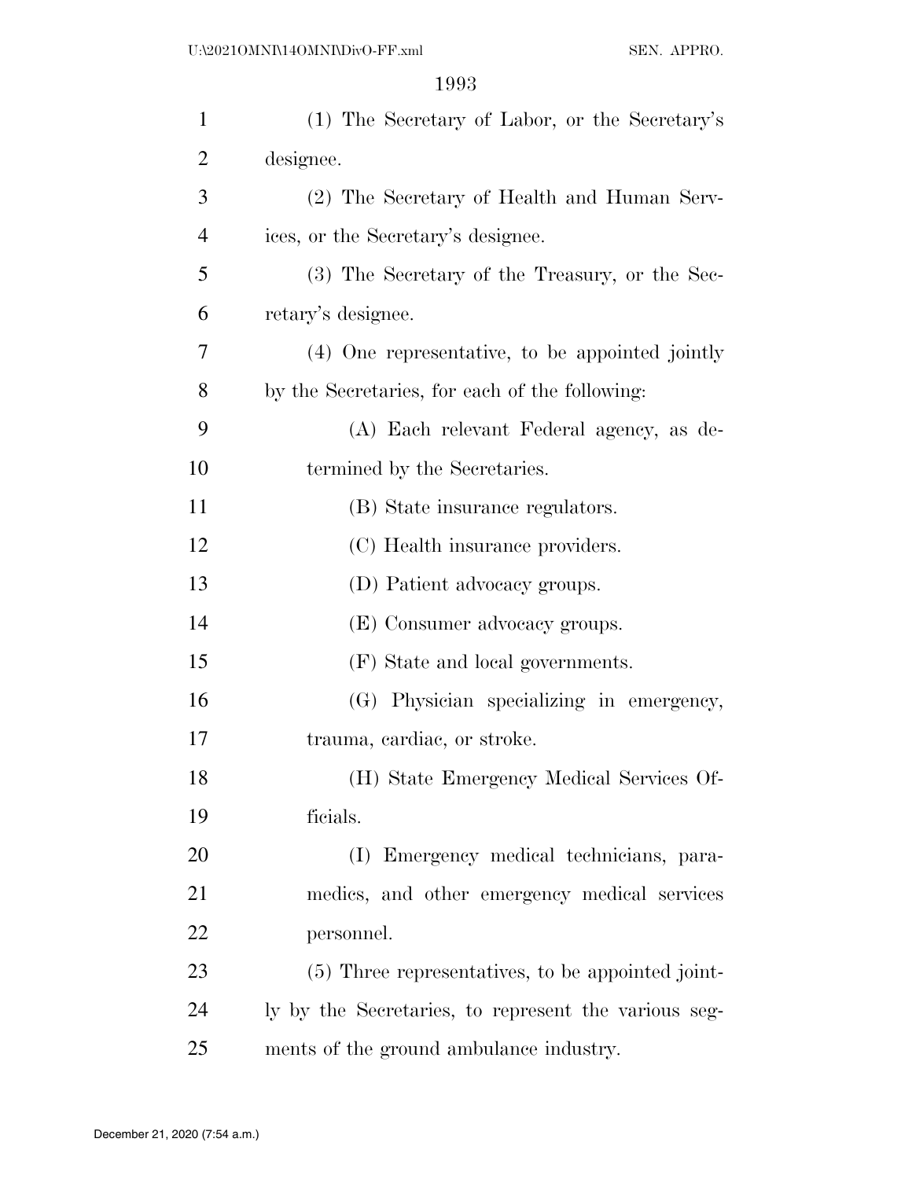(1) The Secretary of Labor, or the Secretary's designee.

(2) The Secretary of Health and Human Services, or the Secretary's designee.

(3) The Secretary of the Treasury, or the Secretary's designee.

(4) One representative, to be appointed jointly by the Secretaries, for each of the following:

(A) Each relevant Federal agency, as determined by the Secretaries.

(B) State insurance regulators.

(C) Health insurance providers.

(D) Patient advocacy groups.

(E) Consumer advocacy groups.

(F) State and local governments.

(G) Physician specializing in emergency, trauma, cardiac, or stroke.

(H) State Emergency Medical Services Officials.

(I) Emergency medical technicians, paramedics, and other emergency medical services personnel.

(5) Three representatives, to be appointed jointly by the Secretaries, to represent the various segments of the ground ambulance industry.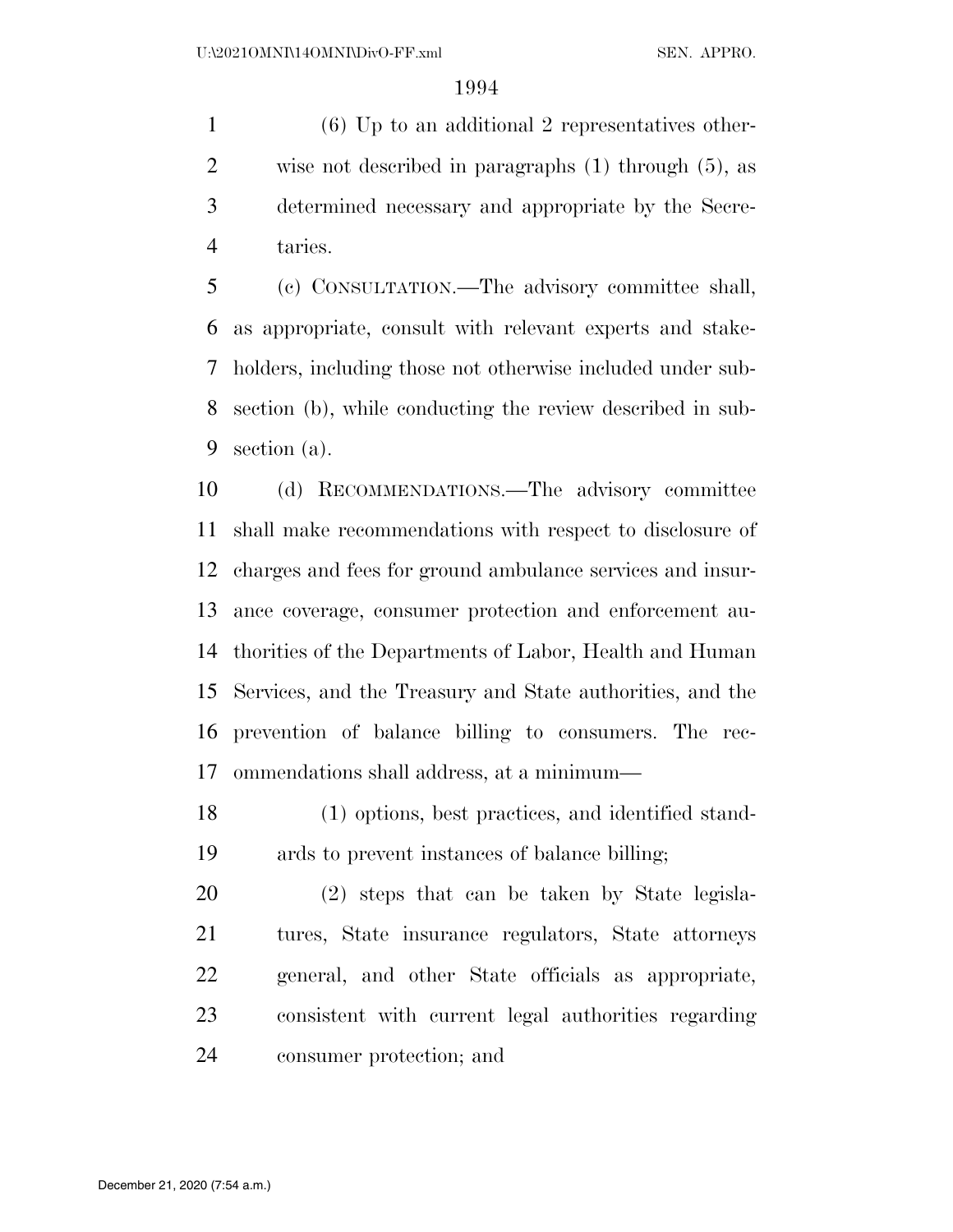(6) Up to an additional 2 representatives otherwise not described in paragraphs (1) through (5), as determined necessary and appropriate by the Secretaries.

(c) CONSULTATION.—The advisory committee shall, as appropriate, consult with relevant experts and stakeholders, including those not otherwise included under subsection (b), while conducting the review described in subsection (a).

(d) RECOMMENDATIONS.—The advisory committee shall make recommendations with respect to disclosure of charges and fees for ground ambulance services and insurance coverage, consumer protection and enforcement authorities of the Departments of Labor, Health and Human Services, and the Treasury and State authorities, and the prevention of balance billing to consumers. The recommendations shall address, at a minimum—

(1) options, best practices, and identified standards to prevent instances of balance billing;

(2) steps that can be taken by State legislatures, State insurance regulators, State attorneys general, and other State officials as appropriate, consistent with current legal authorities regarding consumer protection; and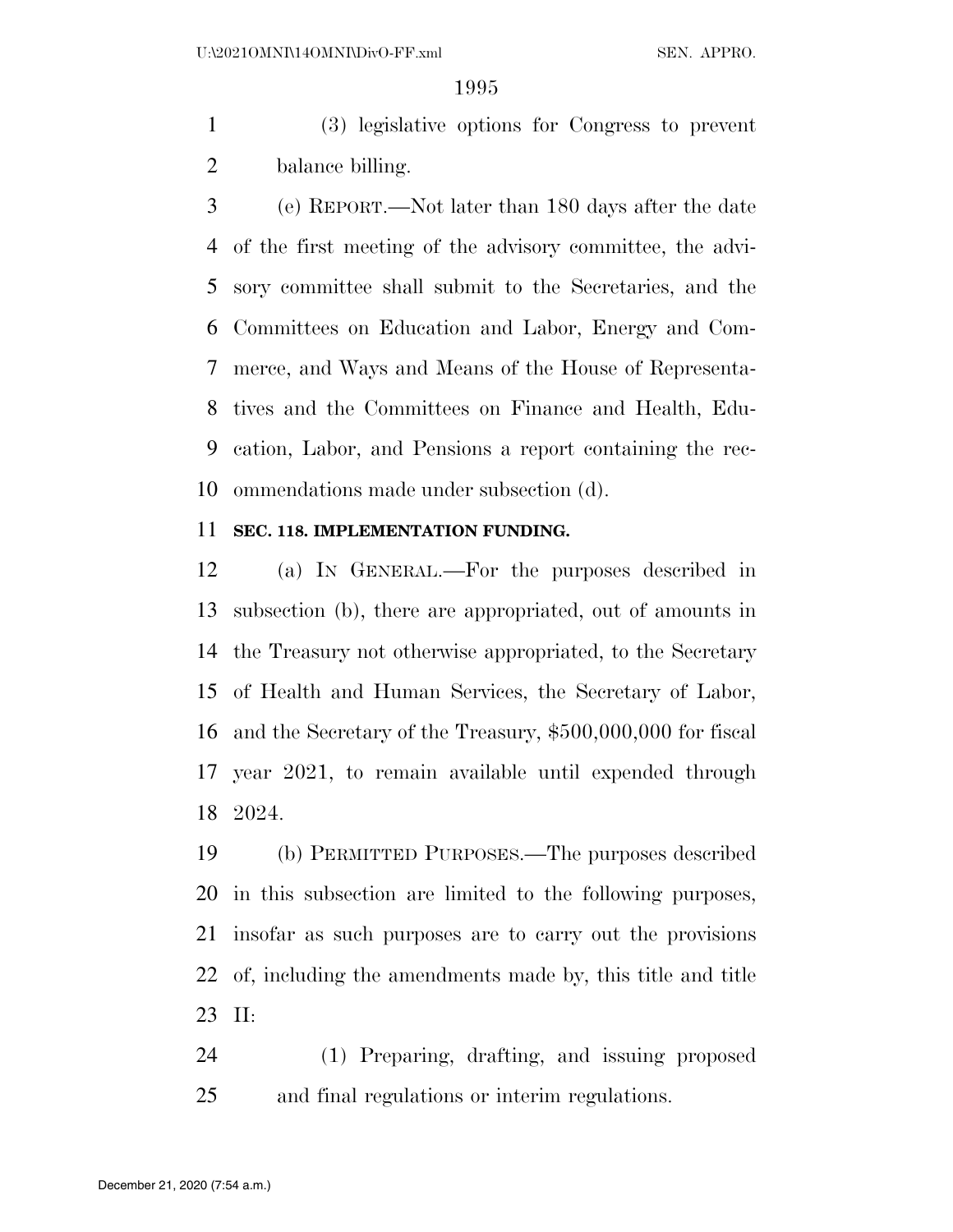(3) legislative options for Congress to prevent balance billing.

(e) REPORT.—Not later than 180 days after the date of the first meeting of the advisory committee, the advisory committee shall submit to the Secretaries, and the Committees on Education and Labor, Energy and Commerce, and Ways and Means of the House of Representatives and the Committees on Finance and Health, Education, Labor, and Pensions a report containing the recommendations made under subsection (d).

**SEC. 118. IMPLEMENTATION FUNDING.**

(a) IN GENERAL.—For the purposes described in subsection (b), there are appropriated, out of amounts in the Treasury not otherwise appropriated, to the Secretary of Health and Human Services, the Secretary of Labor, and the Secretary of the Treasury, $500,000,000 for fiscal year 2021, to remain available until expended through 2024.

(b) PERMITTED PURPOSES.—The purposes described in this subsection are limited to the following purposes, insofar as such purposes are to carry out the provisions of, including the amendments made by, this title and title II:

(1) Preparing, drafting, and issuing proposed and final regulations or interim regulations.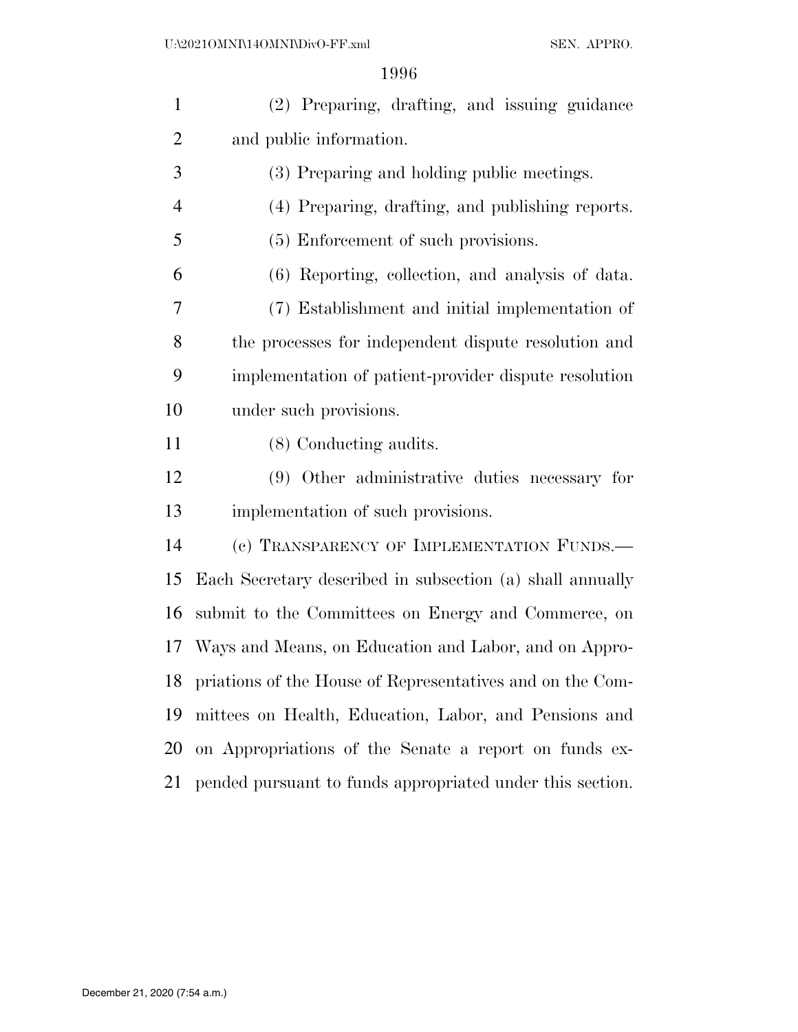(2) Preparing, drafting, and issuing guidance and public information.

(3) Preparing and holding public meetings.

(4) Preparing, drafting, and publishing reports.

(5) Enforcement of such provisions.

(6) Reporting, collection, and analysis of data.

(7) Establishment and initial implementation of the processes for independent dispute resolution and implementation of patient-provider dispute resolution under such provisions.

(8) Conducting audits.

(9) Other administrative duties necessary for implementation of such provisions.

(c) TRANSPARENCY OF IMPLEMENTATION FUNDS.—Each Secretary described in subsection (a) shall annually submit to the Committees on Energy and Commerce, on Ways and Means, on Education and Labor, and on Appropriations of the House of Representatives and on the Committees on Health, Education, Labor, and Pensions and on Appropriations of the Senate a report on funds expended pursuant to funds appropriated under this section.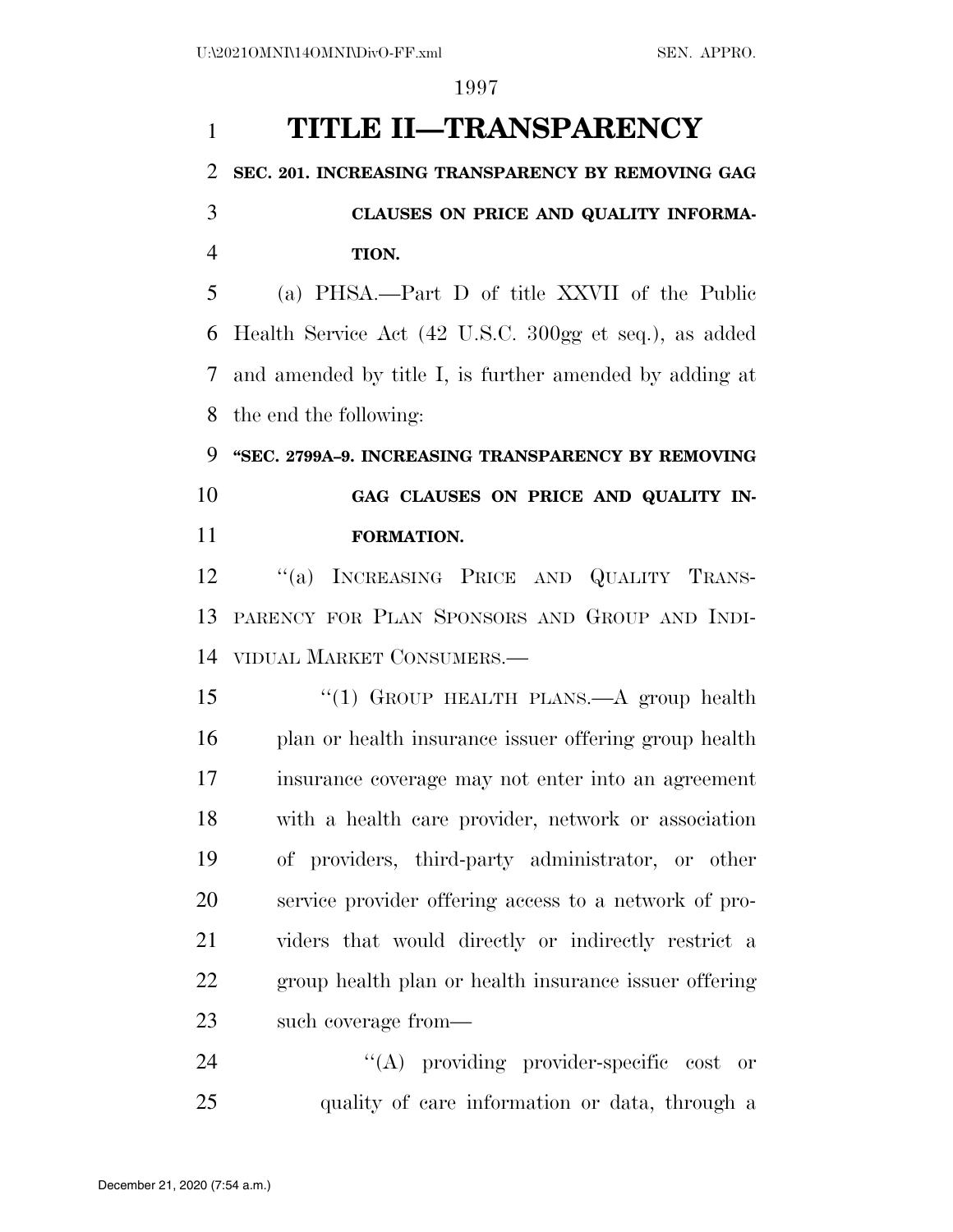# TITLE II—TRANSPARENCY

## SEC. 201. INCREASING TRANSPARENCY BY REMOVING GAG CLAUSES ON PRICE AND QUALITY INFORMATION.

(a) PHSA.—Part D of title XXVII of the Public Health Service Act (42 U.S.C. 300gg et seq.), as added and amended by title I, is further amended by adding at the end the following:

### "SEC. 2799A–9. INCREASING TRANSPARENCY BY REMOVING GAG CLAUSES ON PRICE AND QUALITY INFORMATION.

"(a) INCREASING PRICE AND QUALITY TRANSPARENCY FOR PLAN SPONSORS AND GROUP AND INDIVIDUAL MARKET CONSUMERS.—

"(1) GROUP HEALTH PLANS.—A group health plan or health insurance issuer offering group health insurance coverage may not enter into an agreement with a health care provider, network or association of providers, third-party administrator, or other service provider offering access to a network of providers that would directly or indirectly restrict a group health plan or health insurance issuer offering such coverage from—

"(A) providing provider-specific cost or quality of care information or data, through a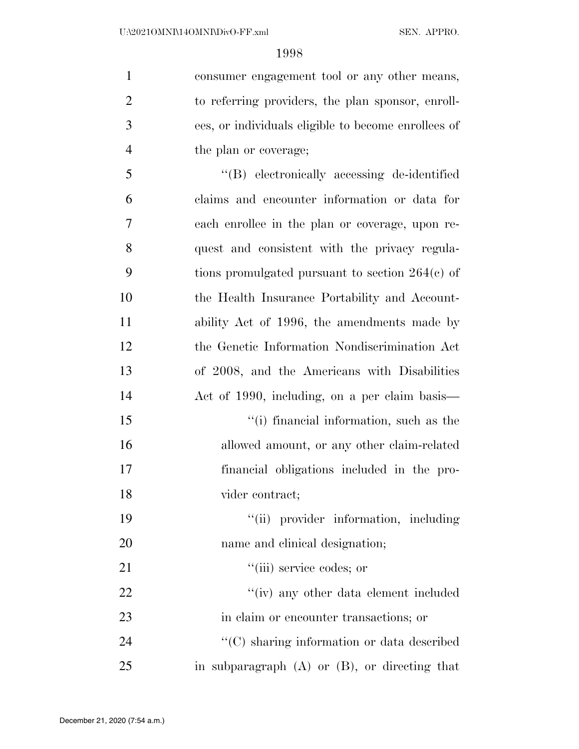consumer engagement tool or any other means, to referring providers, the plan sponsor, enrollees, or individuals eligible to become enrollees of the plan or coverage;

''(B) electronically accessing de-identified claims and encounter information or data for each enrollee in the plan or coverage, upon request and consistent with the privacy regulations promulgated pursuant to section 264(c) of the Health Insurance Portability and Accountability Act of 1996, the amendments made by the Genetic Information Nondiscrimination Act of 2008, and the Americans with Disabilities Act of 1990, including, on a per claim basis—

''(i) financial information, such as the allowed amount, or any other claim-related financial obligations included in the provider contract;

''(ii) provider information, including name and clinical designation;

''(iii) service codes; or

''(iv) any other data element included in claim or encounter transactions; or

''(C) sharing information or data described in subparagraph (A) or (B), or directing that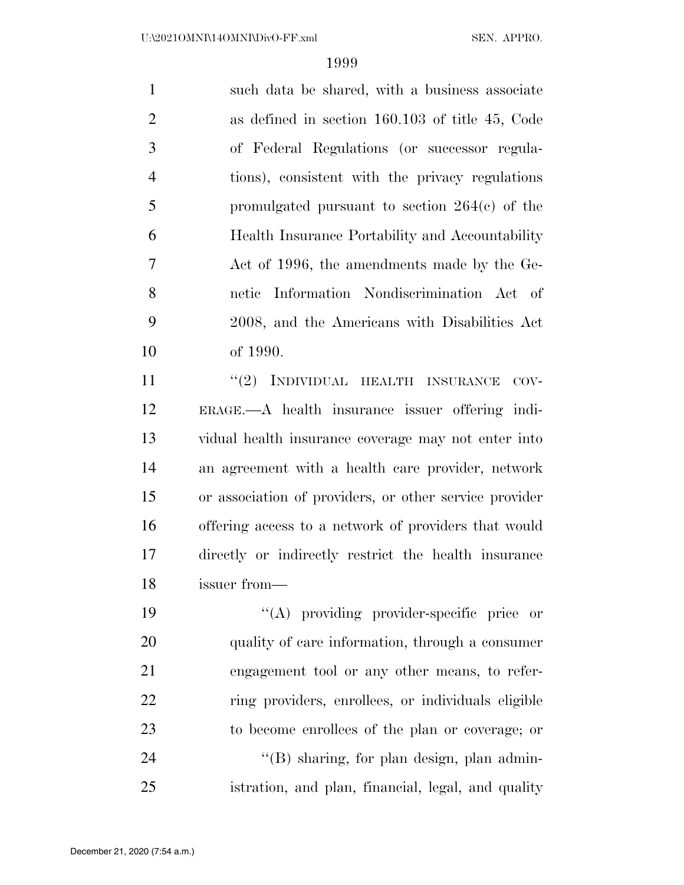such data be shared, with a business associate as defined in section 160.103 of title 45, Code of Federal Regulations (or successor regulations), consistent with the privacy regulations promulgated pursuant to section 264(c) of the Health Insurance Portability and Accountability Act of 1996, the amendments made by the Genetic Information Nondiscrimination Act of 2008, and the Americans with Disabilities Act of 1990.

''(2) INDIVIDUAL HEALTH INSURANCE COVERAGE.—A health insurance issuer offering individual health insurance coverage may not enter into an agreement with a health care provider, network or association of providers, or other service provider offering access to a network of providers that would directly or indirectly restrict the health insurance issuer from—

''(A) providing provider-specific price or quality of care information, through a consumer engagement tool or any other means, to referring providers, enrollees, or individuals eligible to become enrollees of the plan or coverage; or

''(B) sharing, for plan design, plan administration, and plan, financial, legal, and quality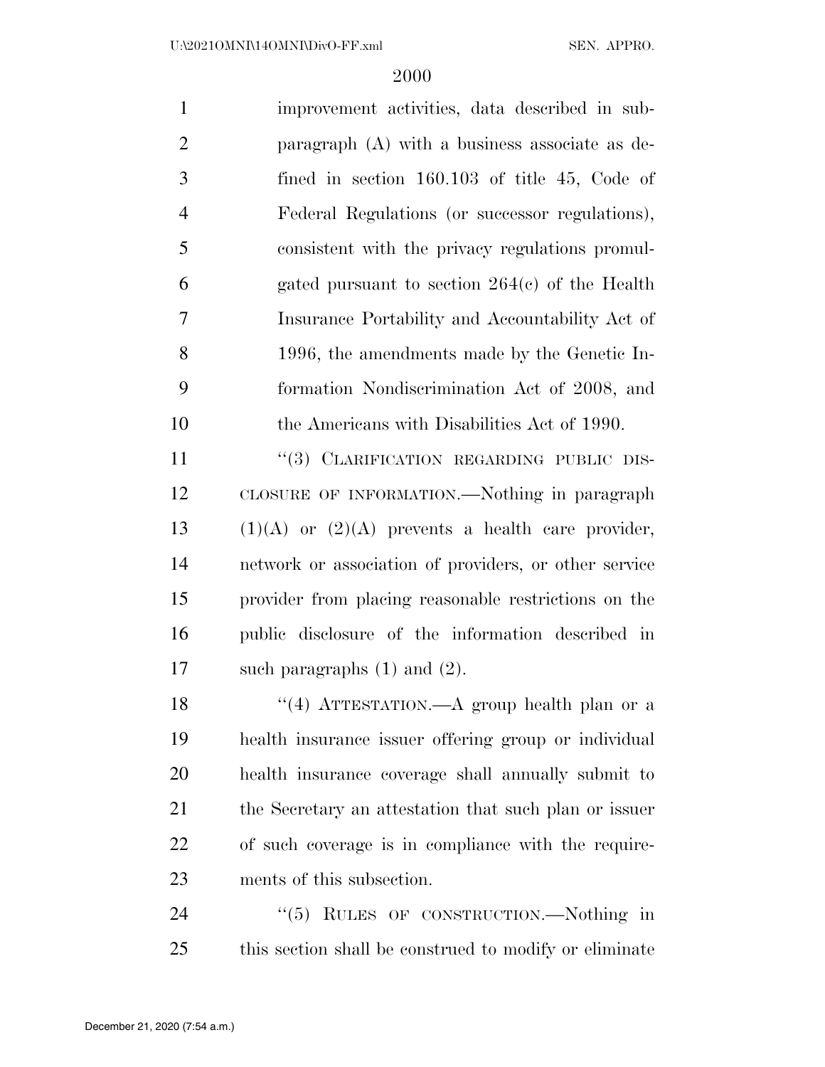improvement activities, data described in subparagraph (A) with a business associate as defined in section 160.103 of title 45, Code of Federal Regulations (or successor regulations), consistent with the privacy regulations promulgated pursuant to section 264(c) of the Health Insurance Portability and Accountability Act of 1996, the amendments made by the Genetic Information Nondiscrimination Act of 2008, and the Americans with Disabilities Act of 1990.

''(3) CLARIFICATION REGARDING PUBLIC DISCLOSURE OF INFORMATION.—Nothing in paragraph (1)(A) or (2)(A) prevents a health care provider, network or association of providers, or other service provider from placing reasonable restrictions on the public disclosure of the information described in such paragraphs (1) and (2).

''(4) ATTESTATION.—A group health plan or a health insurance issuer offering group or individual health insurance coverage shall annually submit to the Secretary an attestation that such plan or issuer of such coverage is in compliance with the requirements of this subsection.

''(5) RULES OF CONSTRUCTION.—Nothing in this section shall be construed to modify or eliminate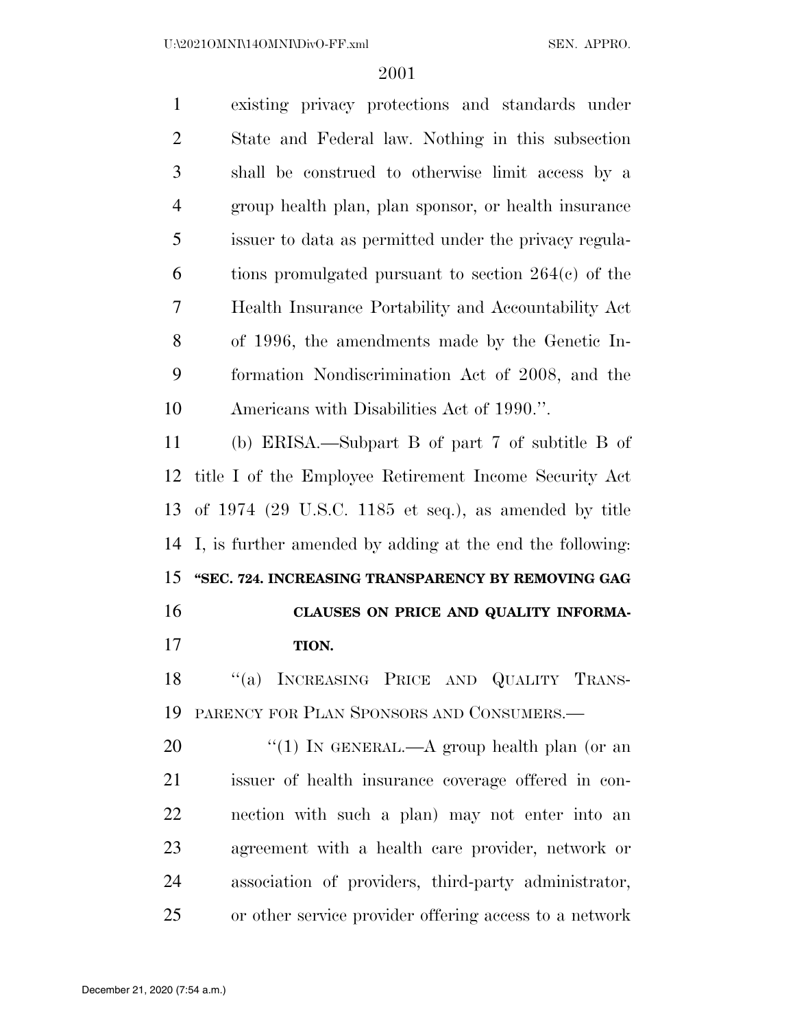existing privacy protections and standards under State and Federal law. Nothing in this subsection shall be construed to otherwise limit access by a group health plan, plan sponsor, or health insurance issuer to data as permitted under the privacy regulations promulgated pursuant to section 264(c) of the Health Insurance Portability and Accountability Act of 1996, the amendments made by the Genetic Information Nondiscrimination Act of 2008, and the Americans with Disabilities Act of 1990.''.

(b) ERISA.—Subpart B of part 7 of subtitle B of title I of the Employee Retirement Income Security Act of 1974 (29 U.S.C. 1185 et seq.), as amended by title I, is further amended by adding at the end the following:

**''SEC. 724. INCREASING TRANSPARENCY BY REMOVING GAG CLAUSES ON PRICE AND QUALITY INFORMATION.**

''(a) INCREASING PRICE AND QUALITY TRANSPARENCY FOR PLAN SPONSORS AND CONSUMERS.—

''(1) IN GENERAL.—A group health plan (or an issuer of health insurance coverage offered in connection with such a plan) may not enter into an agreement with a health care provider, network or association of providers, third-party administrator, or other service provider offering access to a network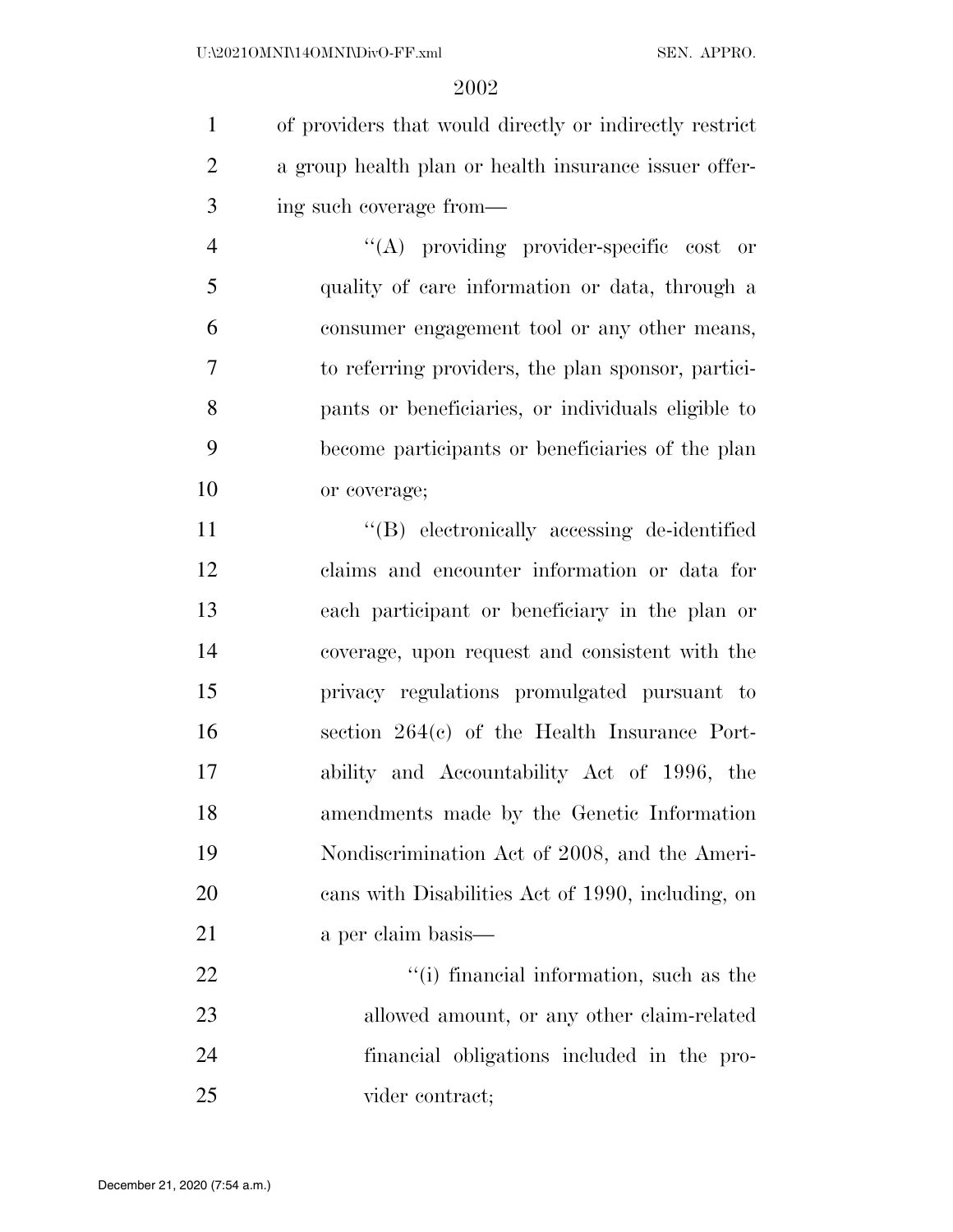of providers that would directly or indirectly restrict a group health plan or health insurance issuer offering such coverage from—

''(A) providing provider-specific cost or quality of care information or data, through a consumer engagement tool or any other means, to referring providers, the plan sponsor, participants or beneficiaries, or individuals eligible to become participants or beneficiaries of the plan or coverage;

''(B) electronically accessing de-identified claims and encounter information or data for each participant or beneficiary in the plan or coverage, upon request and consistent with the privacy regulations promulgated pursuant to section 264(c) of the Health Insurance Portability and Accountability Act of 1996, the amendments made by the Genetic Information Nondiscrimination Act of 2008, and the Americans with Disabilities Act of 1990, including, on a per claim basis—

''(i) financial information, such as the allowed amount, or any other claim-related financial obligations included in the provider contract;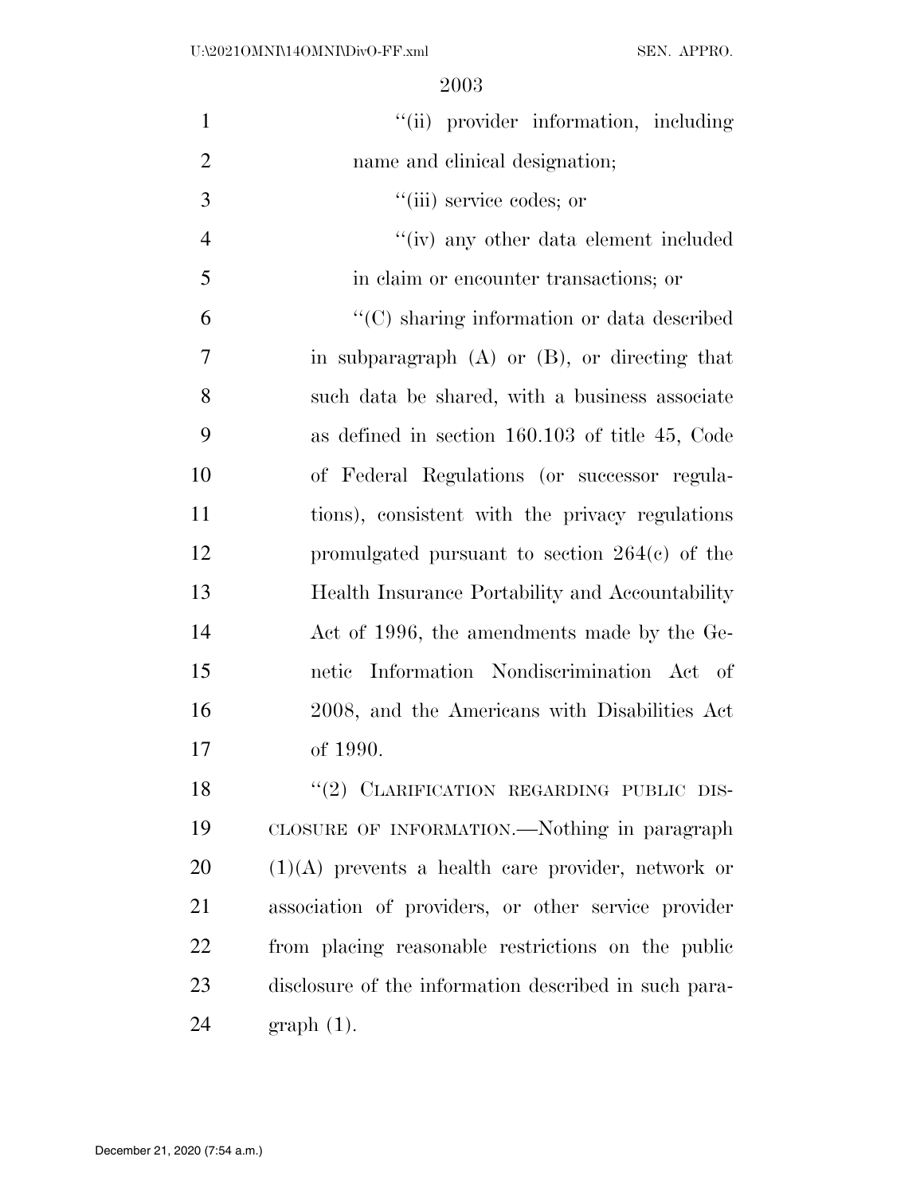''(ii) provider information, including name and clinical designation;

''(iii) service codes; or

''(iv) any other data element included in claim or encounter transactions; or

''(C) sharing information or data described in subparagraph (A) or (B), or directing that such data be shared, with a business associate as defined in section 160.103 of title 45, Code of Federal Regulations (or successor regulations), consistent with the privacy regulations promulgated pursuant to section 264(c) of the Health Insurance Portability and Accountability Act of 1996, the amendments made by the Genetic Information Nondiscrimination Act of 2008, and the Americans with Disabilities Act of 1990.

''(2) CLARIFICATION REGARDING PUBLIC DISCLOSURE OF INFORMATION.—Nothing in paragraph (1)(A) prevents a health care provider, network or association of providers, or other service provider from placing reasonable restrictions on the public disclosure of the information described in such paragraph (1).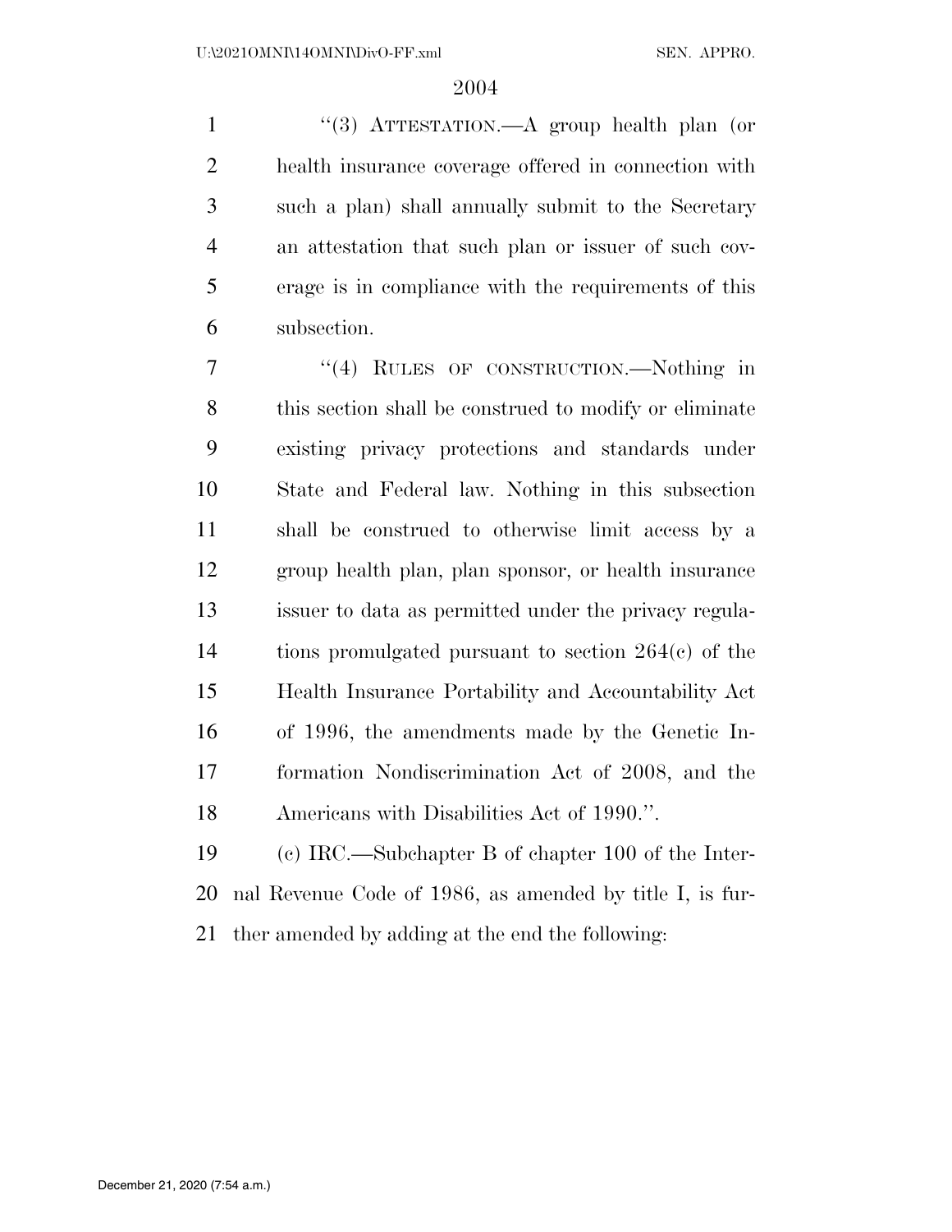''(3) ATTESTATION.—A group health plan (or health insurance coverage offered in connection with such a plan) shall annually submit to the Secretary an attestation that such plan or issuer of such coverage is in compliance with the requirements of this subsection.

''(4) RULES OF CONSTRUCTION.—Nothing in this section shall be construed to modify or eliminate existing privacy protections and standards under State and Federal law. Nothing in this subsection shall be construed to otherwise limit access by a group health plan, plan sponsor, or health insurance issuer to data as permitted under the privacy regulations promulgated pursuant to section 264(c) of the Health Insurance Portability and Accountability Act of 1996, the amendments made by the Genetic Information Nondiscrimination Act of 2008, and the Americans with Disabilities Act of 1990.''.

(c) IRC.—Subchapter B of chapter 100 of the Internal Revenue Code of 1986, as amended by title I, is further amended by adding at the end the following: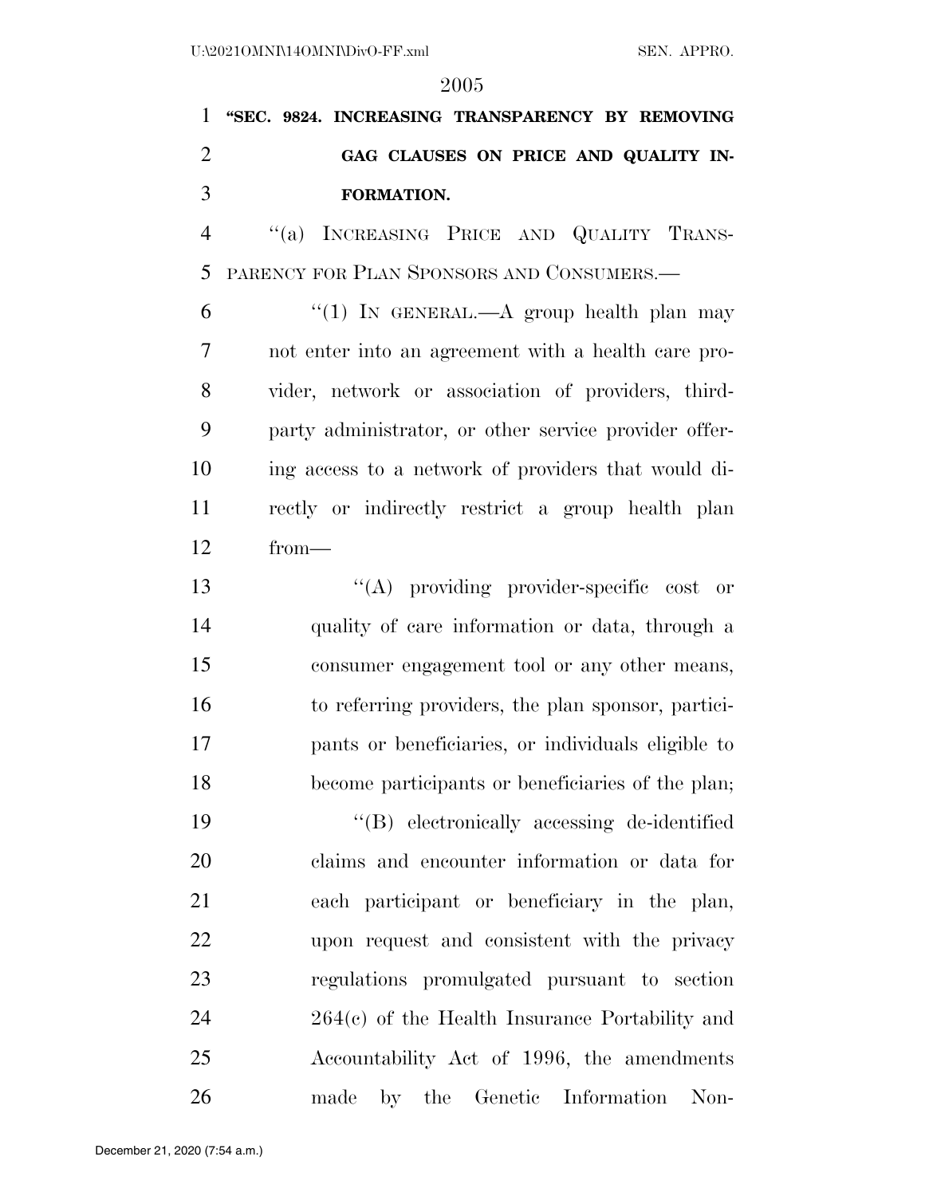**"SEC. 9824. INCREASING TRANSPARENCY BY REMOVING GAG CLAUSES ON PRICE AND QUALITY INFORMATION.**

"(a) INCREASING PRICE AND QUALITY TRANSPARENCY FOR PLAN SPONSORS AND CONSUMERS.—

"(1) IN GENERAL.—A group health plan may not enter into an agreement with a health care provider, network or association of providers, third-party administrator, or other service provider offering access to a network of providers that would directly or indirectly restrict a group health plan from—

"(A) providing provider-specific cost or quality of care information or data, through a consumer engagement tool or any other means, to referring providers, the plan sponsor, participants or beneficiaries, or individuals eligible to become participants or beneficiaries of the plan;

"(B) electronically accessing de-identified claims and encounter information or data for each participant or beneficiary in the plan, upon request and consistent with the privacy regulations promulgated pursuant to section 264(c) of the Health Insurance Portability and Accountability Act of 1996, the amendments made by the Genetic Information Non-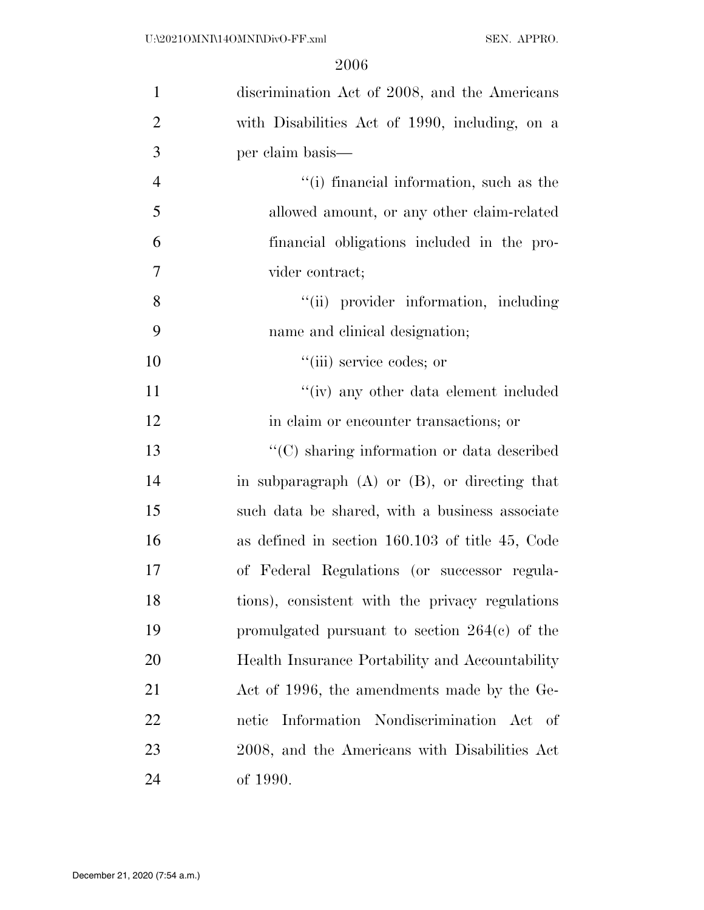discrimination Act of 2008, and the Americans with Disabilities Act of 1990, including, on a per claim basis—

“(i) financial information, such as the allowed amount, or any other claim-related financial obligations included in the provider contract;

“(ii) provider information, including name and clinical designation;

“(iii) service codes; or

“(iv) any other data element included in claim or encounter transactions; or

“(C) sharing information or data described in subparagraph (A) or (B), or directing that such data be shared, with a business associate as defined in section 160.103 of title 45, Code of Federal Regulations (or successor regulations), consistent with the privacy regulations promulgated pursuant to section 264(c) of the Health Insurance Portability and Accountability Act of 1996, the amendments made by the Genetic Information Nondiscrimination Act of 2008, and the Americans with Disabilities Act of 1990.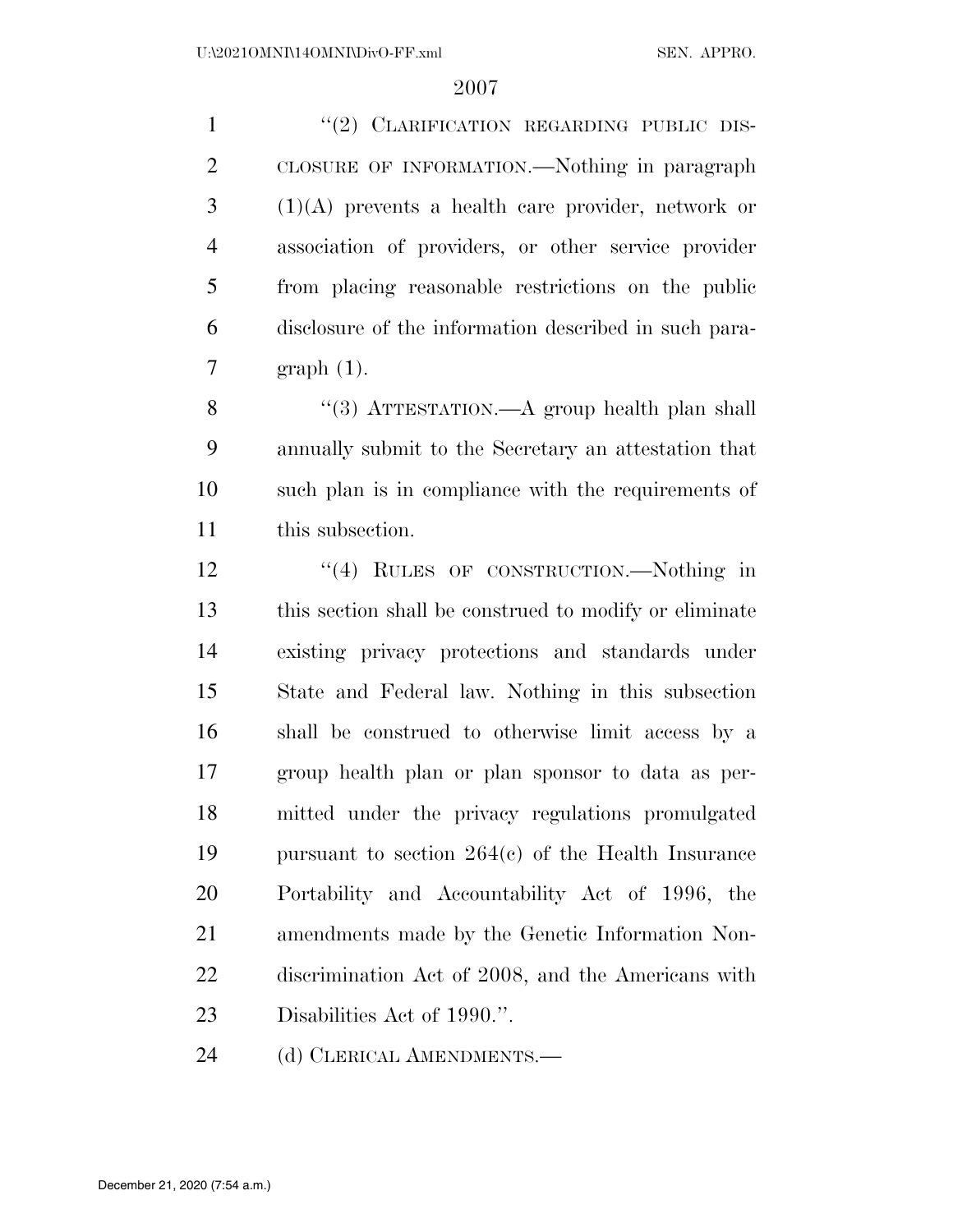"(2) CLARIFICATION REGARDING PUBLIC DISCLOSURE OF INFORMATION.—Nothing in paragraph (1)(A) prevents a health care provider, network or association of providers, or other service provider from placing reasonable restrictions on the public disclosure of the information described in such paragraph (1).

"(3) ATTESTATION.—A group health plan shall annually submit to the Secretary an attestation that such plan is in compliance with the requirements of this subsection.

"(4) RULES OF CONSTRUCTION.—Nothing in this section shall be construed to modify or eliminate existing privacy protections and standards under State and Federal law. Nothing in this subsection shall be construed to otherwise limit access by a group health plan or plan sponsor to data as permitted under the privacy regulations promulgated pursuant to section 264(c) of the Health Insurance Portability and Accountability Act of 1996, the amendments made by the Genetic Information Nondiscrimination Act of 2008, and the Americans with Disabilities Act of 1990.".

(d) CLERICAL AMENDMENTS.—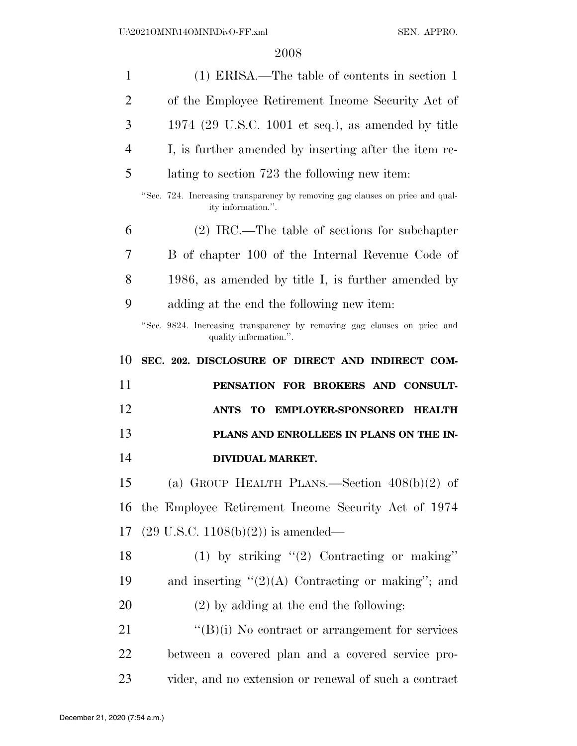(1) ERISA.—The table of contents in section 1 of the Employee Retirement Income Security Act of 1974 (29 U.S.C. 1001 et seq.), as amended by title I, is further amended by inserting after the item relating to section 723 the following new item:

"Sec. 724. Increasing transparency by removing gag clauses on price and quality information.".

(2) IRC.—The table of sections for subchapter B of chapter 100 of the Internal Revenue Code of 1986, as amended by title I, is further amended by adding at the end the following new item:

"Sec. 9824. Increasing transparency by removing gag clauses on price and quality information.".

**SEC. 202. DISCLOSURE OF DIRECT AND INDIRECT COMPENSATION FOR BROKERS AND CONSULTANTS TO EMPLOYER-SPONSORED HEALTH PLANS AND ENROLLEES IN PLANS ON THE INDIVIDUAL MARKET.**

(a) GROUP HEALTH PLANS.—Section 408(b)(2) of the Employee Retirement Income Security Act of 1974 (29 U.S.C. 1108(b)(2)) is amended—

(1) by striking "(2) Contracting or making" and inserting "(2)(A) Contracting or making"; and

(2) by adding at the end the following:

"(B)(i) No contract or arrangement for services between a covered plan and a covered service provider, and no extension or renewal of such a contract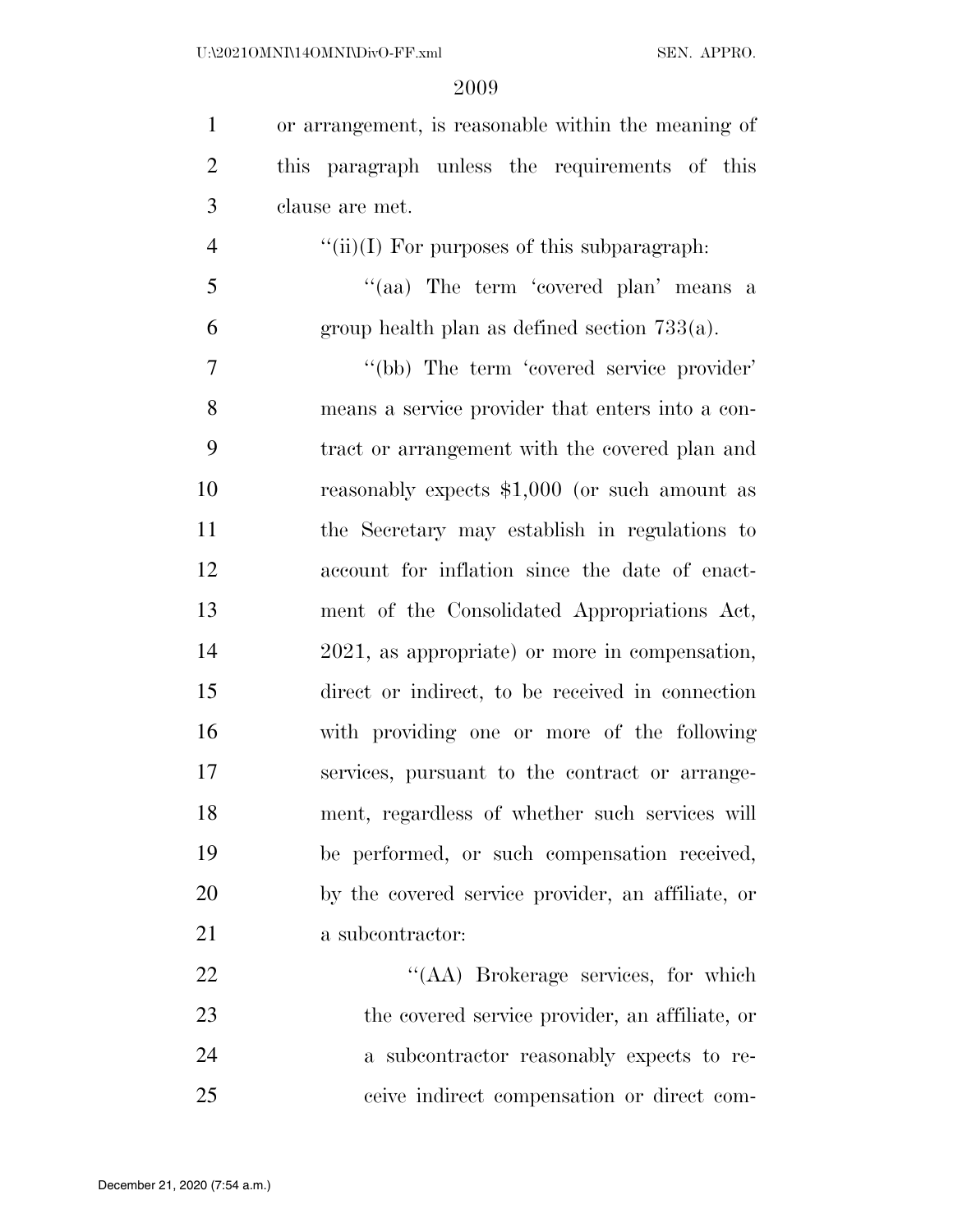or arrangement, is reasonable within the meaning of this paragraph unless the requirements of this clause are met.

"(ii)(I) For purposes of this subparagraph:

"(aa) The term 'covered plan' means a group health plan as defined section 733(a).

"(bb) The term 'covered service provider' means a service provider that enters into a contract or arrangement with the covered plan and reasonably expects $1,000 (or such amount as the Secretary may establish in regulations to account for inflation since the date of enactment of the Consolidated Appropriations Act, 2021, as appropriate) or more in compensation, direct or indirect, to be received in connection with providing one or more of the following services, pursuant to the contract or arrangement, regardless of whether such services will be performed, or such compensation received, by the covered service provider, an affiliate, or a subcontractor:

"(AA) Brokerage services, for which the covered service provider, an affiliate, or a subcontractor reasonably expects to receive indirect compensation or direct com-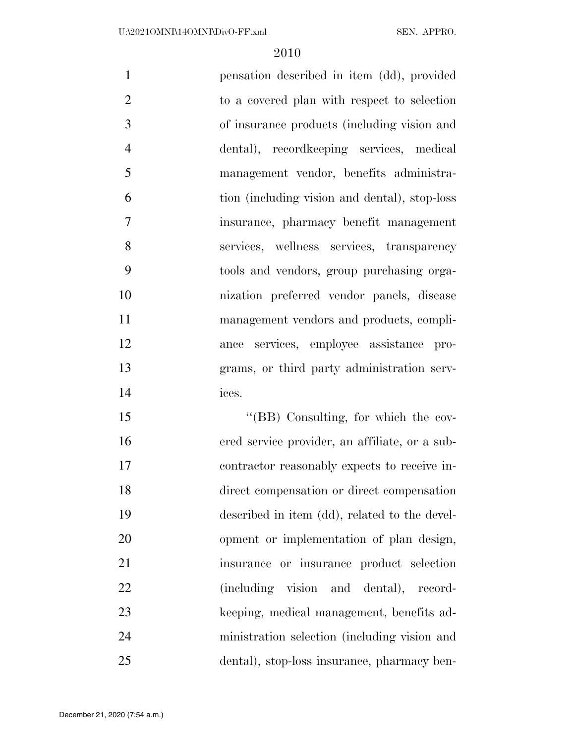pensation described in item (dd), provided to a covered plan with respect to selection of insurance products (including vision and dental), recordkeeping services, medical management vendor, benefits administration (including vision and dental), stop-loss insurance, pharmacy benefit management services, wellness services, transparency tools and vendors, group purchasing organization preferred vendor panels, disease management vendors and products, compliance services, employee assistance programs, or third party administration services.

''(BB) Consulting, for which the covered service provider, an affiliate, or a subcontractor reasonably expects to receive indirect compensation or direct compensation described in item (dd), related to the development or implementation of plan design, insurance or insurance product selection (including vision and dental), recordkeeping, medical management, benefits administration selection (including vision and dental), stop-loss insurance, pharmacy ben-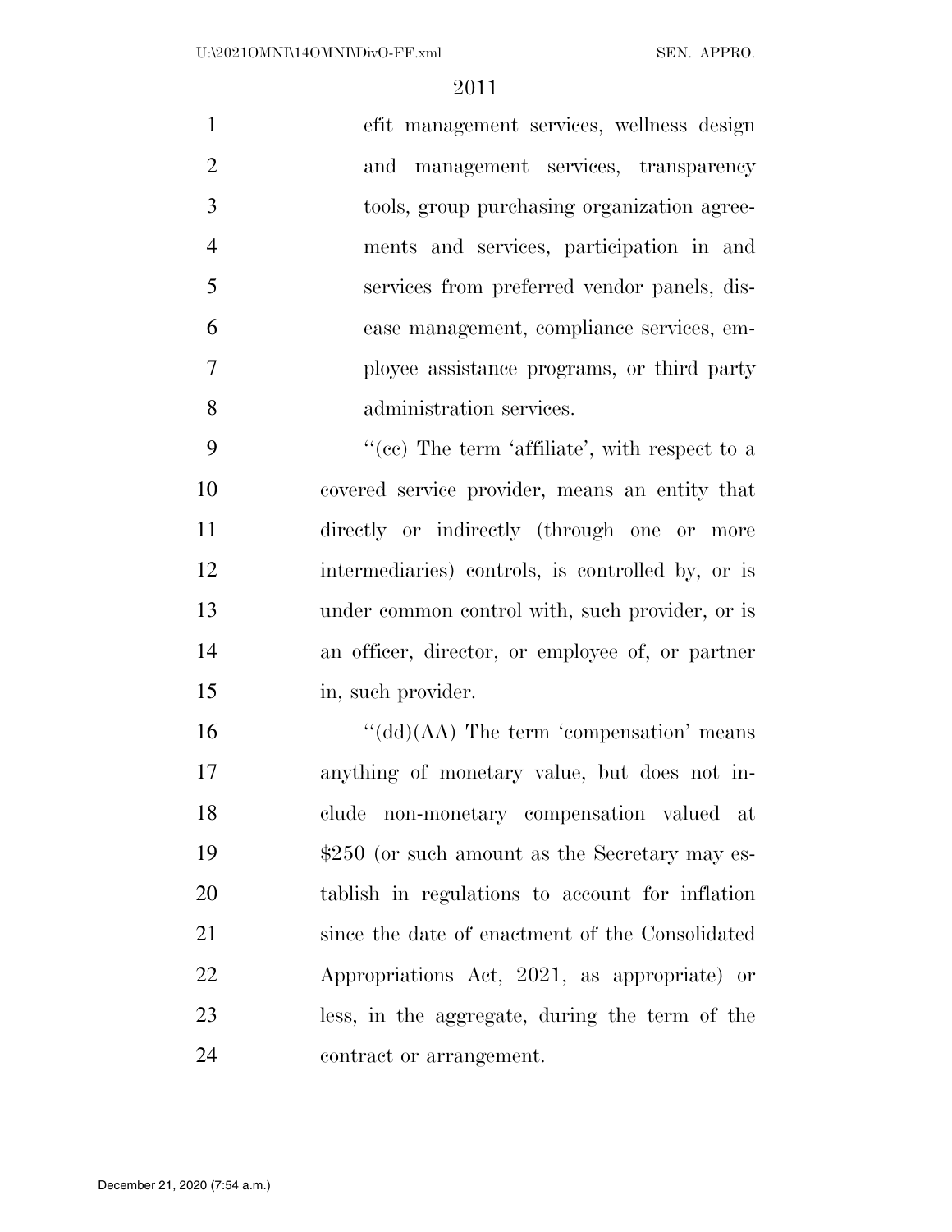efit management services, wellness design and management services, transparency tools, group purchasing organization agreements and services, participation in and services from preferred vendor panels, disease management, compliance services, employee assistance programs, or third party administration services.

''(cc) The term 'affiliate', with respect to a covered service provider, means an entity that directly or indirectly (through one or more intermediaries) controls, is controlled by, or is under common control with, such provider, or is an officer, director, or employee of, or partner in, such provider.

''(dd)(AA) The term 'compensation' means anything of monetary value, but does not include non-monetary compensation valued at $250 (or such amount as the Secretary may establish in regulations to account for inflation since the date of enactment of the Consolidated Appropriations Act, 2021, as appropriate) or less, in the aggregate, during the term of the contract or arrangement.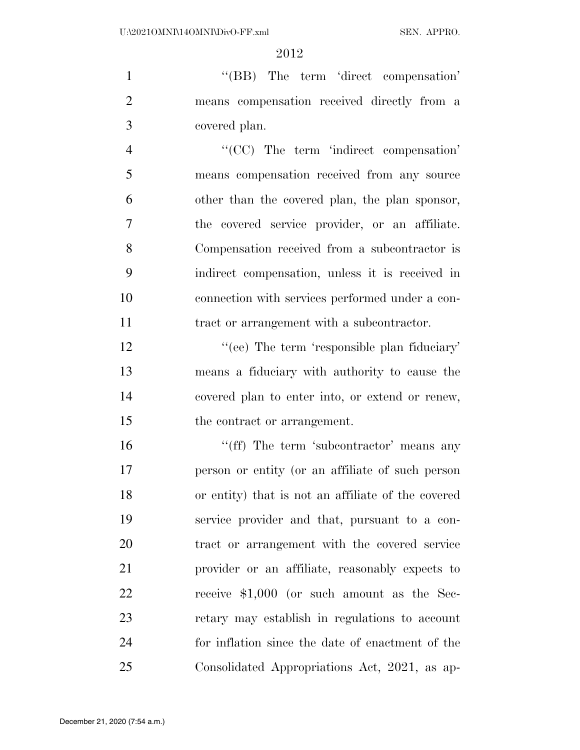''(BB) The term 'direct compensation' means compensation received directly from a covered plan.

''(CC) The term 'indirect compensation' means compensation received from any source other than the covered plan, the plan sponsor, the covered service provider, or an affiliate. Compensation received from a subcontractor is indirect compensation, unless it is received in connection with services performed under a contract or arrangement with a subcontractor.

''(ee) The term 'responsible plan fiduciary' means a fiduciary with authority to cause the covered plan to enter into, or extend or renew, the contract or arrangement.

''(ff) The term 'subcontractor' means any person or entity (or an affiliate of such person or entity) that is not an affiliate of the covered service provider and that, pursuant to a contract or arrangement with the covered service provider or an affiliate, reasonably expects to receive $1,000 (or such amount as the Secretary may establish in regulations to account for inflation since the date of enactment of the Consolidated Appropriations Act, 2021, as ap-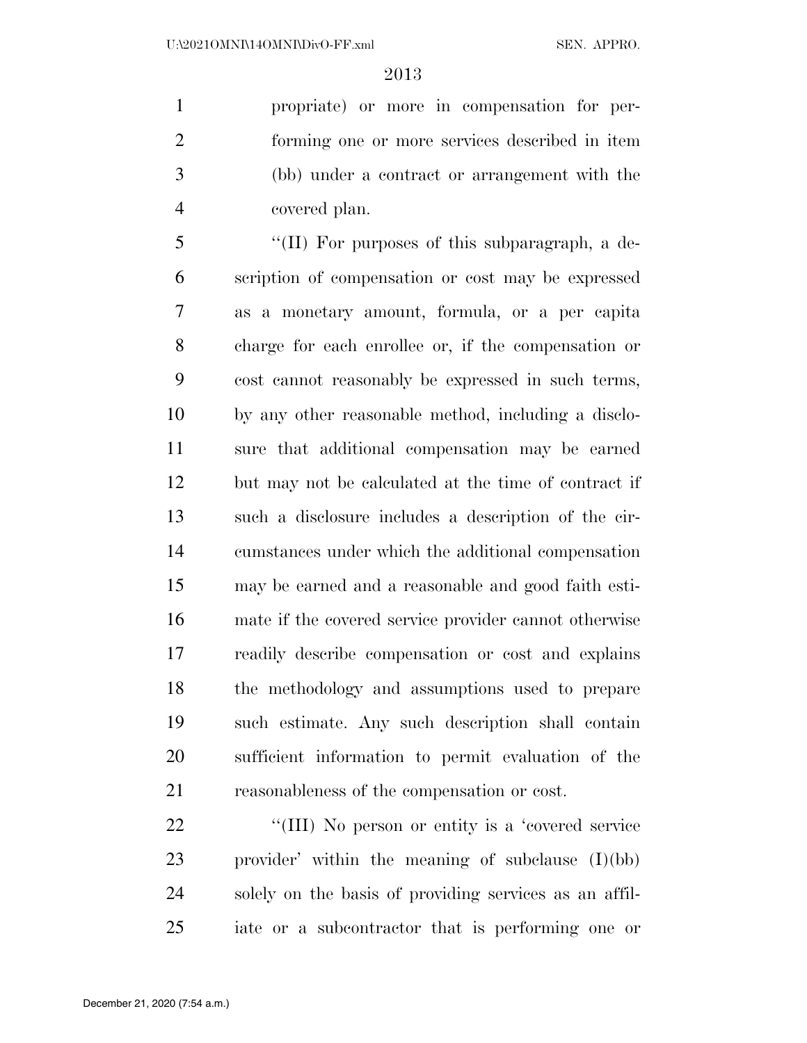propriate) or more in compensation for performing one or more services described in item (bb) under a contract or arrangement with the covered plan.

''(II) For purposes of this subparagraph, a description of compensation or cost may be expressed as a monetary amount, formula, or a per capita charge for each enrollee or, if the compensation or cost cannot reasonably be expressed in such terms, by any other reasonable method, including a disclosure that additional compensation may be earned but may not be calculated at the time of contract if such a disclosure includes a description of the circumstances under which the additional compensation may be earned and a reasonable and good faith estimate if the covered service provider cannot otherwise readily describe compensation or cost and explains the methodology and assumptions used to prepare such estimate. Any such description shall contain sufficient information to permit evaluation of the reasonableness of the compensation or cost.

''(III) No person or entity is a 'covered service provider' within the meaning of subclause (I)(bb) solely on the basis of providing services as an affiliate or a subcontractor that is performing one or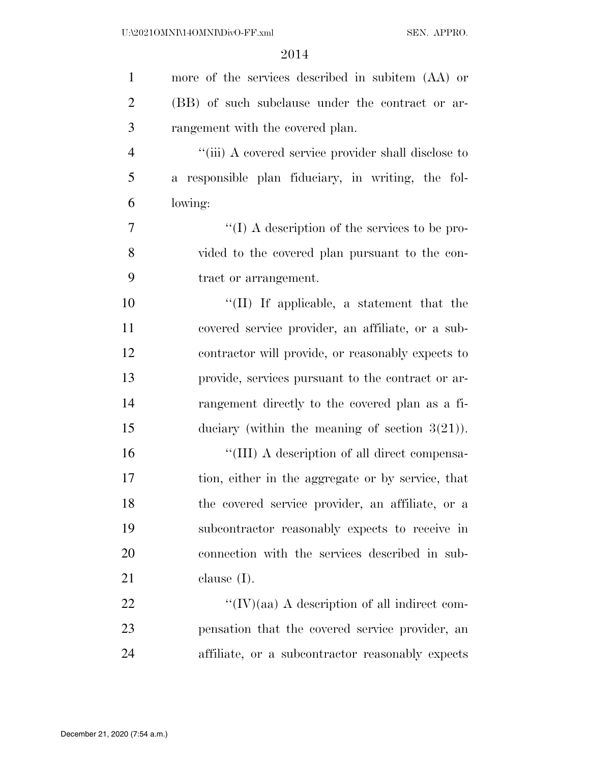more of the services described in subitem (AA) or (BB) of such subclause under the contract or arrangement with the covered plan.

''(iii) A covered service provider shall disclose to a responsible plan fiduciary, in writing, the following:

''(I) A description of the services to be provided to the covered plan pursuant to the contract or arrangement.

''(II) If applicable, a statement that the covered service provider, an affiliate, or a subcontractor will provide, or reasonably expects to provide, services pursuant to the contract or arrangement directly to the covered plan as a fiduciary (within the meaning of section 3(21)).

''(III) A description of all direct compensation, either in the aggregate or by service, that the covered service provider, an affiliate, or a subcontractor reasonably expects to receive in connection with the services described in subclause (I).

''(IV)(aa) A description of all indirect compensation that the covered service provider, an affiliate, or a subcontractor reasonably expects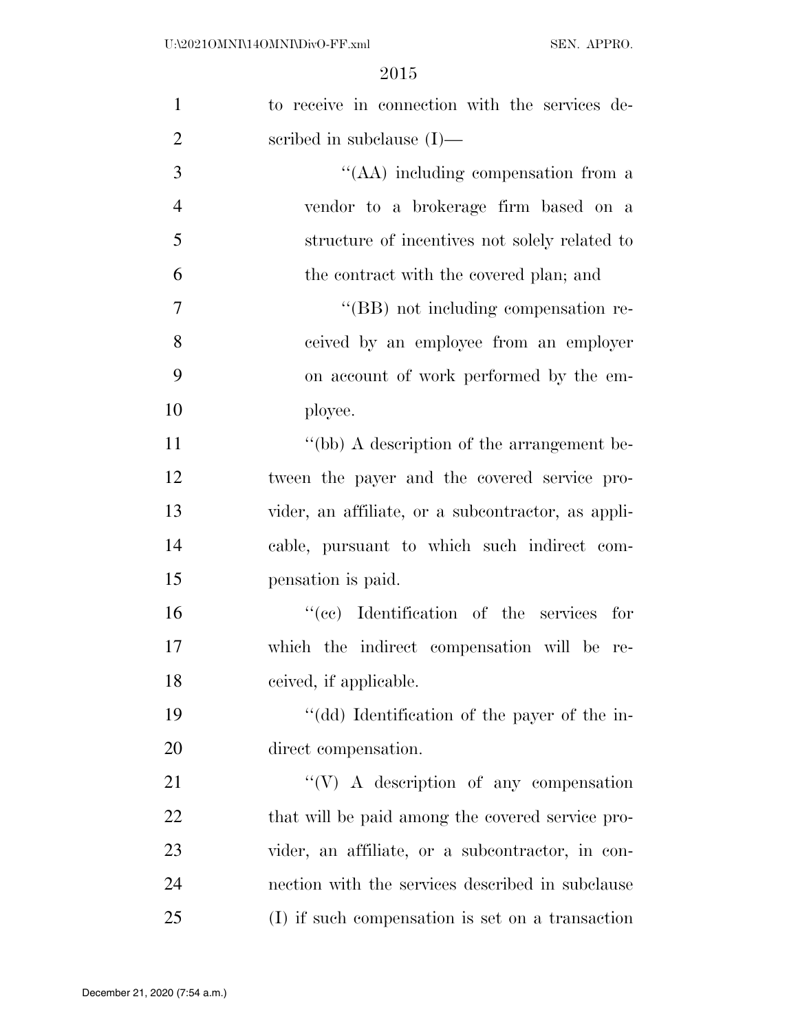to receive in connection with the services described in subclause (I)—

''(AA) including compensation from a vendor to a brokerage firm based on a structure of incentives not solely related to the contract with the covered plan; and

''(BB) not including compensation received by an employee from an employer on account of work performed by the employee.

''(bb) A description of the arrangement between the payer and the covered service provider, an affiliate, or a subcontractor, as applicable, pursuant to which such indirect compensation is paid.

''(cc) Identification of the services for which the indirect compensation will be received, if applicable.

''(dd) Identification of the payer of the indirect compensation.

''(V) A description of any compensation that will be paid among the covered service provider, an affiliate, or a subcontractor, in connection with the services described in subclause (I) if such compensation is set on a transaction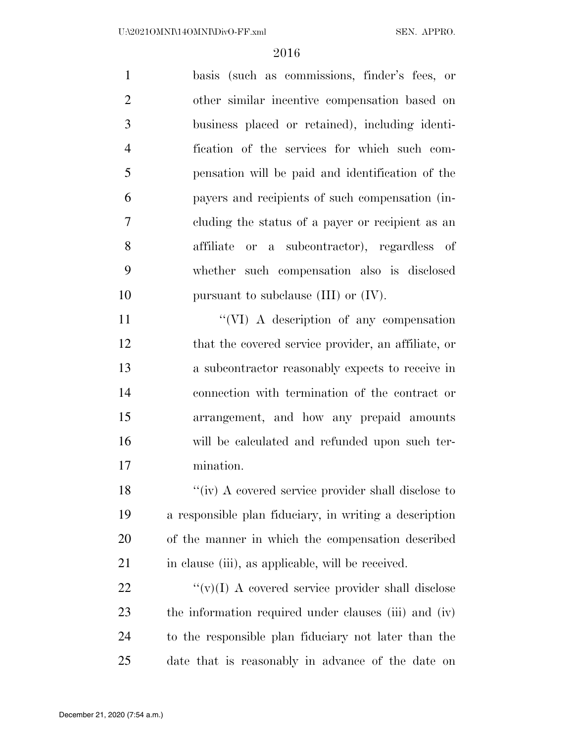basis (such as commissions, finder's fees, or other similar incentive compensation based on business placed or retained), including identification of the services for which such compensation will be paid and identification of the payers and recipients of such compensation (including the status of a payer or recipient as an affiliate or a subcontractor), regardless of whether such compensation also is disclosed pursuant to subclause (III) or (IV).

"(VI) A description of any compensation that the covered service provider, an affiliate, or a subcontractor reasonably expects to receive in connection with termination of the contract or arrangement, and how any prepaid amounts will be calculated and refunded upon such termination.

"(iv) A covered service provider shall disclose to a responsible plan fiduciary, in writing a description of the manner in which the compensation described in clause (iii), as applicable, will be received.

"(v)(I) A covered service provider shall disclose the information required under clauses (iii) and (iv) to the responsible plan fiduciary not later than the date that is reasonably in advance of the date on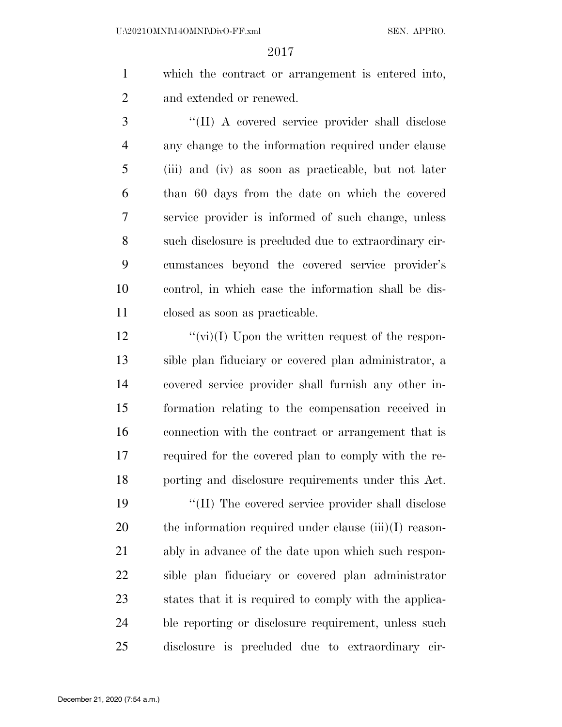which the contract or arrangement is entered into, and extended or renewed.

"(II) A covered service provider shall disclose any change to the information required under clause (iii) and (iv) as soon as practicable, but not later than 60 days from the date on which the covered service provider is informed of such change, unless such disclosure is precluded due to extraordinary circumstances beyond the covered service provider's control, in which case the information shall be disclosed as soon as practicable.

"(vi)(I) Upon the written request of the responsible plan fiduciary or covered plan administrator, a covered service provider shall furnish any other information relating to the compensation received in connection with the contract or arrangement that is required for the covered plan to comply with the reporting and disclosure requirements under this Act.

"(II) The covered service provider shall disclose the information required under clause (iii)(I) reasonably in advance of the date upon which such responsible plan fiduciary or covered plan administrator states that it is required to comply with the applicable reporting or disclosure requirement, unless such disclosure is precluded due to extraordinary cir-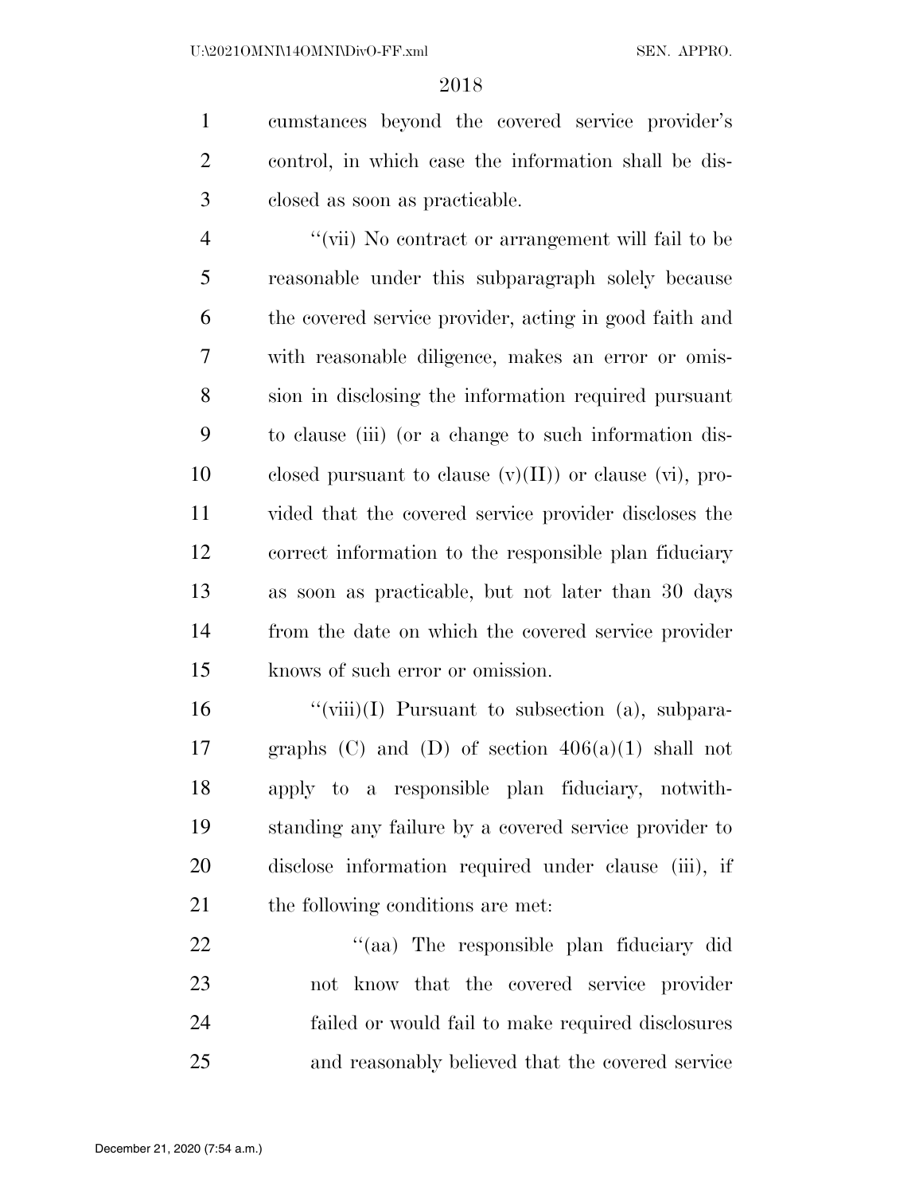cumstances beyond the covered service provider's control, in which case the information shall be disclosed as soon as practicable.

''(vii) No contract or arrangement will fail to be reasonable under this subparagraph solely because the covered service provider, acting in good faith and with reasonable diligence, makes an error or omission in disclosing the information required pursuant to clause (iii) (or a change to such information disclosed pursuant to clause (v)(II)) or clause (vi), provided that the covered service provider discloses the correct information to the responsible plan fiduciary as soon as practicable, but not later than 30 days from the date on which the covered service provider knows of such error or omission.

''(viii)(I) Pursuant to subsection (a), subparagraphs (C) and (D) of section 406(a)(1) shall not apply to a responsible plan fiduciary, notwithstanding any failure by a covered service provider to disclose information required under clause (iii), if the following conditions are met:

''(aa) The responsible plan fiduciary did not know that the covered service provider failed or would fail to make required disclosures and reasonably believed that the covered service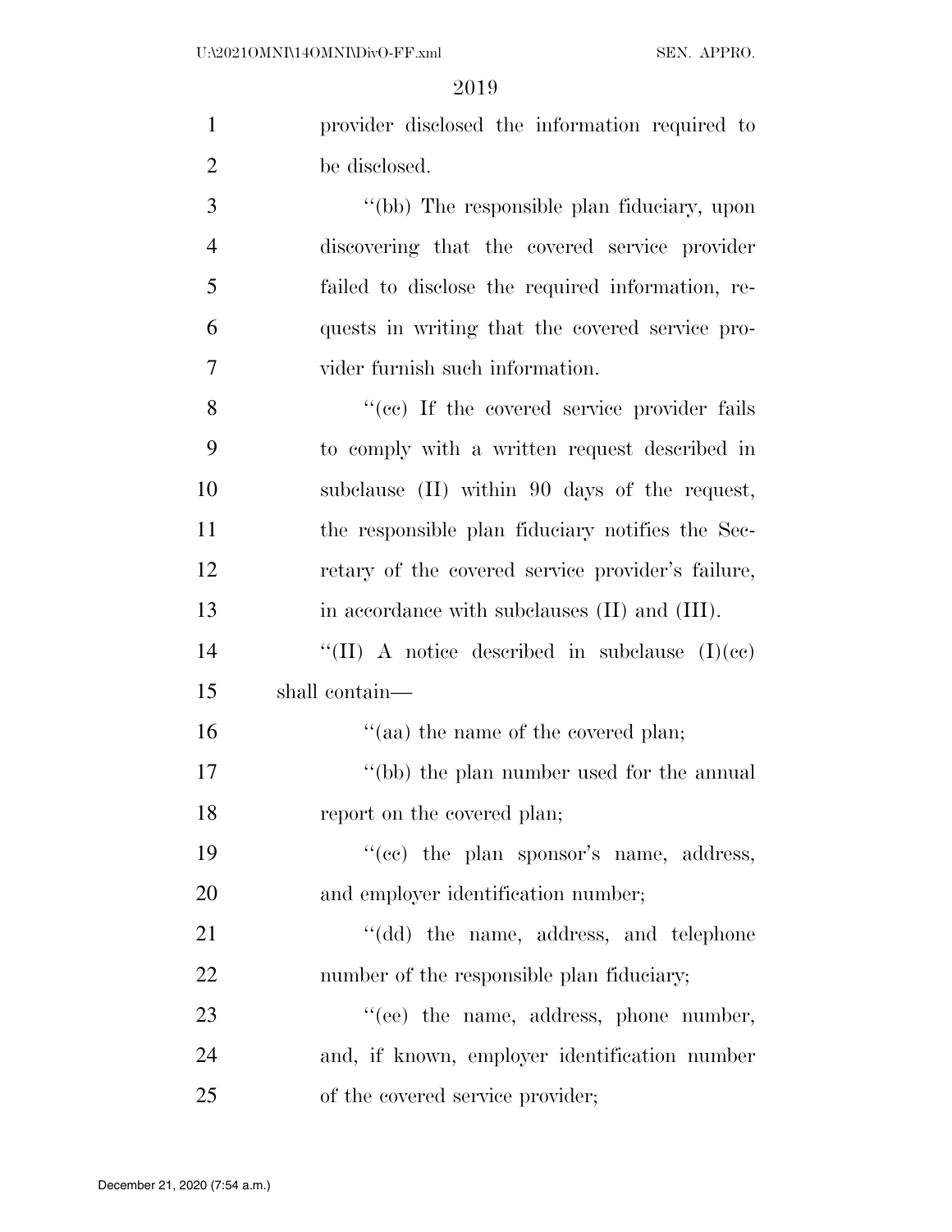provider disclosed the information required to be disclosed.

"(bb) The responsible plan fiduciary, upon discovering that the covered service provider failed to disclose the required information, requests in writing that the covered service provider furnish such information.

"(cc) If the covered service provider fails to comply with a written request described in subclause (II) within 90 days of the request, the responsible plan fiduciary notifies the Secretary of the covered service provider's failure, in accordance with subclauses (II) and (III).

"(II) A notice described in subclause (I)(cc) shall contain—

"(aa) the name of the covered plan;

"(bb) the plan number used for the annual report on the covered plan;

"(cc) the plan sponsor's name, address, and employer identification number;

"(dd) the name, address, and telephone number of the responsible plan fiduciary;

"(ee) the name, address, phone number, and, if known, employer identification number of the covered service provider;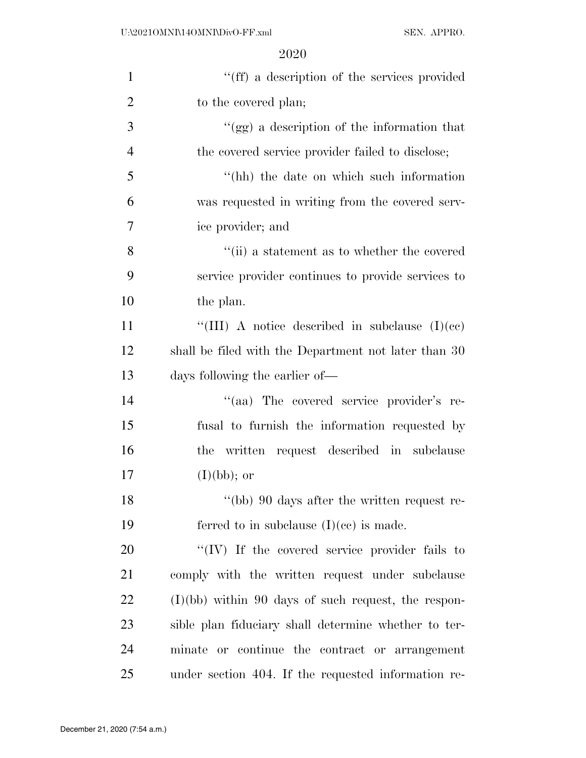''(ff) a description of the services provided to the covered plan;

''(gg) a description of the information that the covered service provider failed to disclose;

''(hh) the date on which such information was requested in writing from the covered service provider; and

''(ii) a statement as to whether the covered service provider continues to provide services to the plan.

''(III) A notice described in subclause (I)(cc) shall be filed with the Department not later than 30 days following the earlier of—

''(aa) The covered service provider's refusal to furnish the information requested by the written request described in subclause (I)(bb); or

''(bb) 90 days after the written request referred to in subclause (I)(cc) is made.

''(IV) If the covered service provider fails to comply with the written request under subclause (I)(bb) within 90 days of such request, the responsible plan fiduciary shall determine whether to terminate or continue the contract or arrangement under section 404. If the requested information re-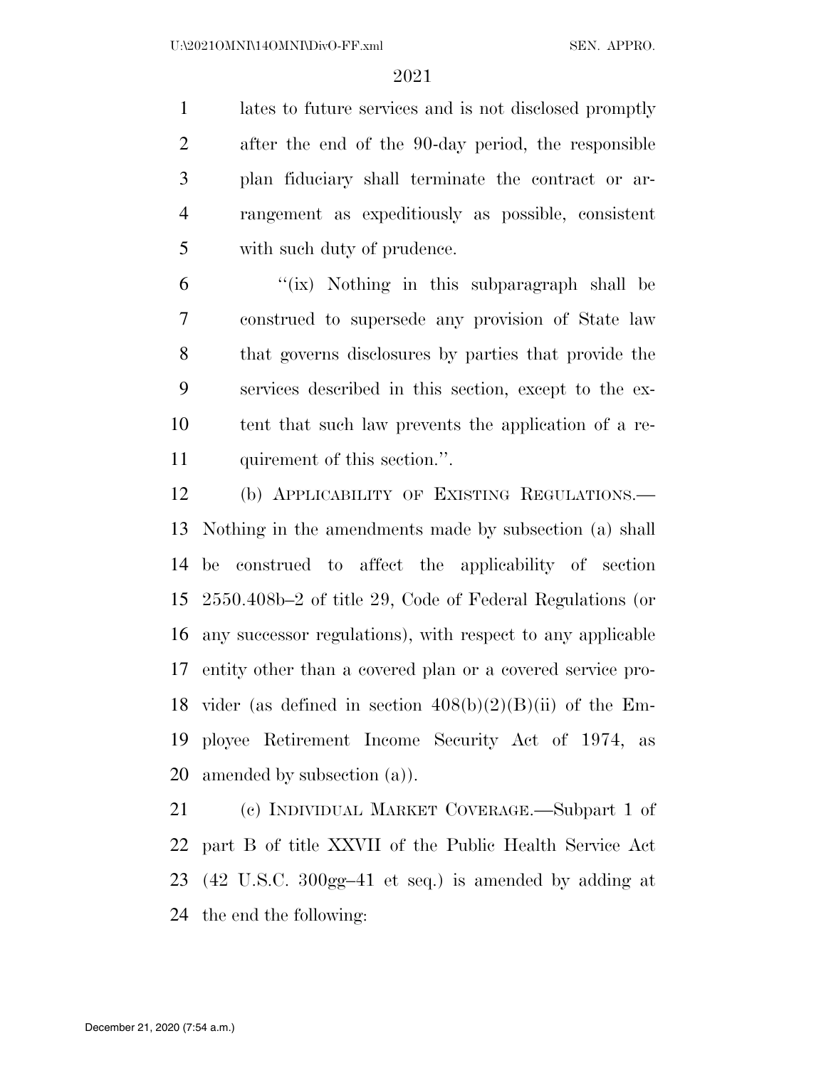lates to future services and is not disclosed promptly after the end of the 90-day period, the responsible plan fiduciary shall terminate the contract or arrangement as expeditiously as possible, consistent with such duty of prudence.

"(ix) Nothing in this subparagraph shall be construed to supersede any provision of State law that governs disclosures by parties that provide the services described in this section, except to the extent that such law prevents the application of a requirement of this section.".

(b) APPLICABILITY OF EXISTING REGULATIONS.—Nothing in the amendments made by subsection (a) shall be construed to affect the applicability of section 2550.408b–2 of title 29, Code of Federal Regulations (or any successor regulations), with respect to any applicable entity other than a covered plan or a covered service provider (as defined in section 408(b)(2)(B)(ii) of the Employee Retirement Income Security Act of 1974, as amended by subsection (a)).

(c) INDIVIDUAL MARKET COVERAGE.—Subpart 1 of part B of title XXVII of the Public Health Service Act (42 U.S.C. 300gg–41 et seq.) is amended by adding at the end the following: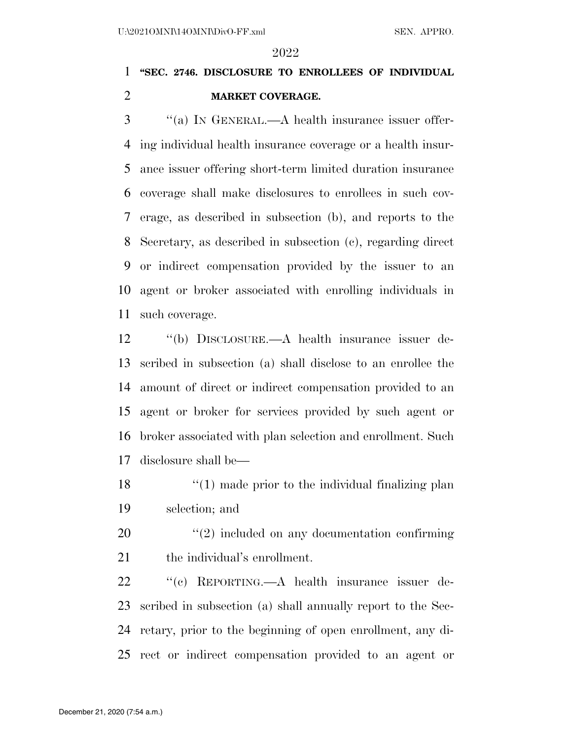**"SEC. 2746. DISCLOSURE TO ENROLLEES OF INDIVIDUAL MARKET COVERAGE.**

"(a) IN GENERAL.—A health insurance issuer offering individual health insurance coverage or a health insurance issuer offering short-term limited duration insurance coverage shall make disclosures to enrollees in such coverage, as described in subsection (b), and reports to the Secretary, as described in subsection (c), regarding direct or indirect compensation provided by the issuer to an agent or broker associated with enrolling individuals in such coverage.

"(b) DISCLOSURE.—A health insurance issuer described in subsection (a) shall disclose to an enrollee the amount of direct or indirect compensation provided to an agent or broker for services provided by such agent or broker associated with plan selection and enrollment. Such disclosure shall be—

"(1) made prior to the individual finalizing plan selection; and

"(2) included on any documentation confirming the individual's enrollment.

"(c) REPORTING.—A health insurance issuer described in subsection (a) shall annually report to the Secretary, prior to the beginning of open enrollment, any direct or indirect compensation provided to an agent or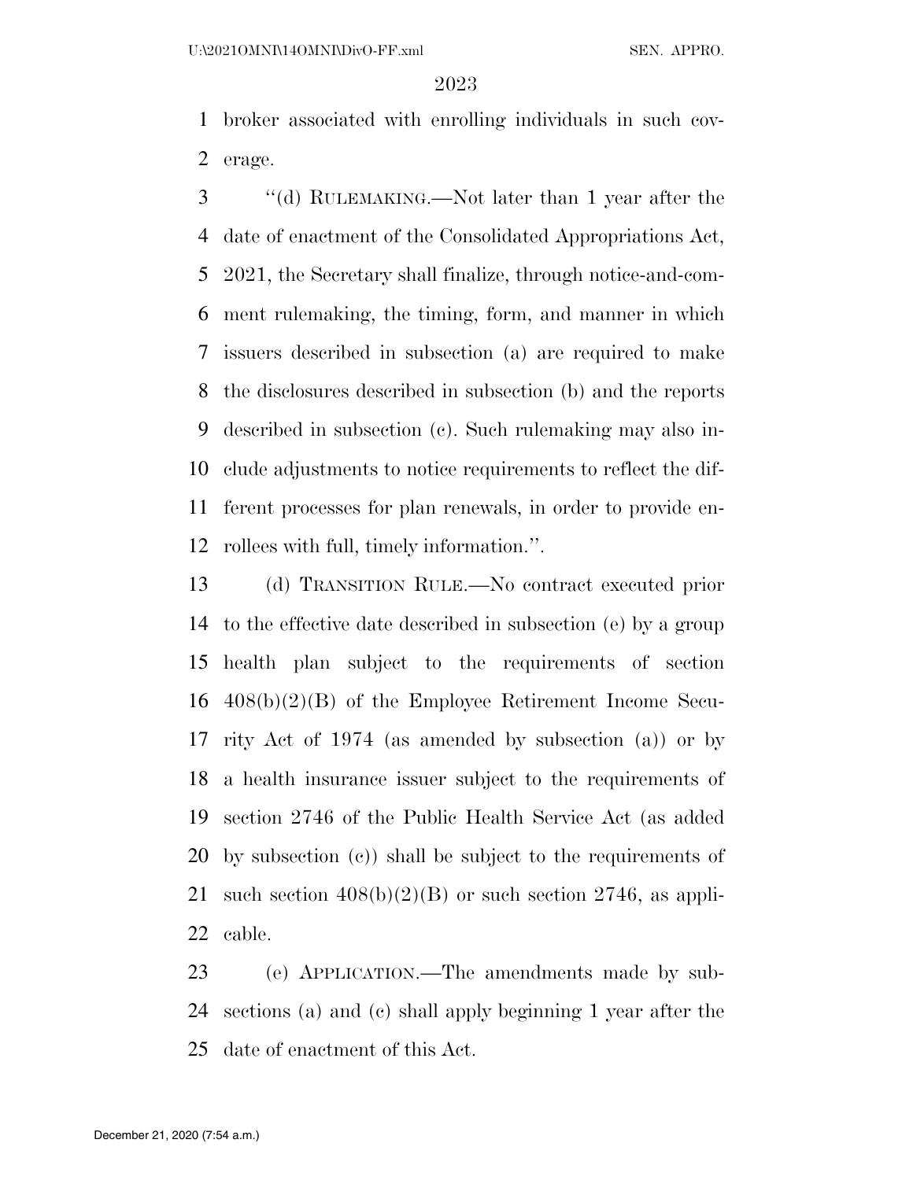broker associated with enrolling individuals in such coverage.

"(d) RULEMAKING.—Not later than 1 year after the date of enactment of the Consolidated Appropriations Act, 2021, the Secretary shall finalize, through notice-and-comment rulemaking, the timing, form, and manner in which issuers described in subsection (a) are required to make the disclosures described in subsection (b) and the reports described in subsection (c). Such rulemaking may also include adjustments to notice requirements to reflect the different processes for plan renewals, in order to provide enrollees with full, timely information.".

(d) TRANSITION RULE.—No contract executed prior to the effective date described in subsection (e) by a group health plan subject to the requirements of section 408(b)(2)(B) of the Employee Retirement Income Security Act of 1974 (as amended by subsection (a)) or by a health insurance issuer subject to the requirements of section 2746 of the Public Health Service Act (as added by subsection (c)) shall be subject to the requirements of such section 408(b)(2)(B) or such section 2746, as applicable.

(e) APPLICATION.—The amendments made by subsections (a) and (c) shall apply beginning 1 year after the date of enactment of this Act.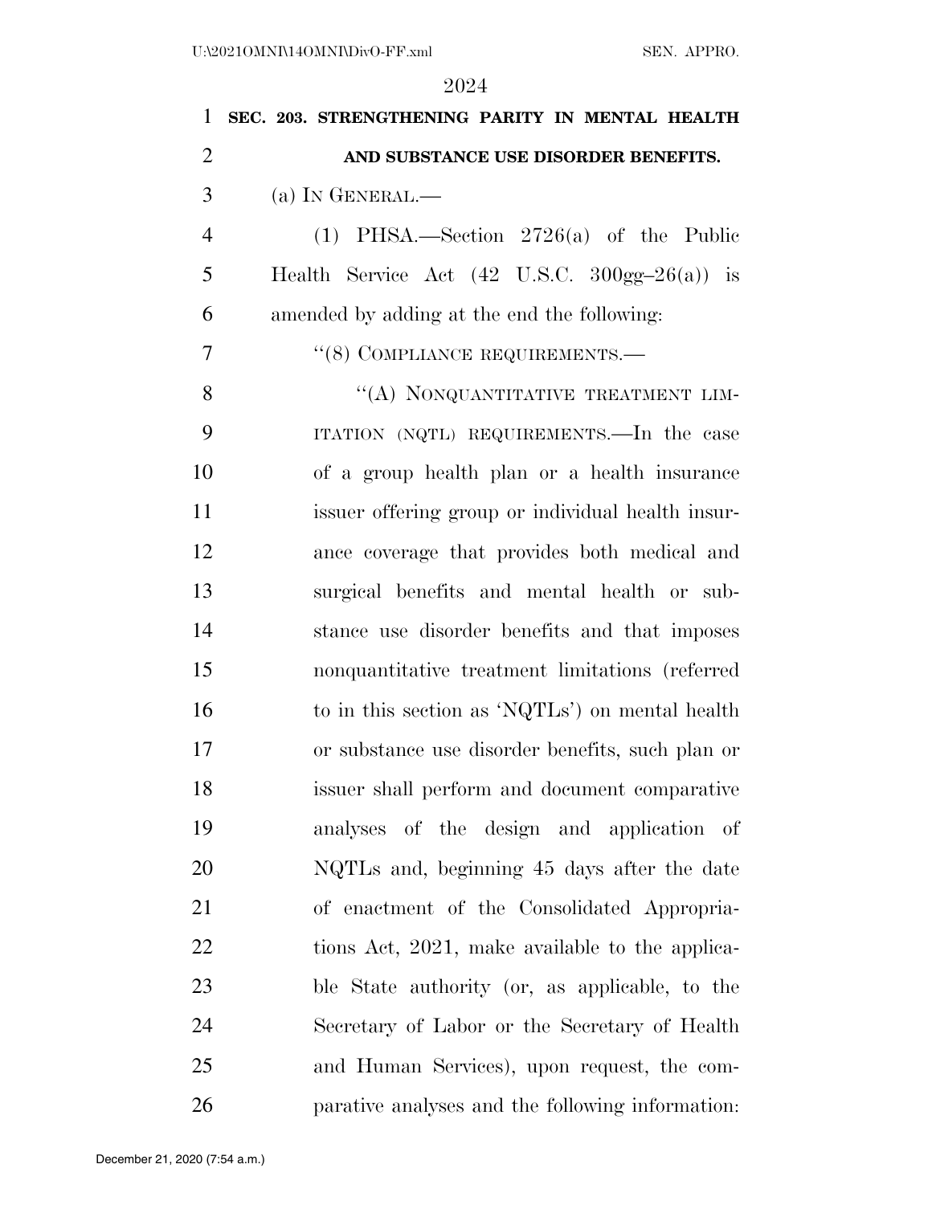**SEC. 203. STRENGTHENING PARITY IN MENTAL HEALTH AND SUBSTANCE USE DISORDER BENEFITS.**

(a) IN GENERAL.—

(1) PHSA.—Section 2726(a) of the Public Health Service Act (42 U.S.C. 300gg–26(a)) is amended by adding at the end the following:

"(8) COMPLIANCE REQUIREMENTS.—

"(A) NONQUANTITATIVE TREATMENT LIMITATION (NQTL) REQUIREMENTS.—In the case of a group health plan or a health insurance issuer offering group or individual health insurance coverage that provides both medical and surgical benefits and mental health or substance use disorder benefits and that imposes nonquantitative treatment limitations (referred to in this section as 'NQTLs') on mental health or substance use disorder benefits, such plan or issuer shall perform and document comparative analyses of the design and application of NQTLs and, beginning 45 days after the date of enactment of the Consolidated Appropriations Act, 2021, make available to the applicable State authority (or, as applicable, to the Secretary of Labor or the Secretary of Health and Human Services), upon request, the comparative analyses and the following information: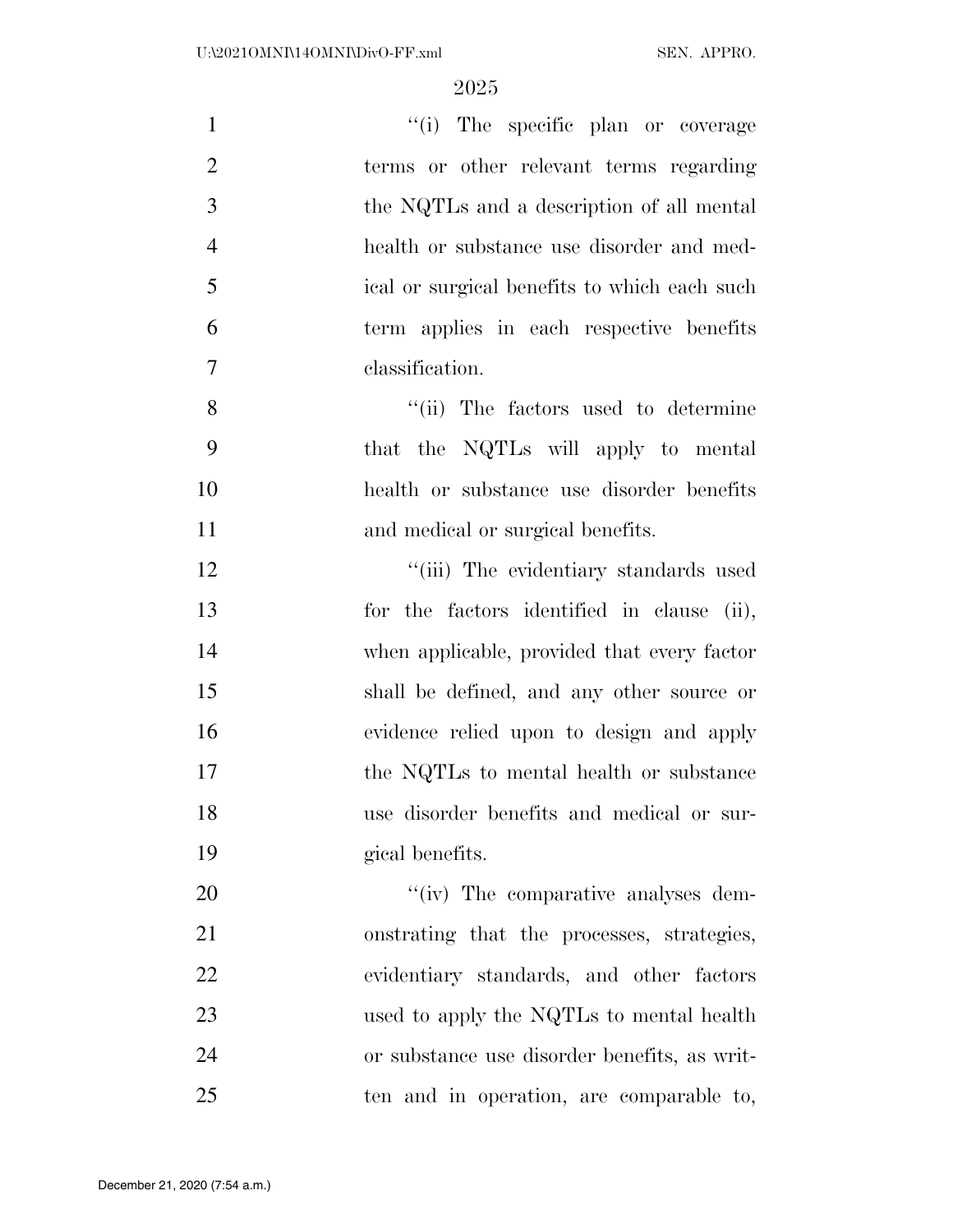''(i) The specific plan or coverage terms or other relevant terms regarding the NQTLs and a description of all mental health or substance use disorder and medical or surgical benefits to which each such term applies in each respective benefits classification.

''(ii) The factors used to determine that the NQTLs will apply to mental health or substance use disorder benefits and medical or surgical benefits.

''(iii) The evidentiary standards used for the factors identified in clause (ii), when applicable, provided that every factor shall be defined, and any other source or evidence relied upon to design and apply the NQTLs to mental health or substance use disorder benefits and medical or surgical benefits.

''(iv) The comparative analyses demonstrating that the processes, strategies, evidentiary standards, and other factors used to apply the NQTLs to mental health or substance use disorder benefits, as written and in operation, are comparable to,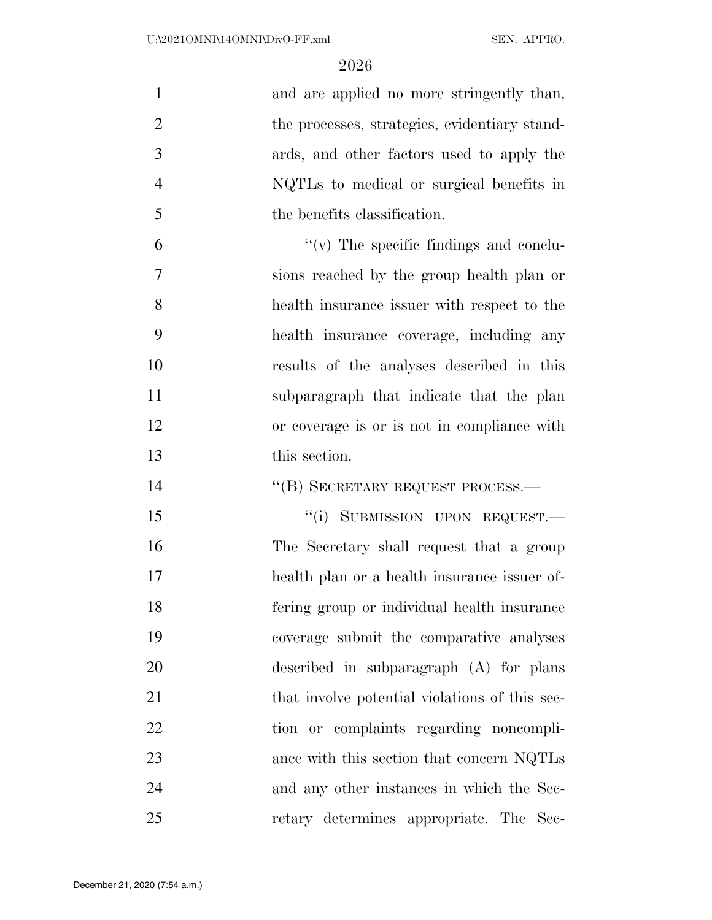and are applied no more stringently than, the processes, strategies, evidentiary standards, and other factors used to apply the NQTLs to medical or surgical benefits in the benefits classification.

"(v) The specific findings and conclusions reached by the group health plan or health insurance issuer with respect to the health insurance coverage, including any results of the analyses described in this subparagraph that indicate that the plan or coverage is or is not in compliance with this section.

"(B) SECRETARY REQUEST PROCESS.—

"(i) SUBMISSION UPON REQUEST.— The Secretary shall request that a group health plan or a health insurance issuer offering group or individual health insurance coverage submit the comparative analyses described in subparagraph (A) for plans that involve potential violations of this section or complaints regarding noncompliance with this section that concern NQTLs and any other instances in which the Secretary determines appropriate. The Sec-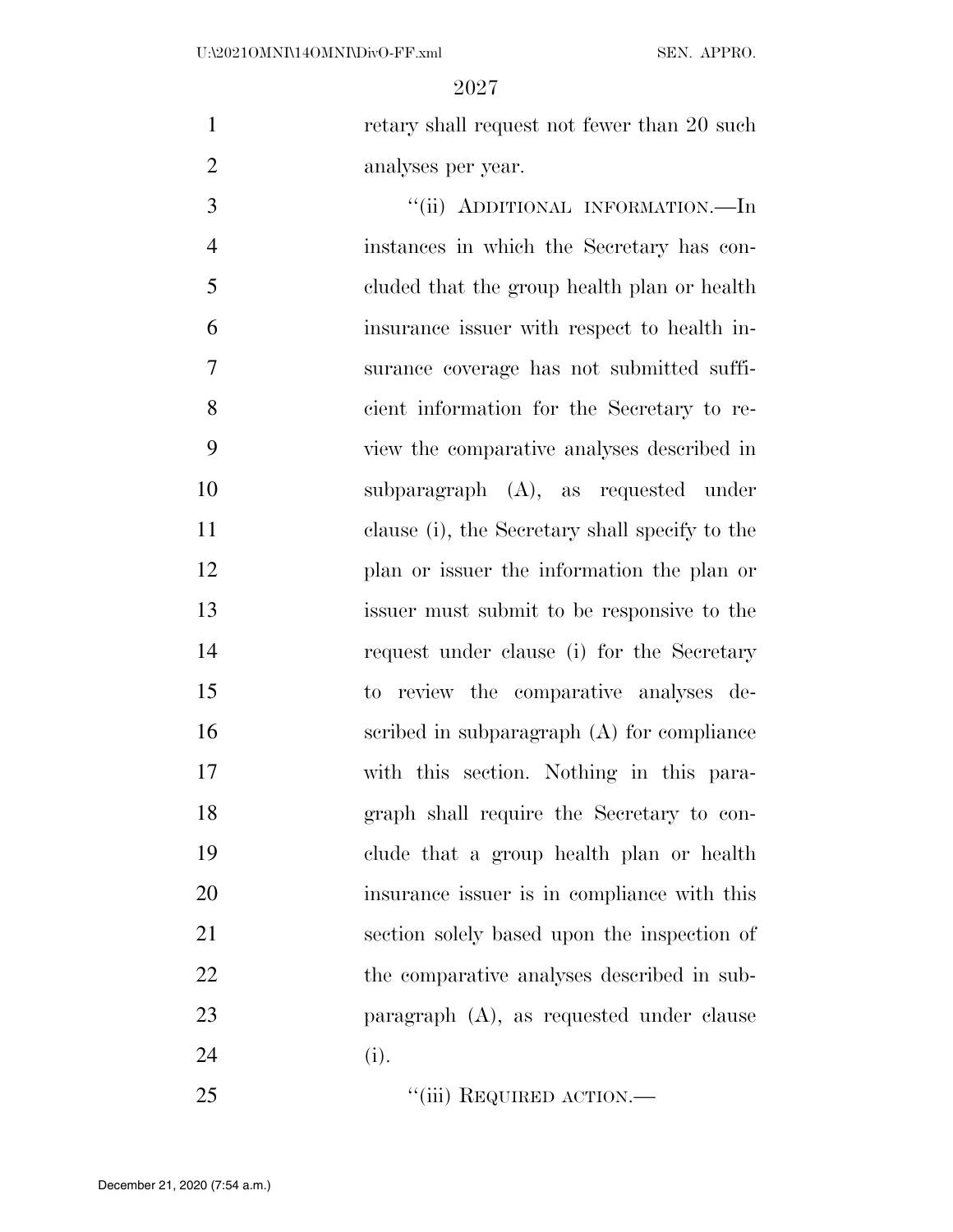retary shall request not fewer than 20 such analyses per year.

"(ii) ADDITIONAL INFORMATION.—In instances in which the Secretary has concluded that the group health plan or health insurance issuer with respect to health insurance coverage has not submitted sufficient information for the Secretary to review the comparative analyses described in subparagraph (A), as requested under clause (i), the Secretary shall specify to the plan or issuer the information the plan or issuer must submit to be responsive to the request under clause (i) for the Secretary to review the comparative analyses described in subparagraph (A) for compliance with this section. Nothing in this paragraph shall require the Secretary to conclude that a group health plan or health insurance issuer is in compliance with this section solely based upon the inspection of the comparative analyses described in subparagraph (A), as requested under clause (i).

"(iii) REQUIRED ACTION.—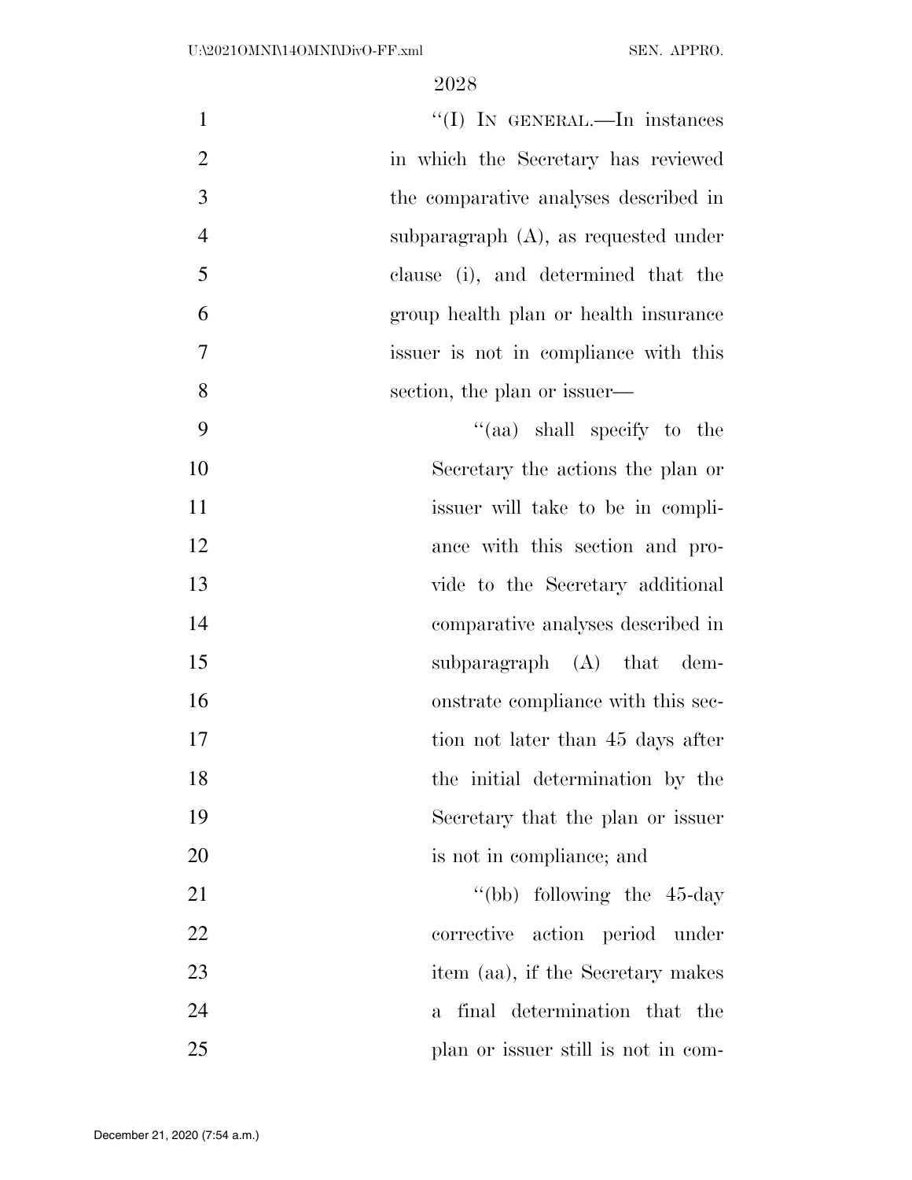"(I) IN GENERAL.—In instances in which the Secretary has reviewed the comparative analyses described in subparagraph (A), as requested under clause (i), and determined that the group health plan or health insurance issuer is not in compliance with this section, the plan or issuer—

"(aa) shall specify to the Secretary the actions the plan or issuer will take to be in compliance with this section and provide to the Secretary additional comparative analyses described in subparagraph (A) that demonstrate compliance with this section not later than 45 days after the initial determination by the Secretary that the plan or issuer is not in compliance; and

"(bb) following the 45-day corrective action period under item (aa), if the Secretary makes a final determination that the plan or issuer still is not in com-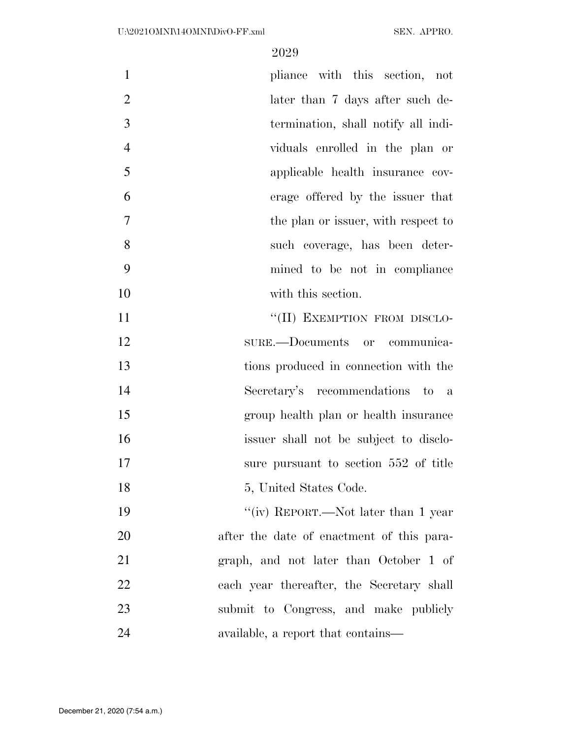pliance with this section, not later than 7 days after such determination, shall notify all individuals enrolled in the plan or applicable health insurance coverage offered by the issuer that the plan or issuer, with respect to such coverage, has been determined to be not in compliance with this section.

"(II) EXEMPTION FROM DISCLOSURE.—Documents or communications produced in connection with the Secretary's recommendations to a group health plan or health insurance issuer shall not be subject to disclosure pursuant to section 552 of title 5, United States Code.

"(iv) REPORT.—Not later than 1 year after the date of enactment of this paragraph, and not later than October 1 of each year thereafter, the Secretary shall submit to Congress, and make publicly available, a report that contains—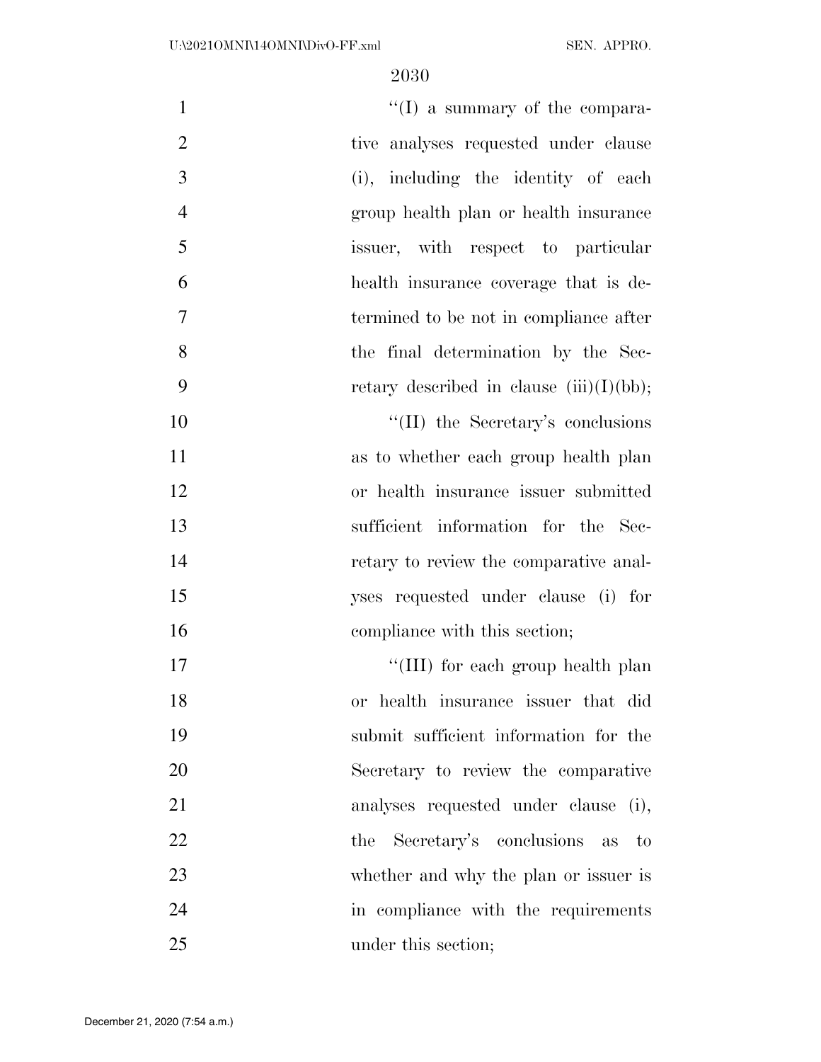"(I) a summary of the comparative analyses requested under clause (i), including the identity of each group health plan or health insurance issuer, with respect to particular health insurance coverage that is determined to be not in compliance after the final determination by the Secretary described in clause (iii)(I)(bb);

"(II) the Secretary's conclusions as to whether each group health plan or health insurance issuer submitted sufficient information for the Secretary to review the comparative analyses requested under clause (i) for compliance with this section;

"(III) for each group health plan or health insurance issuer that did submit sufficient information for the Secretary to review the comparative analyses requested under clause (i), the Secretary's conclusions as to whether and why the plan or issuer is in compliance with the requirements under this section;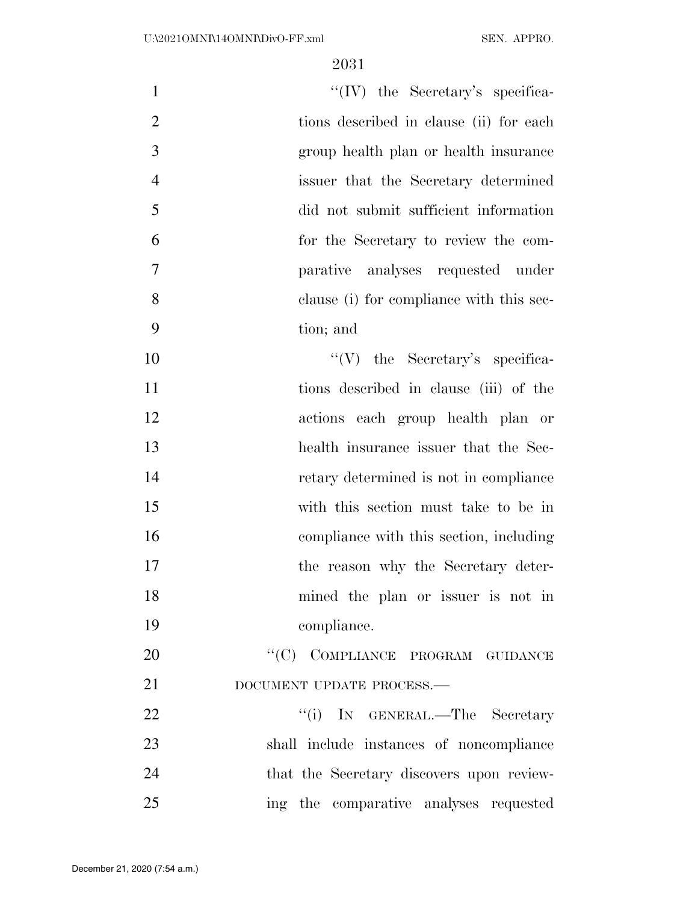"(IV) the Secretary's specifications described in clause (ii) for each group health plan or health insurance issuer that the Secretary determined did not submit sufficient information for the Secretary to review the comparative analyses requested under clause (i) for compliance with this section; and

"(V) the Secretary's specifications described in clause (iii) of the actions each group health plan or health insurance issuer that the Secretary determined is not in compliance with this section must take to be in compliance with this section, including the reason why the Secretary determined the plan or issuer is not in compliance.

"(C) COMPLIANCE PROGRAM GUIDANCE DOCUMENT UPDATE PROCESS.—

"(i) IN GENERAL.—The Secretary shall include instances of noncompliance that the Secretary discovers upon reviewing the comparative analyses requested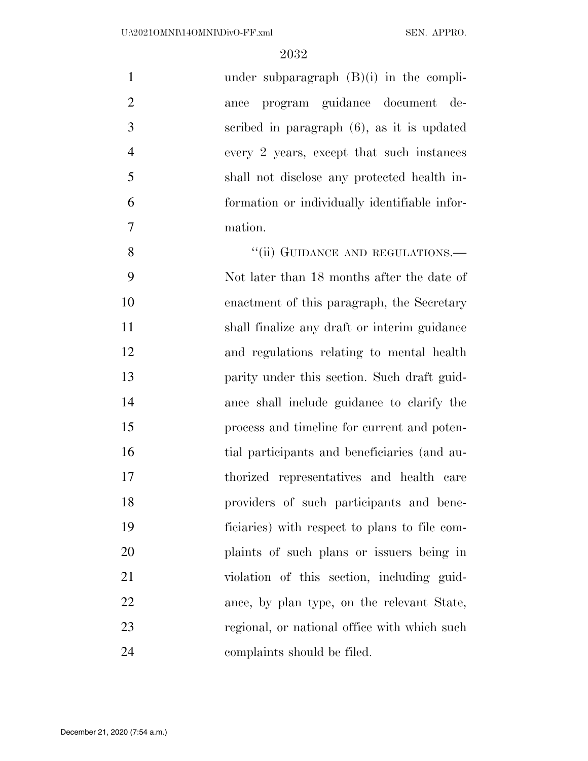under subparagraph (B)(i) in the compliance program guidance document described in paragraph (6), as it is updated every 2 years, except that such instances shall not disclose any protected health information or individually identifiable information.

"(ii) GUIDANCE AND REGULATIONS.— Not later than 18 months after the date of enactment of this paragraph, the Secretary shall finalize any draft or interim guidance and regulations relating to mental health parity under this section. Such draft guidance shall include guidance to clarify the process and timeline for current and potential participants and beneficiaries (and authorized representatives and health care providers of such participants and beneficiaries) with respect to plans to file complaints of such plans or issuers being in violation of this section, including guidance, by plan type, on the relevant State, regional, or national office with which such complaints should be filed.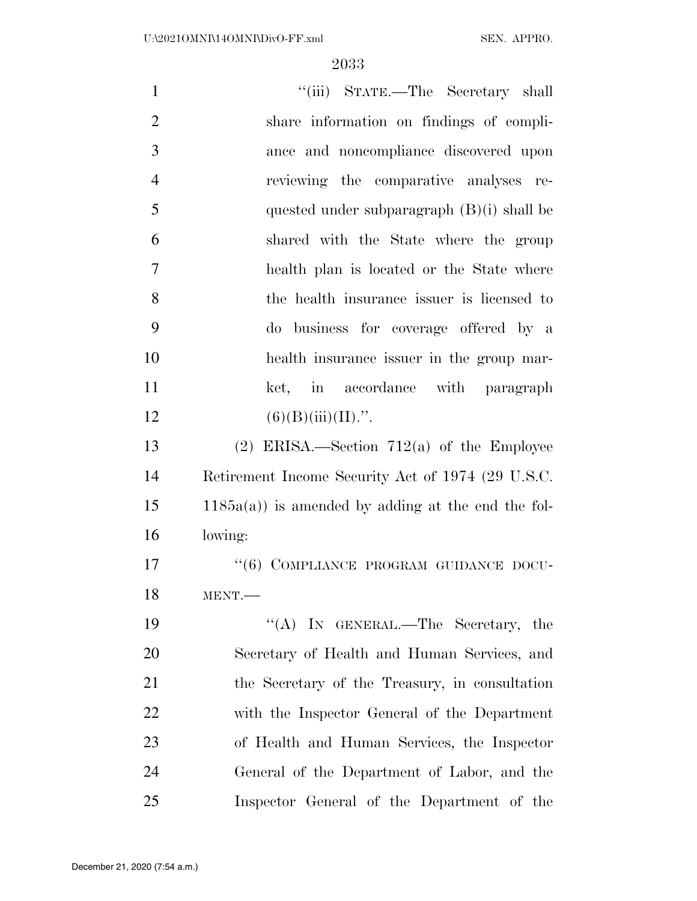"(iii) STATE.—The Secretary shall share information on findings of compliance and noncompliance discovered upon reviewing the comparative analyses requested under subparagraph (B)(i) shall be shared with the State where the group health plan is located or the State where the health insurance issuer is licensed to do business for coverage offered by a health insurance issuer in the group market, in accordance with paragraph (6)(B)(iii)(II).".

(2) ERISA.—Section 712(a) of the Employee Retirement Income Security Act of 1974 (29 U.S.C. 1185a(a)) is amended by adding at the end the following:

"(6) COMPLIANCE PROGRAM GUIDANCE DOCUMENT.—

"(A) IN GENERAL.—The Secretary, the Secretary of Health and Human Services, and the Secretary of the Treasury, in consultation with the Inspector General of the Department of Health and Human Services, the Inspector General of the Department of Labor, and the Inspector General of the Department of the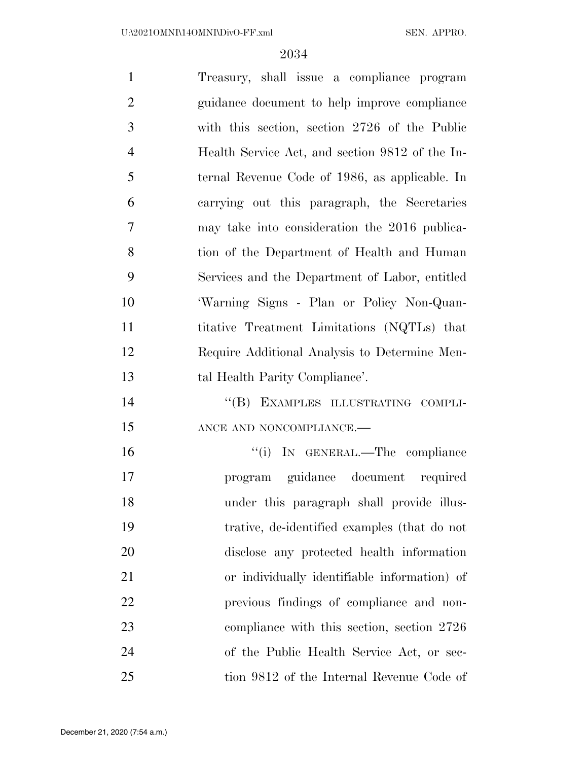Treasury, shall issue a compliance program guidance document to help improve compliance with this section, section 2726 of the Public Health Service Act, and section 9812 of the Internal Revenue Code of 1986, as applicable. In carrying out this paragraph, the Secretaries may take into consideration the 2016 publication of the Department of Health and Human Services and the Department of Labor, entitled 'Warning Signs - Plan or Policy Non-Quantitative Treatment Limitations (NQTLs) that Require Additional Analysis to Determine Mental Health Parity Compliance'.

"(B) EXAMPLES ILLUSTRATING COMPLIANCE AND NONCOMPLIANCE.—

"(i) IN GENERAL.—The compliance program guidance document required under this paragraph shall provide illustrative, de-identified examples (that do not disclose any protected health information or individually identifiable information) of previous findings of compliance and noncompliance with this section, section 2726 of the Public Health Service Act, or section 9812 of the Internal Revenue Code of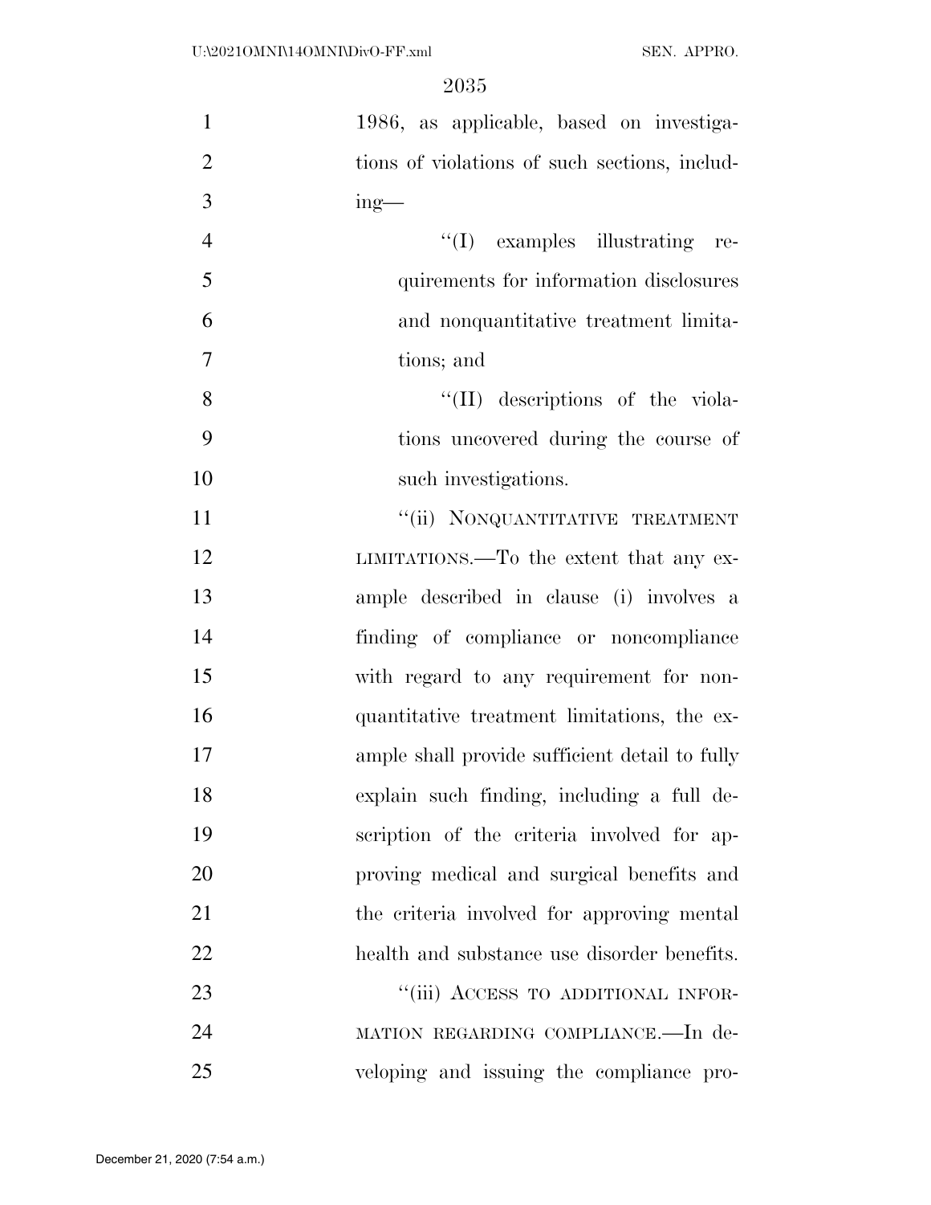1986, as applicable, based on investigations of violations of such sections, including—

"(I) examples illustrating requirements for information disclosures and nonquantitative treatment limitations; and

"(II) descriptions of the violations uncovered during the course of such investigations.

"(ii) NONQUANTITATIVE TREATMENT LIMITATIONS.—To the extent that any example described in clause (i) involves a finding of compliance or noncompliance with regard to any requirement for nonquantitative treatment limitations, the example shall provide sufficient detail to fully explain such finding, including a full description of the criteria involved for approving medical and surgical benefits and the criteria involved for approving mental health and substance use disorder benefits.

"(iii) ACCESS TO ADDITIONAL INFORMATION REGARDING COMPLIANCE.—In developing and issuing the compliance pro-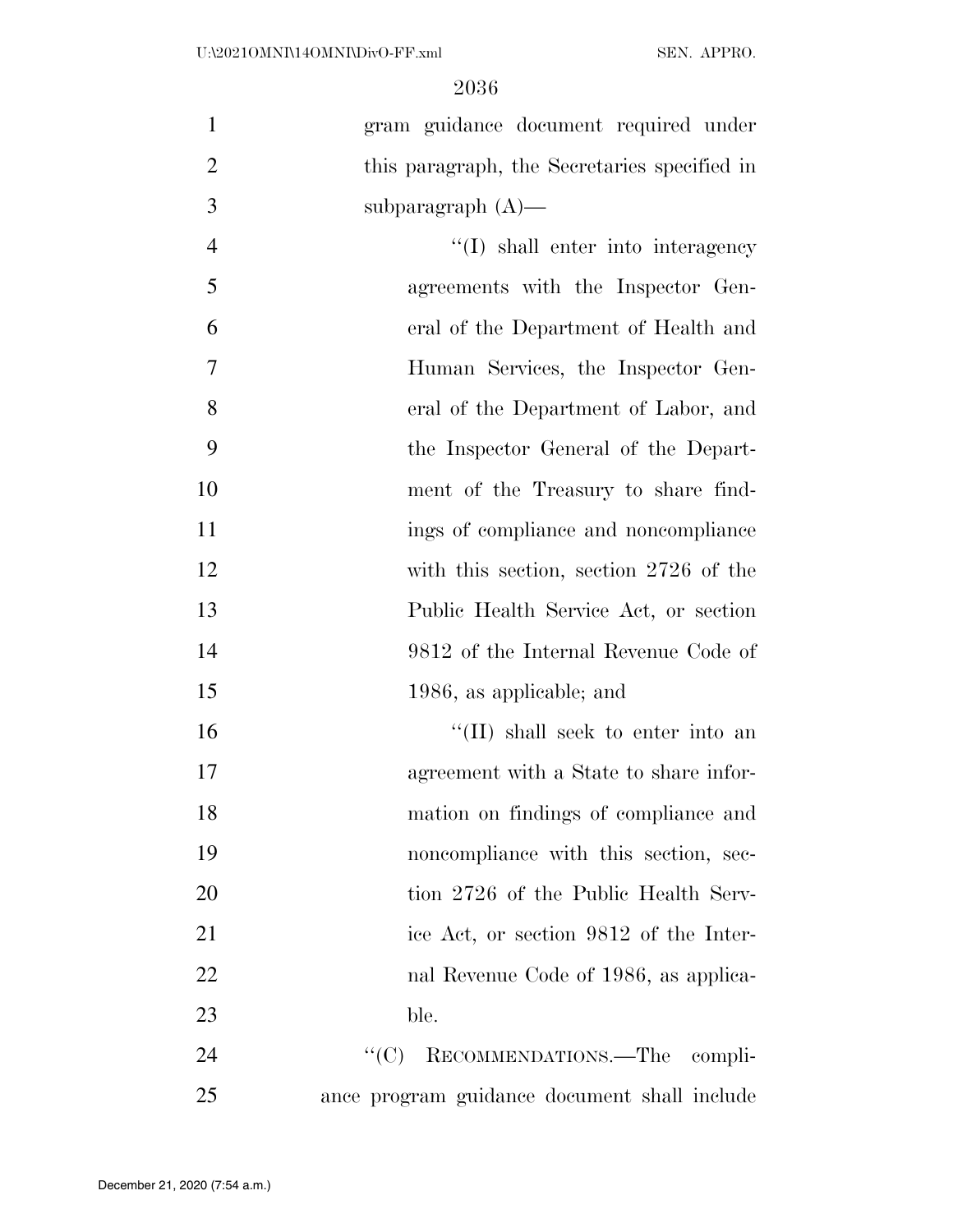gram guidance document required under this paragraph, the Secretaries specified in subparagraph (A)—

''(I) shall enter into interagency agreements with the Inspector General of the Department of Health and Human Services, the Inspector General of the Department of Labor, and the Inspector General of the Department of the Treasury to share findings of compliance and noncompliance with this section, section 2726 of the Public Health Service Act, or section 9812 of the Internal Revenue Code of 1986, as applicable; and

''(II) shall seek to enter into an agreement with a State to share information on findings of compliance and noncompliance with this section, section 2726 of the Public Health Service Act, or section 9812 of the Internal Revenue Code of 1986, as applicable.

''(C) RECOMMENDATIONS.—The compliance program guidance document shall include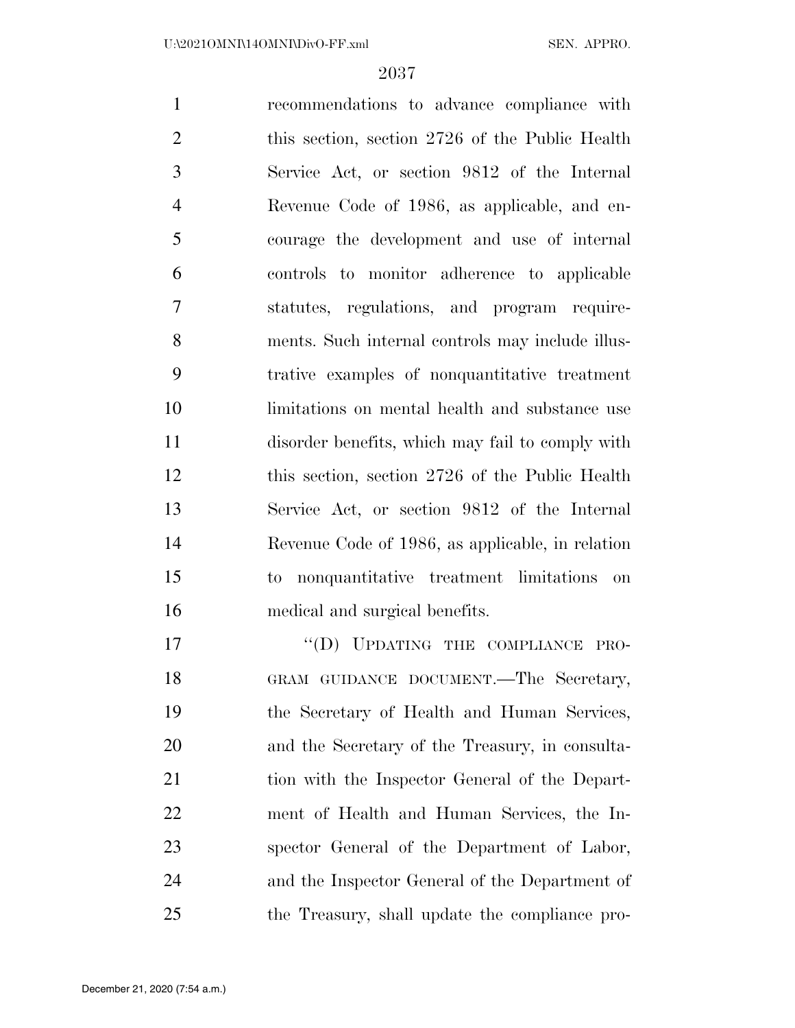recommendations to advance compliance with this section, section 2726 of the Public Health Service Act, or section 9812 of the Internal Revenue Code of 1986, as applicable, and encourage the development and use of internal controls to monitor adherence to applicable statutes, regulations, and program requirements. Such internal controls may include illustrative examples of nonquantitative treatment limitations on mental health and substance use disorder benefits, which may fail to comply with this section, section 2726 of the Public Health Service Act, or section 9812 of the Internal Revenue Code of 1986, as applicable, in relation to nonquantitative treatment limitations on medical and surgical benefits.

"(D) UPDATING THE COMPLIANCE PROGRAM GUIDANCE DOCUMENT.—The Secretary, the Secretary of Health and Human Services, and the Secretary of the Treasury, in consultation with the Inspector General of the Department of Health and Human Services, the Inspector General of the Department of Labor, and the Inspector General of the Department of the Treasury, shall update the compliance pro-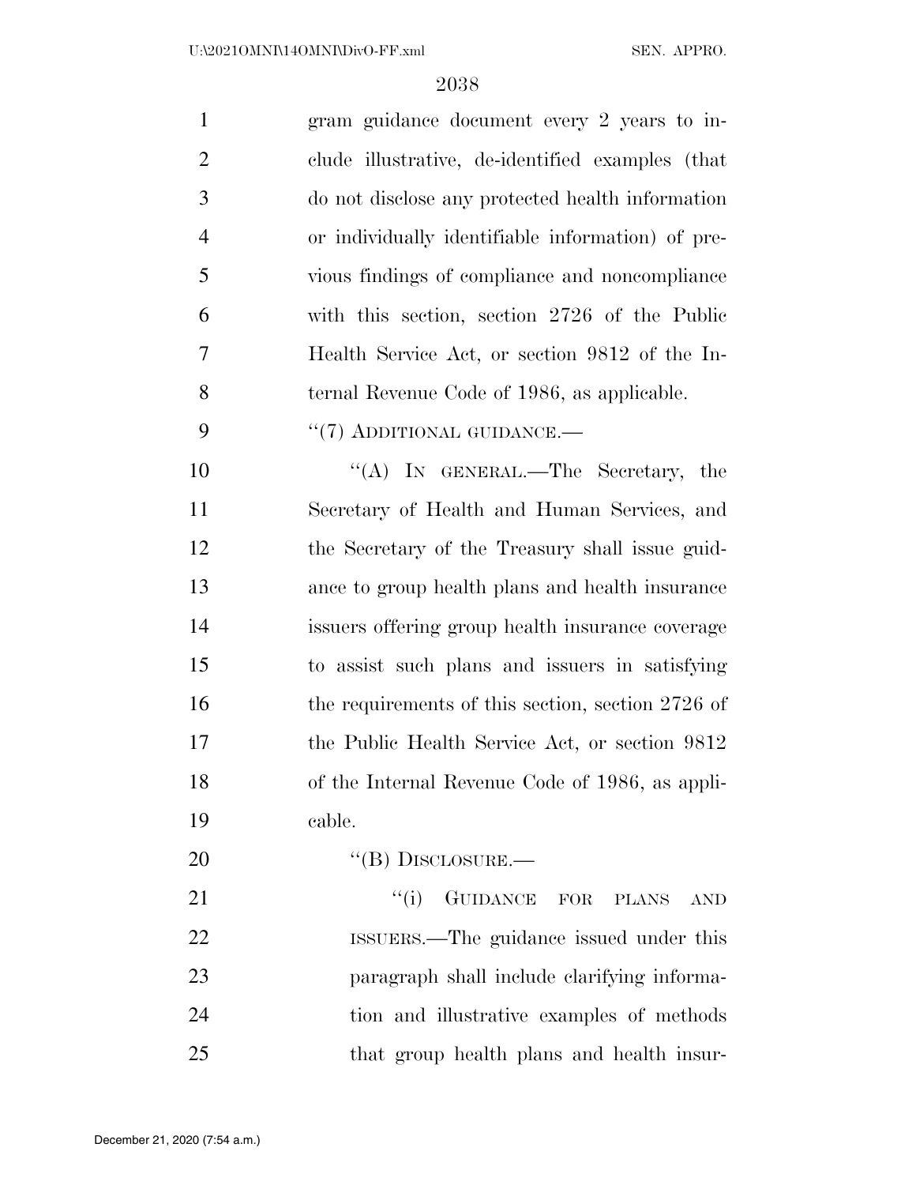gram guidance document every 2 years to include illustrative, de-identified examples (that do not disclose any protected health information or individually identifiable information) of previous findings of compliance and noncompliance with this section, section 2726 of the Public Health Service Act, or section 9812 of the Internal Revenue Code of 1986, as applicable.

"(7) ADDITIONAL GUIDANCE.—

"(A) IN GENERAL.—The Secretary, the Secretary of Health and Human Services, and the Secretary of the Treasury shall issue guidance to group health plans and health insurance issuers offering group health insurance coverage to assist such plans and issuers in satisfying the requirements of this section, section 2726 of the Public Health Service Act, or section 9812 of the Internal Revenue Code of 1986, as applicable.

"(B) DISCLOSURE.—

"(i) GUIDANCE FOR PLANS AND ISSUERS.—The guidance issued under this paragraph shall include clarifying information and illustrative examples of methods that group health plans and health insur-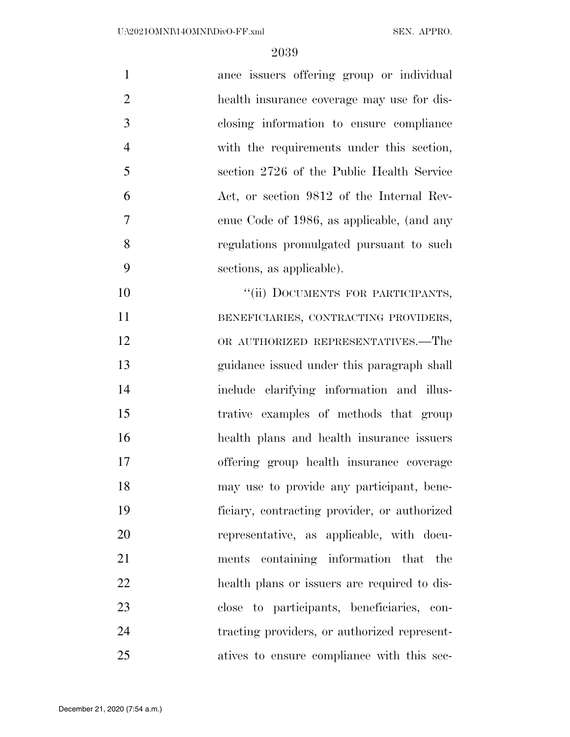ance issuers offering group or individual health insurance coverage may use for disclosing information to ensure compliance with the requirements under this section, section 2726 of the Public Health Service Act, or section 9812 of the Internal Revenue Code of 1986, as applicable, (and any regulations promulgated pursuant to such sections, as applicable).

"(ii) DOCUMENTS FOR PARTICIPANTS, BENEFICIARIES, CONTRACTING PROVIDERS, OR AUTHORIZED REPRESENTATIVES.—The guidance issued under this paragraph shall include clarifying information and illustrative examples of methods that group health plans and health insurance issuers offering group health insurance coverage may use to provide any participant, beneficiary, contracting provider, or authorized representative, as applicable, with documents containing information that the health plans or issuers are required to disclose to participants, beneficiaries, contracting providers, or authorized representatives to ensure compliance with this sec-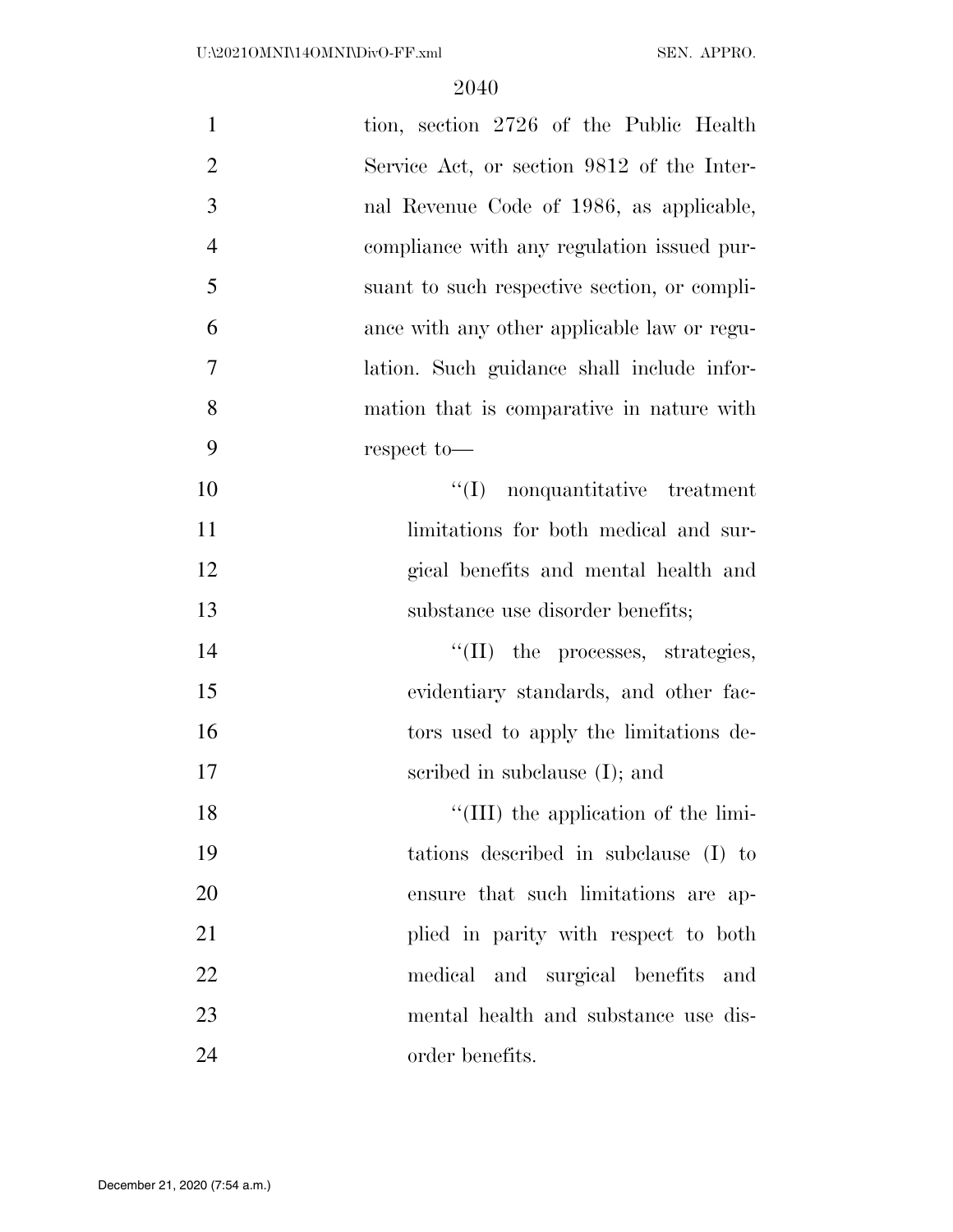tion, section 2726 of the Public Health Service Act, or section 9812 of the Internal Revenue Code of 1986, as applicable, compliance with any regulation issued pursuant to such respective section, or compliance with any other applicable law or regulation. Such guidance shall include information that is comparative in nature with respect to—

> ''(I) nonquantitative treatment limitations for both medical and surgical benefits and mental health and substance use disorder benefits;
>
> ''(II) the processes, strategies, evidentiary standards, and other factors used to apply the limitations described in subclause (I); and
>
> ''(III) the application of the limitations described in subclause (I) to ensure that such limitations are applied in parity with respect to both medical and surgical benefits and mental health and substance use disorder benefits.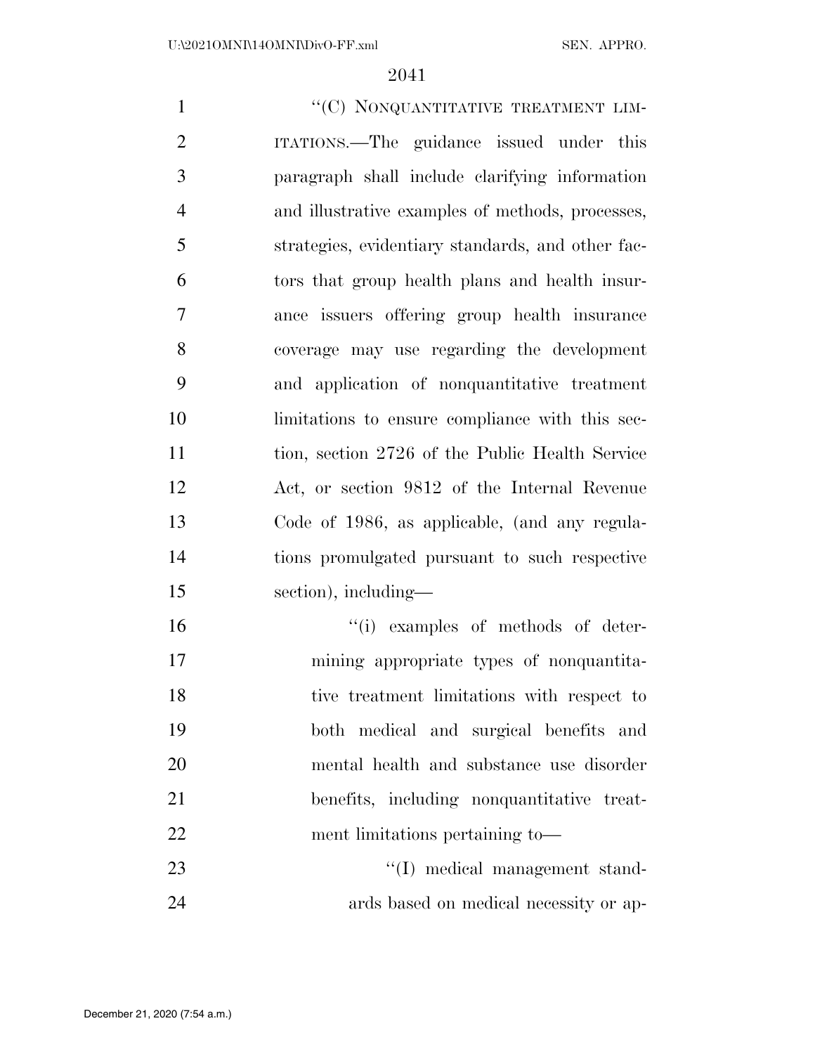"(C) NONQUANTITATIVE TREATMENT LIMITATIONS.—The guidance issued under this paragraph shall include clarifying information and illustrative examples of methods, processes, strategies, evidentiary standards, and other factors that group health plans and health insurance issuers offering group health insurance coverage may use regarding the development and application of nonquantitative treatment limitations to ensure compliance with this section, section 2726 of the Public Health Service Act, or section 9812 of the Internal Revenue Code of 1986, as applicable, (and any regulations promulgated pursuant to such respective section), including—

"(i) examples of methods of determining appropriate types of nonquantitative treatment limitations with respect to both medical and surgical benefits and mental health and substance use disorder benefits, including nonquantitative treatment limitations pertaining to—

"(I) medical management standards based on medical necessity or ap-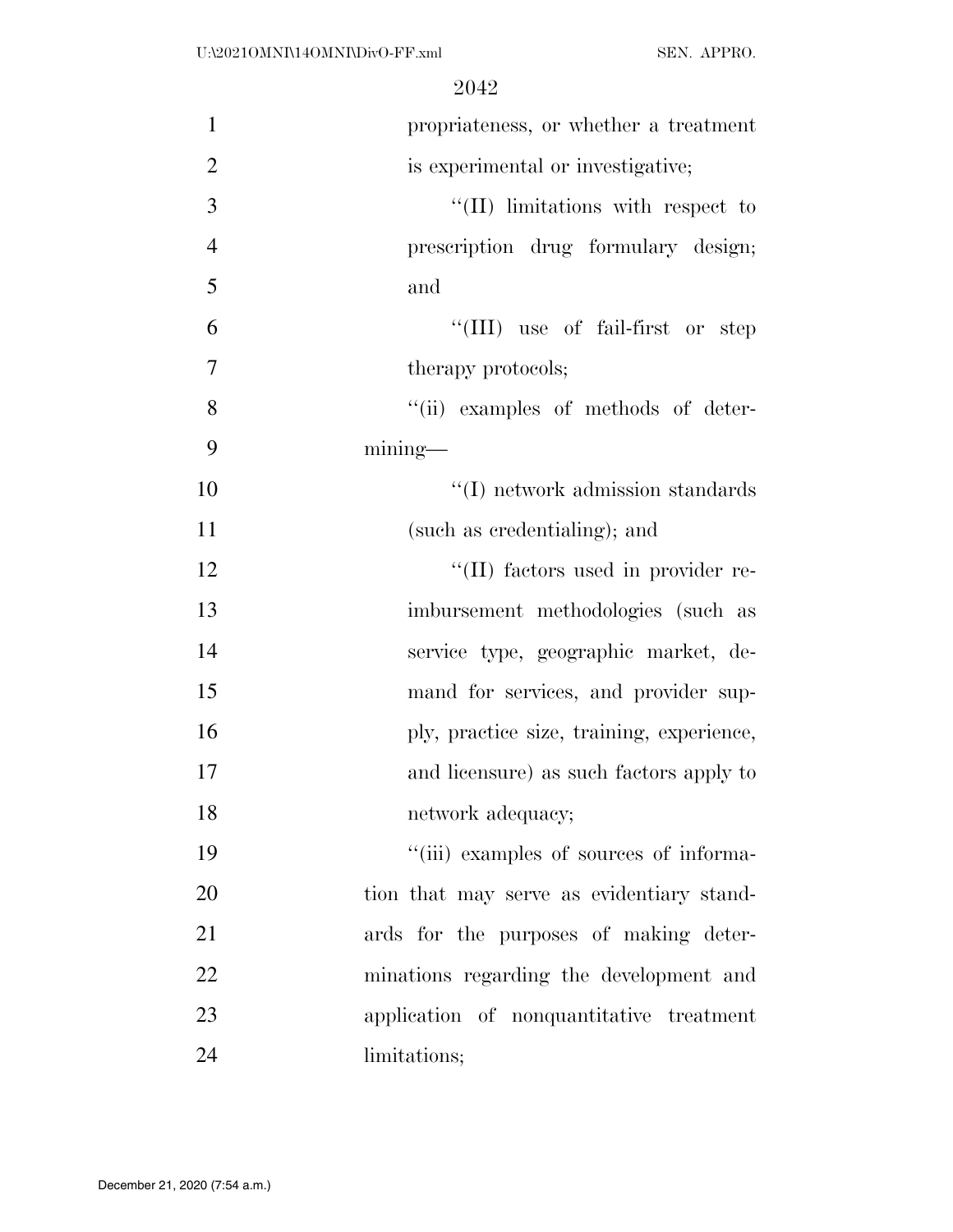propriateness, or whether a treatment is experimental or investigative;

''(II) limitations with respect to prescription drug formulary design; and

''(III) use of fail-first or step therapy protocols;

''(ii) examples of methods of determining—

''(I) network admission standards (such as credentialing); and

''(II) factors used in provider reimbursement methodologies (such as service type, geographic market, demand for services, and provider supply, practice size, training, experience, and licensure) as such factors apply to network adequacy;

''(iii) examples of sources of information that may serve as evidentiary standards for the purposes of making determinations regarding the development and application of nonquantitative treatment limitations;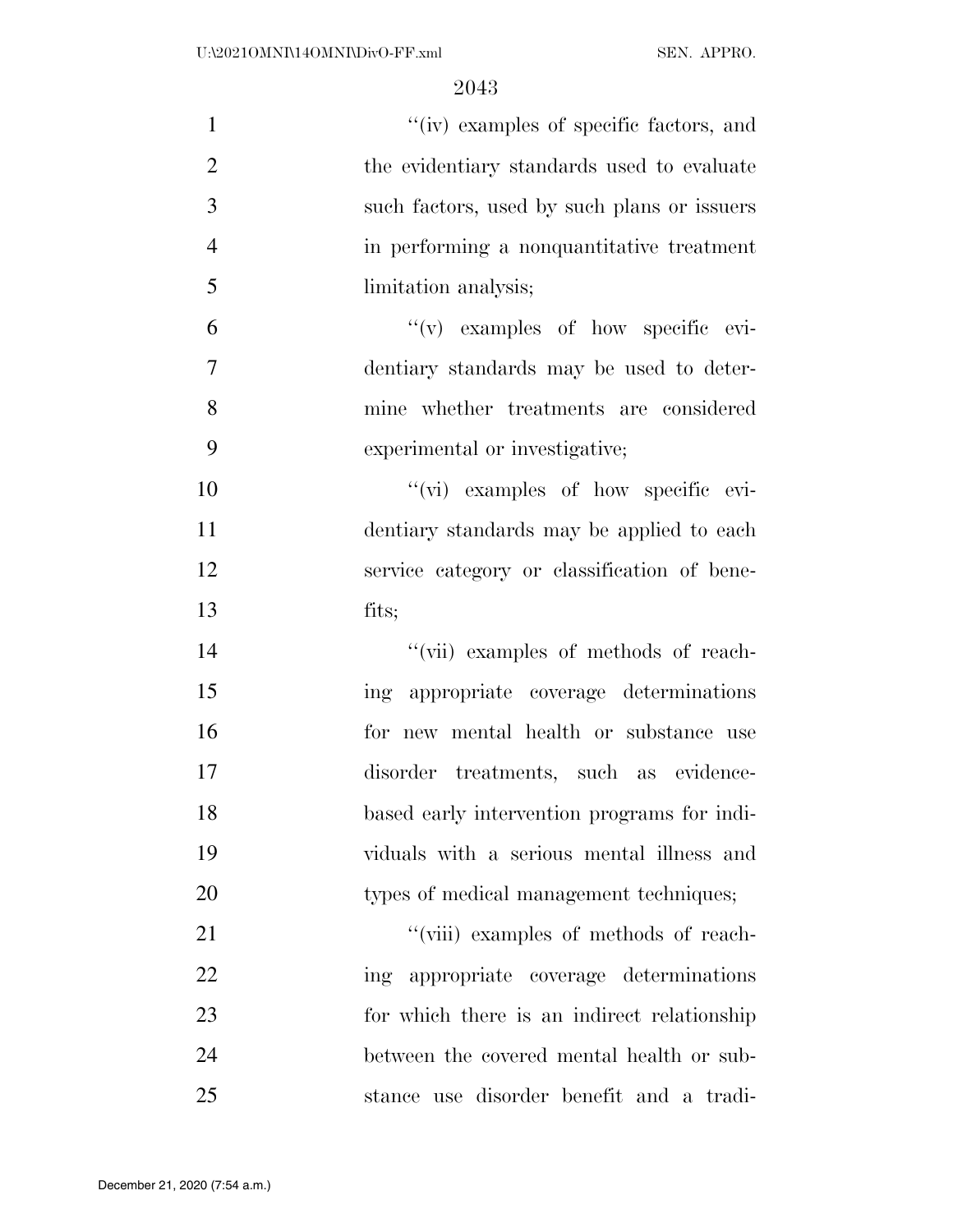"(iv) examples of specific factors, and the evidentiary standards used to evaluate such factors, used by such plans or issuers in performing a nonquantitative treatment limitation analysis;

"(v) examples of how specific evidentiary standards may be used to determine whether treatments are considered experimental or investigative;

"(vi) examples of how specific evidentiary standards may be applied to each service category or classification of benefits;

"(vii) examples of methods of reaching appropriate coverage determinations for new mental health or substance use disorder treatments, such as evidence-based early intervention programs for individuals with a serious mental illness and types of medical management techniques;

"(viii) examples of methods of reaching appropriate coverage determinations for which there is an indirect relationship between the covered mental health or substance use disorder benefit and a tradi-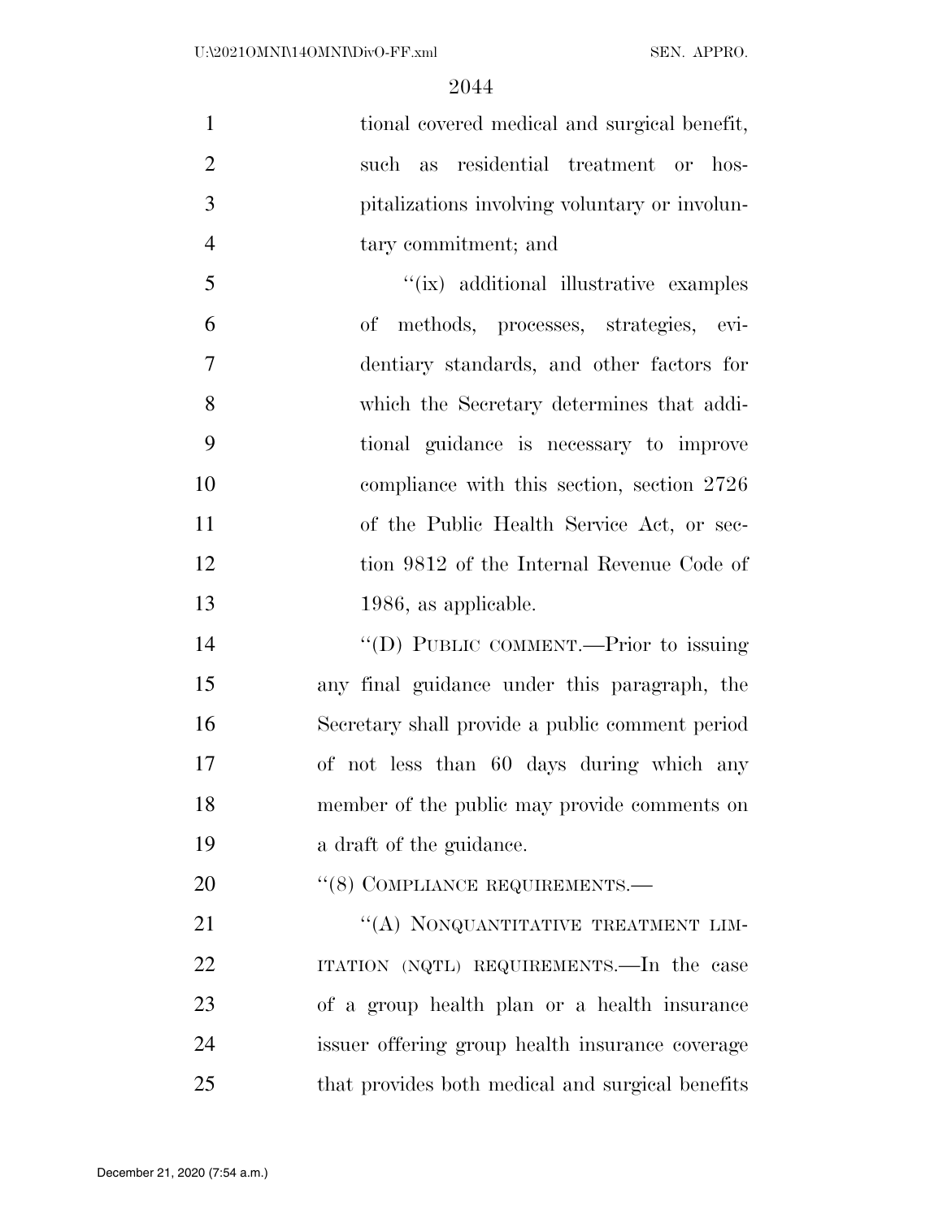tional covered medical and surgical benefit, such as residential treatment or hospitalizations involving voluntary or involuntary commitment; and

"(ix) additional illustrative examples of methods, processes, strategies, evidentiary standards, and other factors for which the Secretary determines that additional guidance is necessary to improve compliance with this section, section 2726 of the Public Health Service Act, or section 9812 of the Internal Revenue Code of 1986, as applicable.

"(D) PUBLIC COMMENT.—Prior to issuing any final guidance under this paragraph, the Secretary shall provide a public comment period of not less than 60 days during which any member of the public may provide comments on a draft of the guidance.

"(8) COMPLIANCE REQUIREMENTS.—

"(A) NONQUANTITATIVE TREATMENT LIMITATION (NQTL) REQUIREMENTS.—In the case of a group health plan or a health insurance issuer offering group health insurance coverage that provides both medical and surgical benefits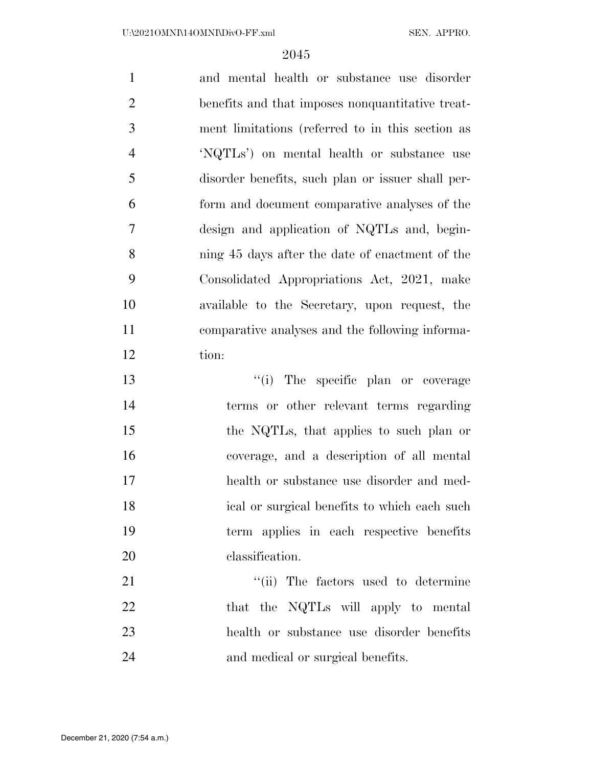and mental health or substance use disorder benefits and that imposes nonquantitative treatment limitations (referred to in this section as 'NQTLs') on mental health or substance use disorder benefits, such plan or issuer shall perform and document comparative analyses of the design and application of NQTLs and, beginning 45 days after the date of enactment of the Consolidated Appropriations Act, 2021, make available to the Secretary, upon request, the comparative analyses and the following information:

''(i) The specific plan or coverage terms or other relevant terms regarding the NQTLs, that applies to such plan or coverage, and a description of all mental health or substance use disorder and medical or surgical benefits to which each such term applies in each respective benefits classification.

''(ii) The factors used to determine that the NQTLs will apply to mental health or substance use disorder benefits and medical or surgical benefits.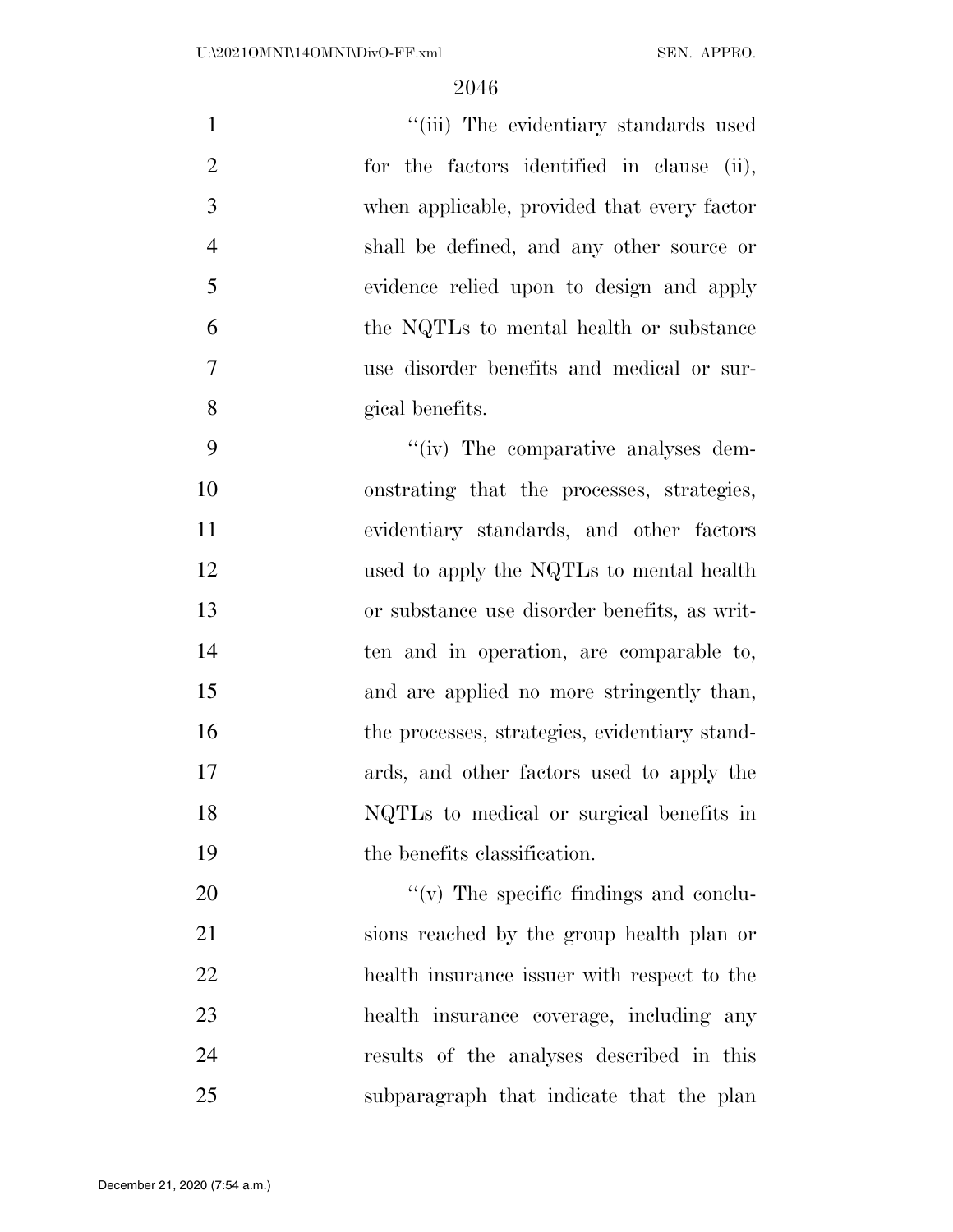"(iii) The evidentiary standards used for the factors identified in clause (ii), when applicable, provided that every factor shall be defined, and any other source or evidence relied upon to design and apply the NQTLs to mental health or substance use disorder benefits and medical or surgical benefits.

"(iv) The comparative analyses demonstrating that the processes, strategies, evidentiary standards, and other factors used to apply the NQTLs to mental health or substance use disorder benefits, as written and in operation, are comparable to, and are applied no more stringently than, the processes, strategies, evidentiary standards, and other factors used to apply the NQTLs to medical or surgical benefits in the benefits classification.

"(v) The specific findings and conclusions reached by the group health plan or health insurance issuer with respect to the health insurance coverage, including any results of the analyses described in this subparagraph that indicate that the plan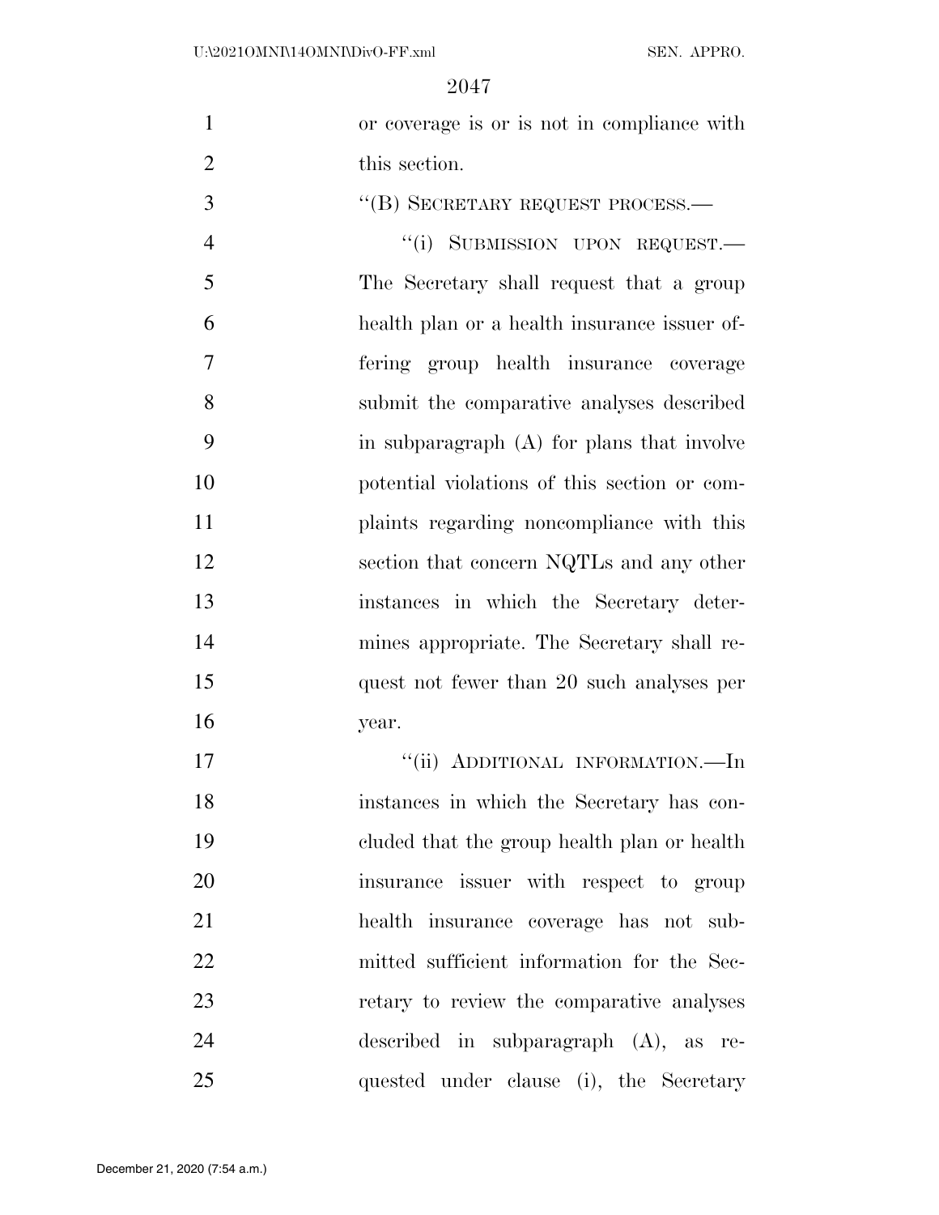or coverage is or is not in compliance with this section.

"(B) SECRETARY REQUEST PROCESS.—

"(i) SUBMISSION UPON REQUEST.— The Secretary shall request that a group health plan or a health insurance issuer offering group health insurance coverage submit the comparative analyses described in subparagraph (A) for plans that involve potential violations of this section or complaints regarding noncompliance with this section that concern NQTLs and any other instances in which the Secretary determines appropriate. The Secretary shall request not fewer than 20 such analyses per year.

"(ii) ADDITIONAL INFORMATION.—In instances in which the Secretary has concluded that the group health plan or health insurance issuer with respect to group health insurance coverage has not submitted sufficient information for the Secretary to review the comparative analyses described in subparagraph (A), as requested under clause (i), the Secretary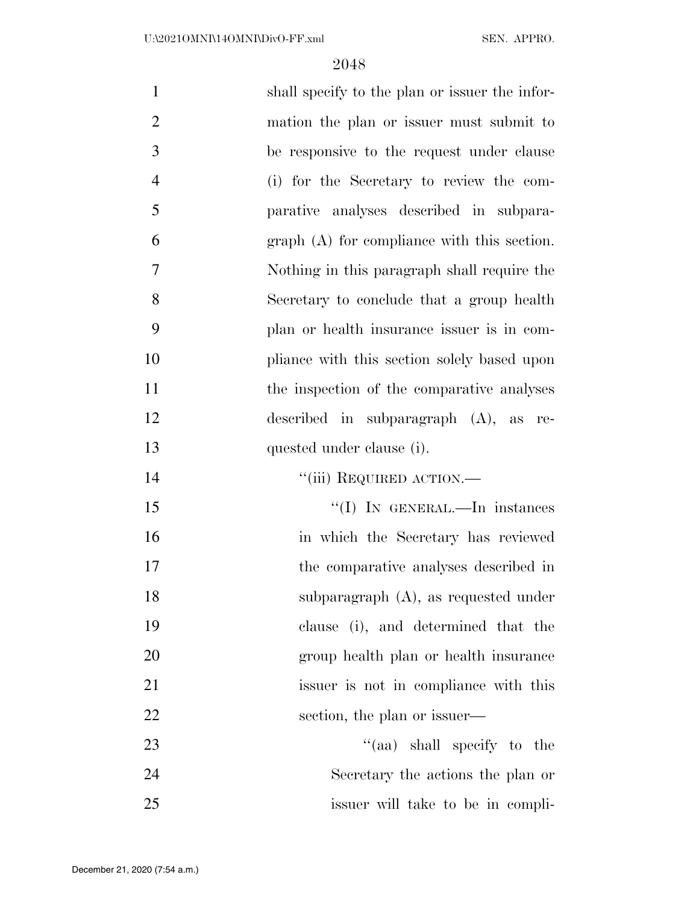shall specify to the plan or issuer the information the plan or issuer must submit to be responsive to the request under clause (i) for the Secretary to review the comparative analyses described in subparagraph (A) for compliance with this section. Nothing in this paragraph shall require the Secretary to conclude that a group health plan or health insurance issuer is in compliance with this section solely based upon the inspection of the comparative analyses described in subparagraph (A), as requested under clause (i).

"(iii) REQUIRED ACTION.—

"(I) IN GENERAL.—In instances in which the Secretary has reviewed the comparative analyses described in subparagraph (A), as requested under clause (i), and determined that the group health plan or health insurance issuer is not in compliance with this section, the plan or issuer—

"(aa) shall specify to the Secretary the actions the plan or issuer will take to be in compli-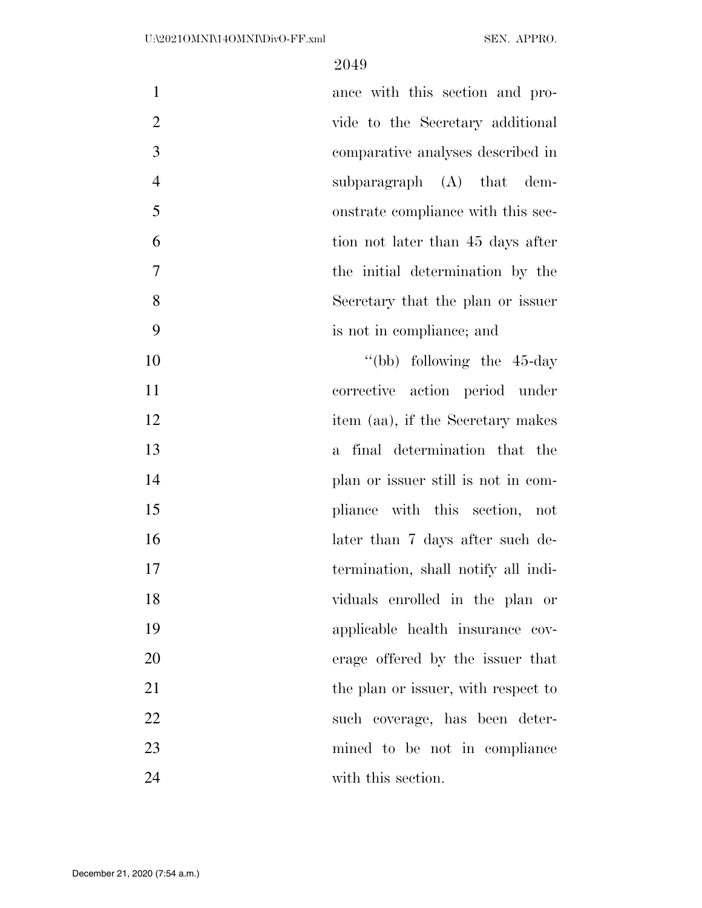ance with this section and provide to the Secretary additional comparative analyses described in subparagraph (A) that demonstrate compliance with this section not later than 45 days after the initial determination by the Secretary that the plan or issuer is not in compliance; and

"(bb) following the 45-day corrective action period under item (aa), if the Secretary makes a final determination that the plan or issuer still is not in compliance with this section, not later than 7 days after such determination, shall notify all individuals enrolled in the plan or applicable health insurance coverage offered by the issuer that the plan or issuer, with respect to such coverage, has been determined to be not in compliance with this section.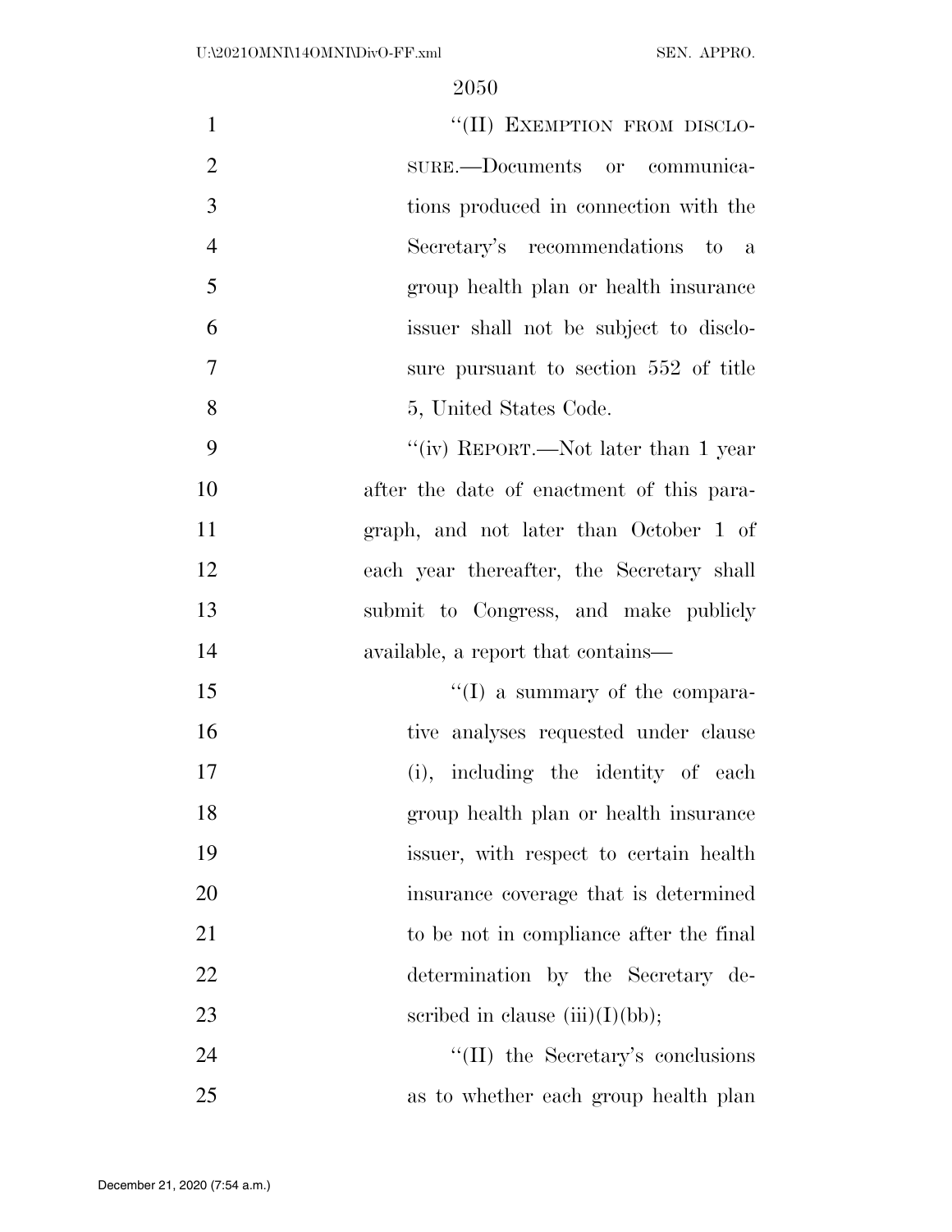"(II) EXEMPTION FROM DISCLOSURE.—Documents or communications produced in connection with the Secretary's recommendations to a group health plan or health insurance issuer shall not be subject to disclosure pursuant to section 552 of title 5, United States Code.

"(iv) REPORT.—Not later than 1 year after the date of enactment of this paragraph, and not later than October 1 of each year thereafter, the Secretary shall submit to Congress, and make publicly available, a report that contains—

"(I) a summary of the comparative analyses requested under clause (i), including the identity of each group health plan or health insurance issuer, with respect to certain health insurance coverage that is determined to be not in compliance after the final determination by the Secretary described in clause (iii)(I)(bb);

"(II) the Secretary's conclusions as to whether each group health plan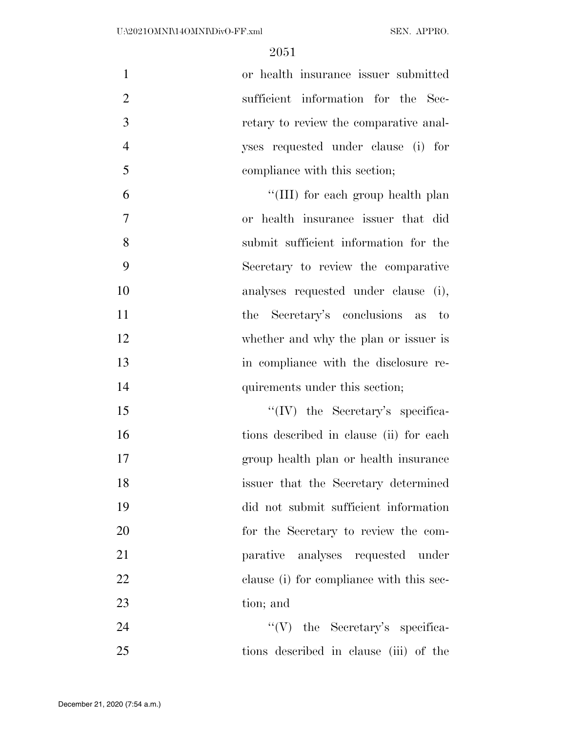or health insurance issuer submitted sufficient information for the Secretary to review the comparative analyses requested under clause (i) for compliance with this section;

"(III) for each group health plan or health insurance issuer that did submit sufficient information for the Secretary to review the comparative analyses requested under clause (i), the Secretary's conclusions as to whether and why the plan or issuer is in compliance with the disclosure requirements under this section;

"(IV) the Secretary's specifications described in clause (ii) for each group health plan or health insurance issuer that the Secretary determined did not submit sufficient information for the Secretary to review the comparative analyses requested under clause (i) for compliance with this section; and

"(V) the Secretary's specifications described in clause (iii) of the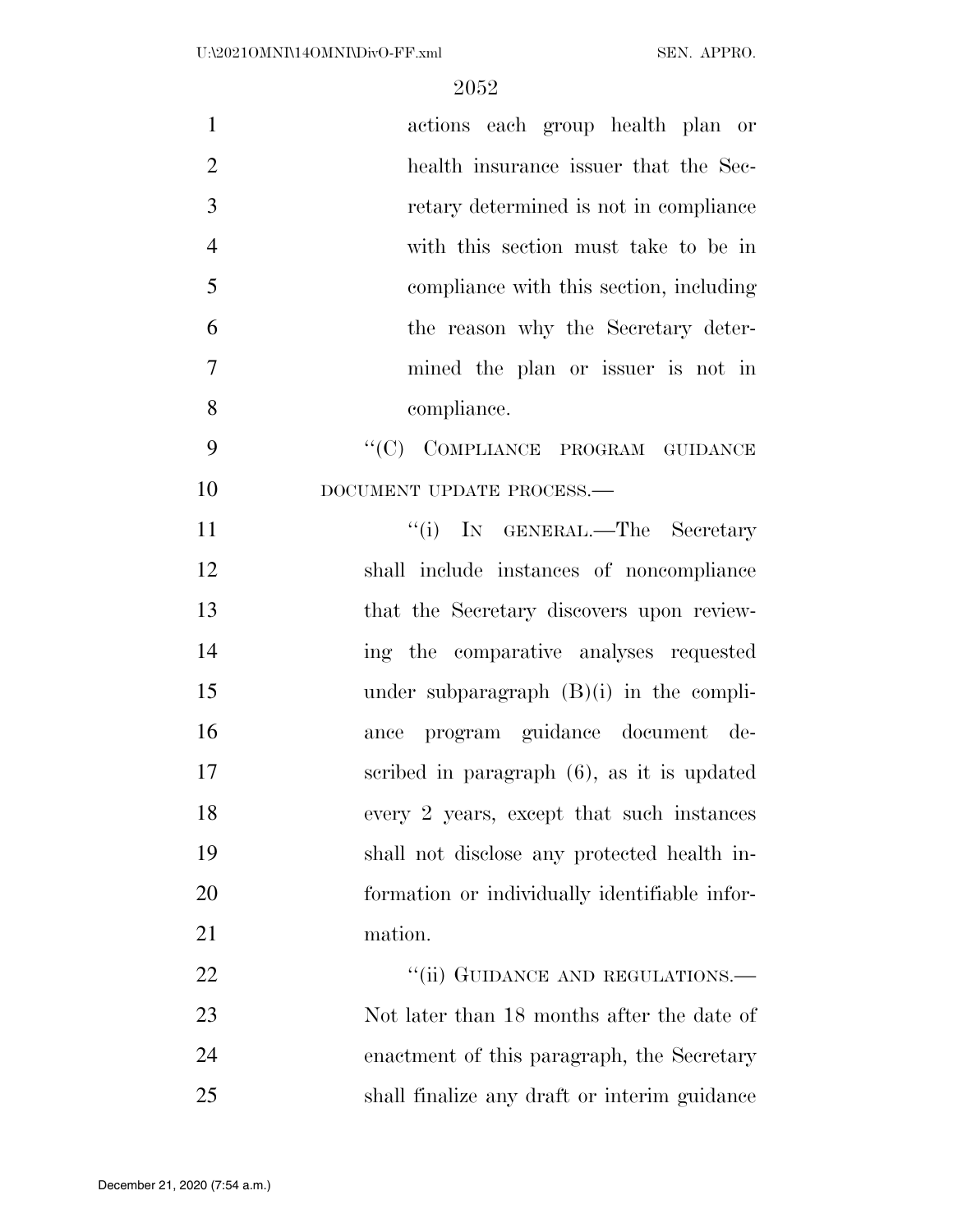actions each group health plan or health insurance issuer that the Secretary determined is not in compliance with this section must take to be in compliance with this section, including the reason why the Secretary determined the plan or issuer is not in compliance.

"(C) COMPLIANCE PROGRAM GUIDANCE DOCUMENT UPDATE PROCESS.—

"(i) IN GENERAL.—The Secretary shall include instances of noncompliance that the Secretary discovers upon reviewing the comparative analyses requested under subparagraph (B)(i) in the compliance program guidance document described in paragraph (6), as it is updated every 2 years, except that such instances shall not disclose any protected health information or individually identifiable information.

"(ii) GUIDANCE AND REGULATIONS.—Not later than 18 months after the date of enactment of this paragraph, the Secretary shall finalize any draft or interim guidance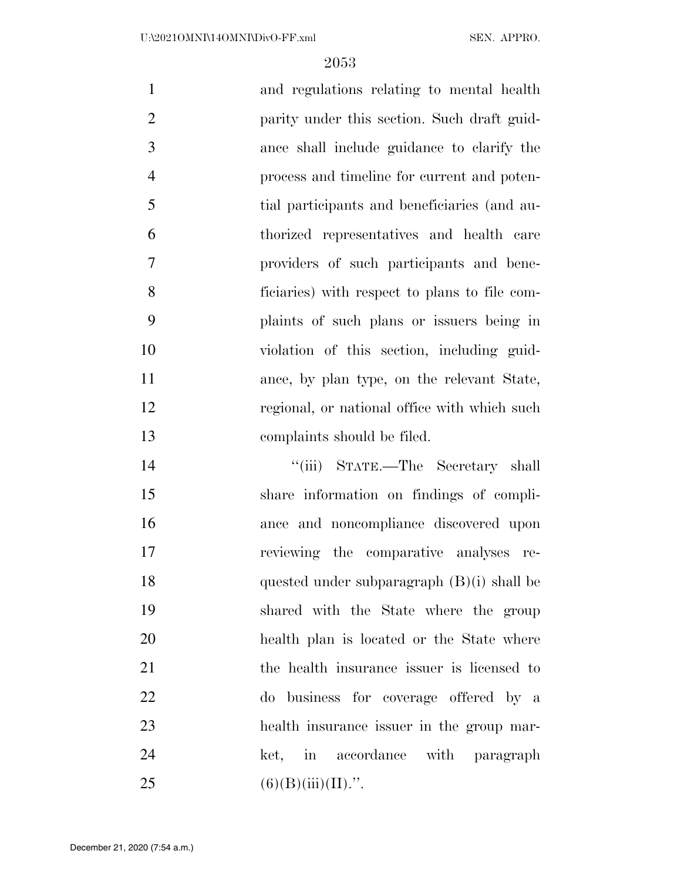and regulations relating to mental health parity under this section. Such draft guidance shall include guidance to clarify the process and timeline for current and potential participants and beneficiaries (and authorized representatives and health care providers of such participants and beneficiaries) with respect to plans to file complaints of such plans or issuers being in violation of this section, including guidance, by plan type, on the relevant State, regional, or national office with which such complaints should be filed.

"(iii) STATE.—The Secretary shall share information on findings of compliance and noncompliance discovered upon reviewing the comparative analyses requested under subparagraph (B)(i) shall be shared with the State where the group health plan is located or the State where the health insurance issuer is licensed to do business for coverage offered by a health insurance issuer in the group market, in accordance with paragraph (6)(B)(iii)(II).".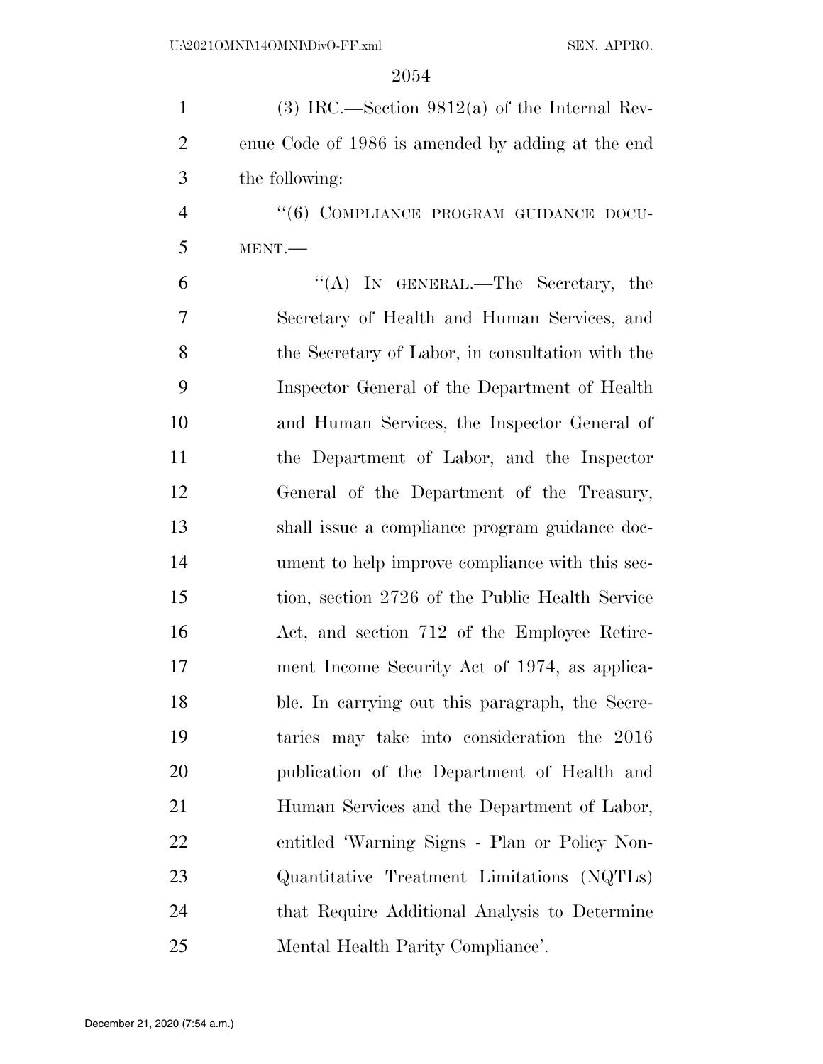(3) IRC.—Section 9812(a) of the Internal Revenue Code of 1986 is amended by adding at the end the following:

"(6) COMPLIANCE PROGRAM GUIDANCE DOCUMENT.—

"(A) IN GENERAL.—The Secretary, the Secretary of Health and Human Services, and the Secretary of Labor, in consultation with the Inspector General of the Department of Health and Human Services, the Inspector General of the Department of Labor, and the Inspector General of the Department of the Treasury, shall issue a compliance program guidance document to help improve compliance with this section, section 2726 of the Public Health Service Act, and section 712 of the Employee Retirement Income Security Act of 1974, as applicable. In carrying out this paragraph, the Secretaries may take into consideration the 2016 publication of the Department of Health and Human Services and the Department of Labor, entitled 'Warning Signs - Plan or Policy Non-Quantitative Treatment Limitations (NQTLs) that Require Additional Analysis to Determine Mental Health Parity Compliance'.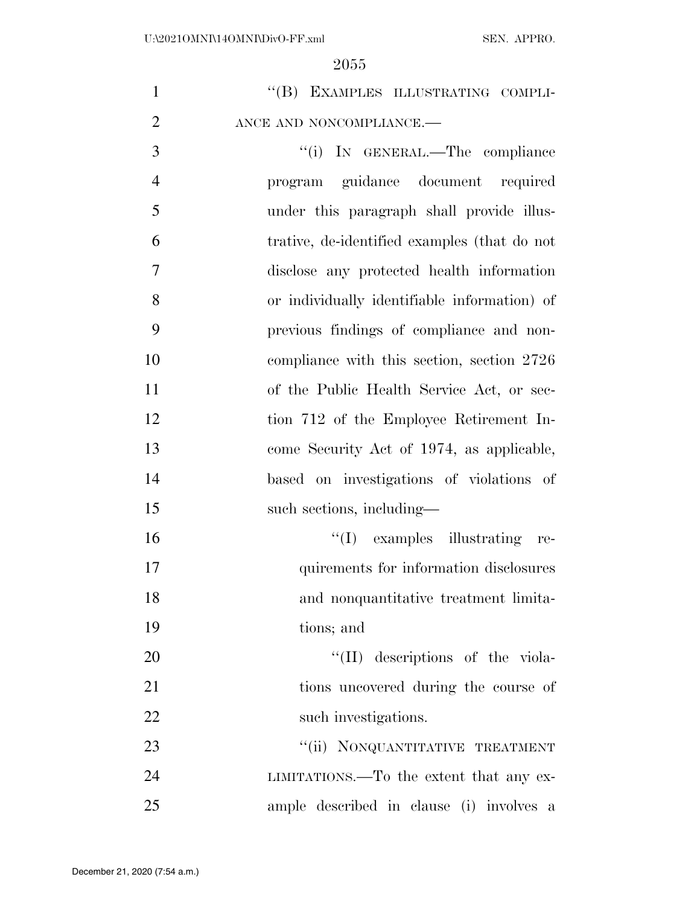"(B) EXAMPLES ILLUSTRATING COMPLIANCE AND NONCOMPLIANCE.—

"(i) IN GENERAL.—The compliance program guidance document required under this paragraph shall provide illustrative, de-identified examples (that do not disclose any protected health information or individually identifiable information) of previous findings of compliance and noncompliance with this section, section 2726 of the Public Health Service Act, or section 712 of the Employee Retirement Income Security Act of 1974, as applicable, based on investigations of violations of such sections, including—

"(I) examples illustrating requirements for information disclosures and nonquantitative treatment limitations; and

"(II) descriptions of the violations uncovered during the course of such investigations.

"(ii) NONQUANTITATIVE TREATMENT LIMITATIONS.—To the extent that any example described in clause (i) involves a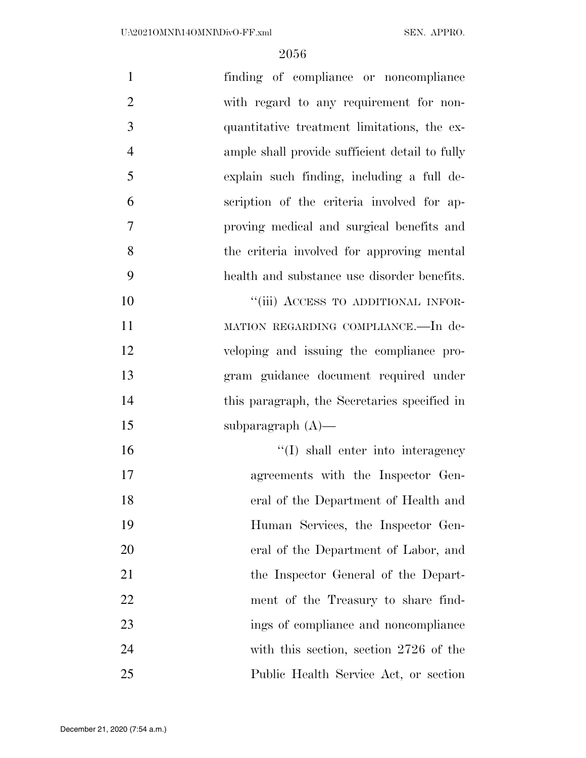finding of compliance or noncompliance with regard to any requirement for non-quantitative treatment limitations, the example shall provide sufficient detail to fully explain such finding, including a full description of the criteria involved for approving medical and surgical benefits and the criteria involved for approving mental health and substance use disorder benefits.

"(iii) ACCESS TO ADDITIONAL INFORMATION REGARDING COMPLIANCE.—In developing and issuing the compliance program guidance document required under this paragraph, the Secretaries specified in subparagraph (A)—

"(I) shall enter into interagency agreements with the Inspector General of the Department of Health and Human Services, the Inspector General of the Department of Labor, and the Inspector General of the Department of the Treasury to share findings of compliance and noncompliance with this section, section 2726 of the Public Health Service Act, or section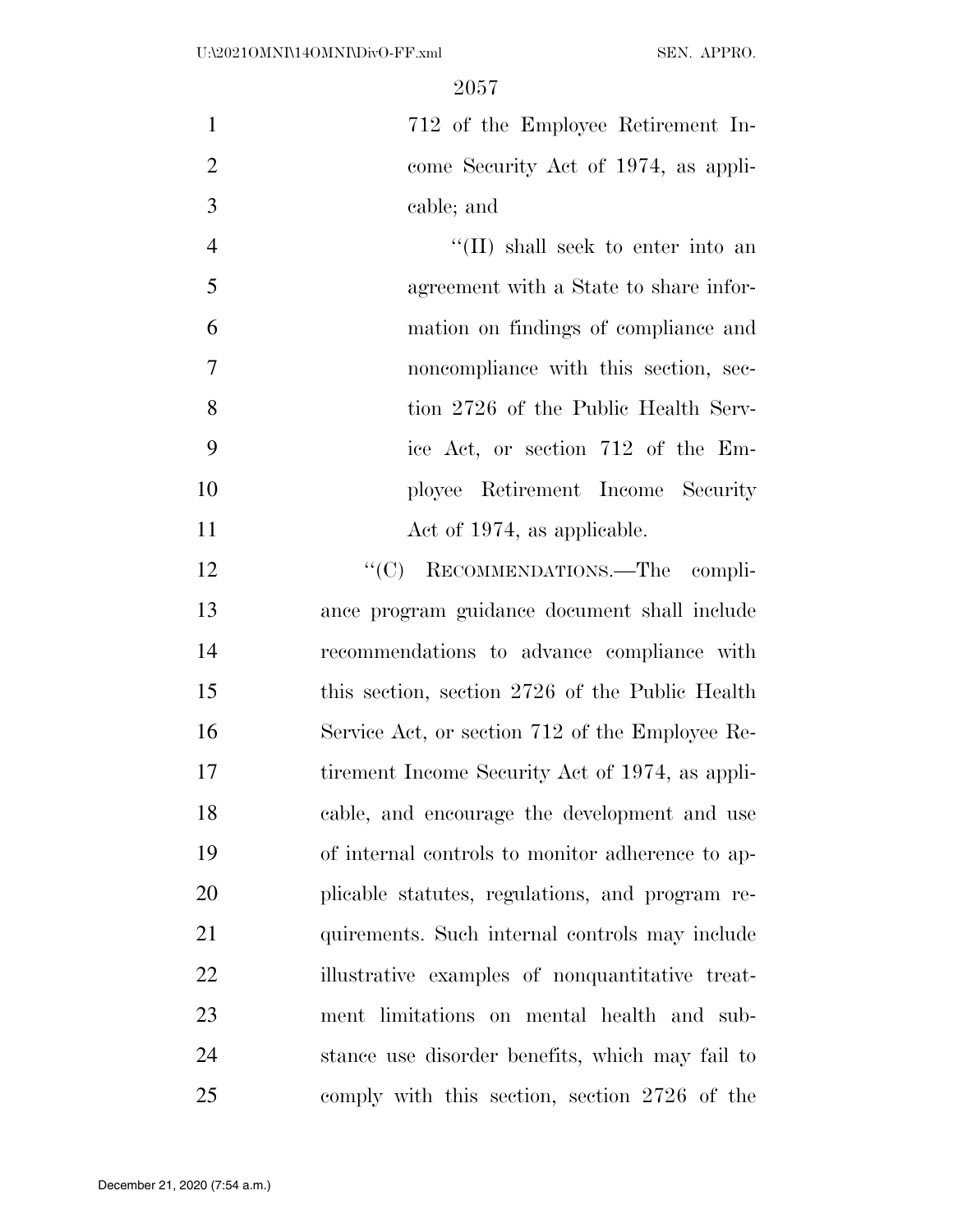712 of the Employee Retirement Income Security Act of 1974, as applicable; and

"(II) shall seek to enter into an agreement with a State to share information on findings of compliance and noncompliance with this section, section 2726 of the Public Health Service Act, or section 712 of the Employee Retirement Income Security Act of 1974, as applicable.

"(C) RECOMMENDATIONS.—The compliance program guidance document shall include recommendations to advance compliance with this section, section 2726 of the Public Health Service Act, or section 712 of the Employee Retirement Income Security Act of 1974, as applicable, and encourage the development and use of internal controls to monitor adherence to applicable statutes, regulations, and program requirements. Such internal controls may include illustrative examples of nonquantitative treatment limitations on mental health and substance use disorder benefits, which may fail to comply with this section, section 2726 of the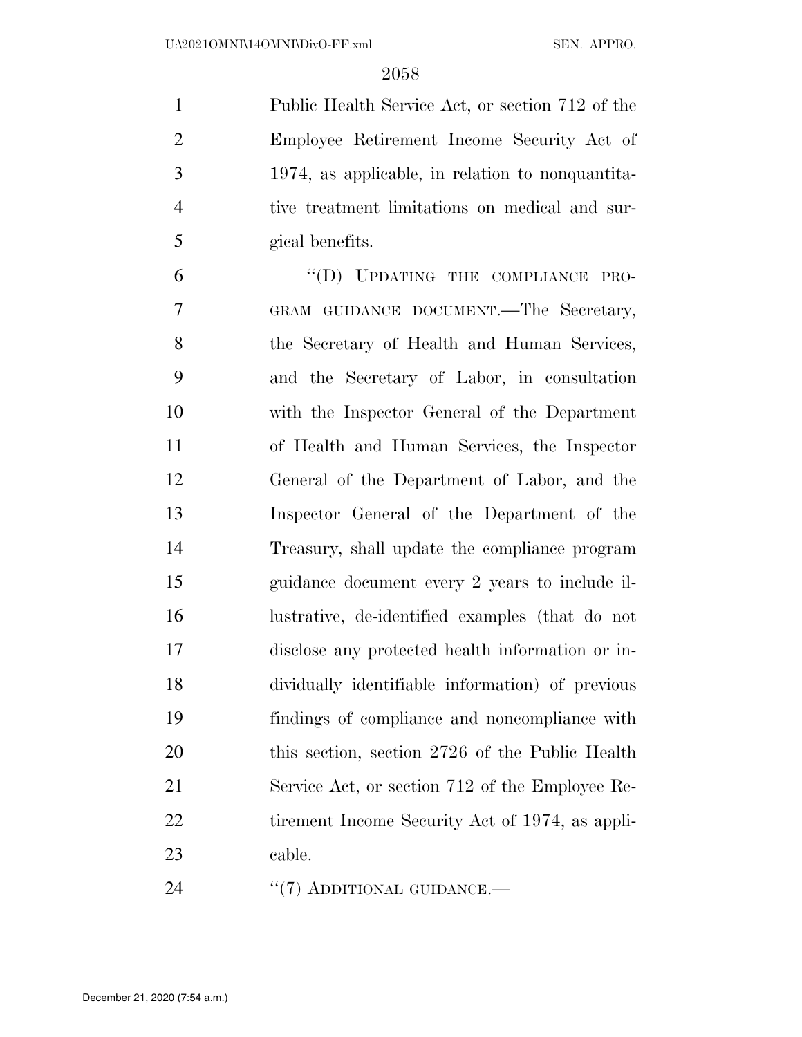Public Health Service Act, or section 712 of the Employee Retirement Income Security Act of 1974, as applicable, in relation to nonquantitative treatment limitations on medical and surgical benefits.

"(D) UPDATING THE COMPLIANCE PROGRAM GUIDANCE DOCUMENT.—The Secretary, the Secretary of Health and Human Services, and the Secretary of Labor, in consultation with the Inspector General of the Department of Health and Human Services, the Inspector General of the Department of Labor, and the Inspector General of the Department of the Treasury, shall update the compliance program guidance document every 2 years to include illustrative, de-identified examples (that do not disclose any protected health information or individually identifiable information) of previous findings of compliance and noncompliance with this section, section 2726 of the Public Health Service Act, or section 712 of the Employee Retirement Income Security Act of 1974, as applicable.

"(7) ADDITIONAL GUIDANCE.—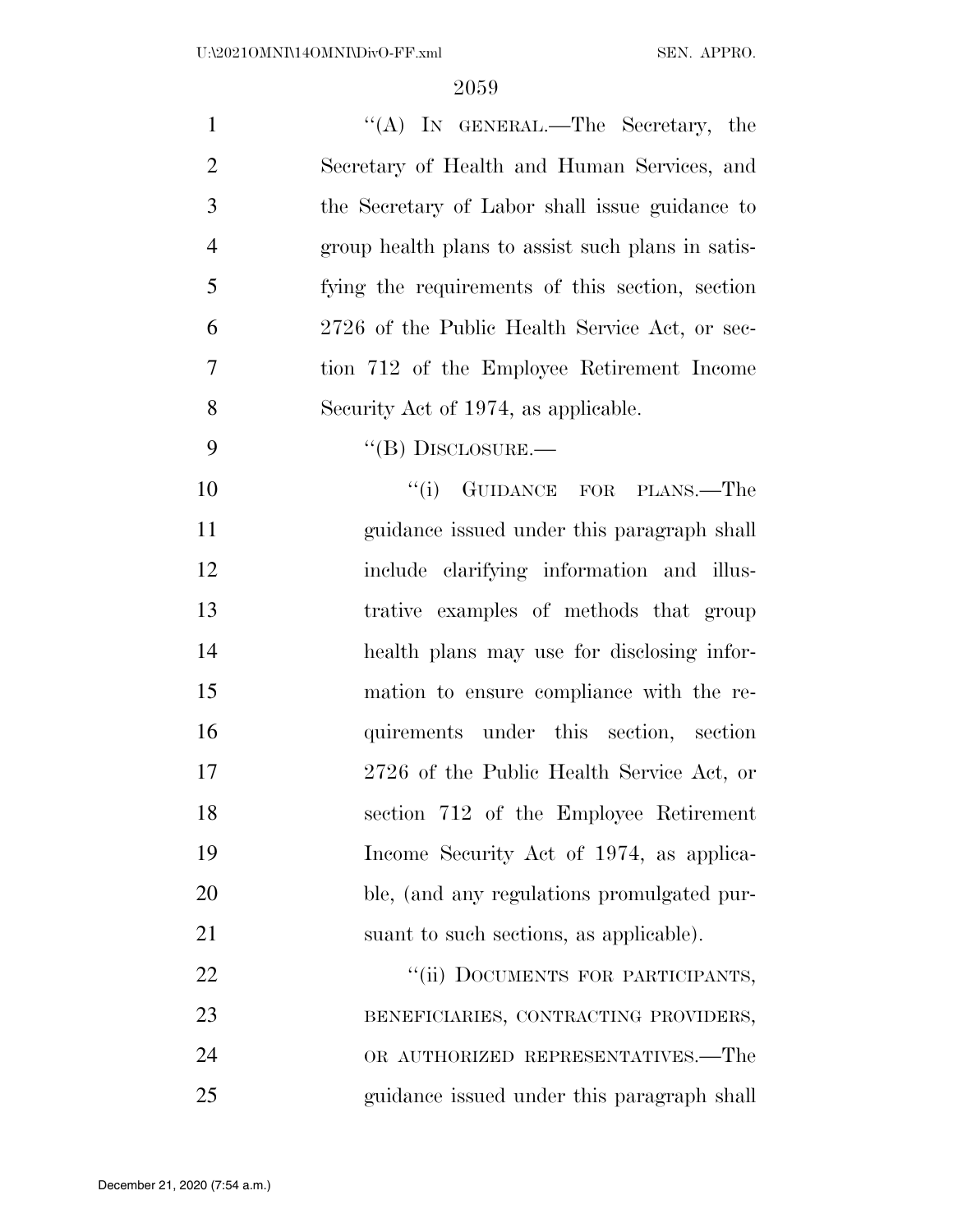"(A) IN GENERAL.—The Secretary, the Secretary of Health and Human Services, and the Secretary of Labor shall issue guidance to group health plans to assist such plans in satisfying the requirements of this section, section 2726 of the Public Health Service Act, or section 712 of the Employee Retirement Income Security Act of 1974, as applicable.

"(B) DISCLOSURE.—

"(i) GUIDANCE FOR PLANS.—The guidance issued under this paragraph shall include clarifying information and illustrative examples of methods that group health plans may use for disclosing information to ensure compliance with the requirements under this section, section 2726 of the Public Health Service Act, or section 712 of the Employee Retirement Income Security Act of 1974, as applicable, (and any regulations promulgated pursuant to such sections, as applicable).

"(ii) DOCUMENTS FOR PARTICIPANTS, BENEFICIARIES, CONTRACTING PROVIDERS, OR AUTHORIZED REPRESENTATIVES.—The guidance issued under this paragraph shall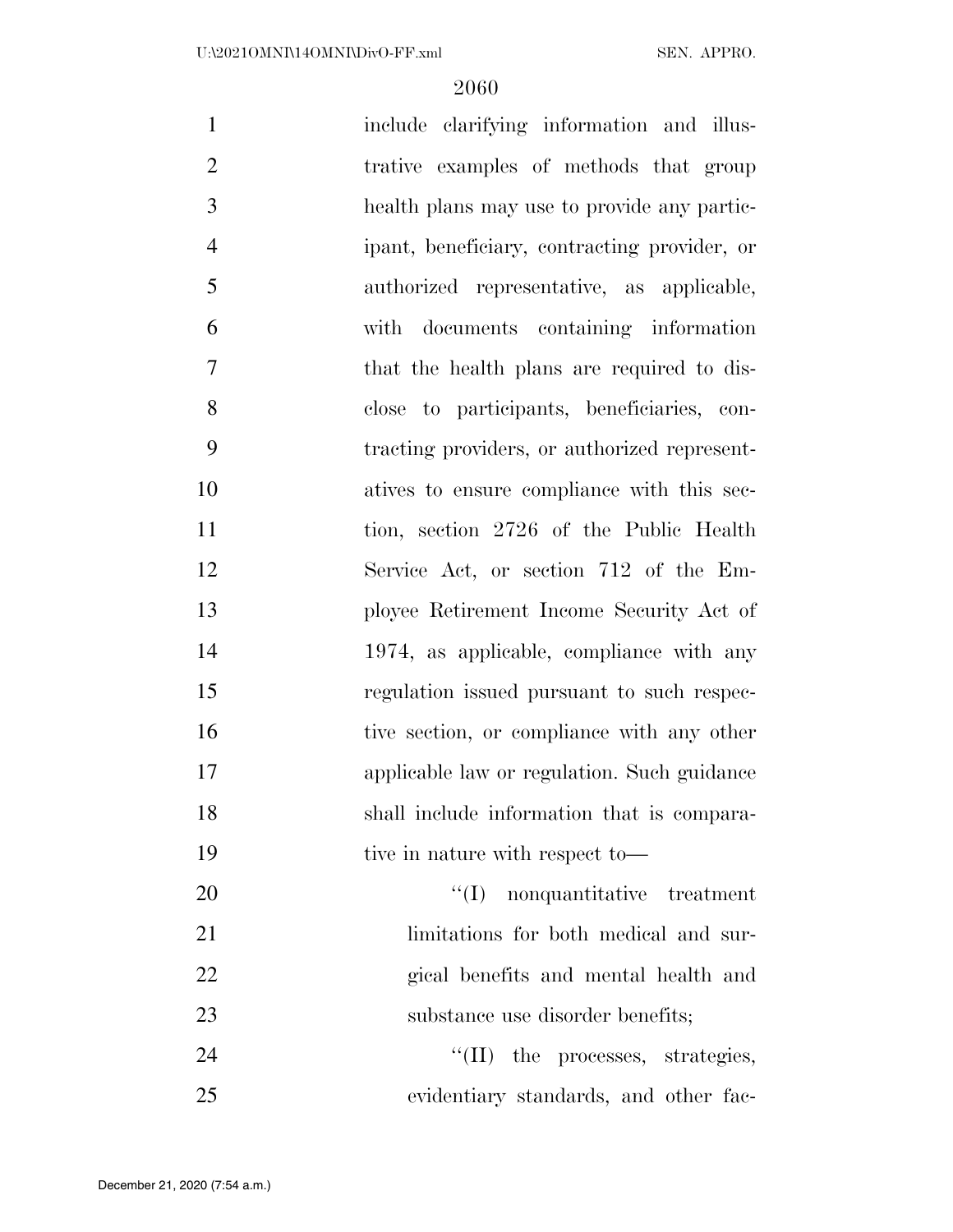include clarifying information and illustrative examples of methods that group health plans may use to provide any participant, beneficiary, contracting provider, or authorized representative, as applicable, with documents containing information that the health plans are required to disclose to participants, beneficiaries, contracting providers, or authorized representatives to ensure compliance with this section, section 2726 of the Public Health Service Act, or section 712 of the Employee Retirement Income Security Act of 1974, as applicable, compliance with any regulation issued pursuant to such respective section, or compliance with any other applicable law or regulation. Such guidance shall include information that is comparative in nature with respect to—

''(I) nonquantitative treatment limitations for both medical and surgical benefits and mental health and substance use disorder benefits;

''(II) the processes, strategies, evidentiary standards, and other fac-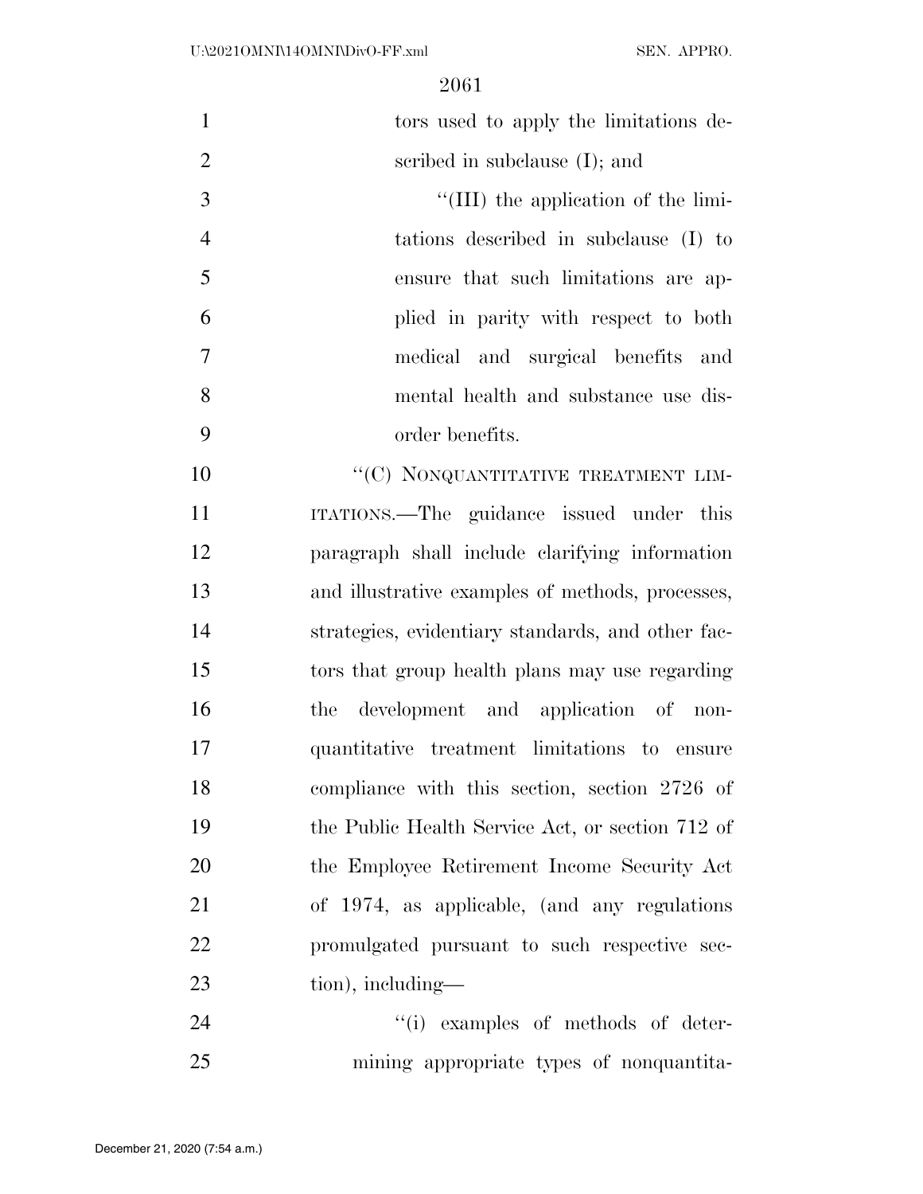tors used to apply the limitations described in subclause (I); and

"(III) the application of the limitations described in subclause (I) to ensure that such limitations are applied in parity with respect to both medical and surgical benefits and mental health and substance use disorder benefits.

"(C) NONQUANTITATIVE TREATMENT LIMITATIONS.—The guidance issued under this paragraph shall include clarifying information and illustrative examples of methods, processes, strategies, evidentiary standards, and other factors that group health plans may use regarding the development and application of nonquantitative treatment limitations to ensure compliance with this section, section 2726 of the Public Health Service Act, or section 712 of the Employee Retirement Income Security Act of 1974, as applicable, (and any regulations promulgated pursuant to such respective section), including—

"(i) examples of methods of determining appropriate types of nonquantita-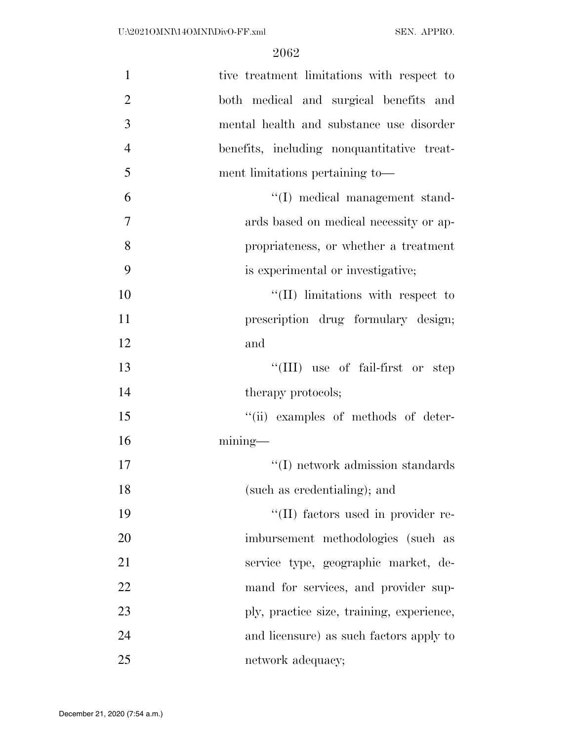tive treatment limitations with respect to both medical and surgical benefits and mental health and substance use disorder benefits, including nonquantitative treatment limitations pertaining to—

"(I) medical management standards based on medical necessity or appropriateness, or whether a treatment is experimental or investigative;

"(II) limitations with respect to prescription drug formulary design; and

"(III) use of fail-first or step therapy protocols;

"(ii) examples of methods of determining—

"(I) network admission standards (such as credentialing); and

"(II) factors used in provider reimbursement methodologies (such as service type, geographic market, demand for services, and provider supply, practice size, training, experience, and licensure) as such factors apply to network adequacy;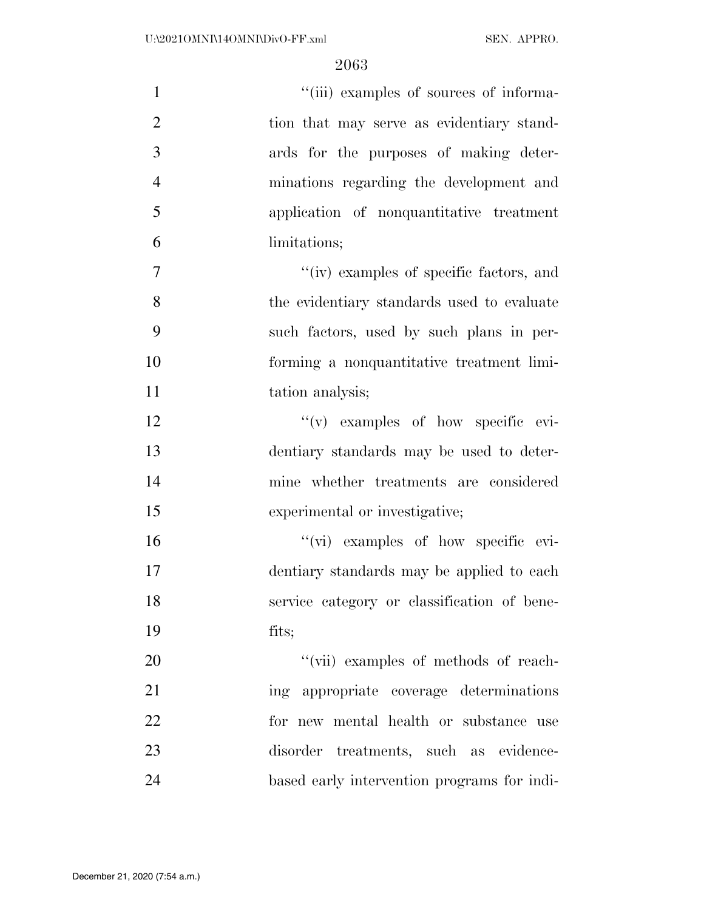"(iii) examples of sources of information that may serve as evidentiary standards for the purposes of making determinations regarding the development and application of nonquantitative treatment limitations;

"(iv) examples of specific factors, and the evidentiary standards used to evaluate such factors, used by such plans in performing a nonquantitative treatment limitation analysis;

"(v) examples of how specific evidentiary standards may be used to determine whether treatments are considered experimental or investigative;

"(vi) examples of how specific evidentiary standards may be applied to each service category or classification of benefits;

"(vii) examples of methods of reaching appropriate coverage determinations for new mental health or substance use disorder treatments, such as evidence-based early intervention programs for indi-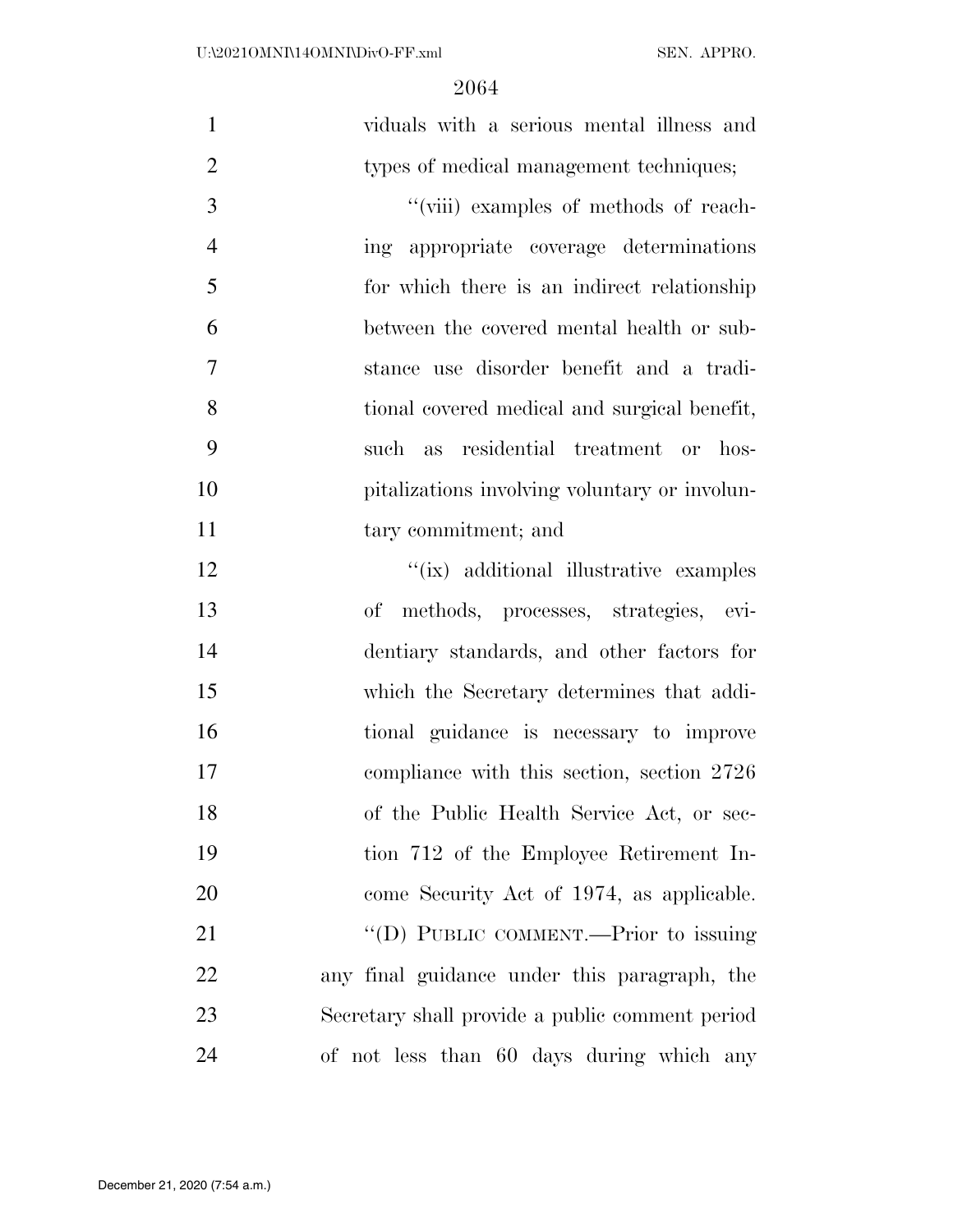viduals with a serious mental illness and types of medical management techniques;

"(viii) examples of methods of reaching appropriate coverage determinations for which there is an indirect relationship between the covered mental health or substance use disorder benefit and a traditional covered medical and surgical benefit, such as residential treatment or hospitalizations involving voluntary or involuntary commitment; and

"(ix) additional illustrative examples of methods, processes, strategies, evidentiary standards, and other factors for which the Secretary determines that additional guidance is necessary to improve compliance with this section, section 2726 of the Public Health Service Act, or section 712 of the Employee Retirement Income Security Act of 1974, as applicable.

"(D) PUBLIC COMMENT.—Prior to issuing any final guidance under this paragraph, the Secretary shall provide a public comment period of not less than 60 days during which any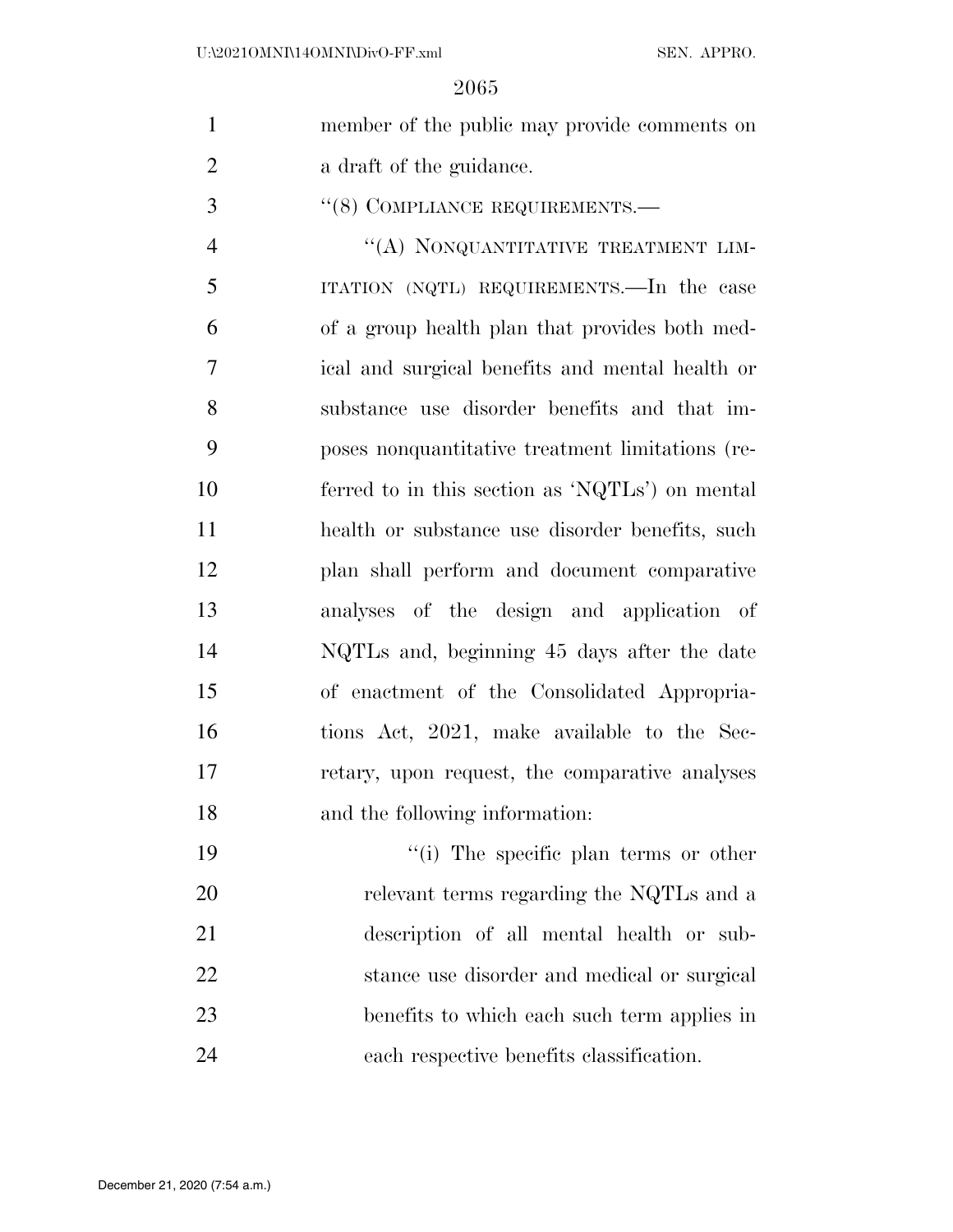member of the public may provide comments on a draft of the guidance.

''(8) COMPLIANCE REQUIREMENTS.—

''(A) NONQUANTITATIVE TREATMENT LIMITATION (NQTL) REQUIREMENTS.—In the case of a group health plan that provides both medical and surgical benefits and mental health or substance use disorder benefits and that imposes nonquantitative treatment limitations (referred to in this section as 'NQTLs') on mental health or substance use disorder benefits, such plan shall perform and document comparative analyses of the design and application of NQTLs and, beginning 45 days after the date of enactment of the Consolidated Appropriations Act, 2021, make available to the Secretary, upon request, the comparative analyses and the following information:

''(i) The specific plan terms or other relevant terms regarding the NQTLs and a description of all mental health or substance use disorder and medical or surgical benefits to which each such term applies in each respective benefits classification.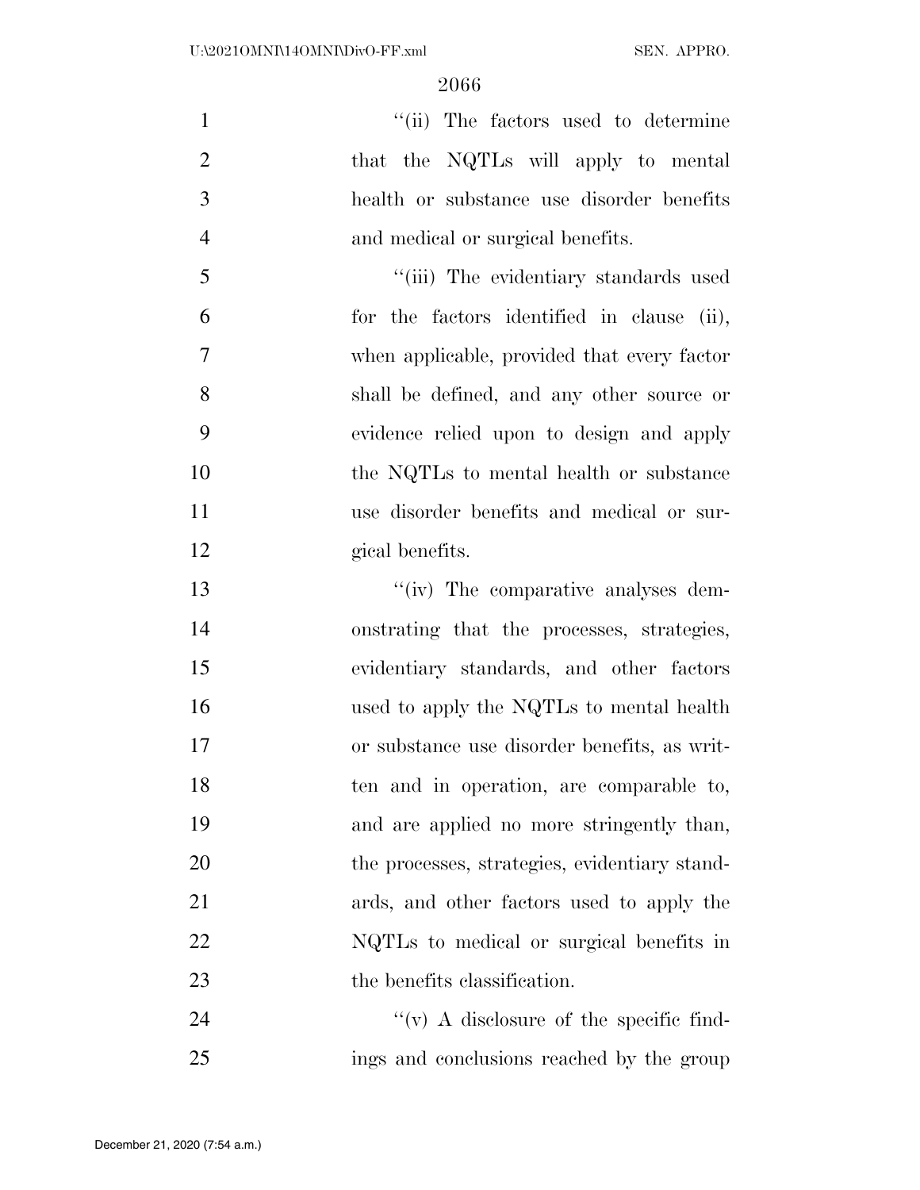''(ii) The factors used to determine that the NQTLs will apply to mental health or substance use disorder benefits and medical or surgical benefits.

''(iii) The evidentiary standards used for the factors identified in clause (ii), when applicable, provided that every factor shall be defined, and any other source or evidence relied upon to design and apply the NQTLs to mental health or substance use disorder benefits and medical or surgical benefits.

''(iv) The comparative analyses demonstrating that the processes, strategies, evidentiary standards, and other factors used to apply the NQTLs to mental health or substance use disorder benefits, as written and in operation, are comparable to, and are applied no more stringently than, the processes, strategies, evidentiary standards, and other factors used to apply the NQTLs to medical or surgical benefits in the benefits classification.

''(v) A disclosure of the specific findings and conclusions reached by the group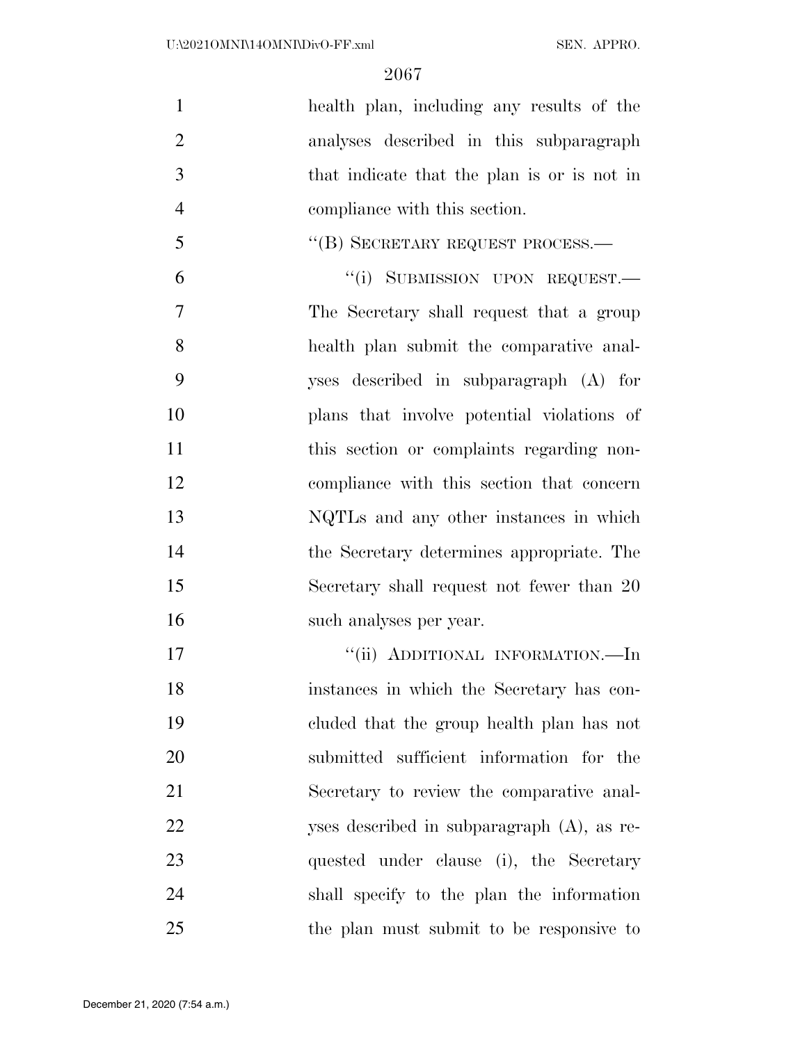health plan, including any results of the analyses described in this subparagraph that indicate that the plan is or is not in compliance with this section.

"(B) SECRETARY REQUEST PROCESS.—

"(i) SUBMISSION UPON REQUEST.— The Secretary shall request that a group health plan submit the comparative analyses described in subparagraph (A) for plans that involve potential violations of this section or complaints regarding noncompliance with this section that concern NQTLs and any other instances in which the Secretary determines appropriate. The Secretary shall request not fewer than 20 such analyses per year.

"(ii) ADDITIONAL INFORMATION.—In instances in which the Secretary has concluded that the group health plan has not submitted sufficient information for the Secretary to review the comparative analyses described in subparagraph (A), as requested under clause (i), the Secretary shall specify to the plan the information the plan must submit to be responsive to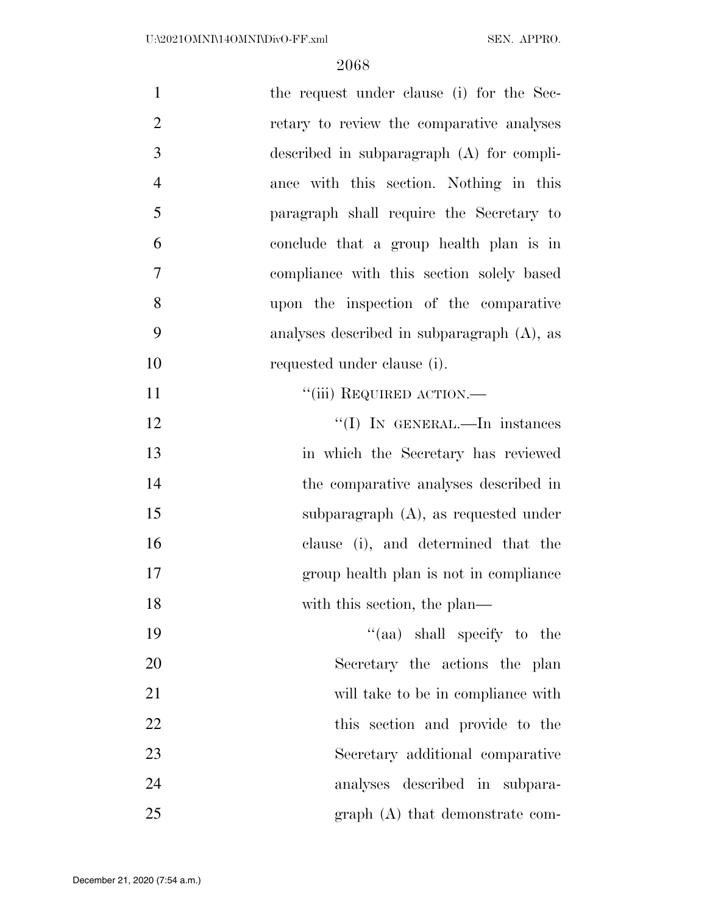the request under clause (i) for the Secretary to review the comparative analyses described in subparagraph (A) for compliance with this section. Nothing in this paragraph shall require the Secretary to conclude that a group health plan is in compliance with this section solely based upon the inspection of the comparative analyses described in subparagraph (A), as requested under clause (i).

"(iii) REQUIRED ACTION.—

"(I) IN GENERAL.—In instances in which the Secretary has reviewed the comparative analyses described in subparagraph (A), as requested under clause (i), and determined that the group health plan is not in compliance with this section, the plan—

"(aa) shall specify to the Secretary the actions the plan will take to be in compliance with this section and provide to the Secretary additional comparative analyses described in subparagraph (A) that demonstrate com-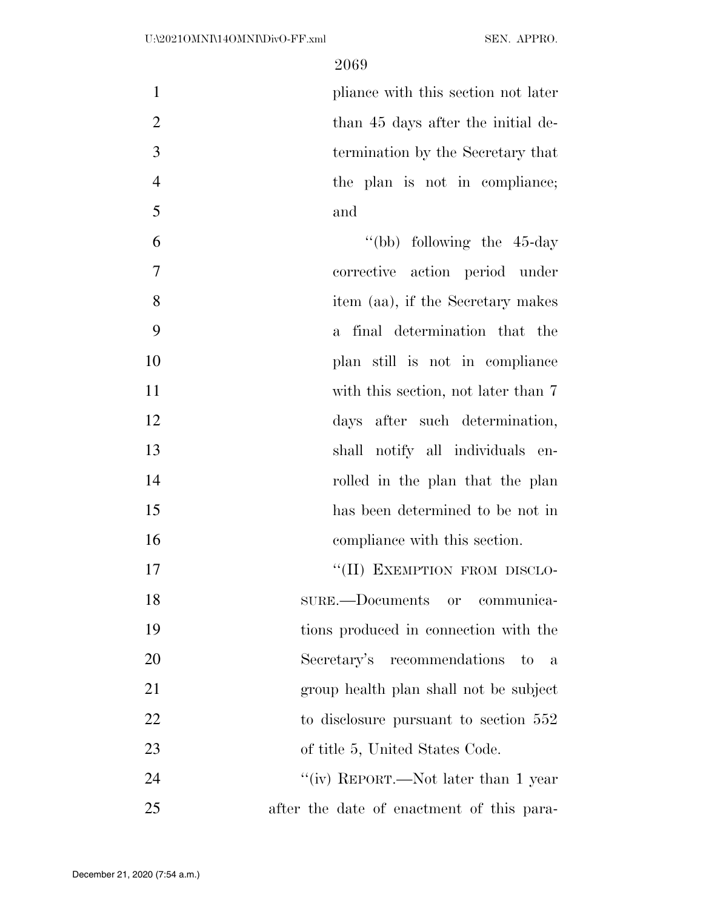pliance with this section not later than 45 days after the initial determination by the Secretary that the plan is not in compliance; and

"(bb) following the 45-day corrective action period under item (aa), if the Secretary makes a final determination that the plan still is not in compliance with this section, not later than 7 days after such determination, shall notify all individuals enrolled in the plan that the plan has been determined to be not in compliance with this section.

"(II) EXEMPTION FROM DISCLOSURE.—Documents or communications produced in connection with the Secretary's recommendations to a group health plan shall not be subject to disclosure pursuant to section 552 of title 5, United States Code.

"(iv) REPORT.—Not later than 1 year after the date of enactment of this para-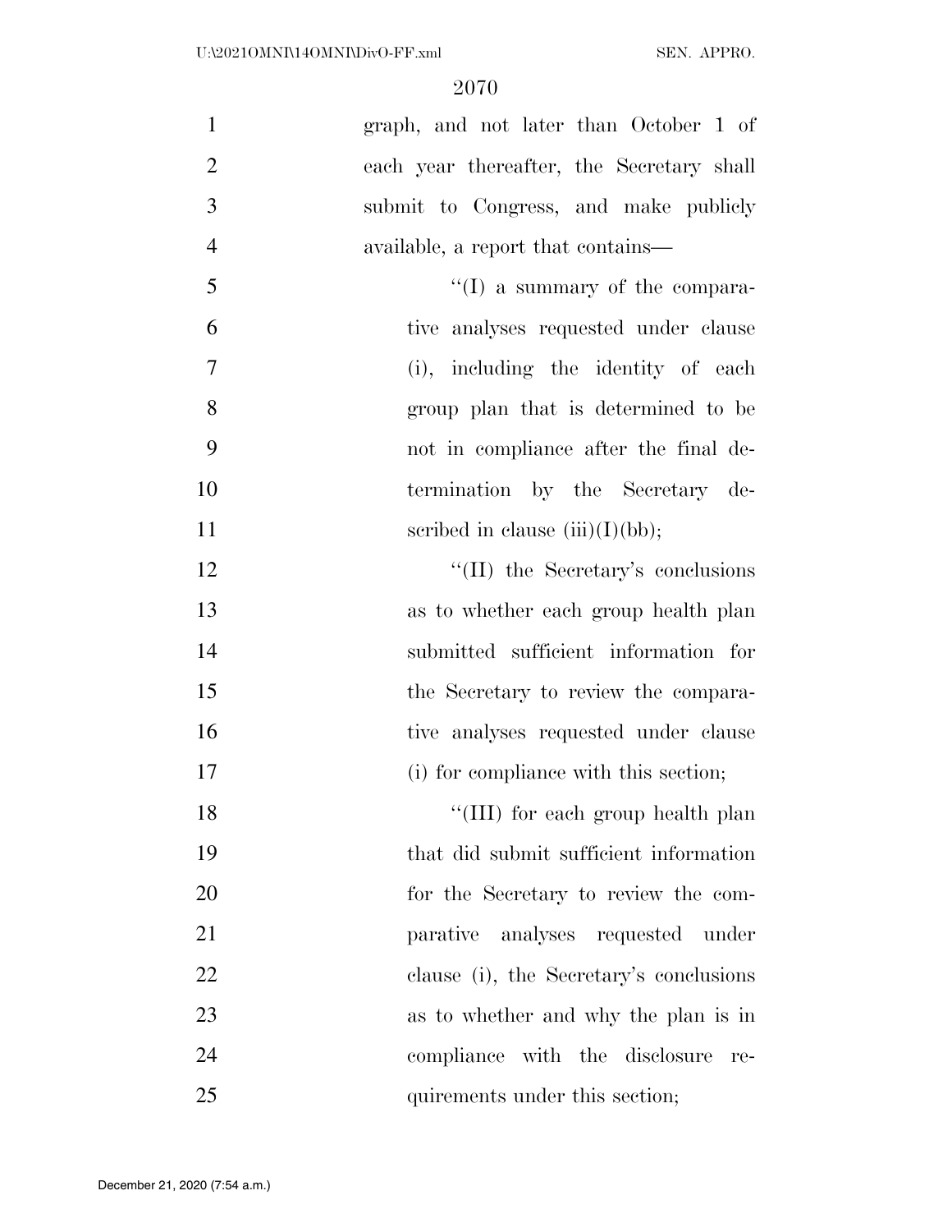graph, and not later than October 1 of each year thereafter, the Secretary shall submit to Congress, and make publicly available, a report that contains—

''(I) a summary of the comparative analyses requested under clause (i), including the identity of each group plan that is determined to be not in compliance after the final determination by the Secretary described in clause (iii)(I)(bb);

''(II) the Secretary's conclusions as to whether each group health plan submitted sufficient information for the Secretary to review the comparative analyses requested under clause (i) for compliance with this section;

''(III) for each group health plan that did submit sufficient information for the Secretary to review the comparative analyses requested under clause (i), the Secretary's conclusions as to whether and why the plan is in compliance with the disclosure requirements under this section;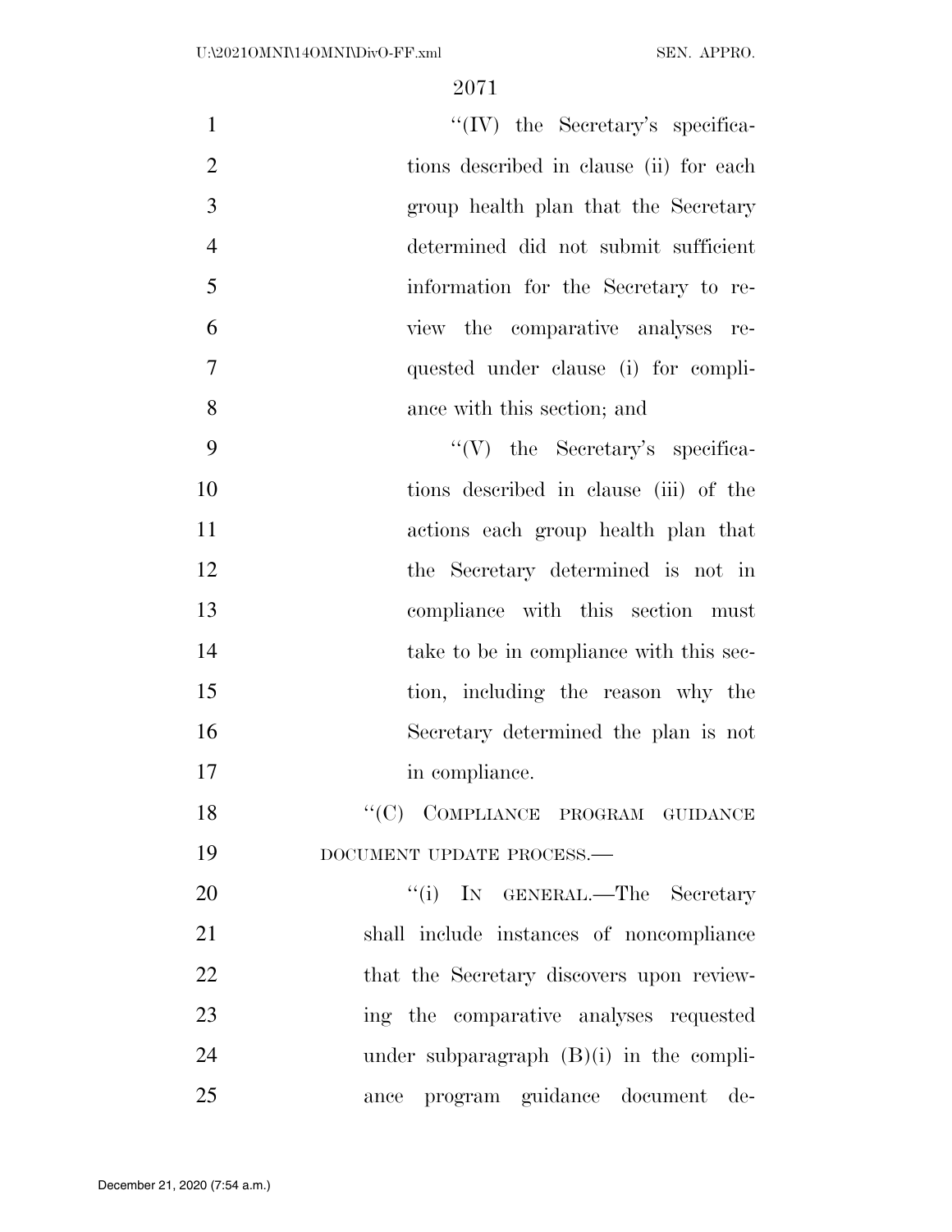"(IV) the Secretary's specifications described in clause (ii) for each group health plan that the Secretary determined did not submit sufficient information for the Secretary to review the comparative analyses requested under clause (i) for compliance with this section; and

"(V) the Secretary's specifications described in clause (iii) of the actions each group health plan that the Secretary determined is not in compliance with this section must take to be in compliance with this section, including the reason why the Secretary determined the plan is not in compliance.

"(C) COMPLIANCE PROGRAM GUIDANCE DOCUMENT UPDATE PROCESS.—

"(i) IN GENERAL.—The Secretary shall include instances of noncompliance that the Secretary discovers upon reviewing the comparative analyses requested under subparagraph (B)(i) in the compliance program guidance document de-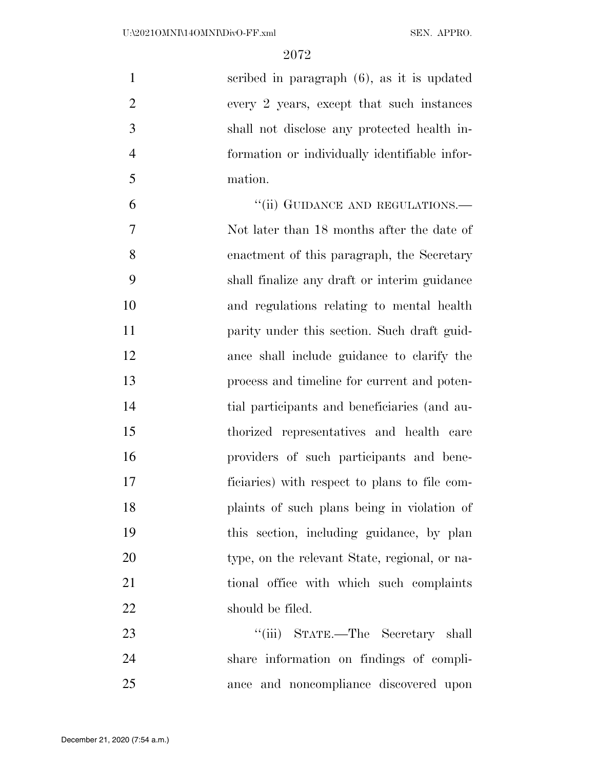scribed in paragraph (6), as it is updated every 2 years, except that such instances shall not disclose any protected health information or individually identifiable information.

"(ii) GUIDANCE AND REGULATIONS.— Not later than 18 months after the date of enactment of this paragraph, the Secretary shall finalize any draft or interim guidance and regulations relating to mental health parity under this section. Such draft guidance shall include guidance to clarify the process and timeline for current and potential participants and beneficiaries (and authorized representatives and health care providers of such participants and beneficiaries) with respect to plans to file complaints of such plans being in violation of this section, including guidance, by plan type, on the relevant State, regional, or national office with which such complaints should be filed.

"(iii) STATE.—The Secretary shall share information on findings of compliance and noncompliance discovered upon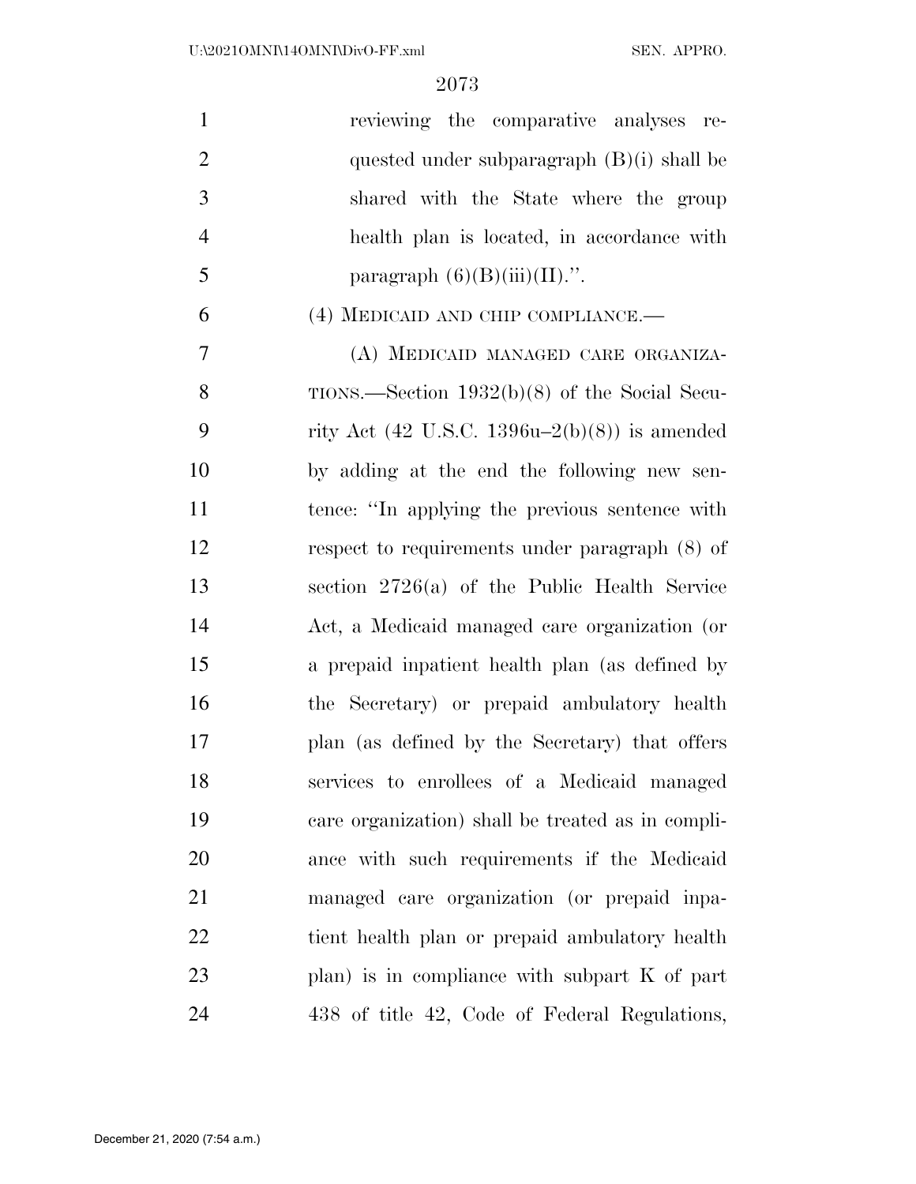reviewing the comparative analyses requested under subparagraph (B)(i) shall be shared with the State where the group health plan is located, in accordance with paragraph (6)(B)(iii)(II).''.

(4) MEDICAID AND CHIP COMPLIANCE.—

(A) MEDICAID MANAGED CARE ORGANIZATIONS.—Section 1932(b)(8) of the Social Security Act (42 U.S.C. 1396u–2(b)(8)) is amended by adding at the end the following new sentence: ''In applying the previous sentence with respect to requirements under paragraph (8) of section 2726(a) of the Public Health Service Act, a Medicaid managed care organization (or a prepaid inpatient health plan (as defined by the Secretary) or prepaid ambulatory health plan (as defined by the Secretary) that offers services to enrollees of a Medicaid managed care organization) shall be treated as in compliance with such requirements if the Medicaid managed care organization (or prepaid inpatient health plan or prepaid ambulatory health plan) is in compliance with subpart K of part 438 of title 42, Code of Federal Regulations,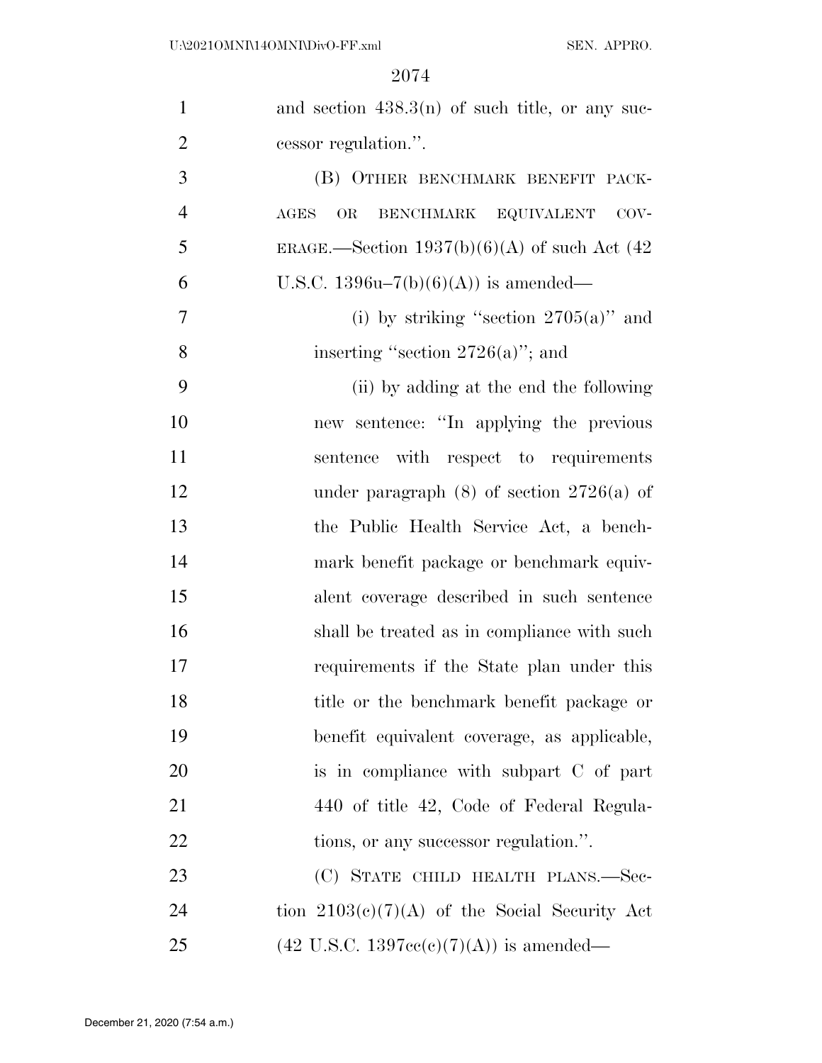and section 438.3(n) of such title, or any successor regulation.''.

(B) OTHER BENCHMARK BENEFIT PACKAGES OR BENCHMARK EQUIVALENT COVERAGE.—Section 1937(b)(6)(A) of such Act (42 U.S.C. 1396u–7(b)(6)(A)) is amended—

(i) by striking ''section 2705(a)'' and inserting ''section 2726(a)''; and

(ii) by adding at the end the following new sentence: ''In applying the previous sentence with respect to requirements under paragraph (8) of section 2726(a) of the Public Health Service Act, a benchmark benefit package or benchmark equivalent coverage described in such sentence shall be treated as in compliance with such requirements if the State plan under this title or the benchmark benefit package or benefit equivalent coverage, as applicable, is in compliance with subpart C of part 440 of title 42, Code of Federal Regulations, or any successor regulation.''.

(C) STATE CHILD HEALTH PLANS.—Section 2103(c)(7)(A) of the Social Security Act (42 U.S.C. 1397cc(c)(7)(A)) is amended—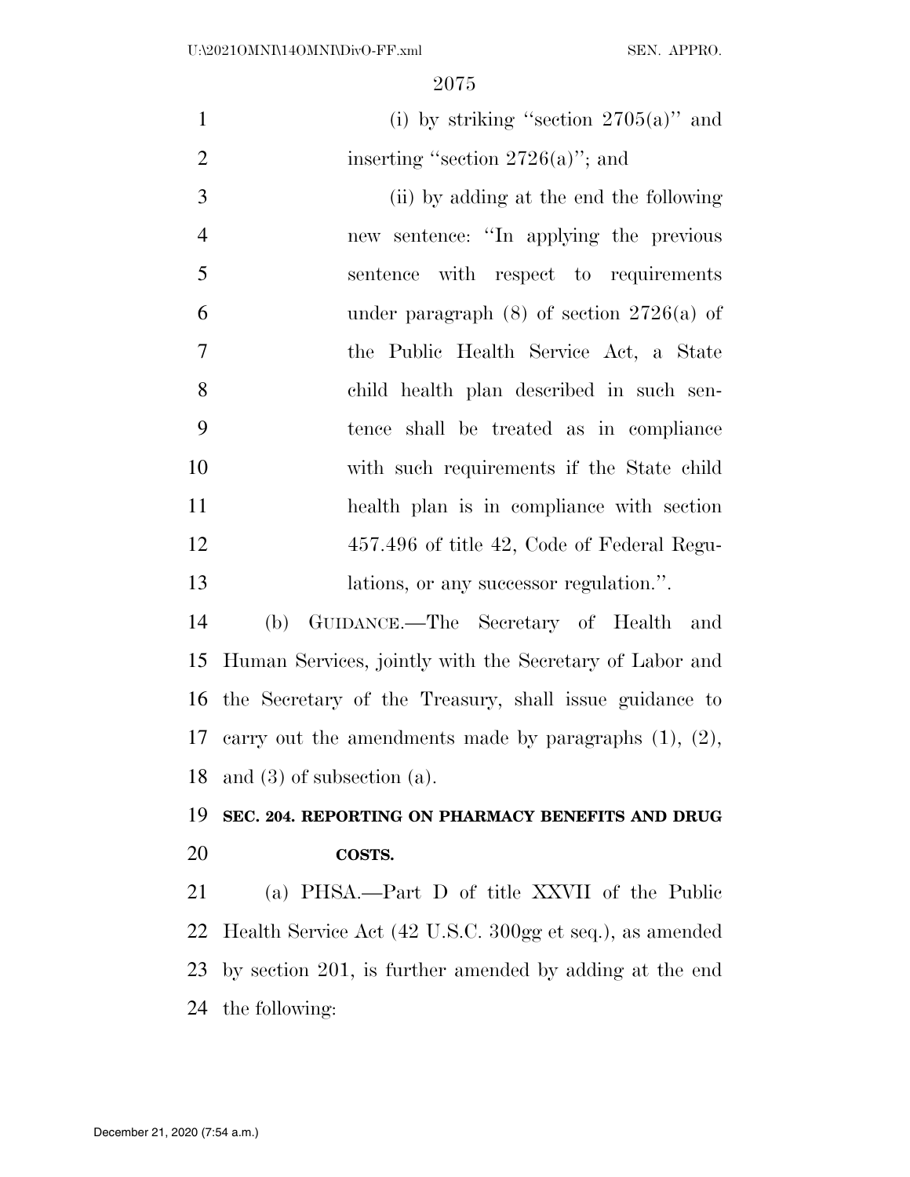(i) by striking "section 2705(a)" and inserting "section 2726(a)"; and

(ii) by adding at the end the following new sentence: "In applying the previous sentence with respect to requirements under paragraph (8) of section 2726(a) of the Public Health Service Act, a State child health plan described in such sentence shall be treated as in compliance with such requirements if the State child health plan is in compliance with section 457.496 of title 42, Code of Federal Regulations, or any successor regulation.".

(b) GUIDANCE.—The Secretary of Health and Human Services, jointly with the Secretary of Labor and the Secretary of the Treasury, shall issue guidance to carry out the amendments made by paragraphs (1), (2), and (3) of subsection (a).

**SEC. 204. REPORTING ON PHARMACY BENEFITS AND DRUG COSTS.**

(a) PHSA.—Part D of title XXVII of the Public Health Service Act (42 U.S.C. 300gg et seq.), as amended by section 201, is further amended by adding at the end the following: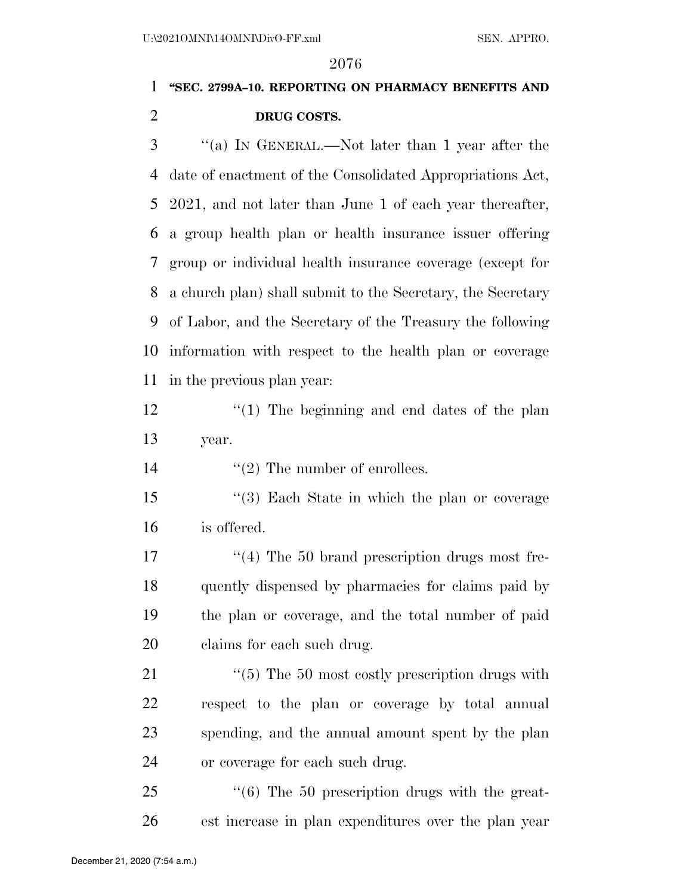**"SEC. 2799A–10. REPORTING ON PHARMACY BENEFITS AND DRUG COSTS.**

"(a) IN GENERAL.—Not later than 1 year after the date of enactment of the Consolidated Appropriations Act, 2021, and not later than June 1 of each year thereafter, a group health plan or health insurance issuer offering group or individual health insurance coverage (except for a church plan) shall submit to the Secretary, the Secretary of Labor, and the Secretary of the Treasury the following information with respect to the health plan or coverage in the previous plan year:

"(1) The beginning and end dates of the plan year.

"(2) The number of enrollees.

"(3) Each State in which the plan or coverage is offered.

"(4) The 50 brand prescription drugs most frequently dispensed by pharmacies for claims paid by the plan or coverage, and the total number of paid claims for each such drug.

"(5) The 50 most costly prescription drugs with respect to the plan or coverage by total annual spending, and the annual amount spent by the plan or coverage for each such drug.

"(6) The 50 prescription drugs with the greatest increase in plan expenditures over the plan year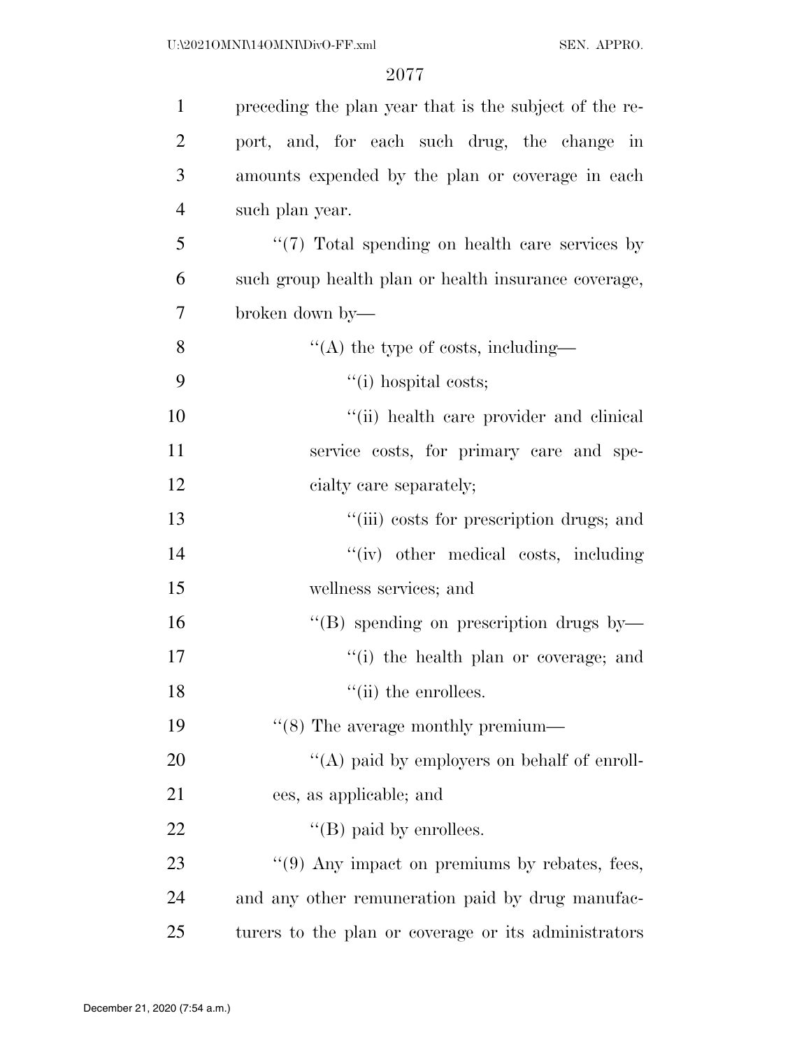preceding the plan year that is the subject of the report, and, for each such drug, the change in amounts expended by the plan or coverage in each such plan year.

"(7) Total spending on health care services by such group health plan or health insurance coverage, broken down by—

"(A) the type of costs, including—

"(i) hospital costs;

"(ii) health care provider and clinical service costs, for primary care and specialty care separately;

"(iii) costs for prescription drugs; and

"(iv) other medical costs, including wellness services; and

"(B) spending on prescription drugs by—

"(i) the health plan or coverage; and

"(ii) the enrollees.

"(8) The average monthly premium—

"(A) paid by employers on behalf of enrollees, as applicable; and

"(B) paid by enrollees.

"(9) Any impact on premiums by rebates, fees, and any other remuneration paid by drug manufacturers to the plan or coverage or its administrators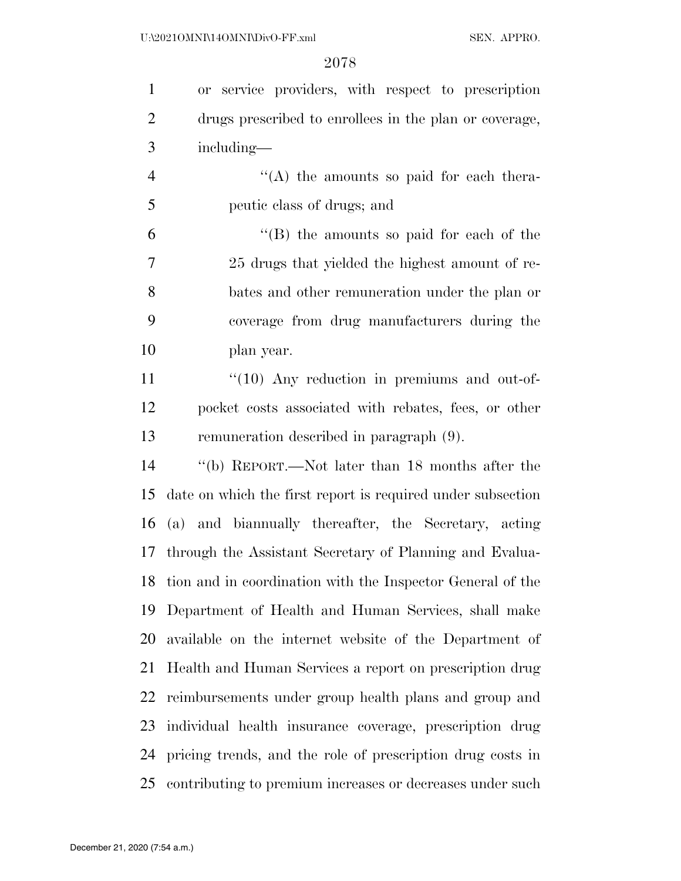or service providers, with respect to prescription drugs prescribed to enrollees in the plan or coverage, including—

"(A) the amounts so paid for each therapeutic class of drugs; and

"(B) the amounts so paid for each of the 25 drugs that yielded the highest amount of rebates and other remuneration under the plan or coverage from drug manufacturers during the plan year.

"(10) Any reduction in premiums and out-of-pocket costs associated with rebates, fees, or other remuneration described in paragraph (9).

"(b) REPORT.—Not later than 18 months after the date on which the first report is required under subsection (a) and biannually thereafter, the Secretary, acting through the Assistant Secretary of Planning and Evaluation and in coordination with the Inspector General of the Department of Health and Human Services, shall make available on the internet website of the Department of Health and Human Services a report on prescription drug reimbursements under group health plans and group and individual health insurance coverage, prescription drug pricing trends, and the role of prescription drug costs in contributing to premium increases or decreases under such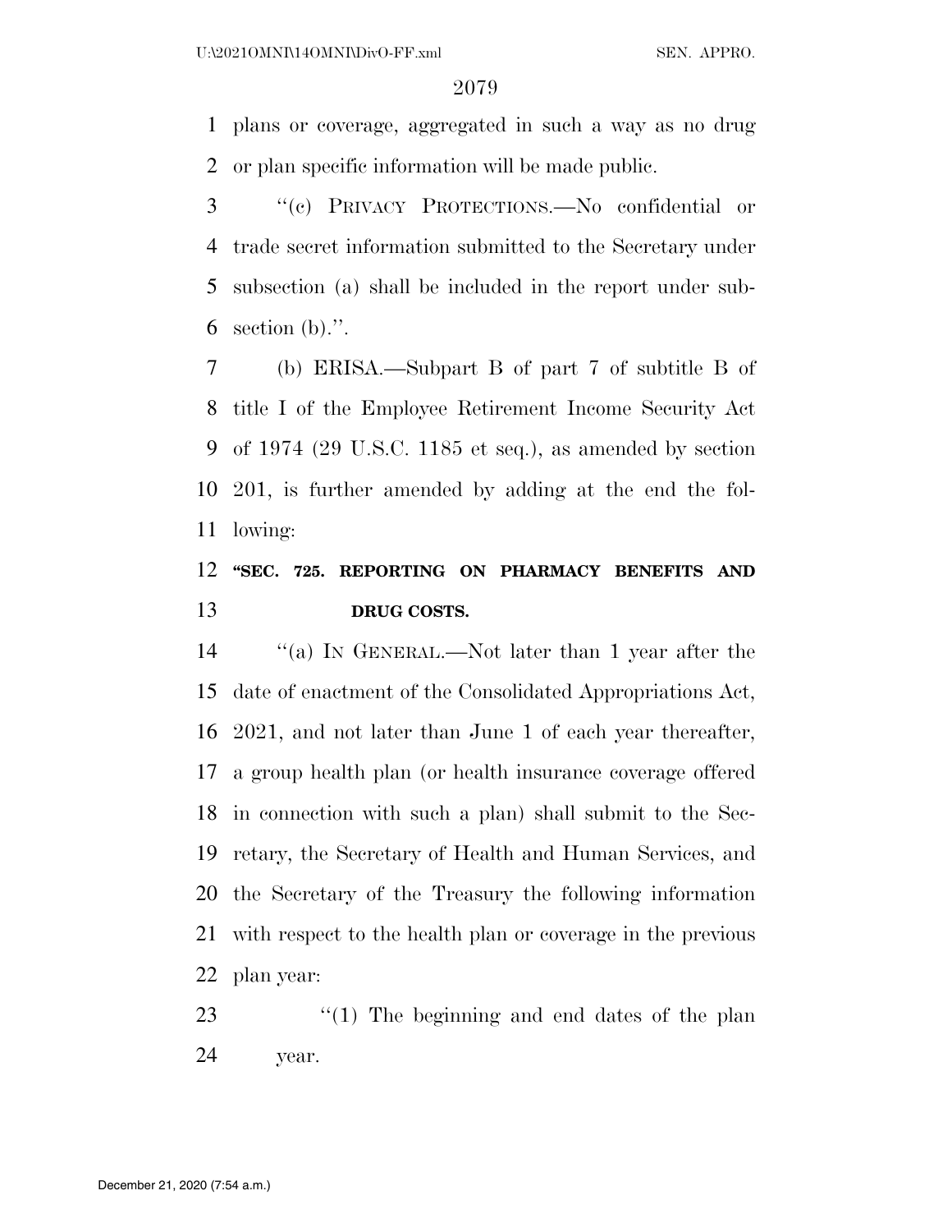plans or coverage, aggregated in such a way as no drug or plan specific information will be made public.

''(c) PRIVACY PROTECTIONS.—No confidential or trade secret information submitted to the Secretary under subsection (a) shall be included in the report under subsection (b).''.

(b) ERISA.—Subpart B of part 7 of subtitle B of title I of the Employee Retirement Income Security Act of 1974 (29 U.S.C. 1185 et seq.), as amended by section 201, is further amended by adding at the end the following:

**''SEC. 725. REPORTING ON PHARMACY BENEFITS AND DRUG COSTS.**

''(a) IN GENERAL.—Not later than 1 year after the date of enactment of the Consolidated Appropriations Act, 2021, and not later than June 1 of each year thereafter, a group health plan (or health insurance coverage offered in connection with such a plan) shall submit to the Secretary, the Secretary of Health and Human Services, and the Secretary of the Treasury the following information with respect to the health plan or coverage in the previous plan year:

''(1) The beginning and end dates of the plan year.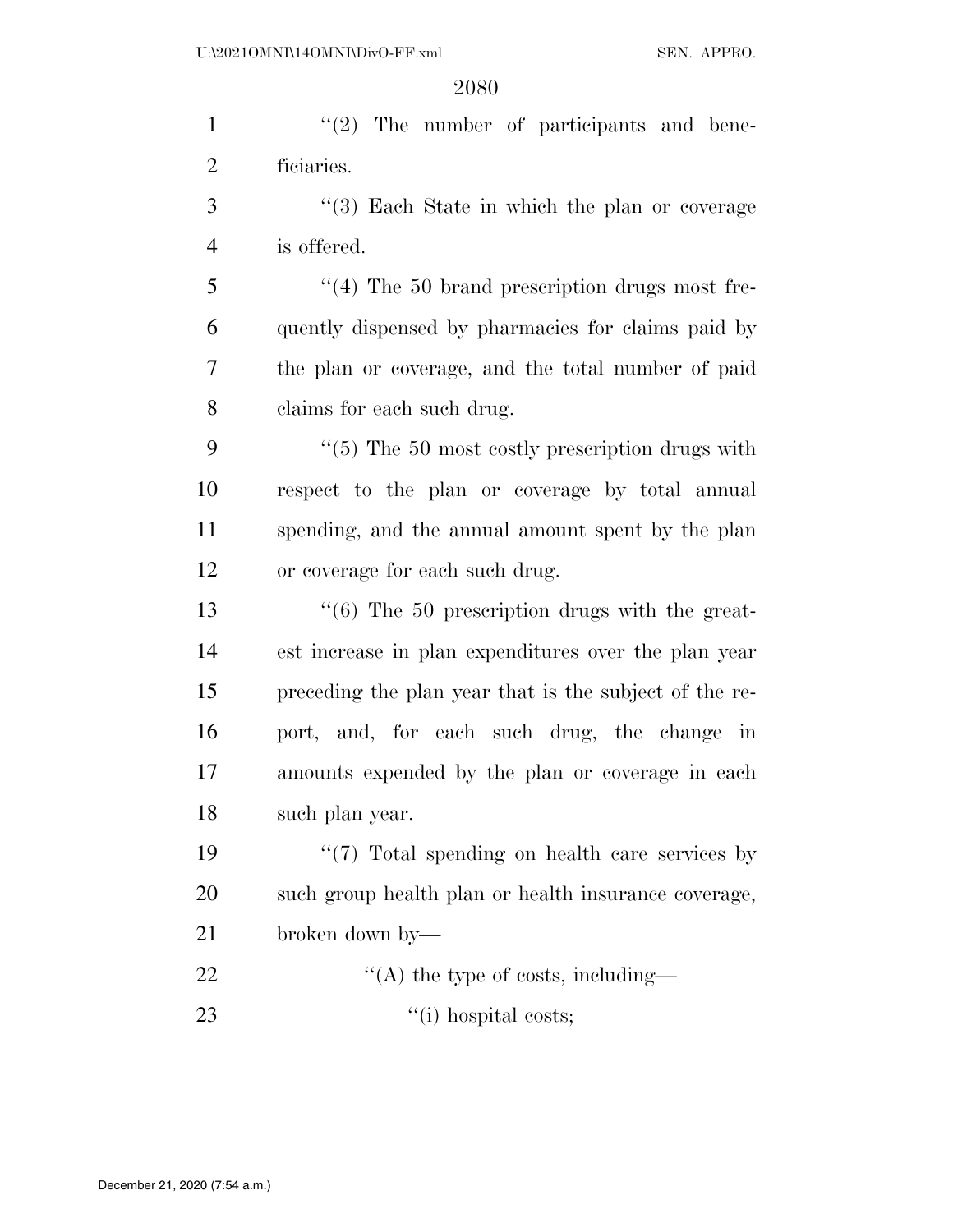"(2) The number of participants and beneficiaries.

"(3) Each State in which the plan or coverage is offered.

"(4) The 50 brand prescription drugs most frequently dispensed by pharmacies for claims paid by the plan or coverage, and the total number of paid claims for each such drug.

"(5) The 50 most costly prescription drugs with respect to the plan or coverage by total annual spending, and the annual amount spent by the plan or coverage for each such drug.

"(6) The 50 prescription drugs with the greatest increase in plan expenditures over the plan year preceding the plan year that is the subject of the report, and, for each such drug, the change in amounts expended by the plan or coverage in each such plan year.

"(7) Total spending on health care services by such group health plan or health insurance coverage, broken down by—

"(A) the type of costs, including—

"(i) hospital costs;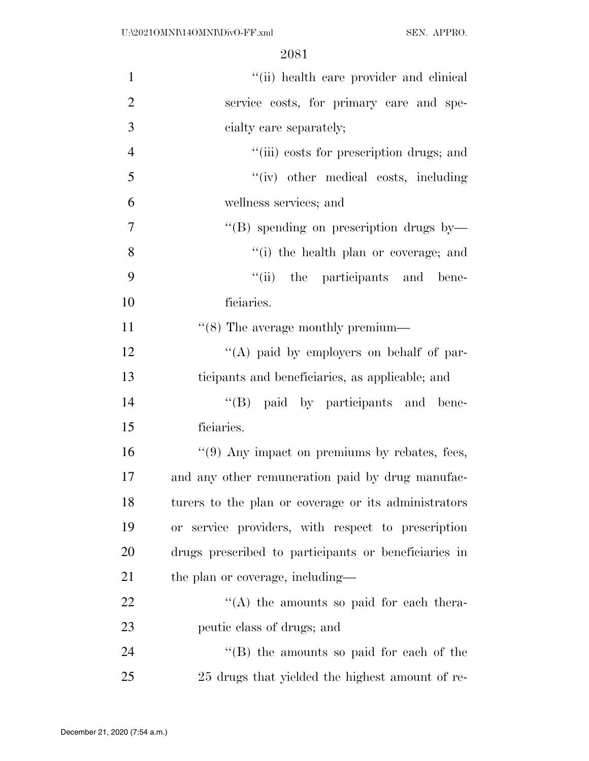"(ii) health care provider and clinical service costs, for primary care and specialty care separately;

"(iii) costs for prescription drugs; and

"(iv) other medical costs, including wellness services; and

"(B) spending on prescription drugs by—

"(i) the health plan or coverage; and

"(ii) the participants and beneficiaries.

"(8) The average monthly premium—

"(A) paid by employers on behalf of participants and beneficiaries, as applicable; and

"(B) paid by participants and beneficiaries.

"(9) Any impact on premiums by rebates, fees, and any other remuneration paid by drug manufacturers to the plan or coverage or its administrators or service providers, with respect to prescription drugs prescribed to participants or beneficiaries in the plan or coverage, including—

"(A) the amounts so paid for each therapeutic class of drugs; and

"(B) the amounts so paid for each of the 25 drugs that yielded the highest amount of re-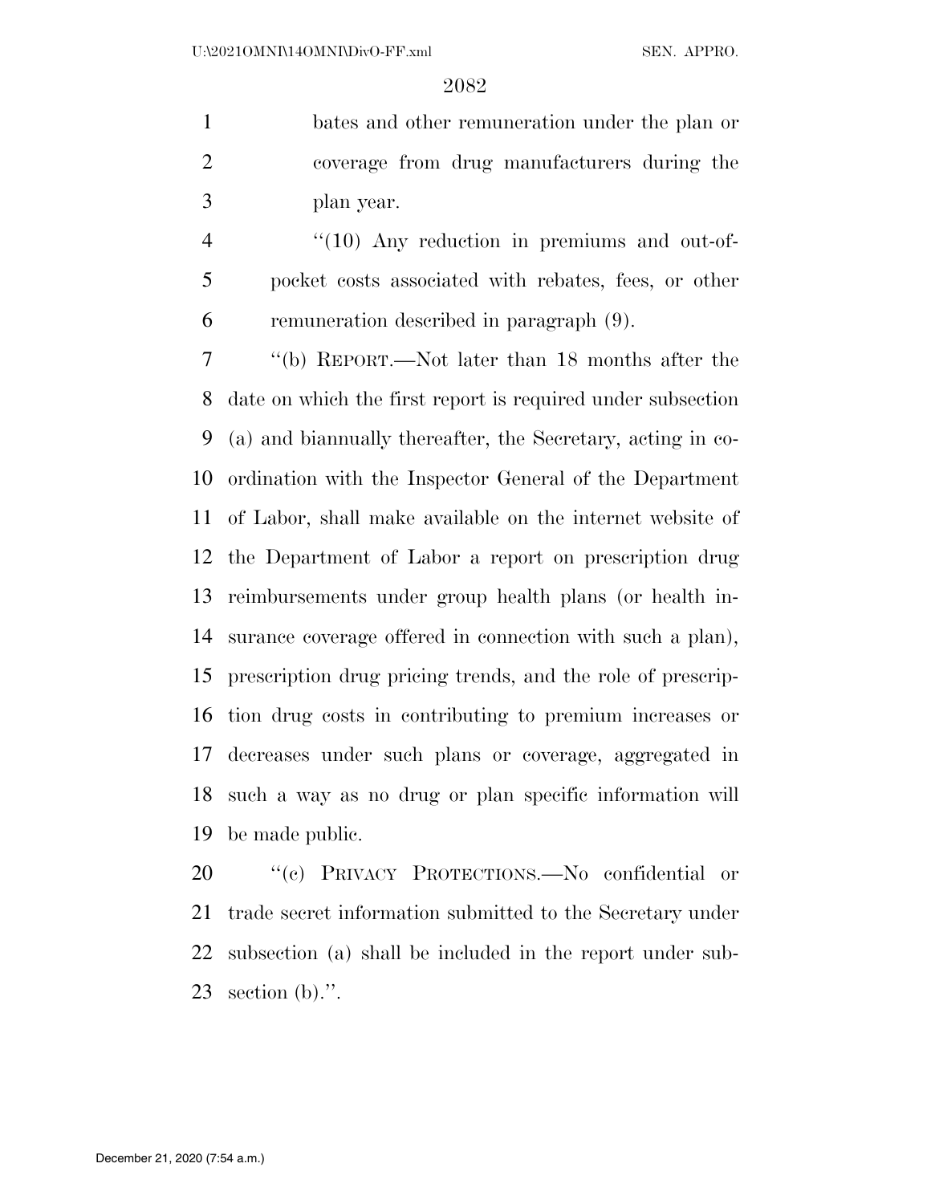bates and other remuneration under the plan or coverage from drug manufacturers during the plan year.

''(10) Any reduction in premiums and out-of-pocket costs associated with rebates, fees, or other remuneration described in paragraph (9).

''(b) REPORT.—Not later than 18 months after the date on which the first report is required under subsection (a) and biannually thereafter, the Secretary, acting in coordination with the Inspector General of the Department of Labor, shall make available on the internet website of the Department of Labor a report on prescription drug reimbursements under group health plans (or health insurance coverage offered in connection with such a plan), prescription drug pricing trends, and the role of prescription drug costs in contributing to premium increases or decreases under such plans or coverage, aggregated in such a way as no drug or plan specific information will be made public.

''(c) PRIVACY PROTECTIONS.—No confidential or trade secret information submitted to the Secretary under subsection (a) shall be included in the report under subsection (b).''.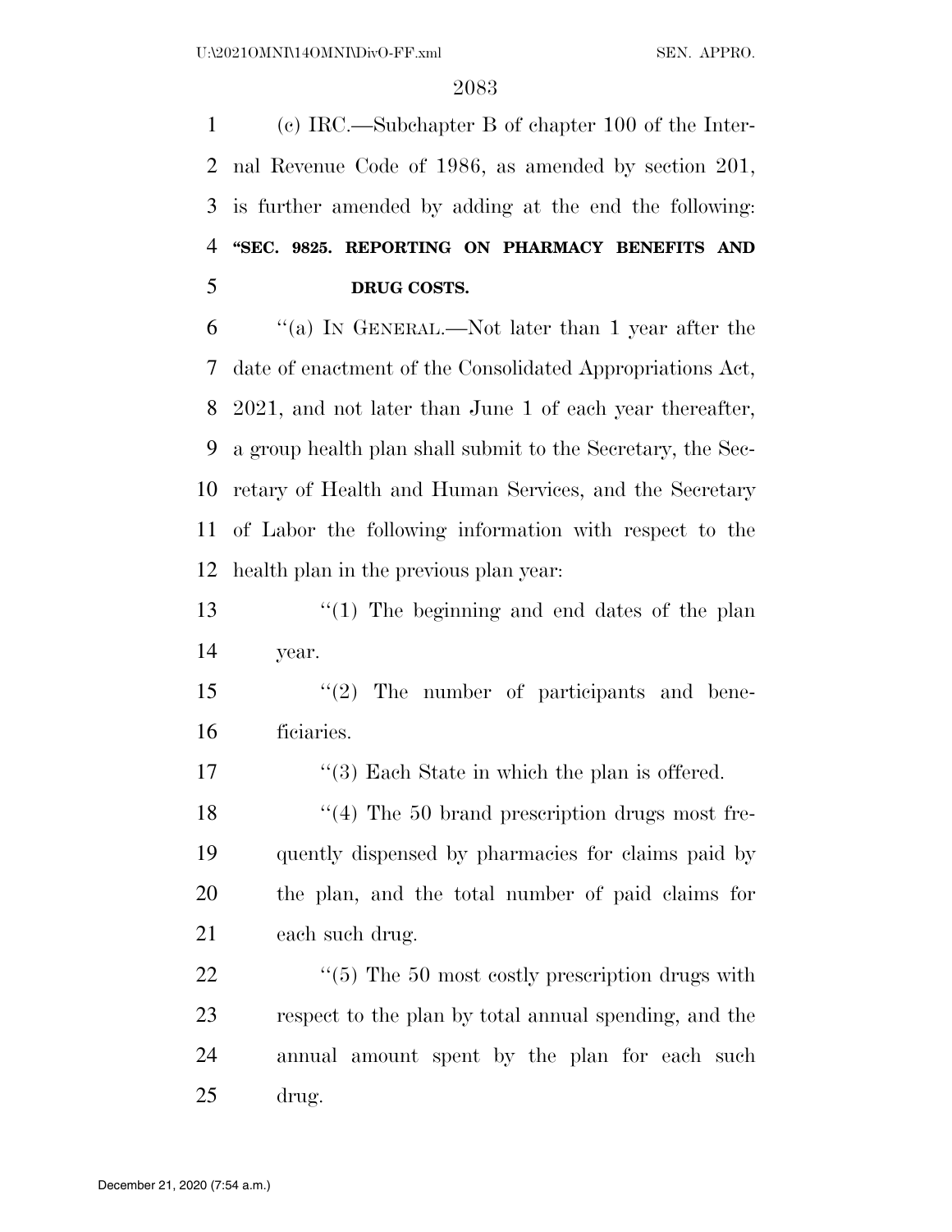(c) IRC.—Subchapter B of chapter 100 of the Internal Revenue Code of 1986, as amended by section 201, is further amended by adding at the end the following:

**"SEC. 9825. REPORTING ON PHARMACY BENEFITS AND DRUG COSTS.**

"(a) IN GENERAL.—Not later than 1 year after the date of enactment of the Consolidated Appropriations Act, 2021, and not later than June 1 of each year thereafter, a group health plan shall submit to the Secretary, the Secretary of Health and Human Services, and the Secretary of Labor the following information with respect to the health plan in the previous plan year:

"(1) The beginning and end dates of the plan year.

"(2) The number of participants and beneficiaries.

"(3) Each State in which the plan is offered.

"(4) The 50 brand prescription drugs most frequently dispensed by pharmacies for claims paid by the plan, and the total number of paid claims for each such drug.

"(5) The 50 most costly prescription drugs with respect to the plan by total annual spending, and the annual amount spent by the plan for each such drug.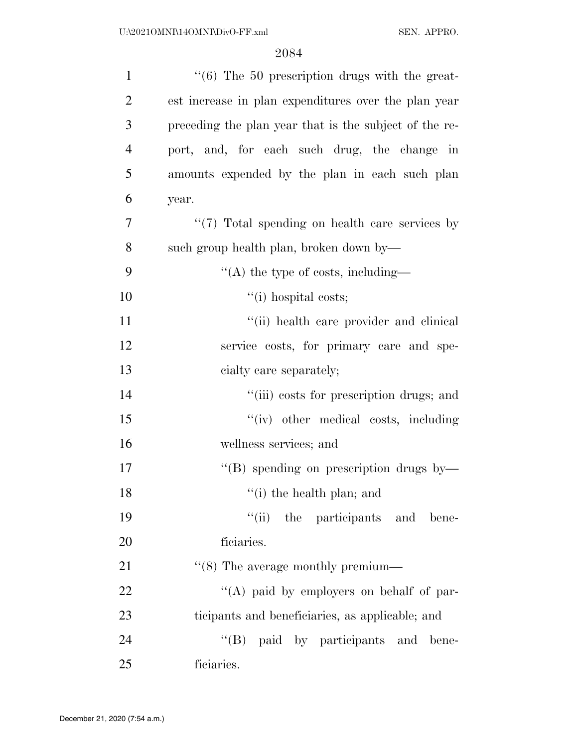''(6) The 50 prescription drugs with the greatest increase in plan expenditures over the plan year preceding the plan year that is the subject of the report, and, for each such drug, the change in amounts expended by the plan in each such plan year.

''(7) Total spending on health care services by such group health plan, broken down by—

''(A) the type of costs, including—

''(i) hospital costs;

''(ii) health care provider and clinical service costs, for primary care and specialty care separately;

''(iii) costs for prescription drugs; and

''(iv) other medical costs, including wellness services; and

''(B) spending on prescription drugs by—

''(i) the health plan; and

''(ii) the participants and beneficiaries.

''(8) The average monthly premium—

''(A) paid by employers on behalf of participants and beneficiaries, as applicable; and

''(B) paid by participants and beneficiaries.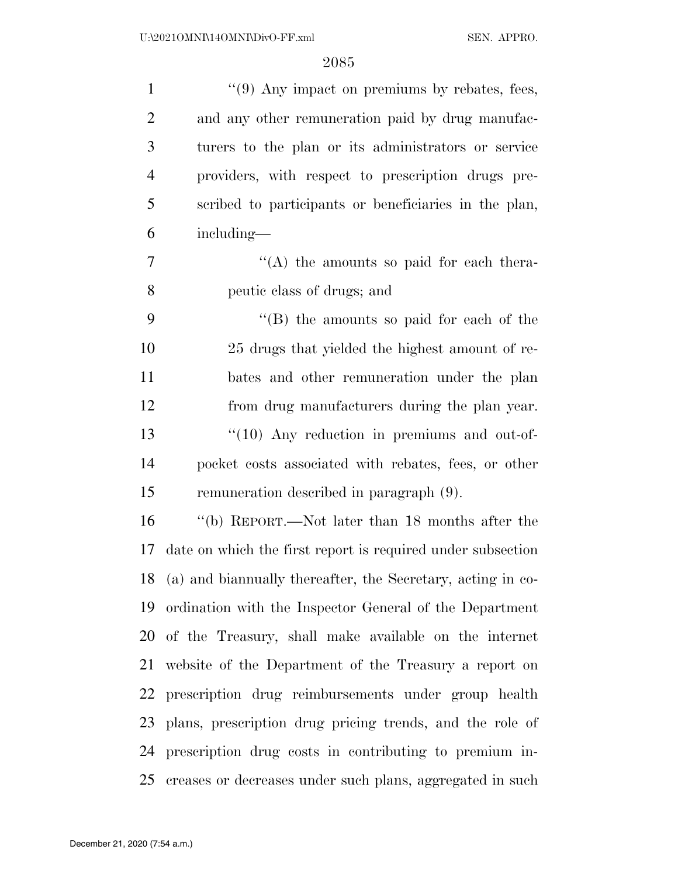''(9) Any impact on premiums by rebates, fees, and any other remuneration paid by drug manufacturers to the plan or its administrators or service providers, with respect to prescription drugs prescribed to participants or beneficiaries in the plan, including—

''(A) the amounts so paid for each therapeutic class of drugs; and

''(B) the amounts so paid for each of the 25 drugs that yielded the highest amount of rebates and other remuneration under the plan from drug manufacturers during the plan year.

''(10) Any reduction in premiums and out-of-pocket costs associated with rebates, fees, or other remuneration described in paragraph (9).

''(b) REPORT.—Not later than 18 months after the date on which the first report is required under subsection (a) and biannually thereafter, the Secretary, acting in coordination with the Inspector General of the Department of the Treasury, shall make available on the internet website of the Department of the Treasury a report on prescription drug reimbursements under group health plans, prescription drug pricing trends, and the role of prescription drug costs in contributing to premium increases or decreases under such plans, aggregated in such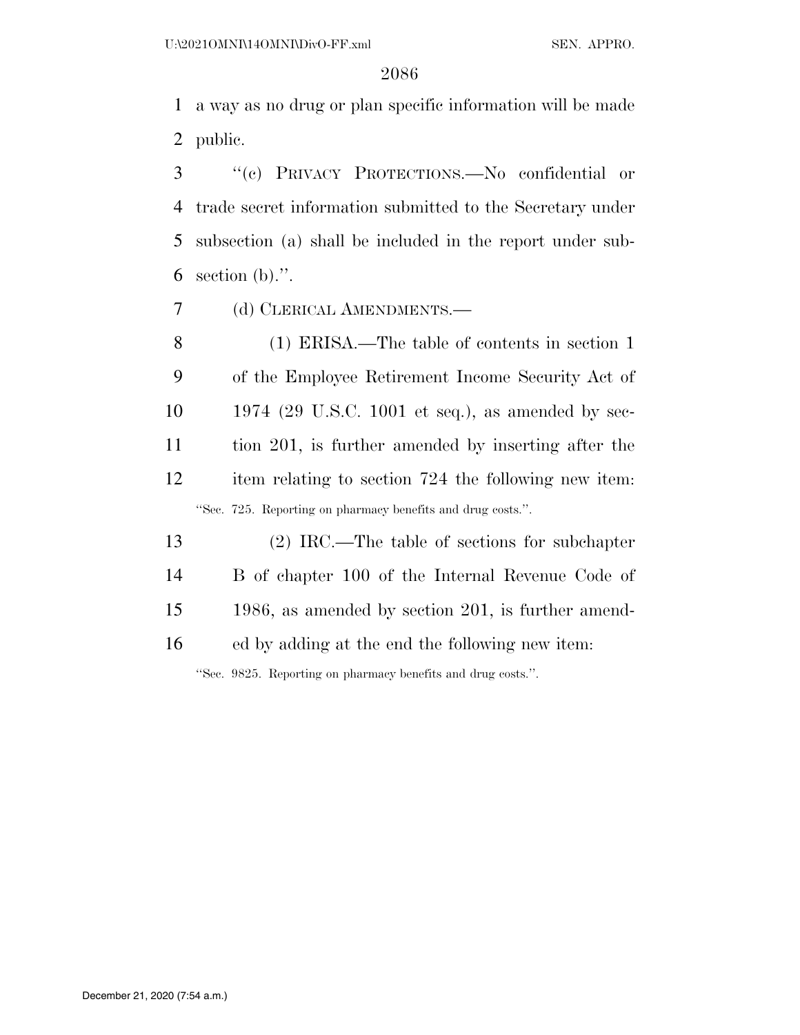a way as no drug or plan specific information will be made public.

"(c) PRIVACY PROTECTIONS.—No confidential or trade secret information submitted to the Secretary under subsection (a) shall be included in the report under subsection (b).".

(d) CLERICAL AMENDMENTS.—

(1) ERISA.—The table of contents in section 1 of the Employee Retirement Income Security Act of 1974 (29 U.S.C. 1001 et seq.), as amended by section 201, is further amended by inserting after the item relating to section 724 the following new item:

"Sec. 725. Reporting on pharmacy benefits and drug costs.".

(2) IRC.—The table of sections for subchapter B of chapter 100 of the Internal Revenue Code of 1986, as amended by section 201, is further amended by adding at the end the following new item:

"Sec. 9825. Reporting on pharmacy benefits and drug costs.".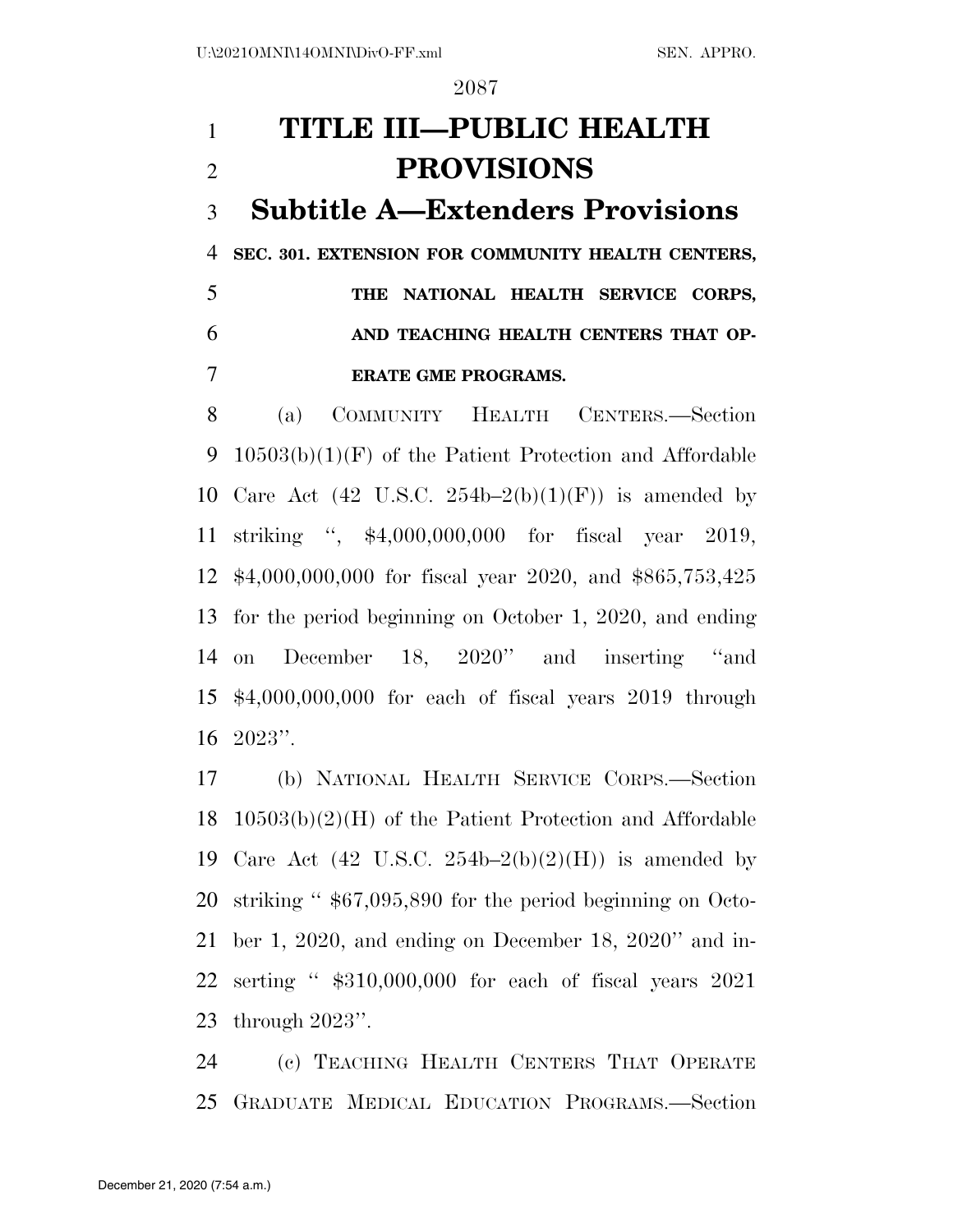# TITLE III—PUBLIC HEALTH PROVISIONS

## Subtitle A—Extenders Provisions

**SEC. 301. EXTENSION FOR COMMUNITY HEALTH CENTERS, THE NATIONAL HEALTH SERVICE CORPS, AND TEACHING HEALTH CENTERS THAT OPERATE GME PROGRAMS.**

(a) COMMUNITY HEALTH CENTERS.—Section 10503(b)(1)(F) of the Patient Protection and Affordable Care Act (42 U.S.C. 254b–2(b)(1)(F)) is amended by striking ", $4,000,000,000 for fiscal year 2019, $4,000,000,000 for fiscal year 2020, and $865,753,425 for the period beginning on October 1, 2020, and ending on December 18, 2020" and inserting "and $4,000,000,000 for each of fiscal years 2019 through 2023".

(b) NATIONAL HEALTH SERVICE CORPS.—Section 10503(b)(2)(H) of the Patient Protection and Affordable Care Act (42 U.S.C. 254b–2(b)(2)(H)) is amended by striking " $67,095,890 for the period beginning on October 1, 2020, and ending on December 18, 2020" and inserting " $310,000,000 for each of fiscal years 2021 through 2023".

(c) TEACHING HEALTH CENTERS THAT OPERATE GRADUATE MEDICAL EDUCATION PROGRAMS.—Section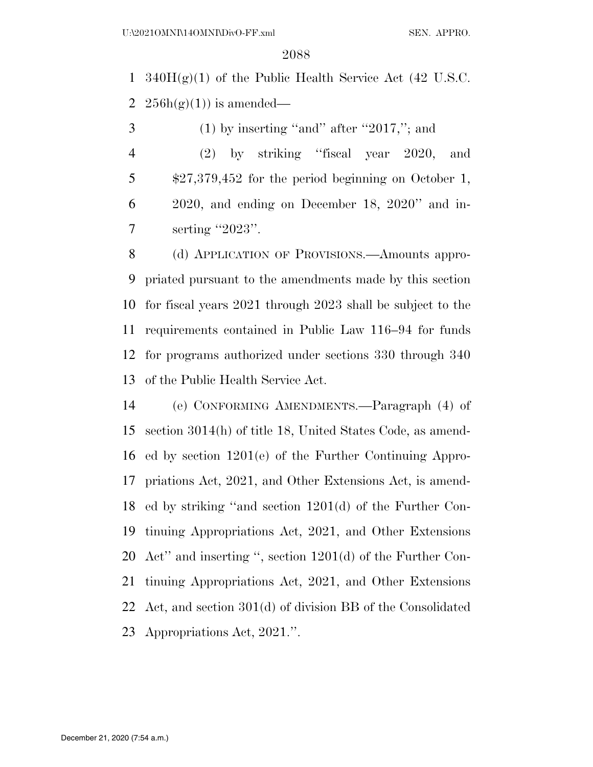340H(g)(1) of the Public Health Service Act (42 U.S.C. 256h(g)(1)) is amended—

(1) by inserting ''and'' after ''2017,''; and

(2) by striking ''fiscal year 2020, and $27,379,452 for the period beginning on October 1, 2020, and ending on December 18, 2020'' and inserting ''2023''.

(d) APPLICATION OF PROVISIONS.—Amounts appropriated pursuant to the amendments made by this section for fiscal years 2021 through 2023 shall be subject to the requirements contained in Public Law 116–94 for funds for programs authorized under sections 330 through 340 of the Public Health Service Act.

(e) CONFORMING AMENDMENTS.—Paragraph (4) of section 3014(h) of title 18, United States Code, as amended by section 1201(e) of the Further Continuing Appropriations Act, 2021, and Other Extensions Act, is amended by striking ''and section 1201(d) of the Further Continuing Appropriations Act, 2021, and Other Extensions Act'' and inserting '', section 1201(d) of the Further Continuing Appropriations Act, 2021, and Other Extensions Act, and section 301(d) of division BB of the Consolidated Appropriations Act, 2021.''.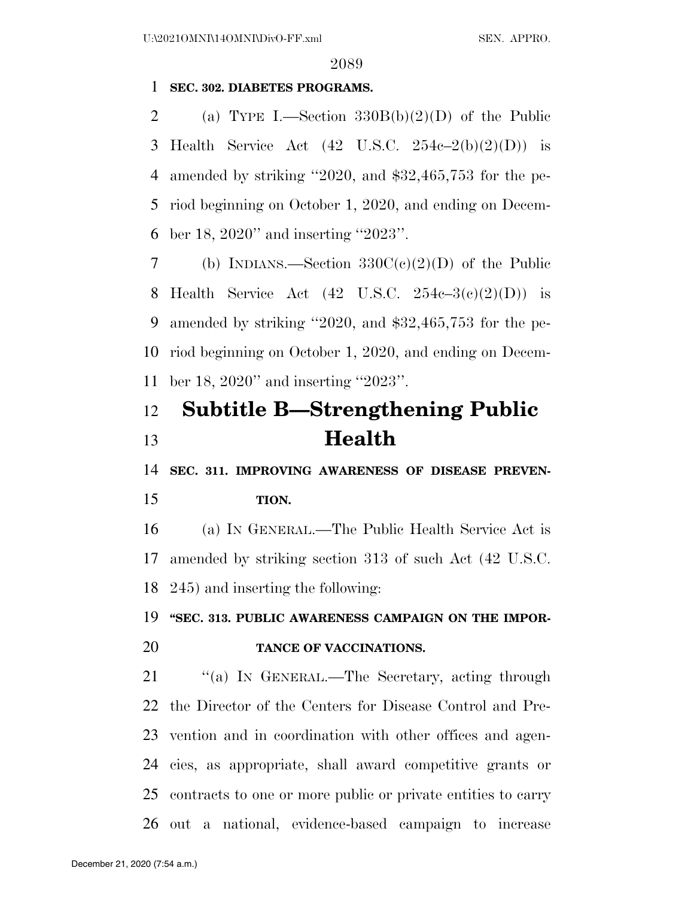**SEC. 302. DIABETES PROGRAMS.**

(a) TYPE I.—Section 330B(b)(2)(D) of the Public Health Service Act (42 U.S.C. 254c–2(b)(2)(D)) is amended by striking ''2020, and $32,465,753 for the period beginning on October 1, 2020, and ending on December 18, 2020'' and inserting ''2023''.

(b) INDIANS.—Section 330C(c)(2)(D) of the Public Health Service Act (42 U.S.C. 254c–3(c)(2)(D)) is amended by striking ''2020, and $32,465,753 for the period beginning on October 1, 2020, and ending on December 18, 2020'' and inserting ''2023''.

# Subtitle B—Strengthening Public Health

**SEC. 311. IMPROVING AWARENESS OF DISEASE PREVENTION.**

(a) IN GENERAL.—The Public Health Service Act is amended by striking section 313 of such Act (42 U.S.C. 245) and inserting the following:

**''SEC. 313. PUBLIC AWARENESS CAMPAIGN ON THE IMPORTANCE OF VACCINATIONS.**

''(a) IN GENERAL.—The Secretary, acting through the Director of the Centers for Disease Control and Prevention and in coordination with other offices and agencies, as appropriate, shall award competitive grants or contracts to one or more public or private entities to carry out a national, evidence-based campaign to increase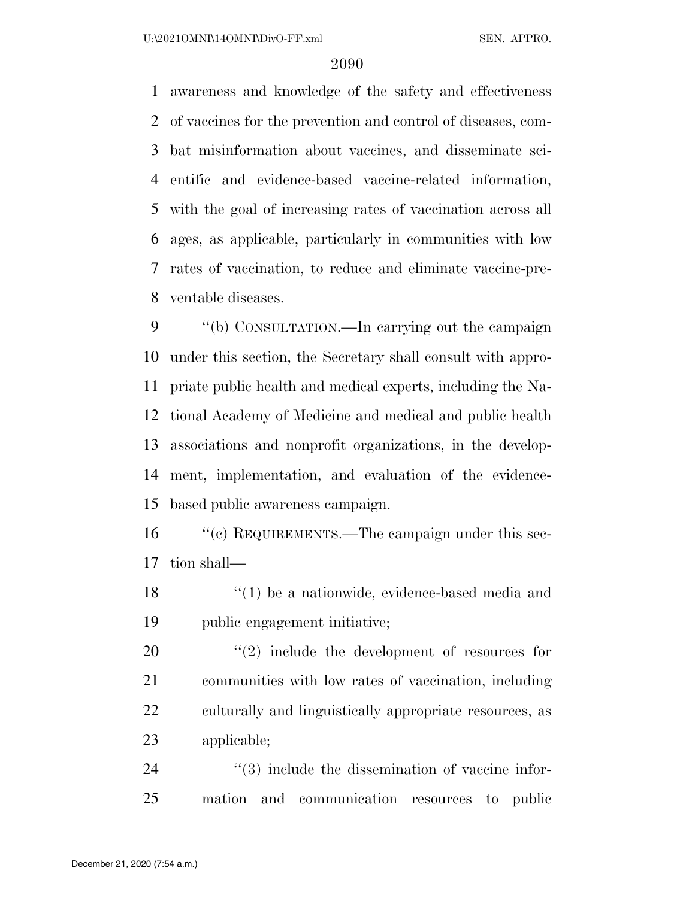awareness and knowledge of the safety and effectiveness of vaccines for the prevention and control of diseases, combat misinformation about vaccines, and disseminate scientific and evidence-based vaccine-related information, with the goal of increasing rates of vaccination across all ages, as applicable, particularly in communities with low rates of vaccination, to reduce and eliminate vaccine-preventable diseases.

''(b) CONSULTATION.—In carrying out the campaign under this section, the Secretary shall consult with appropriate public health and medical experts, including the National Academy of Medicine and medical and public health associations and nonprofit organizations, in the development, implementation, and evaluation of the evidence-based public awareness campaign.

''(c) REQUIREMENTS.—The campaign under this section shall—

''(1) be a nationwide, evidence-based media and public engagement initiative;

''(2) include the development of resources for communities with low rates of vaccination, including culturally and linguistically appropriate resources, as applicable;

''(3) include the dissemination of vaccine information and communication resources to public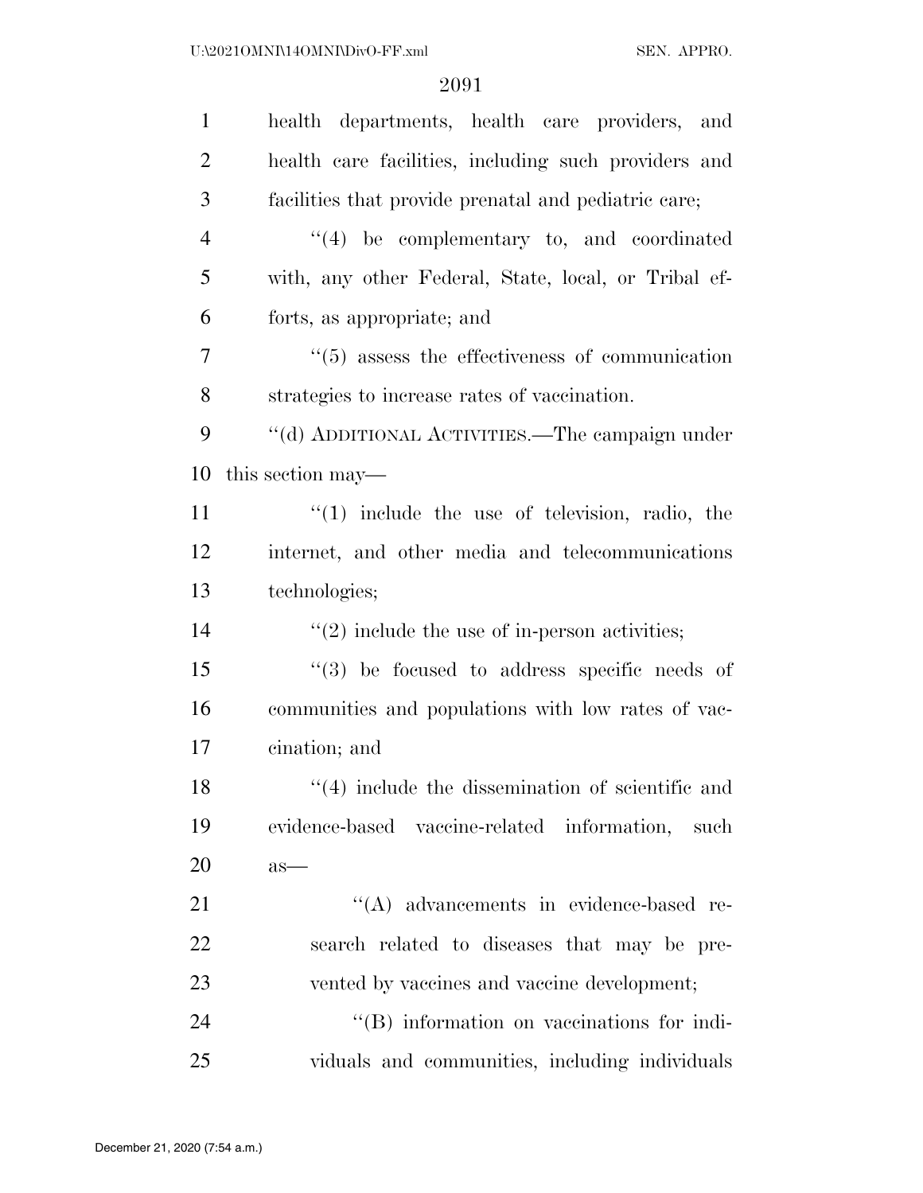health departments, health care providers, and health care facilities, including such providers and facilities that provide prenatal and pediatric care;

''(4) be complementary to, and coordinated with, any other Federal, State, local, or Tribal efforts, as appropriate; and

''(5) assess the effectiveness of communication strategies to increase rates of vaccination.

''(d) ADDITIONAL ACTIVITIES.—The campaign under this section may—

''(1) include the use of television, radio, the internet, and other media and telecommunications technologies;

''(2) include the use of in-person activities;

''(3) be focused to address specific needs of communities and populations with low rates of vaccination; and

''(4) include the dissemination of scientific and evidence-based vaccine-related information, such as—

''(A) advancements in evidence-based research related to diseases that may be prevented by vaccines and vaccine development;

''(B) information on vaccinations for individuals and communities, including individuals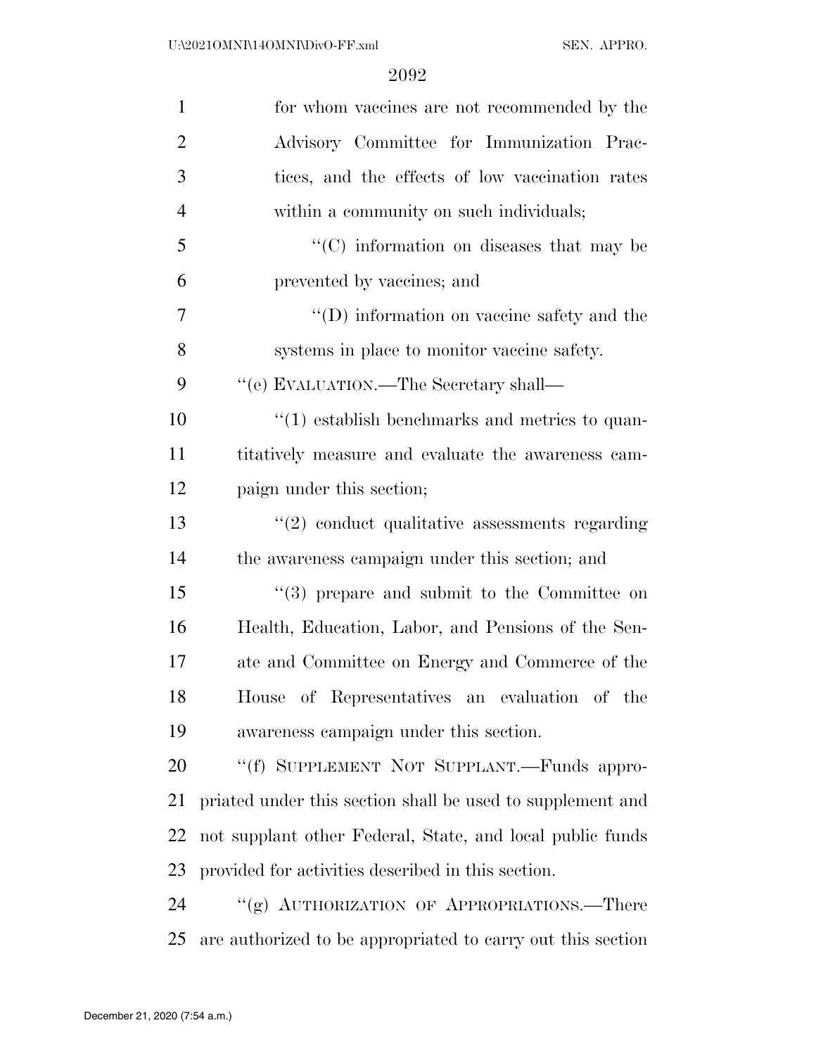for whom vaccines are not recommended by the Advisory Committee for Immunization Practices, and the effects of low vaccination rates within a community on such individuals;

"(C) information on diseases that may be prevented by vaccines; and

"(D) information on vaccine safety and the systems in place to monitor vaccine safety.

"(e) EVALUATION.—The Secretary shall—

"(1) establish benchmarks and metrics to quantitatively measure and evaluate the awareness campaign under this section;

"(2) conduct qualitative assessments regarding the awareness campaign under this section; and

"(3) prepare and submit to the Committee on Health, Education, Labor, and Pensions of the Senate and Committee on Energy and Commerce of the House of Representatives an evaluation of the awareness campaign under this section.

"(f) SUPPLEMENT NOT SUPPLANT.—Funds appropriated under this section shall be used to supplement and not supplant other Federal, State, and local public funds provided for activities described in this section.

"(g) AUTHORIZATION OF APPROPRIATIONS.—There are authorized to be appropriated to carry out this section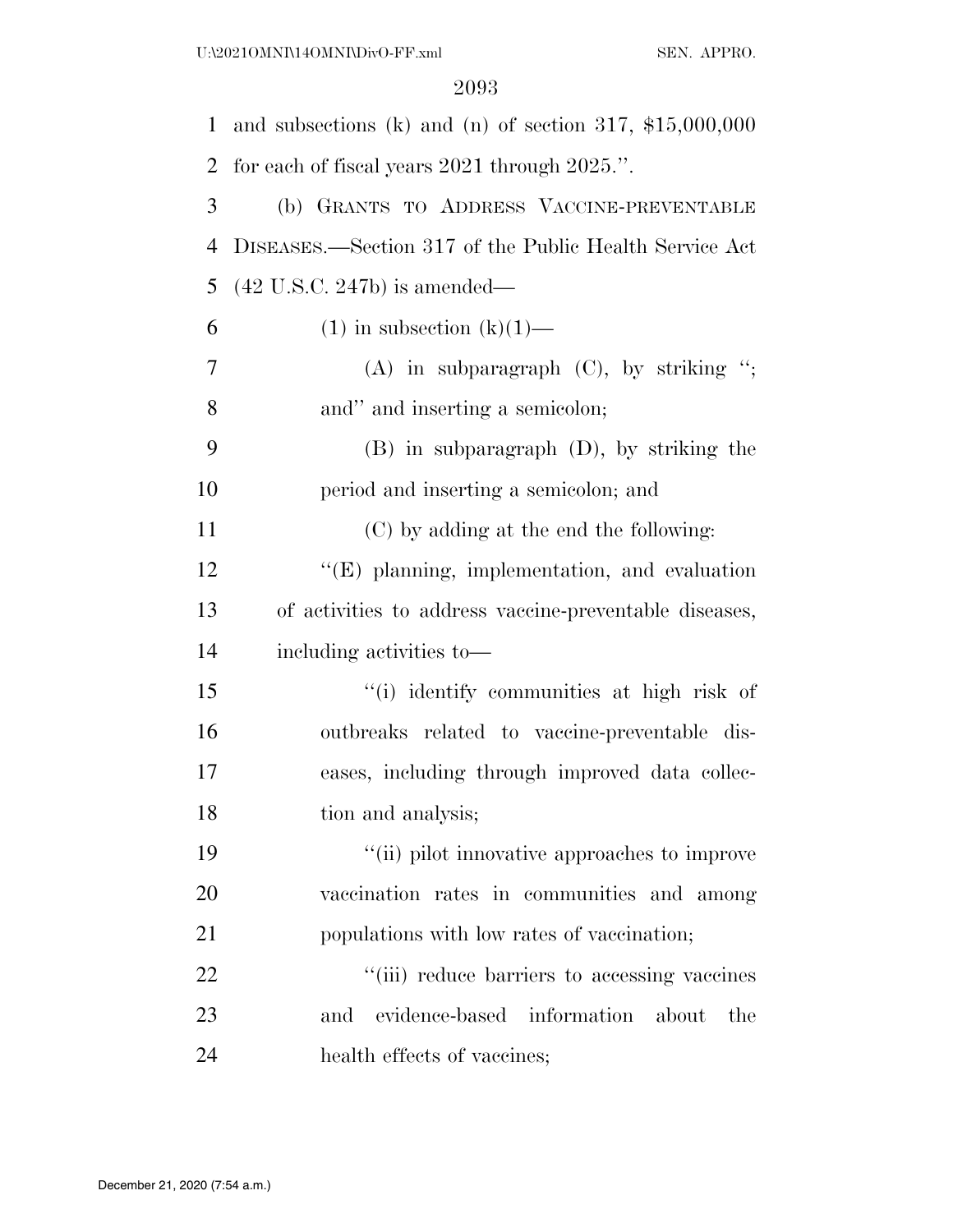and subsections (k) and (n) of section 317, $15,000,000 for each of fiscal years 2021 through 2025.''.

(b) GRANTS TO ADDRESS VACCINE-PREVENTABLE DISEASES.—Section 317 of the Public Health Service Act (42 U.S.C. 247b) is amended—

(1) in subsection (k)(1)—

(A) in subparagraph (C), by striking ''; and'' and inserting a semicolon;

(B) in subparagraph (D), by striking the period and inserting a semicolon; and

(C) by adding at the end the following:

''(E) planning, implementation, and evaluation of activities to address vaccine-preventable diseases, including activities to—

''(i) identify communities at high risk of outbreaks related to vaccine-preventable diseases, including through improved data collection and analysis;

''(ii) pilot innovative approaches to improve vaccination rates in communities and among populations with low rates of vaccination;

''(iii) reduce barriers to accessing vaccines and evidence-based information about the health effects of vaccines;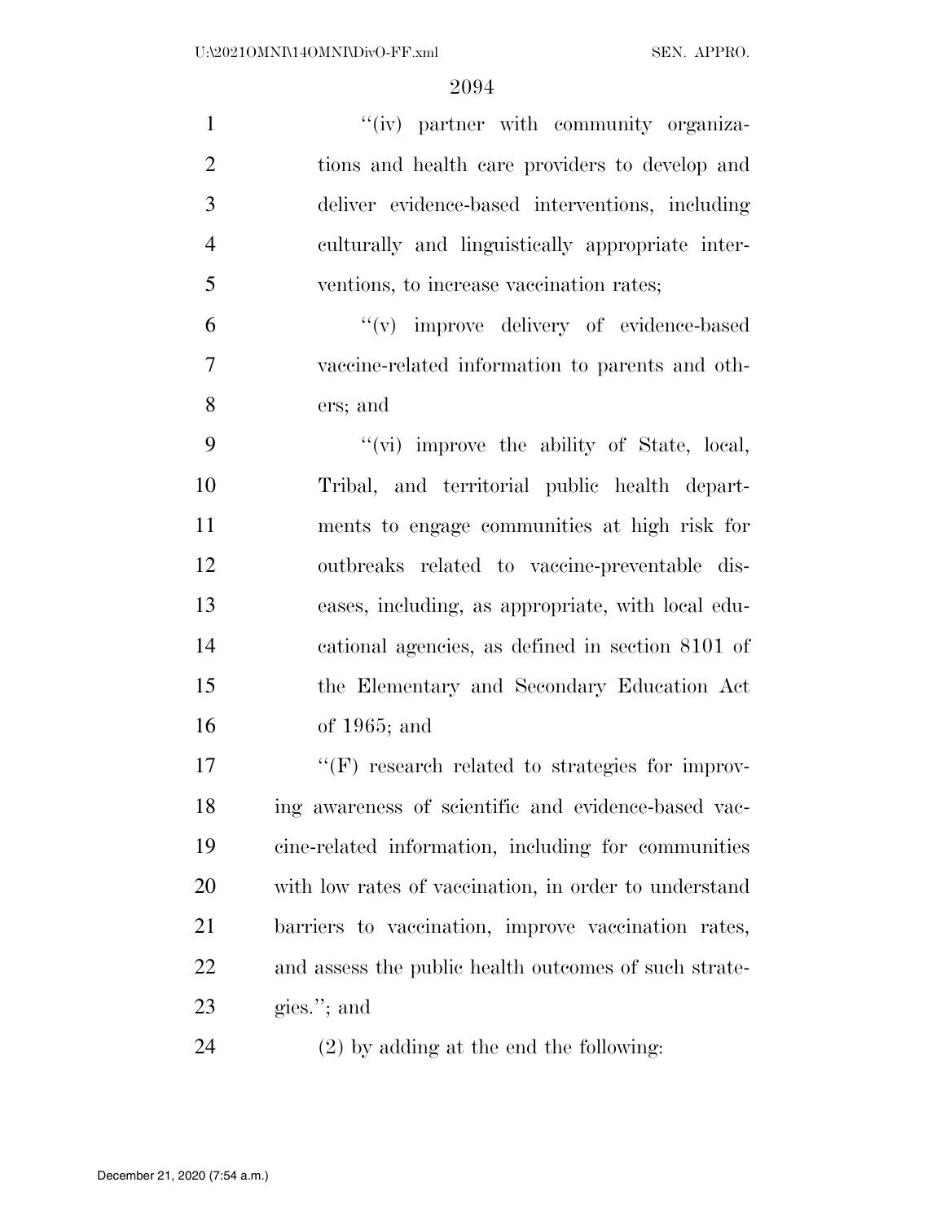"(iv) partner with community organizations and health care providers to develop and deliver evidence-based interventions, including culturally and linguistically appropriate interventions, to increase vaccination rates;

"(v) improve delivery of evidence-based vaccine-related information to parents and others; and

"(vi) improve the ability of State, local, Tribal, and territorial public health departments to engage communities at high risk for outbreaks related to vaccine-preventable diseases, including, as appropriate, with local educational agencies, as defined in section 8101 of the Elementary and Secondary Education Act of 1965; and

"(F) research related to strategies for improving awareness of scientific and evidence-based vaccine-related information, including for communities with low rates of vaccination, in order to understand barriers to vaccination, improve vaccination rates, and assess the public health outcomes of such strategies."; and

(2) by adding at the end the following: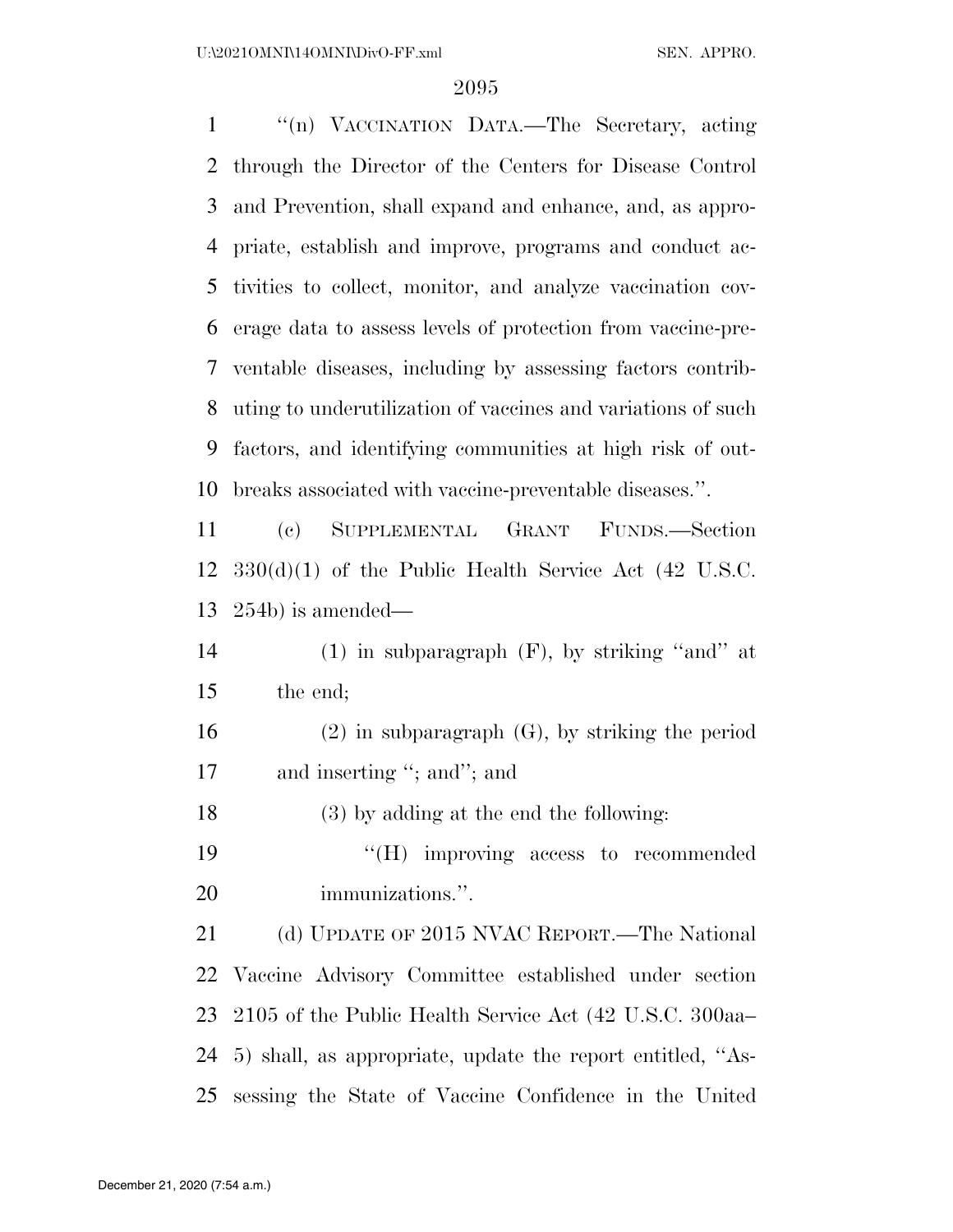"(n) VACCINATION DATA.—The Secretary, acting through the Director of the Centers for Disease Control and Prevention, shall expand and enhance, and, as appropriate, establish and improve, programs and conduct activities to collect, monitor, and analyze vaccination coverage data to assess levels of protection from vaccine-preventable diseases, including by assessing factors contributing to underutilization of vaccines and variations of such factors, and identifying communities at high risk of outbreaks associated with vaccine-preventable diseases.".

(c) SUPPLEMENTAL GRANT FUNDS.—Section 330(d)(1) of the Public Health Service Act (42 U.S.C. 254b) is amended—

(1) in subparagraph (F), by striking "and" at the end;

(2) in subparagraph (G), by striking the period and inserting "; and"; and

(3) by adding at the end the following:

"(H) improving access to recommended immunizations.".

(d) UPDATE OF 2015 NVAC REPORT.—The National Vaccine Advisory Committee established under section 2105 of the Public Health Service Act (42 U.S.C. 300aa–5) shall, as appropriate, update the report entitled, "Assessing the State of Vaccine Confidence in the United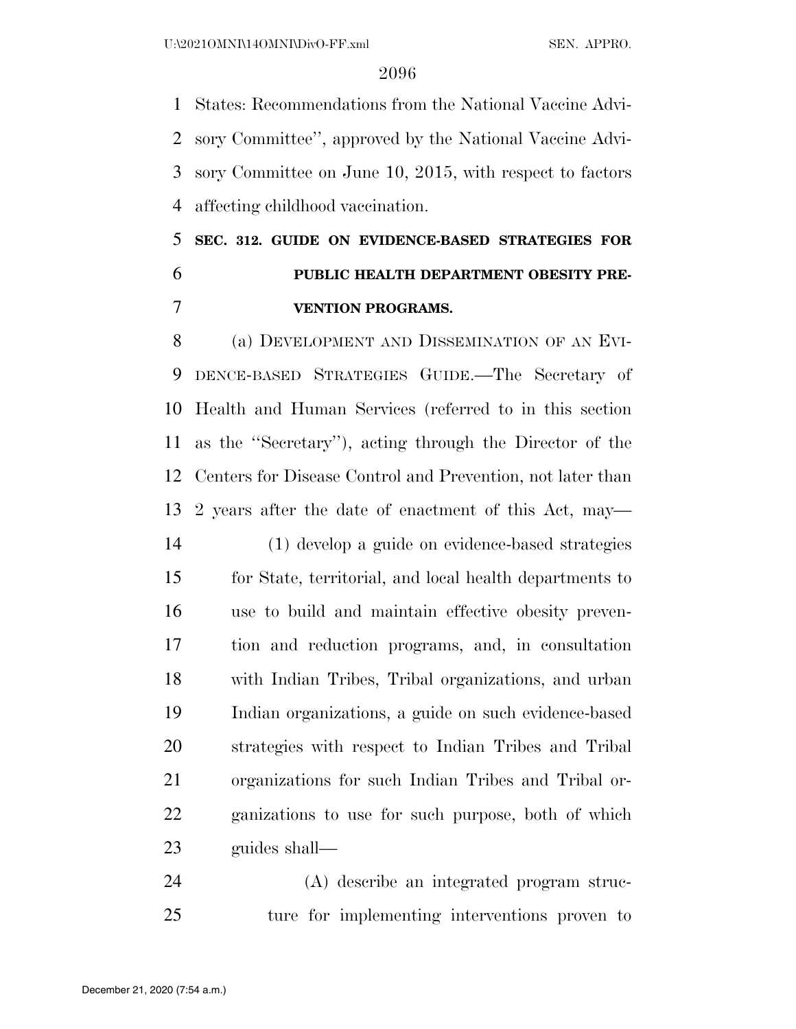States: Recommendations from the National Vaccine Advisory Committee'', approved by the National Vaccine Advisory Committee on June 10, 2015, with respect to factors affecting childhood vaccination.

**SEC. 312. GUIDE ON EVIDENCE-BASED STRATEGIES FOR PUBLIC HEALTH DEPARTMENT OBESITY PREVENTION PROGRAMS.**

(a) DEVELOPMENT AND DISSEMINATION OF AN EVIDENCE-BASED STRATEGIES GUIDE.—The Secretary of Health and Human Services (referred to in this section as the ''Secretary''), acting through the Director of the Centers for Disease Control and Prevention, not later than 2 years after the date of enactment of this Act, may—

(1) develop a guide on evidence-based strategies for State, territorial, and local health departments to use to build and maintain effective obesity prevention and reduction programs, and, in consultation with Indian Tribes, Tribal organizations, and urban Indian organizations, a guide on such evidence-based strategies with respect to Indian Tribes and Tribal organizations for such Indian Tribes and Tribal organizations to use for such purpose, both of which guides shall—

(A) describe an integrated program structure for implementing interventions proven to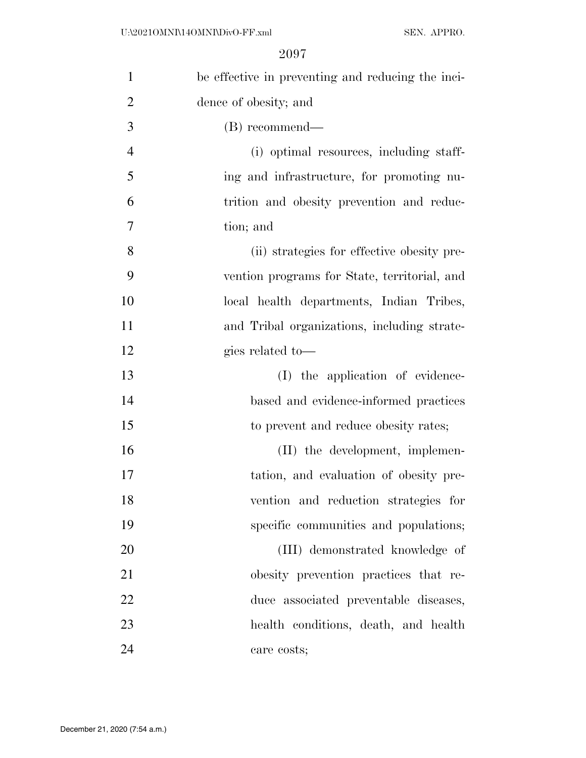be effective in preventing and reducing the incidence of obesity; and

(B) recommend—

(i) optimal resources, including staffing and infrastructure, for promoting nutrition and obesity prevention and reduction; and

(ii) strategies for effective obesity prevention programs for State, territorial, and local health departments, Indian Tribes, and Tribal organizations, including strategies related to—

(I) the application of evidence-based and evidence-informed practices to prevent and reduce obesity rates;

(II) the development, implementation, and evaluation of obesity prevention and reduction strategies for specific communities and populations;

(III) demonstrated knowledge of obesity prevention practices that reduce associated preventable diseases, health conditions, death, and health care costs;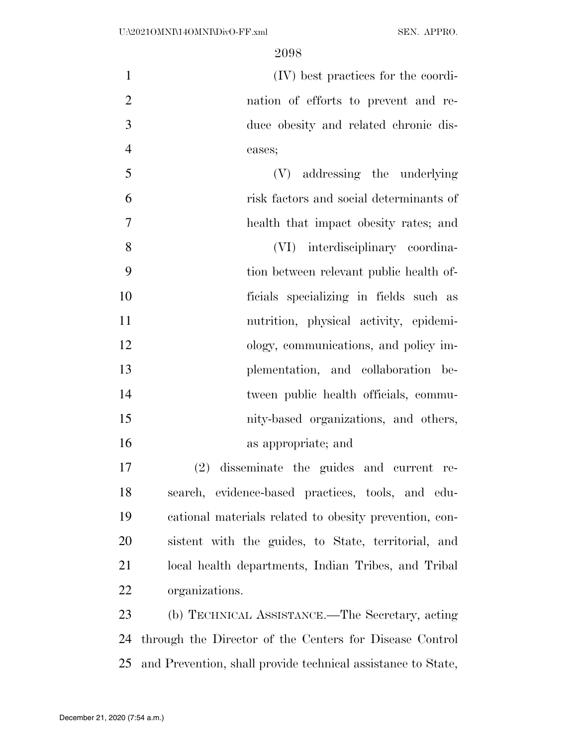(IV) best practices for the coordination of efforts to prevent and reduce obesity and related chronic diseases;

(V) addressing the underlying risk factors and social determinants of health that impact obesity rates; and

(VI) interdisciplinary coordination between relevant public health officials specializing in fields such as nutrition, physical activity, epidemiology, communications, and policy implementation, and collaboration between public health officials, community-based organizations, and others, as appropriate; and

(2) disseminate the guides and current research, evidence-based practices, tools, and educational materials related to obesity prevention, consistent with the guides, to State, territorial, and local health departments, Indian Tribes, and Tribal organizations.

(b) TECHNICAL ASSISTANCE.—The Secretary, acting through the Director of the Centers for Disease Control and Prevention, shall provide technical assistance to State,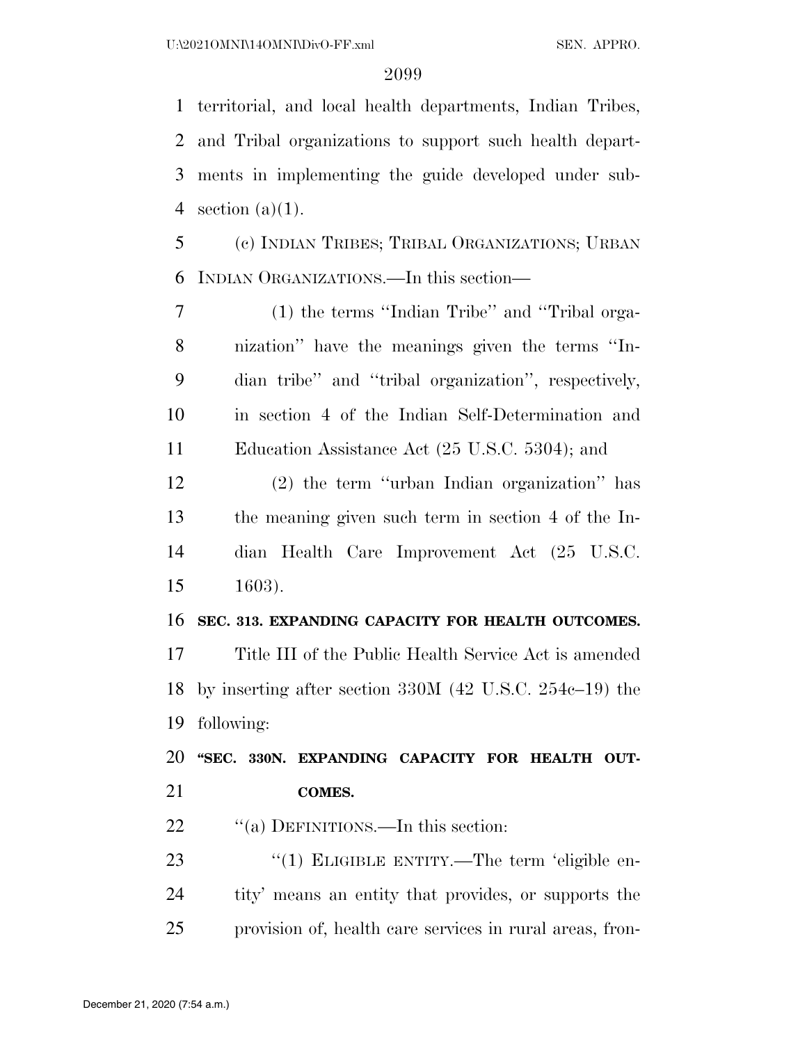territorial, and local health departments, Indian Tribes, and Tribal organizations to support such health departments in implementing the guide developed under subsection (a)(1).

(c) INDIAN TRIBES; TRIBAL ORGANIZATIONS; URBAN INDIAN ORGANIZATIONS.—In this section—

(1) the terms ''Indian Tribe'' and ''Tribal organization'' have the meanings given the terms ''Indian tribe'' and ''tribal organization'', respectively, in section 4 of the Indian Self-Determination and Education Assistance Act (25 U.S.C. 5304); and

(2) the term ''urban Indian organization'' has the meaning given such term in section 4 of the Indian Health Care Improvement Act (25 U.S.C. 1603).

**SEC. 313. EXPANDING CAPACITY FOR HEALTH OUTCOMES.**

Title III of the Public Health Service Act is amended by inserting after section 330M (42 U.S.C. 254c–19) the following:

**''SEC. 330N. EXPANDING CAPACITY FOR HEALTH OUTCOMES.**

''(a) DEFINITIONS.—In this section:

''(1) ELIGIBLE ENTITY.—The term 'eligible entity' means an entity that provides, or supports the provision of, health care services in rural areas, fron-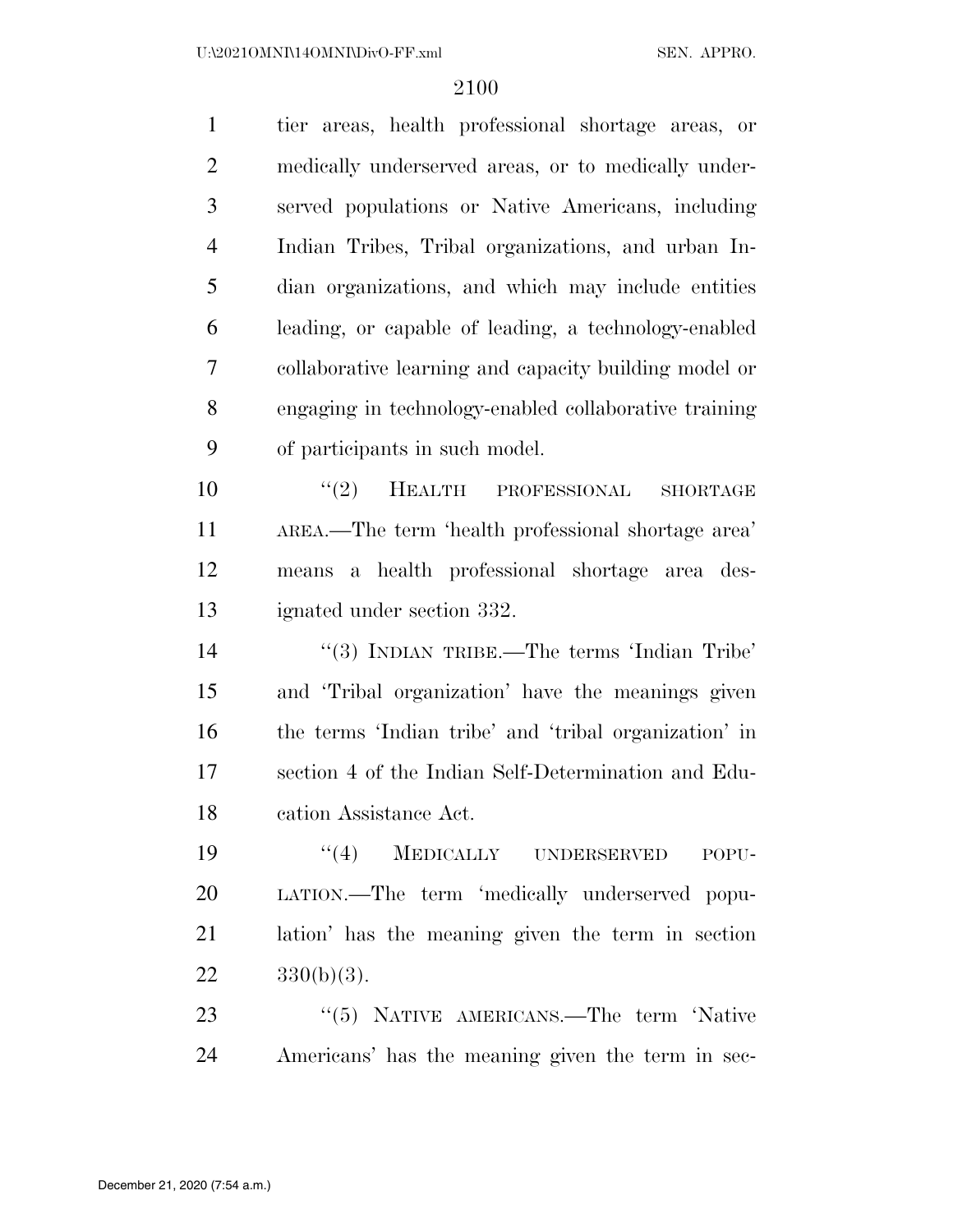tier areas, health professional shortage areas, or medically underserved areas, or to medically underserved populations or Native Americans, including Indian Tribes, Tribal organizations, and urban Indian organizations, and which may include entities leading, or capable of leading, a technology-enabled collaborative learning and capacity building model or engaging in technology-enabled collaborative training of participants in such model.

"(2) HEALTH PROFESSIONAL SHORTAGE AREA.—The term 'health professional shortage area' means a health professional shortage area designated under section 332.

"(3) INDIAN TRIBE.—The terms 'Indian Tribe' and 'Tribal organization' have the meanings given the terms 'Indian tribe' and 'tribal organization' in section 4 of the Indian Self-Determination and Education Assistance Act.

"(4) MEDICALLY UNDERSERVED POPULATION.—The term 'medically underserved population' has the meaning given the term in section 330(b)(3).

"(5) NATIVE AMERICANS.—The term 'Native Americans' has the meaning given the term in sec-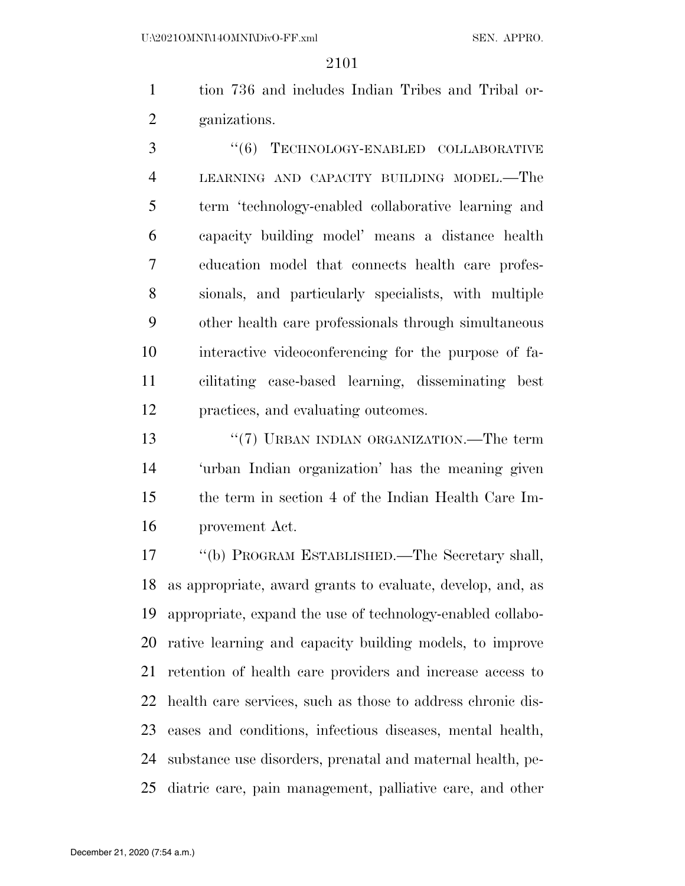tion 736 and includes Indian Tribes and Tribal organizations.

"(6) TECHNOLOGY-ENABLED COLLABORATIVE LEARNING AND CAPACITY BUILDING MODEL.—The term 'technology-enabled collaborative learning and capacity building model' means a distance health education model that connects health care professionals, and particularly specialists, with multiple other health care professionals through simultaneous interactive videoconferencing for the purpose of facilitating case-based learning, disseminating best practices, and evaluating outcomes.

"(7) URBAN INDIAN ORGANIZATION.—The term 'urban Indian organization' has the meaning given the term in section 4 of the Indian Health Care Improvement Act.

"(b) PROGRAM ESTABLISHED.—The Secretary shall, as appropriate, award grants to evaluate, develop, and, as appropriate, expand the use of technology-enabled collaborative learning and capacity building models, to improve retention of health care providers and increase access to health care services, such as those to address chronic diseases and conditions, infectious diseases, mental health, substance use disorders, prenatal and maternal health, pediatric care, pain management, palliative care, and other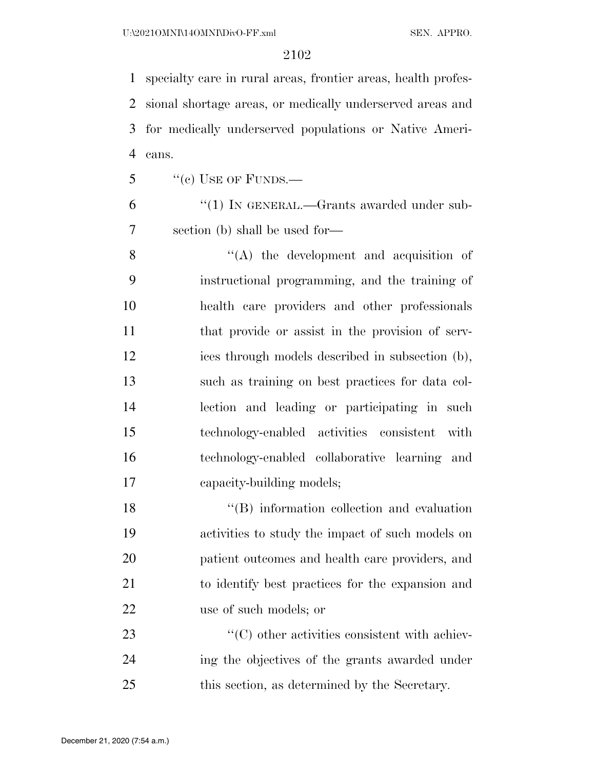specialty care in rural areas, frontier areas, health professional shortage areas, or medically underserved areas and for medically underserved populations or Native Americans.

"(c) USE OF FUNDS.—

"(1) IN GENERAL.—Grants awarded under subsection (b) shall be used for—

"(A) the development and acquisition of instructional programming, and the training of health care providers and other professionals that provide or assist in the provision of services through models described in subsection (b), such as training on best practices for data collection and leading or participating in such technology-enabled activities consistent with technology-enabled collaborative learning and capacity-building models;

"(B) information collection and evaluation activities to study the impact of such models on patient outcomes and health care providers, and to identify best practices for the expansion and use of such models; or

"(C) other activities consistent with achieving the objectives of the grants awarded under this section, as determined by the Secretary.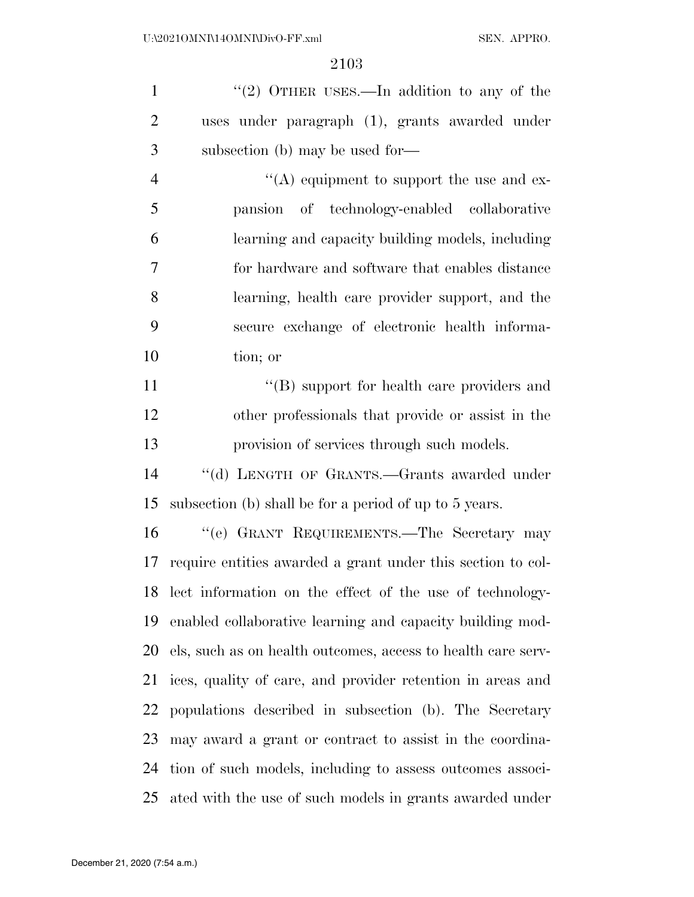"(2) OTHER USES.—In addition to any of the uses under paragraph (1), grants awarded under subsection (b) may be used for—

"(A) equipment to support the use and expansion of technology-enabled collaborative learning and capacity building models, including for hardware and software that enables distance learning, health care provider support, and the secure exchange of electronic health information; or

"(B) support for health care providers and other professionals that provide or assist in the provision of services through such models.

"(d) LENGTH OF GRANTS.—Grants awarded under subsection (b) shall be for a period of up to 5 years.

"(e) GRANT REQUIREMENTS.—The Secretary may require entities awarded a grant under this section to collect information on the effect of the use of technology-enabled collaborative learning and capacity building models, such as on health outcomes, access to health care services, quality of care, and provider retention in areas and populations described in subsection (b). The Secretary may award a grant or contract to assist in the coordination of such models, including to assess outcomes associated with the use of such models in grants awarded under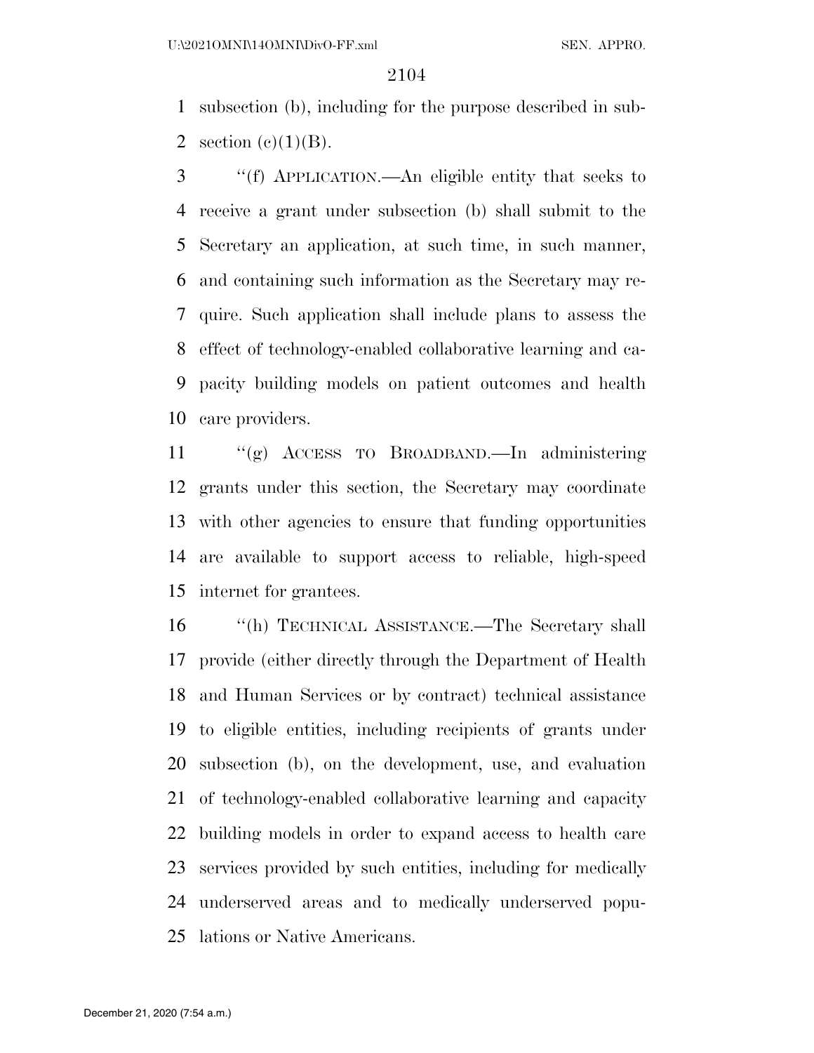subsection (b), including for the purpose described in subsection (c)(1)(B).

"(f) APPLICATION.—An eligible entity that seeks to receive a grant under subsection (b) shall submit to the Secretary an application, at such time, in such manner, and containing such information as the Secretary may require. Such application shall include plans to assess the effect of technology-enabled collaborative learning and capacity building models on patient outcomes and health care providers.

"(g) ACCESS TO BROADBAND.—In administering grants under this section, the Secretary may coordinate with other agencies to ensure that funding opportunities are available to support access to reliable, high-speed internet for grantees.

"(h) TECHNICAL ASSISTANCE.—The Secretary shall provide (either directly through the Department of Health and Human Services or by contract) technical assistance to eligible entities, including recipients of grants under subsection (b), on the development, use, and evaluation of technology-enabled collaborative learning and capacity building models in order to expand access to health care services provided by such entities, including for medically underserved areas and to medically underserved populations or Native Americans.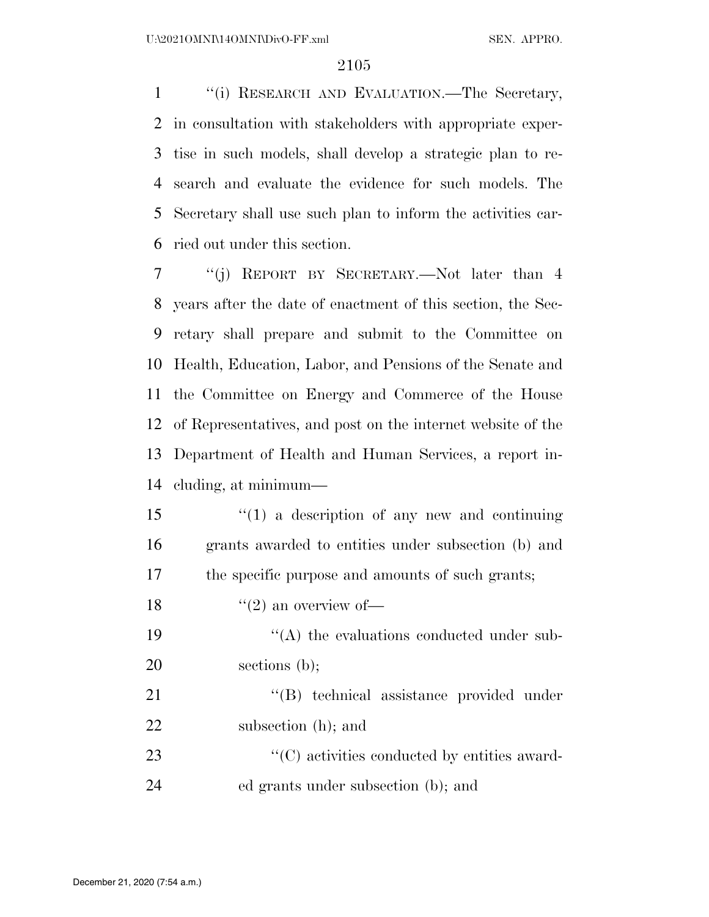"(i) RESEARCH AND EVALUATION.—The Secretary, in consultation with stakeholders with appropriate expertise in such models, shall develop a strategic plan to research and evaluate the evidence for such models. The Secretary shall use such plan to inform the activities carried out under this section.

"(j) REPORT BY SECRETARY.—Not later than 4 years after the date of enactment of this section, the Secretary shall prepare and submit to the Committee on Health, Education, Labor, and Pensions of the Senate and the Committee on Energy and Commerce of the House of Representatives, and post on the internet website of the Department of Health and Human Services, a report including, at minimum—

"(1) a description of any new and continuing grants awarded to entities under subsection (b) and the specific purpose and amounts of such grants;

"(2) an overview of—

"(A) the evaluations conducted under subsections (b);

"(B) technical assistance provided under subsection (h); and

"(C) activities conducted by entities awarded grants under subsection (b); and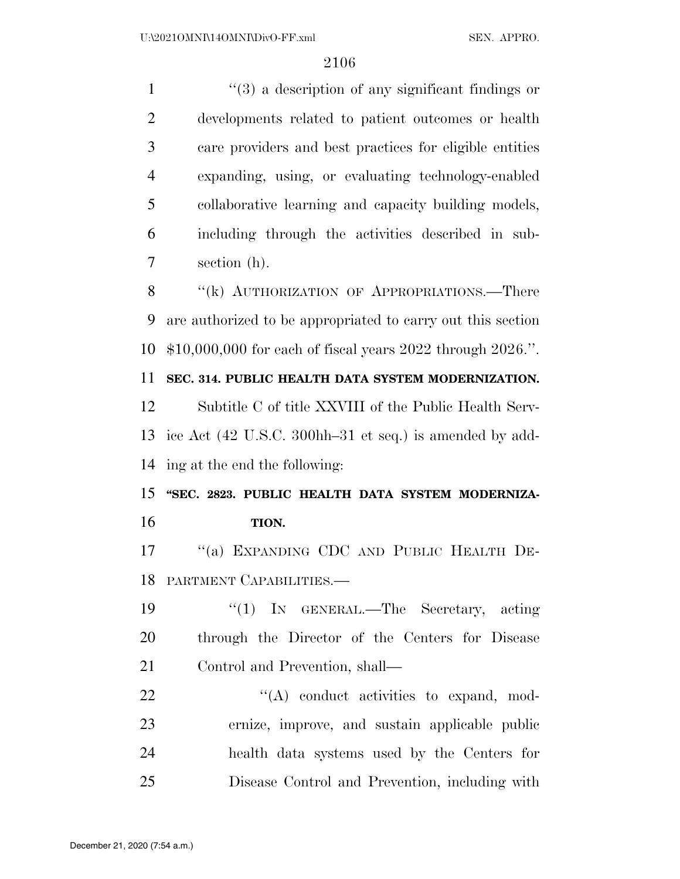"(3) a description of any significant findings or developments related to patient outcomes or health care providers and best practices for eligible entities expanding, using, or evaluating technology-enabled collaborative learning and capacity building models, including through the activities described in subsection (h).

"(k) AUTHORIZATION OF APPROPRIATIONS.—There are authorized to be appropriated to carry out this section $10,000,000 for each of fiscal years 2022 through 2026.".

**SEC. 314. PUBLIC HEALTH DATA SYSTEM MODERNIZATION.**

Subtitle C of title XXVIII of the Public Health Service Act (42 U.S.C. 300hh–31 et seq.) is amended by adding at the end the following:

**"SEC. 2823. PUBLIC HEALTH DATA SYSTEM MODERNIZATION.**

"(a) EXPANDING CDC AND PUBLIC HEALTH DEPARTMENT CAPABILITIES.—

"(1) IN GENERAL.—The Secretary, acting through the Director of the Centers for Disease Control and Prevention, shall—

"(A) conduct activities to expand, modernize, improve, and sustain applicable public health data systems used by the Centers for Disease Control and Prevention, including with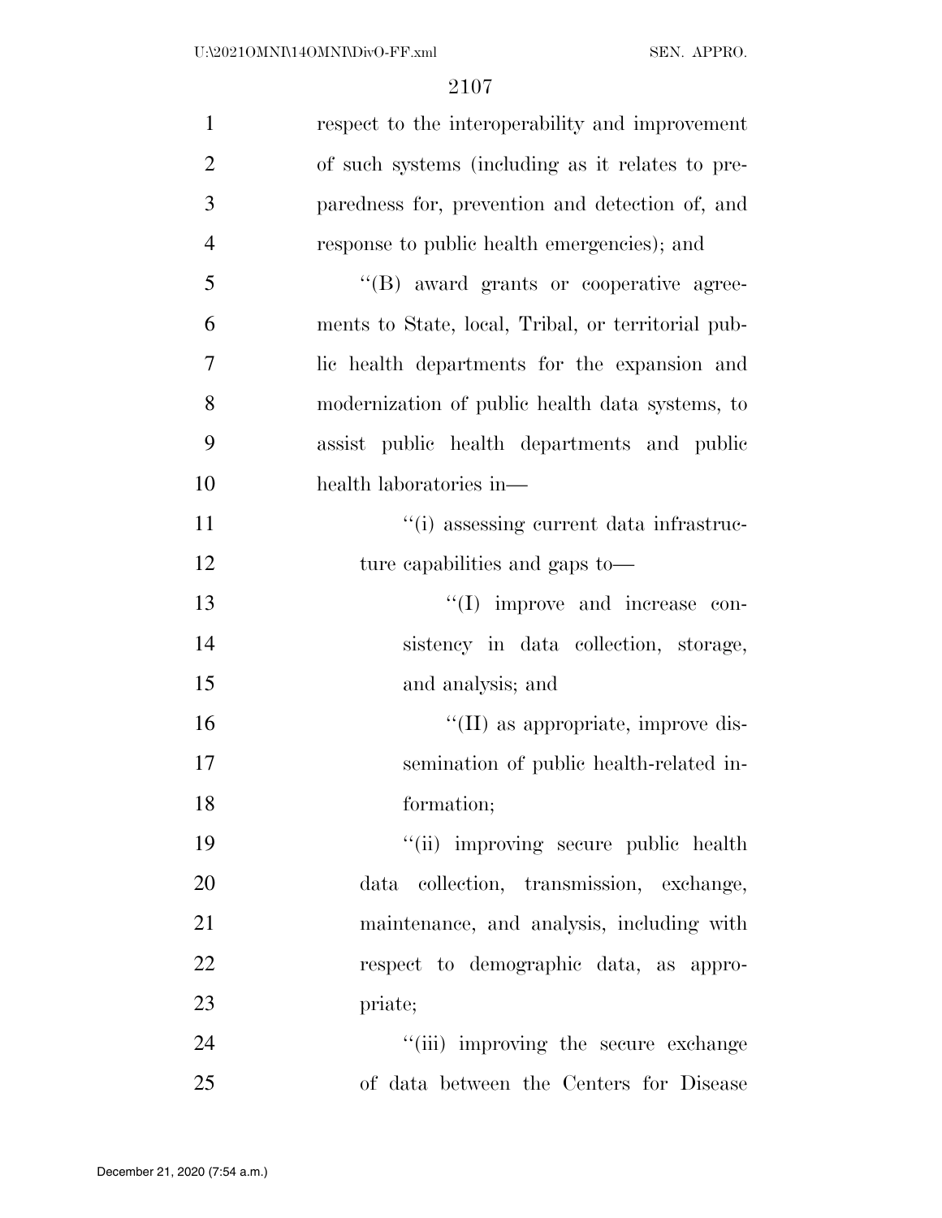respect to the interoperability and improvement of such systems (including as it relates to preparedness for, prevention and detection of, and response to public health emergencies); and

''(B) award grants or cooperative agreements to State, local, Tribal, or territorial public health departments for the expansion and modernization of public health data systems, to assist public health departments and public health laboratories in—

''(i) assessing current data infrastructure capabilities and gaps to—

''(I) improve and increase consistency in data collection, storage, and analysis; and

''(II) as appropriate, improve dissemination of public health-related information;

''(ii) improving secure public health data collection, transmission, exchange, maintenance, and analysis, including with respect to demographic data, as appropriate;

''(iii) improving the secure exchange of data between the Centers for Disease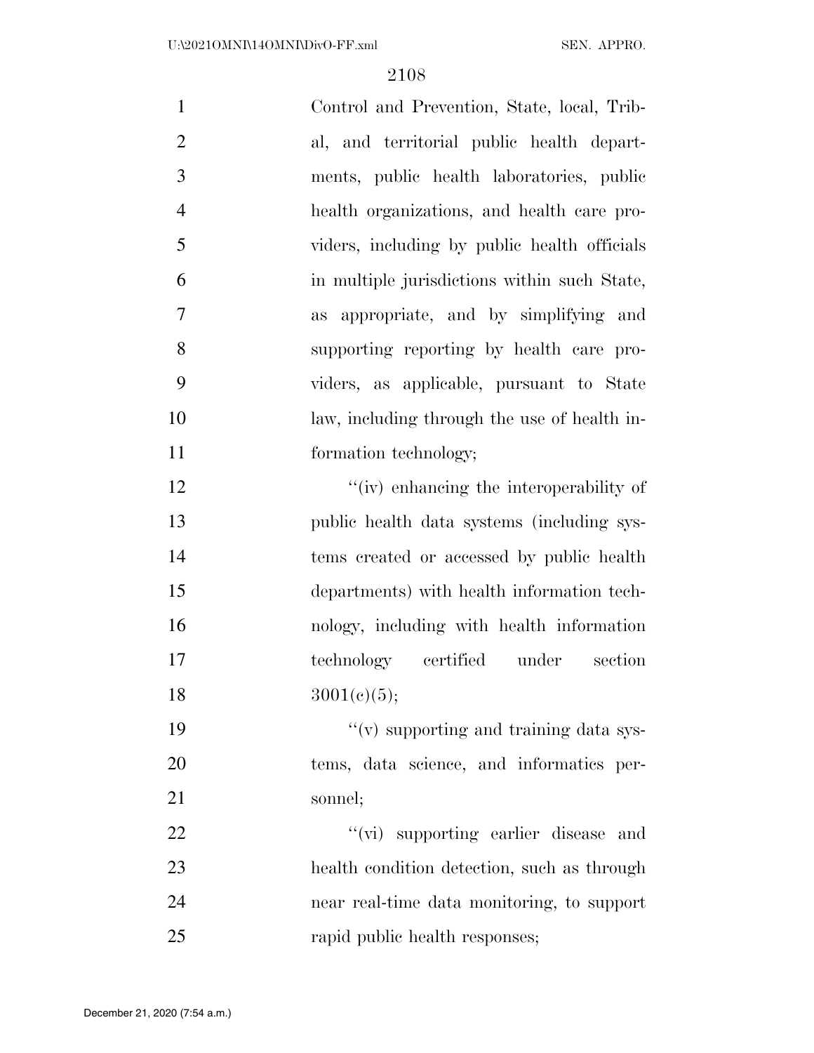Control and Prevention, State, local, Tribal, and territorial public health departments, public health laboratories, public health organizations, and health care providers, including by public health officials in multiple jurisdictions within such State, as appropriate, and by simplifying and supporting reporting by health care providers, as applicable, pursuant to State law, including through the use of health information technology;

"(iv) enhancing the interoperability of public health data systems (including systems created or accessed by public health departments) with health information technology, including with health information technology certified under section 3001(c)(5);

"(v) supporting and training data systems, data science, and informatics personnel;

"(vi) supporting earlier disease and health condition detection, such as through near real-time data monitoring, to support rapid public health responses;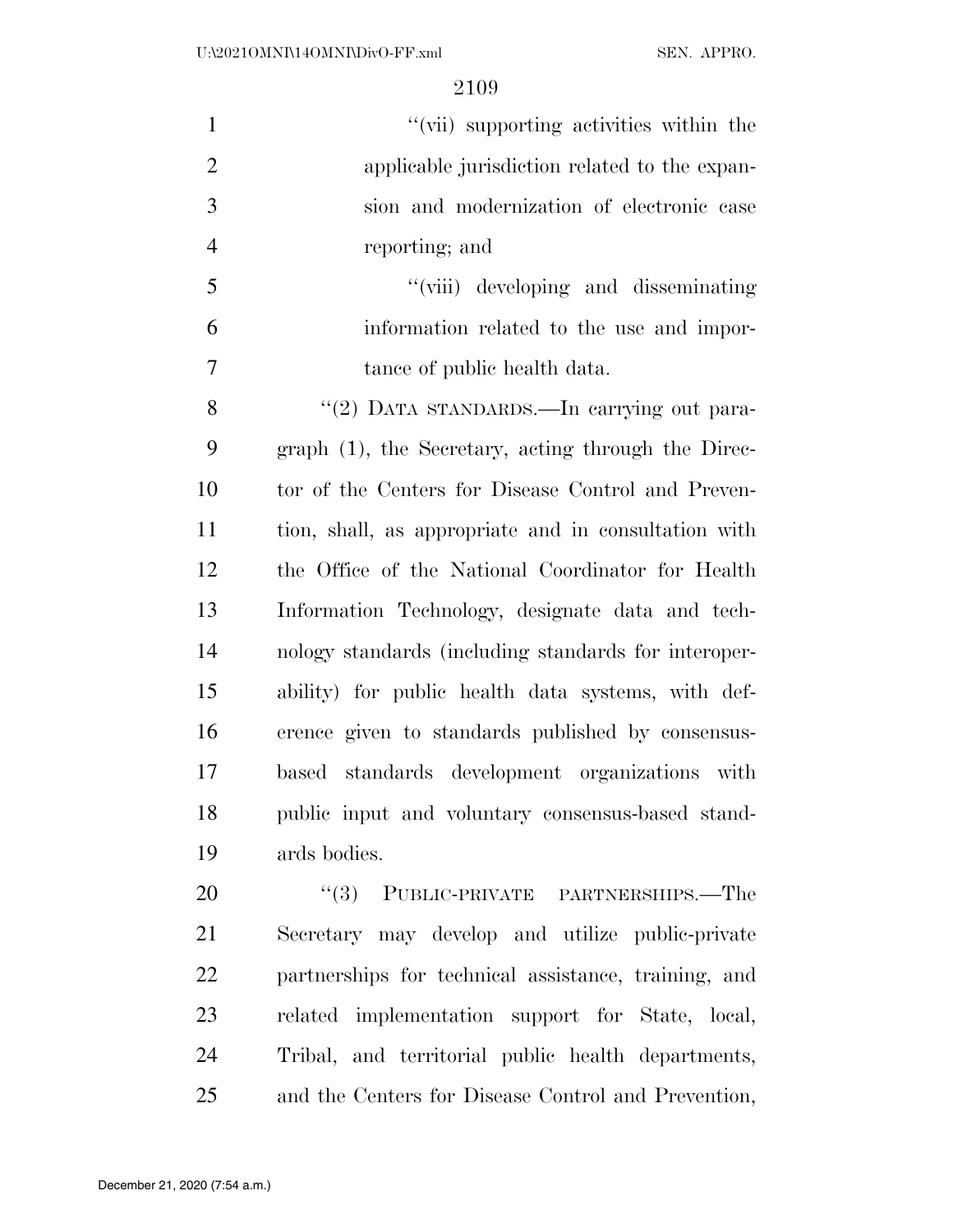"(vii) supporting activities within the applicable jurisdiction related to the expansion and modernization of electronic case reporting; and

"(viii) developing and disseminating information related to the use and importance of public health data.

"(2) DATA STANDARDS.—In carrying out paragraph (1), the Secretary, acting through the Director of the Centers for Disease Control and Prevention, shall, as appropriate and in consultation with the Office of the National Coordinator for Health Information Technology, designate data and technology standards (including standards for interoperability) for public health data systems, with deference given to standards published by consensus-based standards development organizations with public input and voluntary consensus-based standards bodies.

"(3) PUBLIC-PRIVATE PARTNERSHIPS.—The Secretary may develop and utilize public-private partnerships for technical assistance, training, and related implementation support for State, local, Tribal, and territorial public health departments, and the Centers for Disease Control and Prevention,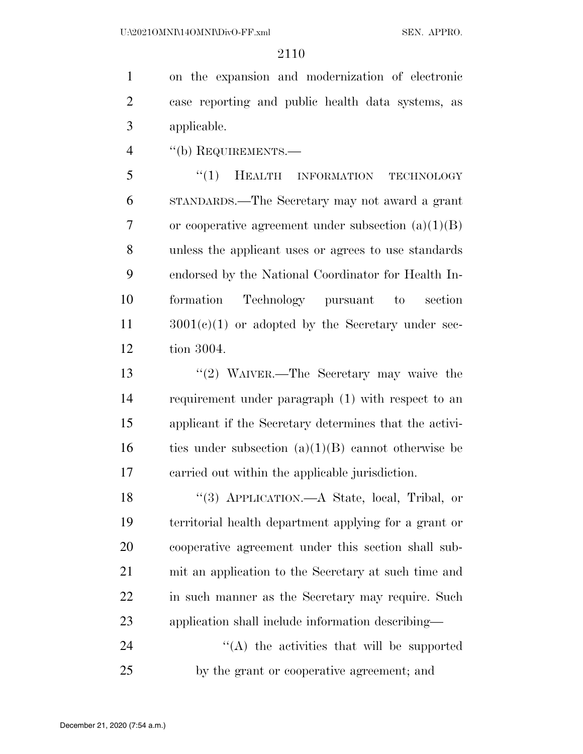on the expansion and modernization of electronic case reporting and public health data systems, as applicable.

"(b) REQUIREMENTS.—

"(1) HEALTH INFORMATION TECHNOLOGY STANDARDS.—The Secretary may not award a grant or cooperative agreement under subsection (a)(1)(B) unless the applicant uses or agrees to use standards endorsed by the National Coordinator for Health Information Technology pursuant to section 3001(c)(1) or adopted by the Secretary under section 3004.

"(2) WAIVER.—The Secretary may waive the requirement under paragraph (1) with respect to an applicant if the Secretary determines that the activities under subsection (a)(1)(B) cannot otherwise be carried out within the applicable jurisdiction.

"(3) APPLICATION.—A State, local, Tribal, or territorial health department applying for a grant or cooperative agreement under this section shall submit an application to the Secretary at such time and in such manner as the Secretary may require. Such application shall include information describing—

"(A) the activities that will be supported by the grant or cooperative agreement; and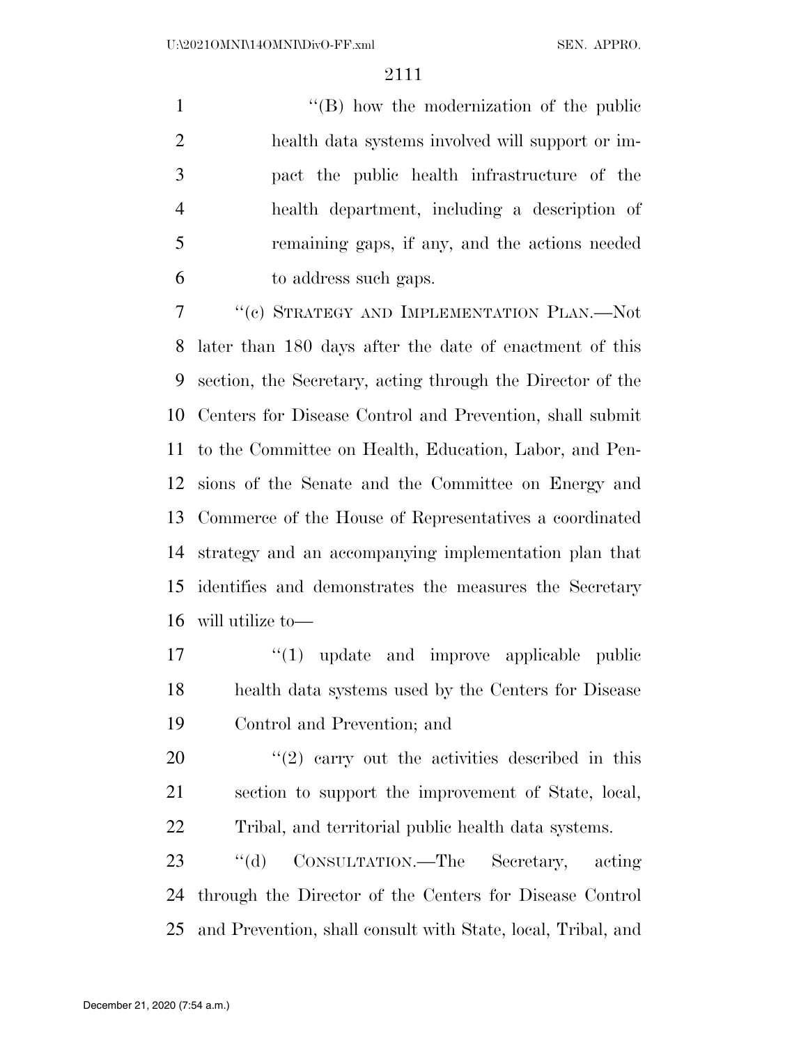''(B) how the modernization of the public health data systems involved will support or impact the public health infrastructure of the health department, including a description of remaining gaps, if any, and the actions needed to address such gaps.

''(c) STRATEGY AND IMPLEMENTATION PLAN.—Not later than 180 days after the date of enactment of this section, the Secretary, acting through the Director of the Centers for Disease Control and Prevention, shall submit to the Committee on Health, Education, Labor, and Pensions of the Senate and the Committee on Energy and Commerce of the House of Representatives a coordinated strategy and an accompanying implementation plan that identifies and demonstrates the measures the Secretary will utilize to—

''(1) update and improve applicable public health data systems used by the Centers for Disease Control and Prevention; and

''(2) carry out the activities described in this section to support the improvement of State, local, Tribal, and territorial public health data systems.

''(d) CONSULTATION.—The Secretary, acting through the Director of the Centers for Disease Control and Prevention, shall consult with State, local, Tribal, and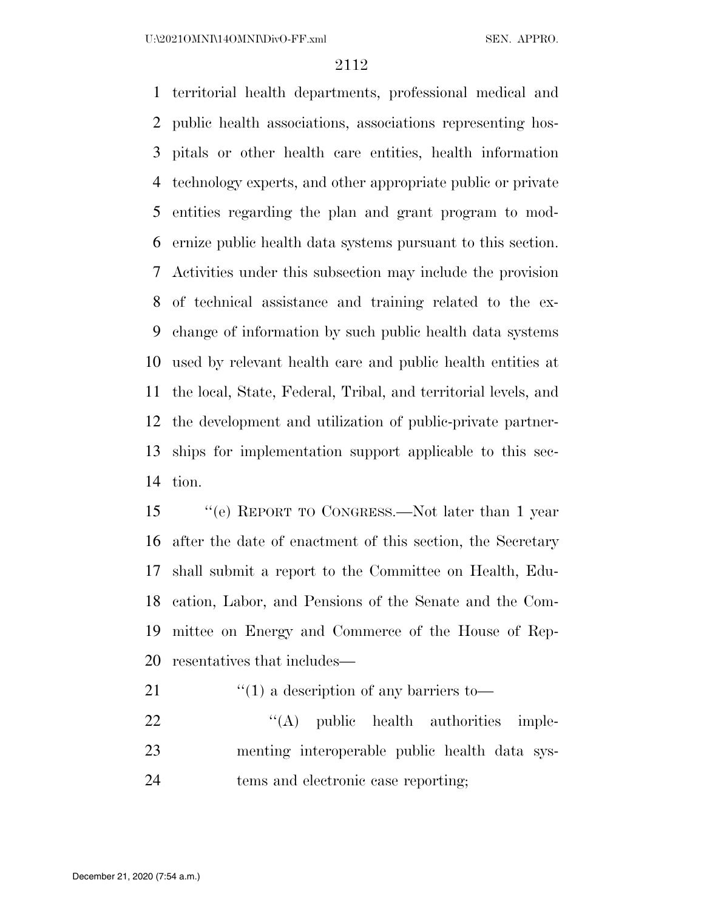territorial health departments, professional medical and public health associations, associations representing hospitals or other health care entities, health information technology experts, and other appropriate public or private entities regarding the plan and grant program to modernize public health data systems pursuant to this section. Activities under this subsection may include the provision of technical assistance and training related to the exchange of information by such public health data systems used by relevant health care and public health entities at the local, State, Federal, Tribal, and territorial levels, and the development and utilization of public-private partnerships for implementation support applicable to this section.

"(e) REPORT TO CONGRESS.—Not later than 1 year after the date of enactment of this section, the Secretary shall submit a report to the Committee on Health, Education, Labor, and Pensions of the Senate and the Committee on Energy and Commerce of the House of Representatives that includes—

"(1) a description of any barriers to—

"(A) public health authorities implementing interoperable public health data systems and electronic case reporting;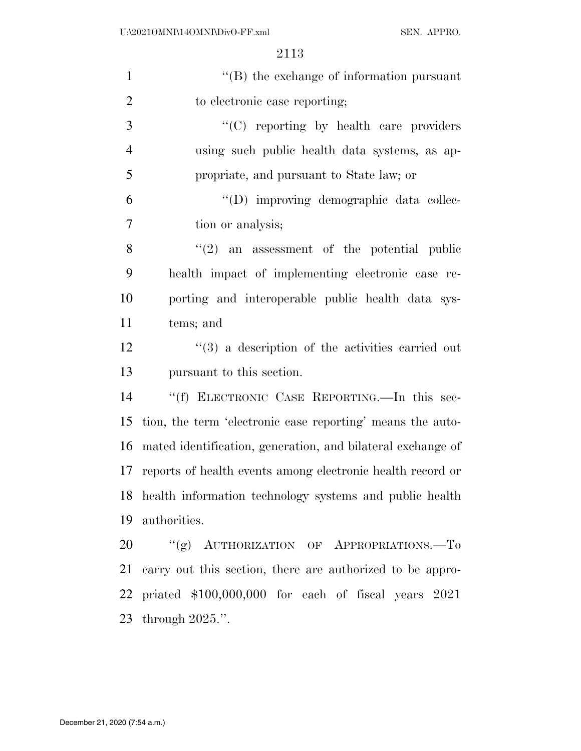''(B) the exchange of information pursuant to electronic case reporting;

''(C) reporting by health care providers using such public health data systems, as appropriate, and pursuant to State law; or

''(D) improving demographic data collection or analysis;

''(2) an assessment of the potential public health impact of implementing electronic case reporting and interoperable public health data systems; and

''(3) a description of the activities carried out pursuant to this section.

''(f) ELECTRONIC CASE REPORTING.—In this section, the term 'electronic case reporting' means the automated identification, generation, and bilateral exchange of reports of health events among electronic health record or health information technology systems and public health authorities.

''(g) AUTHORIZATION OF APPROPRIATIONS.—To carry out this section, there are authorized to be appropriated $100,000,000 for each of fiscal years 2021 through 2025.''.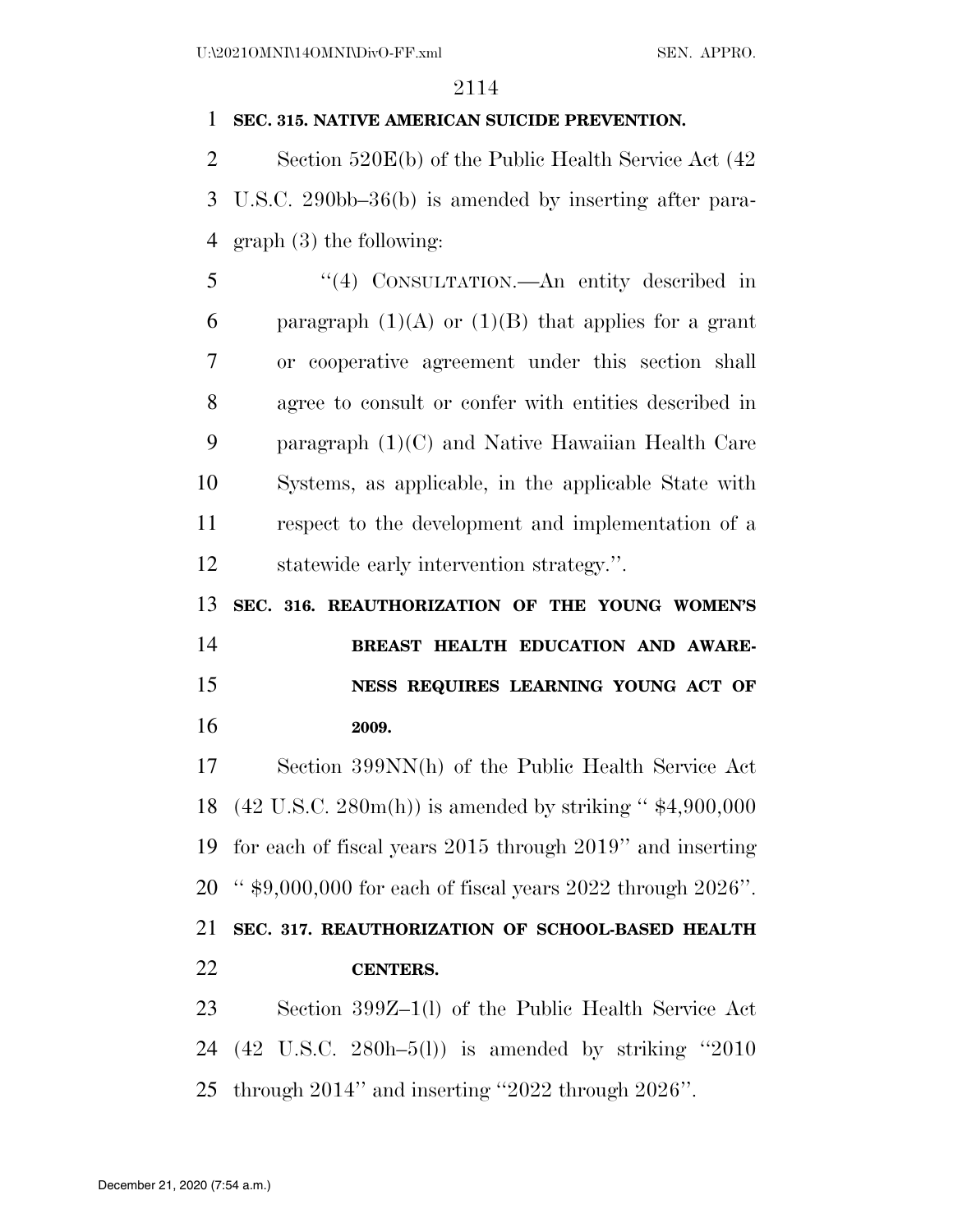**SEC. 315. NATIVE AMERICAN SUICIDE PREVENTION.**

Section 520E(b) of the Public Health Service Act (42 U.S.C. 290bb–36(b) is amended by inserting after paragraph (3) the following:

''(4) CONSULTATION.—An entity described in paragraph (1)(A) or (1)(B) that applies for a grant or cooperative agreement under this section shall agree to consult or confer with entities described in paragraph (1)(C) and Native Hawaiian Health Care Systems, as applicable, in the applicable State with respect to the development and implementation of a statewide early intervention strategy.''.

**SEC. 316. REAUTHORIZATION OF THE YOUNG WOMEN'S BREAST HEALTH EDUCATION AND AWARENESS REQUIRES LEARNING YOUNG ACT OF 2009.**

Section 399NN(h) of the Public Health Service Act (42 U.S.C. 280m(h)) is amended by striking '' $4,900,000 for each of fiscal years 2015 through 2019'' and inserting '' $9,000,000 for each of fiscal years 2022 through 2026''.

**SEC. 317. REAUTHORIZATION OF SCHOOL-BASED HEALTH CENTERS.**

Section 399Z–1(l) of the Public Health Service Act (42 U.S.C. 280h–5(l)) is amended by striking ''2010 through 2014'' and inserting ''2022 through 2026''.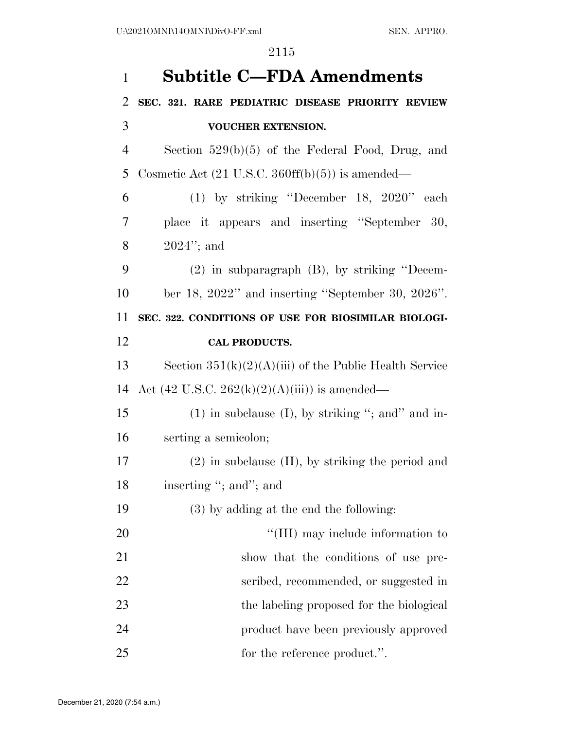# Subtitle C—FDA Amendments

**SEC. 321. RARE PEDIATRIC DISEASE PRIORITY REVIEW VOUCHER EXTENSION.**

Section 529(b)(5) of the Federal Food, Drug, and Cosmetic Act (21 U.S.C. 360ff(b)(5)) is amended—

(1) by striking ''December 18, 2020'' each place it appears and inserting ''September 30, 2024''; and

(2) in subparagraph (B), by striking ''December 18, 2022'' and inserting ''September 30, 2026''.

**SEC. 322. CONDITIONS OF USE FOR BIOSIMILAR BIOLOGICAL PRODUCTS.**

Section 351(k)(2)(A)(iii) of the Public Health Service Act (42 U.S.C. 262(k)(2)(A)(iii)) is amended—

(1) in subclause (I), by striking ''; and'' and inserting a semicolon;

(2) in subclause (II), by striking the period and inserting ''; and''; and

(3) by adding at the end the following:

''(III) may include information to show that the conditions of use prescribed, recommended, or suggested in the labeling proposed for the biological product have been previously approved for the reference product.''.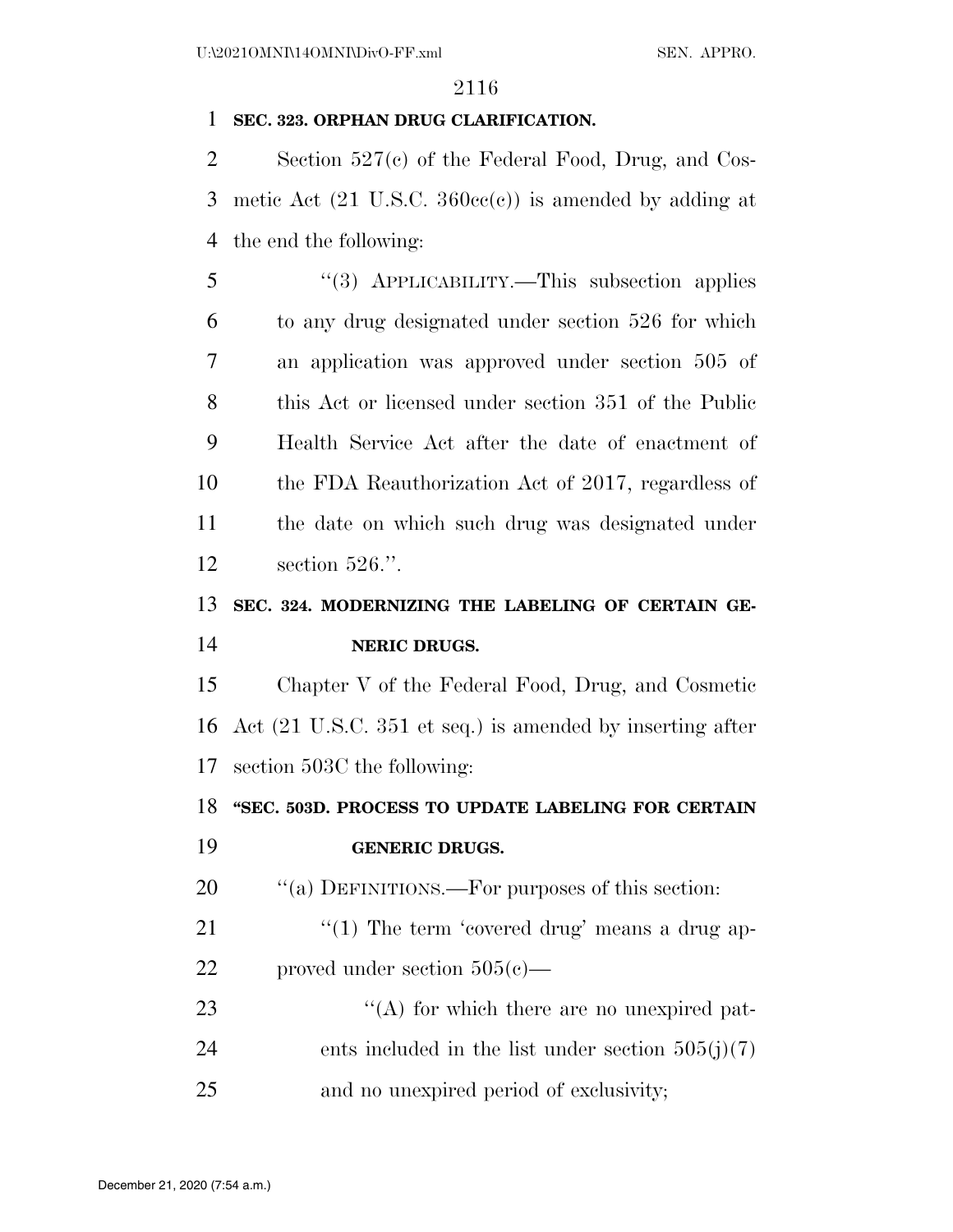**SEC. 323. ORPHAN DRUG CLARIFICATION.**

Section 527(c) of the Federal Food, Drug, and Cosmetic Act (21 U.S.C. 360cc(c)) is amended by adding at the end the following:

"(3) APPLICABILITY.—This subsection applies to any drug designated under section 526 for which an application was approved under section 505 of this Act or licensed under section 351 of the Public Health Service Act after the date of enactment of the FDA Reauthorization Act of 2017, regardless of the date on which such drug was designated under section 526.".

**SEC. 324. MODERNIZING THE LABELING OF CERTAIN GENERIC DRUGS.**

Chapter V of the Federal Food, Drug, and Cosmetic Act (21 U.S.C. 351 et seq.) is amended by inserting after section 503C the following:

**"SEC. 503D. PROCESS TO UPDATE LABELING FOR CERTAIN GENERIC DRUGS.**

"(a) DEFINITIONS.—For purposes of this section:

"(1) The term 'covered drug' means a drug approved under section 505(c)—

"(A) for which there are no unexpired patents included in the list under section 505(j)(7) and no unexpired period of exclusivity;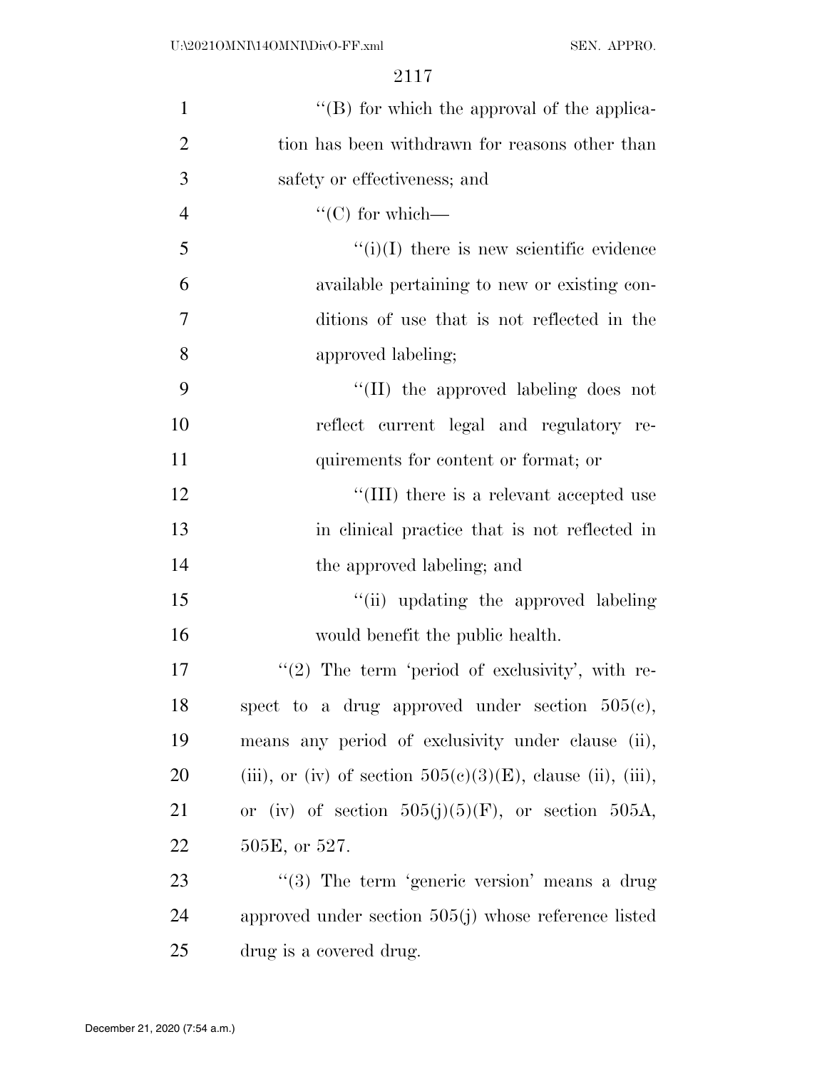''(B) for which the approval of the application has been withdrawn for reasons other than safety or effectiveness; and

''(C) for which—

''(i)(I) there is new scientific evidence available pertaining to new or existing conditions of use that is not reflected in the approved labeling;

''(II) the approved labeling does not reflect current legal and regulatory requirements for content or format; or

''(III) there is a relevant accepted use in clinical practice that is not reflected in the approved labeling; and

''(ii) updating the approved labeling would benefit the public health.

''(2) The term 'period of exclusivity', with respect to a drug approved under section 505(c), means any period of exclusivity under clause (ii), (iii), or (iv) of section 505(c)(3)(E), clause (ii), (iii), or (iv) of section 505(j)(5)(F), or section 505A, 505E, or 527.

''(3) The term 'generic version' means a drug approved under section 505(j) whose reference listed drug is a covered drug.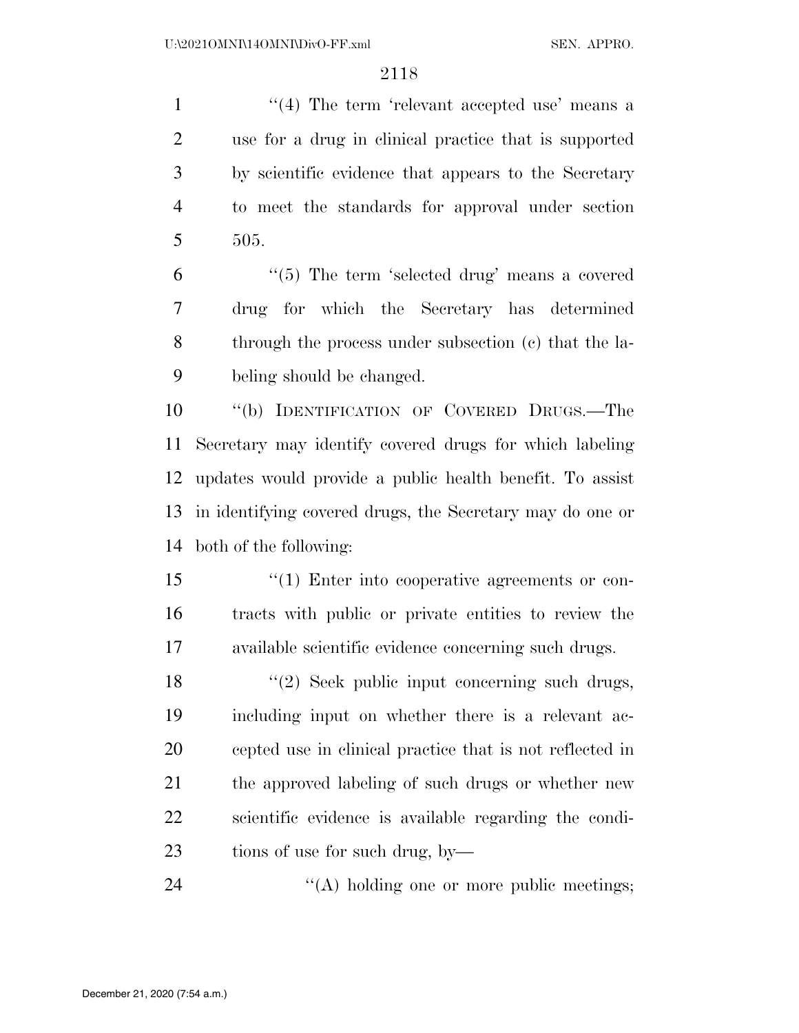"(4) The term 'relevant accepted use' means a use for a drug in clinical practice that is supported by scientific evidence that appears to the Secretary to meet the standards for approval under section 505.

"(5) The term 'selected drug' means a covered drug for which the Secretary has determined through the process under subsection (c) that the labeling should be changed.

"(b) IDENTIFICATION OF COVERED DRUGS.—The Secretary may identify covered drugs for which labeling updates would provide a public health benefit. To assist in identifying covered drugs, the Secretary may do one or both of the following:

"(1) Enter into cooperative agreements or contracts with public or private entities to review the available scientific evidence concerning such drugs.

"(2) Seek public input concerning such drugs, including input on whether there is a relevant accepted use in clinical practice that is not reflected in the approved labeling of such drugs or whether new scientific evidence is available regarding the conditions of use for such drug, by—

"(A) holding one or more public meetings;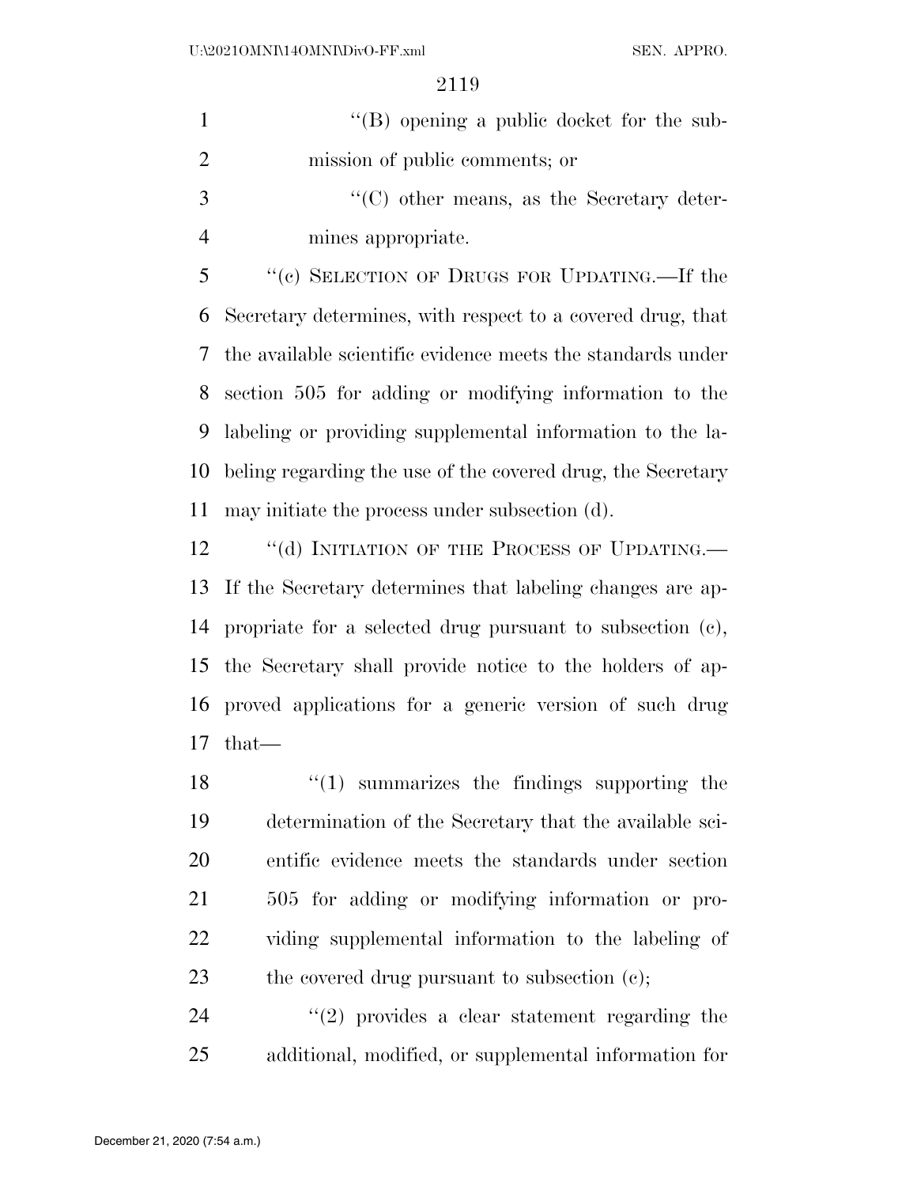"(B) opening a public docket for the submission of public comments; or

"(C) other means, as the Secretary determines appropriate.

"(c) SELECTION OF DRUGS FOR UPDATING.—If the Secretary determines, with respect to a covered drug, that the available scientific evidence meets the standards under section 505 for adding or modifying information to the labeling or providing supplemental information to the labeling regarding the use of the covered drug, the Secretary may initiate the process under subsection (d).

"(d) INITIATION OF THE PROCESS OF UPDATING.—If the Secretary determines that labeling changes are appropriate for a selected drug pursuant to subsection (c), the Secretary shall provide notice to the holders of approved applications for a generic version of such drug that—

"(1) summarizes the findings supporting the determination of the Secretary that the available scientific evidence meets the standards under section 505 for adding or modifying information or providing supplemental information to the labeling of the covered drug pursuant to subsection (c);

"(2) provides a clear statement regarding the additional, modified, or supplemental information for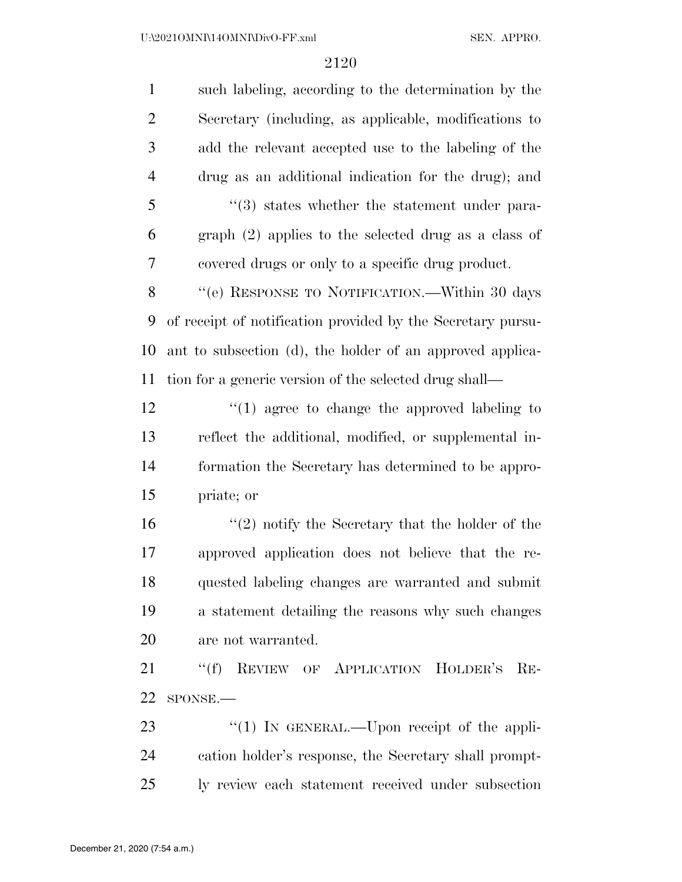such labeling, according to the determination by the Secretary (including, as applicable, modifications to add the relevant accepted use to the labeling of the drug as an additional indication for the drug); and

"(3) states whether the statement under paragraph (2) applies to the selected drug as a class of covered drugs or only to a specific drug product.

"(e) RESPONSE TO NOTIFICATION.—Within 30 days of receipt of notification provided by the Secretary pursuant to subsection (d), the holder of an approved application for a generic version of the selected drug shall—

"(1) agree to change the approved labeling to reflect the additional, modified, or supplemental information the Secretary has determined to be appropriate; or

"(2) notify the Secretary that the holder of the approved application does not believe that the requested labeling changes are warranted and submit a statement detailing the reasons why such changes are not warranted.

"(f) REVIEW OF APPLICATION HOLDER'S RESPONSE.—

"(1) IN GENERAL.—Upon receipt of the application holder's response, the Secretary shall promptly review each statement received under subsection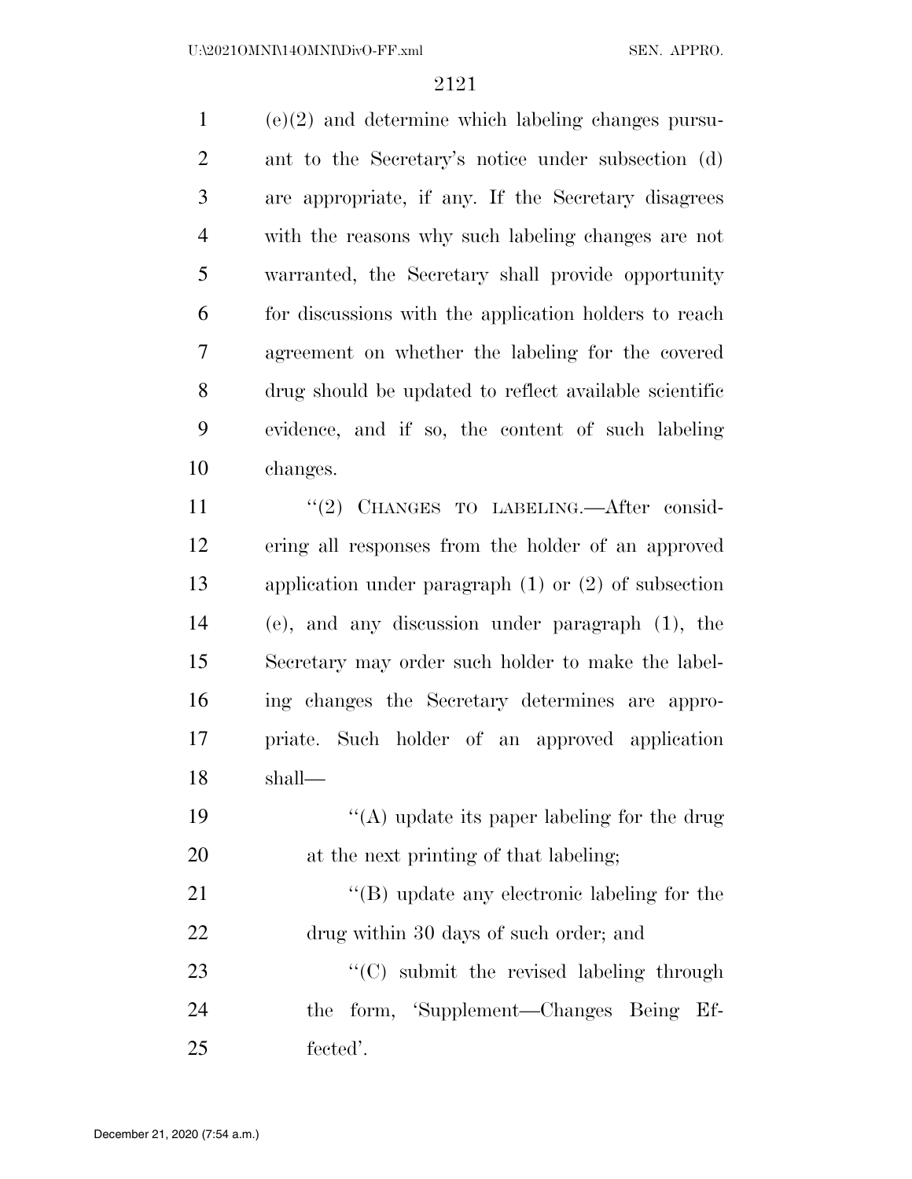(e)(2) and determine which labeling changes pursuant to the Secretary's notice under subsection (d) are appropriate, if any. If the Secretary disagrees with the reasons why such labeling changes are not warranted, the Secretary shall provide opportunity for discussions with the application holders to reach agreement on whether the labeling for the covered drug should be updated to reflect available scientific evidence, and if so, the content of such labeling changes.

"(2) CHANGES TO LABELING.—After considering all responses from the holder of an approved application under paragraph (1) or (2) of subsection (e), and any discussion under paragraph (1), the Secretary may order such holder to make the labeling changes the Secretary determines are appropriate. Such holder of an approved application shall—

"(A) update its paper labeling for the drug at the next printing of that labeling;

"(B) update any electronic labeling for the drug within 30 days of such order; and

"(C) submit the revised labeling through the form, 'Supplement—Changes Being Effected'.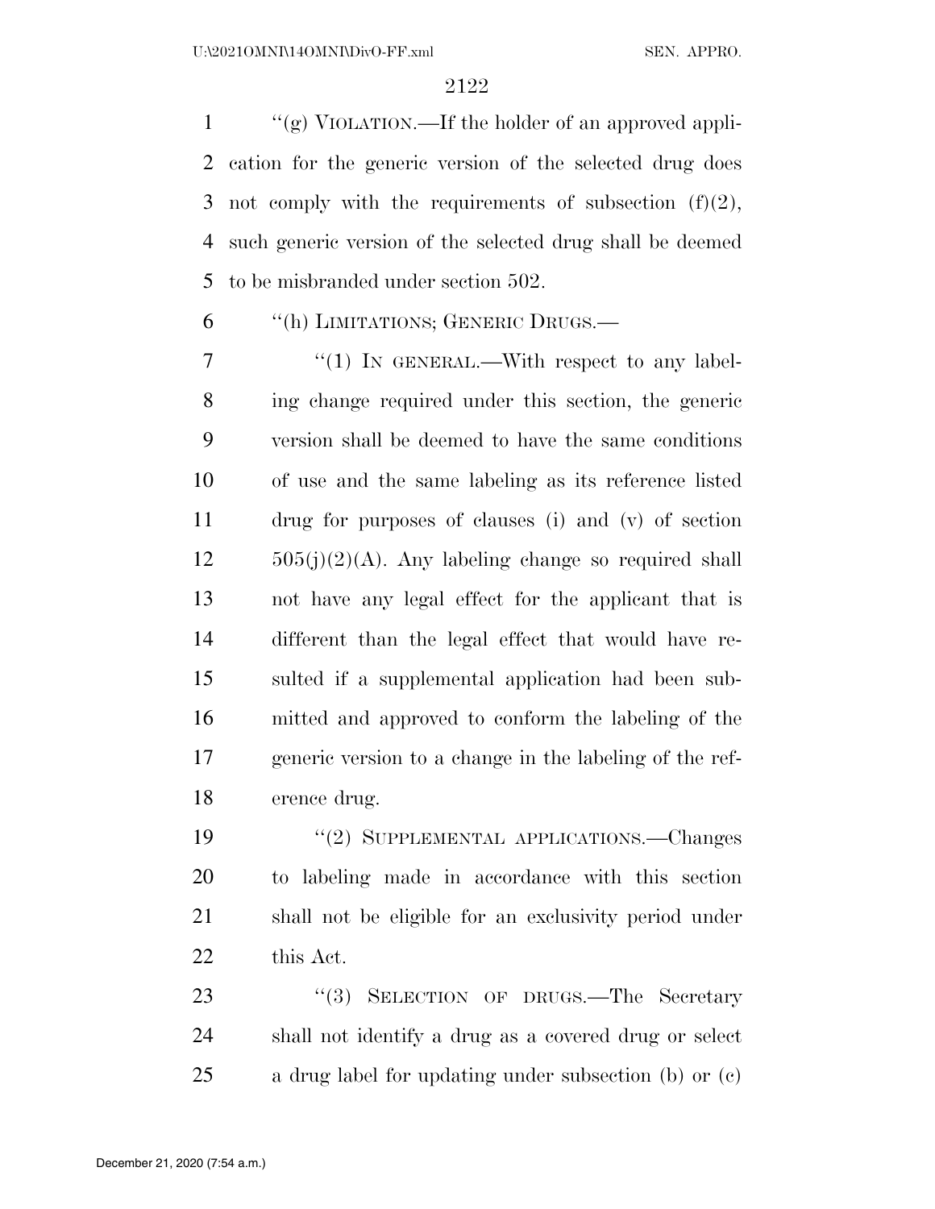''(g) VIOLATION.—If the holder of an approved application for the generic version of the selected drug does not comply with the requirements of subsection (f)(2), such generic version of the selected drug shall be deemed to be misbranded under section 502.

''(h) LIMITATIONS; GENERIC DRUGS.—

''(1) IN GENERAL.—With respect to any labeling change required under this section, the generic version shall be deemed to have the same conditions of use and the same labeling as its reference listed drug for purposes of clauses (i) and (v) of section 505(j)(2)(A). Any labeling change so required shall not have any legal effect for the applicant that is different than the legal effect that would have resulted if a supplemental application had been submitted and approved to conform the labeling of the generic version to a change in the labeling of the reference drug.

''(2) SUPPLEMENTAL APPLICATIONS.—Changes to labeling made in accordance with this section shall not be eligible for an exclusivity period under this Act.

''(3) SELECTION OF DRUGS.—The Secretary shall not identify a drug as a covered drug or select a drug label for updating under subsection (b) or (c)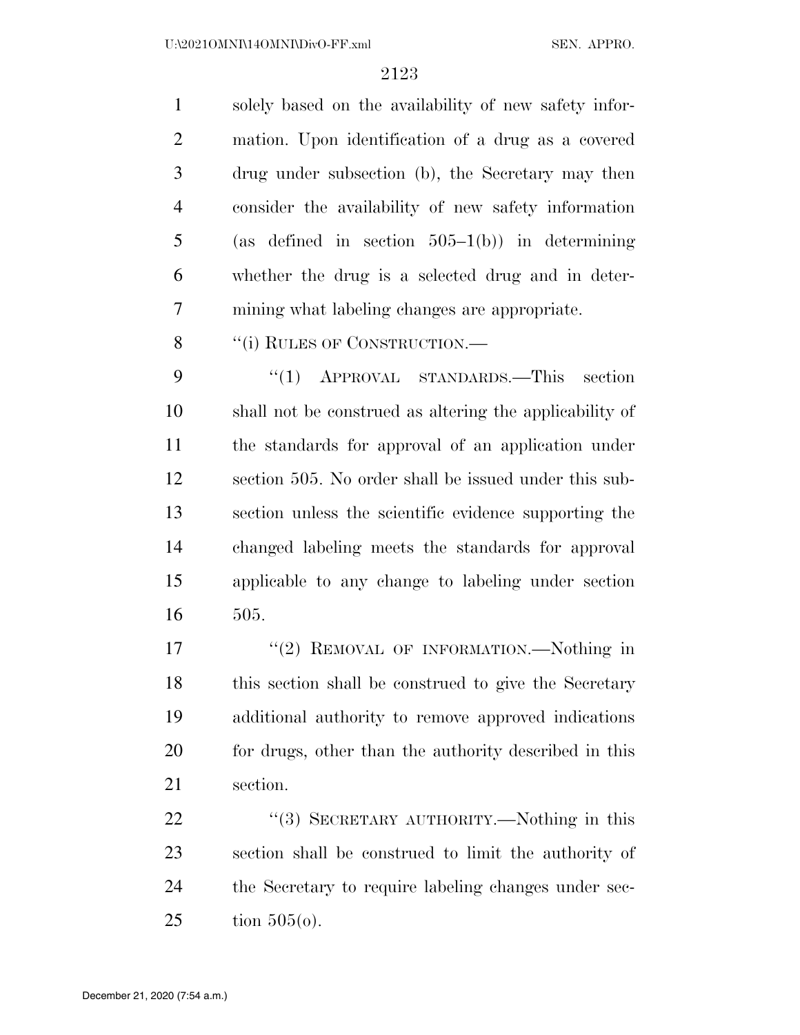solely based on the availability of new safety information. Upon identification of a drug as a covered drug under subsection (b), the Secretary may then consider the availability of new safety information (as defined in section 505–1(b)) in determining whether the drug is a selected drug and in determining what labeling changes are appropriate.

"(i) RULES OF CONSTRUCTION.—

"(1) APPROVAL STANDARDS.—This section shall not be construed as altering the applicability of the standards for approval of an application under section 505. No order shall be issued under this subsection unless the scientific evidence supporting the changed labeling meets the standards for approval applicable to any change to labeling under section 505.

"(2) REMOVAL OF INFORMATION.—Nothing in this section shall be construed to give the Secretary additional authority to remove approved indications for drugs, other than the authority described in this section.

"(3) SECRETARY AUTHORITY.—Nothing in this section shall be construed to limit the authority of the Secretary to require labeling changes under section 505(o).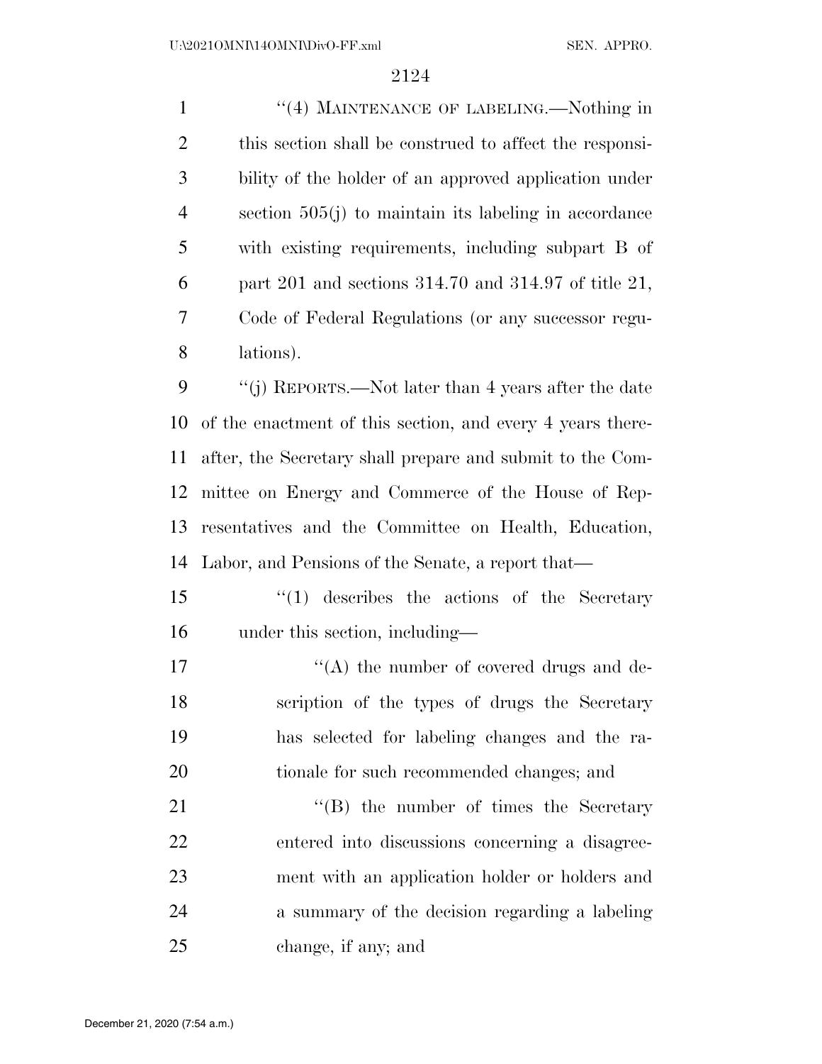"(4) MAINTENANCE OF LABELING.—Nothing in this section shall be construed to affect the responsibility of the holder of an approved application under section 505(j) to maintain its labeling in accordance with existing requirements, including subpart B of part 201 and sections 314.70 and 314.97 of title 21, Code of Federal Regulations (or any successor regulations).

"(j) REPORTS.—Not later than 4 years after the date of the enactment of this section, and every 4 years thereafter, the Secretary shall prepare and submit to the Committee on Energy and Commerce of the House of Representatives and the Committee on Health, Education, Labor, and Pensions of the Senate, a report that—

"(1) describes the actions of the Secretary under this section, including—

"(A) the number of covered drugs and description of the types of drugs the Secretary has selected for labeling changes and the rationale for such recommended changes; and

"(B) the number of times the Secretary entered into discussions concerning a disagreement with an application holder or holders and a summary of the decision regarding a labeling change, if any; and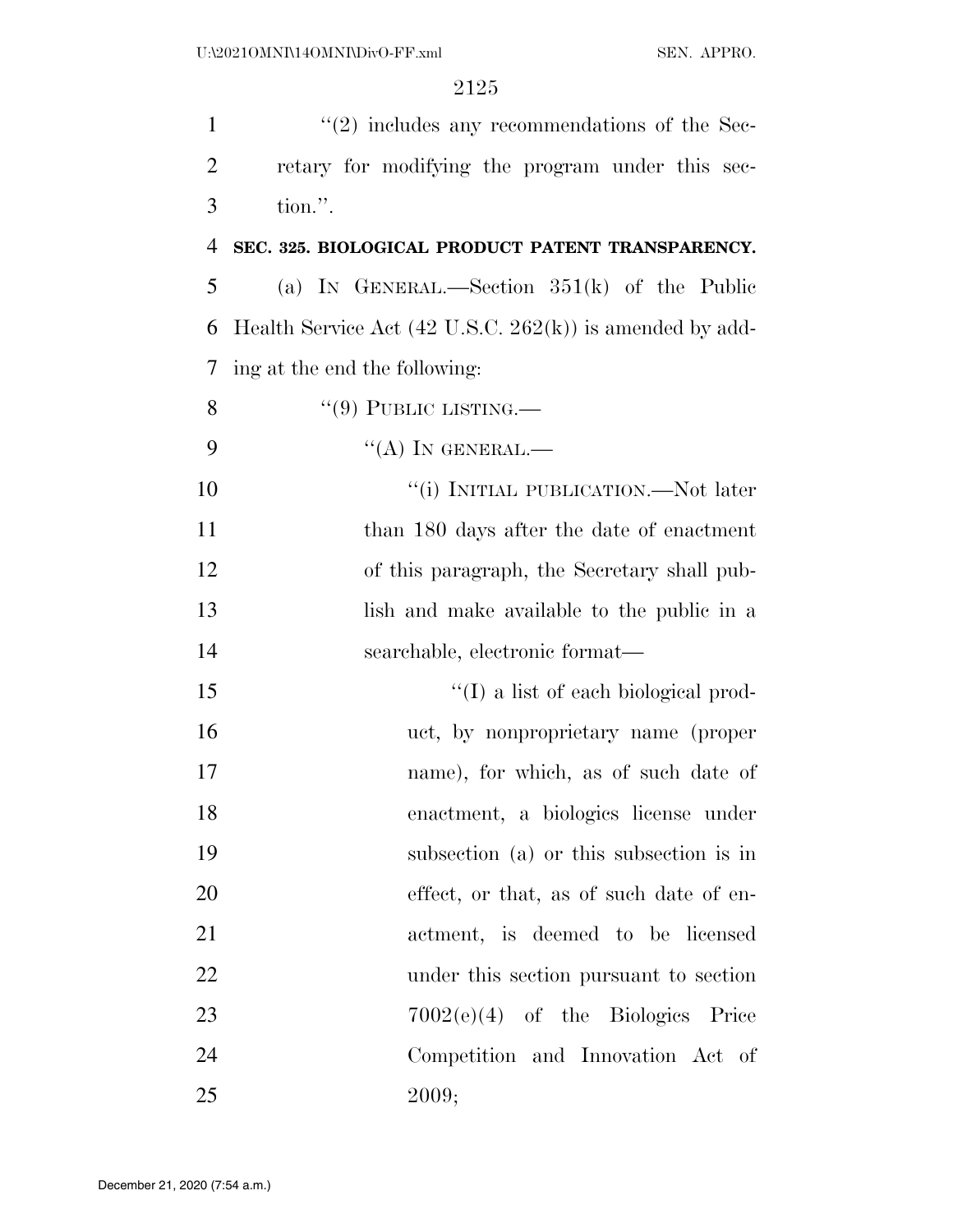"(2) includes any recommendations of the Secretary for modifying the program under this section.".

**SEC. 325. BIOLOGICAL PRODUCT PATENT TRANSPARENCY.**

(a) IN GENERAL.—Section 351(k) of the Public Health Service Act (42 U.S.C. 262(k)) is amended by adding at the end the following:

"(9) PUBLIC LISTING.—

"(A) IN GENERAL.—

"(i) INITIAL PUBLICATION.—Not later than 180 days after the date of enactment of this paragraph, the Secretary shall publish and make available to the public in a searchable, electronic format—

"(I) a list of each biological product, by nonproprietary name (proper name), for which, as of such date of enactment, a biologics license under subsection (a) or this subsection is in effect, or that, as of such date of enactment, is deemed to be licensed under this section pursuant to section 7002(e)(4) of the Biologics Price Competition and Innovation Act of 2009;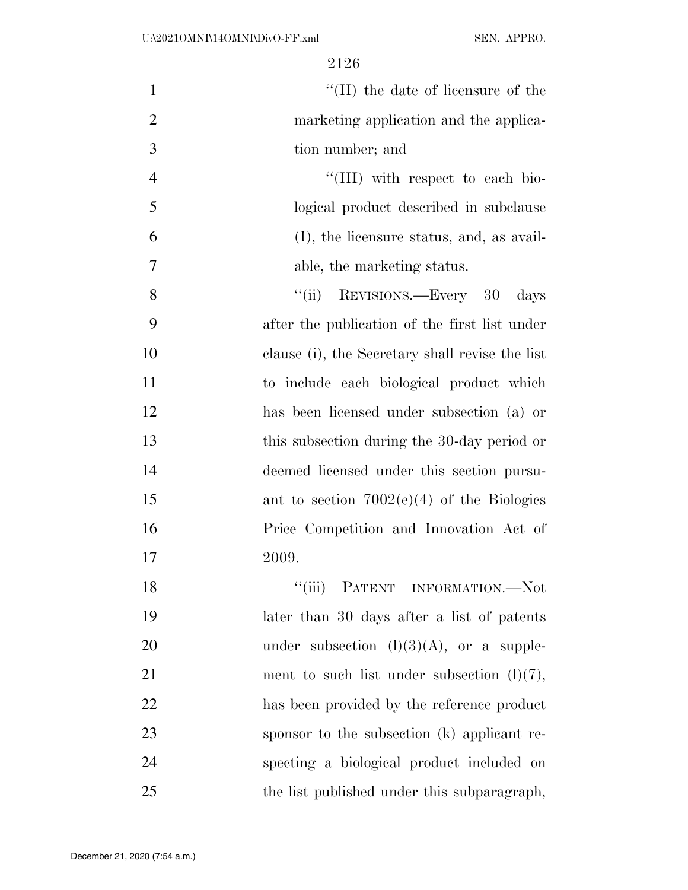"(II) the date of licensure of the marketing application and the application number; and

"(III) with respect to each biological product described in subclause (I), the licensure status, and, as available, the marketing status.

"(ii) REVISIONS.—Every 30 days after the publication of the first list under clause (i), the Secretary shall revise the list to include each biological product which has been licensed under subsection (a) or this subsection during the 30-day period or deemed licensed under this section pursuant to section 7002(e)(4) of the Biologics Price Competition and Innovation Act of 2009.

"(iii) PATENT INFORMATION.—Not later than 30 days after a list of patents under subsection (l)(3)(A), or a supplement to such list under subsection (l)(7), has been provided by the reference product sponsor to the subsection (k) applicant respecting a biological product included on the list published under this subparagraph,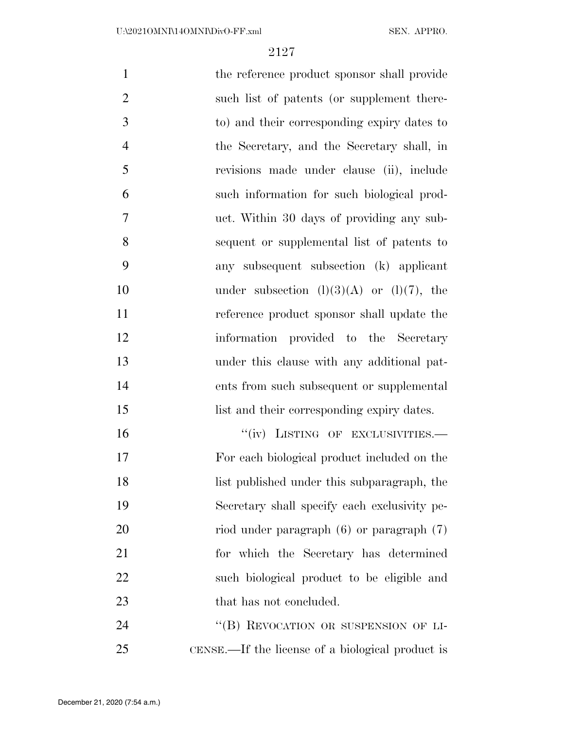the reference product sponsor shall provide such list of patents (or supplement thereto) and their corresponding expiry dates to the Secretary, and the Secretary shall, in revisions made under clause (ii), include such information for such biological product. Within 30 days of providing any subsequent or supplemental list of patents to any subsequent subsection (k) applicant under subsection (l)(3)(A) or (l)(7), the reference product sponsor shall update the information provided to the Secretary under this clause with any additional patents from such subsequent or supplemental list and their corresponding expiry dates.

"(iv) LISTING OF EXCLUSIVITIES.—For each biological product included on the list published under this subparagraph, the Secretary shall specify each exclusivity period under paragraph (6) or paragraph (7) for which the Secretary has determined such biological product to be eligible and that has not concluded.

"(B) REVOCATION OR SUSPENSION OF LICENSE.—If the license of a biological product is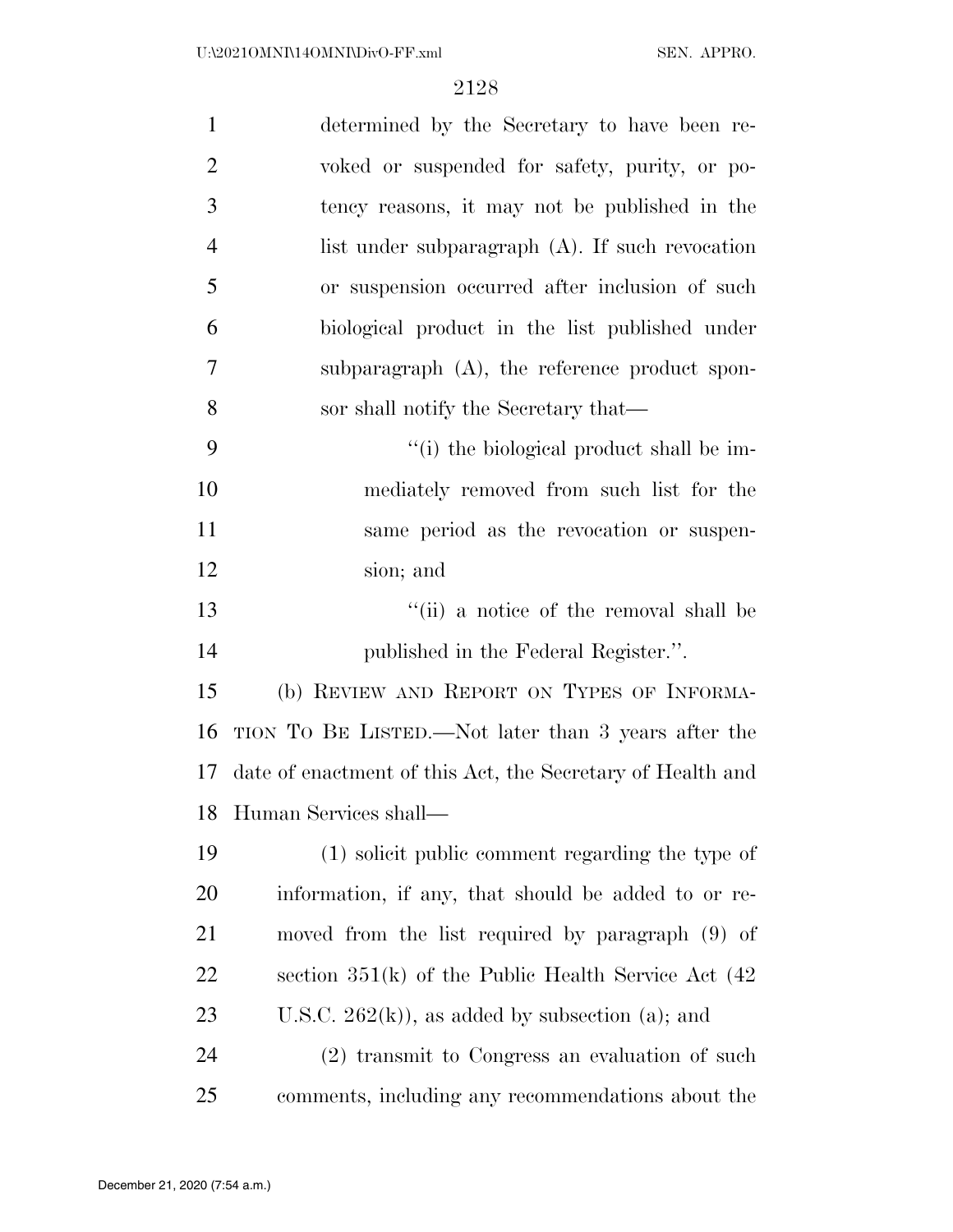determined by the Secretary to have been revoked or suspended for safety, purity, or potency reasons, it may not be published in the list under subparagraph (A). If such revocation or suspension occurred after inclusion of such biological product in the list published under subparagraph (A), the reference product sponsor shall notify the Secretary that—

''(i) the biological product shall be immediately removed from such list for the same period as the revocation or suspension; and

''(ii) a notice of the removal shall be published in the Federal Register.''.

(b) REVIEW AND REPORT ON TYPES OF INFORMATION TO BE LISTED.—Not later than 3 years after the date of enactment of this Act, the Secretary of Health and Human Services shall—

(1) solicit public comment regarding the type of information, if any, that should be added to or removed from the list required by paragraph (9) of section 351(k) of the Public Health Service Act (42 U.S.C. 262(k)), as added by subsection (a); and

(2) transmit to Congress an evaluation of such comments, including any recommendations about the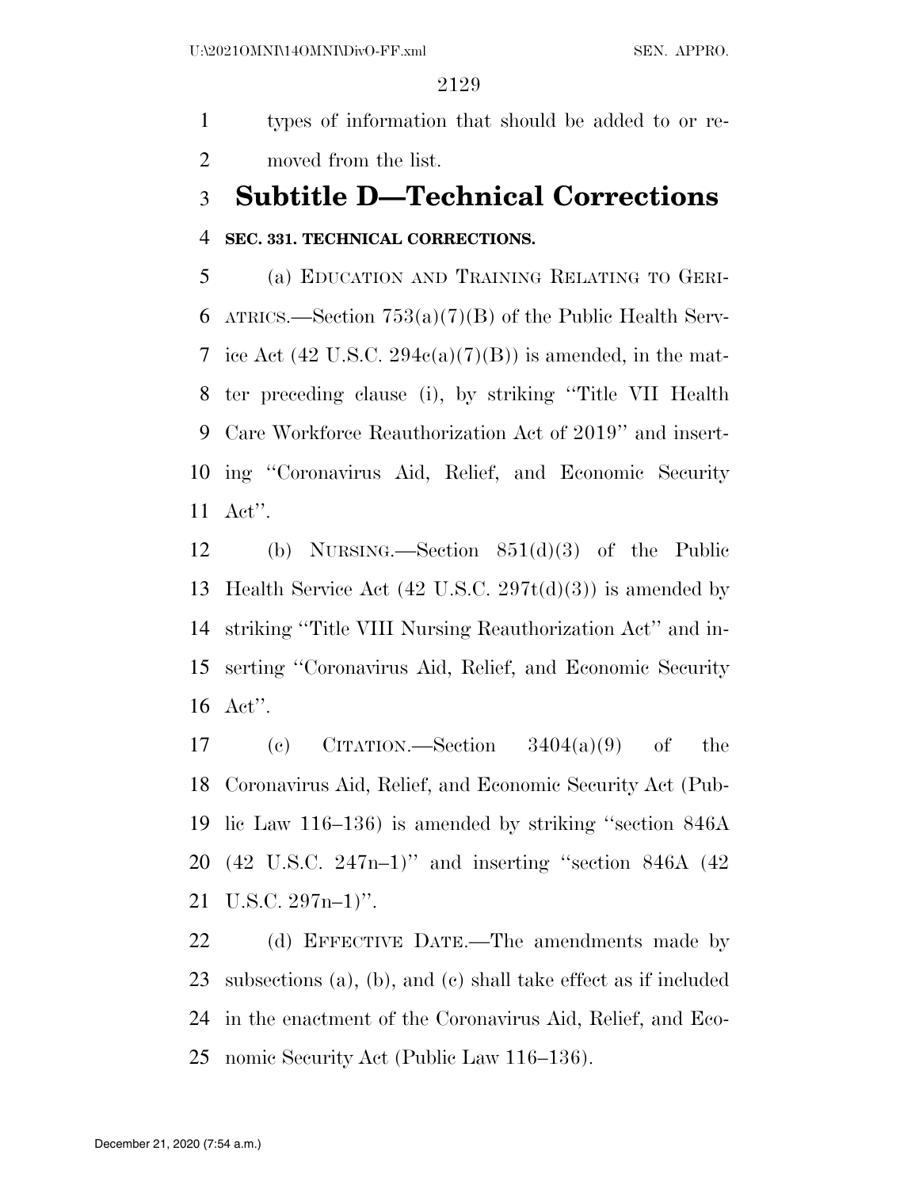types of information that should be added to or removed from the list.

## Subtitle D—Technical Corrections

**SEC. 331. TECHNICAL CORRECTIONS.**

(a) EDUCATION AND TRAINING RELATING TO GERIATRICS.—Section 753(a)(7)(B) of the Public Health Service Act (42 U.S.C. 294c(a)(7)(B)) is amended, in the matter preceding clause (i), by striking ''Title VII Health Care Workforce Reauthorization Act of 2019'' and inserting ''Coronavirus Aid, Relief, and Economic Security Act''.

(b) NURSING.—Section 851(d)(3) of the Public Health Service Act (42 U.S.C. 297t(d)(3)) is amended by striking ''Title VIII Nursing Reauthorization Act'' and inserting ''Coronavirus Aid, Relief, and Economic Security Act''.

(c) CITATION.—Section 3404(a)(9) of the Coronavirus Aid, Relief, and Economic Security Act (Public Law 116–136) is amended by striking ''section 846A (42 U.S.C. 247n–1)'' and inserting ''section 846A (42 U.S.C. 297n–1)''.

(d) EFFECTIVE DATE.—The amendments made by subsections (a), (b), and (c) shall take effect as if included in the enactment of the Coronavirus Aid, Relief, and Economic Security Act (Public Law 116–136).